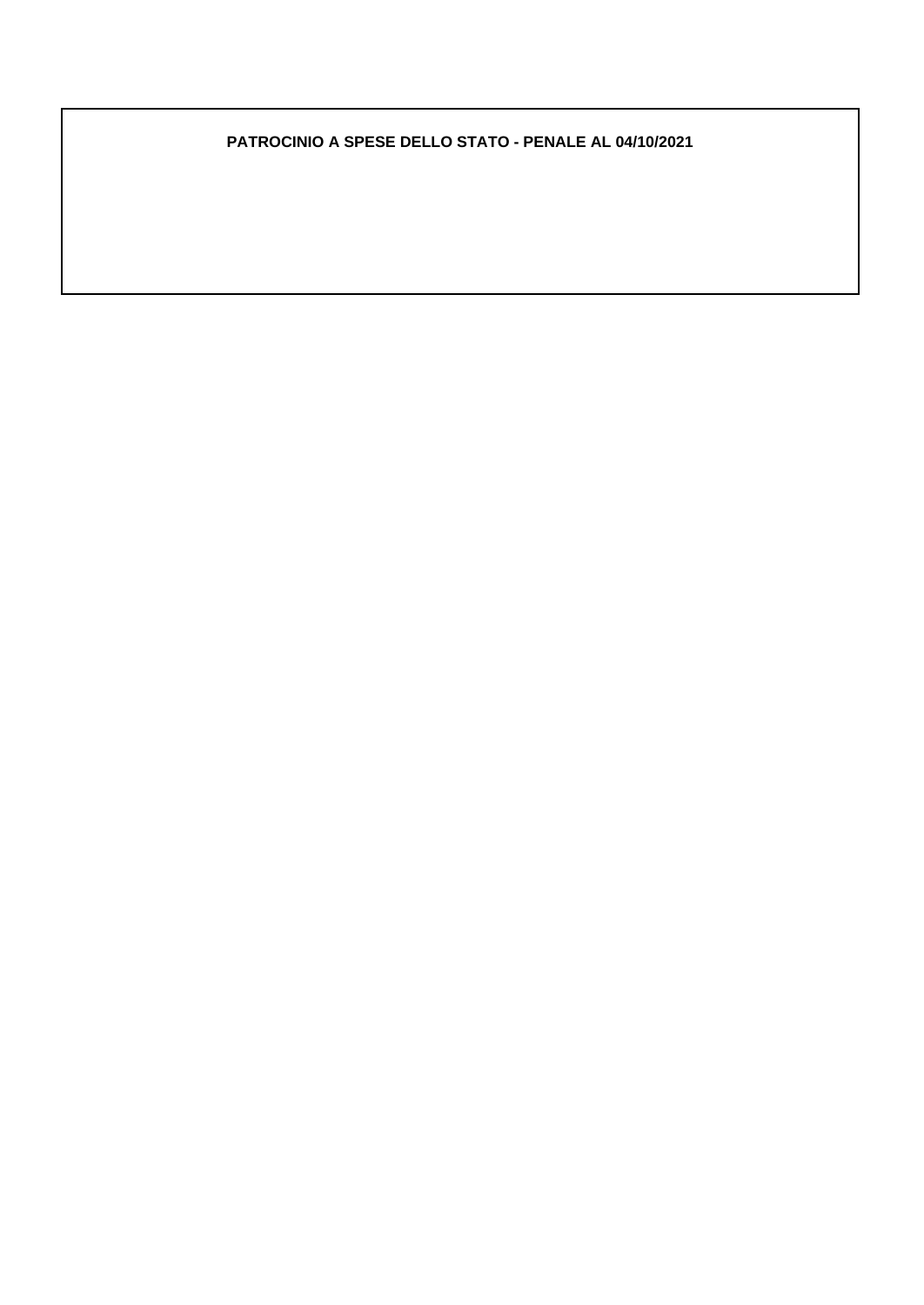**PATROCINIO A SPESE DELLO STATO - PENALE AL 04/10/2021**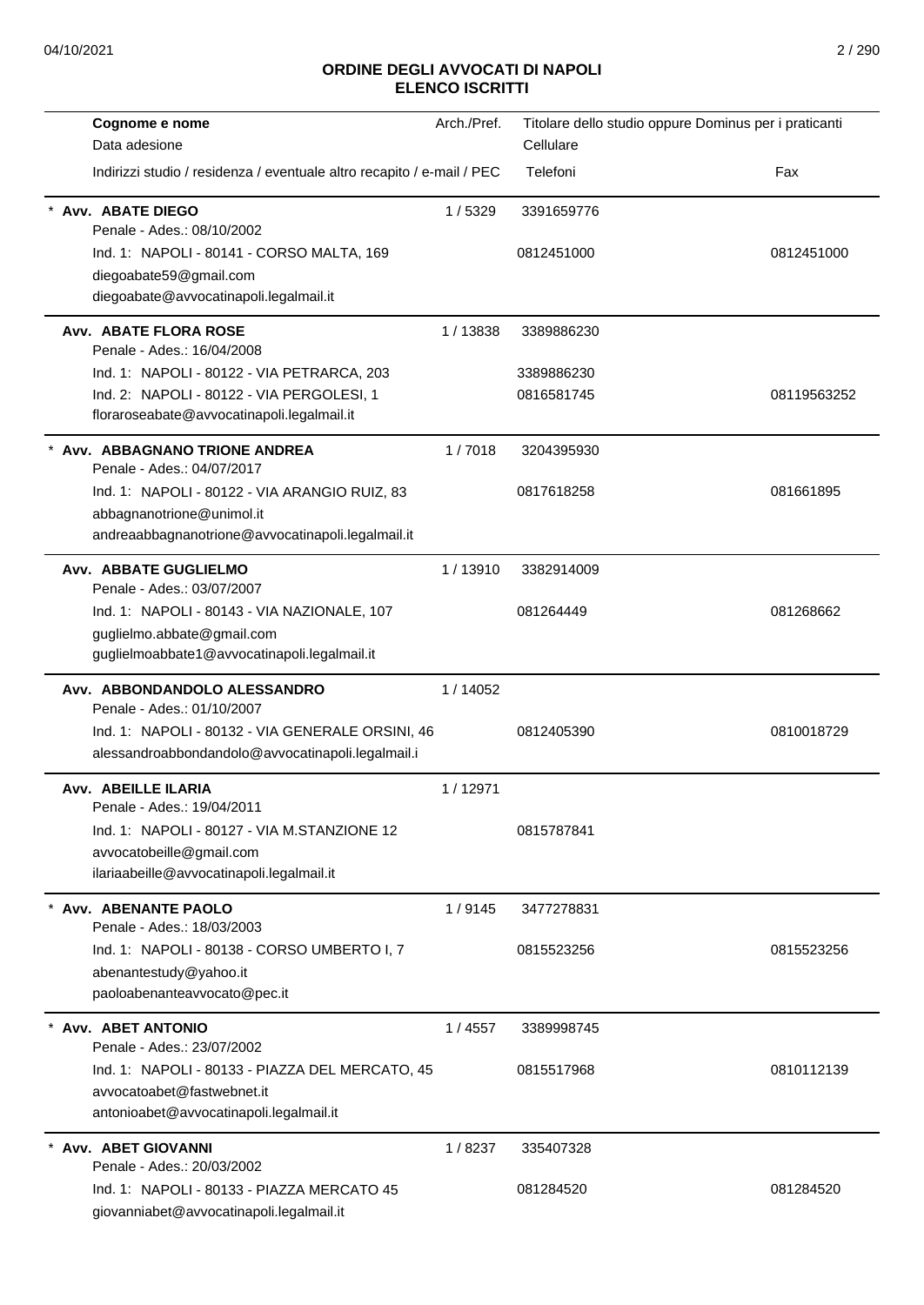# ORDINE DEGLI AVVOCATI DI NAPOLI
## ELENCO ISCRITTI

| Cognome e nome<br>Data adesione<br>Indirizzi studio / residenza / eventuale altro recapito / e-mail / PEC | Arch./Pref. | Titolare dello studio oppure Dominus per i praticanti<br>Cellulare<br>Telefoni | Fax |
|---|---|---|---|
| * **Avv. ABATE DIEGO**<br>Penale - Ades.: 08/10/2002<br>Ind. 1: NAPOLI - 80141 - CORSO MALTA, 169<br>diegoabate59@gmail.com<br>diegoabate@avvocatinapoli.legalmail.it | 1 / 5329 | 3391659776<br>0812451000 | 0812451000 |
| **Avv. ABATE FLORA ROSE**<br>Penale - Ades.: 16/04/2008<br>Ind. 1: NAPOLI - 80122 - VIA PETRARCA, 203<br>Ind. 2: NAPOLI - 80122 - VIA PERGOLESI, 1<br>floraroseabate@avvocatinapoli.legalmail.it | 1 / 13838 | 3389886230<br>3389886230<br>0816581745 | 08119563252 |
| * **Avv. ABBAGNANO TRIONE ANDREA**<br>Penale - Ades.: 04/07/2017<br>Ind. 1: NAPOLI - 80122 - VIA ARANGIO RUIZ, 83<br>abbagnanotrione@unimol.it<br>andreaabbagnanotrione@avvocatinapoli.legalmail.it | 1 / 7018 | 3204395930<br>0817618258 | 081661895 |
| **Avv. ABBATE GUGLIELMO**<br>Penale - Ades.: 03/07/2007<br>Ind. 1: NAPOLI - 80143 - VIA NAZIONALE, 107<br>guglielmo.abbate@gmail.com<br>guglielmoabbate1@avvocatinapoli.legalmail.it | 1 / 13910 | 3382914009<br>081264449 | 081268662 |
| **Avv. ABBONDANDOLO ALESSANDRO**<br>Penale - Ades.: 01/10/2007<br>Ind. 1: NAPOLI - 80132 - VIA GENERALE ORSINI, 46<br>alessandroabbondandolo@avvocatinapoli.legalmail.i | 1 / 14052 | 0812405390 | 0810018729 |
| **Avv. ABEILLE ILARIA**<br>Penale - Ades.: 19/04/2011<br>Ind. 1: NAPOLI - 80127 - VIA M.STANZIONE 12<br>avvocatobeille@gmail.com<br>ilariaabeille@avvocatinapoli.legalmail.it | 1 / 12971 | 0815787841 | |
| * **Avv. ABENANTE PAOLO**<br>Penale - Ades.: 18/03/2003<br>Ind. 1: NAPOLI - 80138 - CORSO UMBERTO I, 7<br>abenantestudy@yahoo.it<br>paoloabenanteavvocato@pec.it | 1 / 9145 | 3477278831<br>0815523256 | 0815523256 |
| * **Avv. ABET ANTONIO**<br>Penale - Ades.: 23/07/2002<br>Ind. 1: NAPOLI - 80133 - PIAZZA DEL MERCATO, 45<br>avvocatoabet@fastwebnet.it<br>antonioabet@avvocatinapoli.legalmail.it | 1 / 4557 | 3389998745<br>0815517968 | 0810112139 |
| * **Avv. ABET GIOVANNI**<br>Penale - Ades.: 20/03/2002<br>Ind. 1: NAPOLI - 80133 - PIAZZA MERCATO 45<br>giovanniabet@avvocatinapoli.legalmail.it | 1 / 8237 | 335407328<br>081284520 | 081284520 |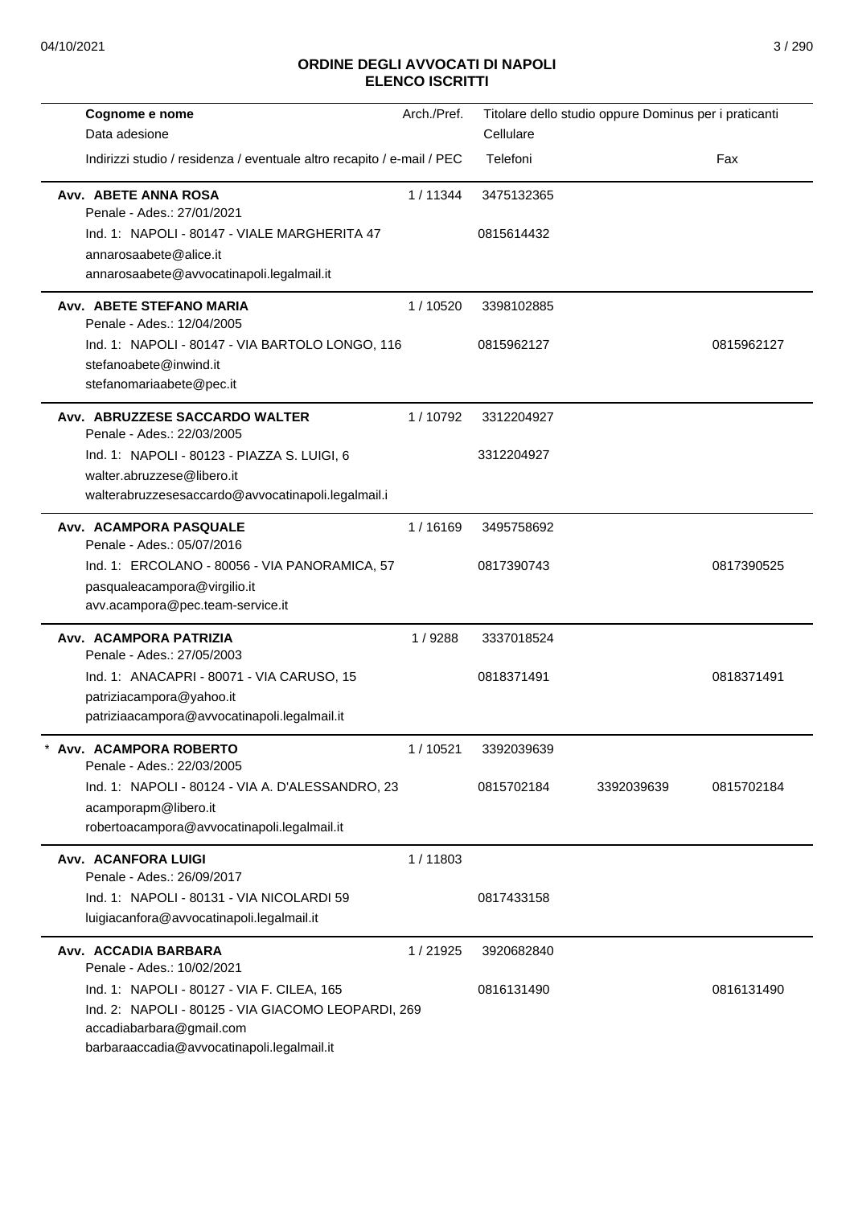## ORDINE DEGLI AVVOCATI DI NAPOLI
## ELENCO ISCRITTI

| Cognome e nome<br>Data adesione<br>Indirizzi studio / residenza / eventuale altro recapito / e-mail / PEC | Arch./Pref. | Titolare dello studio oppure Dominus per i praticanti<br>Cellulare<br>Telefoni | | Fax |
|---|---|---|---|---|
| **Avv. ABETE ANNA ROSA**<br>Penale - Ades.: 27/01/2021<br>Ind. 1: NAPOLI - 80147 - VIALE MARGHERITA 47<br>annarosaabete@alice.it<br>annarosaabete@avvocatinapoli.legalmail.it | 1 / 11344 | 3475132365<br>0815614432 | | |
| **Avv. ABETE STEFANO MARIA**<br>Penale - Ades.: 12/04/2005<br>Ind. 1: NAPOLI - 80147 - VIA BARTOLO LONGO, 116<br>stefanoabete@inwind.it<br>stefanomariaabete@pec.it | 1 / 10520 | 3398102885<br>0815962127 | | 0815962127 |
| **Avv. ABRUZZESE SACCARDO WALTER**<br>Penale - Ades.: 22/03/2005<br>Ind. 1: NAPOLI - 80123 - PIAZZA S. LUIGI, 6<br>walter.abruzzese@libero.it<br>walterabruzzesesaccardo@avvocatinapoli.legalmail.i | 1 / 10792 | 3312204927<br>3312204927 | | |
| **Avv. ACAMPORA PASQUALE**<br>Penale - Ades.: 05/07/2016<br>Ind. 1: ERCOLANO - 80056 - VIA PANORAMICA, 57<br>pasqualeacampora@virgilio.it<br>avv.acampora@pec.team-service.it | 1 / 16169 | 3495758692<br>0817390743 | | 0817390525 |
| **Avv. ACAMPORA PATRIZIA**<br>Penale - Ades.: 27/05/2003<br>Ind. 1: ANACAPRI - 80071 - VIA CARUSO, 15<br>patriziacampora@yahoo.it<br>patriziaacampora@avvocatinapoli.legalmail.it | 1 / 9288 | 3337018524<br>0818371491 | | 0818371491 |
| * **Avv. ACAMPORA ROBERTO**<br>Penale - Ades.: 22/03/2005<br>Ind. 1: NAPOLI - 80124 - VIA A. D'ALESSANDRO, 23<br>acamporapm@libero.it<br>robertoacampora@avvocatinapoli.legalmail.it | 1 / 10521 | 3392039639<br>0815702184 | 3392039639 | 0815702184 |
| **Avv. ACANFORA LUIGI**<br>Penale - Ades.: 26/09/2017<br>Ind. 1: NAPOLI - 80131 - VIA NICOLARDI 59<br>luigiacanfora@avvocatinapoli.legalmail.it | 1 / 11803 | 0817433158 | | |
| **Avv. ACCADIA BARBARA**<br>Penale - Ades.: 10/02/2021<br>Ind. 1: NAPOLI - 80127 - VIA F. CILEA, 165<br>Ind. 2: NAPOLI - 80125 - VIA GIACOMO LEOPARDI, 269<br>accadiabarbara@gmail.com<br>barbaraaccadia@avvocatinapoli.legalmail.it | 1 / 21925 | 3920682840<br>0816131490 | | 0816131490 |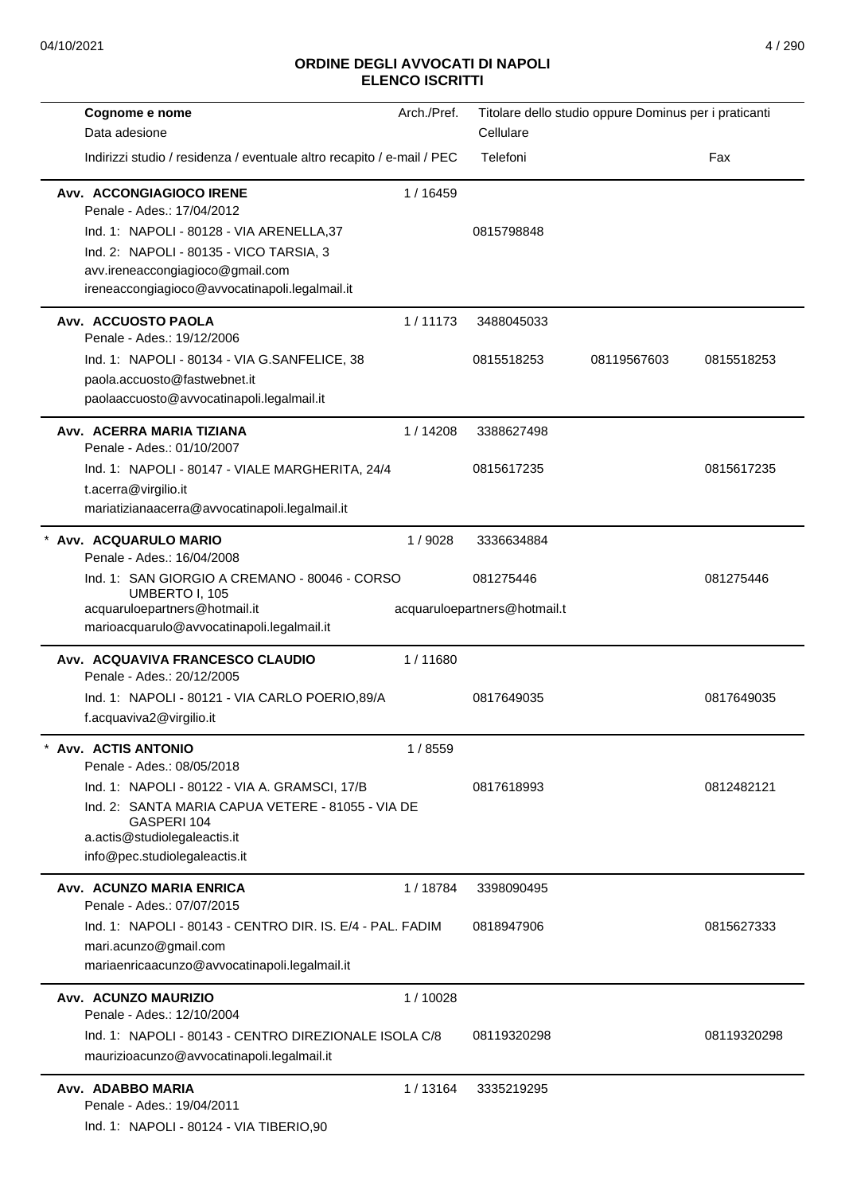# ORDINE DEGLI AVVOCATI DI NAPOLI
## ELENCO ISCRITTI

| Cognome e nome / Data adesione / Indirizzi studio / residenza / eventuale altro recapito / e-mail / PEC | Arch./Pref. | Titolare dello studio oppure Dominus per i praticanti / Cellulare / Telefoni | | Fax |
|---|---|---|---|---|
| **Avv. ACCONGIAGIOCO IRENE** | 1 / 16459 | | | |
| Penale - Ades.: 17/04/2012 | | | | |
| Ind. 1: NAPOLI - 80128 - VIA ARENELLA,37 | | 0815798848 | | |
| Ind. 2: NAPOLI - 80135 - VICO TARSIA, 3 | | | | |
| avv.ireneaccongiagioco@gmail.com | | | | |
| ireneaccongiagioco@avvocatinapoli.legalmail.it | | | | |
| **Avv. ACCUOSTO PAOLA** | 1 / 11173 | 3488045033 | | |
| Penale - Ades.: 19/12/2006 | | | | |
| Ind. 1: NAPOLI - 80134 - VIA G.SANFELICE, 38 | | 0815518253 | 08119567603 | 0815518253 |
| paola.accuosto@fastwebnet.it | | | | |
| paolaaccuosto@avvocatinapoli.legalmail.it | | | | |
| **Avv. ACERRA MARIA TIZIANA** | 1 / 14208 | 3388627498 | | |
| Penale - Ades.: 01/10/2007 | | | | |
| Ind. 1: NAPOLI - 80147 - VIALE MARGHERITA, 24/4 | | 0815617235 | | 0815617235 |
| t.acerra@virgilio.it | | | | |
| mariatizianaacerra@avvocatinapoli.legalmail.it | | | | |
| * **Avv. ACQUARULO MARIO** | 1 / 9028 | 3336634884 | | |
| Penale - Ades.: 16/04/2008 | | | | |
| Ind. 1: SAN GIORGIO A CREMANO - 80046 - CORSO UMBERTO I, 105 | | 081275446 | | 081275446 |
| acquaruloepartners@hotmail.it | | acquaruloepartners@hotmail.t | | |
| marioacquarulo@avvocatinapoli.legalmail.it | | | | |
| **Avv. ACQUAVIVA FRANCESCO CLAUDIO** | 1 / 11680 | | | |
| Penale - Ades.: 20/12/2005 | | | | |
| Ind. 1: NAPOLI - 80121 - VIA CARLO POERIO,89/A | | 0817649035 | | 0817649035 |
| f.acquaviva2@virgilio.it | | | | |
| * **Avv. ACTIS ANTONIO** | 1 / 8559 | | | |
| Penale - Ades.: 08/05/2018 | | | | |
| Ind. 1: NAPOLI - 80122 - VIA A. GRAMSCI, 17/B | | 0817618993 | | 0812482121 |
| Ind. 2: SANTA MARIA CAPUA VETERE - 81055 - VIA DE GASPERI 104 | | | | |
| a.actis@studiolegaleactis.it | | | | |
| info@pec.studiolegaleactis.it | | | | |
| **Avv. ACUNZO MARIA ENRICA** | 1 / 18784 | 3398090495 | | |
| Penale - Ades.: 07/07/2015 | | | | |
| Ind. 1: NAPOLI - 80143 - CENTRO DIR. IS. E/4 - PAL. FADIM | | 0818947906 | | 0815627333 |
| mari.acunzo@gmail.com | | | | |
| mariaenricaacunzo@avvocatinapoli.legalmail.it | | | | |
| **Avv. ACUNZO MAURIZIO** | 1 / 10028 | | | |
| Penale - Ades.: 12/10/2004 | | | | |
| Ind. 1: NAPOLI - 80143 - CENTRO DIREZIONALE ISOLA C/8 | | 08119320298 | | 08119320298 |
| maurizioacunzo@avvocatinapoli.legalmail.it | | | | |
| **Avv. ADABBO MARIA** | 1 / 13164 | 3335219295 | | |
| Penale - Ades.: 19/04/2011 | | | | |
| Ind. 1: NAPOLI - 80124 - VIA TIBERIO,90 | | | | |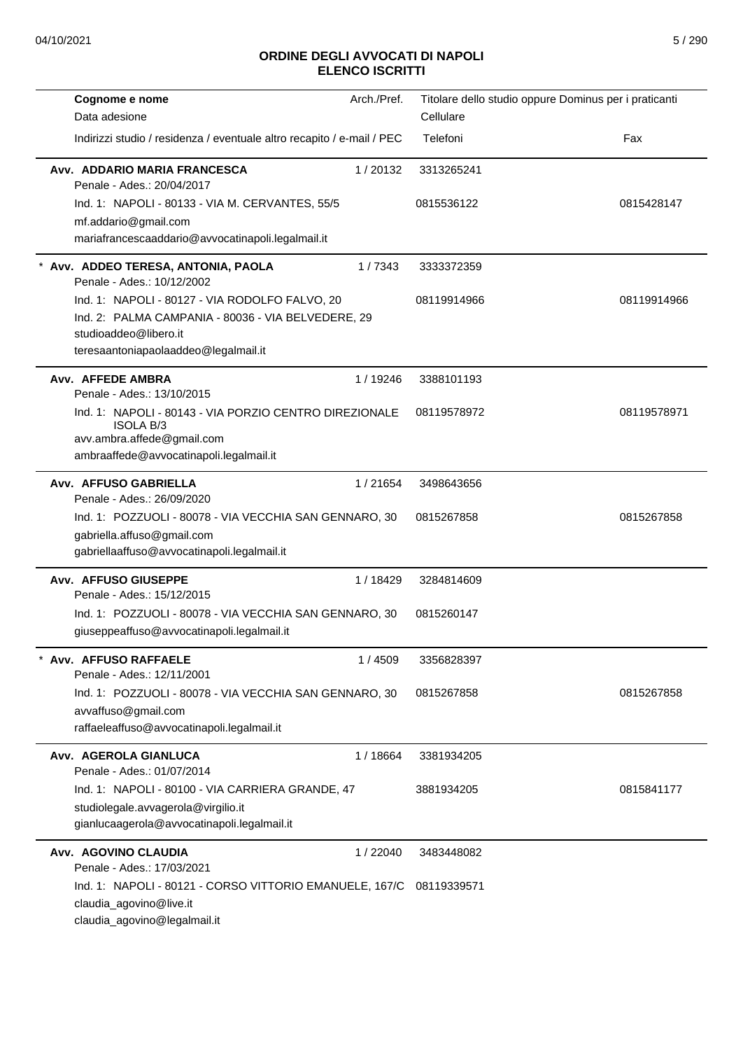# ORDINE DEGLI AVVOCATI DI NAPOLI
## ELENCO ISCRITTI

| Cognome e nome<br>Data adesione<br>Indirizzi studio / residenza / eventuale altro recapito / e-mail / PEC | Arch./Pref. | Titolare dello studio oppure Dominus per i praticanti<br>Cellulare<br>Telefoni | Fax |
|---|---|---|---|
| **Avv. ADDARIO MARIA FRANCESCA**<br>Penale - Ades.: 20/04/2017<br>Ind. 1: NAPOLI - 80133 - VIA M. CERVANTES, 55/5<br>mf.addario@gmail.com<br>mariafrancescaaddario@avvocatinapoli.legalmail.it | 1 / 20132 | 3313265241<br>0815536122 | 0815428147 |
| * **Avv. ADDEO TERESA, ANTONIA, PAOLA**<br>Penale - Ades.: 10/12/2002<br>Ind. 1: NAPOLI - 80127 - VIA RODOLFO FALVO, 20<br>Ind. 2: PALMA CAMPANIA - 80036 - VIA BELVEDERE, 29<br>studioaddeo@libero.it<br>teresaantoniapaolaaddeo@legalmail.it | 1 / 7343 | 3333372359<br>08119914966 | 08119914966 |
| **Avv. AFFEDE AMBRA**<br>Penale - Ades.: 13/10/2015<br>Ind. 1: NAPOLI - 80143 - VIA PORZIO CENTRO DIREZIONALE ISOLA B/3<br>avv.ambra.affede@gmail.com<br>ambraaffede@avvocatinapoli.legalmail.it | 1 / 19246 | 3388101193<br>08119578972 | 08119578971 |
| **Avv. AFFUSO GABRIELLA**<br>Penale - Ades.: 26/09/2020<br>Ind. 1: POZZUOLI - 80078 - VIA VECCHIA SAN GENNARO, 30<br>gabriella.affuso@gmail.com<br>gabriellaaffuso@avvocatinapoli.legalmail.it | 1 / 21654 | 3498643656<br>0815267858 | 0815267858 |
| **Avv. AFFUSO GIUSEPPE**<br>Penale - Ades.: 15/12/2015<br>Ind. 1: POZZUOLI - 80078 - VIA VECCHIA SAN GENNARO, 30<br>giuseppeaffuso@avvocatinapoli.legalmail.it | 1 / 18429 | 3284814609<br>0815260147 | |
| * **Avv. AFFUSO RAFFAELE**<br>Penale - Ades.: 12/11/2001<br>Ind. 1: POZZUOLI - 80078 - VIA VECCHIA SAN GENNARO, 30<br>avvaffuso@gmail.com<br>raffaeleaffuso@avvocatinapoli.legalmail.it | 1 / 4509 | 3356828397<br>0815267858 | 0815267858 |
| **Avv. AGEROLA GIANLUCA**<br>Penale - Ades.: 01/07/2014<br>Ind. 1: NAPOLI - 80100 - VIA CARRIERA GRANDE, 47<br>studiolegale.avvagerola@virgilio.it<br>gianlucaagerola@avvocatinapoli.legalmail.it | 1 / 18664 | 3381934205<br>3881934205 | 0815841177 |
| **Avv. AGOVINO CLAUDIA**<br>Penale - Ades.: 17/03/2021<br>Ind. 1: NAPOLI - 80121 - CORSO VITTORIO EMANUELE, 167/C<br>claudia_agovino@live.it<br>claudia_agovino@legalmail.it | 1 / 22040 | 3483448082<br>08119339571 | |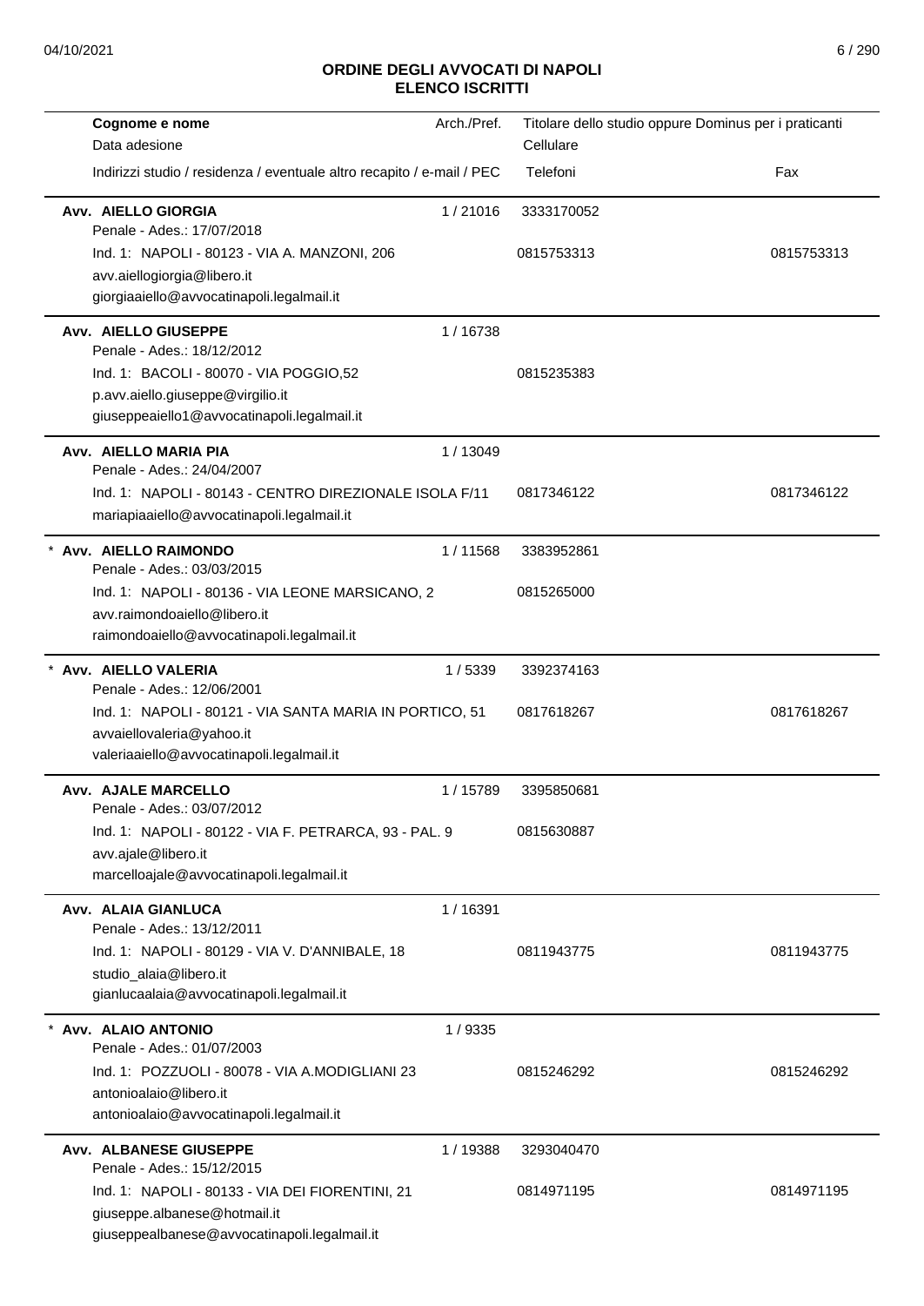# ORDINE DEGLI AVVOCATI DI NAPOLI
## ELENCO ISCRITTI

| Cognome e nome<br>Data adesione<br>Indirizzi studio / residenza / eventuale altro recapito / e-mail / PEC | Arch./Pref. | Titolare dello studio oppure Dominus per i praticanti<br>Cellulare<br>Telefoni | Fax |
|---|---|---|---|
| **Avv. AIELLO GIORGIA**<br>Penale - Ades.: 17/07/2018<br>Ind. 1: NAPOLI - 80123 - VIA A. MANZONI, 206<br>avv.aiellogiorgia@libero.it<br>giorgiaaiello@avvocatinapoli.legalmail.it | 1 / 21016 | 3333170052<br>0815753313 | 0815753313 |
| **Avv. AIELLO GIUSEPPE**<br>Penale - Ades.: 18/12/2012<br>Ind. 1: BACOLI - 80070 - VIA POGGIO,52<br>p.avv.aiello.giuseppe@virgilio.it<br>giuseppeaiello1@avvocatinapoli.legalmail.it | 1 / 16738 | 0815235383 | |
| **Avv. AIELLO MARIA PIA**<br>Penale - Ades.: 24/04/2007<br>Ind. 1: NAPOLI - 80143 - CENTRO DIREZIONALE ISOLA F/11<br>mariapiaaiello@avvocatinapoli.legalmail.it | 1 / 13049 | 0817346122 | 0817346122 |
| * **Avv. AIELLO RAIMONDO**<br>Penale - Ades.: 03/03/2015<br>Ind. 1: NAPOLI - 80136 - VIA LEONE MARSICANO, 2<br>avv.raimondoaiello@libero.it<br>raimondoaiello@avvocatinapoli.legalmail.it | 1 / 11568 | 3383952861<br>0815265000 | |
| * **Avv. AIELLO VALERIA**<br>Penale - Ades.: 12/06/2001<br>Ind. 1: NAPOLI - 80121 - VIA SANTA MARIA IN PORTICO, 51<br>avvaiellovaleria@yahoo.it<br>valeriaaiello@avvocatinapoli.legalmail.it | 1 / 5339 | 3392374163<br>0817618267 | 0817618267 |
| **Avv. AJALE MARCELLO**<br>Penale - Ades.: 03/07/2012<br>Ind. 1: NAPOLI - 80122 - VIA F. PETRARCA, 93 - PAL. 9<br>avv.ajale@libero.it<br>marcelloajale@avvocatinapoli.legalmail.it | 1 / 15789 | 3395850681<br>0815630887 | |
| **Avv. ALAIA GIANLUCA**<br>Penale - Ades.: 13/12/2011<br>Ind. 1: NAPOLI - 80129 - VIA V. D'ANNIBALE, 18<br>studio_alaia@libero.it<br>gianlucaalaia@avvocatinapoli.legalmail.it | 1 / 16391 | 0811943775 | 0811943775 |
| * **Avv. ALAIO ANTONIO**<br>Penale - Ades.: 01/07/2003<br>Ind. 1: POZZUOLI - 80078 - VIA A.MODIGLIANI 23<br>antonioalaio@libero.it<br>antonioalaio@avvocatinapoli.legalmail.it | 1 / 9335 | 0815246292 | 0815246292 |
| **Avv. ALBANESE GIUSEPPE**<br>Penale - Ades.: 15/12/2015<br>Ind. 1: NAPOLI - 80133 - VIA DEI FIORENTINI, 21<br>giuseppe.albanese@hotmail.it<br>giuseppealbanese@avvocatinapoli.legalmail.it | 1 / 19388 | 3293040470<br>0814971195 | 0814971195 |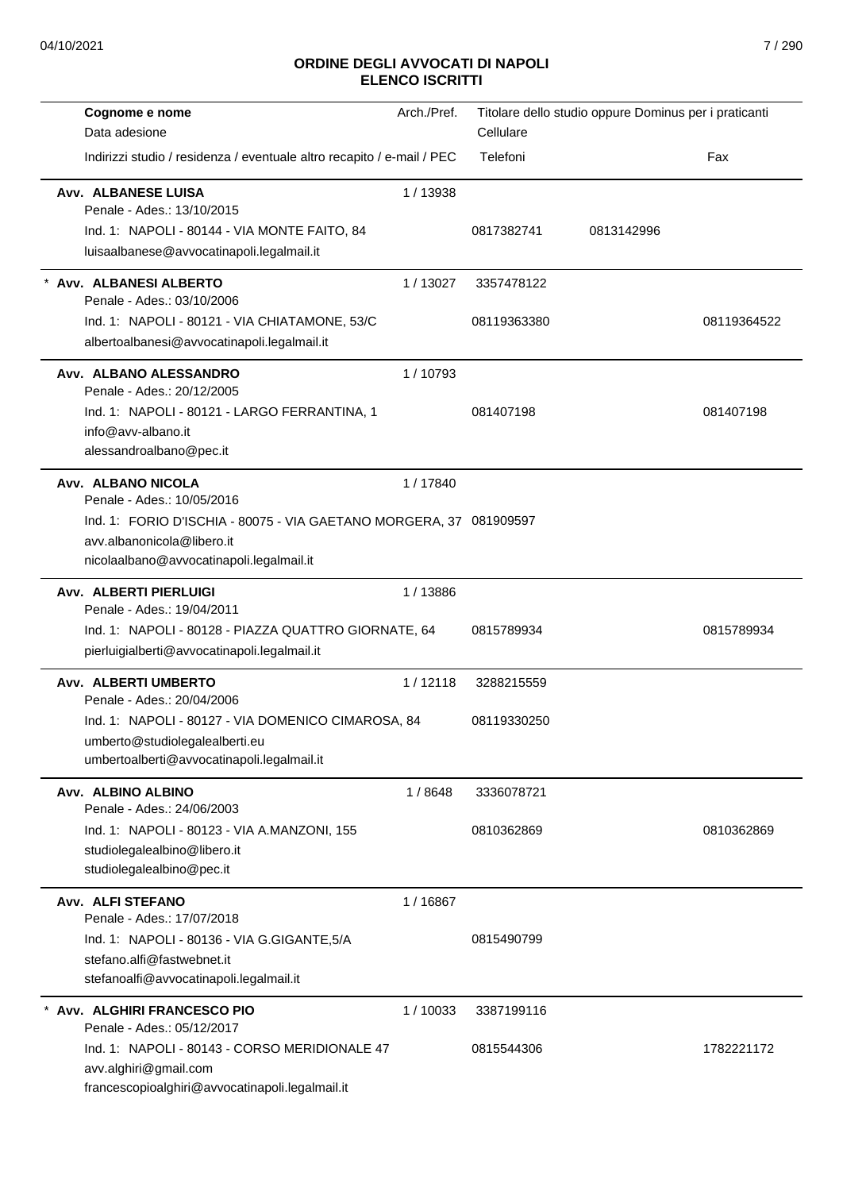# ORDINE DEGLI AVVOCATI DI NAPOLI
## ELENCO ISCRITTI

| Cognome e nome / Data adesione / Indirizzi studio / residenza / eventuale altro recapito / e-mail / PEC | Arch./Pref. | Titolare dello studio oppure Dominus per i praticanti / Cellulare / Telefoni | | Fax |
|---|---|---|---|---|
| **Avv. ALBANESE LUISA**<br>Penale - Ades.: 13/10/2015<br>Ind. 1: NAPOLI - 80144 - VIA MONTE FAITO, 84<br>luisaalbanese@avvocatinapoli.legalmail.it | 1 / 13938 | 0817382741 | 0813142996 | |
| * **Avv. ALBANESI ALBERTO**<br>Penale - Ades.: 03/10/2006<br>Ind. 1: NAPOLI - 80121 - VIA CHIATAMONE, 53/C<br>albertoalbanesi@avvocatinapoli.legalmail.it | 1 / 13027 | 3357478122<br>08119363380 | | 08119364522 |
| **Avv. ALBANO ALESSANDRO**<br>Penale - Ades.: 20/12/2005<br>Ind. 1: NAPOLI - 80121 - LARGO FERRANTINA, 1<br>info@avv-albano.it<br>alessandroalbano@pec.it | 1 / 10793 | 081407198 | | 081407198 |
| **Avv. ALBANO NICOLA**<br>Penale - Ades.: 10/05/2016<br>Ind. 1: FORIO D'ISCHIA - 80075 - VIA GAETANO MORGERA, 37<br>avv.albanonicola@libero.it<br>nicolaalbano@avvocatinapoli.legalmail.it | 1 / 17840 | 081909597 | | |
| **Avv. ALBERTI PIERLUIGI**<br>Penale - Ades.: 19/04/2011<br>Ind. 1: NAPOLI - 80128 - PIAZZA QUATTRO GIORNATE, 64<br>pierluigialberti@avvocatinapoli.legalmail.it | 1 / 13886 | 0815789934 | | 0815789934 |
| **Avv. ALBERTI UMBERTO**<br>Penale - Ades.: 20/04/2006<br>Ind. 1: NAPOLI - 80127 - VIA DOMENICO CIMAROSA, 84<br>umberto@studiolegalealberti.eu<br>umbertoalberti@avvocatinapoli.legalmail.it | 1 / 12118 | 3288215559<br>08119330250 | | |
| **Avv. ALBINO ALBINO**<br>Penale - Ades.: 24/06/2003<br>Ind. 1: NAPOLI - 80123 - VIA A.MANZONI, 155<br>studiolegalealbino@libero.it<br>studiolegalealbino@pec.it | 1 / 8648 | 3336078721<br>0810362869 | | 0810362869 |
| **Avv. ALFI STEFANO**<br>Penale - Ades.: 17/07/2018<br>Ind. 1: NAPOLI - 80136 - VIA G.GIGANTE,5/A<br>stefano.alfi@fastwebnet.it<br>stefanoalfi@avvocatinapoli.legalmail.it | 1 / 16867 | 0815490799 | | |
| * **Avv. ALGHIRI FRANCESCO PIO**<br>Penale - Ades.: 05/12/2017<br>Ind. 1: NAPOLI - 80143 - CORSO MERIDIONALE 47<br>avv.alghiri@gmail.com<br>francescopioalghiri@avvocatinapoli.legalmail.it | 1 / 10033 | 3387199116<br>0815544306 | | 1782221172 |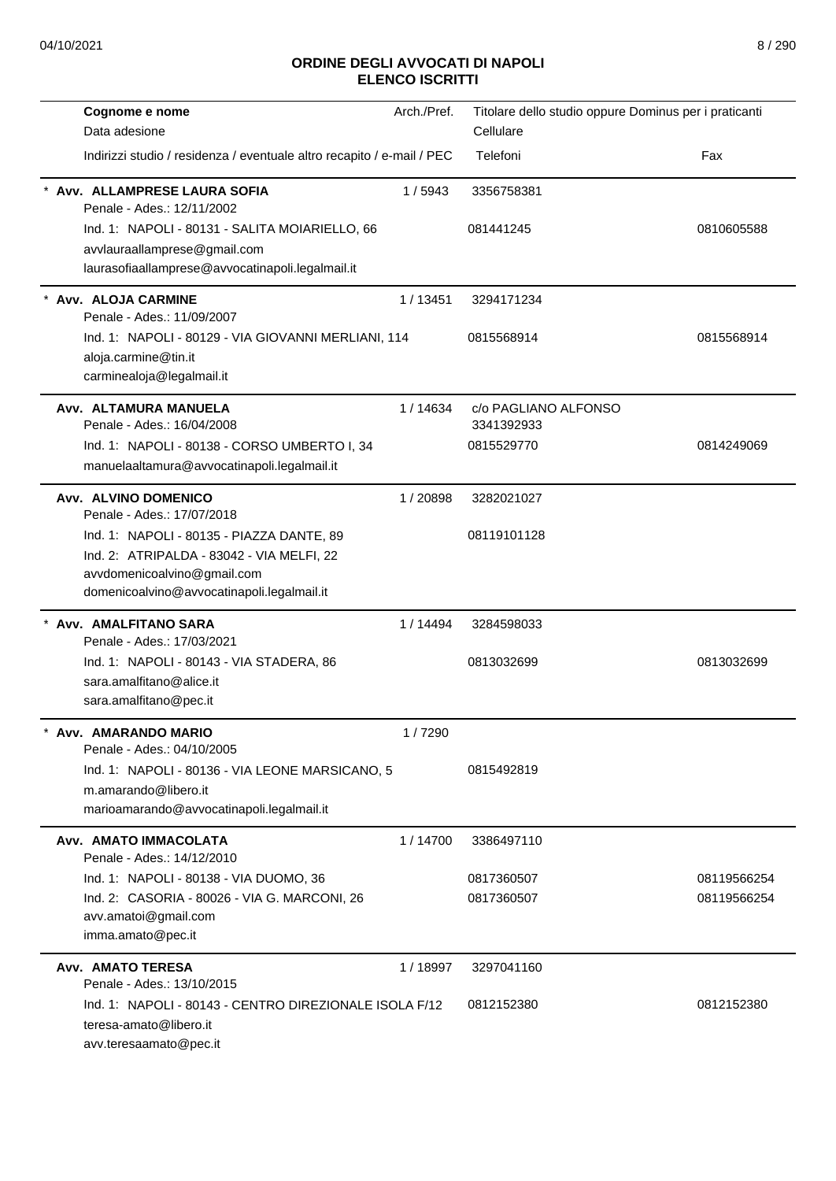## ORDINE DEGLI AVVOCATI DI NAPOLI
## ELENCO ISCRITTI

| Cognome e nome / Data adesione / Indirizzi studio / residenza / eventuale altro recapito / e-mail / PEC | Arch./Pref. | Titolare dello studio oppure Dominus per i praticanti / Cellulare / Telefoni | Fax |
|---|---|---|---|
| * **Avv. ALLAMPRESE LAURA SOFIA** | 1 / 5943 | 3356758381 | |
| Penale - Ades.: 12/11/2002 | | | |
| Ind. 1: NAPOLI - 80131 - SALITA MOIARIELLO, 66 | | 081441245 | 0810605588 |
| avvlauraallamprese@gmail.com | | | |
| laurasofiaallamprese@avvocatinapoli.legalmail.it | | | |
| * **Avv. ALOJA CARMINE** | 1 / 13451 | 3294171234 | |
| Penale - Ades.: 11/09/2007 | | | |
| Ind. 1: NAPOLI - 80129 - VIA GIOVANNI MERLIANI, 114 | | 0815568914 | 0815568914 |
| aloja.carmine@tin.it | | | |
| carminealoja@legalmail.it | | | |
| **Avv. ALTAMURA MANUELA** | 1 / 14634 | c/o PAGLIANO ALFONSO | |
| Penale - Ades.: 16/04/2008 | | 3341392933 | |
| Ind. 1: NAPOLI - 80138 - CORSO UMBERTO I, 34 | | 0815529770 | 0814249069 |
| manuelaaltamura@avvocatinapoli.legalmail.it | | | |
| **Avv. ALVINO DOMENICO** | 1 / 20898 | 3282021027 | |
| Penale - Ades.: 17/07/2018 | | | |
| Ind. 1: NAPOLI - 80135 - PIAZZA DANTE, 89 | | 08119101128 | |
| Ind. 2: ATRIPALDA - 83042 - VIA MELFI, 22 | | | |
| avvdomenicoalvino@gmail.com | | | |
| domenicoalvino@avvocatinapoli.legalmail.it | | | |
| * **Avv. AMALFITANO SARA** | 1 / 14494 | 3284598033 | |
| Penale - Ades.: 17/03/2021 | | | |
| Ind. 1: NAPOLI - 80143 - VIA STADERA, 86 | | 0813032699 | 0813032699 |
| sara.amalfitano@alice.it | | | |
| sara.amalfitano@pec.it | | | |
| * **Avv. AMARANDO MARIO** | 1 / 7290 | | |
| Penale - Ades.: 04/10/2005 | | | |
| Ind. 1: NAPOLI - 80136 - VIA LEONE MARSICANO, 5 | | 0815492819 | |
| m.amarando@libero.it | | | |
| marioamarando@avvocatinapoli.legalmail.it | | | |
| **Avv. AMATO IMMACOLATA** | 1 / 14700 | 3386497110 | |
| Penale - Ades.: 14/12/2010 | | | |
| Ind. 1: NAPOLI - 80138 - VIA DUOMO, 36 | | 0817360507 | 08119566254 |
| Ind. 2: CASORIA - 80026 - VIA G. MARCONI, 26 | | 0817360507 | 08119566254 |
| avv.amatoi@gmail.com | | | |
| imma.amato@pec.it | | | |
| **Avv. AMATO TERESA** | 1 / 18997 | 3297041160 | |
| Penale - Ades.: 13/10/2015 | | | |
| Ind. 1: NAPOLI - 80143 - CENTRO DIREZIONALE ISOLA F/12 | | 0812152380 | 0812152380 |
| teresa-amato@libero.it | | | |
| avv.teresaamato@pec.it | | | |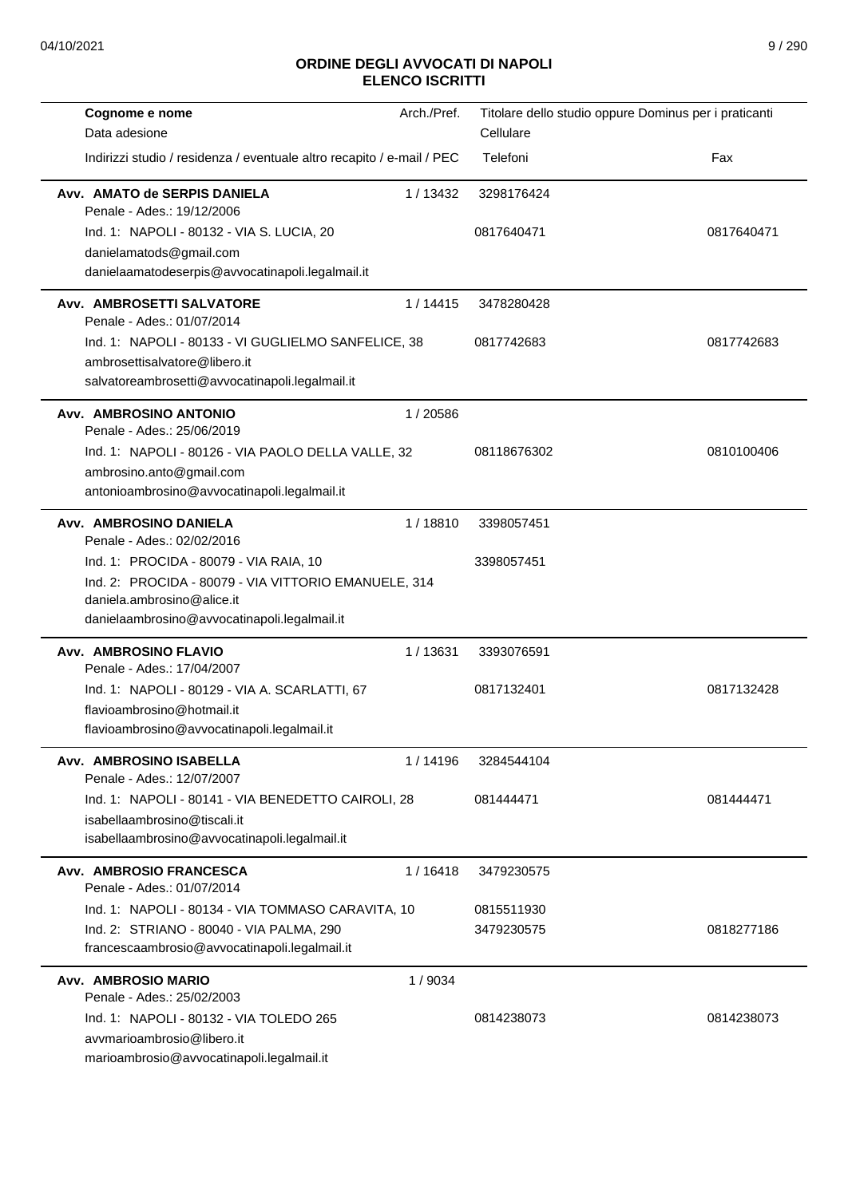## ORDINE DEGLI AVVOCATI DI NAPOLI
## ELENCO ISCRITTI

| Cognome e nome / Data adesione / Indirizzi studio / residenza / eventuale altro recapito / e-mail / PEC | Arch./Pref. | Titolare dello studio oppure Dominus per i praticanti / Cellulare / Telefoni | Fax |
|---|---|---|---|
| **Avv. AMATO de SERPIS DANIELA** | 1 / 13432 | 3298176424 | |
| Penale - Ades.: 19/12/2006 | | | |
| Ind. 1: NAPOLI - 80132 - VIA S. LUCIA, 20 | | 0817640471 | 0817640471 |
| danielamatods@gmail.com | | | |
| danielaamatodeserpis@avvocatinapoli.legalmail.it | | | |
| **Avv. AMBROSETTI SALVATORE** | 1 / 14415 | 3478280428 | |
| Penale - Ades.: 01/07/2014 | | | |
| Ind. 1: NAPOLI - 80133 - VI GUGLIELMO SANFELICE, 38 | | 0817742683 | 0817742683 |
| ambrosettisalvatore@libero.it | | | |
| salvatoreambrosetti@avvocatinapoli.legalmail.it | | | |
| **Avv. AMBROSINO ANTONIO** | 1 / 20586 | | |
| Penale - Ades.: 25/06/2019 | | | |
| Ind. 1: NAPOLI - 80126 - VIA PAOLO DELLA VALLE, 32 | | 08118676302 | 0810100406 |
| ambrosino.anto@gmail.com | | | |
| antonioambrosino@avvocatinapoli.legalmail.it | | | |
| **Avv. AMBROSINO DANIELA** | 1 / 18810 | 3398057451 | |
| Penale - Ades.: 02/02/2016 | | | |
| Ind. 1: PROCIDA - 80079 - VIA RAIA, 10 | | 3398057451 | |
| Ind. 2: PROCIDA - 80079 - VIA VITTORIO EMANUELE, 314 | | | |
| daniela.ambrosino@alice.it | | | |
| danielaambrosino@avvocatinapoli.legalmail.it | | | |
| **Avv. AMBROSINO FLAVIO** | 1 / 13631 | 3393076591 | |
| Penale - Ades.: 17/04/2007 | | | |
| Ind. 1: NAPOLI - 80129 - VIA A. SCARLATTI, 67 | | 0817132401 | 0817132428 |
| flavioambrosino@hotmail.it | | | |
| flavioambrosino@avvocatinapoli.legalmail.it | | | |
| **Avv. AMBROSINO ISABELLA** | 1 / 14196 | 3284544104 | |
| Penale - Ades.: 12/07/2007 | | | |
| Ind. 1: NAPOLI - 80141 - VIA BENEDETTO CAIROLI, 28 | | 081444471 | 081444471 |
| isabellaambrosino@tiscali.it | | | |
| isabellaambrosino@avvocatinapoli.legalmail.it | | | |
| **Avv. AMBROSIO FRANCESCA** | 1 / 16418 | 3479230575 | |
| Penale - Ades.: 01/07/2014 | | | |
| Ind. 1: NAPOLI - 80134 - VIA TOMMASO CARAVITA, 10 | | 0815511930 | |
| Ind. 2: STRIANO - 80040 - VIA PALMA, 290 | | 3479230575 | 0818277186 |
| francescaambrosio@avvocatinapoli.legalmail.it | | | |
| **Avv. AMBROSIO MARIO** | 1 / 9034 | | |
| Penale - Ades.: 25/02/2003 | | | |
| Ind. 1: NAPOLI - 80132 - VIA TOLEDO 265 | | 0814238073 | 0814238073 |
| avvmarioambrosio@libero.it | | | |
| marioambrosio@avvocatinapoli.legalmail.it | | | |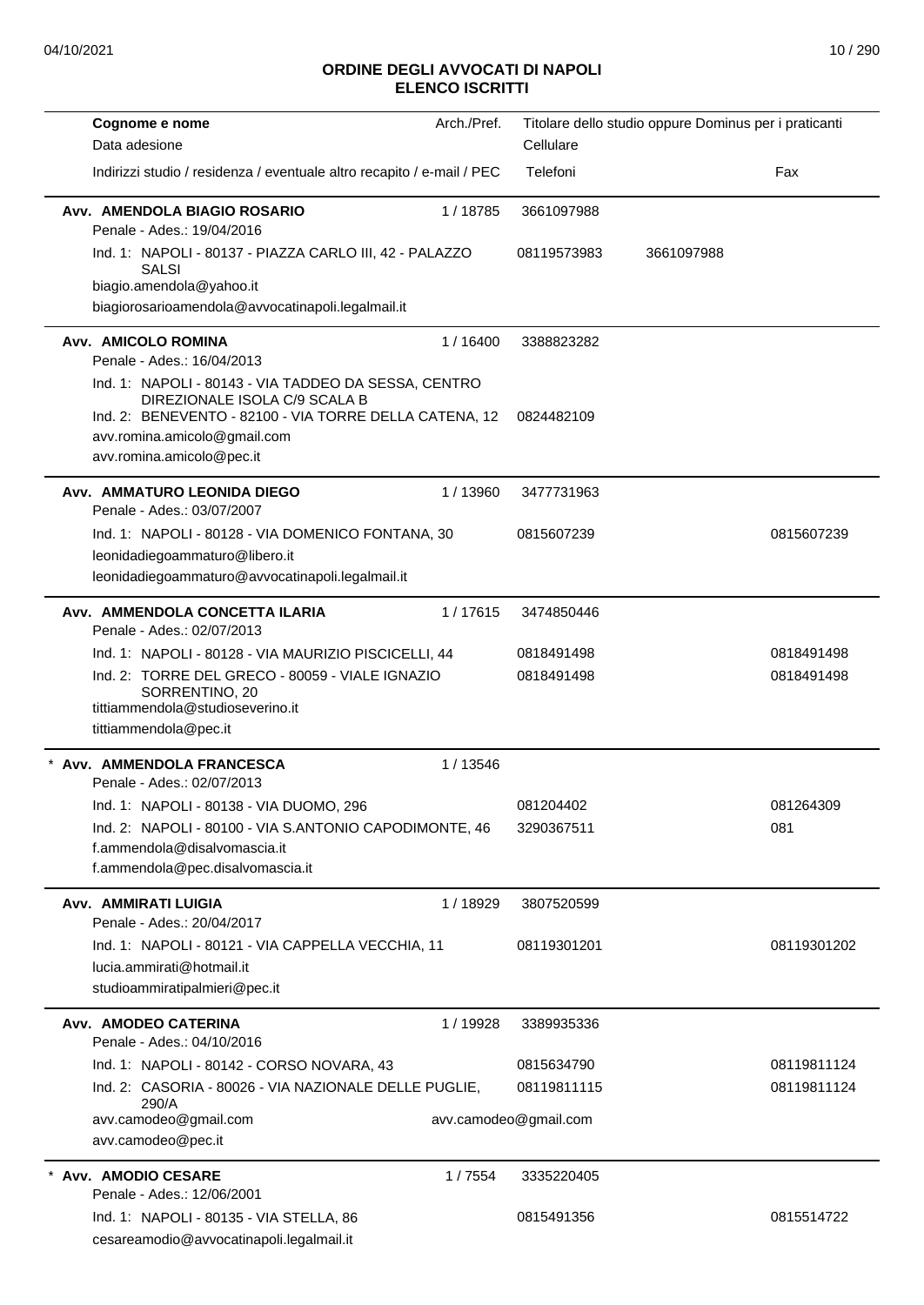# ORDINE DEGLI AVVOCATI DI NAPOLI
## ELENCO ISCRITTI

| Cognome e nome<br>Data adesione<br>Indirizzi studio / residenza / eventuale altro recapito / e-mail / PEC | Arch./Pref. | Titolare dello studio oppure Dominus per i praticanti<br>Cellulare<br>Telefoni | | Fax |
|---|---|---|---|---|
| **Avv. AMENDOLA BIAGIO ROSARIO**<br>Penale - Ades.: 19/04/2016 | 1 / 18785 | 3661097988 | | |
| Ind. 1: NAPOLI - 80137 - PIAZZA CARLO III, 42 - PALAZZO SALSI | | 08119573983 | 3661097988 | |
| biagio.amendola@yahoo.it<br>biagiorosarioamendola@avvocatinapoli.legalmail.it | | | | |
| **Avv. AMICOLO ROMINA**<br>Penale - Ades.: 16/04/2013 | 1 / 16400 | 3388823282 | | |
| Ind. 1: NAPOLI - 80143 - VIA TADDEO DA SESSA, CENTRO DIREZIONALE ISOLA C/9 SCALA B | | | | |
| Ind. 2: BENEVENTO - 82100 - VIA TORRE DELLA CATENA, 12 | | 0824482109 | | |
| avv.romina.amicolo@gmail.com<br>avv.romina.amicolo@pec.it | | | | |
| **Avv. AMMATURO LEONIDA DIEGO**<br>Penale - Ades.: 03/07/2007 | 1 / 13960 | 3477731963 | | |
| Ind. 1: NAPOLI - 80128 - VIA DOMENICO FONTANA, 30 | | 0815607239 | | 0815607239 |
| leonidadiegoammaturo@libero.it<br>leonidadiegoammaturo@avvocatinapoli.legalmail.it | | | | |
| **Avv. AMMENDOLA CONCETTA ILARIA**<br>Penale - Ades.: 02/07/2013 | 1 / 17615 | 3474850446 | | |
| Ind. 1: NAPOLI - 80128 - VIA MAURIZIO PISCICELLI, 44 | | 0818491498 | | 0818491498 |
| Ind. 2: TORRE DEL GRECO - 80059 - VIALE IGNAZIO SORRENTINO, 20 | | 0818491498 | | 0818491498 |
| tittiammendola@studioseverino.it<br>tittiammendola@pec.it | | | | |
| * **Avv. AMMENDOLA FRANCESCA**<br>Penale - Ades.: 02/07/2013 | 1 / 13546 | | | |
| Ind. 1: NAPOLI - 80138 - VIA DUOMO, 296 | | 081204402 | | 081264309 |
| Ind. 2: NAPOLI - 80100 - VIA S.ANTONIO CAPODIMONTE, 46 | | 3290367511 | | 081 |
| f.ammendola@disalvomascia.it<br>f.ammendola@pec.disalvomascia.it | | | | |
| **Avv. AMMIRATI LUIGIA**<br>Penale - Ades.: 20/04/2017 | 1 / 18929 | 3807520599 | | |
| Ind. 1: NAPOLI - 80121 - VIA CAPPELLA VECCHIA, 11 | | 08119301201 | | 08119301202 |
| lucia.ammirati@hotmail.it<br>studioammiratipalmieri@pec.it | | | | |
| **Avv. AMODEO CATERINA**<br>Penale - Ades.: 04/10/2016 | 1 / 19928 | 3389935336 | | |
| Ind. 1: NAPOLI - 80142 - CORSO NOVARA, 43 | | 0815634790 | | 08119811124 |
| Ind. 2: CASORIA - 80026 - VIA NAZIONALE DELLE PUGLIE, 290/A | | 08119811115 | | 08119811124 |
| avv.camodeo@gmail.com<br>avv.camodeo@pec.it | | avv.camodeo@gmail.com | | |
| * **Avv. AMODIO CESARE**<br>Penale - Ades.: 12/06/2001 | 1 / 7554 | 3335220405 | | |
| Ind. 1: NAPOLI - 80135 - VIA STELLA, 86 | | 0815491356 | | 0815514722 |
| cesareamodio@avvocatinapoli.legalmail.it | | | | |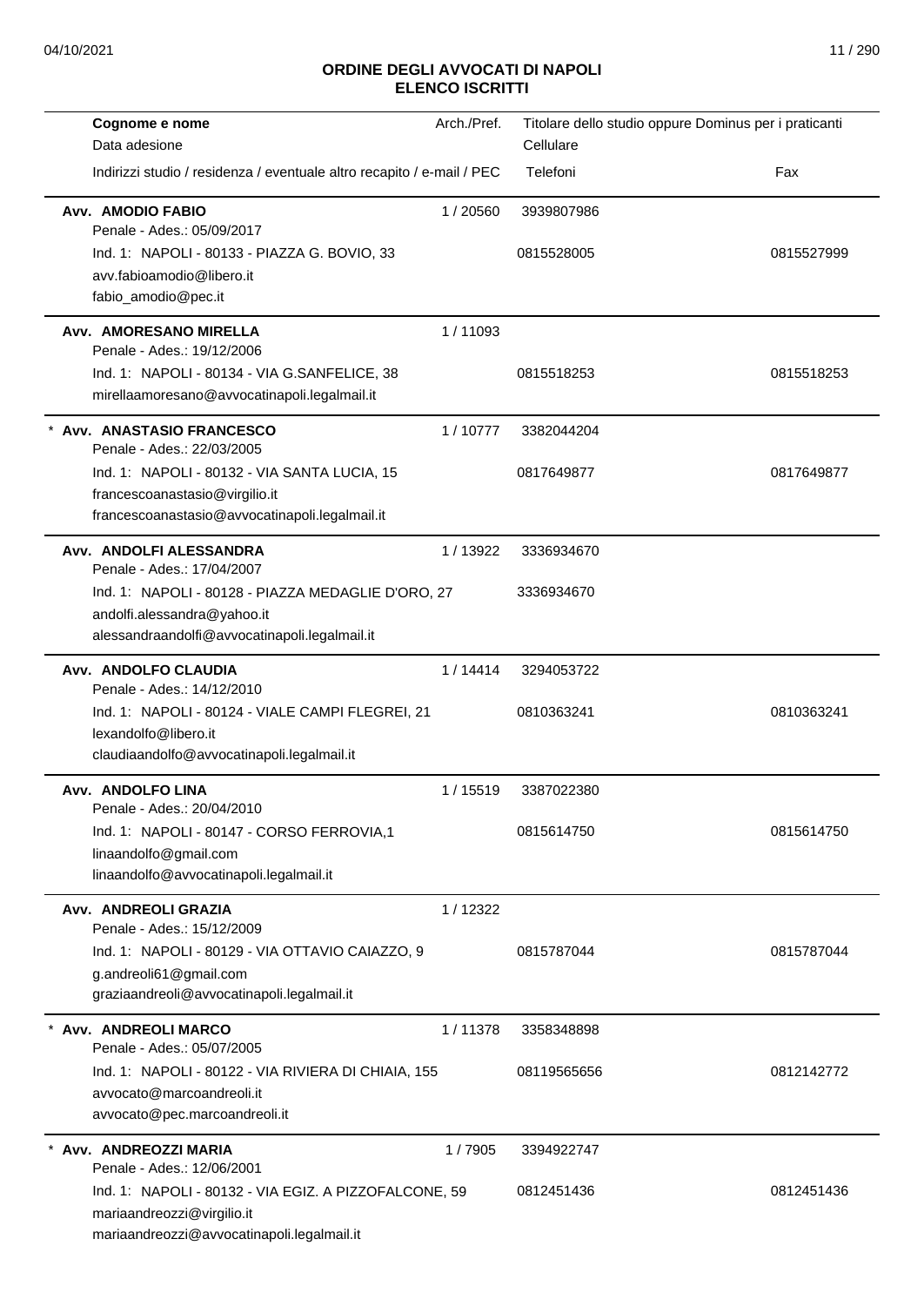## ORDINE DEGLI AVVOCATI DI NAPOLI
## ELENCO ISCRITTI

| Cognome e nome / Data adesione / Indirizzi studio / residenza / eventuale altro recapito / e-mail / PEC | Arch./Pref. | Titolare dello studio oppure Dominus per i praticanti / Cellulare / Telefoni | Fax |
|---|---|---|---|
| **Avv. AMODIO FABIO**<br>Penale - Ades.: 05/09/2017<br>Ind. 1: NAPOLI - 80133 - PIAZZA G. BOVIO, 33<br>avv.fabioamodio@libero.it<br>fabio_amodio@pec.it | 1 / 20560 | 3939807986<br>0815528005 | 0815527999 |
| **Avv. AMORESANO MIRELLA**<br>Penale - Ades.: 19/12/2006<br>Ind. 1: NAPOLI - 80134 - VIA G.SANFELICE, 38<br>mirellaamoresano@avvocatinapoli.legalmail.it | 1 / 11093 | 0815518253 | 0815518253 |
| * **Avv. ANASTASIO FRANCESCO**<br>Penale - Ades.: 22/03/2005<br>Ind. 1: NAPOLI - 80132 - VIA SANTA LUCIA, 15<br>francescoanastasio@virgilio.it<br>francescoanastasio@avvocatinapoli.legalmail.it | 1 / 10777 | 3382044204<br>0817649877 | 0817649877 |
| **Avv. ANDOLFI ALESSANDRA**<br>Penale - Ades.: 17/04/2007<br>Ind. 1: NAPOLI - 80128 - PIAZZA MEDAGLIE D'ORO, 27<br>andolfi.alessandra@yahoo.it<br>alessandraandolfi@avvocatinapoli.legalmail.it | 1 / 13922 | 3336934670<br>3336934670 | |
| **Avv. ANDOLFO CLAUDIA**<br>Penale - Ades.: 14/12/2010<br>Ind. 1: NAPOLI - 80124 - VIALE CAMPI FLEGREI, 21<br>lexandolfo@libero.it<br>claudiaandolfo@avvocatinapoli.legalmail.it | 1 / 14414 | 3294053722<br>0810363241 | 0810363241 |
| **Avv. ANDOLFO LINA**<br>Penale - Ades.: 20/04/2010<br>Ind. 1: NAPOLI - 80147 - CORSO FERROVIA,1<br>linaandolfo@gmail.com<br>linaandolfo@avvocatinapoli.legalmail.it | 1 / 15519 | 3387022380<br>0815614750 | 0815614750 |
| **Avv. ANDREOLI GRAZIA**<br>Penale - Ades.: 15/12/2009<br>Ind. 1: NAPOLI - 80129 - VIA OTTAVIO CAIAZZO, 9<br>g.andreoli61@gmail.com<br>graziaandreoli@avvocatinapoli.legalmail.it | 1 / 12322 | 0815787044 | 0815787044 |
| * **Avv. ANDREOLI MARCO**<br>Penale - Ades.: 05/07/2005<br>Ind. 1: NAPOLI - 80122 - VIA RIVIERA DI CHIAIA, 155<br>avvocato@marcoandreoli.it<br>avvocato@pec.marcoandreoli.it | 1 / 11378 | 3358348898<br>08119565656 | 0812142772 |
| * **Avv. ANDREOZZI MARIA**<br>Penale - Ades.: 12/06/2001<br>Ind. 1: NAPOLI - 80132 - VIA EGIZ. A PIZZOFALCONE, 59<br>mariaandreozzi@virgilio.it<br>mariaandreozzi@avvocatinapoli.legalmail.it | 1 / 7905 | 3394922747<br>0812451436 | 0812451436 |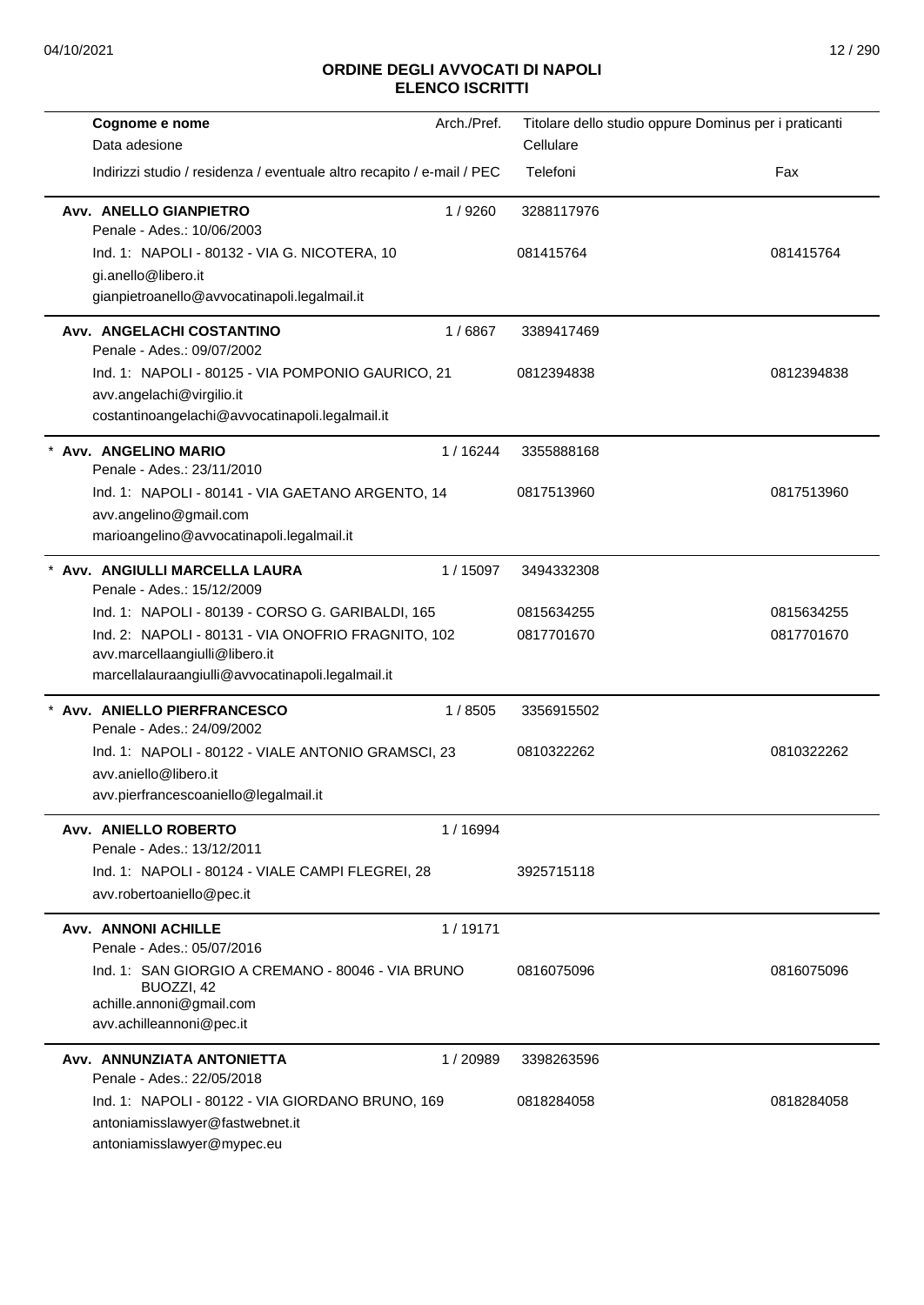## ORDINE DEGLI AVVOCATI DI NAPOLI
## ELENCO ISCRITTI

| Cognome e nome<br>Data adesione<br>Indirizzi studio / residenza / eventuale altro recapito / e-mail / PEC | Arch./Pref. | Titolare dello studio oppure Dominus per i praticanti<br>Cellulare<br>Telefoni | Fax |
|---|---|---|---|
| **Avv. ANELLO GIANPIETRO**<br>Penale - Ades.: 10/06/2003<br>Ind. 1: NAPOLI - 80132 - VIA G. NICOTERA, 10<br>gi.anello@libero.it<br>gianpietroanello@avvocatinapoli.legalmail.it | 1 / 9260 | 3288117976<br>081415764 | 081415764 |
| **Avv. ANGELACHI COSTANTINO**<br>Penale - Ades.: 09/07/2002<br>Ind. 1: NAPOLI - 80125 - VIA POMPONIO GAURICO, 21<br>avv.angelachi@virgilio.it<br>costantinoangelachi@avvocatinapoli.legalmail.it | 1 / 6867 | 3389417469<br>0812394838 | 0812394838 |
| * **Avv. ANGELINO MARIO**<br>Penale - Ades.: 23/11/2010<br>Ind. 1: NAPOLI - 80141 - VIA GAETANO ARGENTO, 14<br>avv.angelino@gmail.com<br>marioangelino@avvocatinapoli.legalmail.it | 1 / 16244 | 3355888168<br>0817513960 | 0817513960 |
| * **Avv. ANGIULLI MARCELLA LAURA**<br>Penale - Ades.: 15/12/2009<br>Ind. 1: NAPOLI - 80139 - CORSO G. GARIBALDI, 165<br>Ind. 2: NAPOLI - 80131 - VIA ONOFRIO FRAGNITO, 102<br>avv.marcellaangiulli@libero.it<br>marcellalauraangiulli@avvocatinapoli.legalmail.it | 1 / 15097 | 3494332308<br>0815634255<br>0817701670 | 0815634255<br>0817701670 |
| * **Avv. ANIELLO PIERFRANCESCO**<br>Penale - Ades.: 24/09/2002<br>Ind. 1: NAPOLI - 80122 - VIALE ANTONIO GRAMSCI, 23<br>avv.aniello@libero.it<br>avv.pierfrancescoaniello@legalmail.it | 1 / 8505 | 3356915502<br>0810322262 | 0810322262 |
| **Avv. ANIELLO ROBERTO**<br>Penale - Ades.: 13/12/2011<br>Ind. 1: NAPOLI - 80124 - VIALE CAMPI FLEGREI, 28<br>avv.robertoaniello@pec.it | 1 / 16994 | 3925715118 | |
| **Avv. ANNONI ACHILLE**<br>Penale - Ades.: 05/07/2016<br>Ind. 1: SAN GIORGIO A CREMANO - 80046 - VIA BRUNO BUOZZI, 42<br>achille.annoni@gmail.com<br>avv.achilleannoni@pec.it | 1 / 19171 | 0816075096 | 0816075096 |
| **Avv. ANNUNZIATA ANTONIETTA**<br>Penale - Ades.: 22/05/2018<br>Ind. 1: NAPOLI - 80122 - VIA GIORDANO BRUNO, 169<br>antoniamisslawyer@fastwebnet.it<br>antoniamisslawyer@mypec.eu | 1 / 20989 | 3398263596<br>0818284058 | 0818284058 |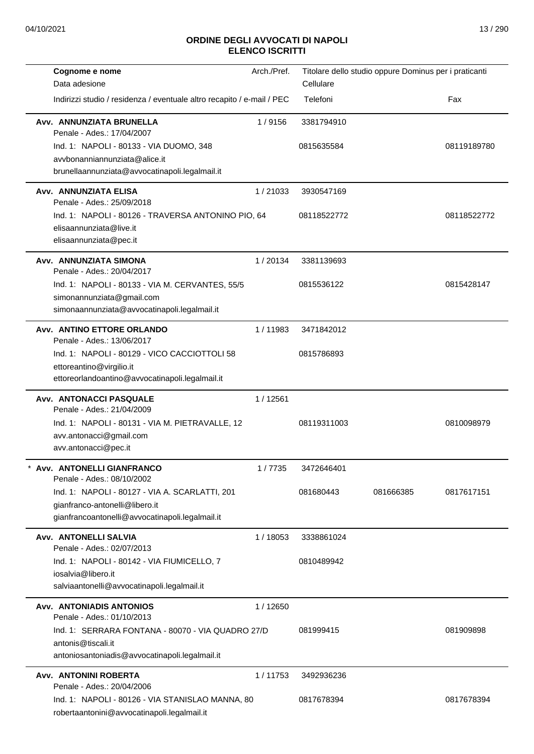## ORDINE DEGLI AVVOCATI DI NAPOLI
## ELENCO ISCRITTI

| Cognome e nome<br>Data adesione<br>Indirizzi studio / residenza / eventuale altro recapito / e-mail / PEC | Arch./Pref. | Titolare dello studio oppure Dominus per i praticanti<br>Cellulare<br>Telefoni | | Fax |
|---|---|---|---|---|
| **Avv. ANNUNZIATA BRUNELLA**<br>Penale - Ades.: 17/04/2007<br>Ind. 1: NAPOLI - 80133 - VIA DUOMO, 348<br>avvbonanniannunziata@alice.it<br>brunellaannunziata@avvocatinapoli.legalmail.it | 1 / 9156 | 3381794910<br>0815635584 | | 08119189780 |
| **Avv. ANNUNZIATA ELISA**<br>Penale - Ades.: 25/09/2018<br>Ind. 1: NAPOLI - 80126 - TRAVERSA ANTONINO PIO, 64<br>elisaannunziata@live.it<br>elisaannunziata@pec.it | 1 / 21033 | 3930547169<br>08118522772 | | 08118522772 |
| **Avv. ANNUNZIATA SIMONA**<br>Penale - Ades.: 20/04/2017<br>Ind. 1: NAPOLI - 80133 - VIA M. CERVANTES, 55/5<br>simonannunziata@gmail.com<br>simonaannunziata@avvocatinapoli.legalmail.it | 1 / 20134 | 3381139693<br>0815536122 | | 0815428147 |
| **Avv. ANTINO ETTORE ORLANDO**<br>Penale - Ades.: 13/06/2017<br>Ind. 1: NAPOLI - 80129 - VICO CACCIOTTOLI 58<br>ettoreantino@virgilio.it<br>ettoreorlandoantino@avvocatinapoli.legalmail.it | 1 / 11983 | 3471842012<br>0815786893 | | |
| **Avv. ANTONACCI PASQUALE**<br>Penale - Ades.: 21/04/2009<br>Ind. 1: NAPOLI - 80131 - VIA M. PIETRAVALLE, 12<br>avv.antonacci@gmail.com<br>avv.antonacci@pec.it | 1 / 12561 | 08119311003 | | 0810098979 |
| * **Avv. ANTONELLI GIANFRANCO**<br>Penale - Ades.: 08/10/2002<br>Ind. 1: NAPOLI - 80127 - VIA A. SCARLATTI, 201<br>gianfranco-antonelli@libero.it<br>gianfrancoantonelli@avvocatinapoli.legalmail.it | 1 / 7735 | 3472646401<br>081680443 | 081666385 | 0817617151 |
| **Avv. ANTONELLI SALVIA**<br>Penale - Ades.: 02/07/2013<br>Ind. 1: NAPOLI - 80142 - VIA FIUMICELLO, 7<br>iosalvia@libero.it<br>salviaantonelli@avvocatinapoli.legalmail.it | 1 / 18053 | 3338861024<br>0810489942 | | |
| **Avv. ANTONIADIS ANTONIOS**<br>Penale - Ades.: 01/10/2013<br>Ind. 1: SERRARA FONTANA - 80070 - VIA QUADRO 27/D<br>antonis@tiscali.it<br>antoniosantoniadis@avvocatinapoli.legalmail.it | 1 / 12650 | 081999415 | | 081909898 |
| **Avv. ANTONINI ROBERTA**<br>Penale - Ades.: 20/04/2006<br>Ind. 1: NAPOLI - 80126 - VIA STANISLAO MANNA, 80<br>robertaantonini@avvocatinapoli.legalmail.it | 1 / 11753 | 3492936236<br>0817678394 | | 0817678394 |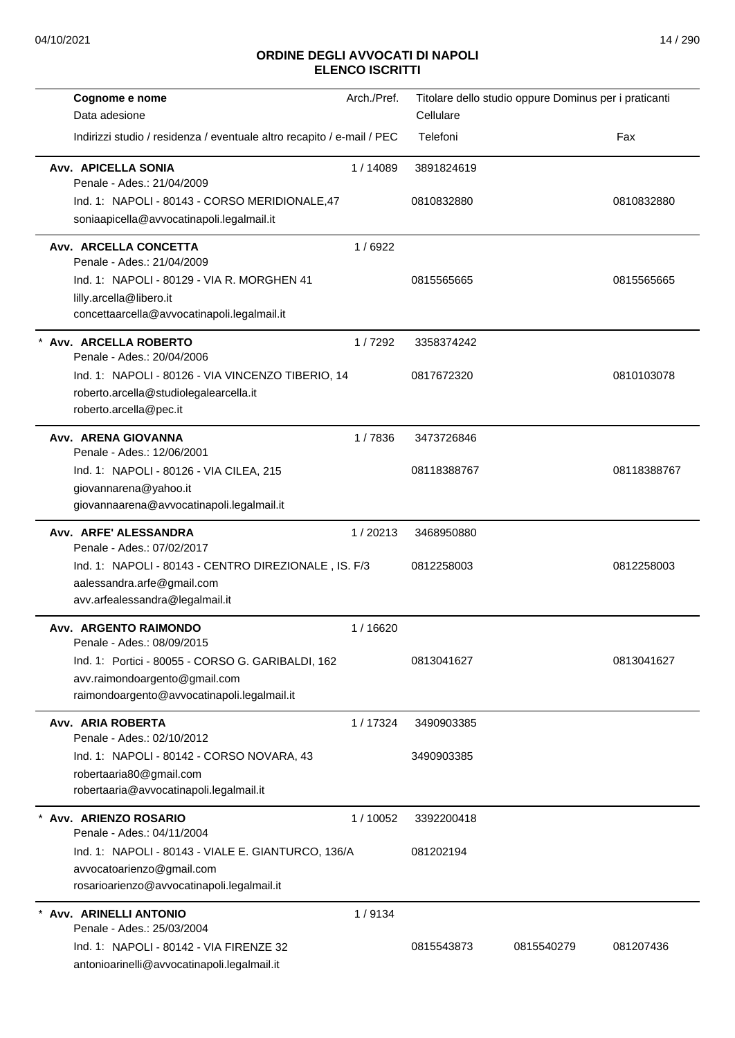# ORDINE DEGLI AVVOCATI DI NAPOLI
## ELENCO ISCRITTI

| Cognome e nome<br>Data adesione<br>Indirizzi studio / residenza / eventuale altro recapito / e-mail / PEC | Arch./Pref. | Titolare dello studio oppure Dominus per i praticanti<br>Cellulare<br>Telefoni | | Fax |
|---|---|---|---|---|
| **Avv. APICELLA SONIA**<br>Penale - Ades.: 21/04/2009<br>Ind. 1: NAPOLI - 80143 - CORSO MERIDIONALE,47<br>soniaapicella@avvocatinapoli.legalmail.it | 1 / 14089 | 3891824619<br>0810832880 | | 0810832880 |
| **Avv. ARCELLA CONCETTA**<br>Penale - Ades.: 21/04/2009<br>Ind. 1: NAPOLI - 80129 - VIA R. MORGHEN 41<br>lilly.arcella@libero.it<br>concettaarcella@avvocatinapoli.legalmail.it | 1 / 6922 | 0815565665 | | 0815565665 |
| * **Avv. ARCELLA ROBERTO**<br>Penale - Ades.: 20/04/2006<br>Ind. 1: NAPOLI - 80126 - VIA VINCENZO TIBERIO, 14<br>roberto.arcella@studiolegalearcella.it<br>roberto.arcella@pec.it | 1 / 7292 | 3358374242<br>0817672320 | | 0810103078 |
| **Avv. ARENA GIOVANNA**<br>Penale - Ades.: 12/06/2001<br>Ind. 1: NAPOLI - 80126 - VIA CILEA, 215<br>giovannarena@yahoo.it<br>giovannaarena@avvocatinapoli.legalmail.it | 1 / 7836 | 3473726846<br>08118388767 | | 08118388767 |
| **Avv. ARFE' ALESSANDRA**<br>Penale - Ades.: 07/02/2017<br>Ind. 1: NAPOLI - 80143 - CENTRO DIREZIONALE , IS. F/3<br>aalessandra.arfe@gmail.com<br>avv.arfealessandra@legalmail.it | 1 / 20213 | 3468950880<br>0812258003 | | 0812258003 |
| **Avv. ARGENTO RAIMONDO**<br>Penale - Ades.: 08/09/2015<br>Ind. 1: Portici - 80055 - CORSO G. GARIBALDI, 162<br>avv.raimondoargento@gmail.com<br>raimondoargento@avvocatinapoli.legalmail.it | 1 / 16620 | 0813041627 | | 0813041627 |
| **Avv. ARIA ROBERTA**<br>Penale - Ades.: 02/10/2012<br>Ind. 1: NAPOLI - 80142 - CORSO NOVARA, 43<br>robertaaria80@gmail.com<br>robertaaria@avvocatinapoli.legalmail.it | 1 / 17324 | 3490903385<br>3490903385 | | |
| * **Avv. ARIENZO ROSARIO**<br>Penale - Ades.: 04/11/2004<br>Ind. 1: NAPOLI - 80143 - VIALE E. GIANTURCO, 136/A<br>avvocatoarienzo@gmail.com<br>rosarioarienzo@avvocatinapoli.legalmail.it | 1 / 10052 | 3392200418<br>081202194 | | |
| * **Avv. ARINELLI ANTONIO**<br>Penale - Ades.: 25/03/2004<br>Ind. 1: NAPOLI - 80142 - VIA FIRENZE 32<br>antonioarinelli@avvocatinapoli.legalmail.it | 1 / 9134 | 0815543873 | 0815540279 | 081207436 |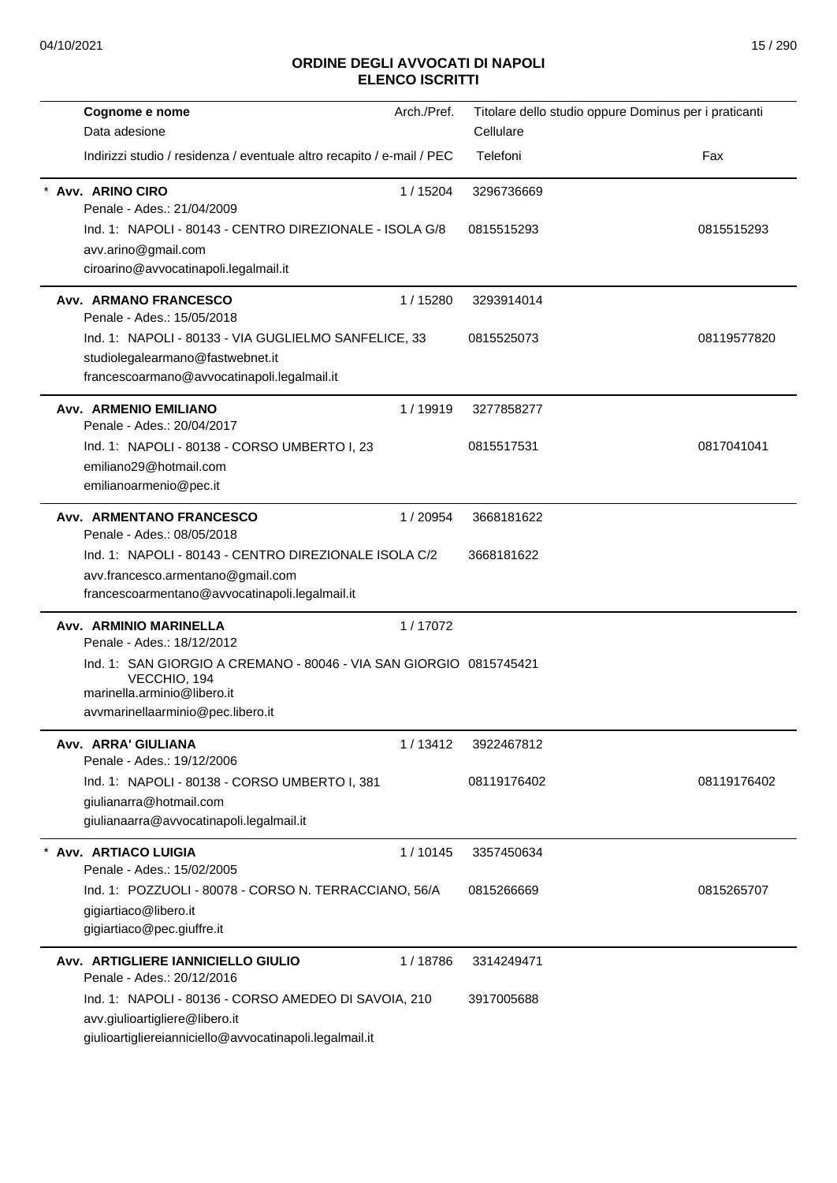**ORDINE DEGLI AVVOCATI DI NAPOLI**
**ELENCO ISCRITTI**

| Cognome e nome<br>Data adesione<br>Indirizzi studio / residenza / eventuale altro recapito / e-mail / PEC | Arch./Pref. | Titolare dello studio oppure Dominus per i praticanti<br>Cellulare<br>Telefoni | Fax |
|---|---|---|---|
| * **Avv. ARINO CIRO**<br>Penale - Ades.: 21/04/2009<br>Ind. 1: NAPOLI - 80143 - CENTRO DIREZIONALE - ISOLA G/8<br>avv.arino@gmail.com<br>ciroarino@avvocatinapoli.legalmail.it | 1 / 15204 | 3296736669<br>0815515293 | 0815515293 |
| **Avv. ARMANO FRANCESCO**<br>Penale - Ades.: 15/05/2018<br>Ind. 1: NAPOLI - 80133 - VIA GUGLIELMO SANFELICE, 33<br>studiolegalearmano@fastwebnet.it<br>francescoarmano@avvocatinapoli.legalmail.it | 1 / 15280 | 3293914014<br>0815525073 | 08119577820 |
| **Avv. ARMENIO EMILIANO**<br>Penale - Ades.: 20/04/2017<br>Ind. 1: NAPOLI - 80138 - CORSO UMBERTO I, 23<br>emiliano29@hotmail.com<br>emilianoarmenio@pec.it | 1 / 19919 | 3277858277<br>0815517531 | 0817041041 |
| **Avv. ARMENTANO FRANCESCO**<br>Penale - Ades.: 08/05/2018<br>Ind. 1: NAPOLI - 80143 - CENTRO DIREZIONALE ISOLA C/2<br>avv.francesco.armentano@gmail.com<br>francescoarmentano@avvocatinapoli.legalmail.it | 1 / 20954 | 3668181622<br>3668181622 | |
| **Avv. ARMINIO MARINELLA**<br>Penale - Ades.: 18/12/2012<br>Ind. 1: SAN GIORGIO A CREMANO - 80046 - VIA SAN GIORGIO VECCHIO, 194<br>marinella.arminio@libero.it<br>avvmarinellaarminio@pec.libero.it | 1 / 17072 | 0815745421 | |
| **Avv. ARRA' GIULIANA**<br>Penale - Ades.: 19/12/2006<br>Ind. 1: NAPOLI - 80138 - CORSO UMBERTO I, 381<br>giulianarra@hotmail.com<br>giulianaarra@avvocatinapoli.legalmail.it | 1 / 13412 | 3922467812<br>08119176402 | 08119176402 |
| * **Avv. ARTIACO LUIGIA**<br>Penale - Ades.: 15/02/2005<br>Ind. 1: POZZUOLI - 80078 - CORSO N. TERRACCIANO, 56/A<br>gigiartiaco@libero.it<br>gigiartiaco@pec.giuffre.it | 1 / 10145 | 3357450634<br>0815266669 | 0815265707 |
| **Avv. ARTIGLIERE IANNICIELLO GIULIO**<br>Penale - Ades.: 20/12/2016<br>Ind. 1: NAPOLI - 80136 - CORSO AMEDEO DI SAVOIA, 210<br>avv.giulioartigliere@libero.it<br>giulioartigliereianniciello@avvocatinapoli.legalmail.it | 1 / 18786 | 3314249471<br>3917005688 | |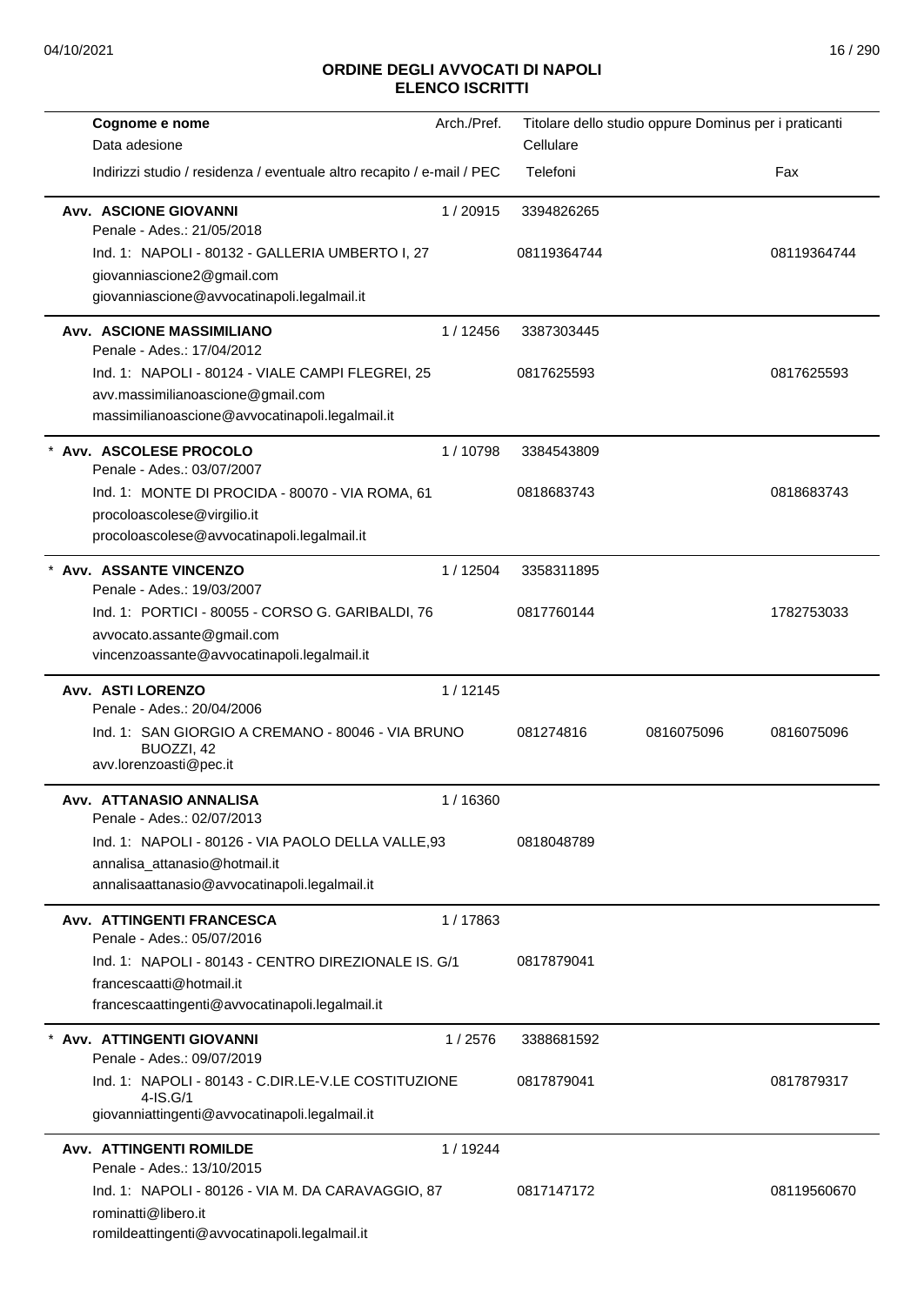# ORDINE DEGLI AVVOCATI DI NAPOLI
## ELENCO ISCRITTI

| Cognome e nome / Data adesione / Indirizzi studio / residenza / eventuale altro recapito / e-mail / PEC | Arch./Pref. | Titolare dello studio oppure Dominus per i praticanti / Cellulare / Telefoni | | Fax |
|---|---|---|---|---|
| **Avv. ASCIONE GIOVANNI**<br>Penale - Ades.: 21/05/2018<br>Ind. 1: NAPOLI - 80132 - GALLERIA UMBERTO I, 27<br>giovanniascione2@gmail.com<br>giovanniascione@avvocatinapoli.legalmail.it | 1 / 20915 | 3394826265<br>08119364744 | | 08119364744 |
| **Avv. ASCIONE MASSIMILIANO**<br>Penale - Ades.: 17/04/2012<br>Ind. 1: NAPOLI - 80124 - VIALE CAMPI FLEGREI, 25<br>avv.massimilianoascione@gmail.com<br>massimilianoascione@avvocatinapoli.legalmail.it | 1 / 12456 | 3387303445<br>0817625593 | | 0817625593 |
| * **Avv. ASCOLESE PROCOLO**<br>Penale - Ades.: 03/07/2007<br>Ind. 1: MONTE DI PROCIDA - 80070 - VIA ROMA, 61<br>procoloascolese@virgilio.it<br>procoloascolese@avvocatinapoli.legalmail.it | 1 / 10798 | 3384543809<br>0818683743 | | 0818683743 |
| * **Avv. ASSANTE VINCENZO**<br>Penale - Ades.: 19/03/2007<br>Ind. 1: PORTICI - 80055 - CORSO G. GARIBALDI, 76<br>avvocato.assante@gmail.com<br>vincenzoassante@avvocatinapoli.legalmail.it | 1 / 12504 | 3358311895<br>0817760144 | | 1782753033 |
| **Avv. ASTI LORENZO**<br>Penale - Ades.: 20/04/2006<br>Ind. 1: SAN GIORGIO A CREMANO - 80046 - VIA BRUNO BUOZZI, 42<br>avv.lorenzoasti@pec.it | 1 / 12145 | 081274816 | 0816075096 | 0816075096 |
| **Avv. ATTANASIO ANNALISA**<br>Penale - Ades.: 02/07/2013<br>Ind. 1: NAPOLI - 80126 - VIA PAOLO DELLA VALLE,93<br>annalisa_attanasio@hotmail.it<br>annalisaattanasio@avvocatinapoli.legalmail.it | 1 / 16360 | 0818048789 | | |
| **Avv. ATTINGENTI FRANCESCA**<br>Penale - Ades.: 05/07/2016<br>Ind. 1: NAPOLI - 80143 - CENTRO DIREZIONALE IS. G/1<br>francescaatti@hotmail.it<br>francescaattingenti@avvocatinapoli.legalmail.it | 1 / 17863 | 0817879041 | | |
| * **Avv. ATTINGENTI GIOVANNI**<br>Penale - Ades.: 09/07/2019<br>Ind. 1: NAPOLI - 80143 - C.DIR.LE-V.LE COSTITUZIONE 4-IS.G/1<br>giovanniattingenti@avvocatinapoli.legalmail.it | 1 / 2576 | 3388681592<br>0817879041 | | 0817879317 |
| **Avv. ATTINGENTI ROMILDE**<br>Penale - Ades.: 13/10/2015<br>Ind. 1: NAPOLI - 80126 - VIA M. DA CARAVAGGIO, 87<br>rominatti@libero.it<br>romildeattingenti@avvocatinapoli.legalmail.it | 1 / 19244 | 0817147172 | | 08119560670 |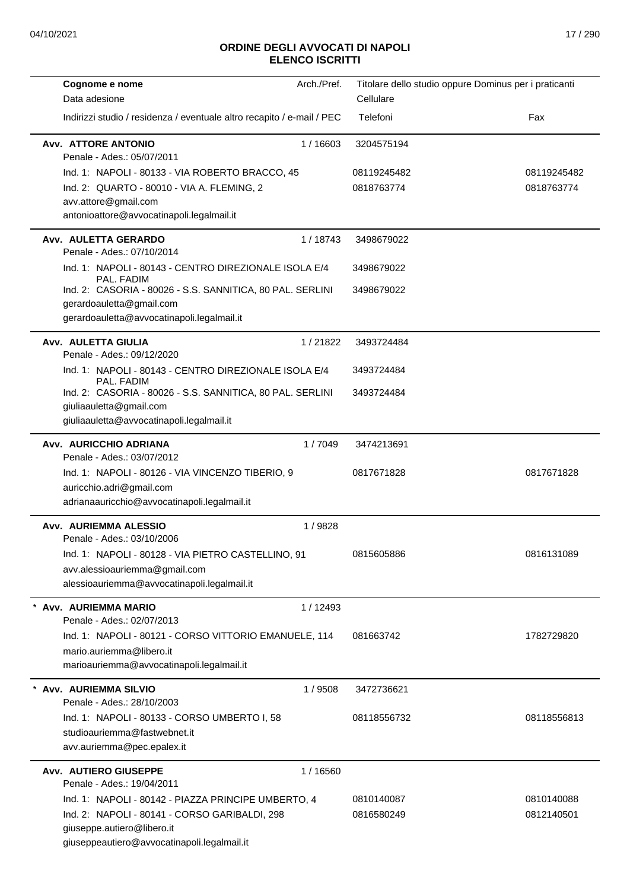## ORDINE DEGLI AVVOCATI DI NAPOLI
## ELENCO ISCRITTI

| Cognome e nome<br>Data adesione<br>Indirizzi studio / residenza / eventuale altro recapito / e-mail / PEC | Arch./Pref. | Titolare dello studio oppure Dominus per i praticanti<br>Cellulare<br>Telefoni | Fax |
|---|---|---|---|
| **Avv. ATTORE ANTONIO**<br>Penale - Ades.: 05/07/2011 | 1 / 16603 | 3204575194 | |
| Ind. 1: NAPOLI - 80133 - VIA ROBERTO BRACCO, 45 | | 08119245482 | 08119245482 |
| Ind. 2: QUARTO - 80010 - VIA A. FLEMING, 2<br>avv.attore@gmail.com<br>antonioattore@avvocatinapoli.legalmail.it | | 0818763774 | 0818763774 |
| **Avv. AULETTA GERARDO**<br>Penale - Ades.: 07/10/2014 | 1 / 18743 | 3498679022 | |
| Ind. 1: NAPOLI - 80143 - CENTRO DIREZIONALE ISOLA E/4 PAL. FADIM | | 3498679022 | |
| Ind. 2: CASORIA - 80026 - S.S. SANNITICA, 80 PAL. SERLINI<br>gerardoauletta@gmail.com<br>gerardoauletta@avvocatinapoli.legalmail.it | | 3498679022 | |
| **Avv. AULETTA GIULIA**<br>Penale - Ades.: 09/12/2020 | 1 / 21822 | 3493724484 | |
| Ind. 1: NAPOLI - 80143 - CENTRO DIREZIONALE ISOLA E/4 PAL. FADIM | | 3493724484 | |
| Ind. 2: CASORIA - 80026 - S.S. SANNITICA, 80 PAL. SERLINI<br>giuliaauletta@gmail.com<br>giuliaauletta@avvocatinapoli.legalmail.it | | 3493724484 | |
| **Avv. AURICCHIO ADRIANA**<br>Penale - Ades.: 03/07/2012 | 1 / 7049 | 3474213691 | |
| Ind. 1: NAPOLI - 80126 - VIA VINCENZO TIBERIO, 9<br>auricchio.adri@gmail.com<br>adrianaauricchio@avvocatinapoli.legalmail.it | | 0817671828 | 0817671828 |
| **Avv. AURIEMMA ALESSIO**<br>Penale - Ades.: 03/10/2006 | 1 / 9828 | | |
| Ind. 1: NAPOLI - 80128 - VIA PIETRO CASTELLINO, 91<br>avv.alessioauriemma@gmail.com<br>alessioauriemma@avvocatinapoli.legalmail.it | | 0815605886 | 0816131089 |
| * **Avv. AURIEMMA MARIO**<br>Penale - Ades.: 02/07/2013 | 1 / 12493 | | |
| Ind. 1: NAPOLI - 80121 - CORSO VITTORIO EMANUELE, 114<br>mario.auriemma@libero.it<br>marioauriemma@avvocatinapoli.legalmail.it | | 081663742 | 1782729820 |
| * **Avv. AURIEMMA SILVIO**<br>Penale - Ades.: 28/10/2003 | 1 / 9508 | 3472736621 | |
| Ind. 1: NAPOLI - 80133 - CORSO UMBERTO I, 58<br>studioauriemma@fastwebnet.it<br>avv.auriemma@pec.epalex.it | | 08118556732 | 08118556813 |
| **Avv. AUTIERO GIUSEPPE**<br>Penale - Ades.: 19/04/2011 | 1 / 16560 | | |
| Ind. 1: NAPOLI - 80142 - PIAZZA PRINCIPE UMBERTO, 4 | | 0810140087 | 0810140088 |
| Ind. 2: NAPOLI - 80141 - CORSO GARIBALDI, 298<br>giuseppe.autiero@libero.it<br>giuseppeautiero@avvocatinapoli.legalmail.it | | 0816580249 | 0812140501 |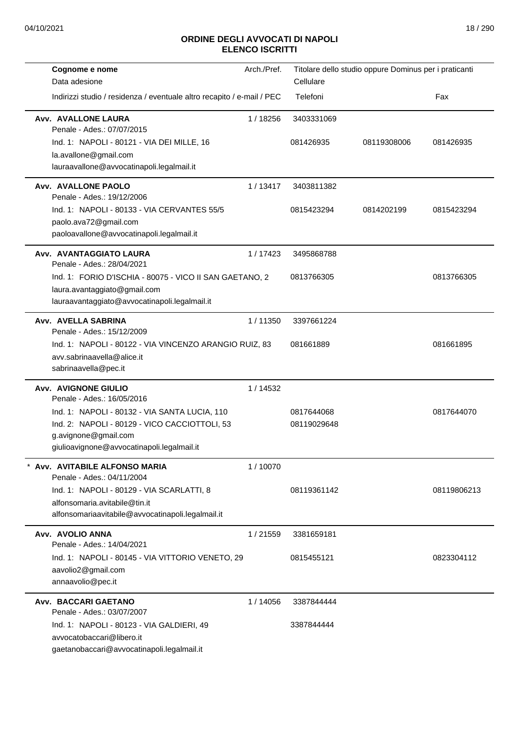**ORDINE DEGLI AVVOCATI DI NAPOLI**
**ELENCO ISCRITTI**

| Cognome e nome / Data adesione / Indirizzi studio / residenza / eventuale altro recapito / e-mail / PEC | Arch./Pref. | Titolare dello studio oppure Dominus per i praticanti / Cellulare / Telefoni | | Fax |
|---|---|---|---|---|
| **Avv. AVALLONE LAURA** | 1 / 18256 | 3403331069 | | |
| Penale - Ades.: 07/07/2015 | | | | |
| Ind. 1: NAPOLI - 80121 - VIA DEI MILLE, 16 | | 081426935 | 08119308006 | 081426935 |
| la.avallone@gmail.com | | | | |
| lauraavallone@avvocatinapoli.legalmail.it | | | | |
| **Avv. AVALLONE PAOLO** | 1 / 13417 | 3403811382 | | |
| Penale - Ades.: 19/12/2006 | | | | |
| Ind. 1: NAPOLI - 80133 - VIA CERVANTES 55/5 | | 0815423294 | 0814202199 | 0815423294 |
| paolo.ava72@gmail.com | | | | |
| paoloavallone@avvocatinapoli.legalmail.it | | | | |
| **Avv. AVANTAGGIATO LAURA** | 1 / 17423 | 3495868788 | | |
| Penale - Ades.: 28/04/2021 | | | | |
| Ind. 1: FORIO D'ISCHIA - 80075 - VICO II SAN GAETANO, 2 | | 0813766305 | | 0813766305 |
| laura.avantaggiato@gmail.com | | | | |
| lauraavantaggiato@avvocatinapoli.legalmail.it | | | | |
| **Avv. AVELLA SABRINA** | 1 / 11350 | 3397661224 | | |
| Penale - Ades.: 15/12/2009 | | | | |
| Ind. 1: NAPOLI - 80122 - VIA VINCENZO ARANGIO RUIZ, 83 | | 081661889 | | 081661895 |
| avv.sabrinaavella@alice.it | | | | |
| sabrinaavella@pec.it | | | | |
| **Avv. AVIGNONE GIULIO** | 1 / 14532 | | | |
| Penale - Ades.: 16/05/2016 | | | | |
| Ind. 1: NAPOLI - 80132 - VIA SANTA LUCIA, 110 | | 0817644068 | | 0817644070 |
| Ind. 2: NAPOLI - 80129 - VICO CACCIOTTOLI, 53 | | 08119029648 | | |
| g.avignone@gmail.com | | | | |
| giulioavignone@avvocatinapoli.legalmail.it | | | | |
| * **Avv. AVITABILE ALFONSO MARIA** | 1 / 10070 | | | |
| Penale - Ades.: 04/11/2004 | | | | |
| Ind. 1: NAPOLI - 80129 - VIA SCARLATTI, 8 | | 08119361142 | | 08119806213 |
| alfonsomaria.avitabile@tin.it | | | | |
| alfonsomariaavitabile@avvocatinapoli.legalmail.it | | | | |
| **Avv. AVOLIO ANNA** | 1 / 21559 | 3381659181 | | |
| Penale - Ades.: 14/04/2021 | | | | |
| Ind. 1: NAPOLI - 80145 - VIA VITTORIO VENETO, 29 | | 0815455121 | | 0823304112 |
| aavolio2@gmail.com | | | | |
| annaavolio@pec.it | | | | |
| **Avv. BACCARI GAETANO** | 1 / 14056 | 3387844444 | | |
| Penale - Ades.: 03/07/2007 | | | | |
| Ind. 1: NAPOLI - 80123 - VIA GALDIERI, 49 | | 3387844444 | | |
| avvocatobaccari@libero.it | | | | |
| gaetanobaccari@avvocatinapoli.legalmail.it | | | | |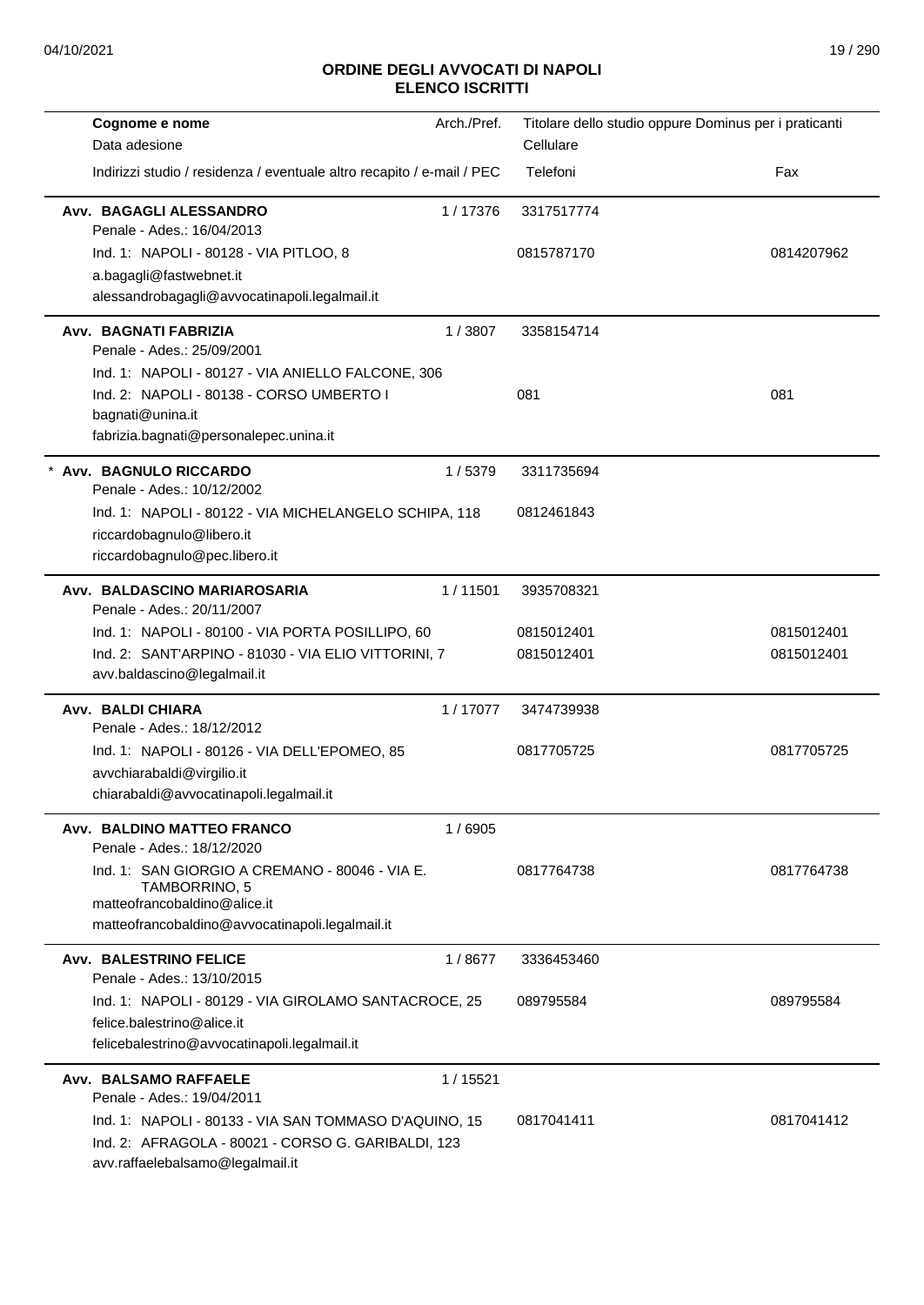# ORDINE DEGLI AVVOCATI DI NAPOLI
## ELENCO ISCRITTI

| Cognome e nome<br>Data adesione<br>Indirizzi studio / residenza / eventuale altro recapito / e-mail / PEC | Arch./Pref. | Titolare dello studio oppure Dominus per i praticanti<br>Cellulare<br>Telefoni | Fax |
|---|---|---|---|
| **Avv. BAGAGLI ALESSANDRO**<br>Penale - Ades.: 16/04/2013 | 1 / 17376 | 3317517774 | |
| Ind. 1: NAPOLI - 80128 - VIA PITLOO, 8<br>a.bagagli@fastwebnet.it<br>alessandrobagagli@avvocatinapoli.legalmail.it | | 0815787170 | 0814207962 |
| **Avv. BAGNATI FABRIZIA**<br>Penale - Ades.: 25/09/2001 | 1 / 3807 | 3358154714 | |
| Ind. 1: NAPOLI - 80127 - VIA ANIELLO FALCONE, 306 | | | |
| Ind. 2: NAPOLI - 80138 - CORSO UMBERTO I<br>bagnati@unina.it<br>fabrizia.bagnati@personalepec.unina.it | | 081 | 081 |
| * **Avv. BAGNULO RICCARDO**<br>Penale - Ades.: 10/12/2002 | 1 / 5379 | 3311735694 | |
| Ind. 1: NAPOLI - 80122 - VIA MICHELANGELO SCHIPA, 118<br>riccardobagnulo@libero.it<br>riccardobagnulo@pec.libero.it | | 0812461843 | |
| **Avv. BALDASCINO MARIAROSARIA**<br>Penale - Ades.: 20/11/2007 | 1 / 11501 | 3935708321 | |
| Ind. 1: NAPOLI - 80100 - VIA PORTA POSILLIPO, 60 | | 0815012401 | 0815012401 |
| Ind. 2: SANT'ARPINO - 81030 - VIA ELIO VITTORINI, 7<br>avv.baldascino@legalmail.it | | 0815012401 | 0815012401 |
| **Avv. BALDI CHIARA**<br>Penale - Ades.: 18/12/2012 | 1 / 17077 | 3474739938 | |
| Ind. 1: NAPOLI - 80126 - VIA DELL'EPOMEO, 85<br>avvchiarabaldi@virgilio.it<br>chiarabaldi@avvocatinapoli.legalmail.it | | 0817705725 | 0817705725 |
| **Avv. BALDINO MATTEO FRANCO**<br>Penale - Ades.: 18/12/2020 | 1 / 6905 | | |
| Ind. 1: SAN GIORGIO A CREMANO - 80046 - VIA E. TAMBORRINO, 5<br>matteofrancobaldino@alice.it<br>matteofrancobaldino@avvocatinapoli.legalmail.it | | 0817764738 | 0817764738 |
| **Avv. BALESTRINO FELICE**<br>Penale - Ades.: 13/10/2015 | 1 / 8677 | 3336453460 | |
| Ind. 1: NAPOLI - 80129 - VIA GIROLAMO SANTACROCE, 25<br>felice.balestrino@alice.it<br>felicebalestrino@avvocatinapoli.legalmail.it | | 089795584 | 089795584 |
| **Avv. BALSAMO RAFFAELE**<br>Penale - Ades.: 19/04/2011 | 1 / 15521 | | |
| Ind. 1: NAPOLI - 80133 - VIA SAN TOMMASO D'AQUINO, 15 | | 0817041411 | 0817041412 |
| Ind. 2: AFRAGOLA - 80021 - CORSO G. GARIBALDI, 123<br>avv.raffaelebalsamo@legalmail.it | | | |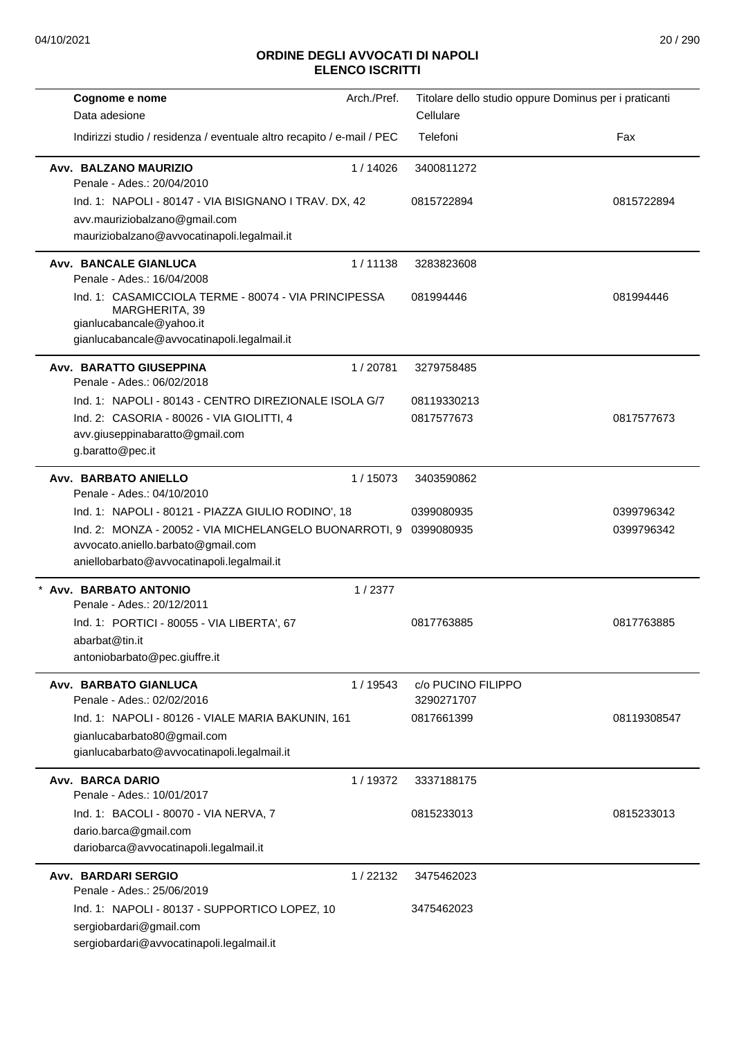## ORDINE DEGLI AVVOCATI DI NAPOLI
## ELENCO ISCRITTI

| Cognome e nome<br>Data adesione<br>Indirizzi studio / residenza / eventuale altro recapito / e-mail / PEC | Arch./Pref. | Titolare dello studio oppure Dominus per i praticanti<br>Cellulare<br>Telefoni | Fax |
|---|---|---|---|
| **Avv. BALZANO MAURIZIO**<br>Penale - Ades.: 20/04/2010 | 1 / 14026 | 3400811272 | |
| Ind. 1: NAPOLI - 80147 - VIA BISIGNANO I TRAV. DX, 42 | | 0815722894 | 0815722894 |
| avv.mauriziobalzano@gmail.com<br>mauriziobalzano@avvocatinapoli.legalmail.it | | | |
| **Avv. BANCALE GIANLUCA**<br>Penale - Ades.: 16/04/2008 | 1 / 11138 | 3283823608 | |
| Ind. 1: CASAMICCIOLA TERME - 80074 - VIA PRINCIPESSA MARGHERITA, 39 | | 081994446 | 081994446 |
| gianlucabancale@yahoo.it<br>gianlucabancale@avvocatinapoli.legalmail.it | | | |
| **Avv. BARATTO GIUSEPPINA**<br>Penale - Ades.: 06/02/2018 | 1 / 20781 | 3279758485 | |
| Ind. 1: NAPOLI - 80143 - CENTRO DIREZIONALE ISOLA G/7 | | 08119330213 | |
| Ind. 2: CASORIA - 80026 - VIA GIOLITTI, 4 | | 0817577673 | 0817577673 |
| avv.giuseppinabaratto@gmail.com<br>g.baratto@pec.it | | | |
| **Avv. BARBATO ANIELLO**<br>Penale - Ades.: 04/10/2010 | 1 / 15073 | 3403590862 | |
| Ind. 1: NAPOLI - 80121 - PIAZZA GIULIO RODINO', 18 | | 0399080935 | 0399796342 |
| Ind. 2: MONZA - 20052 - VIA MICHELANGELO BUONARROTI, 9 | | 0399080935 | 0399796342 |
| avvocato.aniello.barbato@gmail.com<br>aniellobarbato@avvocatinapoli.legalmail.it | | | |
| * **Avv. BARBATO ANTONIO**<br>Penale - Ades.: 20/12/2011 | 1 / 2377 | | |
| Ind. 1: PORTICI - 80055 - VIA LIBERTA', 67 | | 0817763885 | 0817763885 |
| abarbat@tin.it<br>antoniobarbato@pec.giuffre.it | | | |
| **Avv. BARBATO GIANLUCA**<br>Penale - Ades.: 02/02/2016 | 1 / 19543 | c/o PUCINO FILIPPO<br>3290271707 | |
| Ind. 1: NAPOLI - 80126 - VIALE MARIA BAKUNIN, 161 | | 0817661399 | 08119308547 |
| gianlucabarbato80@gmail.com<br>gianlucabarbato@avvocatinapoli.legalmail.it | | | |
| **Avv. BARCA DARIO**<br>Penale - Ades.: 10/01/2017 | 1 / 19372 | 3337188175 | |
| Ind. 1: BACOLI - 80070 - VIA NERVA, 7 | | 0815233013 | 0815233013 |
| dario.barca@gmail.com<br>dariobarca@avvocatinapoli.legalmail.it | | | |
| **Avv. BARDARI SERGIO**<br>Penale - Ades.: 25/06/2019 | 1 / 22132 | 3475462023 | |
| Ind. 1: NAPOLI - 80137 - SUPPORTICO LOPEZ, 10 | | 3475462023 | |
| sergiobardari@gmail.com<br>sergiobardari@avvocatinapoli.legalmail.it | | | |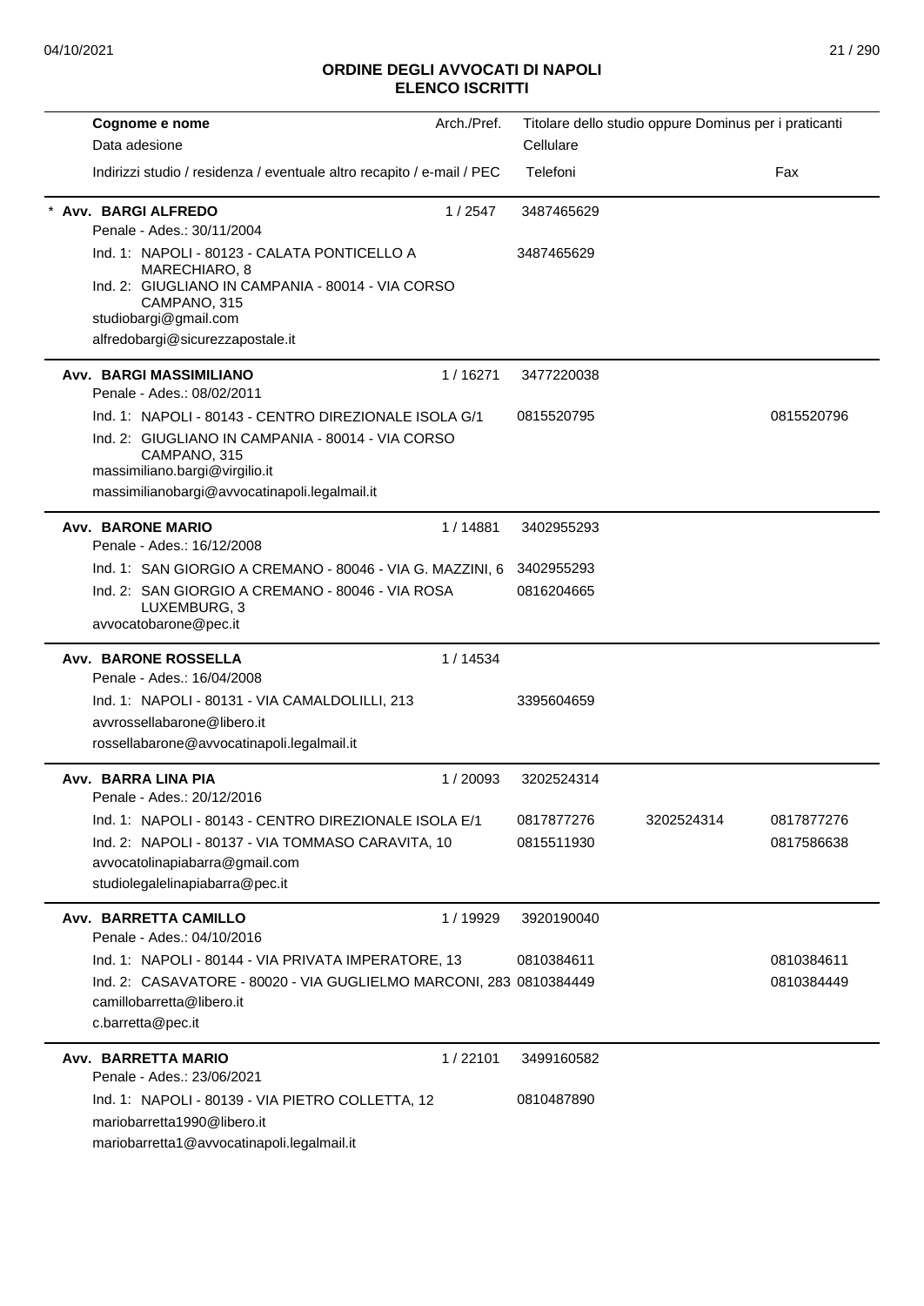## ORDINE DEGLI AVVOCATI DI NAPOLI
## ELENCO ISCRITTI

| Cognome e nome / Data adesione / Indirizzi studio / residenza / eventuale altro recapito / e-mail / PEC | Arch./Pref. | Titolare dello studio oppure Dominus per i praticanti / Cellulare / Telefoni | | Fax |
|---|---|---|---|---|
| * **Avv. BARGI ALFREDO** | 1 / 2547 | 3487465629 | | |
| Penale - Ades.: 30/11/2004 | | | | |
| Ind. 1: NAPOLI - 80123 - CALATA PONTICELLO A MARECHIARO, 8 | | 3487465629 | | |
| Ind. 2: GIUGLIANO IN CAMPANIA - 80014 - VIA CORSO CAMPANO, 315 | | | | |
| studiobargi@gmail.com | | | | |
| alfredobargi@sicurezzapostale.it | | | | |
| **Avv. BARGI MASSIMILIANO** | 1 / 16271 | 3477220038 | | |
| Penale - Ades.: 08/02/2011 | | | | |
| Ind. 1: NAPOLI - 80143 - CENTRO DIREZIONALE ISOLA G/1 | | 0815520795 | | 0815520796 |
| Ind. 2: GIUGLIANO IN CAMPANIA - 80014 - VIA CORSO CAMPANO, 315 | | | | |
| massimiliano.bargi@virgilio.it | | | | |
| massimilianobargi@avvocatinapoli.legalmail.it | | | | |
| **Avv. BARONE MARIO** | 1 / 14881 | 3402955293 | | |
| Penale - Ades.: 16/12/2008 | | | | |
| Ind. 1: SAN GIORGIO A CREMANO - 80046 - VIA G. MAZZINI, 6 | | 3402955293 | | |
| Ind. 2: SAN GIORGIO A CREMANO - 80046 - VIA ROSA LUXEMBURG, 3 | | 0816204665 | | |
| avvocatobarone@pec.it | | | | |
| **Avv. BARONE ROSSELLA** | 1 / 14534 | | | |
| Penale - Ades.: 16/04/2008 | | | | |
| Ind. 1: NAPOLI - 80131 - VIA CAMALDOLILLI, 213 | | 3395604659 | | |
| avvrossellabarone@libero.it | | | | |
| rossellabarone@avvocatinapoli.legalmail.it | | | | |
| **Avv. BARRA LINA PIA** | 1 / 20093 | 3202524314 | | |
| Penale - Ades.: 20/12/2016 | | | | |
| Ind. 1: NAPOLI - 80143 - CENTRO DIREZIONALE ISOLA E/1 | | 0817877276 | 3202524314 | 0817877276 |
| Ind. 2: NAPOLI - 80137 - VIA TOMMASO CARAVITA, 10 | | 0815511930 | | 0817586638 |
| avvocatolinapiabarra@gmail.com | | | | |
| studiolegalelinapiabarra@pec.it | | | | |
| **Avv. BARRETTA CAMILLO** | 1 / 19929 | 3920190040 | | |
| Penale - Ades.: 04/10/2016 | | | | |
| Ind. 1: NAPOLI - 80144 - VIA PRIVATA IMPERATORE, 13 | | 0810384611 | | 0810384611 |
| Ind. 2: CASAVATORE - 80020 - VIA GUGLIELMO MARCONI, 283 | | 0810384449 | | 0810384449 |
| camillobarretta@libero.it | | | | |
| c.barretta@pec.it | | | | |
| **Avv. BARRETTA MARIO** | 1 / 22101 | 3499160582 | | |
| Penale - Ades.: 23/06/2021 | | | | |
| Ind. 1: NAPOLI - 80139 - VIA PIETRO COLLETTA, 12 | | 0810487890 | | |
| mariobarretta1990@libero.it | | | | |
| mariobarretta1@avvocatinapoli.legalmail.it | | | | |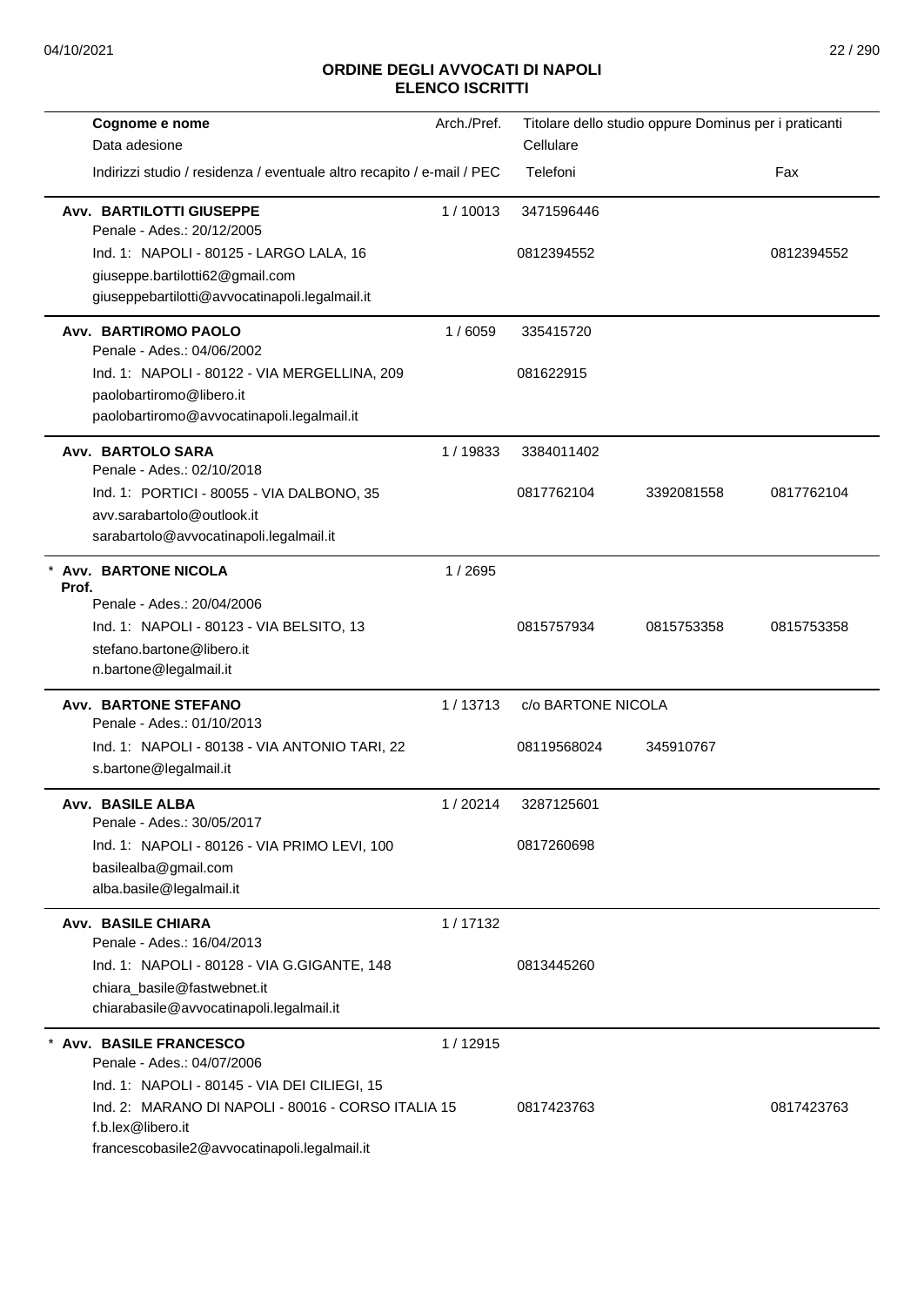# ORDINE DEGLI AVVOCATI DI NAPOLI
## ELENCO ISCRITTI

| Cognome e nome<br>Data adesione<br>Indirizzi studio / residenza / eventuale altro recapito / e-mail / PEC | Arch./Pref. | Titolare dello studio oppure Dominus per i praticanti<br>Cellulare<br>Telefoni | | Fax |
|---|---|---|---|---|
| **Avv. BARTILOTTI GIUSEPPE**<br>Penale - Ades.: 20/12/2005<br>Ind. 1: NAPOLI - 80125 - LARGO LALA, 16<br>giuseppe.bartilotti62@gmail.com<br>giuseppebartilotti@avvocatinapoli.legalmail.it | 1 / 10013 | 3471596446<br>0812394552 | | 0812394552 |
| **Avv. BARTIROMO PAOLO**<br>Penale - Ades.: 04/06/2002<br>Ind. 1: NAPOLI - 80122 - VIA MERGELLINA, 209<br>paolobartiromo@libero.it<br>paolobartiromo@avvocatinapoli.legalmail.it | 1 / 6059 | 335415720<br>081622915 | | |
| **Avv. BARTOLO SARA**<br>Penale - Ades.: 02/10/2018<br>Ind. 1: PORTICI - 80055 - VIA DALBONO, 35<br>avv.sarabartolo@outlook.it<br>sarabartolo@avvocatinapoli.legalmail.it | 1 / 19833 | 3384011402<br>0817762104 | 3392081558 | 0817762104 |
| * **Avv. BARTONE NICOLA**<br>**Prof.**<br>Penale - Ades.: 20/04/2006<br>Ind. 1: NAPOLI - 80123 - VIA BELSITO, 13<br>stefano.bartone@libero.it<br>n.bartone@legalmail.it | 1 / 2695 | 0815757934 | 0815753358 | 0815753358 |
| **Avv. BARTONE STEFANO**<br>Penale - Ades.: 01/10/2013<br>Ind. 1: NAPOLI - 80138 - VIA ANTONIO TARI, 22<br>s.bartone@legalmail.it | 1 / 13713 | c/o BARTONE NICOLA<br>08119568024 | 345910767 | |
| **Avv. BASILE ALBA**<br>Penale - Ades.: 30/05/2017<br>Ind. 1: NAPOLI - 80126 - VIA PRIMO LEVI, 100<br>basilealba@gmail.com<br>alba.basile@legalmail.it | 1 / 20214 | 3287125601<br>0817260698 | | |
| **Avv. BASILE CHIARA**<br>Penale - Ades.: 16/04/2013<br>Ind. 1: NAPOLI - 80128 - VIA G.GIGANTE, 148<br>chiara_basile@fastwebnet.it<br>chiarabasile@avvocatinapoli.legalmail.it | 1 / 17132 | 0813445260 | | |
| * **Avv. BASILE FRANCESCO**<br>Penale - Ades.: 04/07/2006<br>Ind. 1: NAPOLI - 80145 - VIA DEI CILIEGI, 15<br>Ind. 2: MARANO DI NAPOLI - 80016 - CORSO ITALIA 15<br>f.b.lex@libero.it<br>francescobasile2@avvocatinapoli.legalmail.it | 1 / 12915 | 0817423763 | | 0817423763 |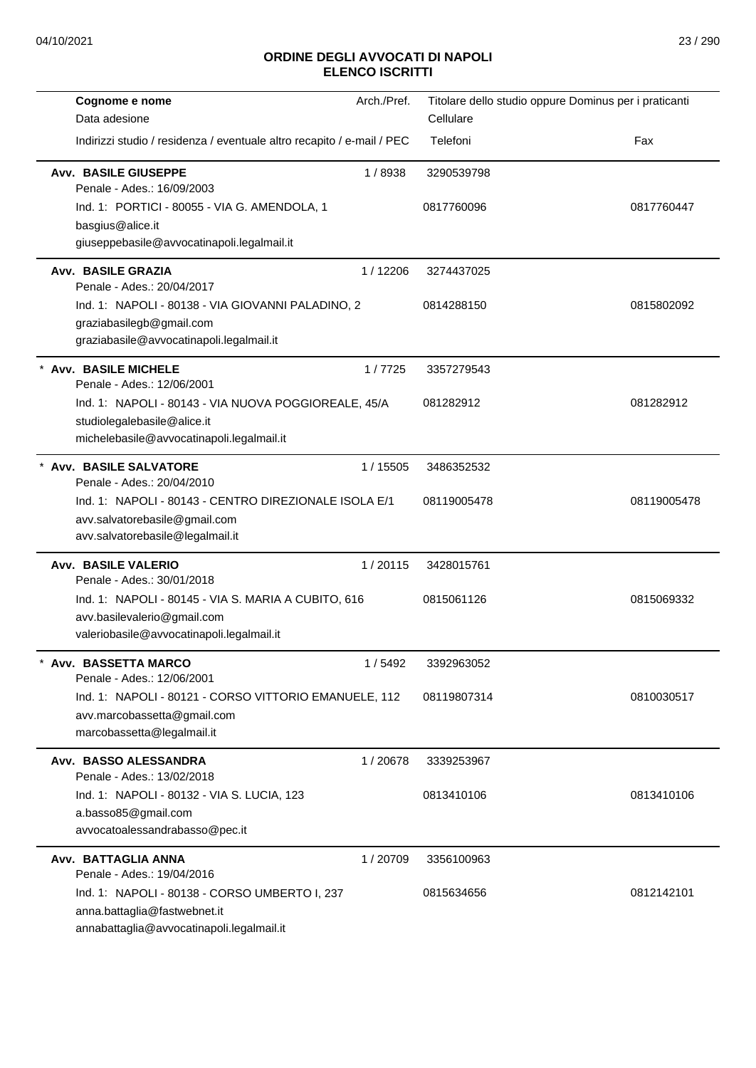## ORDINE DEGLI AVVOCATI DI NAPOLI
## ELENCO ISCRITTI

| Cognome e nome<br>Data adesione<br>Indirizzi studio / residenza / eventuale altro recapito / e-mail / PEC | Arch./Pref. | Titolare dello studio oppure Dominus per i praticanti<br>Cellulare<br>Telefoni | Fax |
|---|---|---|---|
| **Avv. BASILE GIUSEPPE**<br>Penale - Ades.: 16/09/2003<br>Ind. 1: PORTICI - 80055 - VIA G. AMENDOLA, 1<br>basgius@alice.it<br>giuseppebasile@avvocatinapoli.legalmail.it | 1 / 8938 | 3290539798<br>0817760096 | 0817760447 |
| **Avv. BASILE GRAZIA**<br>Penale - Ades.: 20/04/2017<br>Ind. 1: NAPOLI - 80138 - VIA GIOVANNI PALADINO, 2<br>graziabasilegb@gmail.com<br>graziabasile@avvocatinapoli.legalmail.it | 1 / 12206 | 3274437025<br>0814288150 | 0815802092 |
| * **Avv. BASILE MICHELE**<br>Penale - Ades.: 12/06/2001<br>Ind. 1: NAPOLI - 80143 - VIA NUOVA POGGIOREALE, 45/A<br>studiolegalebasile@alice.it<br>michelebasile@avvocatinapoli.legalmail.it | 1 / 7725 | 3357279543<br>081282912 | 081282912 |
| * **Avv. BASILE SALVATORE**<br>Penale - Ades.: 20/04/2010<br>Ind. 1: NAPOLI - 80143 - CENTRO DIREZIONALE ISOLA E/1<br>avv.salvatorebasile@gmail.com<br>avv.salvatorebasile@legalmail.it | 1 / 15505 | 3486352532<br>08119005478 | 08119005478 |
| **Avv. BASILE VALERIO**<br>Penale - Ades.: 30/01/2018<br>Ind. 1: NAPOLI - 80145 - VIA S. MARIA A CUBITO, 616<br>avv.basilevalerio@gmail.com<br>valeriobasile@avvocatinapoli.legalmail.it | 1 / 20115 | 3428015761<br>0815061126 | 0815069332 |
| * **Avv. BASSETTA MARCO**<br>Penale - Ades.: 12/06/2001<br>Ind. 1: NAPOLI - 80121 - CORSO VITTORIO EMANUELE, 112<br>avv.marcobassetta@gmail.com<br>marcobassetta@legalmail.it | 1 / 5492 | 3392963052<br>08119807314 | 0810030517 |
| **Avv. BASSO ALESSANDRA**<br>Penale - Ades.: 13/02/2018<br>Ind. 1: NAPOLI - 80132 - VIA S. LUCIA, 123<br>a.basso85@gmail.com<br>avvocatoalessandrabasso@pec.it | 1 / 20678 | 3339253967<br>0813410106 | 0813410106 |
| **Avv. BATTAGLIA ANNA**<br>Penale - Ades.: 19/04/2016<br>Ind. 1: NAPOLI - 80138 - CORSO UMBERTO I, 237<br>anna.battaglia@fastwebnet.it<br>annabattaglia@avvocatinapoli.legalmail.it | 1 / 20709 | 3356100963<br>0815634656 | 0812142101 |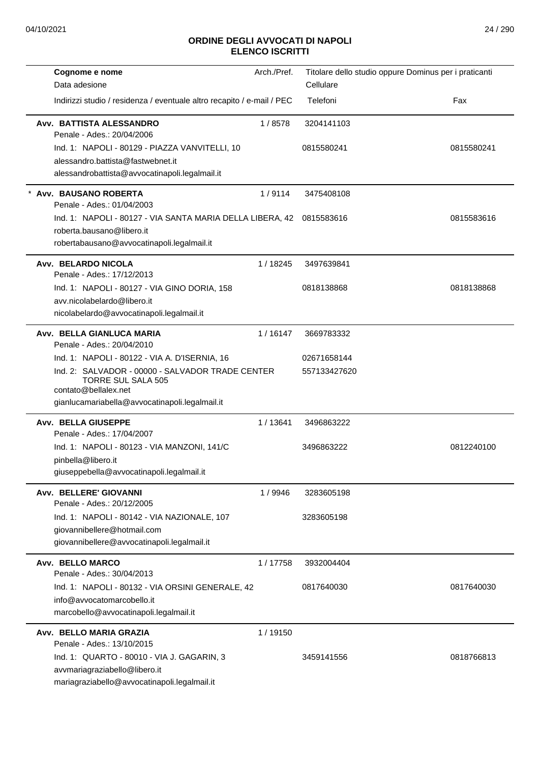# ORDINE DEGLI AVVOCATI DI NAPOLI
## ELENCO ISCRITTI

| Cognome e nome<br>Data adesione<br>Indirizzi studio / residenza / eventuale altro recapito / e-mail / PEC | Arch./Pref. | Titolare dello studio oppure Dominus per i praticanti<br>Cellulare<br>Telefoni | Fax |
|---|---|---|---|
| **Avv. BATTISTA ALESSANDRO**<br>Penale - Ades.: 20/04/2006<br>Ind. 1: NAPOLI - 80129 - PIAZZA VANVITELLI, 10<br>alessandro.battista@fastwebnet.it<br>alessandrobattista@avvocatinapoli.legalmail.it | 1 / 8578 | 3204141103<br><br>0815580241 | <br><br>0815580241 |
| * **Avv. BAUSANO ROBERTA**<br>Penale - Ades.: 01/04/2003<br>Ind. 1: NAPOLI - 80127 - VIA SANTA MARIA DELLA LIBERA, 42<br>roberta.bausano@libero.it<br>robertabausano@avvocatinapoli.legalmail.it | 1 / 9114 | 3475408108<br><br>0815583616 | <br><br>0815583616 |
| **Avv. BELARDO NICOLA**<br>Penale - Ades.: 17/12/2013<br>Ind. 1: NAPOLI - 80127 - VIA GINO DORIA, 158<br>avv.nicolabelardo@libero.it<br>nicolabelardo@avvocatinapoli.legalmail.it | 1 / 18245 | 3497639841<br><br>0818138868 | <br><br>0818138868 |
| **Avv. BELLA GIANLUCA MARIA**<br>Penale - Ades.: 20/04/2010<br>Ind. 1: NAPOLI - 80122 - VIA A. D'ISERNIA, 16<br>Ind. 2: SALVADOR - 00000 - SALVADOR TRADE CENTER TORRE SUL SALA 505<br>contato@bellalex.net<br>gianlucamariabella@avvocatinapoli.legalmail.it | 1 / 16147 | 3669783332<br><br>02671658144<br>557133427620 | |
| **Avv. BELLA GIUSEPPE**<br>Penale - Ades.: 17/04/2007<br>Ind. 1: NAPOLI - 80123 - VIA MANZONI, 141/C<br>pinbella@libero.it<br>giuseppebella@avvocatinapoli.legalmail.it | 1 / 13641 | 3496863222<br><br>3496863222 | <br><br>0812240100 |
| **Avv. BELLERE' GIOVANNI**<br>Penale - Ades.: 20/12/2005<br>Ind. 1: NAPOLI - 80142 - VIA NAZIONALE, 107<br>giovannibellere@hotmail.com<br>giovannibellere@avvocatinapoli.legalmail.it | 1 / 9946 | 3283605198<br><br>3283605198 | |
| **Avv. BELLO MARCO**<br>Penale - Ades.: 30/04/2013<br>Ind. 1: NAPOLI - 80132 - VIA ORSINI GENERALE, 42<br>info@avvocatomarcobello.it<br>marcobello@avvocatinapoli.legalmail.it | 1 / 17758 | 3932004404<br><br>0817640030 | <br><br>0817640030 |
| **Avv. BELLO MARIA GRAZIA**<br>Penale - Ades.: 13/10/2015<br>Ind. 1: QUARTO - 80010 - VIA J. GAGARIN, 3<br>avvmariagraziabello@libero.it<br>mariagraziabello@avvocatinapoli.legalmail.it | 1 / 19150 | <br><br>3459141556 | <br><br>0818766813 |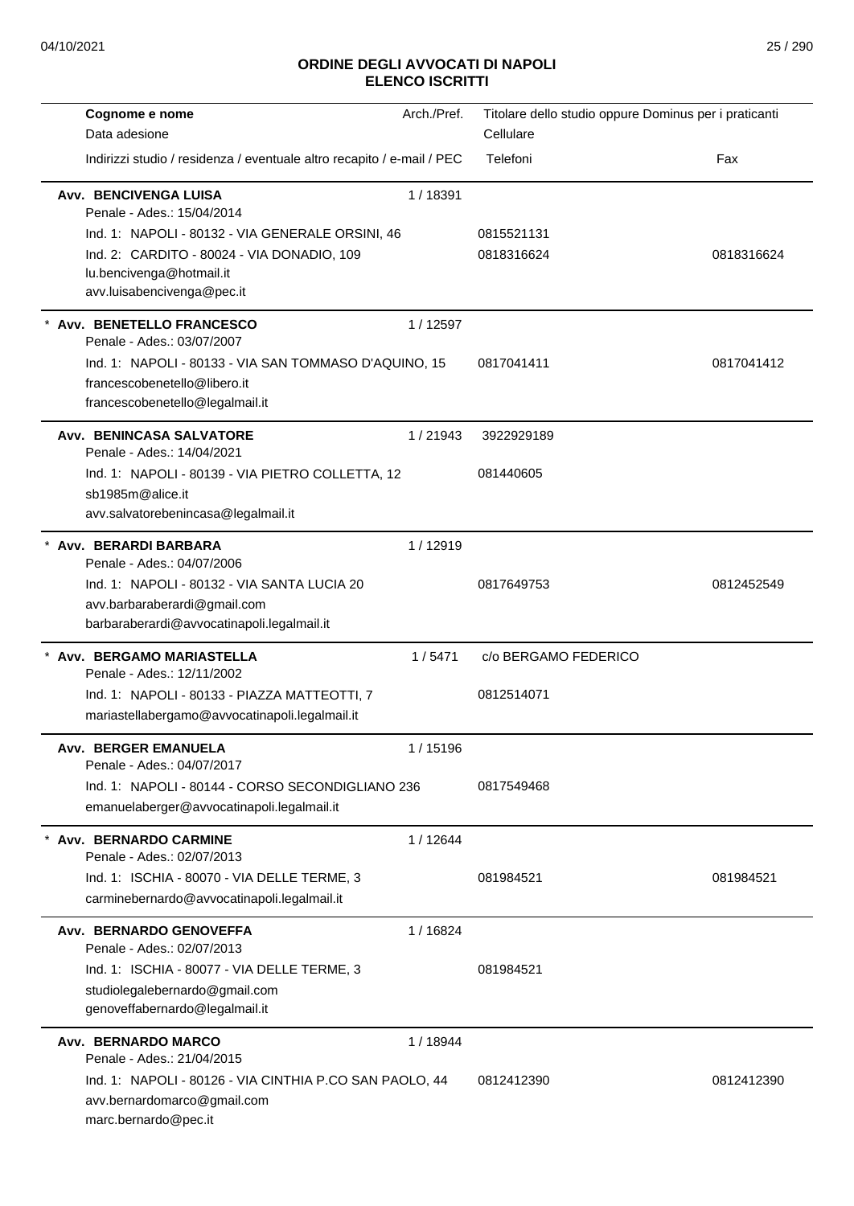## ORDINE DEGLI AVVOCATI DI NAPOLI
## ELENCO ISCRITTI

| Cognome e nome<br>Data adesione<br>Indirizzi studio / residenza / eventuale altro recapito / e-mail / PEC | Arch./Pref. | Titolare dello studio oppure Dominus per i praticanti<br>Cellulare<br>Telefoni | Fax |
|---|---|---|---|
| **Avv. BENCIVENGA LUISA**<br>Penale - Ades.: 15/04/2014<br>Ind. 1: NAPOLI - 80132 - VIA GENERALE ORSINI, 46<br>Ind. 2: CARDITO - 80024 - VIA DONADIO, 109<br>lu.bencivenga@hotmail.it<br>avv.luisabencivenga@pec.it | 1 / 18391 | <br><br>0815521131<br>0818316624 | <br><br><br>0818316624 |
| * **Avv. BENETELLO FRANCESCO**<br>Penale - Ades.: 03/07/2007<br>Ind. 1: NAPOLI - 80133 - VIA SAN TOMMASO D'AQUINO, 15<br>francescobenetello@libero.it<br>francescobenetello@legalmail.it | 1 / 12597 | <br><br>0817041411 | <br><br>0817041412 |
| **Avv. BENINCASA SALVATORE**<br>Penale - Ades.: 14/04/2021<br>Ind. 1: NAPOLI - 80139 - VIA PIETRO COLLETTA, 12<br>sb1985m@alice.it<br>avv.salvatorebenincasa@legalmail.it | 1 / 21943 | 3922929189<br><br>081440605 | |
| * **Avv. BERARDI BARBARA**<br>Penale - Ades.: 04/07/2006<br>Ind. 1: NAPOLI - 80132 - VIA SANTA LUCIA 20<br>avv.barbaraberardi@gmail.com<br>barbaraberardi@avvocatinapoli.legalmail.it | 1 / 12919 | <br><br>0817649753 | <br><br>0812452549 |
| * **Avv. BERGAMO MARIASTELLA**<br>Penale - Ades.: 12/11/2002<br>Ind. 1: NAPOLI - 80133 - PIAZZA MATTEOTTI, 7<br>mariastellabergamo@avvocatinapoli.legalmail.it | 1 / 5471 | c/o BERGAMO FEDERICO<br><br>0812514071 | |
| **Avv. BERGER EMANUELA**<br>Penale - Ades.: 04/07/2017<br>Ind. 1: NAPOLI - 80144 - CORSO SECONDIGLIANO 236<br>emanuelaberger@avvocatinapoli.legalmail.it | 1 / 15196 | <br><br>0817549468 | |
| * **Avv. BERNARDO CARMINE**<br>Penale - Ades.: 02/07/2013<br>Ind. 1: ISCHIA - 80070 - VIA DELLE TERME, 3<br>carminebernardo@avvocatinapoli.legalmail.it | 1 / 12644 | <br><br>081984521 | <br><br>081984521 |
| **Avv. BERNARDO GENOVEFFA**<br>Penale - Ades.: 02/07/2013<br>Ind. 1: ISCHIA - 80077 - VIA DELLE TERME, 3<br>studiolegalebernardo@gmail.com<br>genoveffabernardo@legalmail.it | 1 / 16824 | <br><br>081984521 | |
| **Avv. BERNARDO MARCO**<br>Penale - Ades.: 21/04/2015<br>Ind. 1: NAPOLI - 80126 - VIA CINTHIA P.CO SAN PAOLO, 44<br>avv.bernardomarco@gmail.com<br>marc.bernardo@pec.it | 1 / 18944 | <br><br>0812412390 | <br><br>0812412390 |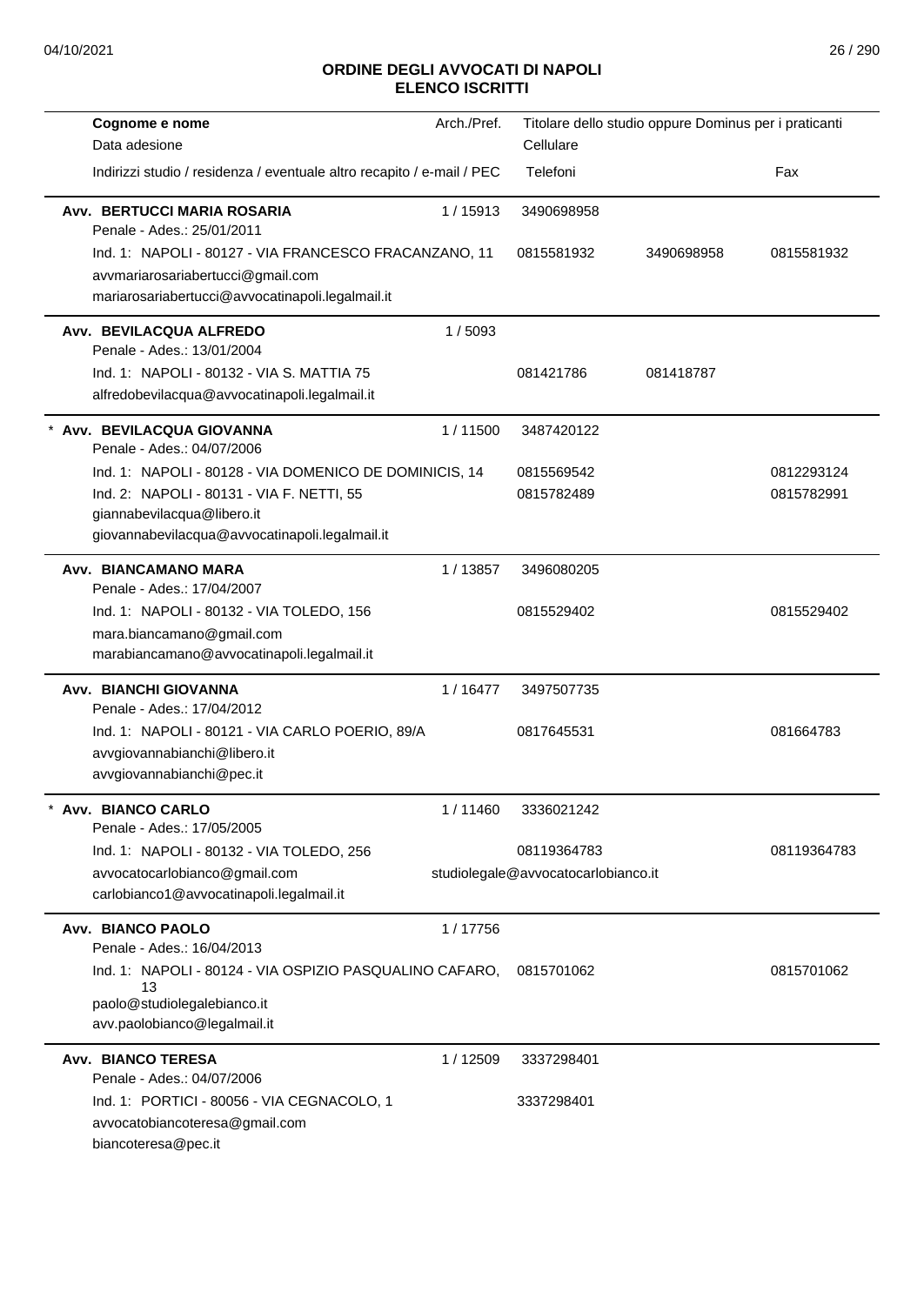# ORDINE DEGLI AVVOCATI DI NAPOLI
## ELENCO ISCRITTI

| Cognome e nome<br>Data adesione<br>Indirizzi studio / residenza / eventuale altro recapito / e-mail / PEC | Arch./Pref. | Titolare dello studio oppure Dominus per i praticanti<br>Cellulare<br>Telefoni | | Fax |
|---|---|---|---|---|
| **Avv. BERTUCCI MARIA ROSARIA**<br>Penale - Ades.: 25/01/2011 | 1 / 15913 | 3490698958 | | |
| Ind. 1: NAPOLI - 80127 - VIA FRANCESCO FRACANZANO, 11<br>avvmariarosariabertucci@gmail.com<br>mariarosariabertucci@avvocatinapoli.legalmail.it | | 0815581932 | 3490698958 | 0815581932 |
| **Avv. BEVILACQUA ALFREDO**<br>Penale - Ades.: 13/01/2004 | 1 / 5093 | | | |
| Ind. 1: NAPOLI - 80132 - VIA S. MATTIA 75<br>alfredobevilacqua@avvocatinapoli.legalmail.it | | 081421786 | 081418787 | |
| * **Avv. BEVILACQUA GIOVANNA**<br>Penale - Ades.: 04/07/2006 | 1 / 11500 | 3487420122 | | |
| Ind. 1: NAPOLI - 80128 - VIA DOMENICO DE DOMINICIS, 14 | | 0815569542 | | 0812293124 |
| Ind. 2: NAPOLI - 80131 - VIA F. NETTI, 55<br>giannabevilacqua@libero.it<br>giovannabevilacqua@avvocatinapoli.legalmail.it | | 0815782489 | | 0815782991 |
| **Avv. BIANCAMANO MARA**<br>Penale - Ades.: 17/04/2007 | 1 / 13857 | 3496080205 | | |
| Ind. 1: NAPOLI - 80132 - VIA TOLEDO, 156<br>mara.biancamano@gmail.com<br>marabiancamano@avvocatinapoli.legalmail.it | | 0815529402 | | 0815529402 |
| **Avv. BIANCHI GIOVANNA**<br>Penale - Ades.: 17/04/2012 | 1 / 16477 | 3497507735 | | |
| Ind. 1: NAPOLI - 80121 - VIA CARLO POERIO, 89/A<br>avvgiovannabianchi@libero.it<br>avvgiovannabianchi@pec.it | | 0817645531 | | 081664783 |
| * **Avv. BIANCO CARLO**<br>Penale - Ades.: 17/05/2005 | 1 / 11460 | 3336021242 | | |
| Ind. 1: NAPOLI - 80132 - VIA TOLEDO, 256<br>avvocatocarlobianco@gmail.com<br>carlobianco1@avvocatinapoli.legalmail.it | | 08119364783<br>studiolegale@avvocatocarlobianco.it | | 08119364783 |
| **Avv. BIANCO PAOLO**<br>Penale - Ades.: 16/04/2013 | 1 / 17756 | | | |
| Ind. 1: NAPOLI - 80124 - VIA OSPIZIO PASQUALINO CAFARO, 13<br>paolo@studiolegalebianco.it<br>avv.paolobianco@legalmail.it | | 0815701062 | | 0815701062 |
| **Avv. BIANCO TERESA**<br>Penale - Ades.: 04/07/2006 | 1 / 12509 | 3337298401 | | |
| Ind. 1: PORTICI - 80056 - VIA CEGNACOLO, 1<br>avvocatobiancoteresa@gmail.com<br>biancoteresa@pec.it | | 3337298401 | | |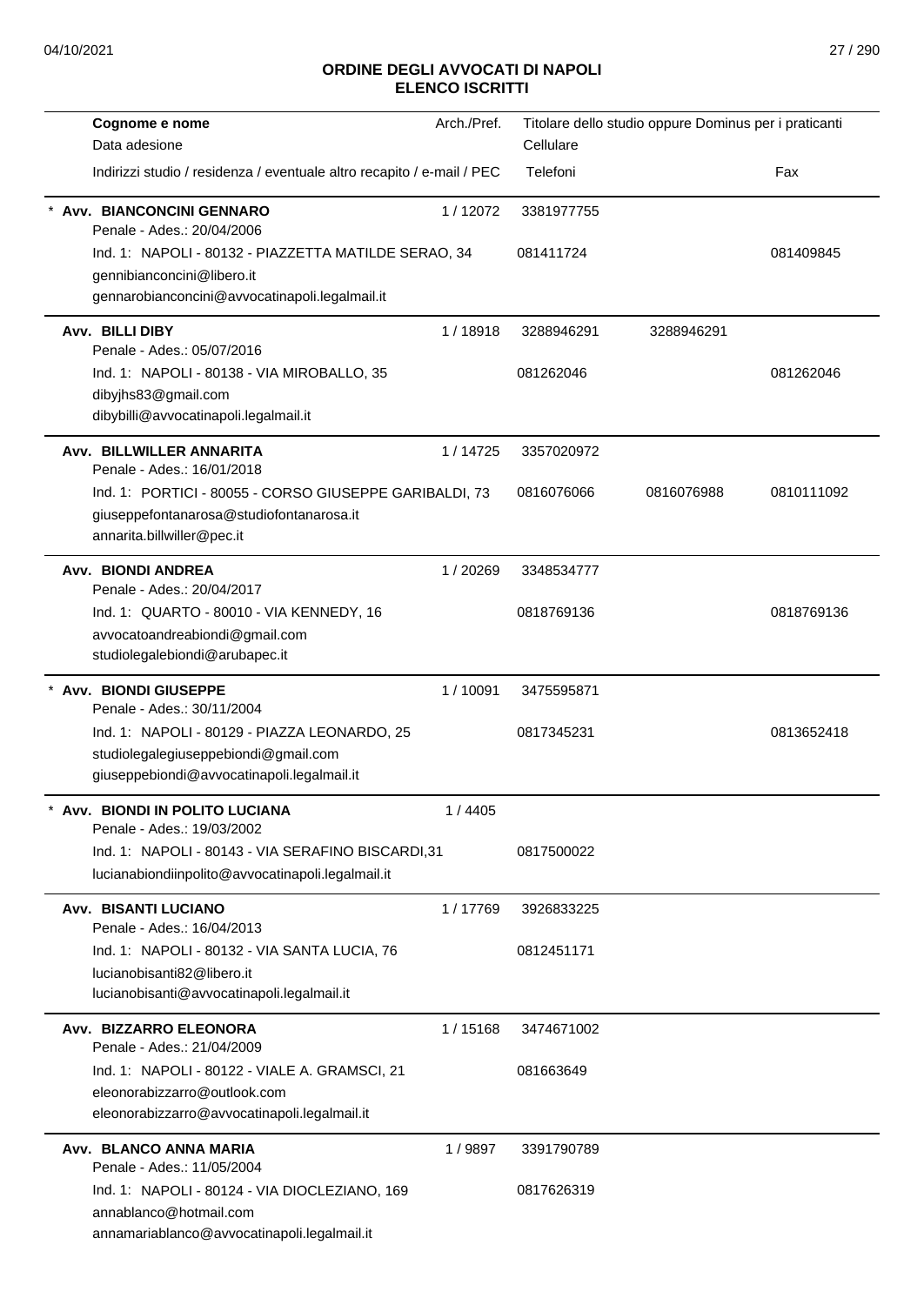## ORDINE DEGLI AVVOCATI DI NAPOLI
## ELENCO ISCRITTI

| Cognome e nome / Data adesione / Indirizzi studio / residenza / eventuale altro recapito / e-mail / PEC | Arch./Pref. | Titolare dello studio oppure Dominus per i praticanti / Cellulare / Telefoni | | Fax |
|---|---|---|---|---|
| * **Avv. BIANCONCINI GENNARO**<br>Penale - Ades.: 20/04/2006<br>Ind. 1: NAPOLI - 80132 - PIAZZETTA MATILDE SERAO, 34<br>gennibianconcini@libero.it<br>gennarobianconcini@avvocatinapoli.legalmail.it | 1 / 12072 | 3381977755<br>081411724 | | 081409845 |
| **Avv. BILLI DIBY**<br>Penale - Ades.: 05/07/2016<br>Ind. 1: NAPOLI - 80138 - VIA MIROBALLO, 35<br>dibyjhs83@gmail.com<br>dibybilli@avvocatinapoli.legalmail.it | 1 / 18918 | 3288946291<br>081262046 | 3288946291 | 081262046 |
| **Avv. BILLWILLER ANNARITA**<br>Penale - Ades.: 16/01/2018<br>Ind. 1: PORTICI - 80055 - CORSO GIUSEPPE GARIBALDI, 73<br>giuseppefontanarosa@studiofontanarosa.it<br>annarita.billwiller@pec.it | 1 / 14725 | 3357020972<br>0816076066 | 0816076988 | 0810111092 |
| **Avv. BIONDI ANDREA**<br>Penale - Ades.: 20/04/2017<br>Ind. 1: QUARTO - 80010 - VIA KENNEDY, 16<br>avvocatoandreabiondi@gmail.com<br>studiolegalebiondi@arubapec.it | 1 / 20269 | 3348534777<br>0818769136 | | 0818769136 |
| * **Avv. BIONDI GIUSEPPE**<br>Penale - Ades.: 30/11/2004<br>Ind. 1: NAPOLI - 80129 - PIAZZA LEONARDO, 25<br>studiolegalegiuseppebiondi@gmail.com<br>giuseppebiondi@avvocatinapoli.legalmail.it | 1 / 10091 | 3475595871<br>0817345231 | | 0813652418 |
| * **Avv. BIONDI IN POLITO LUCIANA**<br>Penale - Ades.: 19/03/2002<br>Ind. 1: NAPOLI - 80143 - VIA SERAFINO BISCARDI,31<br>lucianabiondiinpolito@avvocatinapoli.legalmail.it | 1 / 4405 | 0817500022 | | |
| **Avv. BISANTI LUCIANO**<br>Penale - Ades.: 16/04/2013<br>Ind. 1: NAPOLI - 80132 - VIA SANTA LUCIA, 76<br>lucianobisanti82@libero.it<br>lucianobisanti@avvocatinapoli.legalmail.it | 1 / 17769 | 3926833225<br>0812451171 | | |
| **Avv. BIZZARRO ELEONORA**<br>Penale - Ades.: 21/04/2009<br>Ind. 1: NAPOLI - 80122 - VIALE A. GRAMSCI, 21<br>eleonorabizzarro@outlook.com<br>eleonorabizzarro@avvocatinapoli.legalmail.it | 1 / 15168 | 3474671002<br>081663649 | | |
| **Avv. BLANCO ANNA MARIA**<br>Penale - Ades.: 11/05/2004<br>Ind. 1: NAPOLI - 80124 - VIA DIOCLEZIANO, 169<br>annablanco@hotmail.com<br>annamariablanco@avvocatinapoli.legalmail.it | 1 / 9897 | 3391790789<br>0817626319 | | |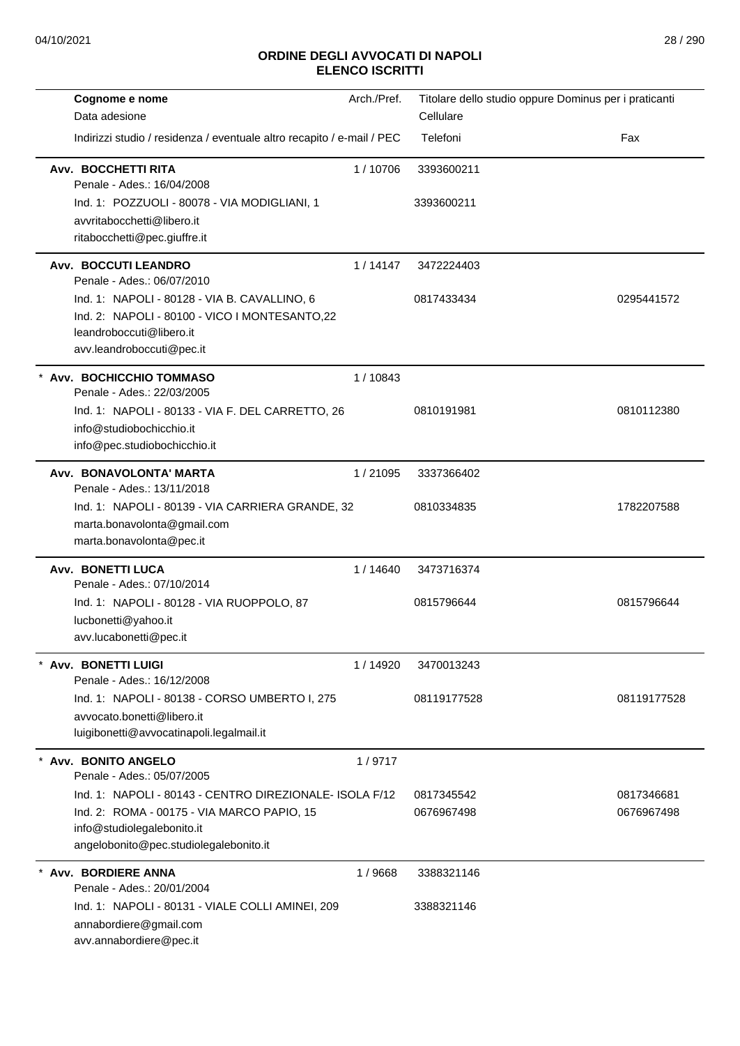## ORDINE DEGLI AVVOCATI DI NAPOLI
## ELENCO ISCRITTI

| Cognome e nome / Data adesione / Indirizzi studio / residenza / eventuale altro recapito / e-mail / PEC | Arch./Pref. | Titolare dello studio oppure Dominus per i praticanti / Cellulare / Telefoni | Fax |
|---|---|---|---|
| **Avv. BOCCHETTI RITA** | 1 / 10706 | 3393600211 | |
| Penale - Ades.: 16/04/2008 | | | |
| Ind. 1: POZZUOLI - 80078 - VIA MODIGLIANI, 1 | | 3393600211 | |
| avvritabocchetti@libero.it | | | |
| ritabocchetti@pec.giuffre.it | | | |
| **Avv. BOCCUTI LEANDRO** | 1 / 14147 | 3472224403 | |
| Penale - Ades.: 06/07/2010 | | | |
| Ind. 1: NAPOLI - 80128 - VIA B. CAVALLINO, 6 | | 0817433434 | 0295441572 |
| Ind. 2: NAPOLI - 80100 - VICO I MONTESANTO,22 | | | |
| leandroboccuti@libero.it | | | |
| avv.leandroboccuti@pec.it | | | |
| * **Avv. BOCHICCHIO TOMMASO** | 1 / 10843 | | |
| Penale - Ades.: 22/03/2005 | | | |
| Ind. 1: NAPOLI - 80133 - VIA F. DEL CARRETTO, 26 | | 0810191981 | 0810112380 |
| info@studiobochicchio.it | | | |
| info@pec.studiobochicchio.it | | | |
| **Avv. BONAVOLONTA' MARTA** | 1 / 21095 | 3337366402 | |
| Penale - Ades.: 13/11/2018 | | | |
| Ind. 1: NAPOLI - 80139 - VIA CARRIERA GRANDE, 32 | | 0810334835 | 1782207588 |
| marta.bonavolonta@gmail.com | | | |
| marta.bonavolonta@pec.it | | | |
| **Avv. BONETTI LUCA** | 1 / 14640 | 3473716374 | |
| Penale - Ades.: 07/10/2014 | | | |
| Ind. 1: NAPOLI - 80128 - VIA RUOPPOLO, 87 | | 0815796644 | 0815796644 |
| lucbonetti@yahoo.it | | | |
| avv.lucabonetti@pec.it | | | |
| * **Avv. BONETTI LUIGI** | 1 / 14920 | 3470013243 | |
| Penale - Ades.: 16/12/2008 | | | |
| Ind. 1: NAPOLI - 80138 - CORSO UMBERTO I, 275 | | 08119177528 | 08119177528 |
| avvocato.bonetti@libero.it | | | |
| luigibonetti@avvocatinapoli.legalmail.it | | | |
| * **Avv. BONITO ANGELO** | 1 / 9717 | | |
| Penale - Ades.: 05/07/2005 | | | |
| Ind. 1: NAPOLI - 80143 - CENTRO DIREZIONALE- ISOLA F/12 | | 0817345542 | 0817346681 |
| Ind. 2: ROMA - 00175 - VIA MARCO PAPIO, 15 | | 0676967498 | 0676967498 |
| info@studiolegalebonito.it | | | |
| angelobonito@pec.studiolegalebonito.it | | | |
| * **Avv. BORDIERE ANNA** | 1 / 9668 | 3388321146 | |
| Penale - Ades.: 20/01/2004 | | | |
| Ind. 1: NAPOLI - 80131 - VIALE COLLI AMINEI, 209 | | 3388321146 | |
| annabordiere@gmail.com | | | |
| avv.annabordiere@pec.it | | | |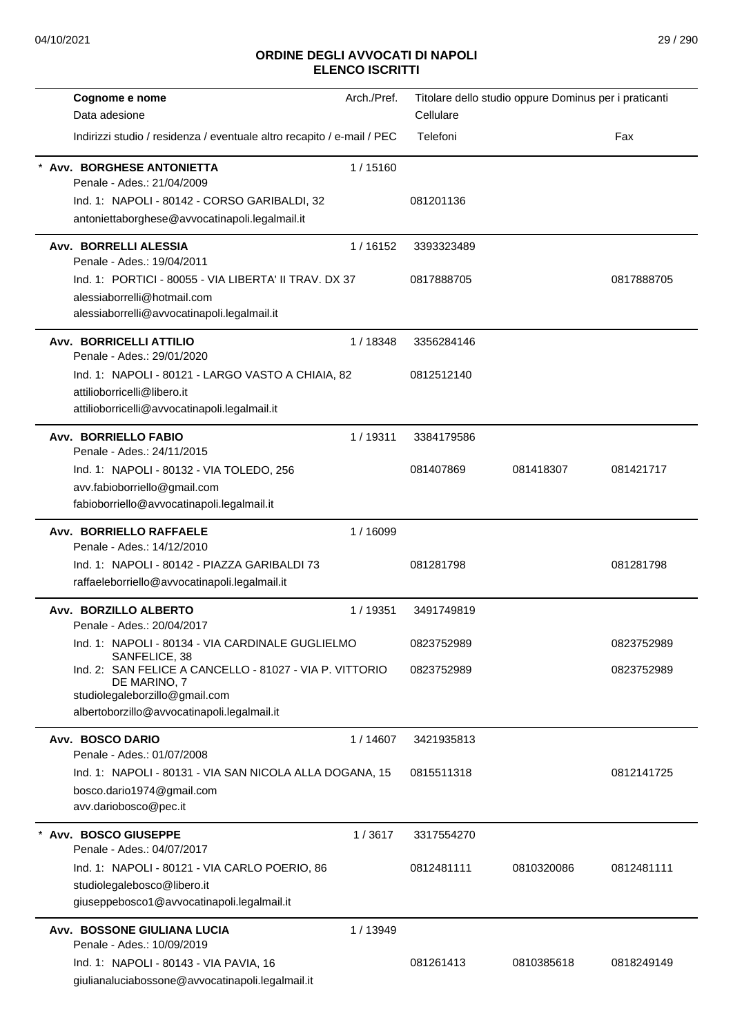## ORDINE DEGLI AVVOCATI DI NAPOLI
## ELENCO ISCRITTI

| Cognome e nome<br>Data adesione<br>Indirizzi studio / residenza / eventuale altro recapito / e-mail / PEC | Arch./Pref. | Titolare dello studio oppure Dominus per i praticanti<br>Cellulare<br>Telefoni | | Fax |
|---|---|---|---|---|
| * **Avv. BORGHESE ANTONIETTA**<br>Penale - Ades.: 21/04/2009<br>Ind. 1: NAPOLI - 80142 - CORSO GARIBALDI, 32<br>antoniettaborghese@avvocatinapoli.legalmail.it | 1 / 15160 | <br><br>081201136 | | |
| **Avv. BORRELLI ALESSIA**<br>Penale - Ades.: 19/04/2011<br>Ind. 1: PORTICI - 80055 - VIA LIBERTA' II TRAV. DX 37<br>alessiaborrelli@hotmail.com<br>alessiaborrelli@avvocatinapoli.legalmail.it | 1 / 16152 | 3393323489<br><br>0817888705 | | <br><br>0817888705 |
| **Avv. BORRICELLI ATTILIO**<br>Penale - Ades.: 29/01/2020<br>Ind. 1: NAPOLI - 80121 - LARGO VASTO A CHIAIA, 82<br>attilioborricelli@libero.it<br>attilioborricelli@avvocatinapoli.legalmail.it | 1 / 18348 | 3356284146<br><br>0812512140 | | |
| **Avv. BORRIELLO FABIO**<br>Penale - Ades.: 24/11/2015<br>Ind. 1: NAPOLI - 80132 - VIA TOLEDO, 256<br>avv.fabioborriello@gmail.com<br>fabioborriello@avvocatinapoli.legalmail.it | 1 / 19311 | 3384179586<br><br>081407869 | <br><br>081418307 | <br><br>081421717 |
| **Avv. BORRIELLO RAFFAELE**<br>Penale - Ades.: 14/12/2010<br>Ind. 1: NAPOLI - 80142 - PIAZZA GARIBALDI 73<br>raffaeleborriello@avvocatinapoli.legalmail.it | 1 / 16099 | <br><br>081281798 | | <br><br>081281798 |
| **Avv. BORZILLO ALBERTO**<br>Penale - Ades.: 20/04/2017<br>Ind. 1: NAPOLI - 80134 - VIA CARDINALE GUGLIELMO SANFELICE, 38<br>Ind. 2: SAN FELICE A CANCELLO - 81027 - VIA P. VITTORIO DE MARINO, 7<br>studiolegaleborzillo@gmail.com<br>albertoborzillo@avvocatinapoli.legalmail.it | 1 / 19351 | 3491749819<br><br>0823752989<br>0823752989 | | <br><br>0823752989<br>0823752989 |
| **Avv. BOSCO DARIO**<br>Penale - Ades.: 01/07/2008<br>Ind. 1: NAPOLI - 80131 - VIA SAN NICOLA ALLA DOGANA, 15<br>bosco.dario1974@gmail.com<br>avv.dariobosco@pec.it | 1 / 14607 | 3421935813<br><br>0815511318 | | <br><br>0812141725 |
| * **Avv. BOSCO GIUSEPPE**<br>Penale - Ades.: 04/07/2017<br>Ind. 1: NAPOLI - 80121 - VIA CARLO POERIO, 86<br>studiolegalebosco@libero.it<br>giuseppebosco1@avvocatinapoli.legalmail.it | 1 / 3617 | 3317554270<br><br>0812481111 | <br><br>0810320086 | <br><br>0812481111 |
| **Avv. BOSSONE GIULIANA LUCIA**<br>Penale - Ades.: 10/09/2019<br>Ind. 1: NAPOLI - 80143 - VIA PAVIA, 16<br>giulianaluciabossone@avvocatinapoli.legalmail.it | 1 / 13949 | <br><br>081261413 | <br><br>0810385618 | <br><br>0818249149 |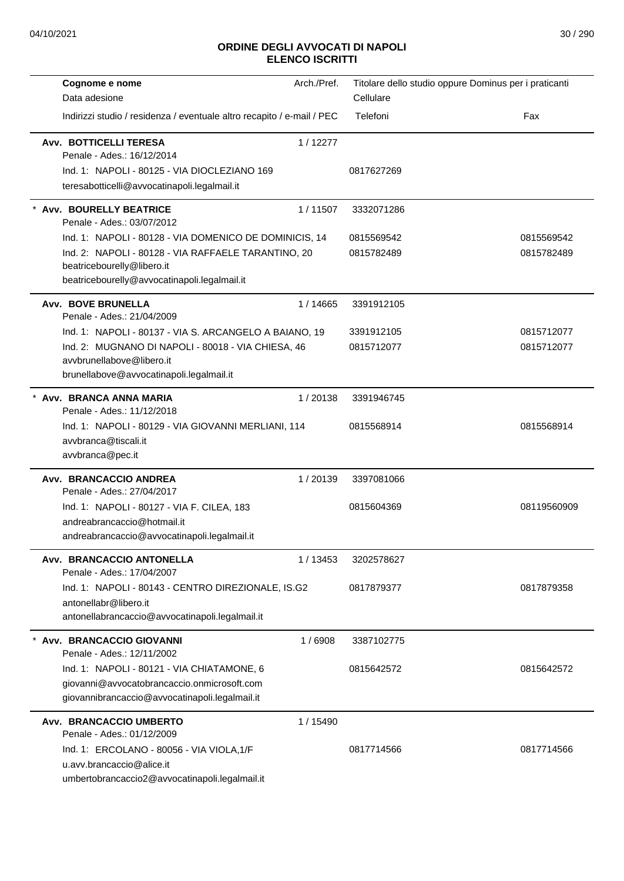## ORDINE DEGLI AVVOCATI DI NAPOLI
## ELENCO ISCRITTI

| Cognome e nome<br>Data adesione<br>Indirizzi studio / residenza / eventuale altro recapito / e-mail / PEC | Arch./Pref. | Titolare dello studio oppure Dominus per i praticanti<br>Cellulare<br>Telefoni | Fax |
|---|---|---|---|
| **Avv. BOTTICELLI TERESA**<br>Penale - Ades.: 16/12/2014 | 1 / 12277 | | |
| Ind. 1: NAPOLI - 80125 - VIA DIOCLEZIANO 169 | | 0817627269 | |
| teresabotticelli@avvocatinapoli.legalmail.it | | | |
| * **Avv. BOURELLY BEATRICE**<br>Penale - Ades.: 03/07/2012 | 1 / 11507 | 3332071286 | |
| Ind. 1: NAPOLI - 80128 - VIA DOMENICO DE DOMINICIS, 14 | | 0815569542 | 0815569542 |
| Ind. 2: NAPOLI - 80128 - VIA RAFFAELE TARANTINO, 20 | | 0815782489 | 0815782489 |
| beatricebourelly@libero.it | | | |
| beatricebourelly@avvocatinapoli.legalmail.it | | | |
| **Avv. BOVE BRUNELLA**<br>Penale - Ades.: 21/04/2009 | 1 / 14665 | 3391912105 | |
| Ind. 1: NAPOLI - 80137 - VIA S. ARCANGELO A BAIANO, 19 | | 3391912105 | 0815712077 |
| Ind. 2: MUGNANO DI NAPOLI - 80018 - VIA CHIESA, 46 | | 0815712077 | 0815712077 |
| avvbrunellabove@libero.it | | | |
| brunellabove@avvocatinapoli.legalmail.it | | | |
| * **Avv. BRANCA ANNA MARIA**<br>Penale - Ades.: 11/12/2018 | 1 / 20138 | 3391946745 | |
| Ind. 1: NAPOLI - 80129 - VIA GIOVANNI MERLIANI, 114 | | 0815568914 | 0815568914 |
| avvbranca@tiscali.it | | | |
| avvbranca@pec.it | | | |
| **Avv. BRANCACCIO ANDREA**<br>Penale - Ades.: 27/04/2017 | 1 / 20139 | 3397081066 | |
| Ind. 1: NAPOLI - 80127 - VIA F. CILEA, 183 | | 0815604369 | 08119560909 |
| andreabrancaccio@hotmail.it | | | |
| andreabrancaccio@avvocatinapoli.legalmail.it | | | |
| **Avv. BRANCACCIO ANTONELLA**<br>Penale - Ades.: 17/04/2007 | 1 / 13453 | 3202578627 | |
| Ind. 1: NAPOLI - 80143 - CENTRO DIREZIONALE, IS.G2 | | 0817879377 | 0817879358 |
| antonellabr@libero.it | | | |
| antonellabrancaccio@avvocatinapoli.legalmail.it | | | |
| * **Avv. BRANCACCIO GIOVANNI**<br>Penale - Ades.: 12/11/2002 | 1 / 6908 | 3387102775 | |
| Ind. 1: NAPOLI - 80121 - VIA CHIATAMONE, 6 | | 0815642572 | 0815642572 |
| giovanni@avvocatobrancaccio.onmicrosoft.com | | | |
| giovannibrancaccio@avvocatinapoli.legalmail.it | | | |
| **Avv. BRANCACCIO UMBERTO**<br>Penale - Ades.: 01/12/2009 | 1 / 15490 | | |
| Ind. 1: ERCOLANO - 80056 - VIA VIOLA,1/F | | 0817714566 | 0817714566 |
| u.avv.brancaccio@alice.it | | | |
| umbertobrancaccio2@avvocatinapoli.legalmail.it | | | |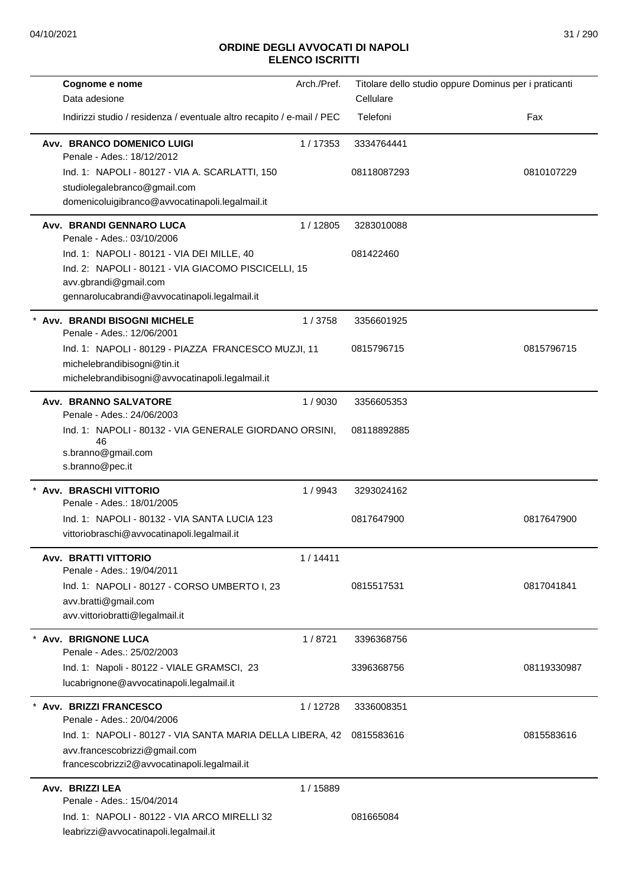## ORDINE DEGLI AVVOCATI DI NAPOLI
## ELENCO ISCRITTI

| Cognome e nome<br>Data adesione<br>Indirizzi studio / residenza / eventuale altro recapito / e-mail / PEC | Arch./Pref. | Titolare dello studio oppure Dominus per i praticanti<br>Cellulare<br>Telefoni | Fax |
|---|---|---|---|
| **Avv. BRANCO DOMENICO LUIGI**<br>Penale - Ades.: 18/12/2012<br>Ind. 1: NAPOLI - 80127 - VIA A. SCARLATTI, 150<br>studiolegalebranco@gmail.com<br>domenicoluigibranco@avvocatinapoli.legalmail.it | 1 / 17353 | 3334764441<br>08118087293 | 0810107229 |
| **Avv. BRANDI GENNARO LUCA**<br>Penale - Ades.: 03/10/2006<br>Ind. 1: NAPOLI - 80121 - VIA DEI MILLE, 40<br>Ind. 2: NAPOLI - 80121 - VIA GIACOMO PISCICELLI, 15<br>avv.gbrandi@gmail.com<br>gennarolucabrandi@avvocatinapoli.legalmail.it | 1 / 12805 | 3283010088<br>081422460 | |
| * **Avv. BRANDI BISOGNI MICHELE**<br>Penale - Ades.: 12/06/2001<br>Ind. 1: NAPOLI - 80129 - PIAZZA FRANCESCO MUZJI, 11<br>michelebrandibisogni@tin.it<br>michelebrandibisogni@avvocatinapoli.legalmail.it | 1 / 3758 | 3356601925<br>0815796715 | 0815796715 |
| **Avv. BRANNO SALVATORE**<br>Penale - Ades.: 24/06/2003<br>Ind. 1: NAPOLI - 80132 - VIA GENERALE GIORDANO ORSINI, 46<br>s.branno@gmail.com<br>s.branno@pec.it | 1 / 9030 | 3356605353<br>08118892885 | |
| * **Avv. BRASCHI VITTORIO**<br>Penale - Ades.: 18/01/2005<br>Ind. 1: NAPOLI - 80132 - VIA SANTA LUCIA 123<br>vittoriobraschi@avvocatinapoli.legalmail.it | 1 / 9943 | 3293024162<br>0817647900 | 0817647900 |
| **Avv. BRATTI VITTORIO**<br>Penale - Ades.: 19/04/2011<br>Ind. 1: NAPOLI - 80127 - CORSO UMBERTO I, 23<br>avv.bratti@gmail.com<br>avv.vittoriobratti@legalmail.it | 1 / 14411 | 0815517531 | 0817041841 |
| * **Avv. BRIGNONE LUCA**<br>Penale - Ades.: 25/02/2003<br>Ind. 1: Napoli - 80122 - VIALE GRAMSCI, 23<br>lucabrignone@avvocatinapoli.legalmail.it | 1 / 8721 | 3396368756<br>3396368756 | 08119330987 |
| * **Avv. BRIZZI FRANCESCO**<br>Penale - Ades.: 20/04/2006<br>Ind. 1: NAPOLI - 80127 - VIA SANTA MARIA DELLA LIBERA, 42<br>avv.francescobrizzi@gmail.com<br>francescobrizzi2@avvocatinapoli.legalmail.it | 1 / 12728 | 3336008351<br>0815583616 | 0815583616 |
| **Avv. BRIZZI LEA**<br>Penale - Ades.: 15/04/2014<br>Ind. 1: NAPOLI - 80122 - VIA ARCO MIRELLI 32<br>leabrizzi@avvocatinapoli.legalmail.it | 1 / 15889 | 081665084 | |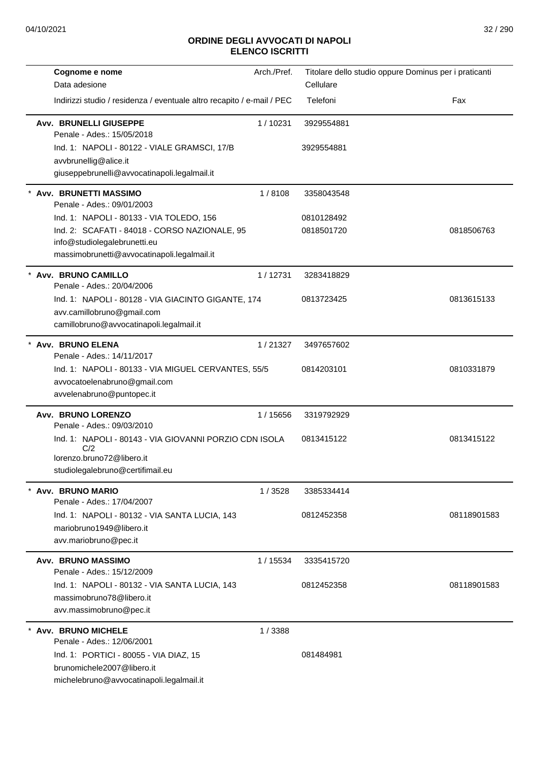# ORDINE DEGLI AVVOCATI DI NAPOLI
## ELENCO ISCRITTI

| Cognome e nome<br>Data adesione<br>Indirizzi studio / residenza / eventuale altro recapito / e-mail / PEC | Arch./Pref. | Titolare dello studio oppure Dominus per i praticanti<br>Cellulare<br>Telefoni | Fax |
|---|---|---|---|
| **Avv. BRUNELLI GIUSEPPE**<br>Penale - Ades.: 15/05/2018 | 1 / 10231 | 3929554881 | |
| Ind. 1: NAPOLI - 80122 - VIALE GRAMSCI, 17/B | | 3929554881 | |
| avvbrunellig@alice.it<br>giuseppebrunelli@avvocatinapoli.legalmail.it | | | |
| * **Avv. BRUNETTI MASSIMO**<br>Penale - Ades.: 09/01/2003 | 1 / 8108 | 3358043548 | |
| Ind. 1: NAPOLI - 80133 - VIA TOLEDO, 156 | | 0810128492 | |
| Ind. 2: SCAFATI - 84018 - CORSO NAZIONALE, 95 | | 0818501720 | 0818506763 |
| info@studiolegalebrunetti.eu<br>massimobrunetti@avvocatinapoli.legalmail.it | | | |
| * **Avv. BRUNO CAMILLO**<br>Penale - Ades.: 20/04/2006 | 1 / 12731 | 3283418829 | |
| Ind. 1: NAPOLI - 80128 - VIA GIACINTO GIGANTE, 174 | | 0813723425 | 0813615133 |
| avv.camillobruno@gmail.com<br>camillobruno@avvocatinapoli.legalmail.it | | | |
| * **Avv. BRUNO ELENA**<br>Penale - Ades.: 14/11/2017 | 1 / 21327 | 3497657602 | |
| Ind. 1: NAPOLI - 80133 - VIA MIGUEL CERVANTES, 55/5 | | 0814203101 | 0810331879 |
| avvocatoelenabruno@gmail.com<br>avvelenabruno@puntopec.it | | | |
| **Avv. BRUNO LORENZO**<br>Penale - Ades.: 09/03/2010 | 1 / 15656 | 3319792929 | |
| Ind. 1: NAPOLI - 80143 - VIA GIOVANNI PORZIO CDN ISOLA C/2 | | 0813415122 | 0813415122 |
| lorenzo.bruno72@libero.it<br>studiolegalebruno@certifimail.eu | | | |
| * **Avv. BRUNO MARIO**<br>Penale - Ades.: 17/04/2007 | 1 / 3528 | 3385334414 | |
| Ind. 1: NAPOLI - 80132 - VIA SANTA LUCIA, 143 | | 0812452358 | 08118901583 |
| mariobruno1949@libero.it<br>avv.mariobruno@pec.it | | | |
| **Avv. BRUNO MASSIMO**<br>Penale - Ades.: 15/12/2009 | 1 / 15534 | 3335415720 | |
| Ind. 1: NAPOLI - 80132 - VIA SANTA LUCIA, 143 | | 0812452358 | 08118901583 |
| massimobruno78@libero.it<br>avv.massimobruno@pec.it | | | |
| * **Avv. BRUNO MICHELE**<br>Penale - Ades.: 12/06/2001 | 1 / 3388 | | |
| Ind. 1: PORTICI - 80055 - VIA DIAZ, 15 | | 081484981 | |
| brunomichele2007@libero.it<br>michelebruno@avvocatinapoli.legalmail.it | | | |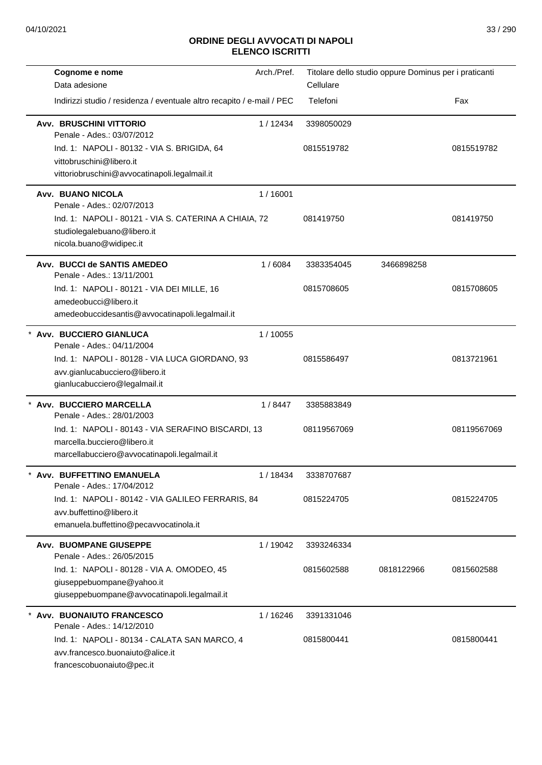## ORDINE DEGLI AVVOCATI DI NAPOLI
## ELENCO ISCRITTI

| Cognome e nome<br>Data adesione<br>Indirizzi studio / residenza / eventuale altro recapito / e-mail / PEC | Arch./Pref. | Titolare dello studio oppure Dominus per i praticanti<br>Cellulare<br>Telefoni | | Fax |
|---|---|---|---|---|
| **Avv. BRUSCHINI VITTORIO**<br>Penale - Ades.: 03/07/2012<br>Ind. 1: NAPOLI - 80132 - VIA S. BRIGIDA, 64<br>vittobruschini@libero.it<br>vittoriobruschini@avvocatinapoli.legalmail.it | 1 / 12434 | 3398050029<br>0815519782 | | 0815519782 |
| **Avv. BUANO NICOLA**<br>Penale - Ades.: 02/07/2013<br>Ind. 1: NAPOLI - 80121 - VIA S. CATERINA A CHIAIA, 72<br>studiolegalebuano@libero.it<br>nicola.buano@widipec.it | 1 / 16001 | 081419750 | | 081419750 |
| **Avv. BUCCI de SANTIS AMEDEO**<br>Penale - Ades.: 13/11/2001<br>Ind. 1: NAPOLI - 80121 - VIA DEI MILLE, 16<br>amedeobucci@libero.it<br>amedeobuccidesantis@avvocatinapoli.legalmail.it | 1 / 6084 | 3383354045<br>0815708605 | 3466898258 | 0815708605 |
| * **Avv. BUCCIERO GIANLUCA**<br>Penale - Ades.: 04/11/2004<br>Ind. 1: NAPOLI - 80128 - VIA LUCA GIORDANO, 93<br>avv.gianlucabucciero@libero.it<br>gianlucabucciero@legalmail.it | 1 / 10055 | 0815586497 | | 0813721961 |
| * **Avv. BUCCIERO MARCELLA**<br>Penale - Ades.: 28/01/2003<br>Ind. 1: NAPOLI - 80143 - VIA SERAFINO BISCARDI, 13<br>marcella.bucciero@libero.it<br>marcellabucciero@avvocatinapoli.legalmail.it | 1 / 8447 | 3385883849<br>08119567069 | | 08119567069 |
| * **Avv. BUFFETTINO EMANUELA**<br>Penale - Ades.: 17/04/2012<br>Ind. 1: NAPOLI - 80142 - VIA GALILEO FERRARIS, 84<br>avv.buffettino@libero.it<br>emanuela.buffettino@pecavvocatinola.it | 1 / 18434 | 3338707687<br>0815224705 | | 0815224705 |
| **Avv. BUOMPANE GIUSEPPE**<br>Penale - Ades.: 26/05/2015<br>Ind. 1: NAPOLI - 80128 - VIA A. OMODEO, 45<br>giuseppebuompane@yahoo.it<br>giuseppebuompane@avvocatinapoli.legalmail.it | 1 / 19042 | 3393246334<br>0815602588 | 0818122966 | 0815602588 |
| * **Avv. BUONAIUTO FRANCESCO**<br>Penale - Ades.: 14/12/2010<br>Ind. 1: NAPOLI - 80134 - CALATA SAN MARCO, 4<br>avv.francesco.buonaiuto@alice.it<br>francescobuonaiuto@pec.it | 1 / 16246 | 3391331046<br>0815800441 | | 0815800441 |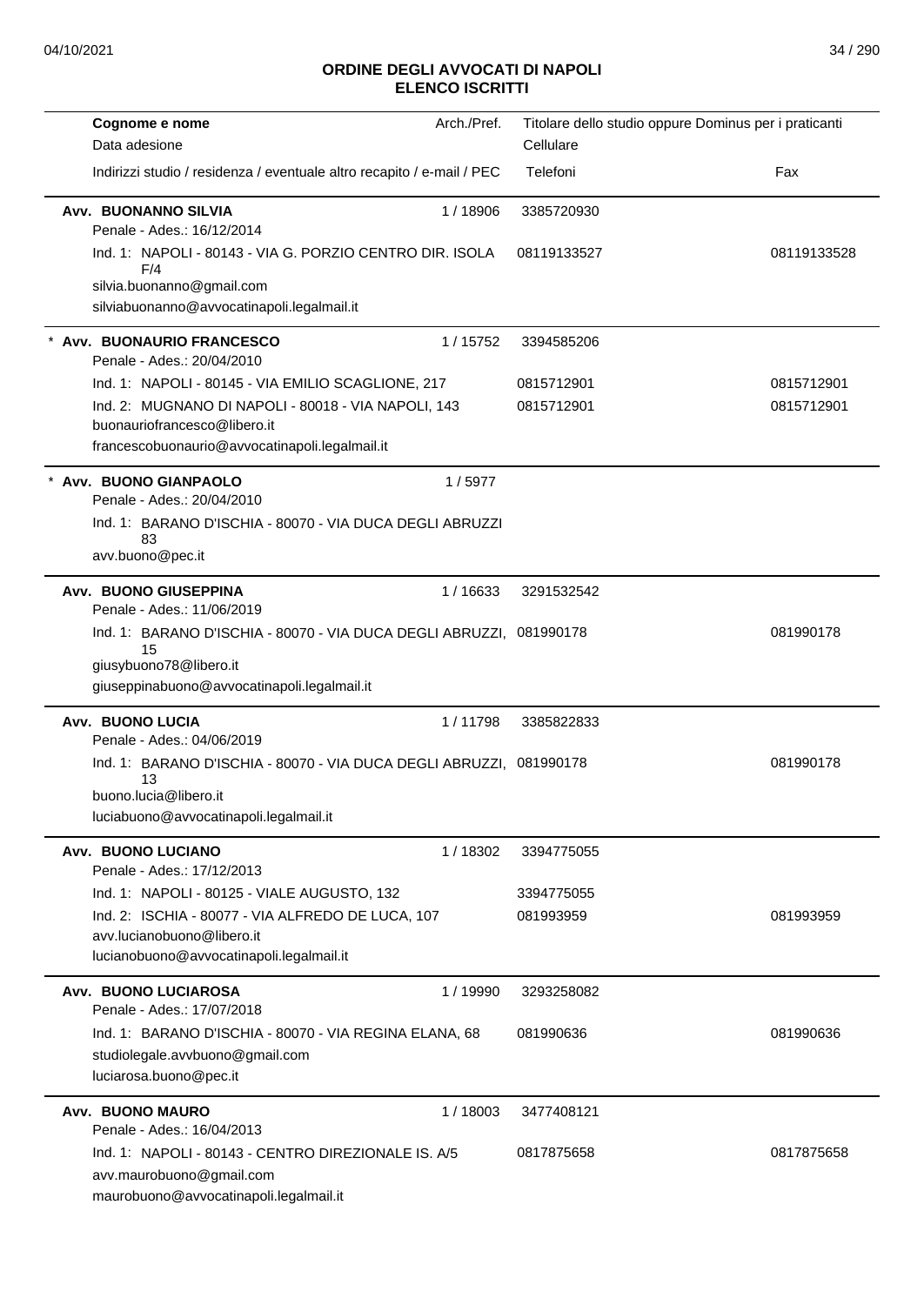# ORDINE DEGLI AVVOCATI DI NAPOLI
## ELENCO ISCRITTI

| Cognome e nome<br>Data adesione<br>Indirizzi studio / residenza / eventuale altro recapito / e-mail / PEC | Arch./Pref. | Titolare dello studio oppure Dominus per i praticanti<br>Cellulare<br>Telefoni | Fax |
|---|---|---|---|
| **Avv. BUONANNO SILVIA**<br>Penale - Ades.: 16/12/2014 | 1 / 18906 | 3385720930 | |
| Ind. 1: NAPOLI - 80143 - VIA G. PORZIO CENTRO DIR. ISOLA F/4<br>silvia.buonanno@gmail.com<br>silviabuonanno@avvocatinapoli.legalmail.it | | 08119133527 | 08119133528 |
| * **Avv. BUONAURIO FRANCESCO**<br>Penale - Ades.: 20/04/2010 | 1 / 15752 | 3394585206 | |
| Ind. 1: NAPOLI - 80145 - VIA EMILIO SCAGLIONE, 217 | | 0815712901 | 0815712901 |
| Ind. 2: MUGNANO DI NAPOLI - 80018 - VIA NAPOLI, 143<br>buonauriofrancesco@libero.it<br>francescobuonaurio@avvocatinapoli.legalmail.it | | 0815712901 | 0815712901 |
| * **Avv. BUONO GIANPAOLO**<br>Penale - Ades.: 20/04/2010 | 1 / 5977 | | |
| Ind. 1: BARANO D'ISCHIA - 80070 - VIA DUCA DEGLI ABRUZZI 83<br>avv.buono@pec.it | | | |
| **Avv. BUONO GIUSEPPINA**<br>Penale - Ades.: 11/06/2019 | 1 / 16633 | 3291532542 | |
| Ind. 1: BARANO D'ISCHIA - 80070 - VIA DUCA DEGLI ABRUZZI, 15<br>giusybuono78@libero.it<br>giuseppinabuono@avvocatinapoli.legalmail.it | | 081990178 | 081990178 |
| **Avv. BUONO LUCIA**<br>Penale - Ades.: 04/06/2019 | 1 / 11798 | 3385822833 | |
| Ind. 1: BARANO D'ISCHIA - 80070 - VIA DUCA DEGLI ABRUZZI, 13<br>buono.lucia@libero.it<br>luciabuono@avvocatinapoli.legalmail.it | | 081990178 | 081990178 |
| **Avv. BUONO LUCIANO**<br>Penale - Ades.: 17/12/2013 | 1 / 18302 | 3394775055 | |
| Ind. 1: NAPOLI - 80125 - VIALE AUGUSTO, 132 | | 3394775055 | |
| Ind. 2: ISCHIA - 80077 - VIA ALFREDO DE LUCA, 107<br>avv.lucianobuono@libero.it<br>lucianobuono@avvocatinapoli.legalmail.it | | 081993959 | 081993959 |
| **Avv. BUONO LUCIAROSA**<br>Penale - Ades.: 17/07/2018 | 1 / 19990 | 3293258082 | |
| Ind. 1: BARANO D'ISCHIA - 80070 - VIA REGINA ELANA, 68<br>studiolegale.avvbuono@gmail.com<br>luciarosa.buono@pec.it | | 081990636 | 081990636 |
| **Avv. BUONO MAURO**<br>Penale - Ades.: 16/04/2013 | 1 / 18003 | 3477408121 | |
| Ind. 1: NAPOLI - 80143 - CENTRO DIREZIONALE IS. A/5<br>avv.maurobuono@gmail.com<br>maurobuono@avvocatinapoli.legalmail.it | | 0817875658 | 0817875658 |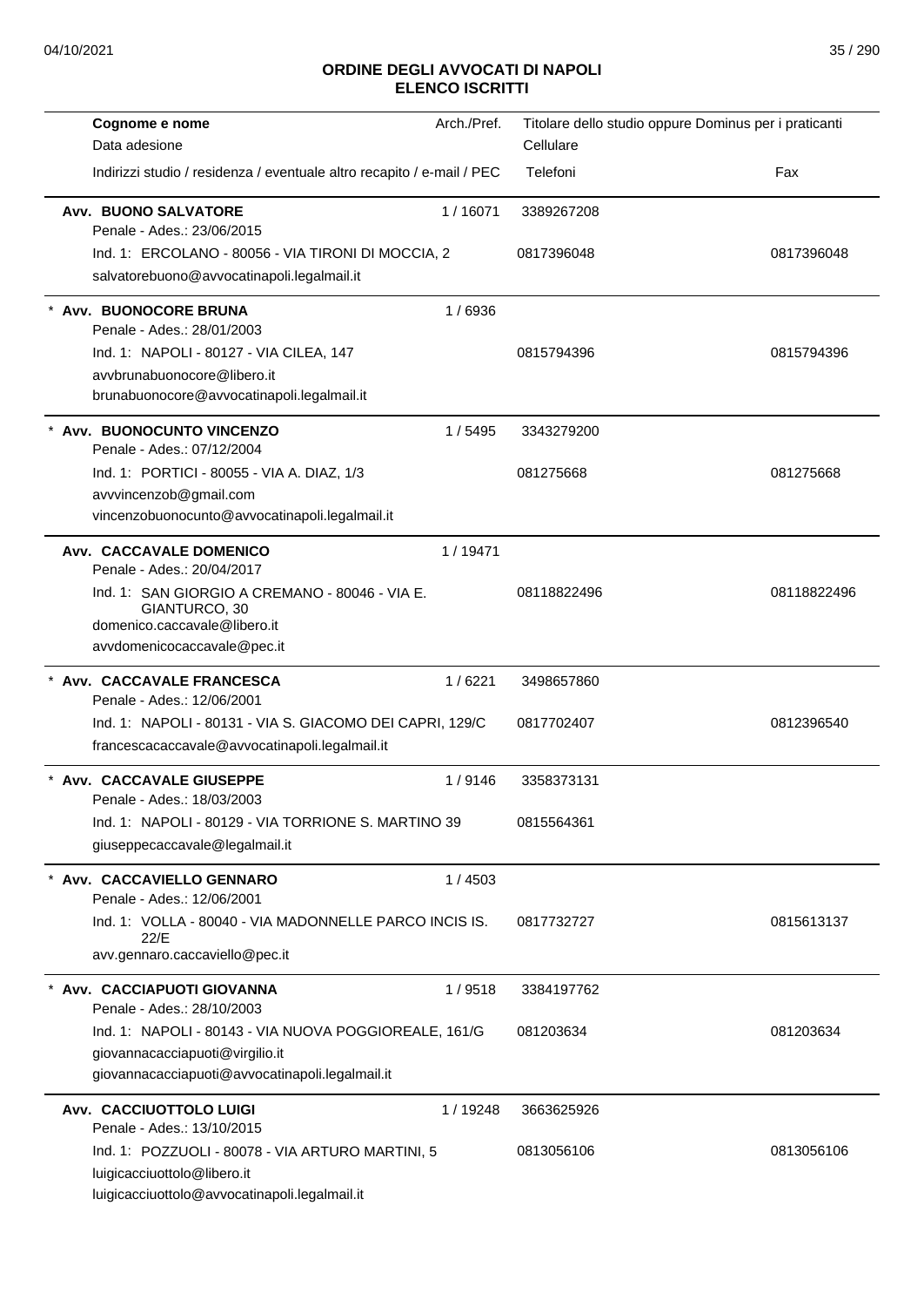## ORDINE DEGLI AVVOCATI DI NAPOLI
## ELENCO ISCRITTI

| Cognome e nome / Data adesione / Indirizzi studio / residenza / eventuale altro recapito / e-mail / PEC | Arch./Pref. | Titolare dello studio oppure Dominus per i praticanti / Cellulare / Telefoni | Fax |
|---|---|---|---|
| **Avv. BUONO SALVATORE**<br>Penale - Ades.: 23/06/2015<br>Ind. 1: ERCOLANO - 80056 - VIA TIRONI DI MOCCIA, 2<br>salvatorebuono@avvocatinapoli.legalmail.it | 1 / 16071 | 3389267208<br>0817396048 | 0817396048 |
| * **Avv. BUONOCORE BRUNA**<br>Penale - Ades.: 28/01/2003<br>Ind. 1: NAPOLI - 80127 - VIA CILEA, 147<br>avvbrunabuonocore@libero.it<br>brunabuonocore@avvocatinapoli.legalmail.it | 1 / 6936 | 0815794396 | 0815794396 |
| * **Avv. BUONOCUNTO VINCENZO**<br>Penale - Ades.: 07/12/2004<br>Ind. 1: PORTICI - 80055 - VIA A. DIAZ, 1/3<br>avvvincenzob@gmail.com<br>vincenzobuonocunto@avvocatinapoli.legalmail.it | 1 / 5495 | 3343279200<br>081275668 | 081275668 |
| **Avv. CACCAVALE DOMENICO**<br>Penale - Ades.: 20/04/2017<br>Ind. 1: SAN GIORGIO A CREMANO - 80046 - VIA E. GIANTURCO, 30<br>domenico.caccavale@libero.it<br>avvdomenicocaccavale@pec.it | 1 / 19471 | 08118822496 | 08118822496 |
| * **Avv. CACCAVALE FRANCESCA**<br>Penale - Ades.: 12/06/2001<br>Ind. 1: NAPOLI - 80131 - VIA S. GIACOMO DEI CAPRI, 129/C<br>francescacaccavale@avvocatinapoli.legalmail.it | 1 / 6221 | 3498657860<br>0817702407 | 0812396540 |
| * **Avv. CACCAVALE GIUSEPPE**<br>Penale - Ades.: 18/03/2003<br>Ind. 1: NAPOLI - 80129 - VIA TORRIONE S. MARTINO 39<br>giuseppecaccavale@legalmail.it | 1 / 9146 | 3358373131<br>0815564361 | |
| * **Avv. CACCAVIELLO GENNARO**<br>Penale - Ades.: 12/06/2001<br>Ind. 1: VOLLA - 80040 - VIA MADONNELLE PARCO INCIS IS. 22/E<br>avv.gennaro.caccaviello@pec.it | 1 / 4503 | 0817732727 | 0815613137 |
| * **Avv. CACCIAPUOTI GIOVANNA**<br>Penale - Ades.: 28/10/2003<br>Ind. 1: NAPOLI - 80143 - VIA NUOVA POGGIOREALE, 161/G<br>giovannacacciapuoti@virgilio.it<br>giovannacacciapuoti@avvocatinapoli.legalmail.it | 1 / 9518 | 3384197762<br>081203634 | 081203634 |
| **Avv. CACCIUOTTOLO LUIGI**<br>Penale - Ades.: 13/10/2015<br>Ind. 1: POZZUOLI - 80078 - VIA ARTURO MARTINI, 5<br>luigicacciuottolo@libero.it<br>luigicacciuottolo@avvocatinapoli.legalmail.it | 1 / 19248 | 3663625926<br>0813056106 | 0813056106 |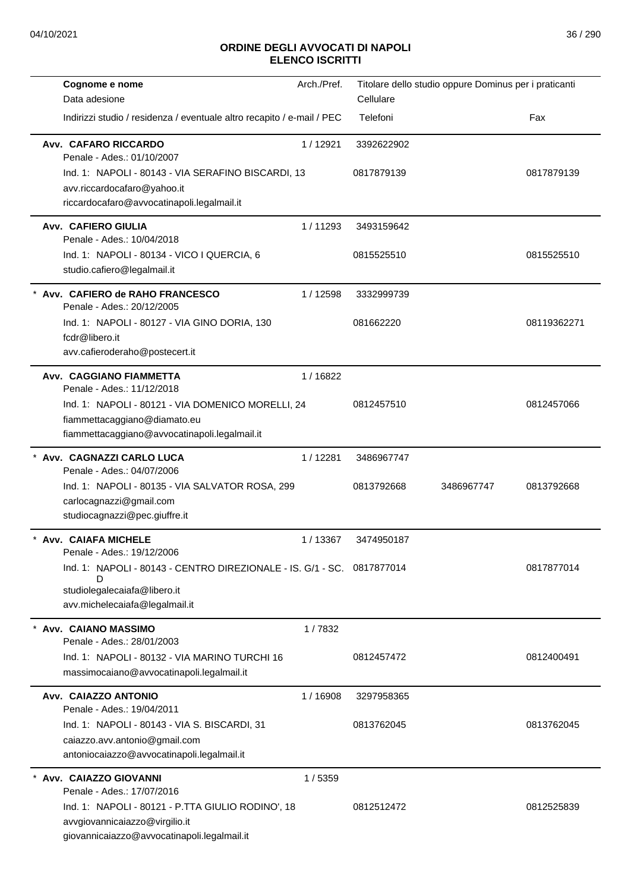# ORDINE DEGLI AVVOCATI DI NAPOLI
## ELENCO ISCRITTI

| Cognome e nome / Data adesione / Indirizzi studio / residenza / eventuale altro recapito / e-mail / PEC | Arch./Pref. | Titolare dello studio oppure Dominus per i praticanti / Cellulare / Telefoni | | Fax |
|---|---|---|---|---|
| **Avv. CAFARO RICCARDO**<br>Penale - Ades.: 01/10/2007<br>Ind. 1: NAPOLI - 80143 - VIA SERAFINO BISCARDI, 13<br>avv.riccardocafaro@yahoo.it<br>riccardocafaro@avvocatinapoli.legalmail.it | 1 / 12921 | 3392622902<br>0817879139 | | 0817879139 |
| **Avv. CAFIERO GIULIA**<br>Penale - Ades.: 10/04/2018<br>Ind. 1: NAPOLI - 80134 - VICO I QUERCIA, 6<br>studio.cafiero@legalmail.it | 1 / 11293 | 3493159642<br>0815525510 | | 0815525510 |
| * **Avv. CAFIERO de RAHO FRANCESCO**<br>Penale - Ades.: 20/12/2005<br>Ind. 1: NAPOLI - 80127 - VIA GINO DORIA, 130<br>fcdr@libero.it<br>avv.cafieroderaho@postecert.it | 1 / 12598 | 3332999739<br>081662220 | | 08119362271 |
| **Avv. CAGGIANO FIAMMETTA**<br>Penale - Ades.: 11/12/2018<br>Ind. 1: NAPOLI - 80121 - VIA DOMENICO MORELLI, 24<br>fiammettacaggiano@diamato.eu<br>fiammettacaggiano@avvocatinapoli.legalmail.it | 1 / 16822 | 0812457510 | | 0812457066 |
| * **Avv. CAGNAZZI CARLO LUCA**<br>Penale - Ades.: 04/07/2006<br>Ind. 1: NAPOLI - 80135 - VIA SALVATOR ROSA, 299<br>carlocagnazzi@gmail.com<br>studiocagnazzi@pec.giuffre.it | 1 / 12281 | 3486967747<br>0813792668 | 3486967747 | 0813792668 |
| * **Avv. CAIAFA MICHELE**<br>Penale - Ades.: 19/12/2006<br>Ind. 1: NAPOLI - 80143 - CENTRO DIREZIONALE - IS. G/1 - SC. D<br>studiolegalecaiafa@libero.it<br>avv.michelecaiafa@legalmail.it | 1 / 13367 | 3474950187<br>0817877014 | | 0817877014 |
| * **Avv. CAIANO MASSIMO**<br>Penale - Ades.: 28/01/2003<br>Ind. 1: NAPOLI - 80132 - VIA MARINO TURCHI 16<br>massimocaiano@avvocatinapoli.legalmail.it | 1 / 7832 | 0812457472 | | 0812400491 |
| **Avv. CAIAZZO ANTONIO**<br>Penale - Ades.: 19/04/2011<br>Ind. 1: NAPOLI - 80143 - VIA S. BISCARDI, 31<br>caiazzo.avv.antonio@gmail.com<br>antoniocaiazzo@avvocatinapoli.legalmail.it | 1 / 16908 | 3297958365<br>0813762045 | | 0813762045 |
| * **Avv. CAIAZZO GIOVANNI**<br>Penale - Ades.: 17/07/2016<br>Ind. 1: NAPOLI - 80121 - P.TTA GIULIO RODINO', 18<br>avvgiovannicaiazzo@virgilio.it<br>giovannicaiazzo@avvocatinapoli.legalmail.it | 1 / 5359 | 0812512472 | | 0812525839 |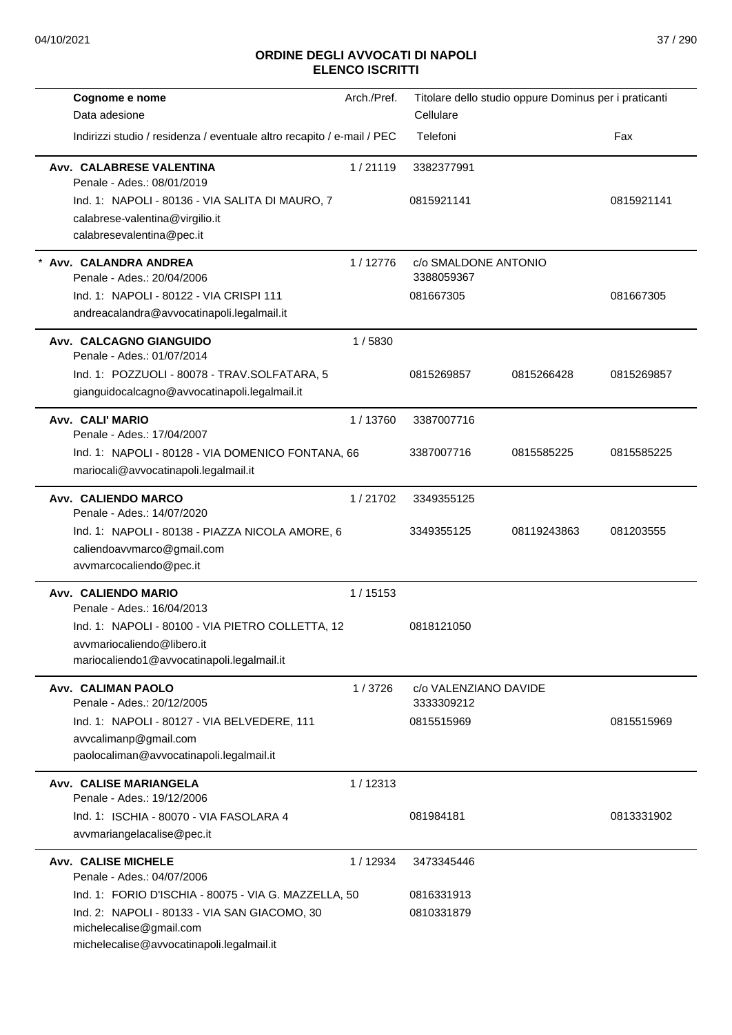## ORDINE DEGLI AVVOCATI DI NAPOLI
## ELENCO ISCRITTI

| Cognome e nome / Data adesione / Indirizzi studio / residenza / eventuale altro recapito / e-mail / PEC | Arch./Pref. | Titolare dello studio oppure Dominus per i praticanti / Cellulare / Telefoni | | Fax |
|---|---|---|---|---|
| **Avv. CALABRESE VALENTINA**<br>Penale - Ades.: 08/01/2019<br>Ind. 1: NAPOLI - 80136 - VIA SALITA DI MAURO, 7<br>calabrese-valentina@virgilio.it<br>calabresevalentina@pec.it | 1 / 21119 | 3382377991<br>0815921141 | | 0815921141 |
| * **Avv. CALANDRA ANDREA**<br>Penale - Ades.: 20/04/2006<br>Ind. 1: NAPOLI - 80122 - VIA CRISPI 111<br>andreacalandra@avvocatinapoli.legalmail.it | 1 / 12776 | c/o SMALDONE ANTONIO<br>3388059367<br>081667305 | | 081667305 |
| **Avv. CALCAGNO GIANGUIDO**<br>Penale - Ades.: 01/07/2014<br>Ind. 1: POZZUOLI - 80078 - TRAV.SOLFATARA, 5<br>gianguidocalcagno@avvocatinapoli.legalmail.it | 1 / 5830 | 0815269857 | 0815266428 | 0815269857 |
| **Avv. CALI' MARIO**<br>Penale - Ades.: 17/04/2007<br>Ind. 1: NAPOLI - 80128 - VIA DOMENICO FONTANA, 66<br>mariocali@avvocatinapoli.legalmail.it | 1 / 13760 | 3387007716<br>3387007716 | 0815585225 | 0815585225 |
| **Avv. CALIENDO MARCO**<br>Penale - Ades.: 14/07/2020<br>Ind. 1: NAPOLI - 80138 - PIAZZA NICOLA AMORE, 6<br>caliendoavvmarco@gmail.com<br>avvmarcocaliendo@pec.it | 1 / 21702 | 3349355125<br>3349355125 | 08119243863 | 081203555 |
| **Avv. CALIENDO MARIO**<br>Penale - Ades.: 16/04/2013<br>Ind. 1: NAPOLI - 80100 - VIA PIETRO COLLETTA, 12<br>avvmariocaliendo@libero.it<br>mariocaliendo1@avvocatinapoli.legalmail.it | 1 / 15153 | 0818121050 | | |
| **Avv. CALIMAN PAOLO**<br>Penale - Ades.: 20/12/2005<br>Ind. 1: NAPOLI - 80127 - VIA BELVEDERE, 111<br>avvcalimanp@gmail.com<br>paolocaliman@avvocatinapoli.legalmail.it | 1 / 3726 | c/o VALENZIANO DAVIDE<br>3333309212<br>0815515969 | | 0815515969 |
| **Avv. CALISE MARIANGELA**<br>Penale - Ades.: 19/12/2006<br>Ind. 1: ISCHIA - 80070 - VIA FASOLARA 4<br>avvmariangelacalise@pec.it | 1 / 12313 | 081984181 | | 0813331902 |
| **Avv. CALISE MICHELE**<br>Penale - Ades.: 04/07/2006<br>Ind. 1: FORIO D'ISCHIA - 80075 - VIA G. MAZZELLA, 50<br>Ind. 2: NAPOLI - 80133 - VIA SAN GIACOMO, 30<br>michelecalise@gmail.com<br>michelecalise@avvocatinapoli.legalmail.it | 1 / 12934 | 3473345446<br>0816331913<br>0810331879 | | |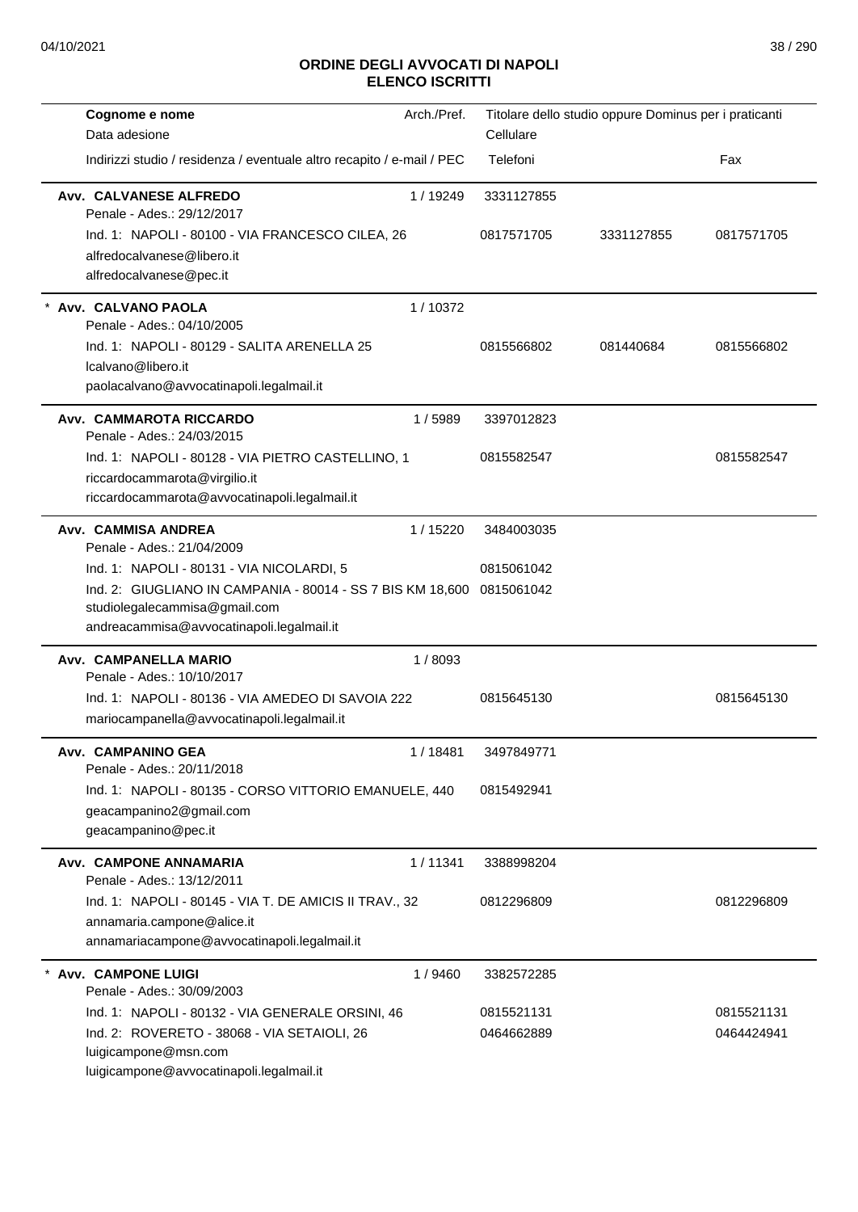# ORDINE DEGLI AVVOCATI DI NAPOLI
## ELENCO ISCRITTI

| Cognome e nome<br>Data adesione<br>Indirizzi studio / residenza / eventuale altro recapito / e-mail / PEC | Arch./Pref. | Titolare dello studio oppure Dominus per i praticanti<br>Cellulare<br>Telefoni | | Fax |
|---|---|---|---|---|
| **Avv. CALVANESE ALFREDO**<br>Penale - Ades.: 29/12/2017 | 1 / 19249 | 3331127855 | | |
| Ind. 1: NAPOLI - 80100 - VIA FRANCESCO CILEA, 26<br>alfredocalvanese@libero.it<br>alfredocalvanese@pec.it | | 0817571705 | 3331127855 | 0817571705 |
| * **Avv. CALVANO PAOLA**<br>Penale - Ades.: 04/10/2005 | 1 / 10372 | | | |
| Ind. 1: NAPOLI - 80129 - SALITA ARENELLA 25<br>lcalvano@libero.it<br>paolacalvano@avvocatinapoli.legalmail.it | | 0815566802 | 081440684 | 0815566802 |
| **Avv. CAMMAROTA RICCARDO**<br>Penale - Ades.: 24/03/2015 | 1 / 5989 | 3397012823 | | |
| Ind. 1: NAPOLI - 80128 - VIA PIETRO CASTELLINO, 1<br>riccardocammarota@virgilio.it<br>riccardocammarota@avvocatinapoli.legalmail.it | | 0815582547 | | 0815582547 |
| **Avv. CAMMISA ANDREA**<br>Penale - Ades.: 21/04/2009 | 1 / 15220 | 3484003035 | | |
| Ind. 1: NAPOLI - 80131 - VIA NICOLARDI, 5 | | 0815061042 | | |
| Ind. 2: GIUGLIANO IN CAMPANIA - 80014 - SS 7 BIS KM 18,600<br>studiolegalecammisa@gmail.com<br>andreacammisa@avvocatinapoli.legalmail.it | | 0815061042 | | |
| **Avv. CAMPANELLA MARIO**<br>Penale - Ades.: 10/10/2017 | 1 / 8093 | | | |
| Ind. 1: NAPOLI - 80136 - VIA AMEDEO DI SAVOIA 222<br>mariocampanella@avvocatinapoli.legalmail.it | | 0815645130 | | 0815645130 |
| **Avv. CAMPANINO GEA**<br>Penale - Ades.: 20/11/2018 | 1 / 18481 | 3497849771 | | |
| Ind. 1: NAPOLI - 80135 - CORSO VITTORIO EMANUELE, 440<br>geacampanino2@gmail.com<br>geacampanino@pec.it | | 0815492941 | | |
| **Avv. CAMPONE ANNAMARIA**<br>Penale - Ades.: 13/12/2011 | 1 / 11341 | 3388998204 | | |
| Ind. 1: NAPOLI - 80145 - VIA T. DE AMICIS II TRAV., 32<br>annamaria.campone@alice.it<br>annamariacampone@avvocatinapoli.legalmail.it | | 0812296809 | | 0812296809 |
| * **Avv. CAMPONE LUIGI**<br>Penale - Ades.: 30/09/2003 | 1 / 9460 | 3382572285 | | |
| Ind. 1: NAPOLI - 80132 - VIA GENERALE ORSINI, 46 | | 0815521131 | | 0815521131 |
| Ind. 2: ROVERETO - 38068 - VIA SETAIOLI, 26<br>luigicampone@msn.com<br>luigicampone@avvocatinapoli.legalmail.it | | 0464662889 | | 0464424941 |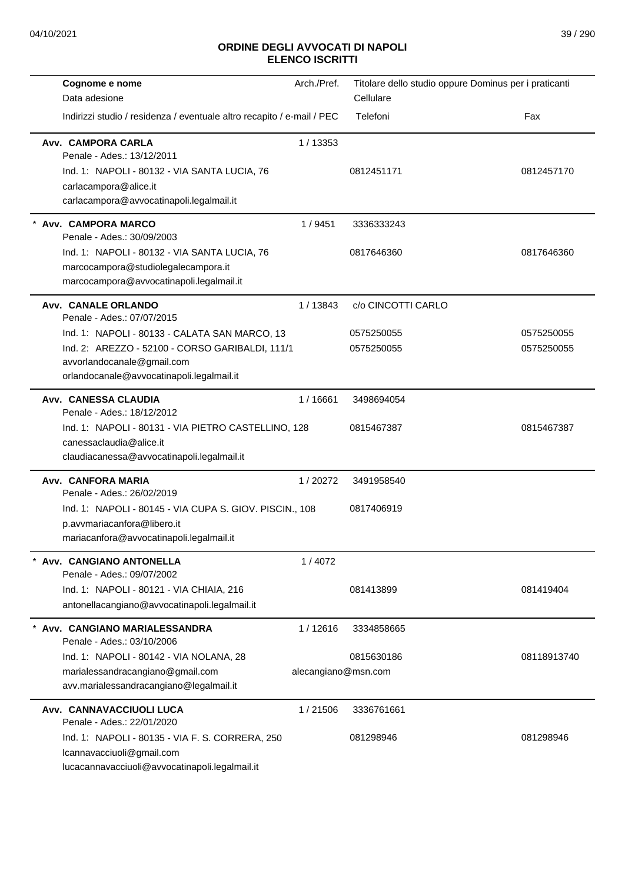# ORDINE DEGLI AVVOCATI DI NAPOLI
## ELENCO ISCRITTI

| Cognome e nome<br>Data adesione<br>Indirizzi studio / residenza / eventuale altro recapito / e-mail / PEC | Arch./Pref. | Titolare dello studio oppure Dominus per i praticanti<br>Cellulare<br>Telefoni | Fax |
|---|---|---|---|
| **Avv. CAMPORA CARLA**<br>Penale - Ades.: 13/12/2011<br>Ind. 1: NAPOLI - 80132 - VIA SANTA LUCIA, 76<br>carlacampora@alice.it<br>carlacampora@avvocatinapoli.legalmail.it | 1 / 13353 | <br><br>0812451171 | <br><br>0812457170 |
| * **Avv. CAMPORA MARCO**<br>Penale - Ades.: 30/09/2003<br>Ind. 1: NAPOLI - 80132 - VIA SANTA LUCIA, 76<br>marcocampora@studiolegalecampora.it<br>marcocampora@avvocatinapoli.legalmail.it | 1 / 9451 | 3336333243<br><br>0817646360 | <br><br>0817646360 |
| **Avv. CANALE ORLANDO**<br>Penale - Ades.: 07/07/2015<br>Ind. 1: NAPOLI - 80133 - CALATA SAN MARCO, 13<br>Ind. 2: AREZZO - 52100 - CORSO GARIBALDI, 111/1<br>avvorlandocanale@gmail.com<br>orlandocanale@avvocatinapoli.legalmail.it | 1 / 13843 | c/o CINCOTTI CARLO<br><br>0575250055<br>0575250055 | <br><br>0575250055<br>0575250055 |
| **Avv. CANESSA CLAUDIA**<br>Penale - Ades.: 18/12/2012<br>Ind. 1: NAPOLI - 80131 - VIA PIETRO CASTELLINO, 128<br>canessaclaudia@alice.it<br>claudiacanessa@avvocatinapoli.legalmail.it | 1 / 16661 | 3498694054<br><br>0815467387 | <br><br>0815467387 |
| **Avv. CANFORA MARIA**<br>Penale - Ades.: 26/02/2019<br>Ind. 1: NAPOLI - 80145 - VIA CUPA S. GIOV. PISCIN., 108<br>p.avvmariacanfora@libero.it<br>mariacanfora@avvocatinapoli.legalmail.it | 1 / 20272 | 3491958540<br><br>0817406919 | |
| * **Avv. CANGIANO ANTONELLA**<br>Penale - Ades.: 09/07/2002<br>Ind. 1: NAPOLI - 80121 - VIA CHIAIA, 216<br>antonellacangiano@avvocatinapoli.legalmail.it | 1 / 4072 | <br><br>081413899 | <br><br>081419404 |
| * **Avv. CANGIANO MARIALESSANDRA**<br>Penale - Ades.: 03/10/2006<br>Ind. 1: NAPOLI - 80142 - VIA NOLANA, 28<br>marialessandracangiano@gmail.com<br>avv.marialessandracangiano@legalmail.it | 1 / 12616<br><br><br>alecangiano@msn.com | 3334858665<br><br>0815630186 | <br><br>08118913740 |
| **Avv. CANNAVACCIUOLI LUCA**<br>Penale - Ades.: 22/01/2020<br>Ind. 1: NAPOLI - 80135 - VIA F. S. CORRERA, 250<br>lcannavacciuoli@gmail.com<br>lucacannavacciuoli@avvocatinapoli.legalmail.it | 1 / 21506 | 3336761661<br><br>081298946 | <br><br>081298946 |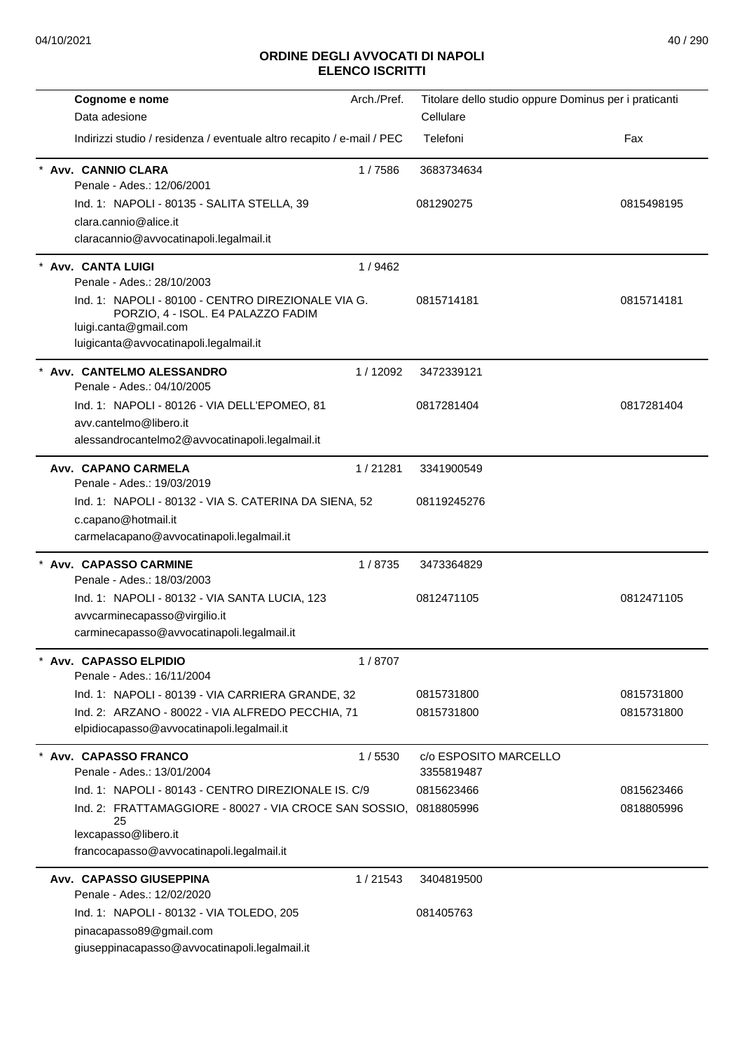## ORDINE DEGLI AVVOCATI DI NAPOLI
## ELENCO ISCRITTI

| Cognome e nome / Data adesione / Indirizzi studio / residenza / eventuale altro recapito / e-mail / PEC | Arch./Pref. | Titolare dello studio oppure Dominus per i praticanti / Cellulare / Telefoni | Fax |
|---|---|---|---|
| * **Avv. CANNIO CLARA** | 1 / 7586 | 3683734634 | |
| Penale - Ades.: 12/06/2001 | | | |
| Ind. 1: NAPOLI - 80135 - SALITA STELLA, 39 | | 081290275 | 0815498195 |
| clara.cannio@alice.it | | | |
| claracannio@avvocatinapoli.legalmail.it | | | |
| * **Avv. CANTA LUIGI** | 1 / 9462 | | |
| Penale - Ades.: 28/10/2003 | | | |
| Ind. 1: NAPOLI - 80100 - CENTRO DIREZIONALE VIA G. PORZIO, 4 - ISOL. E4 PALAZZO FADIM | | 0815714181 | 0815714181 |
| luigi.canta@gmail.com | | | |
| luigicanta@avvocatinapoli.legalmail.it | | | |
| * **Avv. CANTELMO ALESSANDRO** | 1 / 12092 | 3472339121 | |
| Penale - Ades.: 04/10/2005 | | | |
| Ind. 1: NAPOLI - 80126 - VIA DELL'EPOMEO, 81 | | 0817281404 | 0817281404 |
| avv.cantelmo@libero.it | | | |
| alessandrocantelmo2@avvocatinapoli.legalmail.it | | | |
| **Avv. CAPANO CARMELA** | 1 / 21281 | 3341900549 | |
| Penale - Ades.: 19/03/2019 | | | |
| Ind. 1: NAPOLI - 80132 - VIA S. CATERINA DA SIENA, 52 | | 08119245276 | |
| c.capano@hotmail.it | | | |
| carmelacapano@avvocatinapoli.legalmail.it | | | |
| * **Avv. CAPASSO CARMINE** | 1 / 8735 | 3473364829 | |
| Penale - Ades.: 18/03/2003 | | | |
| Ind. 1: NAPOLI - 80132 - VIA SANTA LUCIA, 123 | | 0812471105 | 0812471105 |
| avvcarminecapasso@virgilio.it | | | |
| carminecapasso@avvocatinapoli.legalmail.it | | | |
| * **Avv. CAPASSO ELPIDIO** | 1 / 8707 | | |
| Penale - Ades.: 16/11/2004 | | | |
| Ind. 1: NAPOLI - 80139 - VIA CARRIERA GRANDE, 32 | | 0815731800 | 0815731800 |
| Ind. 2: ARZANO - 80022 - VIA ALFREDO PECCHIA, 71 | | 0815731800 | 0815731800 |
| elpidiocapasso@avvocatinapoli.legalmail.it | | | |
| * **Avv. CAPASSO FRANCO** | 1 / 5530 | c/o ESPOSITO MARCELLO | |
| Penale - Ades.: 13/01/2004 | | 3355819487 | |
| Ind. 1: NAPOLI - 80143 - CENTRO DIREZIONALE IS. C/9 | | 0815623466 | 0815623466 |
| Ind. 2: FRATTAMAGGIORE - 80027 - VIA CROCE SAN SOSSIO, 25 | | 0818805996 | 0818805996 |
| lexcapasso@libero.it | | | |
| francocapasso@avvocatinapoli.legalmail.it | | | |
| **Avv. CAPASSO GIUSEPPINA** | 1 / 21543 | 3404819500 | |
| Penale - Ades.: 12/02/2020 | | | |
| Ind. 1: NAPOLI - 80132 - VIA TOLEDO, 205 | | 081405763 | |
| pinacapasso89@gmail.com | | | |
| giuseppinacapasso@avvocatinapoli.legalmail.it | | | |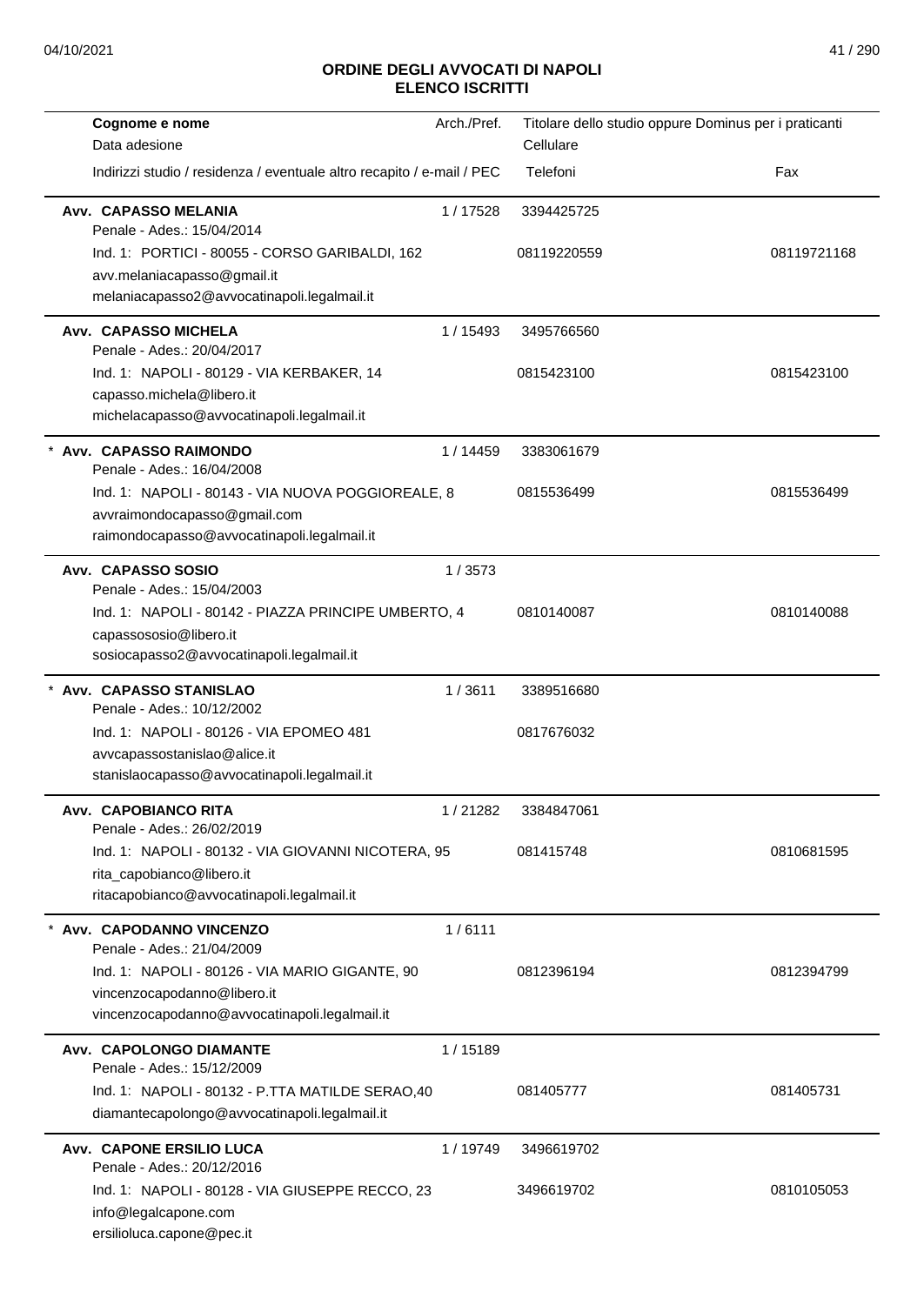## ORDINE DEGLI AVVOCATI DI NAPOLI
## ELENCO ISCRITTI

| Cognome e nome / Data adesione / Indirizzi studio / residenza / eventuale altro recapito / e-mail / PEC | Arch./Pref. | Titolare dello studio oppure Dominus per i praticanti / Cellulare / Telefoni | Fax |
|---|---|---|---|
| **Avv. CAPASSO MELANIA**<br>Penale - Ades.: 15/04/2014<br>Ind. 1: PORTICI - 80055 - CORSO GARIBALDI, 162<br>avv.melaniacapasso@gmail.it<br>melaniacapasso2@avvocatinapoli.legalmail.it | 1 / 17528 | 3394425725<br>08119220559 | 08119721168 |
| **Avv. CAPASSO MICHELA**<br>Penale - Ades.: 20/04/2017<br>Ind. 1: NAPOLI - 80129 - VIA KERBAKER, 14<br>capasso.michela@libero.it<br>michelacapasso@avvocatinapoli.legalmail.it | 1 / 15493 | 3495766560<br>0815423100 | 0815423100 |
| * **Avv. CAPASSO RAIMONDO**<br>Penale - Ades.: 16/04/2008<br>Ind. 1: NAPOLI - 80143 - VIA NUOVA POGGIOREALE, 8<br>avvraimondocapasso@gmail.com<br>raimondocapasso@avvocatinapoli.legalmail.it | 1 / 14459 | 3383061679<br>0815536499 | 0815536499 |
| **Avv. CAPASSO SOSIO**<br>Penale - Ades.: 15/04/2003<br>Ind. 1: NAPOLI - 80142 - PIAZZA PRINCIPE UMBERTO, 4<br>capassososio@libero.it<br>sosiocapasso2@avvocatinapoli.legalmail.it | 1 / 3573 | 0810140087 | 0810140088 |
| * **Avv. CAPASSO STANISLAO**<br>Penale - Ades.: 10/12/2002<br>Ind. 1: NAPOLI - 80126 - VIA EPOMEO 481<br>avvcapassostanislao@alice.it<br>stanislaocapasso@avvocatinapoli.legalmail.it | 1 / 3611 | 3389516680<br>0817676032 | |
| **Avv. CAPOBIANCO RITA**<br>Penale - Ades.: 26/02/2019<br>Ind. 1: NAPOLI - 80132 - VIA GIOVANNI NICOTERA, 95<br>rita_capobianco@libero.it<br>ritacapobianco@avvocatinapoli.legalmail.it | 1 / 21282 | 3384847061<br>081415748 | 0810681595 |
| * **Avv. CAPODANNO VINCENZO**<br>Penale - Ades.: 21/04/2009<br>Ind. 1: NAPOLI - 80126 - VIA MARIO GIGANTE, 90<br>vincenzocapodanno@libero.it<br>vincenzocapodanno@avvocatinapoli.legalmail.it | 1 / 6111 | 0812396194 | 0812394799 |
| **Avv. CAPOLONGO DIAMANTE**<br>Penale - Ades.: 15/12/2009<br>Ind. 1: NAPOLI - 80132 - P.TTA MATILDE SERAO,40<br>diamantecapolongo@avvocatinapoli.legalmail.it | 1 / 15189 | 081405777 | 081405731 |
| **Avv. CAPONE ERSILIO LUCA**<br>Penale - Ades.: 20/12/2016<br>Ind. 1: NAPOLI - 80128 - VIA GIUSEPPE RECCO, 23<br>info@legalcapone.com<br>ersilioluca.capone@pec.it | 1 / 19749 | 3496619702<br>3496619702 | 0810105053 |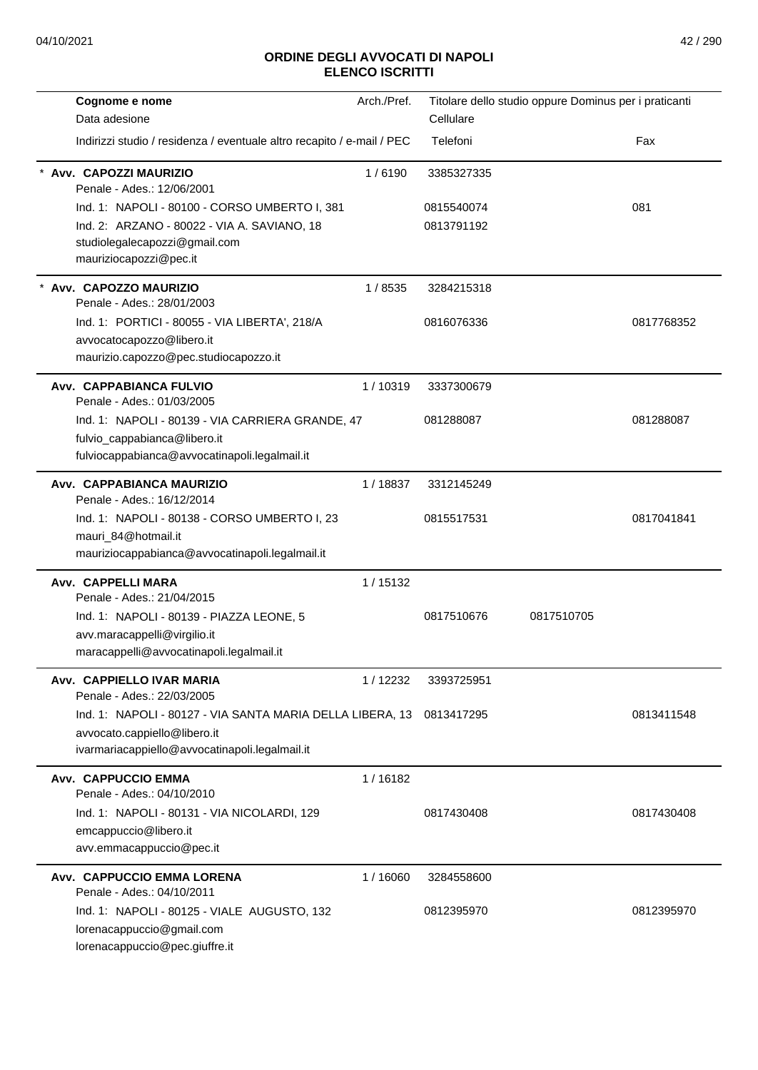## ORDINE DEGLI AVVOCATI DI NAPOLI
## ELENCO ISCRITTI

| Cognome e nome<br>Data adesione<br>Indirizzi studio / residenza / eventuale altro recapito / e-mail / PEC | Arch./Pref. | Titolare dello studio oppure Dominus per i praticanti<br>Cellulare<br>Telefoni | | Fax |
|---|---|---|---|---|
| * **Avv. CAPOZZI MAURIZIO**<br>Penale - Ades.: 12/06/2001 | 1 / 6190 | 3385327335 | | |
| Ind. 1: NAPOLI - 80100 - CORSO UMBERTO I, 381 | | 0815540074 | | 081 |
| Ind. 2: ARZANO - 80022 - VIA A. SAVIANO, 18<br>studiolegalecapozzi@gmail.com<br>mauriziocapozzi@pec.it | | 0813791192 | | |
| * **Avv. CAPOZZO MAURIZIO**<br>Penale - Ades.: 28/01/2003 | 1 / 8535 | 3284215318 | | |
| Ind. 1: PORTICI - 80055 - VIA LIBERTA', 218/A<br>avvocatocapozzo@libero.it<br>maurizio.capozzo@pec.studiocapozzo.it | | 0816076336 | | 0817768352 |
| **Avv. CAPPABIANCA FULVIO**<br>Penale - Ades.: 01/03/2005 | 1 / 10319 | 3337300679 | | |
| Ind. 1: NAPOLI - 80139 - VIA CARRIERA GRANDE, 47<br>fulvio_cappabianca@libero.it<br>fulviocappabianca@avvocatinapoli.legalmail.it | | 081288087 | | 081288087 |
| **Avv. CAPPABIANCA MAURIZIO**<br>Penale - Ades.: 16/12/2014 | 1 / 18837 | 3312145249 | | |
| Ind. 1: NAPOLI - 80138 - CORSO UMBERTO I, 23<br>mauri_84@hotmail.it<br>mauriziocappabianca@avvocatinapoli.legalmail.it | | 0815517531 | | 0817041841 |
| **Avv. CAPPELLI MARA**<br>Penale - Ades.: 21/04/2015 | 1 / 15132 | | | |
| Ind. 1: NAPOLI - 80139 - PIAZZA LEONE, 5<br>avv.maracappelli@virgilio.it<br>maracappelli@avvocatinapoli.legalmail.it | | 0817510676 | 0817510705 | |
| **Avv. CAPPIELLO IVAR MARIA**<br>Penale - Ades.: 22/03/2005 | 1 / 12232 | 3393725951 | | |
| Ind. 1: NAPOLI - 80127 - VIA SANTA MARIA DELLA LIBERA, 13<br>avvocato.cappiello@libero.it<br>ivarmariacappiello@avvocatinapoli.legalmail.it | | 0813417295 | | 0813411548 |
| **Avv. CAPPUCCIO EMMA**<br>Penale - Ades.: 04/10/2010 | 1 / 16182 | | | |
| Ind. 1: NAPOLI - 80131 - VIA NICOLARDI, 129<br>emcappuccio@libero.it<br>avv.emmacappuccio@pec.it | | 0817430408 | | 0817430408 |
| **Avv. CAPPUCCIO EMMA LORENA**<br>Penale - Ades.: 04/10/2011 | 1 / 16060 | 3284558600 | | |
| Ind. 1: NAPOLI - 80125 - VIALE AUGUSTO, 132<br>lorenacappuccio@gmail.com<br>lorenacappuccio@pec.giuffre.it | | 0812395970 | | 0812395970 |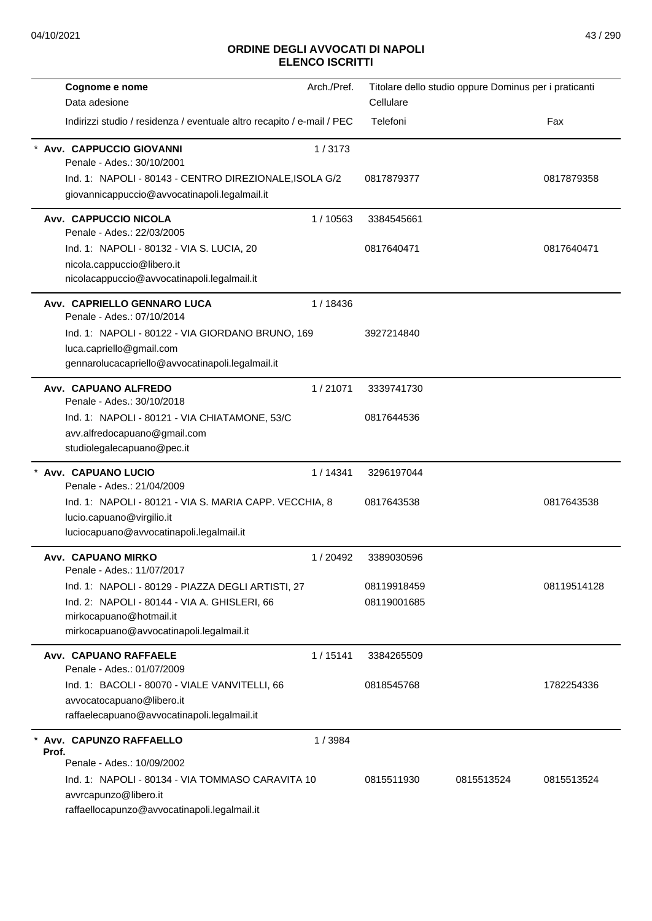## ORDINE DEGLI AVVOCATI DI NAPOLI
## ELENCO ISCRITTI

| Cognome e nome<br>Data adesione<br>Indirizzi studio / residenza / eventuale altro recapito / e-mail / PEC | Arch./Pref. | Titolare dello studio oppure Dominus per i praticanti<br>Cellulare<br>Telefoni | | Fax |
|---|---|---|---|---|
| * **Avv. CAPPUCCIO GIOVANNI**<br>Penale - Ades.: 30/10/2001<br>Ind. 1: NAPOLI - 80143 - CENTRO DIREZIONALE,ISOLA G/2<br>giovannicappuccio@avvocatinapoli.legalmail.it | 1 / 3173 | <br><br>0817879377 | | <br><br>0817879358 |
| **Avv. CAPPUCCIO NICOLA**<br>Penale - Ades.: 22/03/2005<br>Ind. 1: NAPOLI - 80132 - VIA S. LUCIA, 20<br>nicola.cappuccio@libero.it<br>nicolacappuccio@avvocatinapoli.legalmail.it | 1 / 10563 | 3384545661<br><br>0817640471 | | <br><br>0817640471 |
| **Avv. CAPRIELLO GENNARO LUCA**<br>Penale - Ades.: 07/10/2014<br>Ind. 1: NAPOLI - 80122 - VIA GIORDANO BRUNO, 169<br>luca.capriello@gmail.com<br>gennarolucacapriello@avvocatinapoli.legalmail.it | 1 / 18436 | <br><br>3927214840 | | |
| **Avv. CAPUANO ALFREDO**<br>Penale - Ades.: 30/10/2018<br>Ind. 1: NAPOLI - 80121 - VIA CHIATAMONE, 53/C<br>avv.alfredocapuano@gmail.com<br>studiolegalecapuano@pec.it | 1 / 21071 | 3339741730<br><br>0817644536 | | |
| * **Avv. CAPUANO LUCIO**<br>Penale - Ades.: 21/04/2009<br>Ind. 1: NAPOLI - 80121 - VIA S. MARIA CAPP. VECCHIA, 8<br>lucio.capuano@virgilio.it<br>luciocapuano@avvocatinapoli.legalmail.it | 1 / 14341 | 3296197044<br><br>0817643538 | | <br><br>0817643538 |
| **Avv. CAPUANO MIRKO**<br>Penale - Ades.: 11/07/2017<br>Ind. 1: NAPOLI - 80129 - PIAZZA DEGLI ARTISTI, 27<br>Ind. 2: NAPOLI - 80144 - VIA A. GHISLERI, 66<br>mirkocapuano@hotmail.it<br>mirkocapuano@avvocatinapoli.legalmail.it | 1 / 20492 | 3389030596<br><br>08119918459<br>08119001685 | | <br><br>08119514128 |
| **Avv. CAPUANO RAFFAELE**<br>Penale - Ades.: 01/07/2009<br>Ind. 1: BACOLI - 80070 - VIALE VANVITELLI, 66<br>avvocatocapuano@libero.it<br>raffaelecapuano@avvocatinapoli.legalmail.it | 1 / 15141 | 3384265509<br><br>0818545768 | | <br><br>1782254336 |
| * **Avv. CAPUNZO RAFFAELLO**<br>**Prof.**<br>Penale - Ades.: 10/09/2002<br>Ind. 1: NAPOLI - 80134 - VIA TOMMASO CARAVITA 10<br>avvrcapunzo@libero.it<br>raffaellocapunzo@avvocatinapoli.legalmail.it | 1 / 3984 | <br><br><br>0815511930 | <br><br><br>0815513524 | <br><br><br>0815513524 |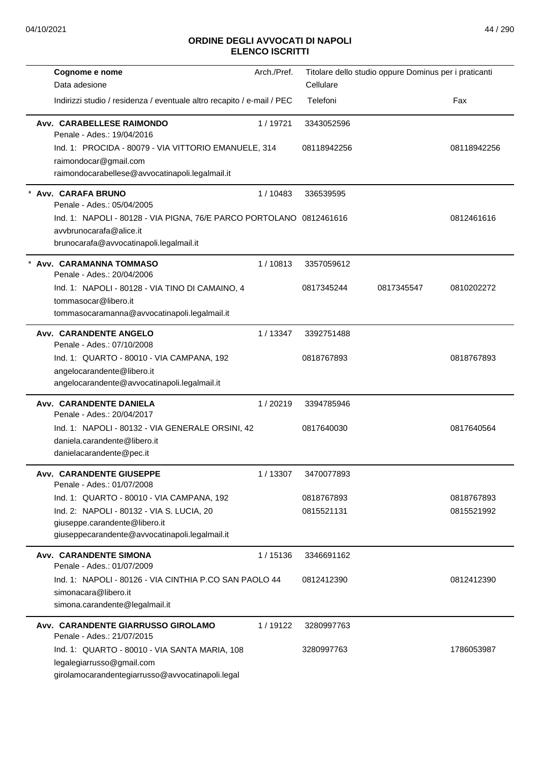## ORDINE DEGLI AVVOCATI DI NAPOLI
### ELENCO ISCRITTI

| Cognome e nome / Data adesione / Indirizzi studio / residenza / eventuale altro recapito / e-mail / PEC | Arch./Pref. | Titolare dello studio oppure Dominus per i praticanti / Cellulare / Telefoni | | Fax |
|---|---|---|---|---|
| **Avv. CARABELLESE RAIMONDO** | 1 / 19721 | 3343052596 | | |
| Penale - Ades.: 19/04/2016 | | | | |
| Ind. 1: PROCIDA - 80079 - VIA VITTORIO EMANUELE, 314 | | 08118942256 | | 08118942256 |
| raimondocar@gmail.com | | | | |
| raimondocarabellese@avvocatinapoli.legalmail.it | | | | |
| * **Avv. CARAFA BRUNO** | 1 / 10483 | 336539595 | | |
| Penale - Ades.: 05/04/2005 | | | | |
| Ind. 1: NAPOLI - 80128 - VIA PIGNA, 76/E PARCO PORTOLANO | | 0812461616 | | 0812461616 |
| avvbrunocarafa@alice.it | | | | |
| brunocarafa@avvocatinapoli.legalmail.it | | | | |
| * **Avv. CARAMANNA TOMMASO** | 1 / 10813 | 3357059612 | | |
| Penale - Ades.: 20/04/2006 | | | | |
| Ind. 1: NAPOLI - 80128 - VIA TINO DI CAMAINO, 4 | | 0817345244 | 0817345547 | 0810202272 |
| tommasocar@libero.it | | | | |
| tommasocaramanna@avvocatinapoli.legalmail.it | | | | |
| **Avv. CARANDENTE ANGELO** | 1 / 13347 | 3392751488 | | |
| Penale - Ades.: 07/10/2008 | | | | |
| Ind. 1: QUARTO - 80010 - VIA CAMPANA, 192 | | 0818767893 | | 0818767893 |
| angelocarandente@libero.it | | | | |
| angelocarandente@avvocatinapoli.legalmail.it | | | | |
| **Avv. CARANDENTE DANIELA** | 1 / 20219 | 3394785946 | | |
| Penale - Ades.: 20/04/2017 | | | | |
| Ind. 1: NAPOLI - 80132 - VIA GENERALE ORSINI, 42 | | 0817640030 | | 0817640564 |
| daniela.carandente@libero.it | | | | |
| danielacarandente@pec.it | | | | |
| **Avv. CARANDENTE GIUSEPPE** | 1 / 13307 | 3470077893 | | |
| Penale - Ades.: 01/07/2008 | | | | |
| Ind. 1: QUARTO - 80010 - VIA CAMPANA, 192 | | 0818767893 | | 0818767893 |
| Ind. 2: NAPOLI - 80132 - VIA S. LUCIA, 20 | | 0815521131 | | 0815521992 |
| giuseppe.carandente@libero.it | | | | |
| giuseppecarandente@avvocatinapoli.legalmail.it | | | | |
| **Avv. CARANDENTE SIMONA** | 1 / 15136 | 3346691162 | | |
| Penale - Ades.: 01/07/2009 | | | | |
| Ind. 1: NAPOLI - 80126 - VIA CINTHIA P.CO SAN PAOLO 44 | | 0812412390 | | 0812412390 |
| simonacara@libero.it | | | | |
| simona.carandente@legalmail.it | | | | |
| **Avv. CARANDENTE GIARRUSSO GIROLAMO** | 1 / 19122 | 3280997763 | | |
| Penale - Ades.: 21/07/2015 | | | | |
| Ind. 1: QUARTO - 80010 - VIA SANTA MARIA, 108 | | 3280997763 | | 1786053987 |
| legalegiarrusso@gmail.com | | | | |
| girolamocarandentegiarrusso@avvocatinapoli.legal | | | | |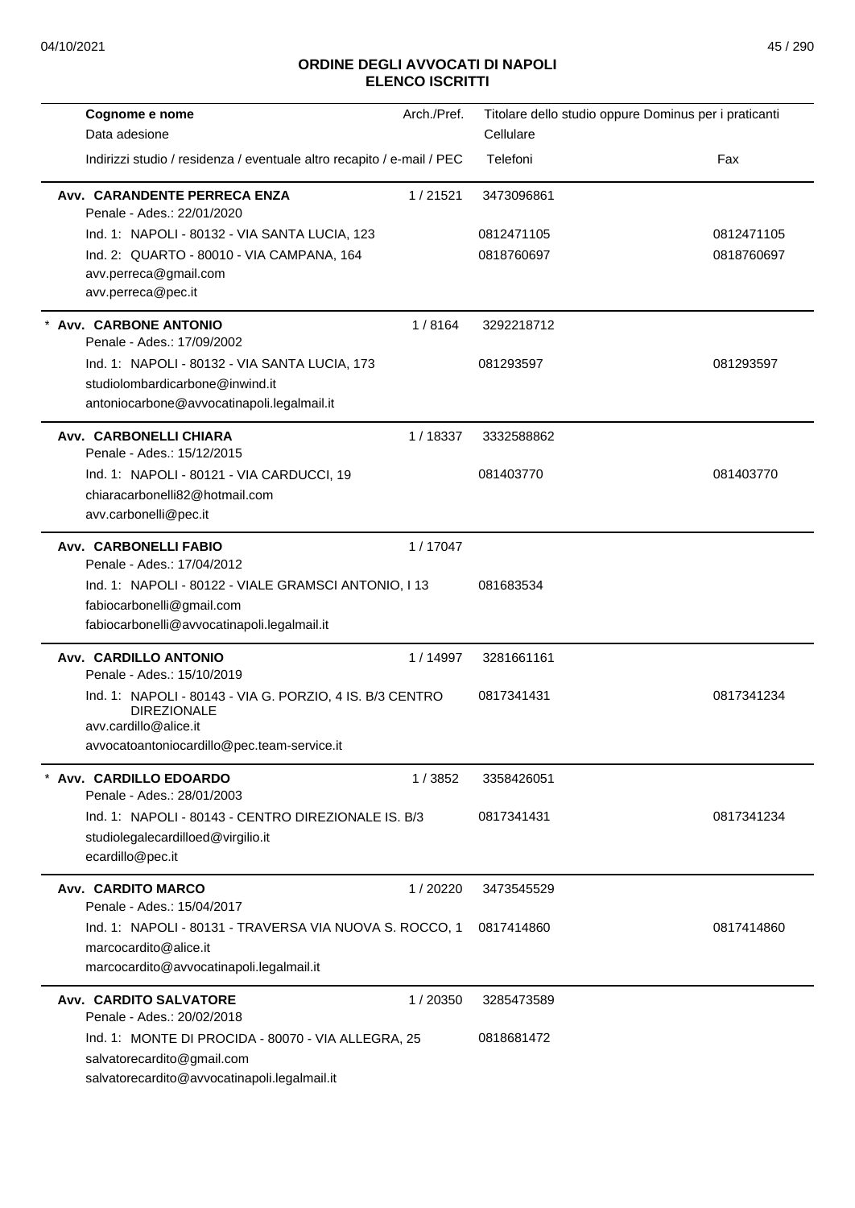## ORDINE DEGLI AVVOCATI DI NAPOLI
## ELENCO ISCRITTI

| Cognome e nome / Data adesione / Indirizzi studio / residenza / eventuale altro recapito / e-mail / PEC | Arch./Pref. | Titolare dello studio oppure Dominus per i praticanti / Cellulare / Telefoni | Fax |
|---|---|---|---|
| **Avv. CARANDENTE PERRECA ENZA** | 1 / 21521 | 3473096861 | |
| Penale - Ades.: 22/01/2020 | | | |
| Ind. 1: NAPOLI - 80132 - VIA SANTA LUCIA, 123 | | 0812471105 | 0812471105 |
| Ind. 2: QUARTO - 80010 - VIA CAMPANA, 164 | | 0818760697 | 0818760697 |
| avv.perreca@gmail.com | | | |
| avv.perreca@pec.it | | | |
| * **Avv. CARBONE ANTONIO** | 1 / 8164 | 3292218712 | |
| Penale - Ades.: 17/09/2002 | | | |
| Ind. 1: NAPOLI - 80132 - VIA SANTA LUCIA, 173 | | 081293597 | 081293597 |
| studiolombardicarbone@inwind.it | | | |
| antoniocarbone@avvocatinapoli.legalmail.it | | | |
| **Avv. CARBONELLI CHIARA** | 1 / 18337 | 3332588862 | |
| Penale - Ades.: 15/12/2015 | | | |
| Ind. 1: NAPOLI - 80121 - VIA CARDUCCI, 19 | | 081403770 | 081403770 |
| chiaracarbonelli82@hotmail.com | | | |
| avv.carbonelli@pec.it | | | |
| **Avv. CARBONELLI FABIO** | 1 / 17047 | | |
| Penale - Ades.: 17/04/2012 | | | |
| Ind. 1: NAPOLI - 80122 - VIALE GRAMSCI ANTONIO, I 13 | | 081683534 | |
| fabiocarbonelli@gmail.com | | | |
| fabiocarbonelli@avvocatinapoli.legalmail.it | | | |
| **Avv. CARDILLO ANTONIO** | 1 / 14997 | 3281661161 | |
| Penale - Ades.: 15/10/2019 | | | |
| Ind. 1: NAPOLI - 80143 - VIA G. PORZIO, 4 IS. B/3 CENTRO DIREZIONALE | | 0817341431 | 0817341234 |
| avv.cardillo@alice.it | | | |
| avvocatoantoniocardillo@pec.team-service.it | | | |
| * **Avv. CARDILLO EDOARDO** | 1 / 3852 | 3358426051 | |
| Penale - Ades.: 28/01/2003 | | | |
| Ind. 1: NAPOLI - 80143 - CENTRO DIREZIONALE IS. B/3 | | 0817341431 | 0817341234 |
| studiolegalecardilloed@virgilio.it | | | |
| ecardillo@pec.it | | | |
| **Avv. CARDITO MARCO** | 1 / 20220 | 3473545529 | |
| Penale - Ades.: 15/04/2017 | | | |
| Ind. 1: NAPOLI - 80131 - TRAVERSA VIA NUOVA S. ROCCO, 1 | | 0817414860 | 0817414860 |
| marcocardito@alice.it | | | |
| marcocardito@avvocatinapoli.legalmail.it | | | |
| **Avv. CARDITO SALVATORE** | 1 / 20350 | 3285473589 | |
| Penale - Ades.: 20/02/2018 | | | |
| Ind. 1: MONTE DI PROCIDA - 80070 - VIA ALLEGRA, 25 | | 0818681472 | |
| salvatorecardito@gmail.com | | | |
| salvatorecardito@avvocatinapoli.legalmail.it | | | |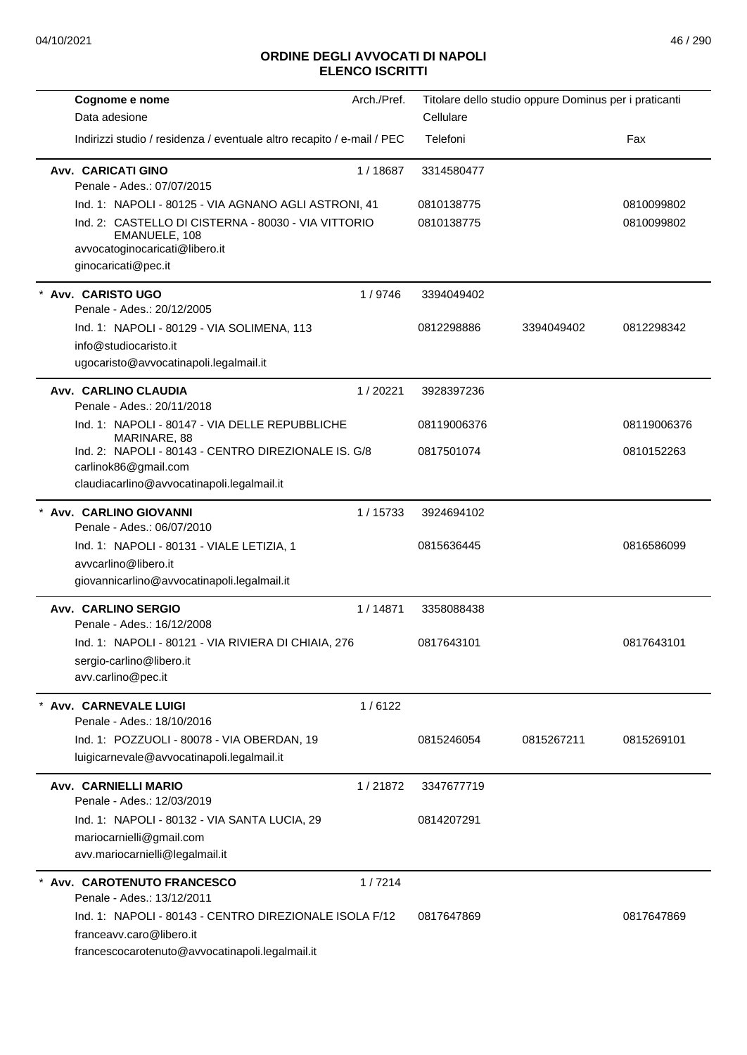# ORDINE DEGLI AVVOCATI DI NAPOLI
## ELENCO ISCRITTI

| Cognome e nome / Data adesione / Indirizzi studio / residenza / eventuale altro recapito / e-mail / PEC | Arch./Pref. | Titolare dello studio oppure Dominus per i praticanti / Cellulare / Telefoni | | Fax |
|---|---|---|---|---|
| **Avv. CARICATI GINO** | 1 / 18687 | 3314580477 | | |
| Penale - Ades.: 07/07/2015 | | | | |
| Ind. 1: NAPOLI - 80125 - VIA AGNANO AGLI ASTRONI, 41 | | 0810138775 | | 0810099802 |
| Ind. 2: CASTELLO DI CISTERNA - 80030 - VIA VITTORIO EMANUELE, 108 | | 0810138775 | | 0810099802 |
| avvocatoginocaricati@libero.it | | | | |
| ginocaricati@pec.it | | | | |
| * **Avv. CARISTO UGO** | 1 / 9746 | 3394049402 | | |
| Penale - Ades.: 20/12/2005 | | | | |
| Ind. 1: NAPOLI - 80129 - VIA SOLIMENA, 113 | | 0812298886 | 3394049402 | 0812298342 |
| info@studiocaristo.it | | | | |
| ugocaristo@avvocatinapoli.legalmail.it | | | | |
| **Avv. CARLINO CLAUDIA** | 1 / 20221 | 3928397236 | | |
| Penale - Ades.: 20/11/2018 | | | | |
| Ind. 1: NAPOLI - 80147 - VIA DELLE REPUBBLICHE MARINARE, 88 | | 08119006376 | | 08119006376 |
| Ind. 2: NAPOLI - 80143 - CENTRO DIREZIONALE IS. G/8 | | 0817501074 | | 0810152263 |
| carlinok86@gmail.com | | | | |
| claudiacarlino@avvocatinapoli.legalmail.it | | | | |
| * **Avv. CARLINO GIOVANNI** | 1 / 15733 | 3924694102 | | |
| Penale - Ades.: 06/07/2010 | | | | |
| Ind. 1: NAPOLI - 80131 - VIALE LETIZIA, 1 | | 0815636445 | | 0816586099 |
| avvcarlino@libero.it | | | | |
| giovannicarlino@avvocatinapoli.legalmail.it | | | | |
| **Avv. CARLINO SERGIO** | 1 / 14871 | 3358088438 | | |
| Penale - Ades.: 16/12/2008 | | | | |
| Ind. 1: NAPOLI - 80121 - VIA RIVIERA DI CHIAIA, 276 | | 0817643101 | | 0817643101 |
| sergio-carlino@libero.it | | | | |
| avv.carlino@pec.it | | | | |
| * **Avv. CARNEVALE LUIGI** | 1 / 6122 | | | |
| Penale - Ades.: 18/10/2016 | | | | |
| Ind. 1: POZZUOLI - 80078 - VIA OBERDAN, 19 | | 0815246054 | 0815267211 | 0815269101 |
| luigicarnevale@avvocatinapoli.legalmail.it | | | | |
| **Avv. CARNIELLI MARIO** | 1 / 21872 | 3347677719 | | |
| Penale - Ades.: 12/03/2019 | | | | |
| Ind. 1: NAPOLI - 80132 - VIA SANTA LUCIA, 29 | | 0814207291 | | |
| mariocarnielli@gmail.com | | | | |
| avv.mariocarnielli@legalmail.it | | | | |
| * **Avv. CAROTENUTO FRANCESCO** | 1 / 7214 | | | |
| Penale - Ades.: 13/12/2011 | | | | |
| Ind. 1: NAPOLI - 80143 - CENTRO DIREZIONALE ISOLA F/12 | | 0817647869 | | 0817647869 |
| franceavv.caro@libero.it | | | | |
| francescocarotenuto@avvocatinapoli.legalmail.it | | | | |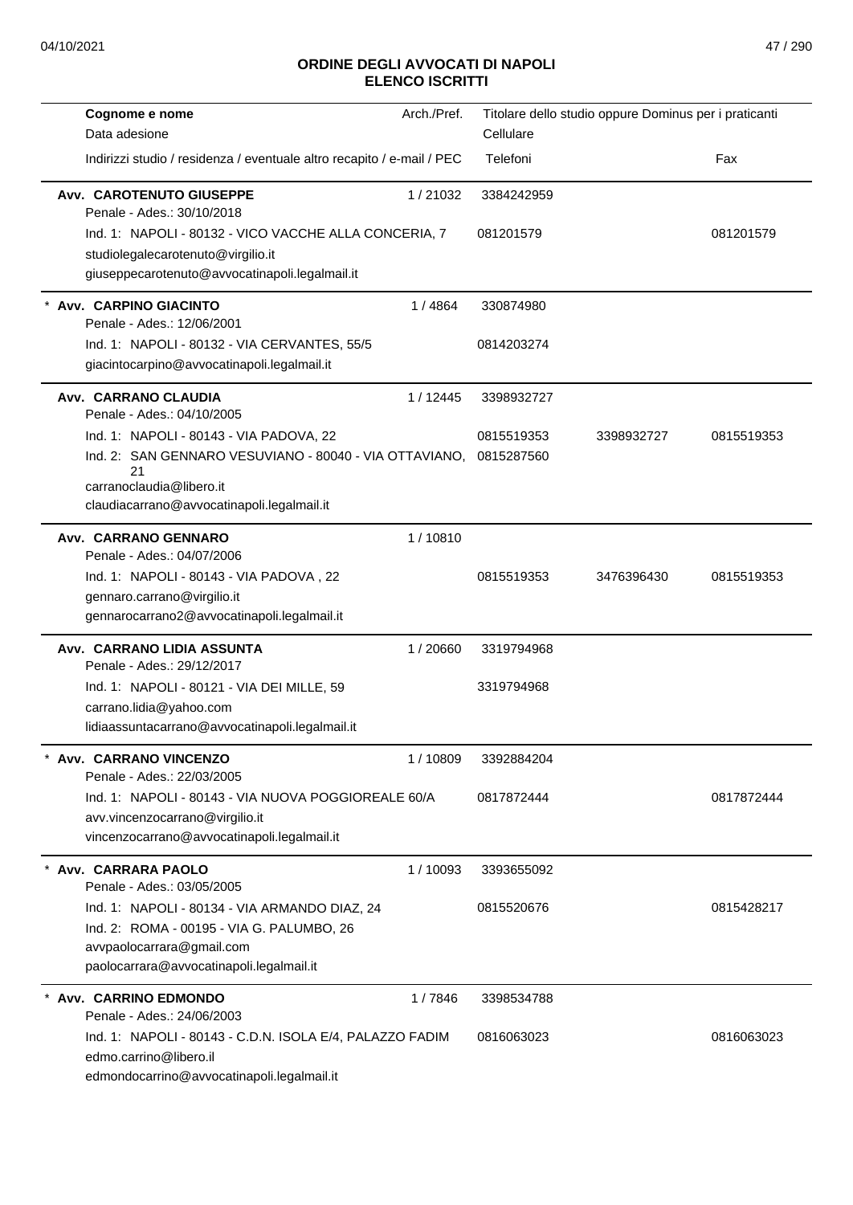# ORDINE DEGLI AVVOCATI DI NAPOLI
## ELENCO ISCRITTI

| Cognome e nome<br>Data adesione<br>Indirizzi studio / residenza / eventuale altro recapito / e-mail / PEC | Arch./Pref. | Titolare dello studio oppure Dominus per i praticanti<br>Cellulare<br>Telefoni | | Fax |
|---|---|---|---|---|
| **Avv. CAROTENUTO GIUSEPPE**<br>Penale - Ades.: 30/10/2018 | 1 / 21032 | 3384242959 | | |
| Ind. 1: NAPOLI - 80132 - VICO VACCHE ALLA CONCERIA, 7<br>studiolegalecarotenuto@virgilio.it<br>giuseppecarotenuto@avvocatinapoli.legalmail.it | | 081201579 | | 081201579 |
| * **Avv. CARPINO GIACINTO**<br>Penale - Ades.: 12/06/2001 | 1 / 4864 | 330874980 | | |
| Ind. 1: NAPOLI - 80132 - VIA CERVANTES, 55/5<br>giacintocarpino@avvocatinapoli.legalmail.it | | 0814203274 | | |
| **Avv. CARRANO CLAUDIA**<br>Penale - Ades.: 04/10/2005 | 1 / 12445 | 3398932727 | | |
| Ind. 1: NAPOLI - 80143 - VIA PADOVA, 22 | | 0815519353 | 3398932727 | 0815519353 |
| Ind. 2: SAN GENNARO VESUVIANO - 80040 - VIA OTTAVIANO, 21<br>carranoclaudia@libero.it<br>claudiacarrano@avvocatinapoli.legalmail.it | | 0815287560 | | |
| **Avv. CARRANO GENNARO**<br>Penale - Ades.: 04/07/2006 | 1 / 10810 | | | |
| Ind. 1: NAPOLI - 80143 - VIA PADOVA , 22<br>gennaro.carrano@virgilio.it<br>gennarocarrano2@avvocatinapoli.legalmail.it | | 0815519353 | 3476396430 | 0815519353 |
| **Avv. CARRANO LIDIA ASSUNTA**<br>Penale - Ades.: 29/12/2017 | 1 / 20660 | 3319794968 | | |
| Ind. 1: NAPOLI - 80121 - VIA DEI MILLE, 59<br>carrano.lidia@yahoo.com<br>lidiaassuntacarrano@avvocatinapoli.legalmail.it | | 3319794968 | | |
| * **Avv. CARRANO VINCENZO**<br>Penale - Ades.: 22/03/2005 | 1 / 10809 | 3392884204 | | |
| Ind. 1: NAPOLI - 80143 - VIA NUOVA POGGIOREALE 60/A<br>avv.vincenzocarrano@virgilio.it<br>vincenzocarrano@avvocatinapoli.legalmail.it | | 0817872444 | | 0817872444 |
| * **Avv. CARRARA PAOLO**<br>Penale - Ades.: 03/05/2005 | 1 / 10093 | 3393655092 | | |
| Ind. 1: NAPOLI - 80134 - VIA ARMANDO DIAZ, 24 | | 0815520676 | | 0815428217 |
| Ind. 2: ROMA - 00195 - VIA G. PALUMBO, 26<br>avvpaolocarrara@gmail.com<br>paolocarrara@avvocatinapoli.legalmail.it | | | | |
| * **Avv. CARRINO EDMONDO**<br>Penale - Ades.: 24/06/2003 | 1 / 7846 | 3398534788 | | |
| Ind. 1: NAPOLI - 80143 - C.D.N. ISOLA E/4, PALAZZO FADIM<br>edmo.carrino@libero.il<br>edmondocarrino@avvocatinapoli.legalmail.it | | 0816063023 | | 0816063023 |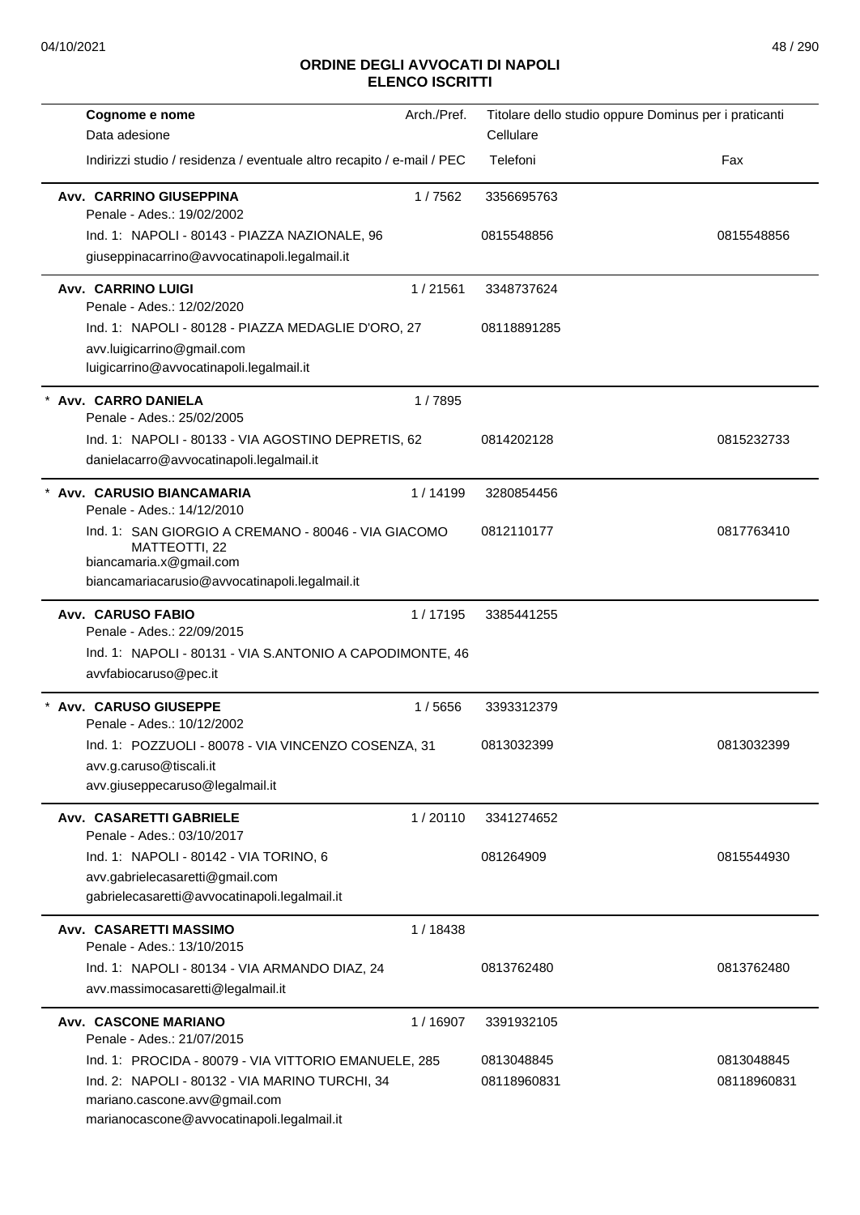# ORDINE DEGLI AVVOCATI DI NAPOLI
## ELENCO ISCRITTI

| Cognome e nome<br>Data adesione<br>Indirizzi studio / residenza / eventuale altro recapito / e-mail / PEC | Arch./Pref. | Titolare dello studio oppure Dominus per i praticanti<br>Cellulare<br>Telefoni | Fax |
|---|---|---|---|
| **Avv. CARRINO GIUSEPPINA**<br>Penale - Ades.: 19/02/2002<br>Ind. 1: NAPOLI - 80143 - PIAZZA NAZIONALE, 96<br>giuseppinacarrino@avvocatinapoli.legalmail.it | 1 / 7562 | 3356695763<br>0815548856 | 0815548856 |
| **Avv. CARRINO LUIGI**<br>Penale - Ades.: 12/02/2020<br>Ind. 1: NAPOLI - 80128 - PIAZZA MEDAGLIE D'ORO, 27<br>avv.luigicarrino@gmail.com<br>luigicarrino@avvocatinapoli.legalmail.it | 1 / 21561 | 3348737624<br>08118891285 | |
| * **Avv. CARRO DANIELA**<br>Penale - Ades.: 25/02/2005<br>Ind. 1: NAPOLI - 80133 - VIA AGOSTINO DEPRETIS, 62<br>danielacarro@avvocatinapoli.legalmail.it | 1 / 7895 | 0814202128 | 0815232733 |
| * **Avv. CARUSIO BIANCAMARIA**<br>Penale - Ades.: 14/12/2010<br>Ind. 1: SAN GIORGIO A CREMANO - 80046 - VIA GIACOMO MATTEOTTI, 22<br>biancamaria.x@gmail.com<br>biancamariacarusio@avvocatinapoli.legalmail.it | 1 / 14199 | 3280854456<br>0812110177 | 0817763410 |
| **Avv. CARUSO FABIO**<br>Penale - Ades.: 22/09/2015<br>Ind. 1: NAPOLI - 80131 - VIA S.ANTONIO A CAPODIMONTE, 46<br>avvfabiocaruso@pec.it | 1 / 17195 | 3385441255 | |
| * **Avv. CARUSO GIUSEPPE**<br>Penale - Ades.: 10/12/2002<br>Ind. 1: POZZUOLI - 80078 - VIA VINCENZO COSENZA, 31<br>avv.g.caruso@tiscali.it<br>avv.giuseppecaruso@legalmail.it | 1 / 5656 | 3393312379<br>0813032399 | 0813032399 |
| **Avv. CASARETTI GABRIELE**<br>Penale - Ades.: 03/10/2017<br>Ind. 1: NAPOLI - 80142 - VIA TORINO, 6<br>avv.gabrielecasaretti@gmail.com<br>gabrielecasaretti@avvocatinapoli.legalmail.it | 1 / 20110 | 3341274652<br>081264909 | 0815544930 |
| **Avv. CASARETTI MASSIMO**<br>Penale - Ades.: 13/10/2015<br>Ind. 1: NAPOLI - 80134 - VIA ARMANDO DIAZ, 24<br>avv.massimocasaretti@legalmail.it | 1 / 18438 | 0813762480 | 0813762480 |
| **Avv. CASCONE MARIANO**<br>Penale - Ades.: 21/07/2015<br>Ind. 1: PROCIDA - 80079 - VIA VITTORIO EMANUELE, 285<br>Ind. 2: NAPOLI - 80132 - VIA MARINO TURCHI, 34<br>mariano.cascone.avv@gmail.com<br>marianocascone@avvocatinapoli.legalmail.it | 1 / 16907 | 3391932105<br>0813048845<br>08118960831 | 0813048845<br>08118960831 |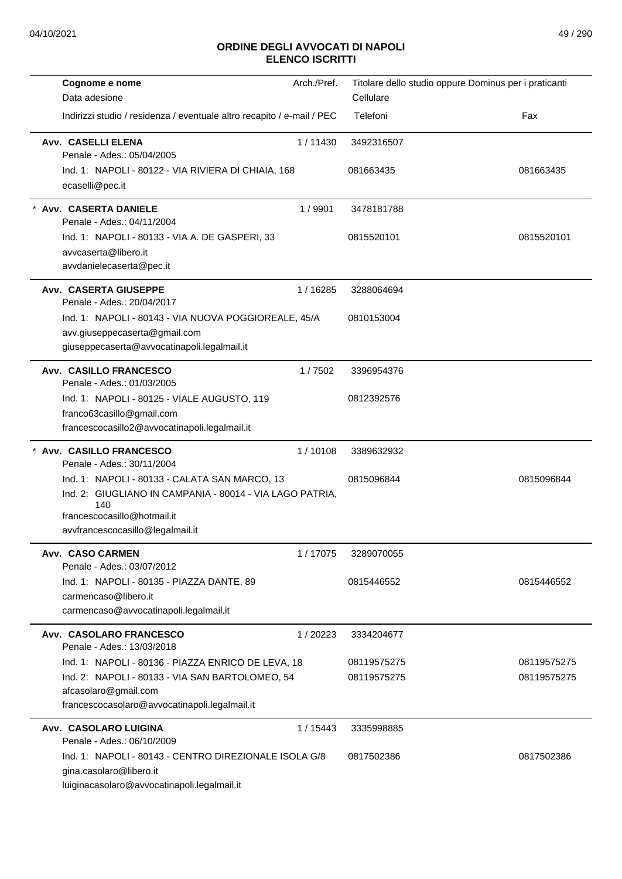# ORDINE DEGLI AVVOCATI DI NAPOLI
## ELENCO ISCRITTI

| Cognome e nome / Data adesione / Indirizzi studio / residenza / eventuale altro recapito / e-mail / PEC | Arch./Pref. | Titolare dello studio oppure Dominus per i praticanti / Cellulare / Telefoni | Fax |
|---|---|---|---|
| **Avv. CASELLI ELENA**<br>Penale - Ades.: 05/04/2005<br>Ind. 1: NAPOLI - 80122 - VIA RIVIERA DI CHIAIA, 168<br>ecaselli@pec.it | 1 / 11430 | 3492316507<br>081663435 | 081663435 |
| * **Avv. CASERTA DANIELE**<br>Penale - Ades.: 04/11/2004<br>Ind. 1: NAPOLI - 80133 - VIA A. DE GASPERI, 33<br>avvcaserta@libero.it<br>avvdanielecaserta@pec.it | 1 / 9901 | 3478181788<br>0815520101 | 0815520101 |
| **Avv. CASERTA GIUSEPPE**<br>Penale - Ades.: 20/04/2017<br>Ind. 1: NAPOLI - 80143 - VIA NUOVA POGGIOREALE, 45/A<br>avv.giuseppecaserta@gmail.com<br>giuseppecaserta@avvocatinapoli.legalmail.it | 1 / 16285 | 3288064694<br>0810153004 | |
| **Avv. CASILLO FRANCESCO**<br>Penale - Ades.: 01/03/2005<br>Ind. 1: NAPOLI - 80125 - VIALE AUGUSTO, 119<br>franco63casillo@gmail.com<br>francescocasillo2@avvocatinapoli.legalmail.it | 1 / 7502 | 3396954376<br>0812392576 | |
| * **Avv. CASILLO FRANCESCO**<br>Penale - Ades.: 30/11/2004<br>Ind. 1: NAPOLI - 80133 - CALATA SAN MARCO, 13<br>Ind. 2: GIUGLIANO IN CAMPANIA - 80014 - VIA LAGO PATRIA, 140<br>francescocasillo@hotmail.it<br>avvfrancescocasillo@legalmail.it | 1 / 10108 | 3389632932<br>0815096844 | 0815096844 |
| **Avv. CASO CARMEN**<br>Penale - Ades.: 03/07/2012<br>Ind. 1: NAPOLI - 80135 - PIAZZA DANTE, 89<br>carmencaso@libero.it<br>carmencaso@avvocatinapoli.legalmail.it | 1 / 17075 | 3289070055<br>0815446552 | 0815446552 |
| **Avv. CASOLARO FRANCESCO**<br>Penale - Ades.: 13/03/2018<br>Ind. 1: NAPOLI - 80136 - PIAZZA ENRICO DE LEVA, 18<br>Ind. 2: NAPOLI - 80133 - VIA SAN BARTOLOMEO, 54<br>afcasolaro@gmail.com<br>francescocasolaro@avvocatinapoli.legalmail.it | 1 / 20223 | 3334204677<br>08119575275<br>08119575275 | 08119575275<br>08119575275 |
| **Avv. CASOLARO LUIGINA**<br>Penale - Ades.: 06/10/2009<br>Ind. 1: NAPOLI - 80143 - CENTRO DIREZIONALE ISOLA G/8<br>gina.casolaro@libero.it<br>luiginacasolaro@avvocatinapoli.legalmail.it | 1 / 15443 | 3335998885<br>0817502386 | 0817502386 |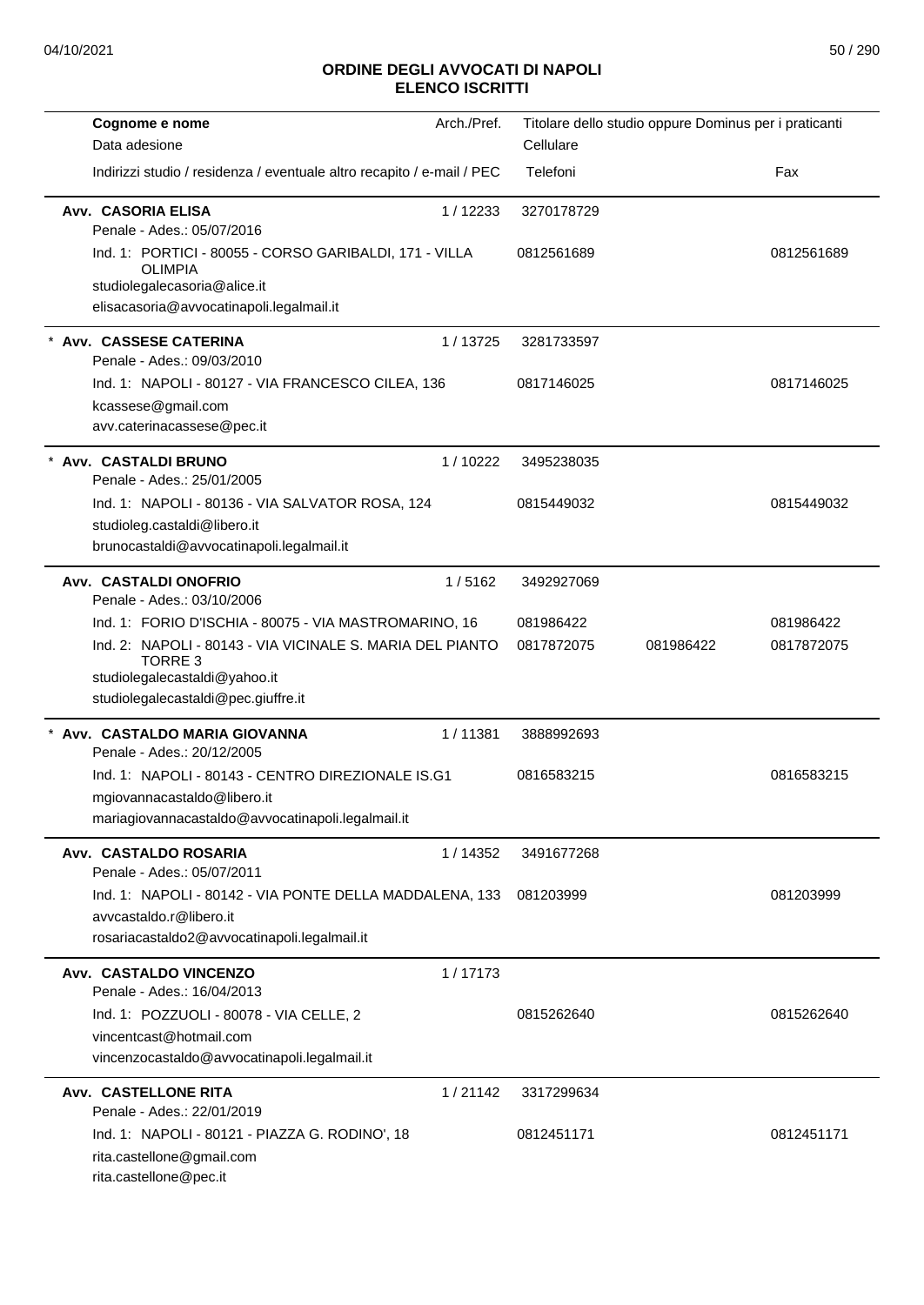## ORDINE DEGLI AVVOCATI DI NAPOLI
## ELENCO ISCRITTI

| Cognome e nome<br>Data adesione<br>Indirizzi studio / residenza / eventuale altro recapito / e-mail / PEC | Arch./Pref. | Titolare dello studio oppure Dominus per i praticanti<br>Cellulare<br>Telefoni | | Fax |
|---|---|---|---|---|
| **Avv. CASORIA ELISA**<br>Penale - Ades.: 05/07/2016 | 1 / 12233 | 3270178729 | | |
| Ind. 1: PORTICI - 80055 - CORSO GARIBALDI, 171 - VILLA OLIMPIA | | 0812561689 | | 0812561689 |
| studiolegalecasoria@alice.it<br>elisacasoria@avvocatinapoli.legalmail.it | | | | |
| * **Avv. CASSESE CATERINA**<br>Penale - Ades.: 09/03/2010 | 1 / 13725 | 3281733597 | | |
| Ind. 1: NAPOLI - 80127 - VIA FRANCESCO CILEA, 136 | | 0817146025 | | 0817146025 |
| kcassese@gmail.com<br>avv.caterinacassese@pec.it | | | | |
| * **Avv. CASTALDI BRUNO**<br>Penale - Ades.: 25/01/2005 | 1 / 10222 | 3495238035 | | |
| Ind. 1: NAPOLI - 80136 - VIA SALVATOR ROSA, 124 | | 0815449032 | | 0815449032 |
| studioleg.castaldi@libero.it<br>brunocastaldi@avvocatinapoli.legalmail.it | | | | |
| **Avv. CASTALDI ONOFRIO**<br>Penale - Ades.: 03/10/2006 | 1 / 5162 | 3492927069 | | |
| Ind. 1: FORIO D'ISCHIA - 80075 - VIA MASTROMARINO, 16 | | 081986422 | | 081986422 |
| Ind. 2: NAPOLI - 80143 - VIA VICINALE S. MARIA DEL PIANTO TORRE 3 | | 0817872075 | 081986422 | 0817872075 |
| studiolegalecastaldi@yahoo.it<br>studiolegalecastaldi@pec.giuffre.it | | | | |
| * **Avv. CASTALDO MARIA GIOVANNA**<br>Penale - Ades.: 20/12/2005 | 1 / 11381 | 3888992693 | | |
| Ind. 1: NAPOLI - 80143 - CENTRO DIREZIONALE IS.G1 | | 0816583215 | | 0816583215 |
| mgiovannacastaldo@libero.it<br>mariagiovannacastaldo@avvocatinapoli.legalmail.it | | | | |
| **Avv. CASTALDO ROSARIA**<br>Penale - Ades.: 05/07/2011 | 1 / 14352 | 3491677268 | | |
| Ind. 1: NAPOLI - 80142 - VIA PONTE DELLA MADDALENA, 133 | | 081203999 | | 081203999 |
| avvcastaldo.r@libero.it<br>rosariacastaldo2@avvocatinapoli.legalmail.it | | | | |
| **Avv. CASTALDO VINCENZO**<br>Penale - Ades.: 16/04/2013 | 1 / 17173 | | | |
| Ind. 1: POZZUOLI - 80078 - VIA CELLE, 2 | | 0815262640 | | 0815262640 |
| vincentcast@hotmail.com<br>vincenzocastaldo@avvocatinapoli.legalmail.it | | | | |
| **Avv. CASTELLONE RITA**<br>Penale - Ades.: 22/01/2019 | 1 / 21142 | 3317299634 | | |
| Ind. 1: NAPOLI - 80121 - PIAZZA G. RODINO', 18 | | 0812451171 | | 0812451171 |
| rita.castellone@gmail.com<br>rita.castellone@pec.it | | | | |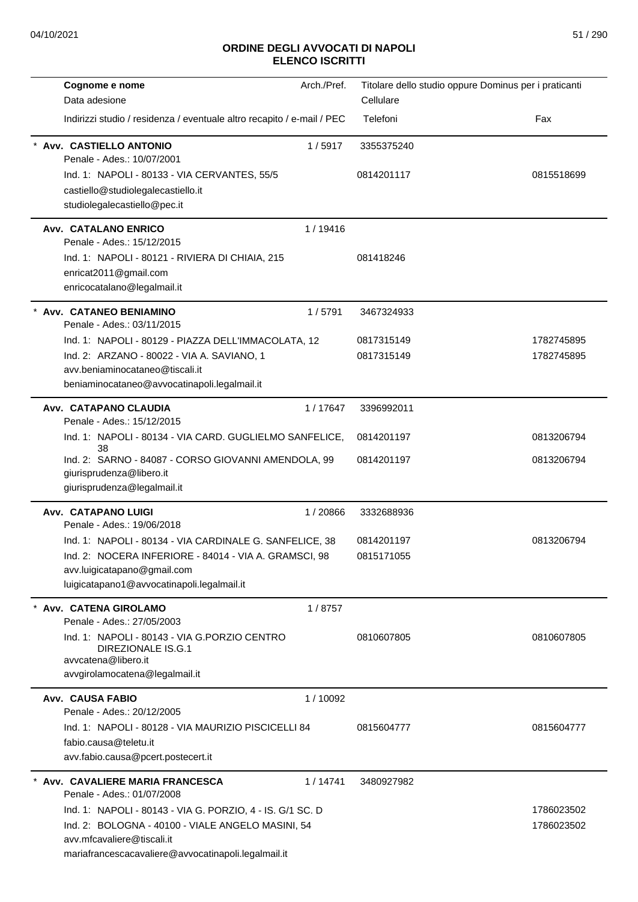# ORDINE DEGLI AVVOCATI DI NAPOLI
## ELENCO ISCRITTI

| Cognome e nome<br>Data adesione<br>Indirizzi studio / residenza / eventuale altro recapito / e-mail / PEC | Arch./Pref. | Titolare dello studio oppure Dominus per i praticanti<br>Cellulare<br>Telefoni | Fax |
|---|---|---|---|
| * **Avv. CASTIELLO ANTONIO**<br>Penale - Ades.: 10/07/2001<br>Ind. 1: NAPOLI - 80133 - VIA CERVANTES, 55/5<br>castiello@studiolegalecastiello.it<br>studiolegalecastiello@pec.it | 1 / 5917 | 3355375240<br>0814201117 | 0815518699 |
| **Avv. CATALANO ENRICO**<br>Penale - Ades.: 15/12/2015<br>Ind. 1: NAPOLI - 80121 - RIVIERA DI CHIAIA, 215<br>enricat2011@gmail.com<br>enricocatalano@legalmail.it | 1 / 19416 | 081418246 | |
| * **Avv. CATANEO BENIAMINO**<br>Penale - Ades.: 03/11/2015<br>Ind. 1: NAPOLI - 80129 - PIAZZA DELL'IMMACOLATA, 12<br>Ind. 2: ARZANO - 80022 - VIA A. SAVIANO, 1<br>avv.beniaminocataneo@tiscali.it<br>beniaminocataneo@avvocatinapoli.legalmail.it | 1 / 5791 | 3467324933<br>0817315149<br>0817315149 | 1782745895<br>1782745895 |
| **Avv. CATAPANO CLAUDIA**<br>Penale - Ades.: 15/12/2015<br>Ind. 1: NAPOLI - 80134 - VIA CARD. GUGLIELMO SANFELICE, 38<br>Ind. 2: SARNO - 84087 - CORSO GIOVANNI AMENDOLA, 99<br>giurisprudenza@libero.it<br>giurisprudenza@legalmail.it | 1 / 17647 | 3396992011<br>0814201197<br>0814201197 | 0813206794<br>0813206794 |
| **Avv. CATAPANO LUIGI**<br>Penale - Ades.: 19/06/2018<br>Ind. 1: NAPOLI - 80134 - VIA CARDINALE G. SANFELICE, 38<br>Ind. 2: NOCERA INFERIORE - 84014 - VIA A. GRAMSCI, 98<br>avv.luigicatapano@gmail.com<br>luigicatapano1@avvocatinapoli.legalmail.it | 1 / 20866 | 3332688936<br>0814201197<br>0815171055 | 0813206794 |
| * **Avv. CATENA GIROLAMO**<br>Penale - Ades.: 27/05/2003<br>Ind. 1: NAPOLI - 80143 - VIA G.PORZIO CENTRO DIREZIONALE IS.G.1<br>avvcatena@libero.it<br>avvgirolamocatena@legalmail.it | 1 / 8757 | 0810607805 | 0810607805 |
| **Avv. CAUSA FABIO**<br>Penale - Ades.: 20/12/2005<br>Ind. 1: NAPOLI - 80128 - VIA MAURIZIO PISCICELLI 84<br>fabio.causa@teletu.it<br>avv.fabio.causa@pcert.postecert.it | 1 / 10092 | 0815604777 | 0815604777 |
| * **Avv. CAVALIERE MARIA FRANCESCA**<br>Penale - Ades.: 01/07/2008<br>Ind. 1: NAPOLI - 80143 - VIA G. PORZIO, 4 - IS. G/1 SC. D<br>Ind. 2: BOLOGNA - 40100 - VIALE ANGELO MASINI, 54<br>avv.mfcavaliere@tiscali.it<br>mariafrancescacavaliere@avvocatinapoli.legalmail.it | 1 / 14741 | 3480927982 | 1786023502<br>1786023502 |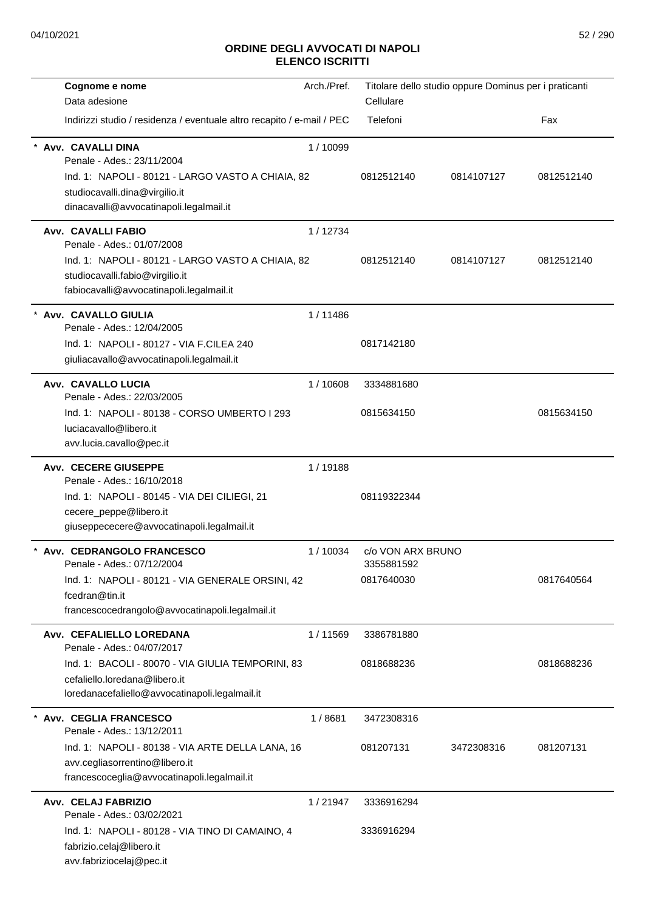# ORDINE DEGLI AVVOCATI DI NAPOLI
## ELENCO ISCRITTI

| Cognome e nome / Data adesione / Indirizzi studio / residenza / eventuale altro recapito / e-mail / PEC | Arch./Pref. | Titolare dello studio oppure Dominus per i praticanti / Cellulare / Telefoni | | Fax |
|---|---|---|---|---|
| * **Avv. CAVALLI DINA**<br>Penale - Ades.: 23/11/2004<br>Ind. 1: NAPOLI - 80121 - LARGO VASTO A CHIAIA, 82<br>studiocavalli.dina@virgilio.it<br>dinacavalli@avvocatinapoli.legalmail.it | 1 / 10099 | 0812512140 | 0814107127 | 0812512140 |
| **Avv. CAVALLI FABIO**<br>Penale - Ades.: 01/07/2008<br>Ind. 1: NAPOLI - 80121 - LARGO VASTO A CHIAIA, 82<br>studiocavalli.fabio@virgilio.it<br>fabiocavalli@avvocatinapoli.legalmail.it | 1 / 12734 | 0812512140 | 0814107127 | 0812512140 |
| * **Avv. CAVALLO GIULIA**<br>Penale - Ades.: 12/04/2005<br>Ind. 1: NAPOLI - 80127 - VIA F.CILEA 240<br>giuliacavallo@avvocatinapoli.legalmail.it | 1 / 11486 | 0817142180 | | |
| **Avv. CAVALLO LUCIA**<br>Penale - Ades.: 22/03/2005<br>Ind. 1: NAPOLI - 80138 - CORSO UMBERTO I 293<br>luciacavallo@libero.it<br>avv.lucia.cavallo@pec.it | 1 / 10608 | 3334881680<br>0815634150 | | 0815634150 |
| **Avv. CECERE GIUSEPPE**<br>Penale - Ades.: 16/10/2018<br>Ind. 1: NAPOLI - 80145 - VIA DEI CILIEGI, 21<br>cecere_peppe@libero.it<br>giuseppececere@avvocatinapoli.legalmail.it | 1 / 19188 | 08119322344 | | |
| * **Avv. CEDRANGOLO FRANCESCO**<br>Penale - Ades.: 07/12/2004<br>Ind. 1: NAPOLI - 80121 - VIA GENERALE ORSINI, 42<br>fcedran@tin.it<br>francescocedrangolo@avvocatinapoli.legalmail.it | 1 / 10034 | c/o VON ARX BRUNO<br>3355881592<br>0817640030 | | 0817640564 |
| **Avv. CEFALIELLO LOREDANA**<br>Penale - Ades.: 04/07/2017<br>Ind. 1: BACOLI - 80070 - VIA GIULIA TEMPORINI, 83<br>cefaliello.loredana@libero.it<br>loredanacefaliello@avvocatinapoli.legalmail.it | 1 / 11569 | 3386781880<br>0818688236 | | 0818688236 |
| * **Avv. CEGLIA FRANCESCO**<br>Penale - Ades.: 13/12/2011<br>Ind. 1: NAPOLI - 80138 - VIA ARTE DELLA LANA, 16<br>avv.cegliasorrentino@libero.it<br>francescoceglia@avvocatinapoli.legalmail.it | 1 / 8681 | 3472308316<br>081207131 | 3472308316 | 081207131 |
| **Avv. CELAJ FABRIZIO**<br>Penale - Ades.: 03/02/2021<br>Ind. 1: NAPOLI - 80128 - VIA TINO DI CAMAINO, 4<br>fabrizio.celaj@libero.it<br>avv.fabriziocelaj@pec.it | 1 / 21947 | 3336916294<br>3336916294 | | |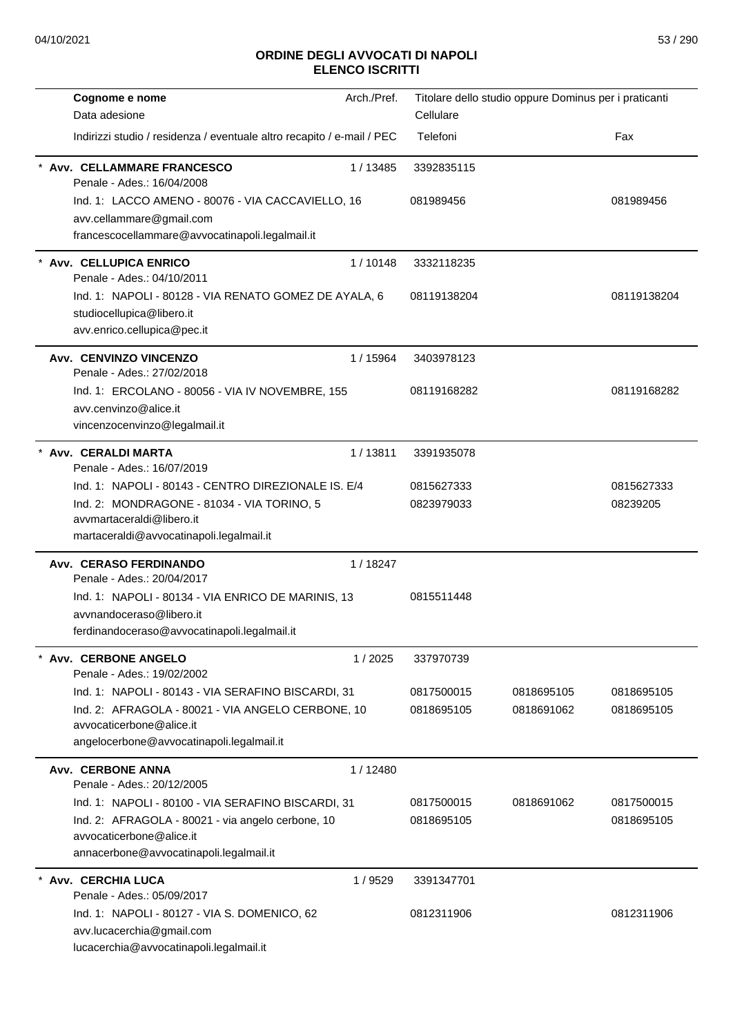# ORDINE DEGLI AVVOCATI DI NAPOLI
## ELENCO ISCRITTI

| Cognome e nome / Data adesione / Indirizzi studio / residenza / eventuale altro recapito / e-mail / PEC | Arch./Pref. | Titolare dello studio oppure Dominus per i praticanti / Cellulare / Telefoni | | Fax |
|---|---|---|---|---|
| * **Avv. CELLAMMARE FRANCESCO** | 1 / 13485 | 3392835115 | | |
| Penale - Ades.: 16/04/2008 | | | | |
| Ind. 1: LACCO AMENO - 80076 - VIA CACCAVIELLO, 16 | | 081989456 | | 081989456 |
| avv.cellammare@gmail.com | | | | |
| francescocellammare@avvocatinapoli.legalmail.it | | | | |
| * **Avv. CELLUPICA ENRICO** | 1 / 10148 | 3332118235 | | |
| Penale - Ades.: 04/10/2011 | | | | |
| Ind. 1: NAPOLI - 80128 - VIA RENATO GOMEZ DE AYALA, 6 | | 08119138204 | | 08119138204 |
| studiocellupica@libero.it | | | | |
| avv.enrico.cellupica@pec.it | | | | |
| **Avv. CENVINZO VINCENZO** | 1 / 15964 | 3403978123 | | |
| Penale - Ades.: 27/02/2018 | | | | |
| Ind. 1: ERCOLANO - 80056 - VIA IV NOVEMBRE, 155 | | 08119168282 | | 08119168282 |
| avv.cenvinzo@alice.it | | | | |
| vincenzocenvinzo@legalmail.it | | | | |
| * **Avv. CERALDI MARTA** | 1 / 13811 | 3391935078 | | |
| Penale - Ades.: 16/07/2019 | | | | |
| Ind. 1: NAPOLI - 80143 - CENTRO DIREZIONALE IS. E/4 | | 0815627333 | | 0815627333 |
| Ind. 2: MONDRAGONE - 81034 - VIA TORINO, 5 | | 0823979033 | | 08239205 |
| avvmartaceraldi@libero.it | | | | |
| martaceraldi@avvocatinapoli.legalmail.it | | | | |
| **Avv. CERASO FERDINANDO** | 1 / 18247 | | | |
| Penale - Ades.: 20/04/2017 | | | | |
| Ind. 1: NAPOLI - 80134 - VIA ENRICO DE MARINIS, 13 | | 0815511448 | | |
| avvnandoceraso@libero.it | | | | |
| ferdinandoceraso@avvocatinapoli.legalmail.it | | | | |
| * **Avv. CERBONE ANGELO** | 1 / 2025 | 337970739 | | |
| Penale - Ades.: 19/02/2002 | | | | |
| Ind. 1: NAPOLI - 80143 - VIA SERAFINO BISCARDI, 31 | | 0817500015 | 0818695105 | 0818695105 |
| Ind. 2: AFRAGOLA - 80021 - VIA ANGELO CERBONE, 10 | | 0818695105 | 0818691062 | 0818695105 |
| avvocaticerbone@alice.it | | | | |
| angelocerbone@avvocatinapoli.legalmail.it | | | | |
| **Avv. CERBONE ANNA** | 1 / 12480 | | | |
| Penale - Ades.: 20/12/2005 | | | | |
| Ind. 1: NAPOLI - 80100 - VIA SERAFINO BISCARDI, 31 | | 0817500015 | 0818691062 | 0817500015 |
| Ind. 2: AFRAGOLA - 80021 - via angelo cerbone, 10 | | 0818695105 | | 0818695105 |
| avvocaticerbone@alice.it | | | | |
| annacerbone@avvocatinapoli.legalmail.it | | | | |
| * **Avv. CERCHIA LUCA** | 1 / 9529 | 3391347701 | | |
| Penale - Ades.: 05/09/2017 | | | | |
| Ind. 1: NAPOLI - 80127 - VIA S. DOMENICO, 62 | | 0812311906 | | 0812311906 |
| avv.lucacerchia@gmail.com | | | | |
| lucacerchia@avvocatinapoli.legalmail.it | | | | |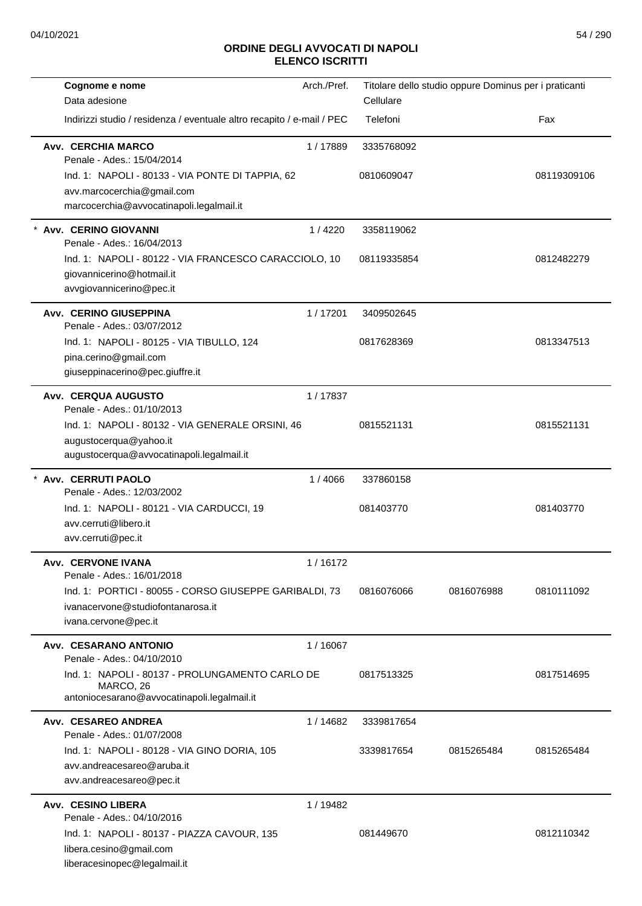# ORDINE DEGLI AVVOCATI DI NAPOLI
## ELENCO ISCRITTI

| Cognome e nome / Data adesione / Indirizzi studio / residenza / eventuale altro recapito / e-mail / PEC | Arch./Pref. | Titolare dello studio oppure Dominus per i praticanti / Cellulare / Telefoni | | Fax |
|---|---|---|---|---|
| **Avv. CERCHIA MARCO**<br>Penale - Ades.: 15/04/2014<br>Ind. 1: NAPOLI - 80133 - VIA PONTE DI TAPPIA, 62<br>avv.marcocerchia@gmail.com<br>marcocerchia@avvocatinapoli.legalmail.it | 1 / 17889 | 3335768092<br>0810609047 | | 08119309106 |
| * **Avv. CERINO GIOVANNI**<br>Penale - Ades.: 16/04/2013<br>Ind. 1: NAPOLI - 80122 - VIA FRANCESCO CARACCIOLO, 10<br>giovannicerino@hotmail.it<br>avvgiovannicerino@pec.it | 1 / 4220 | 3358119062<br>08119335854 | | 0812482279 |
| **Avv. CERINO GIUSEPPINA**<br>Penale - Ades.: 03/07/2012<br>Ind. 1: NAPOLI - 80125 - VIA TIBULLO, 124<br>pina.cerino@gmail.com<br>giuseppinacerino@pec.giuffre.it | 1 / 17201 | 3409502645<br>0817628369 | | 0813347513 |
| **Avv. CERQUA AUGUSTO**<br>Penale - Ades.: 01/10/2013<br>Ind. 1: NAPOLI - 80132 - VIA GENERALE ORSINI, 46<br>augustocerqua@yahoo.it<br>augustocerqua@avvocatinapoli.legalmail.it | 1 / 17837 | 0815521131 | | 0815521131 |
| * **Avv. CERRUTI PAOLO**<br>Penale - Ades.: 12/03/2002<br>Ind. 1: NAPOLI - 80121 - VIA CARDUCCI, 19<br>avv.cerruti@libero.it<br>avv.cerruti@pec.it | 1 / 4066 | 337860158<br>081403770 | | 081403770 |
| **Avv. CERVONE IVANA**<br>Penale - Ades.: 16/01/2018<br>Ind. 1: PORTICI - 80055 - CORSO GIUSEPPE GARIBALDI, 73<br>ivanacervone@studiofontanarosa.it<br>ivana.cervone@pec.it | 1 / 16172 | 0816076066 | 0816076988 | 0810111092 |
| **Avv. CESARANO ANTONIO**<br>Penale - Ades.: 04/10/2010<br>Ind. 1: NAPOLI - 80137 - PROLUNGAMENTO CARLO DE MARCO, 26<br>antoniocesarano@avvocatinapoli.legalmail.it | 1 / 16067 | 0817513325 | | 0817514695 |
| **Avv. CESAREO ANDREA**<br>Penale - Ades.: 01/07/2008<br>Ind. 1: NAPOLI - 80128 - VIA GINO DORIA, 105<br>avv.andreacesareo@aruba.it<br>avv.andreacesareo@pec.it | 1 / 14682 | 3339817654<br>3339817654 | 0815265484 | 0815265484 |
| **Avv. CESINO LIBERA**<br>Penale - Ades.: 04/10/2016<br>Ind. 1: NAPOLI - 80137 - PIAZZA CAVOUR, 135<br>libera.cesino@gmail.com<br>liberacesinopec@legalmail.it | 1 / 19482 | 081449670 | | 0812110342 |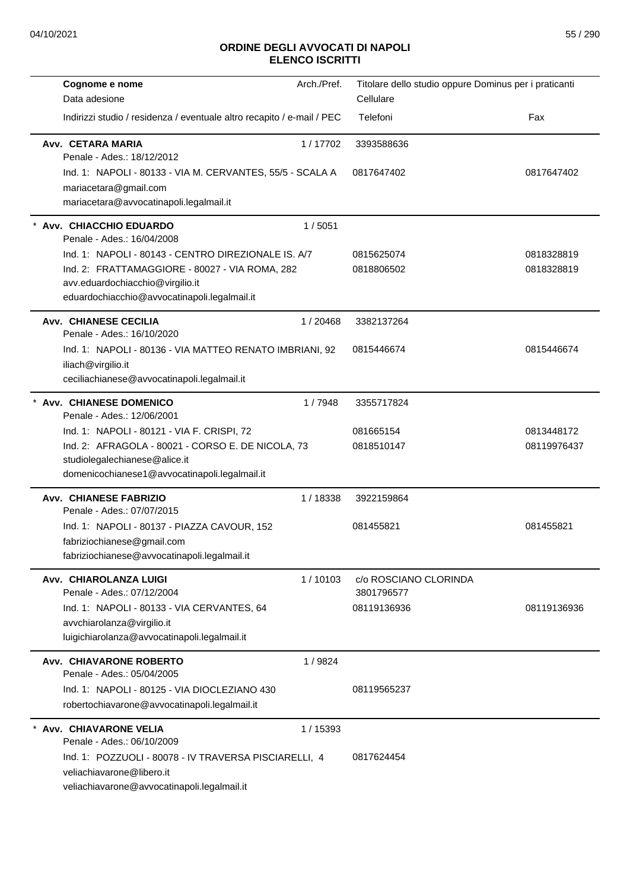# ORDINE DEGLI AVVOCATI DI NAPOLI
## ELENCO ISCRITTI

| Cognome e nome<br>Data adesione<br>Indirizzi studio / residenza / eventuale altro recapito / e-mail / PEC | Arch./Pref. | Titolare dello studio oppure Dominus per i praticanti<br>Cellulare<br>Telefoni | Fax |
|---|---|---|---|
| **Avv. CETARA MARIA**<br>Penale - Ades.: 18/12/2012 | 1 / 17702 | 3393588636 | |
| Ind. 1: NAPOLI - 80133 - VIA M. CERVANTES, 55/5 - SCALA A<br>mariacetara@gmail.com<br>mariacetara@avvocatinapoli.legalmail.it | | 0817647402 | 0817647402 |
| * **Avv. CHIACCHIO EDUARDO**<br>Penale - Ades.: 16/04/2008 | 1 / 5051 | | |
| Ind. 1: NAPOLI - 80143 - CENTRO DIREZIONALE IS. A/7 | | 0815625074 | 0818328819 |
| Ind. 2: FRATTAMAGGIORE - 80027 - VIA ROMA, 282<br>avv.eduardochiacchio@virgilio.it<br>eduardochiacchio@avvocatinapoli.legalmail.it | | 0818806502 | 0818328819 |
| **Avv. CHIANESE CECILIA**<br>Penale - Ades.: 16/10/2020 | 1 / 20468 | 3382137264 | |
| Ind. 1: NAPOLI - 80136 - VIA MATTEO RENATO IMBRIANI, 92<br>iliach@virgilio.it<br>ceciliachianese@avvocatinapoli.legalmail.it | | 0815446674 | 0815446674 |
| * **Avv. CHIANESE DOMENICO**<br>Penale - Ades.: 12/06/2001 | 1 / 7948 | 3355717824 | |
| Ind. 1: NAPOLI - 80121 - VIA F. CRISPI, 72 | | 081665154 | 0813448172 |
| Ind. 2: AFRAGOLA - 80021 - CORSO E. DE NICOLA, 73<br>studiolegalechianese@alice.it<br>domenicochianese1@avvocatinapoli.legalmail.it | | 0818510147 | 08119976437 |
| **Avv. CHIANESE FABRIZIO**<br>Penale - Ades.: 07/07/2015 | 1 / 18338 | 3922159864 | |
| Ind. 1: NAPOLI - 80137 - PIAZZA CAVOUR, 152<br>fabriziochianese@gmail.com<br>fabriziochianese@avvocatinapoli.legalmail.it | | 081455821 | 081455821 |
| **Avv. CHIAROLANZA LUIGI**<br>Penale - Ades.: 07/12/2004 | 1 / 10103 | c/o ROSCIANO CLORINDA<br>3801796577 | |
| Ind. 1: NAPOLI - 80133 - VIA CERVANTES, 64<br>avvchiarolanza@virgilio.it<br>luigichiarolanza@avvocatinapoli.legalmail.it | | 08119136936 | 08119136936 |
| **Avv. CHIAVARONE ROBERTO**<br>Penale - Ades.: 05/04/2005 | 1 / 9824 | | |
| Ind. 1: NAPOLI - 80125 - VIA DIOCLEZIANO 430<br>robertochiavarone@avvocatinapoli.legalmail.it | | 08119565237 | |
| * **Avv. CHIAVARONE VELIA**<br>Penale - Ades.: 06/10/2009 | 1 / 15393 | | |
| Ind. 1: POZZUOLI - 80078 - IV TRAVERSA PISCIARELLI, 4<br>veliachiavarone@libero.it<br>veliachiavarone@avvocatinapoli.legalmail.it | | 0817624454 | |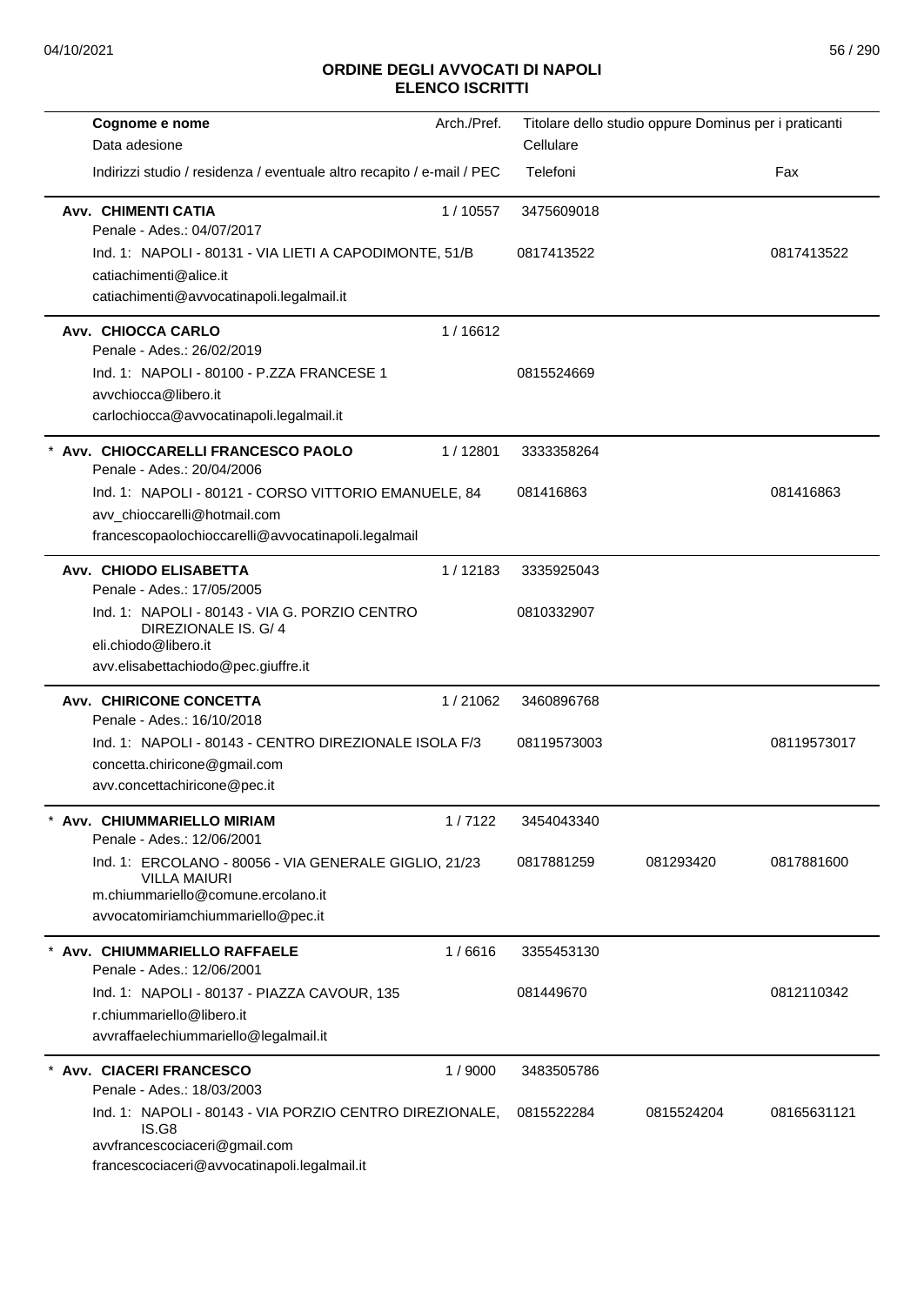# ORDINE DEGLI AVVOCATI DI NAPOLI
## ELENCO ISCRITTI

| Cognome e nome / Data adesione / Indirizzi studio / residenza / eventuale altro recapito / e-mail / PEC | Arch./Pref. | Titolare dello studio oppure Dominus per i praticanti / Cellulare / Telefoni | | Fax |
|---|---|---|---|---|
| **Avv. CHIMENTI CATIA**<br>Penale - Ades.: 04/07/2017<br>Ind. 1: NAPOLI - 80131 - VIA LIETI A CAPODIMONTE, 51/B<br>catiachimenti@alice.it<br>catiachimenti@avvocatinapoli.legalmail.it | 1 / 10557 | 3475609018<br>0817413522 | | 0817413522 |
| **Avv. CHIOCCA CARLO**<br>Penale - Ades.: 26/02/2019<br>Ind. 1: NAPOLI - 80100 - P.ZZA FRANCESE 1<br>avvchiocca@libero.it<br>carlochiocca@avvocatinapoli.legalmail.it | 1 / 16612 | 0815524669 | | |
| * **Avv. CHIOCCARELLI FRANCESCO PAOLO**<br>Penale - Ades.: 20/04/2006<br>Ind. 1: NAPOLI - 80121 - CORSO VITTORIO EMANUELE, 84<br>avv_chioccarelli@hotmail.com<br>francescopaolochioccarelli@avvocatinapoli.legalmail | 1 / 12801 | 3333358264<br>081416863 | | 081416863 |
| **Avv. CHIODO ELISABETTA**<br>Penale - Ades.: 17/05/2005<br>Ind. 1: NAPOLI - 80143 - VIA G. PORZIO CENTRO DIREZIONALE IS. G/ 4<br>eli.chiodo@libero.it<br>avv.elisabettachiodo@pec.giuffre.it | 1 / 12183 | 3335925043<br>0810332907 | | |
| **Avv. CHIRICONE CONCETTA**<br>Penale - Ades.: 16/10/2018<br>Ind. 1: NAPOLI - 80143 - CENTRO DIREZIONALE ISOLA F/3<br>concetta.chiricone@gmail.com<br>avv.concettachiricone@pec.it | 1 / 21062 | 3460896768<br>08119573003 | | 08119573017 |
| * **Avv. CHIUMMARIELLO MIRIAM**<br>Penale - Ades.: 12/06/2001<br>Ind. 1: ERCOLANO - 80056 - VIA GENERALE GIGLIO, 21/23 VILLA MAIURI<br>m.chiummariello@comune.ercolano.it<br>avvocatomiriamchiummariello@pec.it | 1 / 7122 | 3454043340<br>0817881259 | 081293420 | 0817881600 |
| * **Avv. CHIUMMARIELLO RAFFAELE**<br>Penale - Ades.: 12/06/2001<br>Ind. 1: NAPOLI - 80137 - PIAZZA CAVOUR, 135<br>r.chiummariello@libero.it<br>avvraffaelechiummariello@legalmail.it | 1 / 6616 | 3355453130<br>081449670 | | 0812110342 |
| * **Avv. CIACERI FRANCESCO**<br>Penale - Ades.: 18/03/2003<br>Ind. 1: NAPOLI - 80143 - VIA PORZIO CENTRO DIREZIONALE, IS.G8<br>avvfrancescociaceri@gmail.com<br>francescociaceri@avvocatinapoli.legalmail.it | 1 / 9000 | 3483505786<br>0815522284 | 0815524204 | 08165631121 |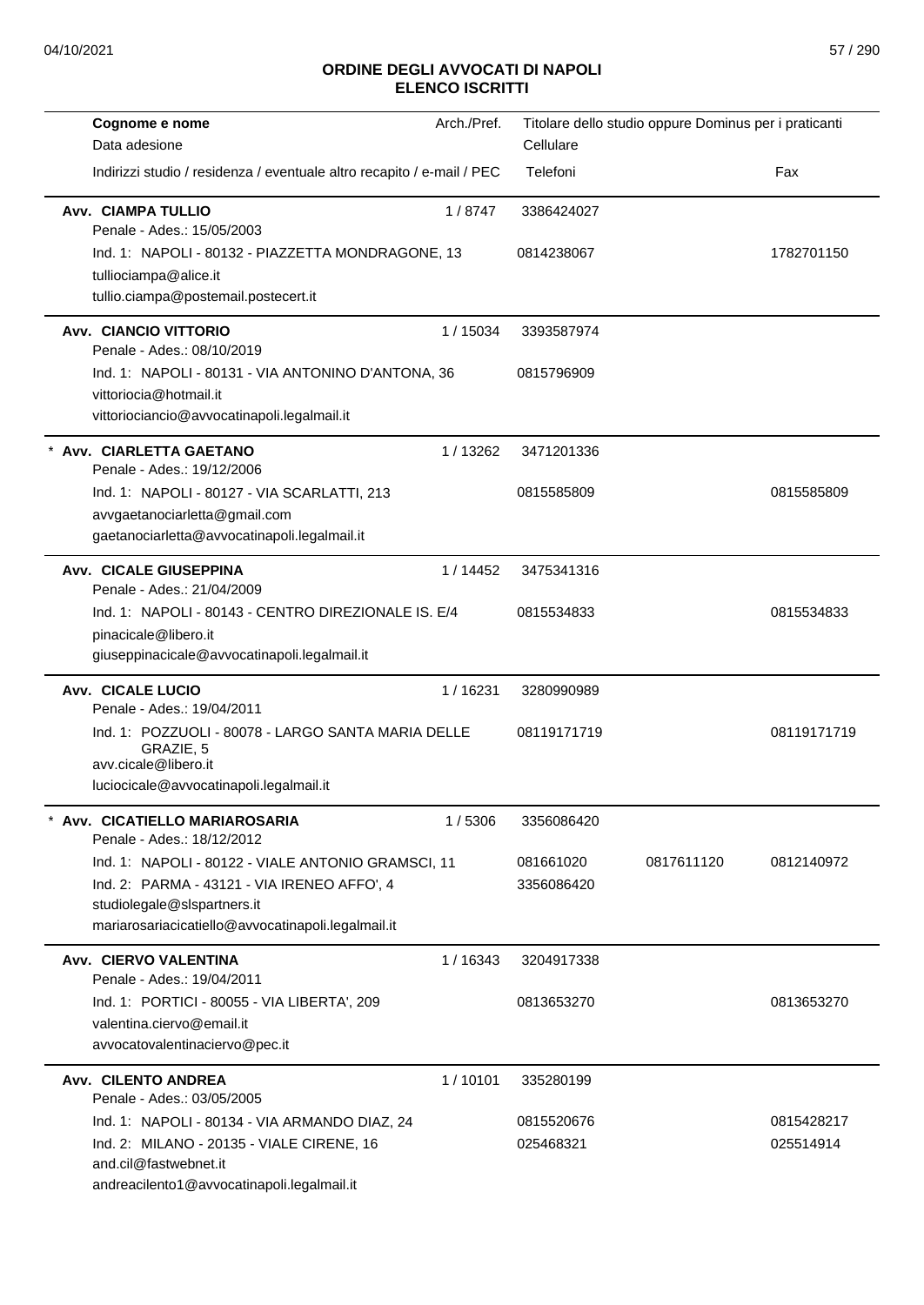# ORDINE DEGLI AVVOCATI DI NAPOLI
## ELENCO ISCRITTI

| Cognome e nome<br>Data adesione<br>Indirizzi studio / residenza / eventuale altro recapito / e-mail / PEC | Arch./Pref. | Titolare dello studio oppure Dominus per i praticanti<br>Cellulare<br>Telefoni | | Fax |
|---|---|---|---|---|
| **Avv. CIAMPA TULLIO**<br>Penale - Ades.: 15/05/2003 | 1 / 8747 | 3386424027 | | |
| Ind. 1: NAPOLI - 80132 - PIAZZETTA MONDRAGONE, 13<br>tulliociampa@alice.it<br>tullio.ciampa@postemail.postecert.it | | 0814238067 | | 1782701150 |
| **Avv. CIANCIO VITTORIO**<br>Penale - Ades.: 08/10/2019 | 1 / 15034 | 3393587974 | | |
| Ind. 1: NAPOLI - 80131 - VIA ANTONINO D'ANTONA, 36<br>vittoriocia@hotmail.it<br>vittoriociancio@avvocatinapoli.legalmail.it | | 0815796909 | | |
| * **Avv. CIARLETTA GAETANO**<br>Penale - Ades.: 19/12/2006 | 1 / 13262 | 3471201336 | | |
| Ind. 1: NAPOLI - 80127 - VIA SCARLATTI, 213<br>avvgaetanociarletta@gmail.com<br>gaetanociarletta@avvocatinapoli.legalmail.it | | 0815585809 | | 0815585809 |
| **Avv. CICALE GIUSEPPINA**<br>Penale - Ades.: 21/04/2009 | 1 / 14452 | 3475341316 | | |
| Ind. 1: NAPOLI - 80143 - CENTRO DIREZIONALE IS. E/4<br>pinacicale@libero.it<br>giuseppinacicale@avvocatinapoli.legalmail.it | | 0815534833 | | 0815534833 |
| **Avv. CICALE LUCIO**<br>Penale - Ades.: 19/04/2011 | 1 / 16231 | 3280990989 | | |
| Ind. 1: POZZUOLI - 80078 - LARGO SANTA MARIA DELLE GRAZIE, 5<br>avv.cicale@libero.it<br>luciocicale@avvocatinapoli.legalmail.it | | 08119171719 | | 08119171719 |
| * **Avv. CICATIELLO MARIAROSARIA**<br>Penale - Ades.: 18/12/2012 | 1 / 5306 | 3356086420 | | |
| Ind. 1: NAPOLI - 80122 - VIALE ANTONIO GRAMSCI, 11 | | 081661020 | 0817611120 | 0812140972 |
| Ind. 2: PARMA - 43121 - VIA IRENEO AFFO', 4<br>studiolegale@slspartners.it<br>mariarosariacicatiello@avvocatinapoli.legalmail.it | | 3356086420 | | |
| **Avv. CIERVO VALENTINA**<br>Penale - Ades.: 19/04/2011 | 1 / 16343 | 3204917338 | | |
| Ind. 1: PORTICI - 80055 - VIA LIBERTA', 209<br>valentina.ciervo@email.it<br>avvocatovalentinaciervo@pec.it | | 0813653270 | | 0813653270 |
| **Avv. CILENTO ANDREA**<br>Penale - Ades.: 03/05/2005 | 1 / 10101 | 335280199 | | |
| Ind. 1: NAPOLI - 80134 - VIA ARMANDO DIAZ, 24 | | 0815520676 | | 0815428217 |
| Ind. 2: MILANO - 20135 - VIALE CIRENE, 16<br>and.cil@fastwebnet.it<br>andreacilento1@avvocatinapoli.legalmail.it | | 025468321 | | 025514914 |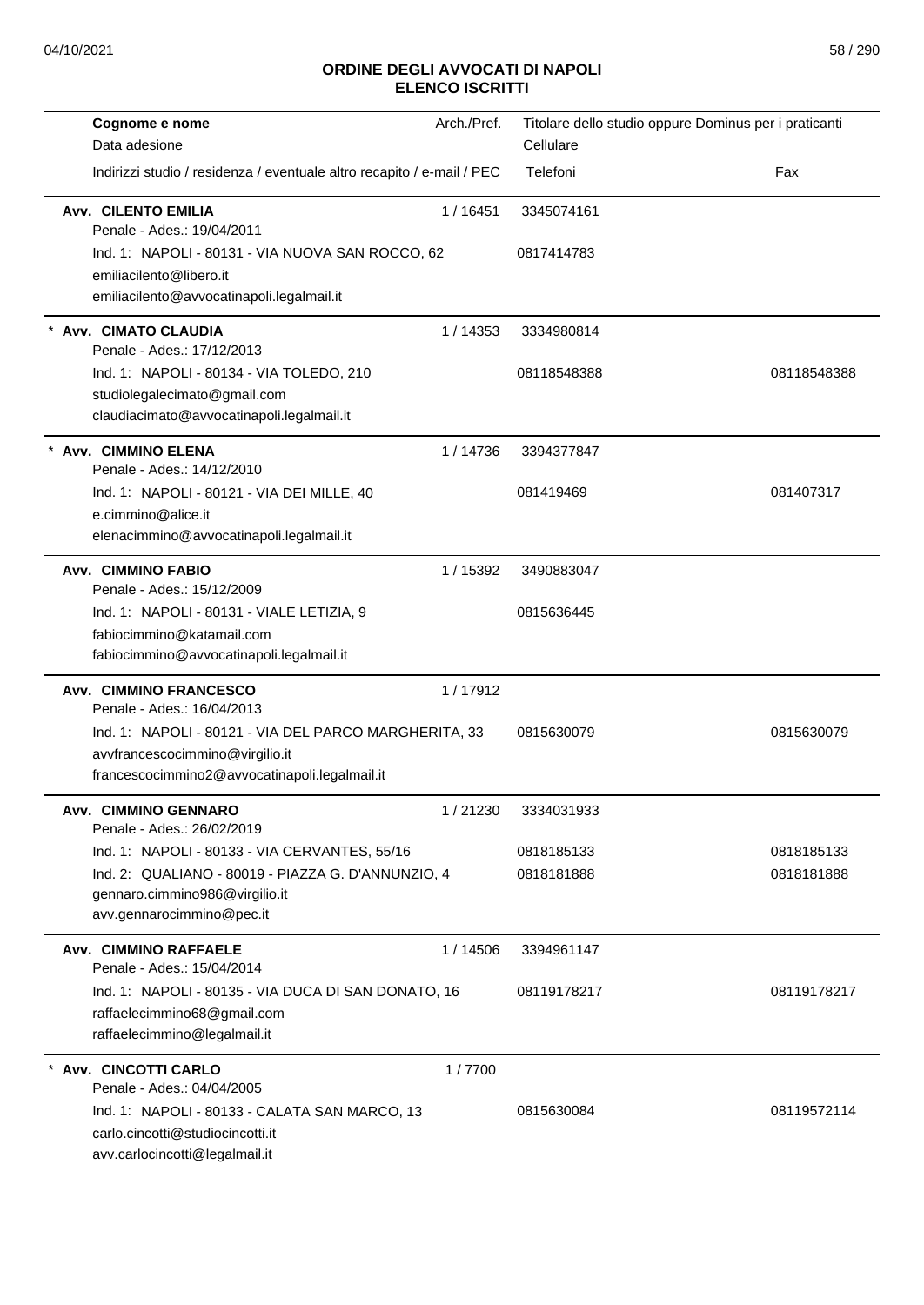## ORDINE DEGLI AVVOCATI DI NAPOLI
## ELENCO ISCRITTI

| Cognome e nome<br>Data adesione<br>Indirizzi studio / residenza / eventuale altro recapito / e-mail / PEC | Arch./Pref. | Titolare dello studio oppure Dominus per i praticanti<br>Cellulare<br>Telefoni | Fax |
|---|---|---|---|
| **Avv. CILENTO EMILIA**<br>Penale - Ades.: 19/04/2011<br>Ind. 1: NAPOLI - 80131 - VIA NUOVA SAN ROCCO, 62<br>emiliacilento@libero.it<br>emiliacilento@avvocatinapoli.legalmail.it | 1 / 16451 | 3345074161<br>0817414783 | |
| * **Avv. CIMATO CLAUDIA**<br>Penale - Ades.: 17/12/2013<br>Ind. 1: NAPOLI - 80134 - VIA TOLEDO, 210<br>studiolegalecimato@gmail.com<br>claudiacimato@avvocatinapoli.legalmail.it | 1 / 14353 | 3334980814<br>08118548388 | 08118548388 |
| * **Avv. CIMMINO ELENA**<br>Penale - Ades.: 14/12/2010<br>Ind. 1: NAPOLI - 80121 - VIA DEI MILLE, 40<br>e.cimmino@alice.it<br>elenacimmino@avvocatinapoli.legalmail.it | 1 / 14736 | 3394377847<br>081419469 | 081407317 |
| **Avv. CIMMINO FABIO**<br>Penale - Ades.: 15/12/2009<br>Ind. 1: NAPOLI - 80131 - VIALE LETIZIA, 9<br>fabiocimmino@katamail.com<br>fabiocimmino@avvocatinapoli.legalmail.it | 1 / 15392 | 3490883047<br>0815636445 | |
| **Avv. CIMMINO FRANCESCO**<br>Penale - Ades.: 16/04/2013<br>Ind. 1: NAPOLI - 80121 - VIA DEL PARCO MARGHERITA, 33<br>avvfrancescocimmino@virgilio.it<br>francescocimmino2@avvocatinapoli.legalmail.it | 1 / 17912 | 0815630079 | 0815630079 |
| **Avv. CIMMINO GENNARO**<br>Penale - Ades.: 26/02/2019<br>Ind. 1: NAPOLI - 80133 - VIA CERVANTES, 55/16<br>Ind. 2: QUALIANO - 80019 - PIAZZA G. D'ANNUNZIO, 4<br>gennaro.cimmino986@virgilio.it<br>avv.gennarocimmino@pec.it | 1 / 21230 | 3334031933<br>0818185133<br>0818181888 | 0818185133<br>0818181888 |
| **Avv. CIMMINO RAFFAELE**<br>Penale - Ades.: 15/04/2014<br>Ind. 1: NAPOLI - 80135 - VIA DUCA DI SAN DONATO, 16<br>raffaelecimmino68@gmail.com<br>raffaelecimmino@legalmail.it | 1 / 14506 | 3394961147<br>08119178217 | 08119178217 |
| * **Avv. CINCOTTI CARLO**<br>Penale - Ades.: 04/04/2005<br>Ind. 1: NAPOLI - 80133 - CALATA SAN MARCO, 13<br>carlo.cincotti@studiocincotti.it<br>avv.carlocincotti@legalmail.it | 1 / 7700 | 0815630084 | 08119572114 |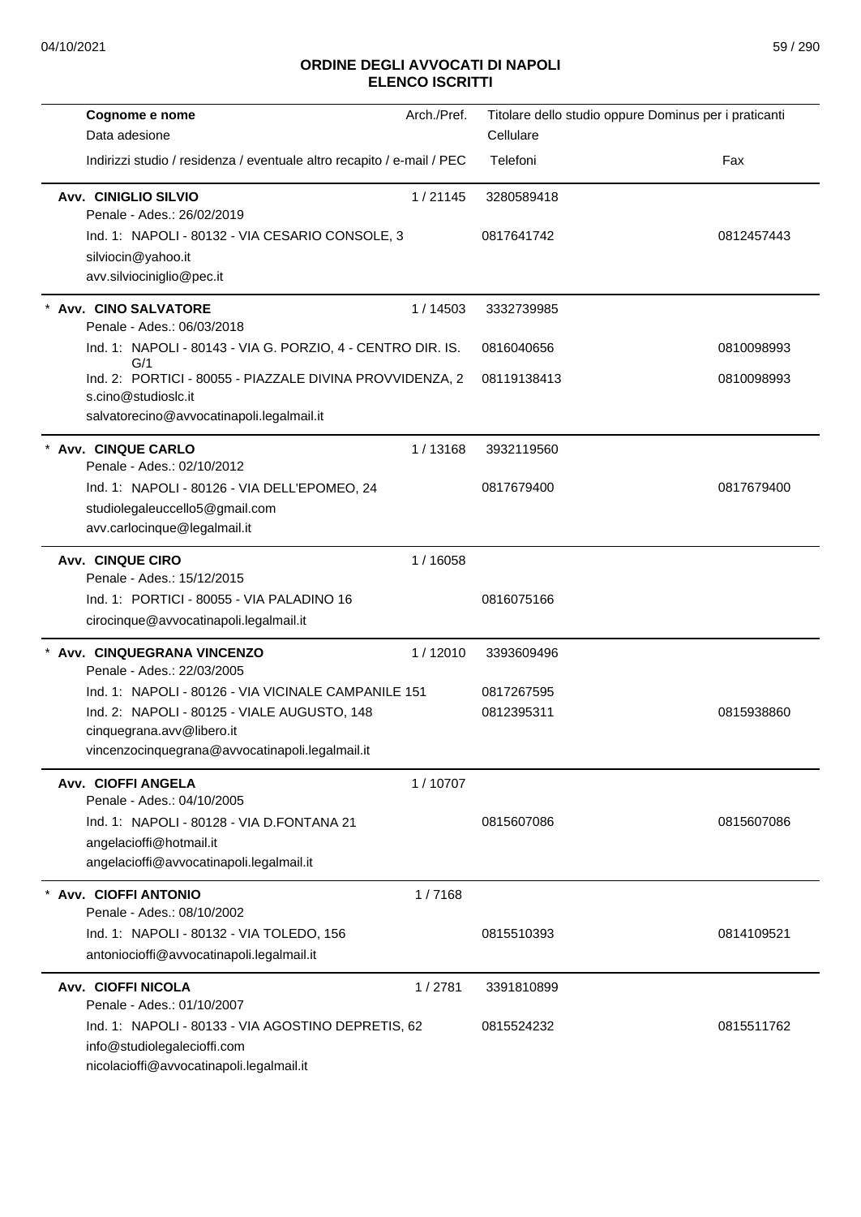## ORDINE DEGLI AVVOCATI DI NAPOLI
## ELENCO ISCRITTI

| Cognome e nome<br>Data adesione<br>Indirizzi studio / residenza / eventuale altro recapito / e-mail / PEC | Arch./Pref. | Titolare dello studio oppure Dominus per i praticanti<br>Cellulare<br>Telefoni | Fax |
|---|---|---|---|
| **Avv. CINIGLIO SILVIO**<br>Penale - Ades.: 26/02/2019 | 1 / 21145 | 3280589418 | |
| Ind. 1: NAPOLI - 80132 - VIA CESARIO CONSOLE, 3 | | 0817641742 | 0812457443 |
| silviocin@yahoo.it<br>avv.silviociniglio@pec.it | | | |
| * **Avv. CINO SALVATORE**<br>Penale - Ades.: 06/03/2018 | 1 / 14503 | 3332739985 | |
| Ind. 1: NAPOLI - 80143 - VIA G. PORZIO, 4 - CENTRO DIR. IS. G/1 | | 0816040656 | 0810098993 |
| Ind. 2: PORTICI - 80055 - PIAZZALE DIVINA PROVVIDENZA, 2 | | 08119138413 | 0810098993 |
| s.cino@studioslc.it<br>salvatorecino@avvocatinapoli.legalmail.it | | | |
| * **Avv. CINQUE CARLO**<br>Penale - Ades.: 02/10/2012 | 1 / 13168 | 3932119560 | |
| Ind. 1: NAPOLI - 80126 - VIA DELL'EPOMEO, 24 | | 0817679400 | 0817679400 |
| studiolegaleuccello5@gmail.com<br>avv.carlocinque@legalmail.it | | | |
| **Avv. CINQUE CIRO**<br>Penale - Ades.: 15/12/2015 | 1 / 16058 | | |
| Ind. 1: PORTICI - 80055 - VIA PALADINO 16 | | 0816075166 | |
| cirocinque@avvocatinapoli.legalmail.it | | | |
| * **Avv. CINQUEGRANA VINCENZO**<br>Penale - Ades.: 22/03/2005 | 1 / 12010 | 3393609496 | |
| Ind. 1: NAPOLI - 80126 - VIA VICINALE CAMPANILE 151 | | 0817267595 | |
| Ind. 2: NAPOLI - 80125 - VIALE AUGUSTO, 148 | | 0812395311 | 0815938860 |
| cinquegrana.avv@libero.it<br>vincenzocinquegrana@avvocatinapoli.legalmail.it | | | |
| **Avv. CIOFFI ANGELA**<br>Penale - Ades.: 04/10/2005 | 1 / 10707 | | |
| Ind. 1: NAPOLI - 80128 - VIA D.FONTANA 21 | | 0815607086 | 0815607086 |
| angelacioffi@hotmail.it<br>angelacioffi@avvocatinapoli.legalmail.it | | | |
| * **Avv. CIOFFI ANTONIO**<br>Penale - Ades.: 08/10/2002 | 1 / 7168 | | |
| Ind. 1: NAPOLI - 80132 - VIA TOLEDO, 156 | | 0815510393 | 0814109521 |
| antoniocioffi@avvocatinapoli.legalmail.it | | | |
| **Avv. CIOFFI NICOLA**<br>Penale - Ades.: 01/10/2007 | 1 / 2781 | 3391810899 | |
| Ind. 1: NAPOLI - 80133 - VIA AGOSTINO DEPRETIS, 62 | | 0815524232 | 0815511762 |
| info@studiolegalecioffi.com<br>nicolacioffi@avvocatinapoli.legalmail.it | | | |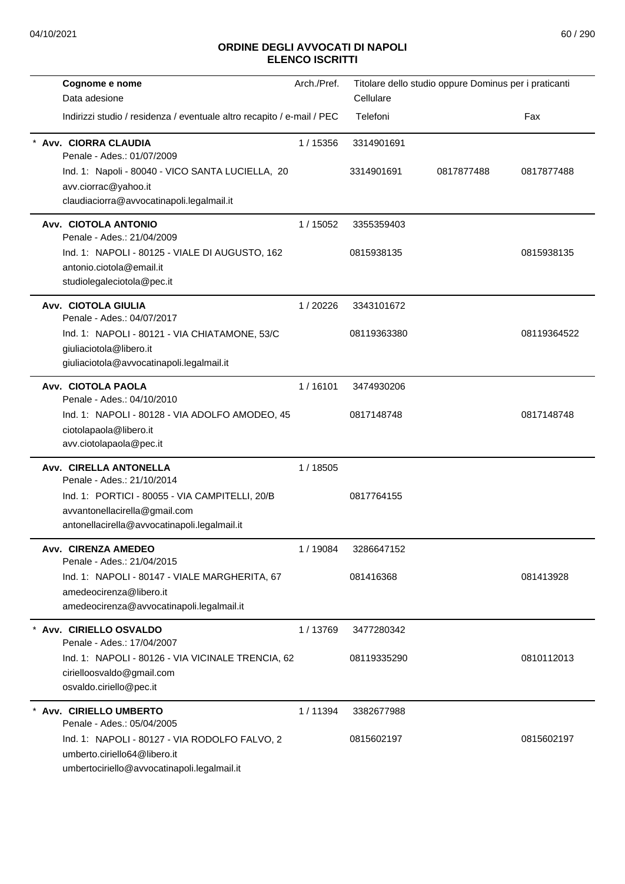## ORDINE DEGLI AVVOCATI DI NAPOLI
## ELENCO ISCRITTI

| Cognome e nome<br>Data adesione<br>Indirizzi studio / residenza / eventuale altro recapito / e-mail / PEC | Arch./Pref. | Titolare dello studio oppure Dominus per i praticanti<br>Cellulare<br>Telefoni | | Fax |
|---|---|---|---|---|
| * **Avv. CIORRA CLAUDIA**<br>Penale - Ades.: 01/07/2009 | 1 / 15356 | 3314901691 | | |
| Ind. 1: Napoli - 80040 - VICO SANTA LUCIELLA, 20<br>avv.ciorrac@yahoo.it<br>claudiaciorra@avvocatinapoli.legalmail.it | | 3314901691 | 0817877488 | 0817877488 |
| **Avv. CIOTOLA ANTONIO**<br>Penale - Ades.: 21/04/2009 | 1 / 15052 | 3355359403 | | |
| Ind. 1: NAPOLI - 80125 - VIALE DI AUGUSTO, 162<br>antonio.ciotola@email.it<br>studiolegaleciotola@pec.it | | 0815938135 | | 0815938135 |
| **Avv. CIOTOLA GIULIA**<br>Penale - Ades.: 04/07/2017 | 1 / 20226 | 3343101672 | | |
| Ind. 1: NAPOLI - 80121 - VIA CHIATAMONE, 53/C<br>giuliaciotola@libero.it<br>giuliaciotola@avvocatinapoli.legalmail.it | | 08119363380 | | 08119364522 |
| **Avv. CIOTOLA PAOLA**<br>Penale - Ades.: 04/10/2010 | 1 / 16101 | 3474930206 | | |
| Ind. 1: NAPOLI - 80128 - VIA ADOLFO AMODEO, 45<br>ciotolapaola@libero.it<br>avv.ciotolapaola@pec.it | | 0817148748 | | 0817148748 |
| **Avv. CIRELLA ANTONELLA**<br>Penale - Ades.: 21/10/2014 | 1 / 18505 | | | |
| Ind. 1: PORTICI - 80055 - VIA CAMPITELLI, 20/B<br>avvantonellacirella@gmail.com<br>antonellacirella@avvocatinapoli.legalmail.it | | 0817764155 | | |
| **Avv. CIRENZA AMEDEO**<br>Penale - Ades.: 21/04/2015 | 1 / 19084 | 3286647152 | | |
| Ind. 1: NAPOLI - 80147 - VIALE MARGHERITA, 67<br>amedeocirenza@libero.it<br>amedeocirenza@avvocatinapoli.legalmail.it | | 081416368 | | 081413928 |
| * **Avv. CIRIELLO OSVALDO**<br>Penale - Ades.: 17/04/2007 | 1 / 13769 | 3477280342 | | |
| Ind. 1: NAPOLI - 80126 - VIA VICINALE TRENCIA, 62<br>ciriellosvaldo@gmail.com<br>osvaldo.ciriello@pec.it | | 08119335290 | | 0810112013 |
| * **Avv. CIRIELLO UMBERTO**<br>Penale - Ades.: 05/04/2005 | 1 / 11394 | 3382677988 | | |
| Ind. 1: NAPOLI - 80127 - VIA RODOLFO FALVO, 2<br>umberto.ciriello64@libero.it<br>umbertociriello@avvocatinapoli.legalmail.it | | 0815602197 | | 0815602197 |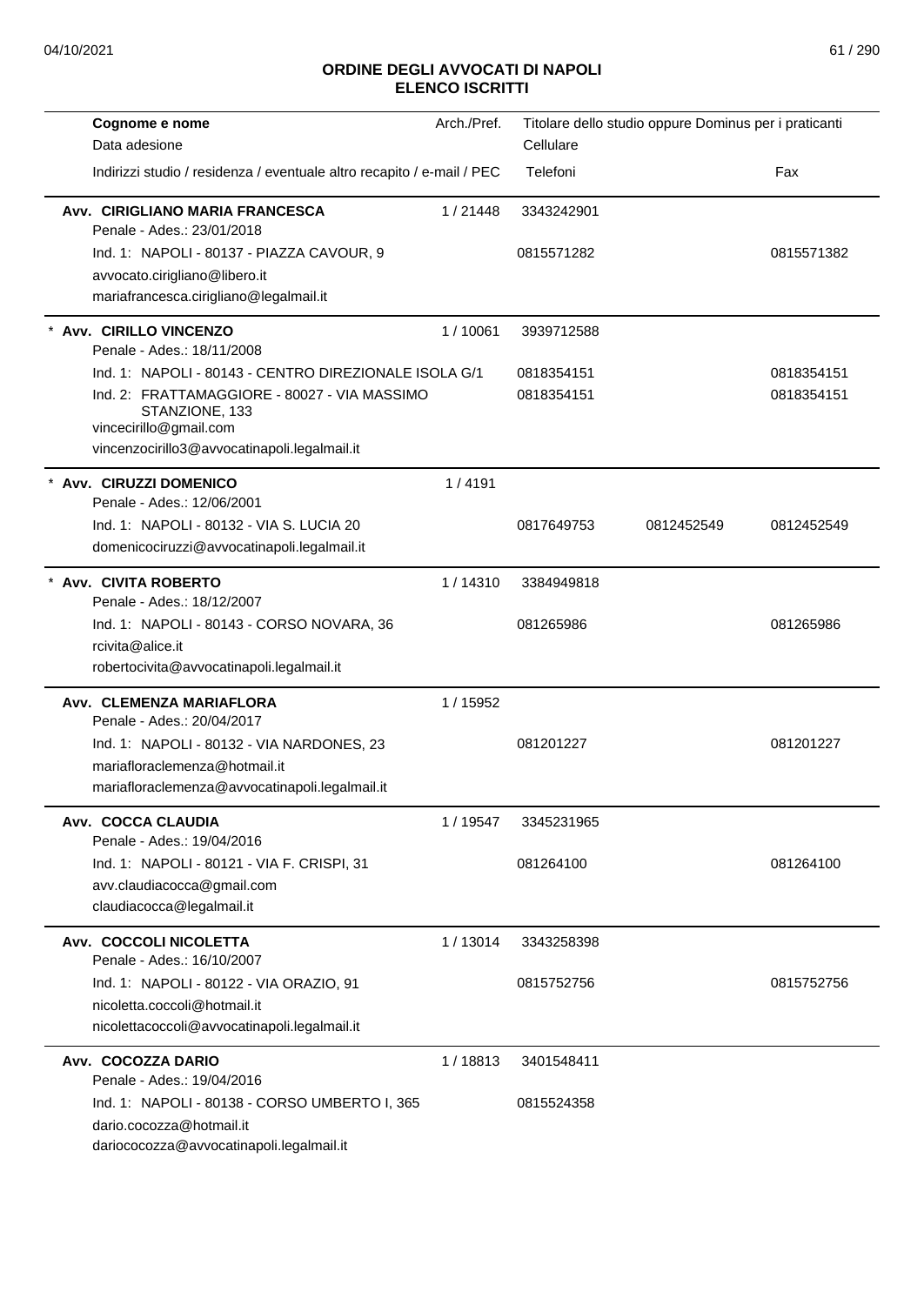## ORDINE DEGLI AVVOCATI DI NAPOLI
## ELENCO ISCRITTI

| Cognome e nome<br>Data adesione<br>Indirizzi studio / residenza / eventuale altro recapito / e-mail / PEC | Arch./Pref. | Titolare dello studio oppure Dominus per i praticanti<br>Cellulare<br>Telefoni | | Fax |
|---|---|---|---|---|
| **Avv. CIRIGLIANO MARIA FRANCESCA**<br>Penale - Ades.: 23/01/2018 | 1 / 21448 | 3343242901 | | |
| Ind. 1: NAPOLI - 80137 - PIAZZA CAVOUR, 9<br>avvocato.cirigliano@libero.it<br>mariafrancesca.cirigliano@legalmail.it | | 0815571282 | | 0815571382 |
| * **Avv. CIRILLO VINCENZO**<br>Penale - Ades.: 18/11/2008 | 1 / 10061 | 3939712588 | | |
| Ind. 1: NAPOLI - 80143 - CENTRO DIREZIONALE ISOLA G/1 | | 0818354151 | | 0818354151 |
| Ind. 2: FRATTAMAGGIORE - 80027 - VIA MASSIMO STANZIONE, 133<br>vincecirillo@gmail.com<br>vincenzocirillo3@avvocatinapoli.legalmail.it | | 0818354151 | | 0818354151 |
| * **Avv. CIRUZZI DOMENICO**<br>Penale - Ades.: 12/06/2001 | 1 / 4191 | | | |
| Ind. 1: NAPOLI - 80132 - VIA S. LUCIA 20<br>domenicociruzzi@avvocatinapoli.legalmail.it | | 0817649753 | 0812452549 | 0812452549 |
| * **Avv. CIVITA ROBERTO**<br>Penale - Ades.: 18/12/2007 | 1 / 14310 | 3384949818 | | |
| Ind. 1: NAPOLI - 80143 - CORSO NOVARA, 36<br>rcivita@alice.it<br>robertocivita@avvocatinapoli.legalmail.it | | 081265986 | | 081265986 |
| **Avv. CLEMENZA MARIAFLORA**<br>Penale - Ades.: 20/04/2017 | 1 / 15952 | | | |
| Ind. 1: NAPOLI - 80132 - VIA NARDONES, 23<br>mariafloraclemenza@hotmail.it<br>mariafloraclemenza@avvocatinapoli.legalmail.it | | 081201227 | | 081201227 |
| **Avv. COCCA CLAUDIA**<br>Penale - Ades.: 19/04/2016 | 1 / 19547 | 3345231965 | | |
| Ind. 1: NAPOLI - 80121 - VIA F. CRISPI, 31<br>avv.claudiacocca@gmail.com<br>claudiacocca@legalmail.it | | 081264100 | | 081264100 |
| **Avv. COCCOLI NICOLETTA**<br>Penale - Ades.: 16/10/2007 | 1 / 13014 | 3343258398 | | |
| Ind. 1: NAPOLI - 80122 - VIA ORAZIO, 91<br>nicoletta.coccoli@hotmail.it<br>nicolettacoccoli@avvocatinapoli.legalmail.it | | 0815752756 | | 0815752756 |
| **Avv. COCOZZA DARIO**<br>Penale - Ades.: 19/04/2016 | 1 / 18813 | 3401548411 | | |
| Ind. 1: NAPOLI - 80138 - CORSO UMBERTO I, 365<br>dario.cocozza@hotmail.it<br>dariococozza@avvocatinapoli.legalmail.it | | 0815524358 | | |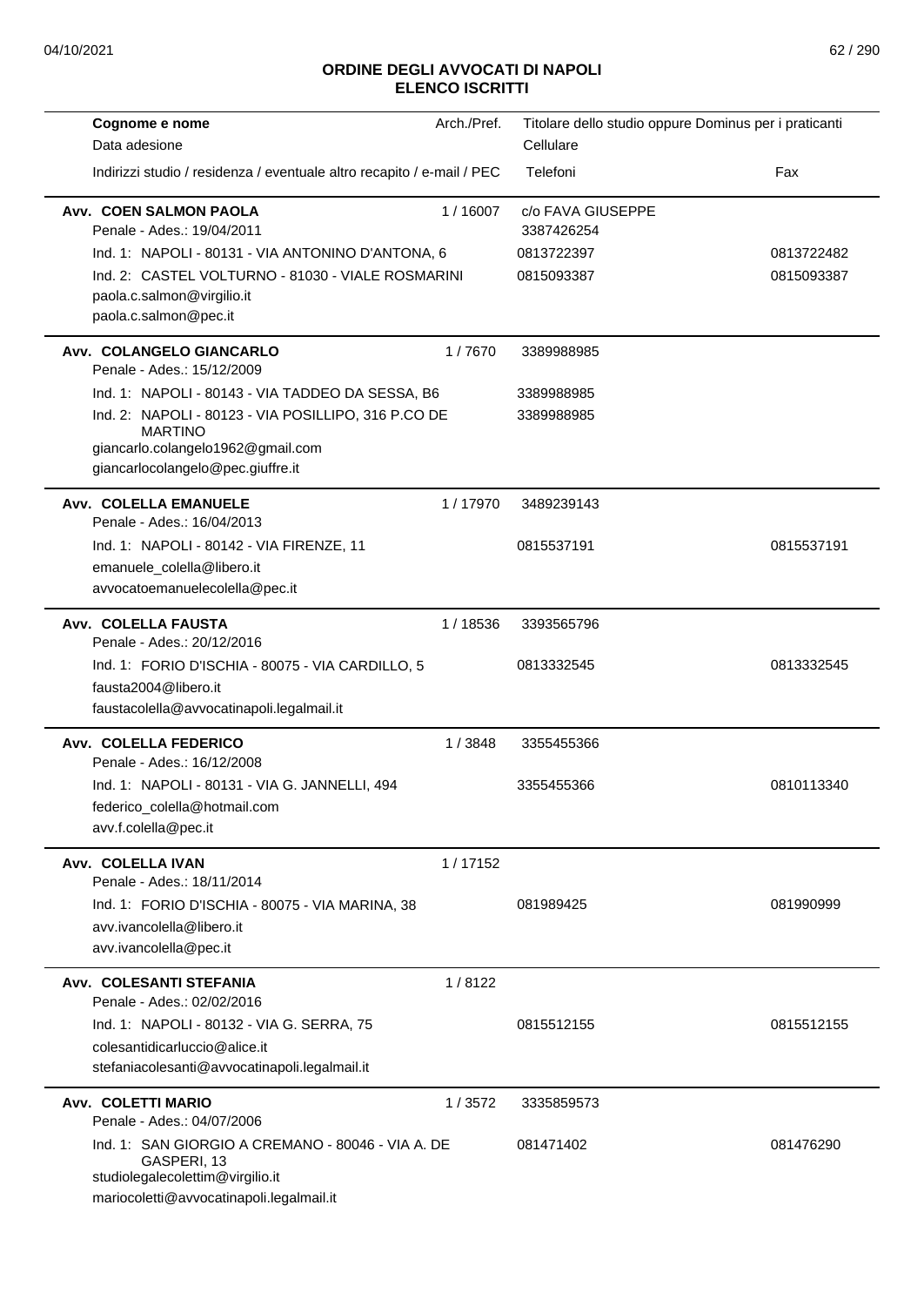## ORDINE DEGLI AVVOCATI DI NAPOLI
## ELENCO ISCRITTI

| Cognome e nome<br>Data adesione<br>Indirizzi studio / residenza / eventuale altro recapito / e-mail / PEC | Arch./Pref. | Titolare dello studio oppure Dominus per i praticanti<br>Cellulare<br>Telefoni | Fax |
|---|---|---|---|
| **Avv. COEN SALMON PAOLA**<br>Penale - Ades.: 19/04/2011 | 1 / 16007 | c/o FAVA GIUSEPPE<br>3387426254 | |
| Ind. 1: NAPOLI - 80131 - VIA ANTONINO D'ANTONA, 6 | | 0813722397 | 0813722482 |
| Ind. 2: CASTEL VOLTURNO - 81030 - VIALE ROSMARINI<br>paola.c.salmon@virgilio.it<br>paola.c.salmon@pec.it | | 0815093387 | 0815093387 |
| **Avv. COLANGELO GIANCARLO**<br>Penale - Ades.: 15/12/2009 | 1 / 7670 | 3389988985 | |
| Ind. 1: NAPOLI - 80143 - VIA TADDEO DA SESSA, B6 | | 3389988985 | |
| Ind. 2: NAPOLI - 80123 - VIA POSILLIPO, 316 P.CO DE MARTINO<br>giancarlo.colangelo1962@gmail.com<br>giancarlocolangelo@pec.giuffre.it | | 3389988985 | |
| **Avv. COLELLA EMANUELE**<br>Penale - Ades.: 16/04/2013 | 1 / 17970 | 3489239143 | |
| Ind. 1: NAPOLI - 80142 - VIA FIRENZE, 11<br>emanuele_colella@libero.it<br>avvocatoemanuelecolella@pec.it | | 0815537191 | 0815537191 |
| **Avv. COLELLA FAUSTA**<br>Penale - Ades.: 20/12/2016 | 1 / 18536 | 3393565796 | |
| Ind. 1: FORIO D'ISCHIA - 80075 - VIA CARDILLO, 5<br>fausta2004@libero.it<br>faustacolella@avvocatinapoli.legalmail.it | | 0813332545 | 0813332545 |
| **Avv. COLELLA FEDERICO**<br>Penale - Ades.: 16/12/2008 | 1 / 3848 | 3355455366 | |
| Ind. 1: NAPOLI - 80131 - VIA G. JANNELLI, 494<br>federico_colella@hotmail.com<br>avv.f.colella@pec.it | | 3355455366 | 0810113340 |
| **Avv. COLELLA IVAN**<br>Penale - Ades.: 18/11/2014 | 1 / 17152 | | |
| Ind. 1: FORIO D'ISCHIA - 80075 - VIA MARINA, 38<br>avv.ivancolella@libero.it<br>avv.ivancolella@pec.it | | 081989425 | 081990999 |
| **Avv. COLESANTI STEFANIA**<br>Penale - Ades.: 02/02/2016 | 1 / 8122 | | |
| Ind. 1: NAPOLI - 80132 - VIA G. SERRA, 75<br>colesantidicarluccio@alice.it<br>stefaniacolesanti@avvocatinapoli.legalmail.it | | 0815512155 | 0815512155 |
| **Avv. COLETTI MARIO**<br>Penale - Ades.: 04/07/2006 | 1 / 3572 | 3335859573 | |
| Ind. 1: SAN GIORGIO A CREMANO - 80046 - VIA A. DE GASPERI, 13<br>studiolegalecolettim@virgilio.it<br>mariocoletti@avvocatinapoli.legalmail.it | | 081471402 | 081476290 |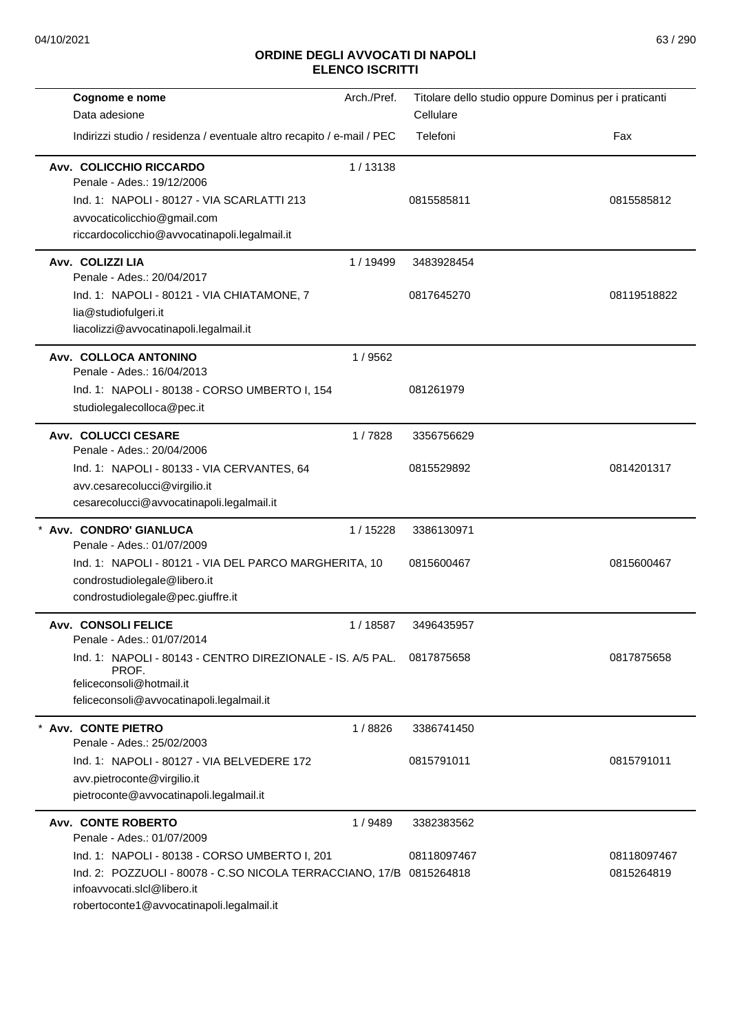## ORDINE DEGLI AVVOCATI DI NAPOLI
## ELENCO ISCRITTI

| Cognome e nome<br>Data adesione<br>Indirizzi studio / residenza / eventuale altro recapito / e-mail / PEC | Arch./Pref. | Titolare dello studio oppure Dominus per i praticanti<br>Cellulare<br>Telefoni | Fax |
|---|---|---|---|
| **Avv. COLICCHIO RICCARDO**<br>Penale - Ades.: 19/12/2006 | 1 / 13138 | | |
| Ind. 1: NAPOLI - 80127 - VIA SCARLATTI 213<br>avvocaticolicchio@gmail.com<br>riccardocolicchio@avvocatinapoli.legalmail.it | | 0815585811 | 0815585812 |
| **Avv. COLIZZI LIA**<br>Penale - Ades.: 20/04/2017 | 1 / 19499 | 3483928454 | |
| Ind. 1: NAPOLI - 80121 - VIA CHIATAMONE, 7<br>lia@studiofulgeri.it<br>liacolizzi@avvocatinapoli.legalmail.it | | 0817645270 | 08119518822 |
| **Avv. COLLOCA ANTONINO**<br>Penale - Ades.: 16/04/2013 | 1 / 9562 | | |
| Ind. 1: NAPOLI - 80138 - CORSO UMBERTO I, 154<br>studiolegalecolloca@pec.it | | 081261979 | |
| **Avv. COLUCCI CESARE**<br>Penale - Ades.: 20/04/2006 | 1 / 7828 | 3356756629 | |
| Ind. 1: NAPOLI - 80133 - VIA CERVANTES, 64<br>avv.cesarecolucci@virgilio.it<br>cesarecolucci@avvocatinapoli.legalmail.it | | 0815529892 | 0814201317 |
| * **Avv. CONDRO' GIANLUCA**<br>Penale - Ades.: 01/07/2009 | 1 / 15228 | 3386130971 | |
| Ind. 1: NAPOLI - 80121 - VIA DEL PARCO MARGHERITA, 10<br>condrostudiolegale@libero.it<br>condrostudiolegale@pec.giuffre.it | | 0815600467 | 0815600467 |
| **Avv. CONSOLI FELICE**<br>Penale - Ades.: 01/07/2014 | 1 / 18587 | 3496435957 | |
| Ind. 1: NAPOLI - 80143 - CENTRO DIREZIONALE - IS. A/5 PAL. PROF.<br>feliceconsoli@hotmail.it<br>feliceconsoli@avvocatinapoli.legalmail.it | | 0817875658 | 0817875658 |
| * **Avv. CONTE PIETRO**<br>Penale - Ades.: 25/02/2003 | 1 / 8826 | 3386741450 | |
| Ind. 1: NAPOLI - 80127 - VIA BELVEDERE 172<br>avv.pietroconte@virgilio.it<br>pietroconte@avvocatinapoli.legalmail.it | | 0815791011 | 0815791011 |
| **Avv. CONTE ROBERTO**<br>Penale - Ades.: 01/07/2009 | 1 / 9489 | 3382383562 | |
| Ind. 1: NAPOLI - 80138 - CORSO UMBERTO I, 201 | | 08118097467 | 08118097467 |
| Ind. 2: POZZUOLI - 80078 - C.SO NICOLA TERRACCIANO, 17/B<br>infoavvocati.slcl@libero.it<br>robertoconte1@avvocatinapoli.legalmail.it | | 0815264818 | 0815264819 |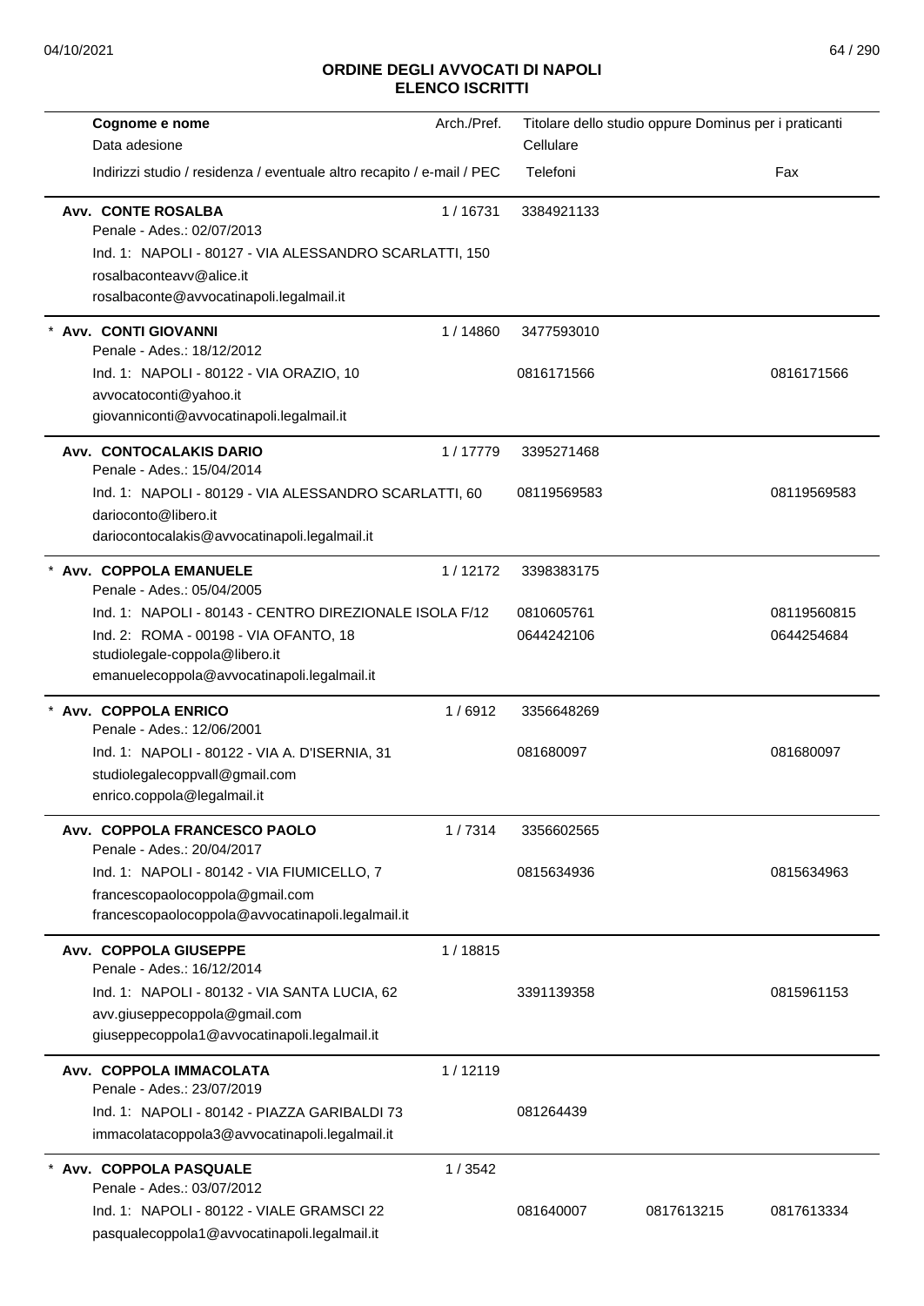## ORDINE DEGLI AVVOCATI DI NAPOLI
## ELENCO ISCRITTI

| Cognome e nome / Data adesione / Indirizzi studio / residenza / eventuale altro recapito / e-mail / PEC | Arch./Pref. | Titolare dello studio oppure Dominus per i praticanti / Cellulare / Telefoni | | Fax |
|---|---|---|---|---|
| **Avv. CONTE ROSALBA** | 1 / 16731 | 3384921133 | | |
| Penale - Ades.: 02/07/2013 | | | | |
| Ind. 1: NAPOLI - 80127 - VIA ALESSANDRO SCARLATTI, 150 | | | | |
| rosalbaconteavv@alice.it | | | | |
| rosalbaconte@avvocatinapoli.legalmail.it | | | | |
| * **Avv. CONTI GIOVANNI** | 1 / 14860 | 3477593010 | | |
| Penale - Ades.: 18/12/2012 | | | | |
| Ind. 1: NAPOLI - 80122 - VIA ORAZIO, 10 | | 0816171566 | | 0816171566 |
| avvocatoconti@yahoo.it | | | | |
| giovanniconti@avvocatinapoli.legalmail.it | | | | |
| **Avv. CONTOCALAKIS DARIO** | 1 / 17779 | 3395271468 | | |
| Penale - Ades.: 15/04/2014 | | | | |
| Ind. 1: NAPOLI - 80129 - VIA ALESSANDRO SCARLATTI, 60 | | 08119569583 | | 08119569583 |
| darioconto@libero.it | | | | |
| dariocontocalakis@avvocatinapoli.legalmail.it | | | | |
| * **Avv. COPPOLA EMANUELE** | 1 / 12172 | 3398383175 | | |
| Penale - Ades.: 05/04/2005 | | | | |
| Ind. 1: NAPOLI - 80143 - CENTRO DIREZIONALE ISOLA F/12 | | 0810605761 | | 08119560815 |
| Ind. 2: ROMA - 00198 - VIA OFANTO, 18 | | 0644242106 | | 0644254684 |
| studiolegale-coppola@libero.it | | | | |
| emanuelecoppola@avvocatinapoli.legalmail.it | | | | |
| * **Avv. COPPOLA ENRICO** | 1 / 6912 | 3356648269 | | |
| Penale - Ades.: 12/06/2001 | | | | |
| Ind. 1: NAPOLI - 80122 - VIA A. D'ISERNIA, 31 | | 081680097 | | 081680097 |
| studiolegalecoppvall@gmail.com | | | | |
| enrico.coppola@legalmail.it | | | | |
| **Avv. COPPOLA FRANCESCO PAOLO** | 1 / 7314 | 3356602565 | | |
| Penale - Ades.: 20/04/2017 | | | | |
| Ind. 1: NAPOLI - 80142 - VIA FIUMICELLO, 7 | | 0815634936 | | 0815634963 |
| francescopaolocoppola@gmail.com | | | | |
| francescopaolocoppola@avvocatinapoli.legalmail.it | | | | |
| **Avv. COPPOLA GIUSEPPE** | 1 / 18815 | | | |
| Penale - Ades.: 16/12/2014 | | | | |
| Ind. 1: NAPOLI - 80132 - VIA SANTA LUCIA, 62 | | 3391139358 | | 0815961153 |
| avv.giuseppecoppola@gmail.com | | | | |
| giuseppecoppola1@avvocatinapoli.legalmail.it | | | | |
| **Avv. COPPOLA IMMACOLATA** | 1 / 12119 | | | |
| Penale - Ades.: 23/07/2019 | | | | |
| Ind. 1: NAPOLI - 80142 - PIAZZA GARIBALDI 73 | | 081264439 | | |
| immacolatacoppola3@avvocatinapoli.legalmail.it | | | | |
| * **Avv. COPPOLA PASQUALE** | 1 / 3542 | | | |
| Penale - Ades.: 03/07/2012 | | | | |
| Ind. 1: NAPOLI - 80122 - VIALE GRAMSCI 22 | | 081640007 | 0817613215 | 0817613334 |
| pasqualecoppola1@avvocatinapoli.legalmail.it | | | | |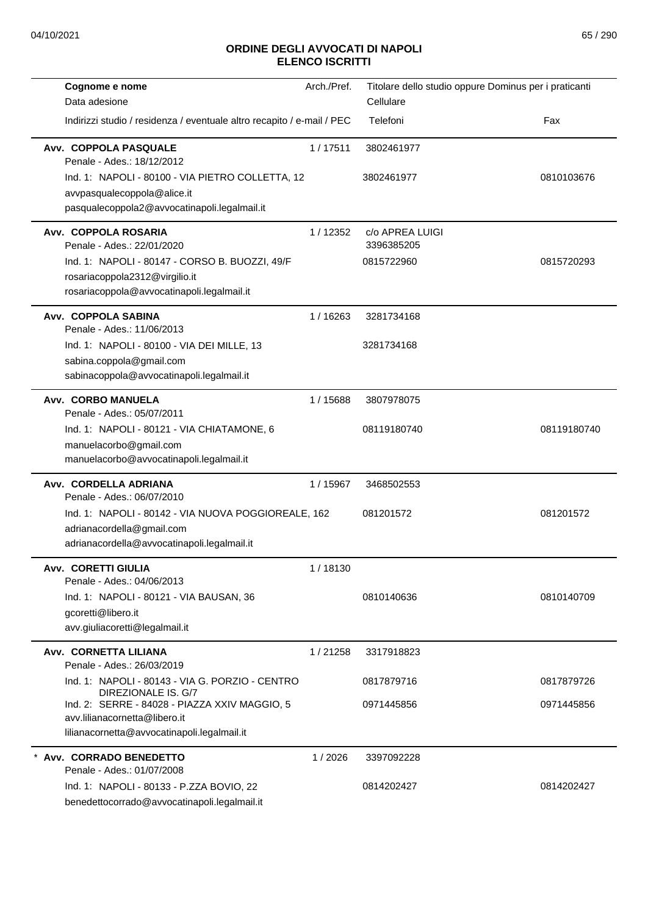# ORDINE DEGLI AVVOCATI DI NAPOLI
## ELENCO ISCRITTI

| Cognome e nome<br>Data adesione<br>Indirizzi studio / residenza / eventuale altro recapito / e-mail / PEC | Arch./Pref. | Titolare dello studio oppure Dominus per i praticanti<br>Cellulare<br>Telefoni | Fax |
|---|---|---|---|
| **Avv. COPPOLA PASQUALE**<br>Penale - Ades.: 18/12/2012<br>Ind. 1: NAPOLI - 80100 - VIA PIETRO COLLETTA, 12<br>avvpasqualecoppola@alice.it<br>pasqualecoppola2@avvocatinapoli.legalmail.it | 1 / 17511 | 3802461977<br>3802461977 | 0810103676 |
| **Avv. COPPOLA ROSARIA**<br>Penale - Ades.: 22/01/2020<br>Ind. 1: NAPOLI - 80147 - CORSO B. BUOZZI, 49/F<br>rosariacoppola2312@virgilio.it<br>rosariacoppola@avvocatinapoli.legalmail.it | 1 / 12352 | c/o APREA LUIGI<br>3396385205<br>0815722960 | 0815720293 |
| **Avv. COPPOLA SABINA**<br>Penale - Ades.: 11/06/2013<br>Ind. 1: NAPOLI - 80100 - VIA DEI MILLE, 13<br>sabina.coppola@gmail.com<br>sabinacoppola@avvocatinapoli.legalmail.it | 1 / 16263 | 3281734168<br>3281734168 | |
| **Avv. CORBO MANUELA**<br>Penale - Ades.: 05/07/2011<br>Ind. 1: NAPOLI - 80121 - VIA CHIATAMONE, 6<br>manuelacorbo@gmail.com<br>manuelacorbo@avvocatinapoli.legalmail.it | 1 / 15688 | 3807978075<br>08119180740 | 08119180740 |
| **Avv. CORDELLA ADRIANA**<br>Penale - Ades.: 06/07/2010<br>Ind. 1: NAPOLI - 80142 - VIA NUOVA POGGIOREALE, 162<br>adrianacordella@gmail.com<br>adrianacordella@avvocatinapoli.legalmail.it | 1 / 15967 | 3468502553<br>081201572 | 081201572 |
| **Avv. CORETTI GIULIA**<br>Penale - Ades.: 04/06/2013<br>Ind. 1: NAPOLI - 80121 - VIA BAUSAN, 36<br>gcoretti@libero.it<br>avv.giuliacoretti@legalmail.it | 1 / 18130 | 0810140636 | 0810140709 |
| **Avv. CORNETTA LILIANA**<br>Penale - Ades.: 26/03/2019<br>Ind. 1: NAPOLI - 80143 - VIA G. PORZIO - CENTRO DIREZIONALE IS. G/7<br>Ind. 2: SERRE - 84028 - PIAZZA XXIV MAGGIO, 5<br>avv.lilianacornetta@libero.it<br>lilianacornetta@avvocatinapoli.legalmail.it | 1 / 21258 | 3317918823<br>0817879716<br>0971445856 | 0817879726<br>0971445856 |
| * **Avv. CORRADO BENEDETTO**<br>Penale - Ades.: 01/07/2008<br>Ind. 1: NAPOLI - 80133 - P.ZZA BOVIO, 22<br>benedettocorrado@avvocatinapoli.legalmail.it | 1 / 2026 | 3397092228<br>0814202427 | 0814202427 |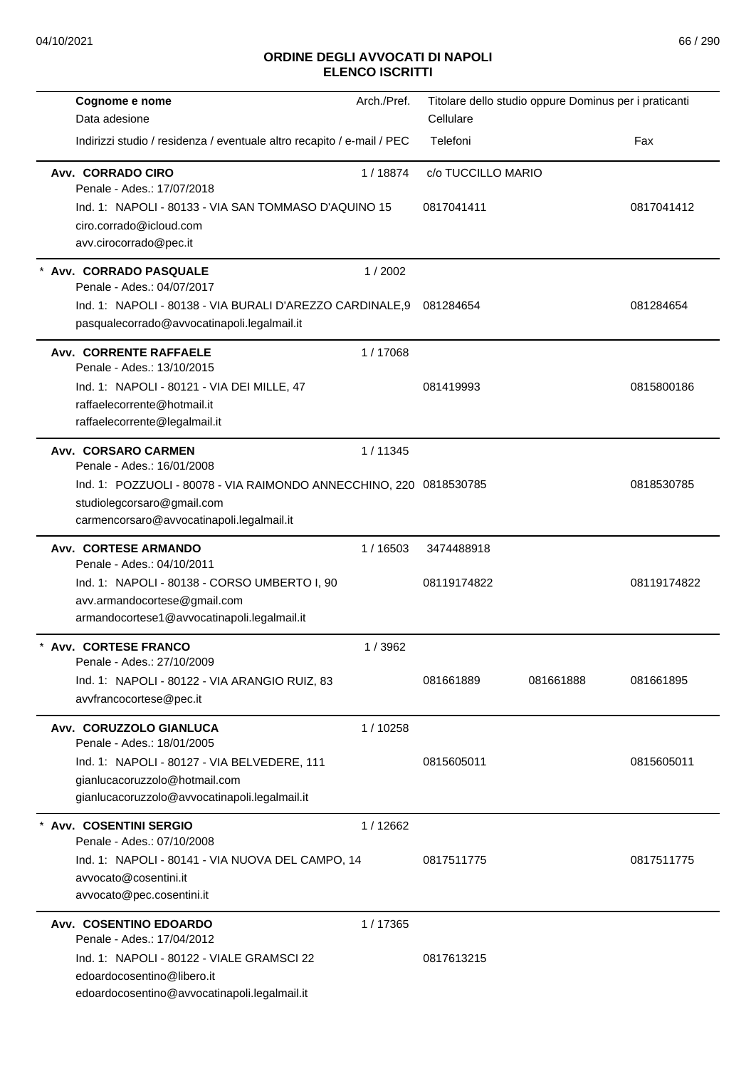## ORDINE DEGLI AVVOCATI DI NAPOLI
## ELENCO ISCRITTI

| Cognome e nome<br>Data adesione<br>Indirizzi studio / residenza / eventuale altro recapito / e-mail / PEC | Arch./Pref. | Titolare dello studio oppure Dominus per i praticanti<br>Cellulare<br>Telefoni | | Fax |
|---|---|---|---|---|
| **Avv. CORRADO CIRO**<br>Penale - Ades.: 17/07/2018<br>Ind. 1: NAPOLI - 80133 - VIA SAN TOMMASO D'AQUINO 15<br>ciro.corrado@icloud.com<br>avv.cirocorrado@pec.it | 1 / 18874 | c/o TUCCILLO MARIO<br>0817041411 | | 0817041412 |
| * **Avv. CORRADO PASQUALE**<br>Penale - Ades.: 04/07/2017<br>Ind. 1: NAPOLI - 80138 - VIA BURALI D'AREZZO CARDINALE,9<br>pasqualecorrado@avvocatinapoli.legalmail.it | 1 / 2002 | 081284654 | | 081284654 |
| **Avv. CORRENTE RAFFAELE**<br>Penale - Ades.: 13/10/2015<br>Ind. 1: NAPOLI - 80121 - VIA DEI MILLE, 47<br>raffaelecorrente@hotmail.it<br>raffaelecorrente@legalmail.it | 1 / 17068 | 081419993 | | 0815800186 |
| **Avv. CORSARO CARMEN**<br>Penale - Ades.: 16/01/2008<br>Ind. 1: POZZUOLI - 80078 - VIA RAIMONDO ANNECCHINO, 220<br>studiolegcorsaro@gmail.com<br>carmencorsaro@avvocatinapoli.legalmail.it | 1 / 11345 | 0818530785 | | 0818530785 |
| **Avv. CORTESE ARMANDO**<br>Penale - Ades.: 04/10/2011<br>Ind. 1: NAPOLI - 80138 - CORSO UMBERTO I, 90<br>avv.armandocortese@gmail.com<br>armandocortese1@avvocatinapoli.legalmail.it | 1 / 16503 | 3474488918<br>08119174822 | | 08119174822 |
| * **Avv. CORTESE FRANCO**<br>Penale - Ades.: 27/10/2009<br>Ind. 1: NAPOLI - 80122 - VIA ARANGIO RUIZ, 83<br>avvfrancocortese@pec.it | 1 / 3962 | 081661889 | 081661888 | 081661895 |
| **Avv. CORUZZOLO GIANLUCA**<br>Penale - Ades.: 18/01/2005<br>Ind. 1: NAPOLI - 80127 - VIA BELVEDERE, 111<br>gianlucacoruzzolo@hotmail.com<br>gianlucacoruzzolo@avvocatinapoli.legalmail.it | 1 / 10258 | 0815605011 | | 0815605011 |
| * **Avv. COSENTINI SERGIO**<br>Penale - Ades.: 07/10/2008<br>Ind. 1: NAPOLI - 80141 - VIA NUOVA DEL CAMPO, 14<br>avvocato@cosentini.it<br>avvocato@pec.cosentini.it | 1 / 12662 | 0817511775 | | 0817511775 |
| **Avv. COSENTINO EDOARDO**<br>Penale - Ades.: 17/04/2012<br>Ind. 1: NAPOLI - 80122 - VIALE GRAMSCI 22<br>edoardocosentino@libero.it<br>edoardocosentino@avvocatinapoli.legalmail.it | 1 / 17365 | 0817613215 | | |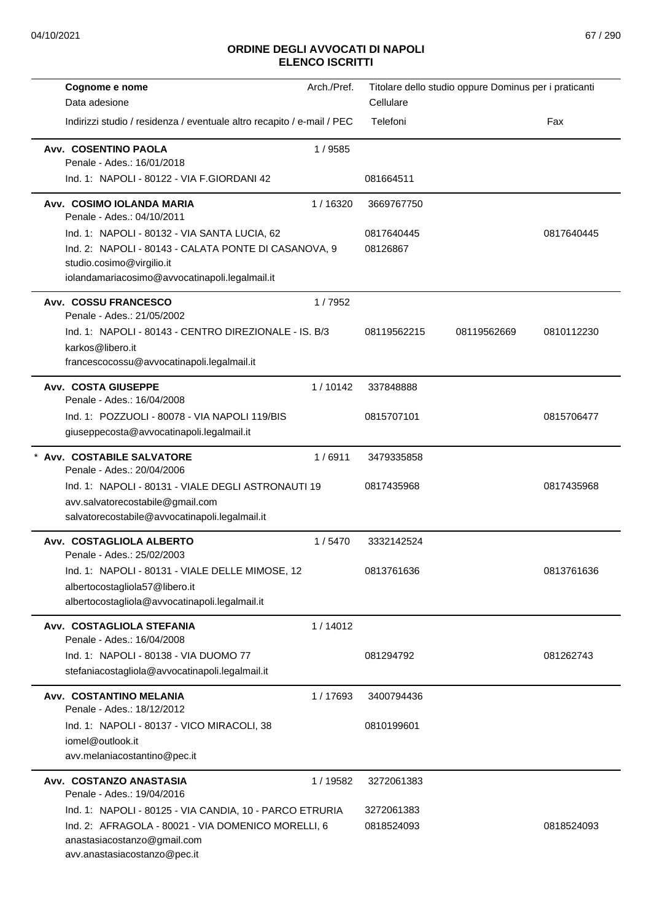## ORDINE DEGLI AVVOCATI DI NAPOLI
## ELENCO ISCRITTI

| Cognome e nome<br>Data adesione<br>Indirizzi studio / residenza / eventuale altro recapito / e-mail / PEC | Arch./Pref. | Titolare dello studio oppure Dominus per i praticanti<br>Cellulare<br>Telefoni | | Fax |
|---|---|---|---|---|
| **Avv. COSENTINO PAOLA** | 1 / 9585 | | | |
| Penale - Ades.: 16/01/2018 | | | | |
| Ind. 1: NAPOLI - 80122 - VIA F.GIORDANI 42 | | 081664511 | | |
| **Avv. COSIMO IOLANDA MARIA** | 1 / 16320 | 3669767750 | | |
| Penale - Ades.: 04/10/2011 | | | | |
| Ind. 1: NAPOLI - 80132 - VIA SANTA LUCIA, 62 | | 0817640445 | | 0817640445 |
| Ind. 2: NAPOLI - 80143 - CALATA PONTE DI CASANOVA, 9 | | 08126867 | | |
| studio.cosimo@virgilio.it | | | | |
| iolandamariacosimo@avvocatinapoli.legalmail.it | | | | |
| **Avv. COSSU FRANCESCO** | 1 / 7952 | | | |
| Penale - Ades.: 21/05/2002 | | | | |
| Ind. 1: NAPOLI - 80143 - CENTRO DIREZIONALE - IS. B/3 | | 08119562215 | 08119562669 | 0810112230 |
| karkos@libero.it | | | | |
| francescocossu@avvocatinapoli.legalmail.it | | | | |
| **Avv. COSTA GIUSEPPE** | 1 / 10142 | 337848888 | | |
| Penale - Ades.: 16/04/2008 | | | | |
| Ind. 1: POZZUOLI - 80078 - VIA NAPOLI 119/BIS | | 0815707101 | | 0815706477 |
| giuseppecosta@avvocatinapoli.legalmail.it | | | | |
| * **Avv. COSTABILE SALVATORE** | 1 / 6911 | 3479335858 | | |
| Penale - Ades.: 20/04/2006 | | | | |
| Ind. 1: NAPOLI - 80131 - VIALE DEGLI ASTRONAUTI 19 | | 0817435968 | | 0817435968 |
| avv.salvatorecostabile@gmail.com | | | | |
| salvatorecostabile@avvocatinapoli.legalmail.it | | | | |
| **Avv. COSTAGLIOLA ALBERTO** | 1 / 5470 | 3332142524 | | |
| Penale - Ades.: 25/02/2003 | | | | |
| Ind. 1: NAPOLI - 80131 - VIALE DELLE MIMOSE, 12 | | 0813761636 | | 0813761636 |
| albertocostagliola57@libero.it | | | | |
| albertocostagliola@avvocatinapoli.legalmail.it | | | | |
| **Avv. COSTAGLIOLA STEFANIA** | 1 / 14012 | | | |
| Penale - Ades.: 16/04/2008 | | | | |
| Ind. 1: NAPOLI - 80138 - VIA DUOMO 77 | | 081294792 | | 081262743 |
| stefaniacostagliola@avvocatinapoli.legalmail.it | | | | |
| **Avv. COSTANTINO MELANIA** | 1 / 17693 | 3400794436 | | |
| Penale - Ades.: 18/12/2012 | | | | |
| Ind. 1: NAPOLI - 80137 - VICO MIRACOLI, 38 | | 0810199601 | | |
| iomel@outlook.it | | | | |
| avv.melaniacostantino@pec.it | | | | |
| **Avv. COSTANZO ANASTASIA** | 1 / 19582 | 3272061383 | | |
| Penale - Ades.: 19/04/2016 | | | | |
| Ind. 1: NAPOLI - 80125 - VIA CANDIA, 10 - PARCO ETRURIA | | 3272061383 | | |
| Ind. 2: AFRAGOLA - 80021 - VIA DOMENICO MORELLI, 6 | | 0818524093 | | 0818524093 |
| anastasiacostanzo@gmail.com | | | | |
| avv.anastasiacostanzo@pec.it | | | | |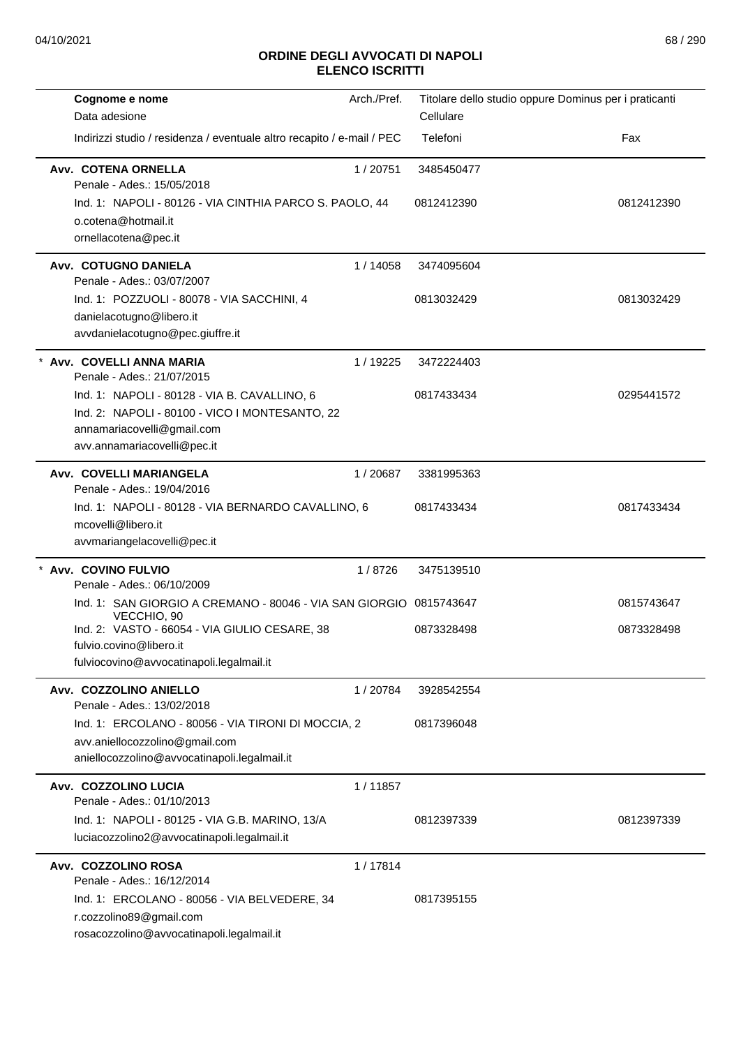# ORDINE DEGLI AVVOCATI DI NAPOLI
## ELENCO ISCRITTI

| Cognome e nome<br>Data adesione<br>Indirizzi studio / residenza / eventuale altro recapito / e-mail / PEC | Arch./Pref. | Titolare dello studio oppure Dominus per i praticanti<br>Cellulare<br>Telefoni | Fax |
|---|---|---|---|
| **Avv. COTENA ORNELLA**<br>Penale - Ades.: 15/05/2018<br>Ind. 1: NAPOLI - 80126 - VIA CINTHIA PARCO S. PAOLO, 44<br>o.cotena@hotmail.it<br>ornellacotena@pec.it | 1 / 20751 | 3485450477<br><br>0812412390 | <br><br>0812412390 |
| **Avv. COTUGNO DANIELA**<br>Penale - Ades.: 03/07/2007<br>Ind. 1: POZZUOLI - 80078 - VIA SACCHINI, 4<br>danielacotugno@libero.it<br>avvdanielacotugno@pec.giuffre.it | 1 / 14058 | 3474095604<br><br>0813032429 | <br><br>0813032429 |
| * **Avv. COVELLI ANNA MARIA**<br>Penale - Ades.: 21/07/2015<br>Ind. 1: NAPOLI - 80128 - VIA B. CAVALLINO, 6<br>Ind. 2: NAPOLI - 80100 - VICO I MONTESANTO, 22<br>annamariacovelli@gmail.com<br>avv.annamariacovelli@pec.it | 1 / 19225 | 3472224403<br><br>0817433434 | <br><br>0295441572 |
| **Avv. COVELLI MARIANGELA**<br>Penale - Ades.: 19/04/2016<br>Ind. 1: NAPOLI - 80128 - VIA BERNARDO CAVALLINO, 6<br>mcovelli@libero.it<br>avvmariangelacovelli@pec.it | 1 / 20687 | 3381995363<br><br>0817433434 | <br><br>0817433434 |
| * **Avv. COVINO FULVIO**<br>Penale - Ades.: 06/10/2009<br>Ind. 1: SAN GIORGIO A CREMANO - 80046 - VIA SAN GIORGIO VECCHIO, 90<br>Ind. 2: VASTO - 66054 - VIA GIULIO CESARE, 38<br>fulvio.covino@libero.it<br>fulviocovino@avvocatinapoli.legalmail.it | 1 / 8726 | 3475139510<br><br>0815743647<br>0873328498 | <br><br>0815743647<br>0873328498 |
| **Avv. COZZOLINO ANIELLO**<br>Penale - Ades.: 13/02/2018<br>Ind. 1: ERCOLANO - 80056 - VIA TIRONI DI MOCCIA, 2<br>avv.aniellocozzolino@gmail.com<br>aniellocozzolino@avvocatinapoli.legalmail.it | 1 / 20784 | 3928542554<br><br>0817396048 | |
| **Avv. COZZOLINO LUCIA**<br>Penale - Ades.: 01/10/2013<br>Ind. 1: NAPOLI - 80125 - VIA G.B. MARINO, 13/A<br>luciacozzolino2@avvocatinapoli.legalmail.it | 1 / 11857 | <br><br>0812397339 | <br><br>0812397339 |
| **Avv. COZZOLINO ROSA**<br>Penale - Ades.: 16/12/2014<br>Ind. 1: ERCOLANO - 80056 - VIA BELVEDERE, 34<br>r.cozzolino89@gmail.com<br>rosacozzolino@avvocatinapoli.legalmail.it | 1 / 17814 | <br><br>0817395155 | |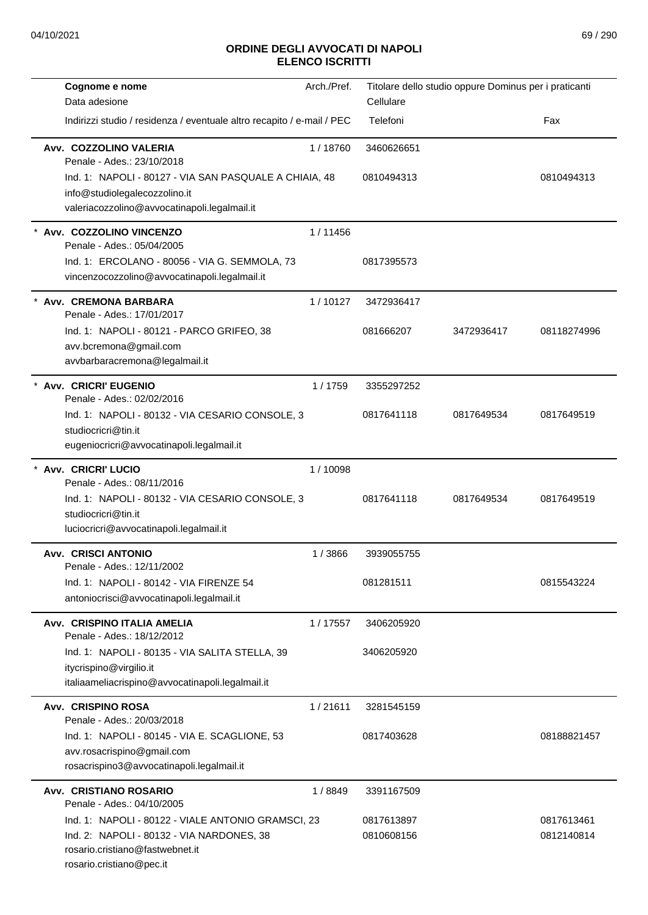## ORDINE DEGLI AVVOCATI DI NAPOLI
## ELENCO ISCRITTI

| Cognome e nome / Data adesione / Indirizzi studio / residenza / eventuale altro recapito / e-mail / PEC | Arch./Pref. | Titolare dello studio oppure Dominus per i praticanti / Cellulare / Telefoni | | Fax |
|---|---|---|---|---|
| **Avv. COZZOLINO VALERIA**<br>Penale - Ades.: 23/10/2018 | 1 / 18760 | 3460626651 | | |
| Ind. 1: NAPOLI - 80127 - VIA SAN PASQUALE A CHIAIA, 48<br>info@studiolegalecozzolino.it<br>valeriacozzolino@avvocatinapoli.legalmail.it | | 0810494313 | | 0810494313 |
| * **Avv. COZZOLINO VINCENZO**<br>Penale - Ades.: 05/04/2005 | 1 / 11456 | | | |
| Ind. 1: ERCOLANO - 80056 - VIA G. SEMMOLA, 73<br>vincenzocozzolino@avvocatinapoli.legalmail.it | | 0817395573 | | |
| * **Avv. CREMONA BARBARA**<br>Penale - Ades.: 17/01/2017 | 1 / 10127 | 3472936417 | | |
| Ind. 1: NAPOLI - 80121 - PARCO GRIFEO, 38<br>avv.bcremona@gmail.com<br>avvbarbaracremona@legalmail.it | | 081666207 | 3472936417 | 08118274996 |
| * **Avv. CRICRI' EUGENIO**<br>Penale - Ades.: 02/02/2016 | 1 / 1759 | 3355297252 | | |
| Ind. 1: NAPOLI - 80132 - VIA CESARIO CONSOLE, 3<br>studiocricri@tin.it<br>eugeniocricri@avvocatinapoli.legalmail.it | | 0817641118 | 0817649534 | 0817649519 |
| * **Avv. CRICRI' LUCIO**<br>Penale - Ades.: 08/11/2016 | 1 / 10098 | | | |
| Ind. 1: NAPOLI - 80132 - VIA CESARIO CONSOLE, 3<br>studiocricri@tin.it<br>luciocricri@avvocatinapoli.legalmail.it | | 0817641118 | 0817649534 | 0817649519 |
| **Avv. CRISCI ANTONIO**<br>Penale - Ades.: 12/11/2002 | 1 / 3866 | 3939055755 | | |
| Ind. 1: NAPOLI - 80142 - VIA FIRENZE 54<br>antoniocrisci@avvocatinapoli.legalmail.it | | 081281511 | | 0815543224 |
| **Avv. CRISPINO ITALIA AMELIA**<br>Penale - Ades.: 18/12/2012 | 1 / 17557 | 3406205920 | | |
| Ind. 1: NAPOLI - 80135 - VIA SALITA STELLA, 39<br>itycrispino@virgilio.it<br>italiaameliacrispino@avvocatinapoli.legalmail.it | | 3406205920 | | |
| **Avv. CRISPINO ROSA**<br>Penale - Ades.: 20/03/2018 | 1 / 21611 | 3281545159 | | |
| Ind. 1: NAPOLI - 80145 - VIA E. SCAGLIONE, 53<br>avv.rosacrispino@gmail.com<br>rosacrispino3@avvocatinapoli.legalmail.it | | 0817403628 | | 08188821457 |
| **Avv. CRISTIANO ROSARIO**<br>Penale - Ades.: 04/10/2005 | 1 / 8849 | 3391167509 | | |
| Ind. 1: NAPOLI - 80122 - VIALE ANTONIO GRAMSCI, 23 | | 0817613897 | | 0817613461 |
| Ind. 2: NAPOLI - 80132 - VIA NARDONES, 38<br>rosario.cristiano@fastwebnet.it<br>rosario.cristiano@pec.it | | 0810608156 | | 0812140814 |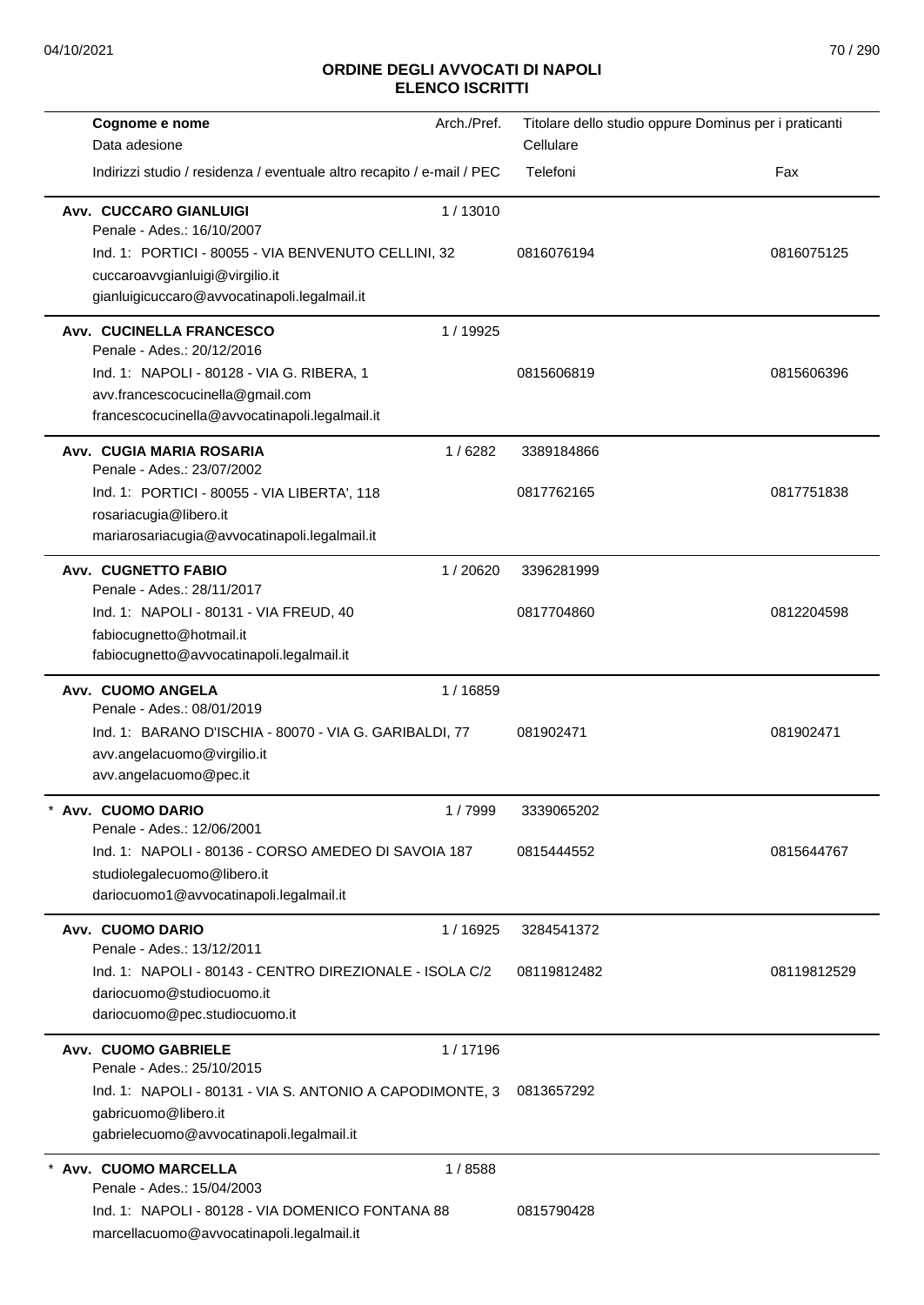# ORDINE DEGLI AVVOCATI DI NAPOLI
## ELENCO ISCRITTI

| Cognome e nome<br>Data adesione<br>Indirizzi studio / residenza / eventuale altro recapito / e-mail / PEC | Arch./Pref. | Titolare dello studio oppure Dominus per i praticanti<br>Cellulare<br>Telefoni | Fax |
|---|---|---|---|
| **Avv. CUCCARO GIANLUIGI**<br>Penale - Ades.: 16/10/2007<br>Ind. 1: PORTICI - 80055 - VIA BENVENUTO CELLINI, 32<br>cuccaroavvgianluigi@virgilio.it<br>gianluigicuccaro@avvocatinapoli.legalmail.it | 1 / 13010 | 0816076194 | 0816075125 |
| **Avv. CUCINELLA FRANCESCO**<br>Penale - Ades.: 20/12/2016<br>Ind. 1: NAPOLI - 80128 - VIA G. RIBERA, 1<br>avv.francescocucinella@gmail.com<br>francescocucinella@avvocatinapoli.legalmail.it | 1 / 19925 | 0815606819 | 0815606396 |
| **Avv. CUGIA MARIA ROSARIA**<br>Penale - Ades.: 23/07/2002<br>Ind. 1: PORTICI - 80055 - VIA LIBERTA', 118<br>rosariacugia@libero.it<br>mariarosariacugia@avvocatinapoli.legalmail.it | 1 / 6282 | 3389184866<br>0817762165 | 0817751838 |
| **Avv. CUGNETTO FABIO**<br>Penale - Ades.: 28/11/2017<br>Ind. 1: NAPOLI - 80131 - VIA FREUD, 40<br>fabiocugnetto@hotmail.it<br>fabiocugnetto@avvocatinapoli.legalmail.it | 1 / 20620 | 3396281999<br>0817704860 | 0812204598 |
| **Avv. CUOMO ANGELA**<br>Penale - Ades.: 08/01/2019<br>Ind. 1: BARANO D'ISCHIA - 80070 - VIA G. GARIBALDI, 77<br>avv.angelacuomo@virgilio.it<br>avv.angelacuomo@pec.it | 1 / 16859 | 081902471 | 081902471 |
| * **Avv. CUOMO DARIO**<br>Penale - Ades.: 12/06/2001<br>Ind. 1: NAPOLI - 80136 - CORSO AMEDEO DI SAVOIA 187<br>studiolegalecuomo@libero.it<br>dariocuomo1@avvocatinapoli.legalmail.it | 1 / 7999 | 3339065202<br>0815444552 | 0815644767 |
| **Avv. CUOMO DARIO**<br>Penale - Ades.: 13/12/2011<br>Ind. 1: NAPOLI - 80143 - CENTRO DIREZIONALE - ISOLA C/2<br>dariocuomo@studiocuomo.it<br>dariocuomo@pec.studiocuomo.it | 1 / 16925 | 3284541372<br>08119812482 | 08119812529 |
| **Avv. CUOMO GABRIELE**<br>Penale - Ades.: 25/10/2015<br>Ind. 1: NAPOLI - 80131 - VIA S. ANTONIO A CAPODIMONTE, 3<br>gabricuomo@libero.it<br>gabrielecuomo@avvocatinapoli.legalmail.it | 1 / 17196 | 0813657292 | |
| * **Avv. CUOMO MARCELLA**<br>Penale - Ades.: 15/04/2003<br>Ind. 1: NAPOLI - 80128 - VIA DOMENICO FONTANA 88<br>marcellacuomo@avvocatinapoli.legalmail.it | 1 / 8588 | 0815790428 | |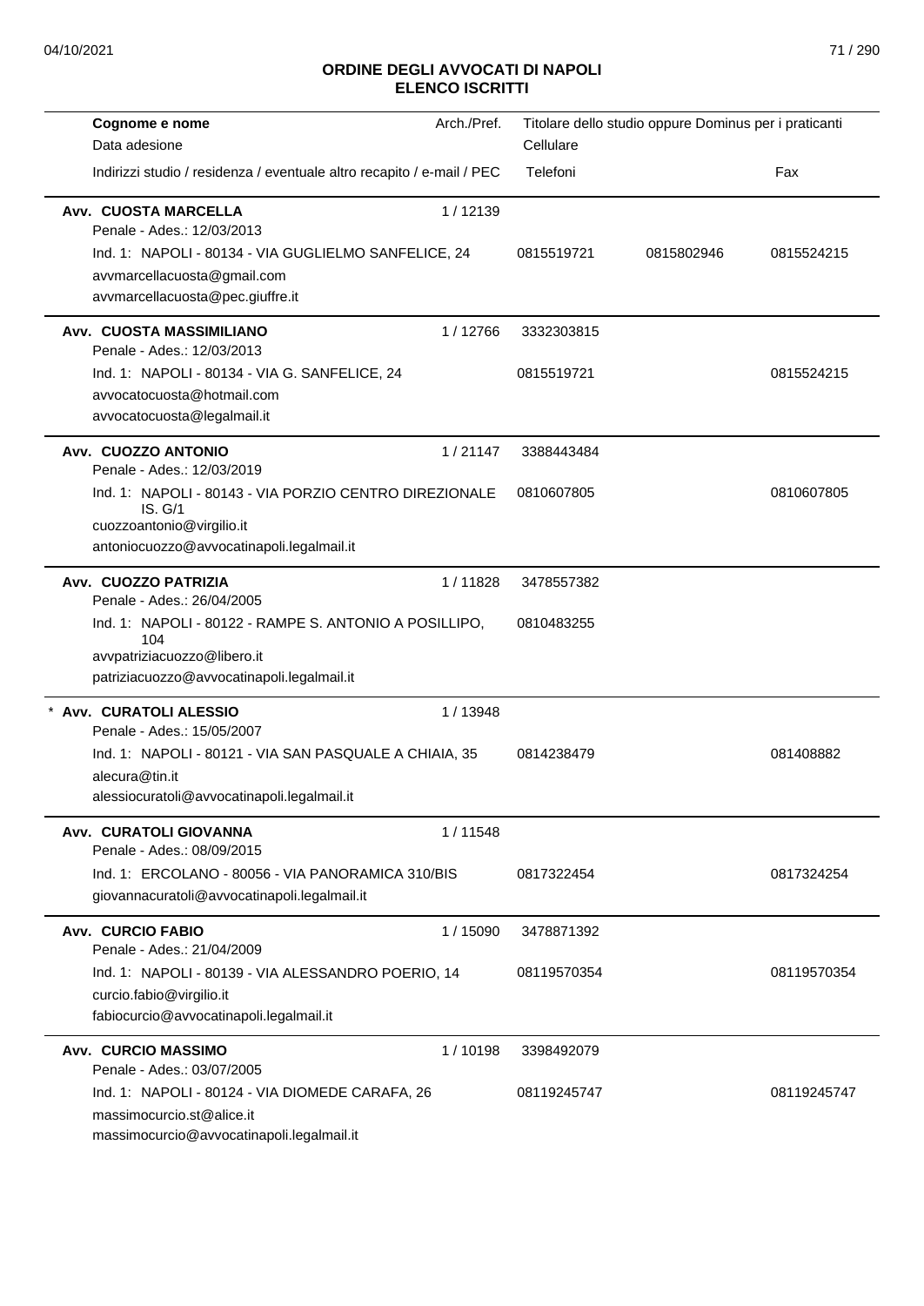## ORDINE DEGLI AVVOCATI DI NAPOLI
## ELENCO ISCRITTI

| Cognome e nome / Data adesione / Indirizzi studio / residenza / eventuale altro recapito / e-mail / PEC | Arch./Pref. | Titolare dello studio oppure Dominus per i praticanti / Cellulare / Telefoni | | Fax |
|---|---|---|---|---|
| **Avv. CUOSTA MARCELLA**<br>Penale - Ades.: 12/03/2013<br>Ind. 1: NAPOLI - 80134 - VIA GUGLIELMO SANFELICE, 24<br>avvmarcellacuosta@gmail.com<br>avvmarcellacuosta@pec.giuffre.it | 1 / 12139 | 0815519721 | 0815802946 | 0815524215 |
| **Avv. CUOSTA MASSIMILIANO**<br>Penale - Ades.: 12/03/2013<br>Ind. 1: NAPOLI - 80134 - VIA G. SANFELICE, 24<br>avvocatocuosta@hotmail.com<br>avvocatocuosta@legalmail.it | 1 / 12766 | 3332303815<br>0815519721 | | 0815524215 |
| **Avv. CUOZZO ANTONIO**<br>Penale - Ades.: 12/03/2019<br>Ind. 1: NAPOLI - 80143 - VIA PORZIO CENTRO DIREZIONALE IS. G/1<br>cuozzoantonio@virgilio.it<br>antoniocuozzo@avvocatinapoli.legalmail.it | 1 / 21147 | 3388443484<br>0810607805 | | 0810607805 |
| **Avv. CUOZZO PATRIZIA**<br>Penale - Ades.: 26/04/2005<br>Ind. 1: NAPOLI - 80122 - RAMPE S. ANTONIO A POSILLIPO, 104<br>avvpatriziacuozzo@libero.it<br>patriziacuozzo@avvocatinapoli.legalmail.it | 1 / 11828 | 3478557382<br>0810483255 | | |
| * **Avv. CURATOLI ALESSIO**<br>Penale - Ades.: 15/05/2007<br>Ind. 1: NAPOLI - 80121 - VIA SAN PASQUALE A CHIAIA, 35<br>alecura@tin.it<br>alessiocuratoli@avvocatinapoli.legalmail.it | 1 / 13948 | 0814238479 | | 081408882 |
| **Avv. CURATOLI GIOVANNA**<br>Penale - Ades.: 08/09/2015<br>Ind. 1: ERCOLANO - 80056 - VIA PANORAMICA 310/BIS<br>giovannacuratoli@avvocatinapoli.legalmail.it | 1 / 11548 | 0817322454 | | 0817324254 |
| **Avv. CURCIO FABIO**<br>Penale - Ades.: 21/04/2009<br>Ind. 1: NAPOLI - 80139 - VIA ALESSANDRO POERIO, 14<br>curcio.fabio@virgilio.it<br>fabiocurcio@avvocatinapoli.legalmail.it | 1 / 15090 | 3478871392<br>08119570354 | | 08119570354 |
| **Avv. CURCIO MASSIMO**<br>Penale - Ades.: 03/07/2005<br>Ind. 1: NAPOLI - 80124 - VIA DIOMEDE CARAFA, 26<br>massimocurcio.st@alice.it<br>massimocurcio@avvocatinapoli.legalmail.it | 1 / 10198 | 3398492079<br>08119245747 | | 08119245747 |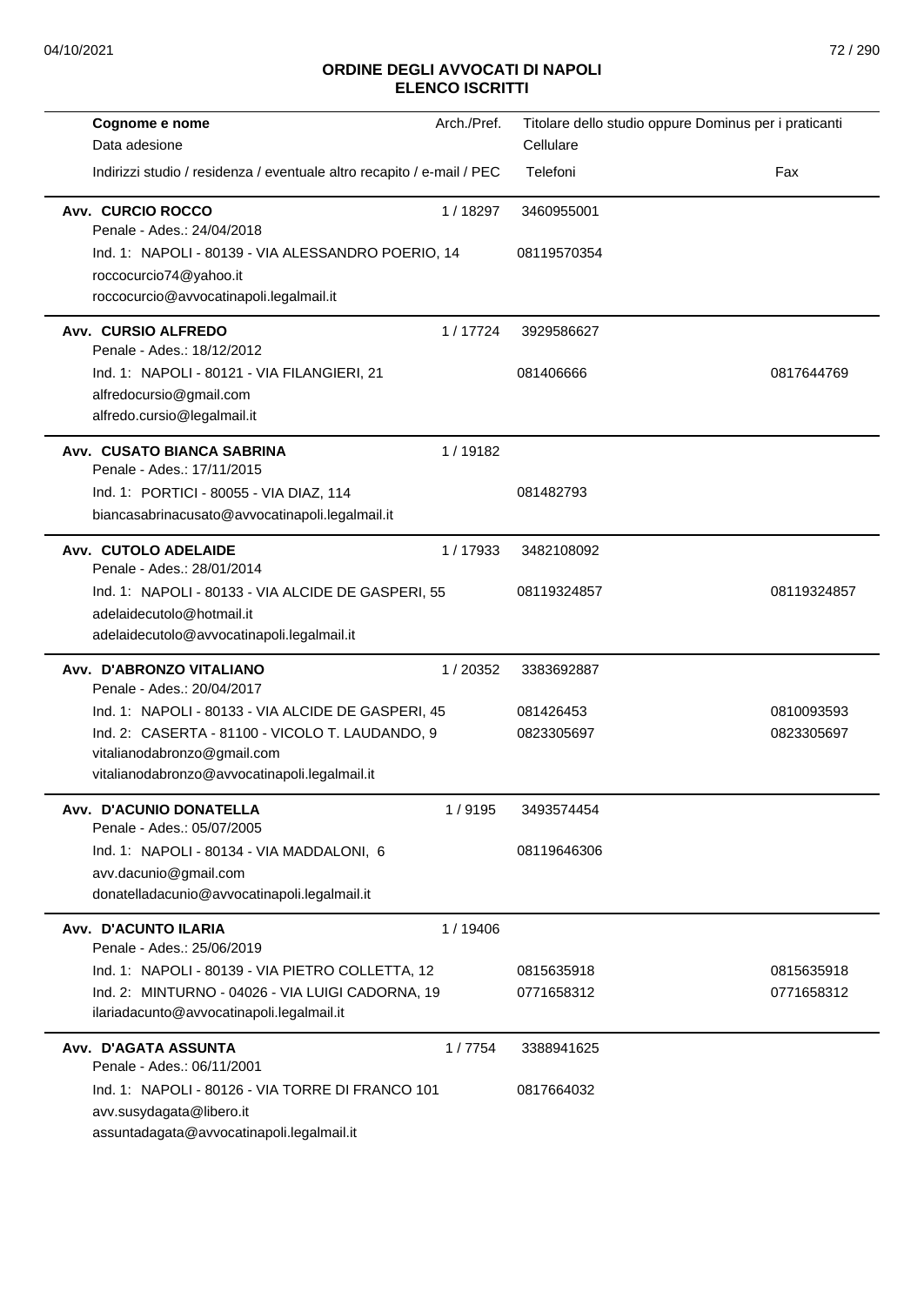## ORDINE DEGLI AVVOCATI DI NAPOLI
## ELENCO ISCRITTI

| Cognome e nome<br>Data adesione<br>Indirizzi studio / residenza / eventuale altro recapito / e-mail / PEC | Arch./Pref. | Titolare dello studio oppure Dominus per i praticanti<br>Cellulare<br>Telefoni | Fax |
|---|---|---|---|
| **Avv. CURCIO ROCCO**<br>Penale - Ades.: 24/04/2018 | 1 / 18297 | 3460955001 | |
| Ind. 1: NAPOLI - 80139 - VIA ALESSANDRO POERIO, 14<br>roccocurcio74@yahoo.it<br>roccocurcio@avvocatinapoli.legalmail.it | | 08119570354 | |
| **Avv. CURSIO ALFREDO**<br>Penale - Ades.: 18/12/2012 | 1 / 17724 | 3929586627 | |
| Ind. 1: NAPOLI - 80121 - VIA FILANGIERI, 21<br>alfredocursio@gmail.com<br>alfredo.cursio@legalmail.it | | 081406666 | 0817644769 |
| **Avv. CUSATO BIANCA SABRINA**<br>Penale - Ades.: 17/11/2015 | 1 / 19182 | | |
| Ind. 1: PORTICI - 80055 - VIA DIAZ, 114<br>biancasabrinacusato@avvocatinapoli.legalmail.it | | 081482793 | |
| **Avv. CUTOLO ADELAIDE**<br>Penale - Ades.: 28/01/2014 | 1 / 17933 | 3482108092 | |
| Ind. 1: NAPOLI - 80133 - VIA ALCIDE DE GASPERI, 55<br>adelaidecutolo@hotmail.it<br>adelaidecutolo@avvocatinapoli.legalmail.it | | 08119324857 | 08119324857 |
| **Avv. D'ABRONZO VITALIANO**<br>Penale - Ades.: 20/04/2017 | 1 / 20352 | 3383692887 | |
| Ind. 1: NAPOLI - 80133 - VIA ALCIDE DE GASPERI, 45 | | 081426453 | 0810093593 |
| Ind. 2: CASERTA - 81100 - VICOLO T. LAUDANDO, 9<br>vitalianodabronzo@gmail.com<br>vitalianodabronzo@avvocatinapoli.legalmail.it | | 0823305697 | 0823305697 |
| **Avv. D'ACUNIO DONATELLA**<br>Penale - Ades.: 05/07/2005 | 1 / 9195 | 3493574454 | |
| Ind. 1: NAPOLI - 80134 - VIA MADDALONI, 6<br>avv.dacunio@gmail.com<br>donatelladacunio@avvocatinapoli.legalmail.it | | 08119646306 | |
| **Avv. D'ACUNTO ILARIA**<br>Penale - Ades.: 25/06/2019 | 1 / 19406 | | |
| Ind. 1: NAPOLI - 80139 - VIA PIETRO COLLETTA, 12 | | 0815635918 | 0815635918 |
| Ind. 2: MINTURNO - 04026 - VIA LUIGI CADORNA, 19<br>ilariadacunto@avvocatinapoli.legalmail.it | | 0771658312 | 0771658312 |
| **Avv. D'AGATA ASSUNTA**<br>Penale - Ades.: 06/11/2001 | 1 / 7754 | 3388941625 | |
| Ind. 1: NAPOLI - 80126 - VIA TORRE DI FRANCO 101<br>avv.susydagata@libero.it<br>assuntadagata@avvocatinapoli.legalmail.it | | 0817664032 | |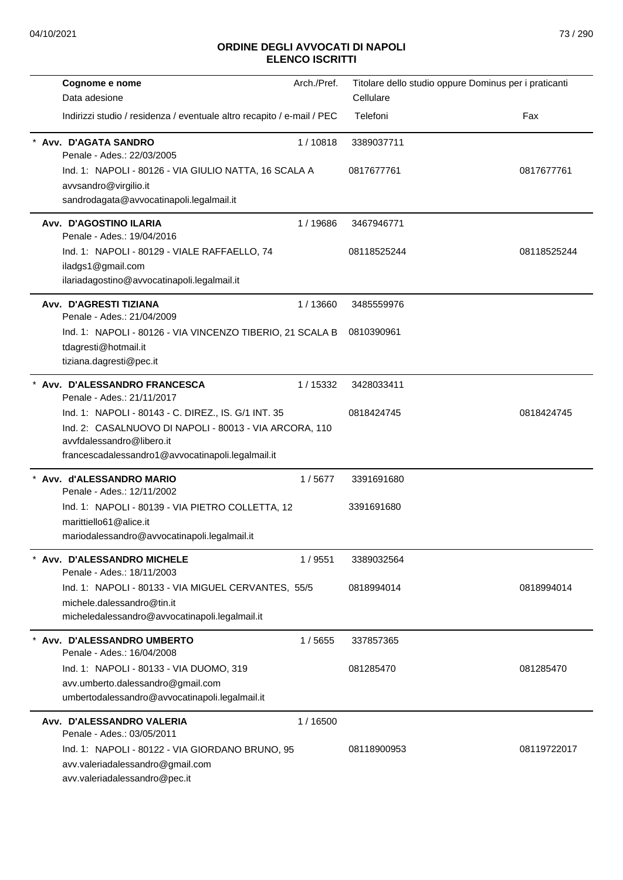# ORDINE DEGLI AVVOCATI DI NAPOLI
## ELENCO ISCRITTI

| Cognome e nome<br>Data adesione<br>Indirizzi studio / residenza / eventuale altro recapito / e-mail / PEC | Arch./Pref. | Titolare dello studio oppure Dominus per i praticanti<br>Cellulare<br>Telefoni | Fax |
|---|---|---|---|
| * **Avv. D'AGATA SANDRO**<br>Penale - Ades.: 22/03/2005 | 1 / 10818 | 3389037711 | |
| Ind. 1: NAPOLI - 80126 - VIA GIULIO NATTA, 16 SCALA A<br>avvsandro@virgilio.it<br>sandrodagata@avvocatinapoli.legalmail.it | | 0817677761 | 0817677761 |
| **Avv. D'AGOSTINO ILARIA**<br>Penale - Ades.: 19/04/2016 | 1 / 19686 | 3467946771 | |
| Ind. 1: NAPOLI - 80129 - VIALE RAFFAELLO, 74<br>iladgs1@gmail.com<br>ilariadagostino@avvocatinapoli.legalmail.it | | 08118525244 | 08118525244 |
| **Avv. D'AGRESTI TIZIANA**<br>Penale - Ades.: 21/04/2009 | 1 / 13660 | 3485559976 | |
| Ind. 1: NAPOLI - 80126 - VIA VINCENZO TIBERIO, 21 SCALA B<br>tdagresti@hotmail.it<br>tiziana.dagresti@pec.it | | 0810390961 | |
| * **Avv. D'ALESSANDRO FRANCESCA**<br>Penale - Ades.: 21/11/2017 | 1 / 15332 | 3428033411 | |
| Ind. 1: NAPOLI - 80143 - C. DIREZ., IS. G/1 INT. 35<br>Ind. 2: CASALNUOVO DI NAPOLI - 80013 - VIA ARCORA, 110<br>avvfdalessandro@libero.it<br>francescadalessandro1@avvocatinapoli.legalmail.it | | 0818424745 | 0818424745 |
| * **Avv. d'ALESSANDRO MARIO**<br>Penale - Ades.: 12/11/2002 | 1 / 5677 | 3391691680 | |
| Ind. 1: NAPOLI - 80139 - VIA PIETRO COLLETTA, 12<br>marittiello61@alice.it<br>mariodalessandro@avvocatinapoli.legalmail.it | | 3391691680 | |
| * **Avv. D'ALESSANDRO MICHELE**<br>Penale - Ades.: 18/11/2003 | 1 / 9551 | 3389032564 | |
| Ind. 1: NAPOLI - 80133 - VIA MIGUEL CERVANTES, 55/5<br>michele.dalessandro@tin.it<br>micheledalessandro@avvocatinapoli.legalmail.it | | 0818994014 | 0818994014 |
| * **Avv. D'ALESSANDRO UMBERTO**<br>Penale - Ades.: 16/04/2008 | 1 / 5655 | 337857365 | |
| Ind. 1: NAPOLI - 80133 - VIA DUOMO, 319<br>avv.umberto.dalessandro@gmail.com<br>umbertodalessandro@avvocatinapoli.legalmail.it | | 081285470 | 081285470 |
| **Avv. D'ALESSANDRO VALERIA**<br>Penale - Ades.: 03/05/2011 | 1 / 16500 | | |
| Ind. 1: NAPOLI - 80122 - VIA GIORDANO BRUNO, 95<br>avv.valeriadalessandro@gmail.com<br>avv.valeriadalessandro@pec.it | | 08118900953 | 08119722017 |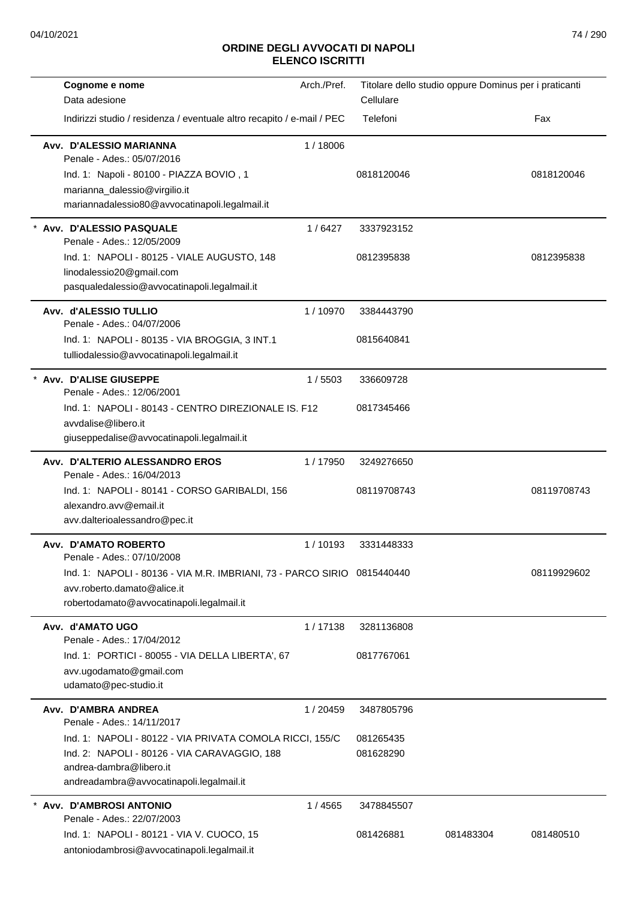# ORDINE DEGLI AVVOCATI DI NAPOLI
## ELENCO ISCRITTI

| Cognome e nome / Data adesione / Indirizzi studio / residenza / eventuale altro recapito / e-mail / PEC | Arch./Pref. | Titolare dello studio oppure Dominus per i praticanti / Cellulare / Telefoni | | Fax |
|---|---|---|---|---|
| **Avv. D'ALESSIO MARIANNA**<br>Penale - Ades.: 05/07/2016<br>Ind. 1: Napoli - 80100 - PIAZZA BOVIO , 1<br>marianna_dalessio@virgilio.it<br>mariannadalessio80@avvocatinapoli.legalmail.it | 1 / 18006 | 0818120046 | | 0818120046 |
| * **Avv. D'ALESSIO PASQUALE**<br>Penale - Ades.: 12/05/2009<br>Ind. 1: NAPOLI - 80125 - VIALE AUGUSTO, 148<br>linodalessio20@gmail.com<br>pasqualedalessio@avvocatinapoli.legalmail.it | 1 / 6427 | 3337923152<br>0812395838 | | 0812395838 |
| **Avv. d'ALESSIO TULLIO**<br>Penale - Ades.: 04/07/2006<br>Ind. 1: NAPOLI - 80135 - VIA BROGGIA, 3 INT.1<br>tulliodalessio@avvocatinapoli.legalmail.it | 1 / 10970 | 3384443790<br>0815640841 | | |
| * **Avv. D'ALISE GIUSEPPE**<br>Penale - Ades.: 12/06/2001<br>Ind. 1: NAPOLI - 80143 - CENTRO DIREZIONALE IS. F12<br>avvdalise@libero.it<br>giuseppedalise@avvocatinapoli.legalmail.it | 1 / 5503 | 336609728<br>0817345466 | | |
| **Avv. D'ALTERIO ALESSANDRO EROS**<br>Penale - Ades.: 16/04/2013<br>Ind. 1: NAPOLI - 80141 - CORSO GARIBALDI, 156<br>alexandro.avv@email.it<br>avv.dalterioalessandro@pec.it | 1 / 17950 | 3249276650<br>08119708743 | | 08119708743 |
| **Avv. D'AMATO ROBERTO**<br>Penale - Ades.: 07/10/2008<br>Ind. 1: NAPOLI - 80136 - VIA M.R. IMBRIANI, 73 - PARCO SIRIO<br>avv.roberto.damato@alice.it<br>robertodamato@avvocatinapoli.legalmail.it | 1 / 10193 | 3331448333<br>0815440440 | | 08119929602 |
| **Avv. d'AMATO UGO**<br>Penale - Ades.: 17/04/2012<br>Ind. 1: PORTICI - 80055 - VIA DELLA LIBERTA', 67<br>avv.ugodamato@gmail.com<br>udamato@pec-studio.it | 1 / 17138 | 3281136808<br>0817767061 | | |
| **Avv. D'AMBRA ANDREA**<br>Penale - Ades.: 14/11/2017<br>Ind. 1: NAPOLI - 80122 - VIA PRIVATA COMOLA RICCI, 155/C<br>Ind. 2: NAPOLI - 80126 - VIA CARAVAGGIO, 188<br>andrea-dambra@libero.it<br>andreadambra@avvocatinapoli.legalmail.it | 1 / 20459 | 3487805796<br>081265435<br>081628290 | | |
| * **Avv. D'AMBROSI ANTONIO**<br>Penale - Ades.: 22/07/2003<br>Ind. 1: NAPOLI - 80121 - VIA V. CUOCO, 15<br>antoniodambrosi@avvocatinapoli.legalmail.it | 1 / 4565 | 3478845507<br>081426881 | 081483304 | 081480510 |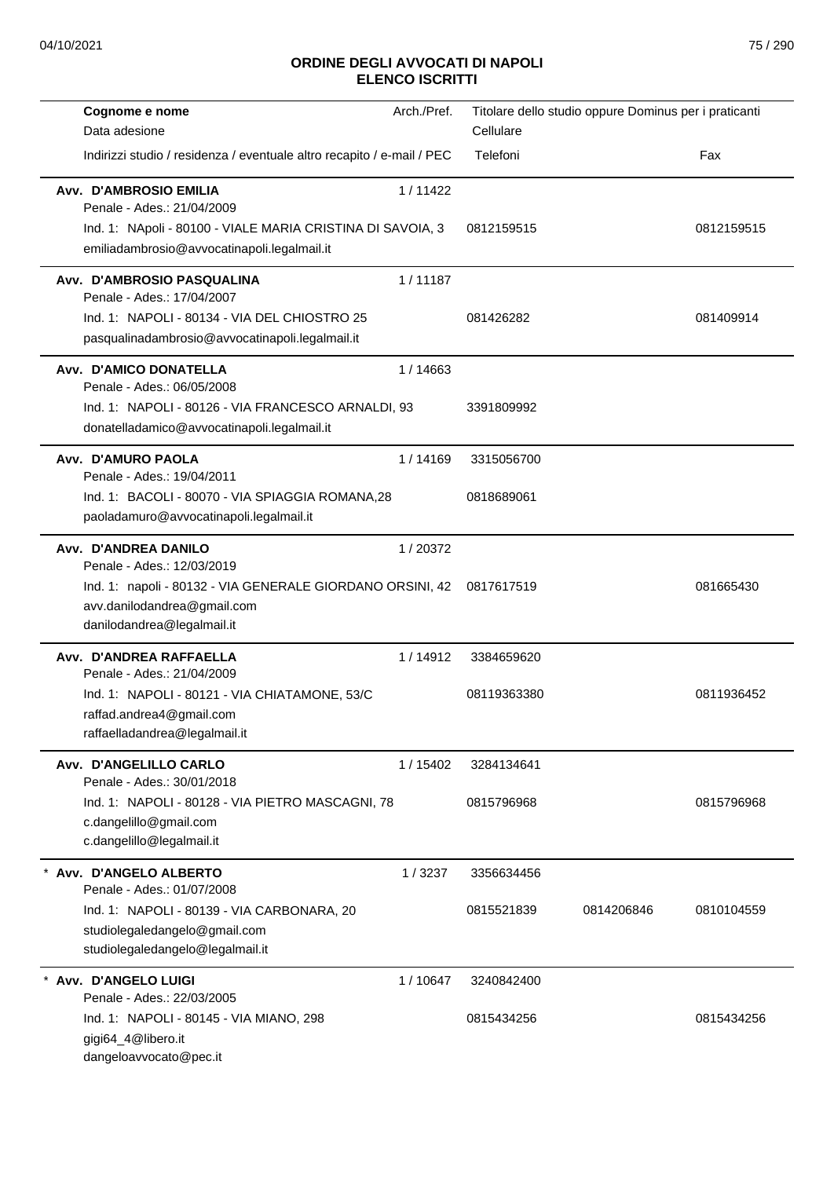# ORDINE DEGLI AVVOCATI DI NAPOLI
## ELENCO ISCRITTI

| Cognome e nome<br>Data adesione<br>Indirizzi studio / residenza / eventuale altro recapito / e-mail / PEC | Arch./Pref. | Titolare dello studio oppure Dominus per i praticanti<br>Cellulare<br>Telefoni | | Fax |
|---|---|---|---|---|
| **Avv. D'AMBROSIO EMILIA**<br>Penale - Ades.: 21/04/2009<br>Ind. 1: NApoli - 80100 - VIALE MARIA CRISTINA DI SAVOIA, 3<br>emiliadambrosio@avvocatinapoli.legalmail.it | 1 / 11422 | 0812159515 | | 0812159515 |
| **Avv. D'AMBROSIO PASQUALINA**<br>Penale - Ades.: 17/04/2007<br>Ind. 1: NAPOLI - 80134 - VIA DEL CHIOSTRO 25<br>pasqualinadambrosio@avvocatinapoli.legalmail.it | 1 / 11187 | 081426282 | | 081409914 |
| **Avv. D'AMICO DONATELLA**<br>Penale - Ades.: 06/05/2008<br>Ind. 1: NAPOLI - 80126 - VIA FRANCESCO ARNALDI, 93<br>donatelladamico@avvocatinapoli.legalmail.it | 1 / 14663 | 3391809992 | | |
| **Avv. D'AMURO PAOLA**<br>Penale - Ades.: 19/04/2011<br>Ind. 1: BACOLI - 80070 - VIA SPIAGGIA ROMANA,28<br>paoladamuro@avvocatinapoli.legalmail.it | 1 / 14169 | 3315056700<br>0818689061 | | |
| **Avv. D'ANDREA DANILO**<br>Penale - Ades.: 12/03/2019<br>Ind. 1: napoli - 80132 - VIA GENERALE GIORDANO ORSINI, 42<br>avv.danilodandrea@gmail.com<br>danilodandrea@legalmail.it | 1 / 20372 | 0817617519 | | 081665430 |
| **Avv. D'ANDREA RAFFAELLA**<br>Penale - Ades.: 21/04/2009<br>Ind. 1: NAPOLI - 80121 - VIA CHIATAMONE, 53/C<br>raffad.andrea4@gmail.com<br>raffaelladandrea@legalmail.it | 1 / 14912 | 3384659620<br>08119363380 | | 0811936452 |
| **Avv. D'ANGELILLO CARLO**<br>Penale - Ades.: 30/01/2018<br>Ind. 1: NAPOLI - 80128 - VIA PIETRO MASCAGNI, 78<br>c.dangelillo@gmail.com<br>c.dangelillo@legalmail.it | 1 / 15402 | 3284134641<br>0815796968 | | 0815796968 |
| * **Avv. D'ANGELO ALBERTO**<br>Penale - Ades.: 01/07/2008<br>Ind. 1: NAPOLI - 80139 - VIA CARBONARA, 20<br>studiolegaledangelo@gmail.com<br>studiolegaledangelo@legalmail.it | 1 / 3237 | 3356634456<br>0815521839 | 0814206846 | 0810104559 |
| * **Avv. D'ANGELO LUIGI**<br>Penale - Ades.: 22/03/2005<br>Ind. 1: NAPOLI - 80145 - VIA MIANO, 298<br>gigi64_4@libero.it<br>dangeloavvocato@pec.it | 1 / 10647 | 3240842400<br>0815434256 | | 0815434256 |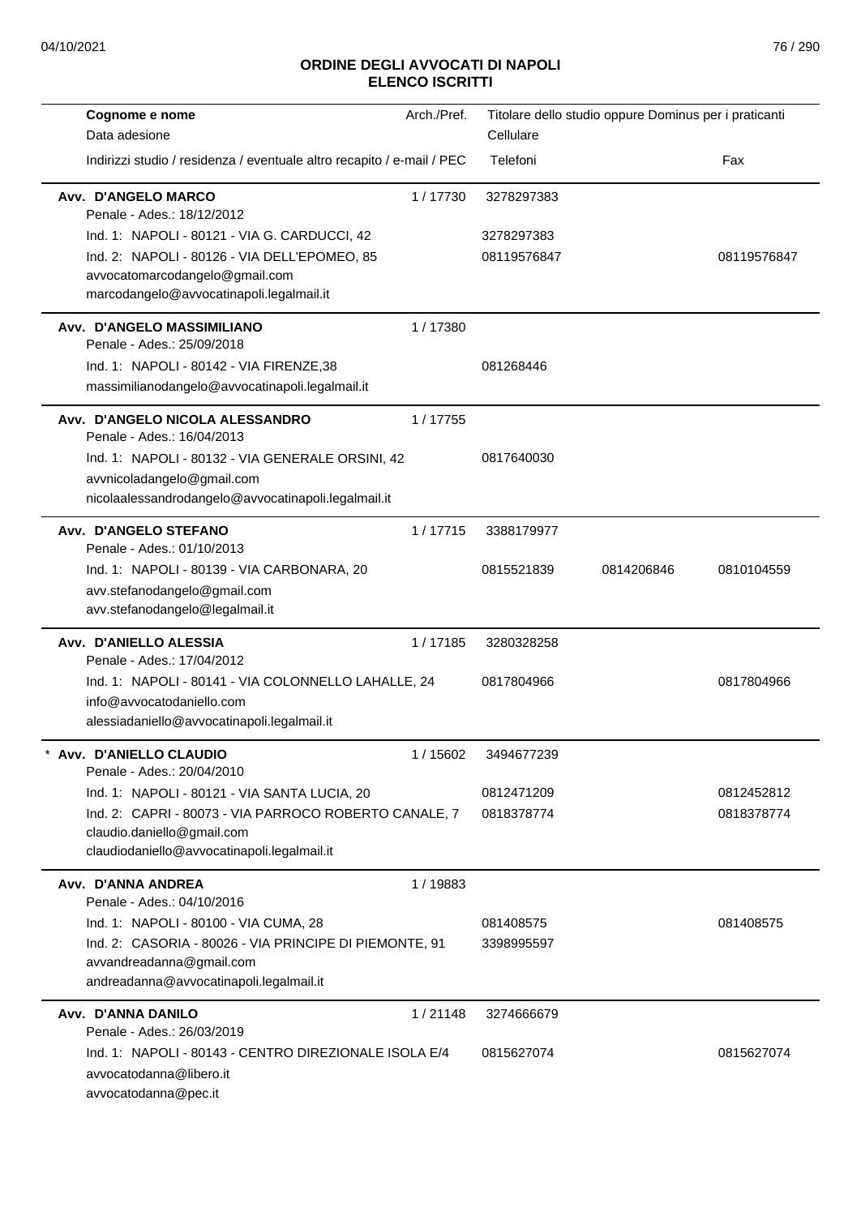## ORDINE DEGLI AVVOCATI DI NAPOLI
## ELENCO ISCRITTI

| Cognome e nome<br>Data adesione<br>Indirizzi studio / residenza / eventuale altro recapito / e-mail / PEC | Arch./Pref. | Titolare dello studio oppure Dominus per i praticanti<br>Cellulare<br>Telefoni | | Fax |
|---|---|---|---|---|
| **Avv. D'ANGELO MARCO**<br>Penale - Ades.: 18/12/2012 | 1 / 17730 | 3278297383 | | |
| Ind. 1: NAPOLI - 80121 - VIA G. CARDUCCI, 42 | | 3278297383 | | |
| Ind. 2: NAPOLI - 80126 - VIA DELL'EPOMEO, 85<br>avvocatomarcodangelo@gmail.com<br>marcodangelo@avvocatinapoli.legalmail.it | | 08119576847 | | 08119576847 |
| **Avv. D'ANGELO MASSIMILIANO**<br>Penale - Ades.: 25/09/2018 | 1 / 17380 | | | |
| Ind. 1: NAPOLI - 80142 - VIA FIRENZE,38<br>massimilianodangelo@avvocatinapoli.legalmail.it | | 081268446 | | |
| **Avv. D'ANGELO NICOLA ALESSANDRO**<br>Penale - Ades.: 16/04/2013 | 1 / 17755 | | | |
| Ind. 1: NAPOLI - 80132 - VIA GENERALE ORSINI, 42<br>avvnicoladangelo@gmail.com<br>nicolaalessandrodangelo@avvocatinapoli.legalmail.it | | 0817640030 | | |
| **Avv. D'ANGELO STEFANO**<br>Penale - Ades.: 01/10/2013 | 1 / 17715 | 3388179977 | | |
| Ind. 1: NAPOLI - 80139 - VIA CARBONARA, 20<br>avv.stefanodangelo@gmail.com<br>avv.stefanodangelo@legalmail.it | | 0815521839 | 0814206846 | 0810104559 |
| **Avv. D'ANIELLO ALESSIA**<br>Penale - Ades.: 17/04/2012 | 1 / 17185 | 3280328258 | | |
| Ind. 1: NAPOLI - 80141 - VIA COLONNELLO LAHALLE, 24<br>info@avvocatodaniello.com<br>alessiadaniello@avvocatinapoli.legalmail.it | | 0817804966 | | 0817804966 |
| * **Avv. D'ANIELLO CLAUDIO**<br>Penale - Ades.: 20/04/2010 | 1 / 15602 | 3494677239 | | |
| Ind. 1: NAPOLI - 80121 - VIA SANTA LUCIA, 20 | | 0812471209 | | 0812452812 |
| Ind. 2: CAPRI - 80073 - VIA PARROCO ROBERTO CANALE, 7<br>claudio.daniello@gmail.com<br>claudiodaniello@avvocatinapoli.legalmail.it | | 0818378774 | | 0818378774 |
| **Avv. D'ANNA ANDREA**<br>Penale - Ades.: 04/10/2016 | 1 / 19883 | | | |
| Ind. 1: NAPOLI - 80100 - VIA CUMA, 28 | | 081408575 | | 081408575 |
| Ind. 2: CASORIA - 80026 - VIA PRINCIPE DI PIEMONTE, 91<br>avvandreadanna@gmail.com<br>andreadanna@avvocatinapoli.legalmail.it | | 3398995597 | | |
| **Avv. D'ANNA DANILO**<br>Penale - Ades.: 26/03/2019 | 1 / 21148 | 3274666679 | | |
| Ind. 1: NAPOLI - 80143 - CENTRO DIREZIONALE ISOLA E/4<br>avvocatodanna@libero.it<br>avvocatodanna@pec.it | | 0815627074 | | 0815627074 |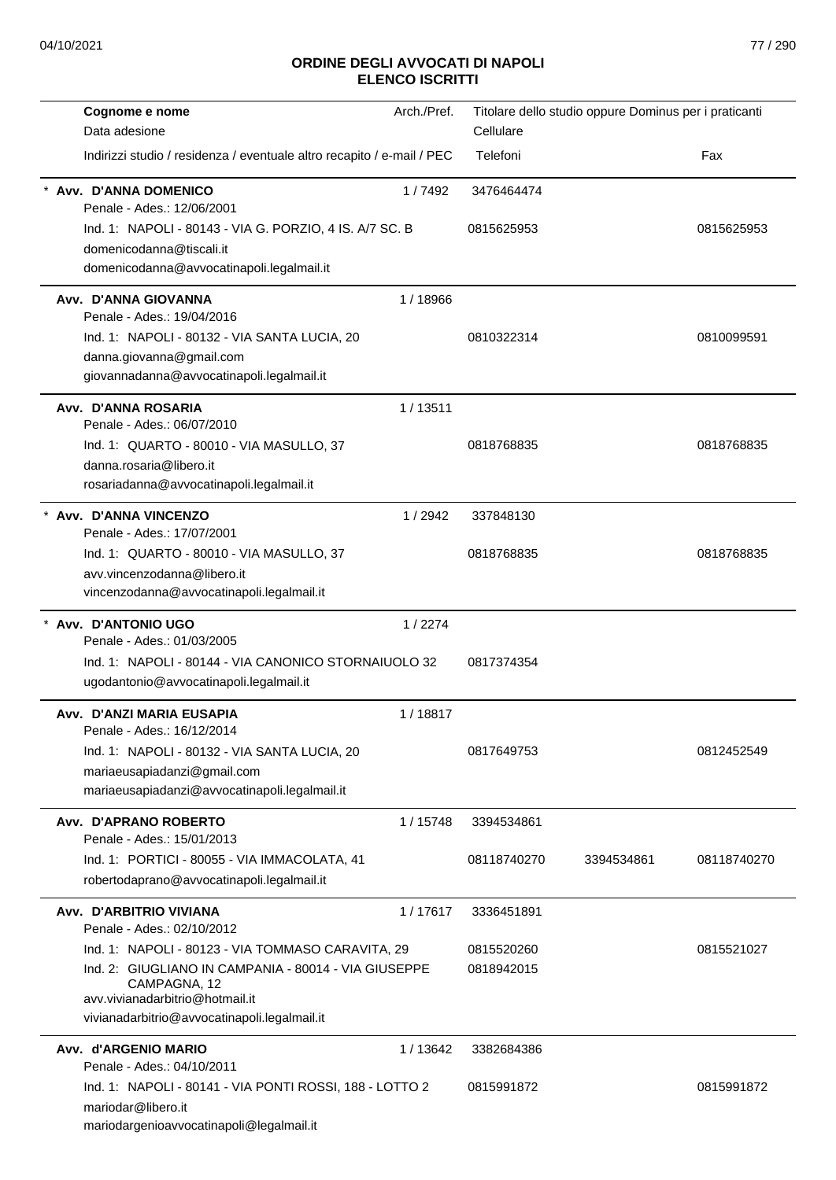**ORDINE DEGLI AVVOCATI DI NAPOLI**
**ELENCO ISCRITTI**

| Cognome e nome<br>Data adesione<br>Indirizzi studio / residenza / eventuale altro recapito / e-mail / PEC | Arch./Pref. | Titolare dello studio oppure Dominus per i praticanti<br>Cellulare<br>Telefoni | | Fax |
|---|---|---|---|---|
| * **Avv. D'ANNA DOMENICO**<br>Penale - Ades.: 12/06/2001<br>Ind. 1: NAPOLI - 80143 - VIA G. PORZIO, 4 IS. A/7 SC. B<br>domenicodanna@tiscali.it<br>domenicodanna@avvocatinapoli.legalmail.it | 1 / 7492 | 3476464474<br>0815625953 | | 0815625953 |
| **Avv. D'ANNA GIOVANNA**<br>Penale - Ades.: 19/04/2016<br>Ind. 1: NAPOLI - 80132 - VIA SANTA LUCIA, 20<br>danna.giovanna@gmail.com<br>giovannadanna@avvocatinapoli.legalmail.it | 1 / 18966 | 0810322314 | | 0810099591 |
| **Avv. D'ANNA ROSARIA**<br>Penale - Ades.: 06/07/2010<br>Ind. 1: QUARTO - 80010 - VIA MASULLO, 37<br>danna.rosaria@libero.it<br>rosariadanna@avvocatinapoli.legalmail.it | 1 / 13511 | 0818768835 | | 0818768835 |
| * **Avv. D'ANNA VINCENZO**<br>Penale - Ades.: 17/07/2001<br>Ind. 1: QUARTO - 80010 - VIA MASULLO, 37<br>avv.vincenzodanna@libero.it<br>vincenzodanna@avvocatinapoli.legalmail.it | 1 / 2942 | 337848130<br>0818768835 | | 0818768835 |
| * **Avv. D'ANTONIO UGO**<br>Penale - Ades.: 01/03/2005<br>Ind. 1: NAPOLI - 80144 - VIA CANONICO STORNAIUOLO 32<br>ugodantonio@avvocatinapoli.legalmail.it | 1 / 2274 | 0817374354 | | |
| **Avv. D'ANZI MARIA EUSAPIA**<br>Penale - Ades.: 16/12/2014<br>Ind. 1: NAPOLI - 80132 - VIA SANTA LUCIA, 20<br>mariaeusapiadanzi@gmail.com<br>mariaeusapiadanzi@avvocatinapoli.legalmail.it | 1 / 18817 | 0817649753 | | 0812452549 |
| **Avv. D'APRANO ROBERTO**<br>Penale - Ades.: 15/01/2013<br>Ind. 1: PORTICI - 80055 - VIA IMMACOLATA, 41<br>robertodaprano@avvocatinapoli.legalmail.it | 1 / 15748 | 3394534861<br>08118740270 | 3394534861 | 08118740270 |
| **Avv. D'ARBITRIO VIVIANA**<br>Penale - Ades.: 02/10/2012<br>Ind. 1: NAPOLI - 80123 - VIA TOMMASO CARAVITA, 29<br>Ind. 2: GIUGLIANO IN CAMPANIA - 80014 - VIA GIUSEPPE CAMPAGNA, 12<br>avv.vivianadarbitrio@hotmail.it<br>vivianadarbitrio@avvocatinapoli.legalmail.it | 1 / 17617 | 3336451891<br>0815520260<br>0818942015 | | 0815521027 |
| **Avv. d'ARGENIO MARIO**<br>Penale - Ades.: 04/10/2011<br>Ind. 1: NAPOLI - 80141 - VIA PONTI ROSSI, 188 - LOTTO 2<br>mariodar@libero.it<br>mariodargenioavvocatinapoli@legalmail.it | 1 / 13642 | 3382684386<br>0815991872 | | 0815991872 |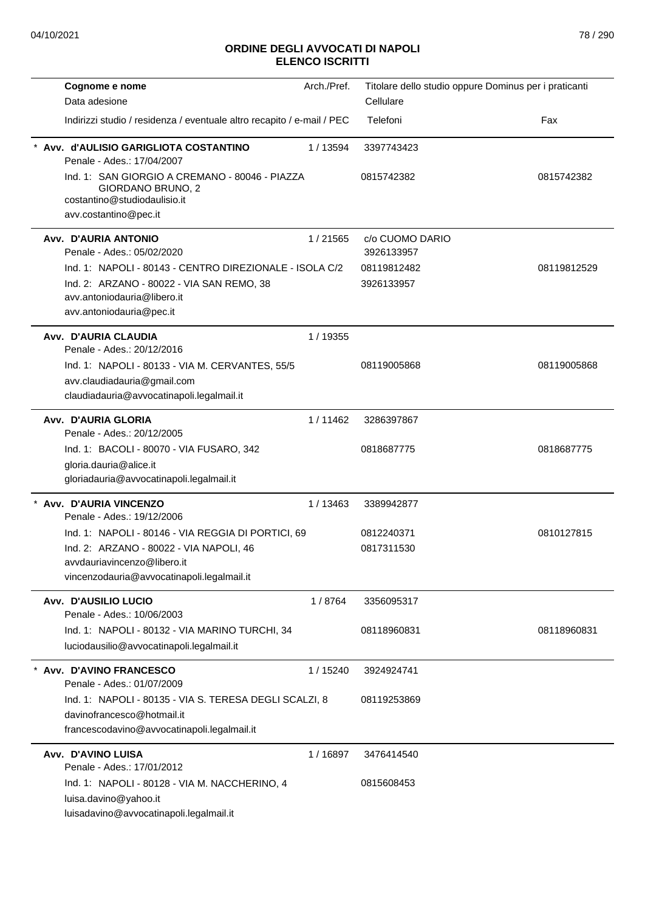# ORDINE DEGLI AVVOCATI DI NAPOLI
## ELENCO ISCRITTI

| Cognome e nome<br>Data adesione<br>Indirizzi studio / residenza / eventuale altro recapito / e-mail / PEC | Arch./Pref. | Titolare dello studio oppure Dominus per i praticanti<br>Cellulare<br>Telefoni | Fax |
|---|---|---|---|
| * **Avv. d'AULISIO GARIGLIOTA COSTANTINO**<br>Penale - Ades.: 17/04/2007<br>Ind. 1: SAN GIORGIO A CREMANO - 80046 - PIAZZA GIORDANO BRUNO, 2<br>costantino@studiodaulisio.it<br>avv.costantino@pec.it | 1 / 13594 | 3397743423<br>0815742382 | 0815742382 |
| **Avv. D'AURIA ANTONIO**<br>Penale - Ades.: 05/02/2020<br>Ind. 1: NAPOLI - 80143 - CENTRO DIREZIONALE - ISOLA C/2<br>Ind. 2: ARZANO - 80022 - VIA SAN REMO, 38<br>avv.antoniodauria@libero.it<br>avv.antoniodauria@pec.it | 1 / 21565 | c/o CUOMO DARIO<br>3926133957<br>08119812482<br>3926133957 | 08119812529 |
| **Avv. D'AURIA CLAUDIA**<br>Penale - Ades.: 20/12/2016<br>Ind. 1: NAPOLI - 80133 - VIA M. CERVANTES, 55/5<br>avv.claudiadauria@gmail.com<br>claudiadauria@avvocatinapoli.legalmail.it | 1 / 19355 | 08119005868 | 08119005868 |
| **Avv. D'AURIA GLORIA**<br>Penale - Ades.: 20/12/2005<br>Ind. 1: BACOLI - 80070 - VIA FUSARO, 342<br>gloria.dauria@alice.it<br>gloriadauria@avvocatinapoli.legalmail.it | 1 / 11462 | 3286397867<br>0818687775 | 0818687775 |
| * **Avv. D'AURIA VINCENZO**<br>Penale - Ades.: 19/12/2006<br>Ind. 1: NAPOLI - 80146 - VIA REGGIA DI PORTICI, 69<br>Ind. 2: ARZANO - 80022 - VIA NAPOLI, 46<br>avvdauriavincenzo@libero.it<br>vincenzodauria@avvocatinapoli.legalmail.it | 1 / 13463 | 3389942877<br>0812240371<br>0817311530 | 0810127815 |
| **Avv. D'AUSILIO LUCIO**<br>Penale - Ades.: 10/06/2003<br>Ind. 1: NAPOLI - 80132 - VIA MARINO TURCHI, 34<br>luciodausilio@avvocatinapoli.legalmail.it | 1 / 8764 | 3356095317<br>08118960831 | 08118960831 |
| * **Avv. D'AVINO FRANCESCO**<br>Penale - Ades.: 01/07/2009<br>Ind. 1: NAPOLI - 80135 - VIA S. TERESA DEGLI SCALZI, 8<br>davinofrancesco@hotmail.it<br>francescodavino@avvocatinapoli.legalmail.it | 1 / 15240 | 3924924741<br>08119253869 | |
| **Avv. D'AVINO LUISA**<br>Penale - Ades.: 17/01/2012<br>Ind. 1: NAPOLI - 80128 - VIA M. NACCHERINO, 4<br>luisa.davino@yahoo.it<br>luisadavino@avvocatinapoli.legalmail.it | 1 / 16897 | 3476414540<br>0815608453 | |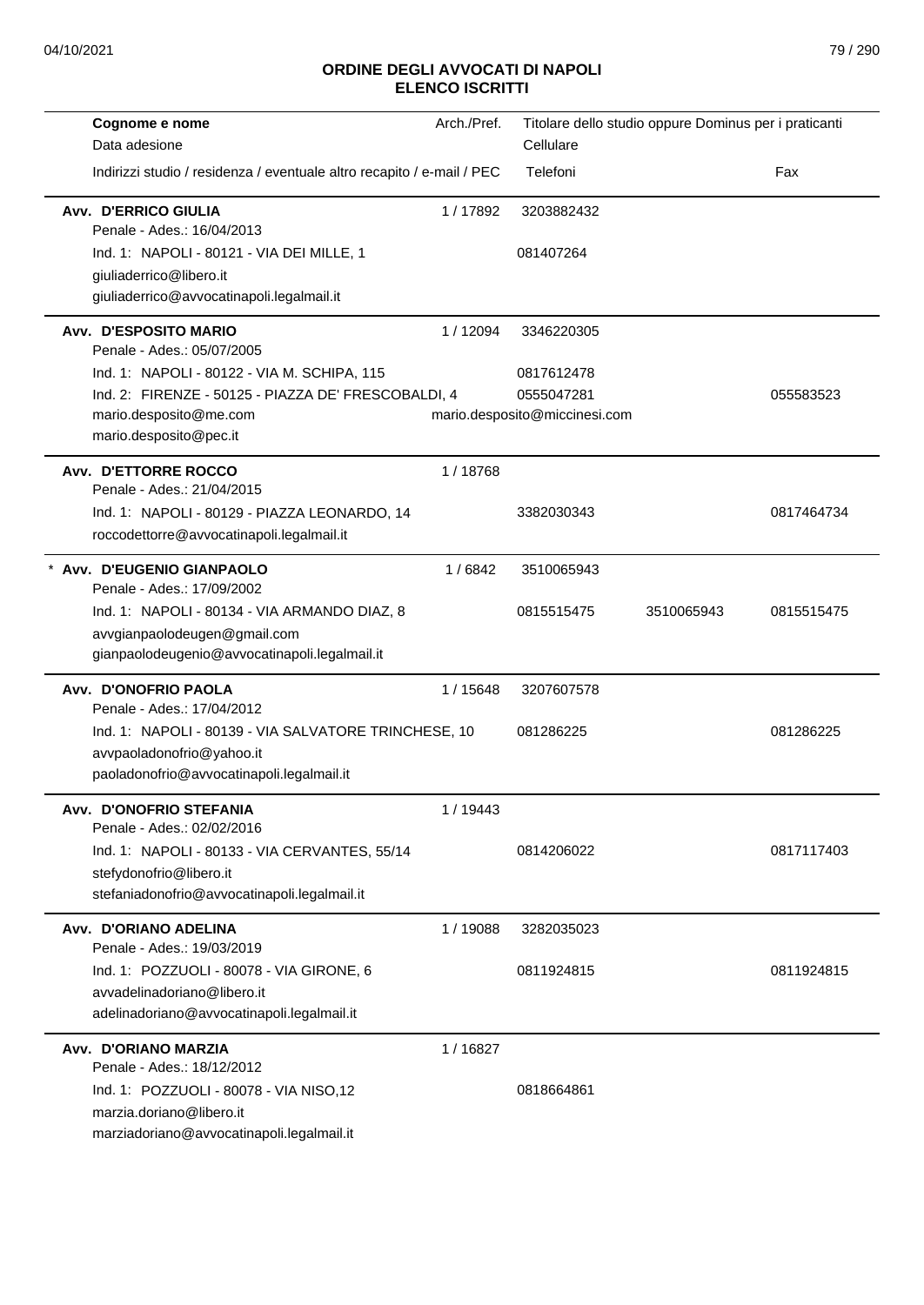## ORDINE DEGLI AVVOCATI DI NAPOLI
## ELENCO ISCRITTI

| Cognome e nome<br>Data adesione<br>Indirizzi studio / residenza / eventuale altro recapito / e-mail / PEC | Arch./Pref. | Titolare dello studio oppure Dominus per i praticanti<br>Cellulare<br>Telefoni | | Fax |
|---|---|---|---|---|
| **Avv. D'ERRICO GIULIA**<br>Penale - Ades.: 16/04/2013 | 1 / 17892 | 3203882432 | | |
| Ind. 1: NAPOLI - 80121 - VIA DEI MILLE, 1 | | 081407264 | | |
| giuliaderrico@libero.it | | | | |
| giuliaderrico@avvocatinapoli.legalmail.it | | | | |
| **Avv. D'ESPOSITO MARIO**<br>Penale - Ades.: 05/07/2005 | 1 / 12094 | 3346220305 | | |
| Ind. 1: NAPOLI - 80122 - VIA M. SCHIPA, 115 | | 0817612478 | | |
| Ind. 2: FIRENZE - 50125 - PIAZZA DE' FRESCOBALDI, 4 | | 0555047281 | | 055583523 |
| mario.desposito@me.com | | mario.desposito@miccinesi.com | | |
| mario.desposito@pec.it | | | | |
| **Avv. D'ETTORRE ROCCO**<br>Penale - Ades.: 21/04/2015 | 1 / 18768 | | | |
| Ind. 1: NAPOLI - 80129 - PIAZZA LEONARDO, 14 | | 3382030343 | | 0817464734 |
| roccodettorre@avvocatinapoli.legalmail.it | | | | |
| * **Avv. D'EUGENIO GIANPAOLO**<br>Penale - Ades.: 17/09/2002 | 1 / 6842 | 3510065943 | | |
| Ind. 1: NAPOLI - 80134 - VIA ARMANDO DIAZ, 8 | | 0815515475 | 3510065943 | 0815515475 |
| avvgianpaolodeugen@gmail.com | | | | |
| gianpaolodeugenio@avvocatinapoli.legalmail.it | | | | |
| **Avv. D'ONOFRIO PAOLA**<br>Penale - Ades.: 17/04/2012 | 1 / 15648 | 3207607578 | | |
| Ind. 1: NAPOLI - 80139 - VIA SALVATORE TRINCHESE, 10 | | 081286225 | | 081286225 |
| avvpaoladonofrio@yahoo.it | | | | |
| paoladonofrio@avvocatinapoli.legalmail.it | | | | |
| **Avv. D'ONOFRIO STEFANIA**<br>Penale - Ades.: 02/02/2016 | 1 / 19443 | | | |
| Ind. 1: NAPOLI - 80133 - VIA CERVANTES, 55/14 | | 0814206022 | | 0817117403 |
| stefydonofrio@libero.it | | | | |
| stefaniadonofrio@avvocatinapoli.legalmail.it | | | | |
| **Avv. D'ORIANO ADELINA**<br>Penale - Ades.: 19/03/2019 | 1 / 19088 | 3282035023 | | |
| Ind. 1: POZZUOLI - 80078 - VIA GIRONE, 6 | | 0811924815 | | 0811924815 |
| avvadelinadoriano@libero.it | | | | |
| adelinadoriano@avvocatinapoli.legalmail.it | | | | |
| **Avv. D'ORIANO MARZIA**<br>Penale - Ades.: 18/12/2012 | 1 / 16827 | | | |
| Ind. 1: POZZUOLI - 80078 - VIA NISO,12 | | 0818664861 | | |
| marzia.doriano@libero.it | | | | |
| marziadoriano@avvocatinapoli.legalmail.it | | | | |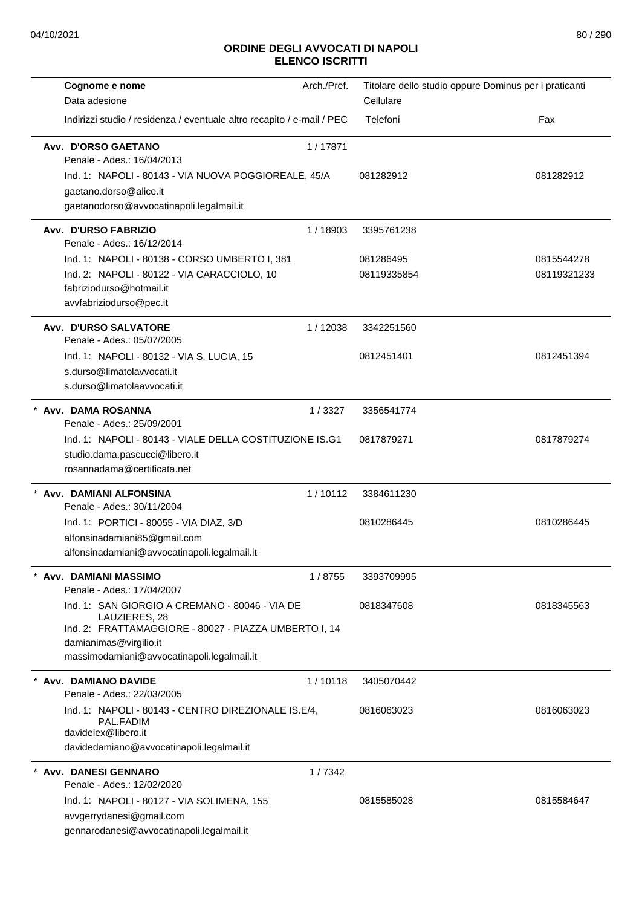# ORDINE DEGLI AVVOCATI DI NAPOLI
## ELENCO ISCRITTI

| Cognome e nome<br>Data adesione<br>Indirizzi studio / residenza / eventuale altro recapito / e-mail / PEC | Arch./Pref. | Titolare dello studio oppure Dominus per i praticanti<br>Cellulare<br>Telefoni | Fax |
|---|---|---|---|
| **Avv. D'ORSO GAETANO**<br>Penale - Ades.: 16/04/2013<br>Ind. 1: NAPOLI - 80143 - VIA NUOVA POGGIOREALE, 45/A<br>gaetano.dorso@alice.it<br>gaetanodorso@avvocatinapoli.legalmail.it | 1 / 17871 | 081282912 | 081282912 |
| **Avv. D'URSO FABRIZIO**<br>Penale - Ades.: 16/12/2014<br>Ind. 1: NAPOLI - 80138 - CORSO UMBERTO I, 381<br>Ind. 2: NAPOLI - 80122 - VIA CARACCIOLO, 10<br>fabriziodurso@hotmail.it<br>avvfabriziodurso@pec.it | 1 / 18903 | 3395761238<br>081286495<br>08119335854 | 0815544278<br>08119321233 |
| **Avv. D'URSO SALVATORE**<br>Penale - Ades.: 05/07/2005<br>Ind. 1: NAPOLI - 80132 - VIA S. LUCIA, 15<br>s.durso@limatolavvocati.it<br>s.durso@limatolaavvocati.it | 1 / 12038 | 3342251560<br>0812451401 | 0812451394 |
| * **Avv. DAMA ROSANNA**<br>Penale - Ades.: 25/09/2001<br>Ind. 1: NAPOLI - 80143 - VIALE DELLA COSTITUZIONE IS.G1<br>studio.dama.pascucci@libero.it<br>rosannadama@certificata.net | 1 / 3327 | 3356541774<br>0817879271 | 0817879274 |
| * **Avv. DAMIANI ALFONSINA**<br>Penale - Ades.: 30/11/2004<br>Ind. 1: PORTICI - 80055 - VIA DIAZ, 3/D<br>alfonsinadamiani85@gmail.com<br>alfonsinadamiani@avvocatinapoli.legalmail.it | 1 / 10112 | 3384611230<br>0810286445 | 0810286445 |
| * **Avv. DAMIANI MASSIMO**<br>Penale - Ades.: 17/04/2007<br>Ind. 1: SAN GIORGIO A CREMANO - 80046 - VIA DE LAUZIERES, 28<br>Ind. 2: FRATTAMAGGIORE - 80027 - PIAZZA UMBERTO I, 14<br>damianimas@virgilio.it<br>massimodamiani@avvocatinapoli.legalmail.it | 1 / 8755 | 3393709995<br>0818347608 | 0818345563 |
| * **Avv. DAMIANO DAVIDE**<br>Penale - Ades.: 22/03/2005<br>Ind. 1: NAPOLI - 80143 - CENTRO DIREZIONALE IS.E/4, PAL.FADIM<br>davidelex@libero.it<br>davidedamiano@avvocatinapoli.legalmail.it | 1 / 10118 | 3405070442<br>0816063023 | 0816063023 |
| * **Avv. DANESI GENNARO**<br>Penale - Ades.: 12/02/2020<br>Ind. 1: NAPOLI - 80127 - VIA SOLIMENA, 155<br>avvgerrydanesi@gmail.com<br>gennarodanesi@avvocatinapoli.legalmail.it | 1 / 7342 | 0815585028 | 0815584647 |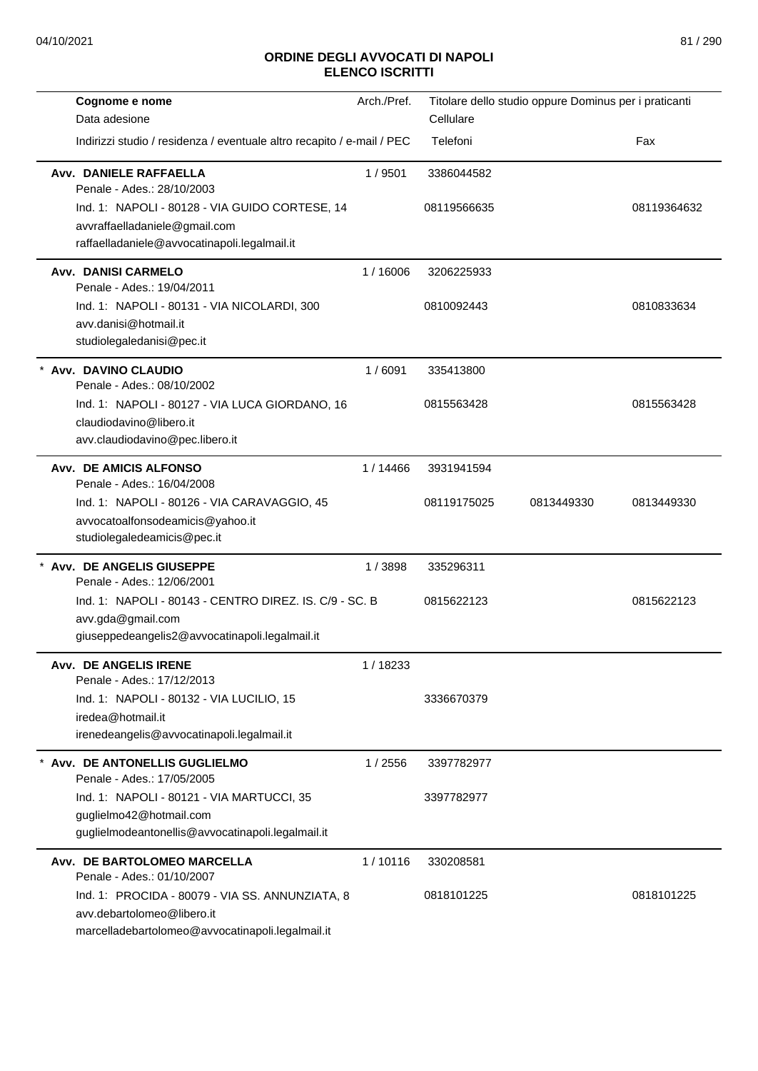# ORDINE DEGLI AVVOCATI DI NAPOLI
## ELENCO ISCRITTI

| Cognome e nome<br>Data adesione<br>Indirizzi studio / residenza / eventuale altro recapito / e-mail / PEC | Arch./Pref. | Titolare dello studio oppure Dominus per i praticanti<br>Cellulare<br>Telefoni | | Fax |
|---|---|---|---|---|
| **Avv. DANIELE RAFFAELLA**<br>Penale - Ades.: 28/10/2003<br>Ind. 1: NAPOLI - 80128 - VIA GUIDO CORTESE, 14<br>avvraffaelladaniele@gmail.com<br>raffaelladaniele@avvocatinapoli.legalmail.it | 1 / 9501 | 3386044582<br>08119566635 | | 08119364632 |
| **Avv. DANISI CARMELO**<br>Penale - Ades.: 19/04/2011<br>Ind. 1: NAPOLI - 80131 - VIA NICOLARDI, 300<br>avv.danisi@hotmail.it<br>studiolegaledanisi@pec.it | 1 / 16006 | 3206225933<br>0810092443 | | 0810833634 |
| * **Avv. DAVINO CLAUDIO**<br>Penale - Ades.: 08/10/2002<br>Ind. 1: NAPOLI - 80127 - VIA LUCA GIORDANO, 16<br>claudiodavino@libero.it<br>avv.claudiodavino@pec.libero.it | 1 / 6091 | 335413800<br>0815563428 | | 0815563428 |
| **Avv. DE AMICIS ALFONSO**<br>Penale - Ades.: 16/04/2008<br>Ind. 1: NAPOLI - 80126 - VIA CARAVAGGIO, 45<br>avvocatoalfonsodeamicis@yahoo.it<br>studiolegaledeamicis@pec.it | 1 / 14466 | 3931941594<br>08119175025 | 0813449330 | 0813449330 |
| * **Avv. DE ANGELIS GIUSEPPE**<br>Penale - Ades.: 12/06/2001<br>Ind. 1: NAPOLI - 80143 - CENTRO DIREZ. IS. C/9 - SC. B<br>avv.gda@gmail.com<br>giuseppedeangelis2@avvocatinapoli.legalmail.it | 1 / 3898 | 335296311<br>0815622123 | | 0815622123 |
| **Avv. DE ANGELIS IRENE**<br>Penale - Ades.: 17/12/2013<br>Ind. 1: NAPOLI - 80132 - VIA LUCILIO, 15<br>iredea@hotmail.it<br>irenedeangelis@avvocatinapoli.legalmail.it | 1 / 18233 | 3336670379 | | |
| * **Avv. DE ANTONELLIS GUGLIELMO**<br>Penale - Ades.: 17/05/2005<br>Ind. 1: NAPOLI - 80121 - VIA MARTUCCI, 35<br>guglielmo42@hotmail.com<br>guglielmodeantonellis@avvocatinapoli.legalmail.it | 1 / 2556 | 3397782977<br>3397782977 | | |
| **Avv. DE BARTOLOMEO MARCELLA**<br>Penale - Ades.: 01/10/2007<br>Ind. 1: PROCIDA - 80079 - VIA SS. ANNUNZIATA, 8<br>avv.debartolomeo@libero.it<br>marcelladebartolomeo@avvocatinapoli.legalmail.it | 1 / 10116 | 330208581<br>0818101225 | | 0818101225 |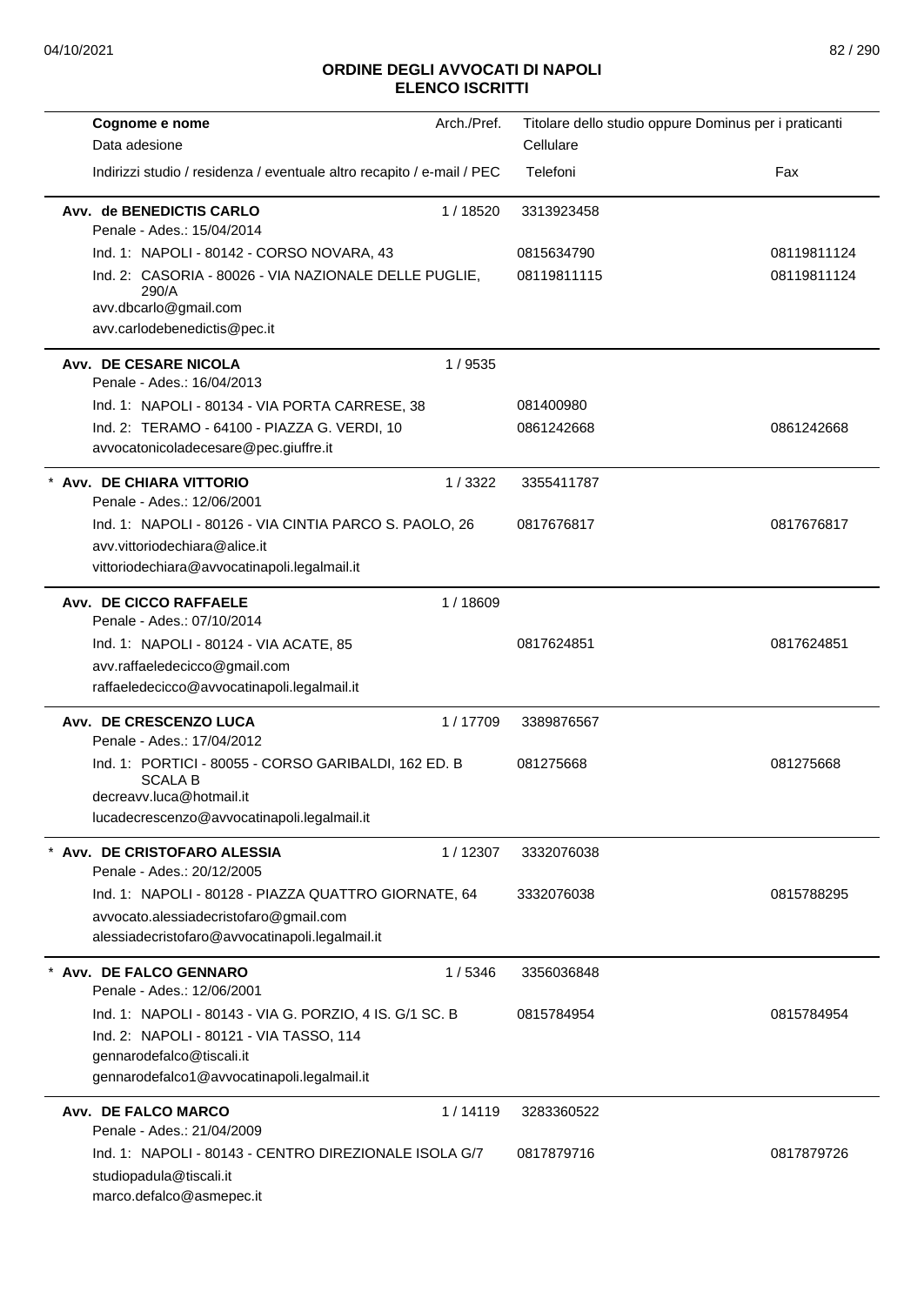## ORDINE DEGLI AVVOCATI DI NAPOLI
## ELENCO ISCRITTI

| Cognome e nome<br>Data adesione<br>Indirizzi studio / residenza / eventuale altro recapito / e-mail / PEC | Arch./Pref. | Titolare dello studio oppure Dominus per i praticanti<br>Cellulare<br>Telefoni | Fax |
|---|---|---|---|
| **Avv. de BENEDICTIS CARLO**<br>Penale - Ades.: 15/04/2014 | 1 / 18520 | 3313923458 | |
| Ind. 1: NAPOLI - 80142 - CORSO NOVARA, 43 | | 0815634790 | 08119811124 |
| Ind. 2: CASORIA - 80026 - VIA NAZIONALE DELLE PUGLIE, 290/A | | 08119811115 | 08119811124 |
| avv.dbcarlo@gmail.com<br>avv.carlodebenedictis@pec.it | | | |
| **Avv. DE CESARE NICOLA**<br>Penale - Ades.: 16/04/2013 | 1 / 9535 | | |
| Ind. 1: NAPOLI - 80134 - VIA PORTA CARRESE, 38 | | 081400980 | |
| Ind. 2: TERAMO - 64100 - PIAZZA G. VERDI, 10 | | 0861242668 | 0861242668 |
| avvocatonicoladecesare@pec.giuffre.it | | | |
| * **Avv. DE CHIARA VITTORIO**<br>Penale - Ades.: 12/06/2001 | 1 / 3322 | 3355411787 | |
| Ind. 1: NAPOLI - 80126 - VIA CINTIA PARCO S. PAOLO, 26 | | 0817676817 | 0817676817 |
| avv.vittoriodechiara@alice.it<br>vittoriodechiara@avvocatinapoli.legalmail.it | | | |
| **Avv. DE CICCO RAFFAELE**<br>Penale - Ades.: 07/10/2014 | 1 / 18609 | | |
| Ind. 1: NAPOLI - 80124 - VIA ACATE, 85 | | 0817624851 | 0817624851 |
| avv.raffaeledecicco@gmail.com<br>raffaeledecicco@avvocatinapoli.legalmail.it | | | |
| **Avv. DE CRESCENZO LUCA**<br>Penale - Ades.: 17/04/2012 | 1 / 17709 | 3389876567 | |
| Ind. 1: PORTICI - 80055 - CORSO GARIBALDI, 162 ED. B SCALA B | | 081275668 | 081275668 |
| decreavv.luca@hotmail.it<br>lucadecrescenzo@avvocatinapoli.legalmail.it | | | |
| * **Avv. DE CRISTOFARO ALESSIA**<br>Penale - Ades.: 20/12/2005 | 1 / 12307 | 3332076038 | |
| Ind. 1: NAPOLI - 80128 - PIAZZA QUATTRO GIORNATE, 64 | | 3332076038 | 0815788295 |
| avvocato.alessiadecristofaro@gmail.com<br>alessiadecristofaro@avvocatinapoli.legalmail.it | | | |
| * **Avv. DE FALCO GENNARO**<br>Penale - Ades.: 12/06/2001 | 1 / 5346 | 3356036848 | |
| Ind. 1: NAPOLI - 80143 - VIA G. PORZIO, 4 IS. G/1 SC. B | | 0815784954 | 0815784954 |
| Ind. 2: NAPOLI - 80121 - VIA TASSO, 114 | | | |
| gennarodefalco@tiscali.it<br>gennarodefalco1@avvocatinapoli.legalmail.it | | | |
| **Avv. DE FALCO MARCO**<br>Penale - Ades.: 21/04/2009 | 1 / 14119 | 3283360522 | |
| Ind. 1: NAPOLI - 80143 - CENTRO DIREZIONALE ISOLA G/7 | | 0817879716 | 0817879726 |
| studiopadula@tiscali.it<br>marco.defalco@asmepec.it | | | |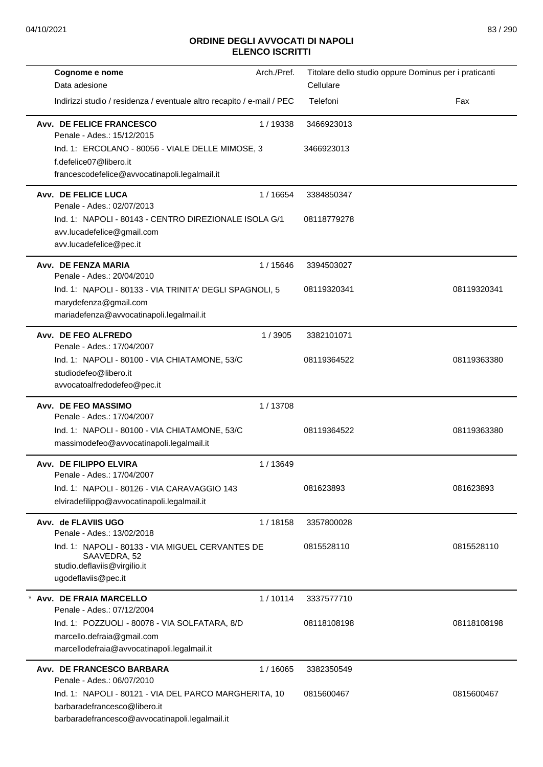# ORDINE DEGLI AVVOCATI DI NAPOLI
## ELENCO ISCRITTI

| Cognome e nome<br>Data adesione<br>Indirizzi studio / residenza / eventuale altro recapito / e-mail / PEC | Arch./Pref. | Titolare dello studio oppure Dominus per i praticanti<br>Cellulare<br>Telefoni | Fax |
|---|---|---|---|
| **Avv. DE FELICE FRANCESCO**<br>Penale - Ades.: 15/12/2015<br>Ind. 1: ERCOLANO - 80056 - VIALE DELLE MIMOSE, 3<br>f.defelice07@libero.it<br>francescodefelice@avvocatinapoli.legalmail.it | 1 / 19338 | 3466923013<br>3466923013 | |
| **Avv. DE FELICE LUCA**<br>Penale - Ades.: 02/07/2013<br>Ind. 1: NAPOLI - 80143 - CENTRO DIREZIONALE ISOLA G/1<br>avv.lucadefelice@gmail.com<br>avv.lucadefelice@pec.it | 1 / 16654 | 3384850347<br>08118779278 | |
| **Avv. DE FENZA MARIA**<br>Penale - Ades.: 20/04/2010<br>Ind. 1: NAPOLI - 80133 - VIA TRINITA' DEGLI SPAGNOLI, 5<br>marydefenza@gmail.com<br>mariadefenza@avvocatinapoli.legalmail.it | 1 / 15646 | 3394503027<br>08119320341 | 08119320341 |
| **Avv. DE FEO ALFREDO**<br>Penale - Ades.: 17/04/2007<br>Ind. 1: NAPOLI - 80100 - VIA CHIATAMONE, 53/C<br>studiodefeo@libero.it<br>avvocatoalfredodefeo@pec.it | 1 / 3905 | 3382101071<br>08119364522 | 08119363380 |
| **Avv. DE FEO MASSIMO**<br>Penale - Ades.: 17/04/2007<br>Ind. 1: NAPOLI - 80100 - VIA CHIATAMONE, 53/C<br>massimodefeo@avvocatinapoli.legalmail.it | 1 / 13708 | 08119364522 | 08119363380 |
| **Avv. DE FILIPPO ELVIRA**<br>Penale - Ades.: 17/04/2007<br>Ind. 1: NAPOLI - 80126 - VIA CARAVAGGIO 143<br>elviradefilippo@avvocatinapoli.legalmail.it | 1 / 13649 | 081623893 | 081623893 |
| **Avv. de FLAVIIS UGO**<br>Penale - Ades.: 13/02/2018<br>Ind. 1: NAPOLI - 80133 - VIA MIGUEL CERVANTES DE SAAVEDRA, 52<br>studio.deflaviis@virgilio.it<br>ugodeflaviis@pec.it | 1 / 18158 | 3357800028<br>0815528110 | 0815528110 |
| * **Avv. DE FRAIA MARCELLO**<br>Penale - Ades.: 07/12/2004<br>Ind. 1: POZZUOLI - 80078 - VIA SOLFATARA, 8/D<br>marcello.defraia@gmail.com<br>marcellodefraia@avvocatinapoli.legalmail.it | 1 / 10114 | 3337577710<br>08118108198 | 08118108198 |
| **Avv. DE FRANCESCO BARBARA**<br>Penale - Ades.: 06/07/2010<br>Ind. 1: NAPOLI - 80121 - VIA DEL PARCO MARGHERITA, 10<br>barbaradefrancesco@libero.it<br>barbaradefrancesco@avvocatinapoli.legalmail.it | 1 / 16065 | 3382350549<br>0815600467 | 0815600467 |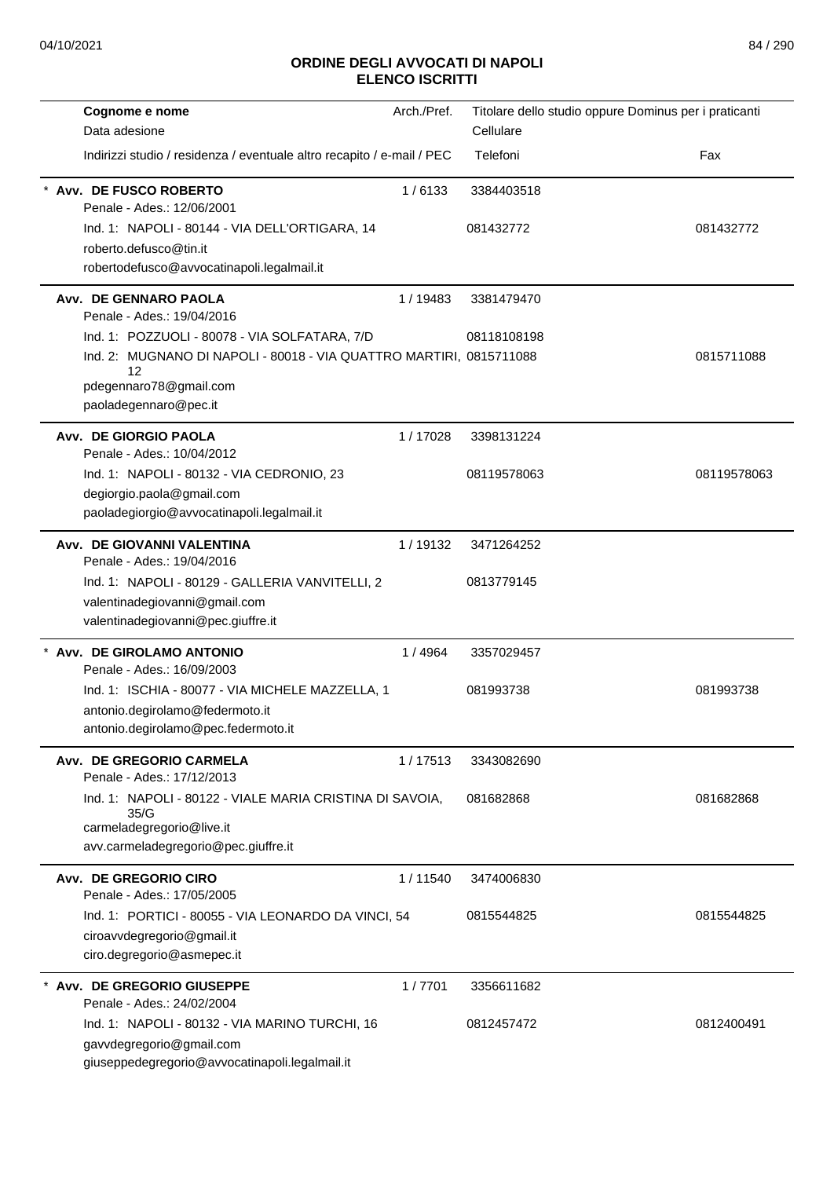## ORDINE DEGLI AVVOCATI DI NAPOLI
## ELENCO ISCRITTI

| Cognome e nome<br>Data adesione<br>Indirizzi studio / residenza / eventuale altro recapito / e-mail / PEC | Arch./Pref. | Titolare dello studio oppure Dominus per i praticanti<br>Cellulare<br>Telefoni | Fax |
|---|---|---|---|
| * **Avv. DE FUSCO ROBERTO**<br>Penale - Ades.: 12/06/2001 | 1 / 6133 | 3384403518 | |
| Ind. 1: NAPOLI - 80144 - VIA DELL'ORTIGARA, 14 | | 081432772 | 081432772 |
| roberto.defusco@tin.it<br>robertodefusco@avvocatinapoli.legalmail.it | | | |
| **Avv. DE GENNARO PAOLA**<br>Penale - Ades.: 19/04/2016 | 1 / 19483 | 3381479470 | |
| Ind. 1: POZZUOLI - 80078 - VIA SOLFATARA, 7/D | | 08118108198 | |
| Ind. 2: MUGNANO DI NAPOLI - 80018 - VIA QUATTRO MARTIRI, 12 | | 0815711088 | 0815711088 |
| pdegennaro78@gmail.com<br>paoladegennaro@pec.it | | | |
| **Avv. DE GIORGIO PAOLA**<br>Penale - Ades.: 10/04/2012 | 1 / 17028 | 3398131224 | |
| Ind. 1: NAPOLI - 80132 - VIA CEDRONIO, 23 | | 08119578063 | 08119578063 |
| degiorgio.paola@gmail.com<br>paoladegiorgio@avvocatinapoli.legalmail.it | | | |
| **Avv. DE GIOVANNI VALENTINA**<br>Penale - Ades.: 19/04/2016 | 1 / 19132 | 3471264252 | |
| Ind. 1: NAPOLI - 80129 - GALLERIA VANVITELLI, 2 | | 0813779145 | |
| valentinadegiovanni@gmail.com<br>valentinadegiovanni@pec.giuffre.it | | | |
| * **Avv. DE GIROLAMO ANTONIO**<br>Penale - Ades.: 16/09/2003 | 1 / 4964 | 3357029457 | |
| Ind. 1: ISCHIA - 80077 - VIA MICHELE MAZZELLA, 1 | | 081993738 | 081993738 |
| antonio.degirolamo@federmoto.it<br>antonio.degirolamo@pec.federmoto.it | | | |
| **Avv. DE GREGORIO CARMELA**<br>Penale - Ades.: 17/12/2013 | 1 / 17513 | 3343082690 | |
| Ind. 1: NAPOLI - 80122 - VIALE MARIA CRISTINA DI SAVOIA, 35/G | | 081682868 | 081682868 |
| carmeladegregorio@live.it<br>avv.carmeladegregorio@pec.giuffre.it | | | |
| **Avv. DE GREGORIO CIRO**<br>Penale - Ades.: 17/05/2005 | 1 / 11540 | 3474006830 | |
| Ind. 1: PORTICI - 80055 - VIA LEONARDO DA VINCI, 54 | | 0815544825 | 0815544825 |
| ciroavvdegregorio@gmail.it<br>ciro.degregorio@asmepec.it | | | |
| * **Avv. DE GREGORIO GIUSEPPE**<br>Penale - Ades.: 24/02/2004 | 1 / 7701 | 3356611682 | |
| Ind. 1: NAPOLI - 80132 - VIA MARINO TURCHI, 16 | | 0812457472 | 0812400491 |
| gavvdegregorio@gmail.com<br>giuseppedegregorio@avvocatinapoli.legalmail.it | | | |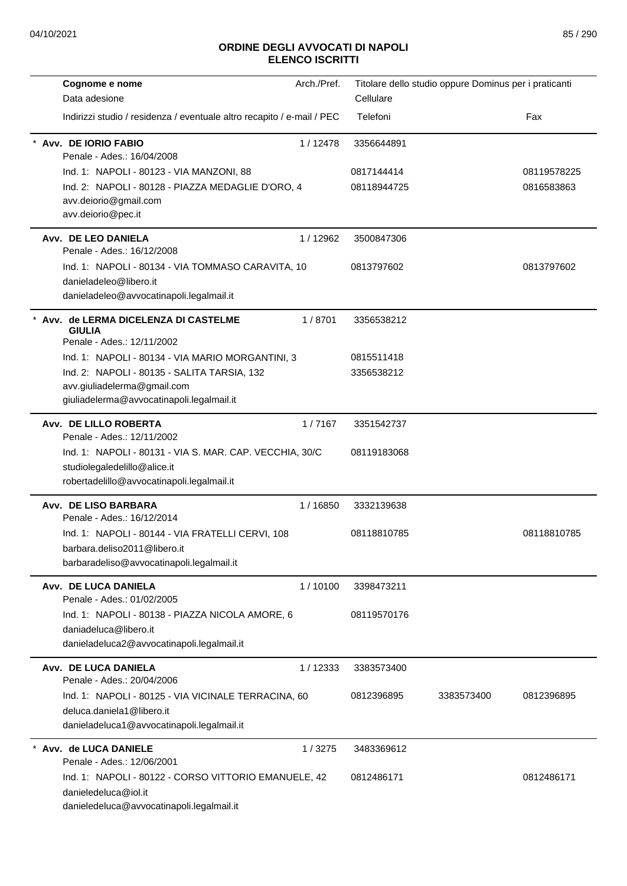# ORDINE DEGLI AVVOCATI DI NAPOLI
## ELENCO ISCRITTI

| Cognome e nome<br>Data adesione<br>Indirizzi studio / residenza / eventuale altro recapito / e-mail / PEC | Arch./Pref. | Titolare dello studio oppure Dominus per i praticanti<br>Cellulare<br>Telefoni | | Fax |
|---|---|---|---|---|
| * **Avv. DE IORIO FABIO**<br>Penale - Ades.: 16/04/2008 | 1 / 12478 | 3356644891 | | |
| Ind. 1: NAPOLI - 80123 - VIA MANZONI, 88 | | 0817144414 | | 08119578225 |
| Ind. 2: NAPOLI - 80128 - PIAZZA MEDAGLIE D'ORO, 4<br>avv.deiorio@gmail.com<br>avv.deiorio@pec.it | | 08118944725 | | 0816583863 |
| **Avv. DE LEO DANIELA**<br>Penale - Ades.: 16/12/2008 | 1 / 12962 | 3500847306 | | |
| Ind. 1: NAPOLI - 80134 - VIA TOMMASO CARAVITA, 10<br>danieladeleo@libero.it<br>danieladeleo@avvocatinapoli.legalmail.it | | 0813797602 | | 0813797602 |
| * **Avv. de LERMA DICELENZA DI CASTELME GIULIA**<br>Penale - Ades.: 12/11/2002 | 1 / 8701 | 3356538212 | | |
| Ind. 1: NAPOLI - 80134 - VIA MARIO MORGANTINI, 3 | | 0815511418 | | |
| Ind. 2: NAPOLI - 80135 - SALITA TARSIA, 132<br>avv.giuliadelerma@gmail.com<br>giuliadelerma@avvocatinapoli.legalmail.it | | 3356538212 | | |
| **Avv. DE LILLO ROBERTA**<br>Penale - Ades.: 12/11/2002 | 1 / 7167 | 3351542737 | | |
| Ind. 1: NAPOLI - 80131 - VIA S. MAR. CAP. VECCHIA, 30/C<br>studiolegaledelillo@alice.it<br>robertadelillo@avvocatinapoli.legalmail.it | | 08119183068 | | |
| **Avv. DE LISO BARBARA**<br>Penale - Ades.: 16/12/2014 | 1 / 16850 | 3332139638 | | |
| Ind. 1: NAPOLI - 80144 - VIA FRATELLI CERVI, 108<br>barbara.deliso2011@libero.it<br>barbaradeliso@avvocatinapoli.legalmail.it | | 08118810785 | | 08118810785 |
| **Avv. DE LUCA DANIELA**<br>Penale - Ades.: 01/02/2005 | 1 / 10100 | 3398473211 | | |
| Ind. 1: NAPOLI - 80138 - PIAZZA NICOLA AMORE, 6<br>daniadeluca@libero.it<br>danieladeluca2@avvocatinapoli.legalmail.it | | 08119570176 | | |
| **Avv. DE LUCA DANIELA**<br>Penale - Ades.: 20/04/2006 | 1 / 12333 | 3383573400 | | |
| Ind. 1: NAPOLI - 80125 - VIA VICINALE TERRACINA, 60<br>deluca.daniela1@libero.it<br>danieladeluca1@avvocatinapoli.legalmail.it | | 0812396895 | 3383573400 | 0812396895 |
| * **Avv. de LUCA DANIELE**<br>Penale - Ades.: 12/06/2001 | 1 / 3275 | 3483369612 | | |
| Ind. 1: NAPOLI - 80122 - CORSO VITTORIO EMANUELE, 42<br>danieledeluca@iol.it<br>danieledeluca@avvocatinapoli.legalmail.it | | 0812486171 | | 0812486171 |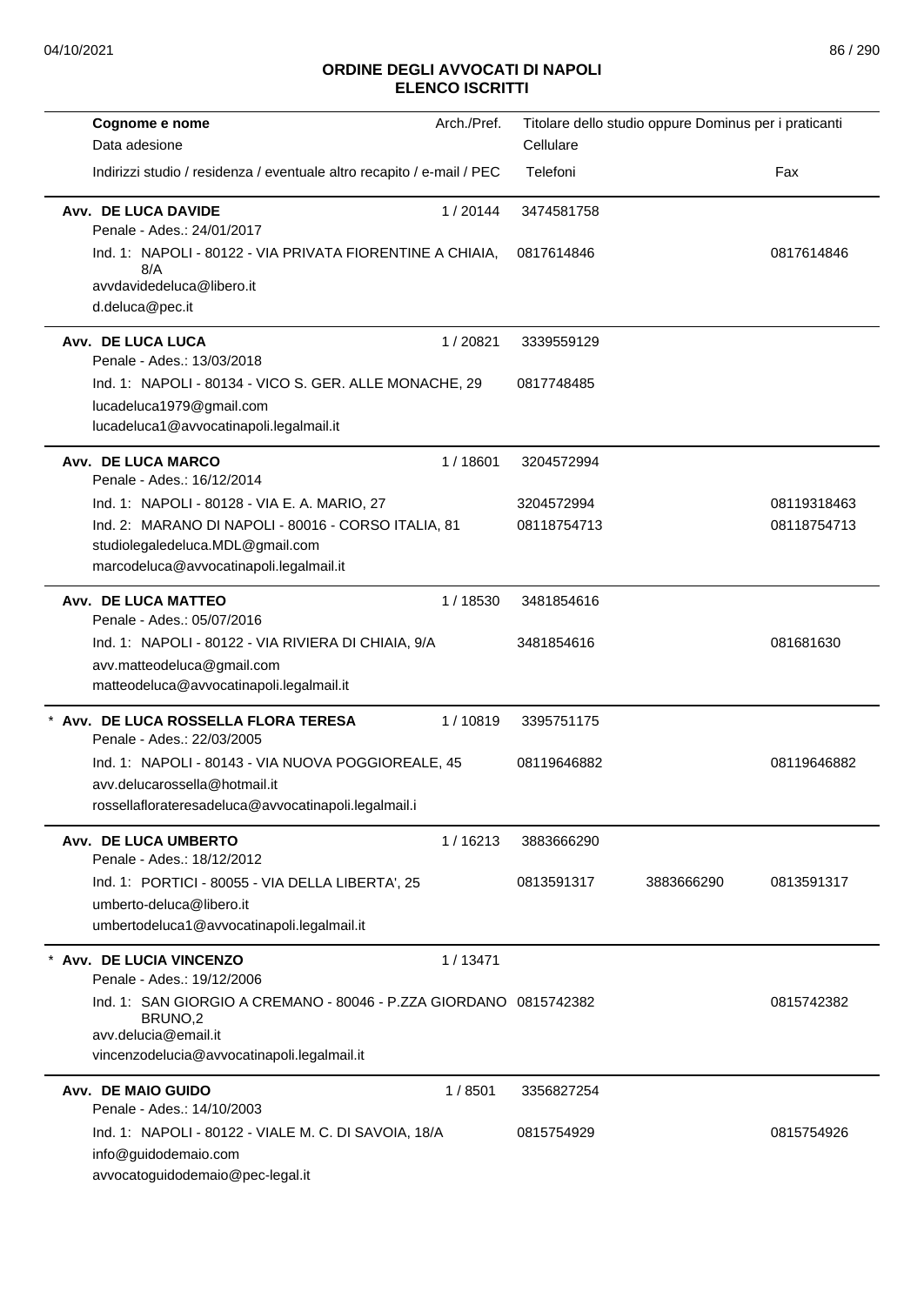# ORDINE DEGLI AVVOCATI DI NAPOLI
## ELENCO ISCRITTI

| Cognome e nome / Data adesione / Indirizzi studio / residenza / eventuale altro recapito / e-mail / PEC | Arch./Pref. | Titolare dello studio oppure Dominus per i praticanti / Cellulare / Telefoni | | Fax |
|---|---|---|---|---|
| **Avv. DE LUCA DAVIDE** | 1 / 20144 | 3474581758 | | |
| Penale - Ades.: 24/01/2017 | | | | |
| Ind. 1: NAPOLI - 80122 - VIA PRIVATA FIORENTINE A CHIAIA, 8/A | | 0817614846 | | 0817614846 |
| avvdavidedeluca@libero.it | | | | |
| d.deluca@pec.it | | | | |
| **Avv. DE LUCA LUCA** | 1 / 20821 | 3339559129 | | |
| Penale - Ades.: 13/03/2018 | | | | |
| Ind. 1: NAPOLI - 80134 - VICO S. GER. ALLE MONACHE, 29 | | 0817748485 | | |
| lucadeluca1979@gmail.com | | | | |
| lucadeluca1@avvocatinapoli.legalmail.it | | | | |
| **Avv. DE LUCA MARCO** | 1 / 18601 | 3204572994 | | |
| Penale - Ades.: 16/12/2014 | | | | |
| Ind. 1: NAPOLI - 80128 - VIA E. A. MARIO, 27 | | 3204572994 | | 08119318463 |
| Ind. 2: MARANO DI NAPOLI - 80016 - CORSO ITALIA, 81 | | 08118754713 | | 08118754713 |
| studiolegaledeluca.MDL@gmail.com | | | | |
| marcodeluca@avvocatinapoli.legalmail.it | | | | |
| **Avv. DE LUCA MATTEO** | 1 / 18530 | 3481854616 | | |
| Penale - Ades.: 05/07/2016 | | | | |
| Ind. 1: NAPOLI - 80122 - VIA RIVIERA DI CHIAIA, 9/A | | 3481854616 | | 081681630 |
| avv.matteodeluca@gmail.com | | | | |
| matteodeluca@avvocatinapoli.legalmail.it | | | | |
| * **Avv. DE LUCA ROSSELLA FLORA TERESA** | 1 / 10819 | 3395751175 | | |
| Penale - Ades.: 22/03/2005 | | | | |
| Ind. 1: NAPOLI - 80143 - VIA NUOVA POGGIOREALE, 45 | | 08119646882 | | 08119646882 |
| avv.delucarossella@hotmail.it | | | | |
| rossellaflorateresadeluca@avvocatinapoli.legalmail.i | | | | |
| **Avv. DE LUCA UMBERTO** | 1 / 16213 | 3883666290 | | |
| Penale - Ades.: 18/12/2012 | | | | |
| Ind. 1: PORTICI - 80055 - VIA DELLA LIBERTA', 25 | | 0813591317 | 3883666290 | 0813591317 |
| umberto-deluca@libero.it | | | | |
| umbertodeluca1@avvocatinapoli.legalmail.it | | | | |
| * **Avv. DE LUCIA VINCENZO** | 1 / 13471 | | | |
| Penale - Ades.: 19/12/2006 | | | | |
| Ind. 1: SAN GIORGIO A CREMANO - 80046 - P.ZZA GIORDANO BRUNO,2 | | 0815742382 | | 0815742382 |
| avv.delucia@email.it | | | | |
| vincenzodelucia@avvocatinapoli.legalmail.it | | | | |
| **Avv. DE MAIO GUIDO** | 1 / 8501 | 3356827254 | | |
| Penale - Ades.: 14/10/2003 | | | | |
| Ind. 1: NAPOLI - 80122 - VIALE M. C. DI SAVOIA, 18/A | | 0815754929 | | 0815754926 |
| info@guidodemaio.com | | | | |
| avvocatoguidodemaio@pec-legal.it | | | | |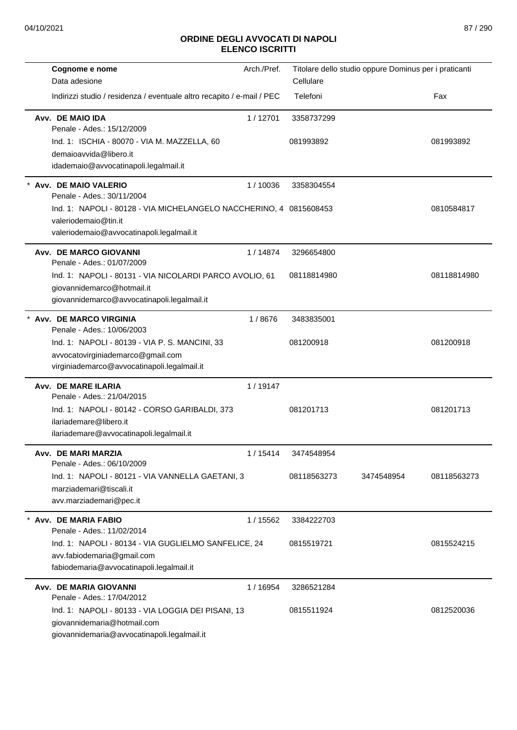# ORDINE DEGLI AVVOCATI DI NAPOLI
## ELENCO ISCRITTI

| Cognome e nome<br>Data adesione<br>Indirizzi studio / residenza / eventuale altro recapito / e-mail / PEC | Arch./Pref. | Titolare dello studio oppure Dominus per i praticanti<br>Cellulare<br>Telefoni | | Fax |
|---|---|---|---|---|
| **Avv. DE MAIO IDA**<br>Penale - Ades.: 15/12/2009<br>Ind. 1: ISCHIA - 80070 - VIA M. MAZZELLA, 60<br>demaioavvida@libero.it<br>idademaio@avvocatinapoli.legalmail.it | 1 / 12701 | 3358737299<br>081993892 | | 081993892 |
| * **Avv. DE MAIO VALERIO**<br>Penale - Ades.: 30/11/2004<br>Ind. 1: NAPOLI - 80128 - VIA MICHELANGELO NACCHERINO, 4<br>valeriodemaio@tin.it<br>valeriodemaio@avvocatinapoli.legalmail.it | 1 / 10036 | 3358304554<br>0815608453 | | 0810584817 |
| **Avv. DE MARCO GIOVANNI**<br>Penale - Ades.: 01/07/2009<br>Ind. 1: NAPOLI - 80131 - VIA NICOLARDI PARCO AVOLIO, 61<br>giovannidemarco@hotmail.it<br>giovannidemarco@avvocatinapoli.legalmail.it | 1 / 14874 | 3296654800<br>08118814980 | | 08118814980 |
| * **Avv. DE MARCO VIRGINIA**<br>Penale - Ades.: 10/06/2003<br>Ind. 1: NAPOLI - 80139 - VIA P. S. MANCINI, 33<br>avvocatovirginiademarco@gmail.com<br>virginiademarco@avvocatinapoli.legalmail.it | 1 / 8676 | 3483835001<br>081200918 | | 081200918 |
| **Avv. DE MARE ILARIA**<br>Penale - Ades.: 21/04/2015<br>Ind. 1: NAPOLI - 80142 - CORSO GARIBALDI, 373<br>ilariademare@libero.it<br>ilariademare@avvocatinapoli.legalmail.it | 1 / 19147 | 081201713 | | 081201713 |
| **Avv. DE MARI MARZIA**<br>Penale - Ades.: 06/10/2009<br>Ind. 1: NAPOLI - 80121 - VIA VANNELLA GAETANI, 3<br>marziademari@tiscali.it<br>avv.marziademari@pec.it | 1 / 15414 | 3474548954<br>08118563273 | 3474548954 | 08118563273 |
| * **Avv. DE MARIA FABIO**<br>Penale - Ades.: 11/02/2014<br>Ind. 1: NAPOLI - 80134 - VIA GUGLIELMO SANFELICE, 24<br>avv.fabiodemaria@gmail.com<br>fabiodemaria@avvocatinapoli.legalmail.it | 1 / 15562 | 3384222703<br>0815519721 | | 0815524215 |
| **Avv. DE MARIA GIOVANNI**<br>Penale - Ades.: 17/04/2012<br>Ind. 1: NAPOLI - 80133 - VIA LOGGIA DEI PISANI, 13<br>giovannidemaria@hotmail.com<br>giovannidemaria@avvocatinapoli.legalmail.it | 1 / 16954 | 3286521284<br>0815511924 | | 0812520036 |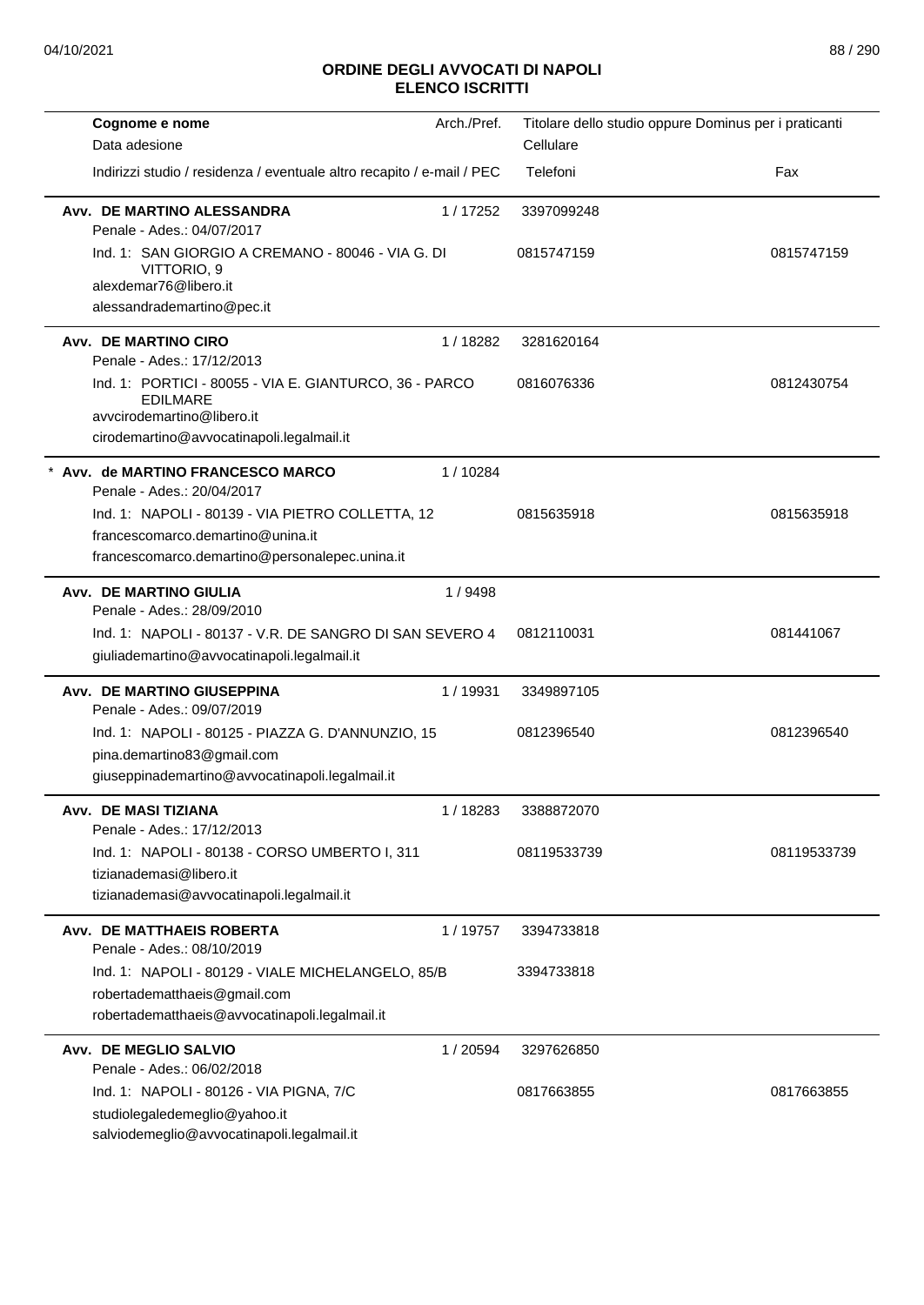## ORDINE DEGLI AVVOCATI DI NAPOLI
## ELENCO ISCRITTI

| Cognome e nome<br>Data adesione<br>Indirizzi studio / residenza / eventuale altro recapito / e-mail / PEC | Arch./Pref. | Titolare dello studio oppure Dominus per i praticanti<br>Cellulare<br>Telefoni | Fax |
|---|---|---|---|
| **Avv. DE MARTINO ALESSANDRA**<br>Penale - Ades.: 04/07/2017<br>Ind. 1: SAN GIORGIO A CREMANO - 80046 - VIA G. DI VITTORIO, 9<br>alexdemar76@libero.it<br>alessandrademartino@pec.it | 1 / 17252 | 3397099248<br>0815747159 | 0815747159 |
| **Avv. DE MARTINO CIRO**<br>Penale - Ades.: 17/12/2013<br>Ind. 1: PORTICI - 80055 - VIA E. GIANTURCO, 36 - PARCO EDILMARE<br>avvcirodemartino@libero.it<br>cirodemartino@avvocatinapoli.legalmail.it | 1 / 18282 | 3281620164<br>0816076336 | 0812430754 |
| * **Avv. de MARTINO FRANCESCO MARCO**<br>Penale - Ades.: 20/04/2017<br>Ind. 1: NAPOLI - 80139 - VIA PIETRO COLLETTA, 12<br>francescomarco.demartino@unina.it<br>francescomarco.demartino@personalepec.unina.it | 1 / 10284 | 0815635918 | 0815635918 |
| **Avv. DE MARTINO GIULIA**<br>Penale - Ades.: 28/09/2010<br>Ind. 1: NAPOLI - 80137 - V.R. DE SANGRO DI SAN SEVERO 4<br>giuliademartino@avvocatinapoli.legalmail.it | 1 / 9498 | 0812110031 | 081441067 |
| **Avv. DE MARTINO GIUSEPPINA**<br>Penale - Ades.: 09/07/2019<br>Ind. 1: NAPOLI - 80125 - PIAZZA G. D'ANNUNZIO, 15<br>pina.demartino83@gmail.com<br>giuseppinademartino@avvocatinapoli.legalmail.it | 1 / 19931 | 3349897105<br>0812396540 | 0812396540 |
| **Avv. DE MASI TIZIANA**<br>Penale - Ades.: 17/12/2013<br>Ind. 1: NAPOLI - 80138 - CORSO UMBERTO I, 311<br>tizianademasi@libero.it<br>tizianademasi@avvocatinapoli.legalmail.it | 1 / 18283 | 3388872070<br>08119533739 | 08119533739 |
| **Avv. DE MATTHAEIS ROBERTA**<br>Penale - Ades.: 08/10/2019<br>Ind. 1: NAPOLI - 80129 - VIALE MICHELANGELO, 85/B<br>robertadematthaeis@gmail.com<br>robertadematthaeis@avvocatinapoli.legalmail.it | 1 / 19757 | 3394733818<br>3394733818 | |
| **Avv. DE MEGLIO SALVIO**<br>Penale - Ades.: 06/02/2018<br>Ind. 1: NAPOLI - 80126 - VIA PIGNA, 7/C<br>studiolegaledemeglio@yahoo.it<br>salviodemeglio@avvocatinapoli.legalmail.it | 1 / 20594 | 3297626850<br>0817663855 | 0817663855 |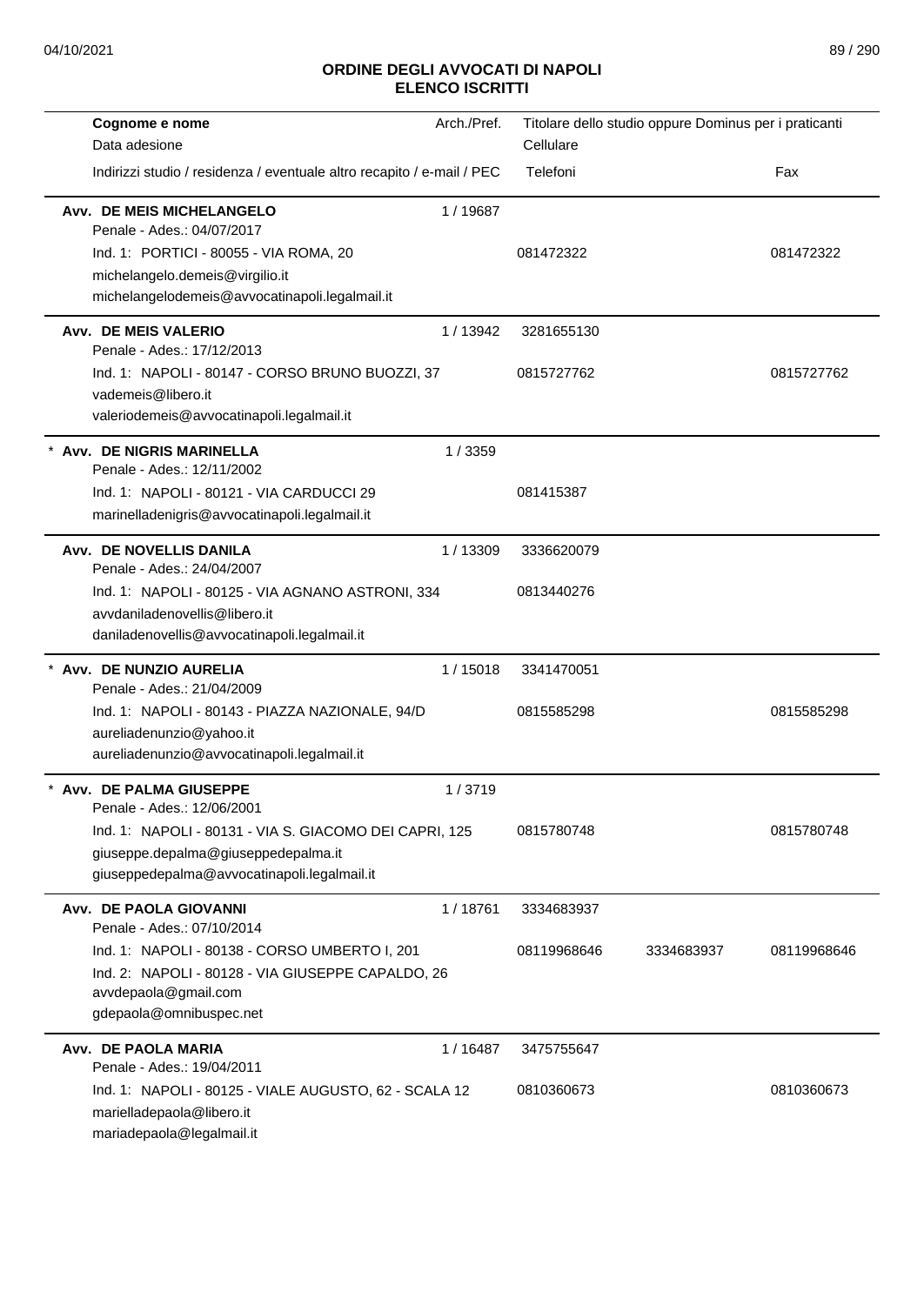# ORDINE DEGLI AVVOCATI DI NAPOLI
## ELENCO ISCRITTI

| Cognome e nome<br>Data adesione<br>Indirizzi studio / residenza / eventuale altro recapito / e-mail / PEC | Arch./Pref. | Titolare dello studio oppure Dominus per i praticanti<br>Cellulare<br>Telefoni | | Fax |
|---|---|---|---|---|
| **Avv. DE MEIS MICHELANGELO**<br>Penale - Ades.: 04/07/2017<br>Ind. 1: PORTICI - 80055 - VIA ROMA, 20<br>michelangelo.demeis@virgilio.it<br>michelangelodemeis@avvocatinapoli.legalmail.it | 1 / 19687 | 081472322 | | 081472322 |
| **Avv. DE MEIS VALERIO**<br>Penale - Ades.: 17/12/2013<br>Ind. 1: NAPOLI - 80147 - CORSO BRUNO BUOZZI, 37<br>vademeis@libero.it<br>valeriodemeis@avvocatinapoli.legalmail.it | 1 / 13942 | 3281655130<br>0815727762 | | 0815727762 |
| * **Avv. DE NIGRIS MARINELLA**<br>Penale - Ades.: 12/11/2002<br>Ind. 1: NAPOLI - 80121 - VIA CARDUCCI 29<br>marinelladenigris@avvocatinapoli.legalmail.it | 1 / 3359 | 081415387 | | |
| **Avv. DE NOVELLIS DANILA**<br>Penale - Ades.: 24/04/2007<br>Ind. 1: NAPOLI - 80125 - VIA AGNANO ASTRONI, 334<br>avvdaniladenovellis@libero.it<br>daniladenovellis@avvocatinapoli.legalmail.it | 1 / 13309 | 3336620079<br>0813440276 | | |
| * **Avv. DE NUNZIO AURELIA**<br>Penale - Ades.: 21/04/2009<br>Ind. 1: NAPOLI - 80143 - PIAZZA NAZIONALE, 94/D<br>aureliadenunzio@yahoo.it<br>aureliadenunzio@avvocatinapoli.legalmail.it | 1 / 15018 | 3341470051<br>0815585298 | | 0815585298 |
| * **Avv. DE PALMA GIUSEPPE**<br>Penale - Ades.: 12/06/2001<br>Ind. 1: NAPOLI - 80131 - VIA S. GIACOMO DEI CAPRI, 125<br>giuseppe.depalma@giuseppedepalma.it<br>giuseppedepalma@avvocatinapoli.legalmail.it | 1 / 3719 | 0815780748 | | 0815780748 |
| **Avv. DE PAOLA GIOVANNI**<br>Penale - Ades.: 07/10/2014<br>Ind. 1: NAPOLI - 80138 - CORSO UMBERTO I, 201<br>Ind. 2: NAPOLI - 80128 - VIA GIUSEPPE CAPALDO, 26<br>avvdepaola@gmail.com<br>gdepaola@omnibuspec.net | 1 / 18761 | 3334683937<br>08119968646 | 3334683937 | 08119968646 |
| **Avv. DE PAOLA MARIA**<br>Penale - Ades.: 19/04/2011<br>Ind. 1: NAPOLI - 80125 - VIALE AUGUSTO, 62 - SCALA 12<br>marielladepaola@libero.it<br>mariadepaola@legalmail.it | 1 / 16487 | 3475755647<br>0810360673 | | 0810360673 |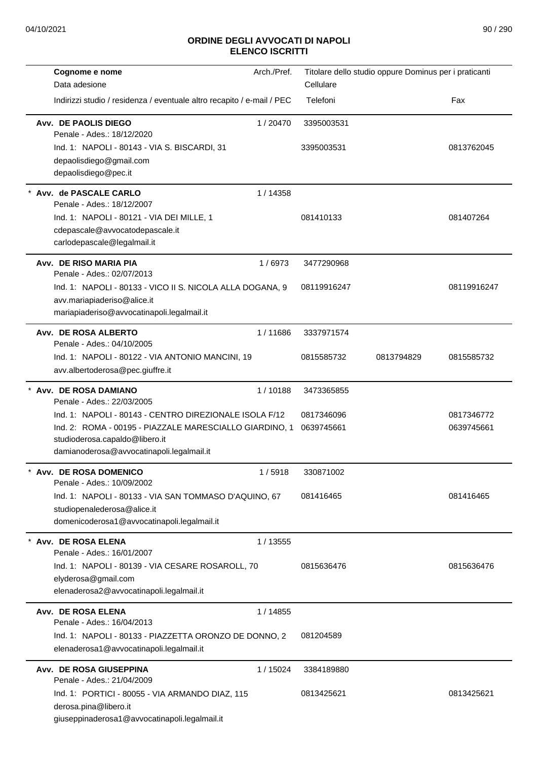# ORDINE DEGLI AVVOCATI DI NAPOLI
## ELENCO ISCRITTI

| Cognome e nome<br>Data adesione<br>Indirizzi studio / residenza / eventuale altro recapito / e-mail / PEC | Arch./Pref. | Titolare dello studio oppure Dominus per i praticanti<br>Cellulare<br>Telefoni | | Fax |
|---|---|---|---|---|
| **Avv. DE PAOLIS DIEGO**<br>Penale - Ades.: 18/12/2020 | 1 / 20470 | 3395003531 | | |
| Ind. 1: NAPOLI - 80143 - VIA S. BISCARDI, 31<br>depaolisdiego@gmail.com<br>depaolisdiego@pec.it | | 3395003531 | | 0813762045 |
| * **Avv. de PASCALE CARLO**<br>Penale - Ades.: 18/12/2007 | 1 / 14358 | | | |
| Ind. 1: NAPOLI - 80121 - VIA DEI MILLE, 1<br>cdepascale@avvocatodepascale.it<br>carlodepascale@legalmail.it | | 081410133 | | 081407264 |
| **Avv. DE RISO MARIA PIA**<br>Penale - Ades.: 02/07/2013 | 1 / 6973 | 3477290968 | | |
| Ind. 1: NAPOLI - 80133 - VICO II S. NICOLA ALLA DOGANA, 9<br>avv.mariapiaderiso@alice.it<br>mariapiaderiso@avvocatinapoli.legalmail.it | | 08119916247 | | 08119916247 |
| **Avv. DE ROSA ALBERTO**<br>Penale - Ades.: 04/10/2005 | 1 / 11686 | 3337971574 | | |
| Ind. 1: NAPOLI - 80122 - VIA ANTONIO MANCINI, 19<br>avv.albertoderosa@pec.giuffre.it | | 0815585732 | 0813794829 | 0815585732 |
| * **Avv. DE ROSA DAMIANO**<br>Penale - Ades.: 22/03/2005 | 1 / 10188 | 3473365855 | | |
| Ind. 1: NAPOLI - 80143 - CENTRO DIREZIONALE ISOLA F/12 | | 0817346096 | | 0817346772 |
| Ind. 2: ROMA - 00195 - PIAZZALE MARESCIALLO GIARDINO, 1<br>studioderosa.capaldo@libero.it<br>damianoderosa@avvocatinapoli.legalmail.it | | 0639745661 | | 0639745661 |
| * **Avv. DE ROSA DOMENICO**<br>Penale - Ades.: 10/09/2002 | 1 / 5918 | 330871002 | | |
| Ind. 1: NAPOLI - 80133 - VIA SAN TOMMASO D'AQUINO, 67<br>studiopenalederosa@alice.it<br>domenicoderosa1@avvocatinapoli.legalmail.it | | 081416465 | | 081416465 |
| * **Avv. DE ROSA ELENA**<br>Penale - Ades.: 16/01/2007 | 1 / 13555 | | | |
| Ind. 1: NAPOLI - 80139 - VIA CESARE ROSAROLL, 70<br>elyderosa@gmail.com<br>elenaderosa2@avvocatinapoli.legalmail.it | | 0815636476 | | 0815636476 |
| **Avv. DE ROSA ELENA**<br>Penale - Ades.: 16/04/2013 | 1 / 14855 | | | |
| Ind. 1: NAPOLI - 80133 - PIAZZETTA ORONZO DE DONNO, 2<br>elenaderosa1@avvocatinapoli.legalmail.it | | 081204589 | | |
| **Avv. DE ROSA GIUSEPPINA**<br>Penale - Ades.: 21/04/2009 | 1 / 15024 | 3384189880 | | |
| Ind. 1: PORTICI - 80055 - VIA ARMANDO DIAZ, 115<br>derosa.pina@libero.it<br>giuseppinaderosa1@avvocatinapoli.legalmail.it | | 0813425621 | | 0813425621 |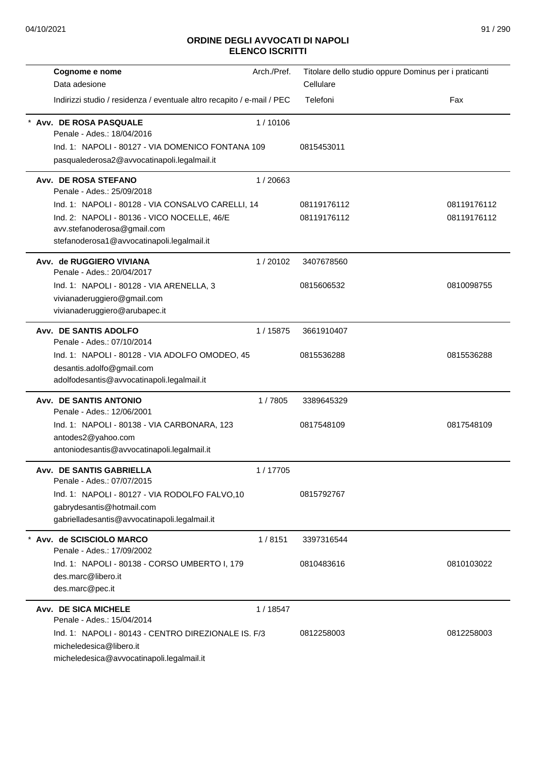# ORDINE DEGLI AVVOCATI DI NAPOLI
## ELENCO ISCRITTI

| Cognome e nome<br>Data adesione<br>Indirizzi studio / residenza / eventuale altro recapito / e-mail / PEC | Arch./Pref. | Titolare dello studio oppure Dominus per i praticanti<br>Cellulare<br>Telefoni | Fax |
|---|---|---|---|
| * **Avv. DE ROSA PASQUALE**<br>Penale - Ades.: 18/04/2016<br>Ind. 1: NAPOLI - 80127 - VIA DOMENICO FONTANA 109<br>pasqualederosa2@avvocatinapoli.legalmail.it | 1 / 10106 | <br><br>0815453011 | |
| **Avv. DE ROSA STEFANO**<br>Penale - Ades.: 25/09/2018<br>Ind. 1: NAPOLI - 80128 - VIA CONSALVO CARELLI, 14<br>Ind. 2: NAPOLI - 80136 - VICO NOCELLE, 46/E<br>avv.stefanoderosa@gmail.com<br>stefanoderosa1@avvocatinapoli.legalmail.it | 1 / 20663 | <br><br>08119176112<br>08119176112 | <br><br>08119176112<br>08119176112 |
| **Avv. de RUGGIERO VIVIANA**<br>Penale - Ades.: 20/04/2017<br>Ind. 1: NAPOLI - 80128 - VIA ARENELLA, 3<br>vivianaderuggiero@gmail.com<br>vivianaderuggiero@arubapec.it | 1 / 20102 | 3407678560<br><br>0815606532 | <br><br>0810098755 |
| **Avv. DE SANTIS ADOLFO**<br>Penale - Ades.: 07/10/2014<br>Ind. 1: NAPOLI - 80128 - VIA ADOLFO OMODEO, 45<br>desantis.adolfo@gmail.com<br>adolfodesantis@avvocatinapoli.legalmail.it | 1 / 15875 | 3661910407<br><br>0815536288 | <br><br>0815536288 |
| **Avv. DE SANTIS ANTONIO**<br>Penale - Ades.: 12/06/2001<br>Ind. 1: NAPOLI - 80138 - VIA CARBONARA, 123<br>antodes2@yahoo.com<br>antoniodesantis@avvocatinapoli.legalmail.it | 1 / 7805 | 3389645329<br><br>0817548109 | <br><br>0817548109 |
| **Avv. DE SANTIS GABRIELLA**<br>Penale - Ades.: 07/07/2015<br>Ind. 1: NAPOLI - 80127 - VIA RODOLFO FALVO,10<br>gabrydesantis@hotmail.com<br>gabrielladesantis@avvocatinapoli.legalmail.it | 1 / 17705 | <br><br>0815792767 | |
| * **Avv. de SCISCIOLO MARCO**<br>Penale - Ades.: 17/09/2002<br>Ind. 1: NAPOLI - 80138 - CORSO UMBERTO I, 179<br>des.marc@libero.it<br>des.marc@pec.it | 1 / 8151 | 3397316544<br><br>0810483616 | <br><br>0810103022 |
| **Avv. DE SICA MICHELE**<br>Penale - Ades.: 15/04/2014<br>Ind. 1: NAPOLI - 80143 - CENTRO DIREZIONALE IS. F/3<br>micheledesica@libero.it<br>micheledesica@avvocatinapoli.legalmail.it | 1 / 18547 | <br><br>0812258003 | <br><br>0812258003 |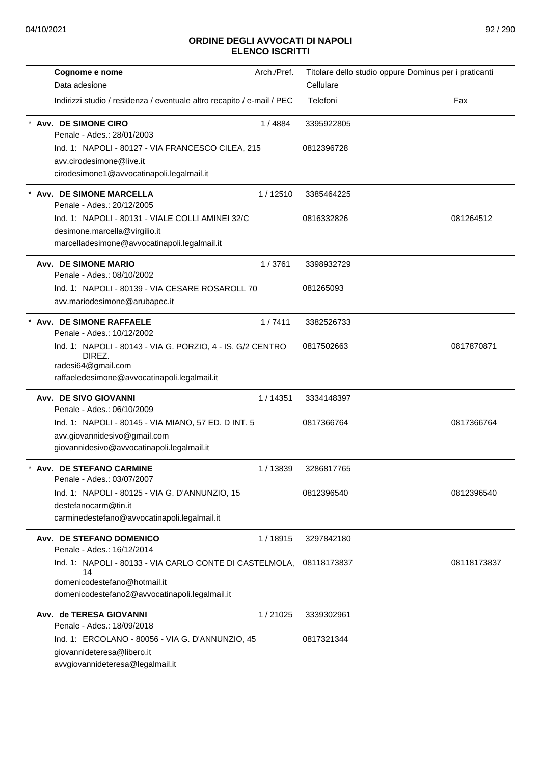# ORDINE DEGLI AVVOCATI DI NAPOLI
## ELENCO ISCRITTI

| Cognome e nome<br>Data adesione<br>Indirizzi studio / residenza / eventuale altro recapito / e-mail / PEC | Arch./Pref. | Titolare dello studio oppure Dominus per i praticanti<br>Cellulare<br>Telefoni | Fax |
|---|---|---|---|
| * **Avv. DE SIMONE CIRO**<br>Penale - Ades.: 28/01/2003<br>Ind. 1: NAPOLI - 80127 - VIA FRANCESCO CILEA, 215<br>avv.cirodesimone@live.it<br>cirodesimone1@avvocatinapoli.legalmail.it | 1 / 4884 | 3395922805<br>0812396728 | |
| * **Avv. DE SIMONE MARCELLA**<br>Penale - Ades.: 20/12/2005<br>Ind. 1: NAPOLI - 80131 - VIALE COLLI AMINEI 32/C<br>desimone.marcella@virgilio.it<br>marcelladesimone@avvocatinapoli.legalmail.it | 1 / 12510 | 3385464225<br>0816332826 | 081264512 |
| **Avv. DE SIMONE MARIO**<br>Penale - Ades.: 08/10/2002<br>Ind. 1: NAPOLI - 80139 - VIA CESARE ROSAROLL 70<br>avv.mariodesimone@arubapec.it | 1 / 3761 | 3398932729<br>081265093 | |
| * **Avv. DE SIMONE RAFFAELE**<br>Penale - Ades.: 10/12/2002<br>Ind. 1: NAPOLI - 80143 - VIA G. PORZIO, 4 - IS. G/2 CENTRO DIREZ.<br>radesi64@gmail.com<br>raffaeledesimone@avvocatinapoli.legalmail.it | 1 / 7411 | 3382526733<br>0817502663 | 0817870871 |
| **Avv. DE SIVO GIOVANNI**<br>Penale - Ades.: 06/10/2009<br>Ind. 1: NAPOLI - 80145 - VIA MIANO, 57 ED. D INT. 5<br>avv.giovannidesivo@gmail.com<br>giovannidesivo@avvocatinapoli.legalmail.it | 1 / 14351 | 3334148397<br>0817366764 | 0817366764 |
| * **Avv. DE STEFANO CARMINE**<br>Penale - Ades.: 03/07/2007<br>Ind. 1: NAPOLI - 80125 - VIA G. D'ANNUNZIO, 15<br>destefanocarm@tin.it<br>carminedestefano@avvocatinapoli.legalmail.it | 1 / 13839 | 3286817765<br>0812396540 | 0812396540 |
| **Avv. DE STEFANO DOMENICO**<br>Penale - Ades.: 16/12/2014<br>Ind. 1: NAPOLI - 80133 - VIA CARLO CONTE DI CASTELMOLA, 14<br>domenicodestefano@hotmail.it<br>domenicodestefano2@avvocatinapoli.legalmail.it | 1 / 18915 | 3297842180<br>08118173837 | 08118173837 |
| **Avv. de TERESA GIOVANNI**<br>Penale - Ades.: 18/09/2018<br>Ind. 1: ERCOLANO - 80056 - VIA G. D'ANNUNZIO, 45<br>giovannideteresa@libero.it<br>avvgiovannideteresa@legalmail.it | 1 / 21025 | 3339302961<br>0817321344 | |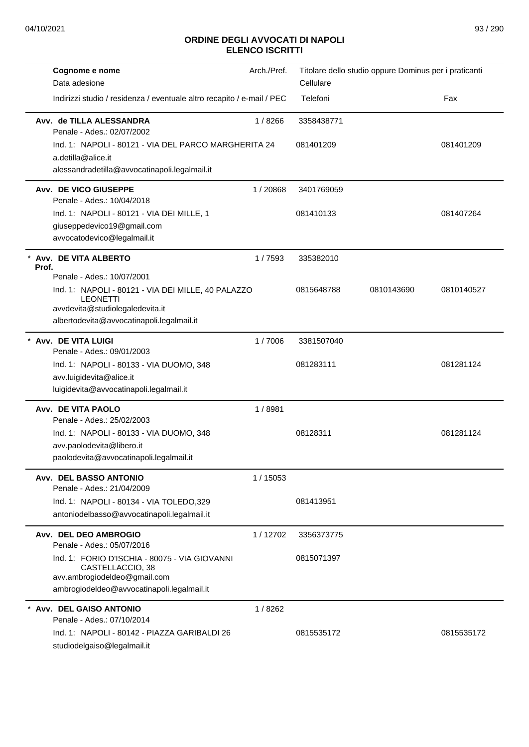## ORDINE DEGLI AVVOCATI DI NAPOLI
### ELENCO ISCRITTI

| Cognome e nome / Data adesione / Indirizzi studio / residenza / eventuale altro recapito / e-mail / PEC | Arch./Pref. | Titolare dello studio oppure Dominus per i praticanti / Cellulare / Telefoni | | Fax |
|---|---|---|---|---|
| **Avv. de TILLA ALESSANDRA** | 1 / 8266 | 3358438771 | | |
| Penale - Ades.: 02/07/2002 | | | | |
| Ind. 1: NAPOLI - 80121 - VIA DEL PARCO MARGHERITA 24 | | 081401209 | | 081401209 |
| a.detilla@alice.it | | | | |
| alessandradetilla@avvocatinapoli.legalmail.it | | | | |
| **Avv. DE VICO GIUSEPPE** | 1 / 20868 | 3401769059 | | |
| Penale - Ades.: 10/04/2018 | | | | |
| Ind. 1: NAPOLI - 80121 - VIA DEI MILLE, 1 | | 081410133 | | 081407264 |
| giuseppedevico19@gmail.com | | | | |
| avvocatodevico@legalmail.it | | | | |
| * **Avv. DE VITA ALBERTO** **Prof.** | 1 / 7593 | 335382010 | | |
| Penale - Ades.: 10/07/2001 | | | | |
| Ind. 1: NAPOLI - 80121 - VIA DEI MILLE, 40 PALAZZO LEONETTI | | 0815648788 | 0810143690 | 0810140527 |
| avvdevita@studiolegaledevita.it | | | | |
| albertodevita@avvocatinapoli.legalmail.it | | | | |
| * **Avv. DE VITA LUIGI** | 1 / 7006 | 3381507040 | | |
| Penale - Ades.: 09/01/2003 | | | | |
| Ind. 1: NAPOLI - 80133 - VIA DUOMO, 348 | | 081283111 | | 081281124 |
| avv.luigidevita@alice.it | | | | |
| luigidevita@avvocatinapoli.legalmail.it | | | | |
| **Avv. DE VITA PAOLO** | 1 / 8981 | | | |
| Penale - Ades.: 25/02/2003 | | | | |
| Ind. 1: NAPOLI - 80133 - VIA DUOMO, 348 | | 08128311 | | 081281124 |
| avv.paolodevita@libero.it | | | | |
| paolodevita@avvocatinapoli.legalmail.it | | | | |
| **Avv. DEL BASSO ANTONIO** | 1 / 15053 | | | |
| Penale - Ades.: 21/04/2009 | | | | |
| Ind. 1: NAPOLI - 80134 - VIA TOLEDO,329 | | 081413951 | | |
| antoniodelbasso@avvocatinapoli.legalmail.it | | | | |
| **Avv. DEL DEO AMBROGIO** | 1 / 12702 | 3356373775 | | |
| Penale - Ades.: 05/07/2016 | | | | |
| Ind. 1: FORIO D'ISCHIA - 80075 - VIA GIOVANNI CASTELLACCIO, 38 | | 0815071397 | | |
| avv.ambrogiodeldeo@gmail.com | | | | |
| ambrogiodeldeo@avvocatinapoli.legalmail.it | | | | |
| * **Avv. DEL GAISO ANTONIO** | 1 / 8262 | | | |
| Penale - Ades.: 07/10/2014 | | | | |
| Ind. 1: NAPOLI - 80142 - PIAZZA GARIBALDI 26 | | 0815535172 | | 0815535172 |
| studiodelgaiso@legalmail.it | | | | |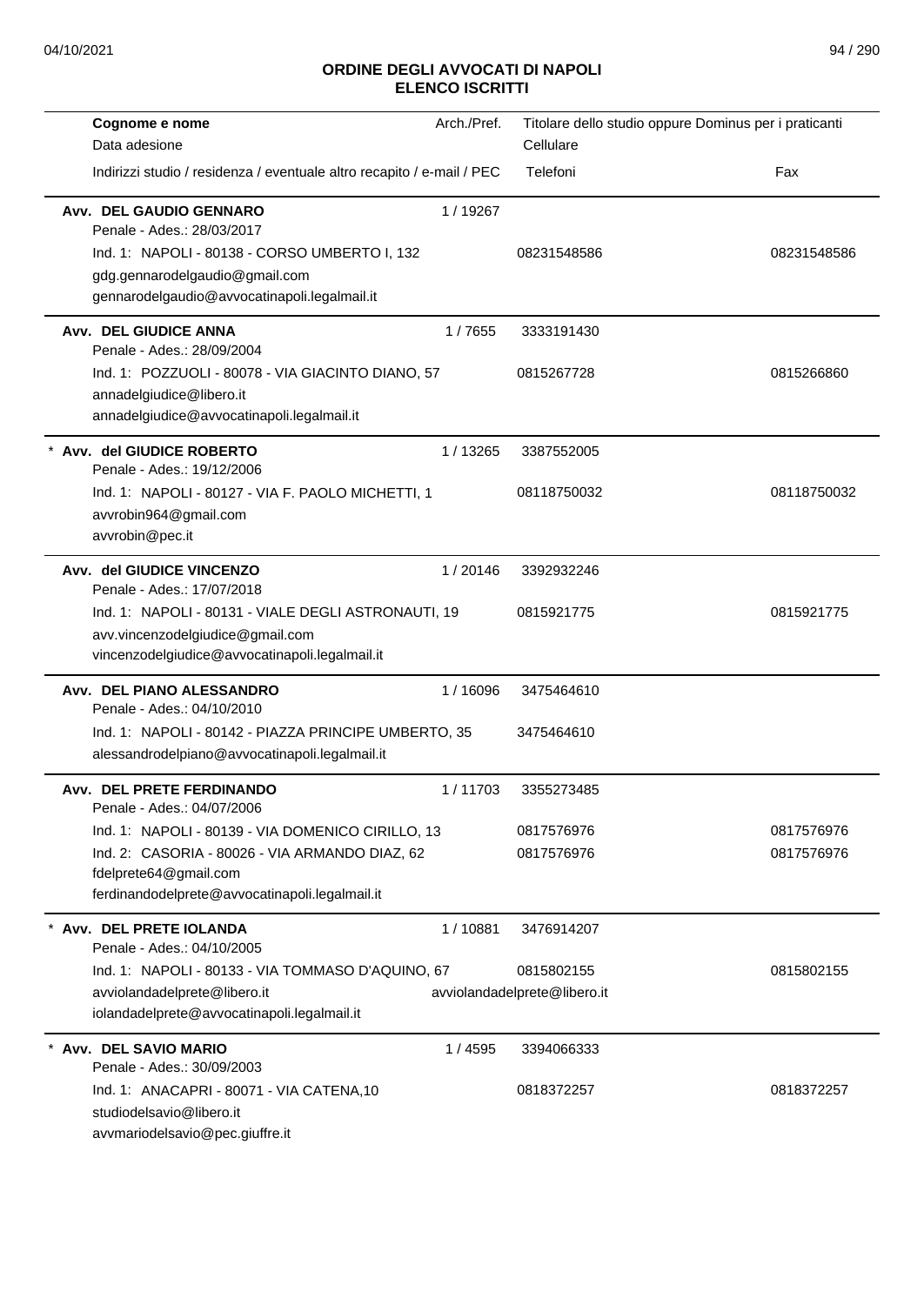## ORDINE DEGLI AVVOCATI DI NAPOLI
## ELENCO ISCRITTI

| Cognome e nome<br>Data adesione<br>Indirizzi studio / residenza / eventuale altro recapito / e-mail / PEC | Arch./Pref. | Titolare dello studio oppure Dominus per i praticanti<br>Cellulare<br>Telefoni | Fax |
|---|---|---|---|
| **Avv. DEL GAUDIO GENNARO**<br>Penale - Ades.: 28/03/2017<br>Ind. 1: NAPOLI - 80138 - CORSO UMBERTO I, 132<br>gdg.gennarodelgaudio@gmail.com<br>gennarodelgaudio@avvocatinapoli.legalmail.it | 1 / 19267 | <br><br>08231548586 | <br><br>08231548586 |
| **Avv. DEL GIUDICE ANNA**<br>Penale - Ades.: 28/09/2004<br>Ind. 1: POZZUOLI - 80078 - VIA GIACINTO DIANO, 57<br>annadelgiudice@libero.it<br>annadelgiudice@avvocatinapoli.legalmail.it | 1 / 7655 | 3333191430<br><br>0815267728 | <br><br>0815266860 |
| * **Avv. del GIUDICE ROBERTO**<br>Penale - Ades.: 19/12/2006<br>Ind. 1: NAPOLI - 80127 - VIA F. PAOLO MICHETTI, 1<br>avvrobin964@gmail.com<br>avvrobin@pec.it | 1 / 13265 | 3387552005<br><br>08118750032 | <br><br>08118750032 |
| **Avv. del GIUDICE VINCENZO**<br>Penale - Ades.: 17/07/2018<br>Ind. 1: NAPOLI - 80131 - VIALE DEGLI ASTRONAUTI, 19<br>avv.vincenzodelgiudice@gmail.com<br>vincenzodelgiudice@avvocatinapoli.legalmail.it | 1 / 20146 | 3392932246<br><br>0815921775 | <br><br>0815921775 |
| **Avv. DEL PIANO ALESSANDRO**<br>Penale - Ades.: 04/10/2010<br>Ind. 1: NAPOLI - 80142 - PIAZZA PRINCIPE UMBERTO, 35<br>alessandrodelpiano@avvocatinapoli.legalmail.it | 1 / 16096 | 3475464610<br><br>3475464610 | |
| **Avv. DEL PRETE FERDINANDO**<br>Penale - Ades.: 04/07/2006<br>Ind. 1: NAPOLI - 80139 - VIA DOMENICO CIRILLO, 13<br>Ind. 2: CASORIA - 80026 - VIA ARMANDO DIAZ, 62<br>fdelprete64@gmail.com<br>ferdinandodelprete@avvocatinapoli.legalmail.it | 1 / 11703 | 3355273485<br><br>0817576976<br>0817576976 | <br><br>0817576976<br>0817576976 |
| * **Avv. DEL PRETE IOLANDA**<br>Penale - Ades.: 04/10/2005<br>Ind. 1: NAPOLI - 80133 - VIA TOMMASO D'AQUINO, 67<br>avviolandadelprete@libero.it<br>iolandadelprete@avvocatinapoli.legalmail.it | 1 / 10881 | 3476914207<br><br>0815802155<br>avviolandadelprete@libero.it | <br><br>0815802155 |
| * **Avv. DEL SAVIO MARIO**<br>Penale - Ades.: 30/09/2003<br>Ind. 1: ANACAPRI - 80071 - VIA CATENA,10<br>studiodelsavio@libero.it<br>avvmariodelsavio@pec.giuffre.it | 1 / 4595 | 3394066333<br><br>0818372257 | <br><br>0818372257 |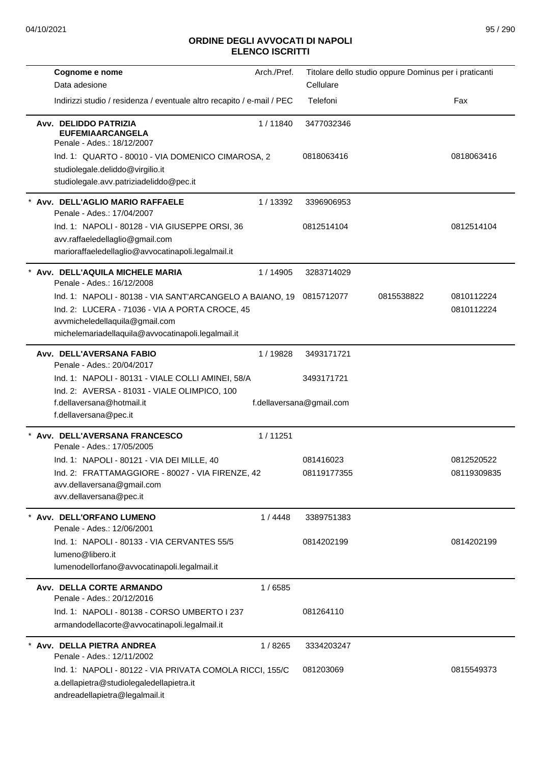## ORDINE DEGLI AVVOCATI DI NAPOLI
## ELENCO ISCRITTI

| Cognome e nome / Data adesione / Indirizzi studio / residenza / eventuale altro recapito / e-mail / PEC | Arch./Pref. | Titolare dello studio oppure Dominus per i praticanti / Cellulare / Telefoni | | Fax |
|---|---|---|---|---|
| **Avv. DELIDDO PATRIZIA EUFEMIAARCANGELA** | 1 / 11840 | 3477032346 | | |
| Penale - Ades.: 18/12/2007 | | | | |
| Ind. 1: QUARTO - 80010 - VIA DOMENICO CIMAROSA, 2 | | 0818063416 | | 0818063416 |
| studiolegale.deliddo@virgilio.it | | | | |
| studiolegale.avv.patriziadeliddo@pec.it | | | | |
| * **Avv. DELL'AGLIO MARIO RAFFAELE** | 1 / 13392 | 3396906953 | | |
| Penale - Ades.: 17/04/2007 | | | | |
| Ind. 1: NAPOLI - 80128 - VIA GIUSEPPE ORSI, 36 | | 0812514104 | | 0812514104 |
| avv.raffaeledellaglio@gmail.com | | | | |
| marioraffaeledellaglio@avvocatinapoli.legalmail.it | | | | |
| * **Avv. DELL'AQUILA MICHELE MARIA** | 1 / 14905 | 3283714029 | | |
| Penale - Ades.: 16/12/2008 | | | | |
| Ind. 1: NAPOLI - 80138 - VIA SANT'ARCANGELO A BAIANO, 19 | | 0815712077 | 0815538822 | 0810112224 |
| Ind. 2: LUCERA - 71036 - VIA A PORTA CROCE, 45 | | | | 0810112224 |
| avvmicheledellaquila@gmail.com | | | | |
| michelemariadellaquila@avvocatinapoli.legalmail.it | | | | |
| **Avv. DELL'AVERSANA FABIO** | 1 / 19828 | 3493171721 | | |
| Penale - Ades.: 20/04/2017 | | | | |
| Ind. 1: NAPOLI - 80131 - VIALE COLLI AMINEI, 58/A | | 3493171721 | | |
| Ind. 2: AVERSA - 81031 - VIALE OLIMPICO, 100 | | | | |
| f.dellaversana@hotmail.it | | f.dellaversana@gmail.com | | |
| f.dellaversana@pec.it | | | | |
| * **Avv. DELL'AVERSANA FRANCESCO** | 1 / 11251 | | | |
| Penale - Ades.: 17/05/2005 | | | | |
| Ind. 1: NAPOLI - 80121 - VIA DEI MILLE, 40 | | 081416023 | | 0812520522 |
| Ind. 2: FRATTAMAGGIORE - 80027 - VIA FIRENZE, 42 | | 08119177355 | | 08119309835 |
| avv.dellaversana@gmail.com | | | | |
| avv.dellaversana@pec.it | | | | |
| * **Avv. DELL'ORFANO LUMENO** | 1 / 4448 | 3389751383 | | |
| Penale - Ades.: 12/06/2001 | | | | |
| Ind. 1: NAPOLI - 80133 - VIA CERVANTES 55/5 | | 0814202199 | | 0814202199 |
| lumeno@libero.it | | | | |
| lumenodellorfano@avvocatinapoli.legalmail.it | | | | |
| **Avv. DELLA CORTE ARMANDO** | 1 / 6585 | | | |
| Penale - Ades.: 20/12/2016 | | | | |
| Ind. 1: NAPOLI - 80138 - CORSO UMBERTO I 237 | | 081264110 | | |
| armandodellacorte@avvocatinapoli.legalmail.it | | | | |
| * **Avv. DELLA PIETRA ANDREA** | 1 / 8265 | 3334203247 | | |
| Penale - Ades.: 12/11/2002 | | | | |
| Ind. 1: NAPOLI - 80122 - VIA PRIVATA COMOLA RICCI, 155/C | | 081203069 | | 0815549373 |
| a.dellapietra@studiolegaledellapietra.it | | | | |
| andreadellapietra@legalmail.it | | | | |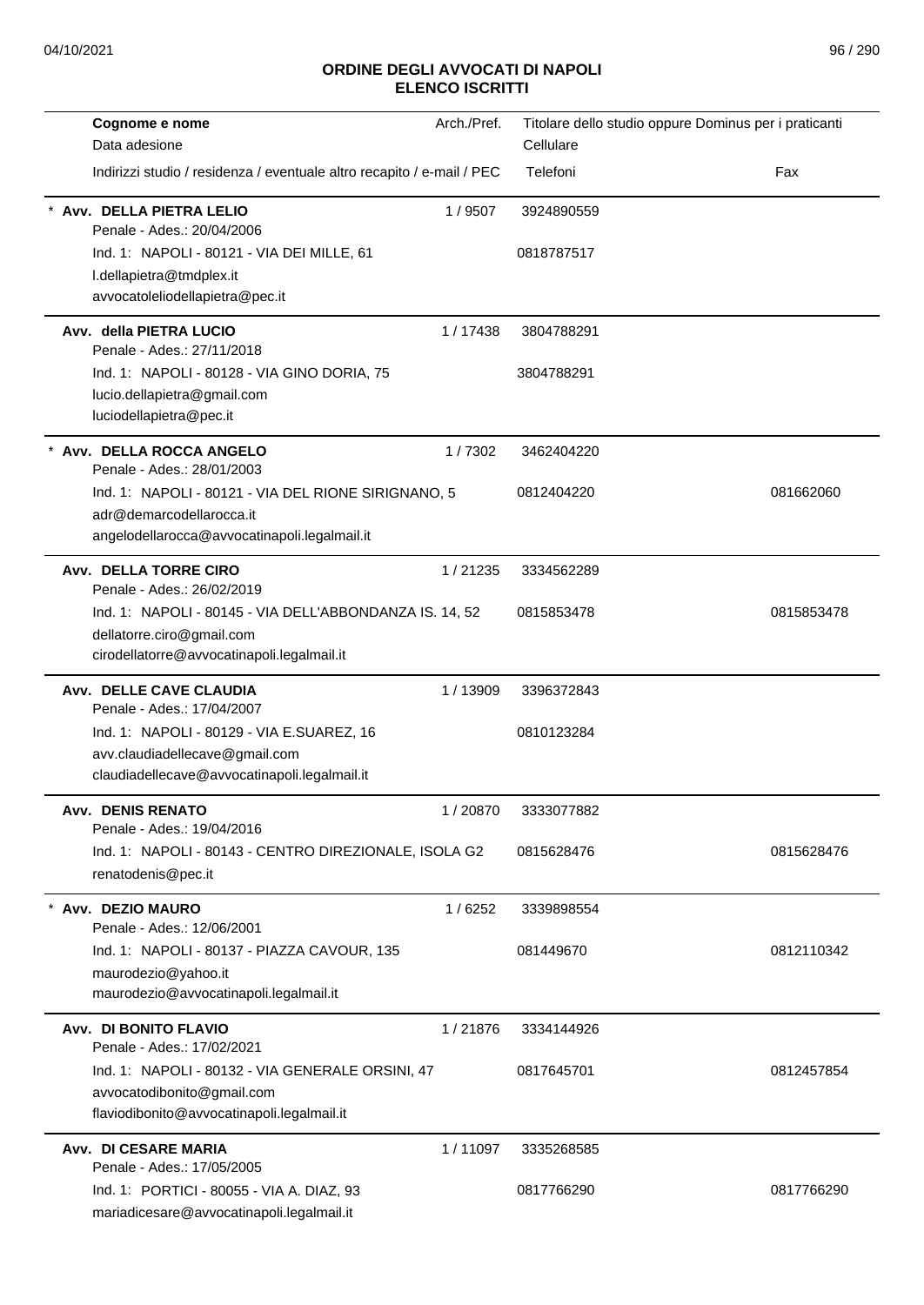**ORDINE DEGLI AVVOCATI DI NAPOLI**
**ELENCO ISCRITTI**

| Cognome e nome<br>Data adesione<br>Indirizzi studio / residenza / eventuale altro recapito / e-mail / PEC | Arch./Pref. | Titolare dello studio oppure Dominus per i praticanti<br>Cellulare<br>Telefoni | Fax |
|---|---|---|---|
| * **Avv. DELLA PIETRA LELIO**<br>Penale - Ades.: 20/04/2006<br>Ind. 1: NAPOLI - 80121 - VIA DEI MILLE, 61<br>l.dellapietra@tmdplex.it<br>avvocatoleliodellapietra@pec.it | 1 / 9507 | 3924890559<br>0818787517 | |
| **Avv. della PIETRA LUCIO**<br>Penale - Ades.: 27/11/2018<br>Ind. 1: NAPOLI - 80128 - VIA GINO DORIA, 75<br>lucio.dellapietra@gmail.com<br>luciodellapietra@pec.it | 1 / 17438 | 3804788291<br>3804788291 | |
| * **Avv. DELLA ROCCA ANGELO**<br>Penale - Ades.: 28/01/2003<br>Ind. 1: NAPOLI - 80121 - VIA DEL RIONE SIRIGNANO, 5<br>adr@demarcodellarocca.it<br>angelodellarocca@avvocatinapoli.legalmail.it | 1 / 7302 | 3462404220<br>0812404220 | 081662060 |
| **Avv. DELLA TORRE CIRO**<br>Penale - Ades.: 26/02/2019<br>Ind. 1: NAPOLI - 80145 - VIA DELL'ABBONDANZA IS. 14, 52<br>dellatorre.ciro@gmail.com<br>cirodellatorre@avvocatinapoli.legalmail.it | 1 / 21235 | 3334562289<br>0815853478 | 0815853478 |
| **Avv. DELLE CAVE CLAUDIA**<br>Penale - Ades.: 17/04/2007<br>Ind. 1: NAPOLI - 80129 - VIA E.SUAREZ, 16<br>avv.claudiadellecave@gmail.com<br>claudiadellecave@avvocatinapoli.legalmail.it | 1 / 13909 | 3396372843<br>0810123284 | |
| **Avv. DENIS RENATO**<br>Penale - Ades.: 19/04/2016<br>Ind. 1: NAPOLI - 80143 - CENTRO DIREZIONALE, ISOLA G2<br>renatodenis@pec.it | 1 / 20870 | 3333077882<br>0815628476 | 0815628476 |
| * **Avv. DEZIO MAURO**<br>Penale - Ades.: 12/06/2001<br>Ind. 1: NAPOLI - 80137 - PIAZZA CAVOUR, 135<br>maurodezio@yahoo.it<br>maurodezio@avvocatinapoli.legalmail.it | 1 / 6252 | 3339898554<br>081449670 | 0812110342 |
| **Avv. DI BONITO FLAVIO**<br>Penale - Ades.: 17/02/2021<br>Ind. 1: NAPOLI - 80132 - VIA GENERALE ORSINI, 47<br>avvocatodibonito@gmail.com<br>flaviodibonito@avvocatinapoli.legalmail.it | 1 / 21876 | 3334144926<br>0817645701 | 0812457854 |
| **Avv. DI CESARE MARIA**<br>Penale - Ades.: 17/05/2005<br>Ind. 1: PORTICI - 80055 - VIA A. DIAZ, 93<br>mariadicesare@avvocatinapoli.legalmail.it | 1 / 11097 | 3335268585<br>0817766290 | 0817766290 |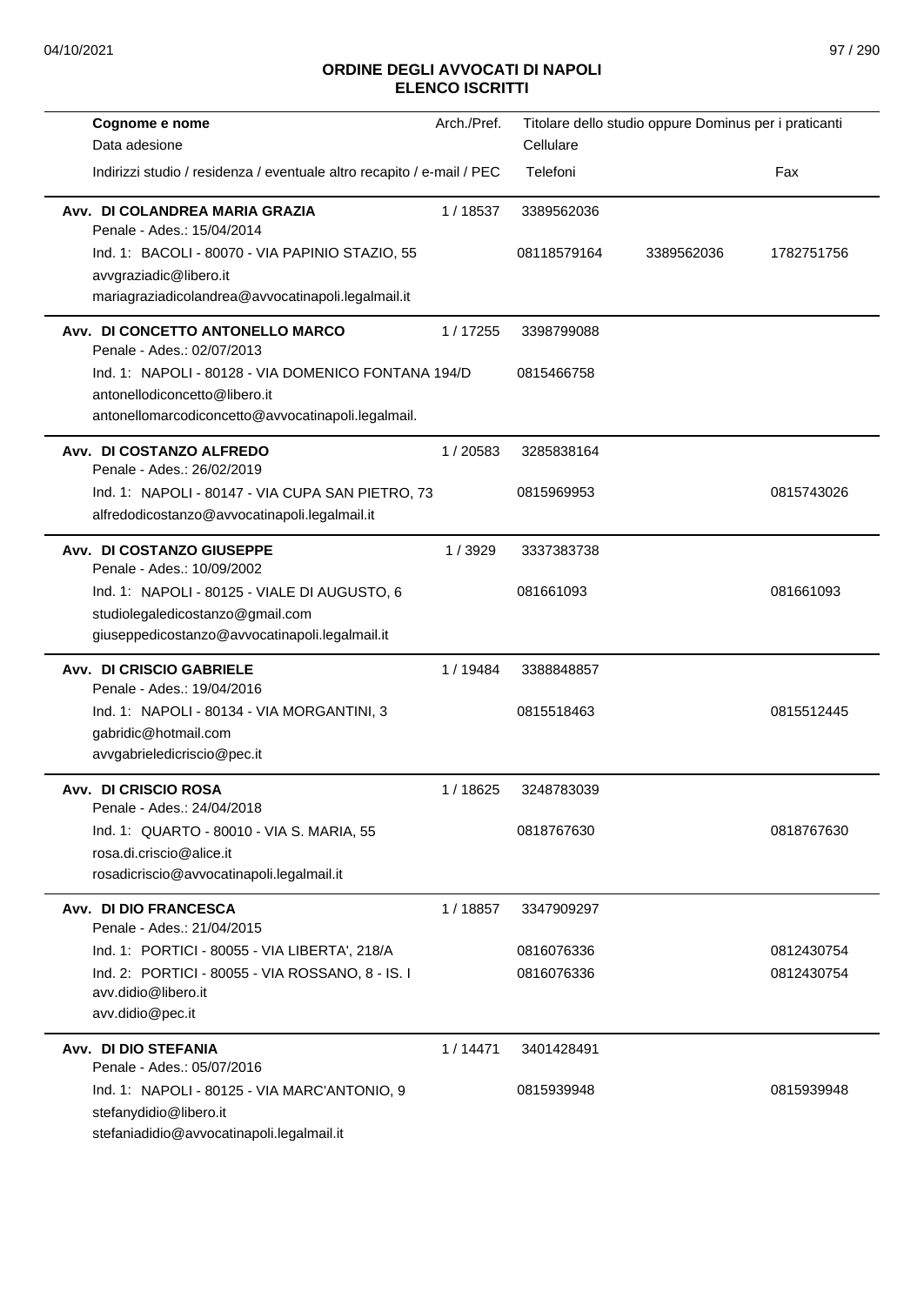# ORDINE DEGLI AVVOCATI DI NAPOLI
## ELENCO ISCRITTI

| Cognome e nome<br>Data adesione<br>Indirizzi studio / residenza / eventuale altro recapito / e-mail / PEC | Arch./Pref. | Titolare dello studio oppure Dominus per i praticanti<br>Cellulare<br>Telefoni | | Fax |
|---|---|---|---|---|
| **Avv. DI COLANDREA MARIA GRAZIA**<br>Penale - Ades.: 15/04/2014 | 1 / 18537 | 3389562036 | | |
| Ind. 1: BACOLI - 80070 - VIA PAPINIO STAZIO, 55<br>avvgraziadic@libero.it<br>mariagraziadicolandrea@avvocatinapoli.legalmail.it | | 08118579164 | 3389562036 | 1782751756 |
| **Avv. DI CONCETTO ANTONELLO MARCO**<br>Penale - Ades.: 02/07/2013 | 1 / 17255 | 3398799088 | | |
| Ind. 1: NAPOLI - 80128 - VIA DOMENICO FONTANA 194/D<br>antonellodiconcetto@libero.it<br>antonellomarcodiconcetto@avvocatinapoli.legalmail. | | 0815466758 | | |
| **Avv. DI COSTANZO ALFREDO**<br>Penale - Ades.: 26/02/2019 | 1 / 20583 | 3285838164 | | |
| Ind. 1: NAPOLI - 80147 - VIA CUPA SAN PIETRO, 73<br>alfredodicostanzo@avvocatinapoli.legalmail.it | | 0815969953 | | 0815743026 |
| **Avv. DI COSTANZO GIUSEPPE**<br>Penale - Ades.: 10/09/2002 | 1 / 3929 | 3337383738 | | |
| Ind. 1: NAPOLI - 80125 - VIALE DI AUGUSTO, 6<br>studiolegaledicostanzo@gmail.com<br>giuseppedicostanzo@avvocatinapoli.legalmail.it | | 081661093 | | 081661093 |
| **Avv. DI CRISCIO GABRIELE**<br>Penale - Ades.: 19/04/2016 | 1 / 19484 | 3388848857 | | |
| Ind. 1: NAPOLI - 80134 - VIA MORGANTINI, 3<br>gabridic@hotmail.com<br>avvgabrieledicriscio@pec.it | | 0815518463 | | 0815512445 |
| **Avv. DI CRISCIO ROSA**<br>Penale - Ades.: 24/04/2018 | 1 / 18625 | 3248783039 | | |
| Ind. 1: QUARTO - 80010 - VIA S. MARIA, 55<br>rosa.di.criscio@alice.it<br>rosadicriscio@avvocatinapoli.legalmail.it | | 0818767630 | | 0818767630 |
| **Avv. DI DIO FRANCESCA**<br>Penale - Ades.: 21/04/2015 | 1 / 18857 | 3347909297 | | |
| Ind. 1: PORTICI - 80055 - VIA LIBERTA', 218/A | | 0816076336 | | 0812430754 |
| Ind. 2: PORTICI - 80055 - VIA ROSSANO, 8 - IS. I<br>avv.didio@libero.it<br>avv.didio@pec.it | | 0816076336 | | 0812430754 |
| **Avv. DI DIO STEFANIA**<br>Penale - Ades.: 05/07/2016 | 1 / 14471 | 3401428491 | | |
| Ind. 1: NAPOLI - 80125 - VIA MARC'ANTONIO, 9<br>stefanydidio@libero.it<br>stefaniadidio@avvocatinapoli.legalmail.it | | 0815939948 | | 0815939948 |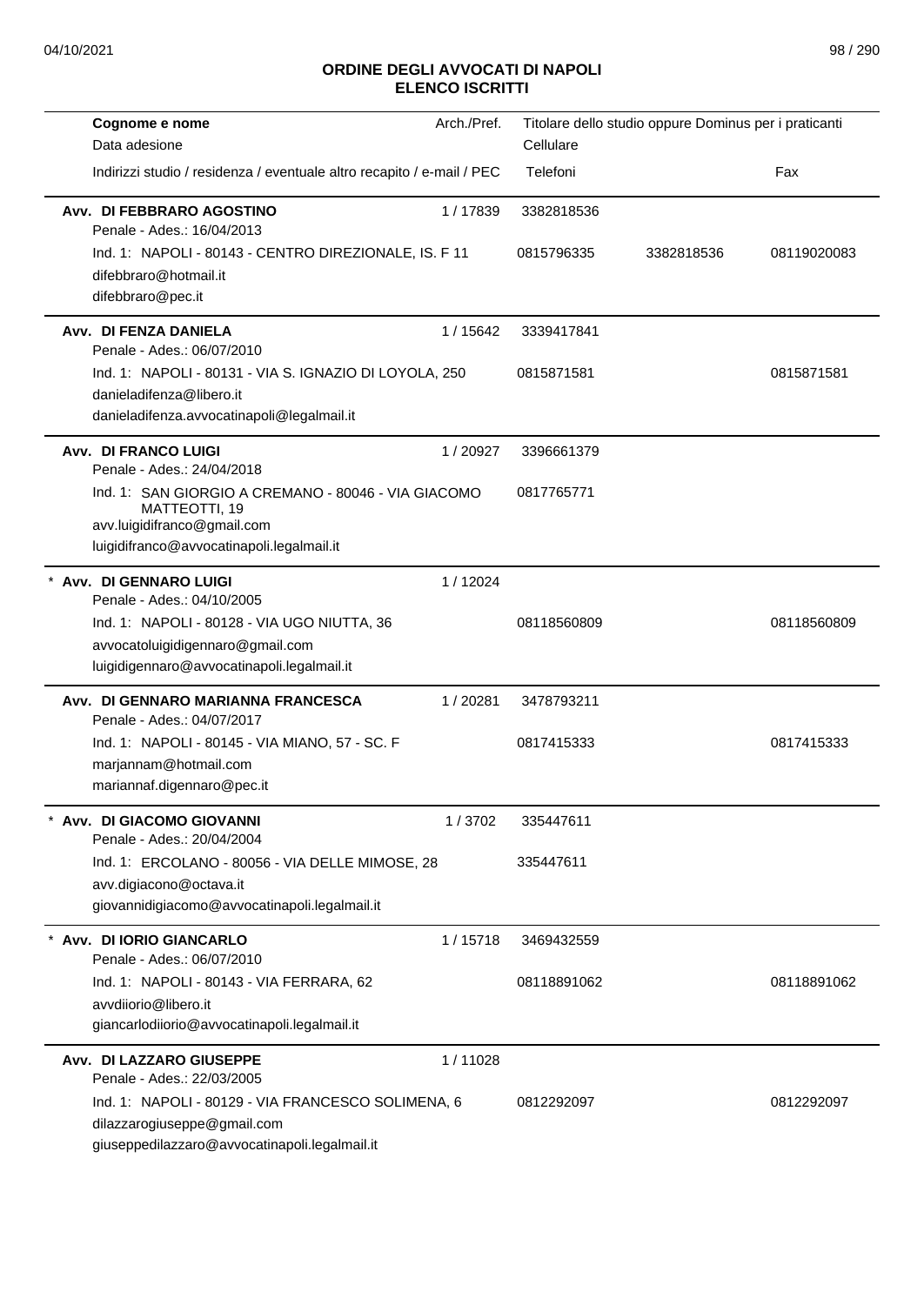# ORDINE DEGLI AVVOCATI DI NAPOLI
## ELENCO ISCRITTI

| Cognome e nome<br>Data adesione<br>Indirizzi studio / residenza / eventuale altro recapito / e-mail / PEC | Arch./Pref. | Titolare dello studio oppure Dominus per i praticanti<br>Cellulare<br>Telefoni | | Fax |
|---|---|---|---|---|
| **Avv. DI FEBBRARO AGOSTINO**<br>Penale - Ades.: 16/04/2013<br>Ind. 1: NAPOLI - 80143 - CENTRO DIREZIONALE, IS. F 11<br>difebbraro@hotmail.it<br>difebbraro@pec.it | 1 / 17839 | 3382818536<br>0815796335 | 3382818536 | 08119020083 |
| **Avv. DI FENZA DANIELA**<br>Penale - Ades.: 06/07/2010<br>Ind. 1: NAPOLI - 80131 - VIA S. IGNAZIO DI LOYOLA, 250<br>danieladifenza@libero.it<br>danieladifenza.avvocatinapoli@legalmail.it | 1 / 15642 | 3339417841<br>0815871581 | | 0815871581 |
| **Avv. DI FRANCO LUIGI**<br>Penale - Ades.: 24/04/2018<br>Ind. 1: SAN GIORGIO A CREMANO - 80046 - VIA GIACOMO MATTEOTTI, 19<br>avv.luigidifranco@gmail.com<br>luigidifranco@avvocatinapoli.legalmail.it | 1 / 20927 | 3396661379<br>0817765771 | | |
| * **Avv. DI GENNARO LUIGI**<br>Penale - Ades.: 04/10/2005<br>Ind. 1: NAPOLI - 80128 - VIA UGO NIUTTA, 36<br>avvocatoluigidigennaro@gmail.com<br>luigidigennaro@avvocatinapoli.legalmail.it | 1 / 12024 | 08118560809 | | 08118560809 |
| **Avv. DI GENNARO MARIANNA FRANCESCA**<br>Penale - Ades.: 04/07/2017<br>Ind. 1: NAPOLI - 80145 - VIA MIANO, 57 - SC. F<br>marjannam@hotmail.com<br>mariannaf.digennaro@pec.it | 1 / 20281 | 3478793211<br>0817415333 | | 0817415333 |
| * **Avv. DI GIACOMO GIOVANNI**<br>Penale - Ades.: 20/04/2004<br>Ind. 1: ERCOLANO - 80056 - VIA DELLE MIMOSE, 28<br>avv.digiacono@octava.it<br>giovannidigiacomo@avvocatinapoli.legalmail.it | 1 / 3702 | 335447611<br>335447611 | | |
| * **Avv. DI IORIO GIANCARLO**<br>Penale - Ades.: 06/07/2010<br>Ind. 1: NAPOLI - 80143 - VIA FERRARA, 62<br>avvdiiorio@libero.it<br>giancarlodiiorio@avvocatinapoli.legalmail.it | 1 / 15718 | 3469432559<br>08118891062 | | 08118891062 |
| **Avv. DI LAZZARO GIUSEPPE**<br>Penale - Ades.: 22/03/2005<br>Ind. 1: NAPOLI - 80129 - VIA FRANCESCO SOLIMENA, 6<br>dilazzarogiuseppe@gmail.com<br>giuseppedilazzaro@avvocatinapoli.legalmail.it | 1 / 11028 | 0812292097 | | 0812292097 |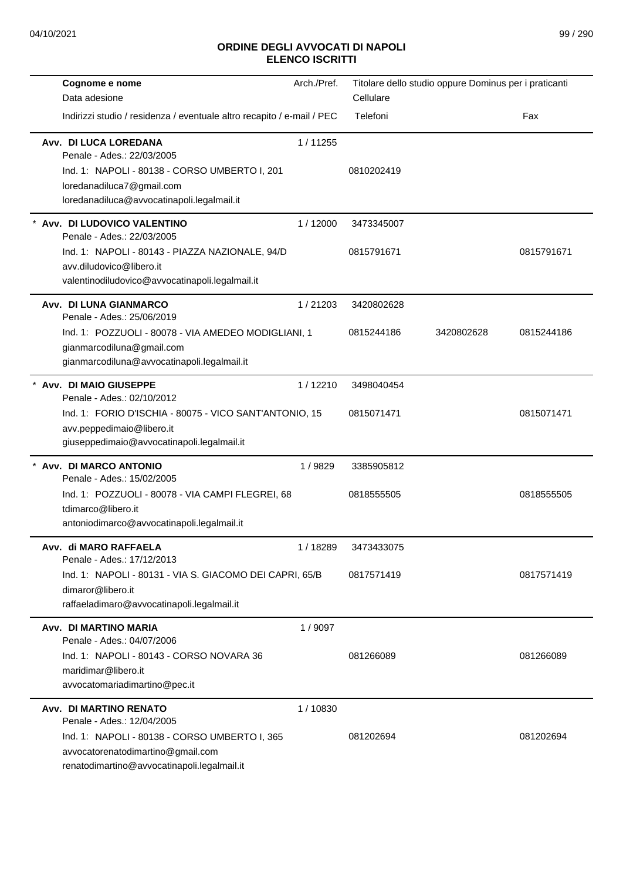# ORDINE DEGLI AVVOCATI DI NAPOLI
## ELENCO ISCRITTI

| Cognome e nome<br>Data adesione<br>Indirizzi studio / residenza / eventuale altro recapito / e-mail / PEC | Arch./Pref. | Titolare dello studio oppure Dominus per i praticanti<br>Cellulare<br>Telefoni | | Fax |
|---|---|---|---|---|
| **Avv. DI LUCA LOREDANA**<br>Penale - Ades.: 22/03/2005<br>Ind. 1: NAPOLI - 80138 - CORSO UMBERTO I, 201<br>loredanadiluca7@gmail.com<br>loredanadiluca@avvocatinapoli.legalmail.it | 1 / 11255 | 0810202419 | | |
| * **Avv. DI LUDOVICO VALENTINO**<br>Penale - Ades.: 22/03/2005<br>Ind. 1: NAPOLI - 80143 - PIAZZA NAZIONALE, 94/D<br>avv.diludovico@libero.it<br>valentinodiludovico@avvocatinapoli.legalmail.it | 1 / 12000 | 3473345007<br>0815791671 | | 0815791671 |
| **Avv. DI LUNA GIANMARCO**<br>Penale - Ades.: 25/06/2019<br>Ind. 1: POZZUOLI - 80078 - VIA AMEDEO MODIGLIANI, 1<br>gianmarcodiluna@gmail.com<br>gianmarcodiluna@avvocatinapoli.legalmail.it | 1 / 21203 | 3420802628<br>0815244186 | 3420802628 | 0815244186 |
| * **Avv. DI MAIO GIUSEPPE**<br>Penale - Ades.: 02/10/2012<br>Ind. 1: FORIO D'ISCHIA - 80075 - VICO SANT'ANTONIO, 15<br>avv.peppedimaio@libero.it<br>giuseppedimaio@avvocatinapoli.legalmail.it | 1 / 12210 | 3498040454<br>0815071471 | | 0815071471 |
| * **Avv. DI MARCO ANTONIO**<br>Penale - Ades.: 15/02/2005<br>Ind. 1: POZZUOLI - 80078 - VIA CAMPI FLEGREI, 68<br>tdimarco@libero.it<br>antoniodimarco@avvocatinapoli.legalmail.it | 1 / 9829 | 3385905812<br>0818555505 | | 0818555505 |
| **Avv. di MARO RAFFAELA**<br>Penale - Ades.: 17/12/2013<br>Ind. 1: NAPOLI - 80131 - VIA S. GIACOMO DEI CAPRI, 65/B<br>dimaror@libero.it<br>raffaeladimaro@avvocatinapoli.legalmail.it | 1 / 18289 | 3473433075<br>0817571419 | | 0817571419 |
| **Avv. DI MARTINO MARIA**<br>Penale - Ades.: 04/07/2006<br>Ind. 1: NAPOLI - 80143 - CORSO NOVARA 36<br>maridimar@libero.it<br>avvocatomariadimartino@pec.it | 1 / 9097 | 081266089 | | 081266089 |
| **Avv. DI MARTINO RENATO**<br>Penale - Ades.: 12/04/2005<br>Ind. 1: NAPOLI - 80138 - CORSO UMBERTO I, 365<br>avvocatorenatodimartino@gmail.com<br>renatodimartino@avvocatinapoli.legalmail.it | 1 / 10830 | 081202694 | | 081202694 |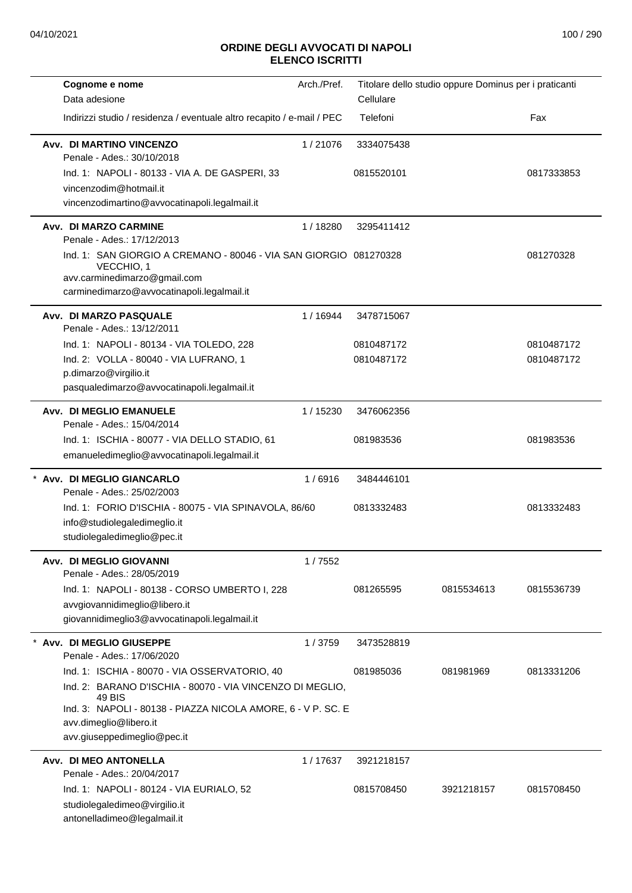# ORDINE DEGLI AVVOCATI DI NAPOLI
## ELENCO ISCRITTI

| Cognome e nome<br>Data adesione<br>Indirizzi studio / residenza / eventuale altro recapito / e-mail / PEC | Arch./Pref. | Titolare dello studio oppure Dominus per i praticanti<br>Cellulare<br>Telefoni | | Fax |
|---|---|---|---|---|
| **Avv. DI MARTINO VINCENZO** | 1 / 21076 | 3334075438 | | |
| Penale - Ades.: 30/10/2018 | | | | |
| Ind. 1: NAPOLI - 80133 - VIA A. DE GASPERI, 33 | | 0815520101 | | 0817333853 |
| vincenzodim@hotmail.it | | | | |
| vincenzodimartino@avvocatinapoli.legalmail.it | | | | |
| **Avv. DI MARZO CARMINE** | 1 / 18280 | 3295411412 | | |
| Penale - Ades.: 17/12/2013 | | | | |
| Ind. 1: SAN GIORGIO A CREMANO - 80046 - VIA SAN GIORGIO VECCHIO, 1 | | 081270328 | | 081270328 |
| avv.carminedimarzo@gmail.com | | | | |
| carminedimarzo@avvocatinapoli.legalmail.it | | | | |
| **Avv. DI MARZO PASQUALE** | 1 / 16944 | 3478715067 | | |
| Penale - Ades.: 13/12/2011 | | | | |
| Ind. 1: NAPOLI - 80134 - VIA TOLEDO, 228 | | 0810487172 | | 0810487172 |
| Ind. 2: VOLLA - 80040 - VIA LUFRANO, 1 | | 0810487172 | | 0810487172 |
| p.dimarzo@virgilio.it | | | | |
| pasqualedimarzo@avvocatinapoli.legalmail.it | | | | |
| **Avv. DI MEGLIO EMANUELE** | 1 / 15230 | 3476062356 | | |
| Penale - Ades.: 15/04/2014 | | | | |
| Ind. 1: ISCHIA - 80077 - VIA DELLO STADIO, 61 | | 081983536 | | 081983536 |
| emanueledimeglio@avvocatinapoli.legalmail.it | | | | |
| * **Avv. DI MEGLIO GIANCARLO** | 1 / 6916 | 3484446101 | | |
| Penale - Ades.: 25/02/2003 | | | | |
| Ind. 1: FORIO D'ISCHIA - 80075 - VIA SPINAVOLA, 86/60 | | 0813332483 | | 0813332483 |
| info@studiolegaledimeglio.it | | | | |
| studiolegaledimeglio@pec.it | | | | |
| **Avv. DI MEGLIO GIOVANNI** | 1 / 7552 | | | |
| Penale - Ades.: 28/05/2019 | | | | |
| Ind. 1: NAPOLI - 80138 - CORSO UMBERTO I, 228 | | 081265595 | 0815534613 | 0815536739 |
| avvgiovannidimeglio@libero.it | | | | |
| giovannidimeglio3@avvocatinapoli.legalmail.it | | | | |
| * **Avv. DI MEGLIO GIUSEPPE** | 1 / 3759 | 3473528819 | | |
| Penale - Ades.: 17/06/2020 | | | | |
| Ind. 1: ISCHIA - 80070 - VIA OSSERVATORIO, 40 | | 081985036 | 081981969 | 0813331206 |
| Ind. 2: BARANO D'ISCHIA - 80070 - VIA VINCENZO DI MEGLIO, 49 BIS | | | | |
| Ind. 3: NAPOLI - 80138 - PIAZZA NICOLA AMORE, 6 - V P. SC. E | | | | |
| avv.dimeglio@libero.it | | | | |
| avv.giuseppedimeglio@pec.it | | | | |
| **Avv. DI MEO ANTONELLA** | 1 / 17637 | 3921218157 | | |
| Penale - Ades.: 20/04/2017 | | | | |
| Ind. 1: NAPOLI - 80124 - VIA EURIALO, 52 | | 0815708450 | 3921218157 | 0815708450 |
| studiolegaledimeo@virgilio.it | | | | |
| antonelladimeo@legalmail.it | | | | |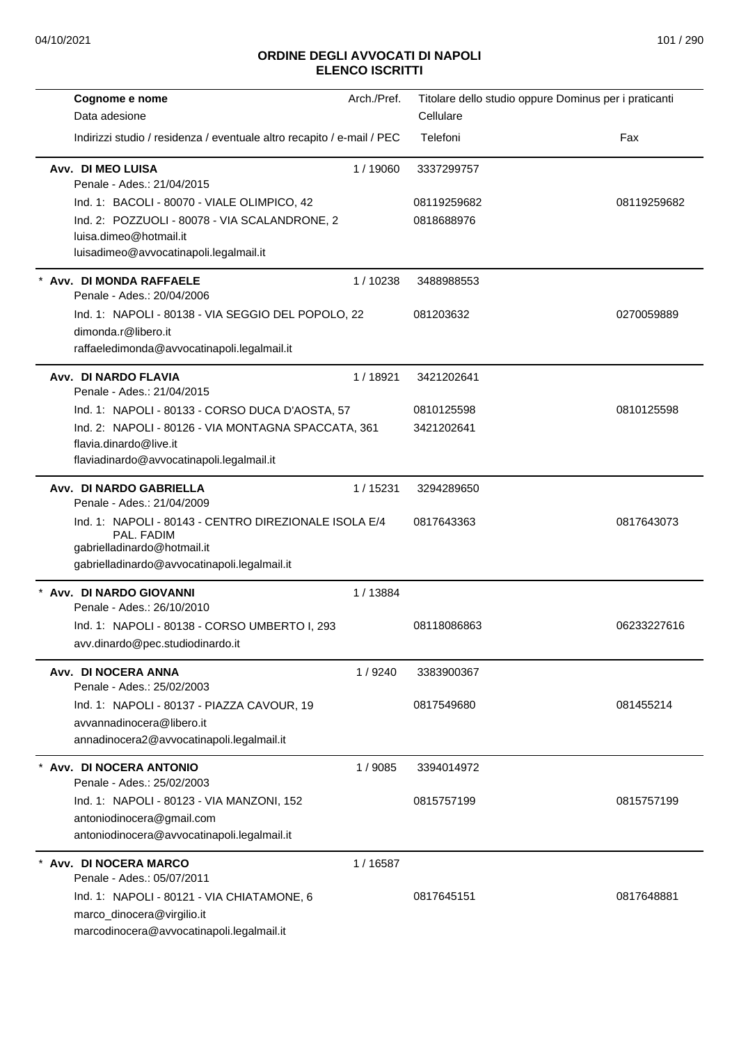# ORDINE DEGLI AVVOCATI DI NAPOLI
## ELENCO ISCRITTI

| Cognome e nome / Data adesione / Indirizzi studio / residenza / eventuale altro recapito / e-mail / PEC | Arch./Pref. | Titolare dello studio oppure Dominus per i praticanti / Cellulare / Telefoni | Fax |
|---|---|---|---|
| **Avv. DI MEO LUISA** | 1 / 19060 | 3337299757 | |
| Penale - Ades.: 21/04/2015 | | | |
| Ind. 1: BACOLI - 80070 - VIALE OLIMPICO, 42 | | 08119259682 | 08119259682 |
| Ind. 2: POZZUOLI - 80078 - VIA SCALANDRONE, 2 | | 0818688976 | |
| luisa.dimeo@hotmail.it | | | |
| luisadimeo@avvocatinapoli.legalmail.it | | | |
| * **Avv. DI MONDA RAFFAELE** | 1 / 10238 | 3488988553 | |
| Penale - Ades.: 20/04/2006 | | | |
| Ind. 1: NAPOLI - 80138 - VIA SEGGIO DEL POPOLO, 22 | | 081203632 | 0270059889 |
| dimonda.r@libero.it | | | |
| raffaeledimonda@avvocatinapoli.legalmail.it | | | |
| **Avv. DI NARDO FLAVIA** | 1 / 18921 | 3421202641 | |
| Penale - Ades.: 21/04/2015 | | | |
| Ind. 1: NAPOLI - 80133 - CORSO DUCA D'AOSTA, 57 | | 0810125598 | 0810125598 |
| Ind. 2: NAPOLI - 80126 - VIA MONTAGNA SPACCATA, 361 | | 3421202641 | |
| flavia.dinardo@live.it | | | |
| flaviadinardo@avvocatinapoli.legalmail.it | | | |
| **Avv. DI NARDO GABRIELLA** | 1 / 15231 | 3294289650 | |
| Penale - Ades.: 21/04/2009 | | | |
| Ind. 1: NAPOLI - 80143 - CENTRO DIREZIONALE ISOLA E/4 PAL. FADIM | | 0817643363 | 0817643073 |
| gabrielladinardo@hotmail.it | | | |
| gabrielladinardo@avvocatinapoli.legalmail.it | | | |
| * **Avv. DI NARDO GIOVANNI** | 1 / 13884 | | |
| Penale - Ades.: 26/10/2010 | | | |
| Ind. 1: NAPOLI - 80138 - CORSO UMBERTO I, 293 | | 08118086863 | 06233227616 |
| avv.dinardo@pec.studiodinardo.it | | | |
| **Avv. DI NOCERA ANNA** | 1 / 9240 | 3383900367 | |
| Penale - Ades.: 25/02/2003 | | | |
| Ind. 1: NAPOLI - 80137 - PIAZZA CAVOUR, 19 | | 0817549680 | 081455214 |
| avvannadinocera@libero.it | | | |
| annadinocera2@avvocatinapoli.legalmail.it | | | |
| * **Avv. DI NOCERA ANTONIO** | 1 / 9085 | 3394014972 | |
| Penale - Ades.: 25/02/2003 | | | |
| Ind. 1: NAPOLI - 80123 - VIA MANZONI, 152 | | 0815757199 | 0815757199 |
| antoniodinocera@gmail.com | | | |
| antoniodinocera@avvocatinapoli.legalmail.it | | | |
| * **Avv. DI NOCERA MARCO** | 1 / 16587 | | |
| Penale - Ades.: 05/07/2011 | | | |
| Ind. 1: NAPOLI - 80121 - VIA CHIATAMONE, 6 | | 0817645151 | 0817648881 |
| marco_dinocera@virgilio.it | | | |
| marcodinocera@avvocatinapoli.legalmail.it | | | |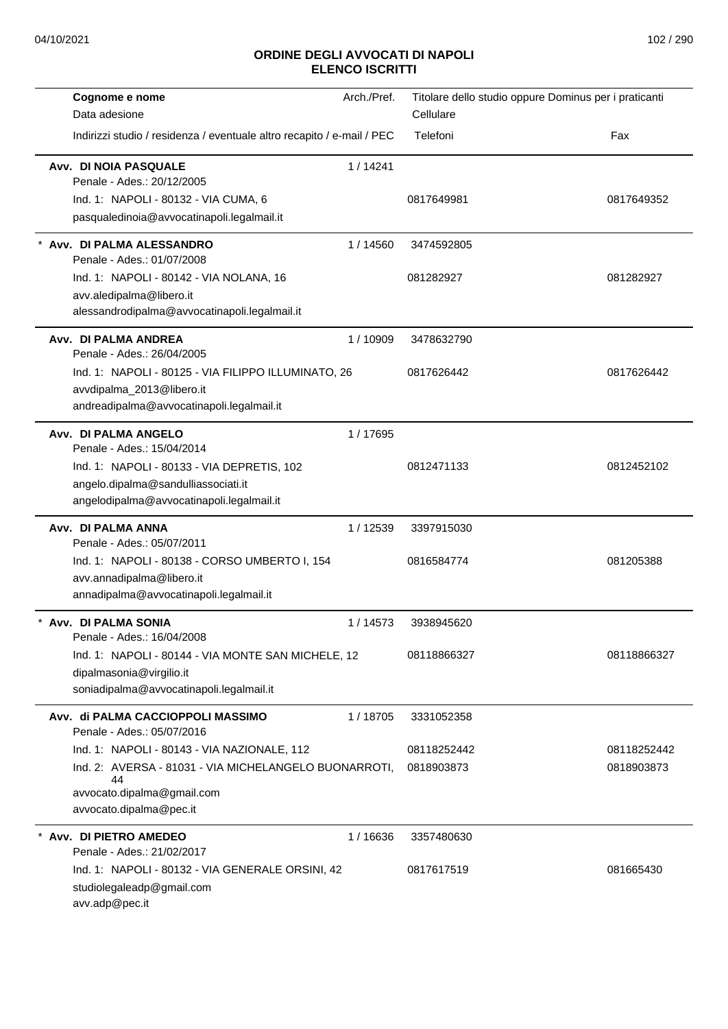## ORDINE DEGLI AVVOCATI DI NAPOLI
## ELENCO ISCRITTI

| Cognome e nome<br>Data adesione<br>Indirizzi studio / residenza / eventuale altro recapito / e-mail / PEC | Arch./Pref. | Titolare dello studio oppure Dominus per i praticanti<br>Cellulare<br>Telefoni | Fax |
|---|---|---|---|
| **Avv. DI NOIA PASQUALE**<br>Penale - Ades.: 20/12/2005<br>Ind. 1: NAPOLI - 80132 - VIA CUMA, 6<br>pasqualedinoia@avvocatinapoli.legalmail.it | 1 / 14241 | <br><br>0817649981 | <br><br>0817649352 |
| * **Avv. DI PALMA ALESSANDRO**<br>Penale - Ades.: 01/07/2008<br>Ind. 1: NAPOLI - 80142 - VIA NOLANA, 16<br>avv.aledipalma@libero.it<br>alessandrodipalma@avvocatinapoli.legalmail.it | 1 / 14560 | 3474592805<br><br>081282927 | <br><br>081282927 |
| **Avv. DI PALMA ANDREA**<br>Penale - Ades.: 26/04/2005<br>Ind. 1: NAPOLI - 80125 - VIA FILIPPO ILLUMINATO, 26<br>avvdipalma_2013@libero.it<br>andreadipalma@avvocatinapoli.legalmail.it | 1 / 10909 | 3478632790<br><br>0817626442 | <br><br>0817626442 |
| **Avv. DI PALMA ANGELO**<br>Penale - Ades.: 15/04/2014<br>Ind. 1: NAPOLI - 80133 - VIA DEPRETIS, 102<br>angelo.dipalma@sandulliassociati.it<br>angelodipalma@avvocatinapoli.legalmail.it | 1 / 17695 | <br><br>0812471133 | <br><br>0812452102 |
| **Avv. DI PALMA ANNA**<br>Penale - Ades.: 05/07/2011<br>Ind. 1: NAPOLI - 80138 - CORSO UMBERTO I, 154<br>avv.annadipalma@libero.it<br>annadipalma@avvocatinapoli.legalmail.it | 1 / 12539 | 3397915030<br><br>0816584774 | <br><br>081205388 |
| * **Avv. DI PALMA SONIA**<br>Penale - Ades.: 16/04/2008<br>Ind. 1: NAPOLI - 80144 - VIA MONTE SAN MICHELE, 12<br>dipalmasonia@virgilio.it<br>soniadipalma@avvocatinapoli.legalmail.it | 1 / 14573 | 3938945620<br><br>08118866327 | <br><br>08118866327 |
| **Avv. di PALMA CACCIOPPOLI MASSIMO**<br>Penale - Ades.: 05/07/2016<br>Ind. 1: NAPOLI - 80143 - VIA NAZIONALE, 112<br>Ind. 2: AVERSA - 81031 - VIA MICHELANGELO BUONARROTI, 44<br>avvocato.dipalma@gmail.com<br>avvocato.dipalma@pec.it | 1 / 18705 | 3331052358<br><br>08118252442<br>0818903873 | <br><br>08118252442<br>0818903873 |
| * **Avv. DI PIETRO AMEDEO**<br>Penale - Ades.: 21/02/2017<br>Ind. 1: NAPOLI - 80132 - VIA GENERALE ORSINI, 42<br>studiolegaleadp@gmail.com<br>avv.adp@pec.it | 1 / 16636 | 3357480630<br><br>0817617519 | <br><br>081665430 |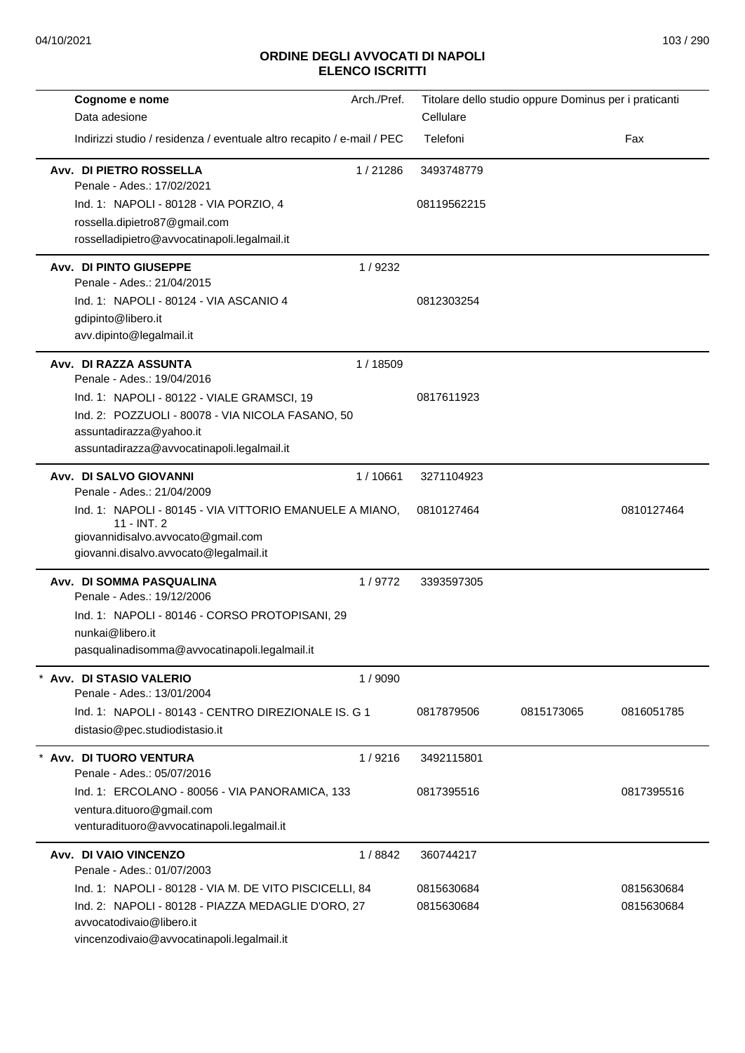## ORDINE DEGLI AVVOCATI DI NAPOLI
## ELENCO ISCRITTI

| Cognome e nome<br>Data adesione<br>Indirizzi studio / residenza / eventuale altro recapito / e-mail / PEC | Arch./Pref. | Titolare dello studio oppure Dominus per i praticanti<br>Cellulare<br>Telefoni | | Fax |
|---|---|---|---|---|
| **Avv. DI PIETRO ROSSELLA**<br>Penale - Ades.: 17/02/2021 | 1 / 21286 | 3493748779 | | |
| Ind. 1: NAPOLI - 80128 - VIA PORZIO, 4<br>rossella.dipietro87@gmail.com<br>rosselladipietro@avvocatinapoli.legalmail.it | | 08119562215 | | |
| **Avv. DI PINTO GIUSEPPE**<br>Penale - Ades.: 21/04/2015 | 1 / 9232 | | | |
| Ind. 1: NAPOLI - 80124 - VIA ASCANIO 4<br>gdipinto@libero.it<br>avv.dipinto@legalmail.it | | 0812303254 | | |
| **Avv. DI RAZZA ASSUNTA**<br>Penale - Ades.: 19/04/2016 | 1 / 18509 | | | |
| Ind. 1: NAPOLI - 80122 - VIALE GRAMSCI, 19<br>Ind. 2: POZZUOLI - 80078 - VIA NICOLA FASANO, 50<br>assuntadirazza@yahoo.it<br>assuntadirazza@avvocatinapoli.legalmail.it | | 0817611923 | | |
| **Avv. DI SALVO GIOVANNI**<br>Penale - Ades.: 21/04/2009 | 1 / 10661 | 3271104923 | | |
| Ind. 1: NAPOLI - 80145 - VIA VITTORIO EMANUELE A MIANO, 11 - INT. 2<br>giovannidisalvo.avvocato@gmail.com<br>giovanni.disalvo.avvocato@legalmail.it | | 0810127464 | | 0810127464 |
| **Avv. DI SOMMA PASQUALINA**<br>Penale - Ades.: 19/12/2006 | 1 / 9772 | 3393597305 | | |
| Ind. 1: NAPOLI - 80146 - CORSO PROTOPISANI, 29<br>nunkai@libero.it<br>pasqualinadisomma@avvocatinapoli.legalmail.it | | | | |
| * **Avv. DI STASIO VALERIO**<br>Penale - Ades.: 13/01/2004 | 1 / 9090 | | | |
| Ind. 1: NAPOLI - 80143 - CENTRO DIREZIONALE IS. G 1<br>distasio@pec.studiodistasio.it | | 0817879506 | 0815173065 | 0816051785 |
| * **Avv. DI TUORO VENTURA**<br>Penale - Ades.: 05/07/2016 | 1 / 9216 | 3492115801 | | |
| Ind. 1: ERCOLANO - 80056 - VIA PANORAMICA, 133<br>ventura.dituoro@gmail.com<br>venturadituoro@avvocatinapoli.legalmail.it | | 0817395516 | | 0817395516 |
| **Avv. DI VAIO VINCENZO**<br>Penale - Ades.: 01/07/2003 | 1 / 8842 | 360744217 | | |
| Ind. 1: NAPOLI - 80128 - VIA M. DE VITO PISCICELLI, 84 | | 0815630684 | | 0815630684 |
| Ind. 2: NAPOLI - 80128 - PIAZZA MEDAGLIE D'ORO, 27<br>avvocatodivaio@libero.it<br>vincenzodivaio@avvocatinapoli.legalmail.it | | 0815630684 | | 0815630684 |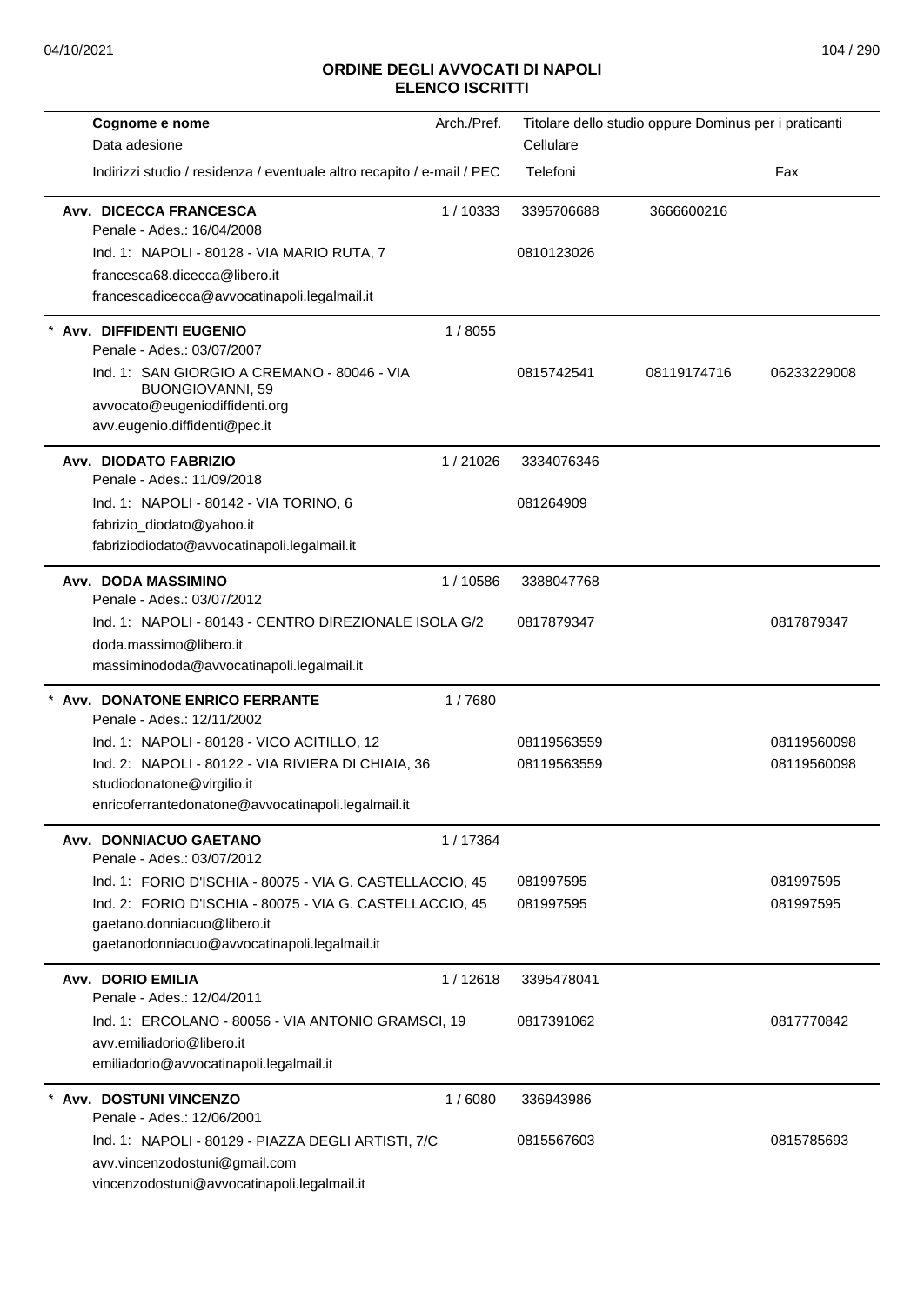# ORDINE DEGLI AVVOCATI DI NAPOLI
## ELENCO ISCRITTI

| Cognome e nome<br>Data adesione<br>Indirizzi studio / residenza / eventuale altro recapito / e-mail / PEC | Arch./Pref. | Titolare dello studio oppure Dominus per i praticanti<br>Cellulare<br>Telefoni | | Fax |
|---|---|---|---|---|
| **Avv. DICECCA FRANCESCA**<br>Penale - Ades.: 16/04/2008 | 1 / 10333 | 3395706688 | 3666600216 | |
| Ind. 1: NAPOLI - 80128 - VIA MARIO RUTA, 7 | | 0810123026 | | |
| francesca68.dicecca@libero.it<br>francescadicecca@avvocatinapoli.legalmail.it | | | | |
| * **Avv. DIFFIDENTI EUGENIO**<br>Penale - Ades.: 03/07/2007 | 1 / 8055 | | | |
| Ind. 1: SAN GIORGIO A CREMANO - 80046 - VIA BUONGIOVANNI, 59 | | 0815742541 | 08119174716 | 06233229008 |
| avvocato@eugeniodiffidenti.org<br>avv.eugenio.diffidenti@pec.it | | | | |
| **Avv. DIODATO FABRIZIO**<br>Penale - Ades.: 11/09/2018 | 1 / 21026 | 3334076346 | | |
| Ind. 1: NAPOLI - 80142 - VIA TORINO, 6 | | 081264909 | | |
| fabrizio_diodato@yahoo.it<br>fabriziodiodato@avvocatinapoli.legalmail.it | | | | |
| **Avv. DODA MASSIMINO**<br>Penale - Ades.: 03/07/2012 | 1 / 10586 | 3388047768 | | |
| Ind. 1: NAPOLI - 80143 - CENTRO DIREZIONALE ISOLA G/2 | | 0817879347 | | 0817879347 |
| doda.massimo@libero.it<br>massiminododa@avvocatinapoli.legalmail.it | | | | |
| * **Avv. DONATONE ENRICO FERRANTE**<br>Penale - Ades.: 12/11/2002 | 1 / 7680 | | | |
| Ind. 1: NAPOLI - 80128 - VICO ACITILLO, 12 | | 08119563559 | | 08119560098 |
| Ind. 2: NAPOLI - 80122 - VIA RIVIERA DI CHIAIA, 36 | | 08119563559 | | 08119560098 |
| studiodonatone@virgilio.it<br>enricoferrantedonatone@avvocatinapoli.legalmail.it | | | | |
| **Avv. DONNIACUO GAETANO**<br>Penale - Ades.: 03/07/2012 | 1 / 17364 | | | |
| Ind. 1: FORIO D'ISCHIA - 80075 - VIA G. CASTELLACCIO, 45 | | 081997595 | | 081997595 |
| Ind. 2: FORIO D'ISCHIA - 80075 - VIA G. CASTELLACCIO, 45 | | 081997595 | | 081997595 |
| gaetano.donniacuo@libero.it<br>gaetanodonniacuo@avvocatinapoli.legalmail.it | | | | |
| **Avv. DORIO EMILIA**<br>Penale - Ades.: 12/04/2011 | 1 / 12618 | 3395478041 | | |
| Ind. 1: ERCOLANO - 80056 - VIA ANTONIO GRAMSCI, 19 | | 0817391062 | | 0817770842 |
| avv.emiliadorio@libero.it<br>emiliadorio@avvocatinapoli.legalmail.it | | | | |
| * **Avv. DOSTUNI VINCENZO**<br>Penale - Ades.: 12/06/2001 | 1 / 6080 | 336943986 | | |
| Ind. 1: NAPOLI - 80129 - PIAZZA DEGLI ARTISTI, 7/C | | 0815567603 | | 0815785693 |
| avv.vincenzodostuni@gmail.com<br>vincenzodostuni@avvocatinapoli.legalmail.it | | | | |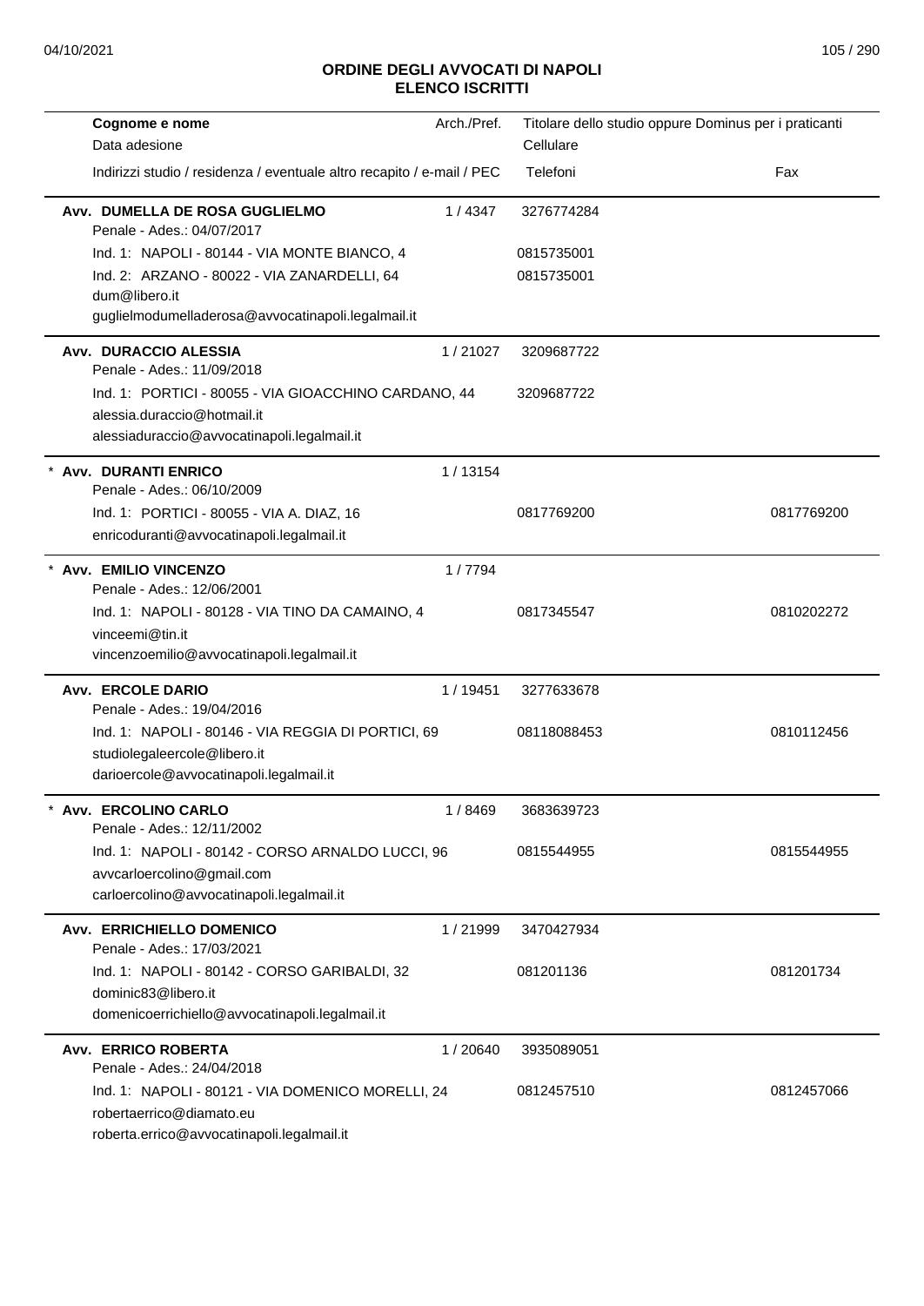## ORDINE DEGLI AVVOCATI DI NAPOLI
## ELENCO ISCRITTI

| Cognome e nome / Data adesione / Indirizzi studio / residenza / eventuale altro recapito / e-mail / PEC | Arch./Pref. | Titolare dello studio oppure Dominus per i praticanti / Cellulare / Telefoni | Fax |
|---|---|---|---|
| **Avv. DUMELLA DE ROSA GUGLIELMO** | 1 / 4347 | 3276774284 | |
| Penale - Ades.: 04/07/2017 | | | |
| Ind. 1: NAPOLI - 80144 - VIA MONTE BIANCO, 4 | | 0815735001 | |
| Ind. 2: ARZANO - 80022 - VIA ZANARDELLI, 64 | | 0815735001 | |
| dum@libero.it | | | |
| guglielmodumelladerosa@avvocatinapoli.legalmail.it | | | |
| **Avv. DURACCIO ALESSIA** | 1 / 21027 | 3209687722 | |
| Penale - Ades.: 11/09/2018 | | | |
| Ind. 1: PORTICI - 80055 - VIA GIOACCHINO CARDANO, 44 | | 3209687722 | |
| alessia.duraccio@hotmail.it | | | |
| alessiaduraccio@avvocatinapoli.legalmail.it | | | |
| * **Avv. DURANTI ENRICO** | 1 / 13154 | | |
| Penale - Ades.: 06/10/2009 | | | |
| Ind. 1: PORTICI - 80055 - VIA A. DIAZ, 16 | | 0817769200 | 0817769200 |
| enricoduranti@avvocatinapoli.legalmail.it | | | |
| * **Avv. EMILIO VINCENZO** | 1 / 7794 | | |
| Penale - Ades.: 12/06/2001 | | | |
| Ind. 1: NAPOLI - 80128 - VIA TINO DA CAMAINO, 4 | | 0817345547 | 0810202272 |
| vinceemi@tin.it | | | |
| vincenzoemilio@avvocatinapoli.legalmail.it | | | |
| **Avv. ERCOLE DARIO** | 1 / 19451 | 3277633678 | |
| Penale - Ades.: 19/04/2016 | | | |
| Ind. 1: NAPOLI - 80146 - VIA REGGIA DI PORTICI, 69 | | 08118088453 | 0810112456 |
| studiolegaleercole@libero.it | | | |
| darioercole@avvocatinapoli.legalmail.it | | | |
| * **Avv. ERCOLINO CARLO** | 1 / 8469 | 3683639723 | |
| Penale - Ades.: 12/11/2002 | | | |
| Ind. 1: NAPOLI - 80142 - CORSO ARNALDO LUCCI, 96 | | 0815544955 | 0815544955 |
| avvcarloercolino@gmail.com | | | |
| carloercolino@avvocatinapoli.legalmail.it | | | |
| **Avv. ERRICHIELLO DOMENICO** | 1 / 21999 | 3470427934 | |
| Penale - Ades.: 17/03/2021 | | | |
| Ind. 1: NAPOLI - 80142 - CORSO GARIBALDI, 32 | | 081201136 | 081201734 |
| dominic83@libero.it | | | |
| domenicoerrichiello@avvocatinapoli.legalmail.it | | | |
| **Avv. ERRICO ROBERTA** | 1 / 20640 | 3935089051 | |
| Penale - Ades.: 24/04/2018 | | | |
| Ind. 1: NAPOLI - 80121 - VIA DOMENICO MORELLI, 24 | | 0812457510 | 0812457066 |
| robertaerrico@diamato.eu | | | |
| roberta.errico@avvocatinapoli.legalmail.it | | | |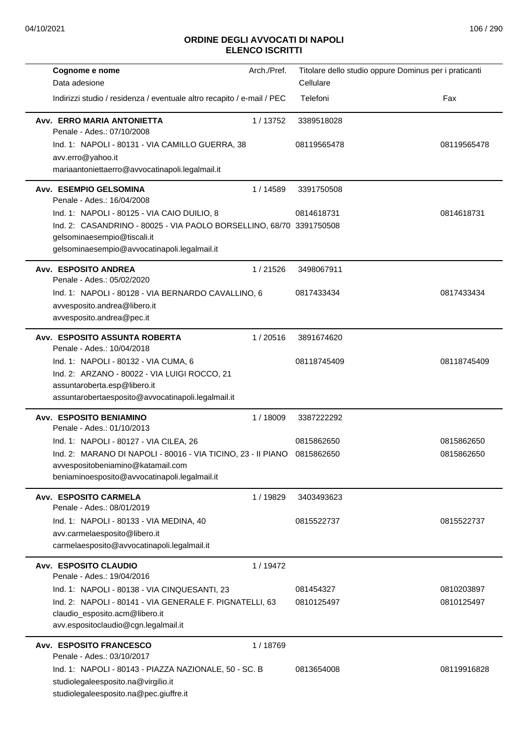# ORDINE DEGLI AVVOCATI DI NAPOLI
## ELENCO ISCRITTI

| Cognome e nome<br>Data adesione<br>Indirizzi studio / residenza / eventuale altro recapito / e-mail / PEC | Arch./Pref. | Titolare dello studio oppure Dominus per i praticanti<br>Cellulare<br>Telefoni | Fax |
|---|---|---|---|
| **Avv. ERRO MARIA ANTONIETTA**<br>Penale - Ades.: 07/10/2008 | 1 / 13752 | 3389518028 | |
| Ind. 1: NAPOLI - 80131 - VIA CAMILLO GUERRA, 38<br>avv.erro@yahoo.it<br>mariaantoniettaerro@avvocatinapoli.legalmail.it | | 08119565478 | 08119565478 |
| **Avv. ESEMPIO GELSOMINA**<br>Penale - Ades.: 16/04/2008 | 1 / 14589 | 3391750508 | |
| Ind. 1: NAPOLI - 80125 - VIA CAIO DUILIO, 8 | | 0814618731 | 0814618731 |
| Ind. 2: CASANDRINO - 80025 - VIA PAOLO BORSELLINO, 68/70<br>gelsominaesempio@tiscali.it<br>gelsominaesempio@avvocatinapoli.legalmail.it | | 3391750508 | |
| **Avv. ESPOSITO ANDREA**<br>Penale - Ades.: 05/02/2020 | 1 / 21526 | 3498067911 | |
| Ind. 1: NAPOLI - 80128 - VIA BERNARDO CAVALLINO, 6<br>avvesposito.andrea@libero.it<br>avvesposito.andrea@pec.it | | 0817433434 | 0817433434 |
| **Avv. ESPOSITO ASSUNTA ROBERTA**<br>Penale - Ades.: 10/04/2018 | 1 / 20516 | 3891674620 | |
| Ind. 1: NAPOLI - 80132 - VIA CUMA, 6 | | 08118745409 | 08118745409 |
| Ind. 2: ARZANO - 80022 - VIA LUIGI ROCCO, 21<br>assuntaroberta.esp@libero.it<br>assuntarobertaesposito@avvocatinapoli.legalmail.it | | | |
| **Avv. ESPOSITO BENIAMINO**<br>Penale - Ades.: 01/10/2013 | 1 / 18009 | 3387222292 | |
| Ind. 1: NAPOLI - 80127 - VIA CILEA, 26 | | 0815862650 | 0815862650 |
| Ind. 2: MARANO DI NAPOLI - 80016 - VIA TICINO, 23 - II PIANO<br>avvespositobeniamino@katamail.com<br>beniaminoesposito@avvocatinapoli.legalmail.it | | 0815862650 | 0815862650 |
| **Avv. ESPOSITO CARMELA**<br>Penale - Ades.: 08/01/2019 | 1 / 19829 | 3403493623 | |
| Ind. 1: NAPOLI - 80133 - VIA MEDINA, 40<br>avv.carmelaesposito@libero.it<br>carmelaesposito@avvocatinapoli.legalmail.it | | 0815522737 | 0815522737 |
| **Avv. ESPOSITO CLAUDIO**<br>Penale - Ades.: 19/04/2016 | 1 / 19472 | | |
| Ind. 1: NAPOLI - 80138 - VIA CINQUESANTI, 23 | | 081454327 | 0810203897 |
| Ind. 2: NAPOLI - 80141 - VIA GENERALE F. PIGNATELLI, 63<br>claudio_esposito.acm@libero.it<br>avv.espositoclaudio@cgn.legalmail.it | | 0810125497 | 0810125497 |
| **Avv. ESPOSITO FRANCESCO**<br>Penale - Ades.: 03/10/2017 | 1 / 18769 | | |
| Ind. 1: NAPOLI - 80143 - PIAZZA NAZIONALE, 50 - SC. B<br>studiolegaleesposito.na@virgilio.it<br>studiolegaleesposito.na@pec.giuffre.it | | 0813654008 | 08119916828 |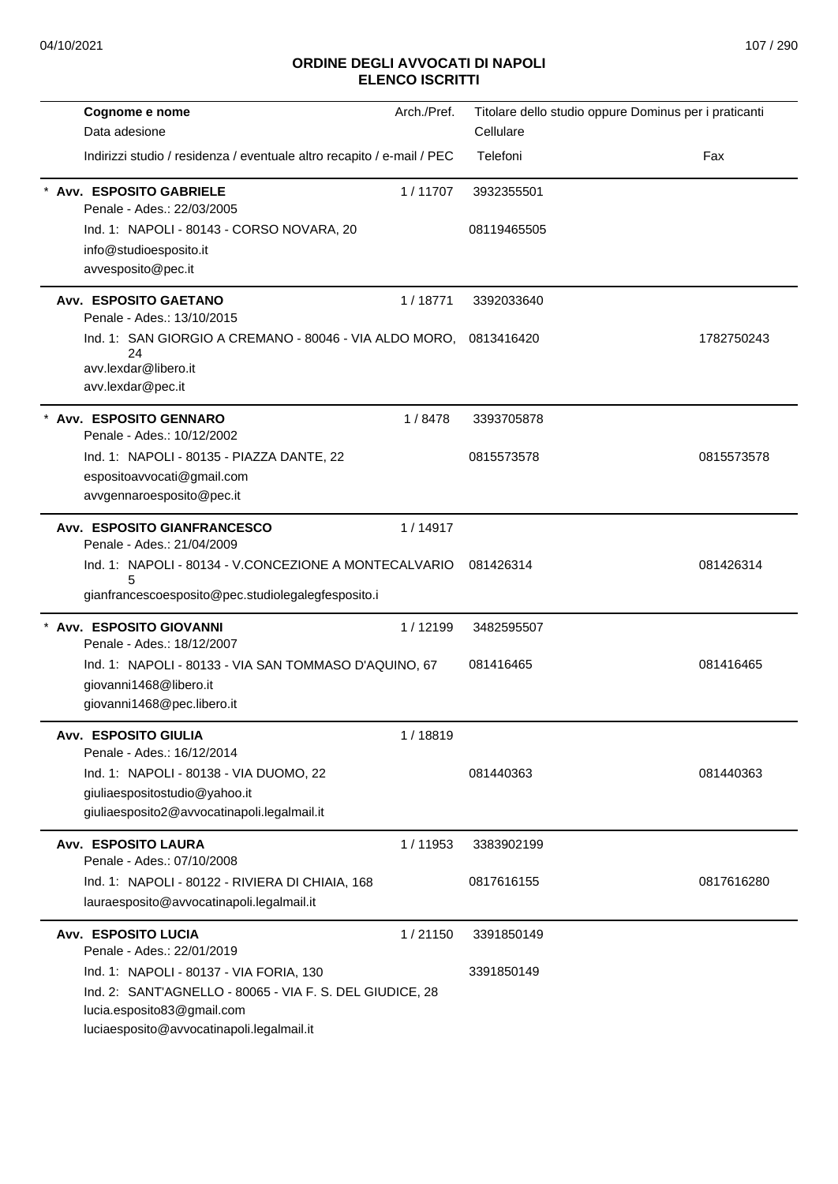# ORDINE DEGLI AVVOCATI DI NAPOLI
## ELENCO ISCRITTI

| Cognome e nome<br>Data adesione<br>Indirizzi studio / residenza / eventuale altro recapito / e-mail / PEC | Arch./Pref. | Titolare dello studio oppure Dominus per i praticanti<br>Cellulare<br>Telefoni | Fax |
|---|---|---|---|
| * **Avv. ESPOSITO GABRIELE**<br>Penale - Ades.: 22/03/2005<br>Ind. 1: NAPOLI - 80143 - CORSO NOVARA, 20<br>info@studioesposito.it<br>avvesposito@pec.it | 1 / 11707 | 3932355501<br>08119465505 | |
| **Avv. ESPOSITO GAETANO**<br>Penale - Ades.: 13/10/2015<br>Ind. 1: SAN GIORGIO A CREMANO - 80046 - VIA ALDO MORO, 24<br>avv.lexdar@libero.it<br>avv.lexdar@pec.it | 1 / 18771 | 3392033640<br>0813416420 | 1782750243 |
| * **Avv. ESPOSITO GENNARO**<br>Penale - Ades.: 10/12/2002<br>Ind. 1: NAPOLI - 80135 - PIAZZA DANTE, 22<br>espositoavvocati@gmail.com<br>avvgennaroesposito@pec.it | 1 / 8478 | 3393705878<br>0815573578 | 0815573578 |
| **Avv. ESPOSITO GIANFRANCESCO**<br>Penale - Ades.: 21/04/2009<br>Ind. 1: NAPOLI - 80134 - V.CONCEZIONE A MONTECALVARIO 5<br>gianfrancescoesposito@pec.studiolegalegfesposito.i | 1 / 14917 | 081426314 | 081426314 |
| * **Avv. ESPOSITO GIOVANNI**<br>Penale - Ades.: 18/12/2007<br>Ind. 1: NAPOLI - 80133 - VIA SAN TOMMASO D'AQUINO, 67<br>giovanni1468@libero.it<br>giovanni1468@pec.libero.it | 1 / 12199 | 3482595507<br>081416465 | 081416465 |
| **Avv. ESPOSITO GIULIA**<br>Penale - Ades.: 16/12/2014<br>Ind. 1: NAPOLI - 80138 - VIA DUOMO, 22<br>giuliaespositostudio@yahoo.it<br>giuliaesposito2@avvocatinapoli.legalmail.it | 1 / 18819 | 081440363 | 081440363 |
| **Avv. ESPOSITO LAURA**<br>Penale - Ades.: 07/10/2008<br>Ind. 1: NAPOLI - 80122 - RIVIERA DI CHIAIA, 168<br>lauraesposito@avvocatinapoli.legalmail.it | 1 / 11953 | 3383902199<br>0817616155 | 0817616280 |
| **Avv. ESPOSITO LUCIA**<br>Penale - Ades.: 22/01/2019<br>Ind. 1: NAPOLI - 80137 - VIA FORIA, 130<br>Ind. 2: SANT'AGNELLO - 80065 - VIA F. S. DEL GIUDICE, 28<br>lucia.esposito83@gmail.com<br>luciaesposito@avvocatinapoli.legalmail.it | 1 / 21150 | 3391850149<br>3391850149 | |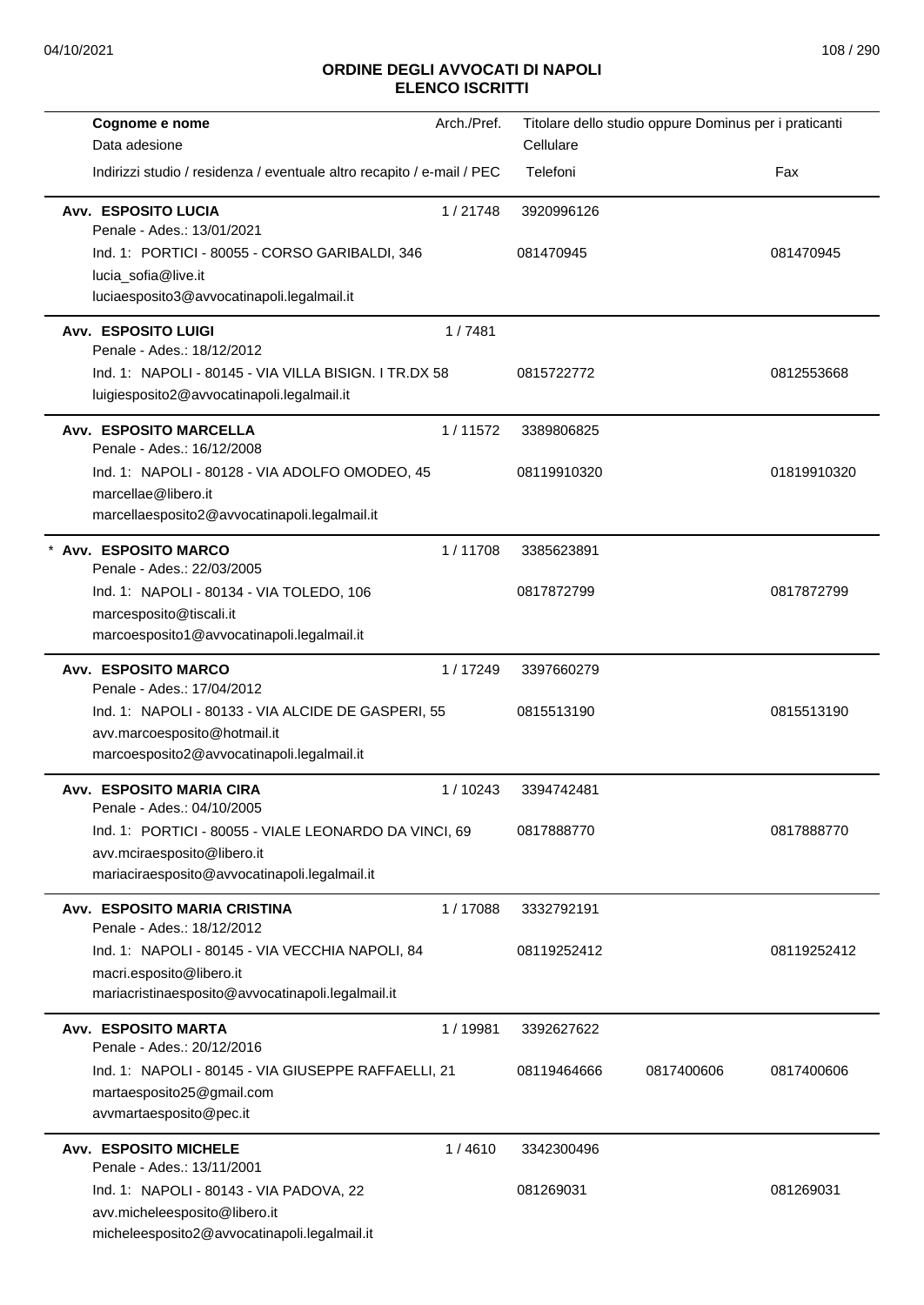## ORDINE DEGLI AVVOCATI DI NAPOLI
## ELENCO ISCRITTI

| Cognome e nome<br>Data adesione<br>Indirizzi studio / residenza / eventuale altro recapito / e-mail / PEC | Arch./Pref. | Titolare dello studio oppure Dominus per i praticanti<br>Cellulare<br>Telefoni | | Fax |
|---|---|---|---|---|
| **Avv. ESPOSITO LUCIA**<br>Penale - Ades.: 13/01/2021<br>Ind. 1: PORTICI - 80055 - CORSO GARIBALDI, 346<br>lucia_sofia@live.it<br>luciaesposito3@avvocatinapoli.legalmail.it | 1 / 21748 | 3920996126<br>081470945 | | 081470945 |
| **Avv. ESPOSITO LUIGI**<br>Penale - Ades.: 18/12/2012<br>Ind. 1: NAPOLI - 80145 - VIA VILLA BISIGN. I TR.DX 58<br>luigiesposito2@avvocatinapoli.legalmail.it | 1 / 7481 | 0815722772 | | 0812553668 |
| **Avv. ESPOSITO MARCELLA**<br>Penale - Ades.: 16/12/2008<br>Ind. 1: NAPOLI - 80128 - VIA ADOLFO OMODEO, 45<br>marcellae@libero.it<br>marcellaesposito2@avvocatinapoli.legalmail.it | 1 / 11572 | 3389806825<br>08119910320 | | 01819910320 |
| * **Avv. ESPOSITO MARCO**<br>Penale - Ades.: 22/03/2005<br>Ind. 1: NAPOLI - 80134 - VIA TOLEDO, 106<br>marcesposito@tiscali.it<br>marcoesposito1@avvocatinapoli.legalmail.it | 1 / 11708 | 3385623891<br>0817872799 | | 0817872799 |
| **Avv. ESPOSITO MARCO**<br>Penale - Ades.: 17/04/2012<br>Ind. 1: NAPOLI - 80133 - VIA ALCIDE DE GASPERI, 55<br>avv.marcoesposito@hotmail.it<br>marcoesposito2@avvocatinapoli.legalmail.it | 1 / 17249 | 3397660279<br>0815513190 | | 0815513190 |
| **Avv. ESPOSITO MARIA CIRA**<br>Penale - Ades.: 04/10/2005<br>Ind. 1: PORTICI - 80055 - VIALE LEONARDO DA VINCI, 69<br>avv.mciraesposito@libero.it<br>mariaciraesposito@avvocatinapoli.legalmail.it | 1 / 10243 | 3394742481<br>0817888770 | | 0817888770 |
| **Avv. ESPOSITO MARIA CRISTINA**<br>Penale - Ades.: 18/12/2012<br>Ind. 1: NAPOLI - 80145 - VIA VECCHIA NAPOLI, 84<br>macri.esposito@libero.it<br>mariacristinaesposito@avvocatinapoli.legalmail.it | 1 / 17088 | 3332792191<br>08119252412 | | 08119252412 |
| **Avv. ESPOSITO MARTA**<br>Penale - Ades.: 20/12/2016<br>Ind. 1: NAPOLI - 80145 - VIA GIUSEPPE RAFFAELLI, 21<br>martaesposito25@gmail.com<br>avvmartaesposito@pec.it | 1 / 19981 | 3392627622<br>08119464666 | 0817400606 | 0817400606 |
| **Avv. ESPOSITO MICHELE**<br>Penale - Ades.: 13/11/2001<br>Ind. 1: NAPOLI - 80143 - VIA PADOVA, 22<br>avv.micheleesposito@libero.it<br>micheleesposito2@avvocatinapoli.legalmail.it | 1 / 4610 | 3342300496<br>081269031 | | 081269031 |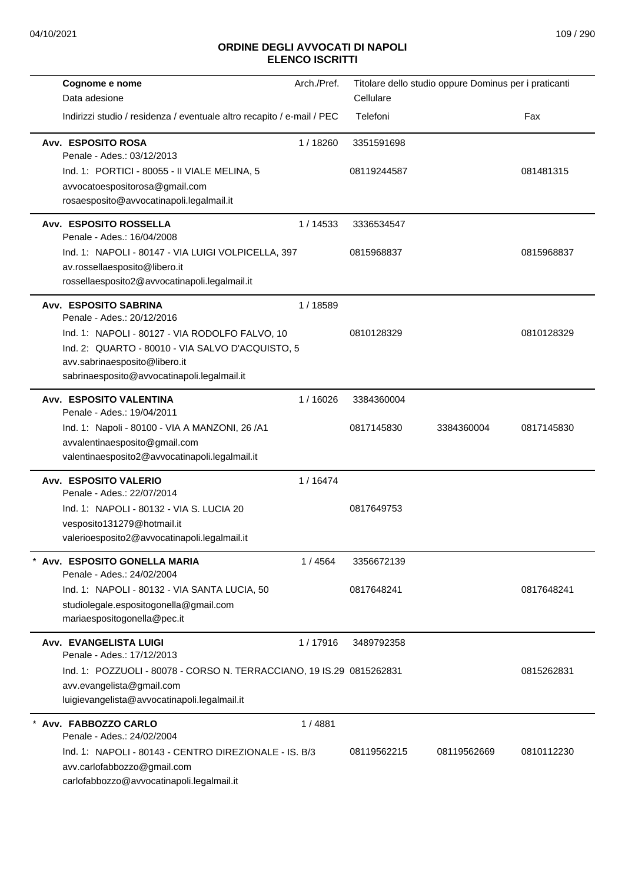# ORDINE DEGLI AVVOCATI DI NAPOLI
## ELENCO ISCRITTI

| Cognome e nome<br>Data adesione<br>Indirizzi studio / residenza / eventuale altro recapito / e-mail / PEC | Arch./Pref. | Titolare dello studio oppure Dominus per i praticanti<br>Cellulare<br>Telefoni | | Fax |
|---|---|---|---|---|
| **Avv. ESPOSITO ROSA**<br>Penale - Ades.: 03/12/2013<br>Ind. 1: PORTICI - 80055 - II VIALE MELINA, 5<br>avvocatoespositorosa@gmail.com<br>rosaesposito@avvocatinapoli.legalmail.it | 1 / 18260 | 3351591698<br>08119244587 | | 081481315 |
| **Avv. ESPOSITO ROSSELLA**<br>Penale - Ades.: 16/04/2008<br>Ind. 1: NAPOLI - 80147 - VIA LUIGI VOLPICELLA, 397<br>av.rossellaesposito@libero.it<br>rossellaesposito2@avvocatinapoli.legalmail.it | 1 / 14533 | 3336534547<br>0815968837 | | 0815968837 |
| **Avv. ESPOSITO SABRINA**<br>Penale - Ades.: 20/12/2016<br>Ind. 1: NAPOLI - 80127 - VIA RODOLFO FALVO, 10<br>Ind. 2: QUARTO - 80010 - VIA SALVO D'ACQUISTO, 5<br>avv.sabrinaesposito@libero.it<br>sabrinaesposito@avvocatinapoli.legalmail.it | 1 / 18589 | 0810128329 | | 0810128329 |
| **Avv. ESPOSITO VALENTINA**<br>Penale - Ades.: 19/04/2011<br>Ind. 1: Napoli - 80100 - VIA A MANZONI, 26 /A1<br>avvalentinaesposito@gmail.com<br>valentinaesposito2@avvocatinapoli.legalmail.it | 1 / 16026 | 3384360004<br>0817145830 | 3384360004 | 0817145830 |
| **Avv. ESPOSITO VALERIO**<br>Penale - Ades.: 22/07/2014<br>Ind. 1: NAPOLI - 80132 - VIA S. LUCIA 20<br>vesposito131279@hotmail.it<br>valerioesposito2@avvocatinapoli.legalmail.it | 1 / 16474 | 0817649753 | | |
| * **Avv. ESPOSITO GONELLA MARIA**<br>Penale - Ades.: 24/02/2004<br>Ind. 1: NAPOLI - 80132 - VIA SANTA LUCIA, 50<br>studiolegale.espositogonella@gmail.com<br>mariaespositogonella@pec.it | 1 / 4564 | 3356672139<br>0817648241 | | 0817648241 |
| **Avv. EVANGELISTA LUIGI**<br>Penale - Ades.: 17/12/2013<br>Ind. 1: POZZUOLI - 80078 - CORSO N. TERRACCIANO, 19 IS.29<br>avv.evangelista@gmail.com<br>luigievangelista@avvocatinapoli.legalmail.it | 1 / 17916 | 3489792358<br>0815262831 | | 0815262831 |
| * **Avv. FABBOZZO CARLO**<br>Penale - Ades.: 24/02/2004<br>Ind. 1: NAPOLI - 80143 - CENTRO DIREZIONALE - IS. B/3<br>avv.carlofabbozzo@gmail.com<br>carlofabbozzo@avvocatinapoli.legalmail.it | 1 / 4881 | 08119562215 | 08119562669 | 0810112230 |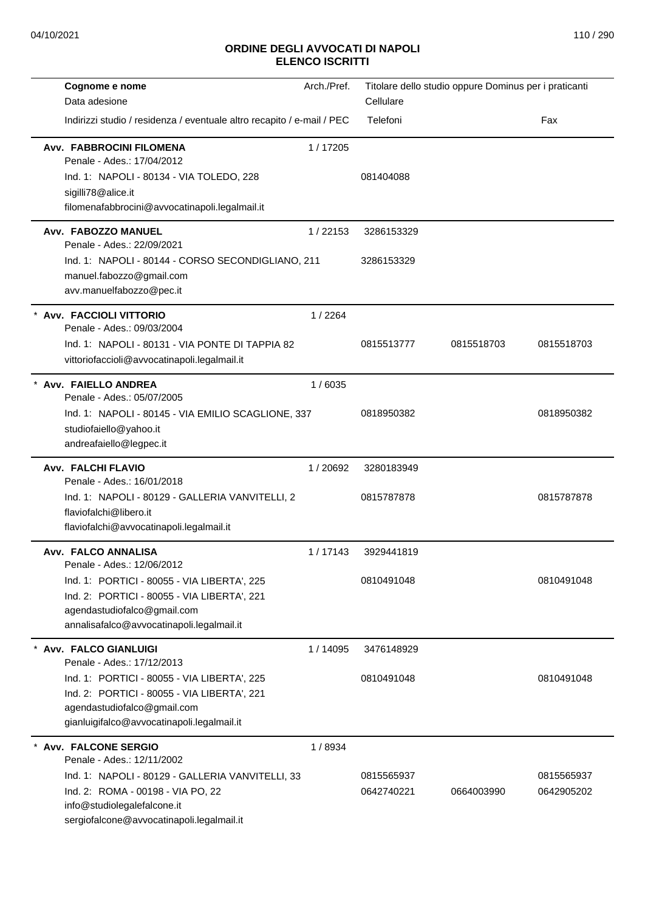# ORDINE DEGLI AVVOCATI DI NAPOLI
## ELENCO ISCRITTI

| Cognome e nome<br>Data adesione<br>Indirizzi studio / residenza / eventuale altro recapito / e-mail / PEC | Arch./Pref. | Titolare dello studio oppure Dominus per i praticanti<br>Cellulare<br>Telefoni | | Fax |
|---|---|---|---|---|
| **Avv. FABBROCINI FILOMENA**<br>Penale - Ades.: 17/04/2012<br>Ind. 1: NAPOLI - 80134 - VIA TOLEDO, 228<br>sigilli78@alice.it<br>filomenafabbrocini@avvocatinapoli.legalmail.it | 1 / 17205 | 081404088 | | |
| **Avv. FABOZZO MANUEL**<br>Penale - Ades.: 22/09/2021<br>Ind. 1: NAPOLI - 80144 - CORSO SECONDIGLIANO, 211<br>manuel.fabozzo@gmail.com<br>avv.manuelfabozzo@pec.it | 1 / 22153 | 3286153329<br>3286153329 | | |
| * **Avv. FACCIOLI VITTORIO**<br>Penale - Ades.: 09/03/2004<br>Ind. 1: NAPOLI - 80131 - VIA PONTE DI TAPPIA 82<br>vittoriofaccioli@avvocatinapoli.legalmail.it | 1 / 2264 | 0815513777 | 0815518703 | 0815518703 |
| * **Avv. FAIELLO ANDREA**<br>Penale - Ades.: 05/07/2005<br>Ind. 1: NAPOLI - 80145 - VIA EMILIO SCAGLIONE, 337<br>studiofaiello@yahoo.it<br>andreafaiello@legpec.it | 1 / 6035 | 0818950382 | | 0818950382 |
| **Avv. FALCHI FLAVIO**<br>Penale - Ades.: 16/01/2018<br>Ind. 1: NAPOLI - 80129 - GALLERIA VANVITELLI, 2<br>flaviofalchi@libero.it<br>flaviofalchi@avvocatinapoli.legalmail.it | 1 / 20692 | 3280183949<br>0815787878 | | 0815787878 |
| **Avv. FALCO ANNALISA**<br>Penale - Ades.: 12/06/2012<br>Ind. 1: PORTICI - 80055 - VIA LIBERTA', 225<br>Ind. 2: PORTICI - 80055 - VIA LIBERTA', 221<br>agendastudiofalco@gmail.com<br>annalisafalco@avvocatinapoli.legalmail.it | 1 / 17143 | 3929441819<br>0810491048 | | 0810491048 |
| * **Avv. FALCO GIANLUIGI**<br>Penale - Ades.: 17/12/2013<br>Ind. 1: PORTICI - 80055 - VIA LIBERTA', 225<br>Ind. 2: PORTICI - 80055 - VIA LIBERTA', 221<br>agendastudiofalco@gmail.com<br>gianluigifalco@avvocatinapoli.legalmail.it | 1 / 14095 | 3476148929<br>0810491048 | | 0810491048 |
| * **Avv. FALCONE SERGIO**<br>Penale - Ades.: 12/11/2002<br>Ind. 1: NAPOLI - 80129 - GALLERIA VANVITELLI, 33<br>Ind. 2: ROMA - 00198 - VIA PO, 22<br>info@studiolegalefalcone.it<br>sergiofalcone@avvocatinapoli.legalmail.it | 1 / 8934 | 0815565937<br>0642740221 | <br>0664003990 | 0815565937<br>0642905202 |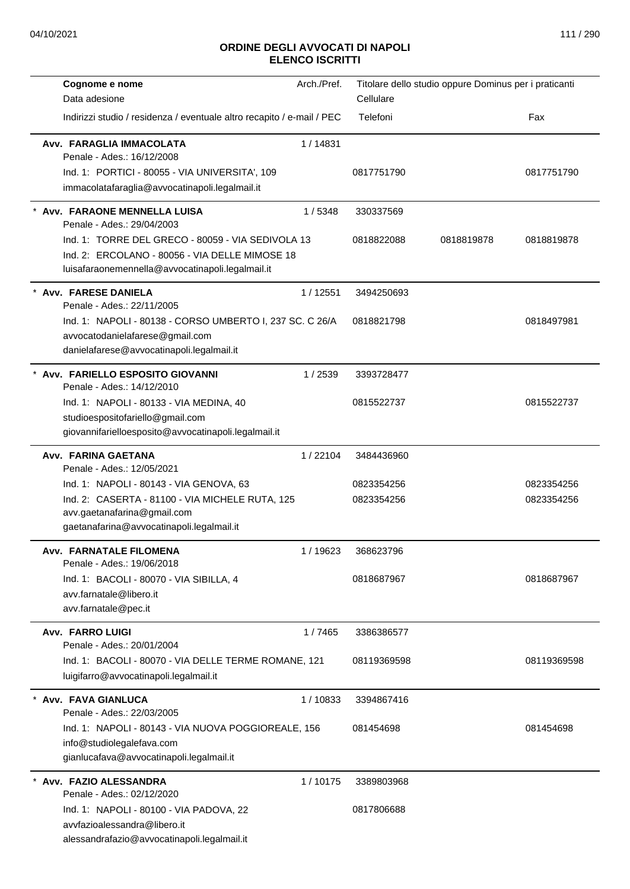## ORDINE DEGLI AVVOCATI DI NAPOLI
## ELENCO ISCRITTI

| Cognome e nome<br>Data adesione<br>Indirizzi studio / residenza / eventuale altro recapito / e-mail / PEC | Arch./Pref. | Titolare dello studio oppure Dominus per i praticanti<br>Cellulare<br>Telefoni | | Fax |
|---|---|---|---|---|
| **Avv. FARAGLIA IMMACOLATA**<br>Penale - Ades.: 16/12/2008 | 1 / 14831 | | | |
| Ind. 1: PORTICI - 80055 - VIA UNIVERSITA', 109 | | 0817751790 | | 0817751790 |
| immacolatafaraglia@avvocatinapoli.legalmail.it | | | | |
| * **Avv. FARAONE MENNELLA LUISA**<br>Penale - Ades.: 29/04/2003 | 1 / 5348 | 330337569 | | |
| Ind. 1: TORRE DEL GRECO - 80059 - VIA SEDIVOLA 13 | | 0818822088 | 0818819878 | 0818819878 |
| Ind. 2: ERCOLANO - 80056 - VIA DELLE MIMOSE 18 | | | | |
| luisafaraonemennella@avvocatinapoli.legalmail.it | | | | |
| * **Avv. FARESE DANIELA**<br>Penale - Ades.: 22/11/2005 | 1 / 12551 | 3494250693 | | |
| Ind. 1: NAPOLI - 80138 - CORSO UMBERTO I, 237 SC. C 26/A | | 0818821798 | | 0818497981 |
| avvocatodanielafarese@gmail.com | | | | |
| danielafarese@avvocatinapoli.legalmail.it | | | | |
| * **Avv. FARIELLO ESPOSITO GIOVANNI**<br>Penale - Ades.: 14/12/2010 | 1 / 2539 | 3393728477 | | |
| Ind. 1: NAPOLI - 80133 - VIA MEDINA, 40 | | 0815522737 | | 0815522737 |
| studioespositofariello@gmail.com | | | | |
| giovannifarielloesposito@avvocatinapoli.legalmail.it | | | | |
| **Avv. FARINA GAETANA**<br>Penale - Ades.: 12/05/2021 | 1 / 22104 | 3484436960 | | |
| Ind. 1: NAPOLI - 80143 - VIA GENOVA, 63 | | 0823354256 | | 0823354256 |
| Ind. 2: CASERTA - 81100 - VIA MICHELE RUTA, 125 | | 0823354256 | | 0823354256 |
| avv.gaetanafarina@gmail.com | | | | |
| gaetanafarina@avvocatinapoli.legalmail.it | | | | |
| **Avv. FARNATALE FILOMENA**<br>Penale - Ades.: 19/06/2018 | 1 / 19623 | 368623796 | | |
| Ind. 1: BACOLI - 80070 - VIA SIBILLA, 4 | | 0818687967 | | 0818687967 |
| avv.farnatale@libero.it | | | | |
| avv.farnatale@pec.it | | | | |
| **Avv. FARRO LUIGI**<br>Penale - Ades.: 20/01/2004 | 1 / 7465 | 3386386577 | | |
| Ind. 1: BACOLI - 80070 - VIA DELLE TERME ROMANE, 121 | | 08119369598 | | 08119369598 |
| luigifarro@avvocatinapoli.legalmail.it | | | | |
| * **Avv. FAVA GIANLUCA**<br>Penale - Ades.: 22/03/2005 | 1 / 10833 | 3394867416 | | |
| Ind. 1: NAPOLI - 80143 - VIA NUOVA POGGIOREALE, 156 | | 081454698 | | 081454698 |
| info@studiolegalefava.com | | | | |
| gianlucafava@avvocatinapoli.legalmail.it | | | | |
| * **Avv. FAZIO ALESSANDRA**<br>Penale - Ades.: 02/12/2020 | 1 / 10175 | 3389803968 | | |
| Ind. 1: NAPOLI - 80100 - VIA PADOVA, 22 | | 0817806688 | | |
| avvfazioalessandra@libero.it | | | | |
| alessandrafazio@avvocatinapoli.legalmail.it | | | | |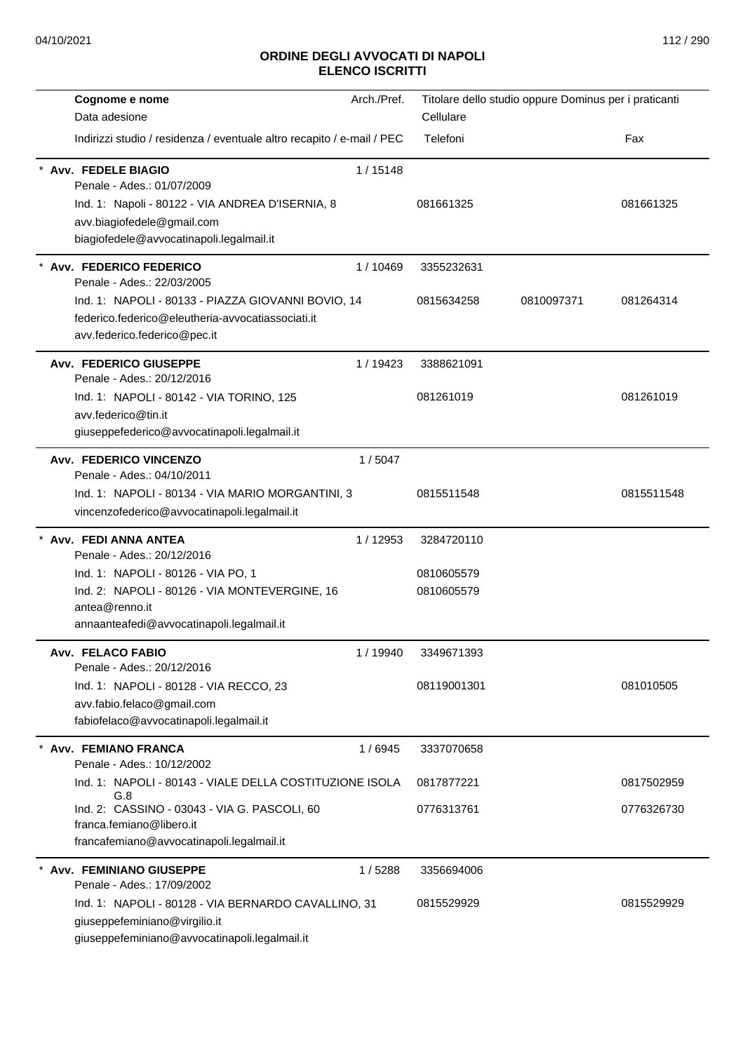## ORDINE DEGLI AVVOCATI DI NAPOLI
## ELENCO ISCRITTI

| Cognome e nome<br>Data adesione<br>Indirizzi studio / residenza / eventuale altro recapito / e-mail / PEC | Arch./Pref. | Titolare dello studio oppure Dominus per i praticanti<br>Cellulare<br>Telefoni | | Fax |
|---|---|---|---|---|
| * **Avv. FEDELE BIAGIO**<br>Penale - Ades.: 01/07/2009 | 1 / 15148 | | | |
| Ind. 1: Napoli - 80122 - VIA ANDREA D'ISERNIA, 8<br>avv.biagiofedele@gmail.com<br>biagiofedele@avvocatinapoli.legalmail.it | | 081661325 | | 081661325 |
| * **Avv. FEDERICO FEDERICO**<br>Penale - Ades.: 22/03/2005 | 1 / 10469 | 3355232631 | | |
| Ind. 1: NAPOLI - 80133 - PIAZZA GIOVANNI BOVIO, 14<br>federico.federico@eleutheria-avvocatiassociati.it<br>avv.federico.federico@pec.it | | 0815634258 | 0810097371 | 081264314 |
| **Avv. FEDERICO GIUSEPPE**<br>Penale - Ades.: 20/12/2016 | 1 / 19423 | 3388621091 | | |
| Ind. 1: NAPOLI - 80142 - VIA TORINO, 125<br>avv.federico@tin.it<br>giuseppefederico@avvocatinapoli.legalmail.it | | 081261019 | | 081261019 |
| **Avv. FEDERICO VINCENZO**<br>Penale - Ades.: 04/10/2011 | 1 / 5047 | | | |
| Ind. 1: NAPOLI - 80134 - VIA MARIO MORGANTINI, 3<br>vincenzofederico@avvocatinapoli.legalmail.it | | 0815511548 | | 0815511548 |
| * **Avv. FEDI ANNA ANTEA**<br>Penale - Ades.: 20/12/2016 | 1 / 12953 | 3284720110 | | |
| Ind. 1: NAPOLI - 80126 - VIA PO, 1 | | 0810605579 | | |
| Ind. 2: NAPOLI - 80126 - VIA MONTEVERGINE, 16<br>antea@renno.it<br>annaanteafedi@avvocatinapoli.legalmail.it | | 0810605579 | | |
| **Avv. FELACO FABIO**<br>Penale - Ades.: 20/12/2016 | 1 / 19940 | 3349671393 | | |
| Ind. 1: NAPOLI - 80128 - VIA RECCO, 23<br>avv.fabio.felaco@gmail.com<br>fabiofelaco@avvocatinapoli.legalmail.it | | 08119001301 | | 081010505 |
| * **Avv. FEMIANO FRANCA**<br>Penale - Ades.: 10/12/2002 | 1 / 6945 | 3337070658 | | |
| Ind. 1: NAPOLI - 80143 - VIALE DELLA COSTITUZIONE ISOLA G.8 | | 0817877221 | | 0817502959 |
| Ind. 2: CASSINO - 03043 - VIA G. PASCOLI, 60<br>franca.femiano@libero.it<br>francafemiano@avvocatinapoli.legalmail.it | | 0776313761 | | 0776326730 |
| * **Avv. FEMINIANO GIUSEPPE**<br>Penale - Ades.: 17/09/2002 | 1 / 5288 | 3356694006 | | |
| Ind. 1: NAPOLI - 80128 - VIA BERNARDO CAVALLINO, 31<br>giuseppefeminiano@virgilio.it<br>giuseppefeminiano@avvocatinapoli.legalmail.it | | 0815529929 | | 0815529929 |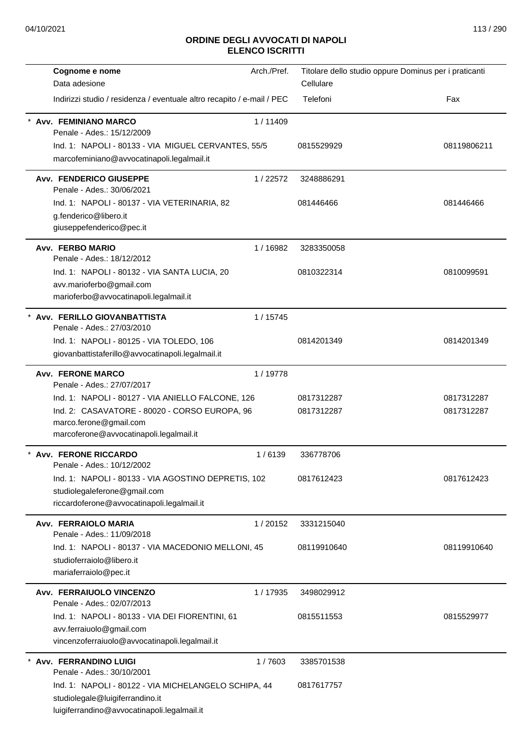# ORDINE DEGLI AVVOCATI DI NAPOLI
## ELENCO ISCRITTI

| Cognome e nome<br>Data adesione<br>Indirizzi studio / residenza / eventuale altro recapito / e-mail / PEC | Arch./Pref. | Titolare dello studio oppure Dominus per i praticanti<br>Cellulare<br>Telefoni | Fax |
|---|---|---|---|
| * **Avv. FEMINIANO MARCO**<br>Penale - Ades.: 15/12/2009<br>Ind. 1: NAPOLI - 80133 - VIA MIGUEL CERVANTES, 55/5<br>marcofeminiano@avvocatinapoli.legalmail.it | 1 / 11409 | <br><br>0815529929 | <br><br>08119806211 |
| **Avv. FENDERICO GIUSEPPE**<br>Penale - Ades.: 30/06/2021<br>Ind. 1: NAPOLI - 80137 - VIA VETERINARIA, 82<br>g.fenderico@libero.it<br>giuseppefenderico@pec.it | 1 / 22572 | 3248886291<br><br>081446466 | <br><br>081446466 |
| **Avv. FERBO MARIO**<br>Penale - Ades.: 18/12/2012<br>Ind. 1: NAPOLI - 80132 - VIA SANTA LUCIA, 20<br>avv.marioferbo@gmail.com<br>marioferbo@avvocatinapoli.legalmail.it | 1 / 16982 | 3283350058<br><br>0810322314 | <br><br>0810099591 |
| * **Avv. FERILLO GIOVANBATTISTA**<br>Penale - Ades.: 27/03/2010<br>Ind. 1: NAPOLI - 80125 - VIA TOLEDO, 106<br>giovanbattistaferillo@avvocatinapoli.legalmail.it | 1 / 15745 | <br><br>0814201349 | <br><br>0814201349 |
| **Avv. FERONE MARCO**<br>Penale - Ades.: 27/07/2017<br>Ind. 1: NAPOLI - 80127 - VIA ANIELLO FALCONE, 126<br>Ind. 2: CASAVATORE - 80020 - CORSO EUROPA, 96<br>marco.ferone@gmail.com<br>marcoferone@avvocatinapoli.legalmail.it | 1 / 19778 | <br><br>0817312287<br>0817312287 | <br><br>0817312287<br>0817312287 |
| * **Avv. FERONE RICCARDO**<br>Penale - Ades.: 10/12/2002<br>Ind. 1: NAPOLI - 80133 - VIA AGOSTINO DEPRETIS, 102<br>studiolegaleferone@gmail.com<br>riccardoferone@avvocatinapoli.legalmail.it | 1 / 6139 | 336778706<br><br>0817612423 | <br><br>0817612423 |
| **Avv. FERRAIOLO MARIA**<br>Penale - Ades.: 11/09/2018<br>Ind. 1: NAPOLI - 80137 - VIA MACEDONIO MELLONI, 45<br>studioferraiolo@libero.it<br>mariaferraiolo@pec.it | 1 / 20152 | 3331215040<br><br>08119910640 | <br><br>08119910640 |
| **Avv. FERRAIUOLO VINCENZO**<br>Penale - Ades.: 02/07/2013<br>Ind. 1: NAPOLI - 80133 - VIA DEI FIORENTINI, 61<br>avv.ferraiuolo@gmail.com<br>vincenzoferraiuolo@avvocatinapoli.legalmail.it | 1 / 17935 | 3498029912<br><br>0815511553 | <br><br>0815529977 |
| * **Avv. FERRANDINO LUIGI**<br>Penale - Ades.: 30/10/2001<br>Ind. 1: NAPOLI - 80122 - VIA MICHELANGELO SCHIPA, 44<br>studiolegale@luigiferrandino.it<br>luigiferrandino@avvocatinapoli.legalmail.it | 1 / 7603 | 3385701538<br><br>0817617757 | |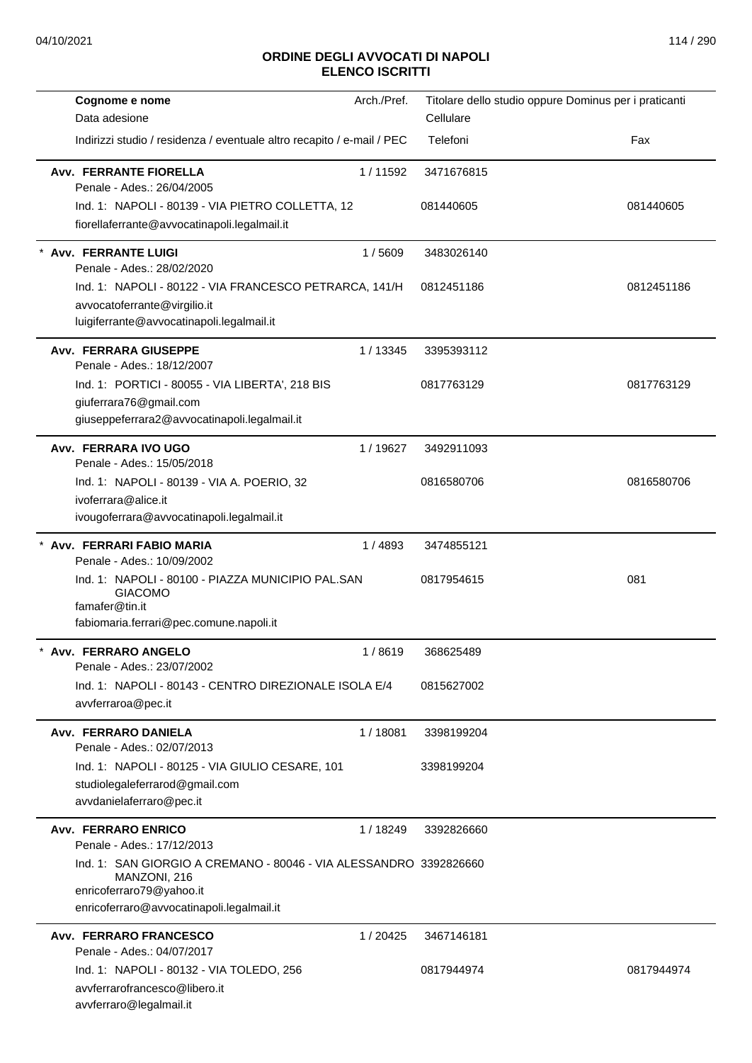## ORDINE DEGLI AVVOCATI DI NAPOLI
## ELENCO ISCRITTI

| Cognome e nome<br>Data adesione<br>Indirizzi studio / residenza / eventuale altro recapito / e-mail / PEC | Arch./Pref. | Titolare dello studio oppure Dominus per i praticanti<br>Cellulare<br>Telefoni | Fax |
|---|---|---|---|
| **Avv. FERRANTE FIORELLA**<br>Penale - Ades.: 26/04/2005<br>Ind. 1: NAPOLI - 80139 - VIA PIETRO COLLETTA, 12<br>fiorellaferrante@avvocatinapoli.legalmail.it | 1 / 11592 | 3471676815<br>081440605 | 081440605 |
| * **Avv. FERRANTE LUIGI**<br>Penale - Ades.: 28/02/2020<br>Ind. 1: NAPOLI - 80122 - VIA FRANCESCO PETRARCA, 141/H<br>avvocatoferrante@virgilio.it<br>luigiferrante@avvocatinapoli.legalmail.it | 1 / 5609 | 3483026140<br>0812451186 | 0812451186 |
| **Avv. FERRARA GIUSEPPE**<br>Penale - Ades.: 18/12/2007<br>Ind. 1: PORTICI - 80055 - VIA LIBERTA', 218 BIS<br>giuferrara76@gmail.com<br>giuseppeferrara2@avvocatinapoli.legalmail.it | 1 / 13345 | 3395393112<br>0817763129 | 0817763129 |
| **Avv. FERRARA IVO UGO**<br>Penale - Ades.: 15/05/2018<br>Ind. 1: NAPOLI - 80139 - VIA A. POERIO, 32<br>ivoferrara@alice.it<br>ivougoferrara@avvocatinapoli.legalmail.it | 1 / 19627 | 3492911093<br>0816580706 | 0816580706 |
| * **Avv. FERRARI FABIO MARIA**<br>Penale - Ades.: 10/09/2002<br>Ind. 1: NAPOLI - 80100 - PIAZZA MUNICIPIO PAL.SAN GIACOMO<br>famafer@tin.it<br>fabiomaria.ferrari@pec.comune.napoli.it | 1 / 4893 | 3474855121<br>0817954615 | 081 |
| * **Avv. FERRARO ANGELO**<br>Penale - Ades.: 23/07/2002<br>Ind. 1: NAPOLI - 80143 - CENTRO DIREZIONALE ISOLA E/4<br>avvferraroa@pec.it | 1 / 8619 | 368625489<br>0815627002 | |
| **Avv. FERRARO DANIELA**<br>Penale - Ades.: 02/07/2013<br>Ind. 1: NAPOLI - 80125 - VIA GIULIO CESARE, 101<br>studiolegaleferrarod@gmail.com<br>avvdanielaferraro@pec.it | 1 / 18081 | 3398199204<br>3398199204 | |
| **Avv. FERRARO ENRICO**<br>Penale - Ades.: 17/12/2013<br>Ind. 1: SAN GIORGIO A CREMANO - 80046 - VIA ALESSANDRO MANZONI, 216<br>enricoferraro79@yahoo.it<br>enricoferraro@avvocatinapoli.legalmail.it | 1 / 18249 | 3392826660<br>3392826660 | |
| **Avv. FERRARO FRANCESCO**<br>Penale - Ades.: 04/07/2017<br>Ind. 1: NAPOLI - 80132 - VIA TOLEDO, 256<br>avvferrarofrancesco@libero.it<br>avvferraro@legalmail.it | 1 / 20425 | 3467146181<br>0817944974 | 0817944974 |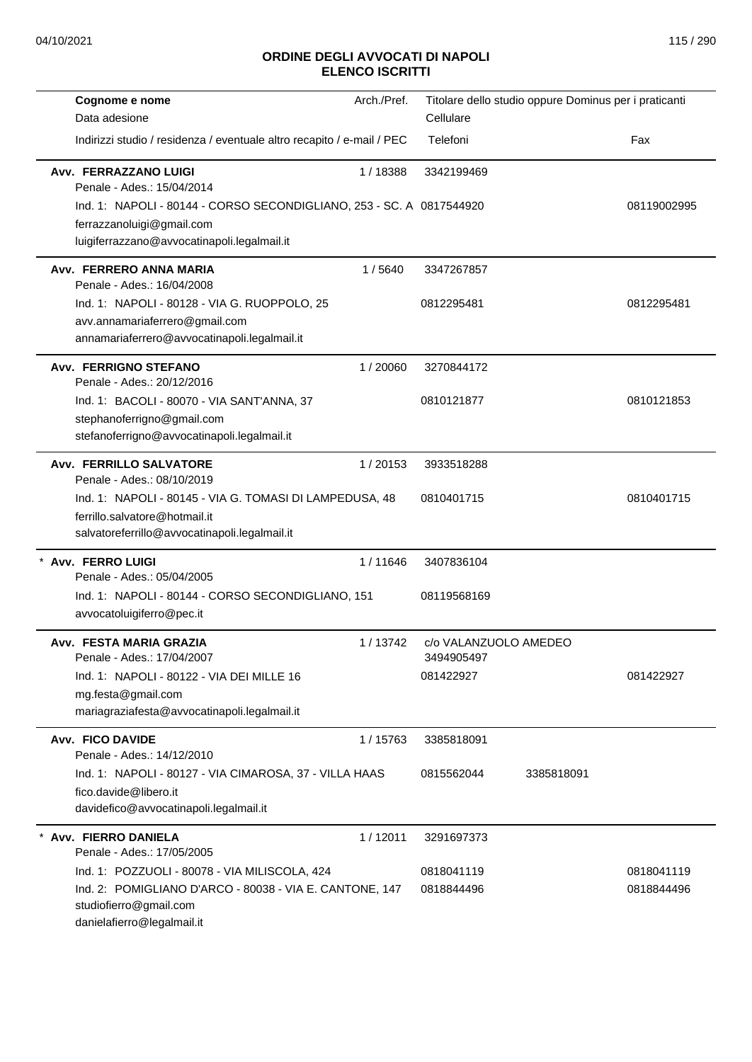## ORDINE DEGLI AVVOCATI DI NAPOLI
## ELENCO ISCRITTI

| Cognome e nome<br>Data adesione<br>Indirizzi studio / residenza / eventuale altro recapito / e-mail / PEC | Arch./Pref. | Titolare dello studio oppure Dominus per i praticanti<br>Cellulare<br>Telefoni | | Fax |
|---|---|---|---|---|
| **Avv. FERRAZZANO LUIGI**<br>Penale - Ades.: 15/04/2014 | 1 / 18388 | 3342199469 | | |
| Ind. 1: NAPOLI - 80144 - CORSO SECONDIGLIANO, 253 - SC. A | | 0817544920 | | 08119002995 |
| ferrazzanoluigi@gmail.com<br>luigiferrazzano@avvocatinapoli.legalmail.it | | | | |
| **Avv. FERRERO ANNA MARIA**<br>Penale - Ades.: 16/04/2008 | 1 / 5640 | 3347267857 | | |
| Ind. 1: NAPOLI - 80128 - VIA G. RUOPPOLO, 25 | | 0812295481 | | 0812295481 |
| avv.annamariaferrero@gmail.com<br>annamariaferrero@avvocatinapoli.legalmail.it | | | | |
| **Avv. FERRIGNO STEFANO**<br>Penale - Ades.: 20/12/2016 | 1 / 20060 | 3270844172 | | |
| Ind. 1: BACOLI - 80070 - VIA SANT'ANNA, 37 | | 0810121877 | | 0810121853 |
| stephanoferrigno@gmail.com<br>stefanoferrigno@avvocatinapoli.legalmail.it | | | | |
| **Avv. FERRILLO SALVATORE**<br>Penale - Ades.: 08/10/2019 | 1 / 20153 | 3933518288 | | |
| Ind. 1: NAPOLI - 80145 - VIA G. TOMASI DI LAMPEDUSA, 48 | | 0810401715 | | 0810401715 |
| ferrillo.salvatore@hotmail.it<br>salvatoreferrillo@avvocatinapoli.legalmail.it | | | | |
| * **Avv. FERRO LUIGI**<br>Penale - Ades.: 05/04/2005 | 1 / 11646 | 3407836104 | | |
| Ind. 1: NAPOLI - 80144 - CORSO SECONDIGLIANO, 151 | | 08119568169 | | |
| avvocatoluigiferro@pec.it | | | | |
| **Avv. FESTA MARIA GRAZIA**<br>Penale - Ades.: 17/04/2007 | 1 / 13742 | c/o VALANZUOLO AMEDEO<br>3494905497 | | |
| Ind. 1: NAPOLI - 80122 - VIA DEI MILLE 16 | | 081422927 | | 081422927 |
| mg.festa@gmail.com<br>mariagraziafesta@avvocatinapoli.legalmail.it | | | | |
| **Avv. FICO DAVIDE**<br>Penale - Ades.: 14/12/2010 | 1 / 15763 | 3385818091 | | |
| Ind. 1: NAPOLI - 80127 - VIA CIMAROSA, 37 - VILLA HAAS | | 0815562044 | 3385818091 | |
| fico.davide@libero.it<br>davidefico@avvocatinapoli.legalmail.it | | | | |
| * **Avv. FIERRO DANIELA**<br>Penale - Ades.: 17/05/2005 | 1 / 12011 | 3291697373 | | |
| Ind. 1: POZZUOLI - 80078 - VIA MILISCOLA, 424 | | 0818041119 | | 0818041119 |
| Ind. 2: POMIGLIANO D'ARCO - 80038 - VIA E. CANTONE, 147 | | 0818844496 | | 0818844496 |
| studiofierro@gmail.com<br>danielafierro@legalmail.it | | | | |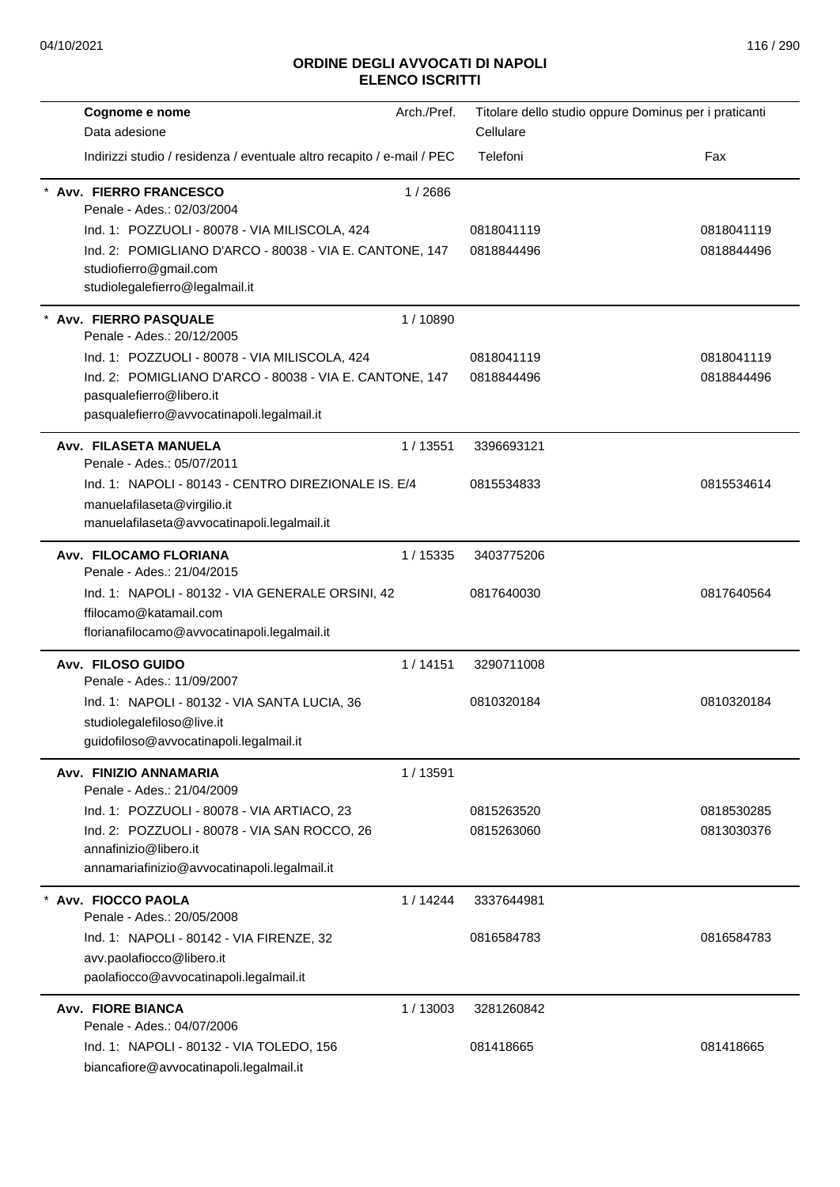# ORDINE DEGLI AVVOCATI DI NAPOLI
## ELENCO ISCRITTI

| Cognome e nome<br>Data adesione<br>Indirizzi studio / residenza / eventuale altro recapito / e-mail / PEC | Arch./Pref. | Titolare dello studio oppure Dominus per i praticanti<br>Cellulare<br>Telefoni | Fax |
|---|---|---|---|
| * **Avv. FIERRO FRANCESCO**<br>Penale - Ades.: 02/03/2004 | 1 / 2686 | | |
| Ind. 1: POZZUOLI - 80078 - VIA MILISCOLA, 424 | | 0818041119 | 0818041119 |
| Ind. 2: POMIGLIANO D'ARCO - 80038 - VIA E. CANTONE, 147<br>studiofierro@gmail.com<br>studiolegalefierro@legalmail.it | | 0818844496 | 0818844496 |
| * **Avv. FIERRO PASQUALE**<br>Penale - Ades.: 20/12/2005 | 1 / 10890 | | |
| Ind. 1: POZZUOLI - 80078 - VIA MILISCOLA, 424 | | 0818041119 | 0818041119 |
| Ind. 2: POMIGLIANO D'ARCO - 80038 - VIA E. CANTONE, 147<br>pasqualefierro@libero.it<br>pasqualefierro@avvocatinapoli.legalmail.it | | 0818844496 | 0818844496 |
| **Avv. FILASETA MANUELA**<br>Penale - Ades.: 05/07/2011 | 1 / 13551 | 3396693121 | |
| Ind. 1: NAPOLI - 80143 - CENTRO DIREZIONALE IS. E/4<br>manuelafilaseta@virgilio.it<br>manuelafilaseta@avvocatinapoli.legalmail.it | | 0815534833 | 0815534614 |
| **Avv. FILOCAMO FLORIANA**<br>Penale - Ades.: 21/04/2015 | 1 / 15335 | 3403775206 | |
| Ind. 1: NAPOLI - 80132 - VIA GENERALE ORSINI, 42<br>ffilocamo@katamail.com<br>florianafilocamo@avvocatinapoli.legalmail.it | | 0817640030 | 0817640564 |
| **Avv. FILOSO GUIDO**<br>Penale - Ades.: 11/09/2007 | 1 / 14151 | 3290711008 | |
| Ind. 1: NAPOLI - 80132 - VIA SANTA LUCIA, 36<br>studiolegalefiloso@live.it<br>guidofiloso@avvocatinapoli.legalmail.it | | 0810320184 | 0810320184 |
| **Avv. FINIZIO ANNAMARIA**<br>Penale - Ades.: 21/04/2009 | 1 / 13591 | | |
| Ind. 1: POZZUOLI - 80078 - VIA ARTIACO, 23 | | 0815263520 | 0818530285 |
| Ind. 2: POZZUOLI - 80078 - VIA SAN ROCCO, 26<br>annafinizio@libero.it<br>annamariafinizio@avvocatinapoli.legalmail.it | | 0815263060 | 0813030376 |
| * **Avv. FIOCCO PAOLA**<br>Penale - Ades.: 20/05/2008 | 1 / 14244 | 3337644981 | |
| Ind. 1: NAPOLI - 80142 - VIA FIRENZE, 32<br>avv.paolafiocco@libero.it<br>paolafiocco@avvocatinapoli.legalmail.it | | 0816584783 | 0816584783 |
| **Avv. FIORE BIANCA**<br>Penale - Ades.: 04/07/2006 | 1 / 13003 | 3281260842 | |
| Ind. 1: NAPOLI - 80132 - VIA TOLEDO, 156<br>biancafiore@avvocatinapoli.legalmail.it | | 081418665 | 081418665 |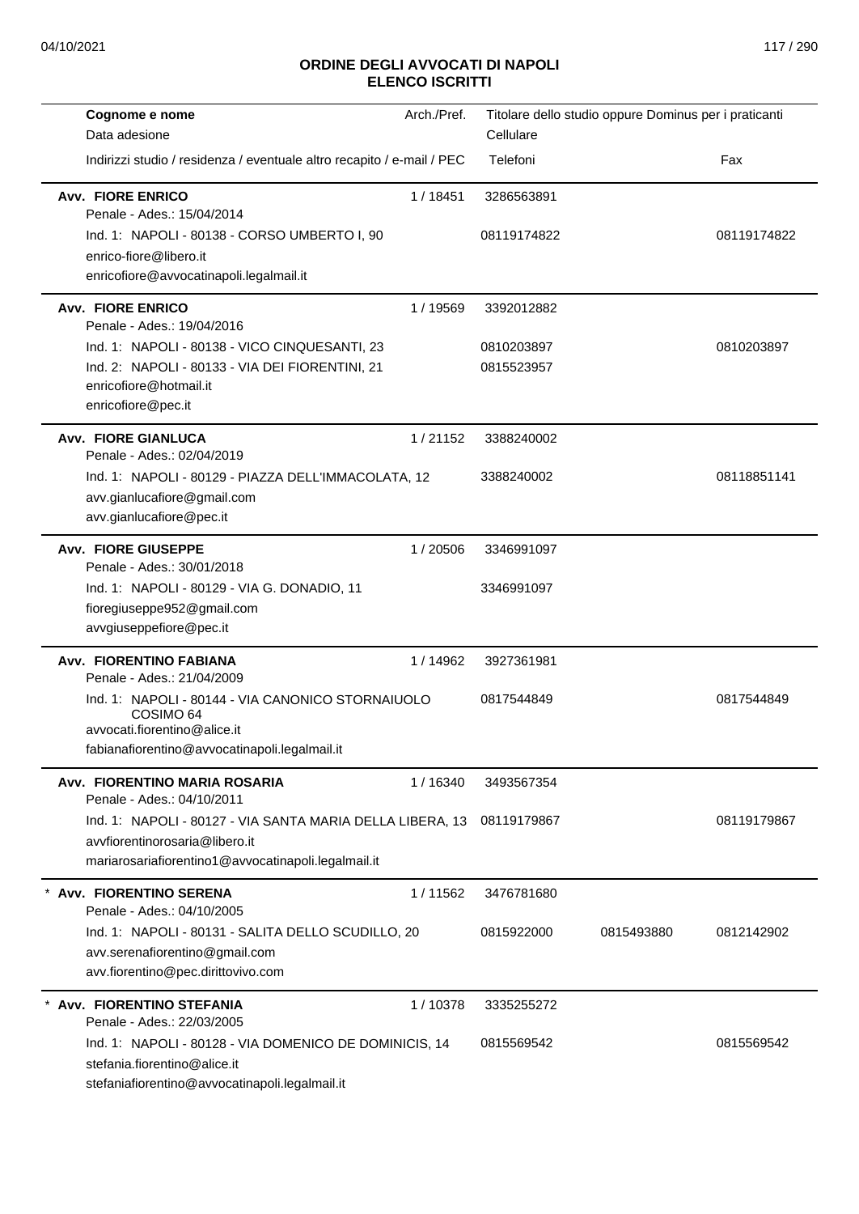**ORDINE DEGLI AVVOCATI DI NAPOLI**
**ELENCO ISCRITTI**

| Cognome e nome / Data adesione / Indirizzi studio / residenza / eventuale altro recapito / e-mail / PEC | Arch./Pref. | Titolare dello studio oppure Dominus per i praticanti / Cellulare / Telefoni | | Fax |
|---|---|---|---|---|
| **Avv. FIORE ENRICO** | 1 / 18451 | 3286563891 | | |
| Penale - Ades.: 15/04/2014 | | | | |
| Ind. 1: NAPOLI - 80138 - CORSO UMBERTO I, 90 | | 08119174822 | | 08119174822 |
| enrico-fiore@libero.it | | | | |
| enricofiore@avvocatinapoli.legalmail.it | | | | |
| **Avv. FIORE ENRICO** | 1 / 19569 | 3392012882 | | |
| Penale - Ades.: 19/04/2016 | | | | |
| Ind. 1: NAPOLI - 80138 - VICO CINQUESANTI, 23 | | 0810203897 | | 0810203897 |
| Ind. 2: NAPOLI - 80133 - VIA DEI FIORENTINI, 21 | | 0815523957 | | |
| enricofiore@hotmail.it | | | | |
| enricofiore@pec.it | | | | |
| **Avv. FIORE GIANLUCA** | 1 / 21152 | 3388240002 | | |
| Penale - Ades.: 02/04/2019 | | | | |
| Ind. 1: NAPOLI - 80129 - PIAZZA DELL'IMMACOLATA, 12 | | 3388240002 | | 08118851141 |
| avv.gianlucafiore@gmail.com | | | | |
| avv.gianlucafiore@pec.it | | | | |
| **Avv. FIORE GIUSEPPE** | 1 / 20506 | 3346991097 | | |
| Penale - Ades.: 30/01/2018 | | | | |
| Ind. 1: NAPOLI - 80129 - VIA G. DONADIO, 11 | | 3346991097 | | |
| fioregiuseppe952@gmail.com | | | | |
| avvgiuseppefiore@pec.it | | | | |
| **Avv. FIORENTINO FABIANA** | 1 / 14962 | 3927361981 | | |
| Penale - Ades.: 21/04/2009 | | | | |
| Ind. 1: NAPOLI - 80144 - VIA CANONICO STORNAIUOLO COSIMO 64 | | 0817544849 | | 0817544849 |
| avvocati.fiorentino@alice.it | | | | |
| fabianafiorentino@avvocatinapoli.legalmail.it | | | | |
| **Avv. FIORENTINO MARIA ROSARIA** | 1 / 16340 | 3493567354 | | |
| Penale - Ades.: 04/10/2011 | | | | |
| Ind. 1: NAPOLI - 80127 - VIA SANTA MARIA DELLA LIBERA, 13 | | 08119179867 | | 08119179867 |
| avvfiorentinorosaria@libero.it | | | | |
| mariarosariafiorentino1@avvocatinapoli.legalmail.it | | | | |
| * **Avv. FIORENTINO SERENA** | 1 / 11562 | 3476781680 | | |
| Penale - Ades.: 04/10/2005 | | | | |
| Ind. 1: NAPOLI - 80131 - SALITA DELLO SCUDILLO, 20 | | 0815922000 | 0815493880 | 0812142902 |
| avv.serenafiorentino@gmail.com | | | | |
| avv.fiorentino@pec.dirittovivo.com | | | | |
| * **Avv. FIORENTINO STEFANIA** | 1 / 10378 | 3335255272 | | |
| Penale - Ades.: 22/03/2005 | | | | |
| Ind. 1: NAPOLI - 80128 - VIA DOMENICO DE DOMINICIS, 14 | | 0815569542 | | 0815569542 |
| stefania.fiorentino@alice.it | | | | |
| stefaniafiorentino@avvocatinapoli.legalmail.it | | | | |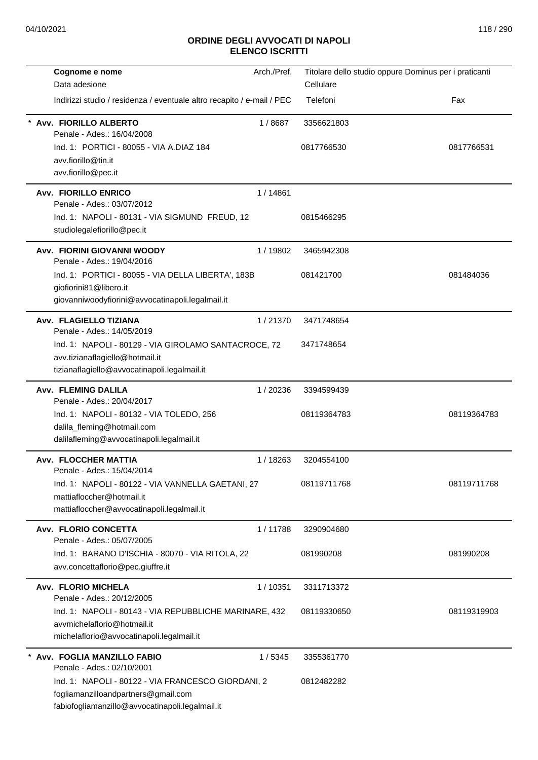## ORDINE DEGLI AVVOCATI DI NAPOLI
## ELENCO ISCRITTI

| Cognome e nome<br>Data adesione<br>Indirizzi studio / residenza / eventuale altro recapito / e-mail / PEC | Arch./Pref. | Titolare dello studio oppure Dominus per i praticanti<br>Cellulare<br>Telefoni | Fax |
|---|---|---|---|
| * **Avv. FIORILLO ALBERTO**<br>Penale - Ades.: 16/04/2008<br>Ind. 1: PORTICI - 80055 - VIA A.DIAZ 184<br>avv.fiorillo@tin.it<br>avv.fiorillo@pec.it | 1 / 8687 | 3356621803<br>0817766530 | 0817766531 |
| **Avv. FIORILLO ENRICO**<br>Penale - Ades.: 03/07/2012<br>Ind. 1: NAPOLI - 80131 - VIA SIGMUND FREUD, 12<br>studiolegalefiorillo@pec.it | 1 / 14861 | 0815466295 | |
| **Avv. FIORINI GIOVANNI WOODY**<br>Penale - Ades.: 19/04/2016<br>Ind. 1: PORTICI - 80055 - VIA DELLA LIBERTA', 183B<br>giofiorini81@libero.it<br>giovanniwoodyfiorini@avvocatinapoli.legalmail.it | 1 / 19802 | 3465942308<br>081421700 | 081484036 |
| **Avv. FLAGIELLO TIZIANA**<br>Penale - Ades.: 14/05/2019<br>Ind. 1: NAPOLI - 80129 - VIA GIROLAMO SANTACROCE, 72<br>avv.tizianaflagiello@hotmail.it<br>tizianaflagiello@avvocatinapoli.legalmail.it | 1 / 21370 | 3471748654<br>3471748654 | |
| **Avv. FLEMING DALILA**<br>Penale - Ades.: 20/04/2017<br>Ind. 1: NAPOLI - 80132 - VIA TOLEDO, 256<br>dalila_fleming@hotmail.com<br>dalilafleming@avvocatinapoli.legalmail.it | 1 / 20236 | 3394599439<br>08119364783 | 08119364783 |
| **Avv. FLOCCHER MATTIA**<br>Penale - Ades.: 15/04/2014<br>Ind. 1: NAPOLI - 80122 - VIA VANNELLA GAETANI, 27<br>mattiafloccher@hotmail.it<br>mattiafloccher@avvocatinapoli.legalmail.it | 1 / 18263 | 3204554100<br>08119711768 | 08119711768 |
| **Avv. FLORIO CONCETTA**<br>Penale - Ades.: 05/07/2005<br>Ind. 1: BARANO D'ISCHIA - 80070 - VIA RITOLA, 22<br>avv.concettaflorio@pec.giuffre.it | 1 / 11788 | 3290904680<br>081990208 | 081990208 |
| **Avv. FLORIO MICHELA**<br>Penale - Ades.: 20/12/2005<br>Ind. 1: NAPOLI - 80143 - VIA REPUBBLICHE MARINARE, 432<br>avvmichelaflorio@hotmail.it<br>michelaflorio@avvocatinapoli.legalmail.it | 1 / 10351 | 3311713372<br>08119330650 | 08119319903 |
| * **Avv. FOGLIA MANZILLO FABIO**<br>Penale - Ades.: 02/10/2001<br>Ind. 1: NAPOLI - 80122 - VIA FRANCESCO GIORDANI, 2<br>fogliamanzilloandpartners@gmail.com<br>fabiofogliamanzillo@avvocatinapoli.legalmail.it | 1 / 5345 | 3355361770<br>0812482282 | |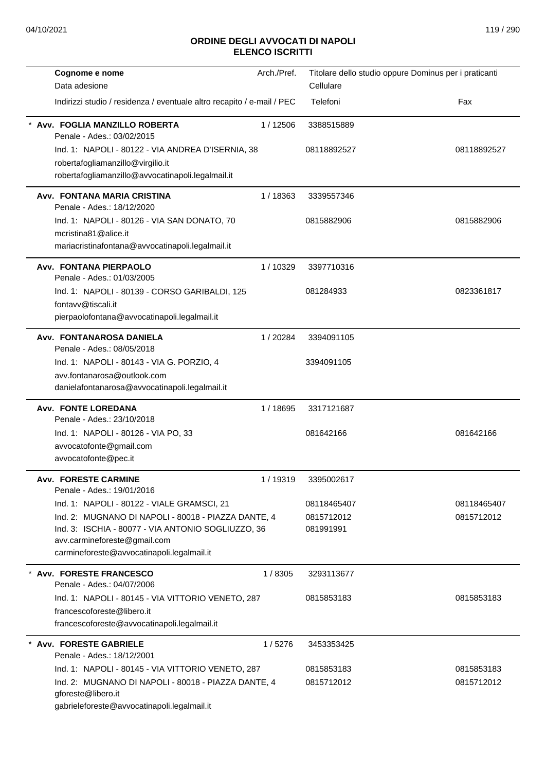# ORDINE DEGLI AVVOCATI DI NAPOLI
## ELENCO ISCRITTI

| Cognome e nome<br>Data adesione<br>Indirizzi studio / residenza / eventuale altro recapito / e-mail / PEC | Arch./Pref. | Titolare dello studio oppure Dominus per i praticanti<br>Cellulare<br>Telefoni | Fax |
|---|---|---|---|
| * **Avv. FOGLIA MANZILLO ROBERTA**<br>Penale - Ades.: 03/02/2015 | 1 / 12506 | 3388515889 | |
| Ind. 1: NAPOLI - 80122 - VIA ANDREA D'ISERNIA, 38<br>robertafogliamanzillo@virgilio.it<br>robertafogliamanzillo@avvocatinapoli.legalmail.it | | 08118892527 | 08118892527 |
| **Avv. FONTANA MARIA CRISTINA**<br>Penale - Ades.: 18/12/2020 | 1 / 18363 | 3339557346 | |
| Ind. 1: NAPOLI - 80126 - VIA SAN DONATO, 70<br>mcristina81@alice.it<br>mariacristinafontana@avvocatinapoli.legalmail.it | | 0815882906 | 0815882906 |
| **Avv. FONTANA PIERPAOLO**<br>Penale - Ades.: 01/03/2005 | 1 / 10329 | 3397710316 | |
| Ind. 1: NAPOLI - 80139 - CORSO GARIBALDI, 125<br>fontavv@tiscali.it<br>pierpaolofontana@avvocatinapoli.legalmail.it | | 081284933 | 0823361817 |
| **Avv. FONTANAROSA DANIELA**<br>Penale - Ades.: 08/05/2018 | 1 / 20284 | 3394091105 | |
| Ind. 1: NAPOLI - 80143 - VIA G. PORZIO, 4<br>avv.fontanarosa@outlook.com<br>danielafontanarosa@avvocatinapoli.legalmail.it | | 3394091105 | |
| **Avv. FONTE LOREDANA**<br>Penale - Ades.: 23/10/2018 | 1 / 18695 | 3317121687 | |
| Ind. 1: NAPOLI - 80126 - VIA PO, 33<br>avvocatofonte@gmail.com<br>avvocatofonte@pec.it | | 081642166 | 081642166 |
| **Avv. FORESTE CARMINE**<br>Penale - Ades.: 19/01/2016 | 1 / 19319 | 3395002617 | |
| Ind. 1: NAPOLI - 80122 - VIALE GRAMSCI, 21 | | 08118465407 | 08118465407 |
| Ind. 2: MUGNANO DI NAPOLI - 80018 - PIAZZA DANTE, 4 | | 0815712012 | 0815712012 |
| Ind. 3: ISCHIA - 80077 - VIA ANTONIO SOGLIUZZO, 36<br>avv.carmineforeste@gmail.com<br>carmineforeste@avvocatinapoli.legalmail.it | | 081991991 | |
| * **Avv. FORESTE FRANCESCO**<br>Penale - Ades.: 04/07/2006 | 1 / 8305 | 3293113677 | |
| Ind. 1: NAPOLI - 80145 - VIA VITTORIO VENETO, 287<br>francescoforeste@libero.it<br>francescoforeste@avvocatinapoli.legalmail.it | | 0815853183 | 0815853183 |
| * **Avv. FORESTE GABRIELE**<br>Penale - Ades.: 18/12/2001 | 1 / 5276 | 3453353425 | |
| Ind. 1: NAPOLI - 80145 - VIA VITTORIO VENETO, 287 | | 0815853183 | 0815853183 |
| Ind. 2: MUGNANO DI NAPOLI - 80018 - PIAZZA DANTE, 4<br>gforeste@libero.it<br>gabrieleforeste@avvocatinapoli.legalmail.it | | 0815712012 | 0815712012 |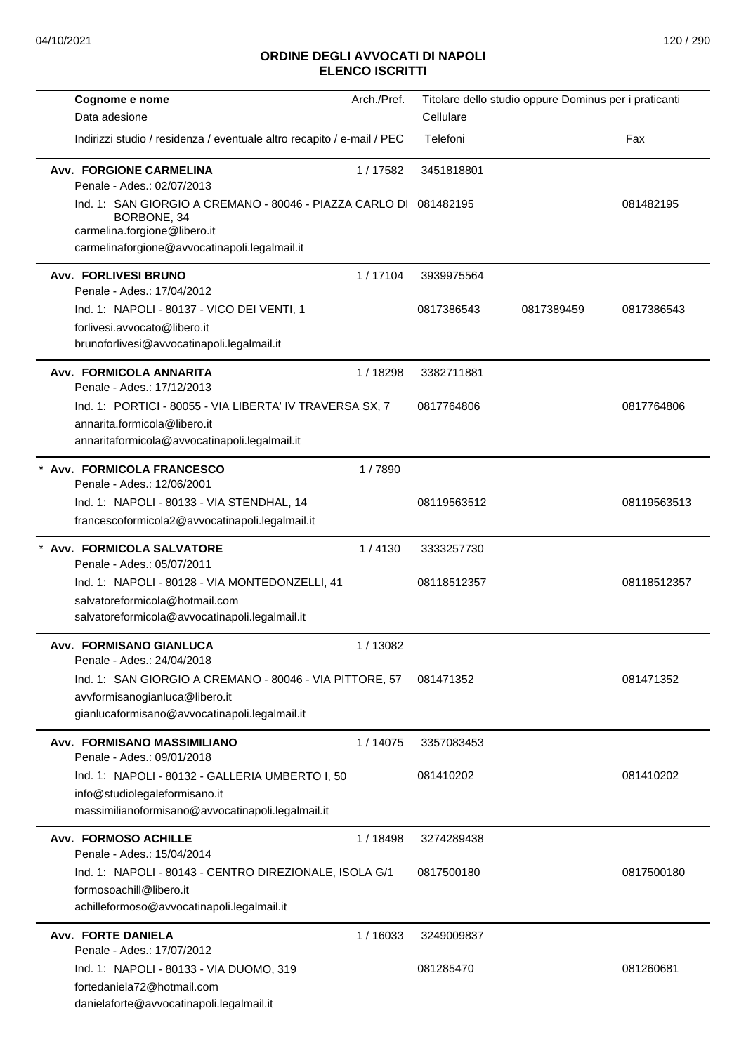## ORDINE DEGLI AVVOCATI DI NAPOLI
## ELENCO ISCRITTI

| Cognome e nome<br>Data adesione<br>Indirizzi studio / residenza / eventuale altro recapito / e-mail / PEC | Arch./Pref. | Titolare dello studio oppure Dominus per i praticanti<br>Cellulare<br>Telefoni | | Fax |
|---|---|---|---|---|
| **Avv. FORGIONE CARMELINA**<br>Penale - Ades.: 02/07/2013 | 1 / 17582 | 3451818801 | | |
| Ind. 1: SAN GIORGIO A CREMANO - 80046 - PIAZZA CARLO DI BORBONE, 34<br>carmelina.forgione@libero.it<br>carmelinaforgione@avvocatinapoli.legalmail.it | | 081482195 | | 081482195 |
| **Avv. FORLIVESI BRUNO**<br>Penale - Ades.: 17/04/2012 | 1 / 17104 | 3939975564 | | |
| Ind. 1: NAPOLI - 80137 - VICO DEI VENTI, 1<br>forlivesi.avvocato@libero.it<br>brunoforlivesi@avvocatinapoli.legalmail.it | | 0817386543 | 0817389459 | 0817386543 |
| **Avv. FORMICOLA ANNARITA**<br>Penale - Ades.: 17/12/2013 | 1 / 18298 | 3382711881 | | |
| Ind. 1: PORTICI - 80055 - VIA LIBERTA' IV TRAVERSA SX, 7<br>annarita.formicola@libero.it<br>annaritaformicola@avvocatinapoli.legalmail.it | | 0817764806 | | 0817764806 |
| * **Avv. FORMICOLA FRANCESCO**<br>Penale - Ades.: 12/06/2001 | 1 / 7890 | | | |
| Ind. 1: NAPOLI - 80133 - VIA STENDHAL, 14<br>francescoformicola2@avvocatinapoli.legalmail.it | | 08119563512 | | 08119563513 |
| * **Avv. FORMICOLA SALVATORE**<br>Penale - Ades.: 05/07/2011 | 1 / 4130 | 3333257730 | | |
| Ind. 1: NAPOLI - 80128 - VIA MONTEDONZELLI, 41<br>salvatoreformicola@hotmail.com<br>salvatoreformicola@avvocatinapoli.legalmail.it | | 08118512357 | | 08118512357 |
| **Avv. FORMISANO GIANLUCA**<br>Penale - Ades.: 24/04/2018 | 1 / 13082 | | | |
| Ind. 1: SAN GIORGIO A CREMANO - 80046 - VIA PITTORE, 57<br>avvformisanogianluca@libero.it<br>gianlucaformisano@avvocatinapoli.legalmail.it | | 081471352 | | 081471352 |
| **Avv. FORMISANO MASSIMILIANO**<br>Penale - Ades.: 09/01/2018 | 1 / 14075 | 3357083453 | | |
| Ind. 1: NAPOLI - 80132 - GALLERIA UMBERTO I, 50<br>info@studiolegaleformisano.it<br>massimilianoformisano@avvocatinapoli.legalmail.it | | 081410202 | | 081410202 |
| **Avv. FORMOSO ACHILLE**<br>Penale - Ades.: 15/04/2014 | 1 / 18498 | 3274289438 | | |
| Ind. 1: NAPOLI - 80143 - CENTRO DIREZIONALE, ISOLA G/1<br>formosoachill@libero.it<br>achilleformoso@avvocatinapoli.legalmail.it | | 0817500180 | | 0817500180 |
| **Avv. FORTE DANIELA**<br>Penale - Ades.: 17/07/2012 | 1 / 16033 | 3249009837 | | |
| Ind. 1: NAPOLI - 80133 - VIA DUOMO, 319<br>fortedaniela72@hotmail.com<br>danielaforte@avvocatinapoli.legalmail.it | | 081285470 | | 081260681 |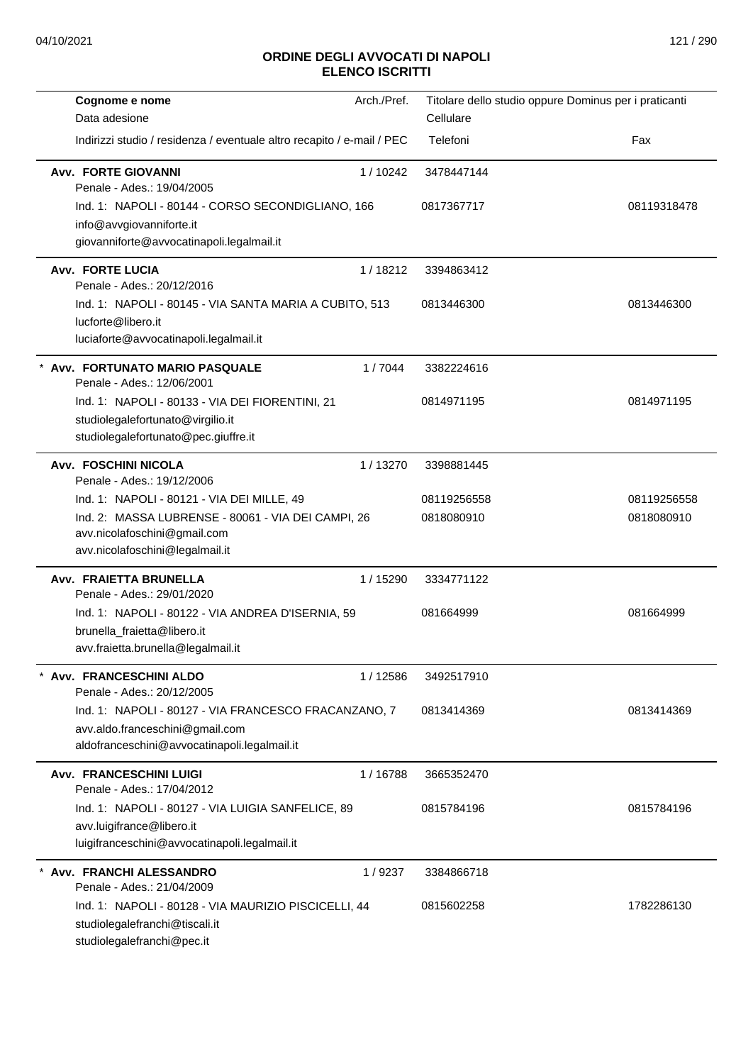# ORDINE DEGLI AVVOCATI DI NAPOLI
## ELENCO ISCRITTI

| Cognome e nome<br>Data adesione<br>Indirizzi studio / residenza / eventuale altro recapito / e-mail / PEC | Arch./Pref. | Titolare dello studio oppure Dominus per i praticanti<br>Cellulare<br>Telefoni | Fax |
|---|---|---|---|
| **Avv. FORTE GIOVANNI**<br>Penale - Ades.: 19/04/2005<br>Ind. 1: NAPOLI - 80144 - CORSO SECONDIGLIANO, 166<br>info@avvgiovanniforte.it<br>giovanniforte@avvocatinapoli.legalmail.it | 1 / 10242 | 3478447144<br>0817367717 | 08119318478 |
| **Avv. FORTE LUCIA**<br>Penale - Ades.: 20/12/2016<br>Ind. 1: NAPOLI - 80145 - VIA SANTA MARIA A CUBITO, 513<br>lucforte@libero.it<br>luciaforte@avvocatinapoli.legalmail.it | 1 / 18212 | 3394863412<br>0813446300 | 0813446300 |
| * **Avv. FORTUNATO MARIO PASQUALE**<br>Penale - Ades.: 12/06/2001<br>Ind. 1: NAPOLI - 80133 - VIA DEI FIORENTINI, 21<br>studiolegalefortunato@virgilio.it<br>studiolegalefortunato@pec.giuffre.it | 1 / 7044 | 3382224616<br>0814971195 | 0814971195 |
| **Avv. FOSCHINI NICOLA**<br>Penale - Ades.: 19/12/2006<br>Ind. 1: NAPOLI - 80121 - VIA DEI MILLE, 49<br>Ind. 2: MASSA LUBRENSE - 80061 - VIA DEI CAMPI, 26<br>avv.nicolafoschini@gmail.com<br>avv.nicolafoschini@legalmail.it | 1 / 13270 | 3398881445<br>08119256558<br>0818080910 | 08119256558<br>0818080910 |
| **Avv. FRAIETTA BRUNELLA**<br>Penale - Ades.: 29/01/2020<br>Ind. 1: NAPOLI - 80122 - VIA ANDREA D'ISERNIA, 59<br>brunella_fraietta@libero.it<br>avv.fraietta.brunella@legalmail.it | 1 / 15290 | 3334771122<br>081664999 | 081664999 |
| * **Avv. FRANCESCHINI ALDO**<br>Penale - Ades.: 20/12/2005<br>Ind. 1: NAPOLI - 80127 - VIA FRANCESCO FRACANZANO, 7<br>avv.aldo.franceschini@gmail.com<br>aldofranceschini@avvocatinapoli.legalmail.it | 1 / 12586 | 3492517910<br>0813414369 | 0813414369 |
| **Avv. FRANCESCHINI LUIGI**<br>Penale - Ades.: 17/04/2012<br>Ind. 1: NAPOLI - 80127 - VIA LUIGIA SANFELICE, 89<br>avv.luigifrance@libero.it<br>luigifranceschini@avvocatinapoli.legalmail.it | 1 / 16788 | 3665352470<br>0815784196 | 0815784196 |
| * **Avv. FRANCHI ALESSANDRO**<br>Penale - Ades.: 21/04/2009<br>Ind. 1: NAPOLI - 80128 - VIA MAURIZIO PISCICELLI, 44<br>studiolegalefranchi@tiscali.it<br>studiolegalefranchi@pec.it | 1 / 9237 | 3384866718<br>0815602258 | 1782286130 |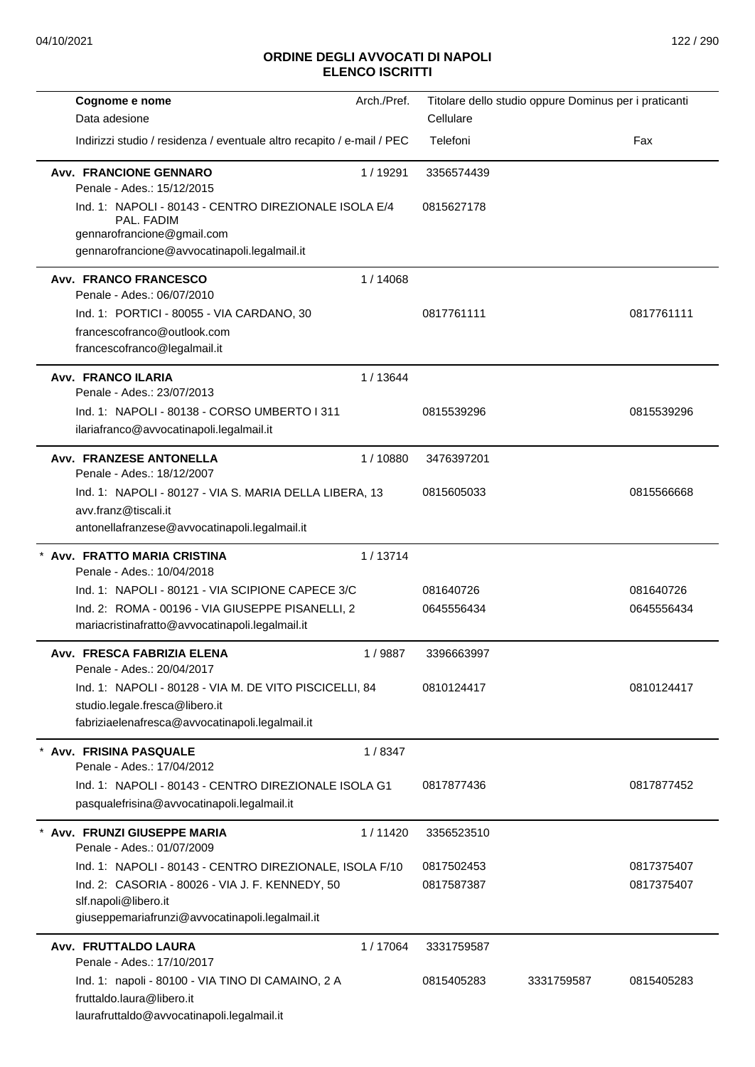## ORDINE DEGLI AVVOCATI DI NAPOLI
## ELENCO ISCRITTI

| Cognome e nome / Data adesione / Indirizzi studio / residenza / eventuale altro recapito / e-mail / PEC | Arch./Pref. | Titolare dello studio oppure Dominus per i praticanti / Cellulare / Telefoni | | Fax |
|---|---|---|---|---|
| **Avv. FRANCIONE GENNARO** | 1 / 19291 | 3356574439 | | |
| Penale - Ades.: 15/12/2015 | | | | |
| Ind. 1: NAPOLI - 80143 - CENTRO DIREZIONALE ISOLA E/4 PAL. FADIM | | 0815627178 | | |
| gennarofrancione@gmail.com | | | | |
| gennarofrancione@avvocatinapoli.legalmail.it | | | | |
| **Avv. FRANCO FRANCESCO** | 1 / 14068 | | | |
| Penale - Ades.: 06/07/2010 | | | | |
| Ind. 1: PORTICI - 80055 - VIA CARDANO, 30 | | 0817761111 | | 0817761111 |
| francescofranco@outlook.com | | | | |
| francescofranco@legalmail.it | | | | |
| **Avv. FRANCO ILARIA** | 1 / 13644 | | | |
| Penale - Ades.: 23/07/2013 | | | | |
| Ind. 1: NAPOLI - 80138 - CORSO UMBERTO I 311 | | 0815539296 | | 0815539296 |
| ilariafranco@avvocatinapoli.legalmail.it | | | | |
| **Avv. FRANZESE ANTONELLA** | 1 / 10880 | 3476397201 | | |
| Penale - Ades.: 18/12/2007 | | | | |
| Ind. 1: NAPOLI - 80127 - VIA S. MARIA DELLA LIBERA, 13 | | 0815605033 | | 0815566668 |
| avv.franz@tiscali.it | | | | |
| antonellafranzese@avvocatinapoli.legalmail.it | | | | |
| * **Avv. FRATTO MARIA CRISTINA** | 1 / 13714 | | | |
| Penale - Ades.: 10/04/2018 | | | | |
| Ind. 1: NAPOLI - 80121 - VIA SCIPIONE CAPECE 3/C | | 081640726 | | 081640726 |
| Ind. 2: ROMA - 00196 - VIA GIUSEPPE PISANELLI, 2 | | 0645556434 | | 0645556434 |
| mariacristinafratto@avvocatinapoli.legalmail.it | | | | |
| **Avv. FRESCA FABRIZIA ELENA** | 1 / 9887 | 3396663997 | | |
| Penale - Ades.: 20/04/2017 | | | | |
| Ind. 1: NAPOLI - 80128 - VIA M. DE VITO PISCICELLI, 84 | | 0810124417 | | 0810124417 |
| studio.legale.fresca@libero.it | | | | |
| fabriziaelenafresca@avvocatinapoli.legalmail.it | | | | |
| * **Avv. FRISINA PASQUALE** | 1 / 8347 | | | |
| Penale - Ades.: 17/04/2012 | | | | |
| Ind. 1: NAPOLI - 80143 - CENTRO DIREZIONALE ISOLA G1 | | 0817877436 | | 0817877452 |
| pasqualefrisina@avvocatinapoli.legalmail.it | | | | |
| * **Avv. FRUNZI GIUSEPPE MARIA** | 1 / 11420 | 3356523510 | | |
| Penale - Ades.: 01/07/2009 | | | | |
| Ind. 1: NAPOLI - 80143 - CENTRO DIREZIONALE, ISOLA F/10 | | 0817502453 | | 0817375407 |
| Ind. 2: CASORIA - 80026 - VIA J. F. KENNEDY, 50 | | 0817587387 | | 0817375407 |
| slf.napoli@libero.it | | | | |
| giuseppemariafrunzi@avvocatinapoli.legalmail.it | | | | |
| **Avv. FRUTTALDO LAURA** | 1 / 17064 | 3331759587 | | |
| Penale - Ades.: 17/10/2017 | | | | |
| Ind. 1: napoli - 80100 - VIA TINO DI CAMAINO, 2 A | | 0815405283 | 3331759587 | 0815405283 |
| fruttaldo.laura@libero.it | | | | |
| laurafruttaldo@avvocatinapoli.legalmail.it | | | | |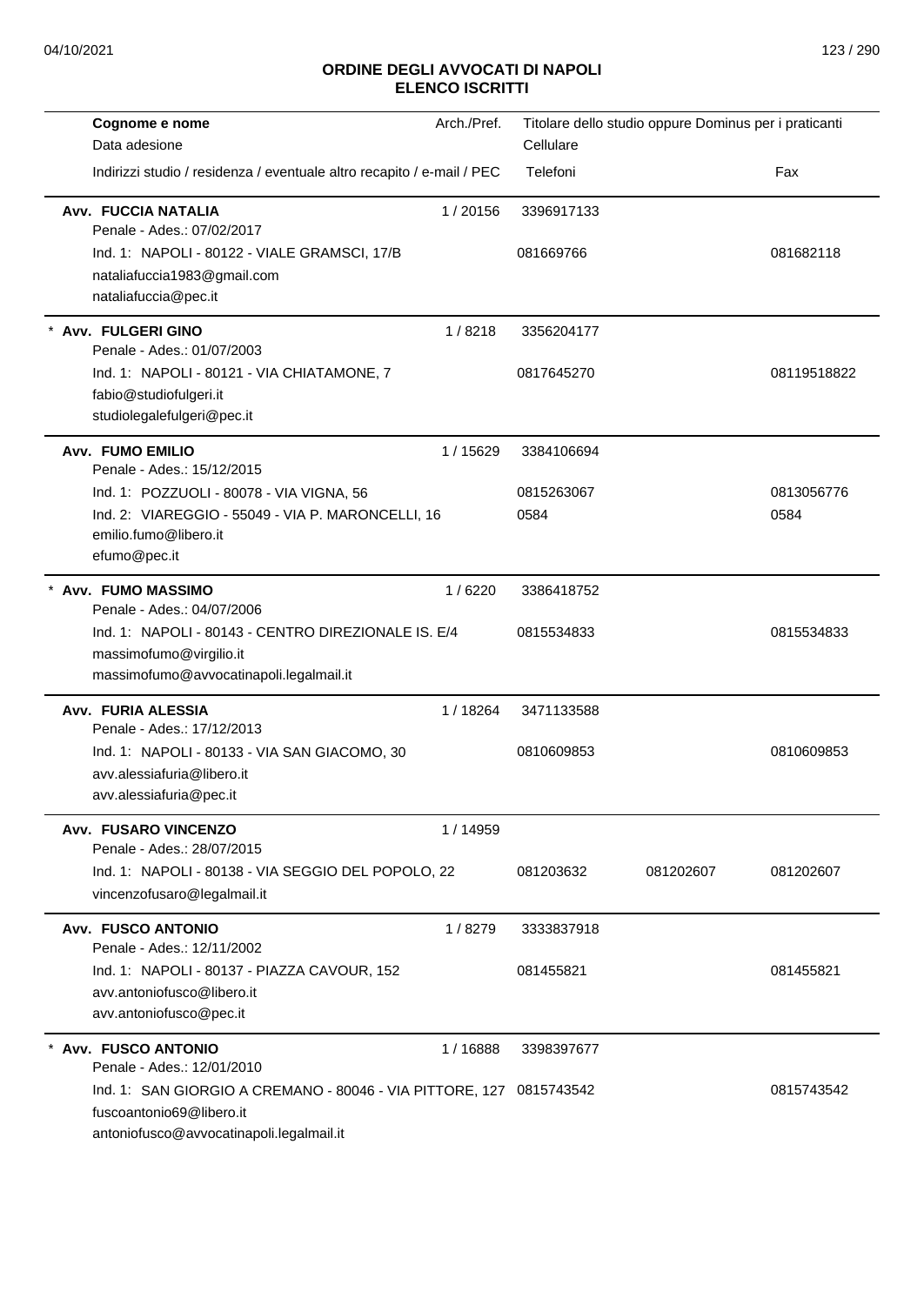# ORDINE DEGLI AVVOCATI DI NAPOLI
## ELENCO ISCRITTI

| Cognome e nome / Data adesione / Indirizzi studio / residenza / eventuale altro recapito / e-mail / PEC | Arch./Pref. | Cellulare / Telefoni | Titolare dello studio oppure Dominus per i praticanti | Fax |
|---|---|---|---|---|
| **Avv. FUCCIA NATALIA** | 1 / 20156 | 3396917133 | | |
| Penale - Ades.: 07/02/2017 | | | | |
| Ind. 1: NAPOLI - 80122 - VIALE GRAMSCI, 17/B | | 081669766 | | 081682118 |
| nataliafuccia1983@gmail.com | | | | |
| nataliafuccia@pec.it | | | | |
| * **Avv. FULGERI GINO** | 1 / 8218 | 3356204177 | | |
| Penale - Ades.: 01/07/2003 | | | | |
| Ind. 1: NAPOLI - 80121 - VIA CHIATAMONE, 7 | | 0817645270 | | 08119518822 |
| fabio@studiofulgeri.it | | | | |
| studiolegalefulgeri@pec.it | | | | |
| **Avv. FUMO EMILIO** | 1 / 15629 | 3384106694 | | |
| Penale - Ades.: 15/12/2015 | | | | |
| Ind. 1: POZZUOLI - 80078 - VIA VIGNA, 56 | | 0815263067 | | 0813056776 |
| Ind. 2: VIAREGGIO - 55049 - VIA P. MARONCELLI, 16 | | 0584 | | 0584 |
| emilio.fumo@libero.it | | | | |
| efumo@pec.it | | | | |
| * **Avv. FUMO MASSIMO** | 1 / 6220 | 3386418752 | | |
| Penale - Ades.: 04/07/2006 | | | | |
| Ind. 1: NAPOLI - 80143 - CENTRO DIREZIONALE IS. E/4 | | 0815534833 | | 0815534833 |
| massimofumo@virgilio.it | | | | |
| massimofumo@avvocatinapoli.legalmail.it | | | | |
| **Avv. FURIA ALESSIA** | 1 / 18264 | 3471133588 | | |
| Penale - Ades.: 17/12/2013 | | | | |
| Ind. 1: NAPOLI - 80133 - VIA SAN GIACOMO, 30 | | 0810609853 | | 0810609853 |
| avv.alessiafuria@libero.it | | | | |
| avv.alessiafuria@pec.it | | | | |
| **Avv. FUSARO VINCENZO** | 1 / 14959 | | | |
| Penale - Ades.: 28/07/2015 | | | | |
| Ind. 1: NAPOLI - 80138 - VIA SEGGIO DEL POPOLO, 22 | | 081203632 | 081202607 | 081202607 |
| vincenzofusaro@legalmail.it | | | | |
| **Avv. FUSCO ANTONIO** | 1 / 8279 | 3333837918 | | |
| Penale - Ades.: 12/11/2002 | | | | |
| Ind. 1: NAPOLI - 80137 - PIAZZA CAVOUR, 152 | | 081455821 | | 081455821 |
| avv.antoniofusco@libero.it | | | | |
| avv.antoniofusco@pec.it | | | | |
| * **Avv. FUSCO ANTONIO** | 1 / 16888 | 3398397677 | | |
| Penale - Ades.: 12/01/2010 | | | | |
| Ind. 1: SAN GIORGIO A CREMANO - 80046 - VIA PITTORE, 127 | | 0815743542 | | 0815743542 |
| fuscoantonio69@libero.it | | | | |
| antoniofusco@avvocatinapoli.legalmail.it | | | | |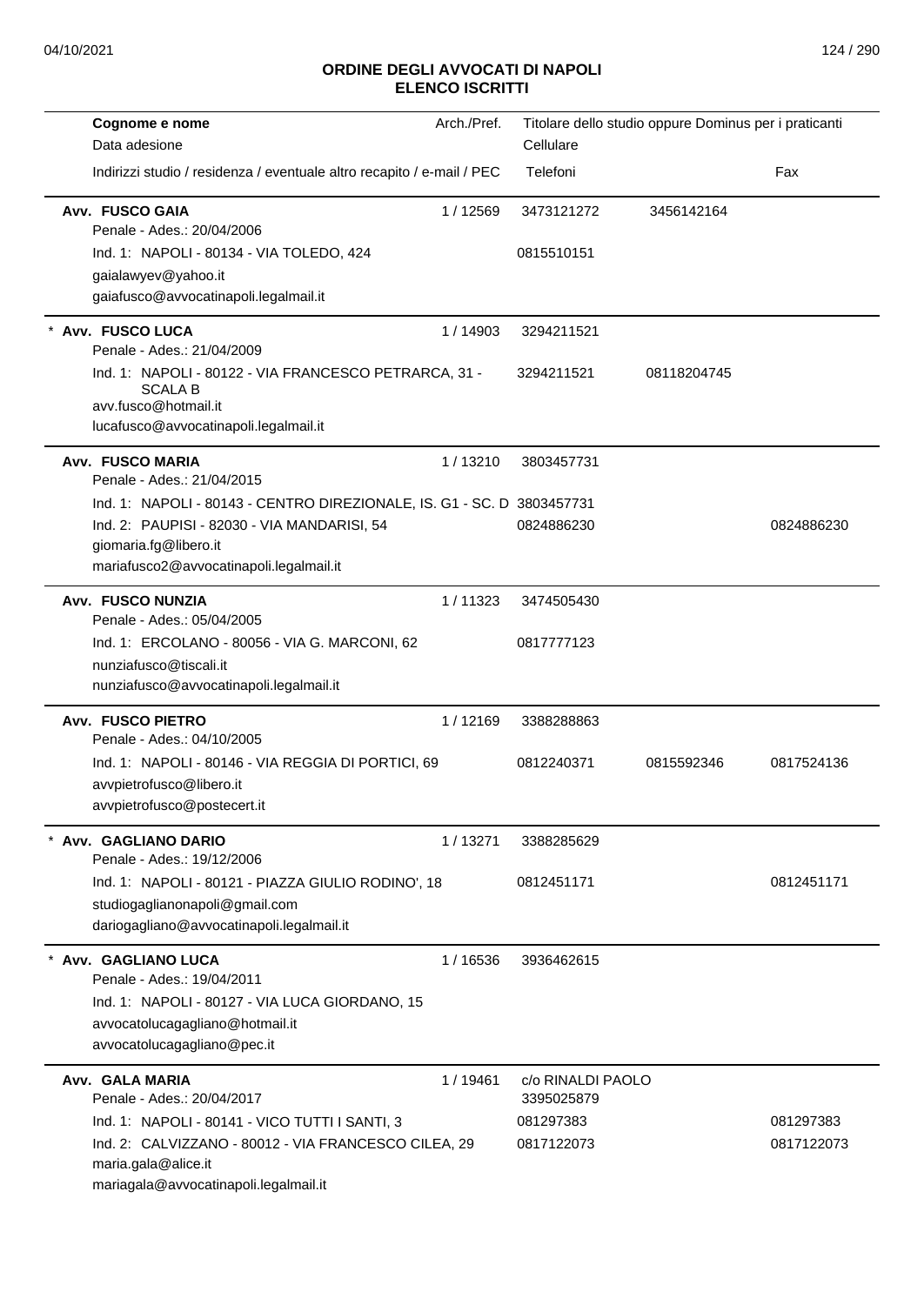# ORDINE DEGLI AVVOCATI DI NAPOLI
## ELENCO ISCRITTI

| Cognome e nome<br>Data adesione<br>Indirizzi studio / residenza / eventuale altro recapito / e-mail / PEC | Arch./Pref. | Titolare dello studio oppure Dominus per i praticanti<br>Cellulare<br>Telefoni | | Fax |
|---|---|---|---|---|
| **Avv. FUSCO GAIA**<br>Penale - Ades.: 20/04/2006 | 1 / 12569 | 3473121272 | 3456142164 | |
| Ind. 1: NAPOLI - 80134 - VIA TOLEDO, 424 | | 0815510151 | | |
| gaialawyev@yahoo.it<br>gaiafusco@avvocatinapoli.legalmail.it | | | | |
| * **Avv. FUSCO LUCA**<br>Penale - Ades.: 21/04/2009 | 1 / 14903 | 3294211521 | | |
| Ind. 1: NAPOLI - 80122 - VIA FRANCESCO PETRARCA, 31 - SCALA B | | 3294211521 | 08118204745 | |
| avv.fusco@hotmail.it<br>lucafusco@avvocatinapoli.legalmail.it | | | | |
| **Avv. FUSCO MARIA**<br>Penale - Ades.: 21/04/2015 | 1 / 13210 | 3803457731 | | |
| Ind. 1: NAPOLI - 80143 - CENTRO DIREZIONALE, IS. G1 - SC. D | | 3803457731 | | |
| Ind. 2: PAUPISI - 82030 - VIA MANDARISI, 54 | | 0824886230 | | 0824886230 |
| giomaria.fg@libero.it<br>mariafusco2@avvocatinapoli.legalmail.it | | | | |
| **Avv. FUSCO NUNZIA**<br>Penale - Ades.: 05/04/2005 | 1 / 11323 | 3474505430 | | |
| Ind. 1: ERCOLANO - 80056 - VIA G. MARCONI, 62 | | 0817777123 | | |
| nunziafusco@tiscali.it<br>nunziafusco@avvocatinapoli.legalmail.it | | | | |
| **Avv. FUSCO PIETRO**<br>Penale - Ades.: 04/10/2005 | 1 / 12169 | 3388288863 | | |
| Ind. 1: NAPOLI - 80146 - VIA REGGIA DI PORTICI, 69 | | 0812240371 | 0815592346 | 0817524136 |
| avvpietrofusco@libero.it<br>avvpietrofusco@postecert.it | | | | |
| * **Avv. GAGLIANO DARIO**<br>Penale - Ades.: 19/12/2006 | 1 / 13271 | 3388285629 | | |
| Ind. 1: NAPOLI - 80121 - PIAZZA GIULIO RODINO', 18 | | 0812451171 | | 0812451171 |
| studiogaglianonapoli@gmail.com<br>dariogagliano@avvocatinapoli.legalmail.it | | | | |
| * **Avv. GAGLIANO LUCA**<br>Penale - Ades.: 19/04/2011 | 1 / 16536 | 3936462615 | | |
| Ind. 1: NAPOLI - 80127 - VIA LUCA GIORDANO, 15 | | | | |
| avvocatolucagagliano@hotmail.it<br>avvocatolucagagliano@pec.it | | | | |
| **Avv. GALA MARIA**<br>Penale - Ades.: 20/04/2017 | 1 / 19461 | c/o RINALDI PAOLO<br>3395025879 | | |
| Ind. 1: NAPOLI - 80141 - VICO TUTTI I SANTI, 3 | | 081297383 | | 081297383 |
| Ind. 2: CALVIZZANO - 80012 - VIA FRANCESCO CILEA, 29 | | 0817122073 | | 0817122073 |
| maria.gala@alice.it<br>mariagala@avvocatinapoli.legalmail.it | | | | |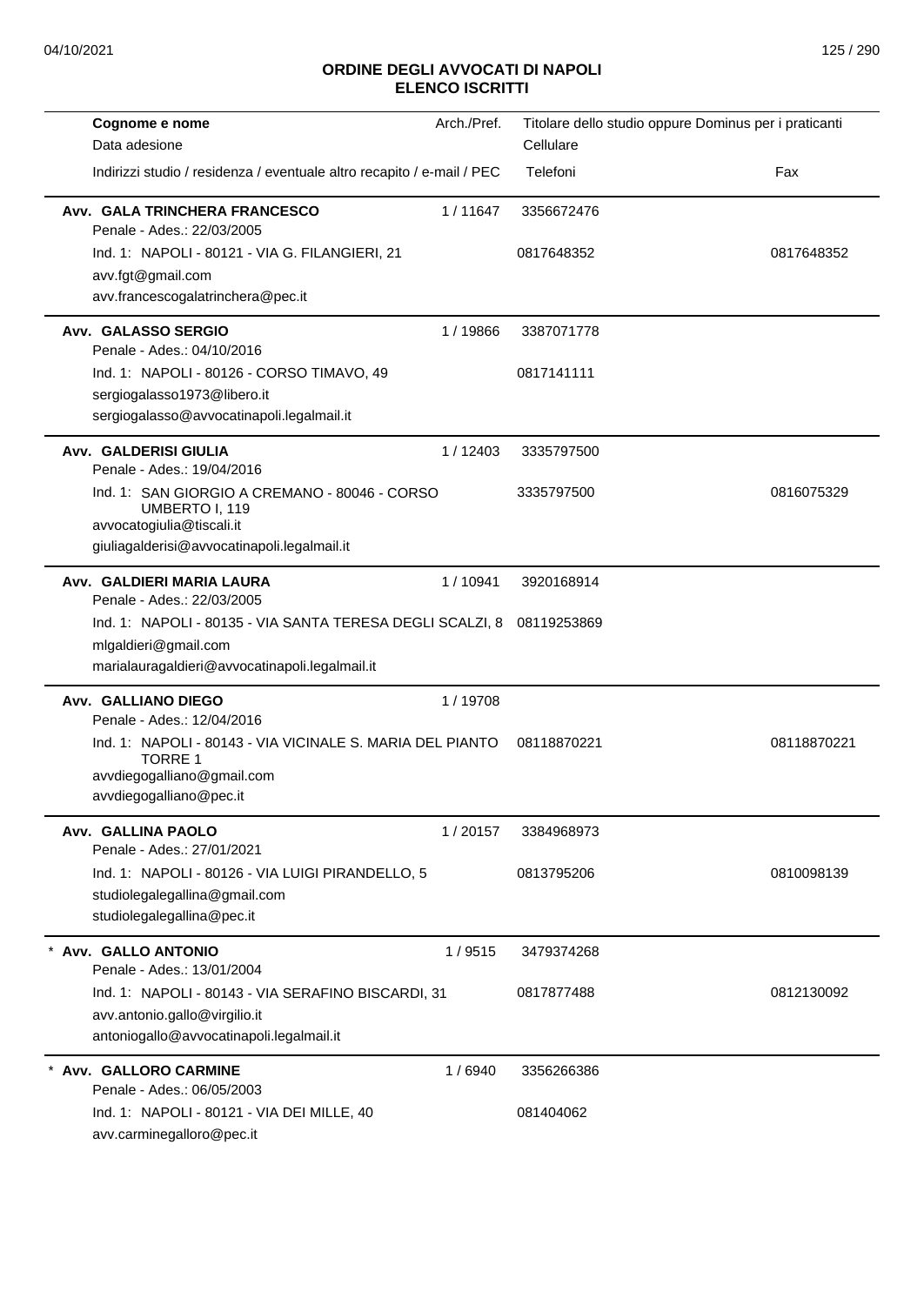## ORDINE DEGLI AVVOCATI DI NAPOLI
## ELENCO ISCRITTI

| Cognome e nome<br>Data adesione<br>Indirizzi studio / residenza / eventuale altro recapito / e-mail / PEC | Arch./Pref. | Titolare dello studio oppure Dominus per i praticanti<br>Cellulare<br>Telefoni | Fax |
|---|---|---|---|
| **Avv. GALA TRINCHERA FRANCESCO**<br>Penale - Ades.: 22/03/2005<br>Ind. 1: NAPOLI - 80121 - VIA G. FILANGIERI, 21<br>avv.fgt@gmail.com<br>avv.francescogalatrinchera@pec.it | 1 / 11647 | 3356672476<br>0817648352 | 0817648352 |
| **Avv. GALASSO SERGIO**<br>Penale - Ades.: 04/10/2016<br>Ind. 1: NAPOLI - 80126 - CORSO TIMAVO, 49<br>sergiogalasso1973@libero.it<br>sergiogalasso@avvocatinapoli.legalmail.it | 1 / 19866 | 3387071778<br>0817141111 | |
| **Avv. GALDERISI GIULIA**<br>Penale - Ades.: 19/04/2016<br>Ind. 1: SAN GIORGIO A CREMANO - 80046 - CORSO UMBERTO I, 119<br>avvocatogiulia@tiscali.it<br>giuliagalderisi@avvocatinapoli.legalmail.it | 1 / 12403 | 3335797500<br>3335797500 | 0816075329 |
| **Avv. GALDIERI MARIA LAURA**<br>Penale - Ades.: 22/03/2005<br>Ind. 1: NAPOLI - 80135 - VIA SANTA TERESA DEGLI SCALZI, 8<br>mlgaldieri@gmail.com<br>marialauragaldieri@avvocatinapoli.legalmail.it | 1 / 10941 | 3920168914<br>08119253869 | |
| **Avv. GALLIANO DIEGO**<br>Penale - Ades.: 12/04/2016<br>Ind. 1: NAPOLI - 80143 - VIA VICINALE S. MARIA DEL PIANTO TORRE 1<br>avvdiegogalliano@gmail.com<br>avvdiegogalliano@pec.it | 1 / 19708 | 08118870221 | 08118870221 |
| **Avv. GALLINA PAOLO**<br>Penale - Ades.: 27/01/2021<br>Ind. 1: NAPOLI - 80126 - VIA LUIGI PIRANDELLO, 5<br>studiolegalegallina@gmail.com<br>studiolegalegallina@pec.it | 1 / 20157 | 3384968973<br>0813795206 | 0810098139 |
| * **Avv. GALLO ANTONIO**<br>Penale - Ades.: 13/01/2004<br>Ind. 1: NAPOLI - 80143 - VIA SERAFINO BISCARDI, 31<br>avv.antonio.gallo@virgilio.it<br>antoniogallo@avvocatinapoli.legalmail.it | 1 / 9515 | 3479374268<br>0817877488 | 0812130092 |
| * **Avv. GALLORO CARMINE**<br>Penale - Ades.: 06/05/2003<br>Ind. 1: NAPOLI - 80121 - VIA DEI MILLE, 40<br>avv.carminegalloro@pec.it | 1 / 6940 | 3356266386<br>081404062 | |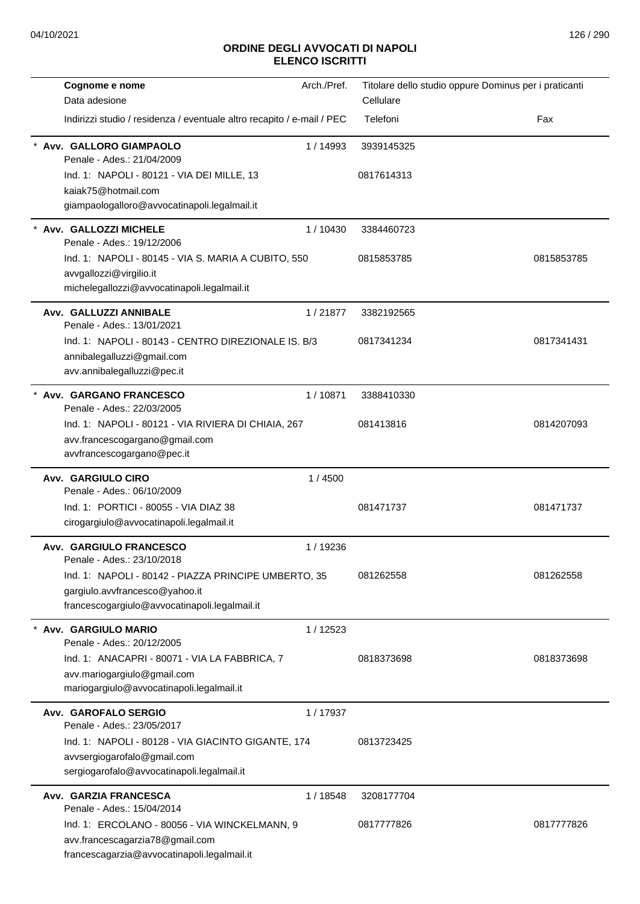# ORDINE DEGLI AVVOCATI DI NAPOLI
## ELENCO ISCRITTI

| Cognome e nome<br>Data adesione<br>Indirizzi studio / residenza / eventuale altro recapito / e-mail / PEC | Arch./Pref. | Titolare dello studio oppure Dominus per i praticanti<br>Cellulare<br>Telefoni | Fax |
|---|---|---|---|
| * **Avv. GALLORO GIAMPAOLO**<br>Penale - Ades.: 21/04/2009<br>Ind. 1: NAPOLI - 80121 - VIA DEI MILLE, 13<br>kaiak75@hotmail.com<br>giampaologalloro@avvocatinapoli.legalmail.it | 1 / 14993 | 3939145325<br>0817614313 | |
| * **Avv. GALLOZZI MICHELE**<br>Penale - Ades.: 19/12/2006<br>Ind. 1: NAPOLI - 80145 - VIA S. MARIA A CUBITO, 550<br>avvgallozzi@virgilio.it<br>michelegallozzi@avvocatinapoli.legalmail.it | 1 / 10430 | 3384460723<br>0815853785 | 0815853785 |
| **Avv. GALLUZZI ANNIBALE**<br>Penale - Ades.: 13/01/2021<br>Ind. 1: NAPOLI - 80143 - CENTRO DIREZIONALE IS. B/3<br>annibalegalluzzi@gmail.com<br>avv.annibalegalluzzi@pec.it | 1 / 21877 | 3382192565<br>0817341234 | 0817341431 |
| * **Avv. GARGANO FRANCESCO**<br>Penale - Ades.: 22/03/2005<br>Ind. 1: NAPOLI - 80121 - VIA RIVIERA DI CHIAIA, 267<br>avv.francescogargano@gmail.com<br>avvfrancescogargano@pec.it | 1 / 10871 | 3388410330<br>081413816 | 0814207093 |
| **Avv. GARGIULO CIRO**<br>Penale - Ades.: 06/10/2009<br>Ind. 1: PORTICI - 80055 - VIA DIAZ 38<br>cirogargiulo@avvocatinapoli.legalmail.it | 1 / 4500 | 081471737 | 081471737 |
| **Avv. GARGIULO FRANCESCO**<br>Penale - Ades.: 23/10/2018<br>Ind. 1: NAPOLI - 80142 - PIAZZA PRINCIPE UMBERTO, 35<br>gargiulo.avvfrancesco@yahoo.it<br>francescogargiulo@avvocatinapoli.legalmail.it | 1 / 19236 | 081262558 | 081262558 |
| * **Avv. GARGIULO MARIO**<br>Penale - Ades.: 20/12/2005<br>Ind. 1: ANACAPRI - 80071 - VIA LA FABBRICA, 7<br>avv.mariogargiulo@gmail.com<br>mariogargiulo@avvocatinapoli.legalmail.it | 1 / 12523 | 0818373698 | 0818373698 |
| **Avv. GAROFALO SERGIO**<br>Penale - Ades.: 23/05/2017<br>Ind. 1: NAPOLI - 80128 - VIA GIACINTO GIGANTE, 174<br>avvsergiogarofalo@gmail.com<br>sergiogarofalo@avvocatinapoli.legalmail.it | 1 / 17937 | 0813723425 | |
| **Avv. GARZIA FRANCESCA**<br>Penale - Ades.: 15/04/2014<br>Ind. 1: ERCOLANO - 80056 - VIA WINCKELMANN, 9<br>avv.francescagarzia78@gmail.com<br>francescagarzia@avvocatinapoli.legalmail.it | 1 / 18548 | 3208177704<br>0817777826 | 0817777826 |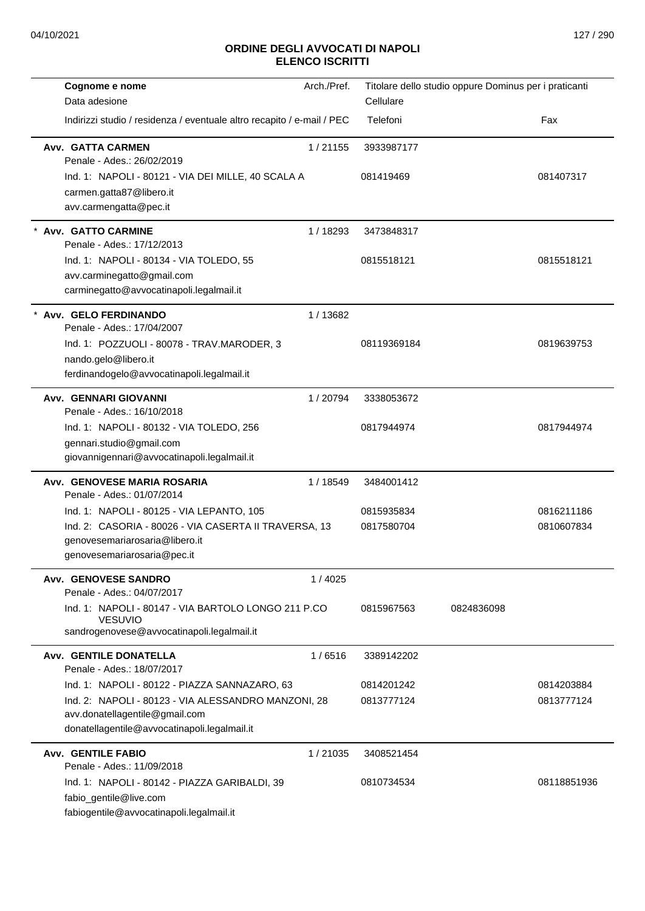# ORDINE DEGLI AVVOCATI DI NAPOLI
## ELENCO ISCRITTI

| Cognome e nome / Data adesione / Indirizzi studio / residenza / eventuale altro recapito / e-mail / PEC | Arch./Pref. | Titolare dello studio oppure Dominus per i praticanti / Cellulare / Telefoni | | Fax |
|---|---|---|---|---|
| **Avv. GATTA CARMEN** | 1 / 21155 | 3933987177 | | |
| Penale - Ades.: 26/02/2019 | | | | |
| Ind. 1: NAPOLI - 80121 - VIA DEI MILLE, 40 SCALA A | | 081419469 | | 081407317 |
| carmen.gatta87@libero.it | | | | |
| avv.carmengatta@pec.it | | | | |
| * **Avv. GATTO CARMINE** | 1 / 18293 | 3473848317 | | |
| Penale - Ades.: 17/12/2013 | | | | |
| Ind. 1: NAPOLI - 80134 - VIA TOLEDO, 55 | | 0815518121 | | 0815518121 |
| avv.carminegatto@gmail.com | | | | |
| carminegatto@avvocatinapoli.legalmail.it | | | | |
| * **Avv. GELO FERDINANDO** | 1 / 13682 | | | |
| Penale - Ades.: 17/04/2007 | | | | |
| Ind. 1: POZZUOLI - 80078 - TRAV.MARODER, 3 | | 08119369184 | | 0819639753 |
| nando.gelo@libero.it | | | | |
| ferdinandogelo@avvocatinapoli.legalmail.it | | | | |
| **Avv. GENNARI GIOVANNI** | 1 / 20794 | 3338053672 | | |
| Penale - Ades.: 16/10/2018 | | | | |
| Ind. 1: NAPOLI - 80132 - VIA TOLEDO, 256 | | 0817944974 | | 0817944974 |
| gennari.studio@gmail.com | | | | |
| giovannigennari@avvocatinapoli.legalmail.it | | | | |
| **Avv. GENOVESE MARIA ROSARIA** | 1 / 18549 | 3484001412 | | |
| Penale - Ades.: 01/07/2014 | | | | |
| Ind. 1: NAPOLI - 80125 - VIA LEPANTO, 105 | | 0815935834 | | 0816211186 |
| Ind. 2: CASORIA - 80026 - VIA CASERTA II TRAVERSA, 13 | | 0817580704 | | 0810607834 |
| genovesemariarosaria@libero.it | | | | |
| genovesemariarosaria@pec.it | | | | |
| **Avv. GENOVESE SANDRO** | 1 / 4025 | | | |
| Penale - Ades.: 04/07/2017 | | | | |
| Ind. 1: NAPOLI - 80147 - VIA BARTOLO LONGO 211 P.CO VESUVIO | | 0815967563 | 0824836098 | |
| sandrogenovese@avvocatinapoli.legalmail.it | | | | |
| **Avv. GENTILE DONATELLA** | 1 / 6516 | 3389142202 | | |
| Penale - Ades.: 18/07/2017 | | | | |
| Ind. 1: NAPOLI - 80122 - PIAZZA SANNAZARO, 63 | | 0814201242 | | 0814203884 |
| Ind. 2: NAPOLI - 80123 - VIA ALESSANDRO MANZONI, 28 | | 0813777124 | | 0813777124 |
| avv.donatellagentile@gmail.com | | | | |
| donatellagentile@avvocatinapoli.legalmail.it | | | | |
| **Avv. GENTILE FABIO** | 1 / 21035 | 3408521454 | | |
| Penale - Ades.: 11/09/2018 | | | | |
| Ind. 1: NAPOLI - 80142 - PIAZZA GARIBALDI, 39 | | 0810734534 | | 08118851936 |
| fabio_gentile@live.com | | | | |
| fabiogentile@avvocatinapoli.legalmail.it | | | | |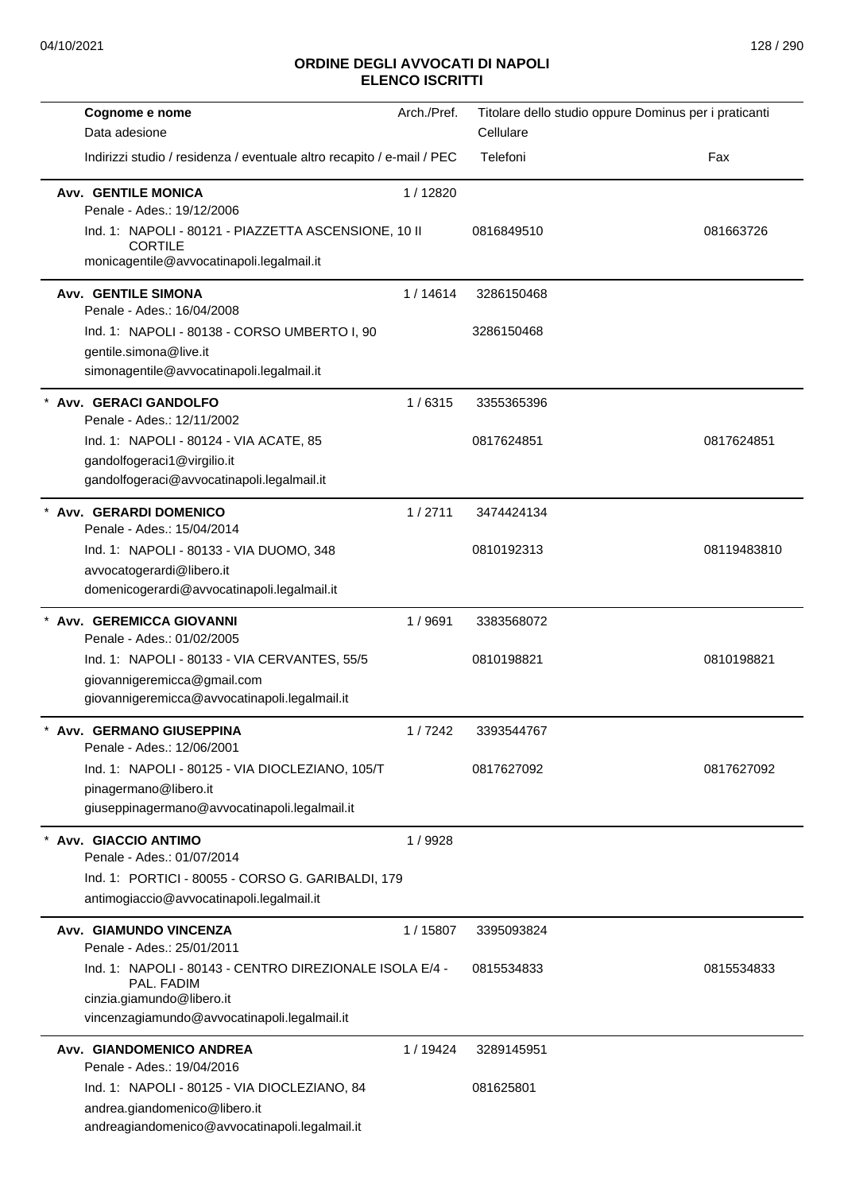## ORDINE DEGLI AVVOCATI DI NAPOLI
## ELENCO ISCRITTI

| Cognome e nome<br>Data adesione<br>Indirizzi studio / residenza / eventuale altro recapito / e-mail / PEC | Arch./Pref. | Titolare dello studio oppure Dominus per i praticanti<br>Cellulare<br>Telefoni | Fax |
|---|---|---|---|
| **Avv. GENTILE MONICA**<br>Penale - Ades.: 19/12/2006<br>Ind. 1: NAPOLI - 80121 - PIAZZETTA ASCENSIONE, 10 II CORTILE<br>monicagentile@avvocatinapoli.legalmail.it | 1 / 12820 | 0816849510 | 081663726 |
| **Avv. GENTILE SIMONA**<br>Penale - Ades.: 16/04/2008<br>Ind. 1: NAPOLI - 80138 - CORSO UMBERTO I, 90<br>gentile.simona@live.it<br>simonagentile@avvocatinapoli.legalmail.it | 1 / 14614 | 3286150468<br>3286150468 | |
| * **Avv. GERACI GANDOLFO**<br>Penale - Ades.: 12/11/2002<br>Ind. 1: NAPOLI - 80124 - VIA ACATE, 85<br>gandolfogeraci1@virgilio.it<br>gandolfogeraci@avvocatinapoli.legalmail.it | 1 / 6315 | 3355365396<br>0817624851 | 0817624851 |
| * **Avv. GERARDI DOMENICO**<br>Penale - Ades.: 15/04/2014<br>Ind. 1: NAPOLI - 80133 - VIA DUOMO, 348<br>avvocatogerardi@libero.it<br>domenicogerardi@avvocatinapoli.legalmail.it | 1 / 2711 | 3474424134<br>0810192313 | 08119483810 |
| * **Avv. GEREMICCA GIOVANNI**<br>Penale - Ades.: 01/02/2005<br>Ind. 1: NAPOLI - 80133 - VIA CERVANTES, 55/5<br>giovannigeremicca@gmail.com<br>giovannigeremicca@avvocatinapoli.legalmail.it | 1 / 9691 | 3383568072<br>0810198821 | 0810198821 |
| * **Avv. GERMANO GIUSEPPINA**<br>Penale - Ades.: 12/06/2001<br>Ind. 1: NAPOLI - 80125 - VIA DIOCLEZIANO, 105/T<br>pinagermano@libero.it<br>giuseppinagermano@avvocatinapoli.legalmail.it | 1 / 7242 | 3393544767<br>0817627092 | 0817627092 |
| * **Avv. GIACCIO ANTIMO**<br>Penale - Ades.: 01/07/2014<br>Ind. 1: PORTICI - 80055 - CORSO G. GARIBALDI, 179<br>antimogiaccio@avvocatinapoli.legalmail.it | 1 / 9928 | | |
| **Avv. GIAMUNDO VINCENZA**<br>Penale - Ades.: 25/01/2011<br>Ind. 1: NAPOLI - 80143 - CENTRO DIREZIONALE ISOLA E/4 - PAL. FADIM<br>cinzia.giamundo@libero.it<br>vincenzagiamundo@avvocatinapoli.legalmail.it | 1 / 15807 | 3395093824<br>0815534833 | 0815534833 |
| **Avv. GIANDOMENICO ANDREA**<br>Penale - Ades.: 19/04/2016<br>Ind. 1: NAPOLI - 80125 - VIA DIOCLEZIANO, 84<br>andrea.giandomenico@libero.it<br>andreagiandomenico@avvocatinapoli.legalmail.it | 1 / 19424 | 3289145951<br>081625801 | |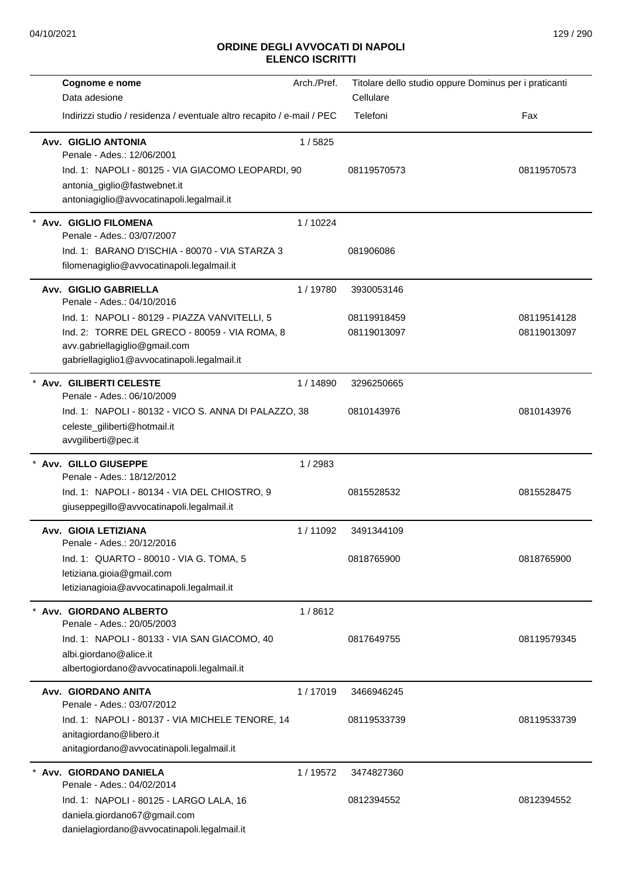## ORDINE DEGLI AVVOCATI DI NAPOLI
## ELENCO ISCRITTI

| Cognome e nome<br>Data adesione<br>Indirizzi studio / residenza / eventuale altro recapito / e-mail / PEC | Arch./Pref. | Titolare dello studio oppure Dominus per i praticanti<br>Cellulare<br>Telefoni | Fax |
|---|---|---|---|
| **Avv. GIGLIO ANTONIA**<br>Penale - Ades.: 12/06/2001<br>Ind. 1: NAPOLI - 80125 - VIA GIACOMO LEOPARDI, 90<br>antonia_giglio@fastwebnet.it<br>antoniagiglio@avvocatinapoli.legalmail.it | 1 / 5825 | 08119570573 | 08119570573 |
| * **Avv. GIGLIO FILOMENA**<br>Penale - Ades.: 03/07/2007<br>Ind. 1: BARANO D'ISCHIA - 80070 - VIA STARZA 3<br>filomenagiglio@avvocatinapoli.legalmail.it | 1 / 10224 | 081906086 | |
| **Avv. GIGLIO GABRIELLA**<br>Penale - Ades.: 04/10/2016<br>Ind. 1: NAPOLI - 80129 - PIAZZA VANVITELLI, 5<br>Ind. 2: TORRE DEL GRECO - 80059 - VIA ROMA, 8<br>avv.gabriellagiglio@gmail.com<br>gabriellagiglio1@avvocatinapoli.legalmail.it | 1 / 19780 | 3930053146<br>08119918459<br>08119013097 | 08119514128<br>08119013097 |
| * **Avv. GILIBERTI CELESTE**<br>Penale - Ades.: 06/10/2009<br>Ind. 1: NAPOLI - 80132 - VICO S. ANNA DI PALAZZO, 38<br>celeste_giliberti@hotmail.it<br>avvgiliberti@pec.it | 1 / 14890 | 3296250665<br>0810143976 | 0810143976 |
| * **Avv. GILLO GIUSEPPE**<br>Penale - Ades.: 18/12/2012<br>Ind. 1: NAPOLI - 80134 - VIA DEL CHIOSTRO, 9<br>giuseppegillo@avvocatinapoli.legalmail.it | 1 / 2983 | 0815528532 | 0815528475 |
| **Avv. GIOIA LETIZIANA**<br>Penale - Ades.: 20/12/2016<br>Ind. 1: QUARTO - 80010 - VIA G. TOMA, 5<br>letiziana.gioia@gmail.com<br>letizianagioia@avvocatinapoli.legalmail.it | 1 / 11092 | 3491344109<br>0818765900 | 0818765900 |
| * **Avv. GIORDANO ALBERTO**<br>Penale - Ades.: 20/05/2003<br>Ind. 1: NAPOLI - 80133 - VIA SAN GIACOMO, 40<br>albi.giordano@alice.it<br>albertogiordano@avvocatinapoli.legalmail.it | 1 / 8612 | 0817649755 | 08119579345 |
| **Avv. GIORDANO ANITA**<br>Penale - Ades.: 03/07/2012<br>Ind. 1: NAPOLI - 80137 - VIA MICHELE TENORE, 14<br>anitagiordano@libero.it<br>anitagiordano@avvocatinapoli.legalmail.it | 1 / 17019 | 3466946245<br>08119533739 | 08119533739 |
| * **Avv. GIORDANO DANIELA**<br>Penale - Ades.: 04/02/2014<br>Ind. 1: NAPOLI - 80125 - LARGO LALA, 16<br>daniela.giordano67@gmail.com<br>danielagiordano@avvocatinapoli.legalmail.it | 1 / 19572 | 3474827360<br>0812394552 | 0812394552 |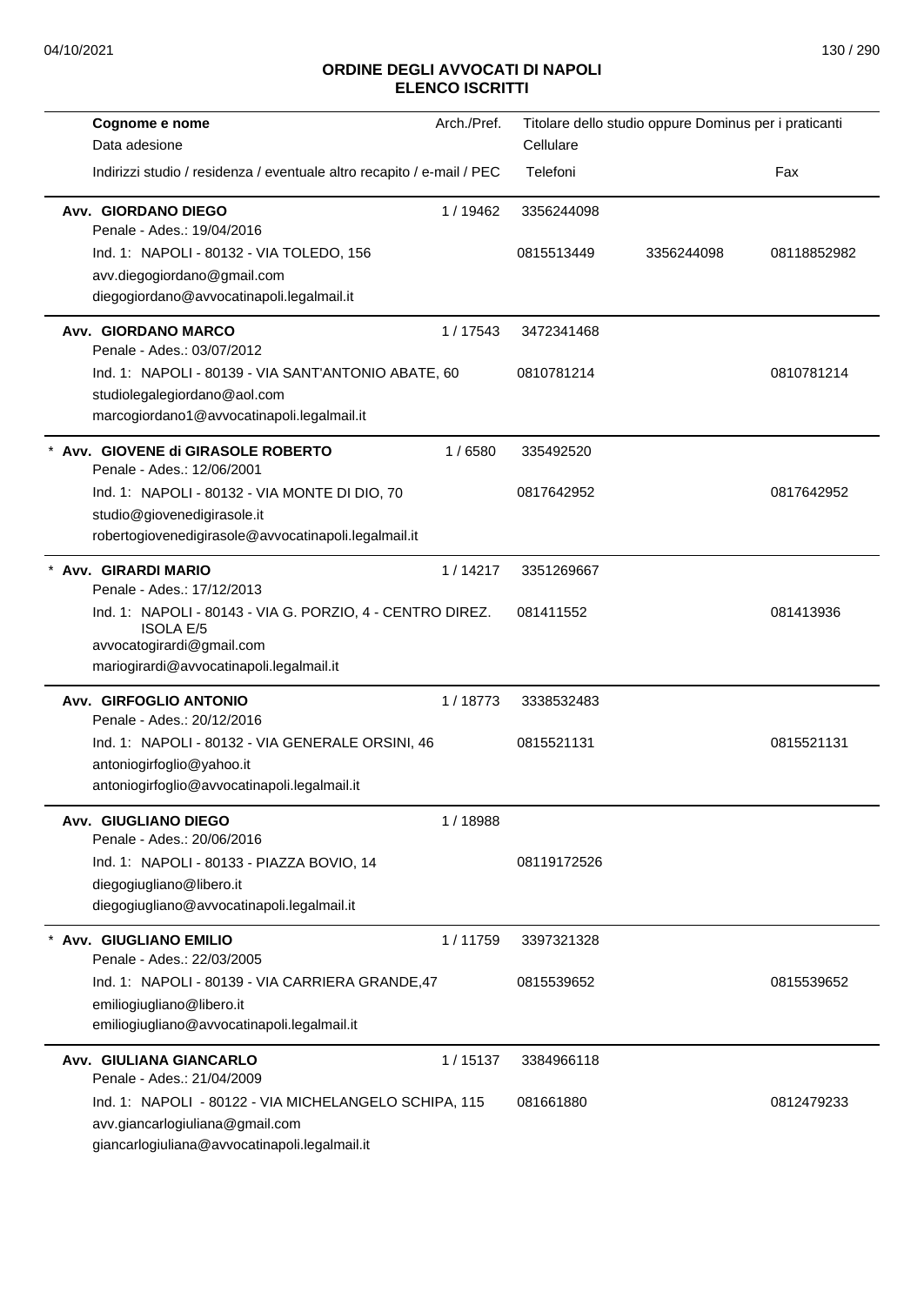# ORDINE DEGLI AVVOCATI DI NAPOLI
## ELENCO ISCRITTI

| Cognome e nome<br>Data adesione<br>Indirizzi studio / residenza / eventuale altro recapito / e-mail / PEC | Arch./Pref. | Titolare dello studio oppure Dominus per i praticanti<br>Cellulare<br>Telefoni | | Fax |
|---|---|---|---|---|
| **Avv. GIORDANO DIEGO**<br>Penale - Ades.: 19/04/2016<br>Ind. 1: NAPOLI - 80132 - VIA TOLEDO, 156<br>avv.diegogiordano@gmail.com<br>diegogiordano@avvocatinapoli.legalmail.it | 1 / 19462 | 3356244098<br>0815513449 | 3356244098 | 08118852982 |
| **Avv. GIORDANO MARCO**<br>Penale - Ades.: 03/07/2012<br>Ind. 1: NAPOLI - 80139 - VIA SANT'ANTONIO ABATE, 60<br>studiolegalegiordano@aol.com<br>marcogiordano1@avvocatinapoli.legalmail.it | 1 / 17543 | 3472341468<br>0810781214 | | 0810781214 |
| * **Avv. GIOVENE di GIRASOLE ROBERTO**<br>Penale - Ades.: 12/06/2001<br>Ind. 1: NAPOLI - 80132 - VIA MONTE DI DIO, 70<br>studio@giovenedigirasole.it<br>robertogiovenedigirasole@avvocatinapoli.legalmail.it | 1 / 6580 | 335492520<br>0817642952 | | 0817642952 |
| * **Avv. GIRARDI MARIO**<br>Penale - Ades.: 17/12/2013<br>Ind. 1: NAPOLI - 80143 - VIA G. PORZIO, 4 - CENTRO DIREZ. ISOLA E/5<br>avvocatogirardi@gmail.com<br>mariogirardi@avvocatinapoli.legalmail.it | 1 / 14217 | 3351269667<br>081411552 | | 081413936 |
| **Avv. GIRFOGLIO ANTONIO**<br>Penale - Ades.: 20/12/2016<br>Ind. 1: NAPOLI - 80132 - VIA GENERALE ORSINI, 46<br>antoniogirfoglio@yahoo.it<br>antoniogirfoglio@avvocatinapoli.legalmail.it | 1 / 18773 | 3338532483<br>0815521131 | | 0815521131 |
| **Avv. GIUGLIANO DIEGO**<br>Penale - Ades.: 20/06/2016<br>Ind. 1: NAPOLI - 80133 - PIAZZA BOVIO, 14<br>diegogiugliano@libero.it<br>diegogiugliano@avvocatinapoli.legalmail.it | 1 / 18988 | 08119172526 | | |
| * **Avv. GIUGLIANO EMILIO**<br>Penale - Ades.: 22/03/2005<br>Ind. 1: NAPOLI - 80139 - VIA CARRIERA GRANDE,47<br>emiliogiugliano@libero.it<br>emiliogiugliano@avvocatinapoli.legalmail.it | 1 / 11759 | 3397321328<br>0815539652 | | 0815539652 |
| **Avv. GIULIANA GIANCARLO**<br>Penale - Ades.: 21/04/2009<br>Ind. 1: NAPOLI - 80122 - VIA MICHELANGELO SCHIPA, 115<br>avv.giancarlogiuliana@gmail.com<br>giancarlogiuliana@avvocatinapoli.legalmail.it | 1 / 15137 | 3384966118<br>081661880 | | 0812479233 |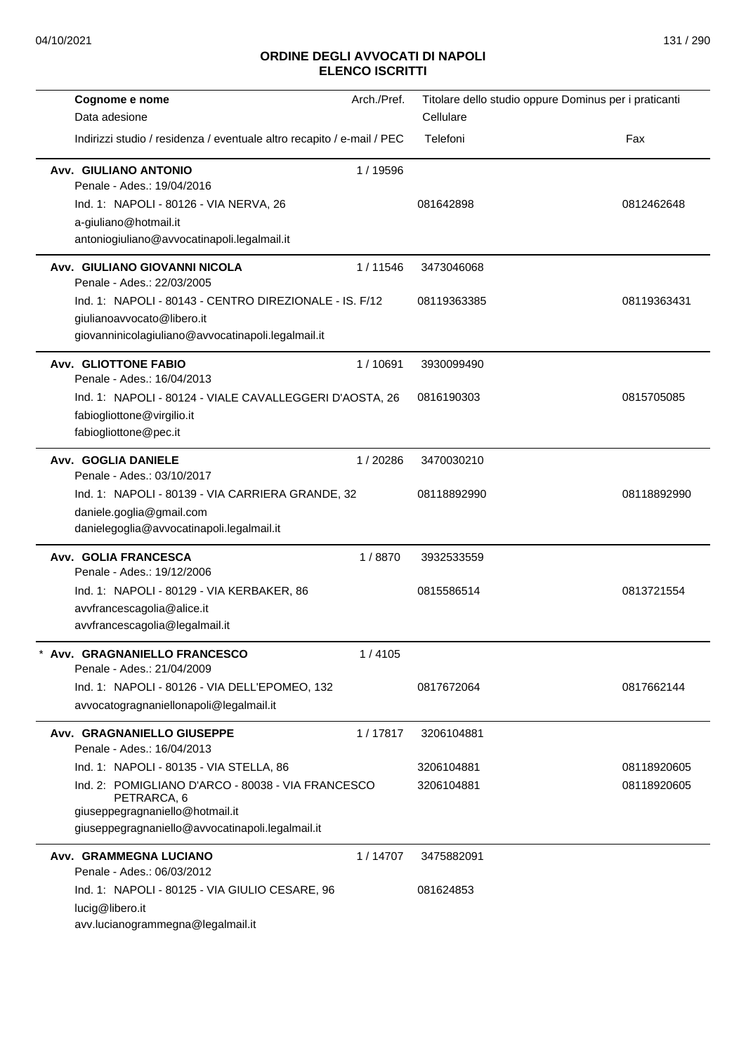## ORDINE DEGLI AVVOCATI DI NAPOLI
## ELENCO ISCRITTI

| Cognome e nome<br>Data adesione<br>Indirizzi studio / residenza / eventuale altro recapito / e-mail / PEC | Arch./Pref. | Titolare dello studio oppure Dominus per i praticanti<br>Cellulare<br>Telefoni | Fax |
|---|---|---|---|
| **Avv. GIULIANO ANTONIO**<br>Penale - Ades.: 19/04/2016<br>Ind. 1: NAPOLI - 80126 - VIA NERVA, 26<br>a-giuliano@hotmail.it<br>antoniogiuliano@avvocatinapoli.legalmail.it | 1 / 19596 | 081642898 | 0812462648 |
| **Avv. GIULIANO GIOVANNI NICOLA**<br>Penale - Ades.: 22/03/2005<br>Ind. 1: NAPOLI - 80143 - CENTRO DIREZIONALE - IS. F/12<br>giulianoavvocato@libero.it<br>giovanninicolagiuliano@avvocatinapoli.legalmail.it | 1 / 11546 | 3473046068<br>08119363385 | 08119363431 |
| **Avv. GLIOTTONE FABIO**<br>Penale - Ades.: 16/04/2013<br>Ind. 1: NAPOLI - 80124 - VIALE CAVALLEGGERI D'AOSTA, 26<br>fabiogliottone@virgilio.it<br>fabiogliottone@pec.it | 1 / 10691 | 3930099490<br>0816190303 | 0815705085 |
| **Avv. GOGLIA DANIELE**<br>Penale - Ades.: 03/10/2017<br>Ind. 1: NAPOLI - 80139 - VIA CARRIERA GRANDE, 32<br>daniele.goglia@gmail.com<br>danielegoglia@avvocatinapoli.legalmail.it | 1 / 20286 | 3470030210<br>08118892990 | 08118892990 |
| **Avv. GOLIA FRANCESCA**<br>Penale - Ades.: 19/12/2006<br>Ind. 1: NAPOLI - 80129 - VIA KERBAKER, 86<br>avvfrancescagolia@alice.it<br>avvfrancescagolia@legalmail.it | 1 / 8870 | 3932533559<br>0815586514 | 0813721554 |
| * **Avv. GRAGNANIELLO FRANCESCO**<br>Penale - Ades.: 21/04/2009<br>Ind. 1: NAPOLI - 80126 - VIA DELL'EPOMEO, 132<br>avvocatogragnaniellonapoli@legalmail.it | 1 / 4105 | 0817672064 | 0817662144 |
| **Avv. GRAGNANIELLO GIUSEPPE**<br>Penale - Ades.: 16/04/2013<br>Ind. 1: NAPOLI - 80135 - VIA STELLA, 86<br>Ind. 2: POMIGLIANO D'ARCO - 80038 - VIA FRANCESCO PETRARCA, 6<br>giuseppegragnaniello@hotmail.it<br>giuseppegragnaniello@avvocatinapoli.legalmail.it | 1 / 17817 | 3206104881<br>3206104881<br>3206104881 | 08118920605<br>08118920605 |
| **Avv. GRAMMEGNA LUCIANO**<br>Penale - Ades.: 06/03/2012<br>Ind. 1: NAPOLI - 80125 - VIA GIULIO CESARE, 96<br>lucig@libero.it<br>avv.lucianogrammegna@legalmail.it | 1 / 14707 | 3475882091<br>081624853 | |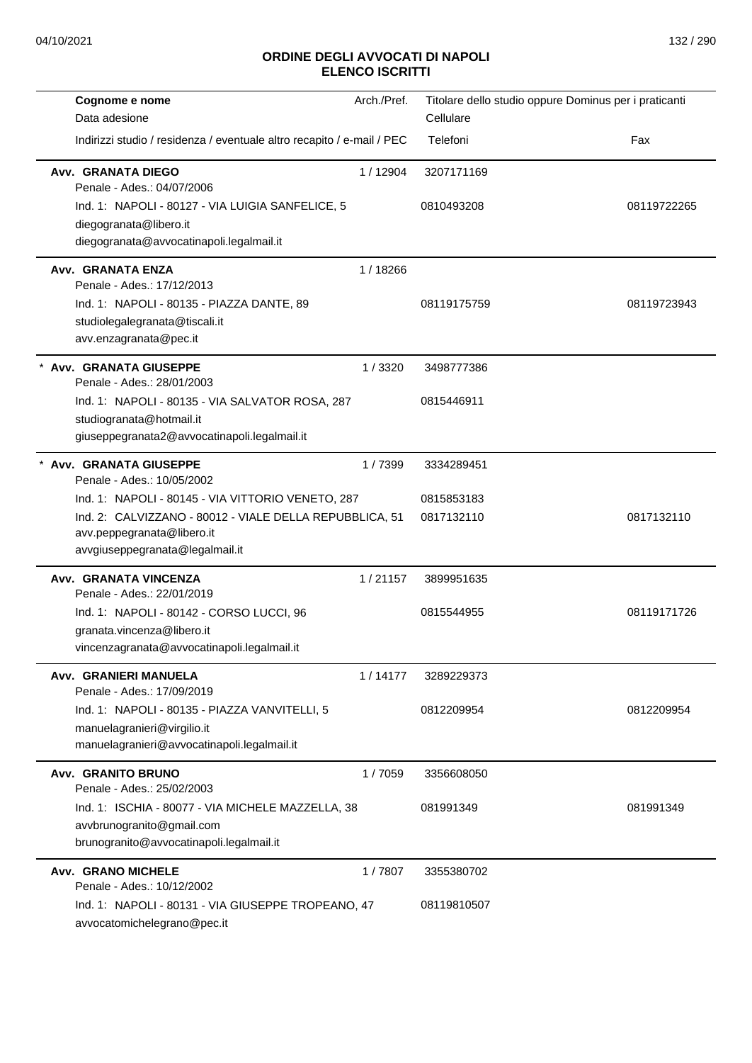# ORDINE DEGLI AVVOCATI DI NAPOLI
## ELENCO ISCRITTI

| Cognome e nome<br>Data adesione<br>Indirizzi studio / residenza / eventuale altro recapito / e-mail / PEC | Arch./Pref. | Titolare dello studio oppure Dominus per i praticanti<br>Cellulare<br>Telefoni | Fax |
|---|---|---|---|
| **Avv. GRANATA DIEGO**<br>Penale - Ades.: 04/07/2006 | 1 / 12904 | 3207171169 | |
| Ind. 1: NAPOLI - 80127 - VIA LUIGIA SANFELICE, 5<br>diegogranata@libero.it<br>diegogranata@avvocatinapoli.legalmail.it | | 0810493208 | 08119722265 |
| **Avv. GRANATA ENZA**<br>Penale - Ades.: 17/12/2013 | 1 / 18266 | | |
| Ind. 1: NAPOLI - 80135 - PIAZZA DANTE, 89<br>studiolegalegranata@tiscali.it<br>avv.enzagranata@pec.it | | 08119175759 | 08119723943 |
| * **Avv. GRANATA GIUSEPPE**<br>Penale - Ades.: 28/01/2003 | 1 / 3320 | 3498777386 | |
| Ind. 1: NAPOLI - 80135 - VIA SALVATOR ROSA, 287<br>studiogranata@hotmail.it<br>giuseppegranata2@avvocatinapoli.legalmail.it | | 0815446911 | |
| * **Avv. GRANATA GIUSEPPE**<br>Penale - Ades.: 10/05/2002 | 1 / 7399 | 3334289451 | |
| Ind. 1: NAPOLI - 80145 - VIA VITTORIO VENETO, 287 | | 0815853183 | |
| Ind. 2: CALVIZZANO - 80012 - VIALE DELLA REPUBBLICA, 51<br>avv.peppegranata@libero.it<br>avvgiuseppegranata@legalmail.it | | 0817132110 | 0817132110 |
| **Avv. GRANATA VINCENZA**<br>Penale - Ades.: 22/01/2019 | 1 / 21157 | 3899951635 | |
| Ind. 1: NAPOLI - 80142 - CORSO LUCCI, 96<br>granata.vincenza@libero.it<br>vincenzagranata@avvocatinapoli.legalmail.it | | 0815544955 | 08119171726 |
| **Avv. GRANIERI MANUELA**<br>Penale - Ades.: 17/09/2019 | 1 / 14177 | 3289229373 | |
| Ind. 1: NAPOLI - 80135 - PIAZZA VANVITELLI, 5<br>manuelagranieri@virgilio.it<br>manuelagranieri@avvocatinapoli.legalmail.it | | 0812209954 | 0812209954 |
| **Avv. GRANITO BRUNO**<br>Penale - Ades.: 25/02/2003 | 1 / 7059 | 3356608050 | |
| Ind. 1: ISCHIA - 80077 - VIA MICHELE MAZZELLA, 38<br>avvbrunogranito@gmail.com<br>brunogranito@avvocatinapoli.legalmail.it | | 081991349 | 081991349 |
| **Avv. GRANO MICHELE**<br>Penale - Ades.: 10/12/2002 | 1 / 7807 | 3355380702 | |
| Ind. 1: NAPOLI - 80131 - VIA GIUSEPPE TROPEANO, 47<br>avvocatomichelegrano@pec.it | | 08119810507 | |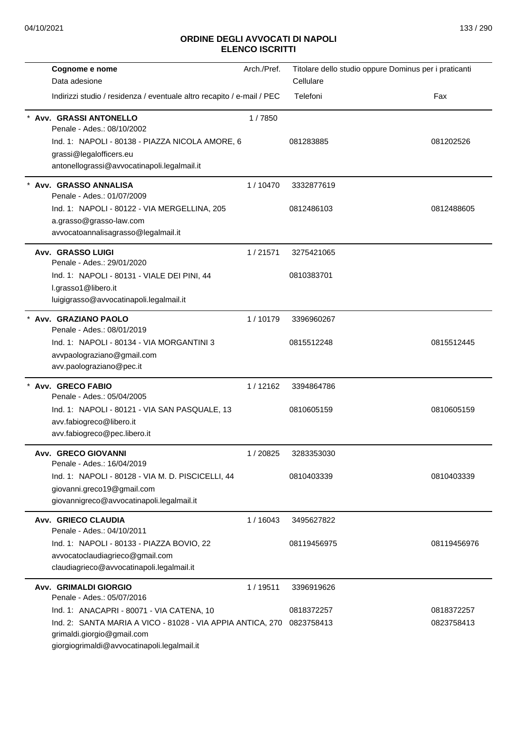## ORDINE DEGLI AVVOCATI DI NAPOLI
## ELENCO ISCRITTI

| Cognome e nome<br>Data adesione<br>Indirizzi studio / residenza / eventuale altro recapito / e-mail / PEC | Arch./Pref. | Titolare dello studio oppure Dominus per i praticanti<br>Cellulare<br>Telefoni | Fax |
|---|---|---|---|
| * **Avv. GRASSI ANTONELLO**<br>Penale - Ades.: 08/10/2002<br>Ind. 1: NAPOLI - 80138 - PIAZZA NICOLA AMORE, 6<br>grassi@legalofficers.eu<br>antonellograssi@avvocatinapoli.legalmail.it | 1 / 7850 | <br><br>081283885 | <br><br>081202526 |
| * **Avv. GRASSO ANNALISA**<br>Penale - Ades.: 01/07/2009<br>Ind. 1: NAPOLI - 80122 - VIA MERGELLINA, 205<br>a.grasso@grasso-law.com<br>avvocatoannalisagrasso@legalmail.it | 1 / 10470 | 3332877619<br><br>0812486103 | <br><br>0812488605 |
| **Avv. GRASSO LUIGI**<br>Penale - Ades.: 29/01/2020<br>Ind. 1: NAPOLI - 80131 - VIALE DEI PINI, 44<br>l.grasso1@libero.it<br>luigigrasso@avvocatinapoli.legalmail.it | 1 / 21571 | 3275421065<br><br>0810383701 | |
| * **Avv. GRAZIANO PAOLO**<br>Penale - Ades.: 08/01/2019<br>Ind. 1: NAPOLI - 80134 - VIA MORGANTINI 3<br>avvpaolograziano@gmail.com<br>avv.paolograziano@pec.it | 1 / 10179 | 3396960267<br><br>0815512248 | <br><br>0815512445 |
| * **Avv. GRECO FABIO**<br>Penale - Ades.: 05/04/2005<br>Ind. 1: NAPOLI - 80121 - VIA SAN PASQUALE, 13<br>avv.fabiogreco@libero.it<br>avv.fabiogreco@pec.libero.it | 1 / 12162 | 3394864786<br><br>0810605159 | <br><br>0810605159 |
| **Avv. GRECO GIOVANNI**<br>Penale - Ades.: 16/04/2019<br>Ind. 1: NAPOLI - 80128 - VIA M. D. PISCICELLI, 44<br>giovanni.greco19@gmail.com<br>giovannigreco@avvocatinapoli.legalmail.it | 1 / 20825 | 3283353030<br><br>0810403339 | <br><br>0810403339 |
| **Avv. GRIECO CLAUDIA**<br>Penale - Ades.: 04/10/2011<br>Ind. 1: NAPOLI - 80133 - PIAZZA BOVIO, 22<br>avvocatoclaudiagrieco@gmail.com<br>claudiagrieco@avvocatinapoli.legalmail.it | 1 / 16043 | 3495627822<br><br>08119456975 | <br><br>08119456976 |
| **Avv. GRIMALDI GIORGIO**<br>Penale - Ades.: 05/07/2016<br>Ind. 1: ANACAPRI - 80071 - VIA CATENA, 10<br>Ind. 2: SANTA MARIA A VICO - 81028 - VIA APPIA ANTICA, 270<br>grimaldi.giorgio@gmail.com<br>giorgiogrimaldi@avvocatinapoli.legalmail.it | 1 / 19511 | 3396919626<br><br>0818372257<br>0823758413 | <br><br>0818372257<br>0823758413 |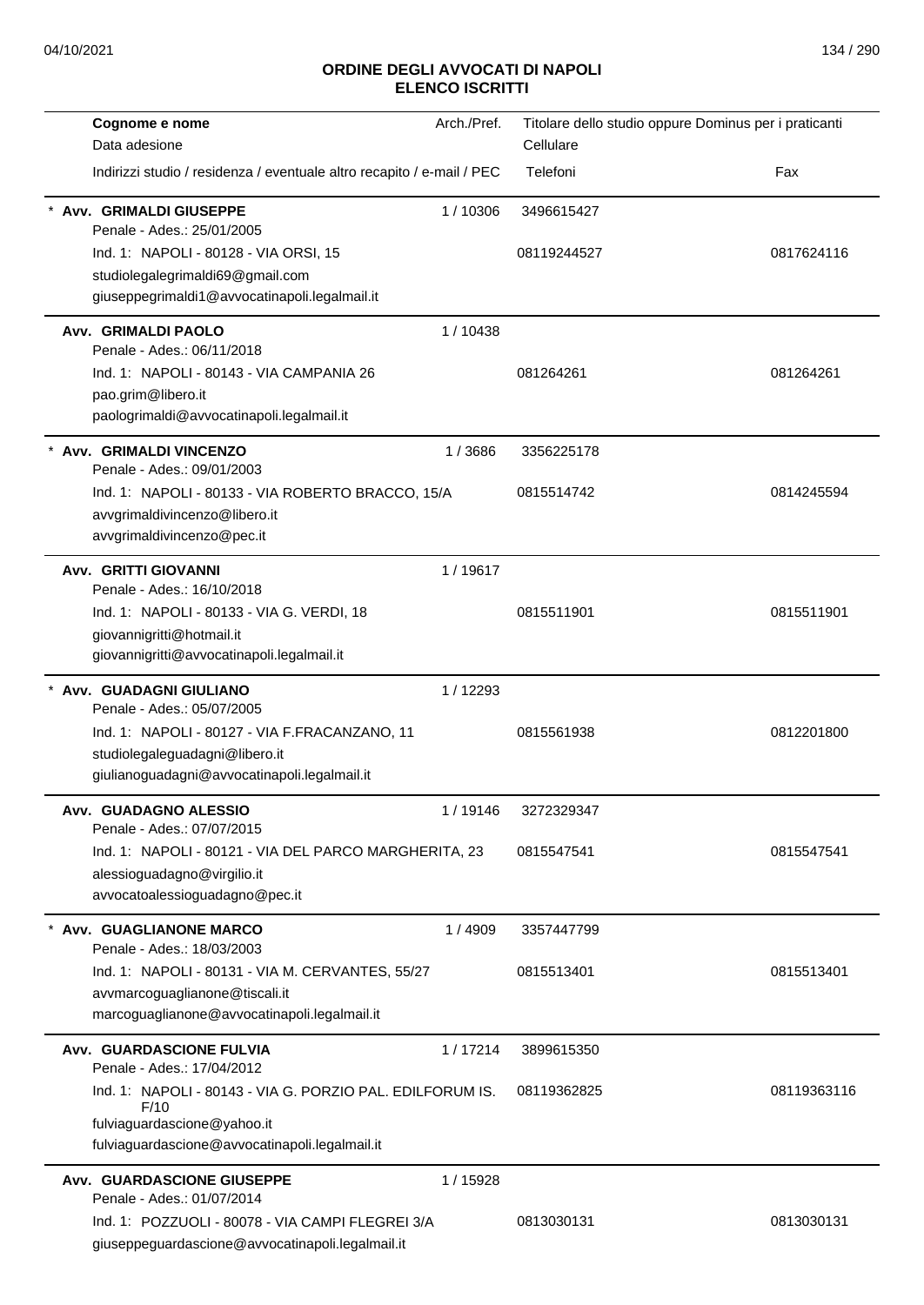## ORDINE DEGLI AVVOCATI DI NAPOLI
## ELENCO ISCRITTI

| Cognome e nome<br>Data adesione<br>Indirizzi studio / residenza / eventuale altro recapito / e-mail / PEC | Arch./Pref. | Titolare dello studio oppure Dominus per i praticanti<br>Cellulare<br>Telefoni | Fax |
|---|---|---|---|
| * **Avv. GRIMALDI GIUSEPPE**<br>Penale - Ades.: 25/01/2005<br>Ind. 1: NAPOLI - 80128 - VIA ORSI, 15<br>studiolegalegrimaldi69@gmail.com<br>giuseppegrimaldi1@avvocatinapoli.legalmail.it | 1 / 10306 | 3496615427<br>08119244527 | 0817624116 |
| **Avv. GRIMALDI PAOLO**<br>Penale - Ades.: 06/11/2018<br>Ind. 1: NAPOLI - 80143 - VIA CAMPANIA 26<br>pao.grim@libero.it<br>paologrimaldi@avvocatinapoli.legalmail.it | 1 / 10438 | 081264261 | 081264261 |
| * **Avv. GRIMALDI VINCENZO**<br>Penale - Ades.: 09/01/2003<br>Ind. 1: NAPOLI - 80133 - VIA ROBERTO BRACCO, 15/A<br>avvgrimaldivincenzo@libero.it<br>avvgrimaldivincenzo@pec.it | 1 / 3686 | 3356225178<br>0815514742 | 0814245594 |
| **Avv. GRITTI GIOVANNI**<br>Penale - Ades.: 16/10/2018<br>Ind. 1: NAPOLI - 80133 - VIA G. VERDI, 18<br>giovannigritti@hotmail.it<br>giovannigritti@avvocatinapoli.legalmail.it | 1 / 19617 | 0815511901 | 0815511901 |
| * **Avv. GUADAGNI GIULIANO**<br>Penale - Ades.: 05/07/2005<br>Ind. 1: NAPOLI - 80127 - VIA F.FRACANZANO, 11<br>studiolegaleguadagni@libero.it<br>giulianoguadagni@avvocatinapoli.legalmail.it | 1 / 12293 | 0815561938 | 0812201800 |
| **Avv. GUADAGNO ALESSIO**<br>Penale - Ades.: 07/07/2015<br>Ind. 1: NAPOLI - 80121 - VIA DEL PARCO MARGHERITA, 23<br>alessioguadagno@virgilio.it<br>avvocatoalessioguadagno@pec.it | 1 / 19146 | 3272329347<br>0815547541 | 0815547541 |
| * **Avv. GUAGLIANONE MARCO**<br>Penale - Ades.: 18/03/2003<br>Ind. 1: NAPOLI - 80131 - VIA M. CERVANTES, 55/27<br>avvmarcoguaglianone@tiscali.it<br>marcoguaglianone@avvocatinapoli.legalmail.it | 1 / 4909 | 3357447799<br>0815513401 | 0815513401 |
| **Avv. GUARDASCIONE FULVIA**<br>Penale - Ades.: 17/04/2012<br>Ind. 1: NAPOLI - 80143 - VIA G. PORZIO PAL. EDILFORUM IS. F/10<br>fulviaguardascione@yahoo.it<br>fulviaguardascione@avvocatinapoli.legalmail.it | 1 / 17214 | 3899615350<br>08119362825 | 08119363116 |
| **Avv. GUARDASCIONE GIUSEPPE**<br>Penale - Ades.: 01/07/2014<br>Ind. 1: POZZUOLI - 80078 - VIA CAMPI FLEGREI 3/A<br>giuseppeguardascione@avvocatinapoli.legalmail.it | 1 / 15928 | 0813030131 | 0813030131 |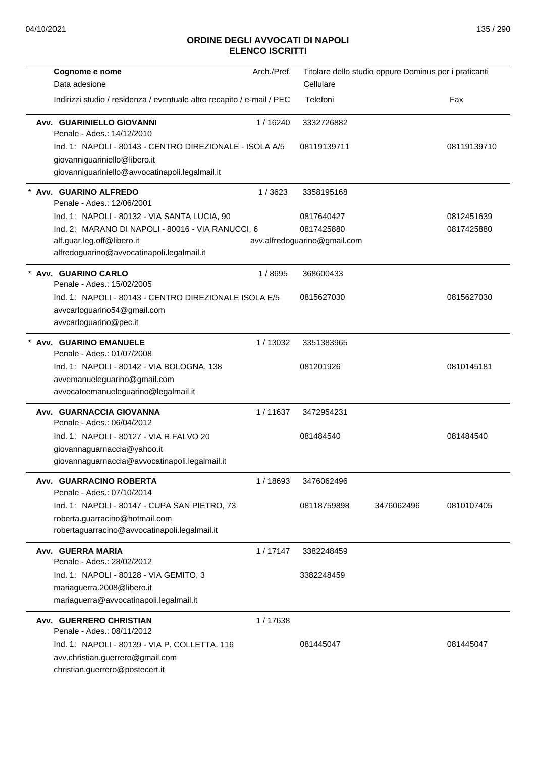# ORDINE DEGLI AVVOCATI DI NAPOLI
## ELENCO ISCRITTI

| Cognome e nome / Data adesione / Indirizzi studio / residenza / eventuale altro recapito / e-mail / PEC | Arch./Pref. | Titolare dello studio oppure Dominus per i praticanti / Cellulare / Telefoni | | Fax |
|---|---|---|---|---|
| **Avv. GUARINIELLO GIOVANNI** | 1 / 16240 | 3332726882 | | |
| Penale - Ades.: 14/12/2010 | | | | |
| Ind. 1: NAPOLI - 80143 - CENTRO DIREZIONALE - ISOLA A/5 | | 08119139711 | | 08119139710 |
| giovanniguariniello@libero.it | | | | |
| giovanniguariniello@avvocatinapoli.legalmail.it | | | | |
| * **Avv. GUARINO ALFREDO** | 1 / 3623 | 3358195168 | | |
| Penale - Ades.: 12/06/2001 | | | | |
| Ind. 1: NAPOLI - 80132 - VIA SANTA LUCIA, 90 | | 0817640427 | | 0812451639 |
| Ind. 2: MARANO DI NAPOLI - 80016 - VIA RANUCCI, 6 | | 0817425880 | | 0817425880 |
| alf.guar.leg.off@libero.it | | avv.alfredoguarino@gmail.com | | |
| alfredoguarino@avvocatinapoli.legalmail.it | | | | |
| * **Avv. GUARINO CARLO** | 1 / 8695 | 368600433 | | |
| Penale - Ades.: 15/02/2005 | | | | |
| Ind. 1: NAPOLI - 80143 - CENTRO DIREZIONALE ISOLA E/5 | | 0815627030 | | 0815627030 |
| avvcarloguarino54@gmail.com | | | | |
| avvcarloguarino@pec.it | | | | |
| * **Avv. GUARINO EMANUELE** | 1 / 13032 | 3351383965 | | |
| Penale - Ades.: 01/07/2008 | | | | |
| Ind. 1: NAPOLI - 80142 - VIA BOLOGNA, 138 | | 081201926 | | 0810145181 |
| avvemanueleguarino@gmail.com | | | | |
| avvocatoemanueleguarino@legalmail.it | | | | |
| **Avv. GUARNACCIA GIOVANNA** | 1 / 11637 | 3472954231 | | |
| Penale - Ades.: 06/04/2012 | | | | |
| Ind. 1: NAPOLI - 80127 - VIA R.FALVO 20 | | 081484540 | | 081484540 |
| giovannaguarnaccia@yahoo.it | | | | |
| giovannaguarnaccia@avvocatinapoli.legalmail.it | | | | |
| **Avv. GUARRACINO ROBERTA** | 1 / 18693 | 3476062496 | | |
| Penale - Ades.: 07/10/2014 | | | | |
| Ind. 1: NAPOLI - 80147 - CUPA SAN PIETRO, 73 | | 08118759898 | 3476062496 | 0810107405 |
| roberta.guarracino@hotmail.com | | | | |
| robertaguarracino@avvocatinapoli.legalmail.it | | | | |
| **Avv. GUERRA MARIA** | 1 / 17147 | 3382248459 | | |
| Penale - Ades.: 28/02/2012 | | | | |
| Ind. 1: NAPOLI - 80128 - VIA GEMITO, 3 | | 3382248459 | | |
| mariaguerra.2008@libero.it | | | | |
| mariaguerra@avvocatinapoli.legalmail.it | | | | |
| **Avv. GUERRERO CHRISTIAN** | 1 / 17638 | | | |
| Penale - Ades.: 08/11/2012 | | | | |
| Ind. 1: NAPOLI - 80139 - VIA P. COLLETTA, 116 | | 081445047 | | 081445047 |
| avv.christian.guerrero@gmail.com | | | | |
| christian.guerrero@postecert.it | | | | |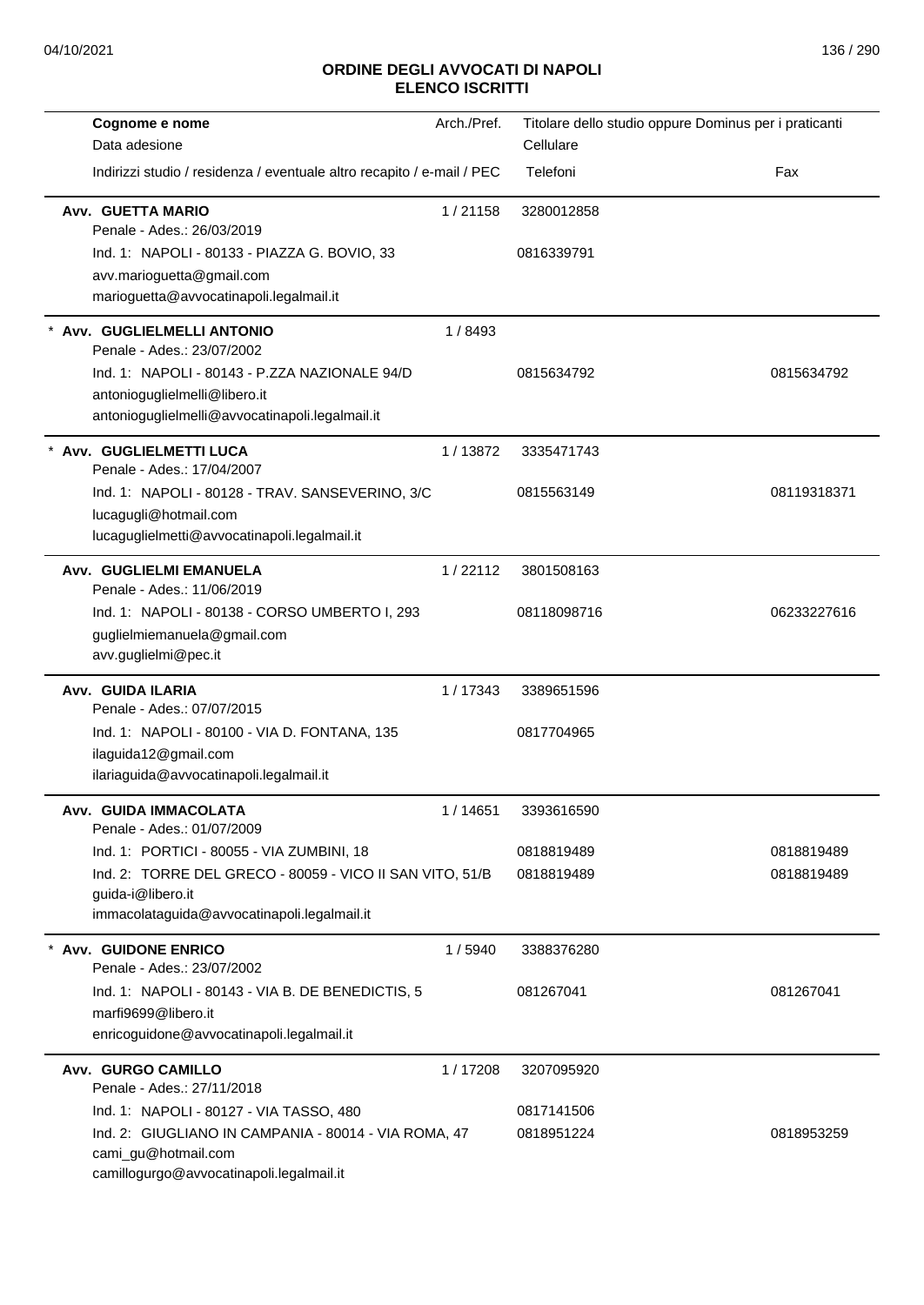# ORDINE DEGLI AVVOCATI DI NAPOLI
## ELENCO ISCRITTI

| Cognome e nome / Data adesione / Indirizzi studio / residenza / eventuale altro recapito / e-mail / PEC | Arch./Pref. | Titolare dello studio oppure Dominus per i praticanti / Cellulare / Telefoni | Fax |
|---|---|---|---|
| **Avv. GUETTA MARIO**<br>Penale - Ades.: 26/03/2019<br>Ind. 1: NAPOLI - 80133 - PIAZZA G. BOVIO, 33<br>avv.marioguetta@gmail.com<br>marioguetta@avvocatinapoli.legalmail.it | 1 / 21158 | 3280012858<br>0816339791 | |
| * **Avv. GUGLIELMELLI ANTONIO**<br>Penale - Ades.: 23/07/2002<br>Ind. 1: NAPOLI - 80143 - P.ZZA NAZIONALE 94/D<br>antonioguglielmelli@libero.it<br>antonioguglielmelli@avvocatinapoli.legalmail.it | 1 / 8493 | 0815634792 | 0815634792 |
| * **Avv. GUGLIELMETTI LUCA**<br>Penale - Ades.: 17/04/2007<br>Ind. 1: NAPOLI - 80128 - TRAV. SANSEVERINO, 3/C<br>lucagugli@hotmail.com<br>lucaguglielmetti@avvocatinapoli.legalmail.it | 1 / 13872 | 3335471743<br>0815563149 | 08119318371 |
| **Avv. GUGLIELMI EMANUELA**<br>Penale - Ades.: 11/06/2019<br>Ind. 1: NAPOLI - 80138 - CORSO UMBERTO I, 293<br>guglielmiemanuela@gmail.com<br>avv.guglielmi@pec.it | 1 / 22112 | 3801508163<br>08118098716 | 06233227616 |
| **Avv. GUIDA ILARIA**<br>Penale - Ades.: 07/07/2015<br>Ind. 1: NAPOLI - 80100 - VIA D. FONTANA, 135<br>ilaguida12@gmail.com<br>ilariaguida@avvocatinapoli.legalmail.it | 1 / 17343 | 3389651596<br>0817704965 | |
| **Avv. GUIDA IMMACOLATA**<br>Penale - Ades.: 01/07/2009<br>Ind. 1: PORTICI - 80055 - VIA ZUMBINI, 18<br>Ind. 2: TORRE DEL GRECO - 80059 - VICO II SAN VITO, 51/B<br>guida-i@libero.it<br>immacolataguida@avvocatinapoli.legalmail.it | 1 / 14651 | 3393616590<br>0818819489<br>0818819489 | 0818819489<br>0818819489 |
| * **Avv. GUIDONE ENRICO**<br>Penale - Ades.: 23/07/2002<br>Ind. 1: NAPOLI - 80143 - VIA B. DE BENEDICTIS, 5<br>marfi9699@libero.it<br>enricoguidone@avvocatinapoli.legalmail.it | 1 / 5940 | 3388376280<br>081267041 | 081267041 |
| **Avv. GURGO CAMILLO**<br>Penale - Ades.: 27/11/2018<br>Ind. 1: NAPOLI - 80127 - VIA TASSO, 480<br>Ind. 2: GIUGLIANO IN CAMPANIA - 80014 - VIA ROMA, 47<br>cami_gu@hotmail.com<br>camillogurgo@avvocatinapoli.legalmail.it | 1 / 17208 | 3207095920<br>0817141506<br>0818951224 | <br><br>0818953259 |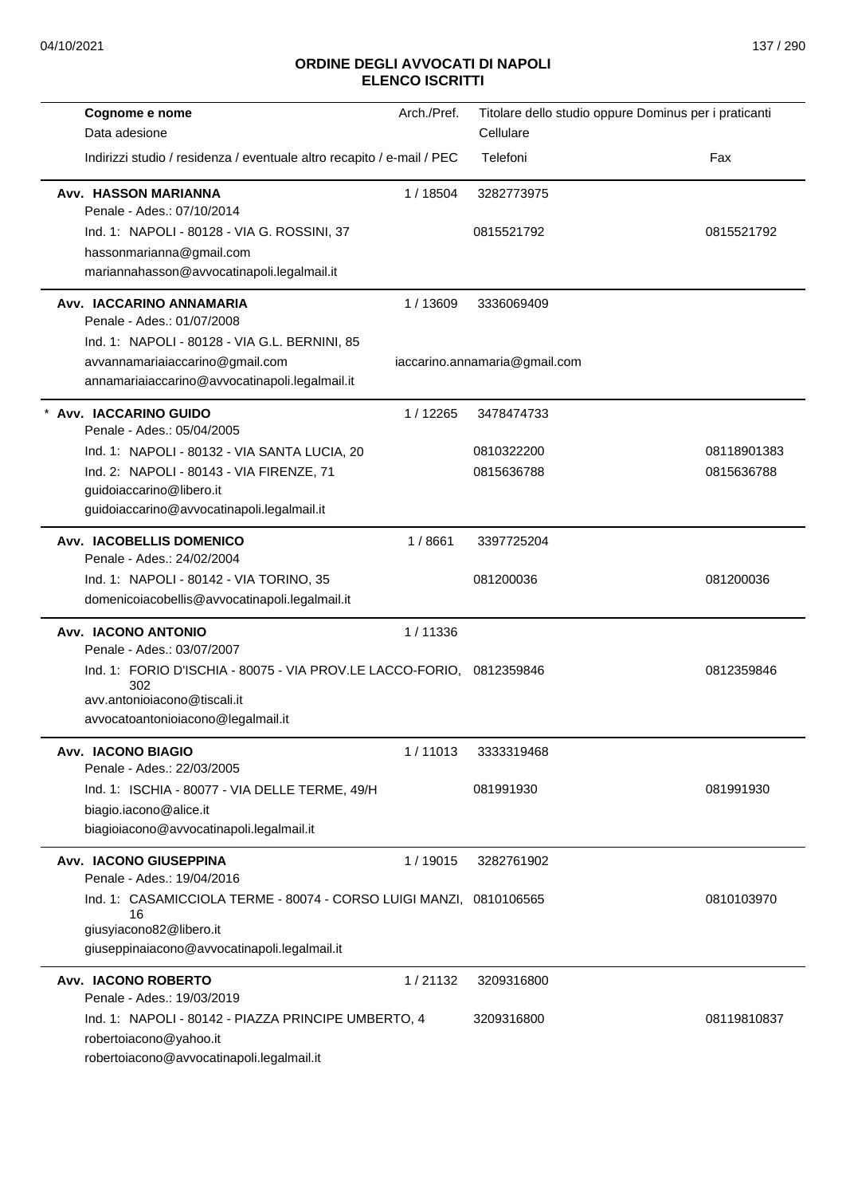## ORDINE DEGLI AVVOCATI DI NAPOLI
## ELENCO ISCRITTI

| Cognome e nome<br>Data adesione<br>Indirizzi studio / residenza / eventuale altro recapito / e-mail / PEC | Arch./Pref. | Titolare dello studio oppure Dominus per i praticanti<br>Cellulare<br>Telefoni | Fax |
|---|---|---|---|
| **Avv. HASSON MARIANNA**<br>Penale - Ades.: 07/10/2014<br>Ind. 1: NAPOLI - 80128 - VIA G. ROSSINI, 37<br>hassonmarianna@gmail.com<br>mariannahasson@avvocatinapoli.legalmail.it | 1 / 18504 | 3282773975<br>0815521792 | 0815521792 |
| **Avv. IACCARINO ANNAMARIA**<br>Penale - Ades.: 01/07/2008<br>Ind. 1: NAPOLI - 80128 - VIA G.L. BERNINI, 85<br>avvannamariaiaccarino@gmail.com<br>annamariaiaccarino@avvocatinapoli.legalmail.it | 1 / 13609 | 3336069409<br>iaccarino.annamaria@gmail.com | |
| * **Avv. IACCARINO GUIDO**<br>Penale - Ades.: 05/04/2005<br>Ind. 1: NAPOLI - 80132 - VIA SANTA LUCIA, 20<br>Ind. 2: NAPOLI - 80143 - VIA FIRENZE, 71<br>guidoiaccarino@libero.it<br>guidoiaccarino@avvocatinapoli.legalmail.it | 1 / 12265 | 3478474733<br>0810322200<br>0815636788 | 08118901383<br>0815636788 |
| **Avv. IACOBELLIS DOMENICO**<br>Penale - Ades.: 24/02/2004<br>Ind. 1: NAPOLI - 80142 - VIA TORINO, 35<br>domenicoiacobellis@avvocatinapoli.legalmail.it | 1 / 8661 | 3397725204<br>081200036 | 081200036 |
| **Avv. IACONO ANTONIO**<br>Penale - Ades.: 03/07/2007<br>Ind. 1: FORIO D'ISCHIA - 80075 - VIA PROV.LE LACCO-FORIO, 302<br>avv.antonioiacono@tiscali.it<br>avvocatoantonioiacono@legalmail.it | 1 / 11336 | 0812359846 | 0812359846 |
| **Avv. IACONO BIAGIO**<br>Penale - Ades.: 22/03/2005<br>Ind. 1: ISCHIA - 80077 - VIA DELLE TERME, 49/H<br>biagio.iacono@alice.it<br>biagioiacono@avvocatinapoli.legalmail.it | 1 / 11013 | 3333319468<br>081991930 | 081991930 |
| **Avv. IACONO GIUSEPPINA**<br>Penale - Ades.: 19/04/2016<br>Ind. 1: CASAMICCIOLA TERME - 80074 - CORSO LUIGI MANZI, 16<br>giusyiacono82@libero.it<br>giuseppinaiacono@avvocatinapoli.legalmail.it | 1 / 19015 | 3282761902<br>0810106565 | 0810103970 |
| **Avv. IACONO ROBERTO**<br>Penale - Ades.: 19/03/2019<br>Ind. 1: NAPOLI - 80142 - PIAZZA PRINCIPE UMBERTO, 4<br>robertoiacono@yahoo.it<br>robertoiacono@avvocatinapoli.legalmail.it | 1 / 21132 | 3209316800<br>3209316800 | 08119810837 |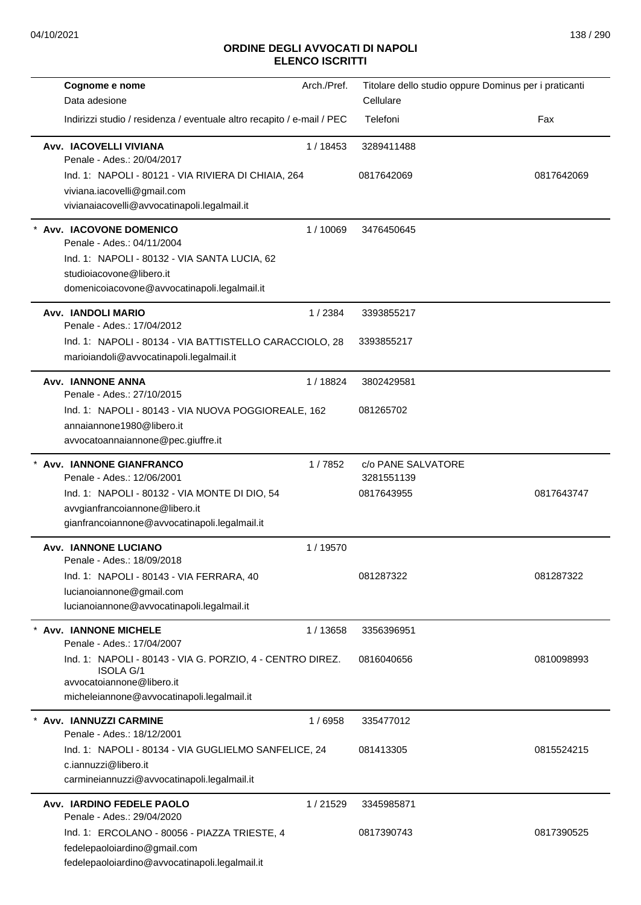## ORDINE DEGLI AVVOCATI DI NAPOLI
## ELENCO ISCRITTI

| Cognome e nome / Data adesione / Indirizzi studio / residenza / eventuale altro recapito / e-mail / PEC | Arch./Pref. | Titolare dello studio oppure Dominus per i praticanti / Cellulare / Telefoni | Fax |
|---|---|---|---|
| **Avv. IACOVELLI VIVIANA**<br>Penale - Ades.: 20/04/2017<br>Ind. 1: NAPOLI - 80121 - VIA RIVIERA DI CHIAIA, 264<br>viviana.iacovelli@gmail.com<br>vivianaiacovelli@avvocatinapoli.legalmail.it | 1 / 18453 | 3289411488<br>0817642069 | 0817642069 |
| * **Avv. IACOVONE DOMENICO**<br>Penale - Ades.: 04/11/2004<br>Ind. 1: NAPOLI - 80132 - VIA SANTA LUCIA, 62<br>studioiacovone@libero.it<br>domenicoiacovone@avvocatinapoli.legalmail.it | 1 / 10069 | 3476450645 | |
| **Avv. IANDOLI MARIO**<br>Penale - Ades.: 17/04/2012<br>Ind. 1: NAPOLI - 80134 - VIA BATTISTELLO CARACCIOLO, 28<br>marioiandoli@avvocatinapoli.legalmail.it | 1 / 2384 | 3393855217<br>3393855217 | |
| **Avv. IANNONE ANNA**<br>Penale - Ades.: 27/10/2015<br>Ind. 1: NAPOLI - 80143 - VIA NUOVA POGGIOREALE, 162<br>annaiannone1980@libero.it<br>avvocatoannaiannone@pec.giuffre.it | 1 / 18824 | 3802429581<br>081265702 | |
| * **Avv. IANNONE GIANFRANCO**<br>Penale - Ades.: 12/06/2001<br>Ind. 1: NAPOLI - 80132 - VIA MONTE DI DIO, 54<br>avvgianfrancoiannone@libero.it<br>gianfrancoiannone@avvocatinapoli.legalmail.it | 1 / 7852 | c/o PANE SALVATORE<br>3281551139<br>0817643955 | 0817643747 |
| **Avv. IANNONE LUCIANO**<br>Penale - Ades.: 18/09/2018<br>Ind. 1: NAPOLI - 80143 - VIA FERRARA, 40<br>lucianoiannone@gmail.com<br>lucianoiannone@avvocatinapoli.legalmail.it | 1 / 19570 | 081287322 | 081287322 |
| * **Avv. IANNONE MICHELE**<br>Penale - Ades.: 17/04/2007<br>Ind. 1: NAPOLI - 80143 - VIA G. PORZIO, 4 - CENTRO DIREZ. ISOLA G/1<br>avvocatoiannone@libero.it<br>micheleiannone@avvocatinapoli.legalmail.it | 1 / 13658 | 3356396951<br>0816040656 | 0810098993 |
| * **Avv. IANNUZZI CARMINE**<br>Penale - Ades.: 18/12/2001<br>Ind. 1: NAPOLI - 80134 - VIA GUGLIELMO SANFELICE, 24<br>c.iannuzzi@libero.it<br>carmineiannuzzi@avvocatinapoli.legalmail.it | 1 / 6958 | 335477012<br>081413305 | 0815524215 |
| **Avv. IARDINO FEDELE PAOLO**<br>Penale - Ades.: 29/04/2020<br>Ind. 1: ERCOLANO - 80056 - PIAZZA TRIESTE, 4<br>fedelepaoloiardino@gmail.com<br>fedelepaoloiardino@avvocatinapoli.legalmail.it | 1 / 21529 | 3345985871<br>0817390743 | 0817390525 |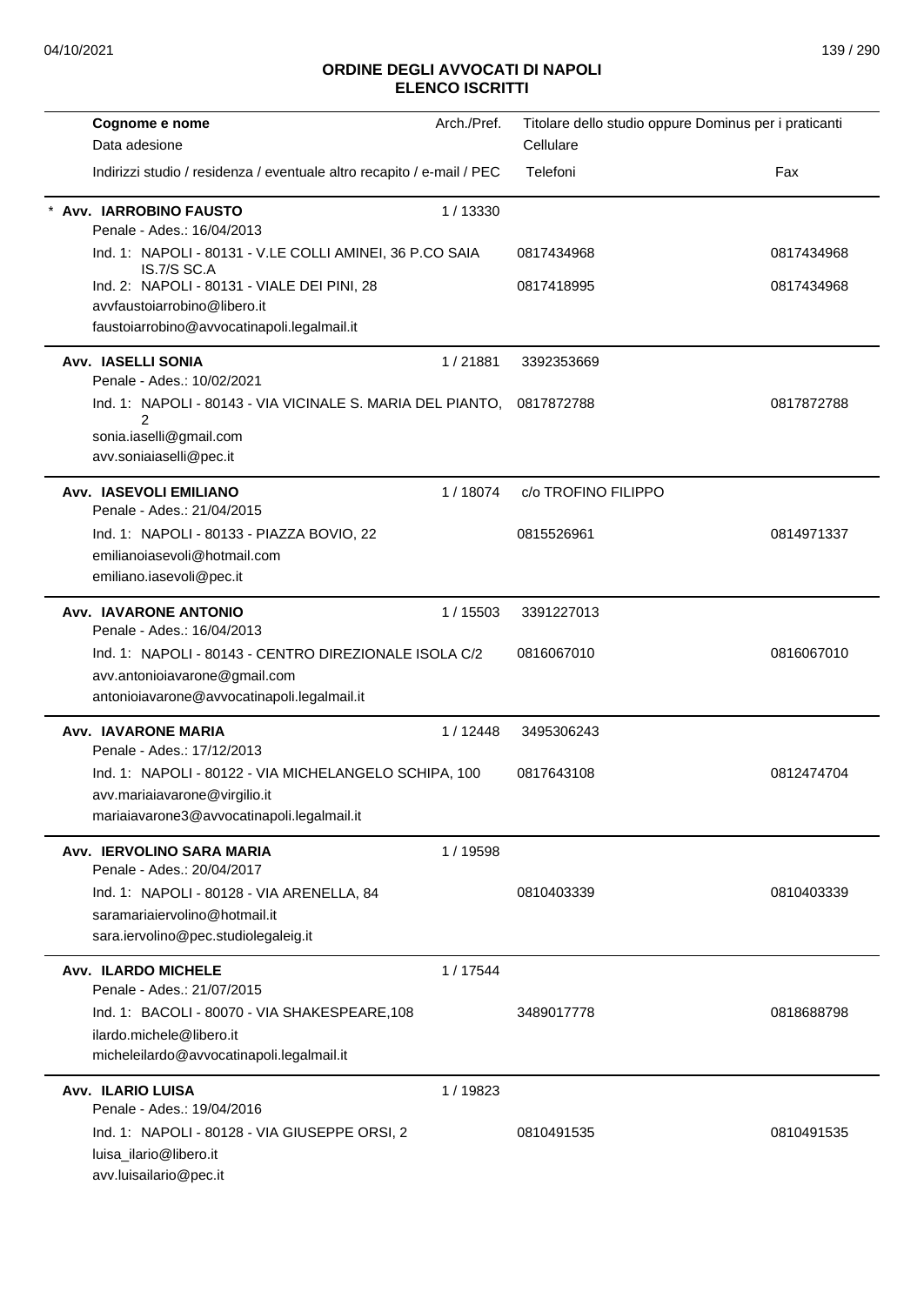# ORDINE DEGLI AVVOCATI DI NAPOLI
## ELENCO ISCRITTI

| Cognome e nome<br>Data adesione<br>Indirizzi studio / residenza / eventuale altro recapito / e-mail / PEC | Arch./Pref. | Titolare dello studio oppure Dominus per i praticanti<br>Cellulare<br>Telefoni | Fax |
|---|---|---|---|
| * **Avv. IARROBINO FAUSTO**<br>Penale - Ades.: 16/04/2013 | 1 / 13330 | | |
| Ind. 1: NAPOLI - 80131 - V.LE COLLI AMINEI, 36 P.CO SAIA IS.7/S SC.A | | 0817434968 | 0817434968 |
| Ind. 2: NAPOLI - 80131 - VIALE DEI PINI, 28<br>avvfaustoiarrobino@libero.it<br>faustoiarrobino@avvocatinapoli.legalmail.it | | 0817418995 | 0817434968 |
| **Avv. IASELLI SONIA**<br>Penale - Ades.: 10/02/2021 | 1 / 21881 | 3392353669 | |
| Ind. 1: NAPOLI - 80143 - VIA VICINALE S. MARIA DEL PIANTO, 2<br>sonia.iaselli@gmail.com<br>avv.soniaiaselli@pec.it | | 0817872788 | 0817872788 |
| **Avv. IASEVOLI EMILIANO**<br>Penale - Ades.: 21/04/2015 | 1 / 18074 | c/o TROFINO FILIPPO | |
| Ind. 1: NAPOLI - 80133 - PIAZZA BOVIO, 22<br>emilianoiasevoli@hotmail.com<br>emiliano.iasevoli@pec.it | | 0815526961 | 0814971337 |
| **Avv. IAVARONE ANTONIO**<br>Penale - Ades.: 16/04/2013 | 1 / 15503 | 3391227013 | |
| Ind. 1: NAPOLI - 80143 - CENTRO DIREZIONALE ISOLA C/2<br>avv.antonioiavarone@gmail.com<br>antonioiavarone@avvocatinapoli.legalmail.it | | 0816067010 | 0816067010 |
| **Avv. IAVARONE MARIA**<br>Penale - Ades.: 17/12/2013 | 1 / 12448 | 3495306243 | |
| Ind. 1: NAPOLI - 80122 - VIA MICHELANGELO SCHIPA, 100<br>avv.mariaiavarone@virgilio.it<br>mariaiavarone3@avvocatinapoli.legalmail.it | | 0817643108 | 0812474704 |
| **Avv. IERVOLINO SARA MARIA**<br>Penale - Ades.: 20/04/2017 | 1 / 19598 | | |
| Ind. 1: NAPOLI - 80128 - VIA ARENELLA, 84<br>saramariaiervolino@hotmail.it<br>sara.iervolino@pec.studiolegaleig.it | | 0810403339 | 0810403339 |
| **Avv. ILARDO MICHELE**<br>Penale - Ades.: 21/07/2015 | 1 / 17544 | | |
| Ind. 1: BACOLI - 80070 - VIA SHAKESPEARE,108<br>ilardo.michele@libero.it<br>micheleilardo@avvocatinapoli.legalmail.it | | 3489017778 | 0818688798 |
| **Avv. ILARIO LUISA**<br>Penale - Ades.: 19/04/2016 | 1 / 19823 | | |
| Ind. 1: NAPOLI - 80128 - VIA GIUSEPPE ORSI, 2<br>luisa_ilario@libero.it<br>avv.luisailario@pec.it | | 0810491535 | 0810491535 |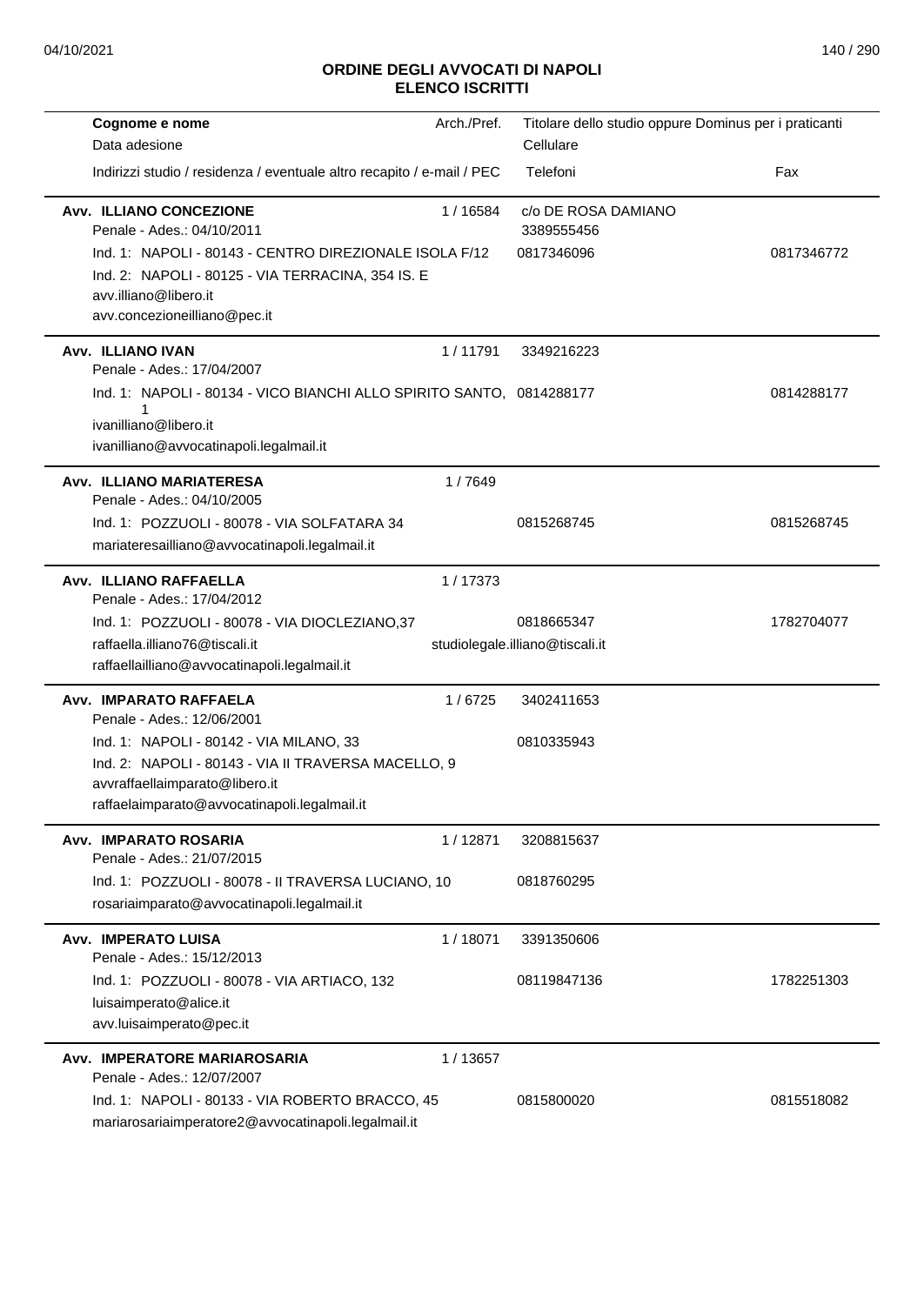# ORDINE DEGLI AVVOCATI DI NAPOLI
## ELENCO ISCRITTI

| Cognome e nome / Data adesione / Indirizzi studio / residenza / eventuale altro recapito / e-mail / PEC | Arch./Pref. | Titolare dello studio oppure Dominus per i praticanti / Cellulare / Telefoni | Fax |
|---|---|---|---|
| **Avv. ILLIANO CONCEZIONE**<br>Penale - Ades.: 04/10/2011<br>Ind. 1: NAPOLI - 80143 - CENTRO DIREZIONALE ISOLA F/12<br>Ind. 2: NAPOLI - 80125 - VIA TERRACINA, 354 IS. E<br>avv.illiano@libero.it<br>avv.concezioneilliano@pec.it | 1 / 16584 | c/o DE ROSA DAMIANO<br>3389555456<br>0817346096 | 0817346772 |
| **Avv. ILLIANO IVAN**<br>Penale - Ades.: 17/04/2007<br>Ind. 1: NAPOLI - 80134 - VICO BIANCHI ALLO SPIRITO SANTO, 1<br>ivanilliano@libero.it<br>ivanilliano@avvocatinapoli.legalmail.it | 1 / 11791 | 3349216223<br>0814288177 | 0814288177 |
| **Avv. ILLIANO MARIATERESA**<br>Penale - Ades.: 04/10/2005<br>Ind. 1: POZZUOLI - 80078 - VIA SOLFATARA 34<br>mariateresailliano@avvocatinapoli.legalmail.it | 1 / 7649 | 0815268745 | 0815268745 |
| **Avv. ILLIANO RAFFAELLA**<br>Penale - Ades.: 17/04/2012<br>Ind. 1: POZZUOLI - 80078 - VIA DIOCLEZIANO,37<br>raffaella.illiano76@tiscali.it<br>raffaellailliano@avvocatinapoli.legalmail.it | 1 / 17373 | 0818665347<br>studiolegale.illiano@tiscali.it | 1782704077 |
| **Avv. IMPARATO RAFFAELA**<br>Penale - Ades.: 12/06/2001<br>Ind. 1: NAPOLI - 80142 - VIA MILANO, 33<br>Ind. 2: NAPOLI - 80143 - VIA II TRAVERSA MACELLO, 9<br>avvraffaellaimparato@libero.it<br>raffaelaimparato@avvocatinapoli.legalmail.it | 1 / 6725 | 3402411653<br>0810335943 | |
| **Avv. IMPARATO ROSARIA**<br>Penale - Ades.: 21/07/2015<br>Ind. 1: POZZUOLI - 80078 - II TRAVERSA LUCIANO, 10<br>rosariaimparato@avvocatinapoli.legalmail.it | 1 / 12871 | 3208815637<br>0818760295 | |
| **Avv. IMPERATO LUISA**<br>Penale - Ades.: 15/12/2013<br>Ind. 1: POZZUOLI - 80078 - VIA ARTIACO, 132<br>luisaimperato@alice.it<br>avv.luisaimperato@pec.it | 1 / 18071 | 3391350606<br>08119847136 | 1782251303 |
| **Avv. IMPERATORE MARIAROSARIA**<br>Penale - Ades.: 12/07/2007<br>Ind. 1: NAPOLI - 80133 - VIA ROBERTO BRACCO, 45<br>mariarosariaimperatore2@avvocatinapoli.legalmail.it | 1 / 13657 | 0815800020 | 0815518082 |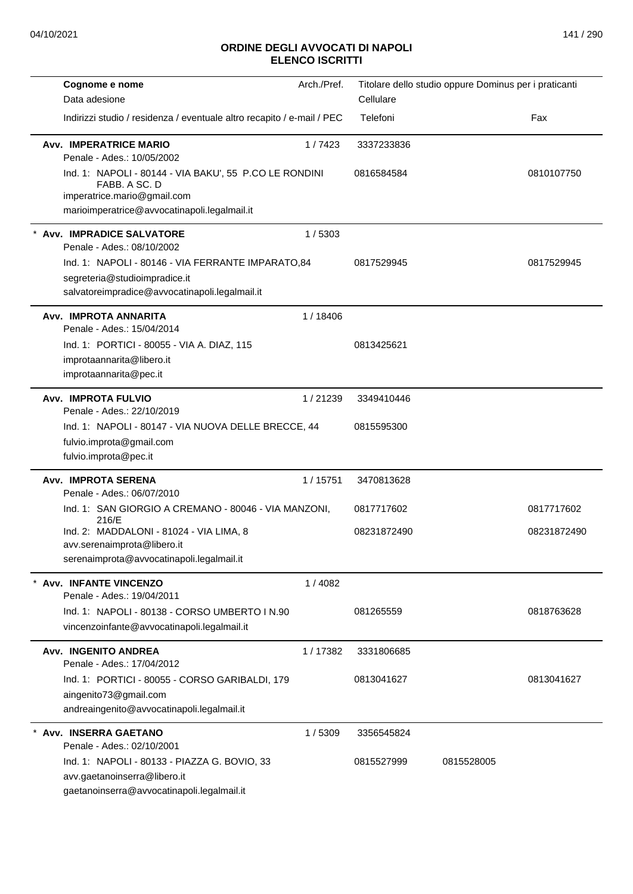## ORDINE DEGLI AVVOCATI DI NAPOLI
## ELENCO ISCRITTI

| Cognome e nome<br>Data adesione<br>Indirizzi studio / residenza / eventuale altro recapito / e-mail / PEC | Arch./Pref. | Titolare dello studio oppure Dominus per i praticanti<br>Cellulare<br>Telefoni | | Fax |
|---|---|---|---|---|
| **Avv. IMPERATRICE MARIO**<br>Penale - Ades.: 10/05/2002 | 1 / 7423 | 3337233836 | | |
| Ind. 1: NAPOLI - 80144 - VIA BAKU', 55 P.CO LE RONDINI FABB. A SC. D<br>imperatrice.mario@gmail.com<br>marioimperatrice@avvocatinapoli.legalmail.it | | 0816584584 | | 0810107750 |
| * **Avv. IMPRADICE SALVATORE**<br>Penale - Ades.: 08/10/2002 | 1 / 5303 | | | |
| Ind. 1: NAPOLI - 80146 - VIA FERRANTE IMPARATO,84<br>segreteria@studioimpradice.it<br>salvatoreimpradice@avvocatinapoli.legalmail.it | | 0817529945 | | 0817529945 |
| **Avv. IMPROTA ANNARITA**<br>Penale - Ades.: 15/04/2014 | 1 / 18406 | | | |
| Ind. 1: PORTICI - 80055 - VIA A. DIAZ, 115<br>improtaannarita@libero.it<br>improtaannarita@pec.it | | 0813425621 | | |
| **Avv. IMPROTA FULVIO**<br>Penale - Ades.: 22/10/2019 | 1 / 21239 | 3349410446 | | |
| Ind. 1: NAPOLI - 80147 - VIA NUOVA DELLE BRECCE, 44<br>fulvio.improta@gmail.com<br>fulvio.improta@pec.it | | 0815595300 | | |
| **Avv. IMPROTA SERENA**<br>Penale - Ades.: 06/07/2010 | 1 / 15751 | 3470813628 | | |
| Ind. 1: SAN GIORGIO A CREMANO - 80046 - VIA MANZONI, 216/E | | 0817717602 | | 0817717602 |
| Ind. 2: MADDALONI - 81024 - VIA LIMA, 8<br>avv.serenaimprota@libero.it<br>serenaimprota@avvocatinapoli.legalmail.it | | 08231872490 | | 08231872490 |
| * **Avv. INFANTE VINCENZO**<br>Penale - Ades.: 19/04/2011 | 1 / 4082 | | | |
| Ind. 1: NAPOLI - 80138 - CORSO UMBERTO I N.90<br>vincenzoinfante@avvocatinapoli.legalmail.it | | 081265559 | | 0818763628 |
| **Avv. INGENITO ANDREA**<br>Penale - Ades.: 17/04/2012 | 1 / 17382 | 3331806685 | | |
| Ind. 1: PORTICI - 80055 - CORSO GARIBALDI, 179<br>aingenito73@gmail.com<br>andreaingenito@avvocatinapoli.legalmail.it | | 0813041627 | | 0813041627 |
| * **Avv. INSERRA GAETANO**<br>Penale - Ades.: 02/10/2001 | 1 / 5309 | 3356545824 | | |
| Ind. 1: NAPOLI - 80133 - PIAZZA G. BOVIO, 33<br>avv.gaetanoinserra@libero.it<br>gaetanoinserra@avvocatinapoli.legalmail.it | | 0815527999 | 0815528005 | |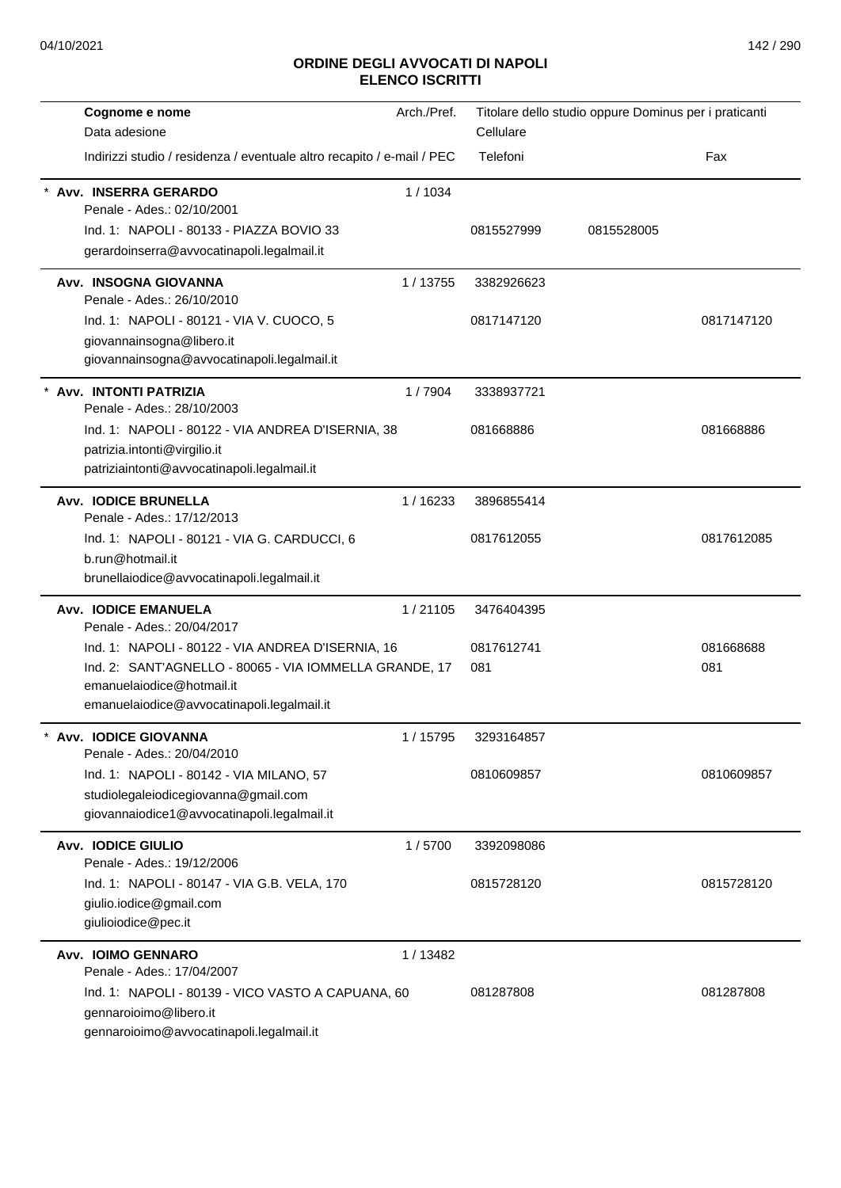## ORDINE DEGLI AVVOCATI DI NAPOLI
## ELENCO ISCRITTI

| Cognome e nome / Data adesione / Indirizzi studio / residenza / eventuale altro recapito / e-mail / PEC | Arch./Pref. | Titolare dello studio oppure Dominus per i praticanti / Cellulare / Telefoni | | Fax |
|---|---|---|---|---|
| * **Avv. INSERRA GERARDO** | 1 / 1034 | | | |
| Penale - Ades.: 02/10/2001 | | | | |
| Ind. 1: NAPOLI - 80133 - PIAZZA BOVIO 33 | | 0815527999 | 0815528005 | |
| gerardoinserra@avvocatinapoli.legalmail.it | | | | |
| **Avv. INSOGNA GIOVANNA** | 1 / 13755 | 3382926623 | | |
| Penale - Ades.: 26/10/2010 | | | | |
| Ind. 1: NAPOLI - 80121 - VIA V. CUOCO, 5 | | 0817147120 | | 0817147120 |
| giovannainsogna@libero.it | | | | |
| giovannainsogna@avvocatinapoli.legalmail.it | | | | |
| * **Avv. INTONTI PATRIZIA** | 1 / 7904 | 3338937721 | | |
| Penale - Ades.: 28/10/2003 | | | | |
| Ind. 1: NAPOLI - 80122 - VIA ANDREA D'ISERNIA, 38 | | 081668886 | | 081668886 |
| patrizia.intonti@virgilio.it | | | | |
| patriziaintonti@avvocatinapoli.legalmail.it | | | | |
| **Avv. IODICE BRUNELLA** | 1 / 16233 | 3896855414 | | |
| Penale - Ades.: 17/12/2013 | | | | |
| Ind. 1: NAPOLI - 80121 - VIA G. CARDUCCI, 6 | | 0817612055 | | 0817612085 |
| b.run@hotmail.it | | | | |
| brunellaiodice@avvocatinapoli.legalmail.it | | | | |
| **Avv. IODICE EMANUELA** | 1 / 21105 | 3476404395 | | |
| Penale - Ades.: 20/04/2017 | | | | |
| Ind. 1: NAPOLI - 80122 - VIA ANDREA D'ISERNIA, 16 | | 0817612741 | | 081668688 |
| Ind. 2: SANT'AGNELLO - 80065 - VIA IOMMELLA GRANDE, 17 | | 081 | | 081 |
| emanuelaiodice@hotmail.it | | | | |
| emanuelaiodice@avvocatinapoli.legalmail.it | | | | |
| * **Avv. IODICE GIOVANNA** | 1 / 15795 | 3293164857 | | |
| Penale - Ades.: 20/04/2010 | | | | |
| Ind. 1: NAPOLI - 80142 - VIA MILANO, 57 | | 0810609857 | | 0810609857 |
| studiolegaleiodicegiovanna@gmail.com | | | | |
| giovannaiodice1@avvocatinapoli.legalmail.it | | | | |
| **Avv. IODICE GIULIO** | 1 / 5700 | 3392098086 | | |
| Penale - Ades.: 19/12/2006 | | | | |
| Ind. 1: NAPOLI - 80147 - VIA G.B. VELA, 170 | | 0815728120 | | 0815728120 |
| giulio.iodice@gmail.com | | | | |
| giulioiodice@pec.it | | | | |
| **Avv. IOIMO GENNARO** | 1 / 13482 | | | |
| Penale - Ades.: 17/04/2007 | | | | |
| Ind. 1: NAPOLI - 80139 - VICO VASTO A CAPUANA, 60 | | 081287808 | | 081287808 |
| gennaroioimo@libero.it | | | | |
| gennaroioimo@avvocatinapoli.legalmail.it | | | | |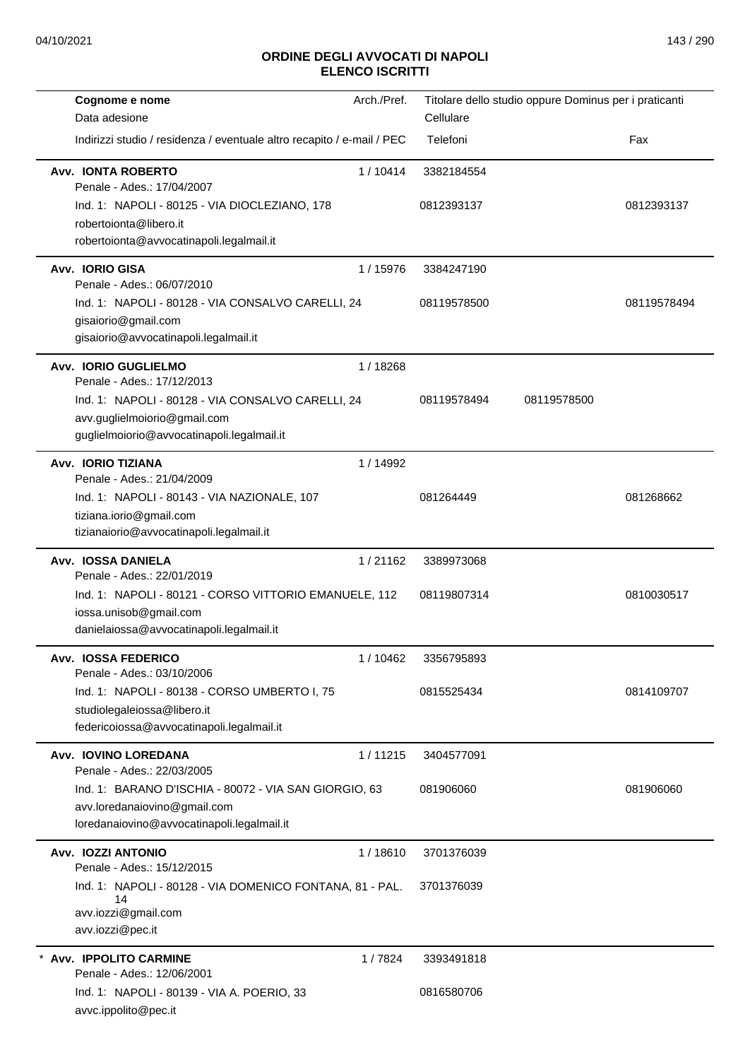# ORDINE DEGLI AVVOCATI DI NAPOLI
## ELENCO ISCRITTI

| Cognome e nome<br>Data adesione<br>Indirizzi studio / residenza / eventuale altro recapito / e-mail / PEC | Arch./Pref. | Titolare dello studio oppure Dominus per i praticanti<br>Cellulare<br>Telefoni | | Fax |
|---|---|---|---|---|
| **Avv. IONTA ROBERTO**<br>Penale - Ades.: 17/04/2007<br>Ind. 1: NAPOLI - 80125 - VIA DIOCLEZIANO, 178<br>robertoionta@libero.it<br>robertoionta@avvocatinapoli.legalmail.it | 1 / 10414 | 3382184554<br>0812393137 | | 0812393137 |
| **Avv. IORIO GISA**<br>Penale - Ades.: 06/07/2010<br>Ind. 1: NAPOLI - 80128 - VIA CONSALVO CARELLI, 24<br>gisaiorio@gmail.com<br>gisaiorio@avvocatinapoli.legalmail.it | 1 / 15976 | 3384247190<br>08119578500 | | 08119578494 |
| **Avv. IORIO GUGLIELMO**<br>Penale - Ades.: 17/12/2013<br>Ind. 1: NAPOLI - 80128 - VIA CONSALVO CARELLI, 24<br>avv.guglielmoiorio@gmail.com<br>guglielmoiorio@avvocatinapoli.legalmail.it | 1 / 18268 | 08119578494 | 08119578500 | |
| **Avv. IORIO TIZIANA**<br>Penale - Ades.: 21/04/2009<br>Ind. 1: NAPOLI - 80143 - VIA NAZIONALE, 107<br>tiziana.iorio@gmail.com<br>tizianaiorio@avvocatinapoli.legalmail.it | 1 / 14992 | 081264449 | | 081268662 |
| **Avv. IOSSA DANIELA**<br>Penale - Ades.: 22/01/2019<br>Ind. 1: NAPOLI - 80121 - CORSO VITTORIO EMANUELE, 112<br>iossa.unisob@gmail.com<br>danielaiossa@avvocatinapoli.legalmail.it | 1 / 21162 | 3389973068<br>08119807314 | | 0810030517 |
| **Avv. IOSSA FEDERICO**<br>Penale - Ades.: 03/10/2006<br>Ind. 1: NAPOLI - 80138 - CORSO UMBERTO I, 75<br>studiolegaleiossa@libero.it<br>federicoiossa@avvocatinapoli.legalmail.it | 1 / 10462 | 3356795893<br>0815525434 | | 0814109707 |
| **Avv. IOVINO LOREDANA**<br>Penale - Ades.: 22/03/2005<br>Ind. 1: BARANO D'ISCHIA - 80072 - VIA SAN GIORGIO, 63<br>avv.loredanaiovino@gmail.com<br>loredanaiovino@avvocatinapoli.legalmail.it | 1 / 11215 | 3404577091<br>081906060 | | 081906060 |
| **Avv. IOZZI ANTONIO**<br>Penale - Ades.: 15/12/2015<br>Ind. 1: NAPOLI - 80128 - VIA DOMENICO FONTANA, 81 - PAL. 14<br>avv.iozzi@gmail.com<br>avv.iozzi@pec.it | 1 / 18610 | 3701376039<br>3701376039 | | |
| * **Avv. IPPOLITO CARMINE**<br>Penale - Ades.: 12/06/2001<br>Ind. 1: NAPOLI - 80139 - VIA A. POERIO, 33<br>avvc.ippolito@pec.it | 1 / 7824 | 3393491818<br>0816580706 | | |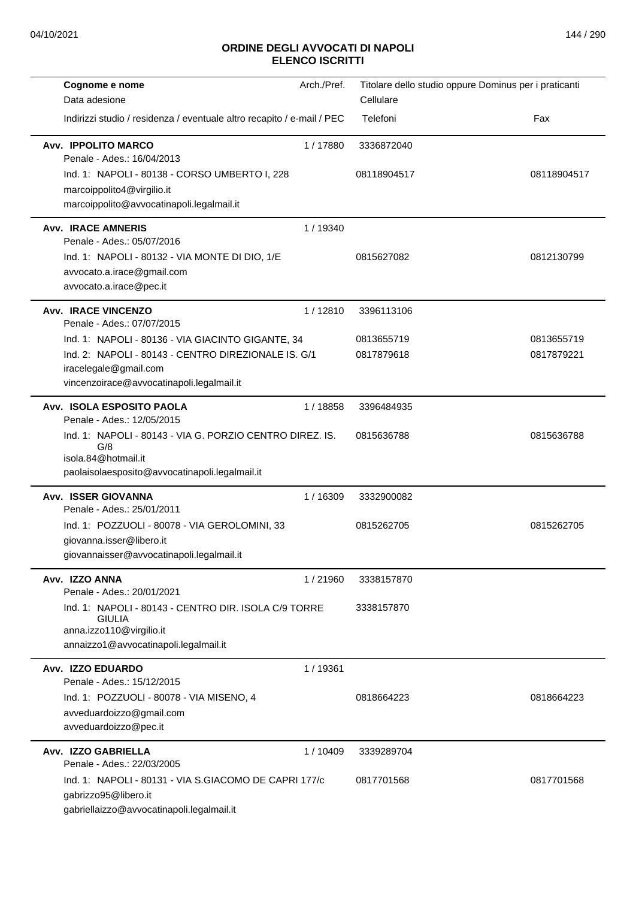## ORDINE DEGLI AVVOCATI DI NAPOLI
## ELENCO ISCRITTI

| Cognome e nome<br>Data adesione<br>Indirizzi studio / residenza / eventuale altro recapito / e-mail / PEC | Arch./Pref. | Titolare dello studio oppure Dominus per i praticanti<br>Cellulare<br>Telefoni | Fax |
|---|---|---|---|
| **Avv. IPPOLITO MARCO**<br>Penale - Ades.: 16/04/2013 | 1 / 17880 | 3336872040 | |
| Ind. 1: NAPOLI - 80138 - CORSO UMBERTO I, 228<br>marcoippolito4@virgilio.it<br>marcoippolito@avvocatinapoli.legalmail.it | | 08118904517 | 08118904517 |
| **Avv. IRACE AMNERIS**<br>Penale - Ades.: 05/07/2016 | 1 / 19340 | | |
| Ind. 1: NAPOLI - 80132 - VIA MONTE DI DIO, 1/E<br>avvocato.a.irace@gmail.com<br>avvocato.a.irace@pec.it | | 0815627082 | 0812130799 |
| **Avv. IRACE VINCENZO**<br>Penale - Ades.: 07/07/2015 | 1 / 12810 | 3396113106 | |
| Ind. 1: NAPOLI - 80136 - VIA GIACINTO GIGANTE, 34 | | 0813655719 | 0813655719 |
| Ind. 2: NAPOLI - 80143 - CENTRO DIREZIONALE IS. G/1<br>iracelegale@gmail.com<br>vincenzoirace@avvocatinapoli.legalmail.it | | 0817879618 | 0817879221 |
| **Avv. ISOLA ESPOSITO PAOLA**<br>Penale - Ades.: 12/05/2015 | 1 / 18858 | 3396484935 | |
| Ind. 1: NAPOLI - 80143 - VIA G. PORZIO CENTRO DIREZ. IS. G/8<br>isola.84@hotmail.it<br>paolaisolaesposito@avvocatinapoli.legalmail.it | | 0815636788 | 0815636788 |
| **Avv. ISSER GIOVANNA**<br>Penale - Ades.: 25/01/2011 | 1 / 16309 | 3332900082 | |
| Ind. 1: POZZUOLI - 80078 - VIA GEROLOMINI, 33<br>giovanna.isser@libero.it<br>giovannaisser@avvocatinapoli.legalmail.it | | 0815262705 | 0815262705 |
| **Avv. IZZO ANNA**<br>Penale - Ades.: 20/01/2021 | 1 / 21960 | 3338157870 | |
| Ind. 1: NAPOLI - 80143 - CENTRO DIR. ISOLA C/9 TORRE GIULIA<br>anna.izzo110@virgilio.it<br>annaizzo1@avvocatinapoli.legalmail.it | | 3338157870 | |
| **Avv. IZZO EDUARDO**<br>Penale - Ades.: 15/12/2015 | 1 / 19361 | | |
| Ind. 1: POZZUOLI - 80078 - VIA MISENO, 4<br>avveduardoizzo@gmail.com<br>avveduardoizzo@pec.it | | 0818664223 | 0818664223 |
| **Avv. IZZO GABRIELLA**<br>Penale - Ades.: 22/03/2005 | 1 / 10409 | 3339289704 | |
| Ind. 1: NAPOLI - 80131 - VIA S.GIACOMO DE CAPRI 177/c<br>gabrizzo95@libero.it<br>gabriellaizzo@avvocatinapoli.legalmail.it | | 0817701568 | 0817701568 |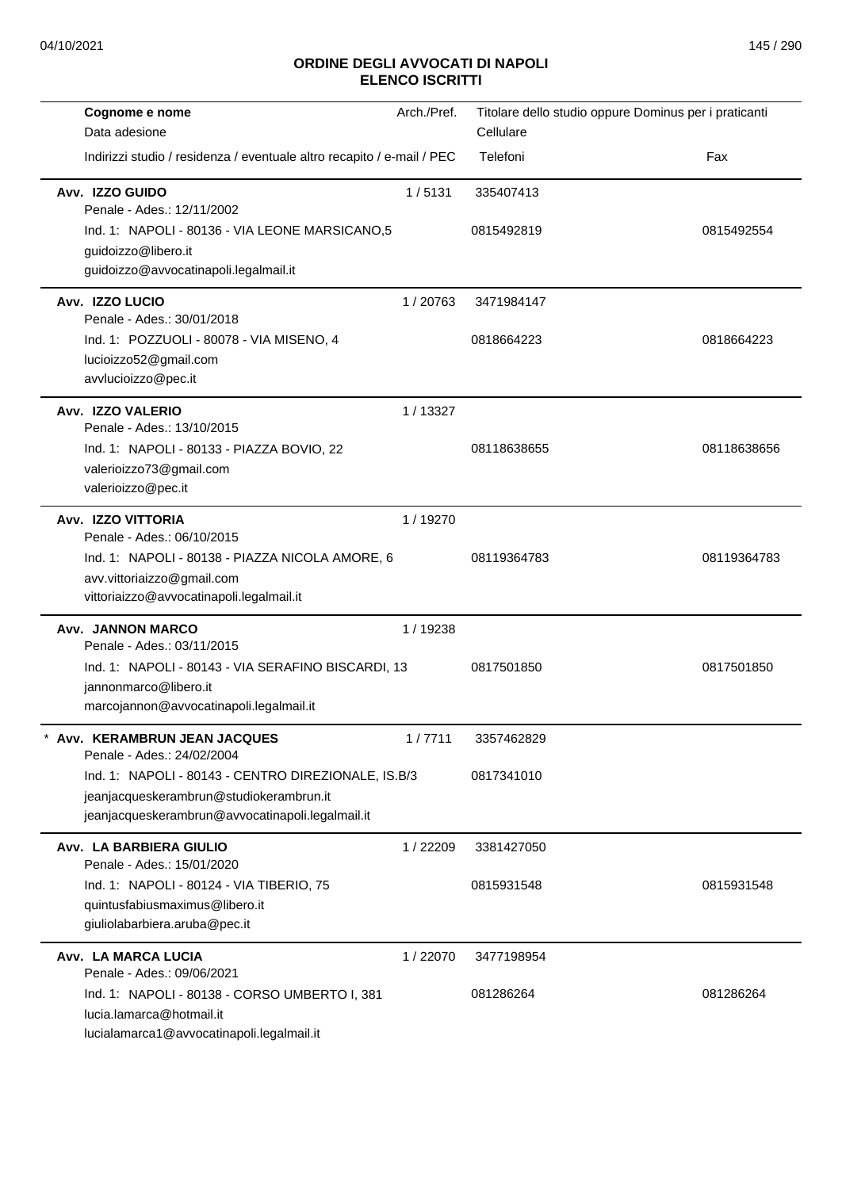## ORDINE DEGLI AVVOCATI DI NAPOLI
## ELENCO ISCRITTI

| Cognome e nome<br>Data adesione<br>Indirizzi studio / residenza / eventuale altro recapito / e-mail / PEC | Arch./Pref. | Titolare dello studio oppure Dominus per i praticanti<br>Cellulare<br>Telefoni | Fax |
|---|---|---|---|
| **Avv. IZZO GUIDO**<br>Penale - Ades.: 12/11/2002<br>Ind. 1: NAPOLI - 80136 - VIA LEONE MARSICANO,5<br>guidoizzo@libero.it<br>guidoizzo@avvocatinapoli.legalmail.it | 1 / 5131 | 335407413<br>0815492819 | 0815492554 |
| **Avv. IZZO LUCIO**<br>Penale - Ades.: 30/01/2018<br>Ind. 1: POZZUOLI - 80078 - VIA MISENO, 4<br>lucioizzo52@gmail.com<br>avvlucioizzo@pec.it | 1 / 20763 | 3471984147<br>0818664223 | 0818664223 |
| **Avv. IZZO VALERIO**<br>Penale - Ades.: 13/10/2015<br>Ind. 1: NAPOLI - 80133 - PIAZZA BOVIO, 22<br>valerioizzo73@gmail.com<br>valerioizzo@pec.it | 1 / 13327 | 08118638655 | 08118638656 |
| **Avv. IZZO VITTORIA**<br>Penale - Ades.: 06/10/2015<br>Ind. 1: NAPOLI - 80138 - PIAZZA NICOLA AMORE, 6<br>avv.vittoriaizzo@gmail.com<br>vittoriaizzo@avvocatinapoli.legalmail.it | 1 / 19270 | 08119364783 | 08119364783 |
| **Avv. JANNON MARCO**<br>Penale - Ades.: 03/11/2015<br>Ind. 1: NAPOLI - 80143 - VIA SERAFINO BISCARDI, 13<br>jannonmarco@libero.it<br>marcojannon@avvocatinapoli.legalmail.it | 1 / 19238 | 0817501850 | 0817501850 |
| * **Avv. KERAMBRUN JEAN JACQUES**<br>Penale - Ades.: 24/02/2004<br>Ind. 1: NAPOLI - 80143 - CENTRO DIREZIONALE, IS.B/3<br>jeanjacqueskerambrun@studiokerambrun.it<br>jeanjacqueskerambrun@avvocatinapoli.legalmail.it | 1 / 7711 | 3357462829<br>0817341010 | |
| **Avv. LA BARBIERA GIULIO**<br>Penale - Ades.: 15/01/2020<br>Ind. 1: NAPOLI - 80124 - VIA TIBERIO, 75<br>quintusfabiusmaximus@libero.it<br>giuliolabarbiera.aruba@pec.it | 1 / 22209 | 3381427050<br>0815931548 | 0815931548 |
| **Avv. LA MARCA LUCIA**<br>Penale - Ades.: 09/06/2021<br>Ind. 1: NAPOLI - 80138 - CORSO UMBERTO I, 381<br>lucia.lamarca@hotmail.it<br>lucialamarca1@avvocatinapoli.legalmail.it | 1 / 22070 | 3477198954<br>081286264 | 081286264 |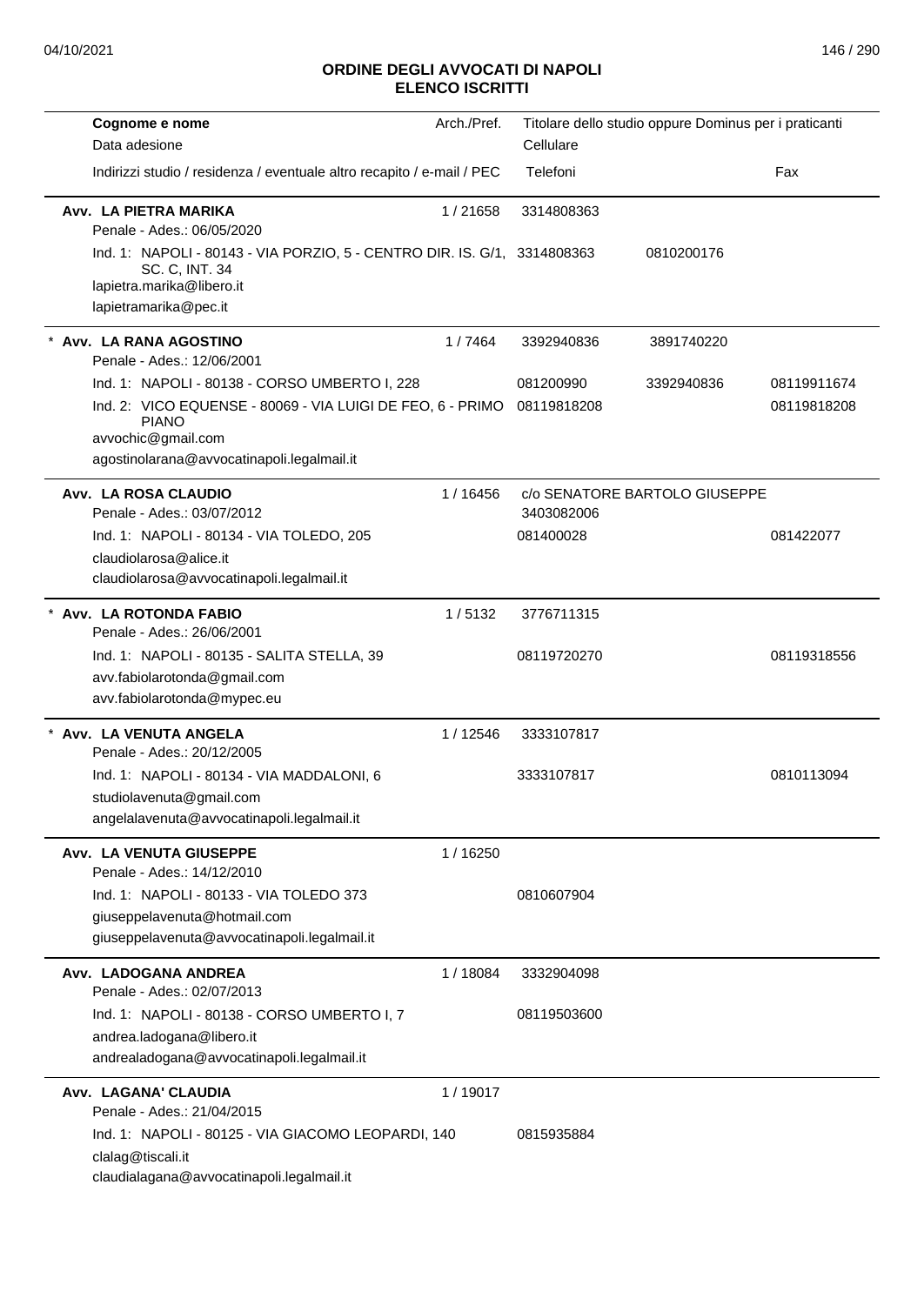# ORDINE DEGLI AVVOCATI DI NAPOLI
## ELENCO ISCRITTI

| Cognome e nome / Data adesione / Indirizzi studio / residenza / eventuale altro recapito / e-mail / PEC | Arch./Pref. | Titolare dello studio oppure Dominus per i praticanti / Cellulare / Telefoni | | Fax |
|---|---|---|---|---|
| **Avv. LA PIETRA MARIKA** | 1 / 21658 | 3314808363 | | |
| Penale - Ades.: 06/05/2020 | | | | |
| Ind. 1: NAPOLI - 80143 - VIA PORZIO, 5 - CENTRO DIR. IS. G/1, SC. C, INT. 34 | | 3314808363 | 0810200176 | |
| lapietra.marika@libero.it | | | | |
| lapietramarika@pec.it | | | | |
| * **Avv. LA RANA AGOSTINO** | 1 / 7464 | 3392940836 | 3891740220 | |
| Penale - Ades.: 12/06/2001 | | | | |
| Ind. 1: NAPOLI - 80138 - CORSO UMBERTO I, 228 | | 081200990 | 3392940836 | 08119911674 |
| Ind. 2: VICO EQUENSE - 80069 - VIA LUIGI DE FEO, 6 - PRIMO PIANO | | 08119818208 | | 08119818208 |
| avvochic@gmail.com | | | | |
| agostinolarana@avvocatinapoli.legalmail.it | | | | |
| **Avv. LA ROSA CLAUDIO** | 1 / 16456 | c/o SENATORE BARTOLO GIUSEPPE | | |
| Penale - Ades.: 03/07/2012 | | 3403082006 | | |
| Ind. 1: NAPOLI - 80134 - VIA TOLEDO, 205 | | 081400028 | | 081422077 |
| claudiolarosa@alice.it | | | | |
| claudiolarosa@avvocatinapoli.legalmail.it | | | | |
| * **Avv. LA ROTONDA FABIO** | 1 / 5132 | 3776711315 | | |
| Penale - Ades.: 26/06/2001 | | | | |
| Ind. 1: NAPOLI - 80135 - SALITA STELLA, 39 | | 08119720270 | | 08119318556 |
| avv.fabiolarotonda@gmail.com | | | | |
| avv.fabiolarotonda@mypec.eu | | | | |
| * **Avv. LA VENUTA ANGELA** | 1 / 12546 | 3333107817 | | |
| Penale - Ades.: 20/12/2005 | | | | |
| Ind. 1: NAPOLI - 80134 - VIA MADDALONI, 6 | | 3333107817 | | 0810113094 |
| studiolavenuta@gmail.com | | | | |
| angelalavenuta@avvocatinapoli.legalmail.it | | | | |
| **Avv. LA VENUTA GIUSEPPE** | 1 / 16250 | | | |
| Penale - Ades.: 14/12/2010 | | | | |
| Ind. 1: NAPOLI - 80133 - VIA TOLEDO 373 | | 0810607904 | | |
| giuseppelavenuta@hotmail.com | | | | |
| giuseppelavenuta@avvocatinapoli.legalmail.it | | | | |
| **Avv. LADOGANA ANDREA** | 1 / 18084 | 3332904098 | | |
| Penale - Ades.: 02/07/2013 | | | | |
| Ind. 1: NAPOLI - 80138 - CORSO UMBERTO I, 7 | | 08119503600 | | |
| andrea.ladogana@libero.it | | | | |
| andrealadogana@avvocatinapoli.legalmail.it | | | | |
| **Avv. LAGANA' CLAUDIA** | 1 / 19017 | | | |
| Penale - Ades.: 21/04/2015 | | | | |
| Ind. 1: NAPOLI - 80125 - VIA GIACOMO LEOPARDI, 140 | | 0815935884 | | |
| clalag@tiscali.it | | | | |
| claudialagana@avvocatinapoli.legalmail.it | | | | |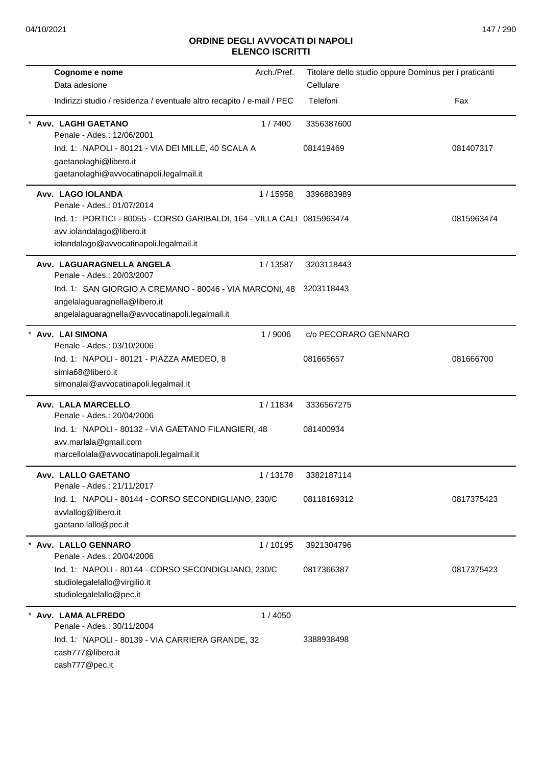## ORDINE DEGLI AVVOCATI DI NAPOLI
## ELENCO ISCRITTI

| Cognome e nome<br>Data adesione<br>Indirizzi studio / residenza / eventuale altro recapito / e-mail / PEC | Arch./Pref. | Titolare dello studio oppure Dominus per i praticanti<br>Cellulare<br>Telefoni | Fax |
|---|---|---|---|
| * **Avv. LAGHI GAETANO**<br>Penale - Ades.: 12/06/2001<br>Ind. 1: NAPOLI - 80121 - VIA DEI MILLE, 40 SCALA A<br>gaetanolaghi@libero.it<br>gaetanolaghi@avvocatinapoli.legalmail.it | 1 / 7400 | 3356387600<br>081419469 | 081407317 |
| **Avv. LAGO IOLANDA**<br>Penale - Ades.: 01/07/2014<br>Ind. 1: PORTICI - 80055 - CORSO GARIBALDI, 164 - VILLA CALI<br>avv.iolandalago@libero.it<br>iolandalago@avvocatinapoli.legalmail.it | 1 / 15958 | 3396883989<br>0815963474 | 0815963474 |
| **Avv. LAGUARAGNELLA ANGELA**<br>Penale - Ades.: 20/03/2007<br>Ind. 1: SAN GIORGIO A CREMANO - 80046 - VIA MARCONI, 48<br>angelalaguaragnella@libero.it<br>angelalaguaragnella@avvocatinapoli.legalmail.it | 1 / 13587 | 3203118443<br>3203118443 | |
| * **Avv. LAI SIMONA**<br>Penale - Ades.: 03/10/2006<br>Ind. 1: NAPOLI - 80121 - PIAZZA AMEDEO, 8<br>simla68@libero.it<br>simonalai@avvocatinapoli.legalmail.it | 1 / 9006 | c/o PECORARO GENNARO<br>081665657 | 081666700 |
| **Avv. LALA MARCELLO**<br>Penale - Ades.: 20/04/2006<br>Ind. 1: NAPOLI - 80132 - VIA GAETANO FILANGIERI, 48<br>avv.marlala@gmail.com<br>marcellolala@avvocatinapoli.legalmail.it | 1 / 11834 | 3336567275<br>081400934 | |
| **Avv. LALLO GAETANO**<br>Penale - Ades.: 21/11/2017<br>Ind. 1: NAPOLI - 80144 - CORSO SECONDIGLIANO, 230/C<br>avvlallog@libero.it<br>gaetano.lallo@pec.it | 1 / 13178 | 3382187114<br>08118169312 | 0817375423 |
| * **Avv. LALLO GENNARO**<br>Penale - Ades.: 20/04/2006<br>Ind. 1: NAPOLI - 80144 - CORSO SECONDIGLIANO, 230/C<br>studiolegalelallo@virgilio.it<br>studiolegalelallo@pec.it | 1 / 10195 | 3921304796<br>0817366387 | 0817375423 |
| * **Avv. LAMA ALFREDO**<br>Penale - Ades.: 30/11/2004<br>Ind. 1: NAPOLI - 80139 - VIA CARRIERA GRANDE, 32<br>cash777@libero.it<br>cash777@pec.it | 1 / 4050 | 3388938498 | |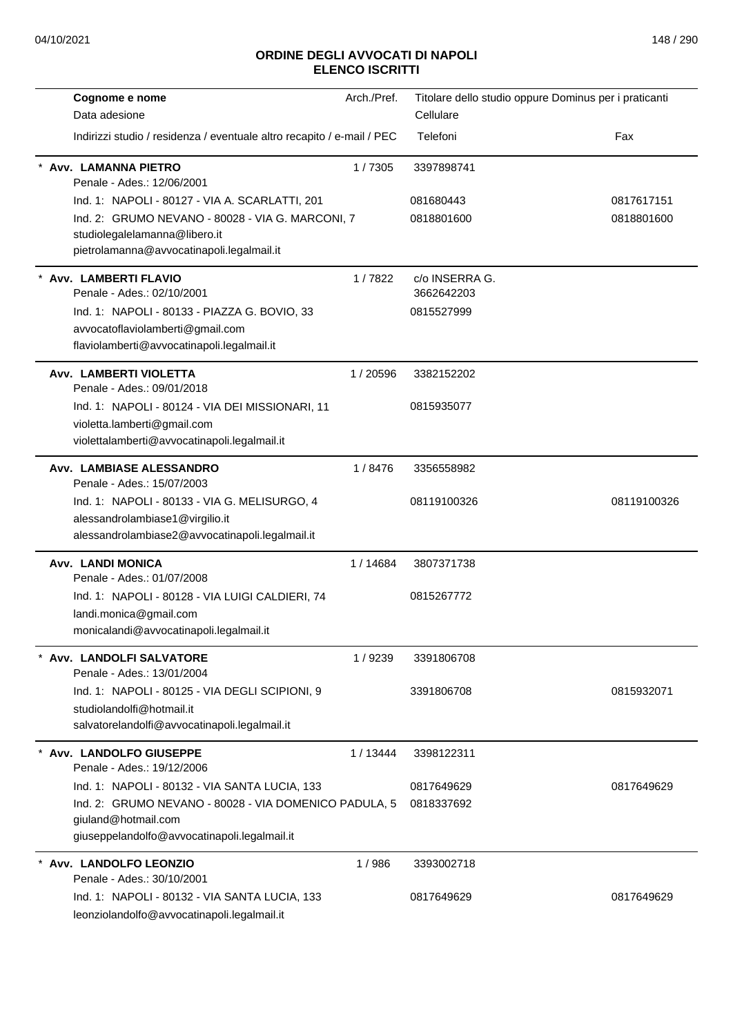# ORDINE DEGLI AVVOCATI DI NAPOLI
## ELENCO ISCRITTI

| Cognome e nome<br>Data adesione<br>Indirizzi studio / residenza / eventuale altro recapito / e-mail / PEC | Arch./Pref. | Titolare dello studio oppure Dominus per i praticanti<br>Cellulare<br>Telefoni | Fax |
|---|---|---|---|
| * **Avv. LAMANNA PIETRO**<br>Penale - Ades.: 12/06/2001 | 1 / 7305 | 3397898741 | |
| Ind. 1: NAPOLI - 80127 - VIA A. SCARLATTI, 201 | | 081680443 | 0817617151 |
| Ind. 2: GRUMO NEVANO - 80028 - VIA G. MARCONI, 7<br>studiolegalelamanna@libero.it<br>pietrolamanna@avvocatinapoli.legalmail.it | | 0818801600 | 0818801600 |
| * **Avv. LAMBERTI FLAVIO**<br>Penale - Ades.: 02/10/2001 | 1 / 7822 | c/o INSERRA G.<br>3662642203 | |
| Ind. 1: NAPOLI - 80133 - PIAZZA G. BOVIO, 33<br>avvocatoflaviolamberti@gmail.com<br>flaviolamberti@avvocatinapoli.legalmail.it | | 0815527999 | |
| **Avv. LAMBERTI VIOLETTA**<br>Penale - Ades.: 09/01/2018 | 1 / 20596 | 3382152202 | |
| Ind. 1: NAPOLI - 80124 - VIA DEI MISSIONARI, 11<br>violetta.lamberti@gmail.com<br>violettalamberti@avvocatinapoli.legalmail.it | | 0815935077 | |
| **Avv. LAMBIASE ALESSANDRO**<br>Penale - Ades.: 15/07/2003 | 1 / 8476 | 3356558982 | |
| Ind. 1: NAPOLI - 80133 - VIA G. MELISURGO, 4<br>alessandrolambiase1@virgilio.it<br>alessandrolambiase2@avvocatinapoli.legalmail.it | | 08119100326 | 08119100326 |
| **Avv. LANDI MONICA**<br>Penale - Ades.: 01/07/2008 | 1 / 14684 | 3807371738 | |
| Ind. 1: NAPOLI - 80128 - VIA LUIGI CALDIERI, 74<br>landi.monica@gmail.com<br>monicalandi@avvocatinapoli.legalmail.it | | 0815267772 | |
| * **Avv. LANDOLFI SALVATORE**<br>Penale - Ades.: 13/01/2004 | 1 / 9239 | 3391806708 | |
| Ind. 1: NAPOLI - 80125 - VIA DEGLI SCIPIONI, 9<br>studiolandolfi@hotmail.it<br>salvatorelandolfi@avvocatinapoli.legalmail.it | | 3391806708 | 0815932071 |
| * **Avv. LANDOLFO GIUSEPPE**<br>Penale - Ades.: 19/12/2006 | 1 / 13444 | 3398122311 | |
| Ind. 1: NAPOLI - 80132 - VIA SANTA LUCIA, 133 | | 0817649629 | 0817649629 |
| Ind. 2: GRUMO NEVANO - 80028 - VIA DOMENICO PADULA, 5<br>giuland@hotmail.com<br>giuseppelandolfo@avvocatinapoli.legalmail.it | | 0818337692 | |
| * **Avv. LANDOLFO LEONZIO**<br>Penale - Ades.: 30/10/2001 | 1 / 986 | 3393002718 | |
| Ind. 1: NAPOLI - 80132 - VIA SANTA LUCIA, 133<br>leonziolandolfo@avvocatinapoli.legalmail.it | | 0817649629 | 0817649629 |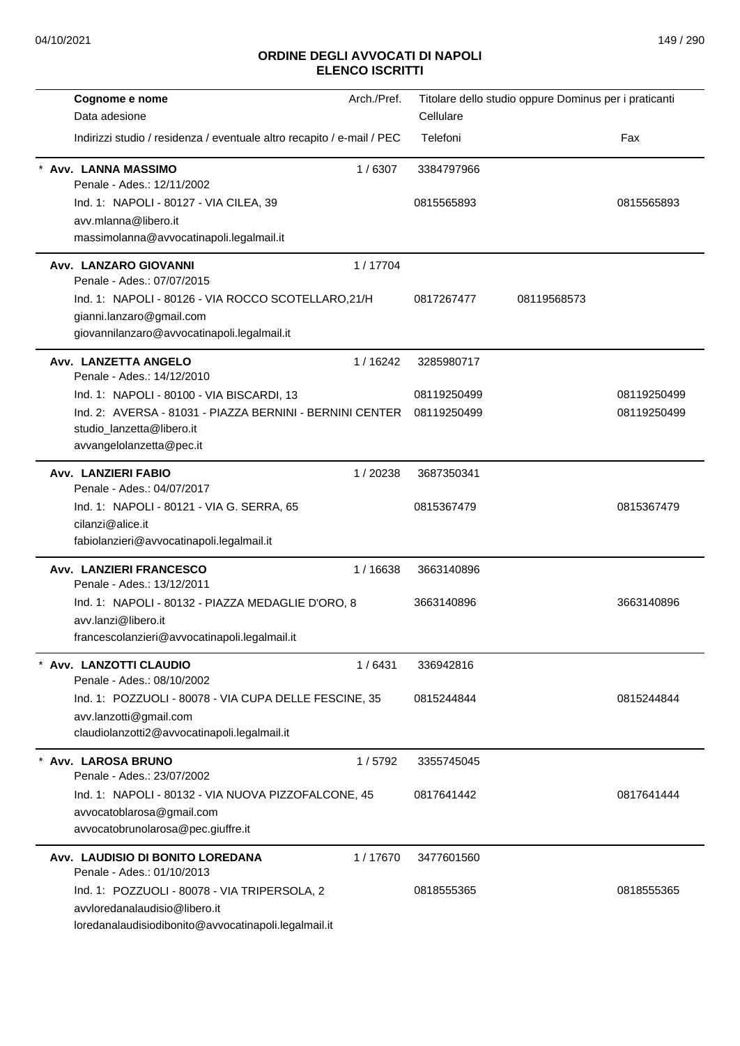## ORDINE DEGLI AVVOCATI DI NAPOLI
## ELENCO ISCRITTI

| Cognome e nome<br>Data adesione<br>Indirizzi studio / residenza / eventuale altro recapito / e-mail / PEC | Arch./Pref. | Titolare dello studio oppure Dominus per i praticanti<br>Cellulare<br>Telefoni | | Fax |
|---|---|---|---|---|
| * **Avv. LANNA MASSIMO**<br>Penale - Ades.: 12/11/2002 | 1 / 6307 | 3384797966 | | |
| Ind. 1: NAPOLI - 80127 - VIA CILEA, 39<br>avv.mlanna@libero.it<br>massimolanna@avvocatinapoli.legalmail.it | | 0815565893 | | 0815565893 |
| **Avv. LANZARO GIOVANNI**<br>Penale - Ades.: 07/07/2015 | 1 / 17704 | | | |
| Ind. 1: NAPOLI - 80126 - VIA ROCCO SCOTELLARO,21/H<br>gianni.lanzaro@gmail.com<br>giovannilanzaro@avvocatinapoli.legalmail.it | | 0817267477 | 08119568573 | |
| **Avv. LANZETTA ANGELO**<br>Penale - Ades.: 14/12/2010 | 1 / 16242 | 3285980717 | | |
| Ind. 1: NAPOLI - 80100 - VIA BISCARDI, 13 | | 08119250499 | | 08119250499 |
| Ind. 2: AVERSA - 81031 - PIAZZA BERNINI - BERNINI CENTER<br>studio_lanzetta@libero.it<br>avvangelolanzetta@pec.it | | 08119250499 | | 08119250499 |
| **Avv. LANZIERI FABIO**<br>Penale - Ades.: 04/07/2017 | 1 / 20238 | 3687350341 | | |
| Ind. 1: NAPOLI - 80121 - VIA G. SERRA, 65<br>cilanzi@alice.it<br>fabiolanzieri@avvocatinapoli.legalmail.it | | 0815367479 | | 0815367479 |
| **Avv. LANZIERI FRANCESCO**<br>Penale - Ades.: 13/12/2011 | 1 / 16638 | 3663140896 | | |
| Ind. 1: NAPOLI - 80132 - PIAZZA MEDAGLIE D'ORO, 8<br>avv.lanzi@libero.it<br>francescolanzieri@avvocatinapoli.legalmail.it | | 3663140896 | | 3663140896 |
| * **Avv. LANZOTTI CLAUDIO**<br>Penale - Ades.: 08/10/2002 | 1 / 6431 | 336942816 | | |
| Ind. 1: POZZUOLI - 80078 - VIA CUPA DELLE FESCINE, 35<br>avv.lanzotti@gmail.com<br>claudiolanzotti2@avvocatinapoli.legalmail.it | | 0815244844 | | 0815244844 |
| * **Avv. LAROSA BRUNO**<br>Penale - Ades.: 23/07/2002 | 1 / 5792 | 3355745045 | | |
| Ind. 1: NAPOLI - 80132 - VIA NUOVA PIZZOFALCONE, 45<br>avvocatoblarosa@gmail.com<br>avvocatobrunolarosa@pec.giuffre.it | | 0817641442 | | 0817641444 |
| **Avv. LAUDISIO DI BONITO LOREDANA**<br>Penale - Ades.: 01/10/2013 | 1 / 17670 | 3477601560 | | |
| Ind. 1: POZZUOLI - 80078 - VIA TRIPERSOLA, 2<br>avvloredanalaudisio@libero.it<br>loredanalaudisiodibonito@avvocatinapoli.legalmail.it | | 0818555365 | | 0818555365 |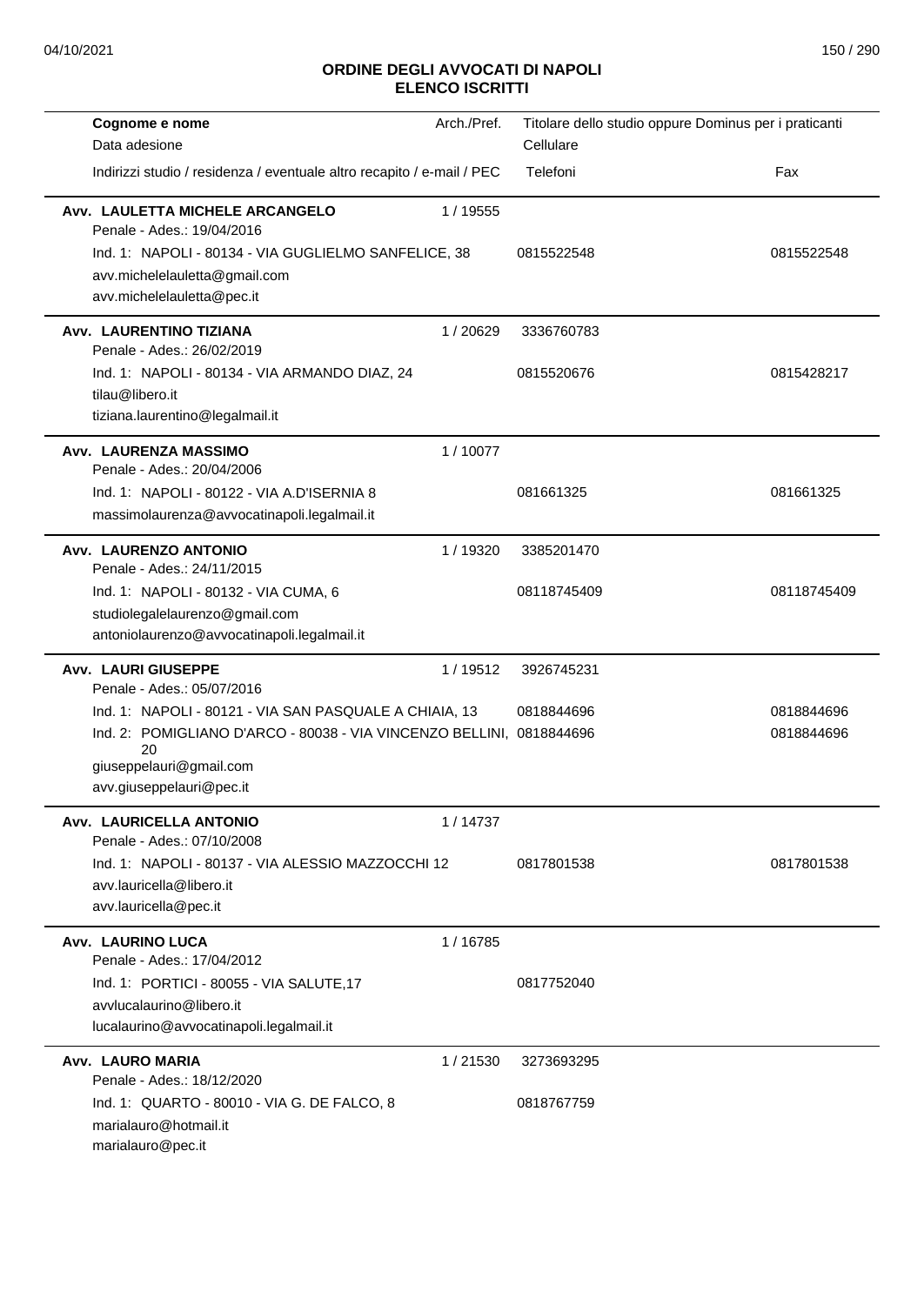## ORDINE DEGLI AVVOCATI DI NAPOLI
## ELENCO ISCRITTI

| Cognome e nome<br>Data adesione<br>Indirizzi studio / residenza / eventuale altro recapito / e-mail / PEC | Arch./Pref. | Titolare dello studio oppure Dominus per i praticanti<br>Cellulare<br>Telefoni | Fax |
|---|---|---|---|
| **Avv. LAULETTA MICHELE ARCANGELO**<br>Penale - Ades.: 19/04/2016 | 1 / 19555 | | |
| Ind. 1: NAPOLI - 80134 - VIA GUGLIELMO SANFELICE, 38<br>avv.michelelauletta@gmail.com<br>avv.michelelauletta@pec.it | | 0815522548 | 0815522548 |
| **Avv. LAURENTINO TIZIANA**<br>Penale - Ades.: 26/02/2019 | 1 / 20629 | 3336760783 | |
| Ind. 1: NAPOLI - 80134 - VIA ARMANDO DIAZ, 24<br>tilau@libero.it<br>tiziana.laurentino@legalmail.it | | 0815520676 | 0815428217 |
| **Avv. LAURENZA MASSIMO**<br>Penale - Ades.: 20/04/2006 | 1 / 10077 | | |
| Ind. 1: NAPOLI - 80122 - VIA A.D'ISERNIA 8<br>massimolaurenza@avvocatinapoli.legalmail.it | | 081661325 | 081661325 |
| **Avv. LAURENZO ANTONIO**<br>Penale - Ades.: 24/11/2015 | 1 / 19320 | 3385201470 | |
| Ind. 1: NAPOLI - 80132 - VIA CUMA, 6<br>studiolegalelaurenzo@gmail.com<br>antoniolaurenzo@avvocatinapoli.legalmail.it | | 08118745409 | 08118745409 |
| **Avv. LAURI GIUSEPPE**<br>Penale - Ades.: 05/07/2016 | 1 / 19512 | 3926745231 | |
| Ind. 1: NAPOLI - 80121 - VIA SAN PASQUALE A CHIAIA, 13 | | 0818844696 | 0818844696 |
| Ind. 2: POMIGLIANO D'ARCO - 80038 - VIA VINCENZO BELLINI, 20<br>giuseppelauri@gmail.com<br>avv.giuseppelauri@pec.it | | 0818844696 | 0818844696 |
| **Avv. LAURICELLA ANTONIO**<br>Penale - Ades.: 07/10/2008 | 1 / 14737 | | |
| Ind. 1: NAPOLI - 80137 - VIA ALESSIO MAZZOCCHI 12<br>avv.lauricella@libero.it<br>avv.lauricella@pec.it | | 0817801538 | 0817801538 |
| **Avv. LAURINO LUCA**<br>Penale - Ades.: 17/04/2012 | 1 / 16785 | | |
| Ind. 1: PORTICI - 80055 - VIA SALUTE,17<br>avvlucalaurino@libero.it<br>lucalaurino@avvocatinapoli.legalmail.it | | 0817752040 | |
| **Avv. LAURO MARIA**<br>Penale - Ades.: 18/12/2020 | 1 / 21530 | 3273693295 | |
| Ind. 1: QUARTO - 80010 - VIA G. DE FALCO, 8<br>marialauro@hotmail.it<br>marialauro@pec.it | | 0818767759 | |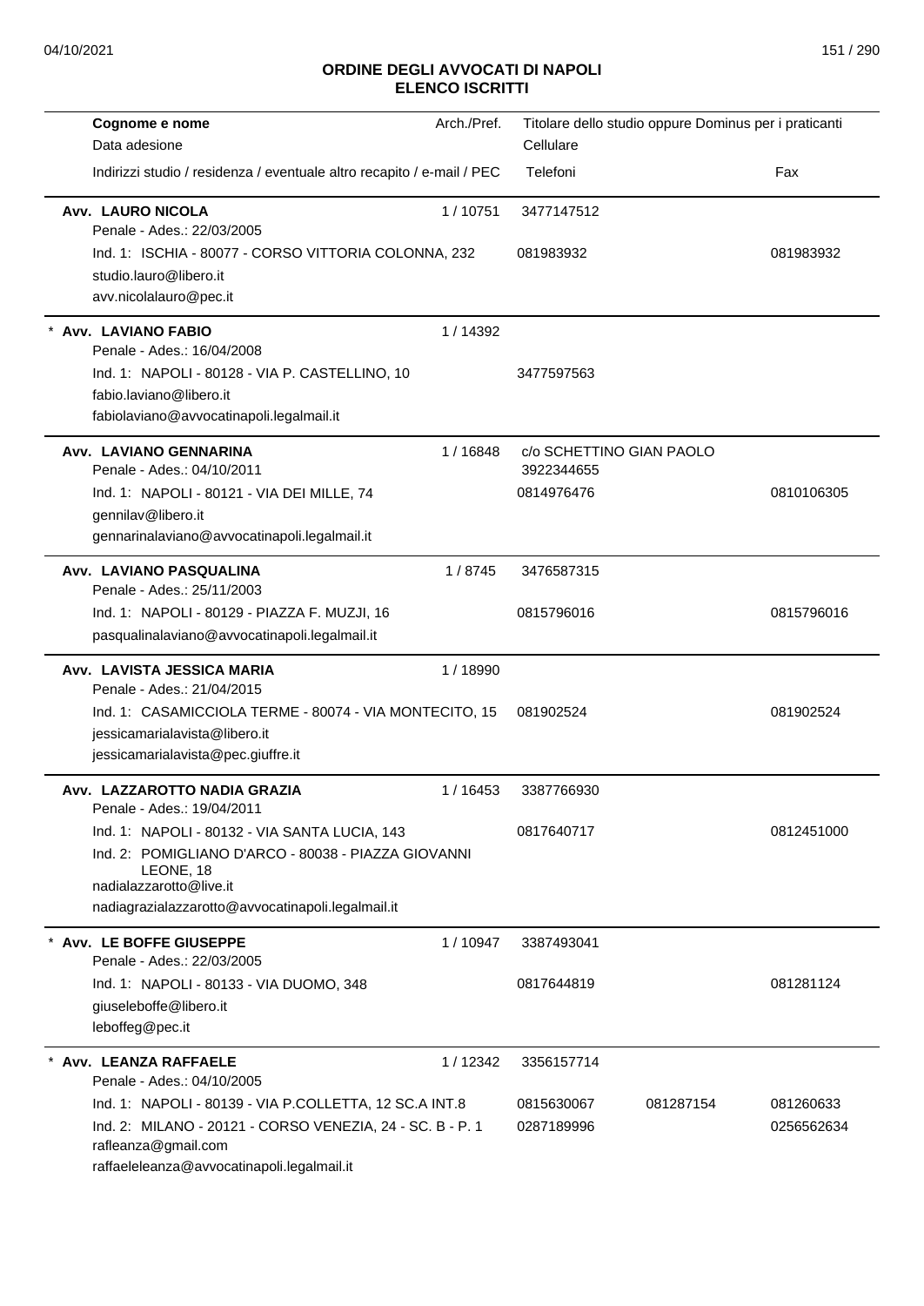## ORDINE DEGLI AVVOCATI DI NAPOLI
## ELENCO ISCRITTI

| Cognome e nome<br>Data adesione<br>Indirizzi studio / residenza / eventuale altro recapito / e-mail / PEC | Arch./Pref. | Titolare dello studio oppure Dominus per i praticanti<br>Cellulare<br>Telefoni | | Fax |
|---|---|---|---|---|
| **Avv. LAURO NICOLA**<br>Penale - Ades.: 22/03/2005 | 1 / 10751 | 3477147512 | | |
| Ind. 1: ISCHIA - 80077 - CORSO VITTORIA COLONNA, 232<br>studio.lauro@libero.it<br>avv.nicolalauro@pec.it | | 081983932 | | 081983932 |
| * **Avv. LAVIANO FABIO**<br>Penale - Ades.: 16/04/2008 | 1 / 14392 | | | |
| Ind. 1: NAPOLI - 80128 - VIA P. CASTELLINO, 10<br>fabio.laviano@libero.it<br>fabiolaviano@avvocatinapoli.legalmail.it | | 3477597563 | | |
| **Avv. LAVIANO GENNARINA**<br>Penale - Ades.: 04/10/2011 | 1 / 16848 | c/o SCHETTINO GIAN PAOLO<br>3922344655 | | |
| Ind. 1: NAPOLI - 80121 - VIA DEI MILLE, 74<br>gennilav@libero.it<br>gennarinalaviano@avvocatinapoli.legalmail.it | | 0814976476 | | 0810106305 |
| **Avv. LAVIANO PASQUALINA**<br>Penale - Ades.: 25/11/2003 | 1 / 8745 | 3476587315 | | |
| Ind. 1: NAPOLI - 80129 - PIAZZA F. MUZJI, 16<br>pasqualinalaviano@avvocatinapoli.legalmail.it | | 0815796016 | | 0815796016 |
| **Avv. LAVISTA JESSICA MARIA**<br>Penale - Ades.: 21/04/2015 | 1 / 18990 | | | |
| Ind. 1: CASAMICCIOLA TERME - 80074 - VIA MONTECITO, 15<br>jessicamarialavista@libero.it<br>jessicamarialavista@pec.giuffre.it | | 081902524 | | 081902524 |
| **Avv. LAZZAROTTO NADIA GRAZIA**<br>Penale - Ades.: 19/04/2011 | 1 / 16453 | 3387766930 | | |
| Ind. 1: NAPOLI - 80132 - VIA SANTA LUCIA, 143 | | 0817640717 | | 0812451000 |
| Ind. 2: POMIGLIANO D'ARCO - 80038 - PIAZZA GIOVANNI LEONE, 18<br>nadialazzarotto@live.it<br>nadiagrazialazzarotto@avvocatinapoli.legalmail.it | | | | |
| * **Avv. LE BOFFE GIUSEPPE**<br>Penale - Ades.: 22/03/2005 | 1 / 10947 | 3387493041 | | |
| Ind. 1: NAPOLI - 80133 - VIA DUOMO, 348<br>giuseleboffe@libero.it<br>leboffeg@pec.it | | 0817644819 | | 081281124 |
| * **Avv. LEANZA RAFFAELE**<br>Penale - Ades.: 04/10/2005 | 1 / 12342 | 3356157714 | | |
| Ind. 1: NAPOLI - 80139 - VIA P.COLLETTA, 12 SC.A INT.8 | | 0815630067 | 081287154 | 081260633 |
| Ind. 2: MILANO - 20121 - CORSO VENEZIA, 24 - SC. B - P. 1<br>rafleanza@gmail.com<br>raffaeleleanza@avvocatinapoli.legalmail.it | | 0287189996 | | 0256562634 |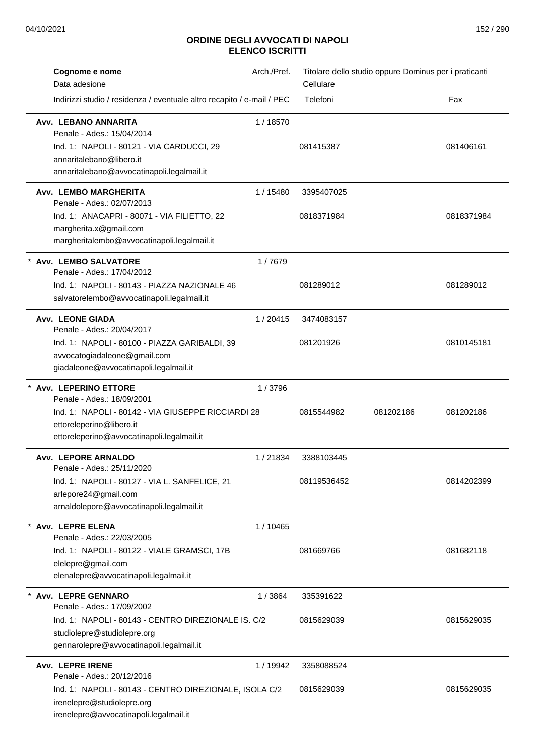## ORDINE DEGLI AVVOCATI DI NAPOLI
## ELENCO ISCRITTI

| Cognome e nome<br>Data adesione<br>Indirizzi studio / residenza / eventuale altro recapito / e-mail / PEC | Arch./Pref. | Titolare dello studio oppure Dominus per i praticanti<br>Cellulare<br>Telefoni | | Fax |
|---|---|---|---|---|
| **Avv. LEBANO ANNARITA**<br>Penale - Ades.: 15/04/2014<br>Ind. 1: NAPOLI - 80121 - VIA CARDUCCI, 29<br>annaritalebano@libero.it<br>annaritalebano@avvocatinapoli.legalmail.it | 1 / 18570 | 081415387 | | 081406161 |
| **Avv. LEMBO MARGHERITA**<br>Penale - Ades.: 02/07/2013<br>Ind. 1: ANACAPRI - 80071 - VIA FILIETTO, 22<br>margherita.x@gmail.com<br>margheritalembo@avvocatinapoli.legalmail.it | 1 / 15480 | 3395407025<br>0818371984 | | 0818371984 |
| * **Avv. LEMBO SALVATORE**<br>Penale - Ades.: 17/04/2012<br>Ind. 1: NAPOLI - 80143 - PIAZZA NAZIONALE 46<br>salvatorelembo@avvocatinapoli.legalmail.it | 1 / 7679 | 081289012 | | 081289012 |
| **Avv. LEONE GIADA**<br>Penale - Ades.: 20/04/2017<br>Ind. 1: NAPOLI - 80100 - PIAZZA GARIBALDI, 39<br>avvocatogiadaleone@gmail.com<br>giadaleone@avvocatinapoli.legalmail.it | 1 / 20415 | 3474083157<br>081201926 | | 0810145181 |
| * **Avv. LEPERINO ETTORE**<br>Penale - Ades.: 18/09/2001<br>Ind. 1: NAPOLI - 80142 - VIA GIUSEPPE RICCIARDI 28<br>ettoreleperino@libero.it<br>ettoreleperino@avvocatinapoli.legalmail.it | 1 / 3796 | 0815544982 | 081202186 | 081202186 |
| **Avv. LEPORE ARNALDO**<br>Penale - Ades.: 25/11/2020<br>Ind. 1: NAPOLI - 80127 - VIA L. SANFELICE, 21<br>arlepore24@gmail.com<br>arnaldolepore@avvocatinapoli.legalmail.it | 1 / 21834 | 3388103445<br>08119536452 | | 0814202399 |
| * **Avv. LEPRE ELENA**<br>Penale - Ades.: 22/03/2005<br>Ind. 1: NAPOLI - 80122 - VIALE GRAMSCI, 17B<br>elelepre@gmail.com<br>elenalepre@avvocatinapoli.legalmail.it | 1 / 10465 | 081669766 | | 081682118 |
| * **Avv. LEPRE GENNARO**<br>Penale - Ades.: 17/09/2002<br>Ind. 1: NAPOLI - 80143 - CENTRO DIREZIONALE IS. C/2<br>studiolepre@studiolepre.org<br>gennarolepre@avvocatinapoli.legalmail.it | 1 / 3864 | 335391622<br>0815629039 | | 0815629035 |
| **Avv. LEPRE IRENE**<br>Penale - Ades.: 20/12/2016<br>Ind. 1: NAPOLI - 80143 - CENTRO DIREZIONALE, ISOLA C/2<br>irenelepre@studiolepre.org<br>irenelepre@avvocatinapoli.legalmail.it | 1 / 19942 | 3358088524<br>0815629039 | | 0815629035 |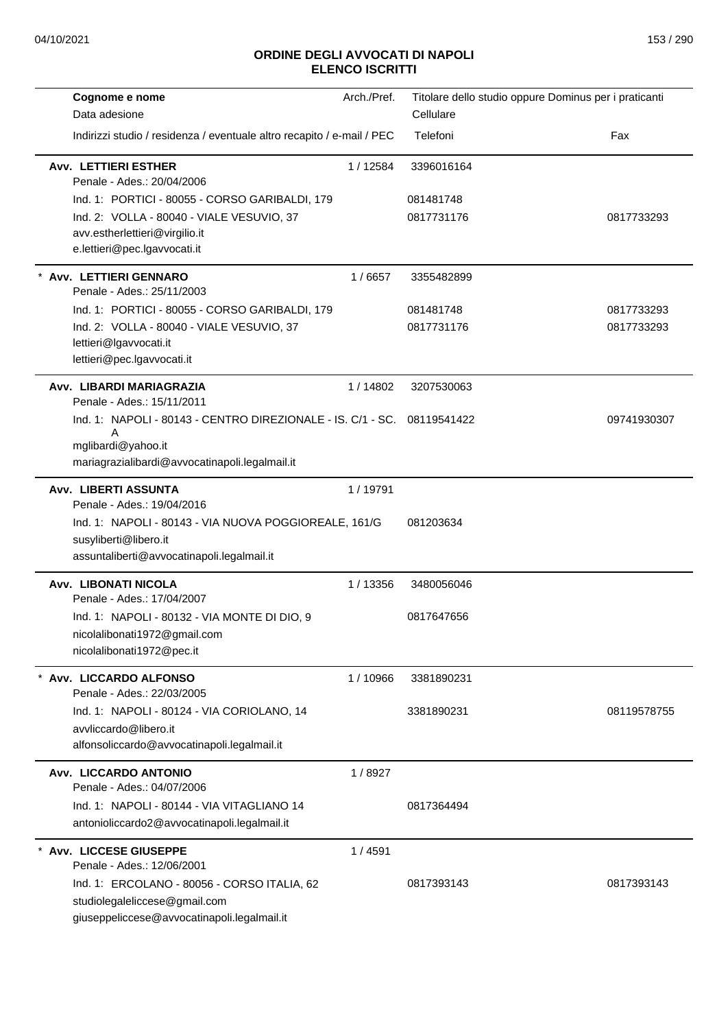## ORDINE DEGLI AVVOCATI DI NAPOLI
## ELENCO ISCRITTI

| Cognome e nome<br>Data adesione<br>Indirizzi studio / residenza / eventuale altro recapito / e-mail / PEC | Arch./Pref. | Titolare dello studio oppure Dominus per i praticanti<br>Cellulare<br>Telefoni | Fax |
|---|---|---|---|
| **Avv. LETTIERI ESTHER**<br>Penale - Ades.: 20/04/2006 | 1 / 12584 | 3396016164 | |
| Ind. 1: PORTICI - 80055 - CORSO GARIBALDI, 179 | | 081481748 | |
| Ind. 2: VOLLA - 80040 - VIALE VESUVIO, 37<br>avv.estherlettieri@virgilio.it<br>e.lettieri@pec.lgavvocati.it | | 0817731176 | 0817733293 |
| * **Avv. LETTIERI GENNARO**<br>Penale - Ades.: 25/11/2003 | 1 / 6657 | 3355482899 | |
| Ind. 1: PORTICI - 80055 - CORSO GARIBALDI, 179 | | 081481748 | 0817733293 |
| Ind. 2: VOLLA - 80040 - VIALE VESUVIO, 37<br>lettieri@lgavvocati.it<br>lettieri@pec.lgavvocati.it | | 0817731176 | 0817733293 |
| **Avv. LIBARDI MARIAGRAZIA**<br>Penale - Ades.: 15/11/2011 | 1 / 14802 | 3207530063 | |
| Ind. 1: NAPOLI - 80143 - CENTRO DIREZIONALE - IS. C/1 - SC. A<br>mglibardi@yahoo.it<br>mariagrazialibardi@avvocatinapoli.legalmail.it | | 08119541422 | 09741930307 |
| **Avv. LIBERTI ASSUNTA**<br>Penale - Ades.: 19/04/2016 | 1 / 19791 | | |
| Ind. 1: NAPOLI - 80143 - VIA NUOVA POGGIOREALE, 161/G<br>susyliberti@libero.it<br>assuntaliberti@avvocatinapoli.legalmail.it | | 081203634 | |
| **Avv. LIBONATI NICOLA**<br>Penale - Ades.: 17/04/2007 | 1 / 13356 | 3480056046 | |
| Ind. 1: NAPOLI - 80132 - VIA MONTE DI DIO, 9<br>nicolalibonati1972@gmail.com<br>nicolalibonati1972@pec.it | | 0817647656 | |
| * **Avv. LICCARDO ALFONSO**<br>Penale - Ades.: 22/03/2005 | 1 / 10966 | 3381890231 | |
| Ind. 1: NAPOLI - 80124 - VIA CORIOLANO, 14<br>avvliccardo@libero.it<br>alfonsoliccardo@avvocatinapoli.legalmail.it | | 3381890231 | 08119578755 |
| **Avv. LICCARDO ANTONIO**<br>Penale - Ades.: 04/07/2006 | 1 / 8927 | | |
| Ind. 1: NAPOLI - 80144 - VIA VITAGLIANO 14<br>antonioliccardo2@avvocatinapoli.legalmail.it | | 0817364494 | |
| * **Avv. LICCESE GIUSEPPE**<br>Penale - Ades.: 12/06/2001 | 1 / 4591 | | |
| Ind. 1: ERCOLANO - 80056 - CORSO ITALIA, 62<br>studiolegaleliccese@gmail.com<br>giuseppeliccese@avvocatinapoli.legalmail.it | | 0817393143 | 0817393143 |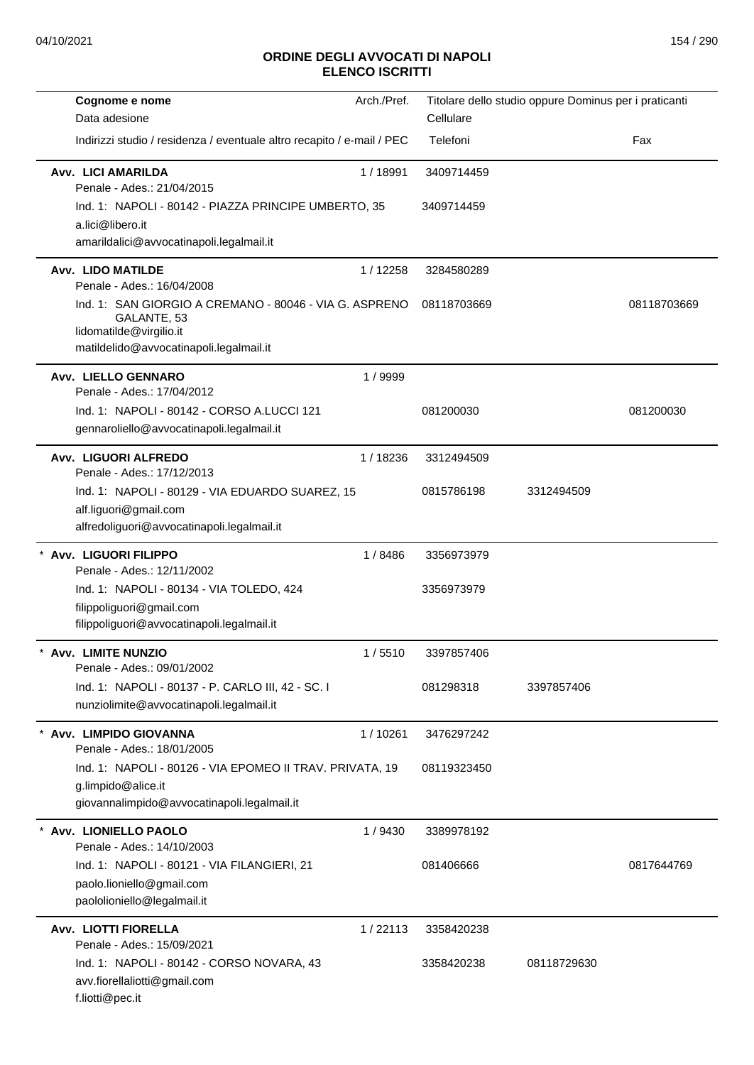## ORDINE DEGLI AVVOCATI DI NAPOLI
### ELENCO ISCRITTI

| Cognome e nome / Data adesione / Indirizzi studio / residenza / eventuale altro recapito / e-mail / PEC | Arch./Pref. | Titolare dello studio oppure Dominus per i praticanti / Cellulare / Telefoni | | Fax |
|---|---|---|---|---|
| **Avv. LICI AMARILDA**<br>Penale - Ades.: 21/04/2015<br>Ind. 1: NAPOLI - 80142 - PIAZZA PRINCIPE UMBERTO, 35<br>a.lici@libero.it<br>amarildalici@avvocatinapoli.legalmail.it | 1 / 18991 | 3409714459<br>3409714459 | | |
| **Avv. LIDO MATILDE**<br>Penale - Ades.: 16/04/2008<br>Ind. 1: SAN GIORGIO A CREMANO - 80046 - VIA G. ASPRENO GALANTE, 53<br>lidomatilde@virgilio.it<br>matildelido@avvocatinapoli.legalmail.it | 1 / 12258 | 3284580289<br>08118703669 | | 08118703669 |
| **Avv. LIELLO GENNARO**<br>Penale - Ades.: 17/04/2012<br>Ind. 1: NAPOLI - 80142 - CORSO A.LUCCI 121<br>gennaroliello@avvocatinapoli.legalmail.it | 1 / 9999 | 081200030 | | 081200030 |
| **Avv. LIGUORI ALFREDO**<br>Penale - Ades.: 17/12/2013<br>Ind. 1: NAPOLI - 80129 - VIA EDUARDO SUAREZ, 15<br>alf.liguori@gmail.com<br>alfredoliguori@avvocatinapoli.legalmail.it | 1 / 18236 | 3312494509<br>0815786198 | 3312494509 | |
| * **Avv. LIGUORI FILIPPO**<br>Penale - Ades.: 12/11/2002<br>Ind. 1: NAPOLI - 80134 - VIA TOLEDO, 424<br>filippoliguori@gmail.com<br>filippoliguori@avvocatinapoli.legalmail.it | 1 / 8486 | 3356973979<br>3356973979 | | |
| * **Avv. LIMITE NUNZIO**<br>Penale - Ades.: 09/01/2002<br>Ind. 1: NAPOLI - 80137 - P. CARLO III, 42 - SC. I<br>nunziolimite@avvocatinapoli.legalmail.it | 1 / 5510 | 3397857406<br>081298318 | 3397857406 | |
| * **Avv. LIMPIDO GIOVANNA**<br>Penale - Ades.: 18/01/2005<br>Ind. 1: NAPOLI - 80126 - VIA EPOMEO II TRAV. PRIVATA, 19<br>g.limpido@alice.it<br>giovannalimpido@avvocatinapoli.legalmail.it | 1 / 10261 | 3476297242<br>08119323450 | | |
| * **Avv. LIONIELLO PAOLO**<br>Penale - Ades.: 14/10/2003<br>Ind. 1: NAPOLI - 80121 - VIA FILANGIERI, 21<br>paolo.lioniello@gmail.com<br>paololioniello@legalmail.it | 1 / 9430 | 3389978192<br>081406666 | | 0817644769 |
| **Avv. LIOTTI FIORELLA**<br>Penale - Ades.: 15/09/2021<br>Ind. 1: NAPOLI - 80142 - CORSO NOVARA, 43<br>avv.fiorellaliotti@gmail.com<br>f.liotti@pec.it | 1 / 22113 | 3358420238<br>3358420238 | 08118729630 | |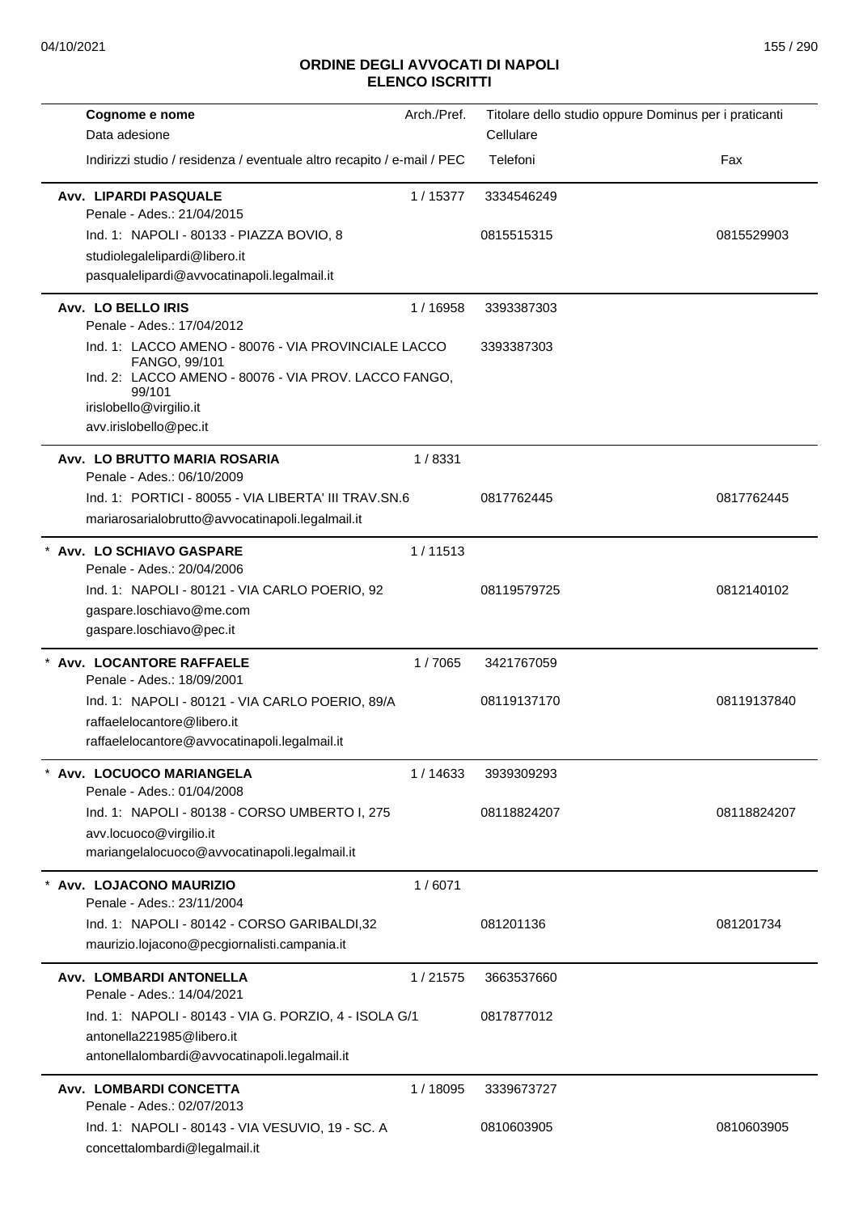## ORDINE DEGLI AVVOCATI DI NAPOLI
## ELENCO ISCRITTI

| Cognome e nome<br>Data adesione<br>Indirizzi studio / residenza / eventuale altro recapito / e-mail / PEC | Arch./Pref. | Titolare dello studio oppure Dominus per i praticanti<br>Cellulare<br>Telefoni | Fax |
|---|---|---|---|
| **Avv. LIPARDI PASQUALE**<br>Penale - Ades.: 21/04/2015 | 1 / 15377 | 3334546249 | |
| Ind. 1: NAPOLI - 80133 - PIAZZA BOVIO, 8<br>studiolegalelipardi@libero.it<br>pasqualelipardi@avvocatinapoli.legalmail.it | | 0815515315 | 0815529903 |
| **Avv. LO BELLO IRIS**<br>Penale - Ades.: 17/04/2012 | 1 / 16958 | 3393387303 | |
| Ind. 1: LACCO AMENO - 80076 - VIA PROVINCIALE LACCO FANGO, 99/101<br>Ind. 2: LACCO AMENO - 80076 - VIA PROV. LACCO FANGO, 99/101<br>irislobello@virgilio.it<br>avv.irislobello@pec.it | | 3393387303 | |
| **Avv. LO BRUTTO MARIA ROSARIA**<br>Penale - Ades.: 06/10/2009 | 1 / 8331 | | |
| Ind. 1: PORTICI - 80055 - VIA LIBERTA' III TRAV.SN.6<br>mariarosarialobrutto@avvocatinapoli.legalmail.it | | 0817762445 | 0817762445 |
| * **Avv. LO SCHIAVO GASPARE**<br>Penale - Ades.: 20/04/2006 | 1 / 11513 | | |
| Ind. 1: NAPOLI - 80121 - VIA CARLO POERIO, 92<br>gaspare.loschiavo@me.com<br>gaspare.loschiavo@pec.it | | 08119579725 | 0812140102 |
| * **Avv. LOCANTORE RAFFAELE**<br>Penale - Ades.: 18/09/2001 | 1 / 7065 | 3421767059 | |
| Ind. 1: NAPOLI - 80121 - VIA CARLO POERIO, 89/A<br>raffaelelocantore@libero.it<br>raffaelelocantore@avvocatinapoli.legalmail.it | | 08119137170 | 08119137840 |
| * **Avv. LOCUOCO MARIANGELA**<br>Penale - Ades.: 01/04/2008 | 1 / 14633 | 3939309293 | |
| Ind. 1: NAPOLI - 80138 - CORSO UMBERTO I, 275<br>avv.locuoco@virgilio.it<br>mariangelalocuoco@avvocatinapoli.legalmail.it | | 08118824207 | 08118824207 |
| * **Avv. LOJACONO MAURIZIO**<br>Penale - Ades.: 23/11/2004 | 1 / 6071 | | |
| Ind. 1: NAPOLI - 80142 - CORSO GARIBALDI,32<br>maurizio.lojacono@pecgiornalisti.campania.it | | 081201136 | 081201734 |
| **Avv. LOMBARDI ANTONELLA**<br>Penale - Ades.: 14/04/2021 | 1 / 21575 | 3663537660 | |
| Ind. 1: NAPOLI - 80143 - VIA G. PORZIO, 4 - ISOLA G/1<br>antonella221985@libero.it<br>antonellalombardi@avvocatinapoli.legalmail.it | | 0817877012 | |
| **Avv. LOMBARDI CONCETTA**<br>Penale - Ades.: 02/07/2013 | 1 / 18095 | 3339673727 | |
| Ind. 1: NAPOLI - 80143 - VIA VESUVIO, 19 - SC. A<br>concettalombardi@legalmail.it | | 0810603905 | 0810603905 |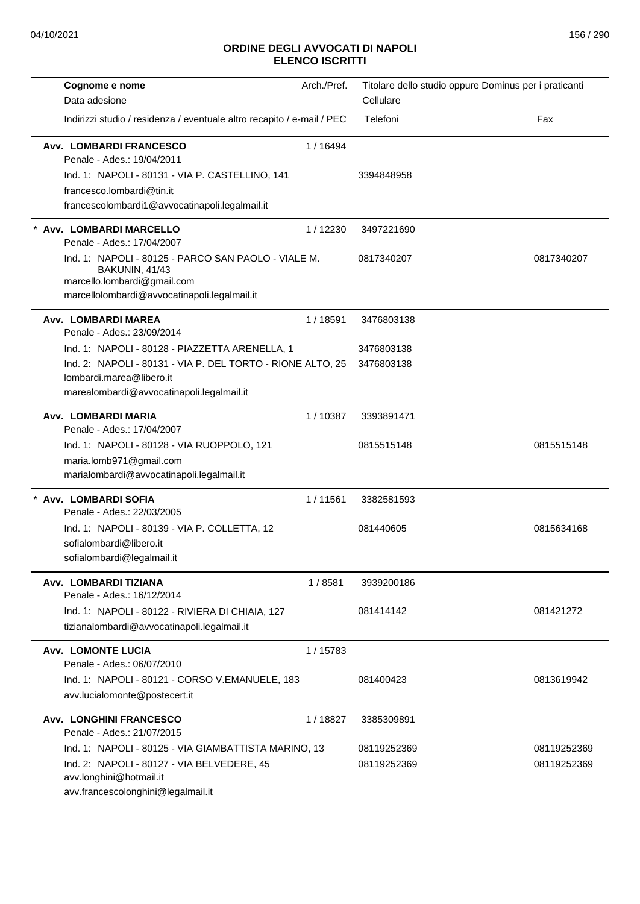## ORDINE DEGLI AVVOCATI DI NAPOLI
## ELENCO ISCRITTI

| Cognome e nome<br>Data adesione<br>Indirizzi studio / residenza / eventuale altro recapito / e-mail / PEC | Arch./Pref. | Titolare dello studio oppure Dominus per i praticanti<br>Cellulare<br>Telefoni | Fax |
|---|---|---|---|
| **Avv. LOMBARDI FRANCESCO**<br>Penale - Ades.: 19/04/2011 | 1 / 16494 | | |
| Ind. 1: NAPOLI - 80131 - VIA P. CASTELLINO, 141<br>francesco.lombardi@tin.it<br>francescolombardi1@avvocatinapoli.legalmail.it | | 3394848958 | |
| * **Avv. LOMBARDI MARCELLO**<br>Penale - Ades.: 17/04/2007 | 1 / 12230 | 3497221690 | |
| Ind. 1: NAPOLI - 80125 - PARCO SAN PAOLO - VIALE M. BAKUNIN, 41/43<br>marcello.lombardi@gmail.com<br>marcellolombardi@avvocatinapoli.legalmail.it | | 0817340207 | 0817340207 |
| **Avv. LOMBARDI MAREA**<br>Penale - Ades.: 23/09/2014 | 1 / 18591 | 3476803138 | |
| Ind. 1: NAPOLI - 80128 - PIAZZETTA ARENELLA, 1 | | 3476803138 | |
| Ind. 2: NAPOLI - 80131 - VIA P. DEL TORTO - RIONE ALTO, 25<br>lombardi.marea@libero.it<br>marealombardi@avvocatinapoli.legalmail.it | | 3476803138 | |
| **Avv. LOMBARDI MARIA**<br>Penale - Ades.: 17/04/2007 | 1 / 10387 | 3393891471 | |
| Ind. 1: NAPOLI - 80128 - VIA RUOPPOLO, 121<br>maria.lomb971@gmail.com<br>marialombardi@avvocatinapoli.legalmail.it | | 0815515148 | 0815515148 |
| * **Avv. LOMBARDI SOFIA**<br>Penale - Ades.: 22/03/2005 | 1 / 11561 | 3382581593 | |
| Ind. 1: NAPOLI - 80139 - VIA P. COLLETTA, 12<br>sofialombardi@libero.it<br>sofialombardi@legalmail.it | | 081440605 | 0815634168 |
| **Avv. LOMBARDI TIZIANA**<br>Penale - Ades.: 16/12/2014 | 1 / 8581 | 3939200186 | |
| Ind. 1: NAPOLI - 80122 - RIVIERA DI CHIAIA, 127<br>tizianalombardi@avvocatinapoli.legalmail.it | | 081414142 | 081421272 |
| **Avv. LOMONTE LUCIA**<br>Penale - Ades.: 06/07/2010 | 1 / 15783 | | |
| Ind. 1: NAPOLI - 80121 - CORSO V.EMANUELE, 183<br>avv.lucialomonte@postecert.it | | 081400423 | 0813619942 |
| **Avv. LONGHINI FRANCESCO**<br>Penale - Ades.: 21/07/2015 | 1 / 18827 | 3385309891 | |
| Ind. 1: NAPOLI - 80125 - VIA GIAMBATTISTA MARINO, 13 | | 08119252369 | 08119252369 |
| Ind. 2: NAPOLI - 80127 - VIA BELVEDERE, 45<br>avv.longhini@hotmail.it<br>avv.francescolonghini@legalmail.it | | 08119252369 | 08119252369 |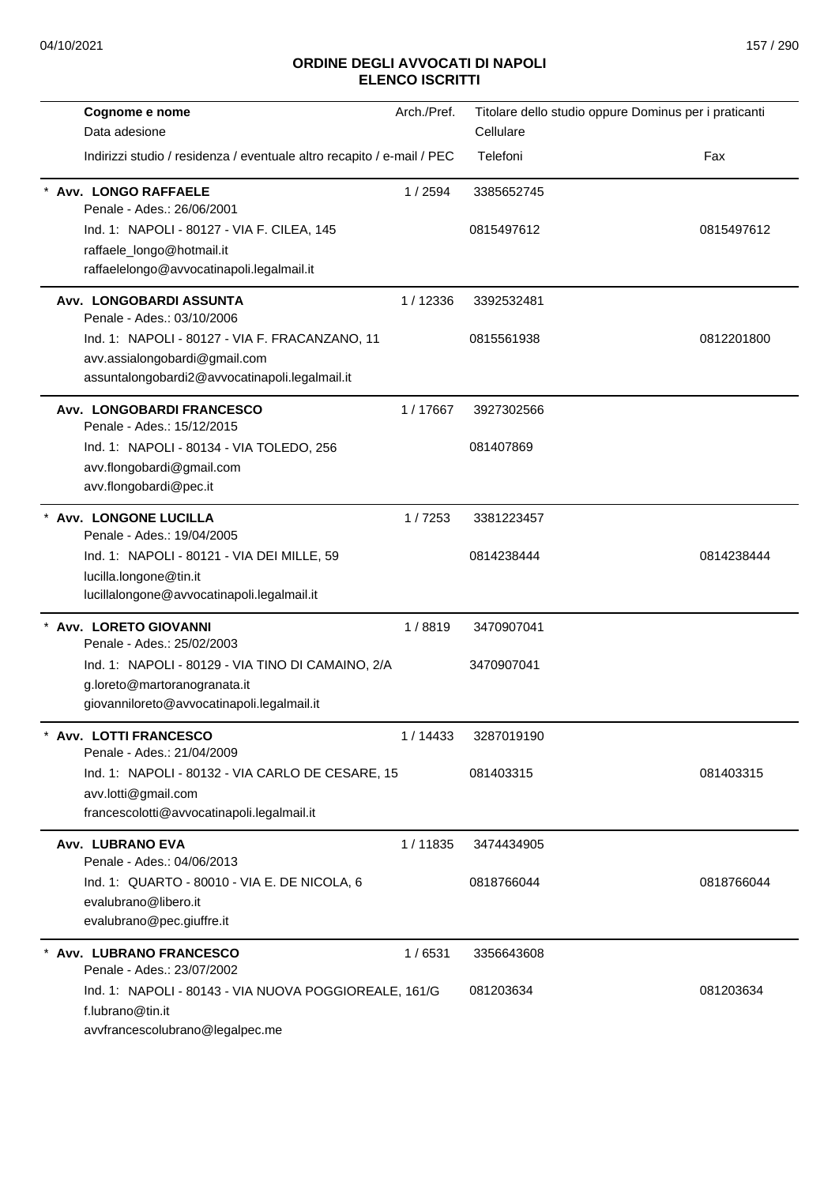# ORDINE DEGLI AVVOCATI DI NAPOLI
## ELENCO ISCRITTI

| Cognome e nome<br>Data adesione<br>Indirizzi studio / residenza / eventuale altro recapito / e-mail / PEC | Arch./Pref. | Titolare dello studio oppure Dominus per i praticanti<br>Cellulare<br>Telefoni | Fax |
|---|---|---|---|
| * **Avv. LONGO RAFFAELE**<br>Penale - Ades.: 26/06/2001<br>Ind. 1: NAPOLI - 80127 - VIA F. CILEA, 145<br>raffaele_longo@hotmail.it<br>raffaelelongo@avvocatinapoli.legalmail.it | 1 / 2594 | 3385652745<br>0815497612 | 0815497612 |
| **Avv. LONGOBARDI ASSUNTA**<br>Penale - Ades.: 03/10/2006<br>Ind. 1: NAPOLI - 80127 - VIA F. FRACANZANO, 11<br>avv.assialongobardi@gmail.com<br>assuntalongobardi2@avvocatinapoli.legalmail.it | 1 / 12336 | 3392532481<br>0815561938 | 0812201800 |
| **Avv. LONGOBARDI FRANCESCO**<br>Penale - Ades.: 15/12/2015<br>Ind. 1: NAPOLI - 80134 - VIA TOLEDO, 256<br>avv.flongobardi@gmail.com<br>avv.flongobardi@pec.it | 1 / 17667 | 3927302566<br>081407869 | |
| * **Avv. LONGONE LUCILLA**<br>Penale - Ades.: 19/04/2005<br>Ind. 1: NAPOLI - 80121 - VIA DEI MILLE, 59<br>lucilla.longone@tin.it<br>lucillalongone@avvocatinapoli.legalmail.it | 1 / 7253 | 3381223457<br>0814238444 | 0814238444 |
| * **Avv. LORETO GIOVANNI**<br>Penale - Ades.: 25/02/2003<br>Ind. 1: NAPOLI - 80129 - VIA TINO DI CAMAINO, 2/A<br>g.loreto@martoranogranata.it<br>giovanniloreto@avvocatinapoli.legalmail.it | 1 / 8819 | 3470907041<br>3470907041 | |
| * **Avv. LOTTI FRANCESCO**<br>Penale - Ades.: 21/04/2009<br>Ind. 1: NAPOLI - 80132 - VIA CARLO DE CESARE, 15<br>avv.lotti@gmail.com<br>francescolotti@avvocatinapoli.legalmail.it | 1 / 14433 | 3287019190<br>081403315 | 081403315 |
| **Avv. LUBRANO EVA**<br>Penale - Ades.: 04/06/2013<br>Ind. 1: QUARTO - 80010 - VIA E. DE NICOLA, 6<br>evalubrano@libero.it<br>evalubrano@pec.giuffre.it | 1 / 11835 | 3474434905<br>0818766044 | 0818766044 |
| * **Avv. LUBRANO FRANCESCO**<br>Penale - Ades.: 23/07/2002<br>Ind. 1: NAPOLI - 80143 - VIA NUOVA POGGIOREALE, 161/G<br>f.lubrano@tin.it<br>avvfrancescolubrano@legalpec.me | 1 / 6531 | 3356643608<br>081203634 | 081203634 |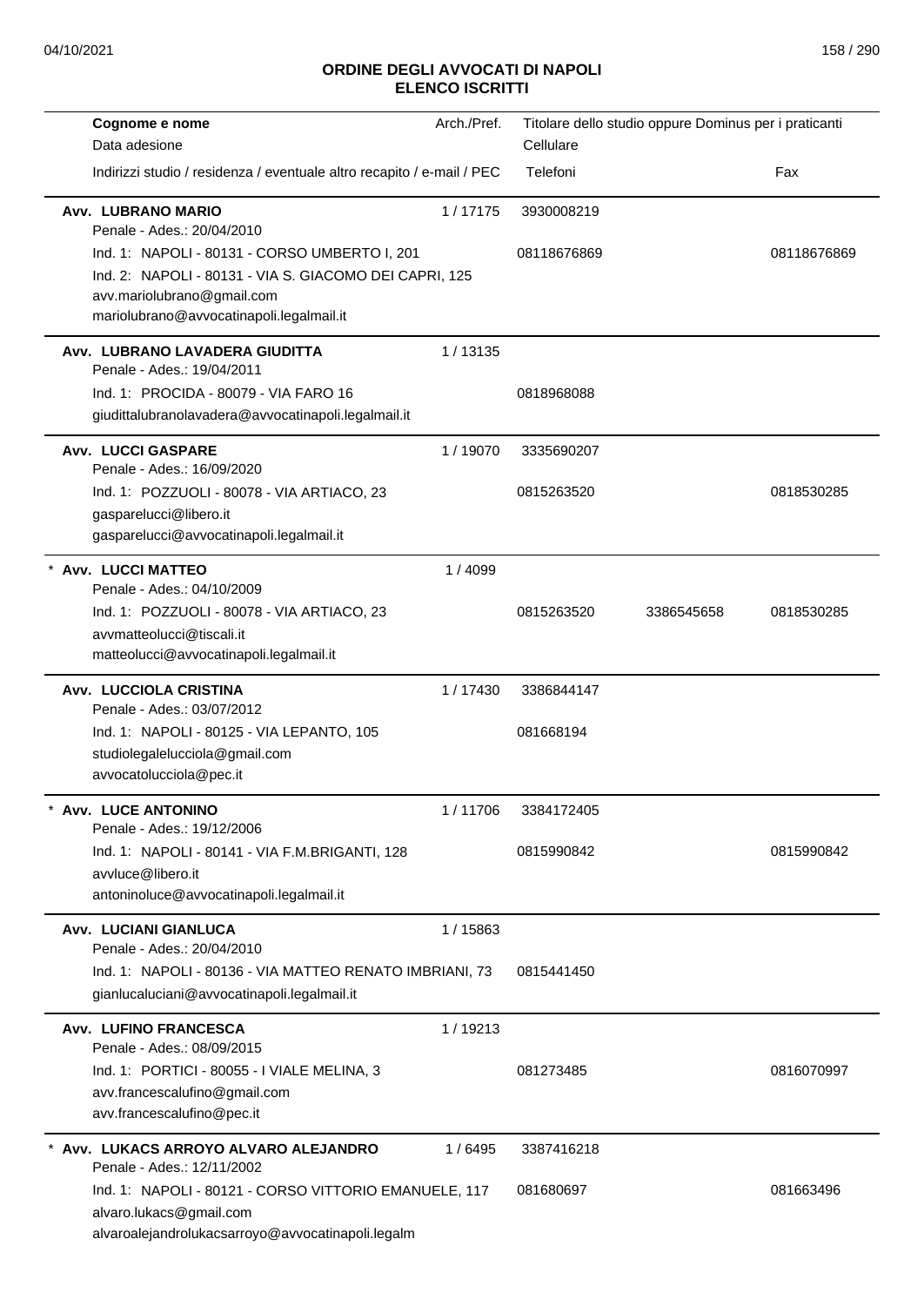# ORDINE DEGLI AVVOCATI DI NAPOLI
## ELENCO ISCRITTI

| Cognome e nome<br>Data adesione<br>Indirizzi studio / residenza / eventuale altro recapito / e-mail / PEC | Arch./Pref. | Titolare dello studio oppure Dominus per i praticanti<br>Cellulare<br>Telefoni | | Fax |
|---|---|---|---|---|
| **Avv. LUBRANO MARIO**<br>Penale - Ades.: 20/04/2010<br>Ind. 1: NAPOLI - 80131 - CORSO UMBERTO I, 201<br>Ind. 2: NAPOLI - 80131 - VIA S. GIACOMO DEI CAPRI, 125<br>avv.mariolubrano@gmail.com<br>mariolubrano@avvocatinapoli.legalmail.it | 1 / 17175 | 3930008219<br>08118676869 | | 08118676869 |
| **Avv. LUBRANO LAVADERA GIUDITTA**<br>Penale - Ades.: 19/04/2011<br>Ind. 1: PROCIDA - 80079 - VIA FARO 16<br>giudittalubranolavadera@avvocatinapoli.legalmail.it | 1 / 13135 | 0818968088 | | |
| **Avv. LUCCI GASPARE**<br>Penale - Ades.: 16/09/2020<br>Ind. 1: POZZUOLI - 80078 - VIA ARTIACO, 23<br>gasparelucci@libero.it<br>gasparelucci@avvocatinapoli.legalmail.it | 1 / 19070 | 3335690207<br>0815263520 | | 0818530285 |
| * **Avv. LUCCI MATTEO**<br>Penale - Ades.: 04/10/2009<br>Ind. 1: POZZUOLI - 80078 - VIA ARTIACO, 23<br>avvmatteolucci@tiscali.it<br>matteolucci@avvocatinapoli.legalmail.it | 1 / 4099 | 0815263520 | 3386545658 | 0818530285 |
| **Avv. LUCCIOLA CRISTINA**<br>Penale - Ades.: 03/07/2012<br>Ind. 1: NAPOLI - 80125 - VIA LEPANTO, 105<br>studiolegalelucciola@gmail.com<br>avvocatolucciola@pec.it | 1 / 17430 | 3386844147<br>081668194 | | |
| * **Avv. LUCE ANTONINO**<br>Penale - Ades.: 19/12/2006<br>Ind. 1: NAPOLI - 80141 - VIA F.M.BRIGANTI, 128<br>avvluce@libero.it<br>antoninoluce@avvocatinapoli.legalmail.it | 1 / 11706 | 3384172405<br>0815990842 | | 0815990842 |
| **Avv. LUCIANI GIANLUCA**<br>Penale - Ades.: 20/04/2010<br>Ind. 1: NAPOLI - 80136 - VIA MATTEO RENATO IMBRIANI, 73<br>gianlucaluciani@avvocatinapoli.legalmail.it | 1 / 15863 | 0815441450 | | |
| **Avv. LUFINO FRANCESCA**<br>Penale - Ades.: 08/09/2015<br>Ind. 1: PORTICI - 80055 - I VIALE MELINA, 3<br>avv.francescalufino@gmail.com<br>avv.francescalufino@pec.it | 1 / 19213 | 081273485 | | 0816070997 |
| * **Avv. LUKACS ARROYO ALVARO ALEJANDRO**<br>Penale - Ades.: 12/11/2002<br>Ind. 1: NAPOLI - 80121 - CORSO VITTORIO EMANUELE, 117<br>alvaro.lukacs@gmail.com<br>alvaroalejandrolukacsarroyo@avvocatinapoli.legalm | 1 / 6495 | 3387416218<br>081680697 | | 081663496 |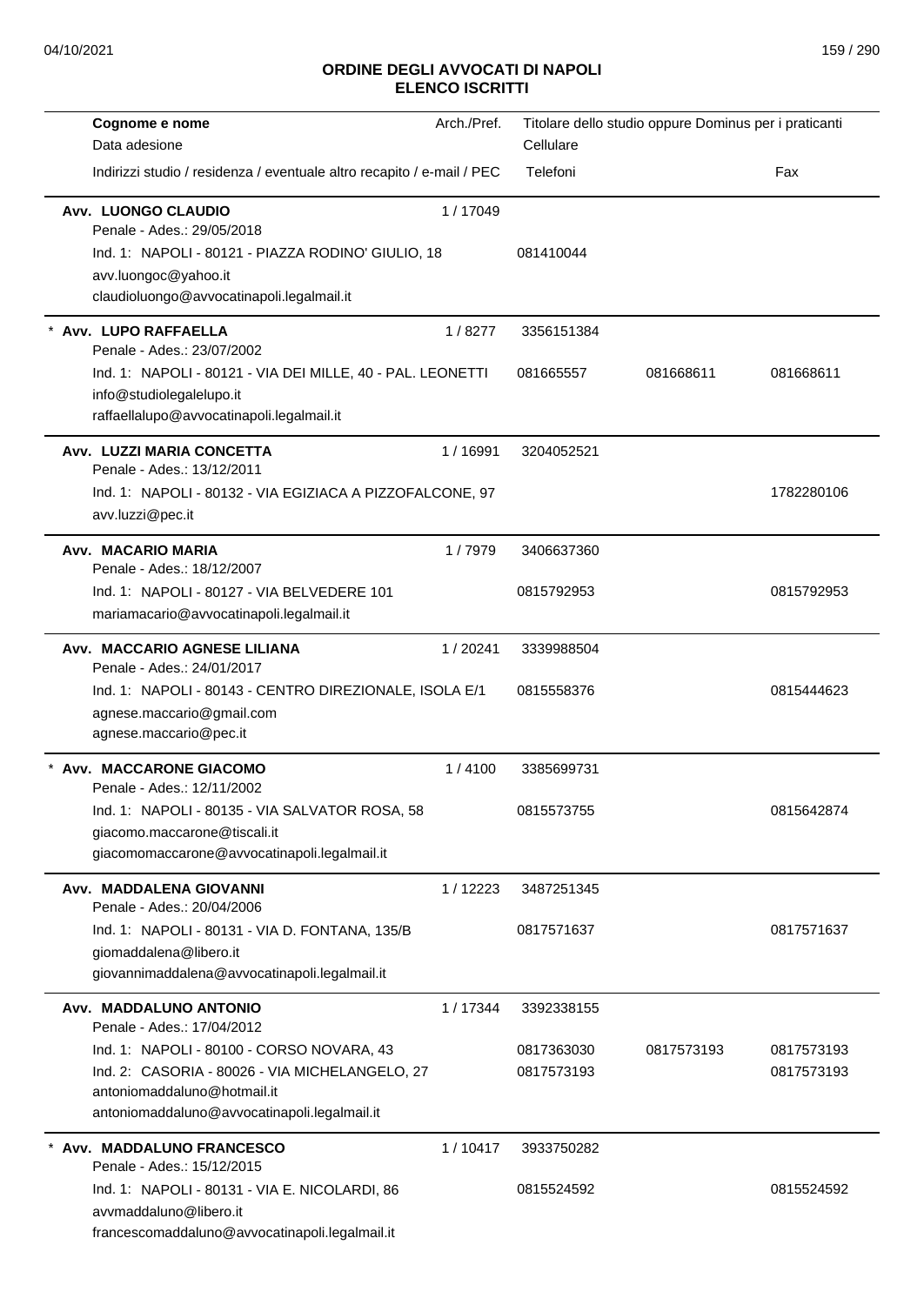# ORDINE DEGLI AVVOCATI DI NAPOLI
## ELENCO ISCRITTI

| Cognome e nome / Data adesione / Indirizzi studio / residenza / eventuale altro recapito / e-mail / PEC | Arch./Pref. | Titolare dello studio oppure Dominus per i praticanti / Cellulare / Telefoni | | Fax |
|---|---|---|---|---|
| **Avv. LUONGO CLAUDIO** | 1 / 17049 | | | |
| Penale - Ades.: 29/05/2018 | | | | |
| Ind. 1: NAPOLI - 80121 - PIAZZA RODINO' GIULIO, 18 | | 081410044 | | |
| avv.luongoc@yahoo.it | | | | |
| claudioluongo@avvocatinapoli.legalmail.it | | | | |
| * **Avv. LUPO RAFFAELLA** | 1 / 8277 | 3356151384 | | |
| Penale - Ades.: 23/07/2002 | | | | |
| Ind. 1: NAPOLI - 80121 - VIA DEI MILLE, 40 - PAL. LEONETTI | | 081665557 | 081668611 | 081668611 |
| info@studiolegalelupo.it | | | | |
| raffaellalupo@avvocatinapoli.legalmail.it | | | | |
| **Avv. LUZZI MARIA CONCETTA** | 1 / 16991 | 3204052521 | | |
| Penale - Ades.: 13/12/2011 | | | | |
| Ind. 1: NAPOLI - 80132 - VIA EGIZIACA A PIZZOFALCONE, 97 | | | | 1782280106 |
| avv.luzzi@pec.it | | | | |
| **Avv. MACARIO MARIA** | 1 / 7979 | 3406637360 | | |
| Penale - Ades.: 18/12/2007 | | | | |
| Ind. 1: NAPOLI - 80127 - VIA BELVEDERE 101 | | 0815792953 | | 0815792953 |
| mariamacario@avvocatinapoli.legalmail.it | | | | |
| **Avv. MACCARIO AGNESE LILIANA** | 1 / 20241 | 3339988504 | | |
| Penale - Ades.: 24/01/2017 | | | | |
| Ind. 1: NAPOLI - 80143 - CENTRO DIREZIONALE, ISOLA E/1 | | 0815558376 | | 0815444623 |
| agnese.maccario@gmail.com | | | | |
| agnese.maccario@pec.it | | | | |
| * **Avv. MACCARONE GIACOMO** | 1 / 4100 | 3385699731 | | |
| Penale - Ades.: 12/11/2002 | | | | |
| Ind. 1: NAPOLI - 80135 - VIA SALVATOR ROSA, 58 | | 0815573755 | | 0815642874 |
| giacomo.maccarone@tiscali.it | | | | |
| giacomomaccarone@avvocatinapoli.legalmail.it | | | | |
| **Avv. MADDALENA GIOVANNI** | 1 / 12223 | 3487251345 | | |
| Penale - Ades.: 20/04/2006 | | | | |
| Ind. 1: NAPOLI - 80131 - VIA D. FONTANA, 135/B | | 0817571637 | | 0817571637 |
| giomaddalena@libero.it | | | | |
| giovannimaddalena@avvocatinapoli.legalmail.it | | | | |
| **Avv. MADDALUNO ANTONIO** | 1 / 17344 | 3392338155 | | |
| Penale - Ades.: 17/04/2012 | | | | |
| Ind. 1: NAPOLI - 80100 - CORSO NOVARA, 43 | | 0817363030 | 0817573193 | 0817573193 |
| Ind. 2: CASORIA - 80026 - VIA MICHELANGELO, 27 | | 0817573193 | | 0817573193 |
| antoniomaddaluno@hotmail.it | | | | |
| antoniomaddaluno@avvocatinapoli.legalmail.it | | | | |
| * **Avv. MADDALUNO FRANCESCO** | 1 / 10417 | 3933750282 | | |
| Penale - Ades.: 15/12/2015 | | | | |
| Ind. 1: NAPOLI - 80131 - VIA E. NICOLARDI, 86 | | 0815524592 | | 0815524592 |
| avvmaddaluno@libero.it | | | | |
| francescomaddaluno@avvocatinapoli.legalmail.it | | | | |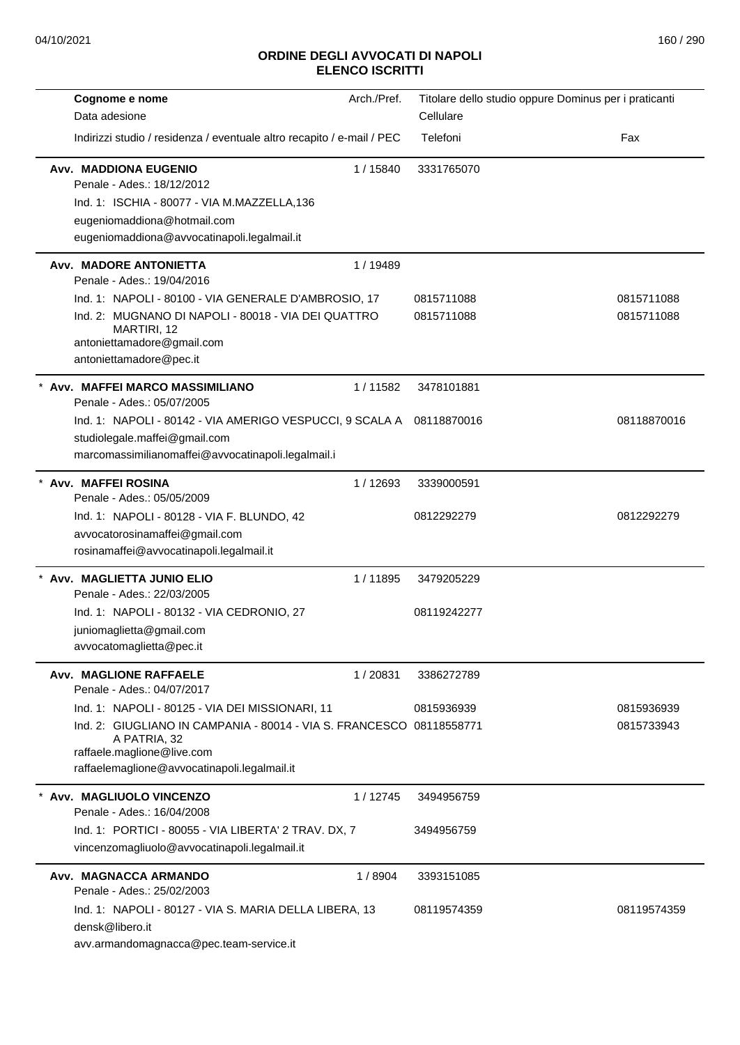## ORDINE DEGLI AVVOCATI DI NAPOLI
## ELENCO ISCRITTI

| Cognome e nome / Data adesione / Indirizzi studio / residenza / eventuale altro recapito / e-mail / PEC | Arch./Pref. | Titolare dello studio oppure Dominus per i praticanti / Cellulare / Telefoni | Fax |
|---|---|---|---|
| **Avv. MADDIONA EUGENIO** | 1 / 15840 | 3331765070 | |
| Penale - Ades.: 18/12/2012 | | | |
| Ind. 1: ISCHIA - 80077 - VIA M.MAZZELLA,136 | | | |
| eugeniomaddiona@hotmail.com | | | |
| eugeniomaddiona@avvocatinapoli.legalmail.it | | | |
| **Avv. MADORE ANTONIETTA** | 1 / 19489 | | |
| Penale - Ades.: 19/04/2016 | | | |
| Ind. 1: NAPOLI - 80100 - VIA GENERALE D'AMBROSIO, 17 | | 0815711088 | 0815711088 |
| Ind. 2: MUGNANO DI NAPOLI - 80018 - VIA DEI QUATTRO MARTIRI, 12 | | 0815711088 | 0815711088 |
| antoniettamadore@gmail.com | | | |
| antoniettamadore@pec.it | | | |
| * **Avv. MAFFEI MARCO MASSIMILIANO** | 1 / 11582 | 3478101881 | |
| Penale - Ades.: 05/07/2005 | | | |
| Ind. 1: NAPOLI - 80142 - VIA AMERIGO VESPUCCI, 9 SCALA A | | 08118870016 | 08118870016 |
| studiolegale.maffei@gmail.com | | | |
| marcomassimilianomaffei@avvocatinapoli.legalmail.i | | | |
| * **Avv. MAFFEI ROSINA** | 1 / 12693 | 3339000591 | |
| Penale - Ades.: 05/05/2009 | | | |
| Ind. 1: NAPOLI - 80128 - VIA F. BLUNDO, 42 | | 0812292279 | 0812292279 |
| avvocatorosinamaffei@gmail.com | | | |
| rosinamaffei@avvocatinapoli.legalmail.it | | | |
| * **Avv. MAGLIETTA JUNIO ELIO** | 1 / 11895 | 3479205229 | |
| Penale - Ades.: 22/03/2005 | | | |
| Ind. 1: NAPOLI - 80132 - VIA CEDRONIO, 27 | | 08119242277 | |
| juniomaglietta@gmail.com | | | |
| avvocatomaglietta@pec.it | | | |
| **Avv. MAGLIONE RAFFAELE** | 1 / 20831 | 3386272789 | |
| Penale - Ades.: 04/07/2017 | | | |
| Ind. 1: NAPOLI - 80125 - VIA DEI MISSIONARI, 11 | | 0815936939 | 0815936939 |
| Ind. 2: GIUGLIANO IN CAMPANIA - 80014 - VIA S. FRANCESCO A PATRIA, 32 | | 08118558771 | 0815733943 |
| raffaele.maglione@live.com | | | |
| raffaelemaglione@avvocatinapoli.legalmail.it | | | |
| * **Avv. MAGLIUOLO VINCENZO** | 1 / 12745 | 3494956759 | |
| Penale - Ades.: 16/04/2008 | | | |
| Ind. 1: PORTICI - 80055 - VIA LIBERTA' 2 TRAV. DX, 7 | | 3494956759 | |
| vincenzomagliuolo@avvocatinapoli.legalmail.it | | | |
| **Avv. MAGNACCA ARMANDO** | 1 / 8904 | 3393151085 | |
| Penale - Ades.: 25/02/2003 | | | |
| Ind. 1: NAPOLI - 80127 - VIA S. MARIA DELLA LIBERA, 13 | | 08119574359 | 08119574359 |
| densk@libero.it | | | |
| avv.armandomagnacca@pec.team-service.it | | | |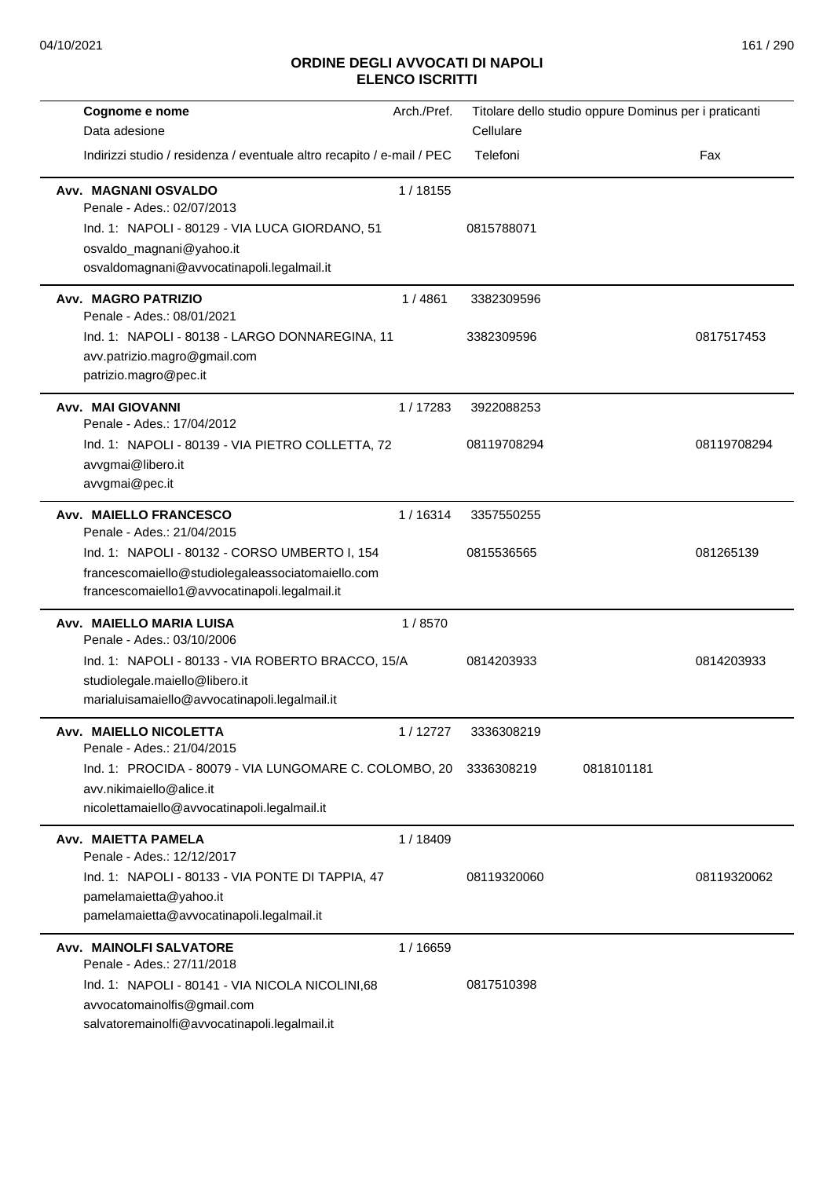## ORDINE DEGLI AVVOCATI DI NAPOLI
## ELENCO ISCRITTI

| Cognome e nome<br>Data adesione<br>Indirizzi studio / residenza / eventuale altro recapito / e-mail / PEC | Arch./Pref. | Titolare dello studio oppure Dominus per i praticanti<br>Cellulare<br>Telefoni | | Fax |
|---|---|---|---|---|
| **Avv. MAGNANI OSVALDO**<br>Penale - Ades.: 02/07/2013<br>Ind. 1: NAPOLI - 80129 - VIA LUCA GIORDANO, 51<br>osvaldo_magnani@yahoo.it<br>osvaldomagnani@avvocatinapoli.legalmail.it | 1 / 18155 | 0815788071 | | |
| **Avv. MAGRO PATRIZIO**<br>Penale - Ades.: 08/01/2021<br>Ind. 1: NAPOLI - 80138 - LARGO DONNAREGINA, 11<br>avv.patrizio.magro@gmail.com<br>patrizio.magro@pec.it | 1 / 4861 | 3382309596<br>3382309596 | | 0817517453 |
| **Avv. MAI GIOVANNI**<br>Penale - Ades.: 17/04/2012<br>Ind. 1: NAPOLI - 80139 - VIA PIETRO COLLETTA, 72<br>avvgmai@libero.it<br>avvgmai@pec.it | 1 / 17283 | 3922088253<br>08119708294 | | 08119708294 |
| **Avv. MAIELLO FRANCESCO**<br>Penale - Ades.: 21/04/2015<br>Ind. 1: NAPOLI - 80132 - CORSO UMBERTO I, 154<br>francescomaiello@studiolegaleassociatomaiello.com<br>francescomaiello1@avvocatinapoli.legalmail.it | 1 / 16314 | 3357550255<br>0815536565 | | 081265139 |
| **Avv. MAIELLO MARIA LUISA**<br>Penale - Ades.: 03/10/2006<br>Ind. 1: NAPOLI - 80133 - VIA ROBERTO BRACCO, 15/A<br>studiolegale.maiello@libero.it<br>marialuisamaiello@avvocatinapoli.legalmail.it | 1 / 8570 | 0814203933 | | 0814203933 |
| **Avv. MAIELLO NICOLETTA**<br>Penale - Ades.: 21/04/2015<br>Ind. 1: PROCIDA - 80079 - VIA LUNGOMARE C. COLOMBO, 20<br>avv.nikimaiello@alice.it<br>nicolettamaiello@avvocatinapoli.legalmail.it | 1 / 12727 | 3336308219<br>3336308219 | 0818101181 | |
| **Avv. MAIETTA PAMELA**<br>Penale - Ades.: 12/12/2017<br>Ind. 1: NAPOLI - 80133 - VIA PONTE DI TAPPIA, 47<br>pamelamaietta@yahoo.it<br>pamelamaietta@avvocatinapoli.legalmail.it | 1 / 18409 | 08119320060 | | 08119320062 |
| **Avv. MAINOLFI SALVATORE**<br>Penale - Ades.: 27/11/2018<br>Ind. 1: NAPOLI - 80141 - VIA NICOLA NICOLINI,68<br>avvocatomainolfis@gmail.com<br>salvatoremainolfi@avvocatinapoli.legalmail.it | 1 / 16659 | 0817510398 | | |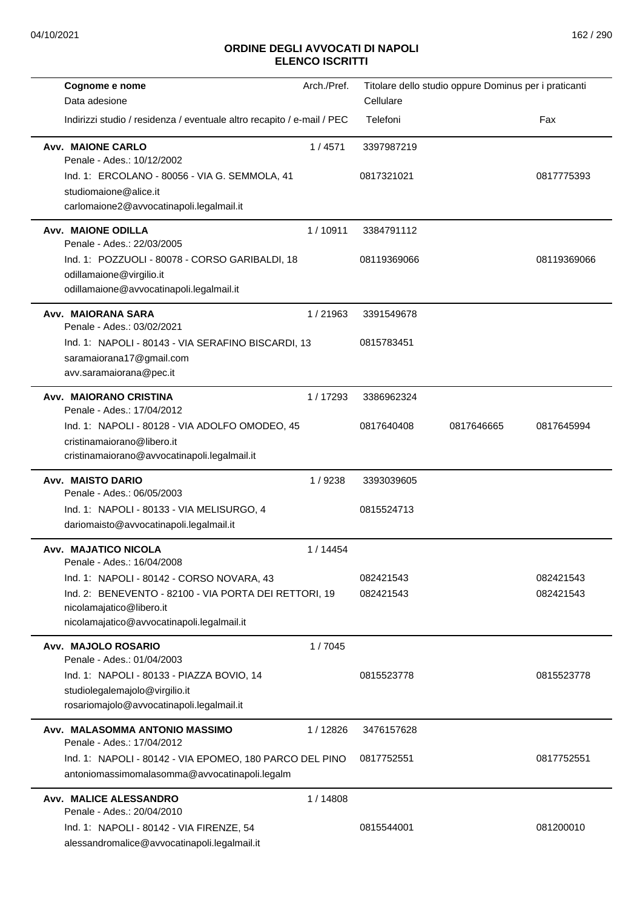## ORDINE DEGLI AVVOCATI DI NAPOLI
## ELENCO ISCRITTI

| Cognome e nome<br>Data adesione<br>Indirizzi studio / residenza / eventuale altro recapito / e-mail / PEC | Arch./Pref. | Titolare dello studio oppure Dominus per i praticanti<br>Cellulare<br>Telefoni | | Fax |
|---|---|---|---|---|
| **Avv. MAIONE CARLO**<br>Penale - Ades.: 10/12/2002 | 1 / 4571 | 3397987219 | | |
| Ind. 1: ERCOLANO - 80056 - VIA G. SEMMOLA, 41<br>studiomaione@alice.it<br>carlomaione2@avvocatinapoli.legalmail.it | | 0817321021 | | 0817775393 |
| **Avv. MAIONE ODILLA**<br>Penale - Ades.: 22/03/2005 | 1 / 10911 | 3384791112 | | |
| Ind. 1: POZZUOLI - 80078 - CORSO GARIBALDI, 18<br>odillamaione@virgilio.it<br>odillamaione@avvocatinapoli.legalmail.it | | 08119369066 | | 08119369066 |
| **Avv. MAIORANA SARA**<br>Penale - Ades.: 03/02/2021 | 1 / 21963 | 3391549678 | | |
| Ind. 1: NAPOLI - 80143 - VIA SERAFINO BISCARDI, 13<br>saramaiorana17@gmail.com<br>avv.saramaiorana@pec.it | | 0815783451 | | |
| **Avv. MAIORANO CRISTINA**<br>Penale - Ades.: 17/04/2012 | 1 / 17293 | 3386962324 | | |
| Ind. 1: NAPOLI - 80128 - VIA ADOLFO OMODEO, 45<br>cristinamaiorano@libero.it<br>cristinamaiorano@avvocatinapoli.legalmail.it | | 0817640408 | 0817646665 | 0817645994 |
| **Avv. MAISTO DARIO**<br>Penale - Ades.: 06/05/2003 | 1 / 9238 | 3393039605 | | |
| Ind. 1: NAPOLI - 80133 - VIA MELISURGO, 4<br>dariomaisto@avvocatinapoli.legalmail.it | | 0815524713 | | |
| **Avv. MAJATICO NICOLA**<br>Penale - Ades.: 16/04/2008 | 1 / 14454 | | | |
| Ind. 1: NAPOLI - 80142 - CORSO NOVARA, 43 | | 082421543 | | 082421543 |
| Ind. 2: BENEVENTO - 82100 - VIA PORTA DEI RETTORI, 19<br>nicolamajatico@libero.it<br>nicolamajatico@avvocatinapoli.legalmail.it | | 082421543 | | 082421543 |
| **Avv. MAJOLO ROSARIO**<br>Penale - Ades.: 01/04/2003 | 1 / 7045 | | | |
| Ind. 1: NAPOLI - 80133 - PIAZZA BOVIO, 14<br>studiolegalemajolo@virgilio.it<br>rosariomajolo@avvocatinapoli.legalmail.it | | 0815523778 | | 0815523778 |
| **Avv. MALASOMMA ANTONIO MASSIMO**<br>Penale - Ades.: 17/04/2012 | 1 / 12826 | 3476157628 | | |
| Ind. 1: NAPOLI - 80142 - VIA EPOMEO, 180 PARCO DEL PINO<br>antoniomassimomalasomma@avvocatinapoli.legalm | | 0817752551 | | 0817752551 |
| **Avv. MALICE ALESSANDRO**<br>Penale - Ades.: 20/04/2010 | 1 / 14808 | | | |
| Ind. 1: NAPOLI - 80142 - VIA FIRENZE, 54<br>alessandromalice@avvocatinapoli.legalmail.it | | 0815544001 | | 081200010 |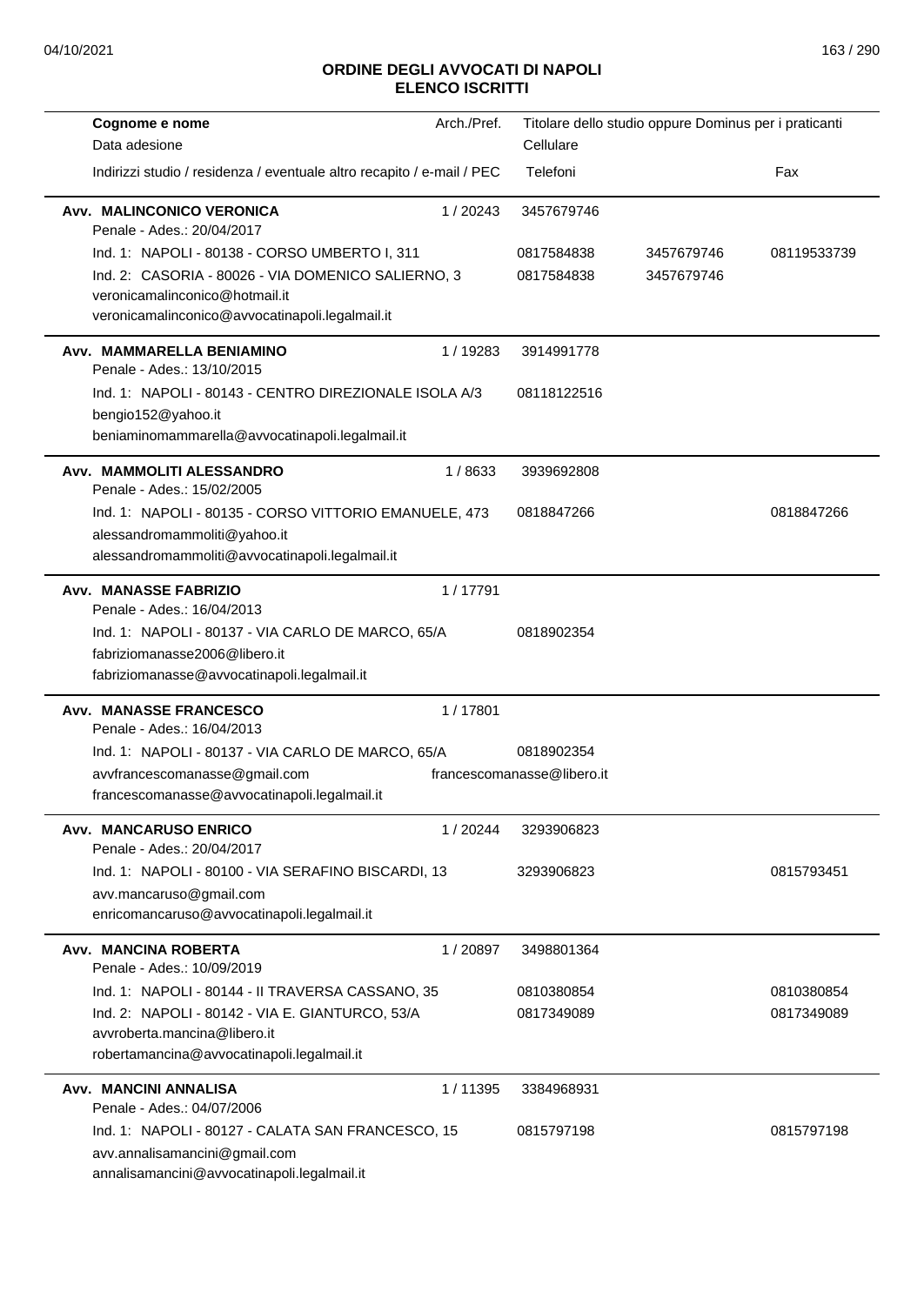## ORDINE DEGLI AVVOCATI DI NAPOLI
## ELENCO ISCRITTI

| Cognome e nome<br>Data adesione<br>Indirizzi studio / residenza / eventuale altro recapito / e-mail / PEC | Arch./Pref. | Titolare dello studio oppure Dominus per i praticanti<br>Cellulare<br>Telefoni | | Fax |
|---|---|---|---|---|
| **Avv. MALINCONICO VERONICA**<br>Penale - Ades.: 20/04/2017 | 1 / 20243 | 3457679746 | | |
| Ind. 1: NAPOLI - 80138 - CORSO UMBERTO I, 311 | | 0817584838 | 3457679746 | 08119533739 |
| Ind. 2: CASORIA - 80026 - VIA DOMENICO SALIERNO, 3<br>veronicamalinconico@hotmail.it<br>veronicamalinconico@avvocatinapoli.legalmail.it | | 0817584838 | 3457679746 | |
| **Avv. MAMMARELLA BENIAMINO**<br>Penale - Ades.: 13/10/2015 | 1 / 19283 | 3914991778 | | |
| Ind. 1: NAPOLI - 80143 - CENTRO DIREZIONALE ISOLA A/3<br>bengio152@yahoo.it<br>beniaminomammarella@avvocatinapoli.legalmail.it | | 08118122516 | | |
| **Avv. MAMMOLITI ALESSANDRO**<br>Penale - Ades.: 15/02/2005 | 1 / 8633 | 3939692808 | | |
| Ind. 1: NAPOLI - 80135 - CORSO VITTORIO EMANUELE, 473<br>alessandromammoliti@yahoo.it<br>alessandromammoliti@avvocatinapoli.legalmail.it | | 0818847266 | | 0818847266 |
| **Avv. MANASSE FABRIZIO**<br>Penale - Ades.: 16/04/2013 | 1 / 17791 | | | |
| Ind. 1: NAPOLI - 80137 - VIA CARLO DE MARCO, 65/A<br>fabriziomanasse2006@libero.it<br>fabriziomanasse@avvocatinapoli.legalmail.it | | 0818902354 | | |
| **Avv. MANASSE FRANCESCO**<br>Penale - Ades.: 16/04/2013 | 1 / 17801 | | | |
| Ind. 1: NAPOLI - 80137 - VIA CARLO DE MARCO, 65/A<br>avvfrancescomanasse@gmail.com<br>francescomanasse@avvocatinapoli.legalmail.it | | 0818902354<br>francescomanasse@libero.it | | |
| **Avv. MANCARUSO ENRICO**<br>Penale - Ades.: 20/04/2017 | 1 / 20244 | 3293906823 | | |
| Ind. 1: NAPOLI - 80100 - VIA SERAFINO BISCARDI, 13<br>avv.mancaruso@gmail.com<br>enricomancaruso@avvocatinapoli.legalmail.it | | 3293906823 | | 0815793451 |
| **Avv. MANCINA ROBERTA**<br>Penale - Ades.: 10/09/2019 | 1 / 20897 | 3498801364 | | |
| Ind. 1: NAPOLI - 80144 - II TRAVERSA CASSANO, 35 | | 0810380854 | | 0810380854 |
| Ind. 2: NAPOLI - 80142 - VIA E. GIANTURCO, 53/A<br>avvroberta.mancina@libero.it<br>robertamancina@avvocatinapoli.legalmail.it | | 0817349089 | | 0817349089 |
| **Avv. MANCINI ANNALISA**<br>Penale - Ades.: 04/07/2006 | 1 / 11395 | 3384968931 | | |
| Ind. 1: NAPOLI - 80127 - CALATA SAN FRANCESCO, 15<br>avv.annalisamancini@gmail.com<br>annalisamancini@avvocatinapoli.legalmail.it | | 0815797198 | | 0815797198 |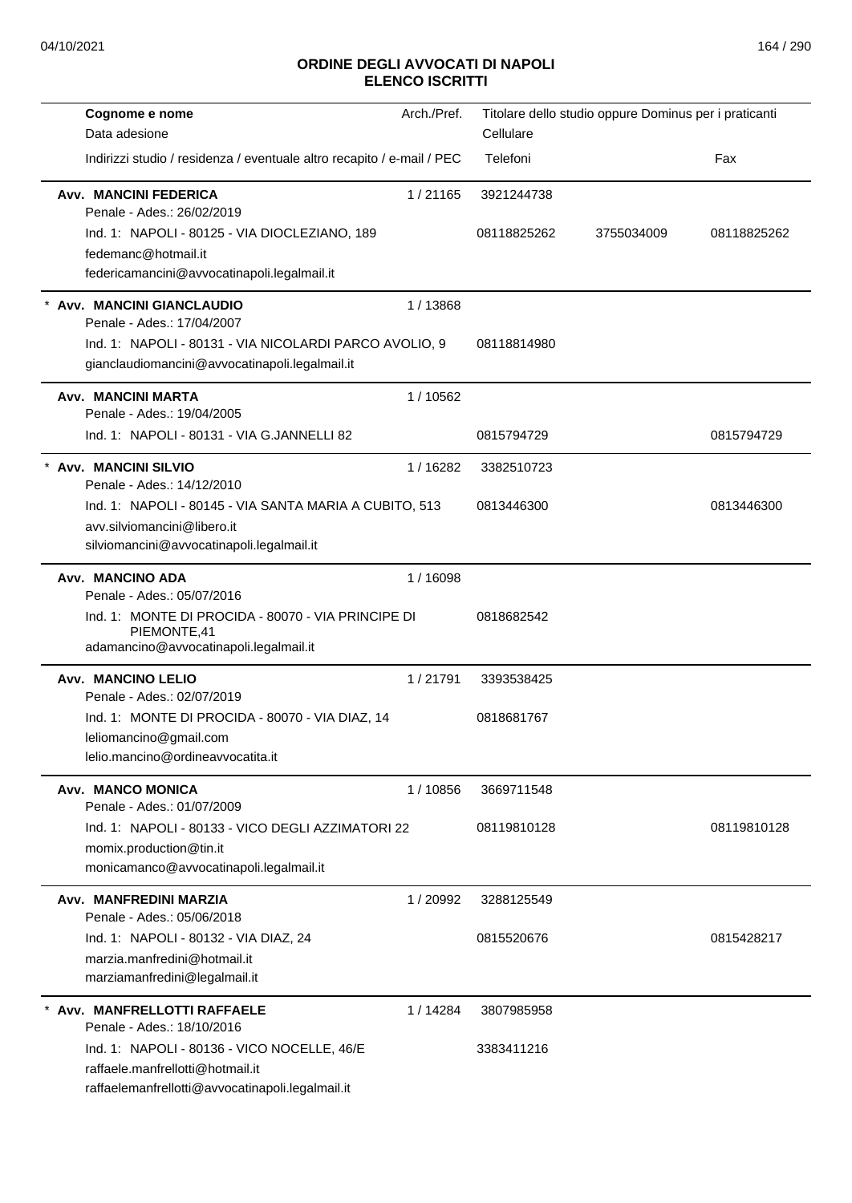# ORDINE DEGLI AVVOCATI DI NAPOLI
## ELENCO ISCRITTI

| Cognome e nome / Data adesione / Indirizzi studio / residenza / eventuale altro recapito / e-mail / PEC | Arch./Pref. | Titolare dello studio oppure Dominus per i praticanti / Cellulare / Telefoni | | Fax |
|---|---|---|---|---|
| **Avv. MANCINI FEDERICA**<br>Penale - Ades.: 26/02/2019<br>Ind. 1: NAPOLI - 80125 - VIA DIOCLEZIANO, 189<br>fedemanc@hotmail.it<br>federicamancini@avvocatinapoli.legalmail.it | 1 / 21165 | 3921244738<br>08118825262 | 3755034009 | 08118825262 |
| * **Avv. MANCINI GIANCLAUDIO**<br>Penale - Ades.: 17/04/2007<br>Ind. 1: NAPOLI - 80131 - VIA NICOLARDI PARCO AVOLIO, 9<br>gianclaudiomancini@avvocatinapoli.legalmail.it | 1 / 13868 | 08118814980 | | |
| **Avv. MANCINI MARTA**<br>Penale - Ades.: 19/04/2005<br>Ind. 1: NAPOLI - 80131 - VIA G.JANNELLI 82 | 1 / 10562 | 0815794729 | | 0815794729 |
| * **Avv. MANCINI SILVIO**<br>Penale - Ades.: 14/12/2010<br>Ind. 1: NAPOLI - 80145 - VIA SANTA MARIA A CUBITO, 513<br>avv.silviomancini@libero.it<br>silviomancini@avvocatinapoli.legalmail.it | 1 / 16282 | 3382510723<br>0813446300 | | 0813446300 |
| **Avv. MANCINO ADA**<br>Penale - Ades.: 05/07/2016<br>Ind. 1: MONTE DI PROCIDA - 80070 - VIA PRINCIPE DI PIEMONTE,41<br>adamancino@avvocatinapoli.legalmail.it | 1 / 16098 | 0818682542 | | |
| **Avv. MANCINO LELIO**<br>Penale - Ades.: 02/07/2019<br>Ind. 1: MONTE DI PROCIDA - 80070 - VIA DIAZ, 14<br>leliomancino@gmail.com<br>lelio.mancino@ordineavvocatita.it | 1 / 21791 | 3393538425<br>0818681767 | | |
| **Avv. MANCO MONICA**<br>Penale - Ades.: 01/07/2009<br>Ind. 1: NAPOLI - 80133 - VICO DEGLI AZZIMATORI 22<br>momix.production@tin.it<br>monicamanco@avvocatinapoli.legalmail.it | 1 / 10856 | 3669711548<br>08119810128 | | 08119810128 |
| **Avv. MANFREDINI MARZIA**<br>Penale - Ades.: 05/06/2018<br>Ind. 1: NAPOLI - 80132 - VIA DIAZ, 24<br>marzia.manfredini@hotmail.it<br>marziamanfredini@legalmail.it | 1 / 20992 | 3288125549<br>0815520676 | | 0815428217 |
| * **Avv. MANFRELLOTTI RAFFAELE**<br>Penale - Ades.: 18/10/2016<br>Ind. 1: NAPOLI - 80136 - VICO NOCELLE, 46/E<br>raffaele.manfrellotti@hotmail.it<br>raffaelemanfrellotti@avvocatinapoli.legalmail.it | 1 / 14284 | 3807985958<br>3383411216 | | |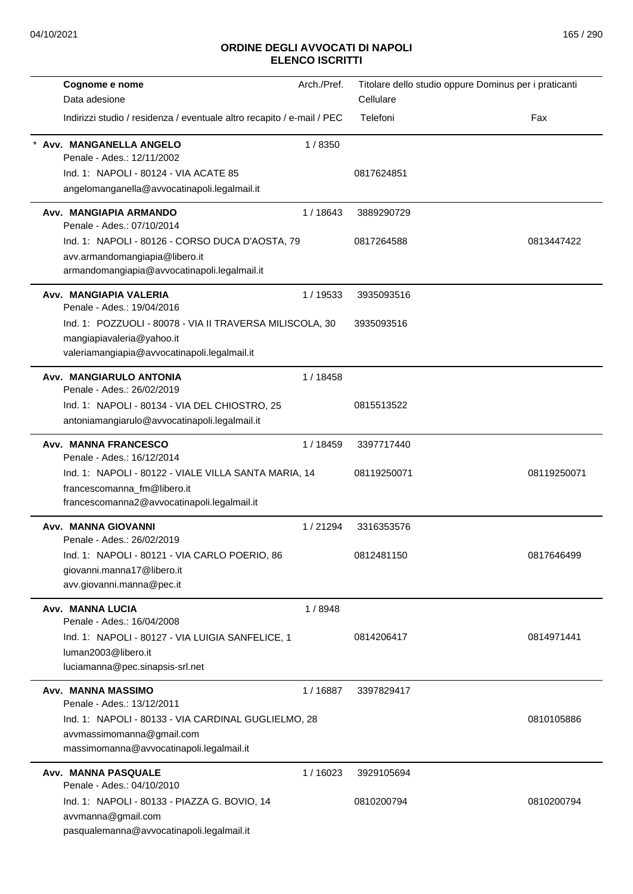## ORDINE DEGLI AVVOCATI DI NAPOLI
## ELENCO ISCRITTI

| Cognome e nome<br>Data adesione<br>Indirizzi studio / residenza / eventuale altro recapito / e-mail / PEC | Arch./Pref. | Titolare dello studio oppure Dominus per i praticanti<br>Cellulare<br>Telefoni | Fax |
|---|---|---|---|
| * **Avv. MANGANELLA ANGELO**<br>Penale - Ades.: 12/11/2002<br>Ind. 1: NAPOLI - 80124 - VIA ACATE 85<br>angelomanganella@avvocatinapoli.legalmail.it | 1 / 8350 | 0817624851 | |
| **Avv. MANGIAPIA ARMANDO**<br>Penale - Ades.: 07/10/2014<br>Ind. 1: NAPOLI - 80126 - CORSO DUCA D'AOSTA, 79<br>avv.armandomangiapia@libero.it<br>armandomangiapia@avvocatinapoli.legalmail.it | 1 / 18643 | 3889290729<br>0817264588 | 0813447422 |
| **Avv. MANGIAPIA VALERIA**<br>Penale - Ades.: 19/04/2016<br>Ind. 1: POZZUOLI - 80078 - VIA II TRAVERSA MILISCOLA, 30<br>mangiapiavaleria@yahoo.it<br>valeriamangiapia@avvocatinapoli.legalmail.it | 1 / 19533 | 3935093516<br>3935093516 | |
| **Avv. MANGIARULO ANTONIA**<br>Penale - Ades.: 26/02/2019<br>Ind. 1: NAPOLI - 80134 - VIA DEL CHIOSTRO, 25<br>antoniamangiarulo@avvocatinapoli.legalmail.it | 1 / 18458 | 0815513522 | |
| **Avv. MANNA FRANCESCO**<br>Penale - Ades.: 16/12/2014<br>Ind. 1: NAPOLI - 80122 - VIALE VILLA SANTA MARIA, 14<br>francescomanna_fm@libero.it<br>francescomanna2@avvocatinapoli.legalmail.it | 1 / 18459 | 3397717440<br>08119250071 | 08119250071 |
| **Avv. MANNA GIOVANNI**<br>Penale - Ades.: 26/02/2019<br>Ind. 1: NAPOLI - 80121 - VIA CARLO POERIO, 86<br>giovanni.manna17@libero.it<br>avv.giovanni.manna@pec.it | 1 / 21294 | 3316353576<br>0812481150 | 0817646499 |
| **Avv. MANNA LUCIA**<br>Penale - Ades.: 16/04/2008<br>Ind. 1: NAPOLI - 80127 - VIA LUIGIA SANFELICE, 1<br>luman2003@libero.it<br>luciamanna@pec.sinapsis-srl.net | 1 / 8948 | 0814206417 | 0814971441 |
| **Avv. MANNA MASSIMO**<br>Penale - Ades.: 13/12/2011<br>Ind. 1: NAPOLI - 80133 - VIA CARDINAL GUGLIELMO, 28<br>avvmassimomanna@gmail.com<br>massimomanna@avvocatinapoli.legalmail.it | 1 / 16887 | 3397829417 | 0810105886 |
| **Avv. MANNA PASQUALE**<br>Penale - Ades.: 04/10/2010<br>Ind. 1: NAPOLI - 80133 - PIAZZA G. BOVIO, 14<br>avvmanna@gmail.com<br>pasqualemanna@avvocatinapoli.legalmail.it | 1 / 16023 | 3929105694<br>0810200794 | 0810200794 |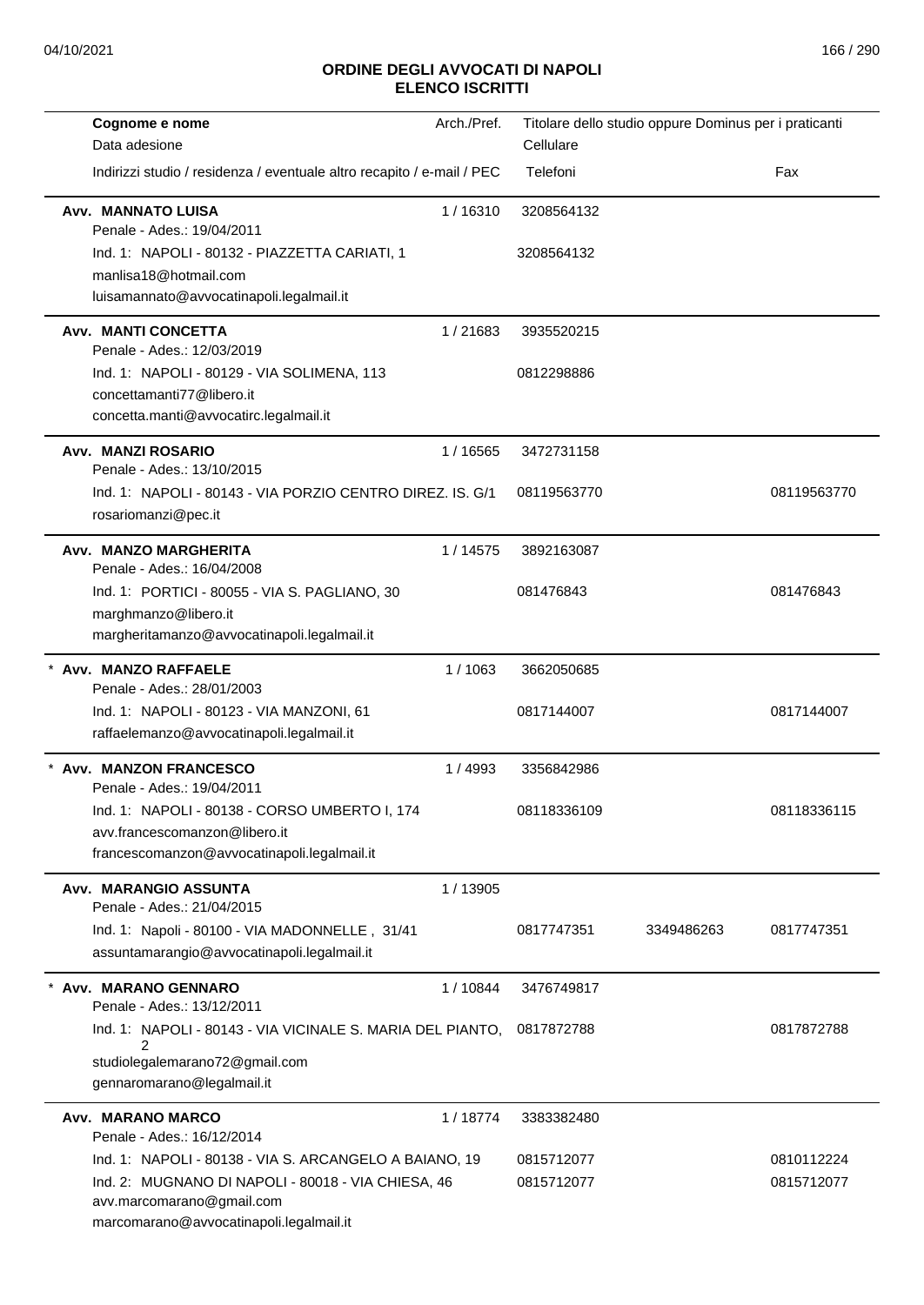# ORDINE DEGLI AVVOCATI DI NAPOLI
## ELENCO ISCRITTI

| Cognome e nome<br>Data adesione<br>Indirizzi studio / residenza / eventuale altro recapito / e-mail / PEC | Arch./Pref. | Titolare dello studio oppure Dominus per i praticanti<br>Cellulare<br>Telefoni | | Fax |
|---|---|---|---|---|
| **Avv. MANNATO LUISA**<br>Penale - Ades.: 19/04/2011<br>Ind. 1: NAPOLI - 80132 - PIAZZETTA CARIATI, 1<br>manlisa18@hotmail.com<br>luisamannato@avvocatinapoli.legalmail.it | 1 / 16310 | 3208564132<br>3208564132 | | |
| **Avv. MANTI CONCETTA**<br>Penale - Ades.: 12/03/2019<br>Ind. 1: NAPOLI - 80129 - VIA SOLIMENA, 113<br>concettamanti77@libero.it<br>concetta.manti@avvocatirc.legalmail.it | 1 / 21683 | 3935520215<br>0812298886 | | |
| **Avv. MANZI ROSARIO**<br>Penale - Ades.: 13/10/2015<br>Ind. 1: NAPOLI - 80143 - VIA PORZIO CENTRO DIREZ. IS. G/1<br>rosariomanzi@pec.it | 1 / 16565 | 3472731158<br>08119563770 | | 08119563770 |
| **Avv. MANZO MARGHERITA**<br>Penale - Ades.: 16/04/2008<br>Ind. 1: PORTICI - 80055 - VIA S. PAGLIANO, 30<br>marghmanzo@libero.it<br>margheritamanzo@avvocatinapoli.legalmail.it | 1 / 14575 | 3892163087<br>081476843 | | 081476843 |
| * **Avv. MANZO RAFFAELE**<br>Penale - Ades.: 28/01/2003<br>Ind. 1: NAPOLI - 80123 - VIA MANZONI, 61<br>raffaelemanzo@avvocatinapoli.legalmail.it | 1 / 1063 | 3662050685<br>0817144007 | | 0817144007 |
| * **Avv. MANZON FRANCESCO**<br>Penale - Ades.: 19/04/2011<br>Ind. 1: NAPOLI - 80138 - CORSO UMBERTO I, 174<br>avv.francescomanzon@libero.it<br>francescomanzon@avvocatinapoli.legalmail.it | 1 / 4993 | 3356842986<br>08118336109 | | 08118336115 |
| **Avv. MARANGIO ASSUNTA**<br>Penale - Ades.: 21/04/2015<br>Ind. 1: Napoli - 80100 - VIA MADONNELLE , 31/41<br>assuntamarangio@avvocatinapoli.legalmail.it | 1 / 13905 | 0817747351 | 3349486263 | 0817747351 |
| * **Avv. MARANO GENNARO**<br>Penale - Ades.: 13/12/2011<br>Ind. 1: NAPOLI - 80143 - VIA VICINALE S. MARIA DEL PIANTO, 2<br>studiolegalemarano72@gmail.com<br>gennaromarano@legalmail.it | 1 / 10844 | 3476749817<br>0817872788 | | 0817872788 |
| **Avv. MARANO MARCO**<br>Penale - Ades.: 16/12/2014<br>Ind. 1: NAPOLI - 80138 - VIA S. ARCANGELO A BAIANO, 19<br>Ind. 2: MUGNANO DI NAPOLI - 80018 - VIA CHIESA, 46<br>avv.marcomarano@gmail.com<br>marcomarano@avvocatinapoli.legalmail.it | 1 / 18774 | 3383382480<br>0815712077<br>0815712077 | | 0810112224<br>0815712077 |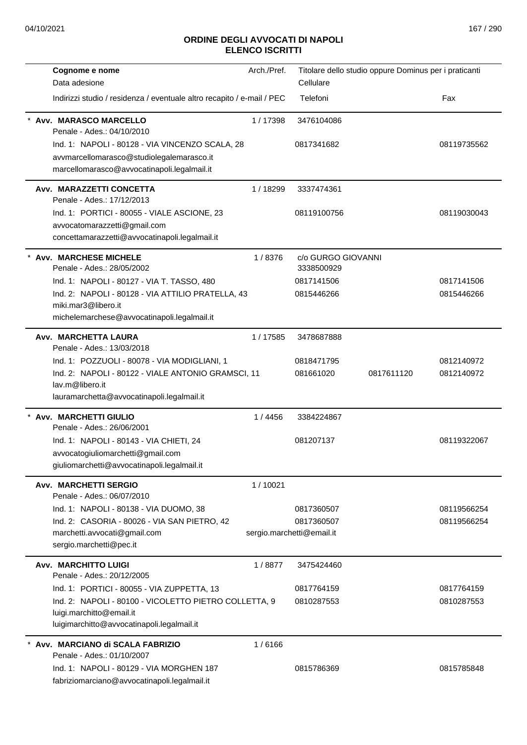## ORDINE DEGLI AVVOCATI DI NAPOLI
## ELENCO ISCRITTI

| Cognome e nome<br>Data adesione<br>Indirizzi studio / residenza / eventuale altro recapito / e-mail / PEC | Arch./Pref. | Titolare dello studio oppure Dominus per i praticanti<br>Cellulare<br>Telefoni | | Fax |
|---|---|---|---|---|
| * **Avv. MARASCO MARCELLO**<br>Penale - Ades.: 04/10/2010 | 1 / 17398 | 3476104086 | | |
| Ind. 1: NAPOLI - 80128 - VIA VINCENZO SCALA, 28<br>avvmarcellomarasco@studiolegalemarasco.it<br>marcellomarasco@avvocatinapoli.legalmail.it | | 0817341682 | | 08119735562 |
| **Avv. MARAZZETTI CONCETTA**<br>Penale - Ades.: 17/12/2013 | 1 / 18299 | 3337474361 | | |
| Ind. 1: PORTICI - 80055 - VIALE ASCIONE, 23<br>avvocatomarazzetti@gmail.com<br>concettamarazzetti@avvocatinapoli.legalmail.it | | 08119100756 | | 08119030043 |
| * **Avv. MARCHESE MICHELE**<br>Penale - Ades.: 28/05/2002 | 1 / 8376 | c/o GURGO GIOVANNI<br>3338500929 | | |
| Ind. 1: NAPOLI - 80127 - VIA T. TASSO, 480 | | 0817141506 | | 0817141506 |
| Ind. 2: NAPOLI - 80128 - VIA ATTILIO PRATELLA, 43<br>miki.mar3@libero.it<br>michelemarchese@avvocatinapoli.legalmail.it | | 0815446266 | | 0815446266 |
| **Avv. MARCHETTA LAURA**<br>Penale - Ades.: 13/03/2018 | 1 / 17585 | 3478687888 | | |
| Ind. 1: POZZUOLI - 80078 - VIA MODIGLIANI, 1 | | 0818471795 | | 0812140972 |
| Ind. 2: NAPOLI - 80122 - VIALE ANTONIO GRAMSCI, 11<br>lav.m@libero.it<br>lauramarchetta@avvocatinapoli.legalmail.it | | 081661020 | 0817611120 | 0812140972 |
| * **Avv. MARCHETTI GIULIO**<br>Penale - Ades.: 26/06/2001 | 1 / 4456 | 3384224867 | | |
| Ind. 1: NAPOLI - 80143 - VIA CHIETI, 24<br>avvocatogiuliomarchetti@gmail.com<br>giuliomarchetti@avvocatinapoli.legalmail.it | | 081207137 | | 08119322067 |
| **Avv. MARCHETTI SERGIO**<br>Penale - Ades.: 06/07/2010 | 1 / 10021 | | | |
| Ind. 1: NAPOLI - 80138 - VIA DUOMO, 38 | | 0817360507 | | 08119566254 |
| Ind. 2: CASORIA - 80026 - VIA SAN PIETRO, 42<br>marchetti.avvocati@gmail.com<br>sergio.marchetti@pec.it | sergio.marchetti@email.it | 0817360507 | | 08119566254 |
| **Avv. MARCHITTO LUIGI**<br>Penale - Ades.: 20/12/2005 | 1 / 8877 | 3475424460 | | |
| Ind. 1: PORTICI - 80055 - VIA ZUPPETTA, 13 | | 0817764159 | | 0817764159 |
| Ind. 2: NAPOLI - 80100 - VICOLETTO PIETRO COLLETTA, 9<br>luigi.marchitto@email.it<br>luigimarchitto@avvocatinapoli.legalmail.it | | 0810287553 | | 0810287553 |
| * **Avv. MARCIANO di SCALA FABRIZIO**<br>Penale - Ades.: 01/10/2007 | 1 / 6166 | | | |
| Ind. 1: NAPOLI - 80129 - VIA MORGHEN 187<br>fabriziomarciano@avvocatinapoli.legalmail.it | | 0815786369 | | 0815785848 |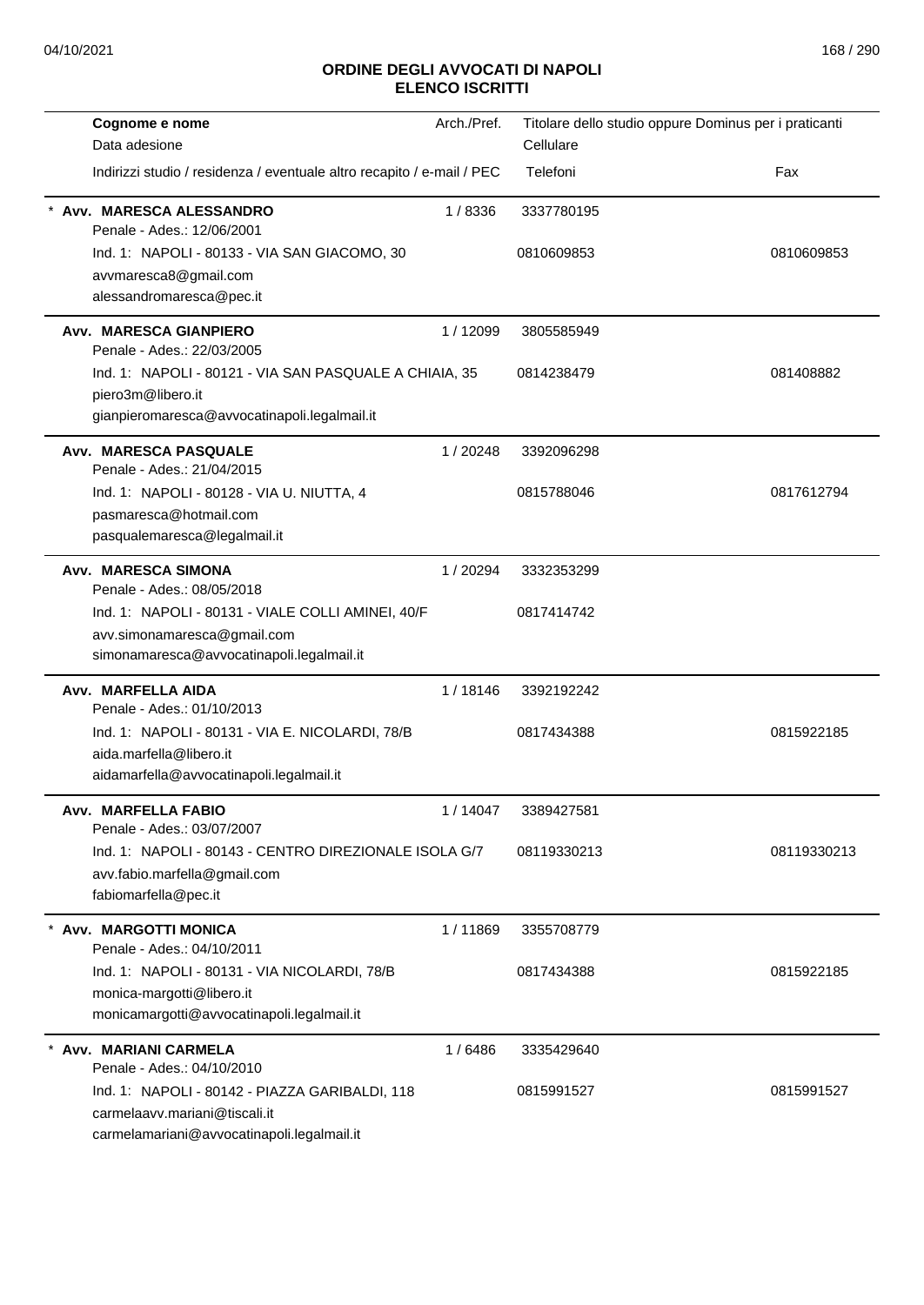# ORDINE DEGLI AVVOCATI DI NAPOLI
## ELENCO ISCRITTI

| Cognome e nome / Data adesione / Indirizzi studio / residenza / eventuale altro recapito / e-mail / PEC | Arch./Pref. | Titolare dello studio oppure Dominus per i praticanti / Cellulare / Telefoni | Fax |
|---|---|---|---|
| * **Avv. MARESCA ALESSANDRO**<br>Penale - Ades.: 12/06/2001<br>Ind. 1: NAPOLI - 80133 - VIA SAN GIACOMO, 30<br>avvmaresca8@gmail.com<br>alessandromaresca@pec.it | 1 / 8336 | 3337780195<br>0810609853 | 0810609853 |
| **Avv. MARESCA GIANPIERO**<br>Penale - Ades.: 22/03/2005<br>Ind. 1: NAPOLI - 80121 - VIA SAN PASQUALE A CHIAIA, 35<br>piero3m@libero.it<br>gianpieromaresca@avvocatinapoli.legalmail.it | 1 / 12099 | 3805585949<br>0814238479 | 081408882 |
| **Avv. MARESCA PASQUALE**<br>Penale - Ades.: 21/04/2015<br>Ind. 1: NAPOLI - 80128 - VIA U. NIUTTA, 4<br>pasmaresca@hotmail.com<br>pasqualemaresca@legalmail.it | 1 / 20248 | 3392096298<br>0815788046 | 0817612794 |
| **Avv. MARESCA SIMONA**<br>Penale - Ades.: 08/05/2018<br>Ind. 1: NAPOLI - 80131 - VIALE COLLI AMINEI, 40/F<br>avv.simonamaresca@gmail.com<br>simonamaresca@avvocatinapoli.legalmail.it | 1 / 20294 | 3332353299<br>0817414742 | |
| **Avv. MARFELLA AIDA**<br>Penale - Ades.: 01/10/2013<br>Ind. 1: NAPOLI - 80131 - VIA E. NICOLARDI, 78/B<br>aida.marfella@libero.it<br>aidamarfella@avvocatinapoli.legalmail.it | 1 / 18146 | 3392192242<br>0817434388 | 0815922185 |
| **Avv. MARFELLA FABIO**<br>Penale - Ades.: 03/07/2007<br>Ind. 1: NAPOLI - 80143 - CENTRO DIREZIONALE ISOLA G/7<br>avv.fabio.marfella@gmail.com<br>fabiomarfella@pec.it | 1 / 14047 | 3389427581<br>08119330213 | 08119330213 |
| * **Avv. MARGOTTI MONICA**<br>Penale - Ades.: 04/10/2011<br>Ind. 1: NAPOLI - 80131 - VIA NICOLARDI, 78/B<br>monica-margotti@libero.it<br>monicamargotti@avvocatinapoli.legalmail.it | 1 / 11869 | 3355708779<br>0817434388 | 0815922185 |
| * **Avv. MARIANI CARMELA**<br>Penale - Ades.: 04/10/2010<br>Ind. 1: NAPOLI - 80142 - PIAZZA GARIBALDI, 118<br>carmelaavv.mariani@tiscali.it<br>carmelamariani@avvocatinapoli.legalmail.it | 1 / 6486 | 3335429640<br>0815991527 | 0815991527 |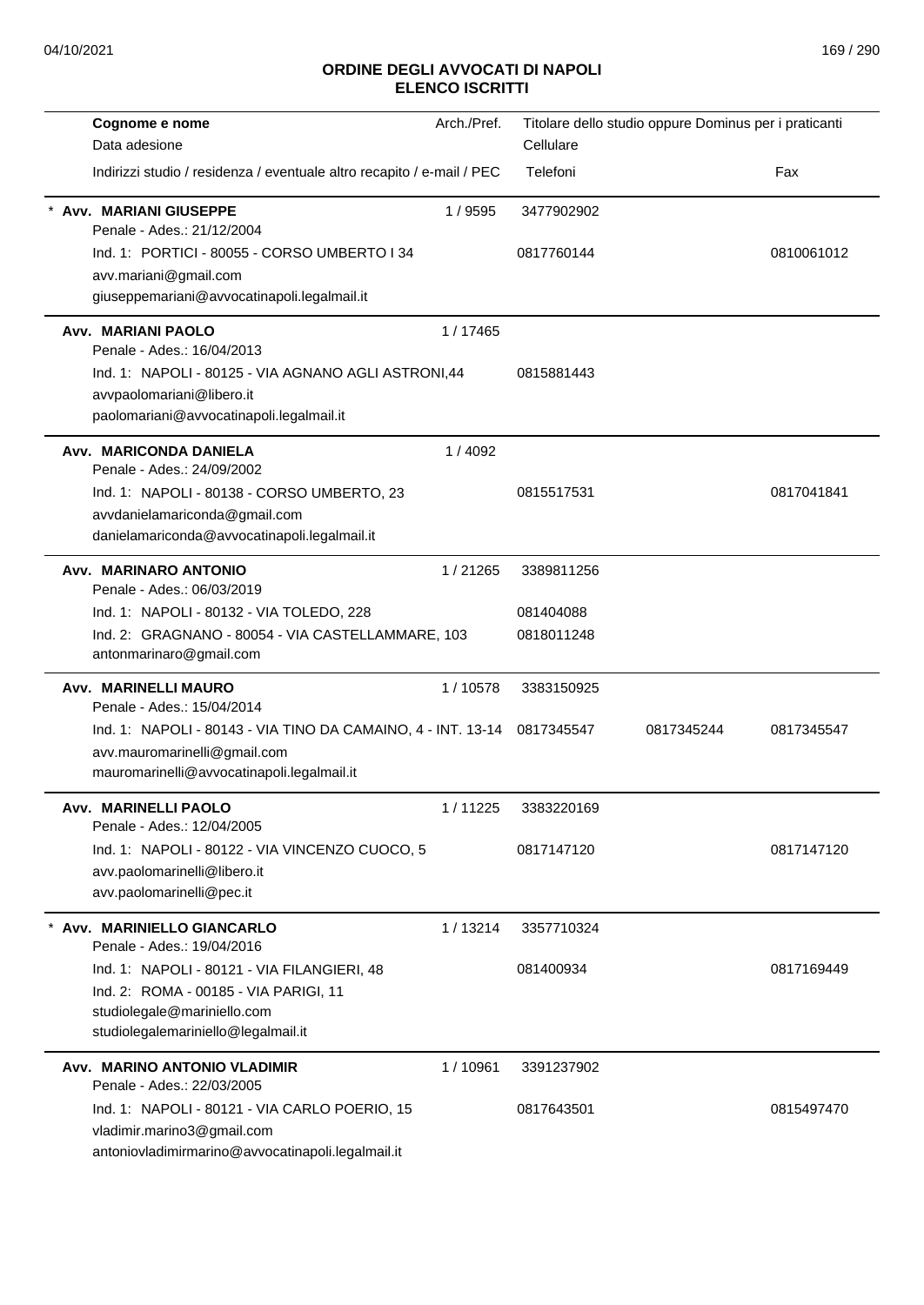# ORDINE DEGLI AVVOCATI DI NAPOLI
## ELENCO ISCRITTI

| Cognome e nome<br>Data adesione<br>Indirizzi studio / residenza / eventuale altro recapito / e-mail / PEC | Arch./Pref. | Titolare dello studio oppure Dominus per i praticanti<br>Cellulare<br>Telefoni | | Fax |
|---|---|---|---|---|
| * **Avv. MARIANI GIUSEPPE**<br>Penale - Ades.: 21/12/2004 | 1 / 9595 | 3477902902 | | |
| Ind. 1: PORTICI - 80055 - CORSO UMBERTO I 34<br>avv.mariani@gmail.com<br>giuseppemariani@avvocatinapoli.legalmail.it | | 0817760144 | | 0810061012 |
| **Avv. MARIANI PAOLO**<br>Penale - Ades.: 16/04/2013 | 1 / 17465 | | | |
| Ind. 1: NAPOLI - 80125 - VIA AGNANO AGLI ASTRONI,44<br>avvpaolomariani@libero.it<br>paolomariani@avvocatinapoli.legalmail.it | | 0815881443 | | |
| **Avv. MARICONDA DANIELA**<br>Penale - Ades.: 24/09/2002 | 1 / 4092 | | | |
| Ind. 1: NAPOLI - 80138 - CORSO UMBERTO, 23<br>avvdanielamariconda@gmail.com<br>danielamariconda@avvocatinapoli.legalmail.it | | 0815517531 | | 0817041841 |
| **Avv. MARINARO ANTONIO**<br>Penale - Ades.: 06/03/2019 | 1 / 21265 | 3389811256 | | |
| Ind. 1: NAPOLI - 80132 - VIA TOLEDO, 228 | | 081404088 | | |
| Ind. 2: GRAGNANO - 80054 - VIA CASTELLAMMARE, 103<br>antonmarinaro@gmail.com | | 0818011248 | | |
| **Avv. MARINELLI MAURO**<br>Penale - Ades.: 15/04/2014 | 1 / 10578 | 3383150925 | | |
| Ind. 1: NAPOLI - 80143 - VIA TINO DA CAMAINO, 4 - INT. 13-14<br>avv.mauromarinelli@gmail.com<br>mauromarinelli@avvocatinapoli.legalmail.it | | 0817345547 | 0817345244 | 0817345547 |
| **Avv. MARINELLI PAOLO**<br>Penale - Ades.: 12/04/2005 | 1 / 11225 | 3383220169 | | |
| Ind. 1: NAPOLI - 80122 - VIA VINCENZO CUOCO, 5<br>avv.paolomarinelli@libero.it<br>avv.paolomarinelli@pec.it | | 0817147120 | | 0817147120 |
| * **Avv. MARINIELLO GIANCARLO**<br>Penale - Ades.: 19/04/2016 | 1 / 13214 | 3357710324 | | |
| Ind. 1: NAPOLI - 80121 - VIA FILANGIERI, 48<br>Ind. 2: ROMA - 00185 - VIA PARIGI, 11<br>studiolegale@mariniello.com<br>studiolegalemariniello@legalmail.it | | 081400934 | | 0817169449 |
| **Avv. MARINO ANTONIO VLADIMIR**<br>Penale - Ades.: 22/03/2005 | 1 / 10961 | 3391237902 | | |
| Ind. 1: NAPOLI - 80121 - VIA CARLO POERIO, 15<br>vladimir.marino3@gmail.com<br>antoniovladimirmarino@avvocatinapoli.legalmail.it | | 0817643501 | | 0815497470 |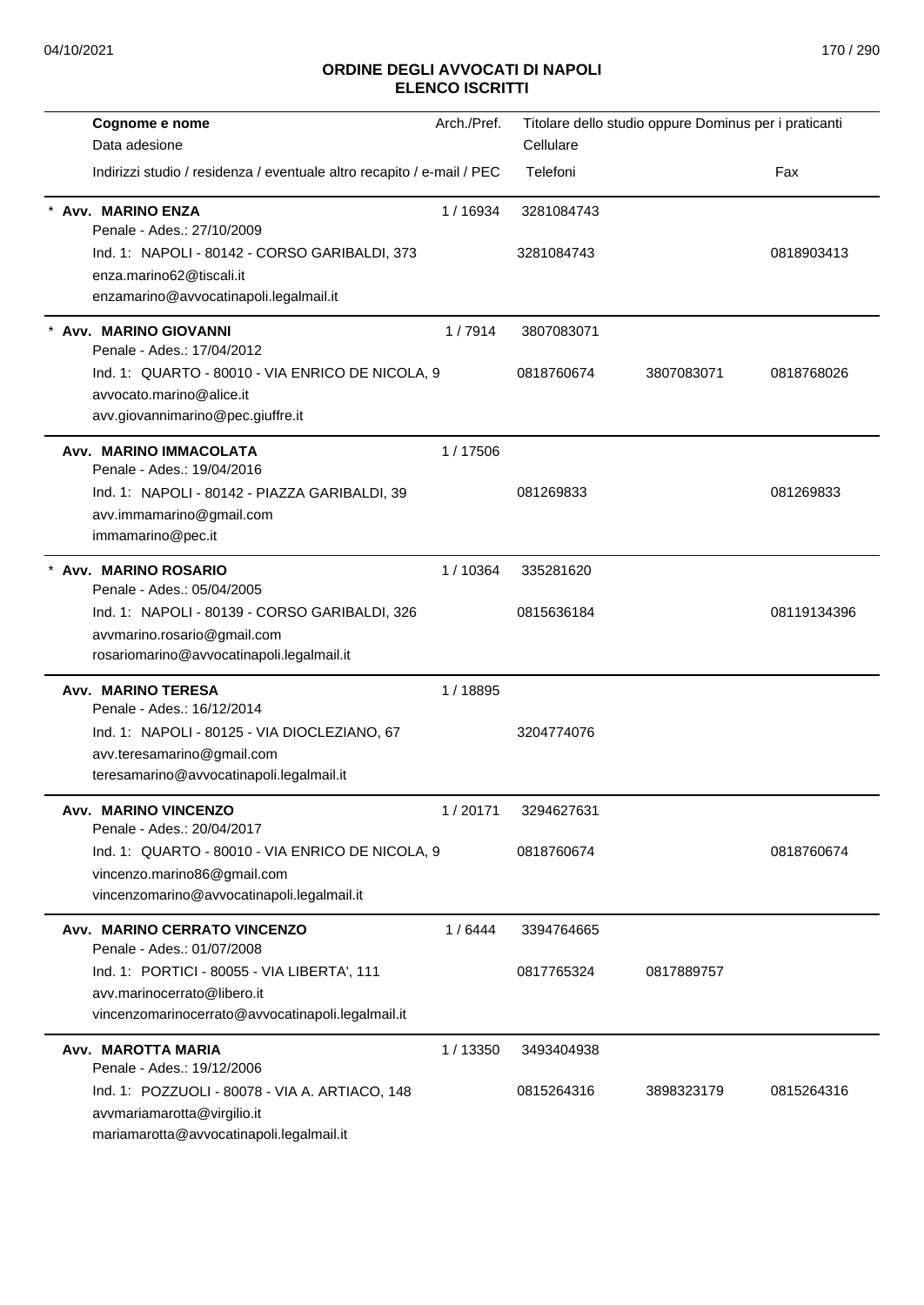## ORDINE DEGLI AVVOCATI DI NAPOLI
## ELENCO ISCRITTI

| Cognome e nome<br>Data adesione<br>Indirizzi studio / residenza / eventuale altro recapito / e-mail / PEC | Arch./Pref. | Titolare dello studio oppure Dominus per i praticanti<br>Cellulare<br>Telefoni | | Fax |
|---|---|---|---|---|
| * **Avv. MARINO ENZA**<br>Penale - Ades.: 27/10/2009 | 1 / 16934 | 3281084743 | | |
| Ind. 1: NAPOLI - 80142 - CORSO GARIBALDI, 373<br>enza.marino62@tiscali.it<br>enzamarino@avvocatinapoli.legalmail.it | | 3281084743 | | 0818903413 |
| * **Avv. MARINO GIOVANNI**<br>Penale - Ades.: 17/04/2012 | 1 / 7914 | 3807083071 | | |
| Ind. 1: QUARTO - 80010 - VIA ENRICO DE NICOLA, 9<br>avvocato.marino@alice.it<br>avv.giovannimarino@pec.giuffre.it | | 0818760674 | 3807083071 | 0818768026 |
| **Avv. MARINO IMMACOLATA**<br>Penale - Ades.: 19/04/2016 | 1 / 17506 | | | |
| Ind. 1: NAPOLI - 80142 - PIAZZA GARIBALDI, 39<br>avv.immamarino@gmail.com<br>immamarino@pec.it | | 081269833 | | 081269833 |
| * **Avv. MARINO ROSARIO**<br>Penale - Ades.: 05/04/2005 | 1 / 10364 | 335281620 | | |
| Ind. 1: NAPOLI - 80139 - CORSO GARIBALDI, 326<br>avvmarino.rosario@gmail.com<br>rosariomarino@avvocatinapoli.legalmail.it | | 0815636184 | | 08119134396 |
| **Avv. MARINO TERESA**<br>Penale - Ades.: 16/12/2014 | 1 / 18895 | | | |
| Ind. 1: NAPOLI - 80125 - VIA DIOCLEZIANO, 67<br>avv.teresamarino@gmail.com<br>teresamarino@avvocatinapoli.legalmail.it | | 3204774076 | | |
| **Avv. MARINO VINCENZO**<br>Penale - Ades.: 20/04/2017 | 1 / 20171 | 3294627631 | | |
| Ind. 1: QUARTO - 80010 - VIA ENRICO DE NICOLA, 9<br>vincenzo.marino86@gmail.com<br>vincenzomarino@avvocatinapoli.legalmail.it | | 0818760674 | | 0818760674 |
| **Avv. MARINO CERRATO VINCENZO**<br>Penale - Ades.: 01/07/2008 | 1 / 6444 | 3394764665 | | |
| Ind. 1: PORTICI - 80055 - VIA LIBERTA', 111<br>avv.marinocerrato@libero.it<br>vincenzomarinocerrato@avvocatinapoli.legalmail.it | | 0817765324 | 0817889757 | |
| **Avv. MAROTTA MARIA**<br>Penale - Ades.: 19/12/2006 | 1 / 13350 | 3493404938 | | |
| Ind. 1: POZZUOLI - 80078 - VIA A. ARTIACO, 148<br>avvmariamarotta@virgilio.it<br>mariamarotta@avvocatinapoli.legalmail.it | | 0815264316 | 3898323179 | 0815264316 |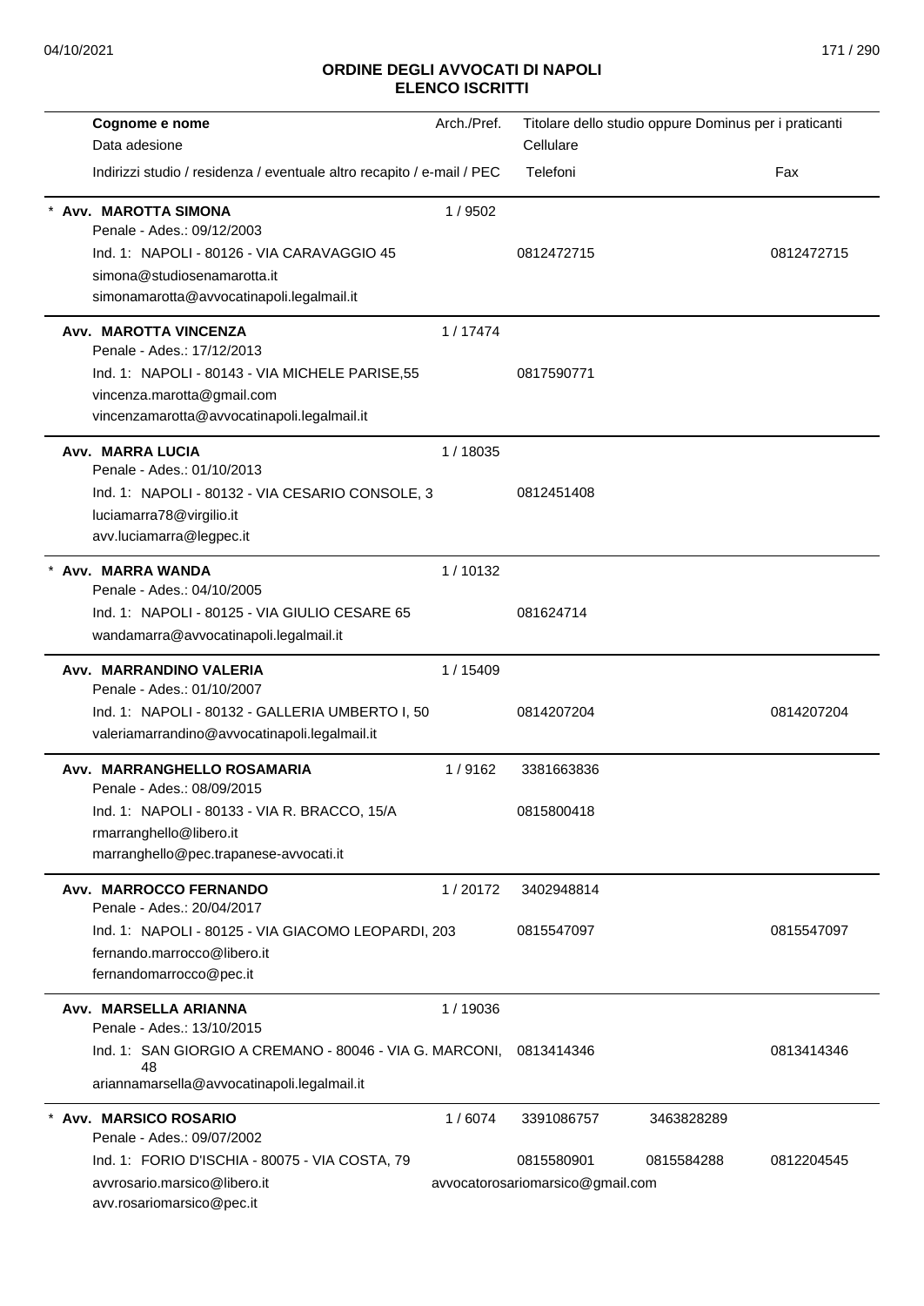## ORDINE DEGLI AVVOCATI DI NAPOLI
## ELENCO ISCRITTI

| Cognome e nome<br>Data adesione<br>Indirizzi studio / residenza / eventuale altro recapito / e-mail / PEC | Arch./Pref. | Titolare dello studio oppure Dominus per i praticanti<br>Cellulare<br>Telefoni | | Fax |
|---|---|---|---|---|
| * **Avv. MAROTTA SIMONA**<br>Penale - Ades.: 09/12/2003<br>Ind. 1: NAPOLI - 80126 - VIA CARAVAGGIO 45<br>simona@studiosenamarotta.it<br>simonamarotta@avvocatinapoli.legalmail.it | 1 / 9502 | 0812472715 | | 0812472715 |
| **Avv. MAROTTA VINCENZA**<br>Penale - Ades.: 17/12/2013<br>Ind. 1: NAPOLI - 80143 - VIA MICHELE PARISE,55<br>vincenza.marotta@gmail.com<br>vincenzamarotta@avvocatinapoli.legalmail.it | 1 / 17474 | 0817590771 | | |
| **Avv. MARRA LUCIA**<br>Penale - Ades.: 01/10/2013<br>Ind. 1: NAPOLI - 80132 - VIA CESARIO CONSOLE, 3<br>luciamarra78@virgilio.it<br>avv.luciamarra@legpec.it | 1 / 18035 | 0812451408 | | |
| * **Avv. MARRA WANDA**<br>Penale - Ades.: 04/10/2005<br>Ind. 1: NAPOLI - 80125 - VIA GIULIO CESARE 65<br>wandamarra@avvocatinapoli.legalmail.it | 1 / 10132 | 081624714 | | |
| **Avv. MARRANDINO VALERIA**<br>Penale - Ades.: 01/10/2007<br>Ind. 1: NAPOLI - 80132 - GALLERIA UMBERTO I, 50<br>valeriamarrandino@avvocatinapoli.legalmail.it | 1 / 15409 | 0814207204 | | 0814207204 |
| **Avv. MARRANGHELLO ROSAMARIA**<br>Penale - Ades.: 08/09/2015<br>Ind. 1: NAPOLI - 80133 - VIA R. BRACCO, 15/A<br>rmarranghello@libero.it<br>marranghello@pec.trapanese-avvocati.it | 1 / 9162 | 3381663836<br>0815800418 | | |
| **Avv. MARROCCO FERNANDO**<br>Penale - Ades.: 20/04/2017<br>Ind. 1: NAPOLI - 80125 - VIA GIACOMO LEOPARDI, 203<br>fernando.marrocco@libero.it<br>fernandomarrocco@pec.it | 1 / 20172 | 3402948814<br>0815547097 | | 0815547097 |
| **Avv. MARSELLA ARIANNA**<br>Penale - Ades.: 13/10/2015<br>Ind. 1: SAN GIORGIO A CREMANO - 80046 - VIA G. MARCONI, 48<br>ariannamarsella@avvocatinapoli.legalmail.it | 1 / 19036 | 0813414346 | | 0813414346 |
| * **Avv. MARSICO ROSARIO**<br>Penale - Ades.: 09/07/2002<br>Ind. 1: FORIO D'ISCHIA - 80075 - VIA COSTA, 79<br>avvrosario.marsico@libero.it<br>avv.rosariomarsico@pec.it | 1 / 6074 | 3391086757<br>0815580901<br>avvocatorosariomarsico@gmail.com | 3463828289<br>0815584288 | 0812204545 |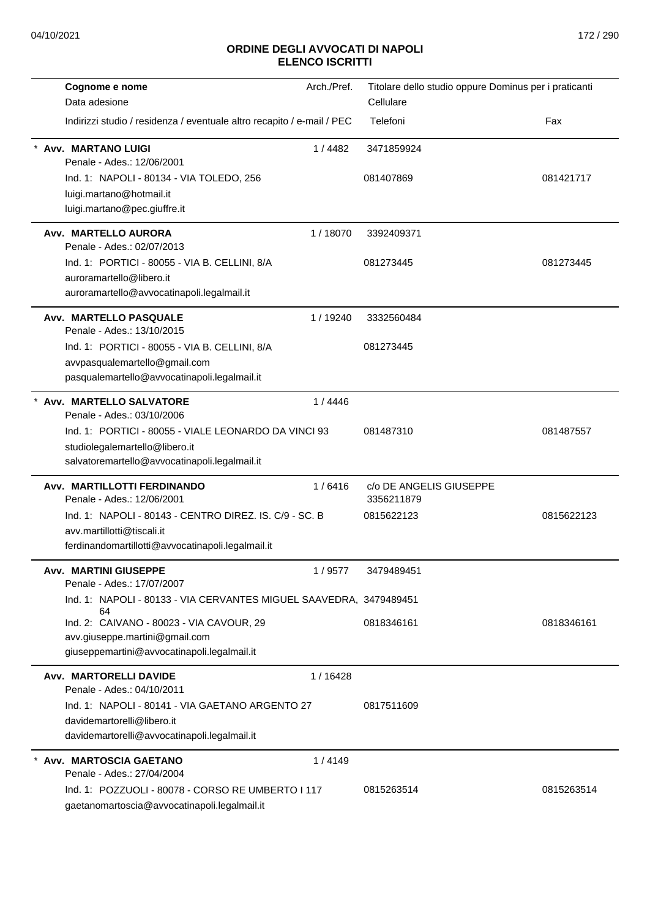## ORDINE DEGLI AVVOCATI DI NAPOLI
## ELENCO ISCRITTI

| Cognome e nome<br>Data adesione<br>Indirizzi studio / residenza / eventuale altro recapito / e-mail / PEC | Arch./Pref. | Titolare dello studio oppure Dominus per i praticanti<br>Cellulare<br>Telefoni | Fax |
|---|---|---|---|
| * **Avv. MARTANO LUIGI**<br>Penale - Ades.: 12/06/2001<br>Ind. 1: NAPOLI - 80134 - VIA TOLEDO, 256<br>luigi.martano@hotmail.it<br>luigi.martano@pec.giuffre.it | 1 / 4482 | 3471859924<br>081407869 | 081421717 |
| **Avv. MARTELLO AURORA**<br>Penale - Ades.: 02/07/2013<br>Ind. 1: PORTICI - 80055 - VIA B. CELLINI, 8/A<br>auroramartello@libero.it<br>auroramartello@avvocatinapoli.legalmail.it | 1 / 18070 | 3392409371<br>081273445 | 081273445 |
| **Avv. MARTELLO PASQUALE**<br>Penale - Ades.: 13/10/2015<br>Ind. 1: PORTICI - 80055 - VIA B. CELLINI, 8/A<br>avvpasqualemartello@gmail.com<br>pasqualemartello@avvocatinapoli.legalmail.it | 1 / 19240 | 3332560484<br>081273445 | |
| * **Avv. MARTELLO SALVATORE**<br>Penale - Ades.: 03/10/2006<br>Ind. 1: PORTICI - 80055 - VIALE LEONARDO DA VINCI 93<br>studiolegalemartello@libero.it<br>salvatoremartello@avvocatinapoli.legalmail.it | 1 / 4446 | 081487310 | 081487557 |
| **Avv. MARTILLOTTI FERDINANDO**<br>Penale - Ades.: 12/06/2001<br>Ind. 1: NAPOLI - 80143 - CENTRO DIREZ. IS. C/9 - SC. B<br>avv.martillotti@tiscali.it<br>ferdinandomartillotti@avvocatinapoli.legalmail.it | 1 / 6416 | c/o DE ANGELIS GIUSEPPE<br>3356211879<br>0815622123 | 0815622123 |
| **Avv. MARTINI GIUSEPPE**<br>Penale - Ades.: 17/07/2007<br>Ind. 1: NAPOLI - 80133 - VIA CERVANTES MIGUEL SAAVEDRA, 64<br>Ind. 2: CAIVANO - 80023 - VIA CAVOUR, 29<br>avv.giuseppe.martini@gmail.com<br>giuseppemartini@avvocatinapoli.legalmail.it | 1 / 9577 | 3479489451<br>3479489451<br>0818346161 | 0818346161 |
| **Avv. MARTORELLI DAVIDE**<br>Penale - Ades.: 04/10/2011<br>Ind. 1: NAPOLI - 80141 - VIA GAETANO ARGENTO 27<br>davidemartorelli@libero.it<br>davidemartorelli@avvocatinapoli.legalmail.it | 1 / 16428 | 0817511609 | |
| * **Avv. MARTOSCIA GAETANO**<br>Penale - Ades.: 27/04/2004<br>Ind. 1: POZZUOLI - 80078 - CORSO RE UMBERTO I 117<br>gaetanomartoscia@avvocatinapoli.legalmail.it | 1 / 4149 | 0815263514 | 0815263514 |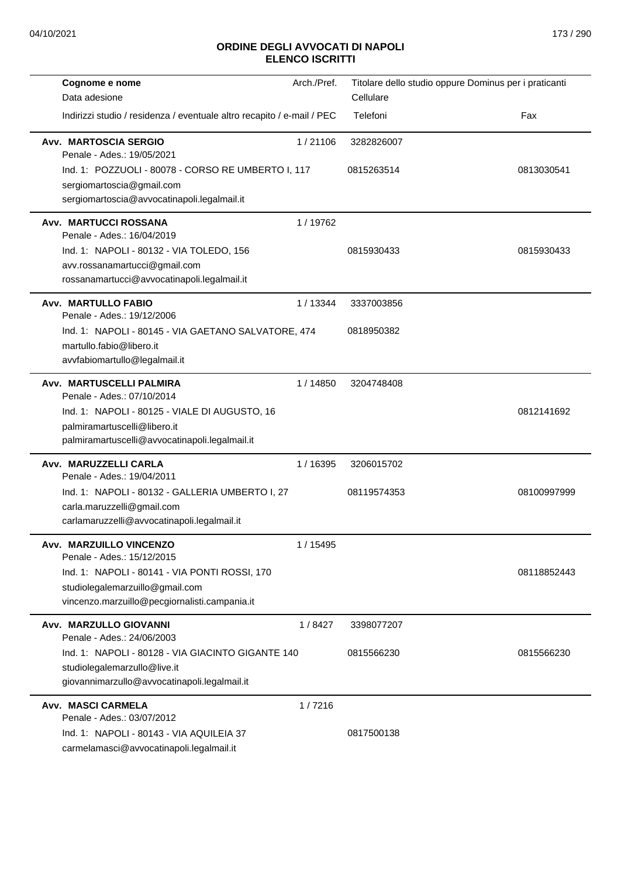## ORDINE DEGLI AVVOCATI DI NAPOLI
## ELENCO ISCRITTI

| Cognome e nome<br>Data adesione<br>Indirizzi studio / residenza / eventuale altro recapito / e-mail / PEC | Arch./Pref. | Titolare dello studio oppure Dominus per i praticanti<br>Cellulare<br>Telefoni | Fax |
|---|---|---|---|
| **Avv. MARTOSCIA SERGIO**<br>Penale - Ades.: 19/05/2021<br>Ind. 1: POZZUOLI - 80078 - CORSO RE UMBERTO I, 117<br>sergiomartoscia@gmail.com<br>sergiomartoscia@avvocatinapoli.legalmail.it | 1 / 21106 | 3282826007<br>0815263514 | 0813030541 |
| **Avv. MARTUCCI ROSSANA**<br>Penale - Ades.: 16/04/2019<br>Ind. 1: NAPOLI - 80132 - VIA TOLEDO, 156<br>avv.rossanamartucci@gmail.com<br>rossanamartucci@avvocatinapoli.legalmail.it | 1 / 19762 | 0815930433 | 0815930433 |
| **Avv. MARTULLO FABIO**<br>Penale - Ades.: 19/12/2006<br>Ind. 1: NAPOLI - 80145 - VIA GAETANO SALVATORE, 474<br>martullo.fabio@libero.it<br>avvfabiomartullo@legalmail.it | 1 / 13344 | 3337003856<br>0818950382 | |
| **Avv. MARTUSCELLI PALMIRA**<br>Penale - Ades.: 07/10/2014<br>Ind. 1: NAPOLI - 80125 - VIALE DI AUGUSTO, 16<br>palmiramartuscelli@libero.it<br>palmiramartuscelli@avvocatinapoli.legalmail.it | 1 / 14850 | 3204748408 | 0812141692 |
| **Avv. MARUZZELLI CARLA**<br>Penale - Ades.: 19/04/2011<br>Ind. 1: NAPOLI - 80132 - GALLERIA UMBERTO I, 27<br>carla.maruzzelli@gmail.com<br>carlamaruzzelli@avvocatinapoli.legalmail.it | 1 / 16395 | 3206015702<br>08119574353 | 08100997999 |
| **Avv. MARZUILLO VINCENZO**<br>Penale - Ades.: 15/12/2015<br>Ind. 1: NAPOLI - 80141 - VIA PONTI ROSSI, 170<br>studiolegalemarzuillo@gmail.com<br>vincenzo.marzuillo@pecgiornalisti.campania.it | 1 / 15495 | | 08118852443 |
| **Avv. MARZULLO GIOVANNI**<br>Penale - Ades.: 24/06/2003<br>Ind. 1: NAPOLI - 80128 - VIA GIACINTO GIGANTE 140<br>studiolegalemarzullo@live.it<br>giovannimarzullo@avvocatinapoli.legalmail.it | 1 / 8427 | 3398077207<br>0815566230 | 0815566230 |
| **Avv. MASCI CARMELA**<br>Penale - Ades.: 03/07/2012<br>Ind. 1: NAPOLI - 80143 - VIA AQUILEIA 37<br>carmelamasci@avvocatinapoli.legalmail.it | 1 / 7216 | 0817500138 | |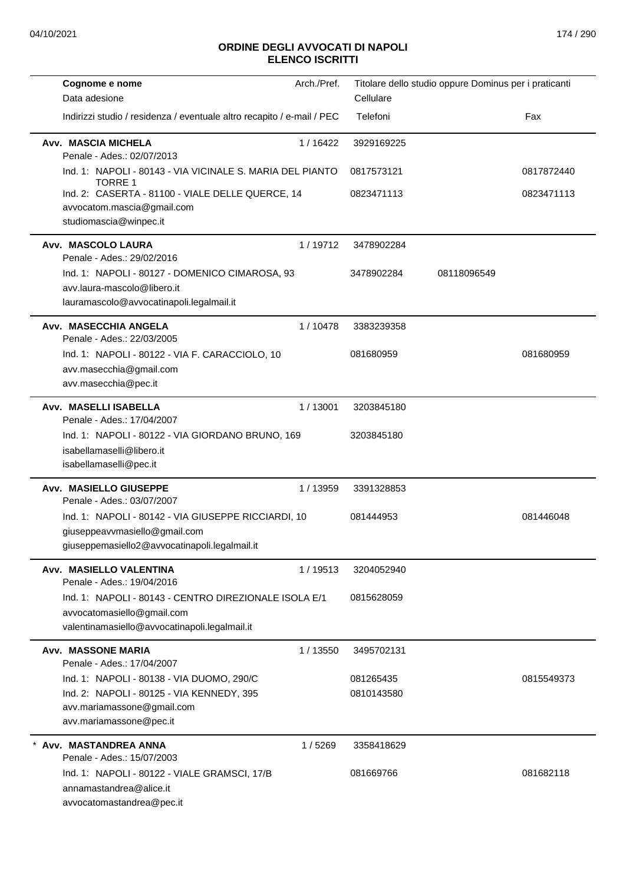## ORDINE DEGLI AVVOCATI DI NAPOLI
## ELENCO ISCRITTI

| Cognome e nome<br>Data adesione<br>Indirizzi studio / residenza / eventuale altro recapito / e-mail / PEC | Arch./Pref. | Titolare dello studio oppure Dominus per i praticanti<br>Cellulare<br>Telefoni | | Fax |
|---|---|---|---|---|
| **Avv. MASCIA MICHELA**<br>Penale - Ades.: 02/07/2013 | 1 / 16422 | 3929169225 | | |
| Ind. 1: NAPOLI - 80143 - VIA VICINALE S. MARIA DEL PIANTO TORRE 1 | | 0817573121 | | 0817872440 |
| Ind. 2: CASERTA - 81100 - VIALE DELLE QUERCE, 14 | | 0823471113 | | 0823471113 |
| avvocatom.mascia@gmail.com<br>studiomascia@winpec.it | | | | |
| **Avv. MASCOLO LAURA**<br>Penale - Ades.: 29/02/2016 | 1 / 19712 | 3478902284 | | |
| Ind. 1: NAPOLI - 80127 - DOMENICO CIMAROSA, 93 | | 3478902284 | 08118096549 | |
| avv.laura-mascolo@libero.it<br>lauramascolo@avvocatinapoli.legalmail.it | | | | |
| **Avv. MASECCHIA ANGELA**<br>Penale - Ades.: 22/03/2005 | 1 / 10478 | 3383239358 | | |
| Ind. 1: NAPOLI - 80122 - VIA F. CARACCIOLO, 10 | | 081680959 | | 081680959 |
| avv.masecchia@gmail.com<br>avv.masecchia@pec.it | | | | |
| **Avv. MASELLI ISABELLA**<br>Penale - Ades.: 17/04/2007 | 1 / 13001 | 3203845180 | | |
| Ind. 1: NAPOLI - 80122 - VIA GIORDANO BRUNO, 169 | | 3203845180 | | |
| isabellamaselli@libero.it<br>isabellamaselli@pec.it | | | | |
| **Avv. MASIELLO GIUSEPPE**<br>Penale - Ades.: 03/07/2007 | 1 / 13959 | 3391328853 | | |
| Ind. 1: NAPOLI - 80142 - VIA GIUSEPPE RICCIARDI, 10 | | 081444953 | | 081446048 |
| giuseppeavvmasiello@gmail.com<br>giuseppemasiello2@avvocatinapoli.legalmail.it | | | | |
| **Avv. MASIELLO VALENTINA**<br>Penale - Ades.: 19/04/2016 | 1 / 19513 | 3204052940 | | |
| Ind. 1: NAPOLI - 80143 - CENTRO DIREZIONALE ISOLA E/1 | | 0815628059 | | |
| avvocatomasiello@gmail.com<br>valentinamasiello@avvocatinapoli.legalmail.it | | | | |
| **Avv. MASSONE MARIA**<br>Penale - Ades.: 17/04/2007 | 1 / 13550 | 3495702131 | | |
| Ind. 1: NAPOLI - 80138 - VIA DUOMO, 290/C | | 081265435 | | 0815549373 |
| Ind. 2: NAPOLI - 80125 - VIA KENNEDY, 395 | | 0810143580 | | |
| avv.mariamassone@gmail.com<br>avv.mariamassone@pec.it | | | | |
| * **Avv. MASTANDREA ANNA**<br>Penale - Ades.: 15/07/2003 | 1 / 5269 | 3358418629 | | |
| Ind. 1: NAPOLI - 80122 - VIALE GRAMSCI, 17/B | | 081669766 | | 081682118 |
| annamastandrea@alice.it<br>avvocatomastandrea@pec.it | | | | |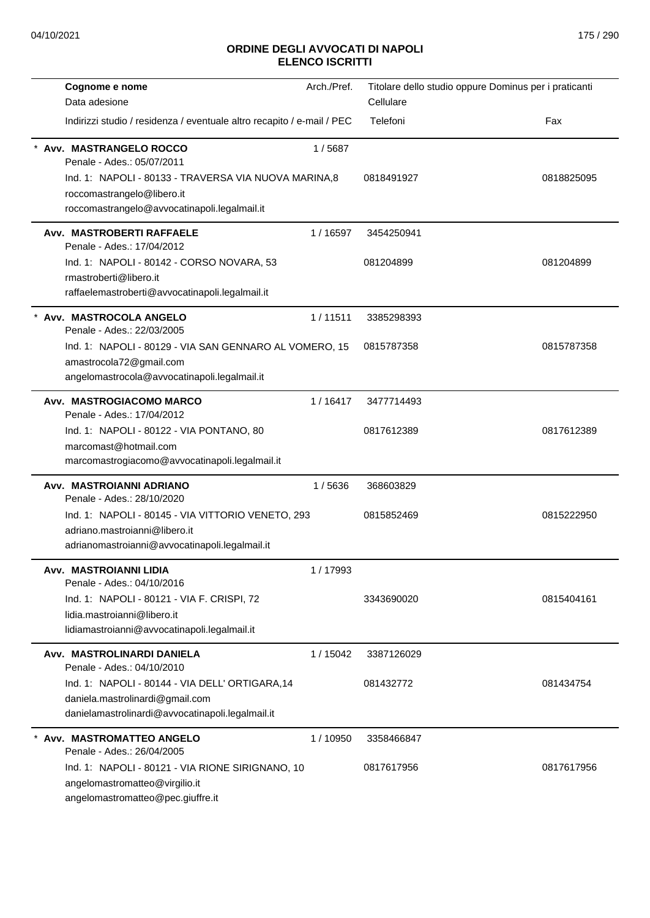## ORDINE DEGLI AVVOCATI DI NAPOLI
## ELENCO ISCRITTI

| Cognome e nome<br>Data adesione<br>Indirizzi studio / residenza / eventuale altro recapito / e-mail / PEC | Arch./Pref. | Titolare dello studio oppure Dominus per i praticanti<br>Cellulare<br>Telefoni | Fax |
|---|---|---|---|
| * **Avv. MASTRANGELO ROCCO**<br>Penale - Ades.: 05/07/2011<br>Ind. 1: NAPOLI - 80133 - TRAVERSA VIA NUOVA MARINA,8<br>roccomastrangelo@libero.it<br>roccomastrangelo@avvocatinapoli.legalmail.it | 1 / 5687 | 0818491927 | 0818825095 |
| **Avv. MASTROBERTI RAFFAELE**<br>Penale - Ades.: 17/04/2012<br>Ind. 1: NAPOLI - 80142 - CORSO NOVARA, 53<br>rmastroberti@libero.it<br>raffaelemastroberti@avvocatinapoli.legalmail.it | 1 / 16597 | 3454250941<br>081204899 | 081204899 |
| * **Avv. MASTROCOLA ANGELO**<br>Penale - Ades.: 22/03/2005<br>Ind. 1: NAPOLI - 80129 - VIA SAN GENNARO AL VOMERO, 15<br>amastrocola72@gmail.com<br>angelomastrocola@avvocatinapoli.legalmail.it | 1 / 11511 | 3385298393<br>0815787358 | 0815787358 |
| **Avv. MASTROGIACOMO MARCO**<br>Penale - Ades.: 17/04/2012<br>Ind. 1: NAPOLI - 80122 - VIA PONTANO, 80<br>marcomast@hotmail.com<br>marcomastrogiacomo@avvocatinapoli.legalmail.it | 1 / 16417 | 3477714493<br>0817612389 | 0817612389 |
| **Avv. MASTROIANNI ADRIANO**<br>Penale - Ades.: 28/10/2020<br>Ind. 1: NAPOLI - 80145 - VIA VITTORIO VENETO, 293<br>adriano.mastroianni@libero.it<br>adrianomastroianni@avvocatinapoli.legalmail.it | 1 / 5636 | 368603829<br>0815852469 | 0815222950 |
| **Avv. MASTROIANNI LIDIA**<br>Penale - Ades.: 04/10/2016<br>Ind. 1: NAPOLI - 80121 - VIA F. CRISPI, 72<br>lidia.mastroianni@libero.it<br>lidiamastroianni@avvocatinapoli.legalmail.it | 1 / 17993 | 3343690020 | 0815404161 |
| **Avv. MASTROLINARDI DANIELA**<br>Penale - Ades.: 04/10/2010<br>Ind. 1: NAPOLI - 80144 - VIA DELL' ORTIGARA,14<br>daniela.mastrolinardi@gmail.com<br>danielamastrolinardi@avvocatinapoli.legalmail.it | 1 / 15042 | 3387126029<br>081432772 | 081434754 |
| * **Avv. MASTROMATTEO ANGELO**<br>Penale - Ades.: 26/04/2005<br>Ind. 1: NAPOLI - 80121 - VIA RIONE SIRIGNANO, 10<br>angelomastromatteo@virgilio.it<br>angelomastromatteo@pec.giuffre.it | 1 / 10950 | 3358466847<br>0817617956 | 0817617956 |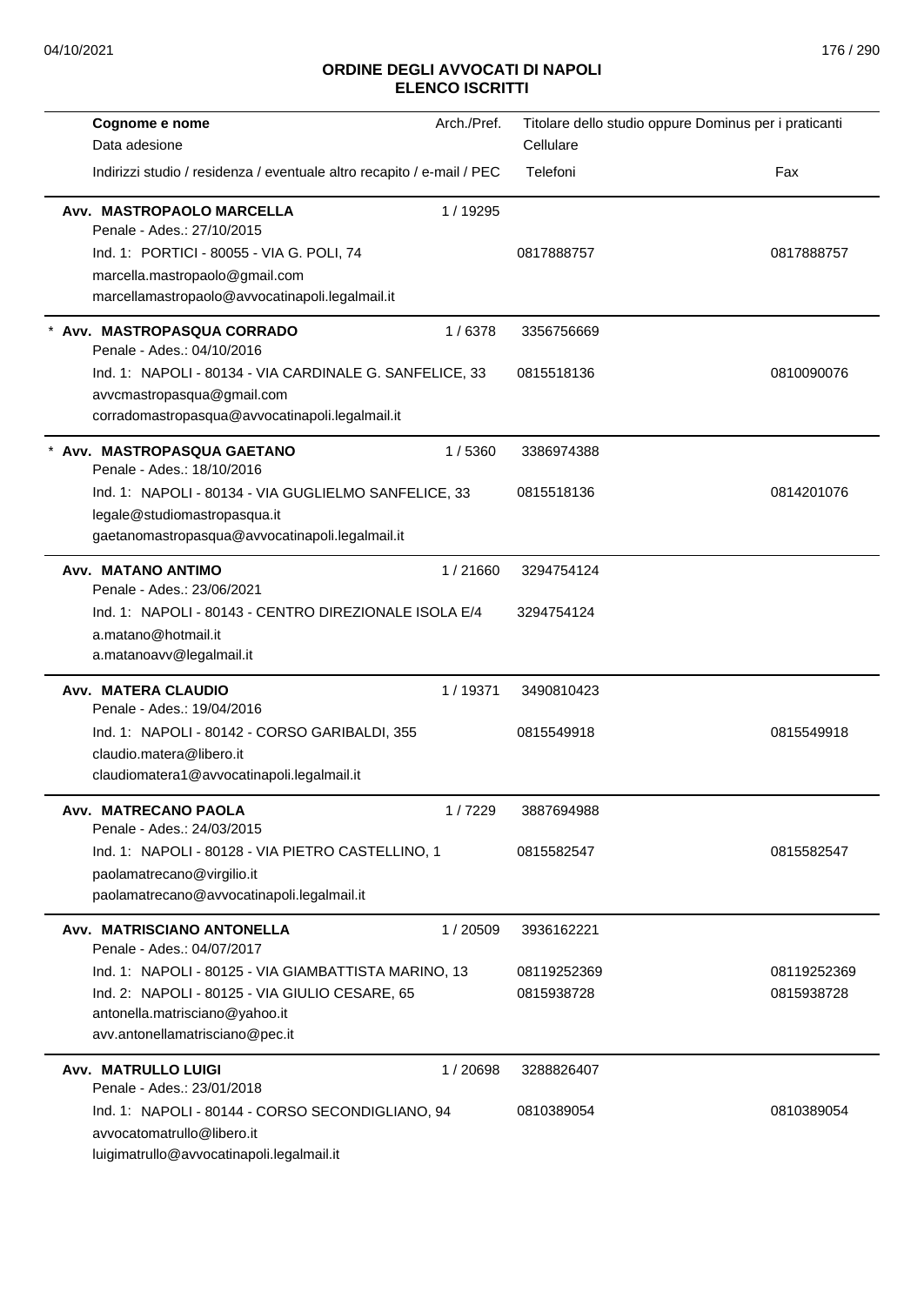## ORDINE DEGLI AVVOCATI DI NAPOLI
## ELENCO ISCRITTI

| Cognome e nome<br>Data adesione<br>Indirizzi studio / residenza / eventuale altro recapito / e-mail / PEC | Arch./Pref. | Titolare dello studio oppure Dominus per i praticanti<br>Cellulare<br>Telefoni | Fax |
|---|---|---|---|
| **Avv. MASTROPAOLO MARCELLA**<br>Penale - Ades.: 27/10/2015<br>Ind. 1: PORTICI - 80055 - VIA G. POLI, 74<br>marcella.mastropaolo@gmail.com<br>marcellamastropaolo@avvocatinapoli.legalmail.it | 1 / 19295 | 0817888757 | 0817888757 |
| * **Avv. MASTROPASQUA CORRADO**<br>Penale - Ades.: 04/10/2016<br>Ind. 1: NAPOLI - 80134 - VIA CARDINALE G. SANFELICE, 33<br>avvcmastropasqua@gmail.com<br>corradomastropasqua@avvocatinapoli.legalmail.it | 1 / 6378 | 3356756669<br>0815518136 | 0810090076 |
| * **Avv. MASTROPASQUA GAETANO**<br>Penale - Ades.: 18/10/2016<br>Ind. 1: NAPOLI - 80134 - VIA GUGLIELMO SANFELICE, 33<br>legale@studiomastropasqua.it<br>gaetanomastropasqua@avvocatinapoli.legalmail.it | 1 / 5360 | 3386974388<br>0815518136 | 0814201076 |
| **Avv. MATANO ANTIMO**<br>Penale - Ades.: 23/06/2021<br>Ind. 1: NAPOLI - 80143 - CENTRO DIREZIONALE ISOLA E/4<br>a.matano@hotmail.it<br>a.matanoavv@legalmail.it | 1 / 21660 | 3294754124<br>3294754124 | |
| **Avv. MATERA CLAUDIO**<br>Penale - Ades.: 19/04/2016<br>Ind. 1: NAPOLI - 80142 - CORSO GARIBALDI, 355<br>claudio.matera@libero.it<br>claudiomatera1@avvocatinapoli.legalmail.it | 1 / 19371 | 3490810423<br>0815549918 | 0815549918 |
| **Avv. MATRECANO PAOLA**<br>Penale - Ades.: 24/03/2015<br>Ind. 1: NAPOLI - 80128 - VIA PIETRO CASTELLINO, 1<br>paolamatrecano@virgilio.it<br>paolamatrecano@avvocatinapoli.legalmail.it | 1 / 7229 | 3887694988<br>0815582547 | 0815582547 |
| **Avv. MATRISCIANO ANTONELLA**<br>Penale - Ades.: 04/07/2017<br>Ind. 1: NAPOLI - 80125 - VIA GIAMBATTISTA MARINO, 13<br>Ind. 2: NAPOLI - 80125 - VIA GIULIO CESARE, 65<br>antonella.matrisciano@yahoo.it<br>avv.antonellamatrisciano@pec.it | 1 / 20509 | 3936162221<br>08119252369<br>0815938728 | 08119252369<br>0815938728 |
| **Avv. MATRULLO LUIGI**<br>Penale - Ades.: 23/01/2018<br>Ind. 1: NAPOLI - 80144 - CORSO SECONDIGLIANO, 94<br>avvocatomatrullo@libero.it<br>luigimatrullo@avvocatinapoli.legalmail.it | 1 / 20698 | 3288826407<br>0810389054 | 0810389054 |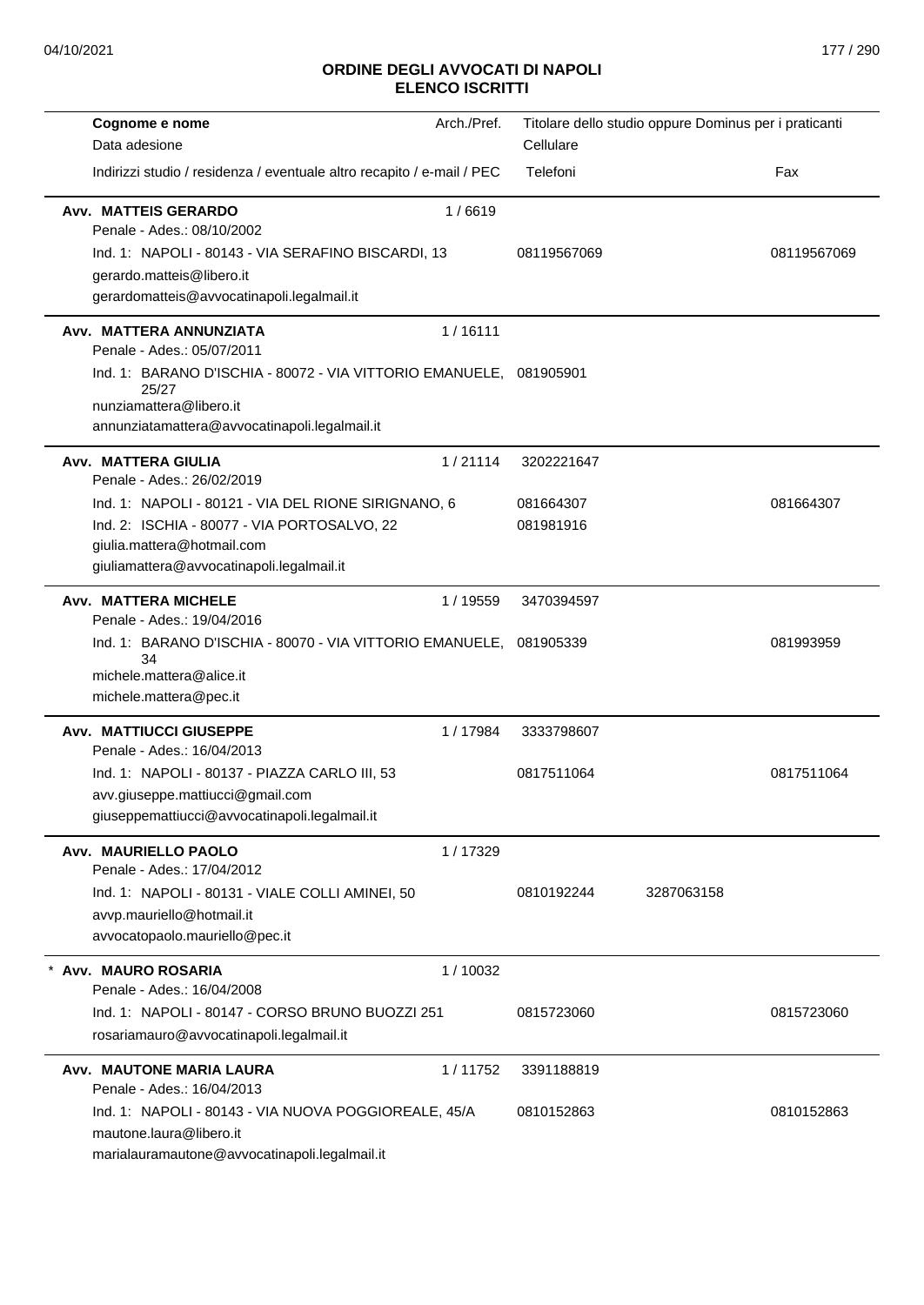**ORDINE DEGLI AVVOCATI DI NAPOLI**
**ELENCO ISCRITTI**

| Cognome e nome / Data adesione / Indirizzi studio / residenza / eventuale altro recapito / e-mail / PEC | Arch./Pref. | Titolare dello studio oppure Dominus per i praticanti / Cellulare / Telefoni | | Fax |
|---|---|---|---|---|
| **Avv. MATTEIS GERARDO** | 1 / 6619 | | | |
| Penale - Ades.: 08/10/2002 | | | | |
| Ind. 1: NAPOLI - 80143 - VIA SERAFINO BISCARDI, 13 | | 08119567069 | | 08119567069 |
| gerardo.matteis@libero.it | | | | |
| gerardomatteis@avvocatinapoli.legalmail.it | | | | |
| **Avv. MATTERA ANNUNZIATA** | 1 / 16111 | | | |
| Penale - Ades.: 05/07/2011 | | | | |
| Ind. 1: BARANO D'ISCHIA - 80072 - VIA VITTORIO EMANUELE, 25/27 | | 081905901 | | |
| nunziamattera@libero.it | | | | |
| annunziatamattera@avvocatinapoli.legalmail.it | | | | |
| **Avv. MATTERA GIULIA** | 1 / 21114 | 3202221647 | | |
| Penale - Ades.: 26/02/2019 | | | | |
| Ind. 1: NAPOLI - 80121 - VIA DEL RIONE SIRIGNANO, 6 | | 081664307 | | 081664307 |
| Ind. 2: ISCHIA - 80077 - VIA PORTOSALVO, 22 | | 081981916 | | |
| giulia.mattera@hotmail.com | | | | |
| giuliamattera@avvocatinapoli.legalmail.it | | | | |
| **Avv. MATTERA MICHELE** | 1 / 19559 | 3470394597 | | |
| Penale - Ades.: 19/04/2016 | | | | |
| Ind. 1: BARANO D'ISCHIA - 80070 - VIA VITTORIO EMANUELE, 34 | | 081905339 | | 081993959 |
| michele.mattera@alice.it | | | | |
| michele.mattera@pec.it | | | | |
| **Avv. MATTIUCCI GIUSEPPE** | 1 / 17984 | 3333798607 | | |
| Penale - Ades.: 16/04/2013 | | | | |
| Ind. 1: NAPOLI - 80137 - PIAZZA CARLO III, 53 | | 0817511064 | | 0817511064 |
| avv.giuseppe.mattiucci@gmail.com | | | | |
| giuseppemattiucci@avvocatinapoli.legalmail.it | | | | |
| **Avv. MAURIELLO PAOLO** | 1 / 17329 | | | |
| Penale - Ades.: 17/04/2012 | | | | |
| Ind. 1: NAPOLI - 80131 - VIALE COLLI AMINEI, 50 | | 0810192244 | 3287063158 | |
| avvp.mauriello@hotmail.it | | | | |
| avvocatopaolo.mauriello@pec.it | | | | |
| * **Avv. MAURO ROSARIA** | 1 / 10032 | | | |
| Penale - Ades.: 16/04/2008 | | | | |
| Ind. 1: NAPOLI - 80147 - CORSO BRUNO BUOZZI 251 | | 0815723060 | | 0815723060 |
| rosariamauro@avvocatinapoli.legalmail.it | | | | |
| **Avv. MAUTONE MARIA LAURA** | 1 / 11752 | 3391188819 | | |
| Penale - Ades.: 16/04/2013 | | | | |
| Ind. 1: NAPOLI - 80143 - VIA NUOVA POGGIOREALE, 45/A | | 0810152863 | | 0810152863 |
| mautone.laura@libero.it | | | | |
| marialauramautone@avvocatinapoli.legalmail.it | | | | |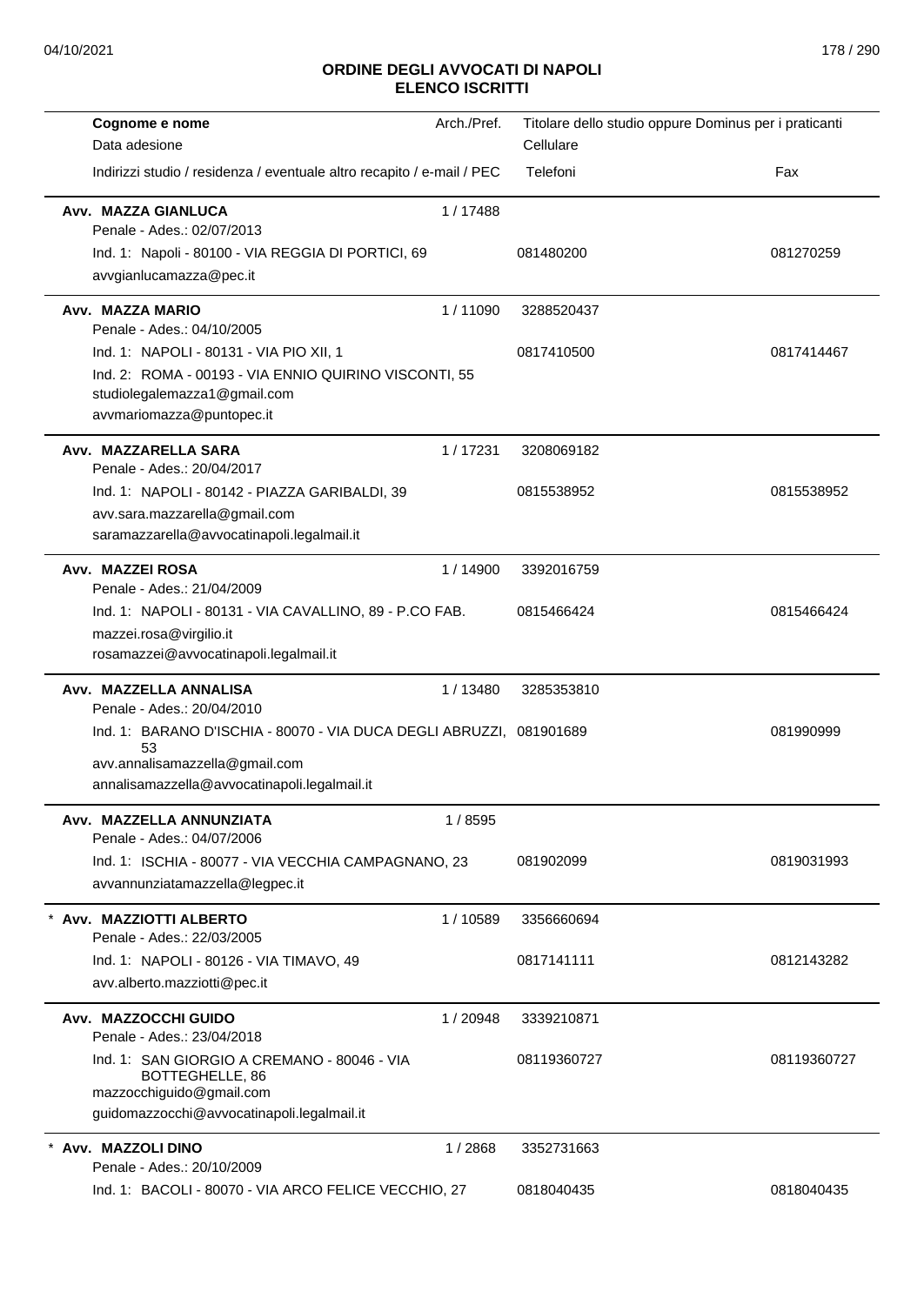## ORDINE DEGLI AVVOCATI DI NAPOLI
## ELENCO ISCRITTI

| Cognome e nome<br>Data adesione<br>Indirizzi studio / residenza / eventuale altro recapito / e-mail / PEC | Arch./Pref. | Titolare dello studio oppure Dominus per i praticanti<br>Cellulare<br>Telefoni | Fax |
|---|---|---|---|
| **Avv. MAZZA GIANLUCA**<br>Penale - Ades.: 02/07/2013<br>Ind. 1: Napoli - 80100 - VIA REGGIA DI PORTICI, 69<br>avvgianlucamazza@pec.it | 1 / 17488 | <br><br>081480200 | 081270259 |
| **Avv. MAZZA MARIO**<br>Penale - Ades.: 04/10/2005<br>Ind. 1: NAPOLI - 80131 - VIA PIO XII, 1<br>Ind. 2: ROMA - 00193 - VIA ENNIO QUIRINO VISCONTI, 55<br>studiolegalemazza1@gmail.com<br>avvmariomazza@puntopec.it | 1 / 11090 | 3288520437<br><br>0817410500 | 0817414467 |
| **Avv. MAZZARELLA SARA**<br>Penale - Ades.: 20/04/2017<br>Ind. 1: NAPOLI - 80142 - PIAZZA GARIBALDI, 39<br>avv.sara.mazzarella@gmail.com<br>saramazzarella@avvocatinapoli.legalmail.it | 1 / 17231 | 3208069182<br><br>0815538952 | 0815538952 |
| **Avv. MAZZEI ROSA**<br>Penale - Ades.: 21/04/2009<br>Ind. 1: NAPOLI - 80131 - VIA CAVALLINO, 89 - P.CO FAB.<br>mazzei.rosa@virgilio.it<br>rosamazzei@avvocatinapoli.legalmail.it | 1 / 14900 | 3392016759<br><br>0815466424 | 0815466424 |
| **Avv. MAZZELLA ANNALISA**<br>Penale - Ades.: 20/04/2010<br>Ind. 1: BARANO D'ISCHIA - 80070 - VIA DUCA DEGLI ABRUZZI, 53<br>avv.annalisamazzella@gmail.com<br>annalisamazzella@avvocatinapoli.legalmail.it | 1 / 13480 | 3285353810<br><br>081901689 | 081990999 |
| **Avv. MAZZELLA ANNUNZIATA**<br>Penale - Ades.: 04/07/2006<br>Ind. 1: ISCHIA - 80077 - VIA VECCHIA CAMPAGNANO, 23<br>avvannunziatamazzella@legpec.it | 1 / 8595 | <br><br>081902099 | 0819031993 |
| * **Avv. MAZZIOTTI ALBERTO**<br>Penale - Ades.: 22/03/2005<br>Ind. 1: NAPOLI - 80126 - VIA TIMAVO, 49<br>avv.alberto.mazziotti@pec.it | 1 / 10589 | 3356660694<br><br>0817141111 | 0812143282 |
| **Avv. MAZZOCCHI GUIDO**<br>Penale - Ades.: 23/04/2018<br>Ind. 1: SAN GIORGIO A CREMANO - 80046 - VIA BOTTEGHELLE, 86<br>mazzocchiguido@gmail.com<br>guidomazzocchi@avvocatinapoli.legalmail.it | 1 / 20948 | 3339210871<br><br>08119360727 | 08119360727 |
| * **Avv. MAZZOLI DINO**<br>Penale - Ades.: 20/10/2009<br>Ind. 1: BACOLI - 80070 - VIA ARCO FELICE VECCHIO, 27 | 1 / 2868 | 3352731663<br><br>0818040435 | 0818040435 |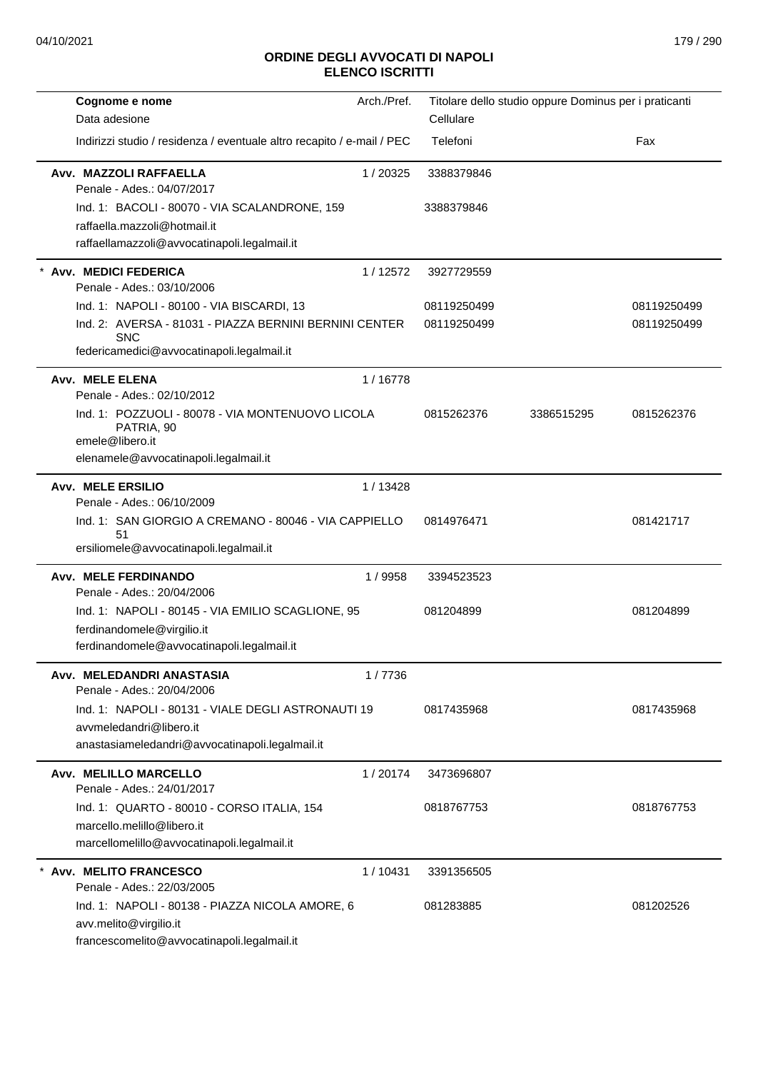# ORDINE DEGLI AVVOCATI DI NAPOLI
## ELENCO ISCRITTI

| Cognome e nome<br>Data adesione<br>Indirizzi studio / residenza / eventuale altro recapito / e-mail / PEC | Arch./Pref. | Titolare dello studio oppure Dominus per i praticanti<br>Cellulare<br>Telefoni | | Fax |
|---|---|---|---|---|
| **Avv. MAZZOLI RAFFAELLA**<br>Penale - Ades.: 04/07/2017 | 1 / 20325 | 3388379846 | | |
| Ind. 1: BACOLI - 80070 - VIA SCALANDRONE, 159<br>raffaella.mazzoli@hotmail.it<br>raffaellamazzoli@avvocatinapoli.legalmail.it | | 3388379846 | | |
| * **Avv. MEDICI FEDERICA**<br>Penale - Ades.: 03/10/2006 | 1 / 12572 | 3927729559 | | |
| Ind. 1: NAPOLI - 80100 - VIA BISCARDI, 13 | | 08119250499 | | 08119250499 |
| Ind. 2: AVERSA - 81031 - PIAZZA BERNINI BERNINI CENTER SNC<br>federicamedici@avvocatinapoli.legalmail.it | | 08119250499 | | 08119250499 |
| **Avv. MELE ELENA**<br>Penale - Ades.: 02/10/2012 | 1 / 16778 | | | |
| Ind. 1: POZZUOLI - 80078 - VIA MONTENUOVO LICOLA PATRIA, 90<br>emele@libero.it<br>elenamele@avvocatinapoli.legalmail.it | | 0815262376 | 3386515295 | 0815262376 |
| **Avv. MELE ERSILIO**<br>Penale - Ades.: 06/10/2009 | 1 / 13428 | | | |
| Ind. 1: SAN GIORGIO A CREMANO - 80046 - VIA CAPPIELLO 51<br>ersiliomele@avvocatinapoli.legalmail.it | | 0814976471 | | 081421717 |
| **Avv. MELE FERDINANDO**<br>Penale - Ades.: 20/04/2006 | 1 / 9958 | 3394523523 | | |
| Ind. 1: NAPOLI - 80145 - VIA EMILIO SCAGLIONE, 95<br>ferdinandomele@virgilio.it<br>ferdinandomele@avvocatinapoli.legalmail.it | | 081204899 | | 081204899 |
| **Avv. MELEDANDRI ANASTASIA**<br>Penale - Ades.: 20/04/2006 | 1 / 7736 | | | |
| Ind. 1: NAPOLI - 80131 - VIALE DEGLI ASTRONAUTI 19<br>avvmeledandri@libero.it<br>anastasiameledandri@avvocatinapoli.legalmail.it | | 0817435968 | | 0817435968 |
| **Avv. MELILLO MARCELLO**<br>Penale - Ades.: 24/01/2017 | 1 / 20174 | 3473696807 | | |
| Ind. 1: QUARTO - 80010 - CORSO ITALIA, 154<br>marcello.melillo@libero.it<br>marcellomelillo@avvocatinapoli.legalmail.it | | 0818767753 | | 0818767753 |
| * **Avv. MELITO FRANCESCO**<br>Penale - Ades.: 22/03/2005 | 1 / 10431 | 3391356505 | | |
| Ind. 1: NAPOLI - 80138 - PIAZZA NICOLA AMORE, 6<br>avv.melito@virgilio.it<br>francescomelito@avvocatinapoli.legalmail.it | | 081283885 | | 081202526 |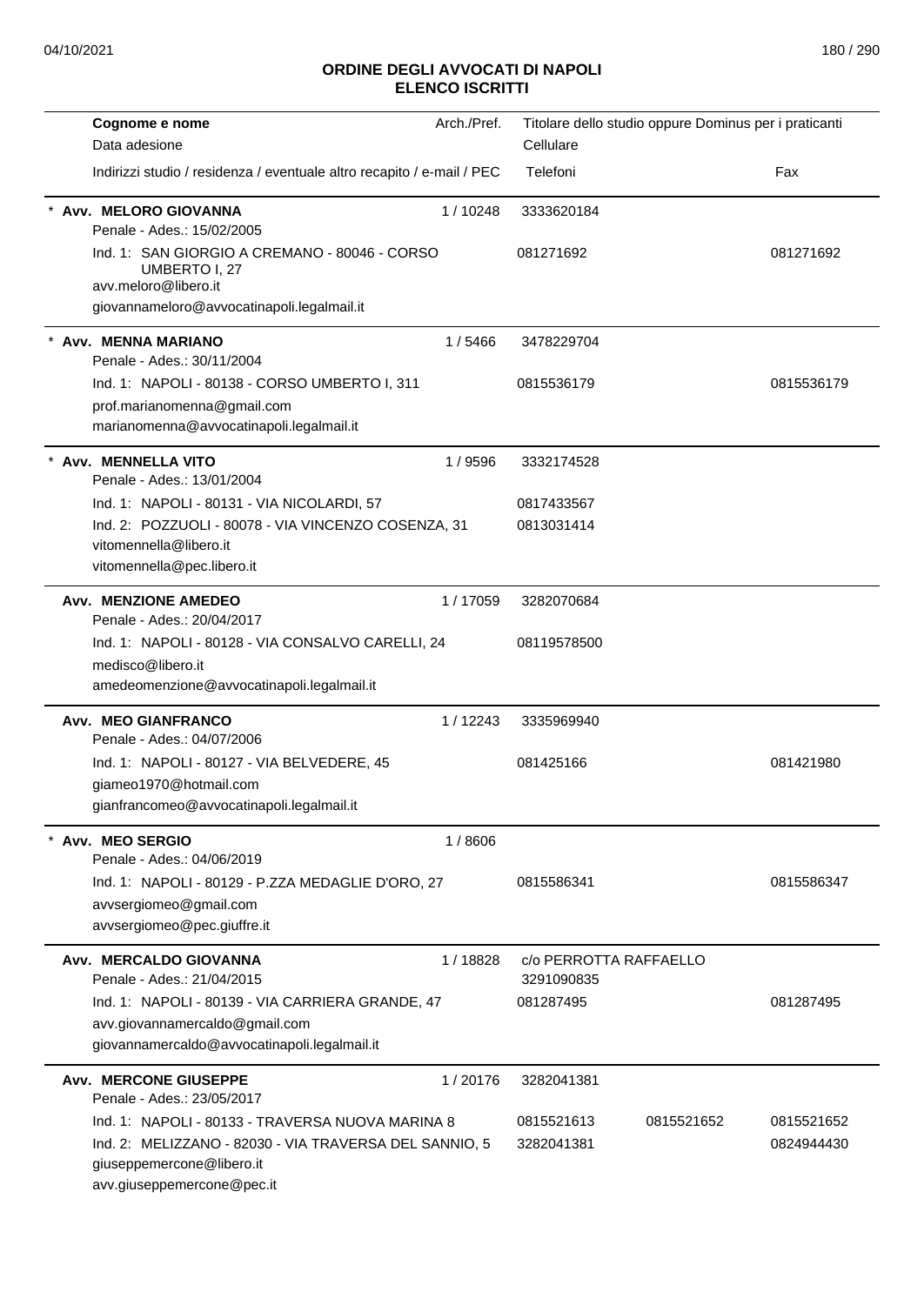## ORDINE DEGLI AVVOCATI DI NAPOLI
### ELENCO ISCRITTI

| Cognome e nome<br>Data adesione<br>Indirizzi studio / residenza / eventuale altro recapito / e-mail / PEC | Arch./Pref. | Titolare dello studio oppure Dominus per i praticanti<br>Cellulare<br>Telefoni | | Fax |
|---|---|---|---|---|
| * **Avv. MELORO GIOVANNA** | 1 / 10248 | 3333620184 | | |
| Penale - Ades.: 15/02/2005 | | | | |
| Ind. 1: SAN GIORGIO A CREMANO - 80046 - CORSO UMBERTO I, 27 | | 081271692 | | 081271692 |
| avv.meloro@libero.it | | | | |
| giovannameloro@avvocatinapoli.legalmail.it | | | | |
| * **Avv. MENNA MARIANO** | 1 / 5466 | 3478229704 | | |
| Penale - Ades.: 30/11/2004 | | | | |
| Ind. 1: NAPOLI - 80138 - CORSO UMBERTO I, 311 | | 0815536179 | | 0815536179 |
| prof.marianomenna@gmail.com | | | | |
| marianomenna@avvocatinapoli.legalmail.it | | | | |
| * **Avv. MENNELLA VITO** | 1 / 9596 | 3332174528 | | |
| Penale - Ades.: 13/01/2004 | | | | |
| Ind. 1: NAPOLI - 80131 - VIA NICOLARDI, 57 | | 0817433567 | | |
| Ind. 2: POZZUOLI - 80078 - VIA VINCENZO COSENZA, 31 | | 0813031414 | | |
| vitomennella@libero.it | | | | |
| vitomennella@pec.libero.it | | | | |
| **Avv. MENZIONE AMEDEO** | 1 / 17059 | 3282070684 | | |
| Penale - Ades.: 20/04/2017 | | | | |
| Ind. 1: NAPOLI - 80128 - VIA CONSALVO CARELLI, 24 | | 08119578500 | | |
| medisco@libero.it | | | | |
| amedeomenzione@avvocatinapoli.legalmail.it | | | | |
| **Avv. MEO GIANFRANCO** | 1 / 12243 | 3335969940 | | |
| Penale - Ades.: 04/07/2006 | | | | |
| Ind. 1: NAPOLI - 80127 - VIA BELVEDERE, 45 | | 081425166 | | 081421980 |
| giameo1970@hotmail.com | | | | |
| gianfrancomeo@avvocatinapoli.legalmail.it | | | | |
| * **Avv. MEO SERGIO** | 1 / 8606 | | | |
| Penale - Ades.: 04/06/2019 | | | | |
| Ind. 1: NAPOLI - 80129 - P.ZZA MEDAGLIE D'ORO, 27 | | 0815586341 | | 0815586347 |
| avvsergiomeo@gmail.com | | | | |
| avvsergiomeo@pec.giuffre.it | | | | |
| **Avv. MERCALDO GIOVANNA** | 1 / 18828 | c/o PERROTTA RAFFAELLO | | |
| Penale - Ades.: 21/04/2015 | | 3291090835 | | |
| Ind. 1: NAPOLI - 80139 - VIA CARRIERA GRANDE, 47 | | 081287495 | | 081287495 |
| avv.giovannamercaldo@gmail.com | | | | |
| giovannamercaldo@avvocatinapoli.legalmail.it | | | | |
| **Avv. MERCONE GIUSEPPE** | 1 / 20176 | 3282041381 | | |
| Penale - Ades.: 23/05/2017 | | | | |
| Ind. 1: NAPOLI - 80133 - TRAVERSA NUOVA MARINA 8 | | 0815521613 | 0815521652 | 0815521652 |
| Ind. 2: MELIZZANO - 82030 - VIA TRAVERSA DEL SANNIO, 5 | | 3282041381 | | 0824944430 |
| giuseppemercone@libero.it | | | | |
| avv.giuseppemercone@pec.it | | | | |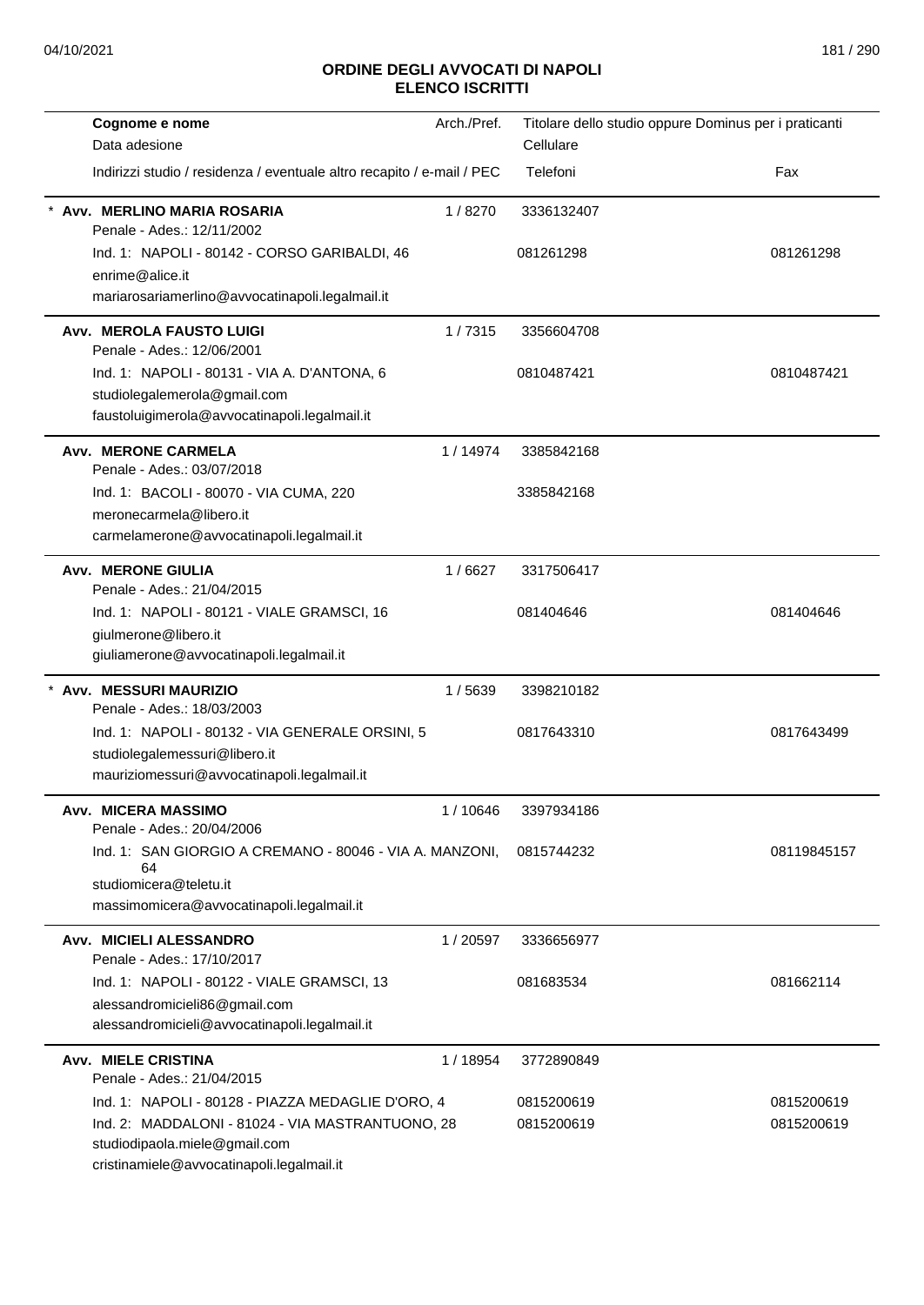## ORDINE DEGLI AVVOCATI DI NAPOLI
## ELENCO ISCRITTI

| Cognome e nome<br>Data adesione<br>Indirizzi studio / residenza / eventuale altro recapito / e-mail / PEC | Arch./Pref. | Titolare dello studio oppure Dominus per i praticanti<br>Cellulare<br>Telefoni | Fax |
|---|---|---|---|
| * **Avv. MERLINO MARIA ROSARIA**<br>Penale - Ades.: 12/11/2002 | 1 / 8270 | 3336132407 | |
| Ind. 1: NAPOLI - 80142 - CORSO GARIBALDI, 46<br>enrime@alice.it<br>mariarosariamerlino@avvocatinapoli.legalmail.it | | 081261298 | 081261298 |
| **Avv. MEROLA FAUSTO LUIGI**<br>Penale - Ades.: 12/06/2001 | 1 / 7315 | 3356604708 | |
| Ind. 1: NAPOLI - 80131 - VIA A. D'ANTONA, 6<br>studiolegalemerola@gmail.com<br>faustoluigimerola@avvocatinapoli.legalmail.it | | 0810487421 | 0810487421 |
| **Avv. MERONE CARMELA**<br>Penale - Ades.: 03/07/2018 | 1 / 14974 | 3385842168 | |
| Ind. 1: BACOLI - 80070 - VIA CUMA, 220<br>meronecarmela@libero.it<br>carmelamerone@avvocatinapoli.legalmail.it | | 3385842168 | |
| **Avv. MERONE GIULIA**<br>Penale - Ades.: 21/04/2015 | 1 / 6627 | 3317506417 | |
| Ind. 1: NAPOLI - 80121 - VIALE GRAMSCI, 16<br>giulmerone@libero.it<br>giuliamerone@avvocatinapoli.legalmail.it | | 081404646 | 081404646 |
| * **Avv. MESSURI MAURIZIO**<br>Penale - Ades.: 18/03/2003 | 1 / 5639 | 3398210182 | |
| Ind. 1: NAPOLI - 80132 - VIA GENERALE ORSINI, 5<br>studiolegalemessuri@libero.it<br>mauriziomessuri@avvocatinapoli.legalmail.it | | 0817643310 | 0817643499 |
| **Avv. MICERA MASSIMO**<br>Penale - Ades.: 20/04/2006 | 1 / 10646 | 3397934186 | |
| Ind. 1: SAN GIORGIO A CREMANO - 80046 - VIA A. MANZONI, 64<br>studiomicera@teletu.it<br>massimomicera@avvocatinapoli.legalmail.it | | 0815744232 | 08119845157 |
| **Avv. MICIELI ALESSANDRO**<br>Penale - Ades.: 17/10/2017 | 1 / 20597 | 3336656977 | |
| Ind. 1: NAPOLI - 80122 - VIALE GRAMSCI, 13<br>alessandromicieli86@gmail.com<br>alessandromicieli@avvocatinapoli.legalmail.it | | 081683534 | 081662114 |
| **Avv. MIELE CRISTINA**<br>Penale - Ades.: 21/04/2015 | 1 / 18954 | 3772890849 | |
| Ind. 1: NAPOLI - 80128 - PIAZZA MEDAGLIE D'ORO, 4 | | 0815200619 | 0815200619 |
| Ind. 2: MADDALONI - 81024 - VIA MASTRANTUONO, 28<br>studiodipaola.miele@gmail.com<br>cristinamiele@avvocatinapoli.legalmail.it | | 0815200619 | 0815200619 |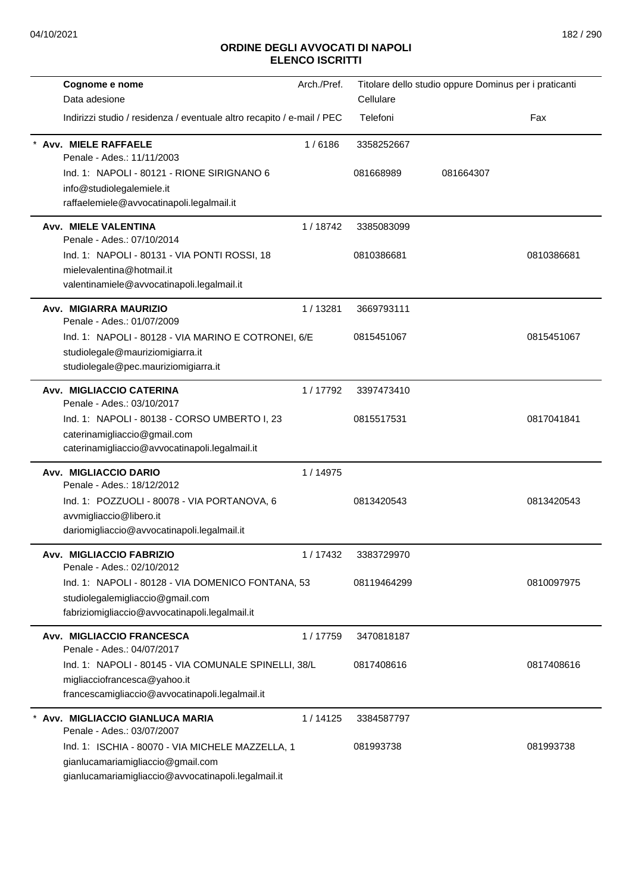## ORDINE DEGLI AVVOCATI DI NAPOLI
## ELENCO ISCRITTI

| Cognome e nome / Data adesione / Indirizzi studio / residenza / eventuale altro recapito / e-mail / PEC | Arch./Pref. | Titolare dello studio oppure Dominus per i praticanti / Cellulare / Telefoni | | Fax |
|---|---|---|---|---|
| * **Avv. MIELE RAFFAELE**<br>Penale - Ades.: 11/11/2003<br>Ind. 1: NAPOLI - 80121 - RIONE SIRIGNANO 6<br>info@studiolegalemiele.it<br>raffaelemiele@avvocatinapoli.legalmail.it | 1 / 6186 | 3358252667<br>081668989 | 081664307 | |
| **Avv. MIELE VALENTINA**<br>Penale - Ades.: 07/10/2014<br>Ind. 1: NAPOLI - 80131 - VIA PONTI ROSSI, 18<br>mielevalentina@hotmail.it<br>valentinamiele@avvocatinapoli.legalmail.it | 1 / 18742 | 3385083099<br>0810386681 | | 0810386681 |
| **Avv. MIGIARRA MAURIZIO**<br>Penale - Ades.: 01/07/2009<br>Ind. 1: NAPOLI - 80128 - VIA MARINO E COTRONEI, 6/E<br>studiolegale@mauriziomigiarra.it<br>studiolegale@pec.mauriziomigiarra.it | 1 / 13281 | 3669793111<br>0815451067 | | 0815451067 |
| **Avv. MIGLIACCIO CATERINA**<br>Penale - Ades.: 03/10/2017<br>Ind. 1: NAPOLI - 80138 - CORSO UMBERTO I, 23<br>caterinamigliaccio@gmail.com<br>caterinamigliaccio@avvocatinapoli.legalmail.it | 1 / 17792 | 3397473410<br>0815517531 | | 0817041841 |
| **Avv. MIGLIACCIO DARIO**<br>Penale - Ades.: 18/12/2012<br>Ind. 1: POZZUOLI - 80078 - VIA PORTANOVA, 6<br>avvmigliaccio@libero.it<br>dariomigliaccio@avvocatinapoli.legalmail.it | 1 / 14975 | 0813420543 | | 0813420543 |
| **Avv. MIGLIACCIO FABRIZIO**<br>Penale - Ades.: 02/10/2012<br>Ind. 1: NAPOLI - 80128 - VIA DOMENICO FONTANA, 53<br>studiolegalemigliaccio@gmail.com<br>fabriziomigliaccio@avvocatinapoli.legalmail.it | 1 / 17432 | 3383729970<br>08119464299 | | 0810097975 |
| **Avv. MIGLIACCIO FRANCESCA**<br>Penale - Ades.: 04/07/2017<br>Ind. 1: NAPOLI - 80145 - VIA COMUNALE SPINELLI, 38/L<br>migliacciofrancesca@yahoo.it<br>francescamigliaccio@avvocatinapoli.legalmail.it | 1 / 17759 | 3470818187<br>0817408616 | | 0817408616 |
| * **Avv. MIGLIACCIO GIANLUCA MARIA**<br>Penale - Ades.: 03/07/2007<br>Ind. 1: ISCHIA - 80070 - VIA MICHELE MAZZELLA, 1<br>gianlucamariamigliaccio@gmail.com<br>gianlucamariamigliaccio@avvocatinapoli.legalmail.it | 1 / 14125 | 3384587797<br>081993738 | | 081993738 |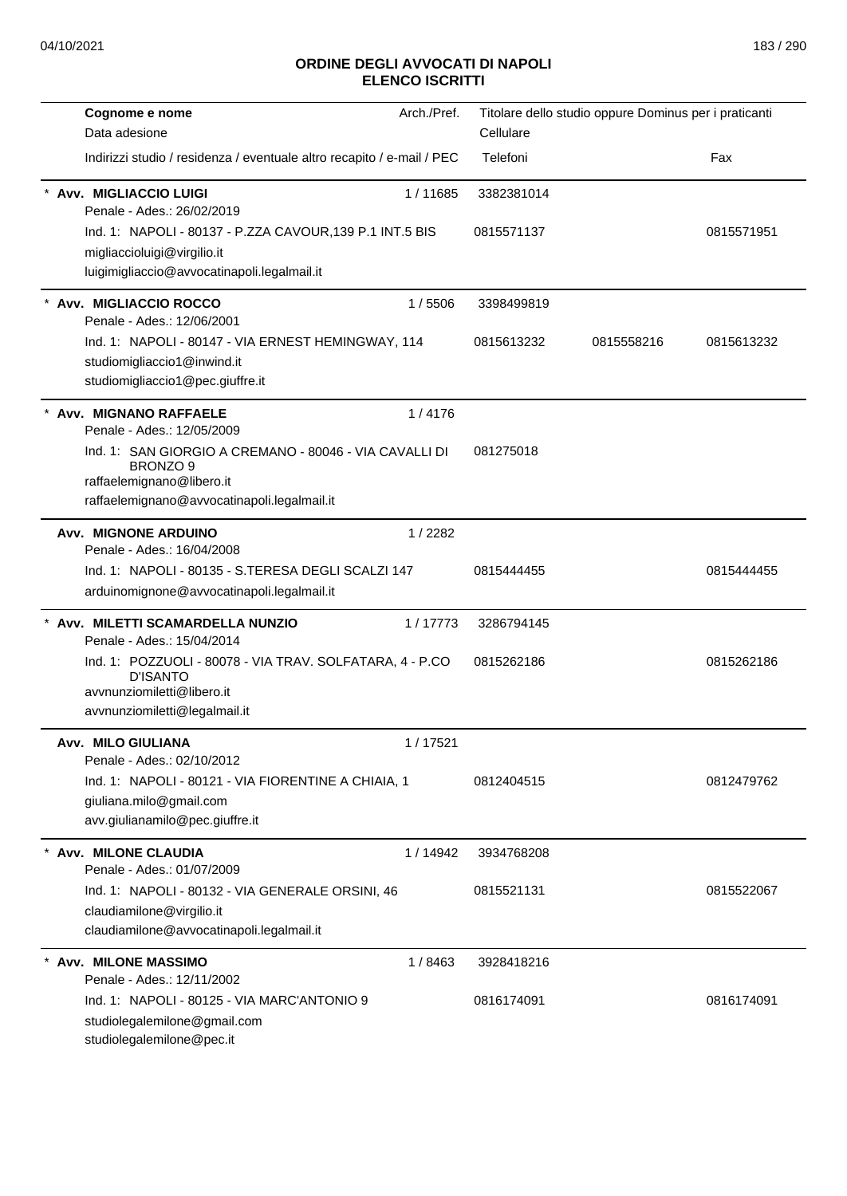# ORDINE DEGLI AVVOCATI DI NAPOLI
## ELENCO ISCRITTI

| Cognome e nome / Data adesione / Indirizzi studio / residenza / eventuale altro recapito / e-mail / PEC | Arch./Pref. | Titolare dello studio oppure Dominus per i praticanti / Cellulare / Telefoni | | Fax |
|---|---|---|---|---|
| * **Avv. MIGLIACCIO LUIGI**<br>Penale - Ades.: 26/02/2019<br>Ind. 1: NAPOLI - 80137 - P.ZZA CAVOUR,139 P.1 INT.5 BIS<br>migliaccioluigi@virgilio.it<br>luigimigliaccio@avvocatinapoli.legalmail.it | 1 / 11685 | 3382381014<br>0815571137 | | 0815571951 |
| * **Avv. MIGLIACCIO ROCCO**<br>Penale - Ades.: 12/06/2001<br>Ind. 1: NAPOLI - 80147 - VIA ERNEST HEMINGWAY, 114<br>studiomigliaccio1@inwind.it<br>studiomigliaccio1@pec.giuffre.it | 1 / 5506 | 3398499819<br>0815613232 | 0815558216 | 0815613232 |
| * **Avv. MIGNANO RAFFAELE**<br>Penale - Ades.: 12/05/2009<br>Ind. 1: SAN GIORGIO A CREMANO - 80046 - VIA CAVALLI DI BRONZO 9<br>raffaelemignano@libero.it<br>raffaelemignano@avvocatinapoli.legalmail.it | 1 / 4176 | 081275018 | | |
| **Avv. MIGNONE ARDUINO**<br>Penale - Ades.: 16/04/2008<br>Ind. 1: NAPOLI - 80135 - S.TERESA DEGLI SCALZI 147<br>arduinomignone@avvocatinapoli.legalmail.it | 1 / 2282 | 0815444455 | | 0815444455 |
| * **Avv. MILETTI SCAMARDELLA NUNZIO**<br>Penale - Ades.: 15/04/2014<br>Ind. 1: POZZUOLI - 80078 - VIA TRAV. SOLFATARA, 4 - P.CO D'ISANTO<br>avvnunziomiletti@libero.it<br>avvnunziomiletti@legalmail.it | 1 / 17773 | 3286794145<br>0815262186 | | 0815262186 |
| **Avv. MILO GIULIANA**<br>Penale - Ades.: 02/10/2012<br>Ind. 1: NAPOLI - 80121 - VIA FIORENTINE A CHIAIA, 1<br>giuliana.milo@gmail.com<br>avv.giulianamilo@pec.giuffre.it | 1 / 17521 | 0812404515 | | 0812479762 |
| * **Avv. MILONE CLAUDIA**<br>Penale - Ades.: 01/07/2009<br>Ind. 1: NAPOLI - 80132 - VIA GENERALE ORSINI, 46<br>claudiamilone@virgilio.it<br>claudiamilone@avvocatinapoli.legalmail.it | 1 / 14942 | 3934768208<br>0815521131 | | 0815522067 |
| * **Avv. MILONE MASSIMO**<br>Penale - Ades.: 12/11/2002<br>Ind. 1: NAPOLI - 80125 - VIA MARC'ANTONIO 9<br>studiolegalemilone@gmail.com<br>studiolegalemilone@pec.it | 1 / 8463 | 3928418216<br>0816174091 | | 0816174091 |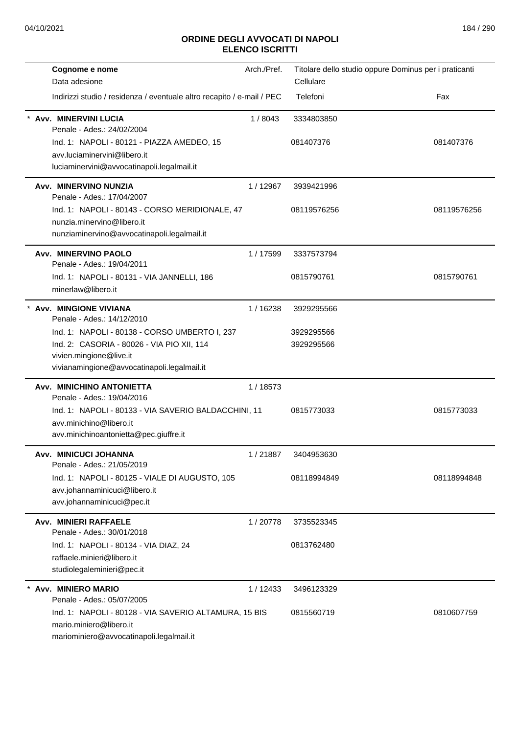## ORDINE DEGLI AVVOCATI DI NAPOLI
### ELENCO ISCRITTI

| Cognome e nome<br>Data adesione<br>Indirizzi studio / residenza / eventuale altro recapito / e-mail / PEC | Arch./Pref. | Titolare dello studio oppure Dominus per i praticanti<br>Cellulare<br>Telefoni | Fax |
|---|---|---|---|
| * **Avv. MINERVINI LUCIA**<br>Penale - Ades.: 24/02/2004<br>Ind. 1: NAPOLI - 80121 - PIAZZA AMEDEO, 15<br>avv.luciaminervini@libero.it<br>luciaminervini@avvocatinapoli.legalmail.it | 1 / 8043 | 3334803850<br>081407376 | 081407376 |
| **Avv. MINERVINO NUNZIA**<br>Penale - Ades.: 17/04/2007<br>Ind. 1: NAPOLI - 80143 - CORSO MERIDIONALE, 47<br>nunzia.minervino@libero.it<br>nunziaminervino@avvocatinapoli.legalmail.it | 1 / 12967 | 3939421996<br>08119576256 | 08119576256 |
| **Avv. MINERVINO PAOLO**<br>Penale - Ades.: 19/04/2011<br>Ind. 1: NAPOLI - 80131 - VIA JANNELLI, 186<br>minerlaw@libero.it | 1 / 17599 | 3337573794<br>0815790761 | 0815790761 |
| * **Avv. MINGIONE VIVIANA**<br>Penale - Ades.: 14/12/2010<br>Ind. 1: NAPOLI - 80138 - CORSO UMBERTO I, 237<br>Ind. 2: CASORIA - 80026 - VIA PIO XII, 114<br>vivien.mingione@live.it<br>vivianamingione@avvocatinapoli.legalmail.it | 1 / 16238 | 3929295566<br>3929295566<br>3929295566 | |
| **Avv. MINICHINO ANTONIETTA**<br>Penale - Ades.: 19/04/2016<br>Ind. 1: NAPOLI - 80133 - VIA SAVERIO BALDACCHINI, 11<br>avv.minichino@libero.it<br>avv.minichinoantonietta@pec.giuffre.it | 1 / 18573 | 0815773033 | 0815773033 |
| **Avv. MINICUCI JOHANNA**<br>Penale - Ades.: 21/05/2019<br>Ind. 1: NAPOLI - 80125 - VIALE DI AUGUSTO, 105<br>avv.johannaminicuci@libero.it<br>avv.johannaminicuci@pec.it | 1 / 21887 | 3404953630<br>08118994849 | 08118994848 |
| **Avv. MINIERI RAFFAELE**<br>Penale - Ades.: 30/01/2018<br>Ind. 1: NAPOLI - 80134 - VIA DIAZ, 24<br>raffaele.minieri@libero.it<br>studiolegaleminieri@pec.it | 1 / 20778 | 3735523345<br>0813762480 | |
| * **Avv. MINIERO MARIO**<br>Penale - Ades.: 05/07/2005<br>Ind. 1: NAPOLI - 80128 - VIA SAVERIO ALTAMURA, 15 BIS<br>mario.miniero@libero.it<br>mariominiero@avvocatinapoli.legalmail.it | 1 / 12433 | 3496123329<br>0815560719 | 0810607759 |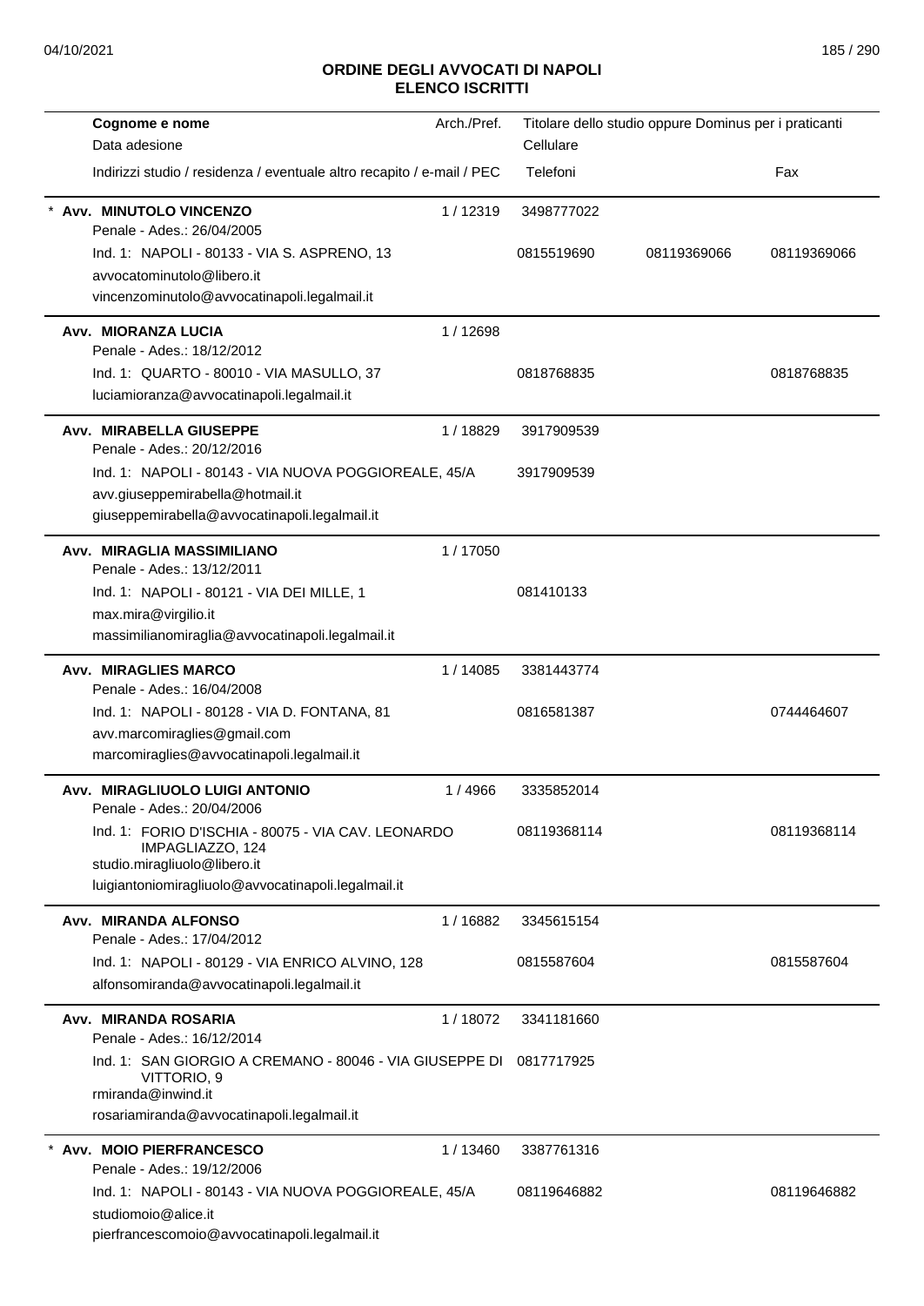# ORDINE DEGLI AVVOCATI DI NAPOLI
## ELENCO ISCRITTI

| Cognome e nome<br>Data adesione<br>Indirizzi studio / residenza / eventuale altro recapito / e-mail / PEC | Arch./Pref. | Titolare dello studio oppure Dominus per i praticanti<br>Cellulare<br>Telefoni | | Fax |
|---|---|---|---|---|
| * **Avv. MINUTOLO VINCENZO**<br>Penale - Ades.: 26/04/2005<br>Ind. 1: NAPOLI - 80133 - VIA S. ASPRENO, 13<br>avvocatominutolo@libero.it<br>vincenzominutolo@avvocatinapoli.legalmail.it | 1 / 12319 | 3498777022<br>0815519690 | 08119369066 | 08119369066 |
| **Avv. MIORANZA LUCIA**<br>Penale - Ades.: 18/12/2012<br>Ind. 1: QUARTO - 80010 - VIA MASULLO, 37<br>luciamioranza@avvocatinapoli.legalmail.it | 1 / 12698 | 0818768835 | | 0818768835 |
| **Avv. MIRABELLA GIUSEPPE**<br>Penale - Ades.: 20/12/2016<br>Ind. 1: NAPOLI - 80143 - VIA NUOVA POGGIOREALE, 45/A<br>avv.giuseppemirabella@hotmail.it<br>giuseppemirabella@avvocatinapoli.legalmail.it | 1 / 18829 | 3917909539<br>3917909539 | | |
| **Avv. MIRAGLIA MASSIMILIANO**<br>Penale - Ades.: 13/12/2011<br>Ind. 1: NAPOLI - 80121 - VIA DEI MILLE, 1<br>max.mira@virgilio.it<br>massimilianomiraglia@avvocatinapoli.legalmail.it | 1 / 17050 | 081410133 | | |
| **Avv. MIRAGLIES MARCO**<br>Penale - Ades.: 16/04/2008<br>Ind. 1: NAPOLI - 80128 - VIA D. FONTANA, 81<br>avv.marcomiraglies@gmail.com<br>marcomiraglies@avvocatinapoli.legalmail.it | 1 / 14085 | 3381443774<br>0816581387 | | 0744464607 |
| **Avv. MIRAGLIUOLO LUIGI ANTONIO**<br>Penale - Ades.: 20/04/2006<br>Ind. 1: FORIO D'ISCHIA - 80075 - VIA CAV. LEONARDO IMPAGLIAZZO, 124<br>studio.miragliuolo@libero.it<br>luigiantoniomiragliuolo@avvocatinapoli.legalmail.it | 1 / 4966 | 3335852014<br>08119368114 | | 08119368114 |
| **Avv. MIRANDA ALFONSO**<br>Penale - Ades.: 17/04/2012<br>Ind. 1: NAPOLI - 80129 - VIA ENRICO ALVINO, 128<br>alfonsomiranda@avvocatinapoli.legalmail.it | 1 / 16882 | 3345615154<br>0815587604 | | 0815587604 |
| **Avv. MIRANDA ROSARIA**<br>Penale - Ades.: 16/12/2014<br>Ind. 1: SAN GIORGIO A CREMANO - 80046 - VIA GIUSEPPE DI VITTORIO, 9<br>rmiranda@inwind.it<br>rosariamiranda@avvocatinapoli.legalmail.it | 1 / 18072 | 3341181660<br>0817717925 | | |
| * **Avv. MOIO PIERFRANCESCO**<br>Penale - Ades.: 19/12/2006<br>Ind. 1: NAPOLI - 80143 - VIA NUOVA POGGIOREALE, 45/A<br>studiomoio@alice.it<br>pierfrancescomoio@avvocatinapoli.legalmail.it | 1 / 13460 | 3387761316<br>08119646882 | | 08119646882 |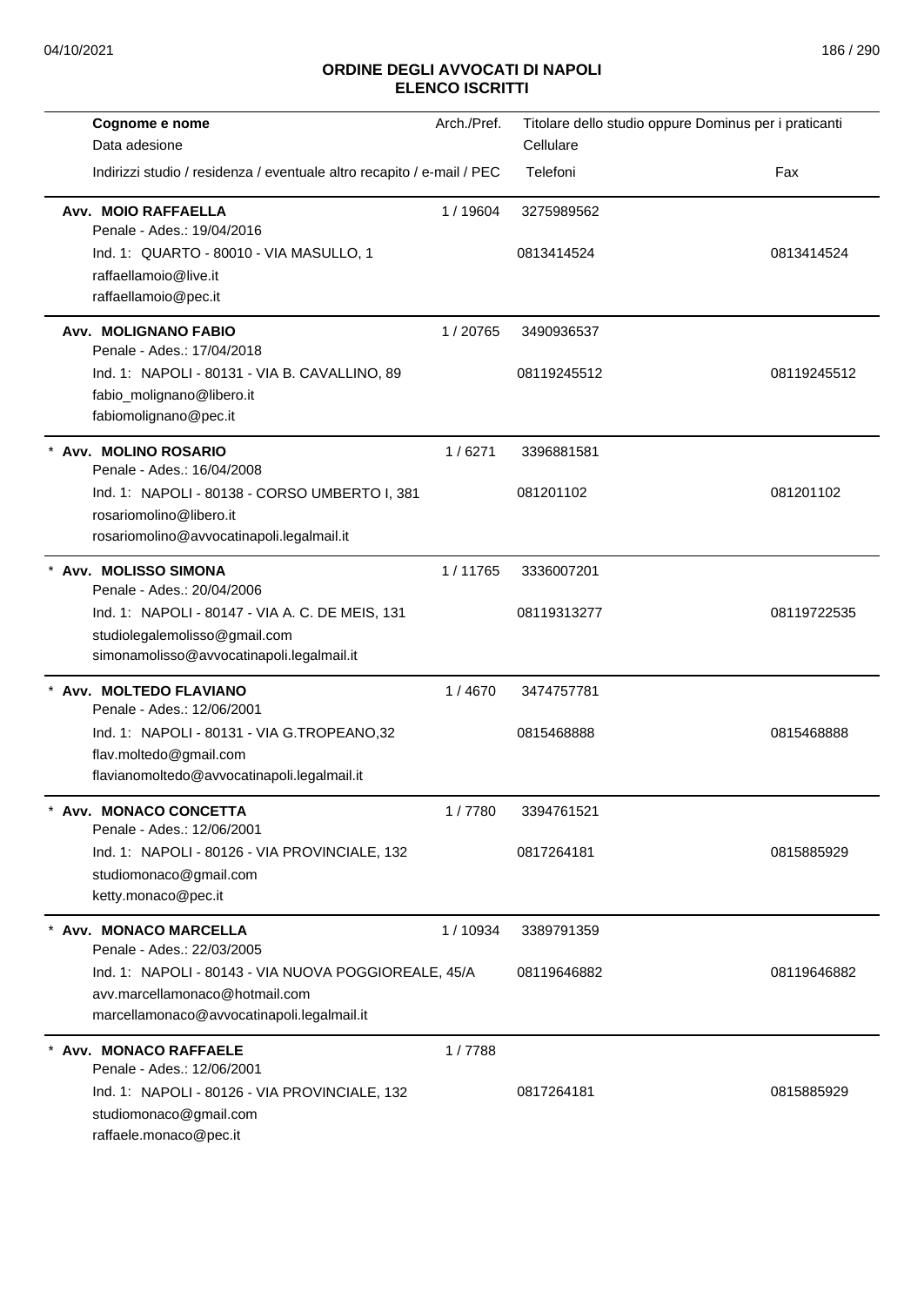## ORDINE DEGLI AVVOCATI DI NAPOLI
## ELENCO ISCRITTI

| Cognome e nome<br>Data adesione<br>Indirizzi studio / residenza / eventuale altro recapito / e-mail / PEC | Arch./Pref. | Titolare dello studio oppure Dominus per i praticanti<br>Cellulare<br>Telefoni | Fax |
|---|---|---|---|
| **Avv. MOIO RAFFAELLA**<br>Penale - Ades.: 19/04/2016<br>Ind. 1: QUARTO - 80010 - VIA MASULLO, 1<br>raffaellamoio@live.it<br>raffaellamoio@pec.it | 1 / 19604 | 3275989562<br>0813414524 | 0813414524 |
| **Avv. MOLIGNANO FABIO**<br>Penale - Ades.: 17/04/2018<br>Ind. 1: NAPOLI - 80131 - VIA B. CAVALLINO, 89<br>fabio_molignano@libero.it<br>fabiomolignano@pec.it | 1 / 20765 | 3490936537<br>08119245512 | 08119245512 |
| * **Avv. MOLINO ROSARIO**<br>Penale - Ades.: 16/04/2008<br>Ind. 1: NAPOLI - 80138 - CORSO UMBERTO I, 381<br>rosariomolino@libero.it<br>rosariomolino@avvocatinapoli.legalmail.it | 1 / 6271 | 3396881581<br>081201102 | 081201102 |
| * **Avv. MOLISSO SIMONA**<br>Penale - Ades.: 20/04/2006<br>Ind. 1: NAPOLI - 80147 - VIA A. C. DE MEIS, 131<br>studiolegalemolisso@gmail.com<br>simonamolisso@avvocatinapoli.legalmail.it | 1 / 11765 | 3336007201<br>08119313277 | 08119722535 |
| * **Avv. MOLTEDO FLAVIANO**<br>Penale - Ades.: 12/06/2001<br>Ind. 1: NAPOLI - 80131 - VIA G.TROPEANO,32<br>flav.moltedo@gmail.com<br>flavianomoltedo@avvocatinapoli.legalmail.it | 1 / 4670 | 3474757781<br>0815468888 | 0815468888 |
| * **Avv. MONACO CONCETTA**<br>Penale - Ades.: 12/06/2001<br>Ind. 1: NAPOLI - 80126 - VIA PROVINCIALE, 132<br>studiomonaco@gmail.com<br>ketty.monaco@pec.it | 1 / 7780 | 3394761521<br>0817264181 | 0815885929 |
| * **Avv. MONACO MARCELLA**<br>Penale - Ades.: 22/03/2005<br>Ind. 1: NAPOLI - 80143 - VIA NUOVA POGGIOREALE, 45/A<br>avv.marcellamonaco@hotmail.com<br>marcellamonaco@avvocatinapoli.legalmail.it | 1 / 10934 | 3389791359<br>08119646882 | 08119646882 |
| * **Avv. MONACO RAFFAELE**<br>Penale - Ades.: 12/06/2001<br>Ind. 1: NAPOLI - 80126 - VIA PROVINCIALE, 132<br>studiomonaco@gmail.com<br>raffaele.monaco@pec.it | 1 / 7788 | 0817264181 | 0815885929 |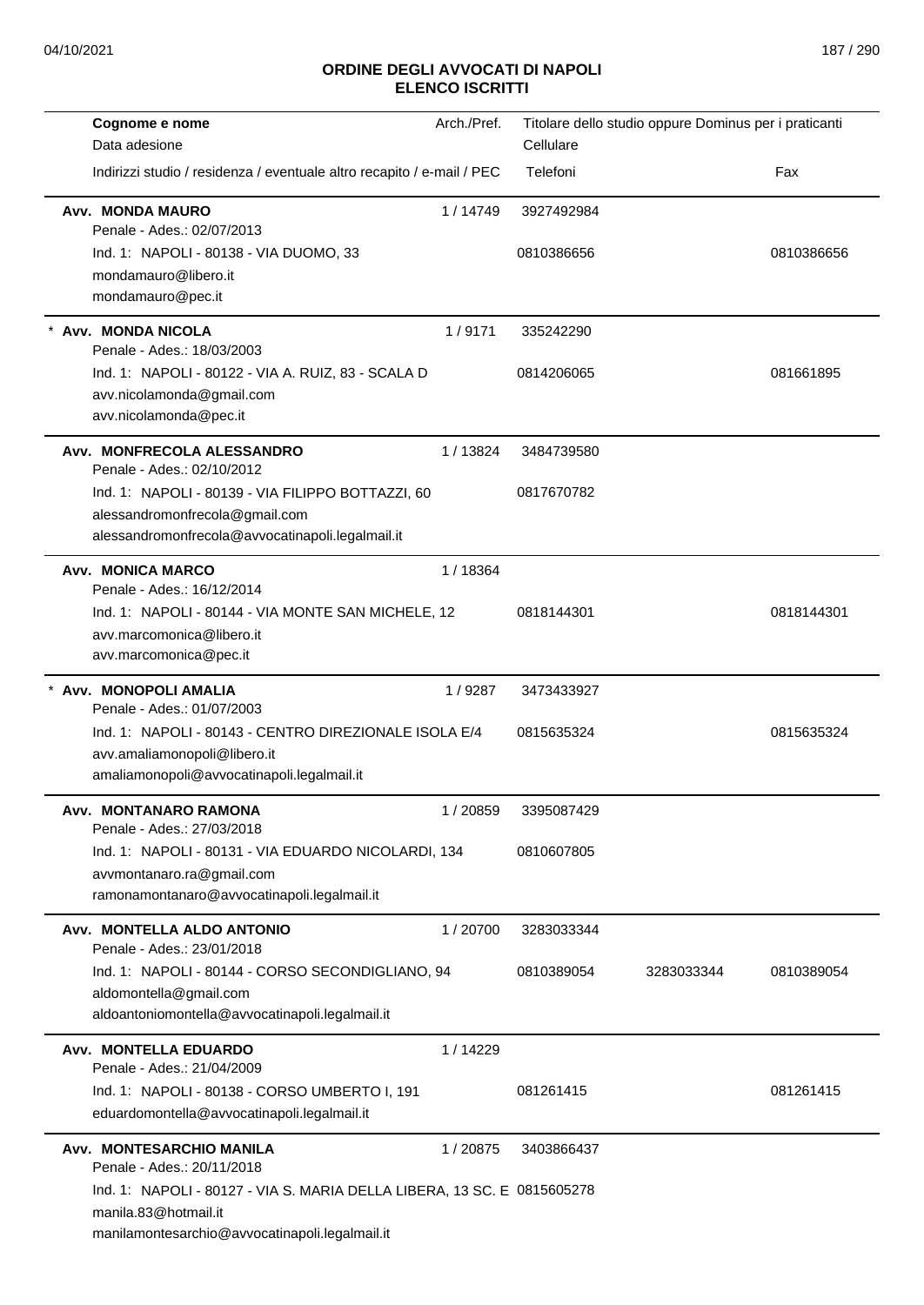## ORDINE DEGLI AVVOCATI DI NAPOLI
## ELENCO ISCRITTI

| Cognome e nome<br>Data adesione<br>Indirizzi studio / residenza / eventuale altro recapito / e-mail / PEC | Arch./Pref. | Titolare dello studio oppure Dominus per i praticanti<br>Cellulare<br>Telefoni | | Fax |
|---|---|---|---|---|
| **Avv. MONDA MAURO**<br>Penale - Ades.: 02/07/2013<br>Ind. 1: NAPOLI - 80138 - VIA DUOMO, 33<br>mondamauro@libero.it<br>mondamauro@pec.it | 1 / 14749 | 3927492984<br>0810386656 | | 0810386656 |
| * **Avv. MONDA NICOLA**<br>Penale - Ades.: 18/03/2003<br>Ind. 1: NAPOLI - 80122 - VIA A. RUIZ, 83 - SCALA D<br>avv.nicolamonda@gmail.com<br>avv.nicolamonda@pec.it | 1 / 9171 | 335242290<br>0814206065 | | 081661895 |
| **Avv. MONFRECOLA ALESSANDRO**<br>Penale - Ades.: 02/10/2012<br>Ind. 1: NAPOLI - 80139 - VIA FILIPPO BOTTAZZI, 60<br>alessandromonfrecola@gmail.com<br>alessandromonfrecola@avvocatinapoli.legalmail.it | 1 / 13824 | 3484739580<br>0817670782 | | |
| **Avv. MONICA MARCO**<br>Penale - Ades.: 16/12/2014<br>Ind. 1: NAPOLI - 80144 - VIA MONTE SAN MICHELE, 12<br>avv.marcomonica@libero.it<br>avv.marcomonica@pec.it | 1 / 18364 | 0818144301 | | 0818144301 |
| * **Avv. MONOPOLI AMALIA**<br>Penale - Ades.: 01/07/2003<br>Ind. 1: NAPOLI - 80143 - CENTRO DIREZIONALE ISOLA E/4<br>avv.amaliamonopoli@libero.it<br>amaliamonopoli@avvocatinapoli.legalmail.it | 1 / 9287 | 3473433927<br>0815635324 | | 0815635324 |
| **Avv. MONTANARO RAMONA**<br>Penale - Ades.: 27/03/2018<br>Ind. 1: NAPOLI - 80131 - VIA EDUARDO NICOLARDI, 134<br>avvmontanaro.ra@gmail.com<br>ramonamontanaro@avvocatinapoli.legalmail.it | 1 / 20859 | 3395087429<br>0810607805 | | |
| **Avv. MONTELLA ALDO ANTONIO**<br>Penale - Ades.: 23/01/2018<br>Ind. 1: NAPOLI - 80144 - CORSO SECONDIGLIANO, 94<br>aldomontella@gmail.com<br>aldoantoniomontella@avvocatinapoli.legalmail.it | 1 / 20700 | 3283033344<br>0810389054 | 3283033344 | 0810389054 |
| **Avv. MONTELLA EDUARDO**<br>Penale - Ades.: 21/04/2009<br>Ind. 1: NAPOLI - 80138 - CORSO UMBERTO I, 191<br>eduardomontella@avvocatinapoli.legalmail.it | 1 / 14229 | 081261415 | | 081261415 |
| **Avv. MONTESARCHIO MANILA**<br>Penale - Ades.: 20/11/2018<br>Ind. 1: NAPOLI - 80127 - VIA S. MARIA DELLA LIBERA, 13 SC. E<br>manila.83@hotmail.it<br>manilamontesarchio@avvocatinapoli.legalmail.it | 1 / 20875 | 3403866437<br>0815605278 | | |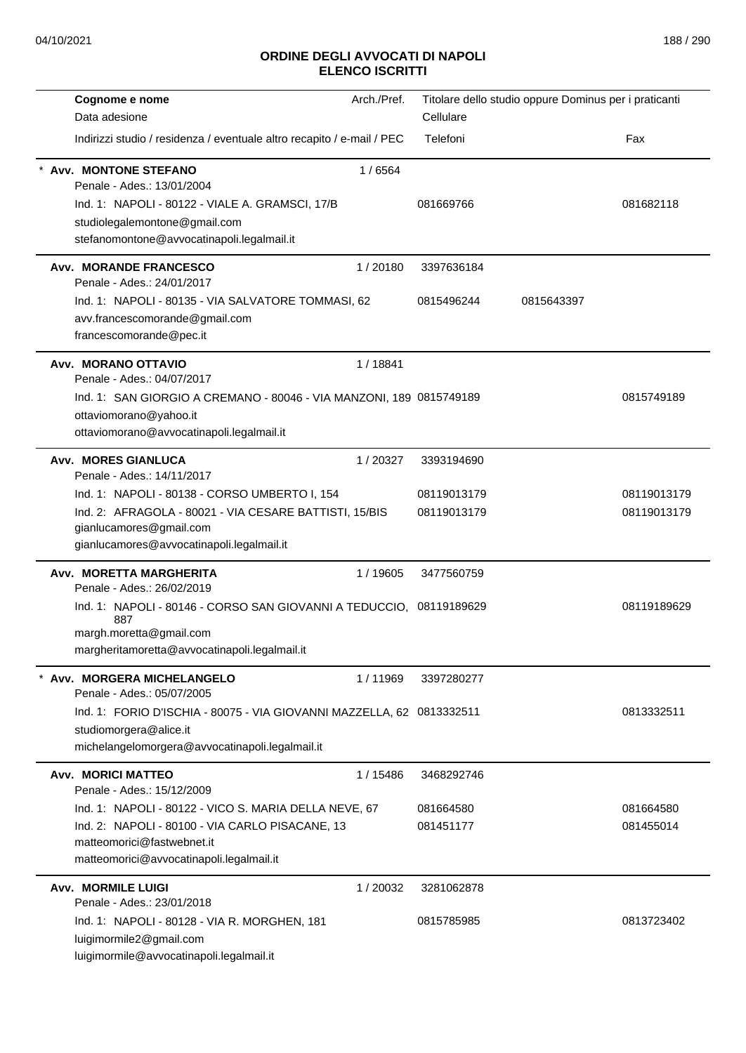## ORDINE DEGLI AVVOCATI DI NAPOLI
## ELENCO ISCRITTI

| Cognome e nome<br>Data adesione<br>Indirizzi studio / residenza / eventuale altro recapito / e-mail / PEC | Arch./Pref. | Titolare dello studio oppure Dominus per i praticanti<br>Cellulare<br>Telefoni | | Fax |
|---|---|---|---|---|
| * **Avv. MONTONE STEFANO**<br>Penale - Ades.: 13/01/2004 | 1 / 6564 | | | |
| Ind. 1: NAPOLI - 80122 - VIALE A. GRAMSCI, 17/B<br>studiolegalemontone@gmail.com<br>stefanomontone@avvocatinapoli.legalmail.it | | 081669766 | | 081682118 |
| **Avv. MORANDE FRANCESCO**<br>Penale - Ades.: 24/01/2017 | 1 / 20180 | 3397636184 | | |
| Ind. 1: NAPOLI - 80135 - VIA SALVATORE TOMMASI, 62<br>avv.francescomorande@gmail.com<br>francescomorande@pec.it | | 0815496244 | 0815643397 | |
| **Avv. MORANO OTTAVIO**<br>Penale - Ades.: 04/07/2017 | 1 / 18841 | | | |
| Ind. 1: SAN GIORGIO A CREMANO - 80046 - VIA MANZONI, 189<br>ottaviomorano@yahoo.it<br>ottaviomorano@avvocatinapoli.legalmail.it | | 0815749189 | | 0815749189 |
| **Avv. MORES GIANLUCA**<br>Penale - Ades.: 14/11/2017 | 1 / 20327 | 3393194690 | | |
| Ind. 1: NAPOLI - 80138 - CORSO UMBERTO I, 154 | | 08119013179 | | 08119013179 |
| Ind. 2: AFRAGOLA - 80021 - VIA CESARE BATTISTI, 15/BIS<br>gianlucamores@gmail.com<br>gianlucamores@avvocatinapoli.legalmail.it | | 08119013179 | | 08119013179 |
| **Avv. MORETTA MARGHERITA**<br>Penale - Ades.: 26/02/2019 | 1 / 19605 | 3477560759 | | |
| Ind. 1: NAPOLI - 80146 - CORSO SAN GIOVANNI A TEDUCCIO, 887<br>margh.moretta@gmail.com<br>margheritamoretta@avvocatinapoli.legalmail.it | | 08119189629 | | 08119189629 |
| * **Avv. MORGERA MICHELANGELO**<br>Penale - Ades.: 05/07/2005 | 1 / 11969 | 3397280277 | | |
| Ind. 1: FORIO D'ISCHIA - 80075 - VIA GIOVANNI MAZZELLA, 62<br>studiomorgera@alice.it<br>michelangelomorgera@avvocatinapoli.legalmail.it | | 0813332511 | | 0813332511 |
| **Avv. MORICI MATTEO**<br>Penale - Ades.: 15/12/2009 | 1 / 15486 | 3468292746 | | |
| Ind. 1: NAPOLI - 80122 - VICO S. MARIA DELLA NEVE, 67 | | 081664580 | | 081664580 |
| Ind. 2: NAPOLI - 80100 - VIA CARLO PISACANE, 13<br>matteomorici@fastwebnet.it<br>matteomorici@avvocatinapoli.legalmail.it | | 081451177 | | 081455014 |
| **Avv. MORMILE LUIGI**<br>Penale - Ades.: 23/01/2018 | 1 / 20032 | 3281062878 | | |
| Ind. 1: NAPOLI - 80128 - VIA R. MORGHEN, 181<br>luigimormile2@gmail.com<br>luigimormile@avvocatinapoli.legalmail.it | | 0815785985 | | 0813723402 |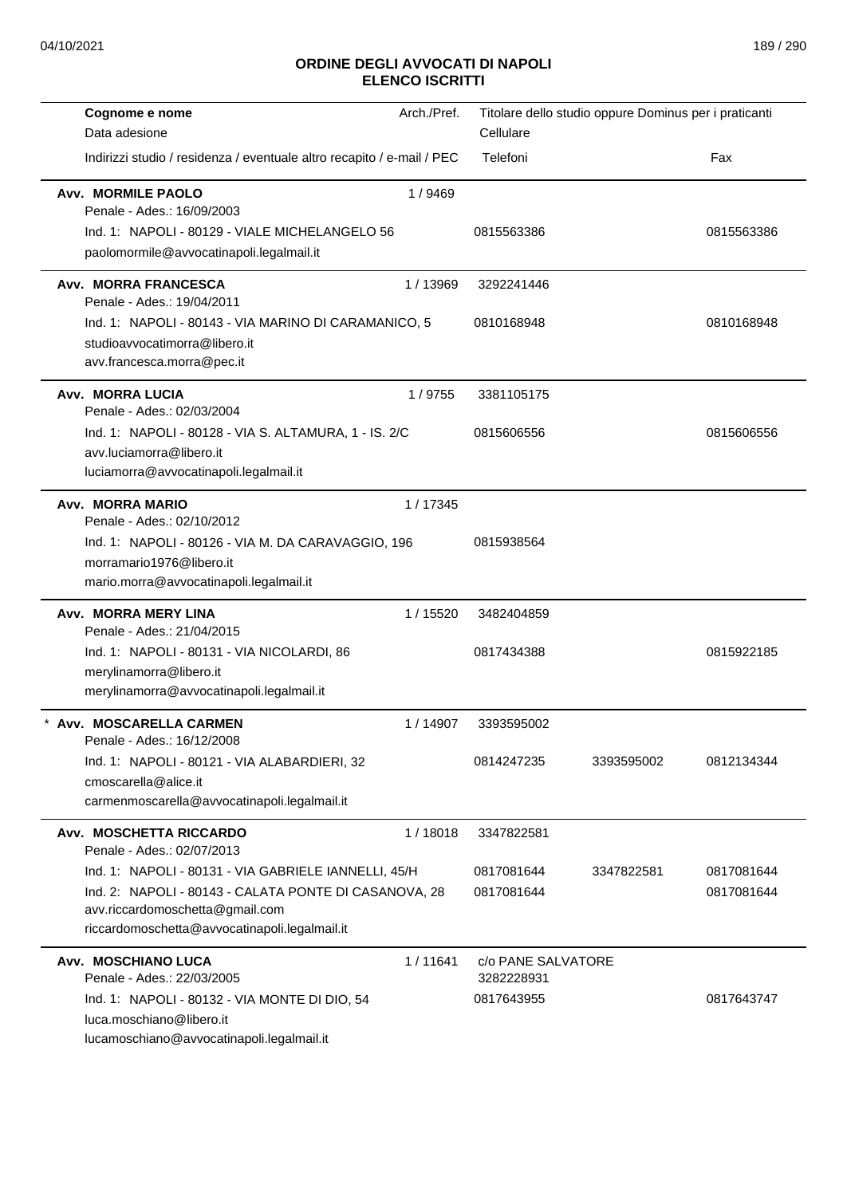## ORDINE DEGLI AVVOCATI DI NAPOLI
## ELENCO ISCRITTI

| Cognome e nome<br>Data adesione<br>Indirizzi studio / residenza / eventuale altro recapito / e-mail / PEC | Arch./Pref. | Titolare dello studio oppure Dominus per i praticanti<br>Cellulare<br>Telefoni | | Fax |
|---|---|---|---|---|
| **Avv. MORMILE PAOLO**<br>Penale - Ades.: 16/09/2003<br>Ind. 1: NAPOLI - 80129 - VIALE MICHELANGELO 56<br>paolomormile@avvocatinapoli.legalmail.it | 1 / 9469 | 0815563386 | | 0815563386 |
| **Avv. MORRA FRANCESCA**<br>Penale - Ades.: 19/04/2011<br>Ind. 1: NAPOLI - 80143 - VIA MARINO DI CARAMANICO, 5<br>studioavvocatimorra@libero.it<br>avv.francesca.morra@pec.it | 1 / 13969 | 3292241446<br>0810168948 | | 0810168948 |
| **Avv. MORRA LUCIA**<br>Penale - Ades.: 02/03/2004<br>Ind. 1: NAPOLI - 80128 - VIA S. ALTAMURA, 1 - IS. 2/C<br>avv.luciamorra@libero.it<br>luciamorra@avvocatinapoli.legalmail.it | 1 / 9755 | 3381105175<br>0815606556 | | 0815606556 |
| **Avv. MORRA MARIO**<br>Penale - Ades.: 02/10/2012<br>Ind. 1: NAPOLI - 80126 - VIA M. DA CARAVAGGIO, 196<br>morramario1976@libero.it<br>mario.morra@avvocatinapoli.legalmail.it | 1 / 17345 | 0815938564 | | |
| **Avv. MORRA MERY LINA**<br>Penale - Ades.: 21/04/2015<br>Ind. 1: NAPOLI - 80131 - VIA NICOLARDI, 86<br>merylinamorra@libero.it<br>merylinamorra@avvocatinapoli.legalmail.it | 1 / 15520 | 3482404859<br>0817434388 | | 0815922185 |
| * **Avv. MOSCARELLA CARMEN**<br>Penale - Ades.: 16/12/2008<br>Ind. 1: NAPOLI - 80121 - VIA ALABARDIERI, 32<br>cmoscarella@alice.it<br>carmenmoscarella@avvocatinapoli.legalmail.it | 1 / 14907 | 3393595002<br>0814247235 | 3393595002 | 0812134344 |
| **Avv. MOSCHETTA RICCARDO**<br>Penale - Ades.: 02/07/2013<br>Ind. 1: NAPOLI - 80131 - VIA GABRIELE IANNELLI, 45/H<br>Ind. 2: NAPOLI - 80143 - CALATA PONTE DI CASANOVA, 28<br>avv.riccardomoschetta@gmail.com<br>riccardomoschetta@avvocatinapoli.legalmail.it | 1 / 18018 | 3347822581<br>0817081644<br>0817081644 | 3347822581 | 0817081644<br>0817081644 |
| **Avv. MOSCHIANO LUCA**<br>Penale - Ades.: 22/03/2005<br>Ind. 1: NAPOLI - 80132 - VIA MONTE DI DIO, 54<br>luca.moschiano@libero.it<br>lucamoschiano@avvocatinapoli.legalmail.it | 1 / 11641 | c/o PANE SALVATORE<br>3282228931<br>0817643955 | | 0817643747 |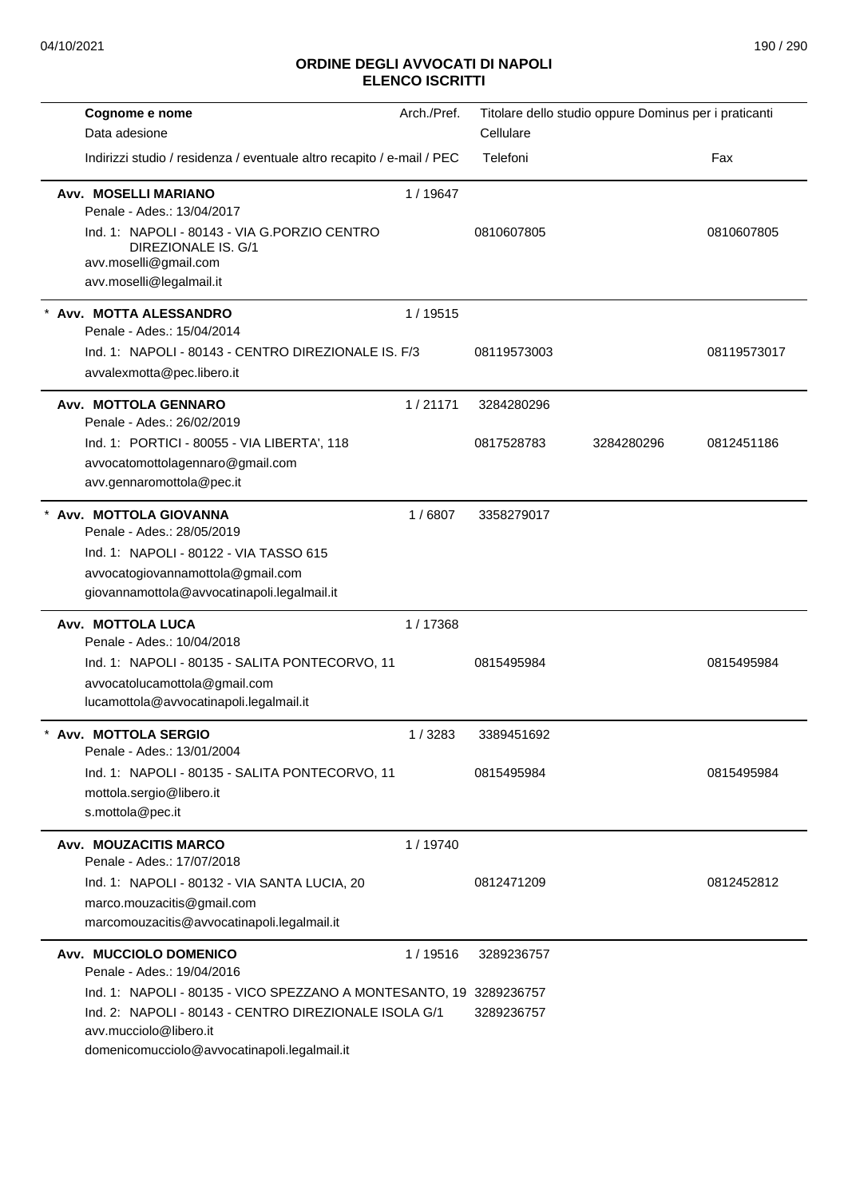**ORDINE DEGLI AVVOCATI DI NAPOLI**
**ELENCO ISCRITTI**

| Cognome e nome<br>Data adesione<br>Indirizzi studio / residenza / eventuale altro recapito / e-mail / PEC | Arch./Pref. | Titolare dello studio oppure Dominus per i praticanti<br>Cellulare<br>Telefoni | | Fax |
|---|---|---|---|---|
| **Avv. MOSELLI MARIANO**<br>Penale - Ades.: 13/04/2017 | 1 / 19647 | | | |
| Ind. 1: NAPOLI - 80143 - VIA G.PORZIO CENTRO DIREZIONALE IS. G/1<br>avv.moselli@gmail.com<br>avv.moselli@legalmail.it | | 0810607805 | | 0810607805 |
| * **Avv. MOTTA ALESSANDRO**<br>Penale - Ades.: 15/04/2014 | 1 / 19515 | | | |
| Ind. 1: NAPOLI - 80143 - CENTRO DIREZIONALE IS. F/3<br>avvalexmotta@pec.libero.it | | 08119573003 | | 08119573017 |
| **Avv. MOTTOLA GENNARO**<br>Penale - Ades.: 26/02/2019 | 1 / 21171 | 3284280296 | | |
| Ind. 1: PORTICI - 80055 - VIA LIBERTA', 118<br>avvocatomottolagennaro@gmail.com<br>avv.gennaromottola@pec.it | | 0817528783 | 3284280296 | 0812451186 |
| * **Avv. MOTTOLA GIOVANNA**<br>Penale - Ades.: 28/05/2019 | 1 / 6807 | 3358279017 | | |
| Ind. 1: NAPOLI - 80122 - VIA TASSO 615<br>avvocatogiovannamottola@gmail.com<br>giovannamottola@avvocatinapoli.legalmail.it | | | | |
| **Avv. MOTTOLA LUCA**<br>Penale - Ades.: 10/04/2018 | 1 / 17368 | | | |
| Ind. 1: NAPOLI - 80135 - SALITA PONTECORVO, 11<br>avvocatolucamottola@gmail.com<br>lucamottola@avvocatinapoli.legalmail.it | | 0815495984 | | 0815495984 |
| * **Avv. MOTTOLA SERGIO**<br>Penale - Ades.: 13/01/2004 | 1 / 3283 | 3389451692 | | |
| Ind. 1: NAPOLI - 80135 - SALITA PONTECORVO, 11<br>mottola.sergio@libero.it<br>s.mottola@pec.it | | 0815495984 | | 0815495984 |
| **Avv. MOUZACITIS MARCO**<br>Penale - Ades.: 17/07/2018 | 1 / 19740 | | | |
| Ind. 1: NAPOLI - 80132 - VIA SANTA LUCIA, 20<br>marco.mouzacitis@gmail.com<br>marcomouzacitis@avvocatinapoli.legalmail.it | | 0812471209 | | 0812452812 |
| **Avv. MUCCIOLO DOMENICO**<br>Penale - Ades.: 19/04/2016 | 1 / 19516 | 3289236757 | | |
| Ind. 1: NAPOLI - 80135 - VICO SPEZZANO A MONTESANTO, 19 | | 3289236757 | | |
| Ind. 2: NAPOLI - 80143 - CENTRO DIREZIONALE ISOLA G/1<br>avv.mucciolo@libero.it<br>domenicomucciolo@avvocatinapoli.legalmail.it | | 3289236757 | | |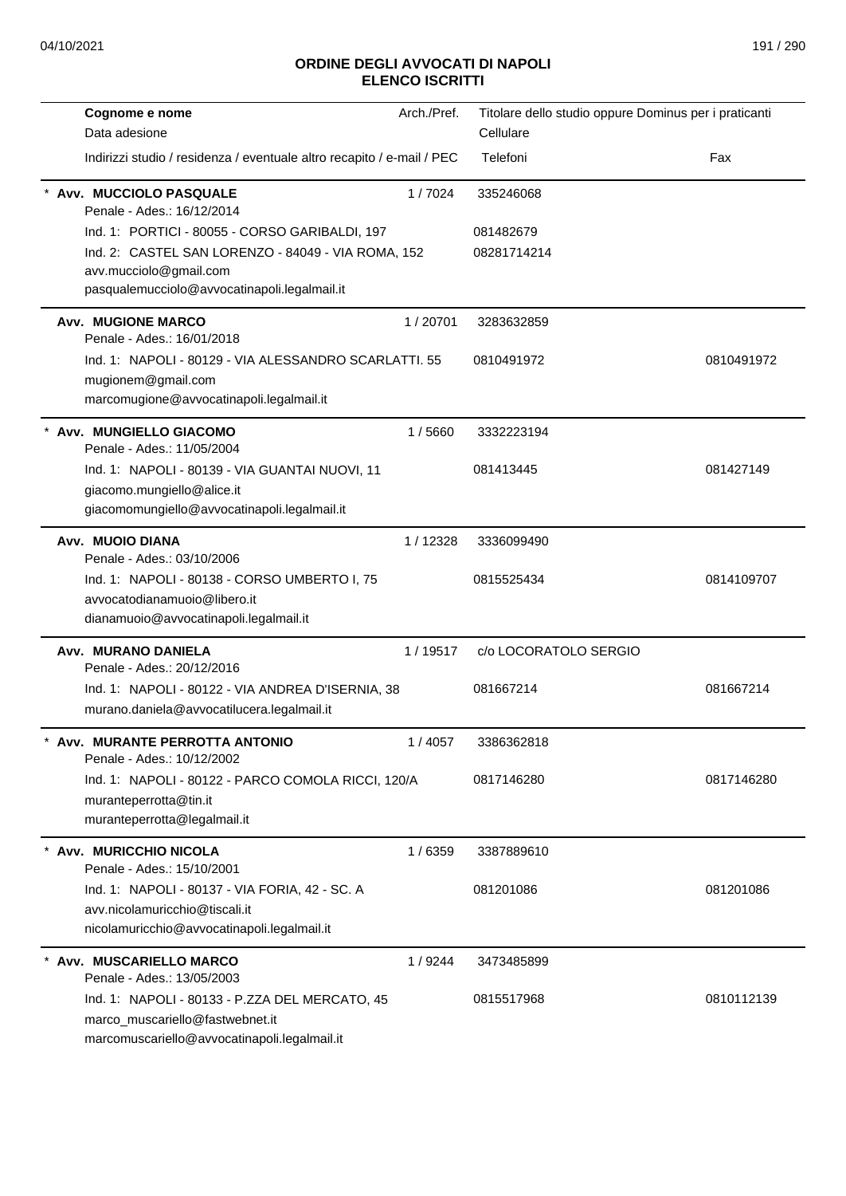# ORDINE DEGLI AVVOCATI DI NAPOLI
## ELENCO ISCRITTI

| Cognome e nome<br>Data adesione<br>Indirizzi studio / residenza / eventuale altro recapito / e-mail / PEC | Arch./Pref. | Titolare dello studio oppure Dominus per i praticanti<br>Cellulare<br>Telefoni | Fax |
|---|---|---|---|
| * **Avv. MUCCIOLO PASQUALE**<br>Penale - Ades.: 16/12/2014 | 1 / 7024 | 335246068 | |
| Ind. 1: PORTICI - 80055 - CORSO GARIBALDI, 197 | | 081482679 | |
| Ind. 2: CASTEL SAN LORENZO - 84049 - VIA ROMA, 152<br>avv.mucciolo@gmail.com<br>pasqualemucciolo@avvocatinapoli.legalmail.it | | 08281714214 | |
| **Avv. MUGIONE MARCO**<br>Penale - Ades.: 16/01/2018 | 1 / 20701 | 3283632859 | |
| Ind. 1: NAPOLI - 80129 - VIA ALESSANDRO SCARLATTI. 55<br>mugionem@gmail.com<br>marcomugione@avvocatinapoli.legalmail.it | | 0810491972 | 0810491972 |
| * **Avv. MUNGIELLO GIACOMO**<br>Penale - Ades.: 11/05/2004 | 1 / 5660 | 3332223194 | |
| Ind. 1: NAPOLI - 80139 - VIA GUANTAI NUOVI, 11<br>giacomo.mungiello@alice.it<br>giacomomungiello@avvocatinapoli.legalmail.it | | 081413445 | 081427149 |
| **Avv. MUOIO DIANA**<br>Penale - Ades.: 03/10/2006 | 1 / 12328 | 3336099490 | |
| Ind. 1: NAPOLI - 80138 - CORSO UMBERTO I, 75<br>avvocatodianamuoio@libero.it<br>dianamuoio@avvocatinapoli.legalmail.it | | 0815525434 | 0814109707 |
| **Avv. MURANO DANIELA**<br>Penale - Ades.: 20/12/2016 | 1 / 19517 | c/o LOCORATOLO SERGIO | |
| Ind. 1: NAPOLI - 80122 - VIA ANDREA D'ISERNIA, 38<br>murano.daniela@avvocatilucera.legalmail.it | | 081667214 | 081667214 |
| * **Avv. MURANTE PERROTTA ANTONIO**<br>Penale - Ades.: 10/12/2002 | 1 / 4057 | 3386362818 | |
| Ind. 1: NAPOLI - 80122 - PARCO COMOLA RICCI, 120/A<br>muranteperrotta@tin.it<br>muranteperrotta@legalmail.it | | 0817146280 | 0817146280 |
| * **Avv. MURICCHIO NICOLA**<br>Penale - Ades.: 15/10/2001 | 1 / 6359 | 3387889610 | |
| Ind. 1: NAPOLI - 80137 - VIA FORIA, 42 - SC. A<br>avv.nicolamuricchio@tiscali.it<br>nicolamuricchio@avvocatinapoli.legalmail.it | | 081201086 | 081201086 |
| * **Avv. MUSCARIELLO MARCO**<br>Penale - Ades.: 13/05/2003 | 1 / 9244 | 3473485899 | |
| Ind. 1: NAPOLI - 80133 - P.ZZA DEL MERCATO, 45<br>marco_muscariello@fastwebnet.it<br>marcomuscariello@avvocatinapoli.legalmail.it | | 0815517968 | 0810112139 |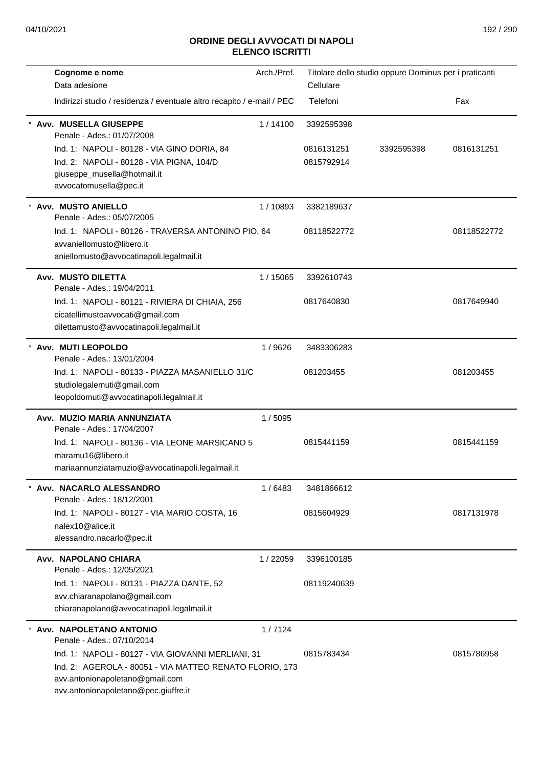# ORDINE DEGLI AVVOCATI DI NAPOLI
## ELENCO ISCRITTI

| Cognome e nome<br>Data adesione<br>Indirizzi studio / residenza / eventuale altro recapito / e-mail / PEC | Arch./Pref. | Titolare dello studio oppure Dominus per i praticanti<br>Cellulare<br>Telefoni | | Fax |
|---|---|---|---|---|
| * **Avv. MUSELLA GIUSEPPE**<br>Penale - Ades.: 01/07/2008 | 1 / 14100 | 3392595398 | | |
| Ind. 1: NAPOLI - 80128 - VIA GINO DORIA, 84 | | 0816131251 | 3392595398 | 0816131251 |
| Ind. 2: NAPOLI - 80128 - VIA PIGNA, 104/D<br>giuseppe_musella@hotmail.it<br>avvocatomusella@pec.it | | 0815792914 | | |
| * **Avv. MUSTO ANIELLO**<br>Penale - Ades.: 05/07/2005 | 1 / 10893 | 3382189637 | | |
| Ind. 1: NAPOLI - 80126 - TRAVERSA ANTONINO PIO, 64<br>avvaniellomusto@libero.it<br>aniellomusto@avvocatinapoli.legalmail.it | | 08118522772 | | 08118522772 |
| **Avv. MUSTO DILETTA**<br>Penale - Ades.: 19/04/2011 | 1 / 15065 | 3392610743 | | |
| Ind. 1: NAPOLI - 80121 - RIVIERA DI CHIAIA, 256<br>cicatellimustoavvocati@gmail.com<br>dilettamusto@avvocatinapoli.legalmail.it | | 0817640830 | | 0817649940 |
| * **Avv. MUTI LEOPOLDO**<br>Penale - Ades.: 13/01/2004 | 1 / 9626 | 3483306283 | | |
| Ind. 1: NAPOLI - 80133 - PIAZZA MASANIELLO 31/C<br>studiolegalemuti@gmail.com<br>leopoldomuti@avvocatinapoli.legalmail.it | | 081203455 | | 081203455 |
| **Avv. MUZIO MARIA ANNUNZIATA**<br>Penale - Ades.: 17/04/2007 | 1 / 5095 | | | |
| Ind. 1: NAPOLI - 80136 - VIA LEONE MARSICANO 5<br>maramu16@libero.it<br>mariaannunziatamuzio@avvocatinapoli.legalmail.it | | 0815441159 | | 0815441159 |
| * **Avv. NACARLO ALESSANDRO**<br>Penale - Ades.: 18/12/2001 | 1 / 6483 | 3481866612 | | |
| Ind. 1: NAPOLI - 80127 - VIA MARIO COSTA, 16<br>nalex10@alice.it<br>alessandro.nacarlo@pec.it | | 0815604929 | | 0817131978 |
| **Avv. NAPOLANO CHIARA**<br>Penale - Ades.: 12/05/2021 | 1 / 22059 | 3396100185 | | |
| Ind. 1: NAPOLI - 80131 - PIAZZA DANTE, 52<br>avv.chiaranapolano@gmail.com<br>chiaranapolano@avvocatinapoli.legalmail.it | | 08119240639 | | |
| * **Avv. NAPOLETANO ANTONIO**<br>Penale - Ades.: 07/10/2014 | 1 / 7124 | | | |
| Ind. 1: NAPOLI - 80127 - VIA GIOVANNI MERLIANI, 31 | | 0815783434 | | 0815786958 |
| Ind. 2: AGEROLA - 80051 - VIA MATTEO RENATO FLORIO, 173<br>avv.antonionapoletano@gmail.com<br>avv.antonionapoletano@pec.giuffre.it | | | | |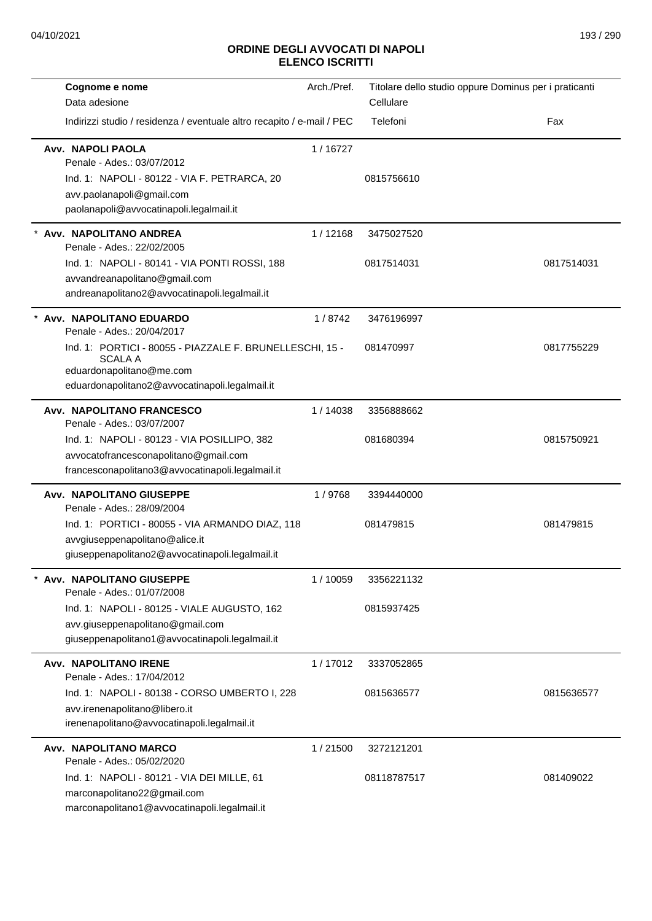# ORDINE DEGLI AVVOCATI DI NAPOLI
## ELENCO ISCRITTI

| Cognome e nome / Data adesione / Indirizzi studio / residenza / eventuale altro recapito / e-mail / PEC | Arch./Pref. | Titolare dello studio oppure Dominus per i praticanti / Cellulare / Telefoni | Fax |
|---|---|---|---|
| **Avv. NAPOLI PAOLA**<br>Penale - Ades.: 03/07/2012<br>Ind. 1: NAPOLI - 80122 - VIA F. PETRARCA, 20<br>avv.paolanapoli@gmail.com<br>paolanapoli@avvocatinapoli.legalmail.it | 1 / 16727 | 0815756610 | |
| * **Avv. NAPOLITANO ANDREA**<br>Penale - Ades.: 22/02/2005<br>Ind. 1: NAPOLI - 80141 - VIA PONTI ROSSI, 188<br>avvandreanapolitano@gmail.com<br>andreanapolitano2@avvocatinapoli.legalmail.it | 1 / 12168 | 3475027520<br>0817514031 | 0817514031 |
| * **Avv. NAPOLITANO EDUARDO**<br>Penale - Ades.: 20/04/2017<br>Ind. 1: PORTICI - 80055 - PIAZZALE F. BRUNELLESCHI, 15 - SCALA A<br>eduardonapolitano@me.com<br>eduardonapolitano2@avvocatinapoli.legalmail.it | 1 / 8742 | 3476196997<br>081470997 | 0817755229 |
| **Avv. NAPOLITANO FRANCESCO**<br>Penale - Ades.: 03/07/2007<br>Ind. 1: NAPOLI - 80123 - VIA POSILLIPO, 382<br>avvocatofrancesconapolitano@gmail.com<br>francesconapolitano3@avvocatinapoli.legalmail.it | 1 / 14038 | 3356888662<br>081680394 | 0815750921 |
| **Avv. NAPOLITANO GIUSEPPE**<br>Penale - Ades.: 28/09/2004<br>Ind. 1: PORTICI - 80055 - VIA ARMANDO DIAZ, 118<br>avvgiuseppenapolitano@alice.it<br>giuseppenapolitano2@avvocatinapoli.legalmail.it | 1 / 9768 | 3394440000<br>081479815 | 081479815 |
| * **Avv. NAPOLITANO GIUSEPPE**<br>Penale - Ades.: 01/07/2008<br>Ind. 1: NAPOLI - 80125 - VIALE AUGUSTO, 162<br>avv.giuseppenapolitano@gmail.com<br>giuseppenapolitano1@avvocatinapoli.legalmail.it | 1 / 10059 | 3356221132<br>0815937425 | |
| **Avv. NAPOLITANO IRENE**<br>Penale - Ades.: 17/04/2012<br>Ind. 1: NAPOLI - 80138 - CORSO UMBERTO I, 228<br>avv.irenenapolitano@libero.it<br>irenenapolitano@avvocatinapoli.legalmail.it | 1 / 17012 | 3337052865<br>0815636577 | 0815636577 |
| **Avv. NAPOLITANO MARCO**<br>Penale - Ades.: 05/02/2020<br>Ind. 1: NAPOLI - 80121 - VIA DEI MILLE, 61<br>marconapolitano22@gmail.com<br>marconapolitano1@avvocatinapoli.legalmail.it | 1 / 21500 | 3272121201<br>08118787517 | 081409022 |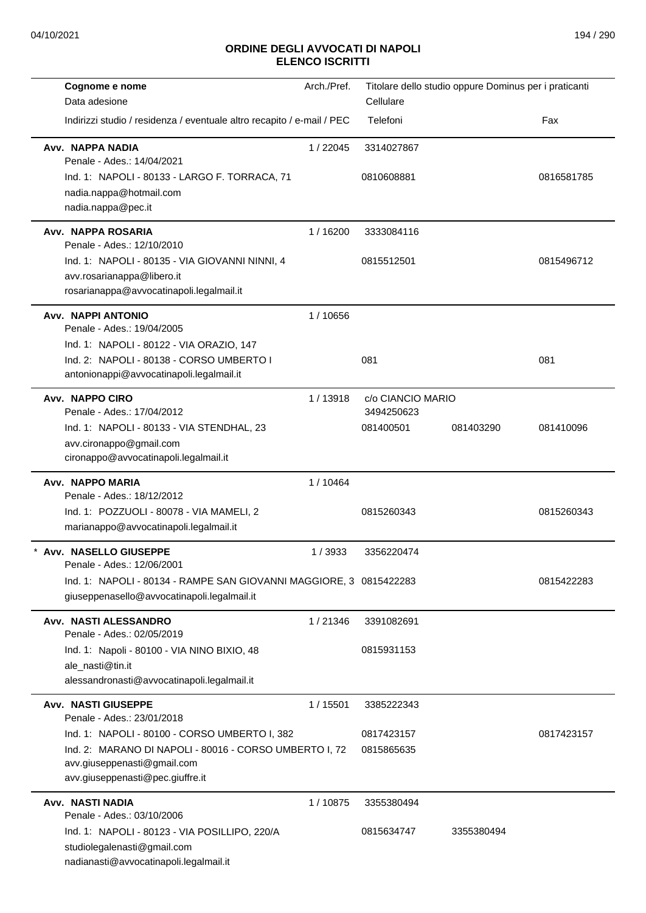# ORDINE DEGLI AVVOCATI DI NAPOLI
## ELENCO ISCRITTI

| Cognome e nome<br>Data adesione<br>Indirizzi studio / residenza / eventuale altro recapito / e-mail / PEC | Arch./Pref. | Titolare dello studio oppure Dominus per i praticanti<br>Cellulare<br>Telefoni | | Fax |
|---|---|---|---|---|
| **Avv. NAPPA NADIA**<br>Penale - Ades.: 14/04/2021<br>Ind. 1: NAPOLI - 80133 - LARGO F. TORRACA, 71<br>nadia.nappa@hotmail.com<br>nadia.nappa@pec.it | 1 / 22045 | 3314027867<br>0810608881 | | 0816581785 |
| **Avv. NAPPA ROSARIA**<br>Penale - Ades.: 12/10/2010<br>Ind. 1: NAPOLI - 80135 - VIA GIOVANNI NINNI, 4<br>avv.rosarianappa@libero.it<br>rosarianappa@avvocatinapoli.legalmail.it | 1 / 16200 | 3333084116<br>0815512501 | | 0815496712 |
| **Avv. NAPPI ANTONIO**<br>Penale - Ades.: 19/04/2005<br>Ind. 1: NAPOLI - 80122 - VIA ORAZIO, 147<br>Ind. 2: NAPOLI - 80138 - CORSO UMBERTO I<br>antonionappi@avvocatinapoli.legalmail.it | 1 / 10656 | 081 | | 081 |
| **Avv. NAPPO CIRO**<br>Penale - Ades.: 17/04/2012<br>Ind. 1: NAPOLI - 80133 - VIA STENDHAL, 23<br>avv.cironappo@gmail.com<br>cironappo@avvocatinapoli.legalmail.it | 1 / 13918 | c/o CIANCIO MARIO<br>3494250623<br>081400501 | 081403290 | 081410096 |
| **Avv. NAPPO MARIA**<br>Penale - Ades.: 18/12/2012<br>Ind. 1: POZZUOLI - 80078 - VIA MAMELI, 2<br>marianappo@avvocatinapoli.legalmail.it | 1 / 10464 | 0815260343 | | 0815260343 |
| * **Avv. NASELLO GIUSEPPE**<br>Penale - Ades.: 12/06/2001<br>Ind. 1: NAPOLI - 80134 - RAMPE SAN GIOVANNI MAGGIORE, 3<br>giuseppenasello@avvocatinapoli.legalmail.it | 1 / 3933 | 3356220474<br>0815422283 | | 0815422283 |
| **Avv. NASTI ALESSANDRO**<br>Penale - Ades.: 02/05/2019<br>Ind. 1: Napoli - 80100 - VIA NINO BIXIO, 48<br>ale_nasti@tin.it<br>alessandronasti@avvocatinapoli.legalmail.it | 1 / 21346 | 3391082691<br>0815931153 | | |
| **Avv. NASTI GIUSEPPE**<br>Penale - Ades.: 23/01/2018<br>Ind. 1: NAPOLI - 80100 - CORSO UMBERTO I, 382<br>Ind. 2: MARANO DI NAPOLI - 80016 - CORSO UMBERTO I, 72<br>avv.giuseppenasti@gmail.com<br>avv.giuseppenasti@pec.giuffre.it | 1 / 15501 | 3385222343<br>0817423157<br>0815865635 | | 0817423157 |
| **Avv. NASTI NADIA**<br>Penale - Ades.: 03/10/2006<br>Ind. 1: NAPOLI - 80123 - VIA POSILLIPO, 220/A<br>studiolegalenasti@gmail.com<br>nadianasti@avvocatinapoli.legalmail.it | 1 / 10875 | 3355380494<br>0815634747 | 3355380494 | |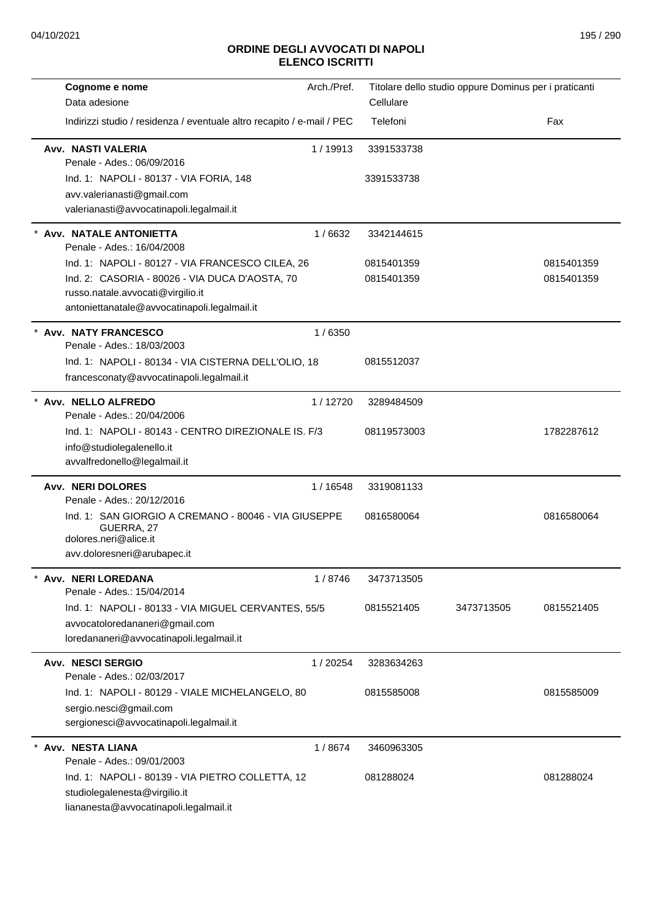## ORDINE DEGLI AVVOCATI DI NAPOLI
## ELENCO ISCRITTI

| Cognome e nome<br>Data adesione<br>Indirizzi studio / residenza / eventuale altro recapito / e-mail / PEC | Arch./Pref. | Titolare dello studio oppure Dominus per i praticanti<br>Cellulare<br>Telefoni | | Fax |
|---|---|---|---|---|
| **Avv. NASTI VALERIA**<br>Penale - Ades.: 06/09/2016 | 1 / 19913 | 3391533738 | | |
| Ind. 1: NAPOLI - 80137 - VIA FORIA, 148<br>avv.valerianasti@gmail.com<br>valerianasti@avvocatinapoli.legalmail.it | | 3391533738 | | |
| * **Avv. NATALE ANTONIETTA**<br>Penale - Ades.: 16/04/2008 | 1 / 6632 | 3342144615 | | |
| Ind. 1: NAPOLI - 80127 - VIA FRANCESCO CILEA, 26 | | 0815401359 | | 0815401359 |
| Ind. 2: CASORIA - 80026 - VIA DUCA D'AOSTA, 70<br>russo.natale.avvocati@virgilio.it<br>antoniettanatale@avvocatinapoli.legalmail.it | | 0815401359 | | 0815401359 |
| * **Avv. NATY FRANCESCO**<br>Penale - Ades.: 18/03/2003 | 1 / 6350 | | | |
| Ind. 1: NAPOLI - 80134 - VIA CISTERNA DELL'OLIO, 18<br>francesconaty@avvocatinapoli.legalmail.it | | 0815512037 | | |
| * **Avv. NELLO ALFREDO**<br>Penale - Ades.: 20/04/2006 | 1 / 12720 | 3289484509 | | |
| Ind. 1: NAPOLI - 80143 - CENTRO DIREZIONALE IS. F/3<br>info@studiolegalenello.it<br>avvalfredonello@legalmail.it | | 08119573003 | | 1782287612 |
| **Avv. NERI DOLORES**<br>Penale - Ades.: 20/12/2016 | 1 / 16548 | 3319081133 | | |
| Ind. 1: SAN GIORGIO A CREMANO - 80046 - VIA GIUSEPPE GUERRA, 27<br>dolores.neri@alice.it<br>avv.doloresneri@arubapec.it | | 0816580064 | | 0816580064 |
| * **Avv. NERI LOREDANA**<br>Penale - Ades.: 15/04/2014 | 1 / 8746 | 3473713505 | | |
| Ind. 1: NAPOLI - 80133 - VIA MIGUEL CERVANTES, 55/5<br>avvocatoloredananeri@gmail.com<br>loredananeri@avvocatinapoli.legalmail.it | | 0815521405 | 3473713505 | 0815521405 |
| **Avv. NESCI SERGIO**<br>Penale - Ades.: 02/03/2017 | 1 / 20254 | 3283634263 | | |
| Ind. 1: NAPOLI - 80129 - VIALE MICHELANGELO, 80<br>sergio.nesci@gmail.com<br>sergionesci@avvocatinapoli.legalmail.it | | 0815585008 | | 0815585009 |
| * **Avv. NESTA LIANA**<br>Penale - Ades.: 09/01/2003 | 1 / 8674 | 3460963305 | | |
| Ind. 1: NAPOLI - 80139 - VIA PIETRO COLLETTA, 12<br>studiolegalenesta@virgilio.it<br>liananesta@avvocatinapoli.legalmail.it | | 081288024 | | 081288024 |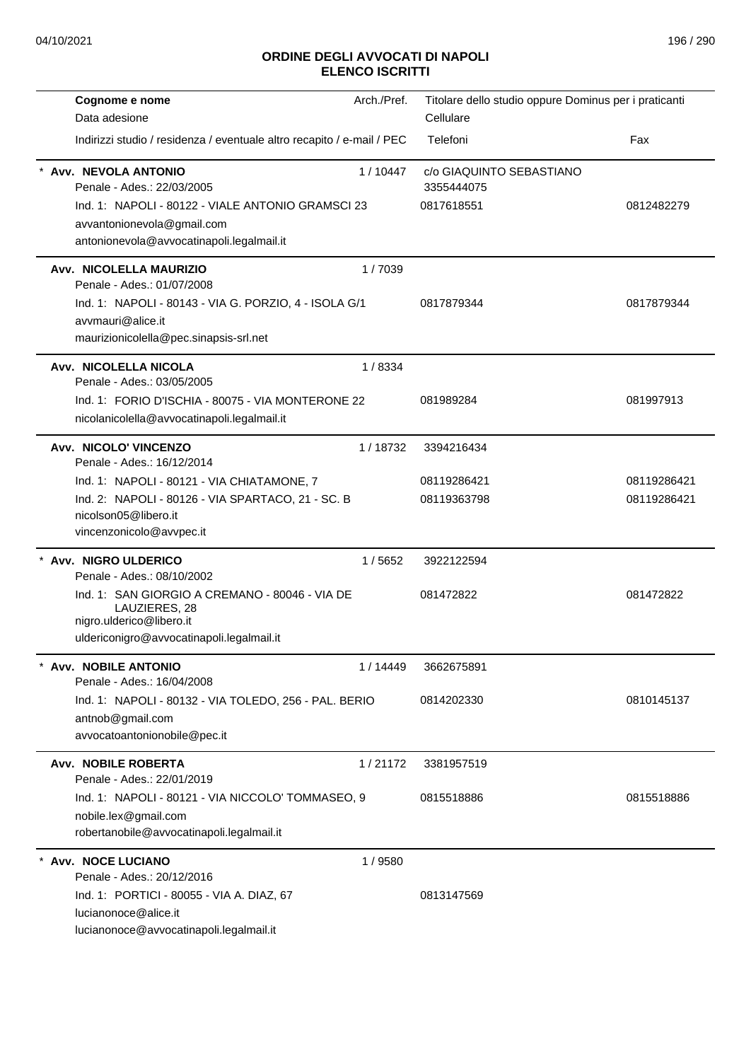## ORDINE DEGLI AVVOCATI DI NAPOLI
## ELENCO ISCRITTI

| Cognome e nome<br>Data adesione<br>Indirizzi studio / residenza / eventuale altro recapito / e-mail / PEC | Arch./Pref. | Titolare dello studio oppure Dominus per i praticanti<br>Cellulare<br>Telefoni | Fax |
|---|---|---|---|
| * **Avv. NEVOLA ANTONIO**<br>Penale - Ades.: 22/03/2005<br>Ind. 1: NAPOLI - 80122 - VIALE ANTONIO GRAMSCI 23<br>avvantonionevola@gmail.com<br>antonionevola@avvocatinapoli.legalmail.it | 1 / 10447 | c/o GIAQUINTO SEBASTIANO<br>3355444075<br>0817618551 | 0812482279 |
| **Avv. NICOLELLA MAURIZIO**<br>Penale - Ades.: 01/07/2008<br>Ind. 1: NAPOLI - 80143 - VIA G. PORZIO, 4 - ISOLA G/1<br>avvmauri@alice.it<br>maurizionicolella@pec.sinapsis-srl.net | 1 / 7039 | 0817879344 | 0817879344 |
| **Avv. NICOLELLA NICOLA**<br>Penale - Ades.: 03/05/2005<br>Ind. 1: FORIO D'ISCHIA - 80075 - VIA MONTERONE 22<br>nicolanicolella@avvocatinapoli.legalmail.it | 1 / 8334 | 081989284 | 081997913 |
| **Avv. NICOLO' VINCENZO**<br>Penale - Ades.: 16/12/2014<br>Ind. 1: NAPOLI - 80121 - VIA CHIATAMONE, 7<br>Ind. 2: NAPOLI - 80126 - VIA SPARTACO, 21 - SC. B<br>nicolson05@libero.it<br>vincenzonicolo@avvpec.it | 1 / 18732 | 3394216434<br>08119286421<br>08119363798 | 08119286421<br>08119286421 |
| * **Avv. NIGRO ULDERICO**<br>Penale - Ades.: 08/10/2002<br>Ind. 1: SAN GIORGIO A CREMANO - 80046 - VIA DE LAUZIERES, 28<br>nigro.ulderico@libero.it<br>uldericonigro@avvocatinapoli.legalmail.it | 1 / 5652 | 3922122594<br>081472822 | 081472822 |
| * **Avv. NOBILE ANTONIO**<br>Penale - Ades.: 16/04/2008<br>Ind. 1: NAPOLI - 80132 - VIA TOLEDO, 256 - PAL. BERIO<br>antnob@gmail.com<br>avvocatoantonionobile@pec.it | 1 / 14449 | 3662675891<br>0814202330 | 0810145137 |
| **Avv. NOBILE ROBERTA**<br>Penale - Ades.: 22/01/2019<br>Ind. 1: NAPOLI - 80121 - VIA NICCOLO' TOMMASEO, 9<br>nobile.lex@gmail.com<br>robertanobile@avvocatinapoli.legalmail.it | 1 / 21172 | 3381957519<br>0815518886 | 0815518886 |
| * **Avv. NOCE LUCIANO**<br>Penale - Ades.: 20/12/2016<br>Ind. 1: PORTICI - 80055 - VIA A. DIAZ, 67<br>lucianonoce@alice.it<br>lucianonoce@avvocatinapoli.legalmail.it | 1 / 9580 | 0813147569 | |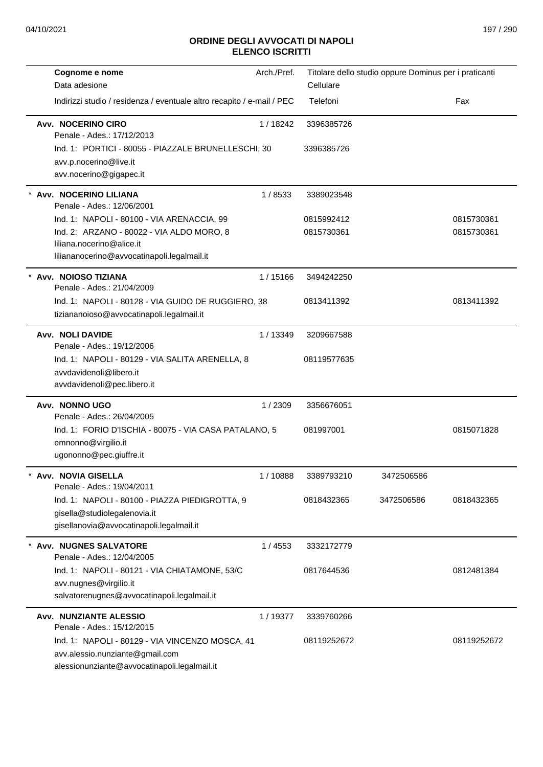# ORDINE DEGLI AVVOCATI DI NAPOLI
## ELENCO ISCRITTI

| Cognome e nome / Data adesione / Indirizzi studio / residenza / eventuale altro recapito / e-mail / PEC | Arch./Pref. | Titolare dello studio oppure Dominus per i praticanti / Cellulare / Telefoni | | Fax |
|---|---|---|---|---|
| **Avv. NOCERINO CIRO** | 1 / 18242 | 3396385726 | | |
| Penale - Ades.: 17/12/2013 | | | | |
| Ind. 1: PORTICI - 80055 - PIAZZALE BRUNELLESCHI, 30 | | 3396385726 | | |
| avv.p.nocerino@live.it | | | | |
| avv.nocerino@gigapec.it | | | | |
| * **Avv. NOCERINO LILIANA** | 1 / 8533 | 3389023548 | | |
| Penale - Ades.: 12/06/2001 | | | | |
| Ind. 1: NAPOLI - 80100 - VIA ARENACCIA, 99 | | 0815992412 | | 0815730361 |
| Ind. 2: ARZANO - 80022 - VIA ALDO MORO, 8 | | 0815730361 | | 0815730361 |
| liliana.nocerino@alice.it | | | | |
| liliananocerino@avvocatinapoli.legalmail.it | | | | |
| * **Avv. NOIOSO TIZIANA** | 1 / 15166 | 3494242250 | | |
| Penale - Ades.: 21/04/2009 | | | | |
| Ind. 1: NAPOLI - 80128 - VIA GUIDO DE RUGGIERO, 38 | | 0813411392 | | 0813411392 |
| tiziananoioso@avvocatinapoli.legalmail.it | | | | |
| **Avv. NOLI DAVIDE** | 1 / 13349 | 3209667588 | | |
| Penale - Ades.: 19/12/2006 | | | | |
| Ind. 1: NAPOLI - 80129 - VIA SALITA ARENELLA, 8 | | 08119577635 | | |
| avvdavidenoli@libero.it | | | | |
| avvdavidenoli@pec.libero.it | | | | |
| **Avv. NONNO UGO** | 1 / 2309 | 3356676051 | | |
| Penale - Ades.: 26/04/2005 | | | | |
| Ind. 1: FORIO D'ISCHIA - 80075 - VIA CASA PATALANO, 5 | | 081997001 | | 0815071828 |
| emnonno@virgilio.it | | | | |
| ugononno@pec.giuffre.it | | | | |
| * **Avv. NOVIA GISELLA** | 1 / 10888 | 3389793210 | 3472506586 | |
| Penale - Ades.: 19/04/2011 | | | | |
| Ind. 1: NAPOLI - 80100 - PIAZZA PIEDIGROTTA, 9 | | 0818432365 | 3472506586 | 0818432365 |
| gisella@studiolegalenovia.it | | | | |
| gisellanovia@avvocatinapoli.legalmail.it | | | | |
| * **Avv. NUGNES SALVATORE** | 1 / 4553 | 3332172779 | | |
| Penale - Ades.: 12/04/2005 | | | | |
| Ind. 1: NAPOLI - 80121 - VIA CHIATAMONE, 53/C | | 0817644536 | | 0812481384 |
| avv.nugnes@virgilio.it | | | | |
| salvatorenugnes@avvocatinapoli.legalmail.it | | | | |
| **Avv. NUNZIANTE ALESSIO** | 1 / 19377 | 3339760266 | | |
| Penale - Ades.: 15/12/2015 | | | | |
| Ind. 1: NAPOLI - 80129 - VIA VINCENZO MOSCA, 41 | | 08119252672 | | 08119252672 |
| avv.alessio.nunziante@gmail.com | | | | |
| alessionunziante@avvocatinapoli.legalmail.it | | | | |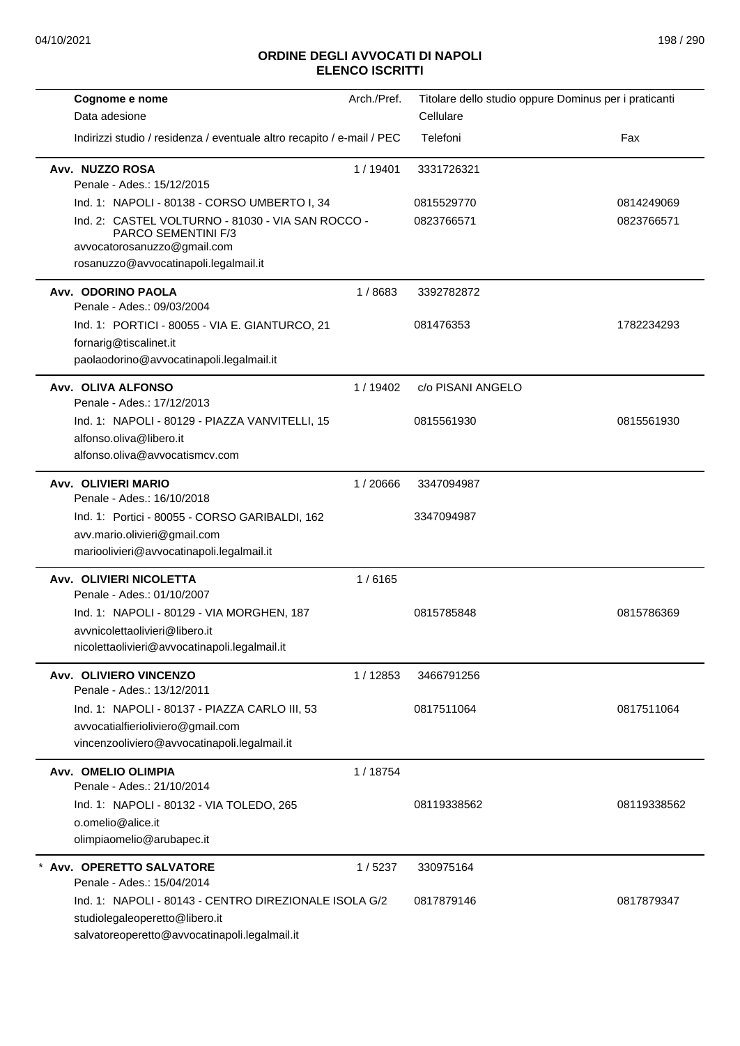# ORDINE DEGLI AVVOCATI DI NAPOLI
## ELENCO ISCRITTI

| Cognome e nome / Data adesione / Indirizzi studio / residenza / eventuale altro recapito / e-mail / PEC | Arch./Pref. | Titolare dello studio oppure Dominus per i praticanti / Cellulare / Telefoni | Fax |
|---|---|---|---|
| **Avv. NUZZO ROSA** | 1 / 19401 | 3331726321 | |
| Penale - Ades.: 15/12/2015 | | | |
| Ind. 1: NAPOLI - 80138 - CORSO UMBERTO I, 34 | | 0815529770 | 0814249069 |
| Ind. 2: CASTEL VOLTURNO - 81030 - VIA SAN ROCCO - PARCO SEMENTINI F/3 | | 0823766571 | 0823766571 |
| avvocatorosanuzzo@gmail.com | | | |
| rosanuzzo@avvocatinapoli.legalmail.it | | | |
| **Avv. ODORINO PAOLA** | 1 / 8683 | 3392782872 | |
| Penale - Ades.: 09/03/2004 | | | |
| Ind. 1: PORTICI - 80055 - VIA E. GIANTURCO, 21 | | 081476353 | 1782234293 |
| fornarig@tiscalinet.it | | | |
| paolaodorino@avvocatinapoli.legalmail.it | | | |
| **Avv. OLIVA ALFONSO** | 1 / 19402 | c/o PISANI ANGELO | |
| Penale - Ades.: 17/12/2013 | | | |
| Ind. 1: NAPOLI - 80129 - PIAZZA VANVITELLI, 15 | | 0815561930 | 0815561930 |
| alfonso.oliva@libero.it | | | |
| alfonso.oliva@avvocatismcv.com | | | |
| **Avv. OLIVIERI MARIO** | 1 / 20666 | 3347094987 | |
| Penale - Ades.: 16/10/2018 | | | |
| Ind. 1: Portici - 80055 - CORSO GARIBALDI, 162 | | 3347094987 | |
| avv.mario.olivieri@gmail.com | | | |
| mariolivieri@avvocatinapoli.legalmail.it | | | |
| **Avv. OLIVIERI NICOLETTA** | 1 / 6165 | | |
| Penale - Ades.: 01/10/2007 | | | |
| Ind. 1: NAPOLI - 80129 - VIA MORGHEN, 187 | | 0815785848 | 0815786369 |
| avvnicolettaolivieri@libero.it | | | |
| nicolettaolivieri@avvocatinapoli.legalmail.it | | | |
| **Avv. OLIVIERO VINCENZO** | 1 / 12853 | 3466791256 | |
| Penale - Ades.: 13/12/2011 | | | |
| Ind. 1: NAPOLI - 80137 - PIAZZA CARLO III, 53 | | 0817511064 | 0817511064 |
| avvocatialfierioliviero@gmail.com | | | |
| vincenzooliviero@avvocatinapoli.legalmail.it | | | |
| **Avv. OMELIO OLIMPIA** | 1 / 18754 | | |
| Penale - Ades.: 21/10/2014 | | | |
| Ind. 1: NAPOLI - 80132 - VIA TOLEDO, 265 | | 08119338562 | 08119338562 |
| o.omelio@alice.it | | | |
| olimpiaomelio@arubapec.it | | | |
| * **Avv. OPERETTO SALVATORE** | 1 / 5237 | 330975164 | |
| Penale - Ades.: 15/04/2014 | | | |
| Ind. 1: NAPOLI - 80143 - CENTRO DIREZIONALE ISOLA G/2 | | 0817879146 | 0817879347 |
| studiolegaleoperetto@libero.it | | | |
| salvatoreoperetto@avvocatinapoli.legalmail.it | | | |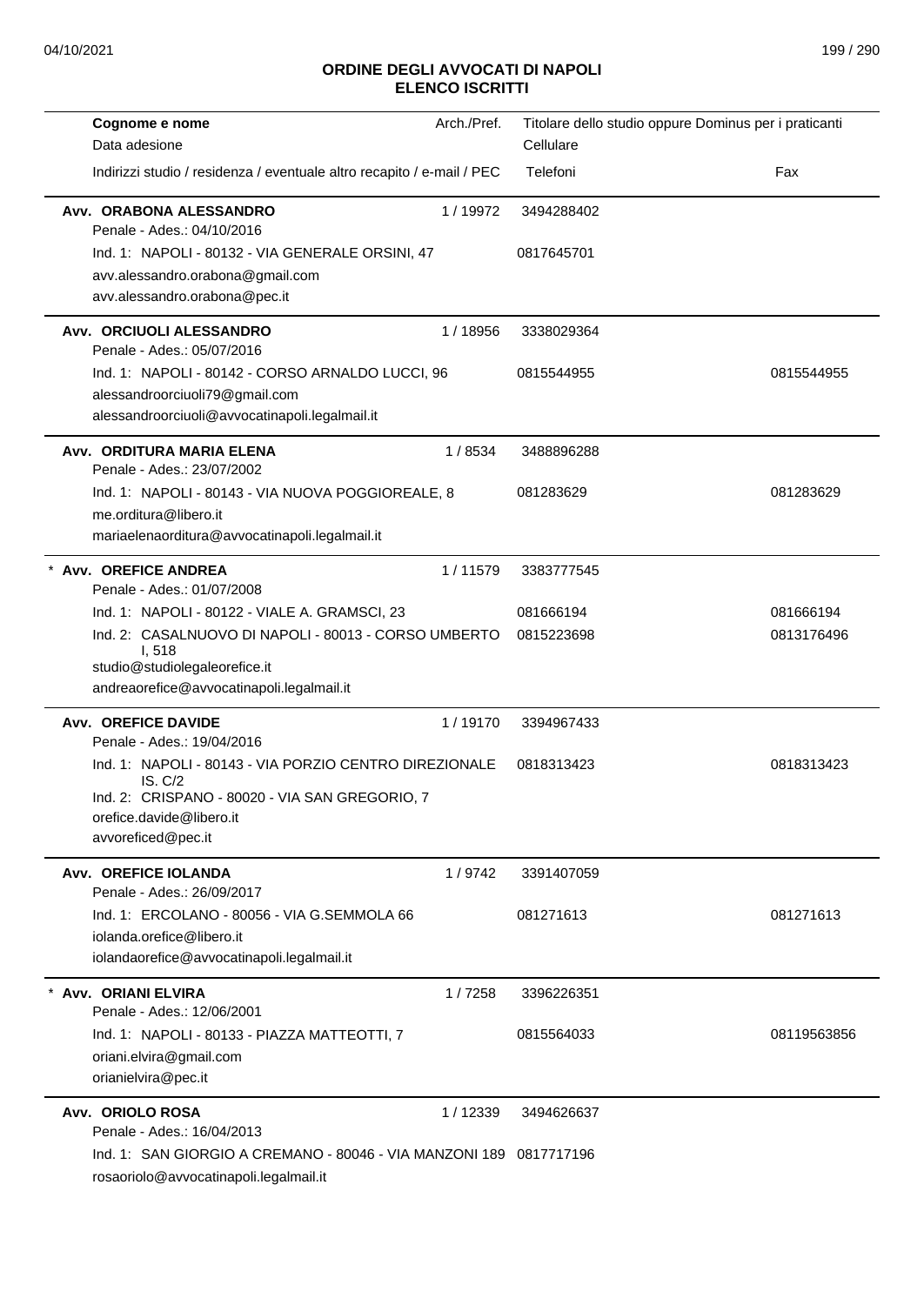## ORDINE DEGLI AVVOCATI DI NAPOLI
## ELENCO ISCRITTI

| Cognome e nome / Data adesione / Indirizzi studio / residenza / eventuale altro recapito / e-mail / PEC | Arch./Pref. | Titolare dello studio oppure Dominus per i praticanti / Cellulare / Telefoni | Fax |
|---|---|---|---|
| **Avv. ORABONA ALESSANDRO** | 1 / 19972 | 3494288402 | |
| Penale - Ades.: 04/10/2016 | | | |
| Ind. 1: NAPOLI - 80132 - VIA GENERALE ORSINI, 47 | | 0817645701 | |
| avv.alessandro.orabona@gmail.com | | | |
| avv.alessandro.orabona@pec.it | | | |
| **Avv. ORCIUOLI ALESSANDRO** | 1 / 18956 | 3338029364 | |
| Penale - Ades.: 05/07/2016 | | | |
| Ind. 1: NAPOLI - 80142 - CORSO ARNALDO LUCCI, 96 | | 0815544955 | 0815544955 |
| alessandroorciuoli79@gmail.com | | | |
| alessandroorciuoli@avvocatinapoli.legalmail.it | | | |
| **Avv. ORDITURA MARIA ELENA** | 1 / 8534 | 3488896288 | |
| Penale - Ades.: 23/07/2002 | | | |
| Ind. 1: NAPOLI - 80143 - VIA NUOVA POGGIOREALE, 8 | | 081283629 | 081283629 |
| me.orditura@libero.it | | | |
| mariaelenaorditura@avvocatinapoli.legalmail.it | | | |
| * **Avv. OREFICE ANDREA** | 1 / 11579 | 3383777545 | |
| Penale - Ades.: 01/07/2008 | | | |
| Ind. 1: NAPOLI - 80122 - VIALE A. GRAMSCI, 23 | | 081666194 | 081666194 |
| Ind. 2: CASALNUOVO DI NAPOLI - 80013 - CORSO UMBERTO I, 518 | | 0815223698 | 0813176496 |
| studio@studiolegaleorefice.it | | | |
| andreaorefice@avvocatinapoli.legalmail.it | | | |
| **Avv. OREFICE DAVIDE** | 1 / 19170 | 3394967433 | |
| Penale - Ades.: 19/04/2016 | | | |
| Ind. 1: NAPOLI - 80143 - VIA PORZIO CENTRO DIREZIONALE IS. C/2 | | 0818313423 | 0818313423 |
| Ind. 2: CRISPANO - 80020 - VIA SAN GREGORIO, 7 | | | |
| orefice.davide@libero.it | | | |
| avvoreficed@pec.it | | | |
| **Avv. OREFICE IOLANDA** | 1 / 9742 | 3391407059 | |
| Penale - Ades.: 26/09/2017 | | | |
| Ind. 1: ERCOLANO - 80056 - VIA G.SEMMOLA 66 | | 081271613 | 081271613 |
| iolanda.orefice@libero.it | | | |
| iolandaorefice@avvocatinapoli.legalmail.it | | | |
| * **Avv. ORIANI ELVIRA** | 1 / 7258 | 3396226351 | |
| Penale - Ades.: 12/06/2001 | | | |
| Ind. 1: NAPOLI - 80133 - PIAZZA MATTEOTTI, 7 | | 0815564033 | 08119563856 |
| oriani.elvira@gmail.com | | | |
| orianielvira@pec.it | | | |
| **Avv. ORIOLO ROSA** | 1 / 12339 | 3494626637 | |
| Penale - Ades.: 16/04/2013 | | | |
| Ind. 1: SAN GIORGIO A CREMANO - 80046 - VIA MANZONI 189 | | 0817717196 | |
| rosaoriolo@avvocatinapoli.legalmail.it | | | |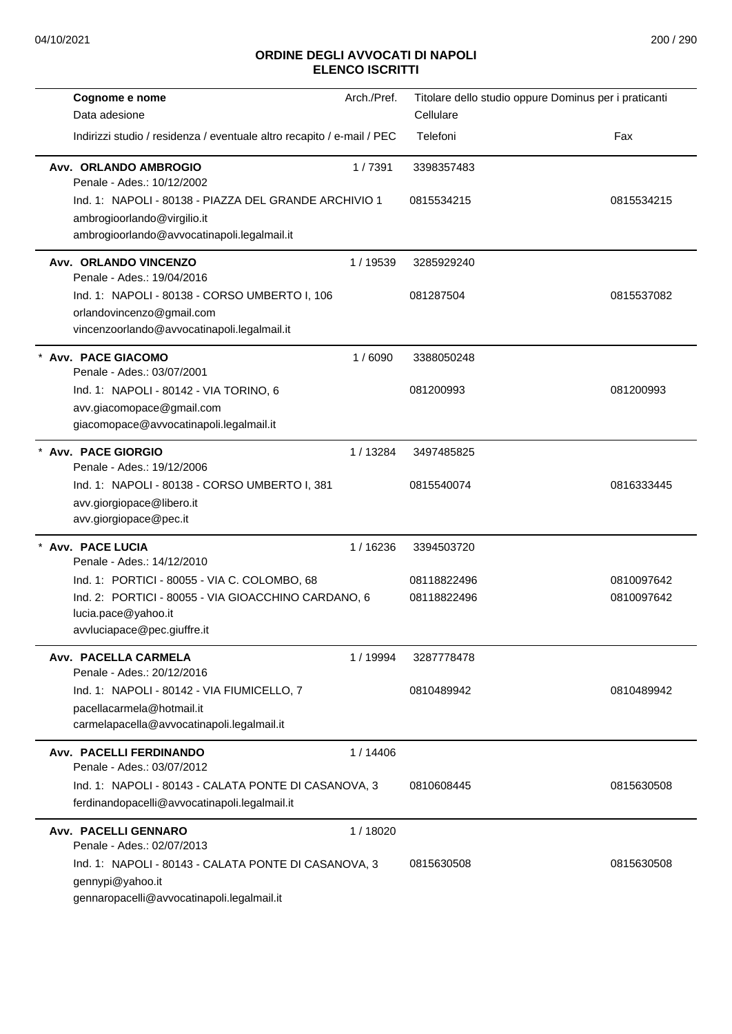**ORDINE DEGLI AVVOCATI DI NAPOLI**
**ELENCO ISCRITTI**

| Cognome e nome / Data adesione / Indirizzi studio / residenza / eventuale altro recapito / e-mail / PEC | Arch./Pref. | Titolare dello studio oppure Dominus per i praticanti / Cellulare / Telefoni | Fax |
|---|---|---|---|
| **Avv. ORLANDO AMBROGIO** | 1 / 7391 | 3398357483 | |
| Penale - Ades.: 10/12/2002 | | | |
| Ind. 1: NAPOLI - 80138 - PIAZZA DEL GRANDE ARCHIVIO 1 | | 0815534215 | 0815534215 |
| ambrogioorlando@virgilio.it | | | |
| ambrogioorlando@avvocatinapoli.legalmail.it | | | |
| **Avv. ORLANDO VINCENZO** | 1 / 19539 | 3285929240 | |
| Penale - Ades.: 19/04/2016 | | | |
| Ind. 1: NAPOLI - 80138 - CORSO UMBERTO I, 106 | | 081287504 | 0815537082 |
| orlandovincenzo@gmail.com | | | |
| vincenzoorlando@avvocatinapoli.legalmail.it | | | |
| * **Avv. PACE GIACOMO** | 1 / 6090 | 3388050248 | |
| Penale - Ades.: 03/07/2001 | | | |
| Ind. 1: NAPOLI - 80142 - VIA TORINO, 6 | | 081200993 | 081200993 |
| avv.giacomopace@gmail.com | | | |
| giacomopace@avvocatinapoli.legalmail.it | | | |
| * **Avv. PACE GIORGIO** | 1 / 13284 | 3497485825 | |
| Penale - Ades.: 19/12/2006 | | | |
| Ind. 1: NAPOLI - 80138 - CORSO UMBERTO I, 381 | | 0815540074 | 0816333445 |
| avv.giorgiopace@libero.it | | | |
| avv.giorgiopace@pec.it | | | |
| * **Avv. PACE LUCIA** | 1 / 16236 | 3394503720 | |
| Penale - Ades.: 14/12/2010 | | | |
| Ind. 1: PORTICI - 80055 - VIA C. COLOMBO, 68 | | 08118822496 | 0810097642 |
| Ind. 2: PORTICI - 80055 - VIA GIOACCHINO CARDANO, 6 | | 08118822496 | 0810097642 |
| lucia.pace@yahoo.it | | | |
| avvluciapace@pec.giuffre.it | | | |
| **Avv. PACELLA CARMELA** | 1 / 19994 | 3287778478 | |
| Penale - Ades.: 20/12/2016 | | | |
| Ind. 1: NAPOLI - 80142 - VIA FIUMICELLO, 7 | | 0810489942 | 0810489942 |
| pacellacarmela@hotmail.it | | | |
| carmelapacella@avvocatinapoli.legalmail.it | | | |
| **Avv. PACELLI FERDINANDO** | 1 / 14406 | | |
| Penale - Ades.: 03/07/2012 | | | |
| Ind. 1: NAPOLI - 80143 - CALATA PONTE DI CASANOVA, 3 | | 0810608445 | 0815630508 |
| ferdinandopacelli@avvocatinapoli.legalmail.it | | | |
| **Avv. PACELLI GENNARO** | 1 / 18020 | | |
| Penale - Ades.: 02/07/2013 | | | |
| Ind. 1: NAPOLI - 80143 - CALATA PONTE DI CASANOVA, 3 | | 0815630508 | 0815630508 |
| gennypi@yahoo.it | | | |
| gennaropacelli@avvocatinapoli.legalmail.it | | | |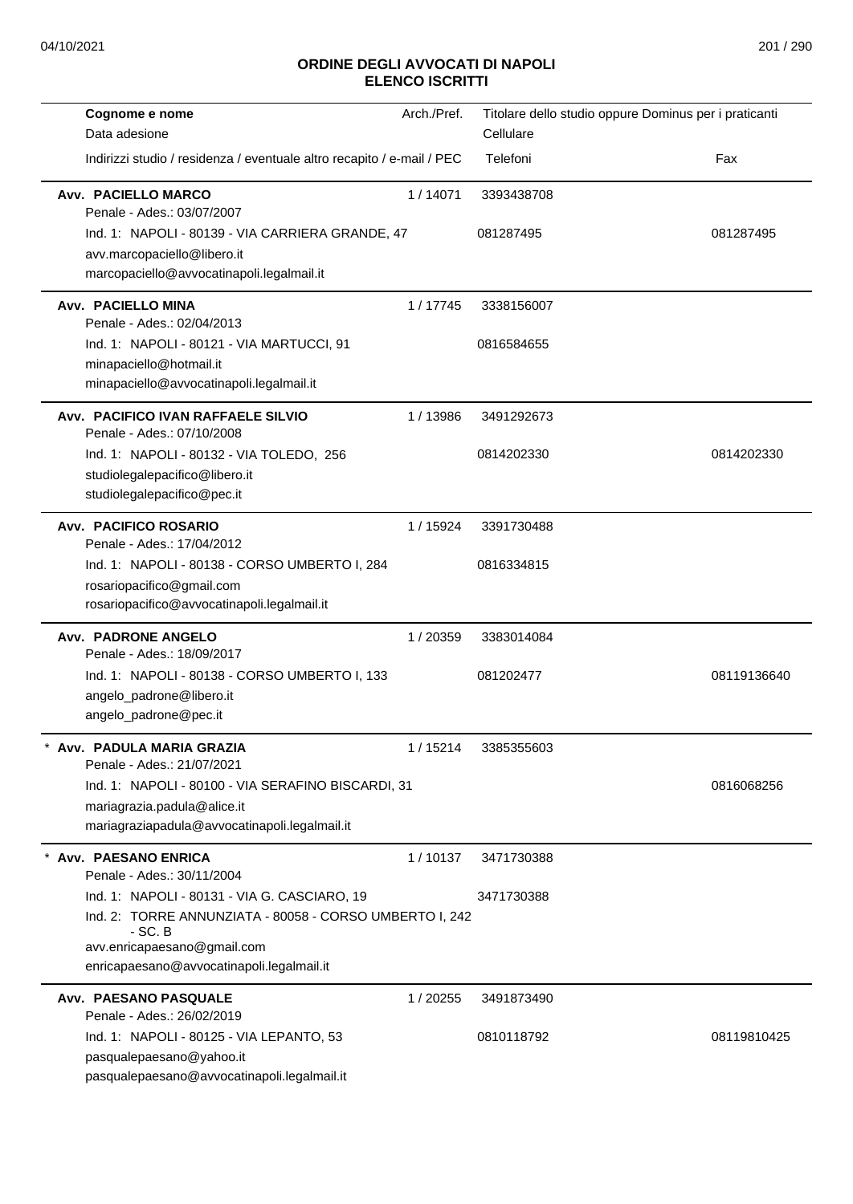## ORDINE DEGLI AVVOCATI DI NAPOLI
## ELENCO ISCRITTI

| Cognome e nome<br>Data adesione<br>Indirizzi studio / residenza / eventuale altro recapito / e-mail / PEC | Arch./Pref. | Titolare dello studio oppure Dominus per i praticanti<br>Cellulare<br>Telefoni | Fax |
|---|---|---|---|
| **Avv. PACIELLO MARCO**<br>Penale - Ades.: 03/07/2007<br>Ind. 1: NAPOLI - 80139 - VIA CARRIERA GRANDE, 47<br>avv.marcopaciello@libero.it<br>marcopaciello@avvocatinapoli.legalmail.it | 1 / 14071 | 3393438708<br>081287495 | 081287495 |
| **Avv. PACIELLO MINA**<br>Penale - Ades.: 02/04/2013<br>Ind. 1: NAPOLI - 80121 - VIA MARTUCCI, 91<br>minapaciello@hotmail.it<br>minapaciello@avvocatinapoli.legalmail.it | 1 / 17745 | 3338156007<br>0816584655 | |
| **Avv. PACIFICO IVAN RAFFAELE SILVIO**<br>Penale - Ades.: 07/10/2008<br>Ind. 1: NAPOLI - 80132 - VIA TOLEDO, 256<br>studiolegalepacifico@libero.it<br>studiolegalepacifico@pec.it | 1 / 13986 | 3491292673<br>0814202330 | 0814202330 |
| **Avv. PACIFICO ROSARIO**<br>Penale - Ades.: 17/04/2012<br>Ind. 1: NAPOLI - 80138 - CORSO UMBERTO I, 284<br>rosariopacifico@gmail.com<br>rosariopacifico@avvocatinapoli.legalmail.it | 1 / 15924 | 3391730488<br>0816334815 | |
| **Avv. PADRONE ANGELO**<br>Penale - Ades.: 18/09/2017<br>Ind. 1: NAPOLI - 80138 - CORSO UMBERTO I, 133<br>angelo_padrone@libero.it<br>angelo_padrone@pec.it | 1 / 20359 | 3383014084<br>081202477 | 08119136640 |
| * **Avv. PADULA MARIA GRAZIA**<br>Penale - Ades.: 21/07/2021<br>Ind. 1: NAPOLI - 80100 - VIA SERAFINO BISCARDI, 31<br>mariagrazia.padula@alice.it<br>mariagraziapadula@avvocatinapoli.legalmail.it | 1 / 15214 | 3385355603 | 0816068256 |
| * **Avv. PAESANO ENRICA**<br>Penale - Ades.: 30/11/2004<br>Ind. 1: NAPOLI - 80131 - VIA G. CASCIARO, 19<br>Ind. 2: TORRE ANNUNZIATA - 80058 - CORSO UMBERTO I, 242 - SC. B<br>avv.enricapaesano@gmail.com<br>enricapaesano@avvocatinapoli.legalmail.it | 1 / 10137 | 3471730388<br>3471730388 | |
| **Avv. PAESANO PASQUALE**<br>Penale - Ades.: 26/02/2019<br>Ind. 1: NAPOLI - 80125 - VIA LEPANTO, 53<br>pasqualepaesano@yahoo.it<br>pasqualepaesano@avvocatinapoli.legalmail.it | 1 / 20255 | 3491873490<br>0810118792 | 08119810425 |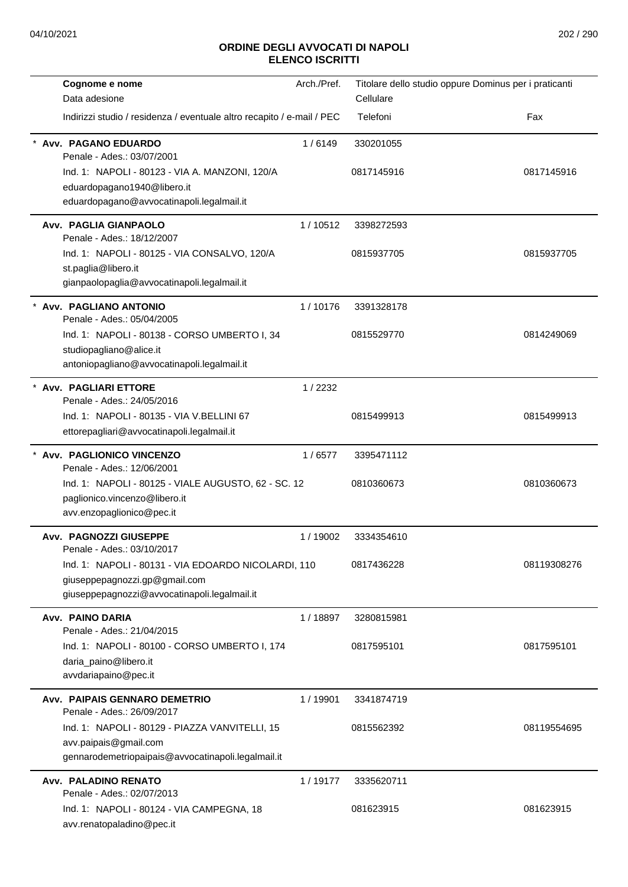## ORDINE DEGLI AVVOCATI DI NAPOLI
## ELENCO ISCRITTI

| Cognome e nome<br>Data adesione<br>Indirizzi studio / residenza / eventuale altro recapito / e-mail / PEC | Arch./Pref. | Titolare dello studio oppure Dominus per i praticanti<br>Cellulare<br>Telefoni | Fax |
|---|---|---|---|
| * **Avv. PAGANO EDUARDO**<br>Penale - Ades.: 03/07/2001<br>Ind. 1: NAPOLI - 80123 - VIA A. MANZONI, 120/A<br>eduardopagano1940@libero.it<br>eduardopagano@avvocatinapoli.legalmail.it | 1 / 6149 | 330201055<br>0817145916 | 0817145916 |
| **Avv. PAGLIA GIANPAOLO**<br>Penale - Ades.: 18/12/2007<br>Ind. 1: NAPOLI - 80125 - VIA CONSALVO, 120/A<br>st.paglia@libero.it<br>gianpaolopaglia@avvocatinapoli.legalmail.it | 1 / 10512 | 3398272593<br>0815937705 | 0815937705 |
| * **Avv. PAGLIANO ANTONIO**<br>Penale - Ades.: 05/04/2005<br>Ind. 1: NAPOLI - 80138 - CORSO UMBERTO I, 34<br>studiopagliano@alice.it<br>antoniopagliano@avvocatinapoli.legalmail.it | 1 / 10176 | 3391328178<br>0815529770 | 0814249069 |
| * **Avv. PAGLIARI ETTORE**<br>Penale - Ades.: 24/05/2016<br>Ind. 1: NAPOLI - 80135 - VIA V.BELLINI 67<br>ettorepagliari@avvocatinapoli.legalmail.it | 1 / 2232 | 0815499913 | 0815499913 |
| * **Avv. PAGLIONICO VINCENZO**<br>Penale - Ades.: 12/06/2001<br>Ind. 1: NAPOLI - 80125 - VIALE AUGUSTO, 62 - SC. 12<br>paglionico.vincenzo@libero.it<br>avv.enzopaglionico@pec.it | 1 / 6577 | 3395471112<br>0810360673 | 0810360673 |
| **Avv. PAGNOZZI GIUSEPPE**<br>Penale - Ades.: 03/10/2017<br>Ind. 1: NAPOLI - 80131 - VIA EDOARDO NICOLARDI, 110<br>giuseppepagnozzi.gp@gmail.com<br>giuseppepagnozzi@avvocatinapoli.legalmail.it | 1 / 19002 | 3334354610<br>0817436228 | 08119308276 |
| **Avv. PAINO DARIA**<br>Penale - Ades.: 21/04/2015<br>Ind. 1: NAPOLI - 80100 - CORSO UMBERTO I, 174<br>daria_paino@libero.it<br>avvdariapaino@pec.it | 1 / 18897 | 3280815981<br>0817595101 | 0817595101 |
| **Avv. PAIPAIS GENNARO DEMETRIO**<br>Penale - Ades.: 26/09/2017<br>Ind. 1: NAPOLI - 80129 - PIAZZA VANVITELLI, 15<br>avv.paipais@gmail.com<br>gennarodemetriopaipais@avvocatinapoli.legalmail.it | 1 / 19901 | 3341874719<br>0815562392 | 08119554695 |
| **Avv. PALADINO RENATO**<br>Penale - Ades.: 02/07/2013<br>Ind. 1: NAPOLI - 80124 - VIA CAMPEGNA, 18<br>avv.renatopaladino@pec.it | 1 / 19177 | 3335620711<br>081623915 | 081623915 |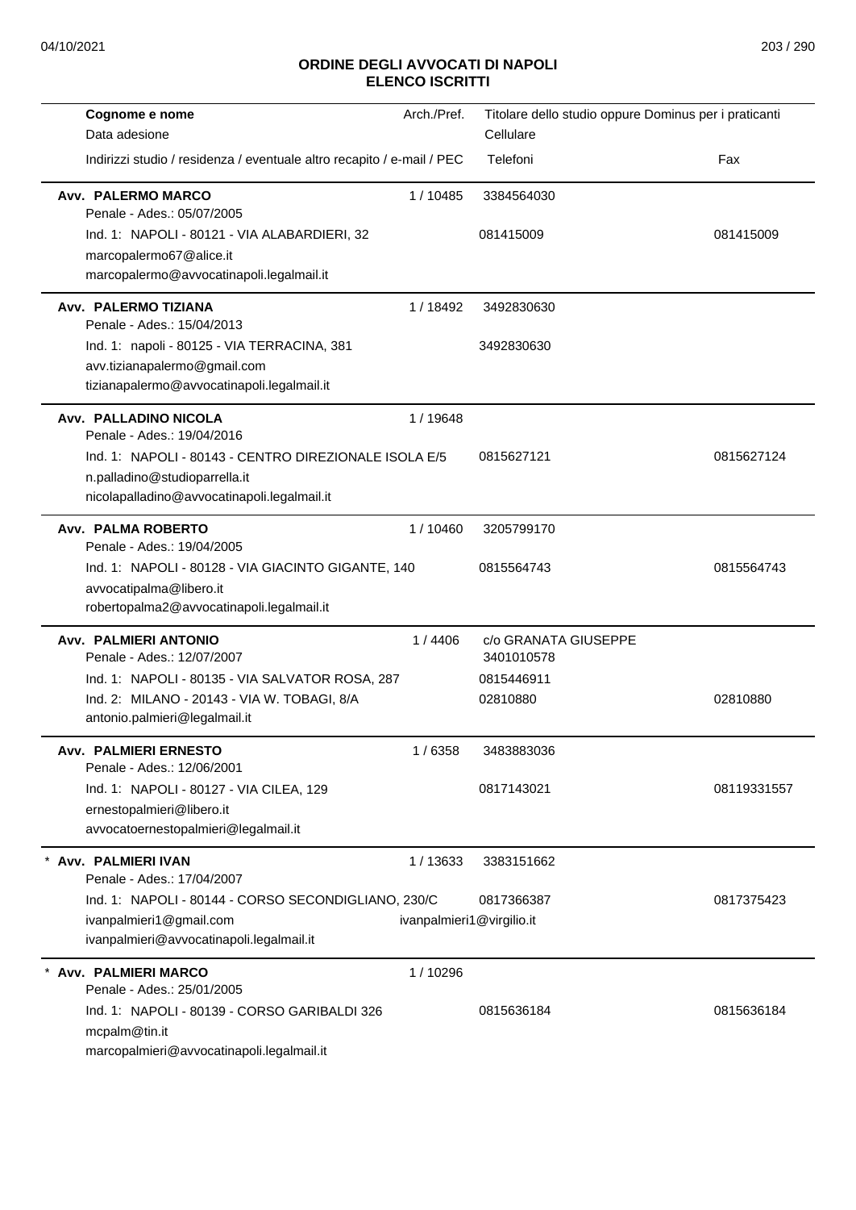## ORDINE DEGLI AVVOCATI DI NAPOLI
## ELENCO ISCRITTI

| Cognome e nome<br>Data adesione<br>Indirizzi studio / residenza / eventuale altro recapito / e-mail / PEC | Arch./Pref. | Titolare dello studio oppure Dominus per i praticanti<br>Cellulare<br>Telefoni | Fax |
|---|---|---|---|
| **Avv. PALERMO MARCO**<br>Penale - Ades.: 05/07/2005<br>Ind. 1: NAPOLI - 80121 - VIA ALABARDIERI, 32<br>marcopalermo67@alice.it<br>marcopalermo@avvocatinapoli.legalmail.it | 1 / 10485 | 3384564030<br>081415009 | 081415009 |
| **Avv. PALERMO TIZIANA**<br>Penale - Ades.: 15/04/2013<br>Ind. 1: napoli - 80125 - VIA TERRACINA, 381<br>avv.tizianapalermo@gmail.com<br>tizianapalermo@avvocatinapoli.legalmail.it | 1 / 18492 | 3492830630<br>3492830630 | |
| **Avv. PALLADINO NICOLA**<br>Penale - Ades.: 19/04/2016<br>Ind. 1: NAPOLI - 80143 - CENTRO DIREZIONALE ISOLA E/5<br>n.palladino@studioparrella.it<br>nicolapalladino@avvocatinapoli.legalmail.it | 1 / 19648 | 0815627121 | 0815627124 |
| **Avv. PALMA ROBERTO**<br>Penale - Ades.: 19/04/2005<br>Ind. 1: NAPOLI - 80128 - VIA GIACINTO GIGANTE, 140<br>avvocatipalma@libero.it<br>robertopalma2@avvocatinapoli.legalmail.it | 1 / 10460 | 3205799170<br>0815564743 | 0815564743 |
| **Avv. PALMIERI ANTONIO**<br>Penale - Ades.: 12/07/2007<br>Ind. 1: NAPOLI - 80135 - VIA SALVATOR ROSA, 287<br>Ind. 2: MILANO - 20143 - VIA W. TOBAGI, 8/A<br>antonio.palmieri@legalmail.it | 1 / 4406 | c/o GRANATA GIUSEPPE<br>3401010578<br>0815446911<br>02810880 | 02810880 |
| **Avv. PALMIERI ERNESTO**<br>Penale - Ades.: 12/06/2001<br>Ind. 1: NAPOLI - 80127 - VIA CILEA, 129<br>ernestopalmieri@libero.it<br>avvocatoernestopalmieri@legalmail.it | 1 / 6358 | 3483883036<br>0817143021 | 08119331557 |
| * **Avv. PALMIERI IVAN**<br>Penale - Ades.: 17/04/2007<br>Ind. 1: NAPOLI - 80144 - CORSO SECONDIGLIANO, 230/C<br>ivanpalmieri1@gmail.com<br>ivanpalmieri@avvocatinapoli.legalmail.it | 1 / 13633<br>ivanpalmieri1@virgilio.it | 3383151662<br>0817366387 | 0817375423 |
| * **Avv. PALMIERI MARCO**<br>Penale - Ades.: 25/01/2005<br>Ind. 1: NAPOLI - 80139 - CORSO GARIBALDI 326<br>mcpalm@tin.it<br>marcopalmieri@avvocatinapoli.legalmail.it | 1 / 10296 | 0815636184 | 0815636184 |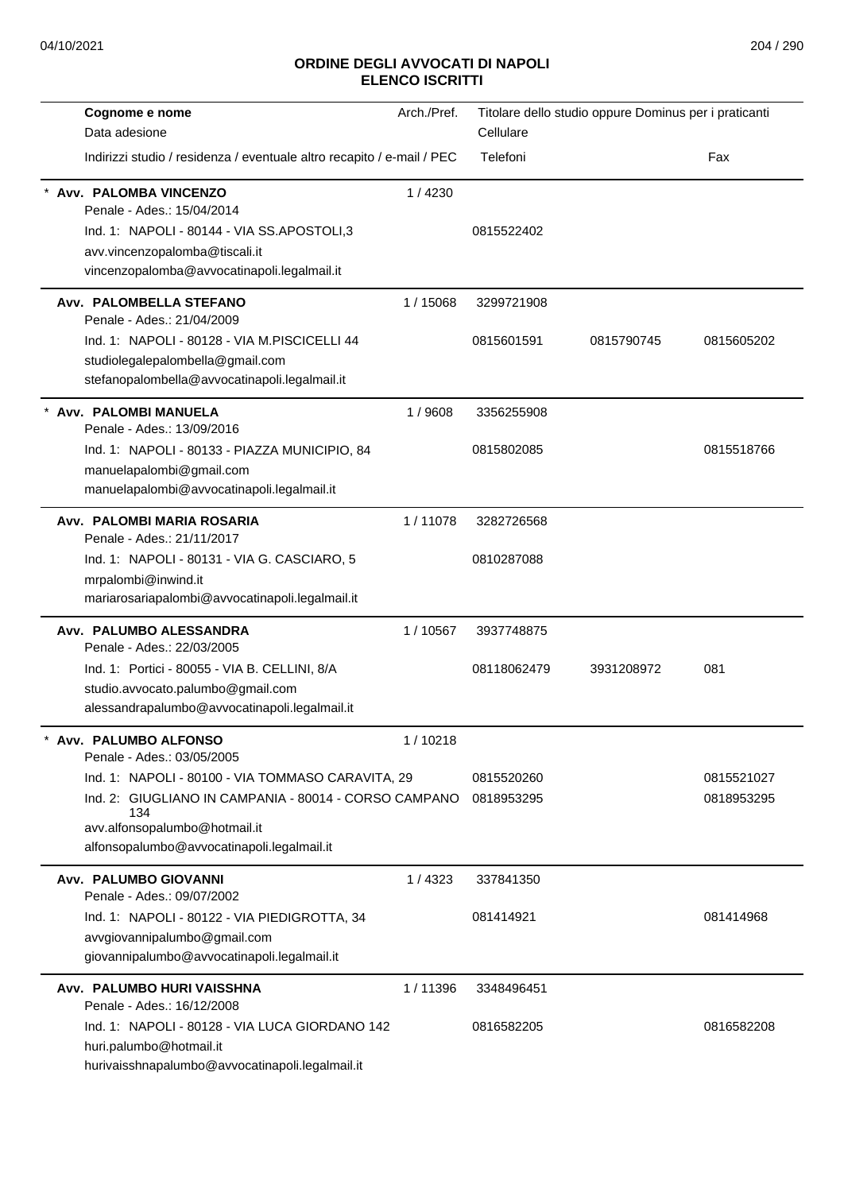## ORDINE DEGLI AVVOCATI DI NAPOLI
## ELENCO ISCRITTI

| Cognome e nome<br>Data adesione<br>Indirizzi studio / residenza / eventuale altro recapito / e-mail / PEC | Arch./Pref. | Titolare dello studio oppure Dominus per i praticanti<br>Cellulare<br>Telefoni | | Fax |
|---|---|---|---|---|
| * **Avv. PALOMBA VINCENZO**<br>Penale - Ades.: 15/04/2014 | 1 / 4230 | | | |
| Ind. 1: NAPOLI - 80144 - VIA SS.APOSTOLI,3 | | 0815522402 | | |
| avv.vincenzopalomba@tiscali.it<br>vincenzopalomba@avvocatinapoli.legalmail.it | | | | |
| **Avv. PALOMBELLA STEFANO**<br>Penale - Ades.: 21/04/2009 | 1 / 15068 | 3299721908 | | |
| Ind. 1: NAPOLI - 80128 - VIA M.PISCICELLI 44 | | 0815601591 | 0815790745 | 0815605202 |
| studiolegalepalombella@gmail.com<br>stefanopalombella@avvocatinapoli.legalmail.it | | | | |
| * **Avv. PALOMBI MANUELA**<br>Penale - Ades.: 13/09/2016 | 1 / 9608 | 3356255908 | | |
| Ind. 1: NAPOLI - 80133 - PIAZZA MUNICIPIO, 84 | | 0815802085 | | 0815518766 |
| manuelapalombi@gmail.com<br>manuelapalombi@avvocatinapoli.legalmail.it | | | | |
| **Avv. PALOMBI MARIA ROSARIA**<br>Penale - Ades.: 21/11/2017 | 1 / 11078 | 3282726568 | | |
| Ind. 1: NAPOLI - 80131 - VIA G. CASCIARO, 5 | | 0810287088 | | |
| mrpalombi@inwind.it<br>mariarosariapalombi@avvocatinapoli.legalmail.it | | | | |
| **Avv. PALUMBO ALESSANDRA**<br>Penale - Ades.: 22/03/2005 | 1 / 10567 | 3937748875 | | |
| Ind. 1: Portici - 80055 - VIA B. CELLINI, 8/A | | 08118062479 | 3931208972 | 081 |
| studio.avvocato.palumbo@gmail.com<br>alessandrapalumbo@avvocatinapoli.legalmail.it | | | | |
| * **Avv. PALUMBO ALFONSO**<br>Penale - Ades.: 03/05/2005 | 1 / 10218 | | | |
| Ind. 1: NAPOLI - 80100 - VIA TOMMASO CARAVITA, 29 | | 0815520260 | | 0815521027 |
| Ind. 2: GIUGLIANO IN CAMPANIA - 80014 - CORSO CAMPANO 134 | | 0818953295 | | 0818953295 |
| avv.alfonsopalumbo@hotmail.it<br>alfonsopalumbo@avvocatinapoli.legalmail.it | | | | |
| **Avv. PALUMBO GIOVANNI**<br>Penale - Ades.: 09/07/2002 | 1 / 4323 | 337841350 | | |
| Ind. 1: NAPOLI - 80122 - VIA PIEDIGROTTA, 34 | | 081414921 | | 081414968 |
| avvgiovannipalumbo@gmail.com<br>giovannipalumbo@avvocatinapoli.legalmail.it | | | | |
| **Avv. PALUMBO HURI VAISSHNA**<br>Penale - Ades.: 16/12/2008 | 1 / 11396 | 3348496451 | | |
| Ind. 1: NAPOLI - 80128 - VIA LUCA GIORDANO 142 | | 0816582205 | | 0816582208 |
| huri.palumbo@hotmail.it<br>hurivaisshnapalumbo@avvocatinapoli.legalmail.it | | | | |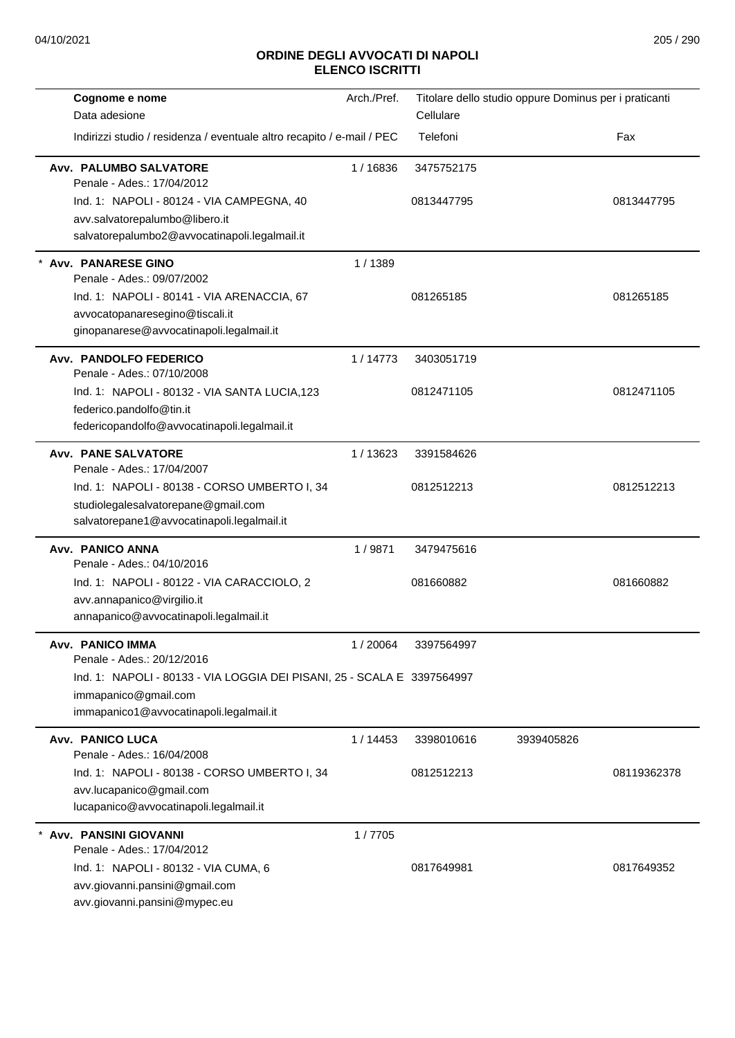## ORDINE DEGLI AVVOCATI DI NAPOLI
## ELENCO ISCRITTI

| Cognome e nome / Data adesione / Indirizzi studio / residenza / eventuale altro recapito / e-mail / PEC | Arch./Pref. | Titolare dello studio oppure Dominus per i praticanti / Cellulare / Telefoni | | Fax |
|---|---|---|---|---|
| **Avv. PALUMBO SALVATORE**<br>Penale - Ades.: 17/04/2012<br>Ind. 1: NAPOLI - 80124 - VIA CAMPEGNA, 40<br>avv.salvatorepalumbo@libero.it<br>salvatorepalumbo2@avvocatinapoli.legalmail.it | 1 / 16836 | 3475752175<br>0813447795 | | 0813447795 |
| * **Avv. PANARESE GINO**<br>Penale - Ades.: 09/07/2002<br>Ind. 1: NAPOLI - 80141 - VIA ARENACCIA, 67<br>avvocatopanaresegino@tiscali.it<br>ginopanarese@avvocatinapoli.legalmail.it | 1 / 1389 | 081265185 | | 081265185 |
| **Avv. PANDOLFO FEDERICO**<br>Penale - Ades.: 07/10/2008<br>Ind. 1: NAPOLI - 80132 - VIA SANTA LUCIA,123<br>federico.pandolfo@tin.it<br>federicopandolfo@avvocatinapoli.legalmail.it | 1 / 14773 | 3403051719<br>0812471105 | | 0812471105 |
| **Avv. PANE SALVATORE**<br>Penale - Ades.: 17/04/2007<br>Ind. 1: NAPOLI - 80138 - CORSO UMBERTO I, 34<br>studiolegalesalvatorepane@gmail.com<br>salvatorepane1@avvocatinapoli.legalmail.it | 1 / 13623 | 3391584626<br>0812512213 | | 0812512213 |
| **Avv. PANICO ANNA**<br>Penale - Ades.: 04/10/2016<br>Ind. 1: NAPOLI - 80122 - VIA CARACCIOLO, 2<br>avv.annapanico@virgilio.it<br>annapanico@avvocatinapoli.legalmail.it | 1 / 9871 | 3479475616<br>081660882 | | 081660882 |
| **Avv. PANICO IMMA**<br>Penale - Ades.: 20/12/2016<br>Ind. 1: NAPOLI - 80133 - VIA LOGGIA DEI PISANI, 25 - SCALA E<br>immapanico@gmail.com<br>immapanico1@avvocatinapoli.legalmail.it | 1 / 20064 | 3397564997<br>3397564997 | | |
| **Avv. PANICO LUCA**<br>Penale - Ades.: 16/04/2008<br>Ind. 1: NAPOLI - 80138 - CORSO UMBERTO I, 34<br>avv.lucapanico@gmail.com<br>lucapanico@avvocatinapoli.legalmail.it | 1 / 14453 | 3398010616<br>0812512213 | 3939405826 | 08119362378 |
| * **Avv. PANSINI GIOVANNI**<br>Penale - Ades.: 17/04/2012<br>Ind. 1: NAPOLI - 80132 - VIA CUMA, 6<br>avv.giovanni.pansini@gmail.com<br>avv.giovanni.pansini@mypec.eu | 1 / 7705 | 0817649981 | | 0817649352 |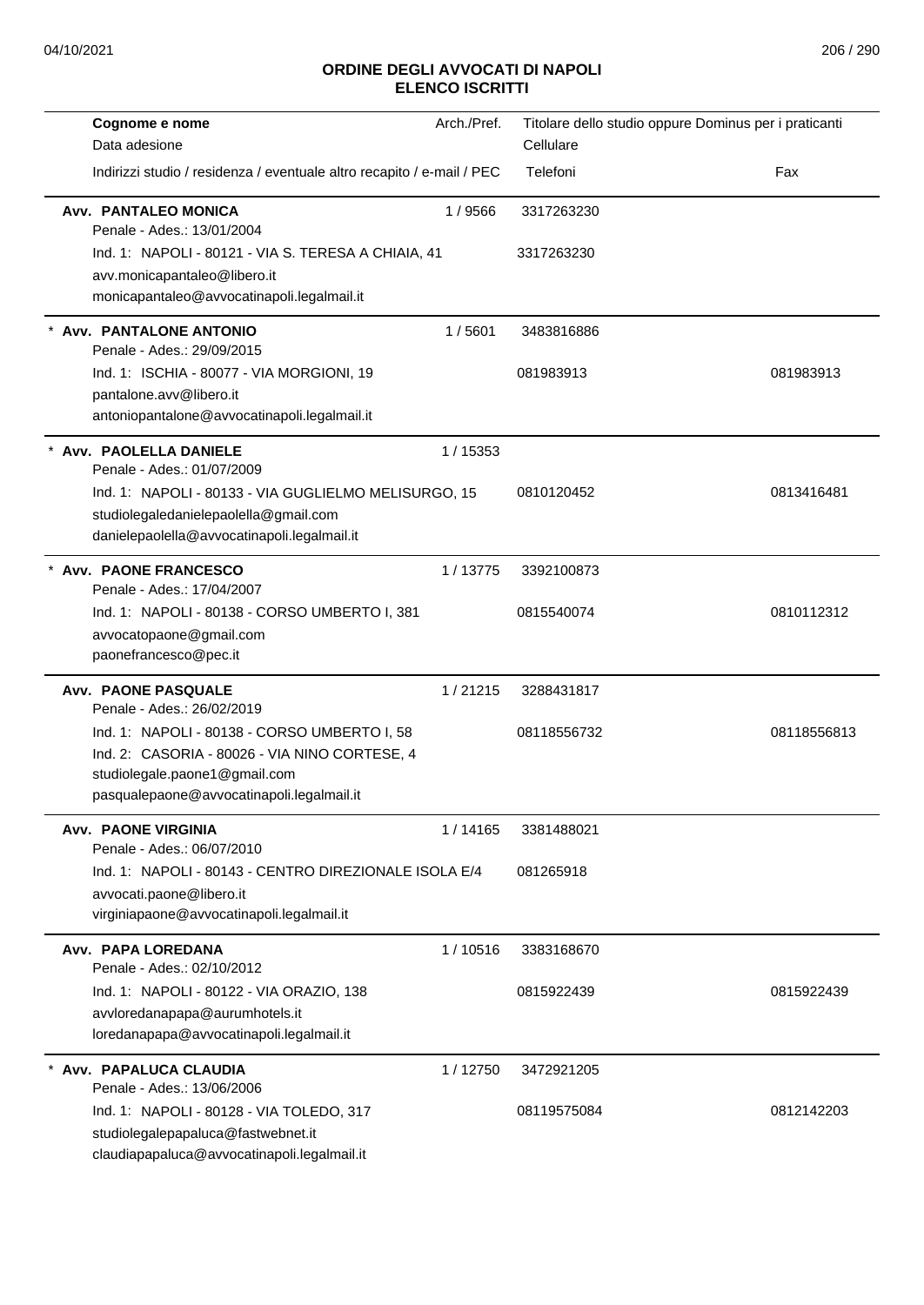## ORDINE DEGLI AVVOCATI DI NAPOLI
## ELENCO ISCRITTI

| Cognome e nome<br>Data adesione<br>Indirizzi studio / residenza / eventuale altro recapito / e-mail / PEC | Arch./Pref. | Titolare dello studio oppure Dominus per i praticanti<br>Cellulare<br>Telefoni | Fax |
|---|---|---|---|
| **Avv. PANTALEO MONICA**<br>Penale - Ades.: 13/01/2004<br>Ind. 1: NAPOLI - 80121 - VIA S. TERESA A CHIAIA, 41<br>avv.monicapantaleo@libero.it<br>monicapantaleo@avvocatinapoli.legalmail.it | 1 / 9566 | 3317263230<br>3317263230 | |
| * **Avv. PANTALONE ANTONIO**<br>Penale - Ades.: 29/09/2015<br>Ind. 1: ISCHIA - 80077 - VIA MORGIONI, 19<br>pantalone.avv@libero.it<br>antoniopantalone@avvocatinapoli.legalmail.it | 1 / 5601 | 3483816886<br>081983913 | 081983913 |
| * **Avv. PAOLELLA DANIELE**<br>Penale - Ades.: 01/07/2009<br>Ind. 1: NAPOLI - 80133 - VIA GUGLIELMO MELISURGO, 15<br>studiolegaledanielepaolella@gmail.com<br>danielepaolella@avvocatinapoli.legalmail.it | 1 / 15353 | 0810120452 | 0813416481 |
| * **Avv. PAONE FRANCESCO**<br>Penale - Ades.: 17/04/2007<br>Ind. 1: NAPOLI - 80138 - CORSO UMBERTO I, 381<br>avvocatopaone@gmail.com<br>paonefrancesco@pec.it | 1 / 13775 | 3392100873<br>0815540074 | 0810112312 |
| **Avv. PAONE PASQUALE**<br>Penale - Ades.: 26/02/2019<br>Ind. 1: NAPOLI - 80138 - CORSO UMBERTO I, 58<br>Ind. 2: CASORIA - 80026 - VIA NINO CORTESE, 4<br>studiolegale.paone1@gmail.com<br>pasqualepaone@avvocatinapoli.legalmail.it | 1 / 21215 | 3288431817<br>08118556732 | 08118556813 |
| **Avv. PAONE VIRGINIA**<br>Penale - Ades.: 06/07/2010<br>Ind. 1: NAPOLI - 80143 - CENTRO DIREZIONALE ISOLA E/4<br>avvocati.paone@libero.it<br>virginiapaone@avvocatinapoli.legalmail.it | 1 / 14165 | 3381488021<br>081265918 | |
| **Avv. PAPA LOREDANA**<br>Penale - Ades.: 02/10/2012<br>Ind. 1: NAPOLI - 80122 - VIA ORAZIO, 138<br>avvloredanapapa@aurumhotels.it<br>loredanapapa@avvocatinapoli.legalmail.it | 1 / 10516 | 3383168670<br>0815922439 | 0815922439 |
| * **Avv. PAPALUCA CLAUDIA**<br>Penale - Ades.: 13/06/2006<br>Ind. 1: NAPOLI - 80128 - VIA TOLEDO, 317<br>studiolegalepapaluca@fastwebnet.it<br>claudiapapaluca@avvocatinapoli.legalmail.it | 1 / 12750 | 3472921205<br>08119575084 | 0812142203 |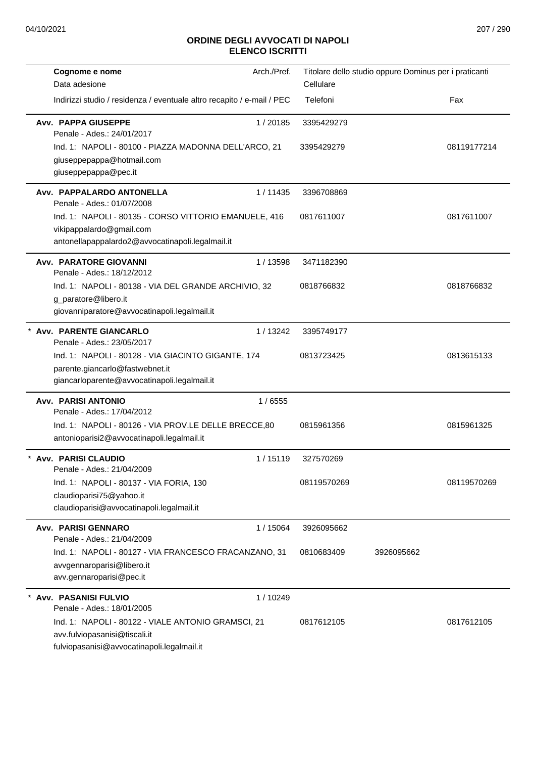# ORDINE DEGLI AVVOCATI DI NAPOLI
## ELENCO ISCRITTI

| Cognome e nome<br>Data adesione<br>Indirizzi studio / residenza / eventuale altro recapito / e-mail / PEC | Arch./Pref. | Titolare dello studio oppure Dominus per i praticanti<br>Cellulare<br>Telefoni | | Fax |
|---|---|---|---|---|
| **Avv. PAPPA GIUSEPPE**<br>Penale - Ades.: 24/01/2017<br>Ind. 1: NAPOLI - 80100 - PIAZZA MADONNA DELL'ARCO, 21<br>giuseppepappa@hotmail.com<br>giuseppepappa@pec.it | 1 / 20185 | 3395429279<br>3395429279 | | 08119177214 |
| **Avv. PAPPALARDO ANTONELLA**<br>Penale - Ades.: 01/07/2008<br>Ind. 1: NAPOLI - 80135 - CORSO VITTORIO EMANUELE, 416<br>vikipappalardo@gmail.com<br>antonellapappalardo2@avvocatinapoli.legalmail.it | 1 / 11435 | 3396708869<br>0817611007 | | 0817611007 |
| **Avv. PARATORE GIOVANNI**<br>Penale - Ades.: 18/12/2012<br>Ind. 1: NAPOLI - 80138 - VIA DEL GRANDE ARCHIVIO, 32<br>g_paratore@libero.it<br>giovanniparatore@avvocatinapoli.legalmail.it | 1 / 13598 | 3471182390<br>0818766832 | | 0818766832 |
| * **Avv. PARENTE GIANCARLO**<br>Penale - Ades.: 23/05/2017<br>Ind. 1: NAPOLI - 80128 - VIA GIACINTO GIGANTE, 174<br>parente.giancarlo@fastwebnet.it<br>giancarloparente@avvocatinapoli.legalmail.it | 1 / 13242 | 3395749177<br>0813723425 | | 0813615133 |
| **Avv. PARISI ANTONIO**<br>Penale - Ades.: 17/04/2012<br>Ind. 1: NAPOLI - 80126 - VIA PROV.LE DELLE BRECCE,80<br>antonioparisi2@avvocatinapoli.legalmail.it | 1 / 6555 | 0815961356 | | 0815961325 |
| * **Avv. PARISI CLAUDIO**<br>Penale - Ades.: 21/04/2009<br>Ind. 1: NAPOLI - 80137 - VIA FORIA, 130<br>claudioparisi75@yahoo.it<br>claudioparisi@avvocatinapoli.legalmail.it | 1 / 15119 | 327570269<br>08119570269 | | 08119570269 |
| **Avv. PARISI GENNARO**<br>Penale - Ades.: 21/04/2009<br>Ind. 1: NAPOLI - 80127 - VIA FRANCESCO FRACANZANO, 31<br>avvgennaroparisi@libero.it<br>avv.gennaroparisi@pec.it | 1 / 15064 | 3926095662<br>0810683409 | 3926095662 | |
| * **Avv. PASANISI FULVIO**<br>Penale - Ades.: 18/01/2005<br>Ind. 1: NAPOLI - 80122 - VIALE ANTONIO GRAMSCI, 21<br>avv.fulviopasanisi@tiscali.it<br>fulviopasanisi@avvocatinapoli.legalmail.it | 1 / 10249 | 0817612105 | | 0817612105 |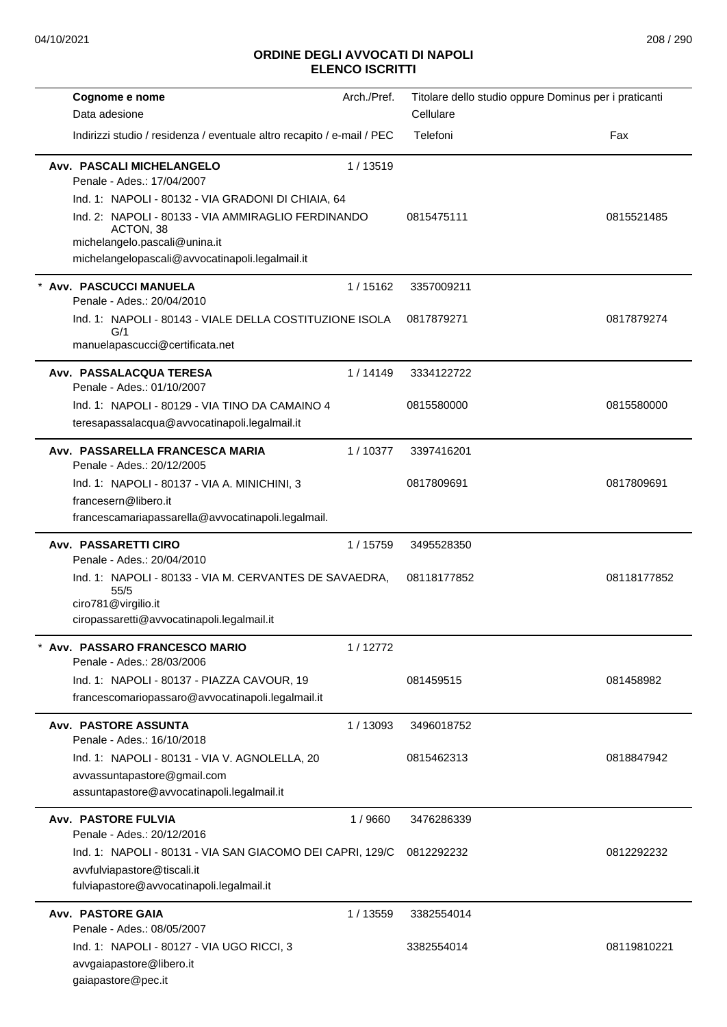# ORDINE DEGLI AVVOCATI DI NAPOLI
## ELENCO ISCRITTI

| Cognome e nome<br>Data adesione<br>Indirizzi studio / residenza / eventuale altro recapito / e-mail / PEC | Arch./Pref. | Titolare dello studio oppure Dominus per i praticanti<br>Cellulare<br>Telefoni | Fax |
|---|---|---|---|
| **Avv. PASCALI MICHELANGELO**<br>Penale - Ades.: 17/04/2007<br>Ind. 1: NAPOLI - 80132 - VIA GRADONI DI CHIAIA, 64<br>Ind. 2: NAPOLI - 80133 - VIA AMMIRAGLIO FERDINANDO ACTON, 38<br>michelangelo.pascali@unina.it<br>michelangelopascali@avvocatinapoli.legalmail.it | 1 / 13519 | 0815475111 | 0815521485 |
| * **Avv. PASCUCCI MANUELA**<br>Penale - Ades.: 20/04/2010<br>Ind. 1: NAPOLI - 80143 - VIALE DELLA COSTITUZIONE ISOLA G/1<br>manuelapascucci@certificata.net | 1 / 15162 | 3357009211<br>0817879271 | 0817879274 |
| **Avv. PASSALACQUA TERESA**<br>Penale - Ades.: 01/10/2007<br>Ind. 1: NAPOLI - 80129 - VIA TINO DA CAMAINO 4<br>teresapassalacqua@avvocatinapoli.legalmail.it | 1 / 14149 | 3334122722<br>0815580000 | 0815580000 |
| **Avv. PASSARELLA FRANCESCA MARIA**<br>Penale - Ades.: 20/12/2005<br>Ind. 1: NAPOLI - 80137 - VIA A. MINICHINI, 3<br>francesern@libero.it<br>francescamariapassarella@avvocatinapoli.legalmail. | 1 / 10377 | 3397416201<br>0817809691 | 0817809691 |
| **Avv. PASSARETTI CIRO**<br>Penale - Ades.: 20/04/2010<br>Ind. 1: NAPOLI - 80133 - VIA M. CERVANTES DE SAVAEDRA, 55/5<br>ciro781@virgilio.it<br>ciropassaretti@avvocatinapoli.legalmail.it | 1 / 15759 | 3495528350<br>08118177852 | 08118177852 |
| * **Avv. PASSARO FRANCESCO MARIO**<br>Penale - Ades.: 28/03/2006<br>Ind. 1: NAPOLI - 80137 - PIAZZA CAVOUR, 19<br>francescomariopassaro@avvocatinapoli.legalmail.it | 1 / 12772 | 081459515 | 081458982 |
| **Avv. PASTORE ASSUNTA**<br>Penale - Ades.: 16/10/2018<br>Ind. 1: NAPOLI - 80131 - VIA V. AGNOLELLA, 20<br>avvassuntapastore@gmail.com<br>assuntapastore@avvocatinapoli.legalmail.it | 1 / 13093 | 3496018752<br>0815462313 | 0818847942 |
| **Avv. PASTORE FULVIA**<br>Penale - Ades.: 20/12/2016<br>Ind. 1: NAPOLI - 80131 - VIA SAN GIACOMO DEI CAPRI, 129/C<br>avvfulviapastore@tiscali.it<br>fulviapastore@avvocatinapoli.legalmail.it | 1 / 9660 | 3476286339<br>0812292232 | 0812292232 |
| **Avv. PASTORE GAIA**<br>Penale - Ades.: 08/05/2007<br>Ind. 1: NAPOLI - 80127 - VIA UGO RICCI, 3<br>avvgaiapastore@libero.it<br>gaiapastore@pec.it | 1 / 13559 | 3382554014<br>3382554014 | 08119810221 |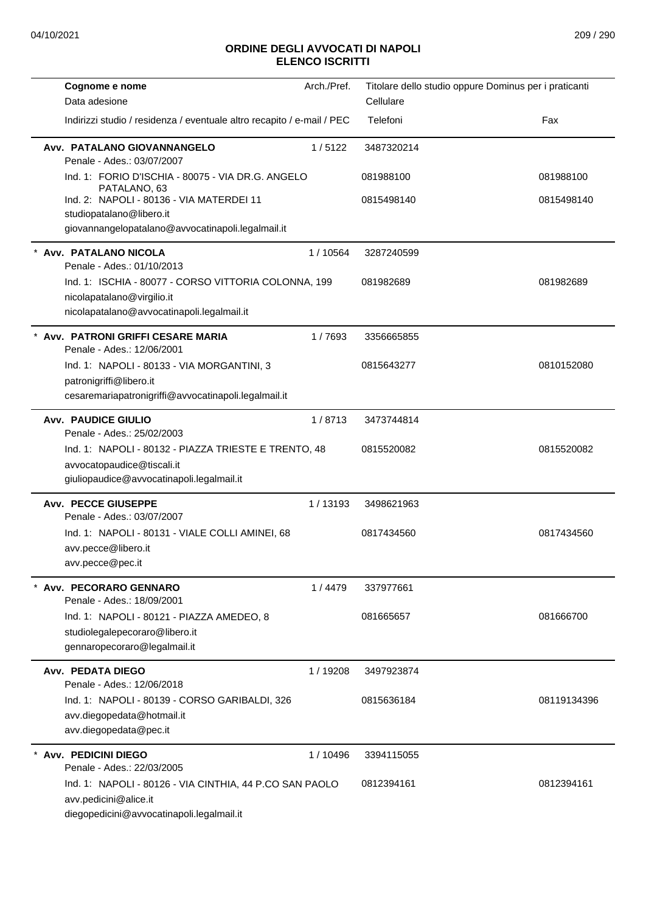## ORDINE DEGLI AVVOCATI DI NAPOLI
## ELENCO ISCRITTI

| Cognome e nome<br>Data adesione<br>Indirizzi studio / residenza / eventuale altro recapito / e-mail / PEC | Arch./Pref. | Titolare dello studio oppure Dominus per i praticanti<br>Cellulare<br>Telefoni | Fax |
|---|---|---|---|
| **Avv. PATALANO GIOVANNANGELO**<br>Penale - Ades.: 03/07/2007 | 1 / 5122 | 3487320214 | |
| Ind. 1: FORIO D'ISCHIA - 80075 - VIA DR.G. ANGELO PATALANO, 63 | | 081988100 | 081988100 |
| Ind. 2: NAPOLI - 80136 - VIA MATERDEI 11<br>studiopatalano@libero.it<br>giovannangelopatalano@avvocatinapoli.legalmail.it | | 0815498140 | 0815498140 |
| * **Avv. PATALANO NICOLA**<br>Penale - Ades.: 01/10/2013 | 1 / 10564 | 3287240599 | |
| Ind. 1: ISCHIA - 80077 - CORSO VITTORIA COLONNA, 199<br>nicolapatalano@virgilio.it<br>nicolapatalano@avvocatinapoli.legalmail.it | | 081982689 | 081982689 |
| * **Avv. PATRONI GRIFFI CESARE MARIA**<br>Penale - Ades.: 12/06/2001 | 1 / 7693 | 3356665855 | |
| Ind. 1: NAPOLI - 80133 - VIA MORGANTINI, 3<br>patronigriffi@libero.it<br>cesaremariapatronigriffi@avvocatinapoli.legalmail.it | | 0815643277 | 0810152080 |
| **Avv. PAUDICE GIULIO**<br>Penale - Ades.: 25/02/2003 | 1 / 8713 | 3473744814 | |
| Ind. 1: NAPOLI - 80132 - PIAZZA TRIESTE E TRENTO, 48<br>avvocatopaudice@tiscali.it<br>giuliopaudice@avvocatinapoli.legalmail.it | | 0815520082 | 0815520082 |
| **Avv. PECCE GIUSEPPE**<br>Penale - Ades.: 03/07/2007 | 1 / 13193 | 3498621963 | |
| Ind. 1: NAPOLI - 80131 - VIALE COLLI AMINEI, 68<br>avv.pecce@libero.it<br>avv.pecce@pec.it | | 0817434560 | 0817434560 |
| * **Avv. PECORARO GENNARO**<br>Penale - Ades.: 18/09/2001 | 1 / 4479 | 337977661 | |
| Ind. 1: NAPOLI - 80121 - PIAZZA AMEDEO, 8<br>studiolegalepecoraro@libero.it<br>gennaropecoraro@legalmail.it | | 081665657 | 081666700 |
| **Avv. PEDATA DIEGO**<br>Penale - Ades.: 12/06/2018 | 1 / 19208 | 3497923874 | |
| Ind. 1: NAPOLI - 80139 - CORSO GARIBALDI, 326<br>avv.diegopedata@hotmail.it<br>avv.diegopedata@pec.it | | 0815636184 | 08119134396 |
| * **Avv. PEDICINI DIEGO**<br>Penale - Ades.: 22/03/2005 | 1 / 10496 | 3394115055 | |
| Ind. 1: NAPOLI - 80126 - VIA CINTHIA, 44 P.CO SAN PAOLO<br>avv.pedicini@alice.it<br>diegopedicini@avvocatinapoli.legalmail.it | | 0812394161 | 0812394161 |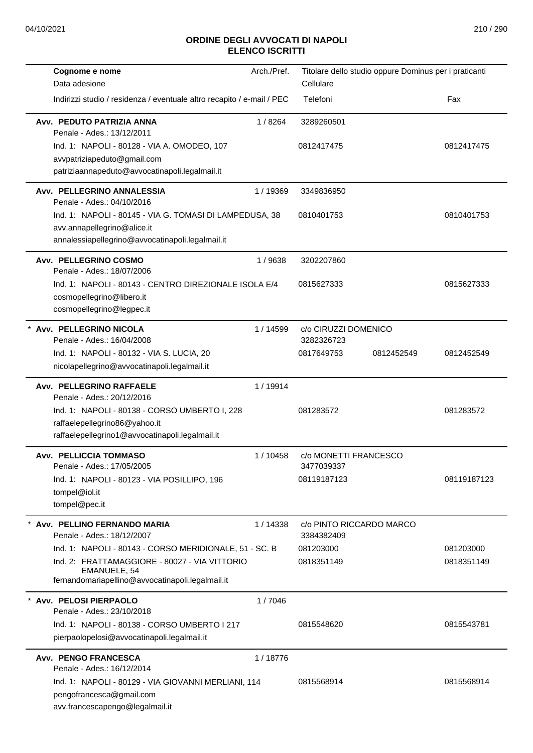## ORDINE DEGLI AVVOCATI DI NAPOLI
## ELENCO ISCRITTI

| Cognome e nome<br>Data adesione<br>Indirizzi studio / residenza / eventuale altro recapito / e-mail / PEC | Arch./Pref. | Titolare dello studio oppure Dominus per i praticanti<br>Cellulare<br>Telefoni | | Fax |
|---|---|---|---|---|
| **Avv. PEDUTO PATRIZIA ANNA**<br>Penale - Ades.: 13/12/2011<br>Ind. 1: NAPOLI - 80128 - VIA A. OMODEO, 107<br>avvpatriziapeduto@gmail.com<br>patriziaannapeduto@avvocatinapoli.legalmail.it | 1 / 8264 | 3289260501<br>0812417475 | | 0812417475 |
| **Avv. PELLEGRINO ANNALESSIA**<br>Penale - Ades.: 04/10/2016<br>Ind. 1: NAPOLI - 80145 - VIA G. TOMASI DI LAMPEDUSA, 38<br>avv.annapellegrino@alice.it<br>annalessiapellegrino@avvocatinapoli.legalmail.it | 1 / 19369 | 3349836950<br>0810401753 | | 0810401753 |
| **Avv. PELLEGRINO COSMO**<br>Penale - Ades.: 18/07/2006<br>Ind. 1: NAPOLI - 80143 - CENTRO DIREZIONALE ISOLA E/4<br>cosmopellegrino@libero.it<br>cosmopellegrino@legpec.it | 1 / 9638 | 3202207860<br>0815627333 | | 0815627333 |
| * **Avv. PELLEGRINO NICOLA**<br>Penale - Ades.: 16/04/2008<br>Ind. 1: NAPOLI - 80132 - VIA S. LUCIA, 20<br>nicolapellegrino@avvocatinapoli.legalmail.it | 1 / 14599 | c/o CIRUZZI DOMENICO<br>3282326723<br>0817649753 | 0812452549 | 0812452549 |
| **Avv. PELLEGRINO RAFFAELE**<br>Penale - Ades.: 20/12/2016<br>Ind. 1: NAPOLI - 80138 - CORSO UMBERTO I, 228<br>raffaelepellegrino86@yahoo.it<br>raffaelepellegrino1@avvocatinapoli.legalmail.it | 1 / 19914 | 081283572 | | 081283572 |
| **Avv. PELLICCIA TOMMASO**<br>Penale - Ades.: 17/05/2005<br>Ind. 1: NAPOLI - 80123 - VIA POSILLIPO, 196<br>tompel@iol.it<br>tompel@pec.it | 1 / 10458 | c/o MONETTI FRANCESCO<br>3477039337<br>08119187123 | | 08119187123 |
| * **Avv. PELLINO FERNANDO MARIA**<br>Penale - Ades.: 18/12/2007<br>Ind. 1: NAPOLI - 80143 - CORSO MERIDIONALE, 51 - SC. B<br>Ind. 2: FRATTAMAGGIORE - 80027 - VIA VITTORIO EMANUELE, 54<br>fernandomariapellino@avvocatinapoli.legalmail.it | 1 / 14338 | c/o PINTO RICCARDO MARCO<br>3384382409<br>081203000<br>0818351149 | | 081203000<br>0818351149 |
| * **Avv. PELOSI PIERPAOLO**<br>Penale - Ades.: 23/10/2018<br>Ind. 1: NAPOLI - 80138 - CORSO UMBERTO I 217<br>pierpaolopelosi@avvocatinapoli.legalmail.it | 1 / 7046 | 0815548620 | | 0815543781 |
| **Avv. PENGO FRANCESCA**<br>Penale - Ades.: 16/12/2014<br>Ind. 1: NAPOLI - 80129 - VIA GIOVANNI MERLIANI, 114<br>pengofrancesca@gmail.com<br>avv.francescapengo@legalmail.it | 1 / 18776 | 0815568914 | | 0815568914 |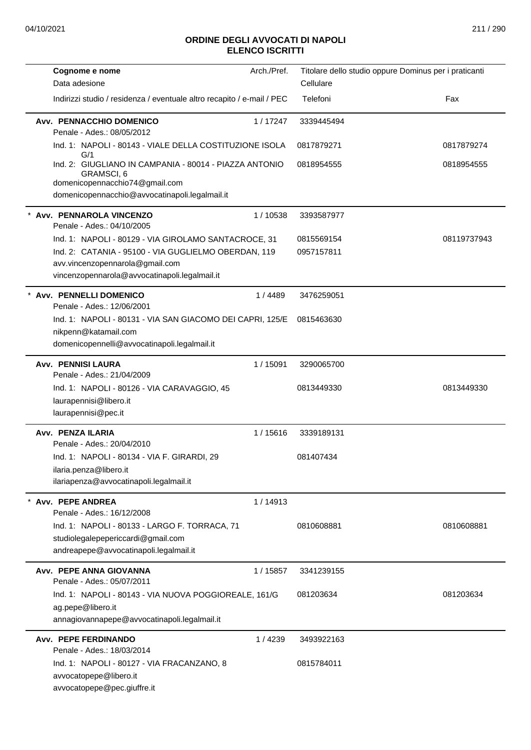# ORDINE DEGLI AVVOCATI DI NAPOLI
## ELENCO ISCRITTI

| Cognome e nome<br>Data adesione<br>Indirizzi studio / residenza / eventuale altro recapito / e-mail / PEC | Arch./Pref. | Titolare dello studio oppure Dominus per i praticanti<br>Cellulare<br>Telefoni | Fax |
|---|---|---|---|
| **Avv. PENNACCHIO DOMENICO**<br>Penale - Ades.: 08/05/2012 | 1 / 17247 | 3339445494 | |
| Ind. 1: NAPOLI - 80143 - VIALE DELLA COSTITUZIONE ISOLA G/1 | | 0817879271 | 0817879274 |
| Ind. 2: GIUGLIANO IN CAMPANIA - 80014 - PIAZZA ANTONIO GRAMSCI, 6<br>domenicopennacchio74@gmail.com<br>domenicopennacchio@avvocatinapoli.legalmail.it | | 0818954555 | 0818954555 |
| * **Avv. PENNAROLA VINCENZO**<br>Penale - Ades.: 04/10/2005 | 1 / 10538 | 3393587977 | |
| Ind. 1: NAPOLI - 80129 - VIA GIROLAMO SANTACROCE, 31 | | 0815569154 | 08119737943 |
| Ind. 2: CATANIA - 95100 - VIA GUGLIELMO OBERDAN, 119<br>avv.vincenzopennarola@gmail.com<br>vincenzopennarola@avvocatinapoli.legalmail.it | | 0957157811 | |
| * **Avv. PENNELLI DOMENICO**<br>Penale - Ades.: 12/06/2001 | 1 / 4489 | 3476259051 | |
| Ind. 1: NAPOLI - 80131 - VIA SAN GIACOMO DEI CAPRI, 125/E<br>nikpenn@katamail.com<br>domenicopennelli@avvocatinapoli.legalmail.it | | 0815463630 | |
| **Avv. PENNISI LAURA**<br>Penale - Ades.: 21/04/2009 | 1 / 15091 | 3290065700 | |
| Ind. 1: NAPOLI - 80126 - VIA CARAVAGGIO, 45<br>laurapennisi@libero.it<br>laurapennisi@pec.it | | 0813449330 | 0813449330 |
| **Avv. PENZA ILARIA**<br>Penale - Ades.: 20/04/2010 | 1 / 15616 | 3339189131 | |
| Ind. 1: NAPOLI - 80134 - VIA F. GIRARDI, 29<br>ilaria.penza@libero.it<br>ilariapenza@avvocatinapoli.legalmail.it | | 081407434 | |
| * **Avv. PEPE ANDREA**<br>Penale - Ades.: 16/12/2008 | 1 / 14913 | | |
| Ind. 1: NAPOLI - 80133 - LARGO F. TORRACA, 71<br>studiolegalepepericcardi@gmail.com<br>andreapepe@avvocatinapoli.legalmail.it | | 0810608881 | 0810608881 |
| **Avv. PEPE ANNA GIOVANNA**<br>Penale - Ades.: 05/07/2011 | 1 / 15857 | 3341239155 | |
| Ind. 1: NAPOLI - 80143 - VIA NUOVA POGGIOREALE, 161/G<br>ag.pepe@libero.it<br>annagiovannapepe@avvocatinapoli.legalmail.it | | 081203634 | 081203634 |
| **Avv. PEPE FERDINANDO**<br>Penale - Ades.: 18/03/2014 | 1 / 4239 | 3493922163 | |
| Ind. 1: NAPOLI - 80127 - VIA FRACANZANO, 8<br>avvocatopepe@libero.it<br>avvocatopepe@pec.giuffre.it | | 0815784011 | |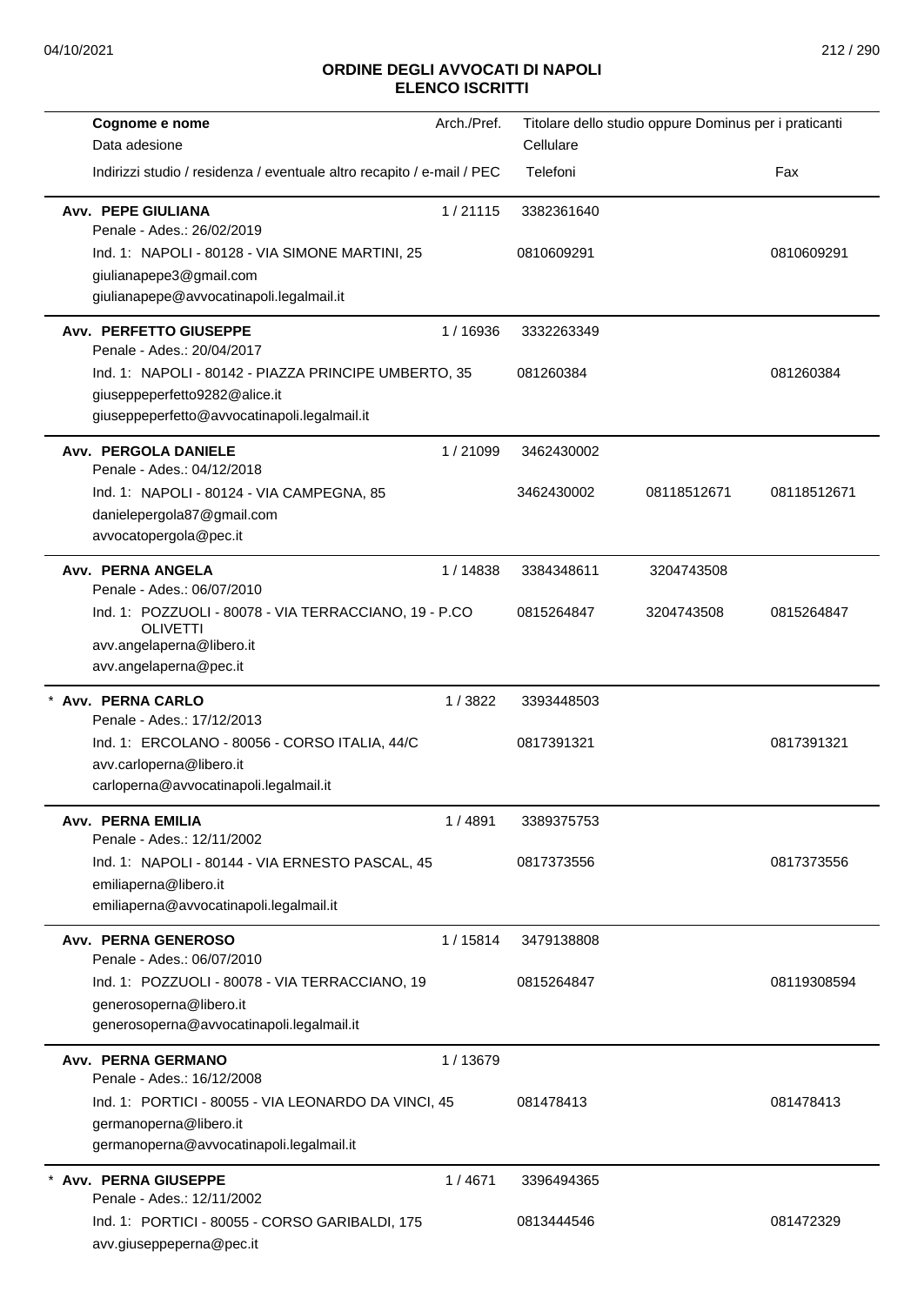# ORDINE DEGLI AVVOCATI DI NAPOLI
## ELENCO ISCRITTI

| Cognome e nome<br>Data adesione<br>Indirizzi studio / residenza / eventuale altro recapito / e-mail / PEC | Arch./Pref. | Titolare dello studio oppure Dominus per i praticanti<br>Cellulare<br>Telefoni | | Fax |
|---|---|---|---|---|
| **Avv. PEPE GIULIANA**<br>Penale - Ades.: 26/02/2019<br>Ind. 1: NAPOLI - 80128 - VIA SIMONE MARTINI, 25<br>giulianapepe3@gmail.com<br>giulianapepe@avvocatinapoli.legalmail.it | 1 / 21115 | 3382361640<br>0810609291 | | 0810609291 |
| **Avv. PERFETTO GIUSEPPE**<br>Penale - Ades.: 20/04/2017<br>Ind. 1: NAPOLI - 80142 - PIAZZA PRINCIPE UMBERTO, 35<br>giuseppeperfetto9282@alice.it<br>giuseppeperfetto@avvocatinapoli.legalmail.it | 1 / 16936 | 3332263349<br>081260384 | | 081260384 |
| **Avv. PERGOLA DANIELE**<br>Penale - Ades.: 04/12/2018<br>Ind. 1: NAPOLI - 80124 - VIA CAMPEGNA, 85<br>danielepergola87@gmail.com<br>avvocatopergola@pec.it | 1 / 21099 | 3462430002<br>3462430002 | 08118512671 | 08118512671 |
| **Avv. PERNA ANGELA**<br>Penale - Ades.: 06/07/2010<br>Ind. 1: POZZUOLI - 80078 - VIA TERRACCIANO, 19 - P.CO OLIVETTI<br>avv.angelaperna@libero.it<br>avv.angelaperna@pec.it | 1 / 14838 | 3384348611<br>0815264847 | 3204743508<br>3204743508 | 0815264847 |
| * **Avv. PERNA CARLO**<br>Penale - Ades.: 17/12/2013<br>Ind. 1: ERCOLANO - 80056 - CORSO ITALIA, 44/C<br>avv.carloperna@libero.it<br>carloperna@avvocatinapoli.legalmail.it | 1 / 3822 | 3393448503<br>0817391321 | | 0817391321 |
| **Avv. PERNA EMILIA**<br>Penale - Ades.: 12/11/2002<br>Ind. 1: NAPOLI - 80144 - VIA ERNESTO PASCAL, 45<br>emiliaperna@libero.it<br>emiliaperna@avvocatinapoli.legalmail.it | 1 / 4891 | 3389375753<br>0817373556 | | 0817373556 |
| **Avv. PERNA GENEROSO**<br>Penale - Ades.: 06/07/2010<br>Ind. 1: POZZUOLI - 80078 - VIA TERRACCIANO, 19<br>generosoperna@libero.it<br>generosoperna@avvocatinapoli.legalmail.it | 1 / 15814 | 3479138808<br>0815264847 | | 08119308594 |
| **Avv. PERNA GERMANO**<br>Penale - Ades.: 16/12/2008<br>Ind. 1: PORTICI - 80055 - VIA LEONARDO DA VINCI, 45<br>germanoperna@libero.it<br>germanoperna@avvocatinapoli.legalmail.it | 1 / 13679 | 081478413 | | 081478413 |
| * **Avv. PERNA GIUSEPPE**<br>Penale - Ades.: 12/11/2002<br>Ind. 1: PORTICI - 80055 - CORSO GARIBALDI, 175<br>avv.giuseppeperna@pec.it | 1 / 4671 | 3396494365<br>0813444546 | | 081472329 |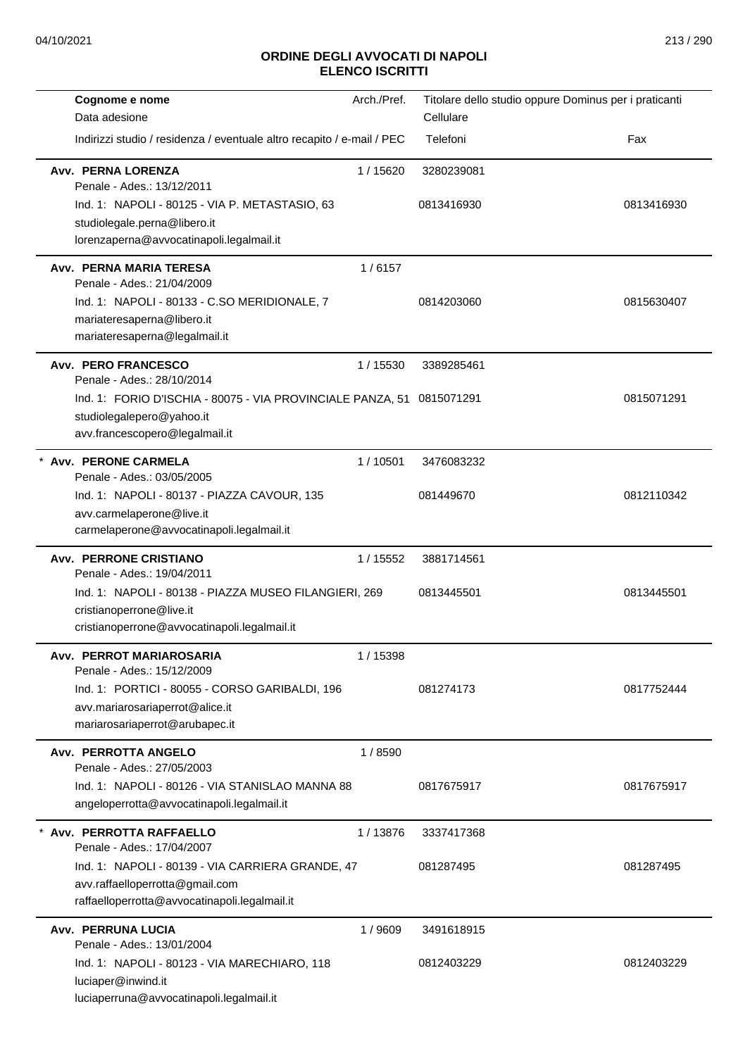**ORDINE DEGLI AVVOCATI DI NAPOLI**
**ELENCO ISCRITTI**

| Cognome e nome / Data adesione / Indirizzi studio / residenza / eventuale altro recapito / e-mail / PEC | Arch./Pref. | Titolare dello studio oppure Dominus per i praticanti / Cellulare / Telefoni | Fax |
|---|---|---|---|
| **Avv. PERNA LORENZA**<br>Penale - Ades.: 13/12/2011<br>Ind. 1: NAPOLI - 80125 - VIA P. METASTASIO, 63<br>studiolegale.perna@libero.it<br>lorenzaperna@avvocatinapoli.legalmail.it | 1 / 15620 | 3280239081<br>0813416930 | 0813416930 |
| **Avv. PERNA MARIA TERESA**<br>Penale - Ades.: 21/04/2009<br>Ind. 1: NAPOLI - 80133 - C.SO MERIDIONALE, 7<br>mariateresaperna@libero.it<br>mariateresaperna@legalmail.it | 1 / 6157 | 0814203060 | 0815630407 |
| **Avv. PERO FRANCESCO**<br>Penale - Ades.: 28/10/2014<br>Ind. 1: FORIO D'ISCHIA - 80075 - VIA PROVINCIALE PANZA, 51<br>studiolegalepero@yahoo.it<br>avv.francescopero@legalmail.it | 1 / 15530 | 3389285461<br>0815071291 | 0815071291 |
| * **Avv. PERONE CARMELA**<br>Penale - Ades.: 03/05/2005<br>Ind. 1: NAPOLI - 80137 - PIAZZA CAVOUR, 135<br>avv.carmelaperone@live.it<br>carmelaperone@avvocatinapoli.legalmail.it | 1 / 10501 | 3476083232<br>081449670 | 0812110342 |
| **Avv. PERRONE CRISTIANO**<br>Penale - Ades.: 19/04/2011<br>Ind. 1: NAPOLI - 80138 - PIAZZA MUSEO FILANGIERI, 269<br>cristianoperrone@live.it<br>cristianoperrone@avvocatinapoli.legalmail.it | 1 / 15552 | 3881714561<br>0813445501 | 0813445501 |
| **Avv. PERROT MARIAROSARIA**<br>Penale - Ades.: 15/12/2009<br>Ind. 1: PORTICI - 80055 - CORSO GARIBALDI, 196<br>avv.mariarosariaperrot@alice.it<br>mariarosariaperrot@arubapec.it | 1 / 15398 | 081274173 | 0817752444 |
| **Avv. PERROTTA ANGELO**<br>Penale - Ades.: 27/05/2003<br>Ind. 1: NAPOLI - 80126 - VIA STANISLAO MANNA 88<br>angeloperrotta@avvocatinapoli.legalmail.it | 1 / 8590 | 0817675917 | 0817675917 |
| * **Avv. PERROTTA RAFFAELLO**<br>Penale - Ades.: 17/04/2007<br>Ind. 1: NAPOLI - 80139 - VIA CARRIERA GRANDE, 47<br>avv.raffaelloperrotta@gmail.com<br>raffaelloperrotta@avvocatinapoli.legalmail.it | 1 / 13876 | 3337417368<br>081287495 | 081287495 |
| **Avv. PERRUNA LUCIA**<br>Penale - Ades.: 13/01/2004<br>Ind. 1: NAPOLI - 80123 - VIA MARECHIARO, 118<br>luciaper@inwind.it<br>luciaperruna@avvocatinapoli.legalmail.it | 1 / 9609 | 3491618915<br>0812403229 | 0812403229 |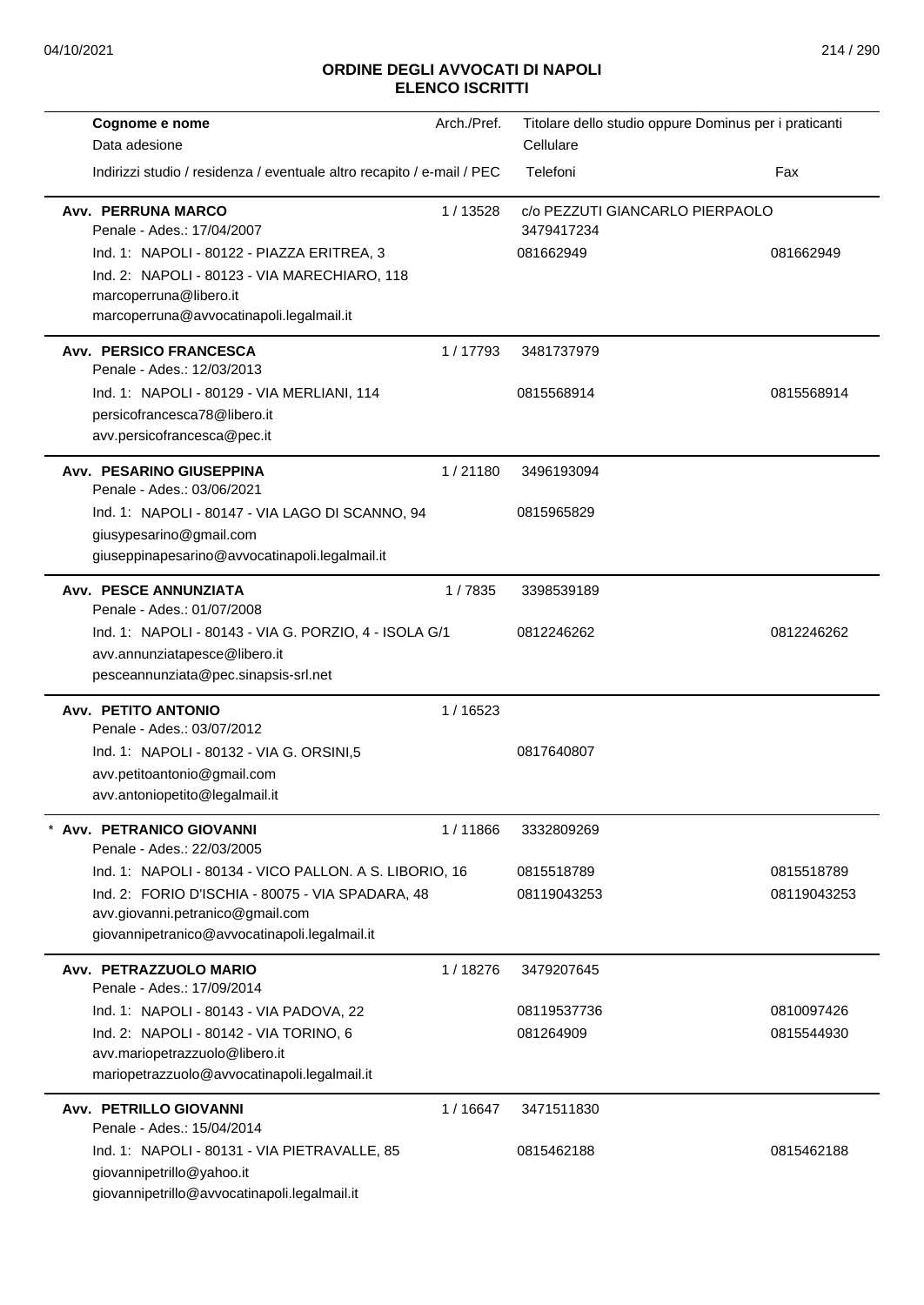## ORDINE DEGLI AVVOCATI DI NAPOLI
## ELENCO ISCRITTI

| Cognome e nome<br>Data adesione<br>Indirizzi studio / residenza / eventuale altro recapito / e-mail / PEC | Arch./Pref. | Titolare dello studio oppure Dominus per i praticanti<br>Cellulare<br>Telefoni | Fax |
|---|---|---|---|
| **Avv. PERRUNA MARCO**<br>Penale - Ades.: 17/04/2007 | 1 / 13528 | c/o PEZZUTI GIANCARLO PIERPAOLO<br>3479417234 | |
| Ind. 1: NAPOLI - 80122 - PIAZZA ERITREA, 3 | | 081662949 | 081662949 |
| Ind. 2: NAPOLI - 80123 - VIA MARECHIARO, 118<br>marcoperruna@libero.it<br>marcoperruna@avvocatinapoli.legalmail.it | | | |
| **Avv. PERSICO FRANCESCA**<br>Penale - Ades.: 12/03/2013 | 1 / 17793 | 3481737979 | |
| Ind. 1: NAPOLI - 80129 - VIA MERLIANI, 114<br>persicofrancesca78@libero.it<br>avv.persicofrancesca@pec.it | | 0815568914 | 0815568914 |
| **Avv. PESARINO GIUSEPPINA**<br>Penale - Ades.: 03/06/2021 | 1 / 21180 | 3496193094 | |
| Ind. 1: NAPOLI - 80147 - VIA LAGO DI SCANNO, 94<br>giusypesarino@gmail.com<br>giuseppinapesarino@avvocatinapoli.legalmail.it | | 0815965829 | |
| **Avv. PESCE ANNUNZIATA**<br>Penale - Ades.: 01/07/2008 | 1 / 7835 | 3398539189 | |
| Ind. 1: NAPOLI - 80143 - VIA G. PORZIO, 4 - ISOLA G/1<br>avv.annunziatapesce@libero.it<br>pesceannunziata@pec.sinapsis-srl.net | | 0812246262 | 0812246262 |
| **Avv. PETITO ANTONIO**<br>Penale - Ades.: 03/07/2012 | 1 / 16523 | | |
| Ind. 1: NAPOLI - 80132 - VIA G. ORSINI,5<br>avv.petitoantonio@gmail.com<br>avv.antoniopetito@legalmail.it | | 0817640807 | |
| * **Avv. PETRANICO GIOVANNI**<br>Penale - Ades.: 22/03/2005 | 1 / 11866 | 3332809269 | |
| Ind. 1: NAPOLI - 80134 - VICO PALLON. A S. LIBORIO, 16 | | 0815518789 | 0815518789 |
| Ind. 2: FORIO D'ISCHIA - 80075 - VIA SPADARA, 48<br>avv.giovanni.petranico@gmail.com<br>giovannipetranico@avvocatinapoli.legalmail.it | | 08119043253 | 08119043253 |
| **Avv. PETRAZZUOLO MARIO**<br>Penale - Ades.: 17/09/2014 | 1 / 18276 | 3479207645 | |
| Ind. 1: NAPOLI - 80143 - VIA PADOVA, 22 | | 08119537736 | 0810097426 |
| Ind. 2: NAPOLI - 80142 - VIA TORINO, 6<br>avv.mariopetrazzuolo@libero.it<br>mariopetrazzuolo@avvocatinapoli.legalmail.it | | 081264909 | 0815544930 |
| **Avv. PETRILLO GIOVANNI**<br>Penale - Ades.: 15/04/2014 | 1 / 16647 | 3471511830 | |
| Ind. 1: NAPOLI - 80131 - VIA PIETRAVALLE, 85<br>giovannipetrillo@yahoo.it<br>giovannipetrillo@avvocatinapoli.legalmail.it | | 0815462188 | 0815462188 |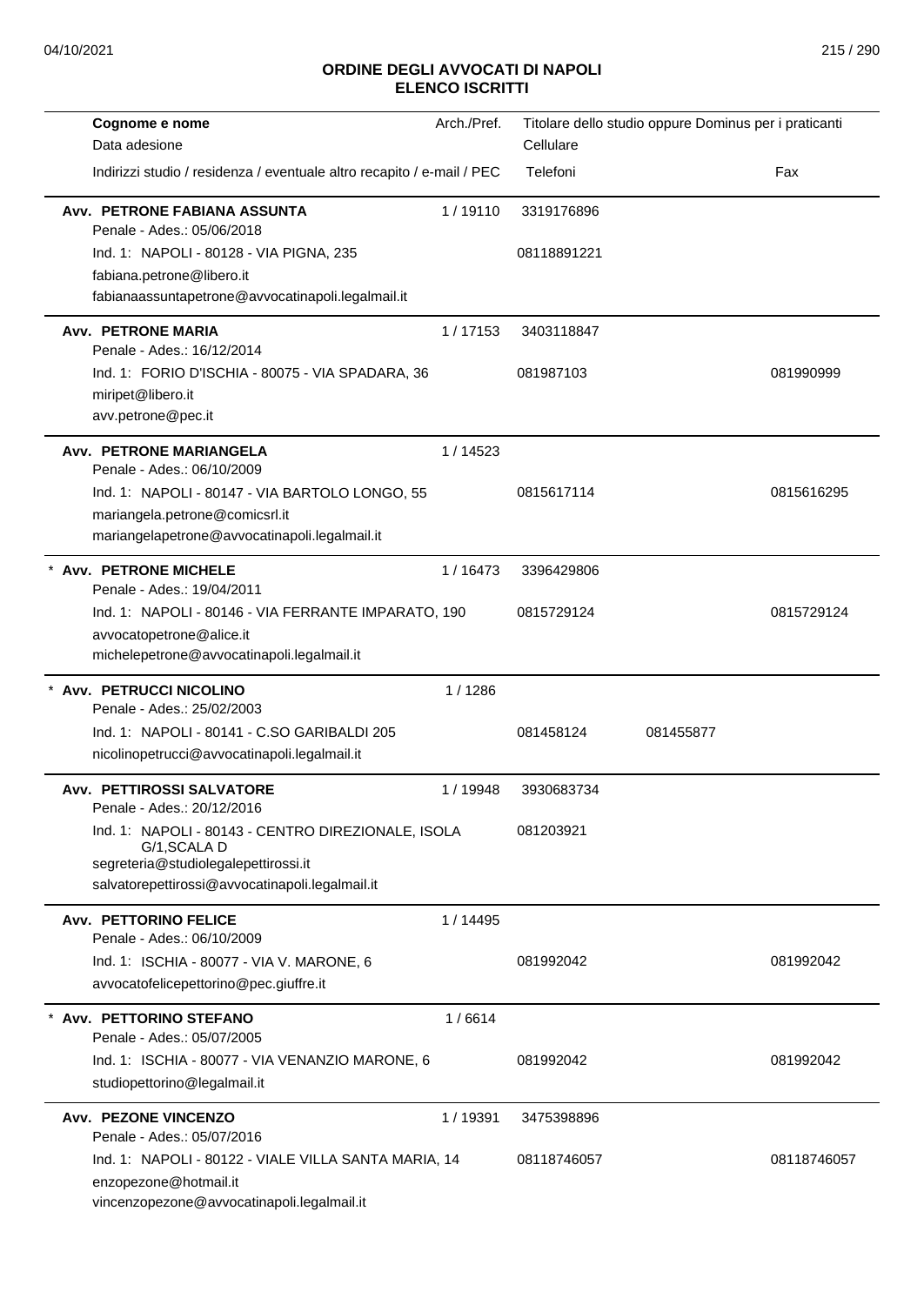# ORDINE DEGLI AVVOCATI DI NAPOLI
## ELENCO ISCRITTI

| Cognome e nome / Data adesione / Indirizzi studio / residenza / eventuale altro recapito / e-mail / PEC | Arch./Pref. | Titolare dello studio oppure Dominus per i praticanti / Cellulare / Telefoni | | Fax |
|---|---|---|---|---|
| **Avv. PETRONE FABIANA ASSUNTA**<br>Penale - Ades.: 05/06/2018<br>Ind. 1: NAPOLI - 80128 - VIA PIGNA, 235<br>fabiana.petrone@libero.it<br>fabianaassuntapetrone@avvocatinapoli.legalmail.it | 1 / 19110 | 3319176896<br>08118891221 | | |
| **Avv. PETRONE MARIA**<br>Penale - Ades.: 16/12/2014<br>Ind. 1: FORIO D'ISCHIA - 80075 - VIA SPADARA, 36<br>miripet@libero.it<br>avv.petrone@pec.it | 1 / 17153 | 3403118847<br>081987103 | | 081990999 |
| **Avv. PETRONE MARIANGELA**<br>Penale - Ades.: 06/10/2009<br>Ind. 1: NAPOLI - 80147 - VIA BARTOLO LONGO, 55<br>mariangela.petrone@comicsrl.it<br>mariangelapetrone@avvocatinapoli.legalmail.it | 1 / 14523 | 0815617114 | | 0815616295 |
| * **Avv. PETRONE MICHELE**<br>Penale - Ades.: 19/04/2011<br>Ind. 1: NAPOLI - 80146 - VIA FERRANTE IMPARATO, 190<br>avvocatopetrone@alice.it<br>michelepetrone@avvocatinapoli.legalmail.it | 1 / 16473 | 3396429806<br>0815729124 | | 0815729124 |
| * **Avv. PETRUCCI NICOLINO**<br>Penale - Ades.: 25/02/2003<br>Ind. 1: NAPOLI - 80141 - C.SO GARIBALDI 205<br>nicolinopetrucci@avvocatinapoli.legalmail.it | 1 / 1286 | 081458124 | 081455877 | |
| **Avv. PETTIROSSI SALVATORE**<br>Penale - Ades.: 20/12/2016<br>Ind. 1: NAPOLI - 80143 - CENTRO DIREZIONALE, ISOLA G/1,SCALA D<br>segreteria@studiolegalepettirossi.it<br>salvatorepettirossi@avvocatinapoli.legalmail.it | 1 / 19948 | 3930683734<br>081203921 | | |
| **Avv. PETTORINO FELICE**<br>Penale - Ades.: 06/10/2009<br>Ind. 1: ISCHIA - 80077 - VIA V. MARONE, 6<br>avvocatofelicepettorino@pec.giuffre.it | 1 / 14495 | 081992042 | | 081992042 |
| * **Avv. PETTORINO STEFANO**<br>Penale - Ades.: 05/07/2005<br>Ind. 1: ISCHIA - 80077 - VIA VENANZIO MARONE, 6<br>studiopettorino@legalmail.it | 1 / 6614 | 081992042 | | 081992042 |
| **Avv. PEZONE VINCENZO**<br>Penale - Ades.: 05/07/2016<br>Ind. 1: NAPOLI - 80122 - VIALE VILLA SANTA MARIA, 14<br>enzopezone@hotmail.it<br>vincenzopezone@avvocatinapoli.legalmail.it | 1 / 19391 | 3475398896<br>08118746057 | | 08118746057 |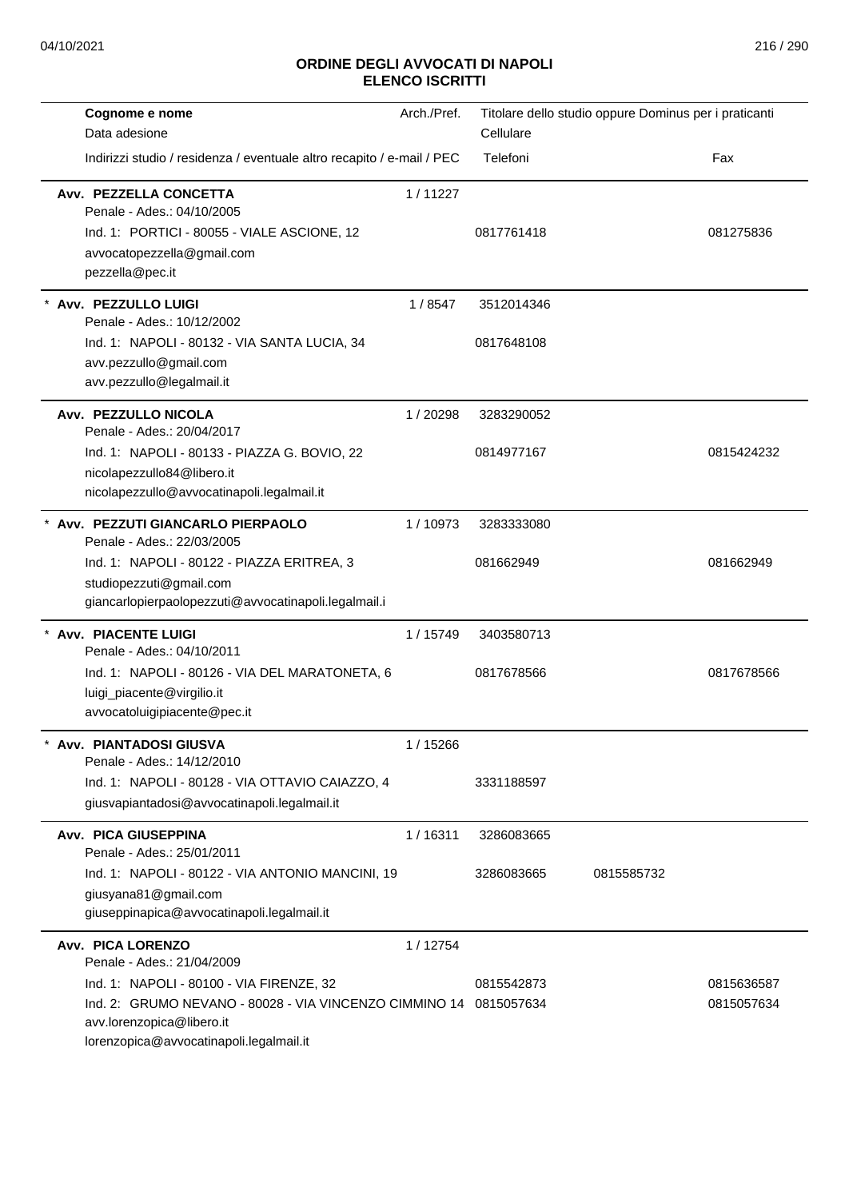# ORDINE DEGLI AVVOCATI DI NAPOLI
## ELENCO ISCRITTI

| Cognome e nome<br>Data adesione<br>Indirizzi studio / residenza / eventuale altro recapito / e-mail / PEC | Arch./Pref. | Titolare dello studio oppure Dominus per i praticanti<br>Cellulare<br>Telefoni | | Fax |
|---|---|---|---|---|
| **Avv. PEZZELLA CONCETTA**<br>Penale - Ades.: 04/10/2005<br>Ind. 1: PORTICI - 80055 - VIALE ASCIONE, 12<br>avvocatopezzella@gmail.com<br>pezzella@pec.it | 1 / 11227 | 0817761418 | | 081275836 |
| * **Avv. PEZZULLO LUIGI**<br>Penale - Ades.: 10/12/2002<br>Ind. 1: NAPOLI - 80132 - VIA SANTA LUCIA, 34<br>avv.pezzullo@gmail.com<br>avv.pezzullo@legalmail.it | 1 / 8547 | 3512014346<br>0817648108 | | |
| **Avv. PEZZULLO NICOLA**<br>Penale - Ades.: 20/04/2017<br>Ind. 1: NAPOLI - 80133 - PIAZZA G. BOVIO, 22<br>nicolapezzullo84@libero.it<br>nicolapezzullo@avvocatinapoli.legalmail.it | 1 / 20298 | 3283290052<br>0814977167 | | 0815424232 |
| * **Avv. PEZZUTI GIANCARLO PIERPAOLO**<br>Penale - Ades.: 22/03/2005<br>Ind. 1: NAPOLI - 80122 - PIAZZA ERITREA, 3<br>studiopezzuti@gmail.com<br>giancarlopierpaolopezzuti@avvocatinapoli.legalmail.i | 1 / 10973 | 3283333080<br>081662949 | | 081662949 |
| * **Avv. PIACENTE LUIGI**<br>Penale - Ades.: 04/10/2011<br>Ind. 1: NAPOLI - 80126 - VIA DEL MARATONETA, 6<br>luigi_piacente@virgilio.it<br>avvocatoluigipiacente@pec.it | 1 / 15749 | 3403580713<br>0817678566 | | 0817678566 |
| * **Avv. PIANTADOSI GIUSVA**<br>Penale - Ades.: 14/12/2010<br>Ind. 1: NAPOLI - 80128 - VIA OTTAVIO CAIAZZO, 4<br>giusvapiantadosi@avvocatinapoli.legalmail.it | 1 / 15266 | 3331188597 | | |
| **Avv. PICA GIUSEPPINA**<br>Penale - Ades.: 25/01/2011<br>Ind. 1: NAPOLI - 80122 - VIA ANTONIO MANCINI, 19<br>giusyana81@gmail.com<br>giuseppinapica@avvocatinapoli.legalmail.it | 1 / 16311 | 3286083665<br>3286083665 | 0815585732 | |
| **Avv. PICA LORENZO**<br>Penale - Ades.: 21/04/2009<br>Ind. 1: NAPOLI - 80100 - VIA FIRENZE, 32<br>Ind. 2: GRUMO NEVANO - 80028 - VIA VINCENZO CIMMINO 14<br>avv.lorenzopica@libero.it<br>lorenzopica@avvocatinapoli.legalmail.it | 1 / 12754 | 0815542873<br>0815057634 | | 0815636587<br>0815057634 |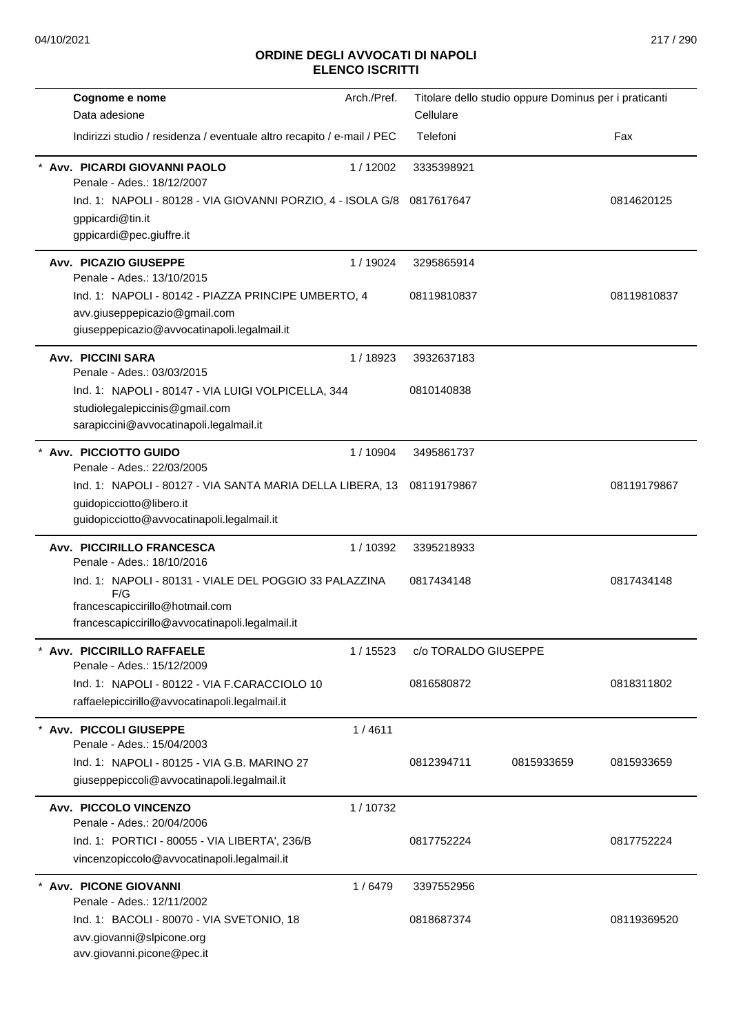# ORDINE DEGLI AVVOCATI DI NAPOLI
## ELENCO ISCRITTI

| Cognome e nome<br>Data adesione<br>Indirizzi studio / residenza / eventuale altro recapito / e-mail / PEC | Arch./Pref. | Titolare dello studio oppure Dominus per i praticanti<br>Cellulare<br>Telefoni | | Fax |
|---|---|---|---|---|
| * **Avv. PICARDI GIOVANNI PAOLO**<br>Penale - Ades.: 18/12/2007<br>Ind. 1: NAPOLI - 80128 - VIA GIOVANNI PORZIO, 4 - ISOLA G/8<br>gppicardi@tin.it<br>gppicardi@pec.giuffre.it | 1 / 12002 | 3335398921<br>0817617647 | | 0814620125 |
| **Avv. PICAZIO GIUSEPPE**<br>Penale - Ades.: 13/10/2015<br>Ind. 1: NAPOLI - 80142 - PIAZZA PRINCIPE UMBERTO, 4<br>avv.giuseppepicazio@gmail.com<br>giuseppepicazio@avvocatinapoli.legalmail.it | 1 / 19024 | 3295865914<br>08119810837 | | 08119810837 |
| **Avv. PICCINI SARA**<br>Penale - Ades.: 03/03/2015<br>Ind. 1: NAPOLI - 80147 - VIA LUIGI VOLPICELLA, 344<br>studiolegalepiccinis@gmail.com<br>sarapiccini@avvocatinapoli.legalmail.it | 1 / 18923 | 3932637183<br>0810140838 | | |
| * **Avv. PICCIOTTO GUIDO**<br>Penale - Ades.: 22/03/2005<br>Ind. 1: NAPOLI - 80127 - VIA SANTA MARIA DELLA LIBERA, 13<br>guidopicciotto@libero.it<br>guidopicciotto@avvocatinapoli.legalmail.it | 1 / 10904 | 3495861737<br>08119179867 | | 08119179867 |
| **Avv. PICCIRILLO FRANCESCA**<br>Penale - Ades.: 18/10/2016<br>Ind. 1: NAPOLI - 80131 - VIALE DEL POGGIO 33 PALAZZINA F/G<br>francescapiccirillo@hotmail.com<br>francescapiccirillo@avvocatinapoli.legalmail.it | 1 / 10392 | 3395218933<br>0817434148 | | 0817434148 |
| * **Avv. PICCIRILLO RAFFAELE**<br>Penale - Ades.: 15/12/2009<br>Ind. 1: NAPOLI - 80122 - VIA F.CARACCIOLO 10<br>raffaelepiccirillo@avvocatinapoli.legalmail.it | 1 / 15523 | c/o TORALDO GIUSEPPE<br>0816580872 | | 0818311802 |
| * **Avv. PICCOLI GIUSEPPE**<br>Penale - Ades.: 15/04/2003<br>Ind. 1: NAPOLI - 80125 - VIA G.B. MARINO 27<br>giuseppepiccoli@avvocatinapoli.legalmail.it | 1 / 4611 | 0812394711 | 0815933659 | 0815933659 |
| **Avv. PICCOLO VINCENZO**<br>Penale - Ades.: 20/04/2006<br>Ind. 1: PORTICI - 80055 - VIA LIBERTA', 236/B<br>vincenzopiccolo@avvocatinapoli.legalmail.it | 1 / 10732 | 0817752224 | | 0817752224 |
| * **Avv. PICONE GIOVANNI**<br>Penale - Ades.: 12/11/2002<br>Ind. 1: BACOLI - 80070 - VIA SVETONIO, 18<br>avv.giovanni@slpicone.org<br>avv.giovanni.picone@pec.it | 1 / 6479 | 3397552956<br>0818687374 | | 08119369520 |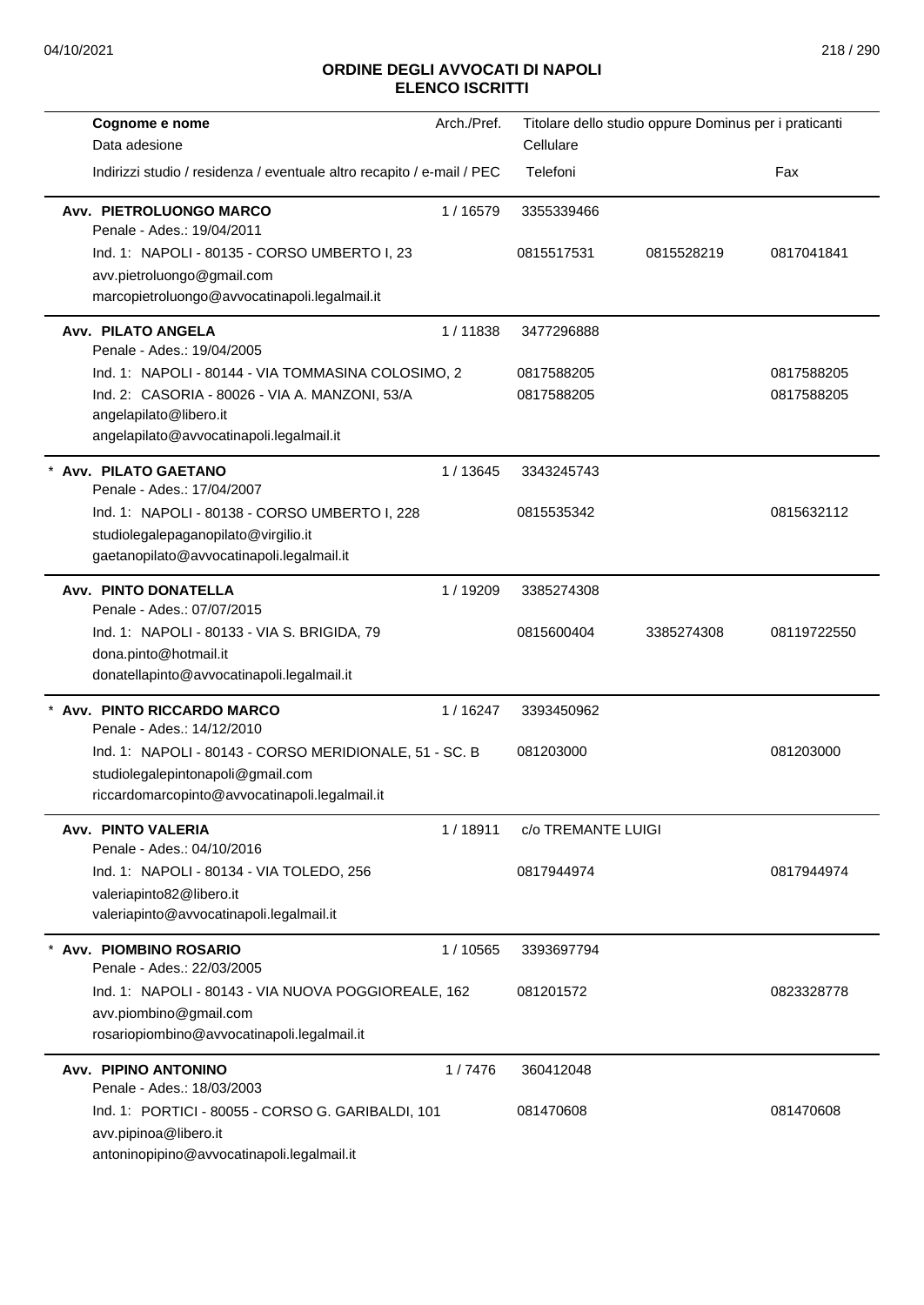## ORDINE DEGLI AVVOCATI DI NAPOLI
## ELENCO ISCRITTI

| Cognome e nome<br>Data adesione<br>Indirizzi studio / residenza / eventuale altro recapito / e-mail / PEC | Arch./Pref. | Titolare dello studio oppure Dominus per i praticanti<br>Cellulare<br>Telefoni | | Fax |
|---|---|---|---|---|
| **Avv. PIETROLUONGO MARCO**<br>Penale - Ades.: 19/04/2011 | 1 / 16579 | 3355339466 | | |
| Ind. 1: NAPOLI - 80135 - CORSO UMBERTO I, 23<br>avv.pietroluongo@gmail.com<br>marcopietroluongo@avvocatinapoli.legalmail.it | | 0815517531 | 0815528219 | 0817041841 |
| **Avv. PILATO ANGELA**<br>Penale - Ades.: 19/04/2005 | 1 / 11838 | 3477296888 | | |
| Ind. 1: NAPOLI - 80144 - VIA TOMMASINA COLOSIMO, 2 | | 0817588205 | | 0817588205 |
| Ind. 2: CASORIA - 80026 - VIA A. MANZONI, 53/A<br>angelapilato@libero.it<br>angelapilato@avvocatinapoli.legalmail.it | | 0817588205 | | 0817588205 |
| * **Avv. PILATO GAETANO**<br>Penale - Ades.: 17/04/2007 | 1 / 13645 | 3343245743 | | |
| Ind. 1: NAPOLI - 80138 - CORSO UMBERTO I, 228<br>studiolegalepaganopilato@virgilio.it<br>gaetanopilato@avvocatinapoli.legalmail.it | | 0815535342 | | 0815632112 |
| **Avv. PINTO DONATELLA**<br>Penale - Ades.: 07/07/2015 | 1 / 19209 | 3385274308 | | |
| Ind. 1: NAPOLI - 80133 - VIA S. BRIGIDA, 79<br>dona.pinto@hotmail.it<br>donatellapinto@avvocatinapoli.legalmail.it | | 0815600404 | 3385274308 | 08119722550 |
| * **Avv. PINTO RICCARDO MARCO**<br>Penale - Ades.: 14/12/2010 | 1 / 16247 | 3393450962 | | |
| Ind. 1: NAPOLI - 80143 - CORSO MERIDIONALE, 51 - SC. B<br>studiolegalepintonapoli@gmail.com<br>riccardomarcopinto@avvocatinapoli.legalmail.it | | 081203000 | | 081203000 |
| **Avv. PINTO VALERIA**<br>Penale - Ades.: 04/10/2016 | 1 / 18911 | c/o TREMANTE LUIGI | | |
| Ind. 1: NAPOLI - 80134 - VIA TOLEDO, 256<br>valeriapinto82@libero.it<br>valeriapinto@avvocatinapoli.legalmail.it | | 0817944974 | | 0817944974 |
| * **Avv. PIOMBINO ROSARIO**<br>Penale - Ades.: 22/03/2005 | 1 / 10565 | 3393697794 | | |
| Ind. 1: NAPOLI - 80143 - VIA NUOVA POGGIOREALE, 162<br>avv.piombino@gmail.com<br>rosariopiombino@avvocatinapoli.legalmail.it | | 081201572 | | 0823328778 |
| **Avv. PIPINO ANTONINO**<br>Penale - Ades.: 18/03/2003 | 1 / 7476 | 360412048 | | |
| Ind. 1: PORTICI - 80055 - CORSO G. GARIBALDI, 101<br>avv.pipinoa@libero.it<br>antoninopipino@avvocatinapoli.legalmail.it | | 081470608 | | 081470608 |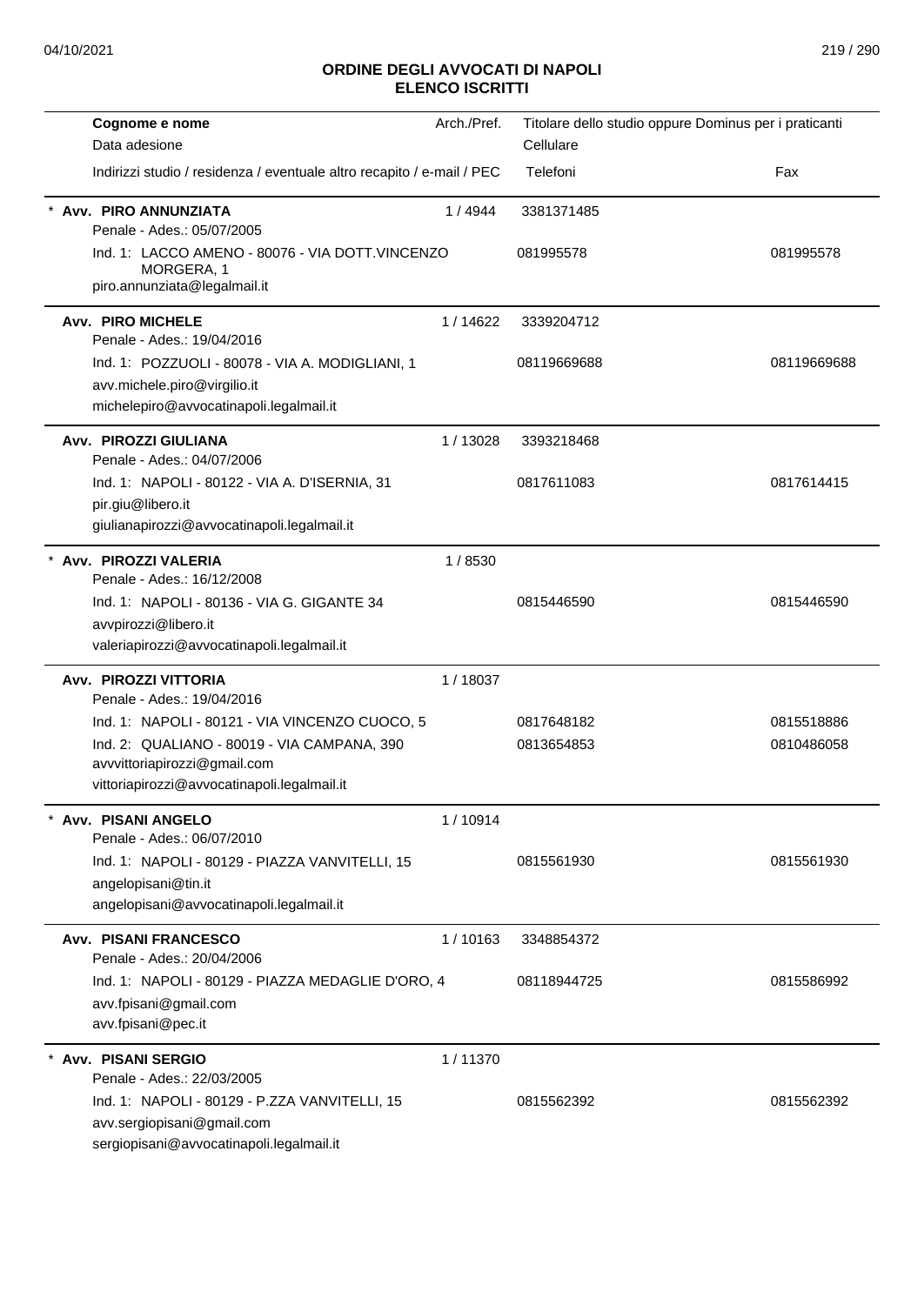# ORDINE DEGLI AVVOCATI DI NAPOLI
## ELENCO ISCRITTI

| Cognome e nome<br>Data adesione<br>Indirizzi studio / residenza / eventuale altro recapito / e-mail / PEC | Arch./Pref. | Titolare dello studio oppure Dominus per i praticanti<br>Cellulare<br>Telefoni | Fax |
|---|---|---|---|
| * **Avv. PIRO ANNUNZIATA**<br>Penale - Ades.: 05/07/2005<br>Ind. 1: LACCO AMENO - 80076 - VIA DOTT.VINCENZO MORGERA, 1<br>piro.annunziata@legalmail.it | 1 / 4944 | 3381371485<br>081995578 | 081995578 |
| **Avv. PIRO MICHELE**<br>Penale - Ades.: 19/04/2016<br>Ind. 1: POZZUOLI - 80078 - VIA A. MODIGLIANI, 1<br>avv.michele.piro@virgilio.it<br>michelepiro@avvocatinapoli.legalmail.it | 1 / 14622 | 3339204712<br>08119669688 | 08119669688 |
| **Avv. PIROZZI GIULIANA**<br>Penale - Ades.: 04/07/2006<br>Ind. 1: NAPOLI - 80122 - VIA A. D'ISERNIA, 31<br>pir.giu@libero.it<br>giulianapirozzi@avvocatinapoli.legalmail.it | 1 / 13028 | 3393218468<br>0817611083 | 0817614415 |
| * **Avv. PIROZZI VALERIA**<br>Penale - Ades.: 16/12/2008<br>Ind. 1: NAPOLI - 80136 - VIA G. GIGANTE 34<br>avvpirozzi@libero.it<br>valeriapirozzi@avvocatinapoli.legalmail.it | 1 / 8530 | 0815446590 | 0815446590 |
| **Avv. PIROZZI VITTORIA**<br>Penale - Ades.: 19/04/2016<br>Ind. 1: NAPOLI - 80121 - VIA VINCENZO CUOCO, 5<br>Ind. 2: QUALIANO - 80019 - VIA CAMPANA, 390<br>avvvittoriapirozzi@gmail.com<br>vittoriapirozzi@avvocatinapoli.legalmail.it | 1 / 18037 | 0817648182<br>0813654853 | 0815518886<br>0810486058 |
| * **Avv. PISANI ANGELO**<br>Penale - Ades.: 06/07/2010<br>Ind. 1: NAPOLI - 80129 - PIAZZA VANVITELLI, 15<br>angelopisani@tin.it<br>angelopisani@avvocatinapoli.legalmail.it | 1 / 10914 | 0815561930 | 0815561930 |
| **Avv. PISANI FRANCESCO**<br>Penale - Ades.: 20/04/2006<br>Ind. 1: NAPOLI - 80129 - PIAZZA MEDAGLIE D'ORO, 4<br>avv.fpisani@gmail.com<br>avv.fpisani@pec.it | 1 / 10163 | 3348854372<br>08118944725 | 0815586992 |
| * **Avv. PISANI SERGIO**<br>Penale - Ades.: 22/03/2005<br>Ind. 1: NAPOLI - 80129 - P.ZZA VANVITELLI, 15<br>avv.sergiopisani@gmail.com<br>sergiopisani@avvocatinapoli.legalmail.it | 1 / 11370 | 0815562392 | 0815562392 |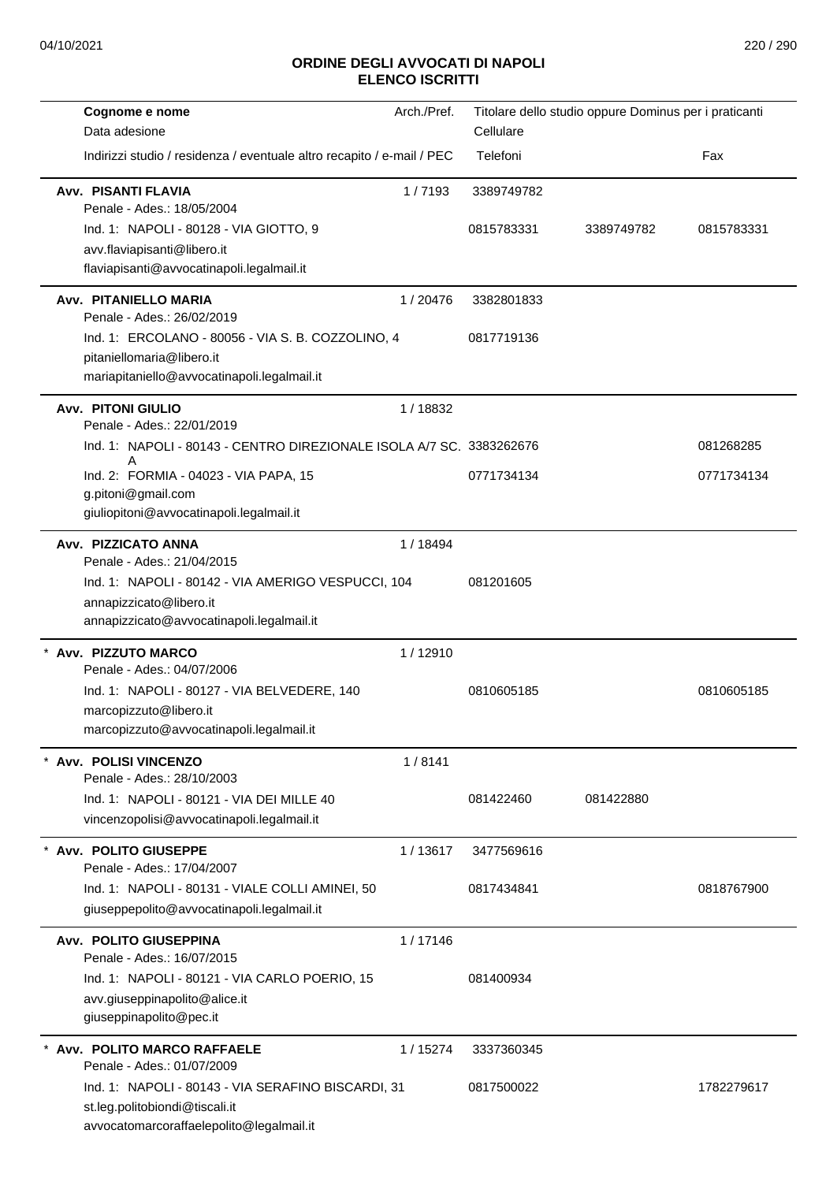# ORDINE DEGLI AVVOCATI DI NAPOLI
## ELENCO ISCRITTI

| Cognome e nome<br>Data adesione<br>Indirizzi studio / residenza / eventuale altro recapito / e-mail / PEC | Arch./Pref. | Titolare dello studio oppure Dominus per i praticanti<br>Cellulare<br>Telefoni | | Fax |
|---|---|---|---|---|
| **Avv. PISANTI FLAVIA**<br>Penale - Ades.: 18/05/2004 | 1 / 7193 | 3389749782 | | |
| Ind. 1: NAPOLI - 80128 - VIA GIOTTO, 9<br>avv.flaviapisanti@libero.it<br>flaviapisanti@avvocatinapoli.legalmail.it | | 0815783331 | 3389749782 | 0815783331 |
| **Avv. PITANIELLO MARIA**<br>Penale - Ades.: 26/02/2019 | 1 / 20476 | 3382801833 | | |
| Ind. 1: ERCOLANO - 80056 - VIA S. B. COZZOLINO, 4<br>pitaniellomaria@libero.it<br>mariapitaniello@avvocatinapoli.legalmail.it | | 0817719136 | | |
| **Avv. PITONI GIULIO**<br>Penale - Ades.: 22/01/2019 | 1 / 18832 | | | |
| Ind. 1: NAPOLI - 80143 - CENTRO DIREZIONALE ISOLA A/7 SC. A | | 3383262676 | | 081268285 |
| Ind. 2: FORMIA - 04023 - VIA PAPA, 15<br>g.pitoni@gmail.com<br>giuliopitoni@avvocatinapoli.legalmail.it | | 0771734134 | | 0771734134 |
| **Avv. PIZZICATO ANNA**<br>Penale - Ades.: 21/04/2015 | 1 / 18494 | | | |
| Ind. 1: NAPOLI - 80142 - VIA AMERIGO VESPUCCI, 104<br>annapizzicato@libero.it<br>annapizzicato@avvocatinapoli.legalmail.it | | 081201605 | | |
| * **Avv. PIZZUTO MARCO**<br>Penale - Ades.: 04/07/2006 | 1 / 12910 | | | |
| Ind. 1: NAPOLI - 80127 - VIA BELVEDERE, 140<br>marcopizzuto@libero.it<br>marcopizzuto@avvocatinapoli.legalmail.it | | 0810605185 | | 0810605185 |
| * **Avv. POLISI VINCENZO**<br>Penale - Ades.: 28/10/2003 | 1 / 8141 | | | |
| Ind. 1: NAPOLI - 80121 - VIA DEI MILLE 40<br>vincenzopolisi@avvocatinapoli.legalmail.it | | 081422460 | 081422880 | |
| * **Avv. POLITO GIUSEPPE**<br>Penale - Ades.: 17/04/2007 | 1 / 13617 | 3477569616 | | |
| Ind. 1: NAPOLI - 80131 - VIALE COLLI AMINEI, 50<br>giuseppepolito@avvocatinapoli.legalmail.it | | 0817434841 | | 0818767900 |
| **Avv. POLITO GIUSEPPINA**<br>Penale - Ades.: 16/07/2015 | 1 / 17146 | | | |
| Ind. 1: NAPOLI - 80121 - VIA CARLO POERIO, 15<br>avv.giuseppinapolito@alice.it<br>giuseppinapolito@pec.it | | 081400934 | | |
| * **Avv. POLITO MARCO RAFFAELE**<br>Penale - Ades.: 01/07/2009 | 1 / 15274 | 3337360345 | | |
| Ind. 1: NAPOLI - 80143 - VIA SERAFINO BISCARDI, 31<br>st.leg.politobiondi@tiscali.it<br>avvocatomarcoraffaelepolito@legalmail.it | | 0817500022 | | 1782279617 |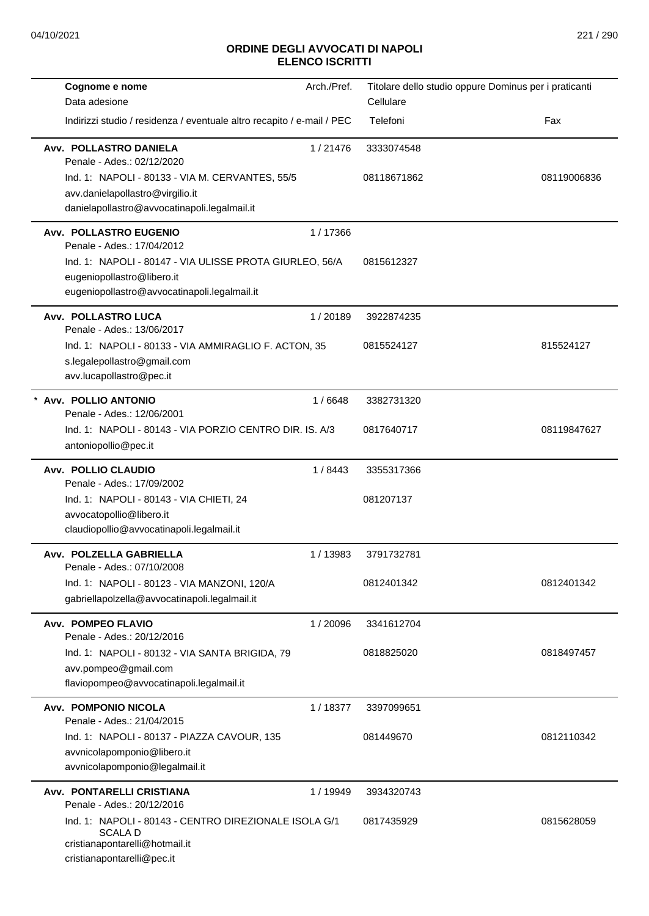# ORDINE DEGLI AVVOCATI DI NAPOLI
## ELENCO ISCRITTI

| Cognome e nome / Data adesione / Indirizzi studio / residenza / eventuale altro recapito / e-mail / PEC | Arch./Pref. | Titolare dello studio oppure Dominus per i praticanti / Cellulare / Telefoni | Fax |
|---|---|---|---|
| **Avv. POLLASTRO DANIELA**<br>Penale - Ades.: 02/12/2020<br>Ind. 1: NAPOLI - 80133 - VIA M. CERVANTES, 55/5<br>avv.danielapollastro@virgilio.it<br>danielapollastro@avvocatinapoli.legalmail.it | 1 / 21476 | 3333074548<br>08118671862 | 08119006836 |
| **Avv. POLLASTRO EUGENIO**<br>Penale - Ades.: 17/04/2012<br>Ind. 1: NAPOLI - 80147 - VIA ULISSE PROTA GIURLEO, 56/A<br>eugeniopollastro@libero.it<br>eugeniopollastro@avvocatinapoli.legalmail.it | 1 / 17366 | 0815612327 | |
| **Avv. POLLASTRO LUCA**<br>Penale - Ades.: 13/06/2017<br>Ind. 1: NAPOLI - 80133 - VIA AMMIRAGLIO F. ACTON, 35<br>s.legalepollastro@gmail.com<br>avv.lucapollastro@pec.it | 1 / 20189 | 3922874235<br>0815524127 | 815524127 |
| * **Avv. POLLIO ANTONIO**<br>Penale - Ades.: 12/06/2001<br>Ind. 1: NAPOLI - 80143 - VIA PORZIO CENTRO DIR. IS. A/3<br>antoniopollio@pec.it | 1 / 6648 | 3382731320<br>0817640717 | 08119847627 |
| **Avv. POLLIO CLAUDIO**<br>Penale - Ades.: 17/09/2002<br>Ind. 1: NAPOLI - 80143 - VIA CHIETI, 24<br>avvocatopollio@libero.it<br>claudiopollio@avvocatinapoli.legalmail.it | 1 / 8443 | 3355317366<br>081207137 | |
| **Avv. POLZELLA GABRIELLA**<br>Penale - Ades.: 07/10/2008<br>Ind. 1: NAPOLI - 80123 - VIA MANZONI, 120/A<br>gabriellapolzella@avvocatinapoli.legalmail.it | 1 / 13983 | 3791732781<br>0812401342 | 0812401342 |
| **Avv. POMPEO FLAVIO**<br>Penale - Ades.: 20/12/2016<br>Ind. 1: NAPOLI - 80132 - VIA SANTA BRIGIDA, 79<br>avv.pompeo@gmail.com<br>flaviopompeo@avvocatinapoli.legalmail.it | 1 / 20096 | 3341612704<br>0818825020 | 0818497457 |
| **Avv. POMPONIO NICOLA**<br>Penale - Ades.: 21/04/2015<br>Ind. 1: NAPOLI - 80137 - PIAZZA CAVOUR, 135<br>avvnicolapomponio@libero.it<br>avvnicolapomponio@legalmail.it | 1 / 18377 | 3397099651<br>081449670 | 0812110342 |
| **Avv. PONTARELLI CRISTIANA**<br>Penale - Ades.: 20/12/2016<br>Ind. 1: NAPOLI - 80143 - CENTRO DIREZIONALE ISOLA G/1 SCALA D<br>cristianapontarelli@hotmail.it<br>cristianapontarelli@pec.it | 1 / 19949 | 3934320743<br>0817435929 | 0815628059 |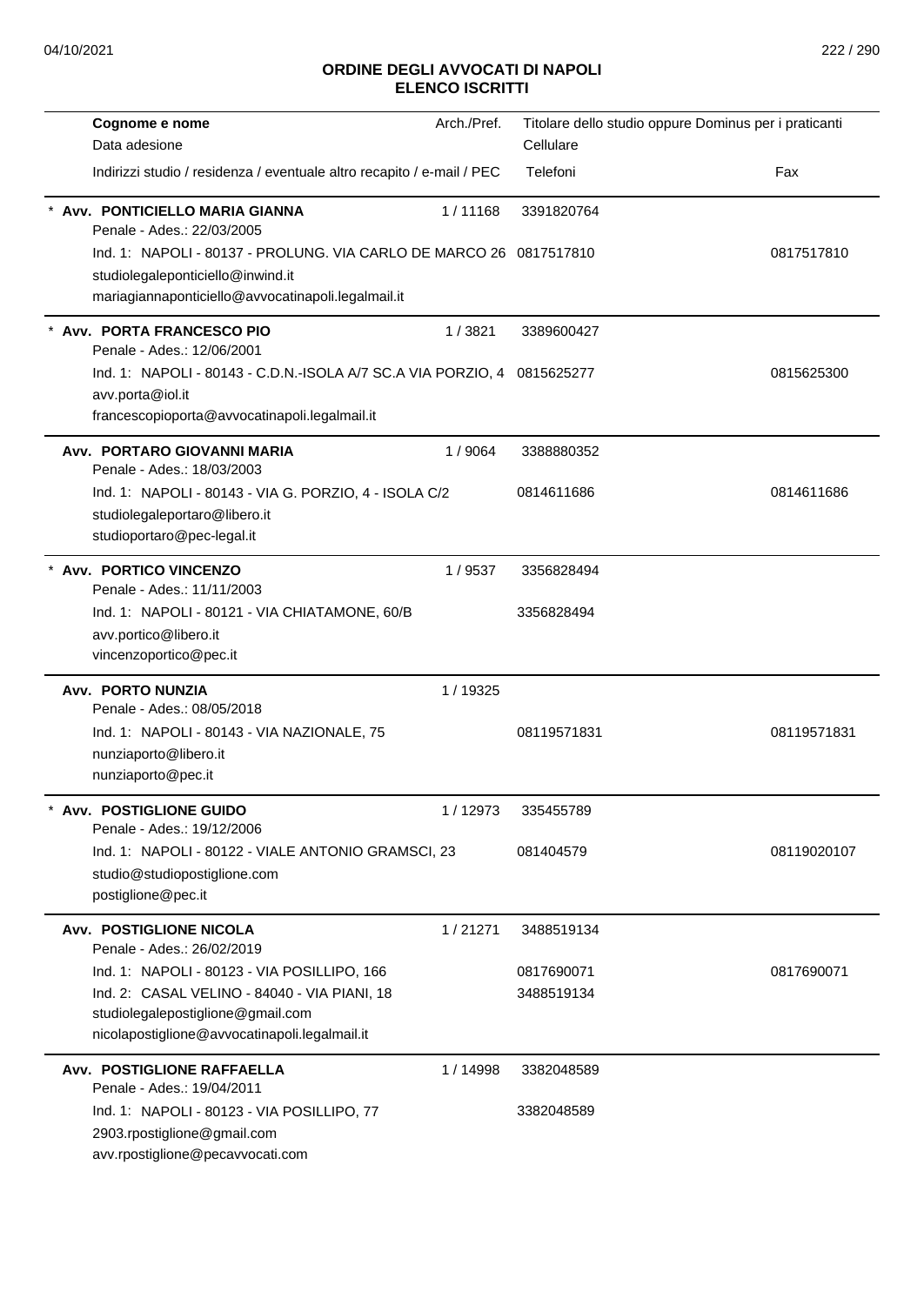## ORDINE DEGLI AVVOCATI DI NAPOLI
## ELENCO ISCRITTI

| Cognome e nome / Data adesione / Indirizzi studio / residenza / eventuale altro recapito / e-mail / PEC | Arch./Pref. | Titolare dello studio oppure Dominus per i praticanti / Cellulare / Telefoni | Fax |
|---|---|---|---|
| * **Avv. PONTICIELLO MARIA GIANNA**<br>Penale - Ades.: 22/03/2005 | 1 / 11168 | 3391820764 | |
| Ind. 1: NAPOLI - 80137 - PROLUNG. VIA CARLO DE MARCO 26<br>studiolegaleponticiello@inwind.it<br>mariagiannaponticiello@avvocatinapoli.legalmail.it | | 0817517810 | 0817517810 |
| * **Avv. PORTA FRANCESCO PIO**<br>Penale - Ades.: 12/06/2001 | 1 / 3821 | 3389600427 | |
| Ind. 1: NAPOLI - 80143 - C.D.N.-ISOLA A/7 SC.A VIA PORZIO, 4<br>avv.porta@iol.it<br>francescopioporta@avvocatinapoli.legalmail.it | | 0815625277 | 0815625300 |
| **Avv. PORTARO GIOVANNI MARIA**<br>Penale - Ades.: 18/03/2003 | 1 / 9064 | 3388880352 | |
| Ind. 1: NAPOLI - 80143 - VIA G. PORZIO, 4 - ISOLA C/2<br>studiolegaleportaro@libero.it<br>studioportaro@pec-legal.it | | 0814611686 | 0814611686 |
| * **Avv. PORTICO VINCENZO**<br>Penale - Ades.: 11/11/2003 | 1 / 9537 | 3356828494 | |
| Ind. 1: NAPOLI - 80121 - VIA CHIATAMONE, 60/B<br>avv.portico@libero.it<br>vincenzoportico@pec.it | | 3356828494 | |
| **Avv. PORTO NUNZIA**<br>Penale - Ades.: 08/05/2018 | 1 / 19325 | | |
| Ind. 1: NAPOLI - 80143 - VIA NAZIONALE, 75<br>nunziaporto@libero.it<br>nunziaporto@pec.it | | 08119571831 | 08119571831 |
| * **Avv. POSTIGLIONE GUIDO**<br>Penale - Ades.: 19/12/2006 | 1 / 12973 | 335455789 | |
| Ind. 1: NAPOLI - 80122 - VIALE ANTONIO GRAMSCI, 23<br>studio@studiopostiglione.com<br>postiglione@pec.it | | 081404579 | 08119020107 |
| **Avv. POSTIGLIONE NICOLA**<br>Penale - Ades.: 26/02/2019 | 1 / 21271 | 3488519134 | |
| Ind. 1: NAPOLI - 80123 - VIA POSILLIPO, 166 | | 0817690071 | 0817690071 |
| Ind. 2: CASAL VELINO - 84040 - VIA PIANI, 18<br>studiolegalepostiglione@gmail.com<br>nicolapostiglione@avvocatinapoli.legalmail.it | | 3488519134 | |
| **Avv. POSTIGLIONE RAFFAELLA**<br>Penale - Ades.: 19/04/2011 | 1 / 14998 | 3382048589 | |
| Ind. 1: NAPOLI - 80123 - VIA POSILLIPO, 77<br>2903.rpostiglione@gmail.com<br>avv.rpostiglione@pecavvocati.com | | 3382048589 | |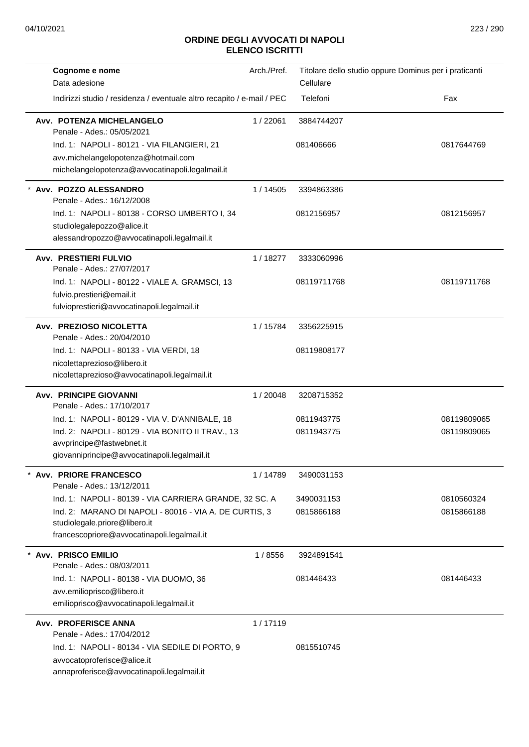## ORDINE DEGLI AVVOCATI DI NAPOLI
## ELENCO ISCRITTI

| Cognome e nome<br>Data adesione<br>Indirizzi studio / residenza / eventuale altro recapito / e-mail / PEC | Arch./Pref. | Titolare dello studio oppure Dominus per i praticanti<br>Cellulare<br>Telefoni | Fax |
|---|---|---|---|
| **Avv. POTENZA MICHELANGELO**<br>Penale - Ades.: 05/05/2021 | 1 / 22061 | 3884744207 | |
| Ind. 1: NAPOLI - 80121 - VIA FILANGIERI, 21<br>avv.michelangelopotenza@hotmail.com<br>michelangelopotenza@avvocatinapoli.legalmail.it | | 081406666 | 0817644769 |
| * **Avv. POZZO ALESSANDRO**<br>Penale - Ades.: 16/12/2008 | 1 / 14505 | 3394863386 | |
| Ind. 1: NAPOLI - 80138 - CORSO UMBERTO I, 34<br>studiolegalepozzo@alice.it<br>alessandropozzo@avvocatinapoli.legalmail.it | | 0812156957 | 0812156957 |
| **Avv. PRESTIERI FULVIO**<br>Penale - Ades.: 27/07/2017 | 1 / 18277 | 3333060996 | |
| Ind. 1: NAPOLI - 80122 - VIALE A. GRAMSCI, 13<br>fulvio.prestieri@email.it<br>fulvioprestieri@avvocatinapoli.legalmail.it | | 08119711768 | 08119711768 |
| **Avv. PREZIOSO NICOLETTA**<br>Penale - Ades.: 20/04/2010 | 1 / 15784 | 3356225915 | |
| Ind. 1: NAPOLI - 80133 - VIA VERDI, 18<br>nicolettaprezioso@libero.it<br>nicolettaprezioso@avvocatinapoli.legalmail.it | | 08119808177 | |
| **Avv. PRINCIPE GIOVANNI**<br>Penale - Ades.: 17/10/2017 | 1 / 20048 | 3208715352 | |
| Ind. 1: NAPOLI - 80129 - VIA V. D'ANNIBALE, 18 | | 0811943775 | 08119809065 |
| Ind. 2: NAPOLI - 80129 - VIA BONITO II TRAV., 13<br>avvprincipe@fastwebnet.it<br>giovanniprincipe@avvocatinapoli.legalmail.it | | 0811943775 | 08119809065 |
| * **Avv. PRIORE FRANCESCO**<br>Penale - Ades.: 13/12/2011 | 1 / 14789 | 3490031153 | |
| Ind. 1: NAPOLI - 80139 - VIA CARRIERA GRANDE, 32 SC. A | | 3490031153 | 0810560324 |
| Ind. 2: MARANO DI NAPOLI - 80016 - VIA A. DE CURTIS, 3<br>studiolegale.priore@libero.it<br>francescopriore@avvocatinapoli.legalmail.it | | 0815866188 | 0815866188 |
| * **Avv. PRISCO EMILIO**<br>Penale - Ades.: 08/03/2011 | 1 / 8556 | 3924891541 | |
| Ind. 1: NAPOLI - 80138 - VIA DUOMO, 36<br>avv.emilioprisco@libero.it<br>emilioprisco@avvocatinapoli.legalmail.it | | 081446433 | 081446433 |
| **Avv. PROFERISCE ANNA**<br>Penale - Ades.: 17/04/2012 | 1 / 17119 | | |
| Ind. 1: NAPOLI - 80134 - VIA SEDILE DI PORTO, 9<br>avvocatoproferisce@alice.it<br>annaproferisce@avvocatinapoli.legalmail.it | | 0815510745 | |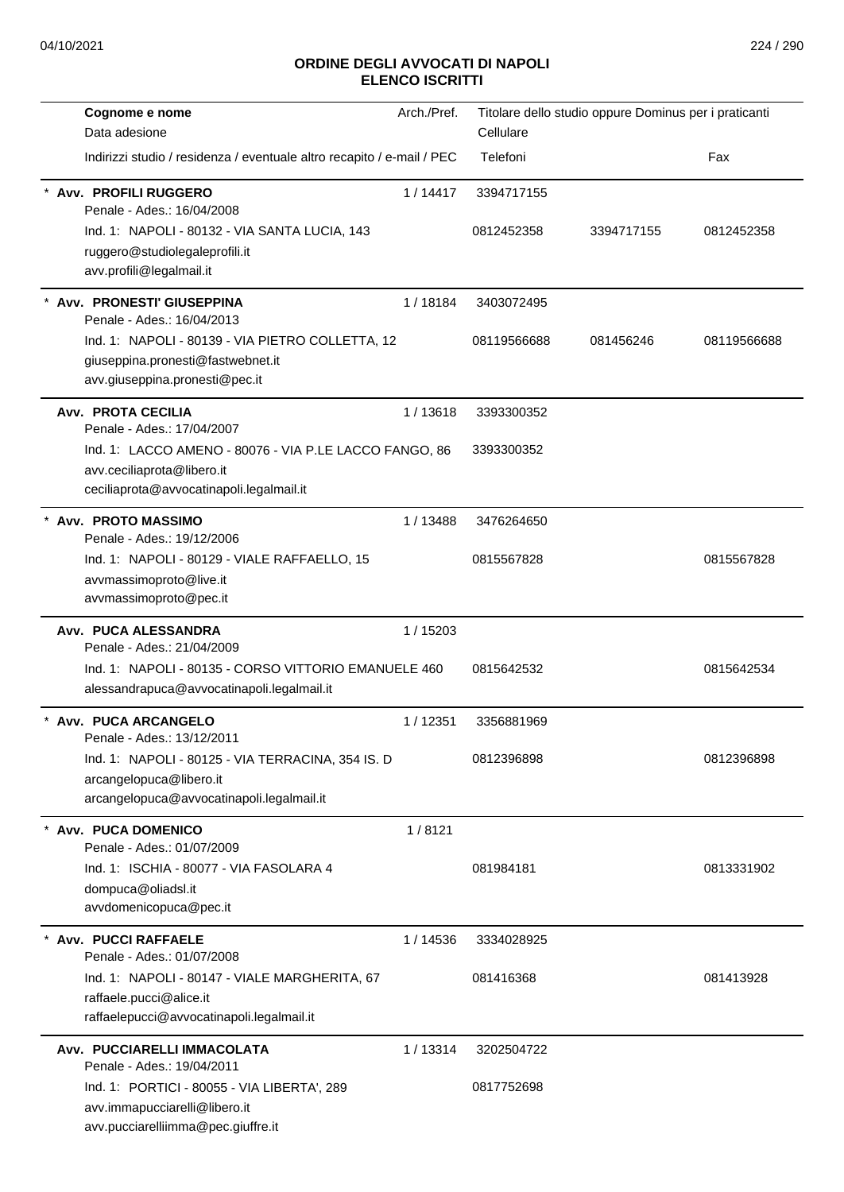# ORDINE DEGLI AVVOCATI DI NAPOLI
## ELENCO ISCRITTI

| Cognome e nome<br>Data adesione<br>Indirizzi studio / residenza / eventuale altro recapito / e-mail / PEC | Arch./Pref. | Titolare dello studio oppure Dominus per i praticanti<br>Cellulare<br>Telefoni | | Fax |
|---|---|---|---|---|
| * **Avv. PROFILI RUGGERO**<br>Penale - Ades.: 16/04/2008<br>Ind. 1: NAPOLI - 80132 - VIA SANTA LUCIA, 143<br>ruggero@studiolegaleprofili.it<br>avv.profili@legalmail.it | 1 / 14417 | 3394717155<br>0812452358 | 3394717155 | 0812452358 |
| * **Avv. PRONESTI' GIUSEPPINA**<br>Penale - Ades.: 16/04/2013<br>Ind. 1: NAPOLI - 80139 - VIA PIETRO COLLETTA, 12<br>giuseppina.pronesti@fastwebnet.it<br>avv.giuseppina.pronesti@pec.it | 1 / 18184 | 3403072495<br>08119566688 | 081456246 | 08119566688 |
| **Avv. PROTA CECILIA**<br>Penale - Ades.: 17/04/2007<br>Ind. 1: LACCO AMENO - 80076 - VIA P.LE LACCO FANGO, 86<br>avv.ceciliaprota@libero.it<br>ceciliaprota@avvocatinapoli.legalmail.it | 1 / 13618 | 3393300352<br>3393300352 | | |
| * **Avv. PROTO MASSIMO**<br>Penale - Ades.: 19/12/2006<br>Ind. 1: NAPOLI - 80129 - VIALE RAFFAELLO, 15<br>avvmassimoproto@live.it<br>avvmassimoproto@pec.it | 1 / 13488 | 3476264650<br>0815567828 | | 0815567828 |
| **Avv. PUCA ALESSANDRA**<br>Penale - Ades.: 21/04/2009<br>Ind. 1: NAPOLI - 80135 - CORSO VITTORIO EMANUELE 460<br>alessandrapuca@avvocatinapoli.legalmail.it | 1 / 15203 | 0815642532 | | 0815642534 |
| * **Avv. PUCA ARCANGELO**<br>Penale - Ades.: 13/12/2011<br>Ind. 1: NAPOLI - 80125 - VIA TERRACINA, 354 IS. D<br>arcangelopuca@libero.it<br>arcangelopuca@avvocatinapoli.legalmail.it | 1 / 12351 | 3356881969<br>0812396898 | | 0812396898 |
| * **Avv. PUCA DOMENICO**<br>Penale - Ades.: 01/07/2009<br>Ind. 1: ISCHIA - 80077 - VIA FASOLARA 4<br>dompuca@oliadsl.it<br>avvdomenicopuca@pec.it | 1 / 8121 | 081984181 | | 0813331902 |
| * **Avv. PUCCI RAFFAELE**<br>Penale - Ades.: 01/07/2008<br>Ind. 1: NAPOLI - 80147 - VIALE MARGHERITA, 67<br>raffaele.pucci@alice.it<br>raffaelepucci@avvocatinapoli.legalmail.it | 1 / 14536 | 3334028925<br>081416368 | | 081413928 |
| **Avv. PUCCIARELLI IMMACOLATA**<br>Penale - Ades.: 19/04/2011<br>Ind. 1: PORTICI - 80055 - VIA LIBERTA', 289<br>avv.immapucciarelli@libero.it<br>avv.pucciarelliimma@pec.giuffre.it | 1 / 13314 | 3202504722<br>0817752698 | | |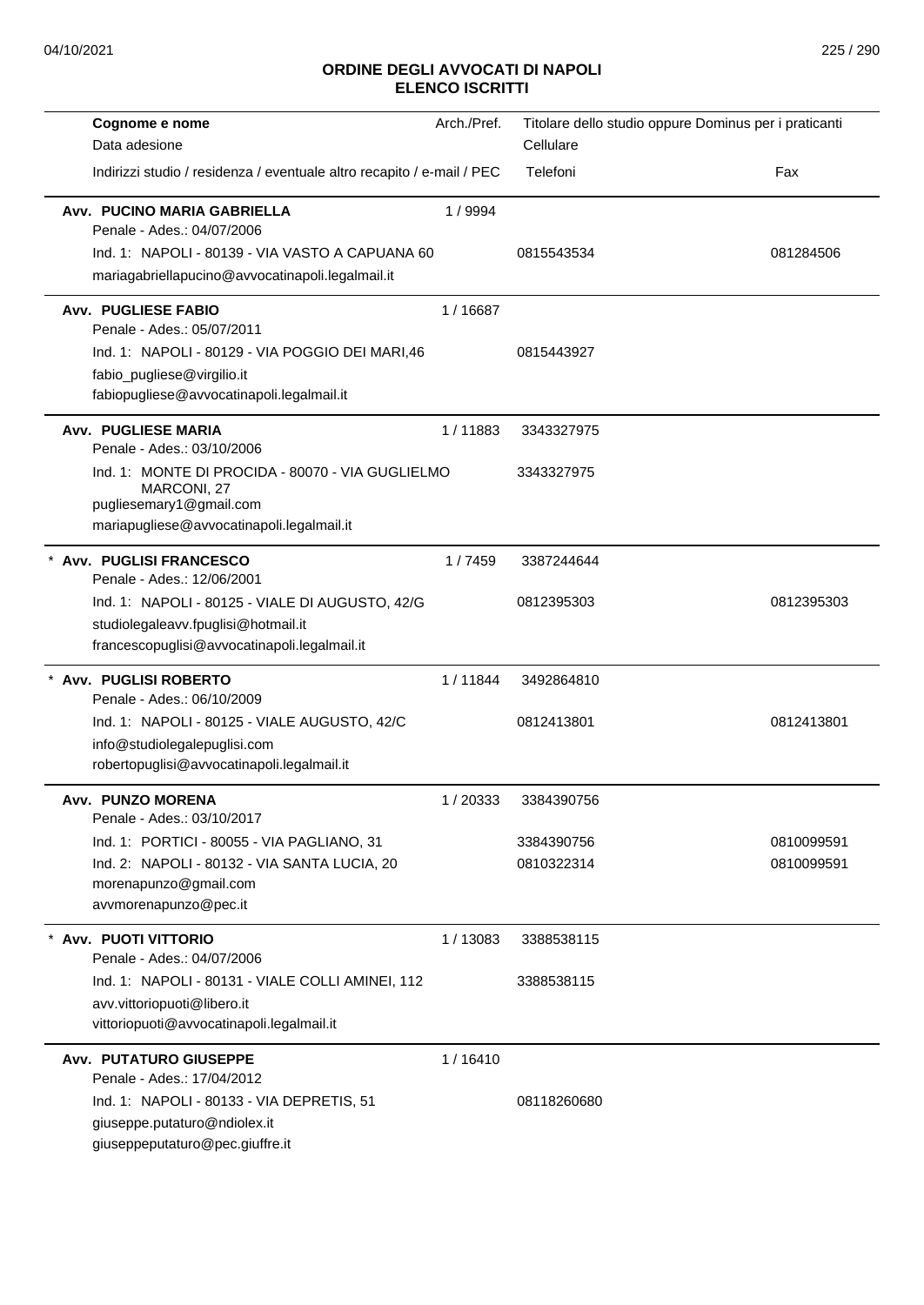# ORDINE DEGLI AVVOCATI DI NAPOLI
## ELENCO ISCRITTI

| Cognome e nome<br>Data adesione<br>Indirizzi studio / residenza / eventuale altro recapito / e-mail / PEC | Arch./Pref. | Titolare dello studio oppure Dominus per i praticanti<br>Cellulare<br>Telefoni | Fax |
|---|---|---|---|
| **Avv. PUCINO MARIA GABRIELLA**<br>Penale - Ades.: 04/07/2006<br>Ind. 1: NAPOLI - 80139 - VIA VASTO A CAPUANA 60<br>mariagabriellapucino@avvocatinapoli.legalmail.it | 1 / 9994 | <br><br>0815543534 | <br><br>081284506 |
| **Avv. PUGLIESE FABIO**<br>Penale - Ades.: 05/07/2011<br>Ind. 1: NAPOLI - 80129 - VIA POGGIO DEI MARI,46<br>fabio_pugliese@virgilio.it<br>fabiopugliese@avvocatinapoli.legalmail.it | 1 / 16687 | <br><br>0815443927 | |
| **Avv. PUGLIESE MARIA**<br>Penale - Ades.: 03/10/2006<br>Ind. 1: MONTE DI PROCIDA - 80070 - VIA GUGLIELMO MARCONI, 27<br>pugliesemary1@gmail.com<br>mariapugliese@avvocatinapoli.legalmail.it | 1 / 11883 | 3343327975<br><br>3343327975 | |
| * **Avv. PUGLISI FRANCESCO**<br>Penale - Ades.: 12/06/2001<br>Ind. 1: NAPOLI - 80125 - VIALE DI AUGUSTO, 42/G<br>studiolegaleavv.fpuglisi@hotmail.it<br>francescopuglisi@avvocatinapoli.legalmail.it | 1 / 7459 | 3387244644<br><br>0812395303 | <br><br>0812395303 |
| * **Avv. PUGLISI ROBERTO**<br>Penale - Ades.: 06/10/2009<br>Ind. 1: NAPOLI - 80125 - VIALE AUGUSTO, 42/C<br>info@studiolegalepuglisi.com<br>robertopuglisi@avvocatinapoli.legalmail.it | 1 / 11844 | 3492864810<br><br>0812413801 | <br><br>0812413801 |
| **Avv. PUNZO MORENA**<br>Penale - Ades.: 03/10/2017<br>Ind. 1: PORTICI - 80055 - VIA PAGLIANO, 31<br>Ind. 2: NAPOLI - 80132 - VIA SANTA LUCIA, 20<br>morenapunzo@gmail.com<br>avvmorenapunzo@pec.it | 1 / 20333 | 3384390756<br><br>3384390756<br>0810322314 | <br><br>0810099591<br>0810099591 |
| * **Avv. PUOTI VITTORIO**<br>Penale - Ades.: 04/07/2006<br>Ind. 1: NAPOLI - 80131 - VIALE COLLI AMINEI, 112<br>avv.vittoriopuoti@libero.it<br>vittoriopuoti@avvocatinapoli.legalmail.it | 1 / 13083 | 3388538115<br><br>3388538115 | |
| **Avv. PUTATURO GIUSEPPE**<br>Penale - Ades.: 17/04/2012<br>Ind. 1: NAPOLI - 80133 - VIA DEPRETIS, 51<br>giuseppe.putaturo@ndiolex.it<br>giuseppeputaturo@pec.giuffre.it | 1 / 16410 | <br><br>08118260680 | |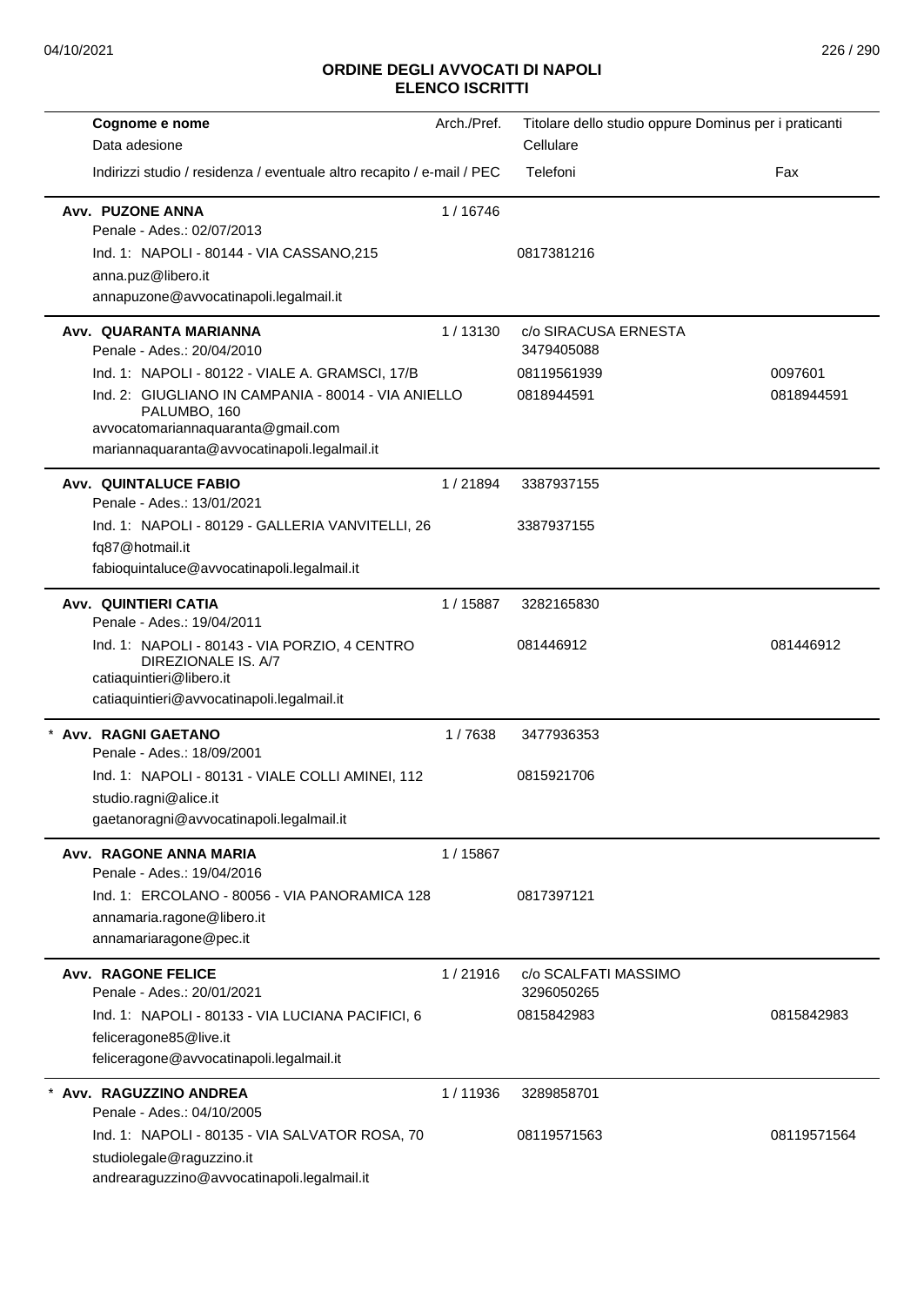## ORDINE DEGLI AVVOCATI DI NAPOLI
## ELENCO ISCRITTI

| Cognome e nome / Data adesione / Indirizzi studio / residenza / eventuale altro recapito / e-mail / PEC | Arch./Pref. | Titolare dello studio oppure Dominus per i praticanti / Cellulare / Telefoni | Fax |
|---|---|---|---|
| **Avv. PUZONE ANNA** | 1 / 16746 | | |
| Penale - Ades.: 02/07/2013 | | | |
| Ind. 1: NAPOLI - 80144 - VIA CASSANO,215 | | 0817381216 | |
| anna.puz@libero.it | | | |
| annapuzone@avvocatinapoli.legalmail.it | | | |
| **Avv. QUARANTA MARIANNA** | 1 / 13130 | c/o SIRACUSA ERNESTA | |
| Penale - Ades.: 20/04/2010 | | 3479405088 | |
| Ind. 1: NAPOLI - 80122 - VIALE A. GRAMSCI, 17/B | | 08119561939 | 0097601 |
| Ind. 2: GIUGLIANO IN CAMPANIA - 80014 - VIA ANIELLO PALUMBO, 160 | | 0818944591 | 0818944591 |
| avvocatomariannaquaranta@gmail.com | | | |
| mariannaquaranta@avvocatinapoli.legalmail.it | | | |
| **Avv. QUINTALUCE FABIO** | 1 / 21894 | 3387937155 | |
| Penale - Ades.: 13/01/2021 | | | |
| Ind. 1: NAPOLI - 80129 - GALLERIA VANVITELLI, 26 | | 3387937155 | |
| fq87@hotmail.it | | | |
| fabioquintaluce@avvocatinapoli.legalmail.it | | | |
| **Avv. QUINTIERI CATIA** | 1 / 15887 | 3282165830 | |
| Penale - Ades.: 19/04/2011 | | | |
| Ind. 1: NAPOLI - 80143 - VIA PORZIO, 4 CENTRO DIREZIONALE IS. A/7 | | 081446912 | 081446912 |
| catiaquintieri@libero.it | | | |
| catiaquintieri@avvocatinapoli.legalmail.it | | | |
| * **Avv. RAGNI GAETANO** | 1 / 7638 | 3477936353 | |
| Penale - Ades.: 18/09/2001 | | | |
| Ind. 1: NAPOLI - 80131 - VIALE COLLI AMINEI, 112 | | 0815921706 | |
| studio.ragni@alice.it | | | |
| gaetanoragni@avvocatinapoli.legalmail.it | | | |
| **Avv. RAGONE ANNA MARIA** | 1 / 15867 | | |
| Penale - Ades.: 19/04/2016 | | | |
| Ind. 1: ERCOLANO - 80056 - VIA PANORAMICA 128 | | 0817397121 | |
| annamaria.ragone@libero.it | | | |
| annamariaragone@pec.it | | | |
| **Avv. RAGONE FELICE** | 1 / 21916 | c/o SCALFATI MASSIMO | |
| Penale - Ades.: 20/01/2021 | | 3296050265 | |
| Ind. 1: NAPOLI - 80133 - VIA LUCIANA PACIFICI, 6 | | 0815842983 | 0815842983 |
| feliceragone85@live.it | | | |
| feliceragone@avvocatinapoli.legalmail.it | | | |
| * **Avv. RAGUZZINO ANDREA** | 1 / 11936 | 3289858701 | |
| Penale - Ades.: 04/10/2005 | | | |
| Ind. 1: NAPOLI - 80135 - VIA SALVATOR ROSA, 70 | | 08119571563 | 08119571564 |
| studiolegale@raguzzino.it | | | |
| andrearaguzzino@avvocatinapoli.legalmail.it | | | |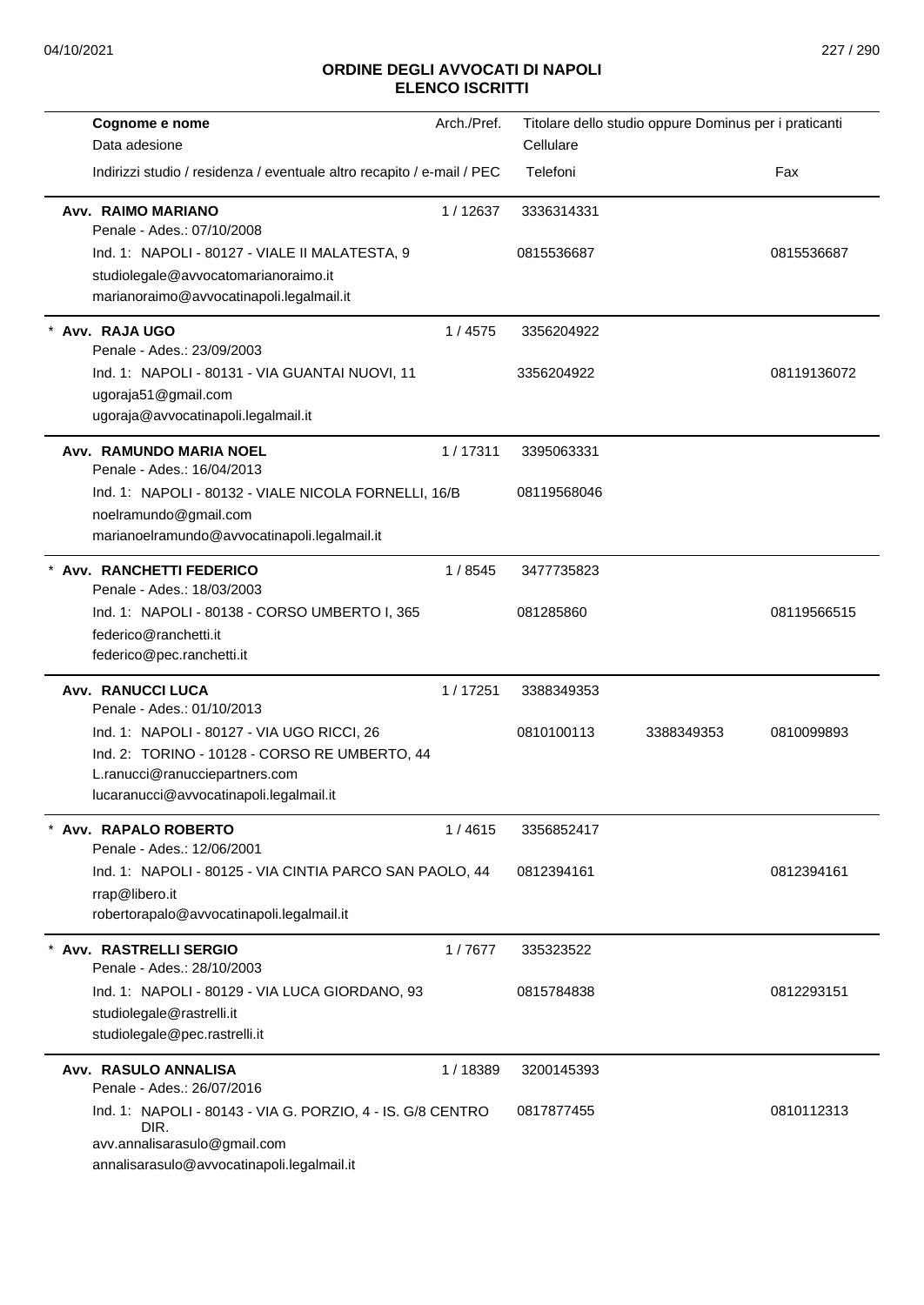# ORDINE DEGLI AVVOCATI DI NAPOLI
## ELENCO ISCRITTI

| Cognome e nome<br>Data adesione<br>Indirizzi studio / residenza / eventuale altro recapito / e-mail / PEC | Arch./Pref. | Titolare dello studio oppure Dominus per i praticanti<br>Cellulare<br>Telefoni | | Fax |
|---|---|---|---|---|
| **Avv. RAIMO MARIANO**<br>Penale - Ades.: 07/10/2008<br>Ind. 1: NAPOLI - 80127 - VIALE II MALATESTA, 9<br>studiolegale@avvocatomarianoraimo.it<br>marianoraimo@avvocatinapoli.legalmail.it | 1 / 12637 | 3336314331<br>0815536687 | | 0815536687 |
| * **Avv. RAJA UGO**<br>Penale - Ades.: 23/09/2003<br>Ind. 1: NAPOLI - 80131 - VIA GUANTAI NUOVI, 11<br>ugoraja51@gmail.com<br>ugoraja@avvocatinapoli.legalmail.it | 1 / 4575 | 3356204922<br>3356204922 | | 08119136072 |
| **Avv. RAMUNDO MARIA NOEL**<br>Penale - Ades.: 16/04/2013<br>Ind. 1: NAPOLI - 80132 - VIALE NICOLA FORNELLI, 16/B<br>noelramundo@gmail.com<br>marianoelramundo@avvocatinapoli.legalmail.it | 1 / 17311 | 3395063331<br>08119568046 | | |
| * **Avv. RANCHETTI FEDERICO**<br>Penale - Ades.: 18/03/2003<br>Ind. 1: NAPOLI - 80138 - CORSO UMBERTO I, 365<br>federico@ranchetti.it<br>federico@pec.ranchetti.it | 1 / 8545 | 3477735823<br>081285860 | | 08119566515 |
| **Avv. RANUCCI LUCA**<br>Penale - Ades.: 01/10/2013<br>Ind. 1: NAPOLI - 80127 - VIA UGO RICCI, 26<br>Ind. 2: TORINO - 10128 - CORSO RE UMBERTO, 44<br>L.ranucci@ranuccipartners.com<br>lucaranucci@avvocatinapoli.legalmail.it | 1 / 17251 | 3388349353<br>0810100113 | 3388349353 | 0810099893 |
| * **Avv. RAPALO ROBERTO**<br>Penale - Ades.: 12/06/2001<br>Ind. 1: NAPOLI - 80125 - VIA CINTIA PARCO SAN PAOLO, 44<br>rrap@libero.it<br>robertorapalo@avvocatinapoli.legalmail.it | 1 / 4615 | 3356852417<br>0812394161 | | 0812394161 |
| * **Avv. RASTRELLI SERGIO**<br>Penale - Ades.: 28/10/2003<br>Ind. 1: NAPOLI - 80129 - VIA LUCA GIORDANO, 93<br>studiolegale@rastrelli.it<br>studiolegale@pec.rastrelli.it | 1 / 7677 | 335323522<br>0815784838 | | 0812293151 |
| **Avv. RASULO ANNALISA**<br>Penale - Ades.: 26/07/2016<br>Ind. 1: NAPOLI - 80143 - VIA G. PORZIO, 4 - IS. G/8 CENTRO DIR.<br>avv.annalisarasulo@gmail.com<br>annalisarasulo@avvocatinapoli.legalmail.it | 1 / 18389 | 3200145393<br>0817877455 | | 0810112313 |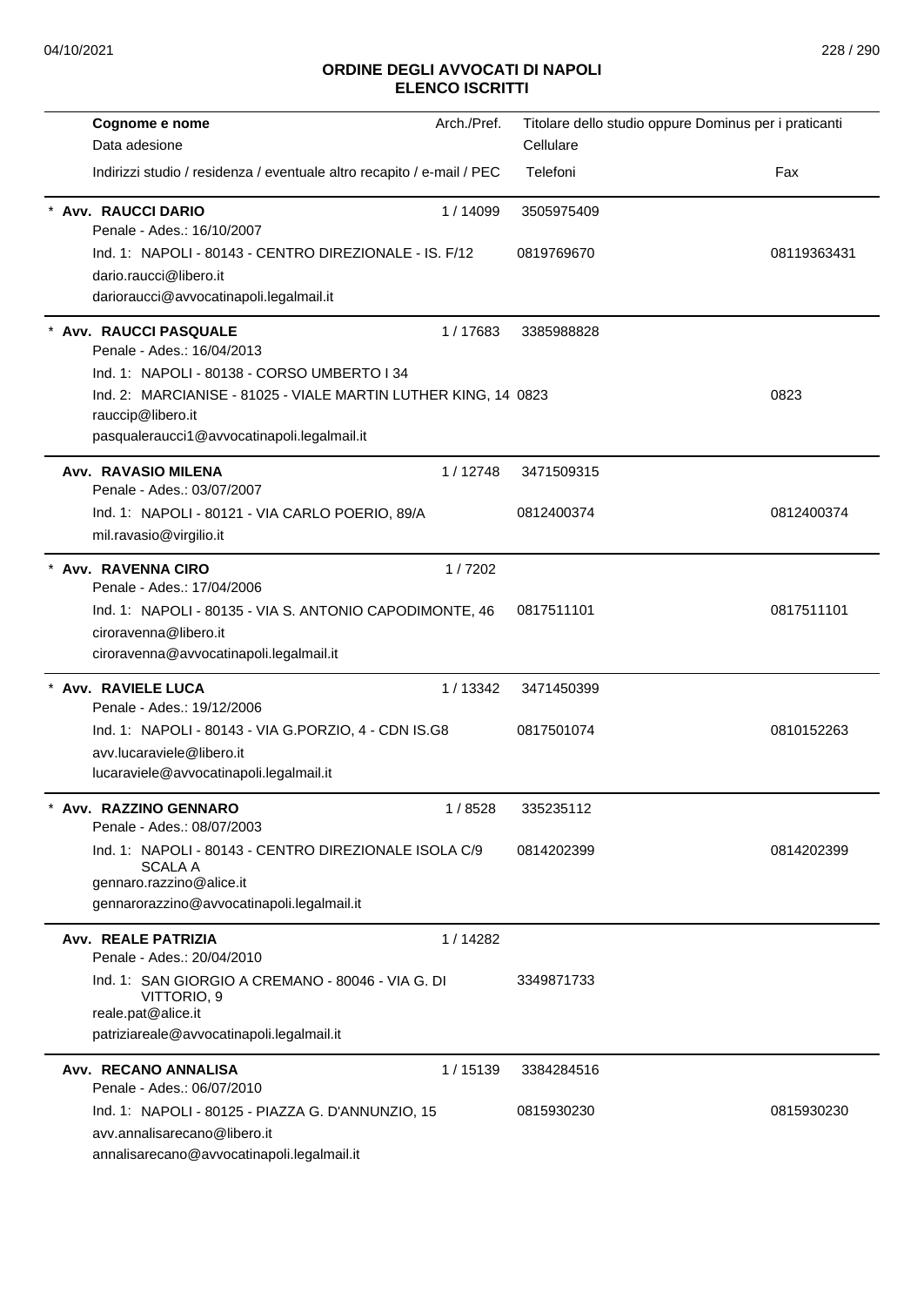## ORDINE DEGLI AVVOCATI DI NAPOLI
## ELENCO ISCRITTI

| Cognome e nome<br>Data adesione<br>Indirizzi studio / residenza / eventuale altro recapito / e-mail / PEC | Arch./Pref. | Titolare dello studio oppure Dominus per i praticanti<br>Cellulare<br>Telefoni | Fax |
|---|---|---|---|
| * **Avv. RAUCCI DARIO**<br>Penale - Ades.: 16/10/2007 | 1 / 14099 | 3505975409 | |
| Ind. 1: NAPOLI - 80143 - CENTRO DIREZIONALE - IS. F/12<br>dario.raucci@libero.it<br>darioraucci@avvocatinapoli.legalmail.it | | 0819769670 | 08119363431 |
| * **Avv. RAUCCI PASQUALE**<br>Penale - Ades.: 16/04/2013 | 1 / 17683 | 3385988828 | |
| Ind. 1: NAPOLI - 80138 - CORSO UMBERTO I 34<br>Ind. 2: MARCIANISE - 81025 - VIALE MARTIN LUTHER KING, 14<br>rauccip@libero.it<br>pasqualeraucci1@avvocatinapoli.legalmail.it | | 0823 | 0823 |
| **Avv. RAVASIO MILENA**<br>Penale - Ades.: 03/07/2007 | 1 / 12748 | 3471509315 | |
| Ind. 1: NAPOLI - 80121 - VIA CARLO POERIO, 89/A<br>mil.ravasio@virgilio.it | | 0812400374 | 0812400374 |
| * **Avv. RAVENNA CIRO**<br>Penale - Ades.: 17/04/2006 | 1 / 7202 | | |
| Ind. 1: NAPOLI - 80135 - VIA S. ANTONIO CAPODIMONTE, 46<br>ciroravenna@libero.it<br>ciroravenna@avvocatinapoli.legalmail.it | | 0817511101 | 0817511101 |
| * **Avv. RAVIELE LUCA**<br>Penale - Ades.: 19/12/2006 | 1 / 13342 | 3471450399 | |
| Ind. 1: NAPOLI - 80143 - VIA G.PORZIO, 4 - CDN IS.G8<br>avv.lucaraviele@libero.it<br>lucaraviele@avvocatinapoli.legalmail.it | | 0817501074 | 0810152263 |
| * **Avv. RAZZINO GENNARO**<br>Penale - Ades.: 08/07/2003 | 1 / 8528 | 335235112 | |
| Ind. 1: NAPOLI - 80143 - CENTRO DIREZIONALE ISOLA C/9 SCALA A<br>gennaro.razzino@alice.it<br>gennarorazzino@avvocatinapoli.legalmail.it | | 0814202399 | 0814202399 |
| **Avv. REALE PATRIZIA**<br>Penale - Ades.: 20/04/2010 | 1 / 14282 | | |
| Ind. 1: SAN GIORGIO A CREMANO - 80046 - VIA G. DI VITTORIO, 9<br>reale.pat@alice.it<br>patriziareale@avvocatinapoli.legalmail.it | | 3349871733 | |
| **Avv. RECANO ANNALISA**<br>Penale - Ades.: 06/07/2010 | 1 / 15139 | 3384284516 | |
| Ind. 1: NAPOLI - 80125 - PIAZZA G. D'ANNUNZIO, 15<br>avv.annalisarecano@libero.it<br>annalisarecano@avvocatinapoli.legalmail.it | | 0815930230 | 0815930230 |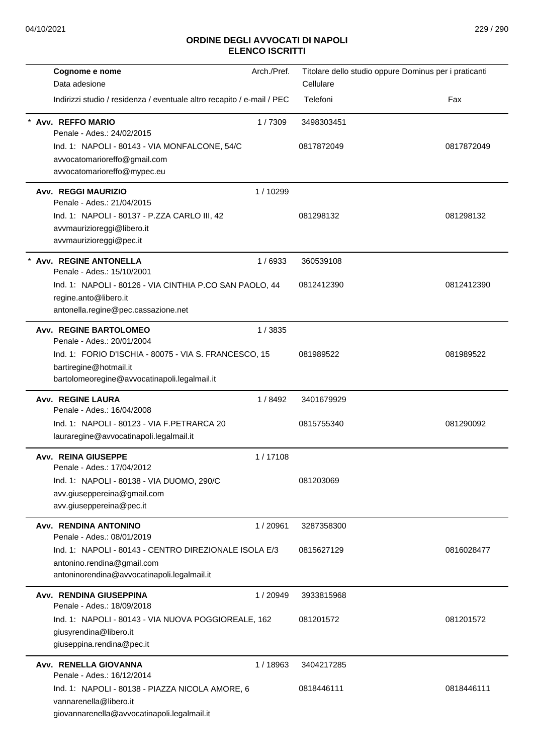## ORDINE DEGLI AVVOCATI DI NAPOLI
## ELENCO ISCRITTI

| Cognome e nome<br>Data adesione<br>Indirizzi studio / residenza / eventuale altro recapito / e-mail / PEC | Arch./Pref. | Titolare dello studio oppure Dominus per i praticanti<br>Cellulare<br>Telefoni | Fax |
|---|---|---|---|
| * **Avv. REFFO MARIO**<br>Penale - Ades.: 24/02/2015<br>Ind. 1: NAPOLI - 80143 - VIA MONFALCONE, 54/C<br>avvocatomarioreffo@gmail.com<br>avvocatomarioreffo@mypec.eu | 1 / 7309 | 3498303451<br>0817872049 | 0817872049 |
| **Avv. REGGI MAURIZIO**<br>Penale - Ades.: 21/04/2015<br>Ind. 1: NAPOLI - 80137 - P.ZZA CARLO III, 42<br>avvmaurizioreggi@libero.it<br>avvmaurizioreggi@pec.it | 1 / 10299 | 081298132 | 081298132 |
| * **Avv. REGINE ANTONELLA**<br>Penale - Ades.: 15/10/2001<br>Ind. 1: NAPOLI - 80126 - VIA CINTHIA P.CO SAN PAOLO, 44<br>regine.anto@libero.it<br>antonella.regine@pec.cassazione.net | 1 / 6933 | 360539108<br>0812412390 | 0812412390 |
| **Avv. REGINE BARTOLOMEO**<br>Penale - Ades.: 20/01/2004<br>Ind. 1: FORIO D'ISCHIA - 80075 - VIA S. FRANCESCO, 15<br>bartiregine@hotmail.it<br>bartolomeoregine@avvocatinapoli.legalmail.it | 1 / 3835 | 081989522 | 081989522 |
| **Avv. REGINE LAURA**<br>Penale - Ades.: 16/04/2008<br>Ind. 1: NAPOLI - 80123 - VIA F.PETRARCA 20<br>lauraregine@avvocatinapoli.legalmail.it | 1 / 8492 | 3401679929<br>0815755340 | 081290092 |
| **Avv. REINA GIUSEPPE**<br>Penale - Ades.: 17/04/2012<br>Ind. 1: NAPOLI - 80138 - VIA DUOMO, 290/C<br>avv.giuseppereina@gmail.com<br>avv.giuseppereina@pec.it | 1 / 17108 | 081203069 | |
| **Avv. RENDINA ANTONINO**<br>Penale - Ades.: 08/01/2019<br>Ind. 1: NAPOLI - 80143 - CENTRO DIREZIONALE ISOLA E/3<br>antonino.rendina@gmail.com<br>antoninorendina@avvocatinapoli.legalmail.it | 1 / 20961 | 3287358300<br>0815627129 | 0816028477 |
| **Avv. RENDINA GIUSEPPINA**<br>Penale - Ades.: 18/09/2018<br>Ind. 1: NAPOLI - 80143 - VIA NUOVA POGGIOREALE, 162<br>giusyrendina@libero.it<br>giuseppina.rendina@pec.it | 1 / 20949 | 3933815968<br>081201572 | 081201572 |
| **Avv. RENELLA GIOVANNA**<br>Penale - Ades.: 16/12/2014<br>Ind. 1: NAPOLI - 80138 - PIAZZA NICOLA AMORE, 6<br>vannarenella@libero.it<br>giovannarenella@avvocatinapoli.legalmail.it | 1 / 18963 | 3404217285<br>0818446111 | 0818446111 |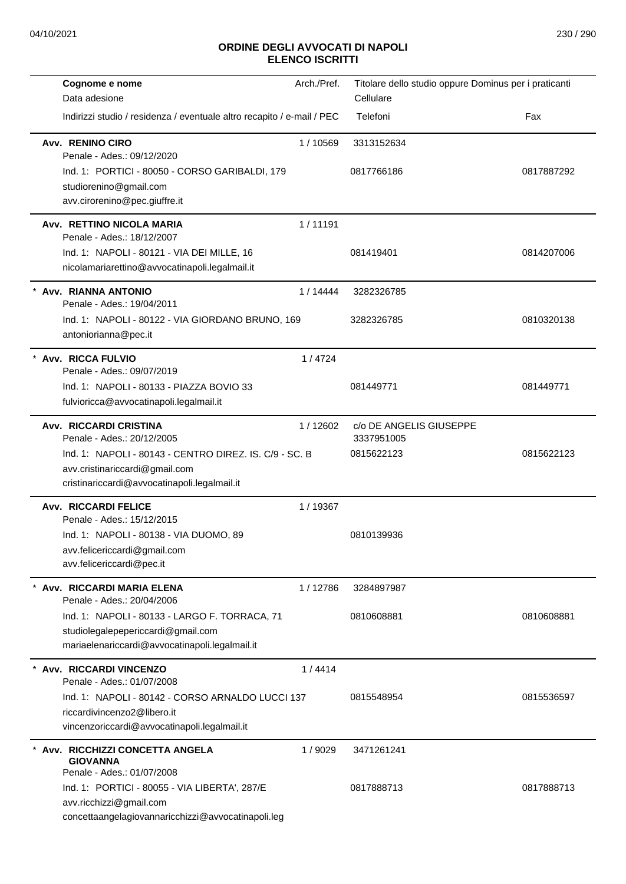# ORDINE DEGLI AVVOCATI DI NAPOLI
## ELENCO ISCRITTI

| Cognome e nome<br>Data adesione<br>Indirizzi studio / residenza / eventuale altro recapito / e-mail / PEC | Arch./Pref. | Titolare dello studio oppure Dominus per i praticanti<br>Cellulare<br>Telefoni | Fax |
|---|---|---|---|
| **Avv. RENINO CIRO**<br>Penale - Ades.: 09/12/2020<br>Ind. 1: PORTICI - 80050 - CORSO GARIBALDI, 179<br>studiorenino@gmail.com<br>avv.cirorenino@pec.giuffre.it | 1 / 10569 | 3313152634<br>0817766186 | 0817887292 |
| **Avv. RETTINO NICOLA MARIA**<br>Penale - Ades.: 18/12/2007<br>Ind. 1: NAPOLI - 80121 - VIA DEI MILLE, 16<br>nicolamariarettino@avvocatinapoli.legalmail.it | 1 / 11191 | 081419401 | 0814207006 |
| * **Avv. RIANNA ANTONIO**<br>Penale - Ades.: 19/04/2011<br>Ind. 1: NAPOLI - 80122 - VIA GIORDANO BRUNO, 169<br>antoniorianna@pec.it | 1 / 14444 | 3282326785<br>3282326785 | 0810320138 |
| * **Avv. RICCA FULVIO**<br>Penale - Ades.: 09/07/2019<br>Ind. 1: NAPOLI - 80133 - PIAZZA BOVIO 33<br>fulvioricca@avvocatinapoli.legalmail.it | 1 / 4724 | 081449771 | 081449771 |
| **Avv. RICCARDI CRISTINA**<br>Penale - Ades.: 20/12/2005<br>Ind. 1: NAPOLI - 80143 - CENTRO DIREZ. IS. C/9 - SC. B<br>avv.cristinariccardi@gmail.com<br>cristinariccardi@avvocatinapoli.legalmail.it | 1 / 12602 | c/o DE ANGELIS GIUSEPPE<br>3337951005<br>0815622123 | 0815622123 |
| **Avv. RICCARDI FELICE**<br>Penale - Ades.: 15/12/2015<br>Ind. 1: NAPOLI - 80138 - VIA DUOMO, 89<br>avv.felicericcardi@gmail.com<br>avv.felicericcardi@pec.it | 1 / 19367 | 0810139936 | |
| * **Avv. RICCARDI MARIA ELENA**<br>Penale - Ades.: 20/04/2006<br>Ind. 1: NAPOLI - 80133 - LARGO F. TORRACA, 71<br>studiolegalepepericcardi@gmail.com<br>mariaelenariccardi@avvocatinapoli.legalmail.it | 1 / 12786 | 3284897987<br>0810608881 | 0810608881 |
| * **Avv. RICCARDI VINCENZO**<br>Penale - Ades.: 01/07/2008<br>Ind. 1: NAPOLI - 80142 - CORSO ARNALDO LUCCI 137<br>riccardivincenzo2@libero.it<br>vincenzoriccardi@avvocatinapoli.legalmail.it | 1 / 4414 | 0815548954 | 0815536597 |
| * **Avv. RICCHIZZI CONCETTA ANGELA GIOVANNA**<br>Penale - Ades.: 01/07/2008<br>Ind. 1: PORTICI - 80055 - VIA LIBERTA', 287/E<br>avv.ricchizzi@gmail.com<br>concettaangelagiovannaricchizzi@avvocatinapoli.leg | 1 / 9029 | 3471261241<br>0817888713 | 0817888713 |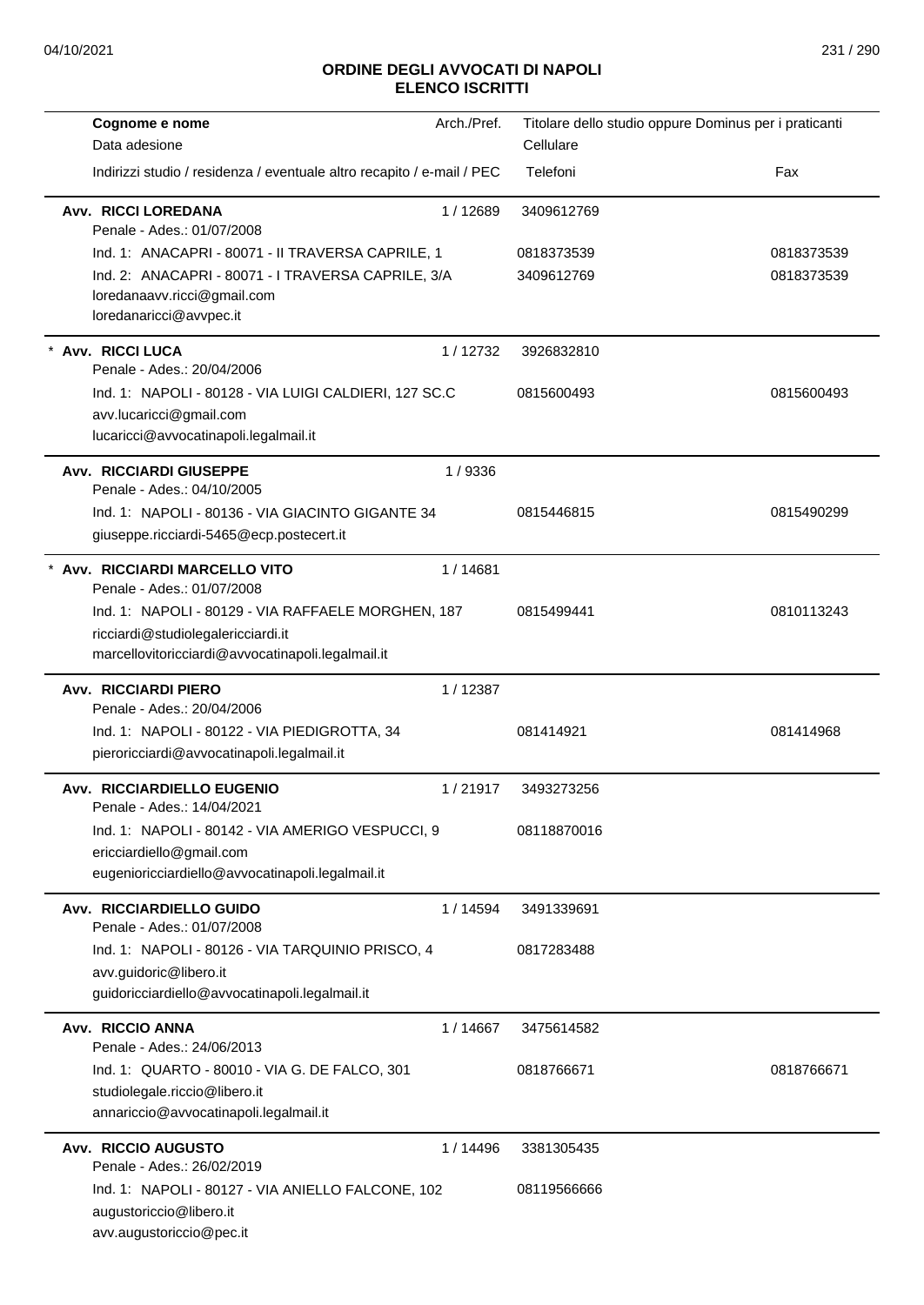# ORDINE DEGLI AVVOCATI DI NAPOLI
## ELENCO ISCRITTI

| Cognome e nome<br>Data adesione<br>Indirizzi studio / residenza / eventuale altro recapito / e-mail / PEC | Arch./Pref. | Titolare dello studio oppure Dominus per i praticanti<br>Cellulare<br>Telefoni | Fax |
|---|---|---|---|
| **Avv. RICCI LOREDANA**<br>Penale - Ades.: 01/07/2008 | 1 / 12689 | 3409612769 | |
| Ind. 1: ANACAPRI - 80071 - II TRAVERSA CAPRILE, 1 | | 0818373539 | 0818373539 |
| Ind. 2: ANACAPRI - 80071 - I TRAVERSA CAPRILE, 3/A<br>loredanaavv.ricci@gmail.com<br>loredanaricci@avvpec.it | | 3409612769 | 0818373539 |
| * **Avv. RICCI LUCA**<br>Penale - Ades.: 20/04/2006 | 1 / 12732 | 3926832810 | |
| Ind. 1: NAPOLI - 80128 - VIA LUIGI CALDIERI, 127 SC.C<br>avv.lucaricci@gmail.com<br>lucaricci@avvocatinapoli.legalmail.it | | 0815600493 | 0815600493 |
| **Avv. RICCIARDI GIUSEPPE**<br>Penale - Ades.: 04/10/2005 | 1 / 9336 | | |
| Ind. 1: NAPOLI - 80136 - VIA GIACINTO GIGANTE 34<br>giuseppe.ricciardi-5465@ecp.postecert.it | | 0815446815 | 0815490299 |
| * **Avv. RICCIARDI MARCELLO VITO**<br>Penale - Ades.: 01/07/2008 | 1 / 14681 | | |
| Ind. 1: NAPOLI - 80129 - VIA RAFFAELE MORGHEN, 187<br>ricciardi@studiolegalericciardi.it<br>marcellovitoricciardi@avvocatinapoli.legalmail.it | | 0815499441 | 0810113243 |
| **Avv. RICCIARDI PIERO**<br>Penale - Ades.: 20/04/2006 | 1 / 12387 | | |
| Ind. 1: NAPOLI - 80122 - VIA PIEDIGROTTA, 34<br>pieroricciardi@avvocatinapoli.legalmail.it | | 081414921 | 081414968 |
| **Avv. RICCIARDIELLO EUGENIO**<br>Penale - Ades.: 14/04/2021 | 1 / 21917 | 3493273256 | |
| Ind. 1: NAPOLI - 80142 - VIA AMERIGO VESPUCCI, 9<br>ericciardiello@gmail.com<br>eugenioricciardiello@avvocatinapoli.legalmail.it | | 08118870016 | |
| **Avv. RICCIARDIELLO GUIDO**<br>Penale - Ades.: 01/07/2008 | 1 / 14594 | 3491339691 | |
| Ind. 1: NAPOLI - 80126 - VIA TARQUINIO PRISCO, 4<br>avv.guidoric@libero.it<br>guidoricciardiello@avvocatinapoli.legalmail.it | | 0817283488 | |
| **Avv. RICCIO ANNA**<br>Penale - Ades.: 24/06/2013 | 1 / 14667 | 3475614582 | |
| Ind. 1: QUARTO - 80010 - VIA G. DE FALCO, 301<br>studiolegale.riccio@libero.it<br>annariccio@avvocatinapoli.legalmail.it | | 0818766671 | 0818766671 |
| **Avv. RICCIO AUGUSTO**<br>Penale - Ades.: 26/02/2019 | 1 / 14496 | 3381305435 | |
| Ind. 1: NAPOLI - 80127 - VIA ANIELLO FALCONE, 102<br>augustoriccio@libero.it<br>avv.augustoriccio@pec.it | | 08119566666 | |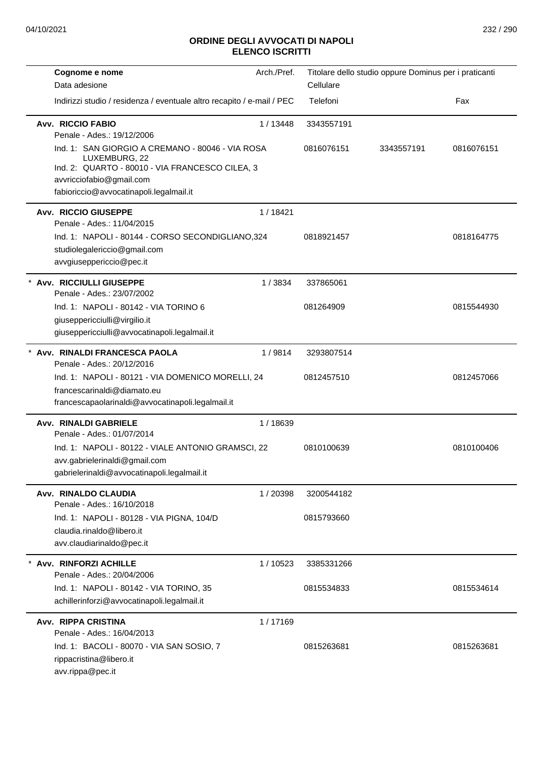## ORDINE DEGLI AVVOCATI DI NAPOLI
## ELENCO ISCRITTI

| Cognome e nome<br>Data adesione<br>Indirizzi studio / residenza / eventuale altro recapito / e-mail / PEC | Arch./Pref. | Titolare dello studio oppure Dominus per i praticanti<br>Cellulare<br>Telefoni | | Fax |
|---|---|---|---|---|
| **Avv. RICCIO FABIO**<br>Penale - Ades.: 19/12/2006 | 1 / 13448 | 3343557191 | | |
| Ind. 1: SAN GIORGIO A CREMANO - 80046 - VIA ROSA LUXEMBURG, 22<br>Ind. 2: QUARTO - 80010 - VIA FRANCESCO CILEA, 3<br>avvricciofabio@gmail.com<br>fabioriccio@avvocatinapoli.legalmail.it | | 0816076151 | 3343557191 | 0816076151 |
| **Avv. RICCIO GIUSEPPE**<br>Penale - Ades.: 11/04/2015 | 1 / 18421 | | | |
| Ind. 1: NAPOLI - 80144 - CORSO SECONDIGLIANO,324<br>studiolegalericcio@gmail.com<br>avvgiuseppericcio@pec.it | | 0818921457 | | 0818164775 |
| * **Avv. RICCIULLI GIUSEPPE**<br>Penale - Ades.: 23/07/2002 | 1 / 3834 | 337865061 | | |
| Ind. 1: NAPOLI - 80142 - VIA TORINO 6<br>giuseppericciulli@virgilio.it<br>giuseppericciulli@avvocatinapoli.legalmail.it | | 081264909 | | 0815544930 |
| * **Avv. RINALDI FRANCESCA PAOLA**<br>Penale - Ades.: 20/12/2016 | 1 / 9814 | 3293807514 | | |
| Ind. 1: NAPOLI - 80121 - VIA DOMENICO MORELLI, 24<br>francescarinaldi@diamato.eu<br>francescapaolarinaldi@avvocatinapoli.legalmail.it | | 0812457510 | | 0812457066 |
| **Avv. RINALDI GABRIELE**<br>Penale - Ades.: 01/07/2014 | 1 / 18639 | | | |
| Ind. 1: NAPOLI - 80122 - VIALE ANTONIO GRAMSCI, 22<br>avv.gabrielerinaldi@gmail.com<br>gabrielerinaldi@avvocatinapoli.legalmail.it | | 0810100639 | | 0810100406 |
| **Avv. RINALDO CLAUDIA**<br>Penale - Ades.: 16/10/2018 | 1 / 20398 | 3200544182 | | |
| Ind. 1: NAPOLI - 80128 - VIA PIGNA, 104/D<br>claudia.rinaldo@libero.it<br>avv.claudiarinaldo@pec.it | | 0815793660 | | |
| * **Avv. RINFORZI ACHILLE**<br>Penale - Ades.: 20/04/2006 | 1 / 10523 | 3385331266 | | |
| Ind. 1: NAPOLI - 80142 - VIA TORINO, 35<br>achillerinforzi@avvocatinapoli.legalmail.it | | 0815534833 | | 0815534614 |
| **Avv. RIPPA CRISTINA**<br>Penale - Ades.: 16/04/2013 | 1 / 17169 | | | |
| Ind. 1: BACOLI - 80070 - VIA SAN SOSIO, 7<br>rippacristina@libero.it<br>avv.rippa@pec.it | | 0815263681 | | 0815263681 |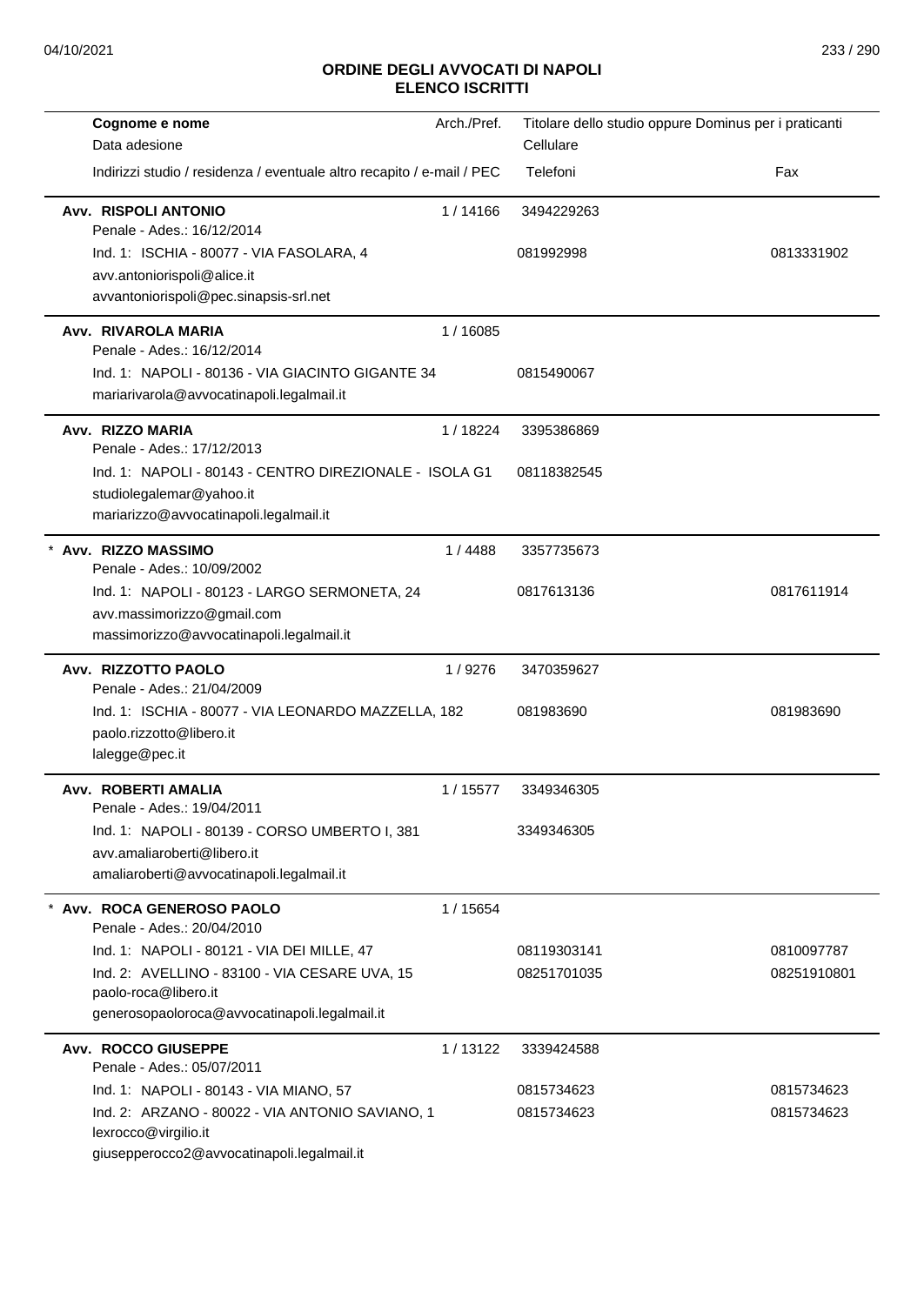# ORDINE DEGLI AVVOCATI DI NAPOLI
## ELENCO ISCRITTI

| Cognome e nome<br>Data adesione<br>Indirizzi studio / residenza / eventuale altro recapito / e-mail / PEC | Arch./Pref. | Titolare dello studio oppure Dominus per i praticanti<br>Cellulare<br>Telefoni | Fax |
|---|---|---|---|
| **Avv. RISPOLI ANTONIO**<br>Penale - Ades.: 16/12/2014 | 1 / 14166 | 3494229263 | |
| Ind. 1: ISCHIA - 80077 - VIA FASOLARA, 4<br>avv.antoniorispoli@alice.it<br>avvantoniorispoli@pec.sinapsis-srl.net | | 081992998 | 0813331902 |
| **Avv. RIVAROLA MARIA**<br>Penale - Ades.: 16/12/2014 | 1 / 16085 | | |
| Ind. 1: NAPOLI - 80136 - VIA GIACINTO GIGANTE 34<br>mariarivarola@avvocatinapoli.legalmail.it | | 0815490067 | |
| **Avv. RIZZO MARIA**<br>Penale - Ades.: 17/12/2013 | 1 / 18224 | 3395386869 | |
| Ind. 1: NAPOLI - 80143 - CENTRO DIREZIONALE - ISOLA G1<br>studiolegalemar@yahoo.it<br>mariarizzo@avvocatinapoli.legalmail.it | | 08118382545 | |
| * **Avv. RIZZO MASSIMO**<br>Penale - Ades.: 10/09/2002 | 1 / 4488 | 3357735673 | |
| Ind. 1: NAPOLI - 80123 - LARGO SERMONETA, 24<br>avv.massimorizzo@gmail.com<br>massimorizzo@avvocatinapoli.legalmail.it | | 0817613136 | 0817611914 |
| **Avv. RIZZOTTO PAOLO**<br>Penale - Ades.: 21/04/2009 | 1 / 9276 | 3470359627 | |
| Ind. 1: ISCHIA - 80077 - VIA LEONARDO MAZZELLA, 182<br>paolo.rizzotto@libero.it<br>lalegge@pec.it | | 081983690 | 081983690 |
| **Avv. ROBERTI AMALIA**<br>Penale - Ades.: 19/04/2011 | 1 / 15577 | 3349346305 | |
| Ind. 1: NAPOLI - 80139 - CORSO UMBERTO I, 381<br>avv.amaliaroberti@libero.it<br>amaliaroberti@avvocatinapoli.legalmail.it | | 3349346305 | |
| * **Avv. ROCA GENEROSO PAOLO**<br>Penale - Ades.: 20/04/2010 | 1 / 15654 | | |
| Ind. 1: NAPOLI - 80121 - VIA DEI MILLE, 47 | | 08119303141 | 0810097787 |
| Ind. 2: AVELLINO - 83100 - VIA CESARE UVA, 15<br>paolo-roca@libero.it<br>generosopaoloroca@avvocatinapoli.legalmail.it | | 08251701035 | 08251910801 |
| **Avv. ROCCO GIUSEPPE**<br>Penale - Ades.: 05/07/2011 | 1 / 13122 | 3339424588 | |
| Ind. 1: NAPOLI - 80143 - VIA MIANO, 57 | | 0815734623 | 0815734623 |
| Ind. 2: ARZANO - 80022 - VIA ANTONIO SAVIANO, 1<br>lexrocco@virgilio.it<br>giusepperocco2@avvocatinapoli.legalmail.it | | 0815734623 | 0815734623 |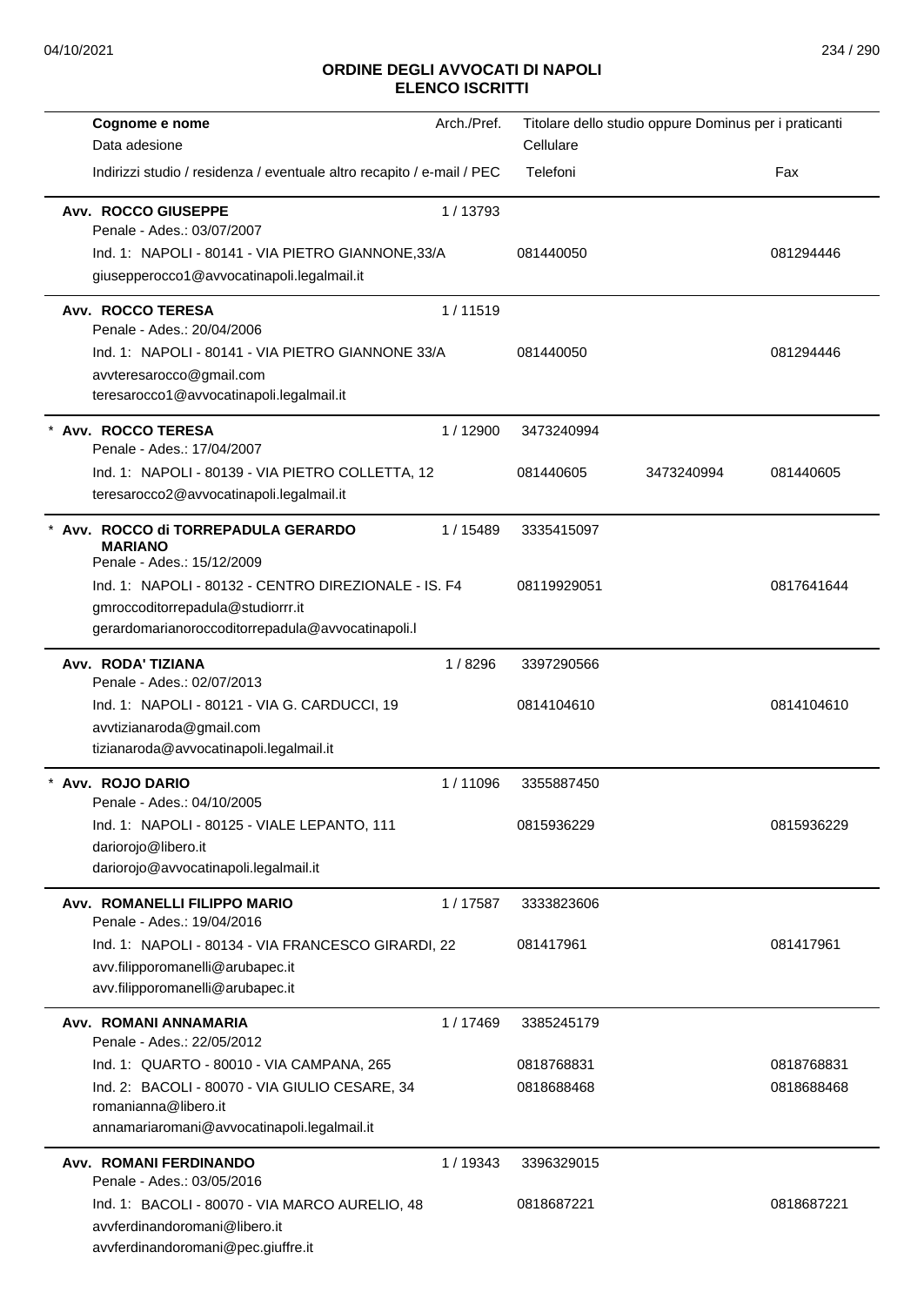## ORDINE DEGLI AVVOCATI DI NAPOLI
## ELENCO ISCRITTI

| Cognome e nome<br>Data adesione<br>Indirizzi studio / residenza / eventuale altro recapito / e-mail / PEC | Arch./Pref. | Titolare dello studio oppure Dominus per i praticanti<br>Cellulare<br>Telefoni | | Fax |
|---|---|---|---|---|
| **Avv. ROCCO GIUSEPPE**<br>Penale - Ades.: 03/07/2007<br>Ind. 1: NAPOLI - 80141 - VIA PIETRO GIANNONE,33/A<br>giusepperocco1@avvocatinapoli.legalmail.it | 1 / 13793 | 081440050 | | 081294446 |
| **Avv. ROCCO TERESA**<br>Penale - Ades.: 20/04/2006<br>Ind. 1: NAPOLI - 80141 - VIA PIETRO GIANNONE 33/A<br>avvteresarocco@gmail.com<br>teresarocco1@avvocatinapoli.legalmail.it | 1 / 11519 | 081440050 | | 081294446 |
| * **Avv. ROCCO TERESA**<br>Penale - Ades.: 17/04/2007<br>Ind. 1: NAPOLI - 80139 - VIA PIETRO COLLETTA, 12<br>teresarocco2@avvocatinapoli.legalmail.it | 1 / 12900 | 3473240994<br>081440605 | 3473240994 | 081440605 |
| * **Avv. ROCCO di TORREPADULA GERARDO MARIANO**<br>Penale - Ades.: 15/12/2009<br>Ind. 1: NAPOLI - 80132 - CENTRO DIREZIONALE - IS. F4<br>gmroccoditorrepadula@studiorrr.it<br>gerardomarianoroccoditorrepadula@avvocatinapoli.l | 1 / 15489 | 3335415097<br>08119929051 | | 0817641644 |
| **Avv. RODA' TIZIANA**<br>Penale - Ades.: 02/07/2013<br>Ind. 1: NAPOLI - 80121 - VIA G. CARDUCCI, 19<br>avvtizianaroda@gmail.com<br>tizianaroda@avvocatinapoli.legalmail.it | 1 / 8296 | 3397290566<br>0814104610 | | 0814104610 |
| * **Avv. ROJO DARIO**<br>Penale - Ades.: 04/10/2005<br>Ind. 1: NAPOLI - 80125 - VIALE LEPANTO, 111<br>dariorojo@libero.it<br>dariorojo@avvocatinapoli.legalmail.it | 1 / 11096 | 3355887450<br>0815936229 | | 0815936229 |
| **Avv. ROMANELLI FILIPPO MARIO**<br>Penale - Ades.: 19/04/2016<br>Ind. 1: NAPOLI - 80134 - VIA FRANCESCO GIRARDI, 22<br>avv.filipporomanelli@arubapec.it<br>avv.filipporomanelli@arubapec.it | 1 / 17587 | 3333823606<br>081417961 | | 081417961 |
| **Avv. ROMANI ANNAMARIA**<br>Penale - Ades.: 22/05/2012<br>Ind. 1: QUARTO - 80010 - VIA CAMPANA, 265<br>Ind. 2: BACOLI - 80070 - VIA GIULIO CESARE, 34<br>romanianna@libero.it<br>annamariaromani@avvocatinapoli.legalmail.it | 1 / 17469 | 3385245179<br>0818768831<br>0818688468 | | 0818768831<br>0818688468 |
| **Avv. ROMANI FERDINANDO**<br>Penale - Ades.: 03/05/2016<br>Ind. 1: BACOLI - 80070 - VIA MARCO AURELIO, 48<br>avvferdinandoromani@libero.it<br>avvferdinandoromani@pec.giuffre.it | 1 / 19343 | 3396329015<br>0818687221 | | 0818687221 |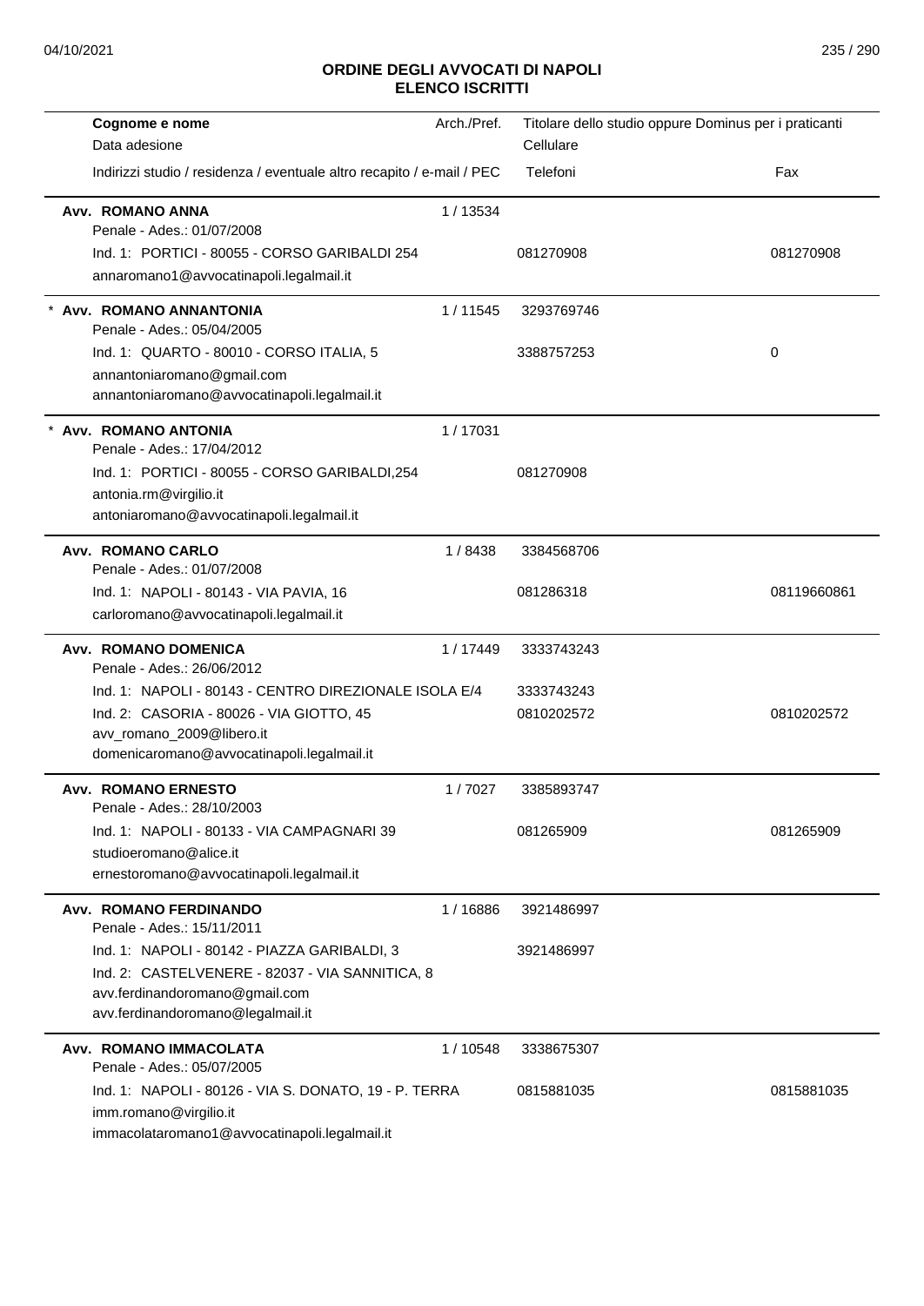# ORDINE DEGLI AVVOCATI DI NAPOLI
## ELENCO ISCRITTI

| Cognome e nome<br>Data adesione<br>Indirizzi studio / residenza / eventuale altro recapito / e-mail / PEC | Arch./Pref. | Titolare dello studio oppure Dominus per i praticanti<br>Cellulare<br>Telefoni | Fax |
|---|---|---|---|
| **Avv. ROMANO ANNA**<br>Penale - Ades.: 01/07/2008<br>Ind. 1: PORTICI - 80055 - CORSO GARIBALDI 254<br>annaromano1@avvocatinapoli.legalmail.it | 1 / 13534 | <br><br>081270908 | <br><br>081270908 |
| * **Avv. ROMANO ANNANTONIA**<br>Penale - Ades.: 05/04/2005<br>Ind. 1: QUARTO - 80010 - CORSO ITALIA, 5<br>annantoniaromano@gmail.com<br>annantoniaromano@avvocatinapoli.legalmail.it | 1 / 11545 | 3293769746<br><br>3388757253 | <br><br>0 |
| * **Avv. ROMANO ANTONIA**<br>Penale - Ades.: 17/04/2012<br>Ind. 1: PORTICI - 80055 - CORSO GARIBALDI,254<br>antonia.rm@virgilio.it<br>antoniaromano@avvocatinapoli.legalmail.it | 1 / 17031 | <br><br>081270908 | |
| **Avv. ROMANO CARLO**<br>Penale - Ades.: 01/07/2008<br>Ind. 1: NAPOLI - 80143 - VIA PAVIA, 16<br>carloromano@avvocatinapoli.legalmail.it | 1 / 8438 | 3384568706<br><br>081286318 | <br><br>08119660861 |
| **Avv. ROMANO DOMENICA**<br>Penale - Ades.: 26/06/2012<br>Ind. 1: NAPOLI - 80143 - CENTRO DIREZIONALE ISOLA E/4<br>Ind. 2: CASORIA - 80026 - VIA GIOTTO, 45<br>avv_romano_2009@libero.it<br>domenicaromano@avvocatinapoli.legalmail.it | 1 / 17449 | 3333743243<br><br>3333743243<br>0810202572 | <br><br><br>0810202572 |
| **Avv. ROMANO ERNESTO**<br>Penale - Ades.: 28/10/2003<br>Ind. 1: NAPOLI - 80133 - VIA CAMPAGNARI 39<br>studioeromano@alice.it<br>ernestoromano@avvocatinapoli.legalmail.it | 1 / 7027 | 3385893747<br><br>081265909 | <br><br>081265909 |
| **Avv. ROMANO FERDINANDO**<br>Penale - Ades.: 15/11/2011<br>Ind. 1: NAPOLI - 80142 - PIAZZA GARIBALDI, 3<br>Ind. 2: CASTELVENERE - 82037 - VIA SANNITICA, 8<br>avv.ferdinandoromano@gmail.com<br>avv.ferdinandoromano@legalmail.it | 1 / 16886 | 3921486997<br><br>3921486997 | |
| **Avv. ROMANO IMMACOLATA**<br>Penale - Ades.: 05/07/2005<br>Ind. 1: NAPOLI - 80126 - VIA S. DONATO, 19 - P. TERRA<br>imm.romano@virgilio.it<br>immacolataromano1@avvocatinapoli.legalmail.it | 1 / 10548 | 3338675307<br><br>0815881035 | <br><br>0815881035 |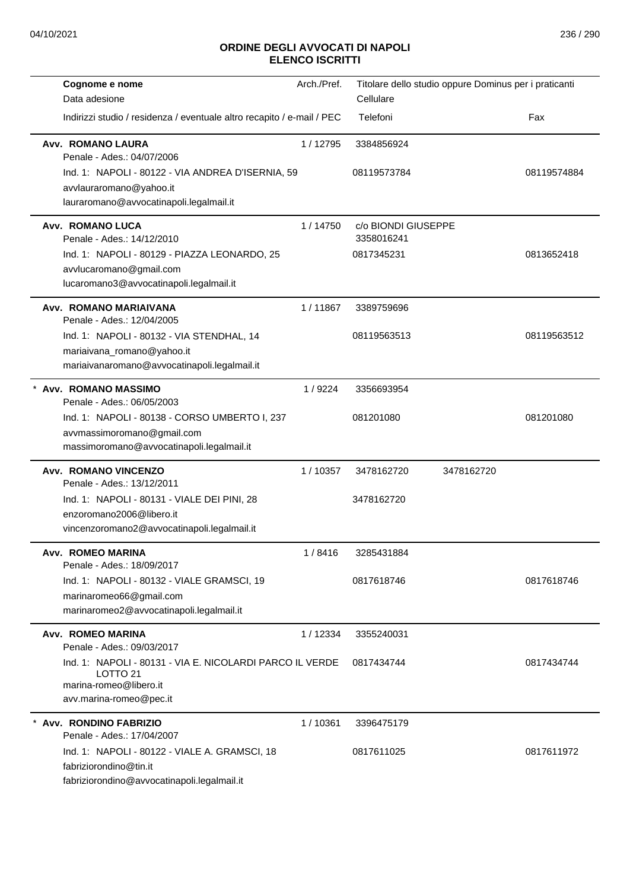# ORDINE DEGLI AVVOCATI DI NAPOLI
## ELENCO ISCRITTI

| Cognome e nome<br>Data adesione<br>Indirizzi studio / residenza / eventuale altro recapito / e-mail / PEC | Arch./Pref. | Titolare dello studio oppure Dominus per i praticanti<br>Cellulare<br>Telefoni | | Fax |
|---|---|---|---|---|
| **Avv. ROMANO LAURA**<br>Penale - Ades.: 04/07/2006<br>Ind. 1: NAPOLI - 80122 - VIA ANDREA D'ISERNIA, 59<br>avvlauraromano@yahoo.it<br>lauraromano@avvocatinapoli.legalmail.it | 1 / 12795 | 3384856924<br>08119573784 | | 08119574884 |
| **Avv. ROMANO LUCA**<br>Penale - Ades.: 14/12/2010<br>Ind. 1: NAPOLI - 80129 - PIAZZA LEONARDO, 25<br>avvlucaromano@gmail.com<br>lucaromano3@avvocatinapoli.legalmail.it | 1 / 14750 | c/o BIONDI GIUSEPPE<br>3358016241<br>0817345231 | | 0813652418 |
| **Avv. ROMANO MARIAIVANA**<br>Penale - Ades.: 12/04/2005<br>Ind. 1: NAPOLI - 80132 - VIA STENDHAL, 14<br>mariaivana_romano@yahoo.it<br>mariaivanaromano@avvocatinapoli.legalmail.it | 1 / 11867 | 3389759696<br>08119563513 | | 08119563512 |
| * **Avv. ROMANO MASSIMO**<br>Penale - Ades.: 06/05/2003<br>Ind. 1: NAPOLI - 80138 - CORSO UMBERTO I, 237<br>avvmassimoromano@gmail.com<br>massimoromano@avvocatinapoli.legalmail.it | 1 / 9224 | 3356693954<br>081201080 | | 081201080 |
| **Avv. ROMANO VINCENZO**<br>Penale - Ades.: 13/12/2011<br>Ind. 1: NAPOLI - 80131 - VIALE DEI PINI, 28<br>enzoromano2006@libero.it<br>vincenzoromano2@avvocatinapoli.legalmail.it | 1 / 10357 | 3478162720<br>3478162720 | 3478162720 | |
| **Avv. ROMEO MARINA**<br>Penale - Ades.: 18/09/2017<br>Ind. 1: NAPOLI - 80132 - VIALE GRAMSCI, 19<br>marinaromeo66@gmail.com<br>marinaromeo2@avvocatinapoli.legalmail.it | 1 / 8416 | 3285431884<br>0817618746 | | 0817618746 |
| **Avv. ROMEO MARINA**<br>Penale - Ades.: 09/03/2017<br>Ind. 1: NAPOLI - 80131 - VIA E. NICOLARDI PARCO IL VERDE LOTTO 21<br>marina-romeo@libero.it<br>avv.marina-romeo@pec.it | 1 / 12334 | 3355240031<br>0817434744 | | 0817434744 |
| * **Avv. RONDINO FABRIZIO**<br>Penale - Ades.: 17/04/2007<br>Ind. 1: NAPOLI - 80122 - VIALE A. GRAMSCI, 18<br>fabriziorondino@tin.it<br>fabriziorondino@avvocatinapoli.legalmail.it | 1 / 10361 | 3396475179<br>0817611025 | | 0817611972 |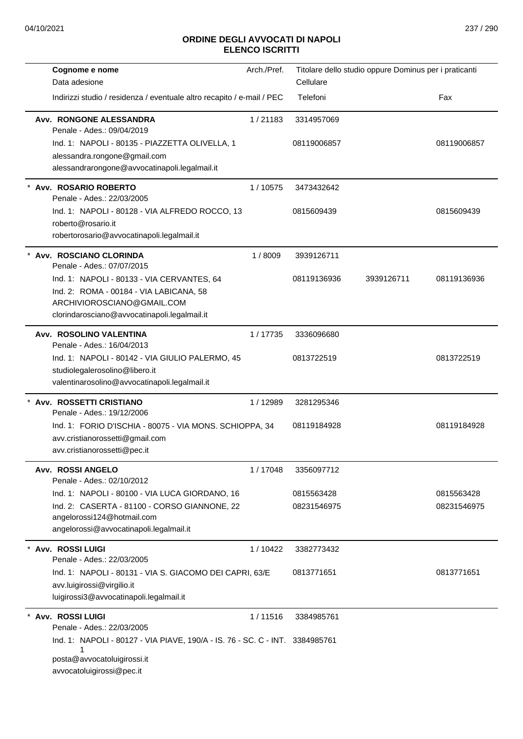## ORDINE DEGLI AVVOCATI DI NAPOLI
## ELENCO ISCRITTI

| Cognome e nome<br>Data adesione<br>Indirizzi studio / residenza / eventuale altro recapito / e-mail / PEC | Arch./Pref. | Titolare dello studio oppure Dominus per i praticanti<br>Cellulare<br>Telefoni | | Fax |
|---|---|---|---|---|
| **Avv. RONGONE ALESSANDRA**<br>Penale - Ades.: 09/04/2019 | 1 / 21183 | 3314957069 | | |
| Ind. 1: NAPOLI - 80135 - PIAZZETTA OLIVELLA, 1<br>alessandra.rongone@gmail.com<br>alessandrarongone@avvocatinapoli.legalmail.it | | 08119006857 | | 08119006857 |
| * **Avv. ROSARIO ROBERTO**<br>Penale - Ades.: 22/03/2005 | 1 / 10575 | 3473432642 | | |
| Ind. 1: NAPOLI - 80128 - VIA ALFREDO ROCCO, 13<br>roberto@rosario.it<br>robertorosario@avvocatinapoli.legalmail.it | | 0815609439 | | 0815609439 |
| * **Avv. ROSCIANO CLORINDA**<br>Penale - Ades.: 07/07/2015 | 1 / 8009 | 3939126711 | | |
| Ind. 1: NAPOLI - 80133 - VIA CERVANTES, 64<br>Ind. 2: ROMA - 00184 - VIA LABICANA, 58<br>ARCHIVIOROSCIANO@GMAIL.COM<br>clorindarosciano@avvocatinapoli.legalmail.it | | 08119136936 | 3939126711 | 08119136936 |
| **Avv. ROSOLINO VALENTINA**<br>Penale - Ades.: 16/04/2013 | 1 / 17735 | 3336096680 | | |
| Ind. 1: NAPOLI - 80142 - VIA GIULIO PALERMO, 45<br>studiolegalerosolino@libero.it<br>valentinarosolino@avvocatinapoli.legalmail.it | | 0813722519 | | 0813722519 |
| * **Avv. ROSSETTI CRISTIANO**<br>Penale - Ades.: 19/12/2006 | 1 / 12989 | 3281295346 | | |
| Ind. 1: FORIO D'ISCHIA - 80075 - VIA MONS. SCHIOPPA, 34<br>avv.cristianorossetti@gmail.com<br>avv.cristianorossetti@pec.it | | 08119184928 | | 08119184928 |
| **Avv. ROSSI ANGELO**<br>Penale - Ades.: 02/10/2012 | 1 / 17048 | 3356097712 | | |
| Ind. 1: NAPOLI - 80100 - VIA LUCA GIORDANO, 16 | | 0815563428 | | 0815563428 |
| Ind. 2: CASERTA - 81100 - CORSO GIANNONE, 22<br>angelorossi124@hotmail.com<br>angelorossi@avvocatinapoli.legalmail.it | | 08231546975 | | 08231546975 |
| * **Avv. ROSSI LUIGI**<br>Penale - Ades.: 22/03/2005 | 1 / 10422 | 3382773432 | | |
| Ind. 1: NAPOLI - 80131 - VIA S. GIACOMO DEI CAPRI, 63/E<br>avv.luigirossi@virgilio.it<br>luigirossi3@avvocatinapoli.legalmail.it | | 0813771651 | | 0813771651 |
| * **Avv. ROSSI LUIGI**<br>Penale - Ades.: 22/03/2005 | 1 / 11516 | 3384985761 | | |
| Ind. 1: NAPOLI - 80127 - VIA PIAVE, 190/A - IS. 76 - SC. C - INT. 1<br>posta@avvocatoluigirossi.it<br>avvocatoluigirossi@pec.it | | 3384985761 | | |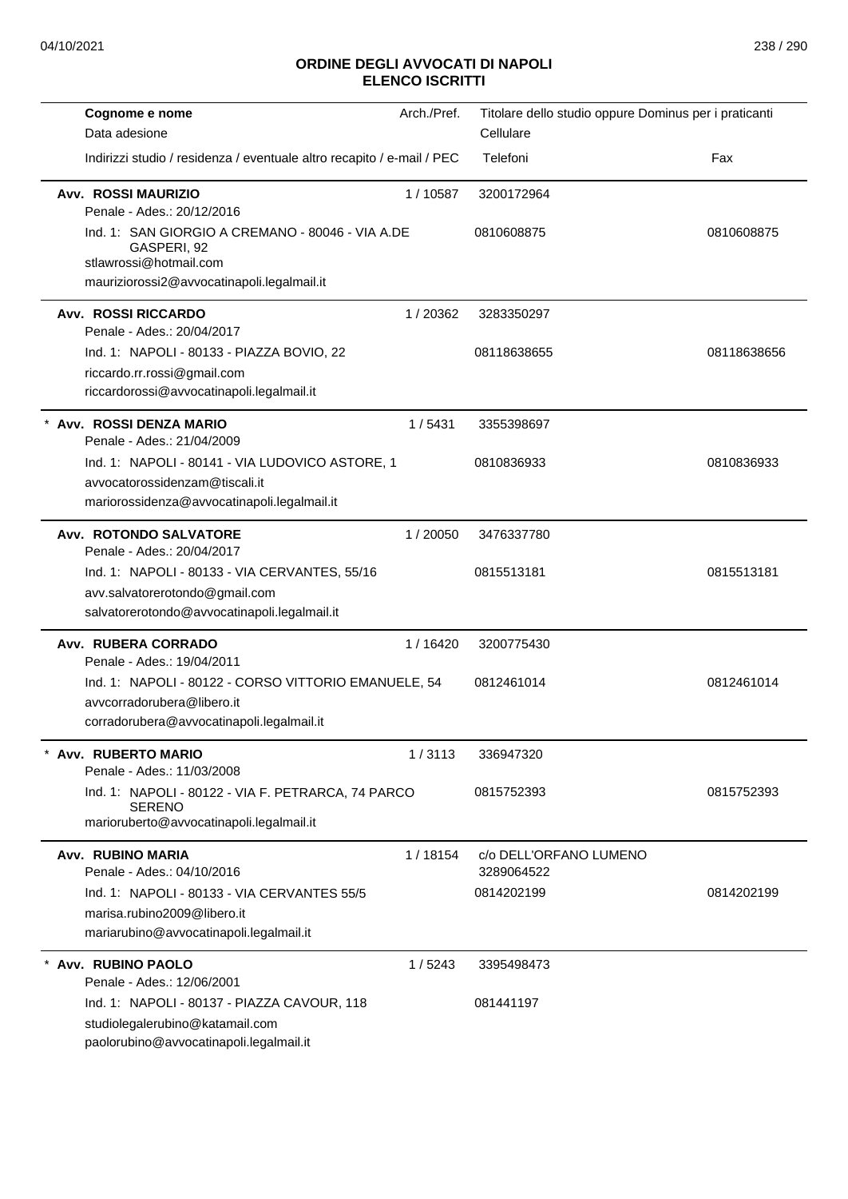# ORDINE DEGLI AVVOCATI DI NAPOLI
## ELENCO ISCRITTI

| Cognome e nome / Data adesione / Indirizzi studio / residenza / eventuale altro recapito / e-mail / PEC | Arch./Pref. | Titolare dello studio oppure Dominus per i praticanti / Cellulare / Telefoni | Fax |
|---|---|---|---|
| **Avv. ROSSI MAURIZIO**<br>Penale - Ades.: 20/12/2016<br>Ind. 1: SAN GIORGIO A CREMANO - 80046 - VIA A.DE GASPERI, 92<br>stlawrossi@hotmail.com<br>mauriziorossi2@avvocatinapoli.legalmail.it | 1 / 10587 | 3200172964<br>0810608875 | 0810608875 |
| **Avv. ROSSI RICCARDO**<br>Penale - Ades.: 20/04/2017<br>Ind. 1: NAPOLI - 80133 - PIAZZA BOVIO, 22<br>riccardo.rr.rossi@gmail.com<br>riccardorossi@avvocatinapoli.legalmail.it | 1 / 20362 | 3283350297<br>08118638655 | 08118638656 |
| * **Avv. ROSSI DENZA MARIO**<br>Penale - Ades.: 21/04/2009<br>Ind. 1: NAPOLI - 80141 - VIA LUDOVICO ASTORE, 1<br>avvocatorossidenzam@tiscali.it<br>mariorossidenza@avvocatinapoli.legalmail.it | 1 / 5431 | 3355398697<br>0810836933 | 0810836933 |
| **Avv. ROTONDO SALVATORE**<br>Penale - Ades.: 20/04/2017<br>Ind. 1: NAPOLI - 80133 - VIA CERVANTES, 55/16<br>avv.salvatorerotondo@gmail.com<br>salvatorerotondo@avvocatinapoli.legalmail.it | 1 / 20050 | 3476337780<br>0815513181 | 0815513181 |
| **Avv. RUBERA CORRADO**<br>Penale - Ades.: 19/04/2011<br>Ind. 1: NAPOLI - 80122 - CORSO VITTORIO EMANUELE, 54<br>avvcorradorubera@libero.it<br>corradorubera@avvocatinapoli.legalmail.it | 1 / 16420 | 3200775430<br>0812461014 | 0812461014 |
| * **Avv. RUBERTO MARIO**<br>Penale - Ades.: 11/03/2008<br>Ind. 1: NAPOLI - 80122 - VIA F. PETRARCA, 74 PARCO SERENO<br>marioruberto@avvocatinapoli.legalmail.it | 1 / 3113 | 336947320<br>0815752393 | 0815752393 |
| **Avv. RUBINO MARIA**<br>Penale - Ades.: 04/10/2016<br>Ind. 1: NAPOLI - 80133 - VIA CERVANTES 55/5<br>marisa.rubino2009@libero.it<br>mariarubino@avvocatinapoli.legalmail.it | 1 / 18154 | c/o DELL'ORFANO LUMENO<br>3289064522<br>0814202199 | 0814202199 |
| * **Avv. RUBINO PAOLO**<br>Penale - Ades.: 12/06/2001<br>Ind. 1: NAPOLI - 80137 - PIAZZA CAVOUR, 118<br>studiolegalerubino@katamail.com<br>paolorubino@avvocatinapoli.legalmail.it | 1 / 5243 | 3395498473<br>081441197 | |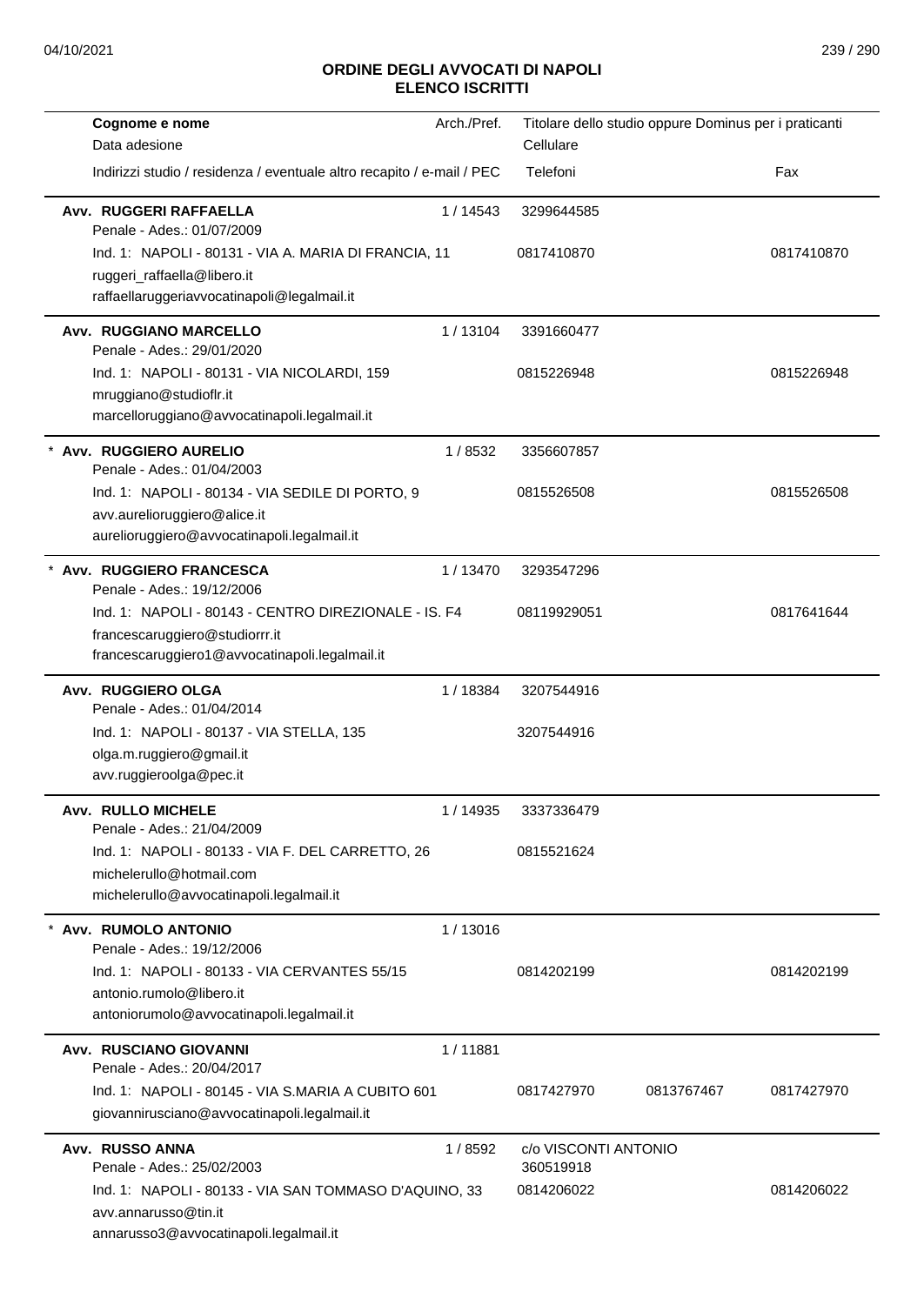## ORDINE DEGLI AVVOCATI DI NAPOLI
## ELENCO ISCRITTI

| Cognome e nome<br>Data adesione<br>Indirizzi studio / residenza / eventuale altro recapito / e-mail / PEC | Arch./Pref. | Titolare dello studio oppure Dominus per i praticanti<br>Cellulare<br>Telefoni | | Fax |
|---|---|---|---|---|
| **Avv. RUGGERI RAFFAELLA**<br>Penale - Ades.: 01/07/2009<br>Ind. 1: NAPOLI - 80131 - VIA A. MARIA DI FRANCIA, 11<br>ruggeri_raffaella@libero.it<br>raffaellaruggeriavvocatinapoli@legalmail.it | 1 / 14543 | 3299644585<br>0817410870 | | 0817410870 |
| **Avv. RUGGIANO MARCELLO**<br>Penale - Ades.: 29/01/2020<br>Ind. 1: NAPOLI - 80131 - VIA NICOLARDI, 159<br>mruggiano@studioflr.it<br>marcelloruggiano@avvocatinapoli.legalmail.it | 1 / 13104 | 3391660477<br>0815226948 | | 0815226948 |
| * **Avv. RUGGIERO AURELIO**<br>Penale - Ades.: 01/04/2003<br>Ind. 1: NAPOLI - 80134 - VIA SEDILE DI PORTO, 9<br>avv.aurelioruggiero@alice.it<br>aurelioruggiero@avvocatinapoli.legalmail.it | 1 / 8532 | 3356607857<br>0815526508 | | 0815526508 |
| * **Avv. RUGGIERO FRANCESCA**<br>Penale - Ades.: 19/12/2006<br>Ind. 1: NAPOLI - 80143 - CENTRO DIREZIONALE - IS. F4<br>francescaruggiero@studiorrr.it<br>francescaruggiero1@avvocatinapoli.legalmail.it | 1 / 13470 | 3293547296<br>08119929051 | | 0817641644 |
| **Avv. RUGGIERO OLGA**<br>Penale - Ades.: 01/04/2014<br>Ind. 1: NAPOLI - 80137 - VIA STELLA, 135<br>olga.m.ruggiero@gmail.it<br>avv.ruggieroolga@pec.it | 1 / 18384 | 3207544916<br>3207544916 | | |
| **Avv. RULLO MICHELE**<br>Penale - Ades.: 21/04/2009<br>Ind. 1: NAPOLI - 80133 - VIA F. DEL CARRETTO, 26<br>michelerullo@hotmail.com<br>michelerullo@avvocatinapoli.legalmail.it | 1 / 14935 | 3337336479<br>0815521624 | | |
| * **Avv. RUMOLO ANTONIO**<br>Penale - Ades.: 19/12/2006<br>Ind. 1: NAPOLI - 80133 - VIA CERVANTES 55/15<br>antonio.rumolo@libero.it<br>antoniorumolo@avvocatinapoli.legalmail.it | 1 / 13016 | 0814202199 | | 0814202199 |
| **Avv. RUSCIANO GIOVANNI**<br>Penale - Ades.: 20/04/2017<br>Ind. 1: NAPOLI - 80145 - VIA S.MARIA A CUBITO 601<br>giovannirusciano@avvocatinapoli.legalmail.it | 1 / 11881 | 0817427970 | 0813767467 | 0817427970 |
| **Avv. RUSSO ANNA**<br>Penale - Ades.: 25/02/2003<br>Ind. 1: NAPOLI - 80133 - VIA SAN TOMMASO D'AQUINO, 33<br>avv.annarusso@tin.it<br>annarusso3@avvocatinapoli.legalmail.it | 1 / 8592 | c/o VISCONTI ANTONIO<br>360519918<br>0814206022 | | 0814206022 |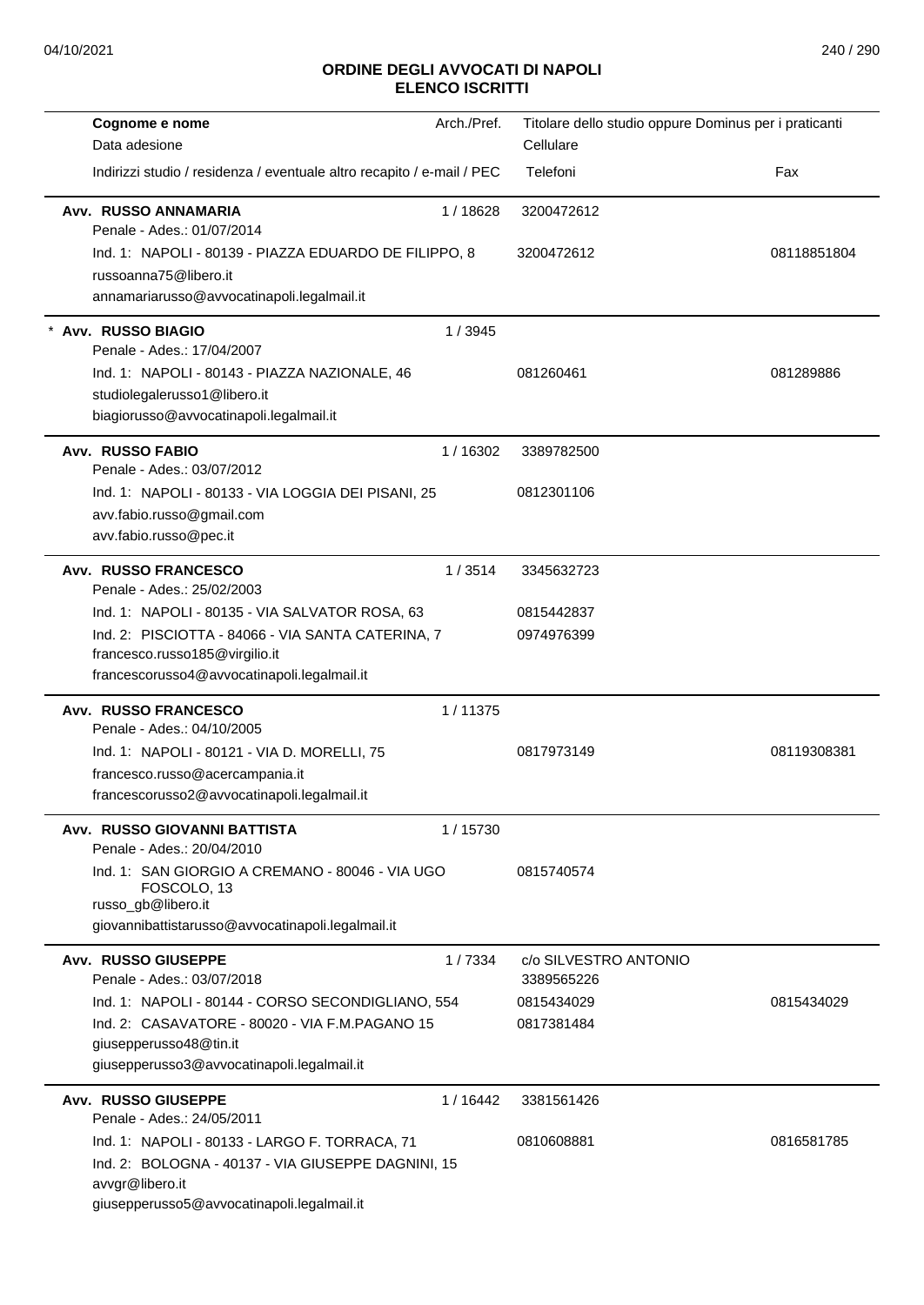**ORDINE DEGLI AVVOCATI DI NAPOLI**
**ELENCO ISCRITTI**

| Cognome e nome<br>Data adesione<br>Indirizzi studio / residenza / eventuale altro recapito / e-mail / PEC | Arch./Pref. | Titolare dello studio oppure Dominus per i praticanti<br>Cellulare<br>Telefoni | Fax |
|---|---|---|---|
| **Avv. RUSSO ANNAMARIA**<br>Penale - Ades.: 01/07/2014<br>Ind. 1: NAPOLI - 80139 - PIAZZA EDUARDO DE FILIPPO, 8<br>russoanna75@libero.it<br>annamariarusso@avvocatinapoli.legalmail.it | 1 / 18628 | 3200472612<br>3200472612 | 08118851804 |
| * **Avv. RUSSO BIAGIO**<br>Penale - Ades.: 17/04/2007<br>Ind. 1: NAPOLI - 80143 - PIAZZA NAZIONALE, 46<br>studiolegalerusso1@libero.it<br>biagiorusso@avvocatinapoli.legalmail.it | 1 / 3945 | 081260461 | 081289886 |
| **Avv. RUSSO FABIO**<br>Penale - Ades.: 03/07/2012<br>Ind. 1: NAPOLI - 80133 - VIA LOGGIA DEI PISANI, 25<br>avv.fabio.russo@gmail.com<br>avv.fabio.russo@pec.it | 1 / 16302 | 3389782500<br>0812301106 | |
| **Avv. RUSSO FRANCESCO**<br>Penale - Ades.: 25/02/2003<br>Ind. 1: NAPOLI - 80135 - VIA SALVATOR ROSA, 63<br>Ind. 2: PISCIOTTA - 84066 - VIA SANTA CATERINA, 7<br>francesco.russo185@virgilio.it<br>francescorusso4@avvocatinapoli.legalmail.it | 1 / 3514 | 3345632723<br>0815442837<br>0974976399 | |
| **Avv. RUSSO FRANCESCO**<br>Penale - Ades.: 04/10/2005<br>Ind. 1: NAPOLI - 80121 - VIA D. MORELLI, 75<br>francesco.russo@acercampania.it<br>francescorusso2@avvocatinapoli.legalmail.it | 1 / 11375 | 0817973149 | 08119308381 |
| **Avv. RUSSO GIOVANNI BATTISTA**<br>Penale - Ades.: 20/04/2010<br>Ind. 1: SAN GIORGIO A CREMANO - 80046 - VIA UGO FOSCOLO, 13<br>russo_gb@libero.it<br>giovannibattistarusso@avvocatinapoli.legalmail.it | 1 / 15730 | 0815740574 | |
| **Avv. RUSSO GIUSEPPE**<br>Penale - Ades.: 03/07/2018<br>Ind. 1: NAPOLI - 80144 - CORSO SECONDIGLIANO, 554<br>Ind. 2: CASAVATORE - 80020 - VIA F.M.PAGANO 15<br>giusepperusso48@tin.it<br>giusepperusso3@avvocatinapoli.legalmail.it | 1 / 7334 | c/o SILVESTRO ANTONIO<br>3389565226<br>0815434029<br>0817381484 | 0815434029 |
| **Avv. RUSSO GIUSEPPE**<br>Penale - Ades.: 24/05/2011<br>Ind. 1: NAPOLI - 80133 - LARGO F. TORRACA, 71<br>Ind. 2: BOLOGNA - 40137 - VIA GIUSEPPE DAGNINI, 15<br>avvgr@libero.it<br>giusepperusso5@avvocatinapoli.legalmail.it | 1 / 16442 | 3381561426<br>0810608881 | 0816581785 |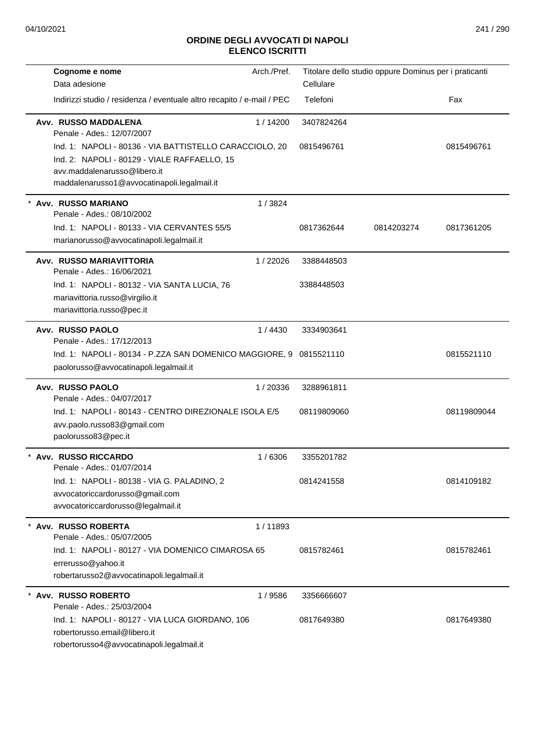# ORDINE DEGLI AVVOCATI DI NAPOLI
## ELENCO ISCRITTI

| Cognome e nome<br>Data adesione<br>Indirizzi studio / residenza / eventuale altro recapito / e-mail / PEC | Arch./Pref. | Titolare dello studio oppure Dominus per i praticanti<br>Cellulare<br>Telefoni | | Fax |
|---|---|---|---|---|
| **Avv. RUSSO MADDALENA**<br>Penale - Ades.: 12/07/2007<br>Ind. 1: NAPOLI - 80136 - VIA BATTISTELLO CARACCIOLO, 20<br>Ind. 2: NAPOLI - 80129 - VIALE RAFFAELLO, 15<br>avv.maddalenarusso@libero.it<br>maddalenarusso1@avvocatinapoli.legalmail.it | 1 / 14200 | 3407824264<br>0815496761 | | 0815496761 |
| * **Avv. RUSSO MARIANO**<br>Penale - Ades.: 08/10/2002<br>Ind. 1: NAPOLI - 80133 - VIA CERVANTES 55/5<br>marianorusso@avvocatinapoli.legalmail.it | 1 / 3824 | 0817362644 | 0814203274 | 0817361205 |
| **Avv. RUSSO MARIAVITTORIA**<br>Penale - Ades.: 16/06/2021<br>Ind. 1: NAPOLI - 80132 - VIA SANTA LUCIA, 76<br>mariavittoria.russo@virgilio.it<br>mariavittoria.russo@pec.it | 1 / 22026 | 3388448503<br>3388448503 | | |
| **Avv. RUSSO PAOLO**<br>Penale - Ades.: 17/12/2013<br>Ind. 1: NAPOLI - 80134 - P.ZZA SAN DOMENICO MAGGIORE, 9<br>paolorusso@avvocatinapoli.legalmail.it | 1 / 4430 | 3334903641<br>0815521110 | | 0815521110 |
| **Avv. RUSSO PAOLO**<br>Penale - Ades.: 04/07/2017<br>Ind. 1: NAPOLI - 80143 - CENTRO DIREZIONALE ISOLA E/5<br>avv.paolo.russo83@gmail.com<br>paolorusso83@pec.it | 1 / 20336 | 3288961811<br>08119809060 | | 08119809044 |
| * **Avv. RUSSO RICCARDO**<br>Penale - Ades.: 01/07/2014<br>Ind. 1: NAPOLI - 80138 - VIA G. PALADINO, 2<br>avvocatoriccardorusso@gmail.com<br>avvocatoriccardorusso@legalmail.it | 1 / 6306 | 3355201782<br>0814241558 | | 0814109182 |
| * **Avv. RUSSO ROBERTA**<br>Penale - Ades.: 05/07/2005<br>Ind. 1: NAPOLI - 80127 - VIA DOMENICO CIMAROSA 65<br>errerusso@yahoo.it<br>robertarusso2@avvocatinapoli.legalmail.it | 1 / 11893 | 0815782461 | | 0815782461 |
| * **Avv. RUSSO ROBERTO**<br>Penale - Ades.: 25/03/2004<br>Ind. 1: NAPOLI - 80127 - VIA LUCA GIORDANO, 106<br>robertorusso.email@libero.it<br>robertorusso4@avvocatinapoli.legalmail.it | 1 / 9586 | 3356666607<br>0817649380 | | 0817649380 |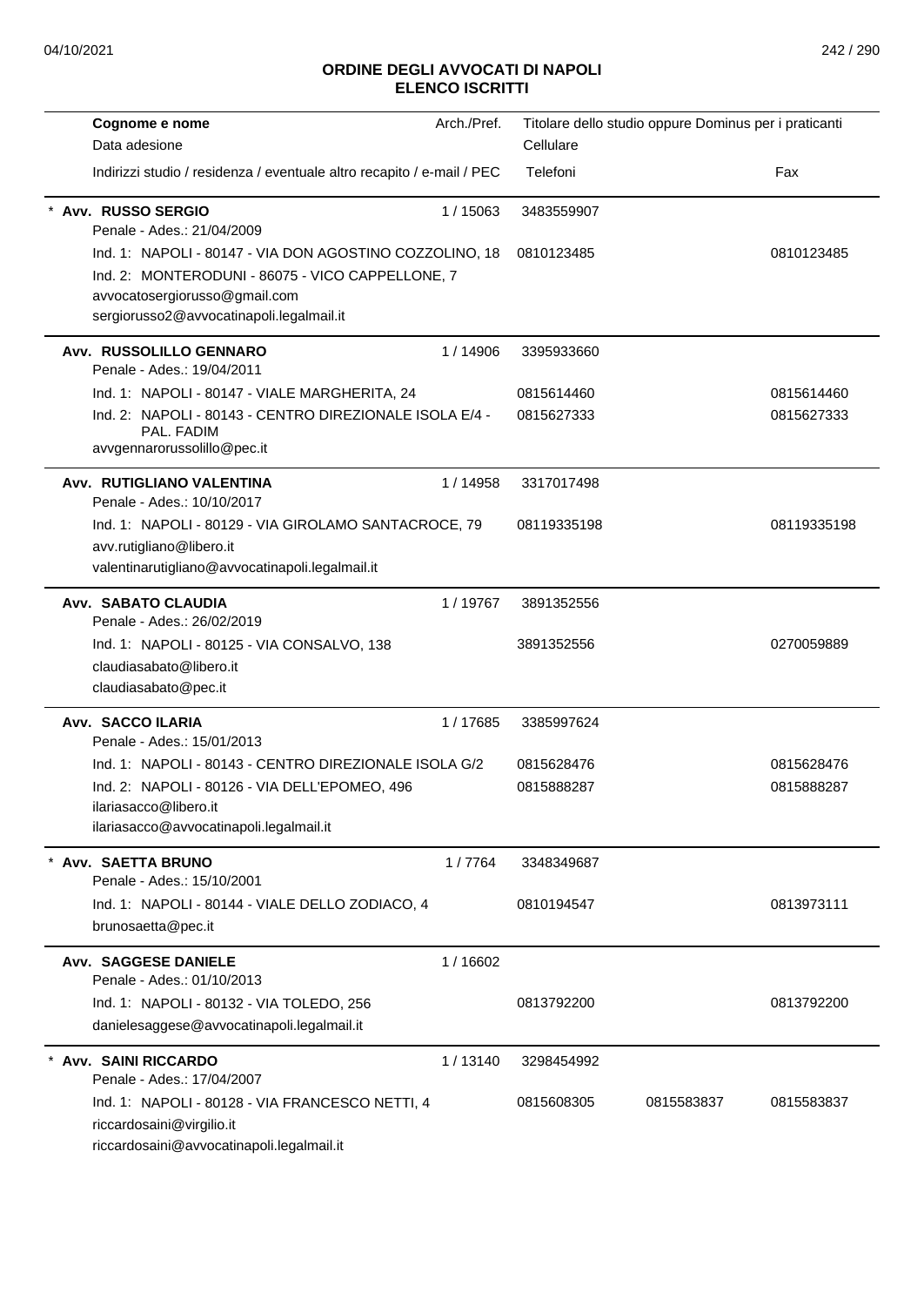# ORDINE DEGLI AVVOCATI DI NAPOLI
## ELENCO ISCRITTI

| Cognome e nome<br>Data adesione<br>Indirizzi studio / residenza / eventuale altro recapito / e-mail / PEC | Arch./Pref. | Titolare dello studio oppure Dominus per i praticanti<br>Cellulare<br>Telefoni | | Fax |
|---|---|---|---|---|
| * **Avv. RUSSO SERGIO**<br>Penale - Ades.: 21/04/2009 | 1 / 15063 | 3483559907 | | |
| Ind. 1: NAPOLI - 80147 - VIA DON AGOSTINO COZZOLINO, 18 | | 0810123485 | | 0810123485 |
| Ind. 2: MONTERODUNI - 86075 - VICO CAPPELLONE, 7<br>avvocatosergiorusso@gmail.com<br>sergiorusso2@avvocatinapoli.legalmail.it | | | | |
| **Avv. RUSSOLILLO GENNARO**<br>Penale - Ades.: 19/04/2011 | 1 / 14906 | 3395933660 | | |
| Ind. 1: NAPOLI - 80147 - VIALE MARGHERITA, 24 | | 0815614460 | | 0815614460 |
| Ind. 2: NAPOLI - 80143 - CENTRO DIREZIONALE ISOLA E/4 - PAL. FADIM<br>avvgennarorussolillo@pec.it | | 0815627333 | | 0815627333 |
| **Avv. RUTIGLIANO VALENTINA**<br>Penale - Ades.: 10/10/2017 | 1 / 14958 | 3317017498 | | |
| Ind. 1: NAPOLI - 80129 - VIA GIROLAMO SANTACROCE, 79<br>avv.rutigliano@libero.it<br>valentinarutigliano@avvocatinapoli.legalmail.it | | 08119335198 | | 08119335198 |
| **Avv. SABATO CLAUDIA**<br>Penale - Ades.: 26/02/2019 | 1 / 19767 | 3891352556 | | |
| Ind. 1: NAPOLI - 80125 - VIA CONSALVO, 138<br>claudiasabato@libero.it<br>claudiasabato@pec.it | | 3891352556 | | 0270059889 |
| **Avv. SACCO ILARIA**<br>Penale - Ades.: 15/01/2013 | 1 / 17685 | 3385997624 | | |
| Ind. 1: NAPOLI - 80143 - CENTRO DIREZIONALE ISOLA G/2 | | 0815628476 | | 0815628476 |
| Ind. 2: NAPOLI - 80126 - VIA DELL'EPOMEO, 496<br>ilariasacco@libero.it<br>ilariasacco@avvocatinapoli.legalmail.it | | 0815888287 | | 0815888287 |
| * **Avv. SAETTA BRUNO**<br>Penale - Ades.: 15/10/2001 | 1 / 7764 | 3348349687 | | |
| Ind. 1: NAPOLI - 80144 - VIALE DELLO ZODIACO, 4<br>brunosaetta@pec.it | | 0810194547 | | 0813973111 |
| **Avv. SAGGESE DANIELE**<br>Penale - Ades.: 01/10/2013 | 1 / 16602 | | | |
| Ind. 1: NAPOLI - 80132 - VIA TOLEDO, 256<br>danielesaggese@avvocatinapoli.legalmail.it | | 0813792200 | | 0813792200 |
| * **Avv. SAINI RICCARDO**<br>Penale - Ades.: 17/04/2007 | 1 / 13140 | 3298454992 | | |
| Ind. 1: NAPOLI - 80128 - VIA FRANCESCO NETTI, 4<br>riccardosaini@virgilio.it<br>riccardosaini@avvocatinapoli.legalmail.it | | 0815608305 | 0815583837 | 0815583837 |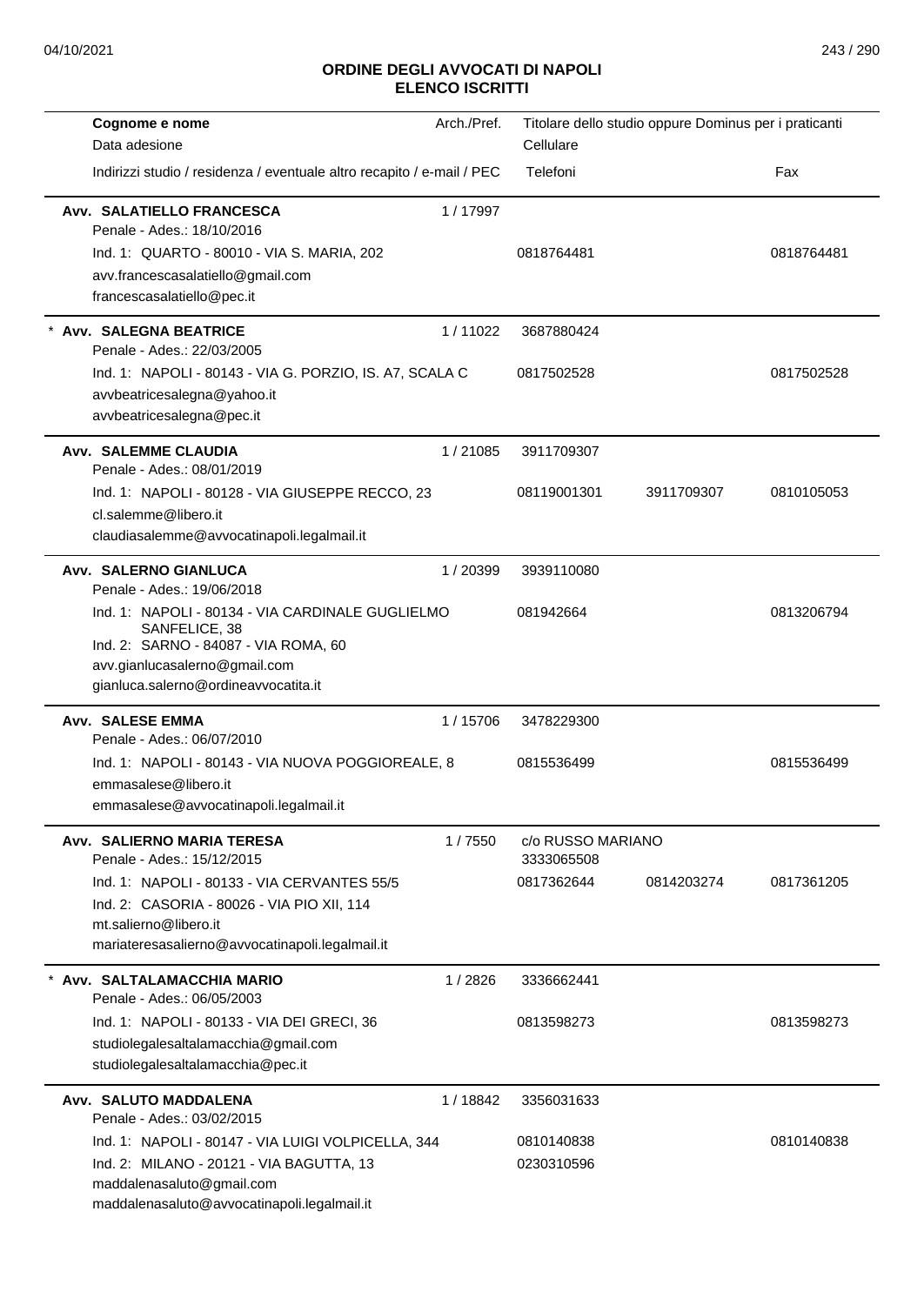**ORDINE DEGLI AVVOCATI DI NAPOLI**
**ELENCO ISCRITTI**

| Cognome e nome / Data adesione / Indirizzi studio / residenza / eventuale altro recapito / e-mail / PEC | Arch./Pref. | Titolare dello studio oppure Dominus per i praticanti / Cellulare / Telefoni | | Fax |
|---|---|---|---|---|
| **Avv. SALATIELLO FRANCESCA**<br>Penale - Ades.: 18/10/2016<br>Ind. 1: QUARTO - 80010 - VIA S. MARIA, 202<br>avv.francescasalatiello@gmail.com<br>francescasalatiello@pec.it | 1 / 17997 | 0818764481 | | 0818764481 |
| * **Avv. SALEGNA BEATRICE**<br>Penale - Ades.: 22/03/2005<br>Ind. 1: NAPOLI - 80143 - VIA G. PORZIO, IS. A7, SCALA C<br>avvbeatricesalegna@yahoo.it<br>avvbeatricesalegna@pec.it | 1 / 11022 | 3687880424<br>0817502528 | | 0817502528 |
| **Avv. SALEMME CLAUDIA**<br>Penale - Ades.: 08/01/2019<br>Ind. 1: NAPOLI - 80128 - VIA GIUSEPPE RECCO, 23<br>cl.salemme@libero.it<br>claudiasalemme@avvocatinapoli.legalmail.it | 1 / 21085 | 3911709307<br>08119001301 | 3911709307 | 0810105053 |
| **Avv. SALERNO GIANLUCA**<br>Penale - Ades.: 19/06/2018<br>Ind. 1: NAPOLI - 80134 - VIA CARDINALE GUGLIELMO SANFELICE, 38<br>Ind. 2: SARNO - 84087 - VIA ROMA, 60<br>avv.gianlucasalerno@gmail.com<br>gianluca.salerno@ordineavvocatita.it | 1 / 20399 | 3939110080<br>081942664 | | 0813206794 |
| **Avv. SALESE EMMA**<br>Penale - Ades.: 06/07/2010<br>Ind. 1: NAPOLI - 80143 - VIA NUOVA POGGIOREALE, 8<br>emmasalese@libero.it<br>emmasalese@avvocatinapoli.legalmail.it | 1 / 15706 | 3478229300<br>0815536499 | | 0815536499 |
| **Avv. SALIERNO MARIA TERESA**<br>Penale - Ades.: 15/12/2015<br>Ind. 1: NAPOLI - 80133 - VIA CERVANTES 55/5<br>Ind. 2: CASORIA - 80026 - VIA PIO XII, 114<br>mt.salierno@libero.it<br>mariateresasalierno@avvocatinapoli.legalmail.it | 1 / 7550 | c/o RUSSO MARIANO<br>3333065508<br>0817362644 | 0814203274 | 0817361205 |
| * **Avv. SALTALAMACCHIA MARIO**<br>Penale - Ades.: 06/05/2003<br>Ind. 1: NAPOLI - 80133 - VIA DEI GRECI, 36<br>studiolegalesaltalamacchia@gmail.com<br>studiolegalesaltalamacchia@pec.it | 1 / 2826 | 3336662441<br>0813598273 | | 0813598273 |
| **Avv. SALUTO MADDALENA**<br>Penale - Ades.: 03/02/2015<br>Ind. 1: NAPOLI - 80147 - VIA LUIGI VOLPICELLA, 344<br>Ind. 2: MILANO - 20121 - VIA BAGUTTA, 13<br>maddalenasaluto@gmail.com<br>maddalenasaluto@avvocatinapoli.legalmail.it | 1 / 18842 | 3356031633<br>0810140838<br>0230310596 | | 0810140838 |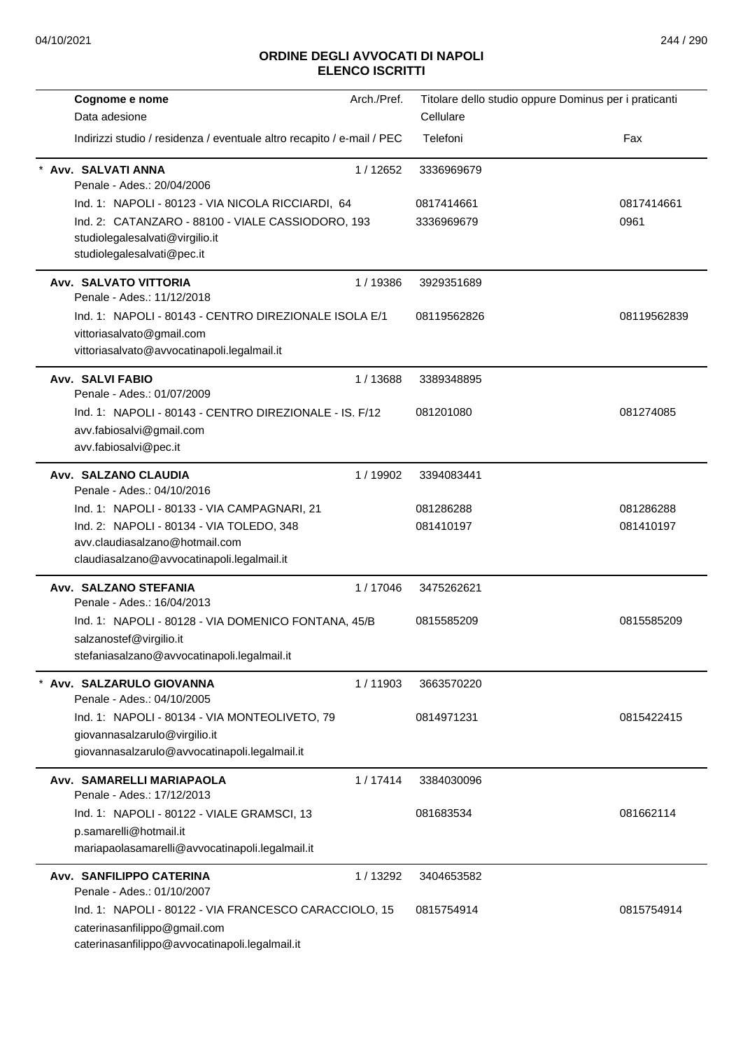## ORDINE DEGLI AVVOCATI DI NAPOLI
## ELENCO ISCRITTI

| Cognome e nome<br>Data adesione<br>Indirizzi studio / residenza / eventuale altro recapito / e-mail / PEC | Arch./Pref. | Titolare dello studio oppure Dominus per i praticanti<br>Cellulare<br>Telefoni | Fax |
|---|---|---|---|
| * **Avv. SALVATI ANNA**<br>Penale - Ades.: 20/04/2006 | 1 / 12652 | 3336969679 | |
| Ind. 1: NAPOLI - 80123 - VIA NICOLA RICCIARDI, 64 | | 0817414661 | 0817414661 |
| Ind. 2: CATANZARO - 88100 - VIALE CASSIODORO, 193<br>studiolegalesalvati@virgilio.it<br>studiolegalesalvati@pec.it | | 3336969679 | 0961 |
| **Avv. SALVATO VITTORIA**<br>Penale - Ades.: 11/12/2018 | 1 / 19386 | 3929351689 | |
| Ind. 1: NAPOLI - 80143 - CENTRO DIREZIONALE ISOLA E/1<br>vittoriasalvato@gmail.com<br>vittoriasalvato@avvocatinapoli.legalmail.it | | 08119562826 | 08119562839 |
| **Avv. SALVI FABIO**<br>Penale - Ades.: 01/07/2009 | 1 / 13688 | 3389348895 | |
| Ind. 1: NAPOLI - 80143 - CENTRO DIREZIONALE - IS. F/12<br>avv.fabiosalvi@gmail.com<br>avv.fabiosalvi@pec.it | | 081201080 | 081274085 |
| **Avv. SALZANO CLAUDIA**<br>Penale - Ades.: 04/10/2016 | 1 / 19902 | 3394083441 | |
| Ind. 1: NAPOLI - 80133 - VIA CAMPAGNARI, 21 | | 081286288 | 081286288 |
| Ind. 2: NAPOLI - 80134 - VIA TOLEDO, 348<br>avv.claudiasalzano@hotmail.com<br>claudiasalzano@avvocatinapoli.legalmail.it | | 081410197 | 081410197 |
| **Avv. SALZANO STEFANIA**<br>Penale - Ades.: 16/04/2013 | 1 / 17046 | 3475262621 | |
| Ind. 1: NAPOLI - 80128 - VIA DOMENICO FONTANA, 45/B<br>salzanostef@virgilio.it<br>stefaniasalzano@avvocatinapoli.legalmail.it | | 0815585209 | 0815585209 |
| * **Avv. SALZARULO GIOVANNA**<br>Penale - Ades.: 04/10/2005 | 1 / 11903 | 3663570220 | |
| Ind. 1: NAPOLI - 80134 - VIA MONTEOLIVETO, 79<br>giovannasalzarulo@virgilio.it<br>giovannasalzarulo@avvocatinapoli.legalmail.it | | 0814971231 | 0815422415 |
| **Avv. SAMARELLI MARIAPAOLA**<br>Penale - Ades.: 17/12/2013 | 1 / 17414 | 3384030096 | |
| Ind. 1: NAPOLI - 80122 - VIALE GRAMSCI, 13<br>p.samarelli@hotmail.it<br>mariapaolasamarelli@avvocatinapoli.legalmail.it | | 081683534 | 081662114 |
| **Avv. SANFILIPPO CATERINA**<br>Penale - Ades.: 01/10/2007 | 1 / 13292 | 3404653582 | |
| Ind. 1: NAPOLI - 80122 - VIA FRANCESCO CARACCIOLO, 15<br>caterinasanfilippo@gmail.com<br>caterinasanfilippo@avvocatinapoli.legalmail.it | | 0815754914 | 0815754914 |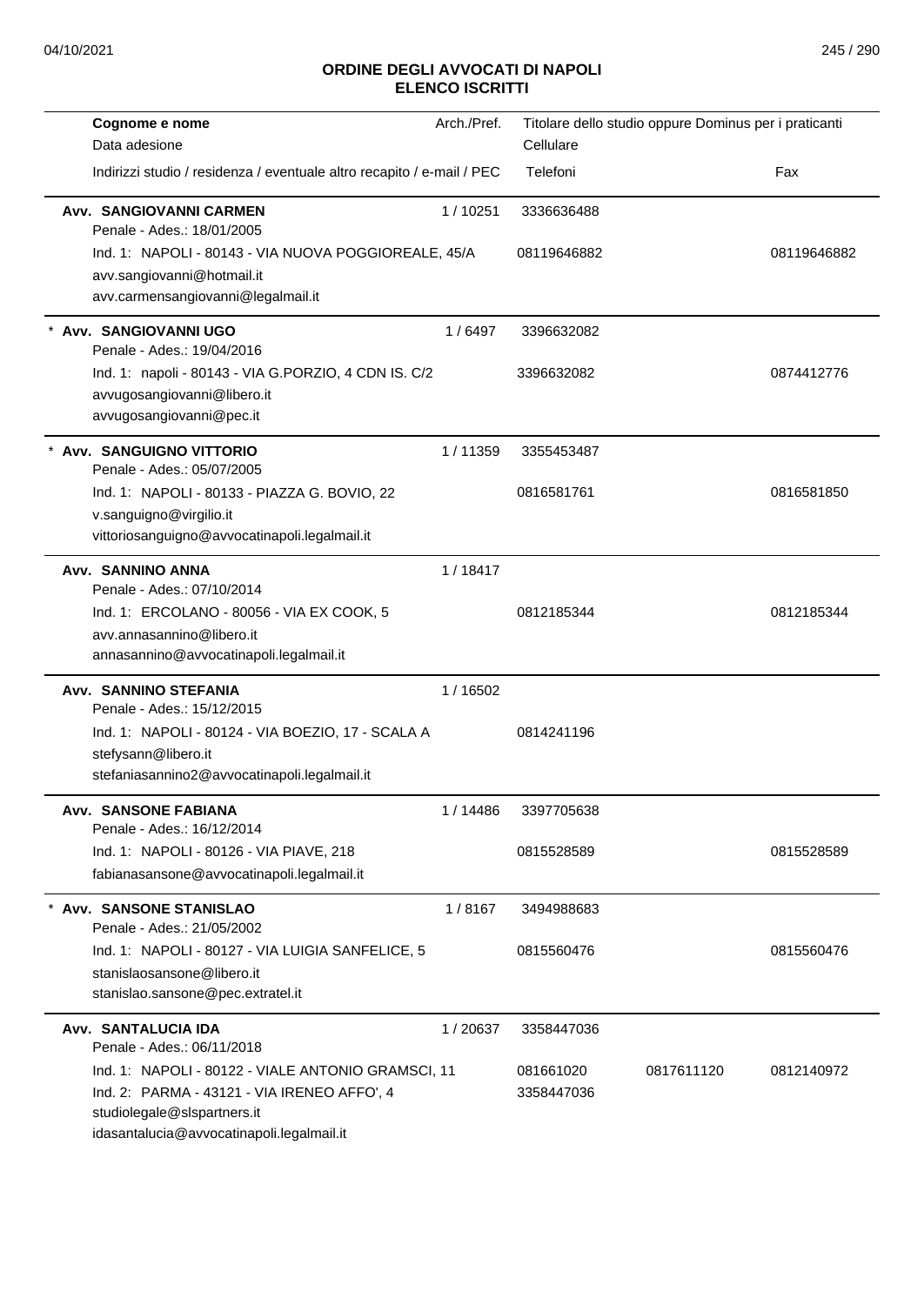# ORDINE DEGLI AVVOCATI DI NAPOLI
## ELENCO ISCRITTI

| Cognome e nome<br>Data adesione<br>Indirizzi studio / residenza / eventuale altro recapito / e-mail / PEC | Arch./Pref. | Titolare dello studio oppure Dominus per i praticanti<br>Cellulare<br>Telefoni | | Fax |
|---|---|---|---|---|
| **Avv. SANGIOVANNI CARMEN**<br>Penale - Ades.: 18/01/2005<br>Ind. 1: NAPOLI - 80143 - VIA NUOVA POGGIOREALE, 45/A<br>avv.sangiovanni@hotmail.it<br>avv.carmensangiovanni@legalmail.it | 1 / 10251 | 3336636488<br>08119646882 | | 08119646882 |
| * **Avv. SANGIOVANNI UGO**<br>Penale - Ades.: 19/04/2016<br>Ind. 1: napoli - 80143 - VIA G.PORZIO, 4 CDN IS. C/2<br>avvugosangiovanni@libero.it<br>avvugosangiovanni@pec.it | 1 / 6497 | 3396632082<br>3396632082 | | 0874412776 |
| * **Avv. SANGUIGNO VITTORIO**<br>Penale - Ades.: 05/07/2005<br>Ind. 1: NAPOLI - 80133 - PIAZZA G. BOVIO, 22<br>v.sanguigno@virgilio.it<br>vittoriosanguigno@avvocatinapoli.legalmail.it | 1 / 11359 | 3355453487<br>0816581761 | | 0816581850 |
| **Avv. SANNINO ANNA**<br>Penale - Ades.: 07/10/2014<br>Ind. 1: ERCOLANO - 80056 - VIA EX COOK, 5<br>avv.annasannino@libero.it<br>annasannino@avvocatinapoli.legalmail.it | 1 / 18417 | 0812185344 | | 0812185344 |
| **Avv. SANNINO STEFANIA**<br>Penale - Ades.: 15/12/2015<br>Ind. 1: NAPOLI - 80124 - VIA BOEZIO, 17 - SCALA A<br>stefysann@libero.it<br>stefaniasannino2@avvocatinapoli.legalmail.it | 1 / 16502 | 0814241196 | | |
| **Avv. SANSONE FABIANA**<br>Penale - Ades.: 16/12/2014<br>Ind. 1: NAPOLI - 80126 - VIA PIAVE, 218<br>fabianasansone@avvocatinapoli.legalmail.it | 1 / 14486 | 3397705638<br>0815528589 | | 0815528589 |
| * **Avv. SANSONE STANISLAO**<br>Penale - Ades.: 21/05/2002<br>Ind. 1: NAPOLI - 80127 - VIA LUIGIA SANFELICE, 5<br>stanislaosansone@libero.it<br>stanislao.sansone@pec.extratel.it | 1 / 8167 | 3494988683<br>0815560476 | | 0815560476 |
| **Avv. SANTALUCIA IDA**<br>Penale - Ades.: 06/11/2018<br>Ind. 1: NAPOLI - 80122 - VIALE ANTONIO GRAMSCI, 11<br>Ind. 2: PARMA - 43121 - VIA IRENEO AFFO', 4<br>studiolegale@slspartners.it<br>idasantalucia@avvocatinapoli.legalmail.it | 1 / 20637 | 3358447036<br>081661020<br>3358447036 | 0817611120 | 0812140972 |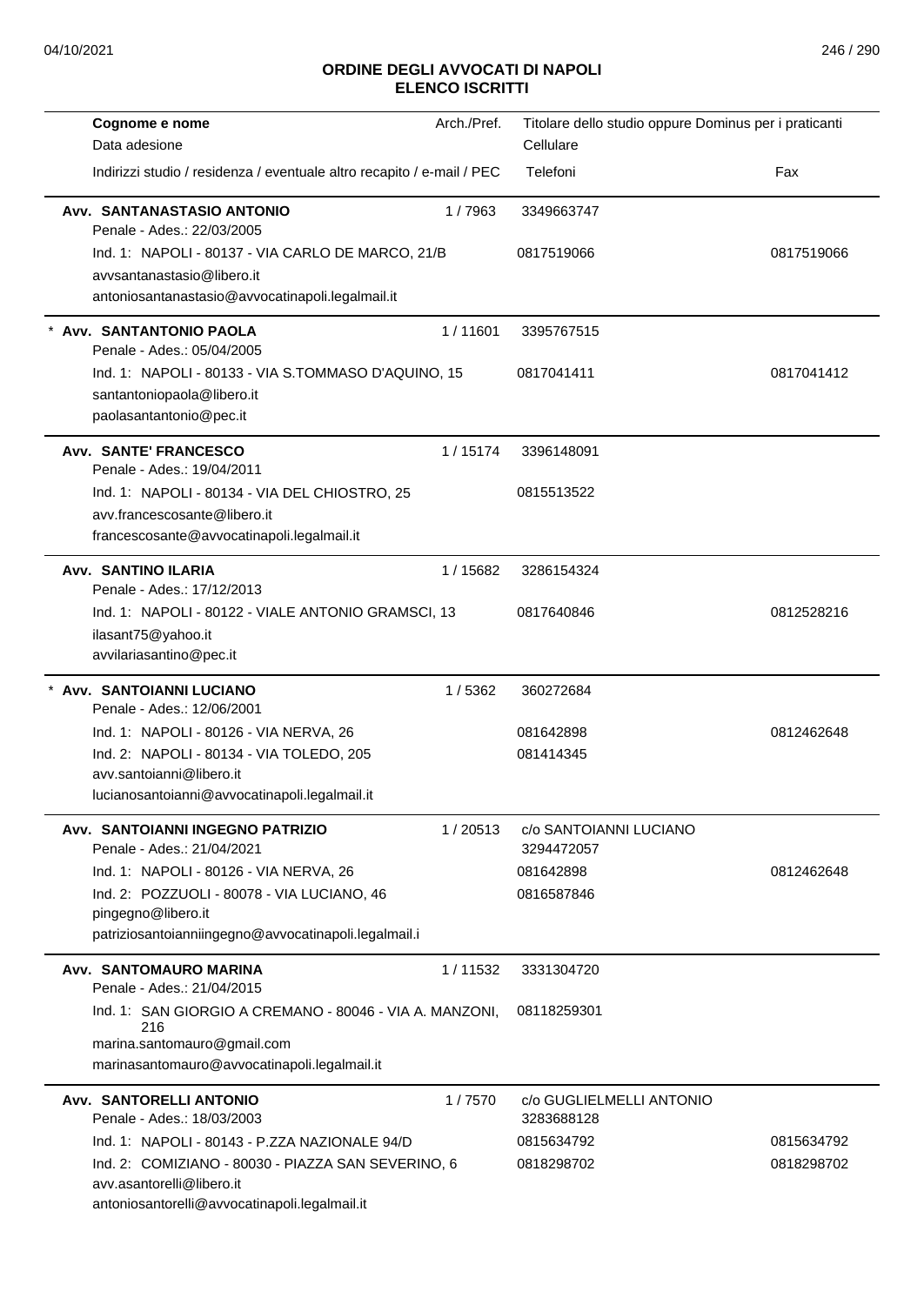## ORDINE DEGLI AVVOCATI DI NAPOLI
## ELENCO ISCRITTI

| Cognome e nome<br>Data adesione<br>Indirizzi studio / residenza / eventuale altro recapito / e-mail / PEC | Arch./Pref. | Titolare dello studio oppure Dominus per i praticanti<br>Cellulare<br>Telefoni | Fax |
|---|---|---|---|
| **Avv. SANTANASTASIO ANTONIO**<br>Penale - Ades.: 22/03/2005 | 1 / 7963 | 3349663747 | |
| Ind. 1: NAPOLI - 80137 - VIA CARLO DE MARCO, 21/B<br>avvsantanastasio@libero.it<br>antoniosantanastasio@avvocatinapoli.legalmail.it | | 0817519066 | 0817519066 |
| * **Avv. SANTANTONIO PAOLA**<br>Penale - Ades.: 05/04/2005 | 1 / 11601 | 3395767515 | |
| Ind. 1: NAPOLI - 80133 - VIA S.TOMMASO D'AQUINO, 15<br>santantoniopaola@libero.it<br>paolasantantonio@pec.it | | 0817041411 | 0817041412 |
| **Avv. SANTE' FRANCESCO**<br>Penale - Ades.: 19/04/2011 | 1 / 15174 | 3396148091 | |
| Ind. 1: NAPOLI - 80134 - VIA DEL CHIOSTRO, 25<br>avv.francescosante@libero.it<br>francescosante@avvocatinapoli.legalmail.it | | 0815513522 | |
| **Avv. SANTINO ILARIA**<br>Penale - Ades.: 17/12/2013 | 1 / 15682 | 3286154324 | |
| Ind. 1: NAPOLI - 80122 - VIALE ANTONIO GRAMSCI, 13<br>ilasant75@yahoo.it<br>avvilariasantino@pec.it | | 0817640846 | 0812528216 |
| * **Avv. SANTOIANNI LUCIANO**<br>Penale - Ades.: 12/06/2001 | 1 / 5362 | 360272684 | |
| Ind. 1: NAPOLI - 80126 - VIA NERVA, 26 | | 081642898 | 0812462648 |
| Ind. 2: NAPOLI - 80134 - VIA TOLEDO, 205<br>avv.santoianni@libero.it<br>lucianosantoianni@avvocatinapoli.legalmail.it | | 081414345 | |
| **Avv. SANTOIANNI INGEGNO PATRIZIO**<br>Penale - Ades.: 21/04/2021 | 1 / 20513 | c/o SANTOIANNI LUCIANO<br>3294472057 | |
| Ind. 1: NAPOLI - 80126 - VIA NERVA, 26 | | 081642898 | 0812462648 |
| Ind. 2: POZZUOLI - 80078 - VIA LUCIANO, 46<br>pingegno@libero.it<br>patriziosantoianniingegno@avvocatinapoli.legalmail.i | | 0816587846 | |
| **Avv. SANTOMAURO MARINA**<br>Penale - Ades.: 21/04/2015 | 1 / 11532 | 3331304720 | |
| Ind. 1: SAN GIORGIO A CREMANO - 80046 - VIA A. MANZONI, 216<br>marina.santomauro@gmail.com<br>marinasantomauro@avvocatinapoli.legalmail.it | | 08118259301 | |
| **Avv. SANTORELLI ANTONIO**<br>Penale - Ades.: 18/03/2003 | 1 / 7570 | c/o GUGLIELMELLI ANTONIO<br>3283688128 | |
| Ind. 1: NAPOLI - 80143 - P.ZZA NAZIONALE 94/D | | 0815634792 | 0815634792 |
| Ind. 2: COMIZIANO - 80030 - PIAZZA SAN SEVERINO, 6<br>avv.asantorelli@libero.it<br>antoniosantorelli@avvocatinapoli.legalmail.it | | 0818298702 | 0818298702 |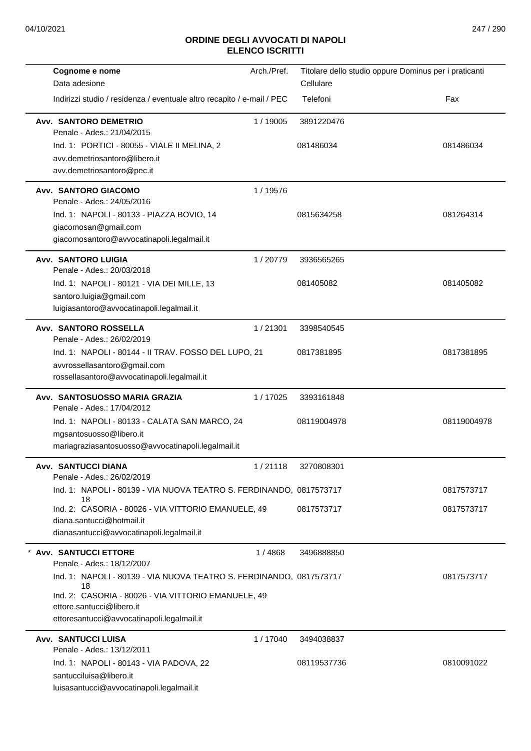# ORDINE DEGLI AVVOCATI DI NAPOLI
## ELENCO ISCRITTI

| Cognome e nome<br>Data adesione<br>Indirizzi studio / residenza / eventuale altro recapito / e-mail / PEC | Arch./Pref. | Titolare dello studio oppure Dominus per i praticanti<br>Cellulare<br>Telefoni | Fax |
|---|---|---|---|
| **Avv. SANTORO DEMETRIO**<br>Penale - Ades.: 21/04/2015 | 1 / 19005 | 3891220476 | |
| Ind. 1: PORTICI - 80055 - VIALE II MELINA, 2 | | 081486034 | 081486034 |
| avv.demetriosantoro@libero.it<br>avv.demetriosantoro@pec.it | | | |
| **Avv. SANTORO GIACOMO**<br>Penale - Ades.: 24/05/2016 | 1 / 19576 | | |
| Ind. 1: NAPOLI - 80133 - PIAZZA BOVIO, 14 | | 0815634258 | 081264314 |
| giacomosan@gmail.com<br>giacomosantoro@avvocatinapoli.legalmail.it | | | |
| **Avv. SANTORO LUIGIA**<br>Penale - Ades.: 20/03/2018 | 1 / 20779 | 3936565265 | |
| Ind. 1: NAPOLI - 80121 - VIA DEI MILLE, 13 | | 081405082 | 081405082 |
| santoro.luigia@gmail.com<br>luigiasantoro@avvocatinapoli.legalmail.it | | | |
| **Avv. SANTORO ROSSELLA**<br>Penale - Ades.: 26/02/2019 | 1 / 21301 | 3398540545 | |
| Ind. 1: NAPOLI - 80144 - II TRAV. FOSSO DEL LUPO, 21 | | 0817381895 | 0817381895 |
| avvrossellasantoro@gmail.com<br>rossellasantoro@avvocatinapoli.legalmail.it | | | |
| **Avv. SANTOSUOSSO MARIA GRAZIA**<br>Penale - Ades.: 17/04/2012 | 1 / 17025 | 3393161848 | |
| Ind. 1: NAPOLI - 80133 - CALATA SAN MARCO, 24 | | 08119004978 | 08119004978 |
| mgsantosuosso@libero.it<br>mariagraziasantosuosso@avvocatinapoli.legalmail.it | | | |
| **Avv. SANTUCCI DIANA**<br>Penale - Ades.: 26/02/2019 | 1 / 21118 | 3270808301 | |
| Ind. 1: NAPOLI - 80139 - VIA NUOVA TEATRO S. FERDINANDO, 18 | | 0817573717 | 0817573717 |
| Ind. 2: CASORIA - 80026 - VIA VITTORIO EMANUELE, 49 | | 0817573717 | 0817573717 |
| diana.santucci@hotmail.it<br>dianasantucci@avvocatinapoli.legalmail.it | | | |
| * **Avv. SANTUCCI ETTORE**<br>Penale - Ades.: 18/12/2007 | 1 / 4868 | 3496888850 | |
| Ind. 1: NAPOLI - 80139 - VIA NUOVA TEATRO S. FERDINANDO, 18 | | 0817573717 | 0817573717 |
| Ind. 2: CASORIA - 80026 - VIA VITTORIO EMANUELE, 49 | | | |
| ettore.santucci@libero.it<br>ettoresantucci@avvocatinapoli.legalmail.it | | | |
| **Avv. SANTUCCI LUISA**<br>Penale - Ades.: 13/12/2011 | 1 / 17040 | 3494038837 | |
| Ind. 1: NAPOLI - 80143 - VIA PADOVA, 22 | | 08119537736 | 0810091022 |
| santucciluisa@libero.it<br>luisasantucci@avvocatinapoli.legalmail.it | | | |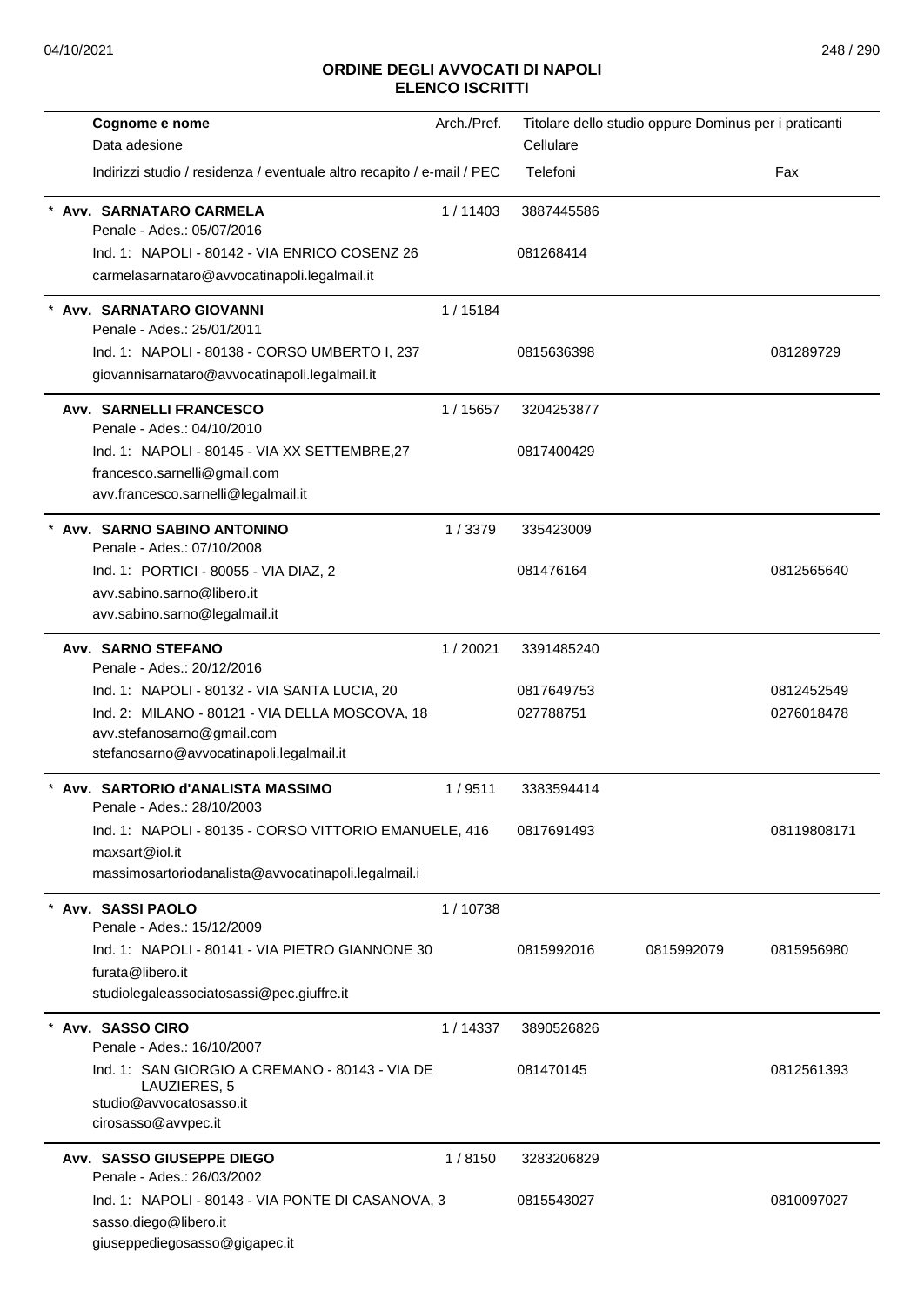# ORDINE DEGLI AVVOCATI DI NAPOLI
## ELENCO ISCRITTI

| Cognome e nome<br>Data adesione<br>Indirizzi studio / residenza / eventuale altro recapito / e-mail / PEC | Arch./Pref. | Titolare dello studio oppure Dominus per i praticanti<br>Cellulare<br>Telefoni | | Fax |
|---|---|---|---|---|
| * **Avv. SARNATARO CARMELA**<br>Penale - Ades.: 05/07/2016<br>Ind. 1: NAPOLI - 80142 - VIA ENRICO COSENZ 26<br>carmelasarnataro@avvocatinapoli.legalmail.it | 1 / 11403 | 3887445586<br>081268414 | | |
| * **Avv. SARNATARO GIOVANNI**<br>Penale - Ades.: 25/01/2011<br>Ind. 1: NAPOLI - 80138 - CORSO UMBERTO I, 237<br>giovannisarnataro@avvocatinapoli.legalmail.it | 1 / 15184 | 0815636398 | | 081289729 |
| **Avv. SARNELLI FRANCESCO**<br>Penale - Ades.: 04/10/2010<br>Ind. 1: NAPOLI - 80145 - VIA XX SETTEMBRE,27<br>francesco.sarnelli@gmail.com<br>avv.francesco.sarnelli@legalmail.it | 1 / 15657 | 3204253877<br>0817400429 | | |
| * **Avv. SARNO SABINO ANTONINO**<br>Penale - Ades.: 07/10/2008<br>Ind. 1: PORTICI - 80055 - VIA DIAZ, 2<br>avv.sabino.sarno@libero.it<br>avv.sabino.sarno@legalmail.it | 1 / 3379 | 335423009<br>081476164 | | 0812565640 |
| **Avv. SARNO STEFANO**<br>Penale - Ades.: 20/12/2016<br>Ind. 1: NAPOLI - 80132 - VIA SANTA LUCIA, 20<br>Ind. 2: MILANO - 80121 - VIA DELLA MOSCOVA, 18<br>avv.stefanosarno@gmail.com<br>stefanosarno@avvocatinapoli.legalmail.it | 1 / 20021 | 3391485240<br>0817649753<br>027788751 | | 0812452549<br>0276018478 |
| * **Avv. SARTORIO d'ANALISTA MASSIMO**<br>Penale - Ades.: 28/10/2003<br>Ind. 1: NAPOLI - 80135 - CORSO VITTORIO EMANUELE, 416<br>maxsart@iol.it<br>massimosartoriodanalista@avvocatinapoli.legalmail.i | 1 / 9511 | 3383594414<br>0817691493 | | 08119808171 |
| * **Avv. SASSI PAOLO**<br>Penale - Ades.: 15/12/2009<br>Ind. 1: NAPOLI - 80141 - VIA PIETRO GIANNONE 30<br>furata@libero.it<br>studiolegaleassociatosassi@pec.giuffre.it | 1 / 10738 | 0815992016 | 0815992079 | 0815956980 |
| * **Avv. SASSO CIRO**<br>Penale - Ades.: 16/10/2007<br>Ind. 1: SAN GIORGIO A CREMANO - 80143 - VIA DE LAUZIERES, 5<br>studio@avvocatosasso.it<br>cirosasso@avvpec.it | 1 / 14337 | 3890526826<br>081470145 | | 0812561393 |
| **Avv. SASSO GIUSEPPE DIEGO**<br>Penale - Ades.: 26/03/2002<br>Ind. 1: NAPOLI - 80143 - VIA PONTE DI CASANOVA, 3<br>sasso.diego@libero.it<br>giuseppediegosasso@gigapec.it | 1 / 8150 | 3283206829<br>0815543027 | | 0810097027 |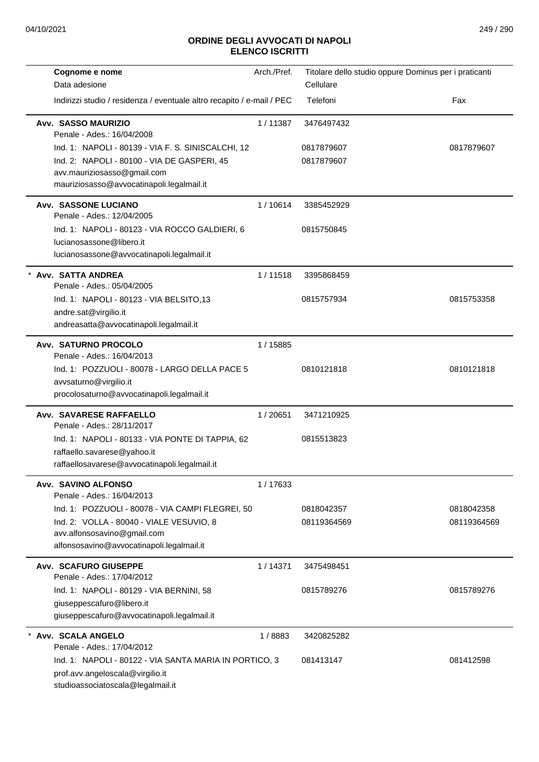# ORDINE DEGLI AVVOCATI DI NAPOLI
## ELENCO ISCRITTI

| Cognome e nome<br>Data adesione<br>Indirizzi studio / residenza / eventuale altro recapito / e-mail / PEC | Arch./Pref. | Titolare dello studio oppure Dominus per i praticanti<br>Cellulare<br>Telefoni | Fax |
|---|---|---|---|
| **Avv. SASSO MAURIZIO**<br>Penale - Ades.: 16/04/2008 | 1 / 11387 | 3476497432 | |
| Ind. 1: NAPOLI - 80139 - VIA F. S. SINISCALCHI, 12 | | 0817879607 | 0817879607 |
| Ind. 2: NAPOLI - 80100 - VIA DE GASPERI, 45<br>avv.mauriziosasso@gmail.com<br>mauriziosasso@avvocatinapoli.legalmail.it | | 0817879607 | |
| **Avv. SASSONE LUCIANO**<br>Penale - Ades.: 12/04/2005 | 1 / 10614 | 3385452929 | |
| Ind. 1: NAPOLI - 80123 - VIA ROCCO GALDIERI, 6<br>lucianosassone@libero.it<br>lucianosassone@avvocatinapoli.legalmail.it | | 0815750845 | |
| * **Avv. SATTA ANDREA**<br>Penale - Ades.: 05/04/2005 | 1 / 11518 | 3395868459 | |
| Ind. 1: NAPOLI - 80123 - VIA BELSITO,13<br>andre.sat@virgilio.it<br>andreasatta@avvocatinapoli.legalmail.it | | 0815757934 | 0815753358 |
| **Avv. SATURNO PROCOLO**<br>Penale - Ades.: 16/04/2013 | 1 / 15885 | | |
| Ind. 1: POZZUOLI - 80078 - LARGO DELLA PACE 5<br>avvsaturno@virgilio.it<br>procolosaturno@avvocatinapoli.legalmail.it | | 0810121818 | 0810121818 |
| **Avv. SAVARESE RAFFAELLO**<br>Penale - Ades.: 28/11/2017 | 1 / 20651 | 3471210925 | |
| Ind. 1: NAPOLI - 80133 - VIA PONTE DI TAPPIA, 62<br>raffaello.savarese@yahoo.it<br>raffaellosavarese@avvocatinapoli.legalmail.it | | 0815513823 | |
| **Avv. SAVINO ALFONSO**<br>Penale - Ades.: 16/04/2013 | 1 / 17633 | | |
| Ind. 1: POZZUOLI - 80078 - VIA CAMPI FLEGREI, 50 | | 0818042357 | 0818042358 |
| Ind. 2: VOLLA - 80040 - VIALE VESUVIO, 8<br>avv.alfonsosavino@gmail.com<br>alfonsosavino@avvocatinapoli.legalmail.it | | 08119364569 | 08119364569 |
| **Avv. SCAFURO GIUSEPPE**<br>Penale - Ades.: 17/04/2012 | 1 / 14371 | 3475498451 | |
| Ind. 1: NAPOLI - 80129 - VIA BERNINI, 58<br>giuseppescafuro@libero.it<br>giuseppescafuro@avvocatinapoli.legalmail.it | | 0815789276 | 0815789276 |
| * **Avv. SCALA ANGELO**<br>Penale - Ades.: 17/04/2012 | 1 / 8883 | 3420825282 | |
| Ind. 1: NAPOLI - 80122 - VIA SANTA MARIA IN PORTICO, 3<br>prof.avv.angeloscala@virgilio.it<br>studioassociatoscala@legalmail.it | | 081413147 | 081412598 |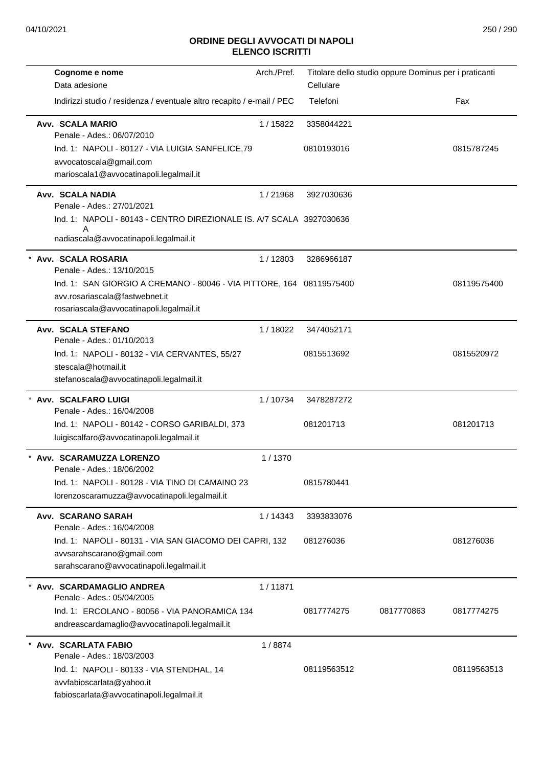**ORDINE DEGLI AVVOCATI DI NAPOLI**
**ELENCO ISCRITTI**

| Cognome e nome<br>Data adesione<br>Indirizzi studio / residenza / eventuale altro recapito / e-mail / PEC | Arch./Pref. | Titolare dello studio oppure Dominus per i praticanti<br>Cellulare<br>Telefoni | | Fax |
|---|---|---|---|---|
| **Avv. SCALA MARIO**<br>Penale - Ades.: 06/07/2010<br>Ind. 1: NAPOLI - 80127 - VIA LUIGIA SANFELICE,79<br>avvocatoscala@gmail.com<br>marioscala1@avvocatinapoli.legalmail.it | 1 / 15822 | 3358044221<br>0810193016 | | 0815787245 |
| **Avv. SCALA NADIA**<br>Penale - Ades.: 27/01/2021<br>Ind. 1: NAPOLI - 80143 - CENTRO DIREZIONALE IS. A/7 SCALA A<br>nadiascala@avvocatinapoli.legalmail.it | 1 / 21968 | 3927030636<br>3927030636 | | |
| * **Avv. SCALA ROSARIA**<br>Penale - Ades.: 13/10/2015<br>Ind. 1: SAN GIORGIO A CREMANO - 80046 - VIA PITTORE, 164<br>avv.rosariascala@fastwebnet.it<br>rosariascala@avvocatinapoli.legalmail.it | 1 / 12803 | 3286966187<br>08119575400 | | 08119575400 |
| **Avv. SCALA STEFANO**<br>Penale - Ades.: 01/10/2013<br>Ind. 1: NAPOLI - 80132 - VIA CERVANTES, 55/27<br>stescala@hotmail.it<br>stefanoscala@avvocatinapoli.legalmail.it | 1 / 18022 | 3474052171<br>0815513692 | | 0815520972 |
| * **Avv. SCALFARO LUIGI**<br>Penale - Ades.: 16/04/2008<br>Ind. 1: NAPOLI - 80142 - CORSO GARIBALDI, 373<br>luigiscalfaro@avvocatinapoli.legalmail.it | 1 / 10734 | 3478287272<br>081201713 | | 081201713 |
| * **Avv. SCARAMUZZA LORENZO**<br>Penale - Ades.: 18/06/2002<br>Ind. 1: NAPOLI - 80128 - VIA TINO DI CAMAINO 23<br>lorenzoscaramuzza@avvocatinapoli.legalmail.it | 1 / 1370 | 0815780441 | | |
| **Avv. SCARANO SARAH**<br>Penale - Ades.: 16/04/2008<br>Ind. 1: NAPOLI - 80131 - VIA SAN GIACOMO DEI CAPRI, 132<br>avvsarahscarano@gmail.com<br>sarahscarano@avvocatinapoli.legalmail.it | 1 / 14343 | 3393833076<br>081276036 | | 081276036 |
| * **Avv. SCARDAMAGLIO ANDREA**<br>Penale - Ades.: 05/04/2005<br>Ind. 1: ERCOLANO - 80056 - VIA PANORAMICA 134<br>andreascardamaglio@avvocatinapoli.legalmail.it | 1 / 11871 | 0817774275 | 0817770863 | 0817774275 |
| * **Avv. SCARLATA FABIO**<br>Penale - Ades.: 18/03/2003<br>Ind. 1: NAPOLI - 80133 - VIA STENDHAL, 14<br>avvfabioscarlata@yahoo.it<br>fabioscarlata@avvocatinapoli.legalmail.it | 1 / 8874 | 08119563512 | | 08119563513 |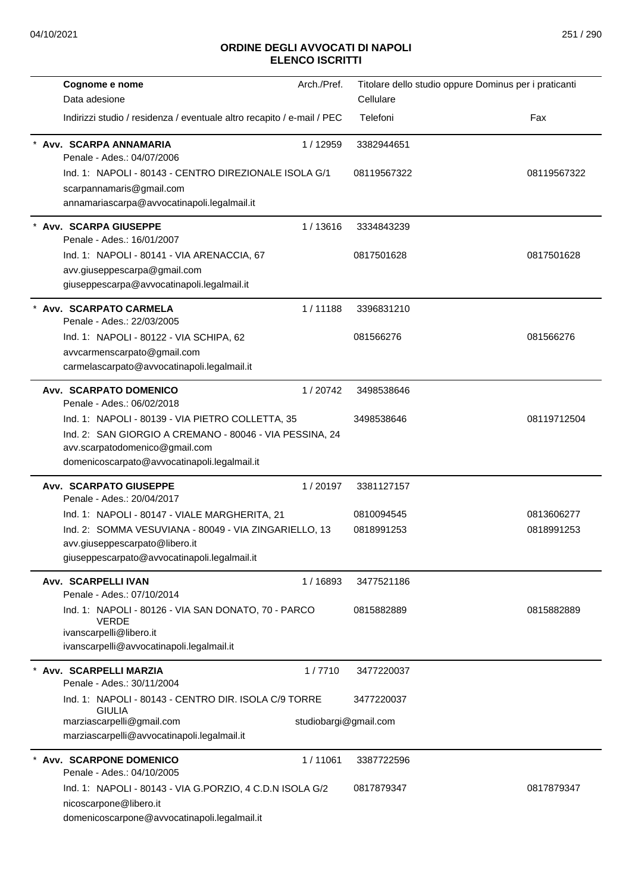## ORDINE DEGLI AVVOCATI DI NAPOLI
## ELENCO ISCRITTI

| Cognome e nome<br>Data adesione<br>Indirizzi studio / residenza / eventuale altro recapito / e-mail / PEC | Arch./Pref. | Titolare dello studio oppure Dominus per i praticanti<br>Cellulare<br>Telefoni | Fax |
|---|---|---|---|
| * **Avv. SCARPA ANNAMARIA**<br>Penale - Ades.: 04/07/2006 | 1 / 12959 | 3382944651 | |
| Ind. 1: NAPOLI - 80143 - CENTRO DIREZIONALE ISOLA G/1<br>scarpannamaris@gmail.com<br>annamariascarpa@avvocatinapoli.legalmail.it | | 08119567322 | 08119567322 |
| * **Avv. SCARPA GIUSEPPE**<br>Penale - Ades.: 16/01/2007 | 1 / 13616 | 3334843239 | |
| Ind. 1: NAPOLI - 80141 - VIA ARENACCIA, 67<br>avv.giuseppescarpa@gmail.com<br>giuseppescarpa@avvocatinapoli.legalmail.it | | 0817501628 | 0817501628 |
| * **Avv. SCARPATO CARMELA**<br>Penale - Ades.: 22/03/2005 | 1 / 11188 | 3396831210 | |
| Ind. 1: NAPOLI - 80122 - VIA SCHIPA, 62<br>avvcarmenscarpato@gmail.com<br>carmelascarpato@avvocatinapoli.legalmail.it | | 081566276 | 081566276 |
| **Avv. SCARPATO DOMENICO**<br>Penale - Ades.: 06/02/2018 | 1 / 20742 | 3498538646 | |
| Ind. 1: NAPOLI - 80139 - VIA PIETRO COLLETTA, 35 | | 3498538646 | 08119712504 |
| Ind. 2: SAN GIORGIO A CREMANO - 80046 - VIA PESSINA, 24<br>avv.scarpatodomenico@gmail.com<br>domenicoscarpato@avvocatinapoli.legalmail.it | | | |
| **Avv. SCARPATO GIUSEPPE**<br>Penale - Ades.: 20/04/2017 | 1 / 20197 | 3381127157 | |
| Ind. 1: NAPOLI - 80147 - VIALE MARGHERITA, 21 | | 0810094545 | 0813606277 |
| Ind. 2: SOMMA VESUVIANA - 80049 - VIA ZINGARIELLO, 13<br>avv.giuseppescarpato@libero.it<br>giuseppescarpato@avvocatinapoli.legalmail.it | | 0818991253 | 0818991253 |
| **Avv. SCARPELLI IVAN**<br>Penale - Ades.: 07/10/2014 | 1 / 16893 | 3477521186 | |
| Ind. 1: NAPOLI - 80126 - VIA SAN DONATO, 70 - PARCO VERDE<br>ivanscarpelli@libero.it<br>ivanscarpelli@avvocatinapoli.legalmail.it | | 0815882889 | 0815882889 |
| * **Avv. SCARPELLI MARZIA**<br>Penale - Ades.: 30/11/2004 | 1 / 7710 | 3477220037 | |
| Ind. 1: NAPOLI - 80143 - CENTRO DIR. ISOLA C/9 TORRE GIULIA<br>marziascarpelli@gmail.com<br>marziascarpelli@avvocatinapoli.legalmail.it | studiobargi@gmail.com | 3477220037 | |
| * **Avv. SCARPONE DOMENICO**<br>Penale - Ades.: 04/10/2005 | 1 / 11061 | 3387722596 | |
| Ind. 1: NAPOLI - 80143 - VIA G.PORZIO, 4 C.D.N ISOLA G/2<br>nicoscarpone@libero.it<br>domenicoscarpone@avvocatinapoli.legalmail.it | | 0817879347 | 0817879347 |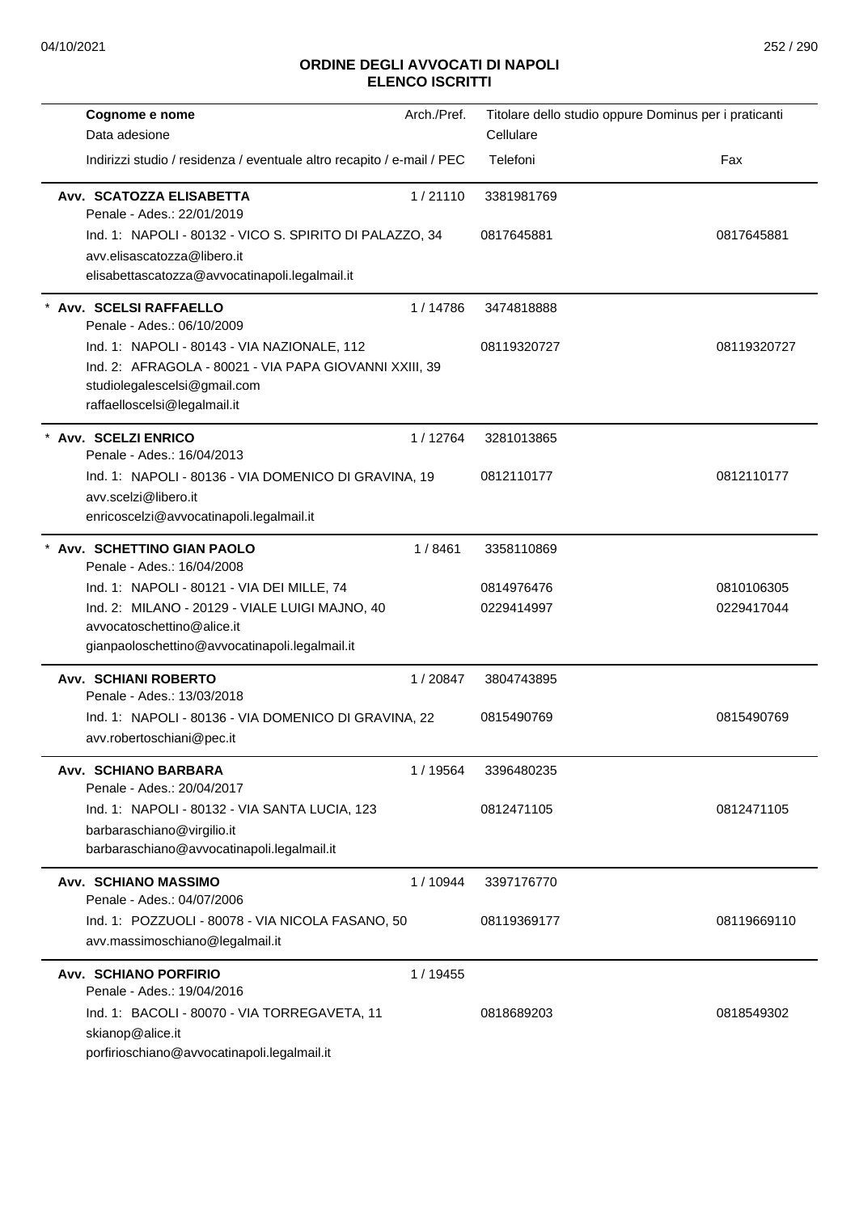# ORDINE DEGLI AVVOCATI DI NAPOLI
## ELENCO ISCRITTI

| Cognome e nome<br>Data adesione<br>Indirizzi studio / residenza / eventuale altro recapito / e-mail / PEC | Arch./Pref. | Titolare dello studio oppure Dominus per i praticanti<br>Cellulare<br>Telefoni | Fax |
|---|---|---|---|
| **Avv. SCATOZZA ELISABETTA**<br>Penale - Ades.: 22/01/2019 | 1 / 21110 | 3381981769 | |
| Ind. 1: NAPOLI - 80132 - VICO S. SPIRITO DI PALAZZO, 34<br>avv.elisascatozza@libero.it<br>elisabettascatozza@avvocatinapoli.legalmail.it | | 0817645881 | 0817645881 |
| * **Avv. SCELSI RAFFAELLO**<br>Penale - Ades.: 06/10/2009 | 1 / 14786 | 3474818888 | |
| Ind. 1: NAPOLI - 80143 - VIA NAZIONALE, 112<br>Ind. 2: AFRAGOLA - 80021 - VIA PAPA GIOVANNI XXIII, 39<br>studiolegalescelsi@gmail.com<br>raffaelloscelsi@legalmail.it | | 08119320727 | 08119320727 |
| * **Avv. SCELZI ENRICO**<br>Penale - Ades.: 16/04/2013 | 1 / 12764 | 3281013865 | |
| Ind. 1: NAPOLI - 80136 - VIA DOMENICO DI GRAVINA, 19<br>avv.scelzi@libero.it<br>enricoscelzi@avvocatinapoli.legalmail.it | | 0812110177 | 0812110177 |
| * **Avv. SCHETTINO GIAN PAOLO**<br>Penale - Ades.: 16/04/2008 | 1 / 8461 | 3358110869 | |
| Ind. 1: NAPOLI - 80121 - VIA DEI MILLE, 74 | | 0814976476 | 0810106305 |
| Ind. 2: MILANO - 20129 - VIALE LUIGI MAJNO, 40<br>avvocatoschettino@alice.it<br>gianpaoloschettino@avvocatinapoli.legalmail.it | | 0229414997 | 0229417044 |
| **Avv. SCHIANI ROBERTO**<br>Penale - Ades.: 13/03/2018 | 1 / 20847 | 3804743895 | |
| Ind. 1: NAPOLI - 80136 - VIA DOMENICO DI GRAVINA, 22<br>avv.robertoschiani@pec.it | | 0815490769 | 0815490769 |
| **Avv. SCHIANO BARBARA**<br>Penale - Ades.: 20/04/2017 | 1 / 19564 | 3396480235 | |
| Ind. 1: NAPOLI - 80132 - VIA SANTA LUCIA, 123<br>barbaraschiano@virgilio.it<br>barbaraschiano@avvocatinapoli.legalmail.it | | 0812471105 | 0812471105 |
| **Avv. SCHIANO MASSIMO**<br>Penale - Ades.: 04/07/2006 | 1 / 10944 | 3397176770 | |
| Ind. 1: POZZUOLI - 80078 - VIA NICOLA FASANO, 50<br>avv.massimoschiano@legalmail.it | | 08119369177 | 08119669110 |
| **Avv. SCHIANO PORFIRIO**<br>Penale - Ades.: 19/04/2016 | 1 / 19455 | | |
| Ind. 1: BACOLI - 80070 - VIA TORREGAVETA, 11<br>skianop@alice.it<br>porfirioschiano@avvocatinapoli.legalmail.it | | 0818689203 | 0818549302 |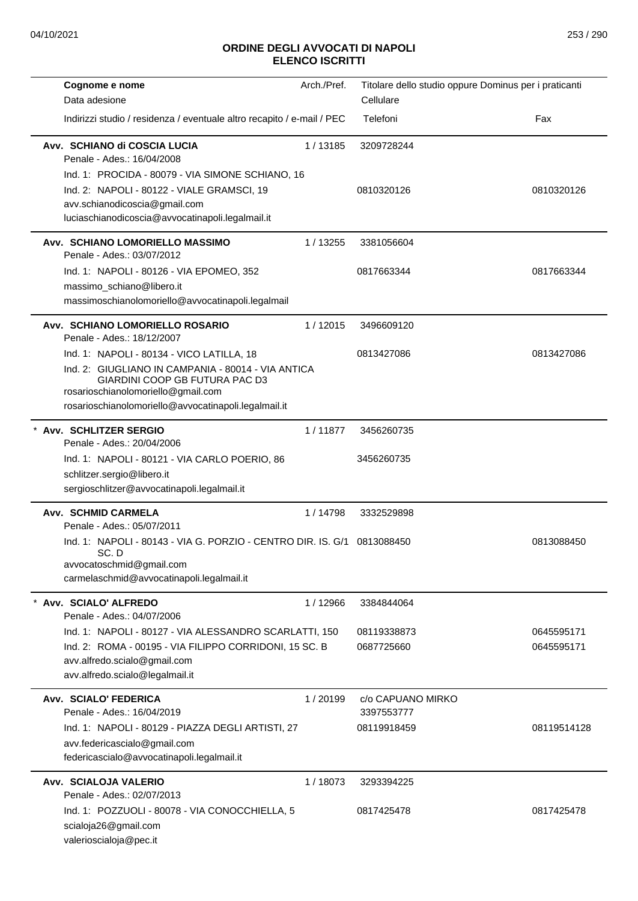**ORDINE DEGLI AVVOCATI DI NAPOLI**
**ELENCO ISCRITTI**

| Cognome e nome<br>Data adesione<br>Indirizzi studio / residenza / eventuale altro recapito / e-mail / PEC | Arch./Pref. | Titolare dello studio oppure Dominus per i praticanti<br>Cellulare<br>Telefoni | Fax |
|---|---|---|---|
| **Avv. SCHIANO di COSCIA LUCIA**<br>Penale - Ades.: 16/04/2008 | 1 / 13185 | 3209728244 | |
| Ind. 1: PROCIDA - 80079 - VIA SIMONE SCHIANO, 16 | | | |
| Ind. 2: NAPOLI - 80122 - VIALE GRAMSCI, 19 | | 0810320126 | 0810320126 |
| avv.schianodicoscia@gmail.com<br>luciaschianodicoscia@avvocatinapoli.legalmail.it | | | |
| **Avv. SCHIANO LOMORIELLO MASSIMO**<br>Penale - Ades.: 03/07/2012 | 1 / 13255 | 3381056604 | |
| Ind. 1: NAPOLI - 80126 - VIA EPOMEO, 352 | | 0817663344 | 0817663344 |
| massimo_schiano@libero.it<br>massimoschianolomoriello@avvocatinapoli.legalmail | | | |
| **Avv. SCHIANO LOMORIELLO ROSARIO**<br>Penale - Ades.: 18/12/2007 | 1 / 12015 | 3496609120 | |
| Ind. 1: NAPOLI - 80134 - VICO LATILLA, 18 | | 0813427086 | 0813427086 |
| Ind. 2: GIUGLIANO IN CAMPANIA - 80014 - VIA ANTICA GIARDINI COOP GB FUTURA PAC D3 | | | |
| rosarioschianolomoriello@gmail.com<br>rosarioschianolomoriello@avvocatinapoli.legalmail.it | | | |
| * **Avv. SCHLITZER SERGIO**<br>Penale - Ades.: 20/04/2006 | 1 / 11877 | 3456260735 | |
| Ind. 1: NAPOLI - 80121 - VIA CARLO POERIO, 86 | | 3456260735 | |
| schlitzer.sergio@libero.it<br>sergioschlitzer@avvocatinapoli.legalmail.it | | | |
| **Avv. SCHMID CARMELA**<br>Penale - Ades.: 05/07/2011 | 1 / 14798 | 3332529898 | |
| Ind. 1: NAPOLI - 80143 - VIA G. PORZIO - CENTRO DIR. IS. G/1 SC. D | | 0813088450 | 0813088450 |
| avvocatoschmid@gmail.com<br>carmelaschmid@avvocatinapoli.legalmail.it | | | |
| * **Avv. SCIALO' ALFREDO**<br>Penale - Ades.: 04/07/2006 | 1 / 12966 | 3384844064 | |
| Ind. 1: NAPOLI - 80127 - VIA ALESSANDRO SCARLATTI, 150 | | 08119338873 | 0645595171 |
| Ind. 2: ROMA - 00195 - VIA FILIPPO CORRIDONI, 15 SC. B | | 0687725660 | 0645595171 |
| avv.alfredo.scialo@gmail.com<br>avv.alfredo.scialo@legalmail.it | | | |
| **Avv. SCIALO' FEDERICA**<br>Penale - Ades.: 16/04/2019 | 1 / 20199 | c/o CAPUANO MIRKO<br>3397553777 | |
| Ind. 1: NAPOLI - 80129 - PIAZZA DEGLI ARTISTI, 27 | | 08119918459 | 08119514128 |
| avv.federicascialo@gmail.com<br>federicascialo@avvocatinapoli.legalmail.it | | | |
| **Avv. SCIALOJA VALERIO**<br>Penale - Ades.: 02/07/2013 | 1 / 18073 | 3293394225 | |
| Ind. 1: POZZUOLI - 80078 - VIA CONOCCHIELLA, 5 | | 0817425478 | 0817425478 |
| scialoja26@gmail.com<br>valerioscialoja@pec.it | | | |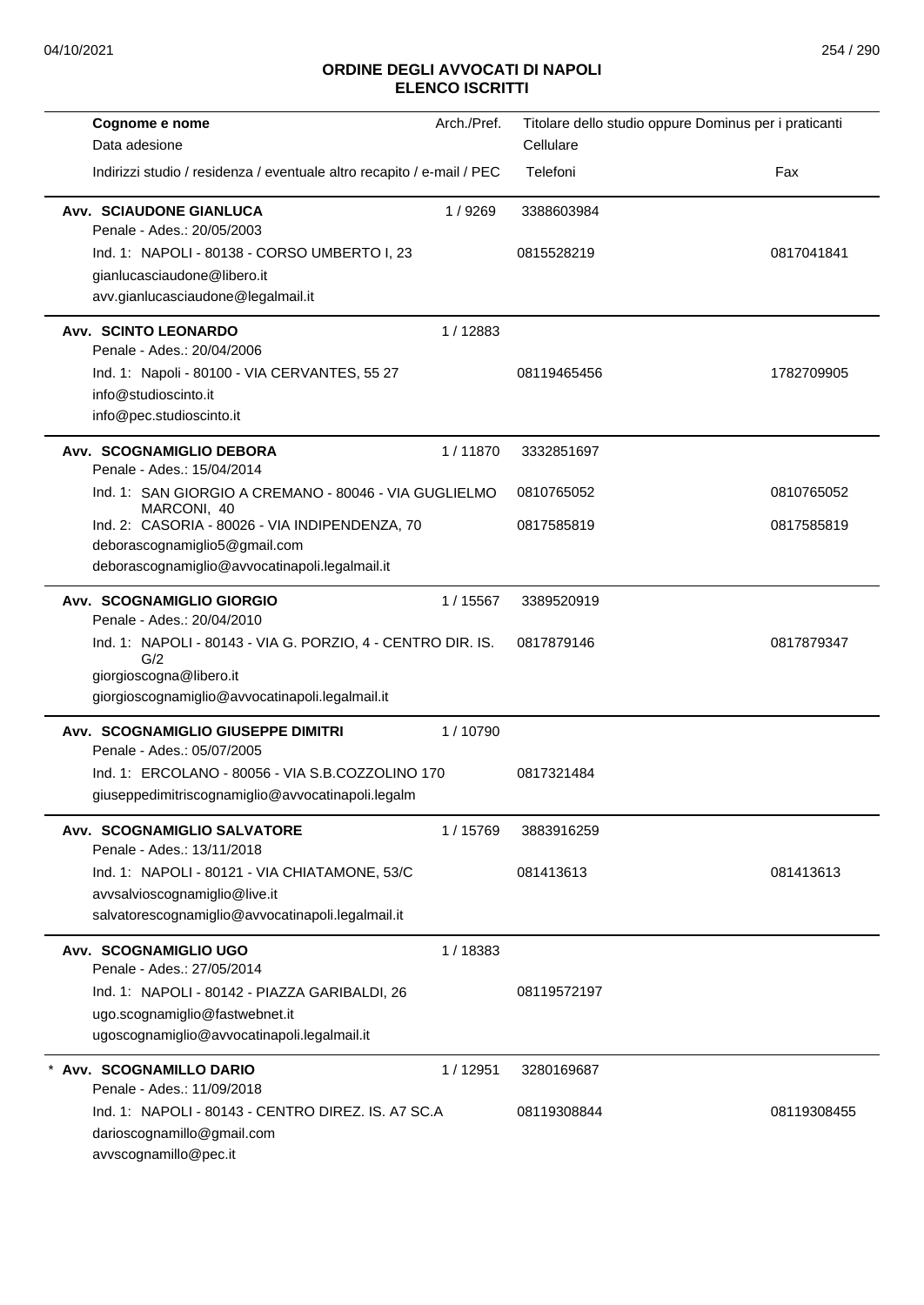**ORDINE DEGLI AVVOCATI DI NAPOLI**
**ELENCO ISCRITTI**

| Cognome e nome<br>Data adesione<br>Indirizzi studio / residenza / eventuale altro recapito / e-mail / PEC | Arch./Pref. | Titolare dello studio oppure Dominus per i praticanti<br>Cellulare<br>Telefoni | Fax |
|---|---|---|---|
| **Avv. SCIAUDONE GIANLUCA**<br>Penale - Ades.: 20/05/2003 | 1 / 9269 | 3388603984 | |
| Ind. 1: NAPOLI - 80138 - CORSO UMBERTO I, 23<br>gianlucasciaudone@libero.it<br>avv.gianlucasciaudone@legalmail.it | | 0815528219 | 0817041841 |
| **Avv. SCINTO LEONARDO**<br>Penale - Ades.: 20/04/2006 | 1 / 12883 | | |
| Ind. 1: Napoli - 80100 - VIA CERVANTES, 55 27<br>info@studioscinto.it<br>info@pec.studioscinto.it | | 08119465456 | 1782709905 |
| **Avv. SCOGNAMIGLIO DEBORA**<br>Penale - Ades.: 15/04/2014 | 1 / 11870 | 3332851697 | |
| Ind. 1: SAN GIORGIO A CREMANO - 80046 - VIA GUGLIELMO MARCONI, 40 | | 0810765052 | 0810765052 |
| Ind. 2: CASORIA - 80026 - VIA INDIPENDENZA, 70<br>deborascognamiglio5@gmail.com<br>deborascognamiglio@avvocatinapoli.legalmail.it | | 0817585819 | 0817585819 |
| **Avv. SCOGNAMIGLIO GIORGIO**<br>Penale - Ades.: 20/04/2010 | 1 / 15567 | 3389520919 | |
| Ind. 1: NAPOLI - 80143 - VIA G. PORZIO, 4 - CENTRO DIR. IS. G/2<br>giorgioscogna@libero.it<br>giorgioscognamiglio@avvocatinapoli.legalmail.it | | 0817879146 | 0817879347 |
| **Avv. SCOGNAMIGLIO GIUSEPPE DIMITRI**<br>Penale - Ades.: 05/07/2005 | 1 / 10790 | | |
| Ind. 1: ERCOLANO - 80056 - VIA S.B.COZZOLINO 170<br>giuseppedimitriscognamiglio@avvocatinapoli.legalm | | 0817321484 | |
| **Avv. SCOGNAMIGLIO SALVATORE**<br>Penale - Ades.: 13/11/2018 | 1 / 15769 | 3883916259 | |
| Ind. 1: NAPOLI - 80121 - VIA CHIATAMONE, 53/C<br>avvsalvioscognamiglio@live.it<br>salvatorescognamiglio@avvocatinapoli.legalmail.it | | 081413613 | 081413613 |
| **Avv. SCOGNAMIGLIO UGO**<br>Penale - Ades.: 27/05/2014 | 1 / 18383 | | |
| Ind. 1: NAPOLI - 80142 - PIAZZA GARIBALDI, 26<br>ugo.scognamiglio@fastwebnet.it<br>ugoscognamiglio@avvocatinapoli.legalmail.it | | 08119572197 | |
| * **Avv. SCOGNAMILLO DARIO**<br>Penale - Ades.: 11/09/2018 | 1 / 12951 | 3280169687 | |
| Ind. 1: NAPOLI - 80143 - CENTRO DIREZ. IS. A7 SC.A<br>darioscognamillo@gmail.com<br>avvscognamillo@pec.it | | 08119308844 | 08119308455 |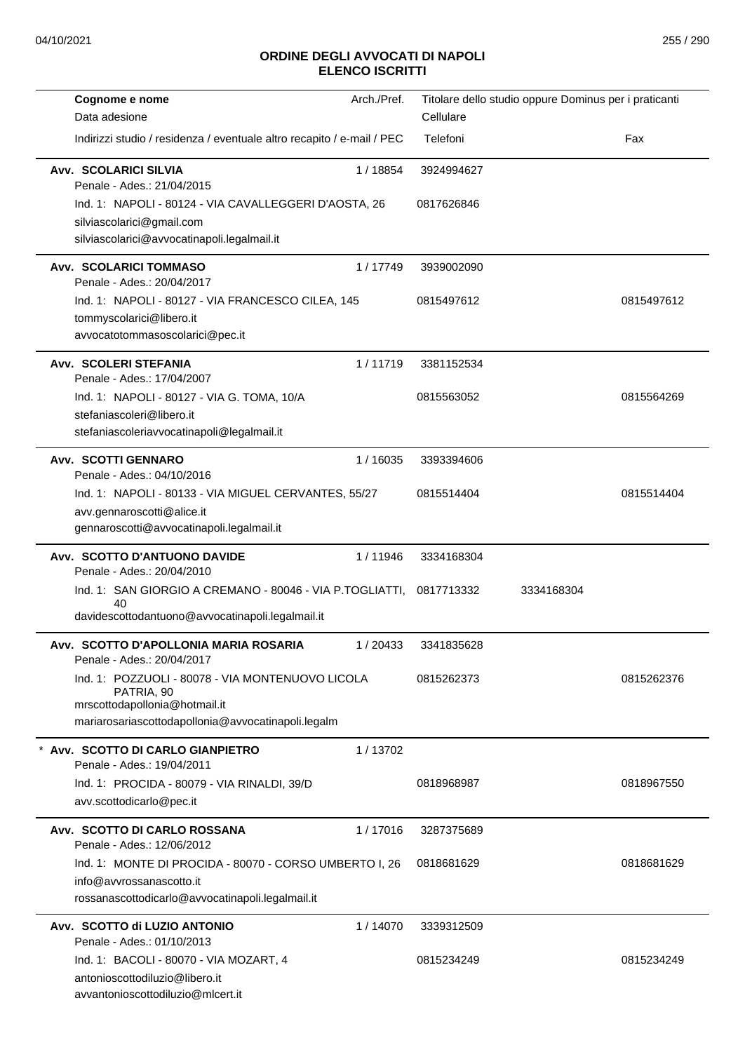# ORDINE DEGLI AVVOCATI DI NAPOLI
## ELENCO ISCRITTI

| Cognome e nome<br>Data adesione<br>Indirizzi studio / residenza / eventuale altro recapito / e-mail / PEC | Arch./Pref. | Titolare dello studio oppure Dominus per i praticanti<br>Cellulare<br>Telefoni | | Fax |
|---|---|---|---|---|
| **Avv. SCOLARICI SILVIA**<br>Penale - Ades.: 21/04/2015<br>Ind. 1: NAPOLI - 80124 - VIA CAVALLEGGERI D'AOSTA, 26<br>silviascolarici@gmail.com<br>silviascolarici@avvocatinapoli.legalmail.it | 1 / 18854 | 3924994627<br>0817626846 | | |
| **Avv. SCOLARICI TOMMASO**<br>Penale - Ades.: 20/04/2017<br>Ind. 1: NAPOLI - 80127 - VIA FRANCESCO CILEA, 145<br>tommyscolarici@libero.it<br>avvocatotommasoscolarici@pec.it | 1 / 17749 | 3939002090<br>0815497612 | | 0815497612 |
| **Avv. SCOLERI STEFANIA**<br>Penale - Ades.: 17/04/2007<br>Ind. 1: NAPOLI - 80127 - VIA G. TOMA, 10/A<br>stefaniascoleri@libero.it<br>stefaniascoleriavvocatinapoli@legalmail.it | 1 / 11719 | 3381152534<br>0815563052 | | 0815564269 |
| **Avv. SCOTTI GENNARO**<br>Penale - Ades.: 04/10/2016<br>Ind. 1: NAPOLI - 80133 - VIA MIGUEL CERVANTES, 55/27<br>avv.gennaroscotti@alice.it<br>gennaroscotti@avvocatinapoli.legalmail.it | 1 / 16035 | 3393394606<br>0815514404 | | 0815514404 |
| **Avv. SCOTTO D'ANTUONO DAVIDE**<br>Penale - Ades.: 20/04/2010<br>Ind. 1: SAN GIORGIO A CREMANO - 80046 - VIA P.TOGLIATTI, 40<br>davidescottodantuono@avvocatinapoli.legalmail.it | 1 / 11946 | 3334168304<br>0817713332 | 3334168304 | |
| **Avv. SCOTTO D'APOLLONIA MARIA ROSARIA**<br>Penale - Ades.: 20/04/2017<br>Ind. 1: POZZUOLI - 80078 - VIA MONTENUOVO LICOLA PATRIA, 90<br>mrscottodapollonia@hotmail.it<br>mariarosariascottodapollonia@avvocatinapoli.legalm | 1 / 20433 | 3341835628<br>0815262373 | | 0815262376 |
| * **Avv. SCOTTO DI CARLO GIANPIETRO**<br>Penale - Ades.: 19/04/2011<br>Ind. 1: PROCIDA - 80079 - VIA RINALDI, 39/D<br>avv.scottodicarlo@pec.it | 1 / 13702 | 0818968987 | | 0818967550 |
| **Avv. SCOTTO DI CARLO ROSSANA**<br>Penale - Ades.: 12/06/2012<br>Ind. 1: MONTE DI PROCIDA - 80070 - CORSO UMBERTO I, 26<br>info@avvrossanascotto.it<br>rossanascottodicarlo@avvocatinapoli.legalmail.it | 1 / 17016 | 3287375689<br>0818681629 | | 0818681629 |
| **Avv. SCOTTO di LUZIO ANTONIO**<br>Penale - Ades.: 01/10/2013<br>Ind. 1: BACOLI - 80070 - VIA MOZART, 4<br>antonioscottodiluzio@libero.it<br>avvantonioscottodiluzio@mlcert.it | 1 / 14070 | 3339312509<br>0815234249 | | 0815234249 |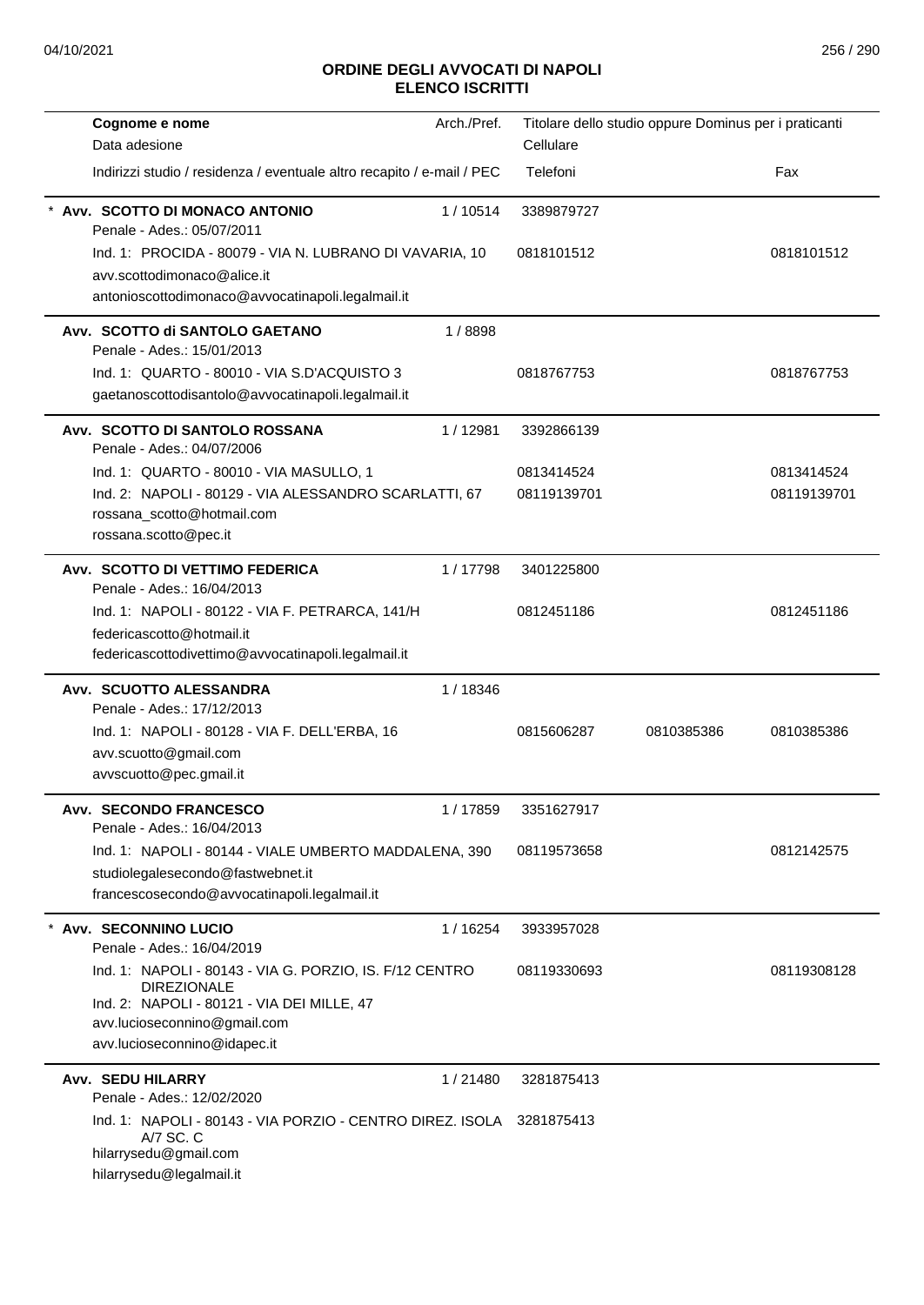# ORDINE DEGLI AVVOCATI DI NAPOLI
## ELENCO ISCRITTI

| Cognome e nome<br>Data adesione<br>Indirizzi studio / residenza / eventuale altro recapito / e-mail / PEC | Arch./Pref. | Titolare dello studio oppure Dominus per i praticanti<br>Cellulare<br>Telefoni | | Fax |
|---|---|---|---|---|
| * **Avv. SCOTTO DI MONACO ANTONIO**<br>Penale - Ades.: 05/07/2011 | 1 / 10514 | 3389879727 | | |
| Ind. 1: PROCIDA - 80079 - VIA N. LUBRANO DI VAVARIA, 10<br>avv.scottodimonaco@alice.it<br>antonioscottodimonaco@avvocatinapoli.legalmail.it | | 0818101512 | | 0818101512 |
| **Avv. SCOTTO di SANTOLO GAETANO**<br>Penale - Ades.: 15/01/2013 | 1 / 8898 | | | |
| Ind. 1: QUARTO - 80010 - VIA S.D'ACQUISTO 3<br>gaetanoscottodisantolo@avvocatinapoli.legalmail.it | | 0818767753 | | 0818767753 |
| **Avv. SCOTTO DI SANTOLO ROSSANA**<br>Penale - Ades.: 04/07/2006 | 1 / 12981 | 3392866139 | | |
| Ind. 1: QUARTO - 80010 - VIA MASULLO, 1 | | 0813414524 | | 0813414524 |
| Ind. 2: NAPOLI - 80129 - VIA ALESSANDRO SCARLATTI, 67<br>rossana_scotto@hotmail.com<br>rossana.scotto@pec.it | | 08119139701 | | 08119139701 |
| **Avv. SCOTTO DI VETTIMO FEDERICA**<br>Penale - Ades.: 16/04/2013 | 1 / 17798 | 3401225800 | | |
| Ind. 1: NAPOLI - 80122 - VIA F. PETRARCA, 141/H<br>federicascotto@hotmail.it<br>federicascottodivettimo@avvocatinapoli.legalmail.it | | 0812451186 | | 0812451186 |
| **Avv. SCUOTTO ALESSANDRA**<br>Penale - Ades.: 17/12/2013 | 1 / 18346 | | | |
| Ind. 1: NAPOLI - 80128 - VIA F. DELL'ERBA, 16<br>avv.scuotto@gmail.com<br>avvscuotto@pec.gmail.it | | 0815606287 | 0810385386 | 0810385386 |
| **Avv. SECONDO FRANCESCO**<br>Penale - Ades.: 16/04/2013 | 1 / 17859 | 3351627917 | | |
| Ind. 1: NAPOLI - 80144 - VIALE UMBERTO MADDALENA, 390<br>studiolegalesecondo@fastwebnet.it<br>francescosecondo@avvocatinapoli.legalmail.it | | 08119573658 | | 0812142575 |
| * **Avv. SECONNINO LUCIO**<br>Penale - Ades.: 16/04/2019 | 1 / 16254 | 3933957028 | | |
| Ind. 1: NAPOLI - 80143 - VIA G. PORZIO, IS. F/12 CENTRO DIREZIONALE<br>Ind. 2: NAPOLI - 80121 - VIA DEI MILLE, 47<br>avv.lucioseconnino@gmail.com<br>avv.lucioseconnino@idapec.it | | 08119330693 | | 08119308128 |
| **Avv. SEDU HILARRY**<br>Penale - Ades.: 12/02/2020 | 1 / 21480 | 3281875413 | | |
| Ind. 1: NAPOLI - 80143 - VIA PORZIO - CENTRO DIREZ. ISOLA A/7 SC. C<br>hilarrysedu@gmail.com<br>hilarrysedu@legalmail.it | | 3281875413 | | |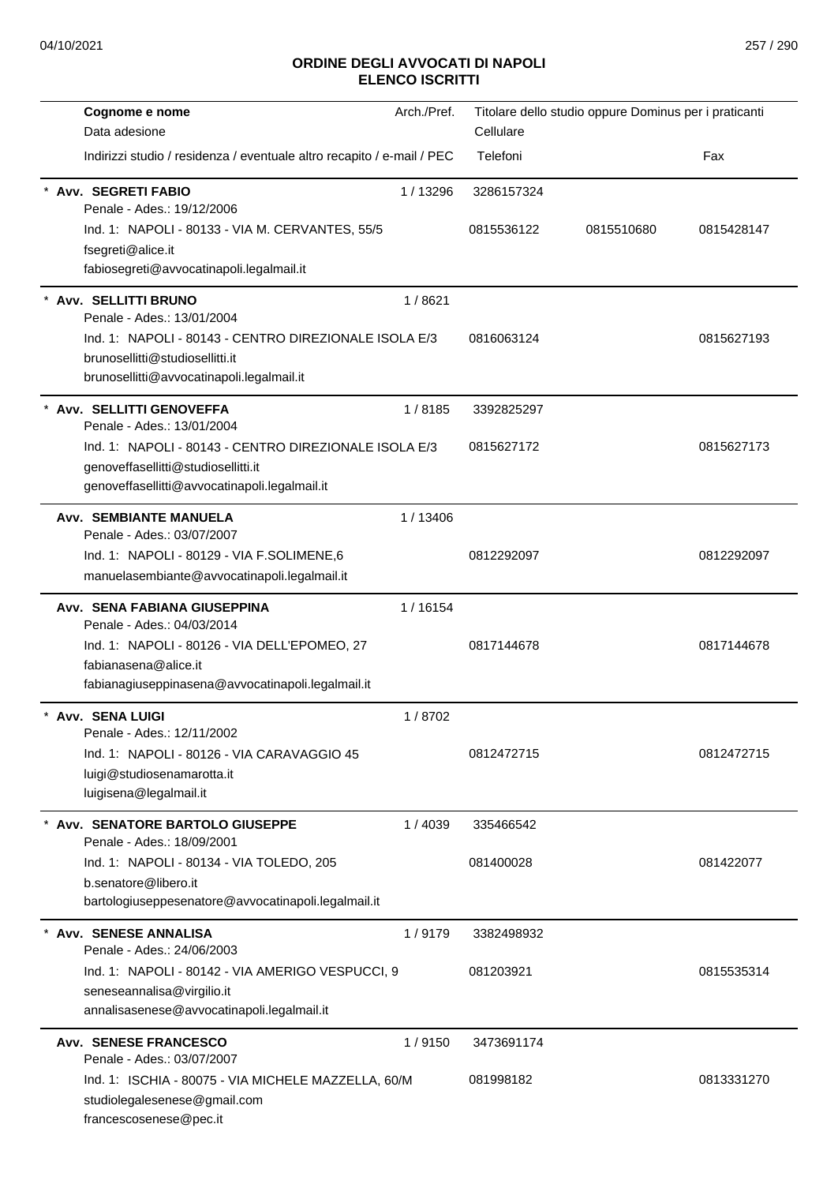# ORDINE DEGLI AVVOCATI DI NAPOLI
## ELENCO ISCRITTI

| Cognome e nome<br>Data adesione<br>Indirizzi studio / residenza / eventuale altro recapito / e-mail / PEC | Arch./Pref. | Titolare dello studio oppure Dominus per i praticanti<br>Cellulare<br>Telefoni | | Fax |
|---|---|---|---|---|
| * **Avv. SEGRETI FABIO**<br>Penale - Ades.: 19/12/2006<br>Ind. 1: NAPOLI - 80133 - VIA M. CERVANTES, 55/5<br>fsegreti@alice.it<br>fabiosegreti@avvocatinapoli.legalmail.it | 1 / 13296 | 3286157324<br>0815536122 | 0815510680 | 0815428147 |
| * **Avv. SELLITTI BRUNO**<br>Penale - Ades.: 13/01/2004<br>Ind. 1: NAPOLI - 80143 - CENTRO DIREZIONALE ISOLA E/3<br>brunosellitti@studiosellitti.it<br>brunosellitti@avvocatinapoli.legalmail.it | 1 / 8621 | 0816063124 | | 0815627193 |
| * **Avv. SELLITTI GENOVEFFA**<br>Penale - Ades.: 13/01/2004<br>Ind. 1: NAPOLI - 80143 - CENTRO DIREZIONALE ISOLA E/3<br>genoveffasellitti@studiosellitti.it<br>genoveffasellitti@avvocatinapoli.legalmail.it | 1 / 8185 | 3392825297<br>0815627172 | | 0815627173 |
| **Avv. SEMBIANTE MANUELA**<br>Penale - Ades.: 03/07/2007<br>Ind. 1: NAPOLI - 80129 - VIA F.SOLIMENE,6<br>manuelasembiante@avvocatinapoli.legalmail.it | 1 / 13406 | 0812292097 | | 0812292097 |
| **Avv. SENA FABIANA GIUSEPPINA**<br>Penale - Ades.: 04/03/2014<br>Ind. 1: NAPOLI - 80126 - VIA DELL'EPOMEO, 27<br>fabianasena@alice.it<br>fabianagiuseppinasena@avvocatinapoli.legalmail.it | 1 / 16154 | 0817144678 | | 0817144678 |
| * **Avv. SENA LUIGI**<br>Penale - Ades.: 12/11/2002<br>Ind. 1: NAPOLI - 80126 - VIA CARAVAGGIO 45<br>luigi@studiosenamarotta.it<br>luigisena@legalmail.it | 1 / 8702 | 0812472715 | | 0812472715 |
| * **Avv. SENATORE BARTOLO GIUSEPPE**<br>Penale - Ades.: 18/09/2001<br>Ind. 1: NAPOLI - 80134 - VIA TOLEDO, 205<br>b.senatore@libero.it<br>bartologiuseppesenatore@avvocatinapoli.legalmail.it | 1 / 4039 | 335466542<br>081400028 | | 081422077 |
| * **Avv. SENESE ANNALISA**<br>Penale - Ades.: 24/06/2003<br>Ind. 1: NAPOLI - 80142 - VIA AMERIGO VESPUCCI, 9<br>seneseannalisa@virgilio.it<br>annalisasenese@avvocatinapoli.legalmail.it | 1 / 9179 | 3382498932<br>081203921 | | 0815535314 |
| **Avv. SENESE FRANCESCO**<br>Penale - Ades.: 03/07/2007<br>Ind. 1: ISCHIA - 80075 - VIA MICHELE MAZZELLA, 60/M<br>studiolegalesenese@gmail.com<br>francescosenese@pec.it | 1 / 9150 | 3473691174<br>081998182 | | 0813331270 |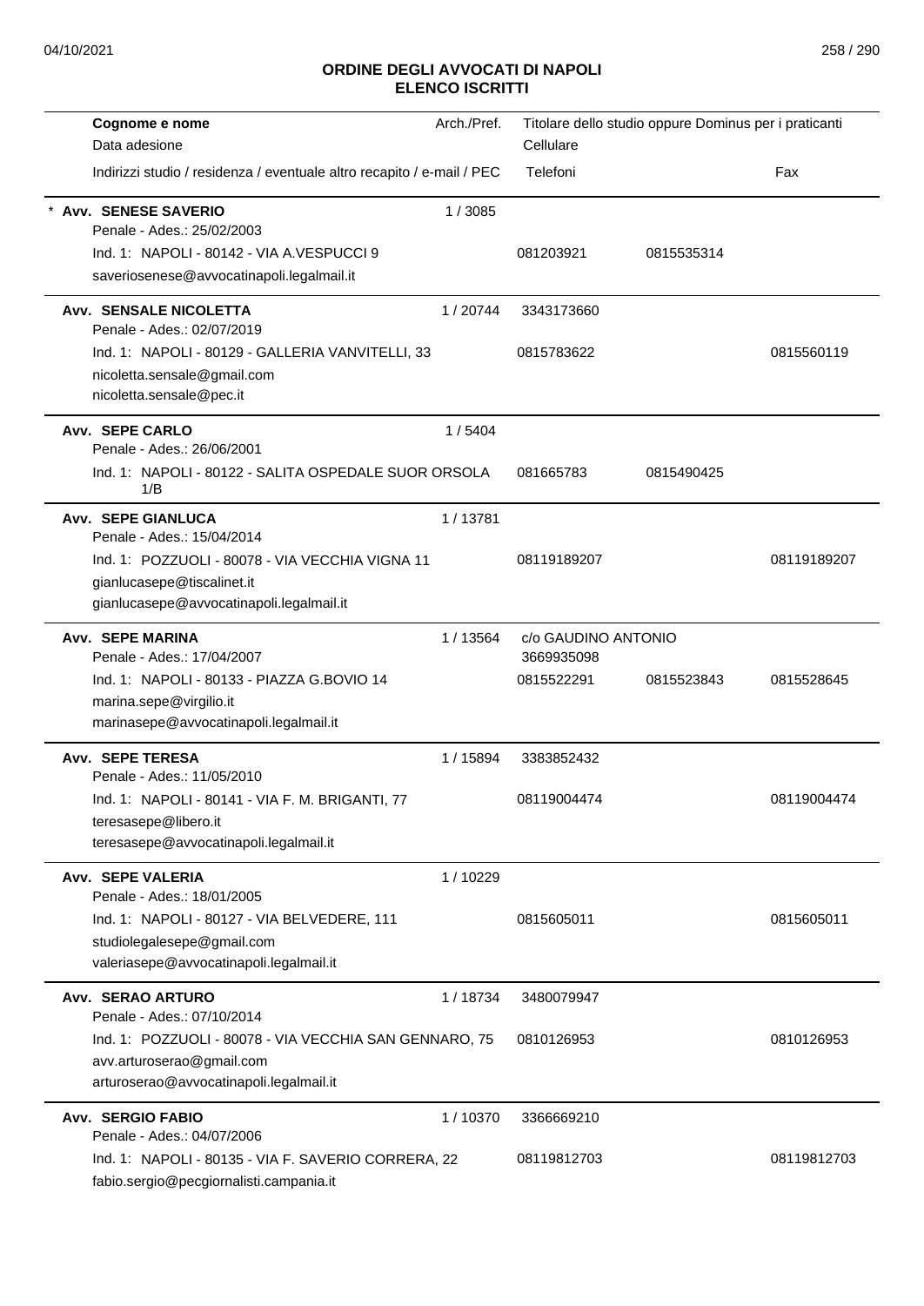# ORDINE DEGLI AVVOCATI DI NAPOLI
## ELENCO ISCRITTI

| Cognome e nome<br>Data adesione<br>Indirizzi studio / residenza / eventuale altro recapito / e-mail / PEC | Arch./Pref. | Titolare dello studio oppure Dominus per i praticanti<br>Cellulare<br>Telefoni | | Fax |
|---|---|---|---|---|
| * **Avv. SENESE SAVERIO**<br>Penale - Ades.: 25/02/2003<br>Ind. 1: NAPOLI - 80142 - VIA A.VESPUCCI 9<br>saveriosenese@avvocatinapoli.legalmail.it | 1 / 3085 | 081203921 | 0815535314 | |
| **Avv. SENSALE NICOLETTA**<br>Penale - Ades.: 02/07/2019<br>Ind. 1: NAPOLI - 80129 - GALLERIA VANVITELLI, 33<br>nicoletta.sensale@gmail.com<br>nicoletta.sensale@pec.it | 1 / 20744 | 3343173660<br>0815783622 | | 0815560119 |
| **Avv. SEPE CARLO**<br>Penale - Ades.: 26/06/2001<br>Ind. 1: NAPOLI - 80122 - SALITA OSPEDALE SUOR ORSOLA 1/B | 1 / 5404 | 081665783 | 0815490425 | |
| **Avv. SEPE GIANLUCA**<br>Penale - Ades.: 15/04/2014<br>Ind. 1: POZZUOLI - 80078 - VIA VECCHIA VIGNA 11<br>gianlucasepe@tiscalinet.it<br>gianlucasepe@avvocatinapoli.legalmail.it | 1 / 13781 | 08119189207 | | 08119189207 |
| **Avv. SEPE MARINA**<br>Penale - Ades.: 17/04/2007<br>Ind. 1: NAPOLI - 80133 - PIAZZA G.BOVIO 14<br>marina.sepe@virgilio.it<br>marinasepe@avvocatinapoli.legalmail.it | 1 / 13564 | c/o GAUDINO ANTONIO<br>3669935098<br>0815522291 | 0815523843 | 0815528645 |
| **Avv. SEPE TERESA**<br>Penale - Ades.: 11/05/2010<br>Ind. 1: NAPOLI - 80141 - VIA F. M. BRIGANTI, 77<br>teresasepe@libero.it<br>teresasepe@avvocatinapoli.legalmail.it | 1 / 15894 | 3383852432<br>08119004474 | | 08119004474 |
| **Avv. SEPE VALERIA**<br>Penale - Ades.: 18/01/2005<br>Ind. 1: NAPOLI - 80127 - VIA BELVEDERE, 111<br>studiolegalesepe@gmail.com<br>valeriasepe@avvocatinapoli.legalmail.it | 1 / 10229 | 0815605011 | | 0815605011 |
| **Avv. SERAO ARTURO**<br>Penale - Ades.: 07/10/2014<br>Ind. 1: POZZUOLI - 80078 - VIA VECCHIA SAN GENNARO, 75<br>avv.arturoserao@gmail.com<br>arturoserao@avvocatinapoli.legalmail.it | 1 / 18734 | 3480079947<br>0810126953 | | 0810126953 |
| **Avv. SERGIO FABIO**<br>Penale - Ades.: 04/07/2006<br>Ind. 1: NAPOLI - 80135 - VIA F. SAVERIO CORRERA, 22<br>fabio.sergio@pecgiornalisti.campania.it | 1 / 10370 | 3366669210<br>08119812703 | | 08119812703 |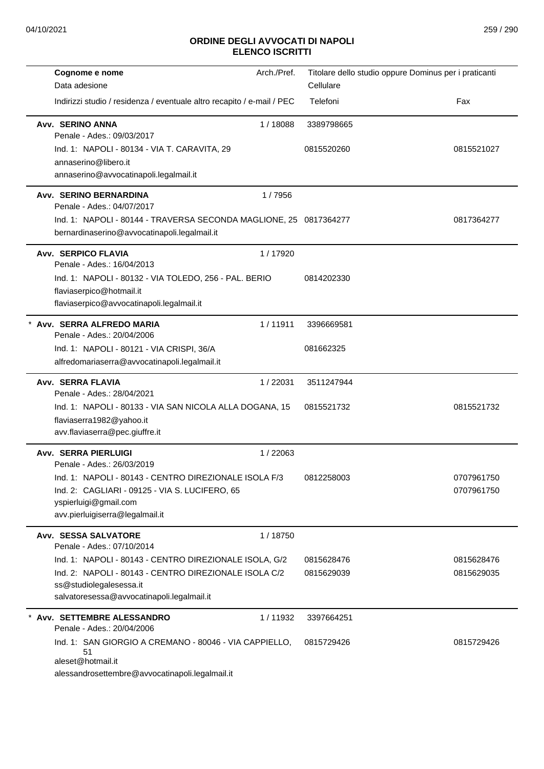## ORDINE DEGLI AVVOCATI DI NAPOLI
## ELENCO ISCRITTI

| Cognome e nome<br>Data adesione<br>Indirizzi studio / residenza / eventuale altro recapito / e-mail / PEC | Arch./Pref. | Titolare dello studio oppure Dominus per i praticanti<br>Cellulare<br>Telefoni | Fax |
|---|---|---|---|
| **Avv. SERINO ANNA**<br>Penale - Ades.: 09/03/2017<br>Ind. 1: NAPOLI - 80134 - VIA T. CARAVITA, 29<br>annaserino@libero.it<br>annaserino@avvocatinapoli.legalmail.it | 1 / 18088 | 3389798665<br>0815520260 | 0815521027 |
| **Avv. SERINO BERNARDINA**<br>Penale - Ades.: 04/07/2017<br>Ind. 1: NAPOLI - 80144 - TRAVERSA SECONDA MAGLIONE, 25<br>bernardinaserino@avvocatinapoli.legalmail.it | 1 / 7956 | 0817364277 | 0817364277 |
| **Avv. SERPICO FLAVIA**<br>Penale - Ades.: 16/04/2013<br>Ind. 1: NAPOLI - 80132 - VIA TOLEDO, 256 - PAL. BERIO<br>flaviaserpico@hotmail.it<br>flaviaserpico@avvocatinapoli.legalmail.it | 1 / 17920 | 0814202330 | |
| * **Avv. SERRA ALFREDO MARIA**<br>Penale - Ades.: 20/04/2006<br>Ind. 1: NAPOLI - 80121 - VIA CRISPI, 36/A<br>alfredomariaserra@avvocatinapoli.legalmail.it | 1 / 11911 | 3396669581<br>081662325 | |
| **Avv. SERRA FLAVIA**<br>Penale - Ades.: 28/04/2021<br>Ind. 1: NAPOLI - 80133 - VIA SAN NICOLA ALLA DOGANA, 15<br>flaviaserra1982@yahoo.it<br>avv.flaviaserra@pec.giuffre.it | 1 / 22031 | 3511247944<br>0815521732 | 0815521732 |
| **Avv. SERRA PIERLUIGI**<br>Penale - Ades.: 26/03/2019<br>Ind. 1: NAPOLI - 80143 - CENTRO DIREZIONALE ISOLA F/3<br>Ind. 2: CAGLIARI - 09125 - VIA S. LUCIFERO, 65<br>yspierluigi@gmail.com<br>avv.pierluigiserra@legalmail.it | 1 / 22063 | 0812258003 | 0707961750<br>0707961750 |
| **Avv. SESSA SALVATORE**<br>Penale - Ades.: 07/10/2014<br>Ind. 1: NAPOLI - 80143 - CENTRO DIREZIONALE ISOLA, G/2<br>Ind. 2: NAPOLI - 80143 - CENTRO DIREZIONALE ISOLA C/2<br>ss@studiolegalesessa.it<br>salvatoresessa@avvocatinapoli.legalmail.it | 1 / 18750 | 0815628476<br>0815629039 | 0815628476<br>0815629035 |
| * **Avv. SETTEMBRE ALESSANDRO**<br>Penale - Ades.: 20/04/2006<br>Ind. 1: SAN GIORGIO A CREMANO - 80046 - VIA CAPPIELLO, 51<br>aleset@hotmail.it<br>alessandrosettembre@avvocatinapoli.legalmail.it | 1 / 11932 | 3397664251<br>0815729426 | 0815729426 |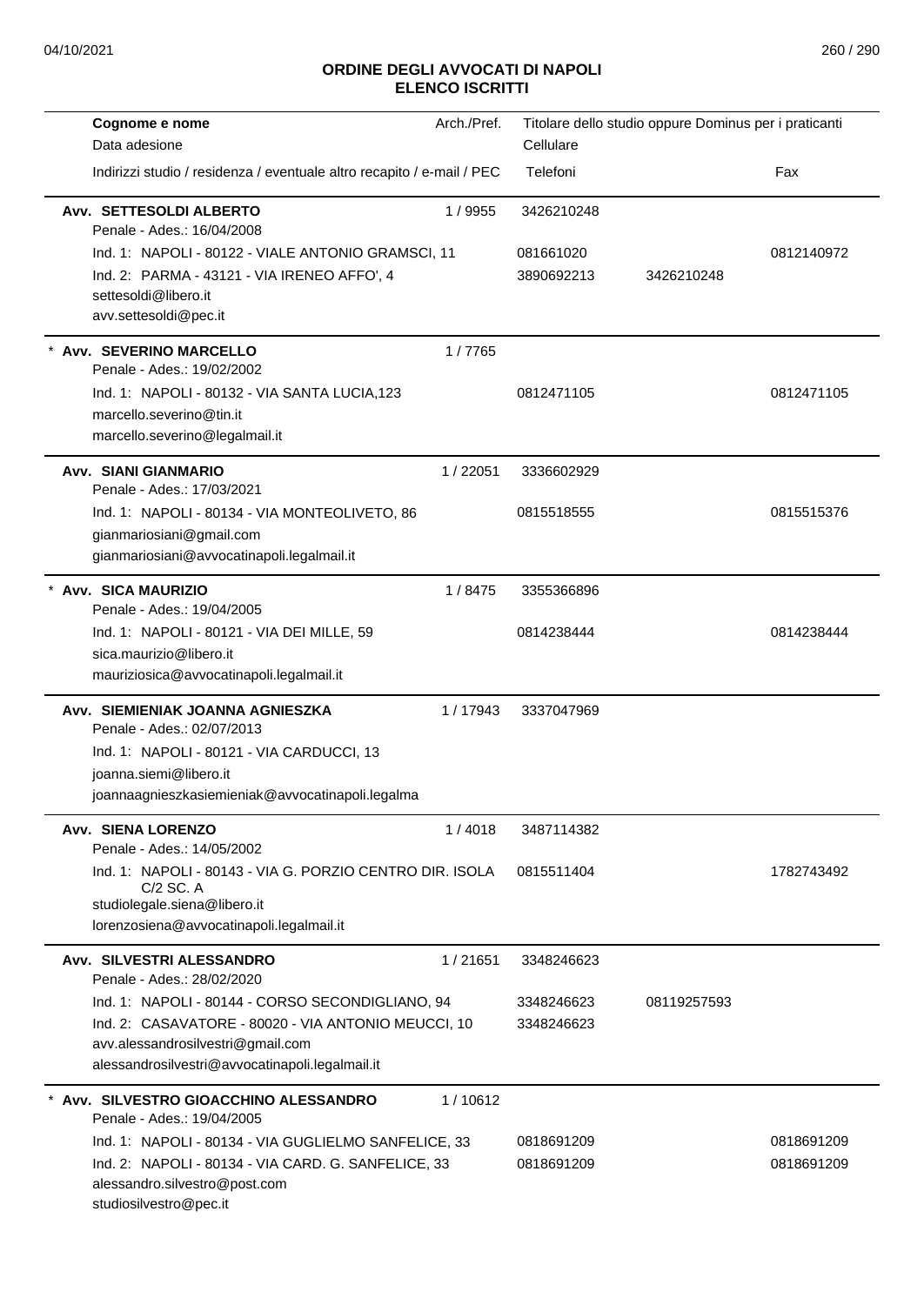## ORDINE DEGLI AVVOCATI DI NAPOLI
## ELENCO ISCRITTI

| Cognome e nome<br>Data adesione<br>Indirizzi studio / residenza / eventuale altro recapito / e-mail / PEC | Arch./Pref. | Titolare dello studio oppure Dominus per i praticanti<br>Cellulare<br>Telefoni | | Fax |
|---|---|---|---|---|
| **Avv. SETTESOLDI ALBERTO**<br>Penale - Ades.: 16/04/2008 | 1 / 9955 | 3426210248 | | |
| Ind. 1: NAPOLI - 80122 - VIALE ANTONIO GRAMSCI, 11 | | 081661020 | | 0812140972 |
| Ind. 2: PARMA - 43121 - VIA IRENEO AFFO', 4<br>settesoldi@libero.it<br>avv.settesoldi@pec.it | | 3890692213 | 3426210248 | |
| * **Avv. SEVERINO MARCELLO**<br>Penale - Ades.: 19/02/2002 | 1 / 7765 | | | |
| Ind. 1: NAPOLI - 80132 - VIA SANTA LUCIA,123<br>marcello.severino@tin.it<br>marcello.severino@legalmail.it | | 0812471105 | | 0812471105 |
| **Avv. SIANI GIANMARIO**<br>Penale - Ades.: 17/03/2021 | 1 / 22051 | 3336602929 | | |
| Ind. 1: NAPOLI - 80134 - VIA MONTEOLIVETO, 86<br>gianmariosiani@gmail.com<br>gianmariosiani@avvocatinapoli.legalmail.it | | 0815518555 | | 0815515376 |
| * **Avv. SICA MAURIZIO**<br>Penale - Ades.: 19/04/2005 | 1 / 8475 | 3355366896 | | |
| Ind. 1: NAPOLI - 80121 - VIA DEI MILLE, 59<br>sica.maurizio@libero.it<br>mauriziosica@avvocatinapoli.legalmail.it | | 0814238444 | | 0814238444 |
| **Avv. SIEMIENIAK JOANNA AGNIESZKA**<br>Penale - Ades.: 02/07/2013 | 1 / 17943 | 3337047969 | | |
| Ind. 1: NAPOLI - 80121 - VIA CARDUCCI, 13<br>joanna.siemi@libero.it<br>joannaagnieszkasiemieniak@avvocatinapoli.legalma | | | | |
| **Avv. SIENA LORENZO**<br>Penale - Ades.: 14/05/2002 | 1 / 4018 | 3487114382 | | |
| Ind. 1: NAPOLI - 80143 - VIA G. PORZIO CENTRO DIR. ISOLA C/2 SC. A<br>studiolegale.siena@libero.it<br>lorenzosiena@avvocatinapoli.legalmail.it | | 0815511404 | | 1782743492 |
| **Avv. SILVESTRI ALESSANDRO**<br>Penale - Ades.: 28/02/2020 | 1 / 21651 | 3348246623 | | |
| Ind. 1: NAPOLI - 80144 - CORSO SECONDIGLIANO, 94 | | 3348246623 | 08119257593 | |
| Ind. 2: CASAVATORE - 80020 - VIA ANTONIO MEUCCI, 10<br>avv.alessandrosilvestri@gmail.com<br>alessandrosilvestri@avvocatinapoli.legalmail.it | | 3348246623 | | |
| * **Avv. SILVESTRO GIOACCHINO ALESSANDRO**<br>Penale - Ades.: 19/04/2005 | 1 / 10612 | | | |
| Ind. 1: NAPOLI - 80134 - VIA GUGLIELMO SANFELICE, 33 | | 0818691209 | | 0818691209 |
| Ind. 2: NAPOLI - 80134 - VIA CARD. G. SANFELICE, 33<br>alessandro.silvestro@post.com<br>studiosilvestro@pec.it | | 0818691209 | | 0818691209 |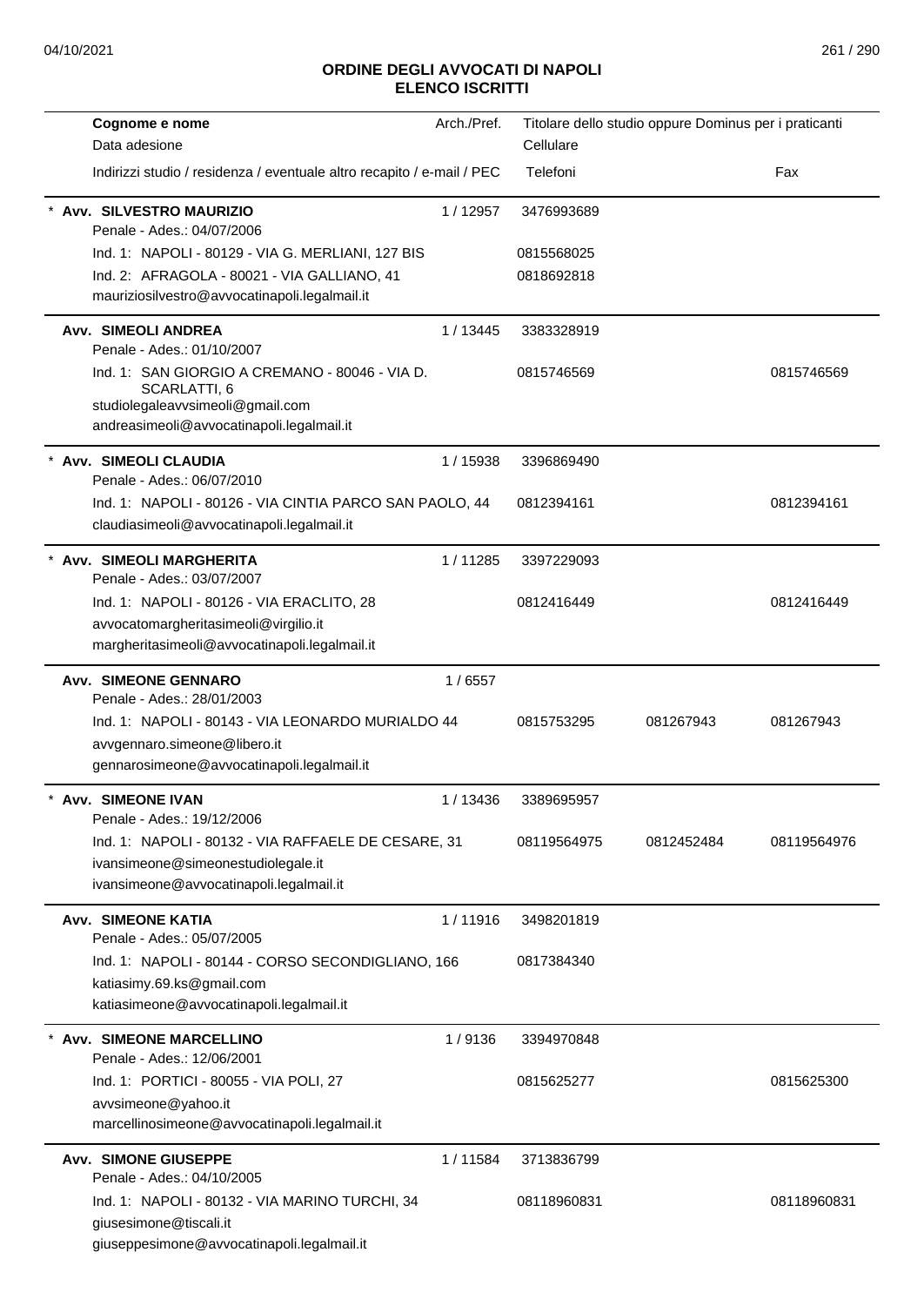# ORDINE DEGLI AVVOCATI DI NAPOLI
## ELENCO ISCRITTI

| Cognome e nome / Data adesione / Indirizzi studio / residenza / eventuale altro recapito / e-mail / PEC | Arch./Pref. | Titolare dello studio oppure Dominus per i praticanti / Cellulare / Telefoni | | Fax |
|---|---|---|---|---|
| * **Avv. SILVESTRO MAURIZIO**<br>Penale - Ades.: 04/07/2006<br>Ind. 1: NAPOLI - 80129 - VIA G. MERLIANI, 127 BIS<br>Ind. 2: AFRAGOLA - 80021 - VIA GALLIANO, 41<br>mauriziosilvestro@avvocatinapoli.legalmail.it | 1 / 12957 | 3476993689<br>0815568025<br>0818692818 | | |
| **Avv. SIMEOLI ANDREA**<br>Penale - Ades.: 01/10/2007<br>Ind. 1: SAN GIORGIO A CREMANO - 80046 - VIA D. SCARLATTI, 6<br>studiolegaleavvsimeoli@gmail.com<br>andreasimeoli@avvocatinapoli.legalmail.it | 1 / 13445 | 3383328919<br>0815746569 | | 0815746569 |
| * **Avv. SIMEOLI CLAUDIA**<br>Penale - Ades.: 06/07/2010<br>Ind. 1: NAPOLI - 80126 - VIA CINTIA PARCO SAN PAOLO, 44<br>claudiasimeoli@avvocatinapoli.legalmail.it | 1 / 15938 | 3396869490<br>0812394161 | | 0812394161 |
| * **Avv. SIMEOLI MARGHERITA**<br>Penale - Ades.: 03/07/2007<br>Ind. 1: NAPOLI - 80126 - VIA ERACLITO, 28<br>avvocatomargheritasimeoli@virgilio.it<br>margheritasimeoli@avvocatinapoli.legalmail.it | 1 / 11285 | 3397229093<br>0812416449 | | 0812416449 |
| **Avv. SIMEONE GENNARO**<br>Penale - Ades.: 28/01/2003<br>Ind. 1: NAPOLI - 80143 - VIA LEONARDO MURIALDO 44<br>avvgennaro.simeone@libero.it<br>gennarosimeone@avvocatinapoli.legalmail.it | 1 / 6557 | 0815753295 | 081267943 | 081267943 |
| * **Avv. SIMEONE IVAN**<br>Penale - Ades.: 19/12/2006<br>Ind. 1: NAPOLI - 80132 - VIA RAFFAELE DE CESARE, 31<br>ivansimeone@simeonestudiolegale.it<br>ivansimeone@avvocatinapoli.legalmail.it | 1 / 13436 | 3389695957<br>08119564975 | 0812452484 | 08119564976 |
| **Avv. SIMEONE KATIA**<br>Penale - Ades.: 05/07/2005<br>Ind. 1: NAPOLI - 80144 - CORSO SECONDIGLIANO, 166<br>katiasimy.69.ks@gmail.com<br>katiasimeone@avvocatinapoli.legalmail.it | 1 / 11916 | 3498201819<br>0817384340 | | |
| * **Avv. SIMEONE MARCELLINO**<br>Penale - Ades.: 12/06/2001<br>Ind. 1: PORTICI - 80055 - VIA POLI, 27<br>avvsimeone@yahoo.it<br>marcellinosimeone@avvocatinapoli.legalmail.it | 1 / 9136 | 3394970848<br>0815625277 | | 0815625300 |
| **Avv. SIMONE GIUSEPPE**<br>Penale - Ades.: 04/10/2005<br>Ind. 1: NAPOLI - 80132 - VIA MARINO TURCHI, 34<br>giusesimone@tiscali.it<br>giuseppesimone@avvocatinapoli.legalmail.it | 1 / 11584 | 3713836799<br>08118960831 | | 08118960831 |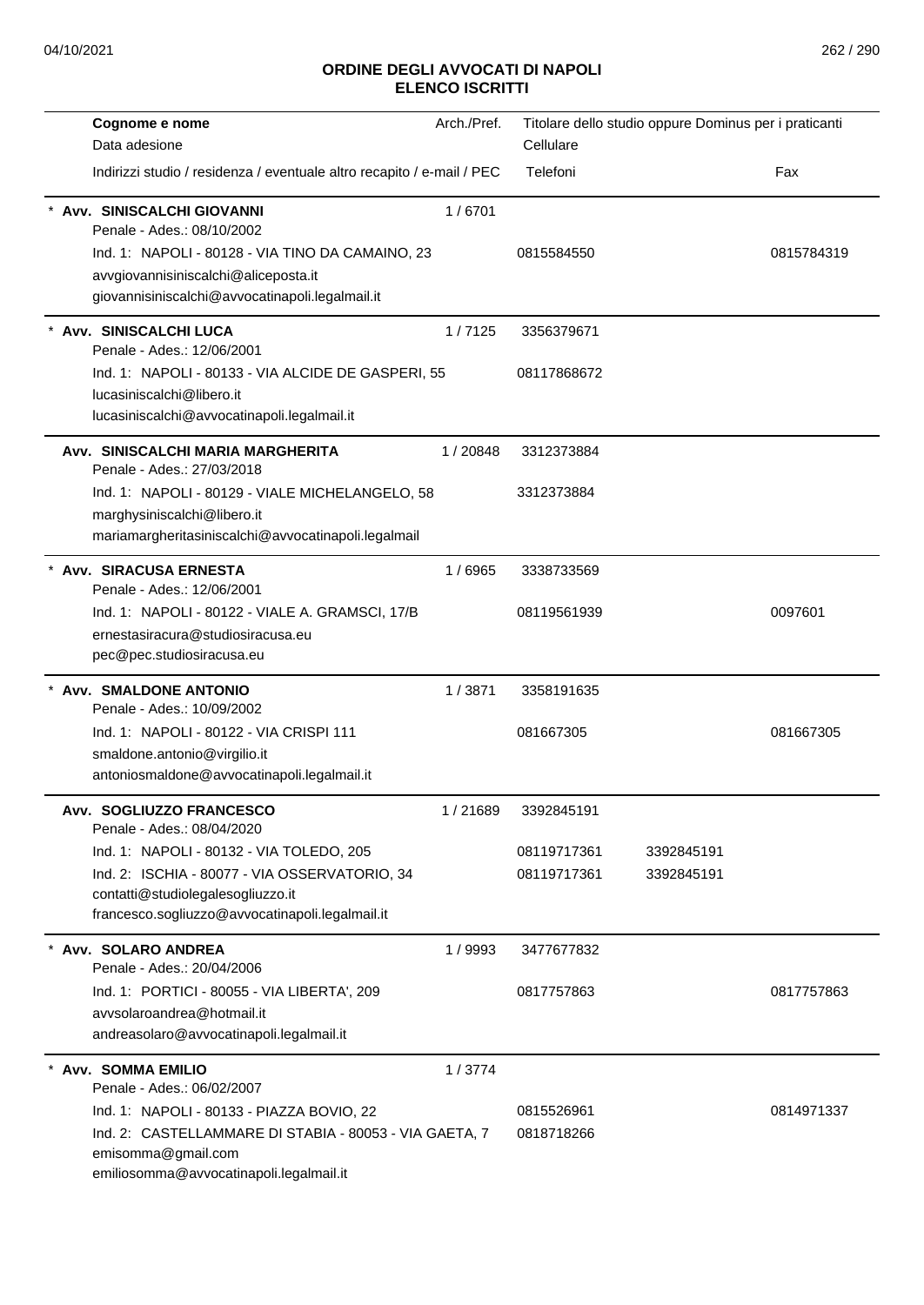# ORDINE DEGLI AVVOCATI DI NAPOLI
## ELENCO ISCRITTI

| Cognome e nome / Data adesione / Indirizzi studio / residenza / eventuale altro recapito / e-mail / PEC | Arch./Pref. | Titolare dello studio oppure Dominus per i praticanti / Cellulare / Telefoni | | Fax |
|---|---|---|---|---|
| * **Avv. SINISCALCHI GIOVANNI**<br>Penale - Ades.: 08/10/2002<br>Ind. 1: NAPOLI - 80128 - VIA TINO DA CAMAINO, 23<br>avvgiovannisiniscalchi@aliceposta.it<br>giovannisiniscalchi@avvocatinapoli.legalmail.it | 1 / 6701 | 0815584550 | | 0815784319 |
| * **Avv. SINISCALCHI LUCA**<br>Penale - Ades.: 12/06/2001<br>Ind. 1: NAPOLI - 80133 - VIA ALCIDE DE GASPERI, 55<br>lucasiniscalchi@libero.it<br>lucasiniscalchi@avvocatinapoli.legalmail.it | 1 / 7125 | 3356379671<br>08117868672 | | |
| **Avv. SINISCALCHI MARIA MARGHERITA**<br>Penale - Ades.: 27/03/2018<br>Ind. 1: NAPOLI - 80129 - VIALE MICHELANGELO, 58<br>marghysiniscalchi@libero.it<br>mariamargheritasiniscalchi@avvocatinapoli.legalmail | 1 / 20848 | 3312373884<br>3312373884 | | |
| * **Avv. SIRACUSA ERNESTA**<br>Penale - Ades.: 12/06/2001<br>Ind. 1: NAPOLI - 80122 - VIALE A. GRAMSCI, 17/B<br>ernestasiracura@studiosiracusa.eu<br>pec@pec.studiosiracusa.eu | 1 / 6965 | 3338733569<br>08119561939 | | 0097601 |
| * **Avv. SMALDONE ANTONIO**<br>Penale - Ades.: 10/09/2002<br>Ind. 1: NAPOLI - 80122 - VIA CRISPI 111<br>smaldone.antonio@virgilio.it<br>antoniosmaldone@avvocatinapoli.legalmail.it | 1 / 3871 | 3358191635<br>081667305 | | 081667305 |
| **Avv. SOGLIUZZO FRANCESCO**<br>Penale - Ades.: 08/04/2020<br>Ind. 1: NAPOLI - 80132 - VIA TOLEDO, 205<br>Ind. 2: ISCHIA - 80077 - VIA OSSERVATORIO, 34<br>contatti@studiolegalesogliuzzo.it<br>francesco.sogliuzzo@avvocatinapoli.legalmail.it | 1 / 21689 | 3392845191<br>08119717361<br>08119717361 | <br>3392845191<br>3392845191 | |
| * **Avv. SOLARO ANDREA**<br>Penale - Ades.: 20/04/2006<br>Ind. 1: PORTICI - 80055 - VIA LIBERTA', 209<br>avvsolaroandrea@hotmail.it<br>andreasolaro@avvocatinapoli.legalmail.it | 1 / 9993 | 3477677832<br>0817757863 | | 0817757863 |
| * **Avv. SOMMA EMILIO**<br>Penale - Ades.: 06/02/2007<br>Ind. 1: NAPOLI - 80133 - PIAZZA BOVIO, 22<br>Ind. 2: CASTELLAMMARE DI STABIA - 80053 - VIA GAETA, 7<br>emisomma@gmail.com<br>emiliosomma@avvocatinapoli.legalmail.it | 1 / 3774 | 0815526961<br>0818718266 | | 0814971337 |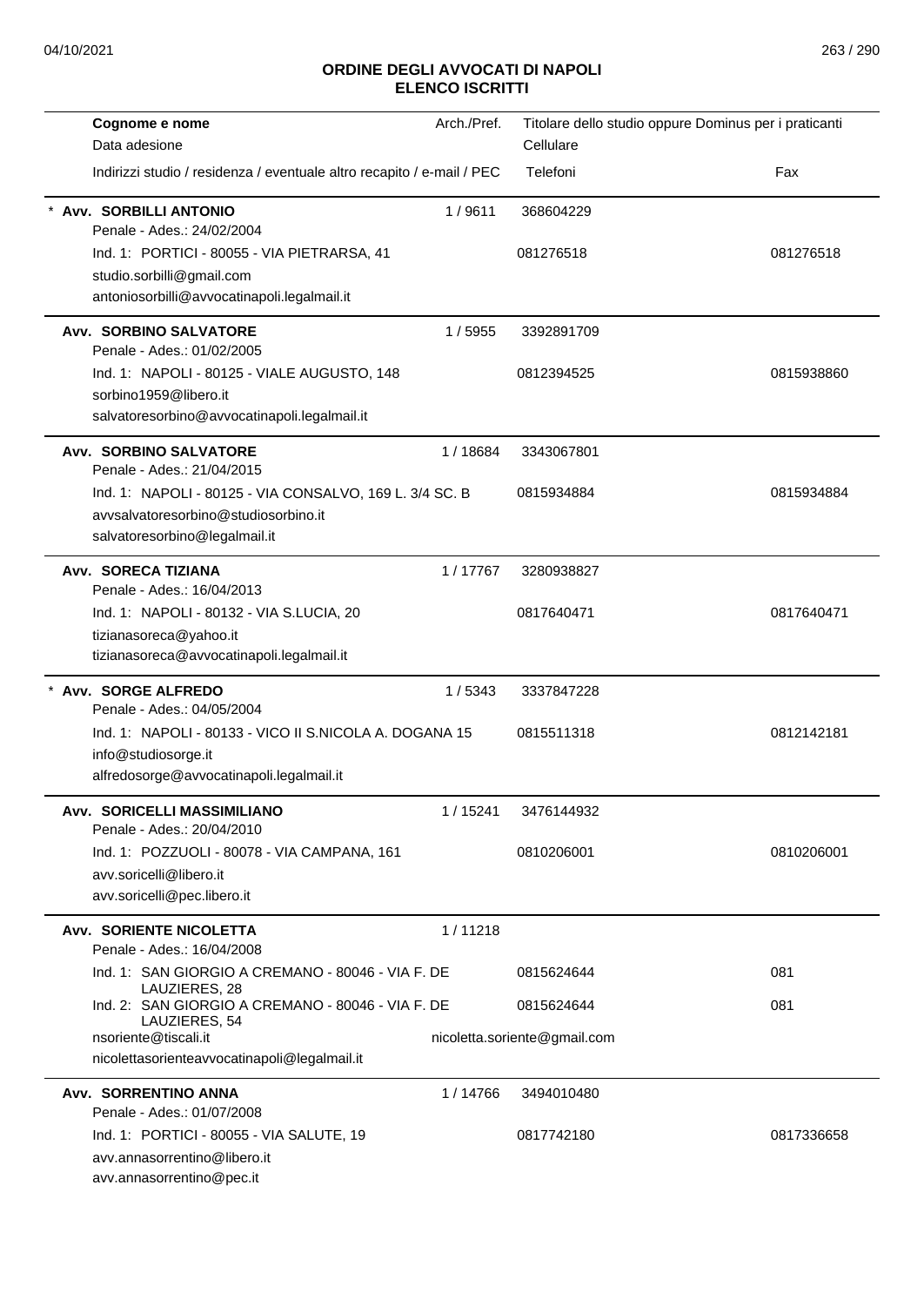# ORDINE DEGLI AVVOCATI DI NAPOLI
## ELENCO ISCRITTI

| Cognome e nome / Data adesione / Indirizzi studio / residenza / eventuale altro recapito / e-mail / PEC | Arch./Pref. | Titolare dello studio oppure Dominus per i praticanti / Cellulare / Telefoni | Fax |
|---|---|---|---|
| * **Avv. SORBILLI ANTONIO**<br>Penale - Ades.: 24/02/2004<br>Ind. 1: PORTICI - 80055 - VIA PIETRARSA, 41<br>studio.sorbilli@gmail.com<br>antoniosorbilli@avvocatinapoli.legalmail.it | 1 / 9611 | 368604229<br>081276518 | 081276518 |
| **Avv. SORBINO SALVATORE**<br>Penale - Ades.: 01/02/2005<br>Ind. 1: NAPOLI - 80125 - VIALE AUGUSTO, 148<br>sorbino1959@libero.it<br>salvatoresorbino@avvocatinapoli.legalmail.it | 1 / 5955 | 3392891709<br>0812394525 | 0815938860 |
| **Avv. SORBINO SALVATORE**<br>Penale - Ades.: 21/04/2015<br>Ind. 1: NAPOLI - 80125 - VIA CONSALVO, 169 L. 3/4 SC. B<br>avvsalvatoresorbino@studiosorbino.it<br>salvatoresorbino@legalmail.it | 1 / 18684 | 3343067801<br>0815934884 | 0815934884 |
| **Avv. SORECA TIZIANA**<br>Penale - Ades.: 16/04/2013<br>Ind. 1: NAPOLI - 80132 - VIA S.LUCIA, 20<br>tizianasoreca@yahoo.it<br>tizianasoreca@avvocatinapoli.legalmail.it | 1 / 17767 | 3280938827<br>0817640471 | 0817640471 |
| * **Avv. SORGE ALFREDO**<br>Penale - Ades.: 04/05/2004<br>Ind. 1: NAPOLI - 80133 - VICO II S.NICOLA A. DOGANA 15<br>info@studiosorge.it<br>alfredosorge@avvocatinapoli.legalmail.it | 1 / 5343 | 3337847228<br>0815511318 | 0812142181 |
| **Avv. SORICELLI MASSIMILIANO**<br>Penale - Ades.: 20/04/2010<br>Ind. 1: POZZUOLI - 80078 - VIA CAMPANA, 161<br>avv.soricelli@libero.it<br>avv.soricelli@pec.libero.it | 1 / 15241 | 3476144932<br>0810206001 | 0810206001 |
| **Avv. SORIENTE NICOLETTA**<br>Penale - Ades.: 16/04/2008<br>Ind. 1: SAN GIORGIO A CREMANO - 80046 - VIA F. DE LAUZIERES, 28<br>Ind. 2: SAN GIORGIO A CREMANO - 80046 - VIA F. DE LAUZIERES, 54<br>nsoriente@tiscali.it<br>nicolettasorienteavvocatinapoli@legalmail.it | 1 / 11218 | 0815624644<br>0815624644<br>nicoletta.soriente@gmail.com | 081<br>081 |
| **Avv. SORRENTINO ANNA**<br>Penale - Ades.: 01/07/2008<br>Ind. 1: PORTICI - 80055 - VIA SALUTE, 19<br>avv.annasorrentino@libero.it<br>avv.annasorrentino@pec.it | 1 / 14766 | 3494010480<br>0817742180 | 0817336658 |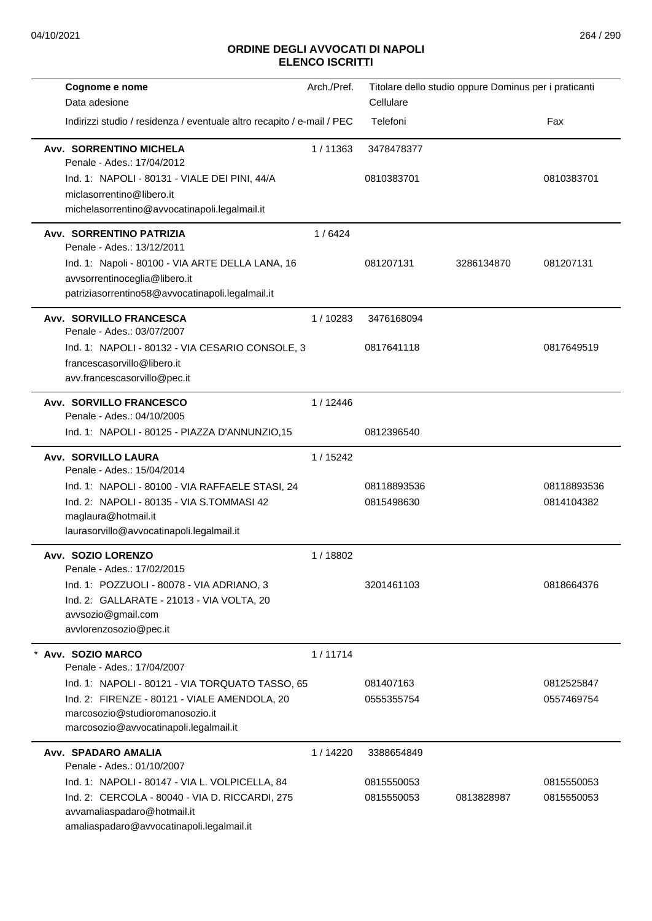# ORDINE DEGLI AVVOCATI DI NAPOLI
## ELENCO ISCRITTI

| Cognome e nome / Data adesione / Indirizzi studio / residenza / eventuale altro recapito / e-mail / PEC | Arch./Pref. | Titolare dello studio oppure Dominus per i praticanti / Cellulare / Telefoni | | Fax |
|---|---|---|---|---|
| **Avv. SORRENTINO MICHELA** | 1 / 11363 | 3478478377 | | |
| Penale - Ades.: 17/04/2012 | | | | |
| Ind. 1: NAPOLI - 80131 - VIALE DEI PINI, 44/A | | 0810383701 | | 0810383701 |
| miclasorrentino@libero.it | | | | |
| michelasorrentino@avvocatinapoli.legalmail.it | | | | |
| **Avv. SORRENTINO PATRIZIA** | 1 / 6424 | | | |
| Penale - Ades.: 13/12/2011 | | | | |
| Ind. 1: Napoli - 80100 - VIA ARTE DELLA LANA, 16 | | 081207131 | 3286134870 | 081207131 |
| avvsorrentinoceglia@libero.it | | | | |
| patriziasorrentino58@avvocatinapoli.legalmail.it | | | | |
| **Avv. SORVILLO FRANCESCA** | 1 / 10283 | 3476168094 | | |
| Penale - Ades.: 03/07/2007 | | | | |
| Ind. 1: NAPOLI - 80132 - VIA CESARIO CONSOLE, 3 | | 0817641118 | | 0817649519 |
| francescasorvillo@libero.it | | | | |
| avv.francescasorvillo@pec.it | | | | |
| **Avv. SORVILLO FRANCESCO** | 1 / 12446 | | | |
| Penale - Ades.: 04/10/2005 | | | | |
| Ind. 1: NAPOLI - 80125 - PIAZZA D'ANNUNZIO,15 | | 0812396540 | | |
| **Avv. SORVILLO LAURA** | 1 / 15242 | | | |
| Penale - Ades.: 15/04/2014 | | | | |
| Ind. 1: NAPOLI - 80100 - VIA RAFFAELE STASI, 24 | | 08118893536 | | 08118893536 |
| Ind. 2: NAPOLI - 80135 - VIA S.TOMMASI 42 | | 0815498630 | | 0814104382 |
| maglaura@hotmail.it | | | | |
| laurasorvillo@avvocatinapoli.legalmail.it | | | | |
| **Avv. SOZIO LORENZO** | 1 / 18802 | | | |
| Penale - Ades.: 17/02/2015 | | | | |
| Ind. 1: POZZUOLI - 80078 - VIA ADRIANO, 3 | | 3201461103 | | 0818664376 |
| Ind. 2: GALLARATE - 21013 - VIA VOLTA, 20 | | | | |
| avvsozio@gmail.com | | | | |
| avvlorenzosozio@pec.it | | | | |
| * **Avv. SOZIO MARCO** | 1 / 11714 | | | |
| Penale - Ades.: 17/04/2007 | | | | |
| Ind. 1: NAPOLI - 80121 - VIA TORQUATO TASSO, 65 | | 081407163 | | 0812525847 |
| Ind. 2: FIRENZE - 80121 - VIALE AMENDOLA, 20 | | 0555355754 | | 0557469754 |
| marcosozio@studioromanosozio.it | | | | |
| marcosozio@avvocatinapoli.legalmail.it | | | | |
| **Avv. SPADARO AMALIA** | 1 / 14220 | 3388654849 | | |
| Penale - Ades.: 01/10/2007 | | | | |
| Ind. 1: NAPOLI - 80147 - VIA L. VOLPICELLA, 84 | | 0815550053 | | 0815550053 |
| Ind. 2: CERCOLA - 80040 - VIA D. RICCARDI, 275 | | 0815550053 | 0813828987 | 0815550053 |
| avvamaliaspadaro@hotmail.it | | | | |
| amaliaspadaro@avvocatinapoli.legalmail.it | | | | |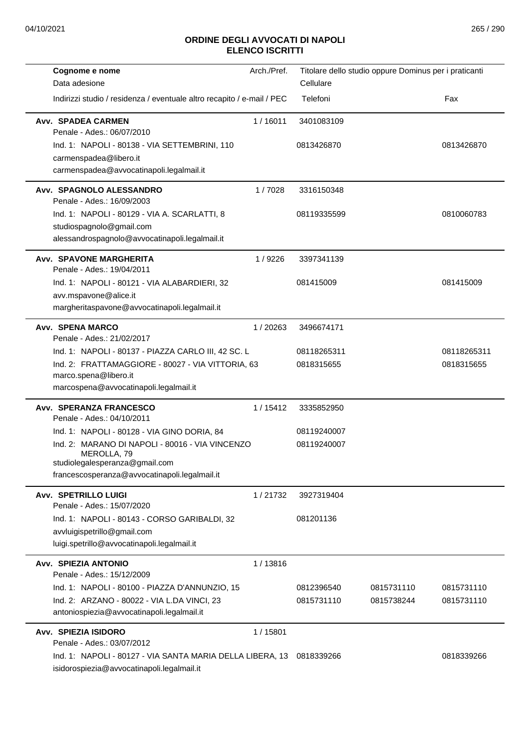## ORDINE DEGLI AVVOCATI DI NAPOLI
## ELENCO ISCRITTI

| Cognome e nome / Data adesione / Indirizzi studio / residenza / eventuale altro recapito / e-mail / PEC | Arch./Pref. | Titolare dello studio oppure Dominus per i praticanti / Cellulare / Telefoni | | Fax |
|---|---|---|---|---|
| **Avv. SPADEA CARMEN** | 1 / 16011 | 3401083109 | | |
| Penale - Ades.: 06/07/2010 | | | | |
| Ind. 1: NAPOLI - 80138 - VIA SETTEMBRINI, 110 | | 0813426870 | | 0813426870 |
| carmenspadea@libero.it | | | | |
| carmenspadea@avvocatinapoli.legalmail.it | | | | |
| **Avv. SPAGNOLO ALESSANDRO** | 1 / 7028 | 3316150348 | | |
| Penale - Ades.: 16/09/2003 | | | | |
| Ind. 1: NAPOLI - 80129 - VIA A. SCARLATTI, 8 | | 08119335599 | | 0810060783 |
| studiospagnolo@gmail.com | | | | |
| alessandrospagnolo@avvocatinapoli.legalmail.it | | | | |
| **Avv. SPAVONE MARGHERITA** | 1 / 9226 | 3397341139 | | |
| Penale - Ades.: 19/04/2011 | | | | |
| Ind. 1: NAPOLI - 80121 - VIA ALABARDIERI, 32 | | 081415009 | | 081415009 |
| avv.mspavone@alice.it | | | | |
| margheritaspavone@avvocatinapoli.legalmail.it | | | | |
| **Avv. SPENA MARCO** | 1 / 20263 | 3496674171 | | |
| Penale - Ades.: 21/02/2017 | | | | |
| Ind. 1: NAPOLI - 80137 - PIAZZA CARLO III, 42 SC. L | | 08118265311 | | 08118265311 |
| Ind. 2: FRATTAMAGGIORE - 80027 - VIA VITTORIA, 63 | | 0818315655 | | 0818315655 |
| marco.spena@libero.it | | | | |
| marcospena@avvocatinapoli.legalmail.it | | | | |
| **Avv. SPERANZA FRANCESCO** | 1 / 15412 | 3335852950 | | |
| Penale - Ades.: 04/10/2011 | | | | |
| Ind. 1: NAPOLI - 80128 - VIA GINO DORIA, 84 | | 08119240007 | | |
| Ind. 2: MARANO DI NAPOLI - 80016 - VIA VINCENZO MEROLLA, 79 | | 08119240007 | | |
| studiolegalesperanza@gmail.com | | | | |
| francescosperanza@avvocatinapoli.legalmail.it | | | | |
| **Avv. SPETRILLO LUIGI** | 1 / 21732 | 3927319404 | | |
| Penale - Ades.: 15/07/2020 | | | | |
| Ind. 1: NAPOLI - 80143 - CORSO GARIBALDI, 32 | | 081201136 | | |
| avvluigispetrillo@gmail.com | | | | |
| luigi.spetrillo@avvocatinapoli.legalmail.it | | | | |
| **Avv. SPIEZIA ANTONIO** | 1 / 13816 | | | |
| Penale - Ades.: 15/12/2009 | | | | |
| Ind. 1: NAPOLI - 80100 - PIAZZA D'ANNUNZIO, 15 | | 0812396540 | 0815731110 | 0815731110 |
| Ind. 2: ARZANO - 80022 - VIA L.DA VINCI, 23 | | 0815731110 | 0815738244 | 0815731110 |
| antoniospiezia@avvocatinapoli.legalmail.it | | | | |
| **Avv. SPIEZIA ISIDORO** | 1 / 15801 | | | |
| Penale - Ades.: 03/07/2012 | | | | |
| Ind. 1: NAPOLI - 80127 - VIA SANTA MARIA DELLA LIBERA, 13 | | 0818339266 | | 0818339266 |
| isidorospiezia@avvocatinapoli.legalmail.it | | | | |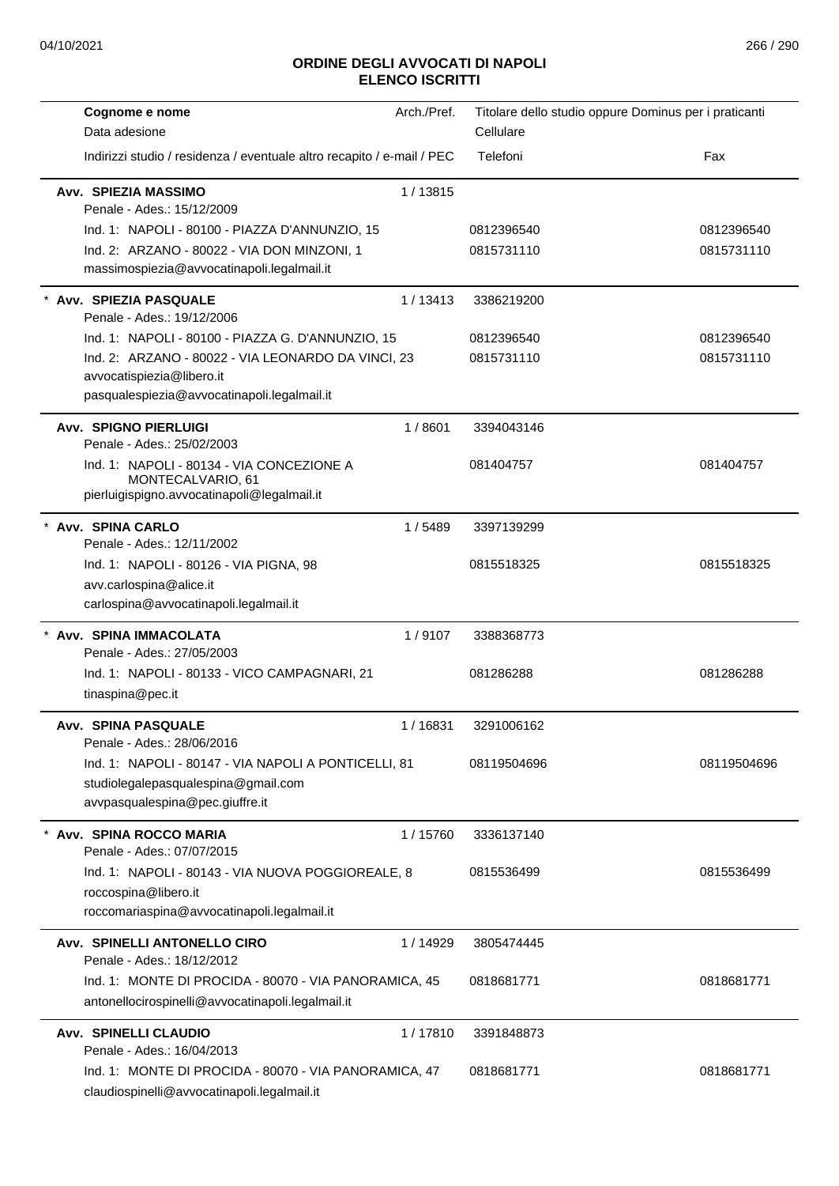# ORDINE DEGLI AVVOCATI DI NAPOLI
## ELENCO ISCRITTI

| Cognome e nome<br>Data adesione<br>Indirizzi studio / residenza / eventuale altro recapito / e-mail / PEC | Arch./Pref. | Titolare dello studio oppure Dominus per i praticanti<br>Cellulare<br>Telefoni | Fax |
|---|---|---|---|
| **Avv. SPIEZIA MASSIMO**<br>Penale - Ades.: 15/12/2009 | 1 / 13815 | | |
| Ind. 1: NAPOLI - 80100 - PIAZZA D'ANNUNZIO, 15 | | 0812396540 | 0812396540 |
| Ind. 2: ARZANO - 80022 - VIA DON MINZONI, 1<br>massimospiezia@avvocatinapoli.legalmail.it | | 0815731110 | 0815731110 |
| * **Avv. SPIEZIA PASQUALE**<br>Penale - Ades.: 19/12/2006 | 1 / 13413 | 3386219200 | |
| Ind. 1: NAPOLI - 80100 - PIAZZA G. D'ANNUNZIO, 15 | | 0812396540 | 0812396540 |
| Ind. 2: ARZANO - 80022 - VIA LEONARDO DA VINCI, 23<br>avvocatispiezia@libero.it<br>pasqualespiezia@avvocatinapoli.legalmail.it | | 0815731110 | 0815731110 |
| **Avv. SPIGNO PIERLUIGI**<br>Penale - Ades.: 25/02/2003 | 1 / 8601 | 3394043146 | |
| Ind. 1: NAPOLI - 80134 - VIA CONCEZIONE A MONTECALVARIO, 61<br>pierluigispigno.avvocatinapoli@legalmail.it | | 081404757 | 081404757 |
| * **Avv. SPINA CARLO**<br>Penale - Ades.: 12/11/2002 | 1 / 5489 | 3397139299 | |
| Ind. 1: NAPOLI - 80126 - VIA PIGNA, 98<br>avv.carlospina@alice.it<br>carlospina@avvocatinapoli.legalmail.it | | 0815518325 | 0815518325 |
| * **Avv. SPINA IMMACOLATA**<br>Penale - Ades.: 27/05/2003 | 1 / 9107 | 3388368773 | |
| Ind. 1: NAPOLI - 80133 - VICO CAMPAGNARI, 21<br>tinaspina@pec.it | | 081286288 | 081286288 |
| **Avv. SPINA PASQUALE**<br>Penale - Ades.: 28/06/2016 | 1 / 16831 | 3291006162 | |
| Ind. 1: NAPOLI - 80147 - VIA NAPOLI A PONTICELLI, 81<br>studiolegalepasqualespina@gmail.com<br>avvpasqualespina@pec.giuffre.it | | 08119504696 | 08119504696 |
| * **Avv. SPINA ROCCO MARIA**<br>Penale - Ades.: 07/07/2015 | 1 / 15760 | 3336137140 | |
| Ind. 1: NAPOLI - 80143 - VIA NUOVA POGGIOREALE, 8<br>roccospina@libero.it<br>roccomariaspina@avvocatinapoli.legalmail.it | | 0815536499 | 0815536499 |
| **Avv. SPINELLI ANTONELLO CIRO**<br>Penale - Ades.: 18/12/2012 | 1 / 14929 | 3805474445 | |
| Ind. 1: MONTE DI PROCIDA - 80070 - VIA PANORAMICA, 45<br>antonellocirospinelli@avvocatinapoli.legalmail.it | | 0818681771 | 0818681771 |
| **Avv. SPINELLI CLAUDIO**<br>Penale - Ades.: 16/04/2013 | 1 / 17810 | 3391848873 | |
| Ind. 1: MONTE DI PROCIDA - 80070 - VIA PANORAMICA, 47<br>claudiospinelli@avvocatinapoli.legalmail.it | | 0818681771 | 0818681771 |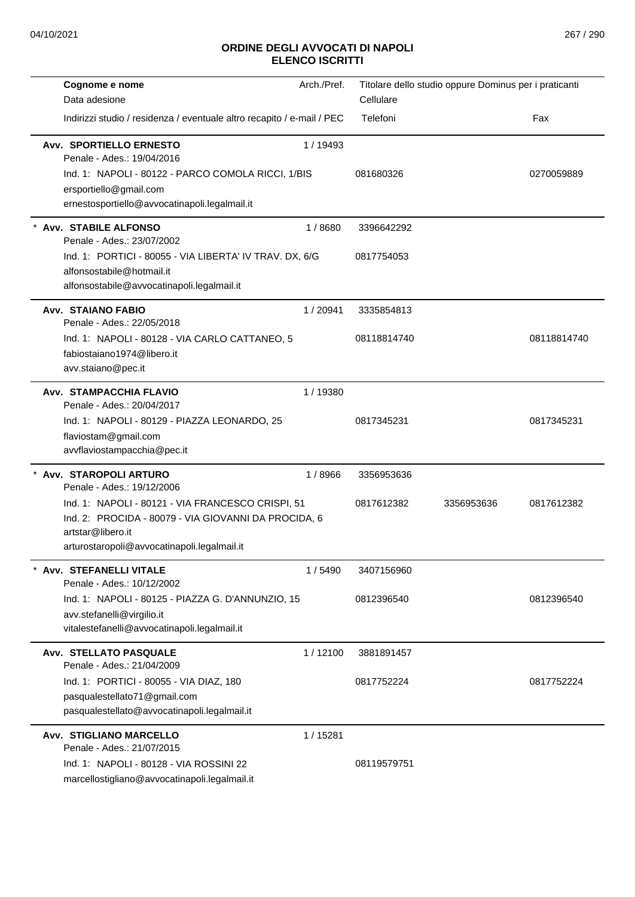## ORDINE DEGLI AVVOCATI DI NAPOLI
## ELENCO ISCRITTI

| Cognome e nome<br>Data adesione<br>Indirizzi studio / residenza / eventuale altro recapito / e-mail / PEC | Arch./Pref. | Titolare dello studio oppure Dominus per i praticanti<br>Cellulare<br>Telefoni | | Fax |
|---|---|---|---|---|
| **Avv. SPORTIELLO ERNESTO**<br>Penale - Ades.: 19/04/2016<br>Ind. 1: NAPOLI - 80122 - PARCO COMOLA RICCI, 1/BIS<br>ersportiello@gmail.com<br>ernestosportiello@avvocatinapoli.legalmail.it | 1 / 19493 | <br><br>081680326 | | <br><br>0270059889 |
| * **Avv. STABILE ALFONSO**<br>Penale - Ades.: 23/07/2002<br>Ind. 1: PORTICI - 80055 - VIA LIBERTA' IV TRAV. DX, 6/G<br>alfonsostabile@hotmail.it<br>alfonsostabile@avvocatinapoli.legalmail.it | 1 / 8680 | 3396642292<br><br>0817754053 | | |
| **Avv. STAIANO FABIO**<br>Penale - Ades.: 22/05/2018<br>Ind. 1: NAPOLI - 80128 - VIA CARLO CATTANEO, 5<br>fabiostaiano1974@libero.it<br>avv.staiano@pec.it | 1 / 20941 | 3335854813<br><br>08118814740 | | <br><br>08118814740 |
| **Avv. STAMPACCHIA FLAVIO**<br>Penale - Ades.: 20/04/2017<br>Ind. 1: NAPOLI - 80129 - PIAZZA LEONARDO, 25<br>flaviostam@gmail.com<br>avvflaviostampacchia@pec.it | 1 / 19380 | <br><br>0817345231 | | <br><br>0817345231 |
| * **Avv. STAROPOLI ARTURO**<br>Penale - Ades.: 19/12/2006<br>Ind. 1: NAPOLI - 80121 - VIA FRANCESCO CRISPI, 51<br>Ind. 2: PROCIDA - 80079 - VIA GIOVANNI DA PROCIDA, 6<br>artstar@libero.it<br>arturostaropoli@avvocatinapoli.legalmail.it | 1 / 8966 | 3356953636<br><br>0817612382 | <br><br>3356953636 | <br><br>0817612382 |
| * **Avv. STEFANELLI VITALE**<br>Penale - Ades.: 10/12/2002<br>Ind. 1: NAPOLI - 80125 - PIAZZA G. D'ANNUNZIO, 15<br>avv.stefanelli@virgilio.it<br>vitalestefanelli@avvocatinapoli.legalmail.it | 1 / 5490 | 3407156960<br><br>0812396540 | | <br><br>0812396540 |
| **Avv. STELLATO PASQUALE**<br>Penale - Ades.: 21/04/2009<br>Ind. 1: PORTICI - 80055 - VIA DIAZ, 180<br>pasqualestellato71@gmail.com<br>pasqualestellato@avvocatinapoli.legalmail.it | 1 / 12100 | 3881891457<br><br>0817752224 | | <br><br>0817752224 |
| **Avv. STIGLIANO MARCELLO**<br>Penale - Ades.: 21/07/2015<br>Ind. 1: NAPOLI - 80128 - VIA ROSSINI 22<br>marcellostigliano@avvocatinapoli.legalmail.it | 1 / 15281 | <br><br>08119579751 | | |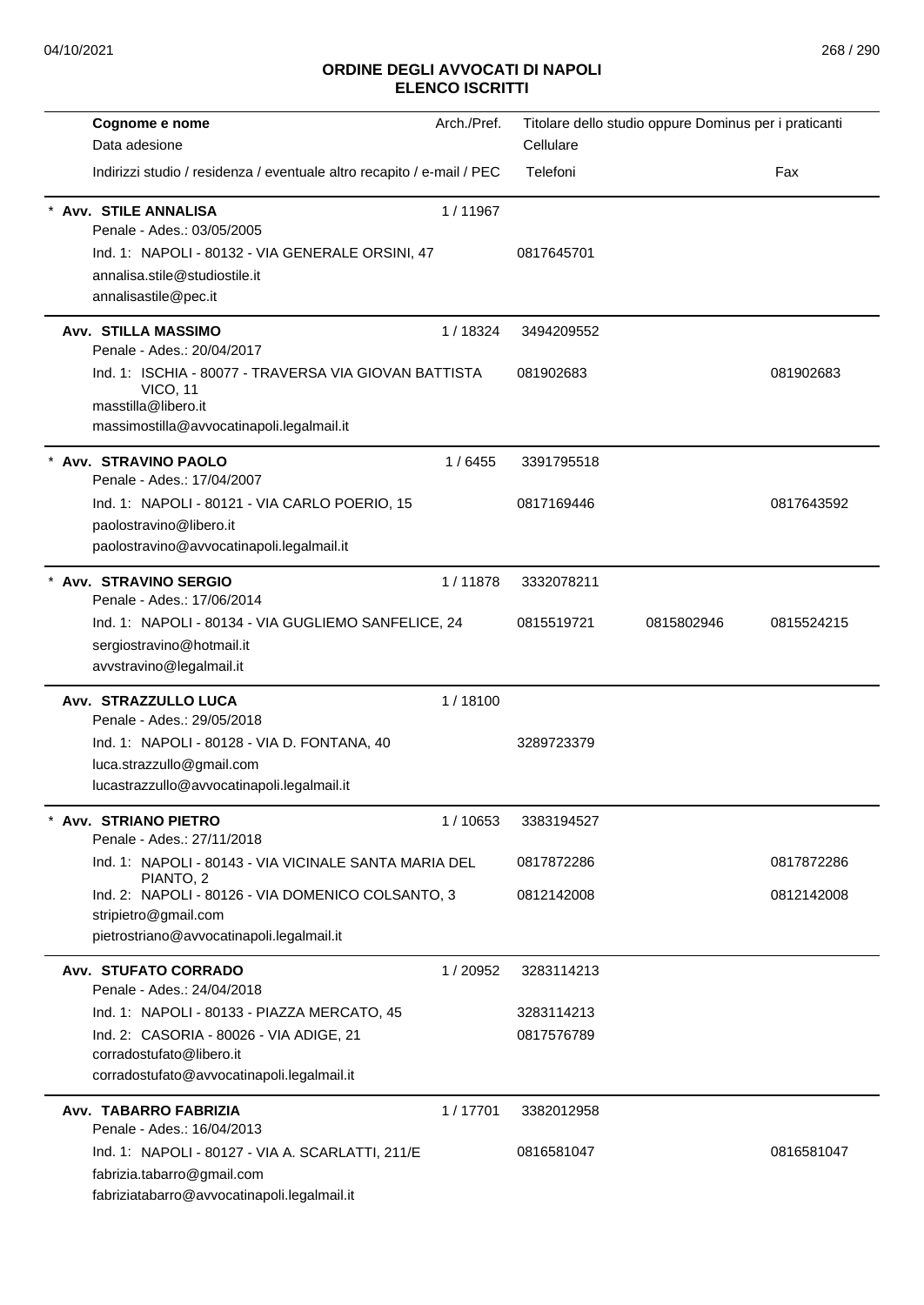# ORDINE DEGLI AVVOCATI DI NAPOLI
## ELENCO ISCRITTI

| Cognome e nome<br>Data adesione<br>Indirizzi studio / residenza / eventuale altro recapito / e-mail / PEC | Arch./Pref. | Titolare dello studio oppure Dominus per i praticanti<br>Cellulare<br>Telefoni | | Fax |
|---|---|---|---|---|
| * **Avv. STILE ANNALISA**<br>Penale - Ades.: 03/05/2005 | 1 / 11967 | | | |
| Ind. 1: NAPOLI - 80132 - VIA GENERALE ORSINI, 47<br>annalisa.stile@studiostile.it<br>annalisastile@pec.it | | 0817645701 | | |
| **Avv. STILLA MASSIMO**<br>Penale - Ades.: 20/04/2017 | 1 / 18324 | 3494209552 | | |
| Ind. 1: ISCHIA - 80077 - TRAVERSA VIA GIOVAN BATTISTA VICO, 11<br>masstilla@libero.it<br>massimostilla@avvocatinapoli.legalmail.it | | 081902683 | | 081902683 |
| * **Avv. STRAVINO PAOLO**<br>Penale - Ades.: 17/04/2007 | 1 / 6455 | 3391795518 | | |
| Ind. 1: NAPOLI - 80121 - VIA CARLO POERIO, 15<br>paolostravino@libero.it<br>paolostravino@avvocatinapoli.legalmail.it | | 0817169446 | | 0817643592 |
| * **Avv. STRAVINO SERGIO**<br>Penale - Ades.: 17/06/2014 | 1 / 11878 | 3332078211 | | |
| Ind. 1: NAPOLI - 80134 - VIA GUGLIEMO SANFELICE, 24<br>sergiostravino@hotmail.it<br>avvstravino@legalmail.it | | 0815519721 | 0815802946 | 0815524215 |
| **Avv. STRAZZULLO LUCA**<br>Penale - Ades.: 29/05/2018 | 1 / 18100 | | | |
| Ind. 1: NAPOLI - 80128 - VIA D. FONTANA, 40<br>luca.strazzullo@gmail.com<br>lucastrazzullo@avvocatinapoli.legalmail.it | | 3289723379 | | |
| * **Avv. STRIANO PIETRO**<br>Penale - Ades.: 27/11/2018 | 1 / 10653 | 3383194527 | | |
| Ind. 1: NAPOLI - 80143 - VIA VICINALE SANTA MARIA DEL PIANTO, 2 | | 0817872286 | | 0817872286 |
| Ind. 2: NAPOLI - 80126 - VIA DOMENICO COLSANTO, 3<br>stripietro@gmail.com<br>pietrostriano@avvocatinapoli.legalmail.it | | 0812142008 | | 0812142008 |
| **Avv. STUFATO CORRADO**<br>Penale - Ades.: 24/04/2018 | 1 / 20952 | 3283114213 | | |
| Ind. 1: NAPOLI - 80133 - PIAZZA MERCATO, 45 | | 3283114213 | | |
| Ind. 2: CASORIA - 80026 - VIA ADIGE, 21<br>corradostufato@libero.it<br>corradostufato@avvocatinapoli.legalmail.it | | 0817576789 | | |
| **Avv. TABARRO FABRIZIA**<br>Penale - Ades.: 16/04/2013 | 1 / 17701 | 3382012958 | | |
| Ind. 1: NAPOLI - 80127 - VIA A. SCARLATTI, 211/E<br>fabrizia.tabarro@gmail.com<br>fabriziatabarro@avvocatinapoli.legalmail.it | | 0816581047 | | 0816581047 |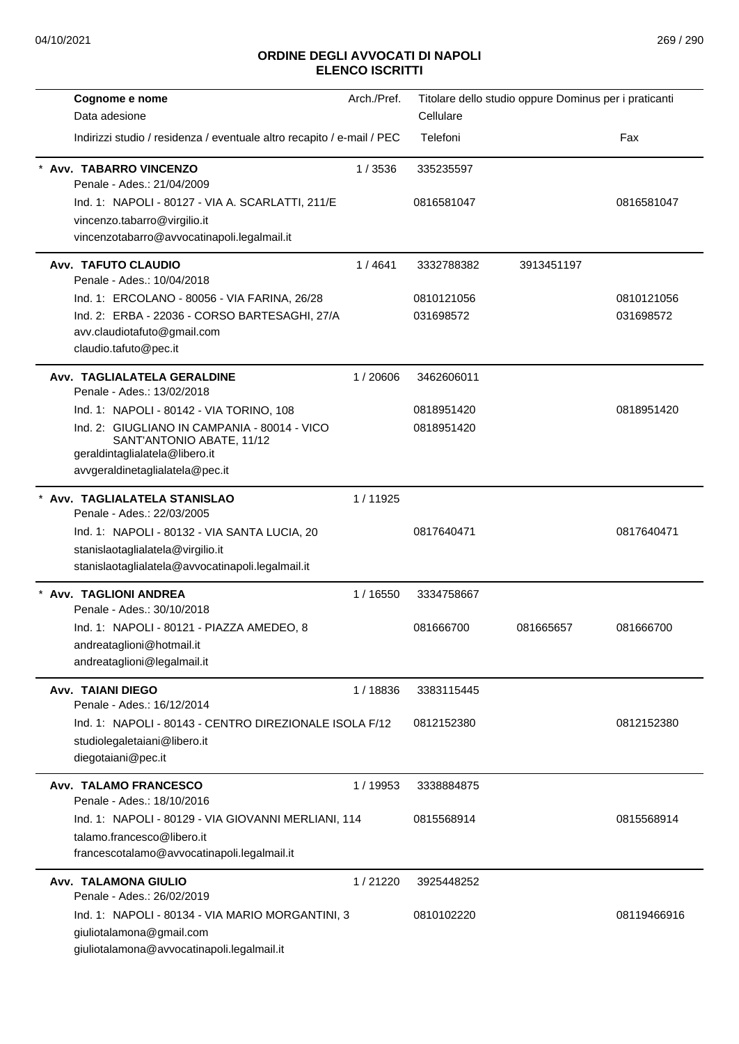# ORDINE DEGLI AVVOCATI DI NAPOLI
## ELENCO ISCRITTI

| Cognome e nome<br>Data adesione<br>Indirizzi studio / residenza / eventuale altro recapito / e-mail / PEC | Arch./Pref. | Titolare dello studio oppure Dominus per i praticanti<br>Cellulare<br>Telefoni | | Fax |
|---|---|---|---|---|
| * **Avv. TABARRO VINCENZO**<br>Penale - Ades.: 21/04/2009 | 1 / 3536 | 335235597 | | |
| Ind. 1: NAPOLI - 80127 - VIA A. SCARLATTI, 211/E<br>vincenzo.tabarro@virgilio.it<br>vincenzotabarro@avvocatinapoli.legalmail.it | | 0816581047 | | 0816581047 |
| **Avv. TAFUTO CLAUDIO**<br>Penale - Ades.: 10/04/2018 | 1 / 4641 | 3332788382 | 3913451197 | |
| Ind. 1: ERCOLANO - 80056 - VIA FARINA, 26/28 | | 0810121056 | | 0810121056 |
| Ind. 2: ERBA - 22036 - CORSO BARTESAGHI, 27/A<br>avv.claudiotafuto@gmail.com<br>claudio.tafuto@pec.it | | 031698572 | | 031698572 |
| **Avv. TAGLIALATELA GERALDINE**<br>Penale - Ades.: 13/02/2018 | 1 / 20606 | 3462606011 | | |
| Ind. 1: NAPOLI - 80142 - VIA TORINO, 108 | | 0818951420 | | 0818951420 |
| Ind. 2: GIUGLIANO IN CAMPANIA - 80014 - VICO SANT'ANTONIO ABATE, 11/12<br>geraldintaglialatela@libero.it<br>avvgeraldinetaglialatela@pec.it | | 0818951420 | | |
| * **Avv. TAGLIALATELA STANISLAO**<br>Penale - Ades.: 22/03/2005 | 1 / 11925 | | | |
| Ind. 1: NAPOLI - 80132 - VIA SANTA LUCIA, 20<br>stanislaotaglialatela@virgilio.it<br>stanislaotaglialatela@avvocatinapoli.legalmail.it | | 0817640471 | | 0817640471 |
| * **Avv. TAGLIONI ANDREA**<br>Penale - Ades.: 30/10/2018 | 1 / 16550 | 3334758667 | | |
| Ind. 1: NAPOLI - 80121 - PIAZZA AMEDEO, 8<br>andreataglioni@hotmail.it<br>andreataglioni@legalmail.it | | 081666700 | 081665657 | 081666700 |
| **Avv. TAIANI DIEGO**<br>Penale - Ades.: 16/12/2014 | 1 / 18836 | 3383115445 | | |
| Ind. 1: NAPOLI - 80143 - CENTRO DIREZIONALE ISOLA F/12<br>studiolegaletaiani@libero.it<br>diegotaiani@pec.it | | 0812152380 | | 0812152380 |
| **Avv. TALAMO FRANCESCO**<br>Penale - Ades.: 18/10/2016 | 1 / 19953 | 3338884875 | | |
| Ind. 1: NAPOLI - 80129 - VIA GIOVANNI MERLIANI, 114<br>talamo.francesco@libero.it<br>francescotalamo@avvocatinapoli.legalmail.it | | 0815568914 | | 0815568914 |
| **Avv. TALAMONA GIULIO**<br>Penale - Ades.: 26/02/2019 | 1 / 21220 | 3925448252 | | |
| Ind. 1: NAPOLI - 80134 - VIA MARIO MORGANTINI, 3<br>giuliotalamona@gmail.com<br>giuliotalamona@avvocatinapoli.legalmail.it | | 0810102220 | | 08119466916 |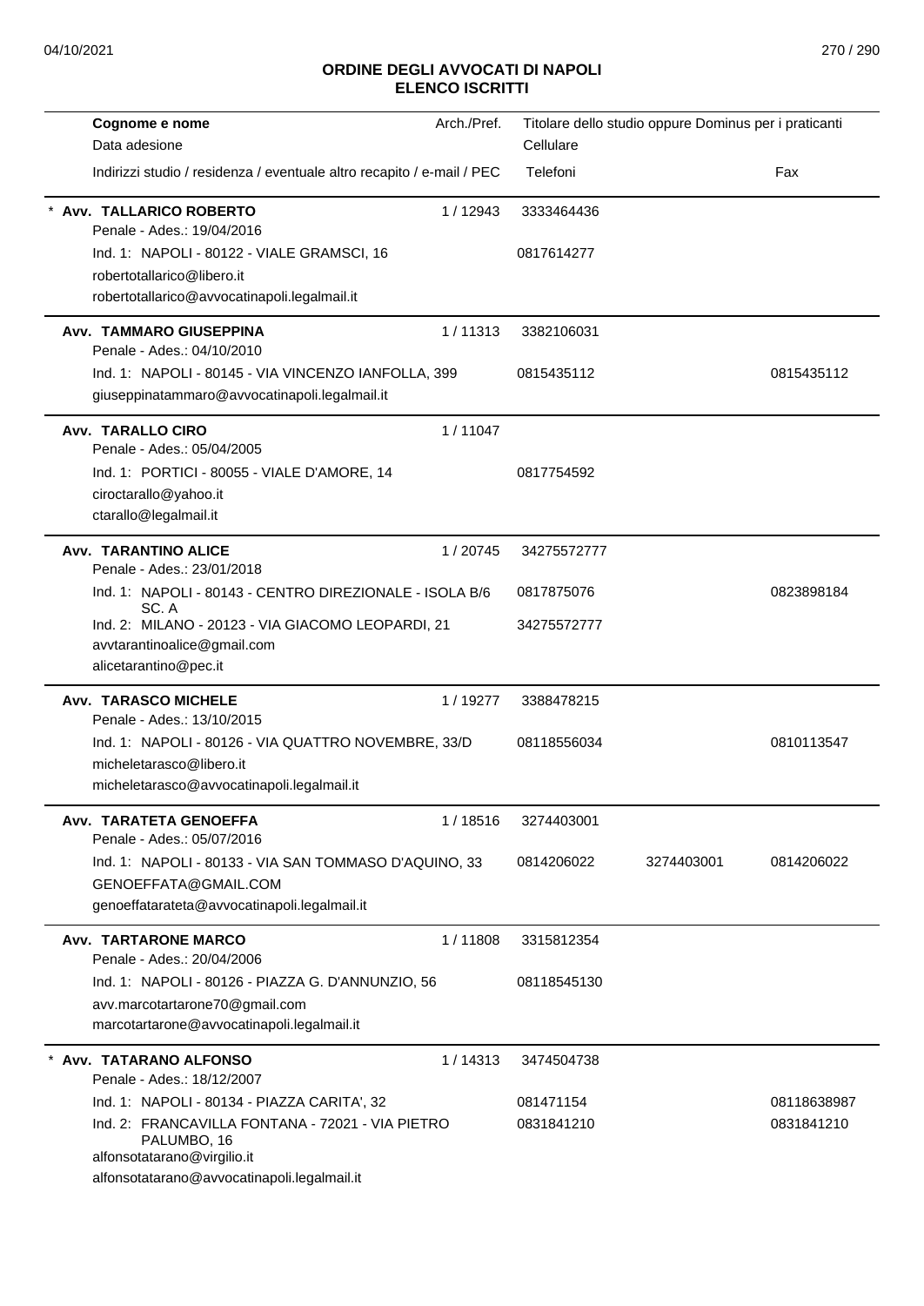## ORDINE DEGLI AVVOCATI DI NAPOLI
## ELENCO ISCRITTI

| Cognome e nome<br>Data adesione<br>Indirizzi studio / residenza / eventuale altro recapito / e-mail / PEC | Arch./Pref. | Titolare dello studio oppure Dominus per i praticanti<br>Cellulare<br>Telefoni | | Fax |
|---|---|---|---|---|
| * **Avv. TALLARICO ROBERTO**<br>Penale - Ades.: 19/04/2016 | 1 / 12943 | 3333464436 | | |
| Ind. 1: NAPOLI - 80122 - VIALE GRAMSCI, 16<br>robertotallarico@libero.it<br>robertotallarico@avvocatinapoli.legalmail.it | | 0817614277 | | |
| **Avv. TAMMARO GIUSEPPINA**<br>Penale - Ades.: 04/10/2010 | 1 / 11313 | 3382106031 | | |
| Ind. 1: NAPOLI - 80145 - VIA VINCENZO IANFOLLA, 399<br>giuseppinatammaro@avvocatinapoli.legalmail.it | | 0815435112 | | 0815435112 |
| **Avv. TARALLO CIRO**<br>Penale - Ades.: 05/04/2005 | 1 / 11047 | | | |
| Ind. 1: PORTICI - 80055 - VIALE D'AMORE, 14<br>ciroctarallo@yahoo.it<br>ctarallo@legalmail.it | | 0817754592 | | |
| **Avv. TARANTINO ALICE**<br>Penale - Ades.: 23/01/2018 | 1 / 20745 | 34275572777 | | |
| Ind. 1: NAPOLI - 80143 - CENTRO DIREZIONALE - ISOLA B/6 SC. A | | 0817875076 | | 0823898184 |
| Ind. 2: MILANO - 20123 - VIA GIACOMO LEOPARDI, 21<br>avvtarantinoalice@gmail.com<br>alicetarantino@pec.it | | 34275572777 | | |
| **Avv. TARASCO MICHELE**<br>Penale - Ades.: 13/10/2015 | 1 / 19277 | 3388478215 | | |
| Ind. 1: NAPOLI - 80126 - VIA QUATTRO NOVEMBRE, 33/D<br>micheletarasco@libero.it<br>micheletarasco@avvocatinapoli.legalmail.it | | 08118556034 | | 0810113547 |
| **Avv. TARATETA GENOEFFA**<br>Penale - Ades.: 05/07/2016 | 1 / 18516 | 3274403001 | | |
| Ind. 1: NAPOLI - 80133 - VIA SAN TOMMASO D'AQUINO, 33<br>GENOEFFATA@GMAIL.COM<br>genoeffatarateta@avvocatinapoli.legalmail.it | | 0814206022 | 3274403001 | 0814206022 |
| **Avv. TARTARONE MARCO**<br>Penale - Ades.: 20/04/2006 | 1 / 11808 | 3315812354 | | |
| Ind. 1: NAPOLI - 80126 - PIAZZA G. D'ANNUNZIO, 56<br>avv.marcotartarone70@gmail.com<br>marcotartarone@avvocatinapoli.legalmail.it | | 08118545130 | | |
| * **Avv. TATARANO ALFONSO**<br>Penale - Ades.: 18/12/2007 | 1 / 14313 | 3474504738 | | |
| Ind. 1: NAPOLI - 80134 - PIAZZA CARITA', 32 | | 081471154 | | 08118638987 |
| Ind. 2: FRANCAVILLA FONTANA - 72021 - VIA PIETRO PALUMBO, 16<br>alfonsotatarano@virgilio.it<br>alfonsotatarano@avvocatinapoli.legalmail.it | | 0831841210 | | 0831841210 |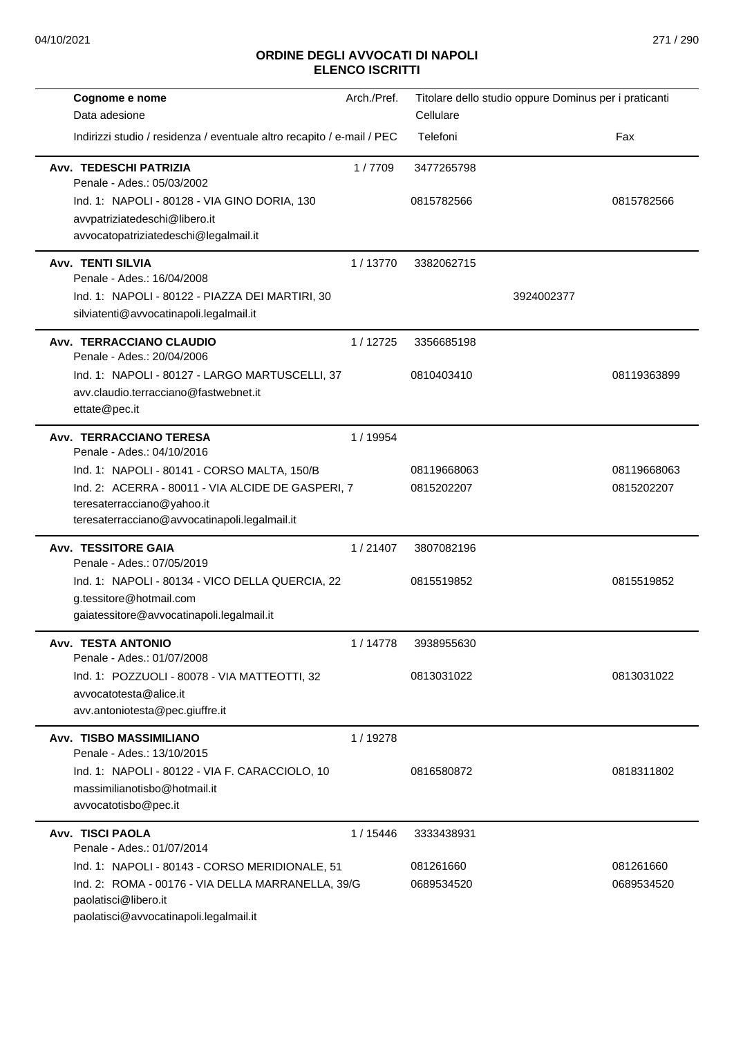## ORDINE DEGLI AVVOCATI DI NAPOLI
## ELENCO ISCRITTI

| Cognome e nome / Data adesione / Indirizzi studio / residenza / eventuale altro recapito / e-mail / PEC | Arch./Pref. | Titolare dello studio oppure Dominus per i praticanti / Cellulare / Telefoni | Fax |
|---|---|---|---|
| **Avv. TEDESCHI PATRIZIA** | 1 / 7709 | 3477265798 | |
| Penale - Ades.: 05/03/2002 | | | |
| Ind. 1: NAPOLI - 80128 - VIA GINO DORIA, 130 | | 0815782566 | 0815782566 |
| avvpatriziatedeschi@libero.it | | | |
| avvocatopatriziatedeschi@legalmail.it | | | |
| **Avv. TENTI SILVIA** | 1 / 13770 | 3382062715 | |
| Penale - Ades.: 16/04/2008 | | | |
| Ind. 1: NAPOLI - 80122 - PIAZZA DEI MARTIRI, 30 | | 3924002377 | |
| silviatenti@avvocatinapoli.legalmail.it | | | |
| **Avv. TERRACCIANO CLAUDIO** | 1 / 12725 | 3356685198 | |
| Penale - Ades.: 20/04/2006 | | | |
| Ind. 1: NAPOLI - 80127 - LARGO MARTUSCELLI, 37 | | 0810403410 | 08119363899 |
| avv.claudio.terracciano@fastwebnet.it | | | |
| ettate@pec.it | | | |
| **Avv. TERRACCIANO TERESA** | 1 / 19954 | | |
| Penale - Ades.: 04/10/2016 | | | |
| Ind. 1: NAPOLI - 80141 - CORSO MALTA, 150/B | | 08119668063 | 08119668063 |
| Ind. 2: ACERRA - 80011 - VIA ALCIDE DE GASPERI, 7 | | 0815202207 | 0815202207 |
| teresaterracciano@yahoo.it | | | |
| teresaterracciano@avvocatinapoli.legalmail.it | | | |
| **Avv. TESSITORE GAIA** | 1 / 21407 | 3807082196 | |
| Penale - Ades.: 07/05/2019 | | | |
| Ind. 1: NAPOLI - 80134 - VICO DELLA QUERCIA, 22 | | 0815519852 | 0815519852 |
| g.tessitore@hotmail.com | | | |
| gaiatessitore@avvocatinapoli.legalmail.it | | | |
| **Avv. TESTA ANTONIO** | 1 / 14778 | 3938955630 | |
| Penale - Ades.: 01/07/2008 | | | |
| Ind. 1: POZZUOLI - 80078 - VIA MATTEOTTI, 32 | | 0813031022 | 0813031022 |
| avvocatotesta@alice.it | | | |
| avv.antoniotesta@pec.giuffre.it | | | |
| **Avv. TISBO MASSIMILIANO** | 1 / 19278 | | |
| Penale - Ades.: 13/10/2015 | | | |
| Ind. 1: NAPOLI - 80122 - VIA F. CARACCIOLO, 10 | | 0816580872 | 0818311802 |
| massimilianotisbo@hotmail.it | | | |
| avvocatotisbo@pec.it | | | |
| **Avv. TISCI PAOLA** | 1 / 15446 | 3333438931 | |
| Penale - Ades.: 01/07/2014 | | | |
| Ind. 1: NAPOLI - 80143 - CORSO MERIDIONALE, 51 | | 081261660 | 081261660 |
| Ind. 2: ROMA - 00176 - VIA DELLA MARRANELLA, 39/G | | 0689534520 | 0689534520 |
| paolatisci@libero.it | | | |
| paolatisci@avvocatinapoli.legalmail.it | | | |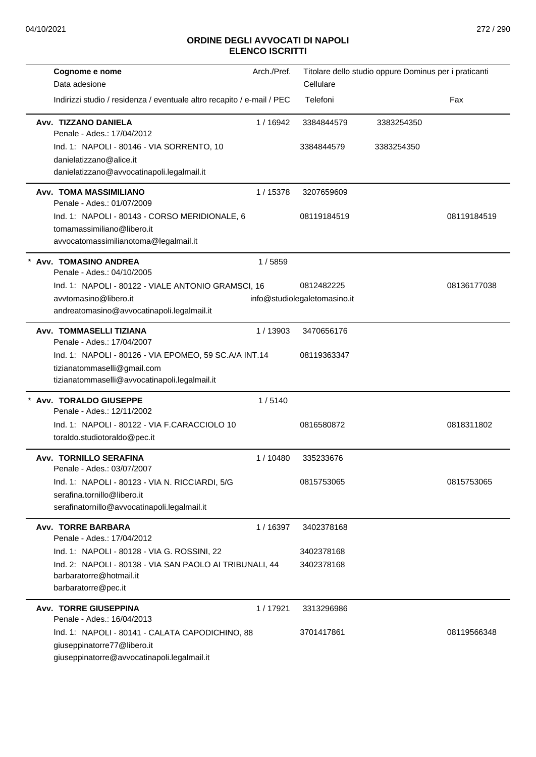## ORDINE DEGLI AVVOCATI DI NAPOLI
## ELENCO ISCRITTI

| Cognome e nome / Data adesione / Indirizzi studio / residenza / eventuale altro recapito / e-mail / PEC | Arch./Pref. | Titolare dello studio oppure Dominus per i praticanti / Cellulare / Telefoni | | Fax |
|---|---|---|---|---|
| **Avv. TIZZANO DANIELA** | 1 / 16942 | 3384844579 | 3383254350 | |
| Penale - Ades.: 17/04/2012 | | | | |
| Ind. 1: NAPOLI - 80146 - VIA SORRENTO, 10 | | 3384844579 | 3383254350 | |
| danielatizzano@alice.it | | | | |
| danielatizzano@avvocatinapoli.legalmail.it | | | | |
| **Avv. TOMA MASSIMILIANO** | 1 / 15378 | 3207659609 | | |
| Penale - Ades.: 01/07/2009 | | | | |
| Ind. 1: NAPOLI - 80143 - CORSO MERIDIONALE, 6 | | 08119184519 | | 08119184519 |
| tomamassimiliano@libero.it | | | | |
| avvocatomassimilianotoma@legalmail.it | | | | |
| * **Avv. TOMASINO ANDREA** | 1 / 5859 | | | |
| Penale - Ades.: 04/10/2005 | | | | |
| Ind. 1: NAPOLI - 80122 - VIALE ANTONIO GRAMSCI, 16 | | 0812482225 | | 08136177038 |
| avvtomasino@libero.it | | info@studiolegaletomasino.it | | |
| andreatomasino@avvocatinapoli.legalmail.it | | | | |
| **Avv. TOMMASELLI TIZIANA** | 1 / 13903 | 3470656176 | | |
| Penale - Ades.: 17/04/2007 | | | | |
| Ind. 1: NAPOLI - 80126 - VIA EPOMEO, 59 SC.A/A INT.14 | | 08119363347 | | |
| tizianatommaselli@gmail.com | | | | |
| tizianatommaselli@avvocatinapoli.legalmail.it | | | | |
| * **Avv. TORALDO GIUSEPPE** | 1 / 5140 | | | |
| Penale - Ades.: 12/11/2002 | | | | |
| Ind. 1: NAPOLI - 80122 - VIA F.CARACCIOLO 10 | | 0816580872 | | 0818311802 |
| toraldo.studiotoraldo@pec.it | | | | |
| **Avv. TORNILLO SERAFINA** | 1 / 10480 | 335233676 | | |
| Penale - Ades.: 03/07/2007 | | | | |
| Ind. 1: NAPOLI - 80123 - VIA N. RICCIARDI, 5/G | | 0815753065 | | 0815753065 |
| serafina.tornillo@libero.it | | | | |
| serafinatornillo@avvocatinapoli.legalmail.it | | | | |
| **Avv. TORRE BARBARA** | 1 / 16397 | 3402378168 | | |
| Penale - Ades.: 17/04/2012 | | | | |
| Ind. 1: NAPOLI - 80128 - VIA G. ROSSINI, 22 | | 3402378168 | | |
| Ind. 2: NAPOLI - 80138 - VIA SAN PAOLO AI TRIBUNALI, 44 | | 3402378168 | | |
| barbaratorre@hotmail.it | | | | |
| barbaratorre@pec.it | | | | |
| **Avv. TORRE GIUSEPPINA** | 1 / 17921 | 3313296986 | | |
| Penale - Ades.: 16/04/2013 | | | | |
| Ind. 1: NAPOLI - 80141 - CALATA CAPODICHINO, 88 | | 3701417861 | | 08119566348 |
| giuseppinatorre77@libero.it | | | | |
| giuseppinatorre@avvocatinapoli.legalmail.it | | | | |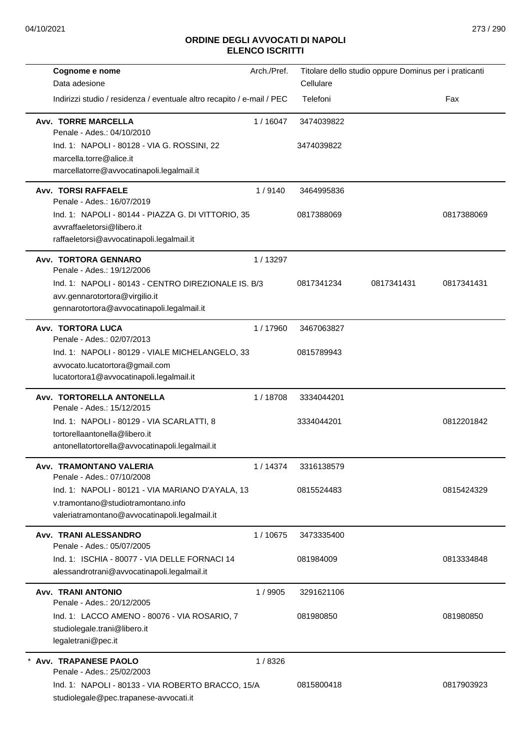## ORDINE DEGLI AVVOCATI DI NAPOLI
## ELENCO ISCRITTI

| Cognome e nome<br>Data adesione<br>Indirizzi studio / residenza / eventuale altro recapito / e-mail / PEC | Arch./Pref. | Titolare dello studio oppure Dominus per i praticanti<br>Cellulare<br>Telefoni | | Fax |
|---|---|---|---|---|
| **Avv. TORRE MARCELLA**<br>Penale - Ades.: 04/10/2010<br>Ind. 1: NAPOLI - 80128 - VIA G. ROSSINI, 22<br>marcella.torre@alice.it<br>marcellatorre@avvocatinapoli.legalmail.it | 1 / 16047 | 3474039822<br>3474039822 | | |
| **Avv. TORSI RAFFAELE**<br>Penale - Ades.: 16/07/2019<br>Ind. 1: NAPOLI - 80144 - PIAZZA G. DI VITTORIO, 35<br>avvraffaeletorsi@libero.it<br>raffaeletorsi@avvocatinapoli.legalmail.it | 1 / 9140 | 3464995836<br>0817388069 | | 0817388069 |
| **Avv. TORTORA GENNARO**<br>Penale - Ades.: 19/12/2006<br>Ind. 1: NAPOLI - 80143 - CENTRO DIREZIONALE IS. B/3<br>avv.gennarotortora@virgilio.it<br>gennarotortora@avvocatinapoli.legalmail.it | 1 / 13297 | 0817341234 | 0817341431 | 0817341431 |
| **Avv. TORTORA LUCA**<br>Penale - Ades.: 02/07/2013<br>Ind. 1: NAPOLI - 80129 - VIALE MICHELANGELO, 33<br>avvocato.lucatortora@gmail.com<br>lucatortora1@avvocatinapoli.legalmail.it | 1 / 17960 | 3467063827<br>0815789943 | | |
| **Avv. TORTORELLA ANTONELLA**<br>Penale - Ades.: 15/12/2015<br>Ind. 1: NAPOLI - 80129 - VIA SCARLATTI, 8<br>tortorellaantonella@libero.it<br>antonellatortorella@avvocatinapoli.legalmail.it | 1 / 18708 | 3334044201<br>3334044201 | | 0812201842 |
| **Avv. TRAMONTANO VALERIA**<br>Penale - Ades.: 07/10/2008<br>Ind. 1: NAPOLI - 80121 - VIA MARIANO D'AYALA, 13<br>v.tramontano@studiotramontano.info<br>valeriatramontano@avvocatinapoli.legalmail.it | 1 / 14374 | 3316138579<br>0815524483 | | 0815424329 |
| **Avv. TRANI ALESSANDRO**<br>Penale - Ades.: 05/07/2005<br>Ind. 1: ISCHIA - 80077 - VIA DELLE FORNACI 14<br>alessandrotrani@avvocatinapoli.legalmail.it | 1 / 10675 | 3473335400<br>081984009 | | 0813334848 |
| **Avv. TRANI ANTONIO**<br>Penale - Ades.: 20/12/2005<br>Ind. 1: LACCO AMENO - 80076 - VIA ROSARIO, 7<br>studiolegale.trani@libero.it<br>legaletrani@pec.it | 1 / 9905 | 3291621106<br>081980850 | | 081980850 |
| * **Avv. TRAPANESE PAOLO**<br>Penale - Ades.: 25/02/2003<br>Ind. 1: NAPOLI - 80133 - VIA ROBERTO BRACCO, 15/A<br>studiolegale@pec.trapanese-avvocati.it | 1 / 8326 | 0815800418 | | 0817903923 |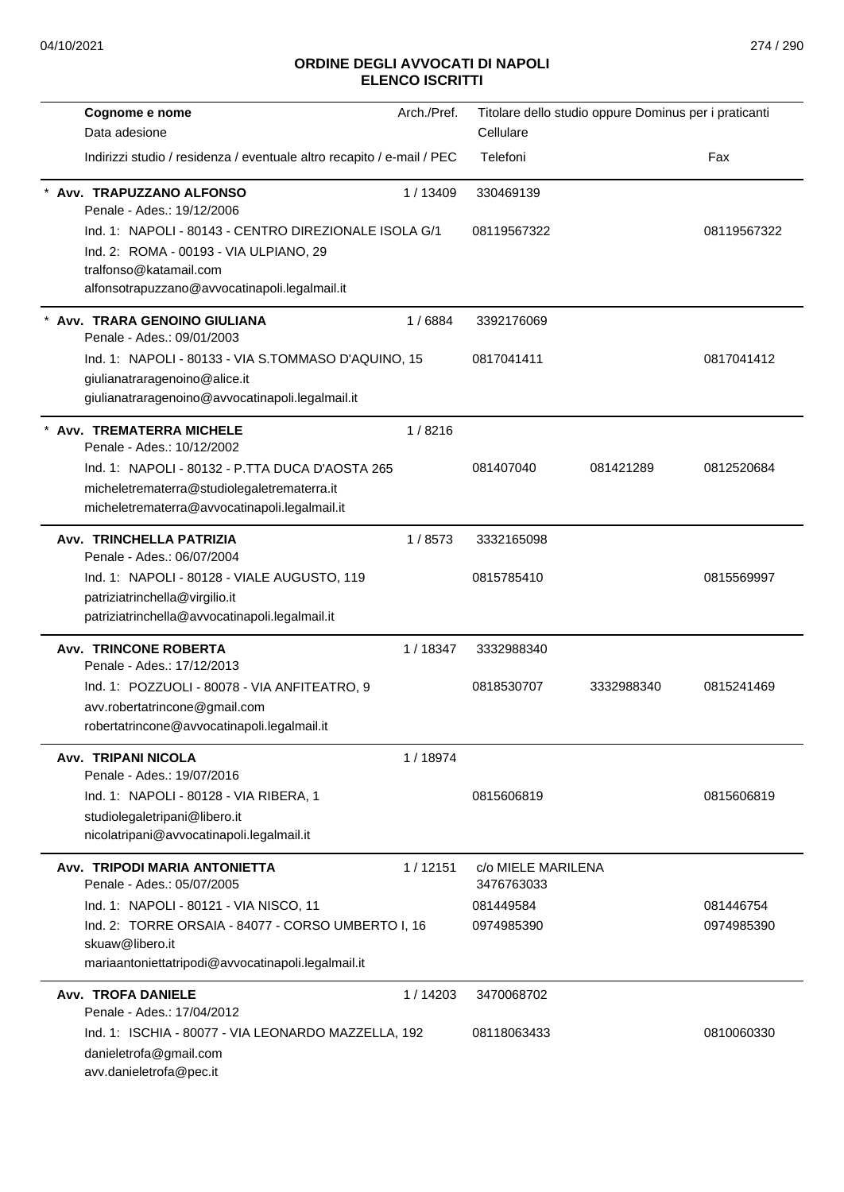# ORDINE DEGLI AVVOCATI DI NAPOLI
## ELENCO ISCRITTI

| Cognome e nome<br>Data adesione<br>Indirizzi studio / residenza / eventuale altro recapito / e-mail / PEC | Arch./Pref. | Titolare dello studio oppure Dominus per i praticanti<br>Cellulare<br>Telefoni | | Fax |
|---|---|---|---|---|
| * **Avv. TRAPUZZANO ALFONSO**<br>Penale - Ades.: 19/12/2006 | 1 / 13409 | 330469139 | | |
| Ind. 1: NAPOLI - 80143 - CENTRO DIREZIONALE ISOLA G/1 | | 08119567322 | | 08119567322 |
| Ind. 2: ROMA - 00193 - VIA ULPIANO, 29<br>tralfonso@katamail.com<br>alfonsotrapuzzano@avvocatinapoli.legalmail.it | | | | |
| * **Avv. TRARA GENOINO GIULIANA**<br>Penale - Ades.: 09/01/2003 | 1 / 6884 | 3392176069 | | |
| Ind. 1: NAPOLI - 80133 - VIA S.TOMMASO D'AQUINO, 15<br>giulianatraragenoino@alice.it<br>giulianatraragenoino@avvocatinapoli.legalmail.it | | 0817041411 | | 0817041412 |
| * **Avv. TREMATERRA MICHELE**<br>Penale - Ades.: 10/12/2002 | 1 / 8216 | | | |
| Ind. 1: NAPOLI - 80132 - P.TTA DUCA D'AOSTA 265<br>micheletrematerra@studiolegaletrematerra.it<br>micheletrematerra@avvocatinapoli.legalmail.it | | 081407040 | 081421289 | 0812520684 |
| **Avv. TRINCHELLA PATRIZIA**<br>Penale - Ades.: 06/07/2004 | 1 / 8573 | 3332165098 | | |
| Ind. 1: NAPOLI - 80128 - VIALE AUGUSTO, 119<br>patriziatrinchella@virgilio.it<br>patriziatrinchella@avvocatinapoli.legalmail.it | | 0815785410 | | 0815569997 |
| **Avv. TRINCONE ROBERTA**<br>Penale - Ades.: 17/12/2013 | 1 / 18347 | 3332988340 | | |
| Ind. 1: POZZUOLI - 80078 - VIA ANFITEATRO, 9<br>avv.robertatrincone@gmail.com<br>robertatrincone@avvocatinapoli.legalmail.it | | 0818530707 | 3332988340 | 0815241469 |
| **Avv. TRIPANI NICOLA**<br>Penale - Ades.: 19/07/2016 | 1 / 18974 | | | |
| Ind. 1: NAPOLI - 80128 - VIA RIBERA, 1<br>studiolegaletripani@libero.it<br>nicolatripani@avvocatinapoli.legalmail.it | | 0815606819 | | 0815606819 |
| **Avv. TRIPODI MARIA ANTONIETTA**<br>Penale - Ades.: 05/07/2005 | 1 / 12151 | c/o MIELE MARILENA<br>3476763033 | | |
| Ind. 1: NAPOLI - 80121 - VIA NISCO, 11 | | 081449584 | | 081446754 |
| Ind. 2: TORRE ORSAIA - 84077 - CORSO UMBERTO I, 16<br>skuaw@libero.it<br>mariaantoniettatripodi@avvocatinapoli.legalmail.it | | 0974985390 | | 0974985390 |
| **Avv. TROFA DANIELE**<br>Penale - Ades.: 17/04/2012 | 1 / 14203 | 3470068702 | | |
| Ind. 1: ISCHIA - 80077 - VIA LEONARDO MAZZELLA, 192<br>danieletrofa@gmail.com<br>avv.danieletrofa@pec.it | | 08118063433 | | 0810060330 |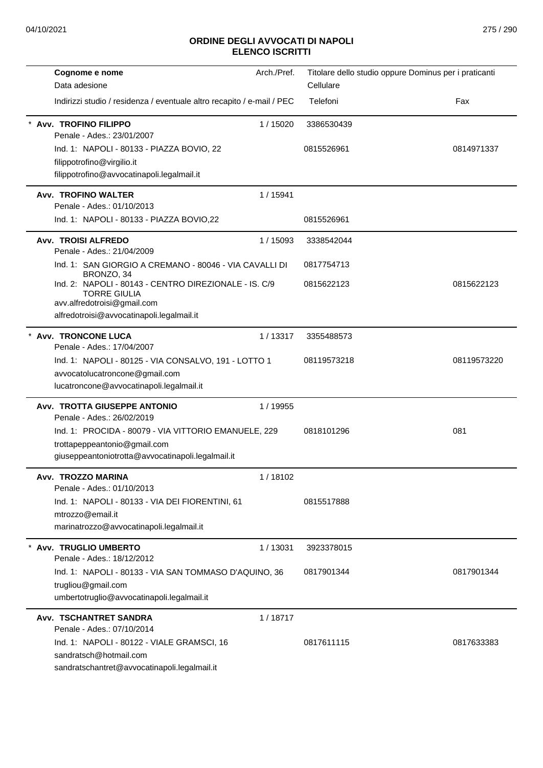# ORDINE DEGLI AVVOCATI DI NAPOLI
## ELENCO ISCRITTI

| Cognome e nome<br>Data adesione<br>Indirizzi studio / residenza / eventuale altro recapito / e-mail / PEC | Arch./Pref. | Titolare dello studio oppure Dominus per i praticanti<br>Cellulare<br>Telefoni | Fax |
|---|---|---|---|
| * **Avv. TROFINO FILIPPO**<br>Penale - Ades.: 23/01/2007 | 1 / 15020 | 3386530439 | |
| Ind. 1: NAPOLI - 80133 - PIAZZA BOVIO, 22<br>filippotrofino@virgilio.it<br>filippotrofino@avvocatinapoli.legalmail.it | | 0815526961 | 0814971337 |
| **Avv. TROFINO WALTER**<br>Penale - Ades.: 01/10/2013 | 1 / 15941 | | |
| Ind. 1: NAPOLI - 80133 - PIAZZA BOVIO,22 | | 0815526961 | |
| **Avv. TROISI ALFREDO**<br>Penale - Ades.: 21/04/2009 | 1 / 15093 | 3338542044 | |
| Ind. 1: SAN GIORGIO A CREMANO - 80046 - VIA CAVALLI DI BRONZO, 34 | | 0817754713 | |
| Ind. 2: NAPOLI - 80143 - CENTRO DIREZIONALE - IS. C/9 TORRE GIULIA<br>avv.alfredotroisi@gmail.com<br>alfredotroisi@avvocatinapoli.legalmail.it | | 0815622123 | 0815622123 |
| * **Avv. TRONCONE LUCA**<br>Penale - Ades.: 17/04/2007 | 1 / 13317 | 3355488573 | |
| Ind. 1: NAPOLI - 80125 - VIA CONSALVO, 191 - LOTTO 1<br>avvocatolucatroncone@gmail.com<br>lucatroncone@avvocatinapoli.legalmail.it | | 08119573218 | 08119573220 |
| **Avv. TROTTA GIUSEPPE ANTONIO**<br>Penale - Ades.: 26/02/2019 | 1 / 19955 | | |
| Ind. 1: PROCIDA - 80079 - VIA VITTORIO EMANUELE, 229<br>trottapeppeantonio@gmail.com<br>giuseppeantoniotrotta@avvocatinapoli.legalmail.it | | 0818101296 | 081 |
| **Avv. TROZZO MARINA**<br>Penale - Ades.: 01/10/2013 | 1 / 18102 | | |
| Ind. 1: NAPOLI - 80133 - VIA DEI FIORENTINI, 61<br>mtrozzo@email.it<br>marinatrozzo@avvocatinapoli.legalmail.it | | 0815517888 | |
| * **Avv. TRUGLIO UMBERTO**<br>Penale - Ades.: 18/12/2012 | 1 / 13031 | 3923378015 | |
| Ind. 1: NAPOLI - 80133 - VIA SAN TOMMASO D'AQUINO, 36<br>trugliou@gmail.com<br>umbertotruglio@avvocatinapoli.legalmail.it | | 0817901344 | 0817901344 |
| **Avv. TSCHANTRET SANDRA**<br>Penale - Ades.: 07/10/2014 | 1 / 18717 | | |
| Ind. 1: NAPOLI - 80122 - VIALE GRAMSCI, 16<br>sandratsch@hotmail.com<br>sandratschantret@avvocatinapoli.legalmail.it | | 0817611115 | 0817633383 |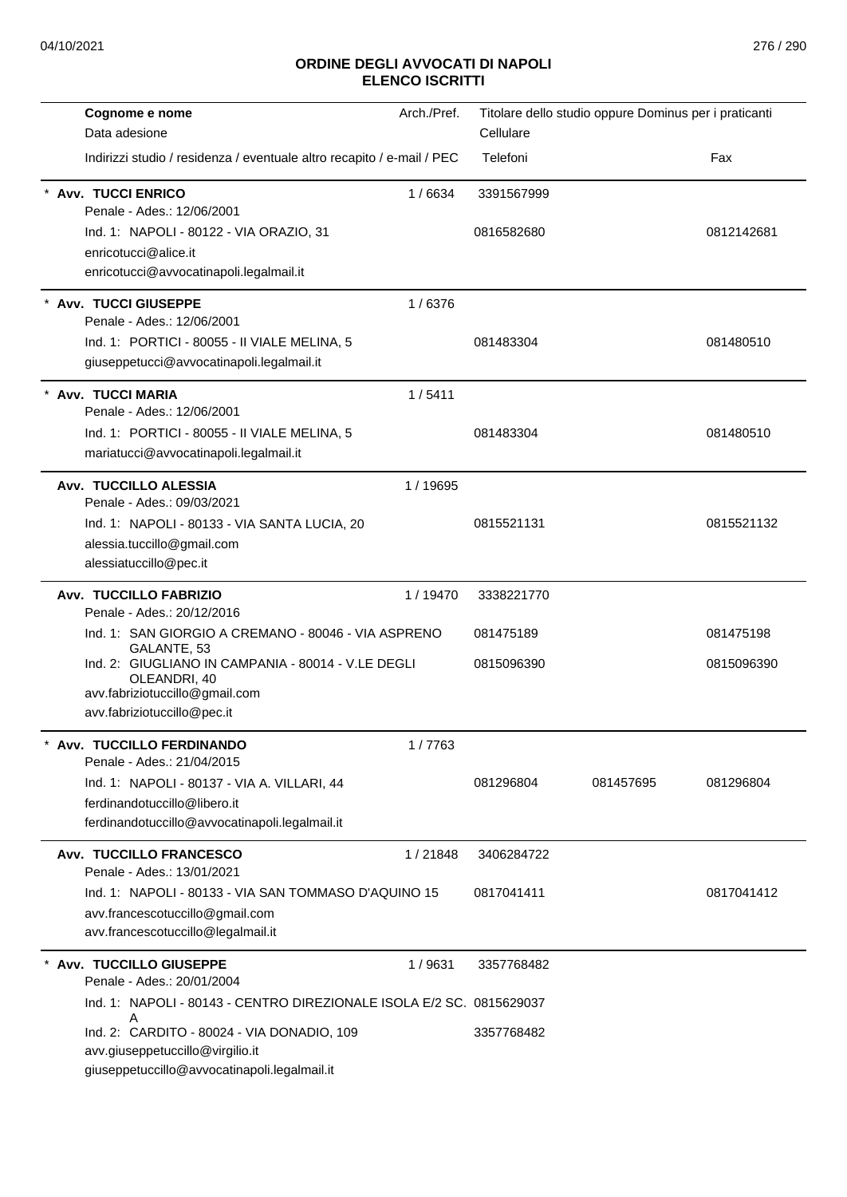## ORDINE DEGLI AVVOCATI DI NAPOLI
## ELENCO ISCRITTI

| Cognome e nome<br>Data adesione<br>Indirizzi studio / residenza / eventuale altro recapito / e-mail / PEC | Arch./Pref. | Titolare dello studio oppure Dominus per i praticanti<br>Cellulare<br>Telefoni | | Fax |
|---|---|---|---|---|
| * **Avv. TUCCI ENRICO**<br>Penale - Ades.: 12/06/2001 | 1 / 6634 | 3391567999 | | |
| Ind. 1: NAPOLI - 80122 - VIA ORAZIO, 31<br>enricotucci@alice.it<br>enricotucci@avvocatinapoli.legalmail.it | | 0816582680 | | 0812142681 |
| * **Avv. TUCCI GIUSEPPE**<br>Penale - Ades.: 12/06/2001 | 1 / 6376 | | | |
| Ind. 1: PORTICI - 80055 - II VIALE MELINA, 5<br>giuseppetucci@avvocatinapoli.legalmail.it | | 081483304 | | 081480510 |
| * **Avv. TUCCI MARIA**<br>Penale - Ades.: 12/06/2001 | 1 / 5411 | | | |
| Ind. 1: PORTICI - 80055 - II VIALE MELINA, 5<br>mariatucci@avvocatinapoli.legalmail.it | | 081483304 | | 081480510 |
| **Avv. TUCCILLO ALESSIA**<br>Penale - Ades.: 09/03/2021 | 1 / 19695 | | | |
| Ind. 1: NAPOLI - 80133 - VIA SANTA LUCIA, 20<br>alessia.tuccillo@gmail.com<br>alessiatuccillo@pec.it | | 0815521131 | | 0815521132 |
| **Avv. TUCCILLO FABRIZIO**<br>Penale - Ades.: 20/12/2016 | 1 / 19470 | 3338221770 | | |
| Ind. 1: SAN GIORGIO A CREMANO - 80046 - VIA ASPRENO GALANTE, 53 | | 081475189 | | 081475198 |
| Ind. 2: GIUGLIANO IN CAMPANIA - 80014 - V.LE DEGLI OLEANDRI, 40<br>avv.fabriziotuccillo@gmail.com<br>avv.fabriziotuccillo@pec.it | | 0815096390 | | 0815096390 |
| * **Avv. TUCCILLO FERDINANDO**<br>Penale - Ades.: 21/04/2015 | 1 / 7763 | | | |
| Ind. 1: NAPOLI - 80137 - VIA A. VILLARI, 44<br>ferdinandotuccillo@libero.it<br>ferdinandotuccillo@avvocatinapoli.legalmail.it | | 081296804 | 081457695 | 081296804 |
| **Avv. TUCCILLO FRANCESCO**<br>Penale - Ades.: 13/01/2021 | 1 / 21848 | 3406284722 | | |
| Ind. 1: NAPOLI - 80133 - VIA SAN TOMMASO D'AQUINO 15<br>avv.francescotuccillo@gmail.com<br>avv.francescotuccillo@legalmail.it | | 0817041411 | | 0817041412 |
| * **Avv. TUCCILLO GIUSEPPE**<br>Penale - Ades.: 20/01/2004 | 1 / 9631 | 3357768482 | | |
| Ind. 1: NAPOLI - 80143 - CENTRO DIREZIONALE ISOLA E/2 SC. A | | 0815629037 | | |
| Ind. 2: CARDITO - 80024 - VIA DONADIO, 109<br>avv.giuseppetuccillo@virgilio.it<br>giuseppetuccillo@avvocatinapoli.legalmail.it | | 3357768482 | | |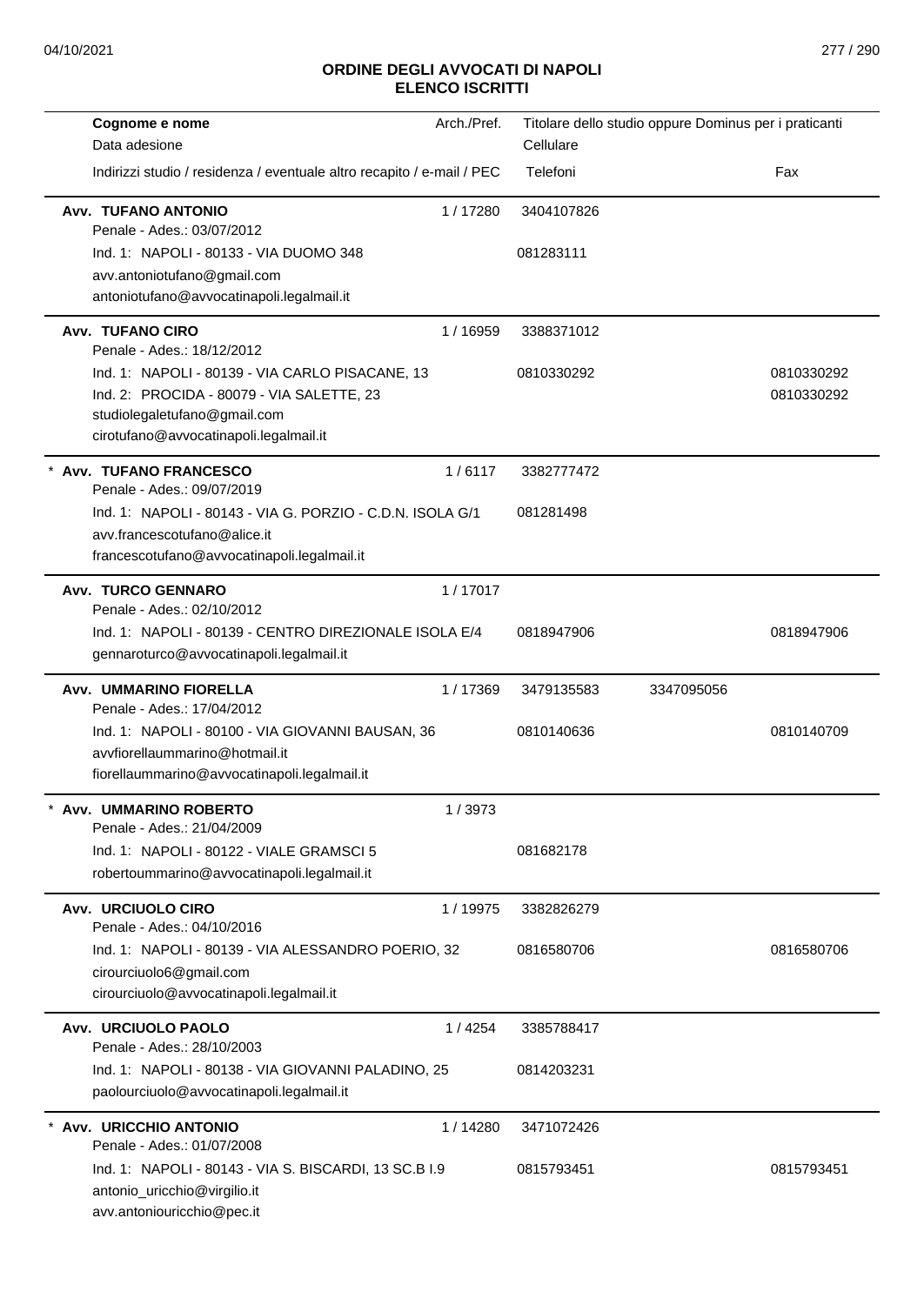## ORDINE DEGLI AVVOCATI DI NAPOLI
## ELENCO ISCRITTI

| Cognome e nome / Data adesione / Indirizzi studio / residenza / eventuale altro recapito / e-mail / PEC | Arch./Pref. | Titolare dello studio oppure Dominus per i praticanti / Cellulare / Telefoni | | Fax |
|---|---|---|---|---|
| **Avv. TUFANO ANTONIO**<br>Penale - Ades.: 03/07/2012<br>Ind. 1: NAPOLI - 80133 - VIA DUOMO 348<br>avv.antoniotufano@gmail.com<br>antoniotufano@avvocatinapoli.legalmail.it | 1 / 17280 | 3404107826<br>081283111 | | |
| **Avv. TUFANO CIRO**<br>Penale - Ades.: 18/12/2012<br>Ind. 1: NAPOLI - 80139 - VIA CARLO PISACANE, 13<br>Ind. 2: PROCIDA - 80079 - VIA SALETTE, 23<br>studiolegaletufano@gmail.com<br>cirotufano@avvocatinapoli.legalmail.it | 1 / 16959 | 3388371012<br>0810330292 | | 0810330292<br>0810330292 |
| * **Avv. TUFANO FRANCESCO**<br>Penale - Ades.: 09/07/2019<br>Ind. 1: NAPOLI - 80143 - VIA G. PORZIO - C.D.N. ISOLA G/1<br>avv.francescotufano@alice.it<br>francescotufano@avvocatinapoli.legalmail.it | 1 / 6117 | 3382777472<br>081281498 | | |
| **Avv. TURCO GENNARO**<br>Penale - Ades.: 02/10/2012<br>Ind. 1: NAPOLI - 80139 - CENTRO DIREZIONALE ISOLA E/4<br>gennaroturco@avvocatinapoli.legalmail.it | 1 / 17017 | 0818947906 | | 0818947906 |
| **Avv. UMMARINO FIORELLA**<br>Penale - Ades.: 17/04/2012<br>Ind. 1: NAPOLI - 80100 - VIA GIOVANNI BAUSAN, 36<br>avvfiorellaummarino@hotmail.it<br>fiorellaummarino@avvocatinapoli.legalmail.it | 1 / 17369 | 3479135583<br>0810140636 | 3347095056 | 0810140709 |
| * **Avv. UMMARINO ROBERTO**<br>Penale - Ades.: 21/04/2009<br>Ind. 1: NAPOLI - 80122 - VIALE GRAMSCI 5<br>robertoummarino@avvocatinapoli.legalmail.it | 1 / 3973 | 081682178 | | |
| **Avv. URCIUOLO CIRO**<br>Penale - Ades.: 04/10/2016<br>Ind. 1: NAPOLI - 80139 - VIA ALESSANDRO POERIO, 32<br>cirourciuolo6@gmail.com<br>cirourciuolo@avvocatinapoli.legalmail.it | 1 / 19975 | 3382826279<br>0816580706 | | 0816580706 |
| **Avv. URCIUOLO PAOLO**<br>Penale - Ades.: 28/10/2003<br>Ind. 1: NAPOLI - 80138 - VIA GIOVANNI PALADINO, 25<br>paolourciuolo@avvocatinapoli.legalmail.it | 1 / 4254 | 3385788417<br>0814203231 | | |
| * **Avv. URICCHIO ANTONIO**<br>Penale - Ades.: 01/07/2008<br>Ind. 1: NAPOLI - 80143 - VIA S. BISCARDI, 13 SC.B I.9<br>antonio_uricchio@virgilio.it<br>avv.antoniouricchio@pec.it | 1 / 14280 | 3471072426<br>0815793451 | | 0815793451 |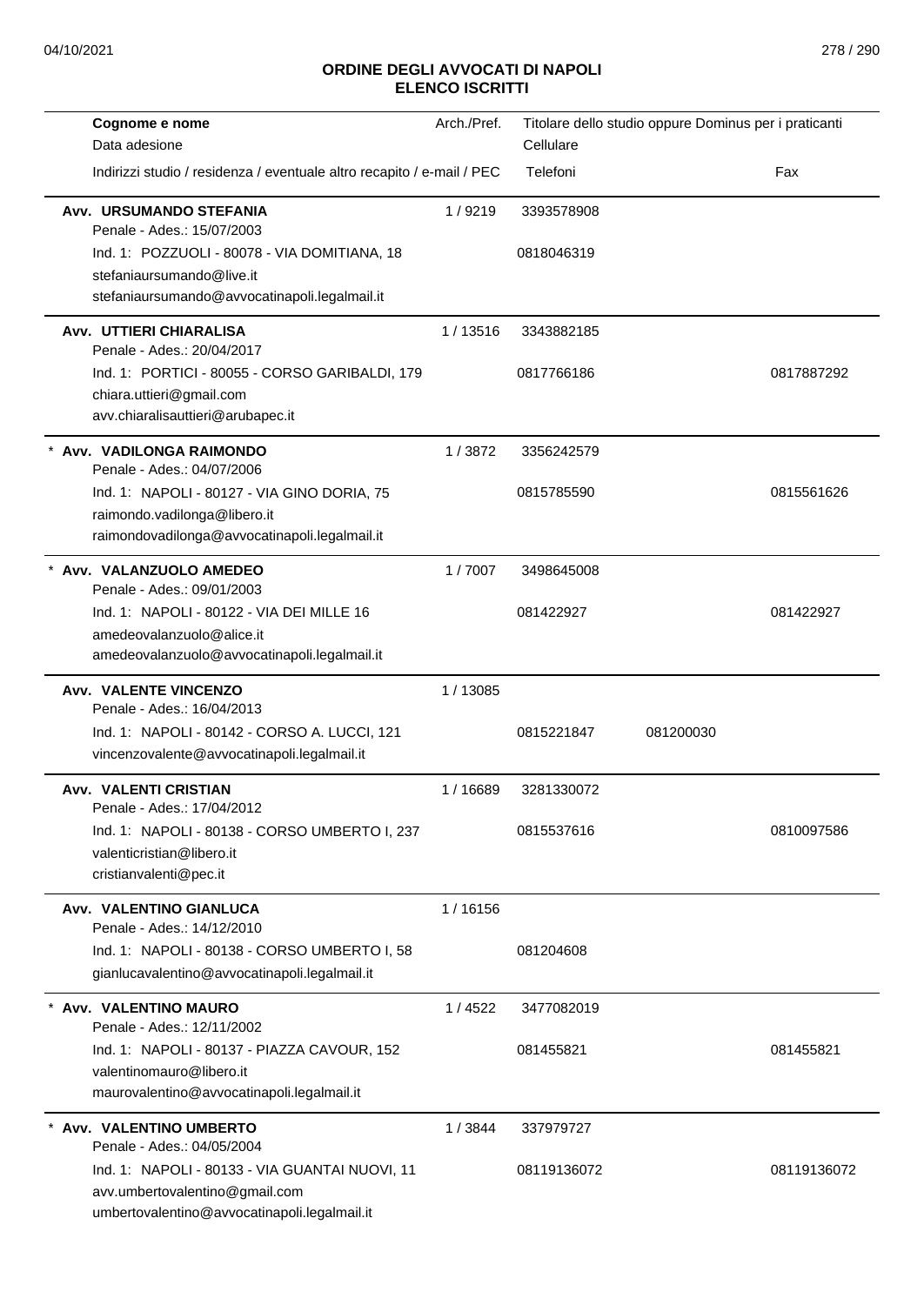# ORDINE DEGLI AVVOCATI DI NAPOLI
## ELENCO ISCRITTI

| Cognome e nome<br>Data adesione<br>Indirizzi studio / residenza / eventuale altro recapito / e-mail / PEC | Arch./Pref. | Titolare dello studio oppure Dominus per i praticanti<br>Cellulare<br>Telefoni | | Fax |
|---|---|---|---|---|
| **Avv. URSUMANDO STEFANIA**<br>Penale - Ades.: 15/07/2003<br>Ind. 1: POZZUOLI - 80078 - VIA DOMITIANA, 18<br>stefaniaursumando@live.it<br>stefaniaursumando@avvocatinapoli.legalmail.it | 1 / 9219 | 3393578908<br>0818046319 | | |
| **Avv. UTTIERI CHIARALISA**<br>Penale - Ades.: 20/04/2017<br>Ind. 1: PORTICI - 80055 - CORSO GARIBALDI, 179<br>chiara.uttieri@gmail.com<br>avv.chiaralisauttieri@arubapec.it | 1 / 13516 | 3343882185<br>0817766186 | | 0817887292 |
| * **Avv. VADILONGA RAIMONDO**<br>Penale - Ades.: 04/07/2006<br>Ind. 1: NAPOLI - 80127 - VIA GINO DORIA, 75<br>raimondo.vadilonga@libero.it<br>raimondovadilonga@avvocatinapoli.legalmail.it | 1 / 3872 | 3356242579<br>0815785590 | | 0815561626 |
| * **Avv. VALANZUOLO AMEDEO**<br>Penale - Ades.: 09/01/2003<br>Ind. 1: NAPOLI - 80122 - VIA DEI MILLE 16<br>amedeovalanzuolo@alice.it<br>amedeovalanzuolo@avvocatinapoli.legalmail.it | 1 / 7007 | 3498645008<br>081422927 | | 081422927 |
| **Avv. VALENTE VINCENZO**<br>Penale - Ades.: 16/04/2013<br>Ind. 1: NAPOLI - 80142 - CORSO A. LUCCI, 121<br>vincenzovalente@avvocatinapoli.legalmail.it | 1 / 13085 | 0815221847 | 081200030 | |
| **Avv. VALENTI CRISTIAN**<br>Penale - Ades.: 17/04/2012<br>Ind. 1: NAPOLI - 80138 - CORSO UMBERTO I, 237<br>valenticristian@libero.it<br>cristianvalenti@pec.it | 1 / 16689 | 3281330072<br>0815537616 | | 0810097586 |
| **Avv. VALENTINO GIANLUCA**<br>Penale - Ades.: 14/12/2010<br>Ind. 1: NAPOLI - 80138 - CORSO UMBERTO I, 58<br>gianlucavalentino@avvocatinapoli.legalmail.it | 1 / 16156 | 081204608 | | |
| * **Avv. VALENTINO MAURO**<br>Penale - Ades.: 12/11/2002<br>Ind. 1: NAPOLI - 80137 - PIAZZA CAVOUR, 152<br>valentinomauro@libero.it<br>maurovalentino@avvocatinapoli.legalmail.it | 1 / 4522 | 3477082019<br>081455821 | | 081455821 |
| * **Avv. VALENTINO UMBERTO**<br>Penale - Ades.: 04/05/2004<br>Ind. 1: NAPOLI - 80133 - VIA GUANTAI NUOVI, 11<br>avv.umbertovalentino@gmail.com<br>umbertovalentino@avvocatinapoli.legalmail.it | 1 / 3844 | 337979727<br>08119136072 | | 08119136072 |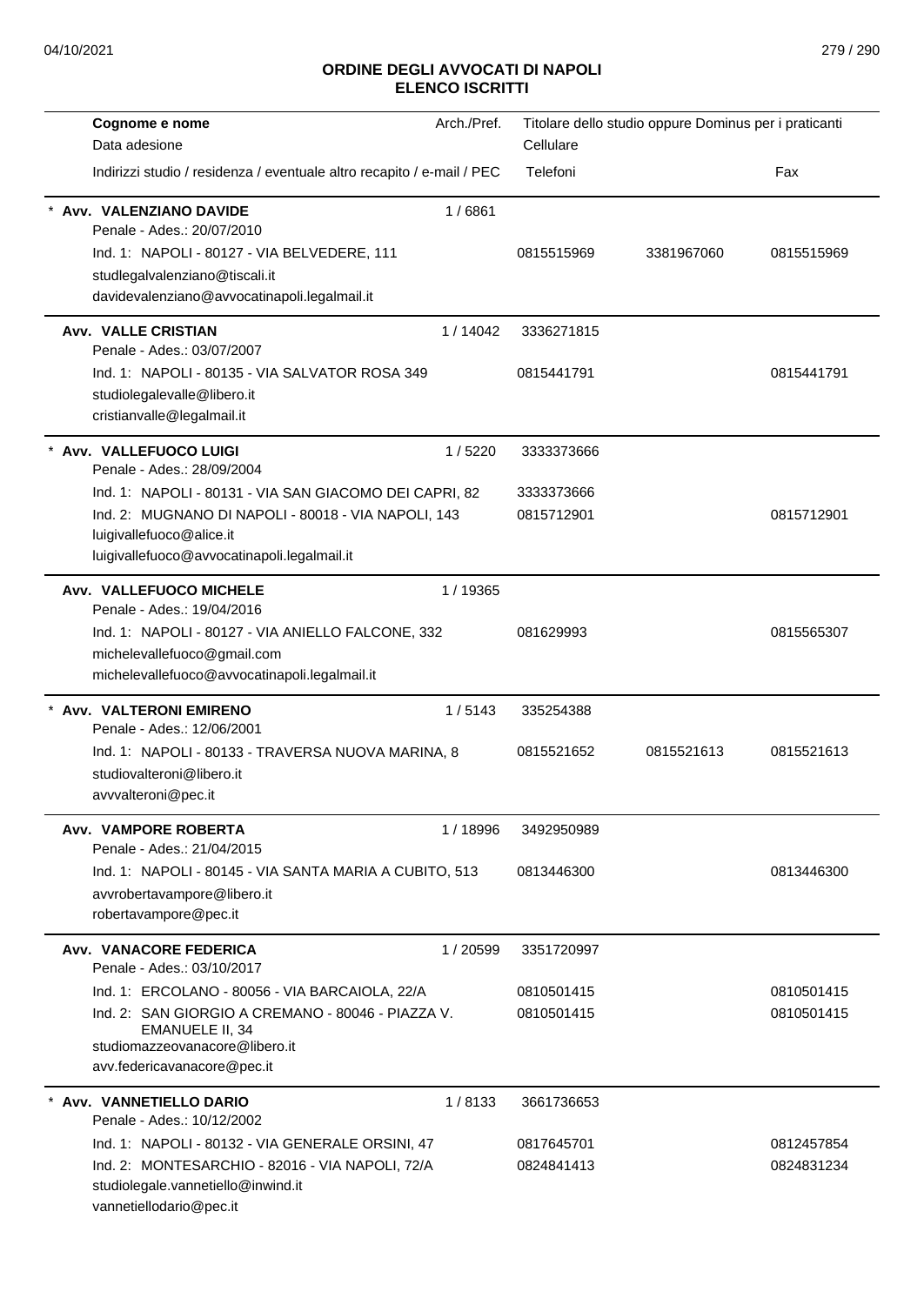## ORDINE DEGLI AVVOCATI DI NAPOLI
## ELENCO ISCRITTI

| Cognome e nome / Data adesione / Indirizzi studio / residenza / eventuale altro recapito / e-mail / PEC | Arch./Pref. | Titolare dello studio oppure Dominus per i praticanti / Cellulare / Telefoni | | Fax |
|---|---|---|---|---|
| * **Avv. VALENZIANO DAVIDE** | 1 / 6861 | | | |
| Penale - Ades.: 20/07/2010 | | | | |
| Ind. 1: NAPOLI - 80127 - VIA BELVEDERE, 111 | | 0815515969 | 3381967060 | 0815515969 |
| studlegalvalenziano@tiscali.it | | | | |
| davidevalenziano@avvocatinapoli.legalmail.it | | | | |
| **Avv. VALLE CRISTIAN** | 1 / 14042 | 3336271815 | | |
| Penale - Ades.: 03/07/2007 | | | | |
| Ind. 1: NAPOLI - 80135 - VIA SALVATOR ROSA 349 | | 0815441791 | | 0815441791 |
| studiolegalevalle@libero.it | | | | |
| cristianvalle@legalmail.it | | | | |
| * **Avv. VALLEFUOCO LUIGI** | 1 / 5220 | 3333373666 | | |
| Penale - Ades.: 28/09/2004 | | | | |
| Ind. 1: NAPOLI - 80131 - VIA SAN GIACOMO DEI CAPRI, 82 | | 3333373666 | | |
| Ind. 2: MUGNANO DI NAPOLI - 80018 - VIA NAPOLI, 143 | | 0815712901 | | 0815712901 |
| luigivallefuoco@alice.it | | | | |
| luigivallefuoco@avvocatinapoli.legalmail.it | | | | |
| **Avv. VALLEFUOCO MICHELE** | 1 / 19365 | | | |
| Penale - Ades.: 19/04/2016 | | | | |
| Ind. 1: NAPOLI - 80127 - VIA ANIELLO FALCONE, 332 | | 081629993 | | 0815565307 |
| michelevallefuoco@gmail.com | | | | |
| michelevallefuoco@avvocatinapoli.legalmail.it | | | | |
| * **Avv. VALTERONI EMIRENO** | 1 / 5143 | 335254388 | | |
| Penale - Ades.: 12/06/2001 | | | | |
| Ind. 1: NAPOLI - 80133 - TRAVERSA NUOVA MARINA, 8 | | 0815521652 | 0815521613 | 0815521613 |
| studiovalteroni@libero.it | | | | |
| avvvalteroni@pec.it | | | | |
| **Avv. VAMPORE ROBERTA** | 1 / 18996 | 3492950989 | | |
| Penale - Ades.: 21/04/2015 | | | | |
| Ind. 1: NAPOLI - 80145 - VIA SANTA MARIA A CUBITO, 513 | | 0813446300 | | 0813446300 |
| avvrobertavampore@libero.it | | | | |
| robertavampore@pec.it | | | | |
| **Avv. VANACORE FEDERICA** | 1 / 20599 | 3351720997 | | |
| Penale - Ades.: 03/10/2017 | | | | |
| Ind. 1: ERCOLANO - 80056 - VIA BARCAIOLA, 22/A | | 0810501415 | | 0810501415 |
| Ind. 2: SAN GIORGIO A CREMANO - 80046 - PIAZZA V. EMANUELE II, 34 | | 0810501415 | | 0810501415 |
| studiomazzeovanacore@libero.it | | | | |
| avv.federicavanacore@pec.it | | | | |
| * **Avv. VANNETIELLO DARIO** | 1 / 8133 | 3661736653 | | |
| Penale - Ades.: 10/12/2002 | | | | |
| Ind. 1: NAPOLI - 80132 - VIA GENERALE ORSINI, 47 | | 0817645701 | | 0812457854 |
| Ind. 2: MONTESARCHIO - 82016 - VIA NAPOLI, 72/A | | 0824841413 | | 0824831234 |
| studiolegale.vannetiello@inwind.it | | | | |
| vannetiellodario@pec.it | | | | |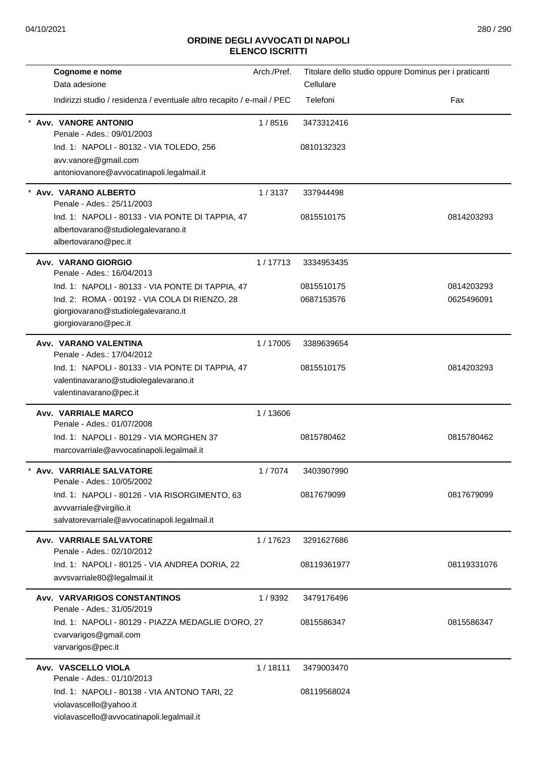# ORDINE DEGLI AVVOCATI DI NAPOLI
## ELENCO ISCRITTI

| Cognome e nome<br>Data adesione<br>Indirizzi studio / residenza / eventuale altro recapito / e-mail / PEC | Arch./Pref. | Titolare dello studio oppure Dominus per i praticanti<br>Cellulare<br>Telefoni | Fax |
|---|---|---|---|
| * **Avv. VANORE ANTONIO**<br>Penale - Ades.: 09/01/2003<br>Ind. 1: NAPOLI - 80132 - VIA TOLEDO, 256<br>avv.vanore@gmail.com<br>antoniovanore@avvocatinapoli.legalmail.it | 1 / 8516 | 3473312416<br>0810132323 | |
| * **Avv. VARANO ALBERTO**<br>Penale - Ades.: 25/11/2003<br>Ind. 1: NAPOLI - 80133 - VIA PONTE DI TAPPIA, 47<br>albertovarano@studiolegalevarano.it<br>albertovarano@pec.it | 1 / 3137 | 337944498<br>0815510175 | 0814203293 |
| **Avv. VARANO GIORGIO**<br>Penale - Ades.: 16/04/2013<br>Ind. 1: NAPOLI - 80133 - VIA PONTE DI TAPPIA, 47<br>Ind. 2: ROMA - 00192 - VIA COLA DI RIENZO, 28<br>giorgiovarano@studiolegalevarano.it<br>giorgiovarano@pec.it | 1 / 17713 | 3334953435<br>0815510175<br>0687153576 | 0814203293<br>0625496091 |
| **Avv. VARANO VALENTINA**<br>Penale - Ades.: 17/04/2012<br>Ind. 1: NAPOLI - 80133 - VIA PONTE DI TAPPIA, 47<br>valentinavarano@studiolegalevarano.it<br>valentinavarano@pec.it | 1 / 17005 | 3389639654<br>0815510175 | 0814203293 |
| **Avv. VARRIALE MARCO**<br>Penale - Ades.: 01/07/2008<br>Ind. 1: NAPOLI - 80129 - VIA MORGHEN 37<br>marcovarriale@avvocatinapoli.legalmail.it | 1 / 13606 | 0815780462 | 0815780462 |
| * **Avv. VARRIALE SALVATORE**<br>Penale - Ades.: 10/05/2002<br>Ind. 1: NAPOLI - 80126 - VIA RISORGIMENTO, 63<br>avvvarriale@virgilio.it<br>salvatorevarriale@avvocatinapoli.legalmail.it | 1 / 7074 | 3403907990<br>0817679099 | 0817679099 |
| **Avv. VARRIALE SALVATORE**<br>Penale - Ades.: 02/10/2012<br>Ind. 1: NAPOLI - 80125 - VIA ANDREA DORIA, 22<br>avvsvarriale80@legalmail.it | 1 / 17623 | 3291627686<br>08119361977 | 08119331076 |
| **Avv. VARVARIGOS CONSTANTINOS**<br>Penale - Ades.: 31/05/2019<br>Ind. 1: NAPOLI - 80129 - PIAZZA MEDAGLIE D'ORO, 27<br>cvarvarigos@gmail.com<br>varvarigos@pec.it | 1 / 9392 | 3479176496<br>0815586347 | 0815586347 |
| **Avv. VASCELLO VIOLA**<br>Penale - Ades.: 01/10/2013<br>Ind. 1: NAPOLI - 80138 - VIA ANTONO TARI, 22<br>violavascello@yahoo.it<br>violavascello@avvocatinapoli.legalmail.it | 1 / 18111 | 3479003470<br>08119568024 | |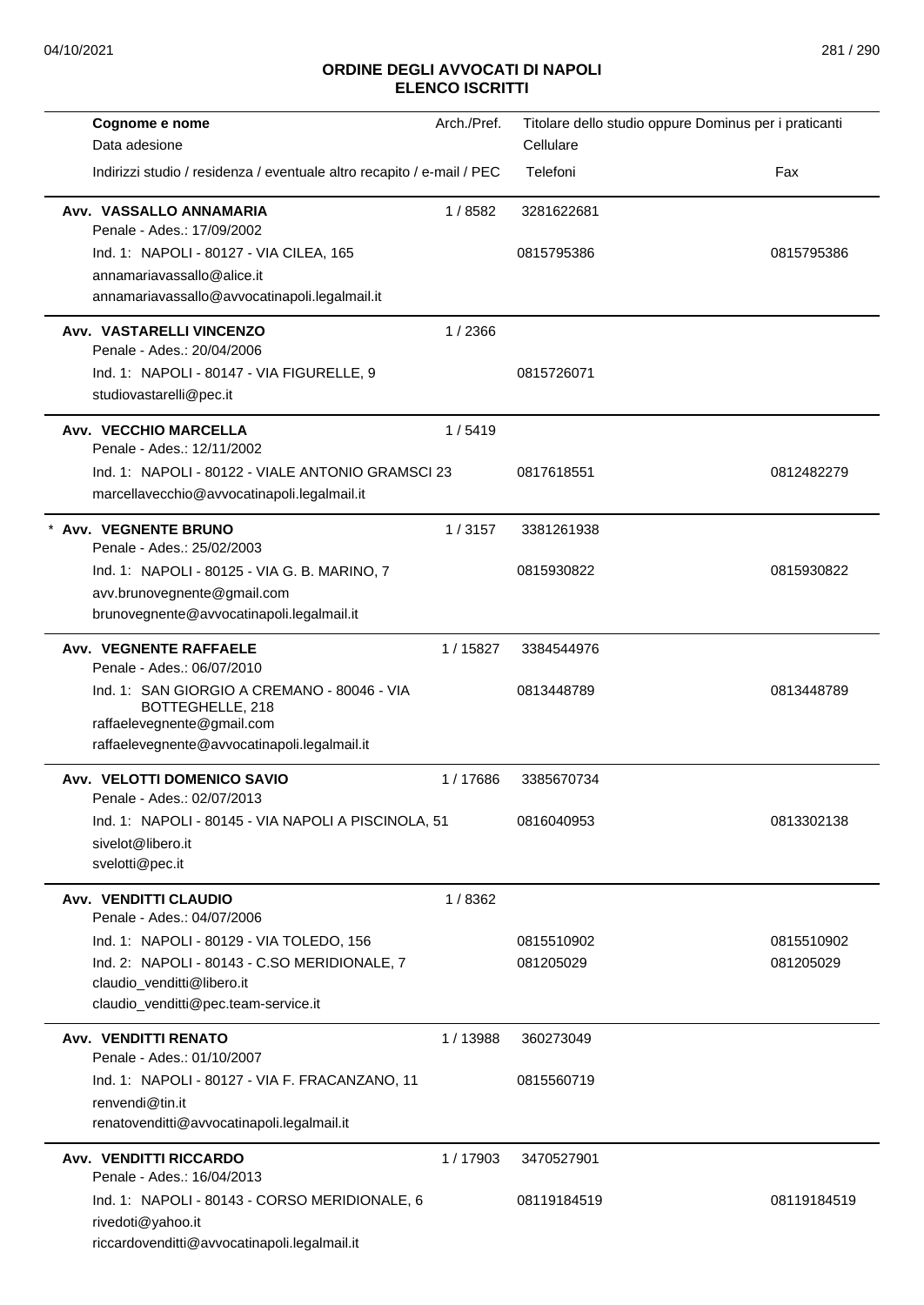## ORDINE DEGLI AVVOCATI DI NAPOLI
## ELENCO ISCRITTI

| Cognome e nome<br>Data adesione<br>Indirizzi studio / residenza / eventuale altro recapito / e-mail / PEC | Arch./Pref. | Titolare dello studio oppure Dominus per i praticanti<br>Cellulare<br>Telefoni | Fax |
|---|---|---|---|
| **Avv. VASSALLO ANNAMARIA**<br>Penale - Ades.: 17/09/2002<br>Ind. 1: NAPOLI - 80127 - VIA CILEA, 165<br>annamariavassallo@alice.it<br>annamariavassallo@avvocatinapoli.legalmail.it | 1 / 8582 | 3281622681<br>0815795386 | 0815795386 |
| **Avv. VASTARELLI VINCENZO**<br>Penale - Ades.: 20/04/2006<br>Ind. 1: NAPOLI - 80147 - VIA FIGURELLE, 9<br>studiovastarelli@pec.it | 1 / 2366 | 0815726071 | |
| **Avv. VECCHIO MARCELLA**<br>Penale - Ades.: 12/11/2002<br>Ind. 1: NAPOLI - 80122 - VIALE ANTONIO GRAMSCI 23<br>marcellavecchio@avvocatinapoli.legalmail.it | 1 / 5419 | 0817618551 | 0812482279 |
| * **Avv. VEGNENTE BRUNO**<br>Penale - Ades.: 25/02/2003<br>Ind. 1: NAPOLI - 80125 - VIA G. B. MARINO, 7<br>avv.brunovegnente@gmail.com<br>brunovegnente@avvocatinapoli.legalmail.it | 1 / 3157 | 3381261938<br>0815930822 | 0815930822 |
| **Avv. VEGNENTE RAFFAELE**<br>Penale - Ades.: 06/07/2010<br>Ind. 1: SAN GIORGIO A CREMANO - 80046 - VIA BOTTEGHELLE, 218<br>raffaelevegnente@gmail.com<br>raffaelevegnente@avvocatinapoli.legalmail.it | 1 / 15827 | 3384544976<br>0813448789 | 0813448789 |
| **Avv. VELOTTI DOMENICO SAVIO**<br>Penale - Ades.: 02/07/2013<br>Ind. 1: NAPOLI - 80145 - VIA NAPOLI A PISCINOLA, 51<br>sivelot@libero.it<br>svelotti@pec.it | 1 / 17686 | 3385670734<br>0816040953 | 0813302138 |
| **Avv. VENDITTI CLAUDIO**<br>Penale - Ades.: 04/07/2006<br>Ind. 1: NAPOLI - 80129 - VIA TOLEDO, 156<br>Ind. 2: NAPOLI - 80143 - C.SO MERIDIONALE, 7<br>claudio_venditti@libero.it<br>claudio_venditti@pec.team-service.it | 1 / 8362 | 0815510902<br>081205029 | 0815510902<br>081205029 |
| **Avv. VENDITTI RENATO**<br>Penale - Ades.: 01/10/2007<br>Ind. 1: NAPOLI - 80127 - VIA F. FRACANZANO, 11<br>renvendi@tin.it<br>renatovenditti@avvocatinapoli.legalmail.it | 1 / 13988 | 360273049<br>0815560719 | |
| **Avv. VENDITTI RICCARDO**<br>Penale - Ades.: 16/04/2013<br>Ind. 1: NAPOLI - 80143 - CORSO MERIDIONALE, 6<br>rivedoti@yahoo.it<br>riccardovenditti@avvocatinapoli.legalmail.it | 1 / 17903 | 3470527901<br>08119184519 | 08119184519 |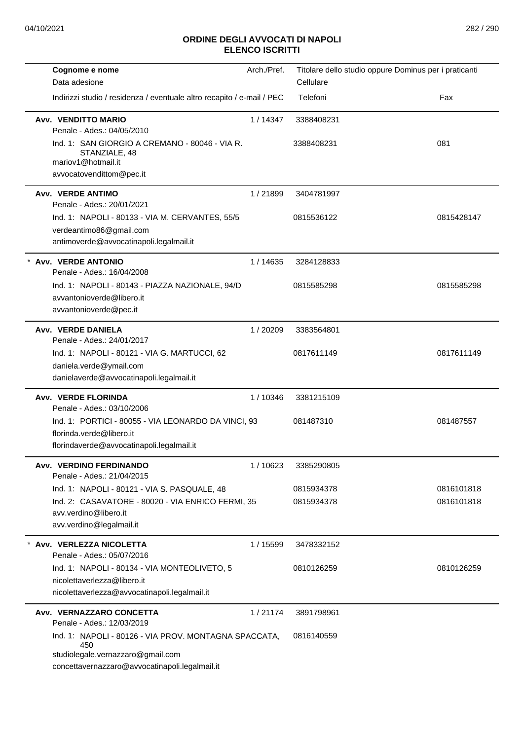# ORDINE DEGLI AVVOCATI DI NAPOLI
## ELENCO ISCRITTI

| Cognome e nome<br>Data adesione<br>Indirizzi studio / residenza / eventuale altro recapito / e-mail / PEC | Arch./Pref. | Titolare dello studio oppure Dominus per i praticanti<br>Cellulare<br>Telefoni | Fax |
|---|---|---|---|
| **Avv. VENDITTO MARIO**<br>Penale - Ades.: 04/05/2010 | 1 / 14347 | 3388408231 | |
| Ind. 1: SAN GIORGIO A CREMANO - 80046 - VIA R. STANZIALE, 48<br>mariov1@hotmail.it<br>avvocatovendittom@pec.it | | 3388408231 | 081 |
| **Avv. VERDE ANTIMO**<br>Penale - Ades.: 20/01/2021 | 1 / 21899 | 3404781997 | |
| Ind. 1: NAPOLI - 80133 - VIA M. CERVANTES, 55/5<br>verdeantimo86@gmail.com<br>antimoverde@avvocatinapoli.legalmail.it | | 0815536122 | 0815428147 |
| * **Avv. VERDE ANTONIO**<br>Penale - Ades.: 16/04/2008 | 1 / 14635 | 3284128833 | |
| Ind. 1: NAPOLI - 80143 - PIAZZA NAZIONALE, 94/D<br>avvantonioverde@libero.it<br>avvantonioverde@pec.it | | 0815585298 | 0815585298 |
| **Avv. VERDE DANIELA**<br>Penale - Ades.: 24/01/2017 | 1 / 20209 | 3383564801 | |
| Ind. 1: NAPOLI - 80121 - VIA G. MARTUCCI, 62<br>daniela.verde@ymail.com<br>danielaverde@avvocatinapoli.legalmail.it | | 0817611149 | 0817611149 |
| **Avv. VERDE FLORINDA**<br>Penale - Ades.: 03/10/2006 | 1 / 10346 | 3381215109 | |
| Ind. 1: PORTICI - 80055 - VIA LEONARDO DA VINCI, 93<br>florinda.verde@libero.it<br>florindaverde@avvocatinapoli.legalmail.it | | 081487310 | 081487557 |
| **Avv. VERDINO FERDINANDO**<br>Penale - Ades.: 21/04/2015 | 1 / 10623 | 3385290805 | |
| Ind. 1: NAPOLI - 80121 - VIA S. PASQUALE, 48 | | 0815934378 | 0816101818 |
| Ind. 2: CASAVATORE - 80020 - VIA ENRICO FERMI, 35<br>avv.verdino@libero.it<br>avv.verdino@legalmail.it | | 0815934378 | 0816101818 |
| * **Avv. VERLEZZA NICOLETTA**<br>Penale - Ades.: 05/07/2016 | 1 / 15599 | 3478332152 | |
| Ind. 1: NAPOLI - 80134 - VIA MONTEOLIVETO, 5<br>nicolettaverlezza@libero.it<br>nicolettaverlezza@avvocatinapoli.legalmail.it | | 0810126259 | 0810126259 |
| **Avv. VERNAZZARO CONCETTA**<br>Penale - Ades.: 12/03/2019 | 1 / 21174 | 3891798961 | |
| Ind. 1: NAPOLI - 80126 - VIA PROV. MONTAGNA SPACCATA, 450<br>studiolegale.vernazzaro@gmail.com<br>concettavernazzaro@avvocatinapoli.legalmail.it | | 0816140559 | |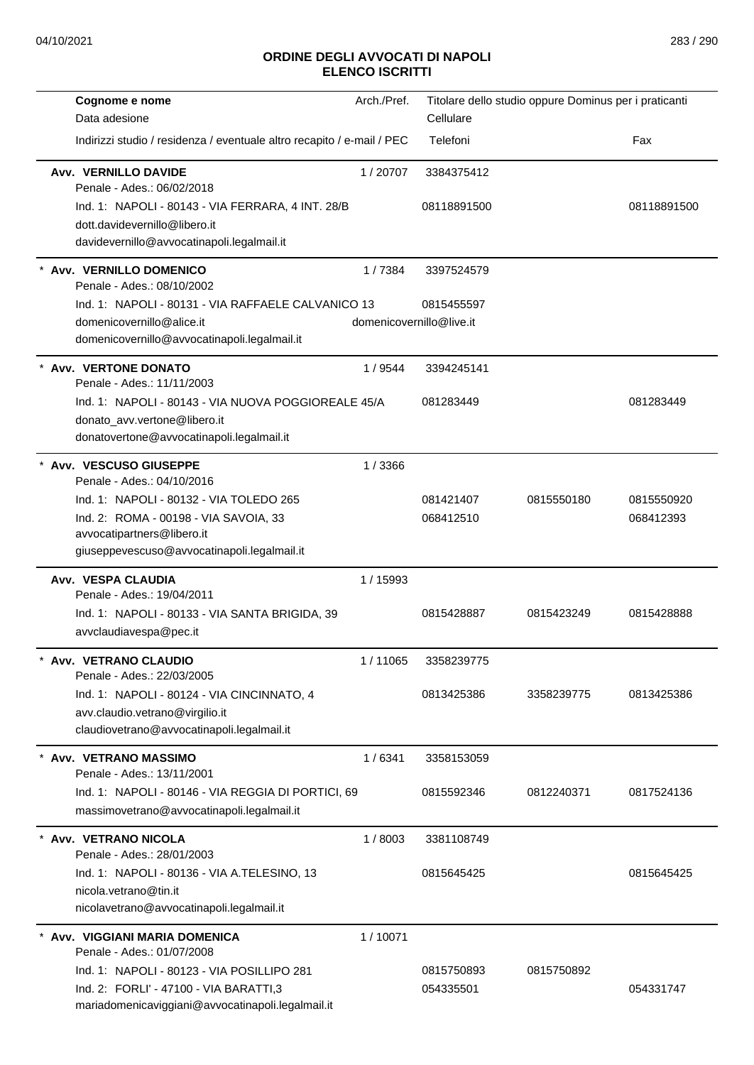## ORDINE DEGLI AVVOCATI DI NAPOLI
## ELENCO ISCRITTI

| Cognome e nome / Data adesione / Indirizzi studio / residenza / eventuale altro recapito / e-mail / PEC | Arch./Pref. | Titolare dello studio oppure Dominus per i praticanti / Cellulare / Telefoni | | Fax |
|---|---|---|---|---|
| **Avv. VERNILLO DAVIDE** | 1 / 20707 | 3384375412 | | |
| Penale - Ades.: 06/02/2018 | | | | |
| Ind. 1: NAPOLI - 80143 - VIA FERRARA, 4 INT. 28/B | | 08118891500 | | 08118891500 |
| dott.davidevernillo@libero.it | | | | |
| davidevernillo@avvocatinapoli.legalmail.it | | | | |
| * **Avv. VERNILLO DOMENICO** | 1 / 7384 | 3397524579 | | |
| Penale - Ades.: 08/10/2002 | | | | |
| Ind. 1: NAPOLI - 80131 - VIA RAFFAELE CALVANICO 13 | | 0815455597 | | |
| domenicovernillo@alice.it | domenicovernillo@live.it | | | |
| domenicovernillo@avvocatinapoli.legalmail.it | | | | |
| * **Avv. VERTONE DONATO** | 1 / 9544 | 3394245141 | | |
| Penale - Ades.: 11/11/2003 | | | | |
| Ind. 1: NAPOLI - 80143 - VIA NUOVA POGGIOREALE 45/A | | 081283449 | | 081283449 |
| donato_avv.vertone@libero.it | | | | |
| donatovertone@avvocatinapoli.legalmail.it | | | | |
| * **Avv. VESCUSO GIUSEPPE** | 1 / 3366 | | | |
| Penale - Ades.: 04/10/2016 | | | | |
| Ind. 1: NAPOLI - 80132 - VIA TOLEDO 265 | | 081421407 | 0815550180 | 0815550920 |
| Ind. 2: ROMA - 00198 - VIA SAVOIA, 33 | | 068412510 | | 068412393 |
| avvocatipartners@libero.it | | | | |
| giuseppevescuso@avvocatinapoli.legalmail.it | | | | |
| **Avv. VESPA CLAUDIA** | 1 / 15993 | | | |
| Penale - Ades.: 19/04/2011 | | | | |
| Ind. 1: NAPOLI - 80133 - VIA SANTA BRIGIDA, 39 | | 0815428887 | 0815423249 | 0815428888 |
| avvclaudiavespa@pec.it | | | | |
| * **Avv. VETRANO CLAUDIO** | 1 / 11065 | 3358239775 | | |
| Penale - Ades.: 22/03/2005 | | | | |
| Ind. 1: NAPOLI - 80124 - VIA CINCINNATO, 4 | | 0813425386 | 3358239775 | 0813425386 |
| avv.claudio.vetrano@virgilio.it | | | | |
| claudiovetrano@avvocatinapoli.legalmail.it | | | | |
| * **Avv. VETRANO MASSIMO** | 1 / 6341 | 3358153059 | | |
| Penale - Ades.: 13/11/2001 | | | | |
| Ind. 1: NAPOLI - 80146 - VIA REGGIA DI PORTICI, 69 | | 0815592346 | 0812240371 | 0817524136 |
| massimovetrano@avvocatinapoli.legalmail.it | | | | |
| * **Avv. VETRANO NICOLA** | 1 / 8003 | 3381108749 | | |
| Penale - Ades.: 28/01/2003 | | | | |
| Ind. 1: NAPOLI - 80136 - VIA A.TELESINO, 13 | | 0815645425 | | 0815645425 |
| nicola.vetrano@tin.it | | | | |
| nicolavetrano@avvocatinapoli.legalmail.it | | | | |
| * **Avv. VIGGIANI MARIA DOMENICA** | 1 / 10071 | | | |
| Penale - Ades.: 01/07/2008 | | | | |
| Ind. 1: NAPOLI - 80123 - VIA POSILLIPO 281 | | 0815750893 | 0815750892 | |
| Ind. 2: FORLI' - 47100 - VIA BARATTI,3 | | 054335501 | | 054331747 |
| mariadomenicaviggiani@avvocatinapoli.legalmail.it | | | | |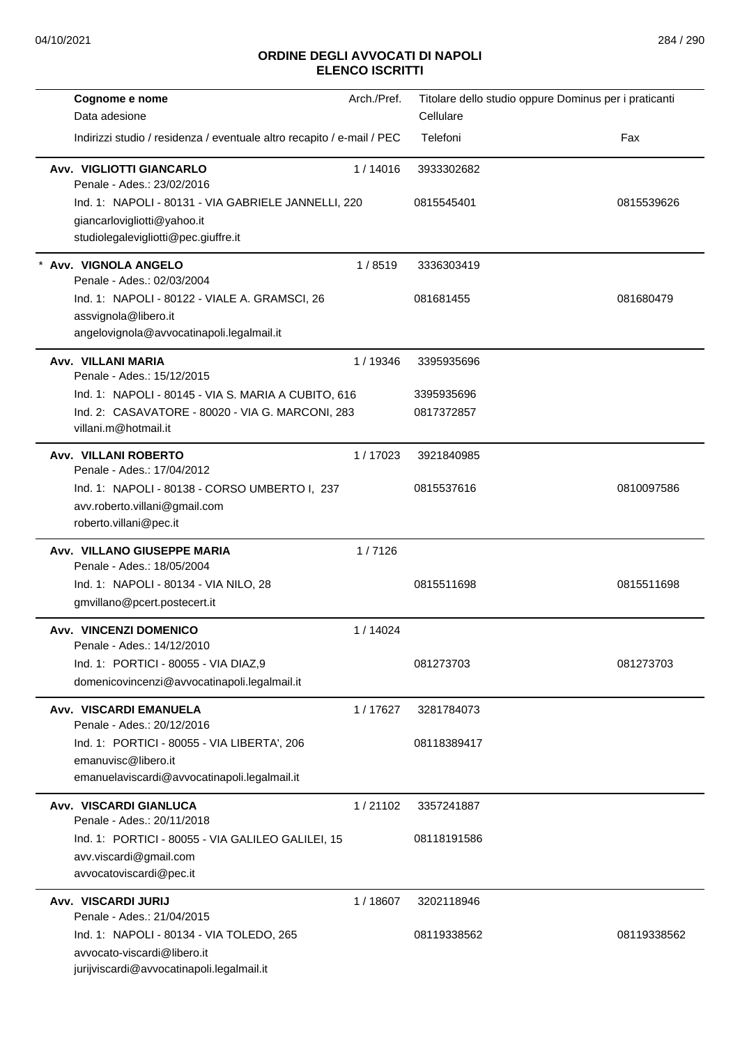# ORDINE DEGLI AVVOCATI DI NAPOLI
## ELENCO ISCRITTI

| Cognome e nome<br>Data adesione<br>Indirizzi studio / residenza / eventuale altro recapito / e-mail / PEC | Arch./Pref. | Titolare dello studio oppure Dominus per i praticanti<br>Cellulare<br>Telefoni | Fax |
|---|---|---|---|
| **Avv. VIGLIOTTI GIANCARLO**<br>Penale - Ades.: 23/02/2016<br>Ind. 1: NAPOLI - 80131 - VIA GABRIELE JANNELLI, 220<br>giancarlovigliotti@yahoo.it<br>studiolegalevigliotti@pec.giuffre.it | 1 / 14016 | 3933302682<br>0815545401 | 0815539626 |
| * **Avv. VIGNOLA ANGELO**<br>Penale - Ades.: 02/03/2004<br>Ind. 1: NAPOLI - 80122 - VIALE A. GRAMSCI, 26<br>assvignola@libero.it<br>angelovignola@avvocatinapoli.legalmail.it | 1 / 8519 | 3336303419<br>081681455 | 081680479 |
| **Avv. VILLANI MARIA**<br>Penale - Ades.: 15/12/2015<br>Ind. 1: NAPOLI - 80145 - VIA S. MARIA A CUBITO, 616<br>Ind. 2: CASAVATORE - 80020 - VIA G. MARCONI, 283<br>villani.m@hotmail.it | 1 / 19346 | 3395935696<br>3395935696<br>0817372857 | |
| **Avv. VILLANI ROBERTO**<br>Penale - Ades.: 17/04/2012<br>Ind. 1: NAPOLI - 80138 - CORSO UMBERTO I, 237<br>avv.roberto.villani@gmail.com<br>roberto.villani@pec.it | 1 / 17023 | 3921840985<br>0815537616 | 0810097586 |
| **Avv. VILLANO GIUSEPPE MARIA**<br>Penale - Ades.: 18/05/2004<br>Ind. 1: NAPOLI - 80134 - VIA NILO, 28<br>gmvillano@pcert.postecert.it | 1 / 7126 | 0815511698 | 0815511698 |
| **Avv. VINCENZI DOMENICO**<br>Penale - Ades.: 14/12/2010<br>Ind. 1: PORTICI - 80055 - VIA DIAZ,9<br>domenicovincenzi@avvocatinapoli.legalmail.it | 1 / 14024 | 081273703 | 081273703 |
| **Avv. VISCARDI EMANUELA**<br>Penale - Ades.: 20/12/2016<br>Ind. 1: PORTICI - 80055 - VIA LIBERTA', 206<br>emanuvisc@libero.it<br>emanuelaviscardi@avvocatinapoli.legalmail.it | 1 / 17627 | 3281784073<br>08118389417 | |
| **Avv. VISCARDI GIANLUCA**<br>Penale - Ades.: 20/11/2018<br>Ind. 1: PORTICI - 80055 - VIA GALILEO GALILEI, 15<br>avv.viscardi@gmail.com<br>avvocatoviscardi@pec.it | 1 / 21102 | 3357241887<br>08118191586 | |
| **Avv. VISCARDI JURIJ**<br>Penale - Ades.: 21/04/2015<br>Ind. 1: NAPOLI - 80134 - VIA TOLEDO, 265<br>avvocato-viscardi@libero.it<br>jurijviscardi@avvocatinapoli.legalmail.it | 1 / 18607 | 3202118946<br>08119338562 | 08119338562 |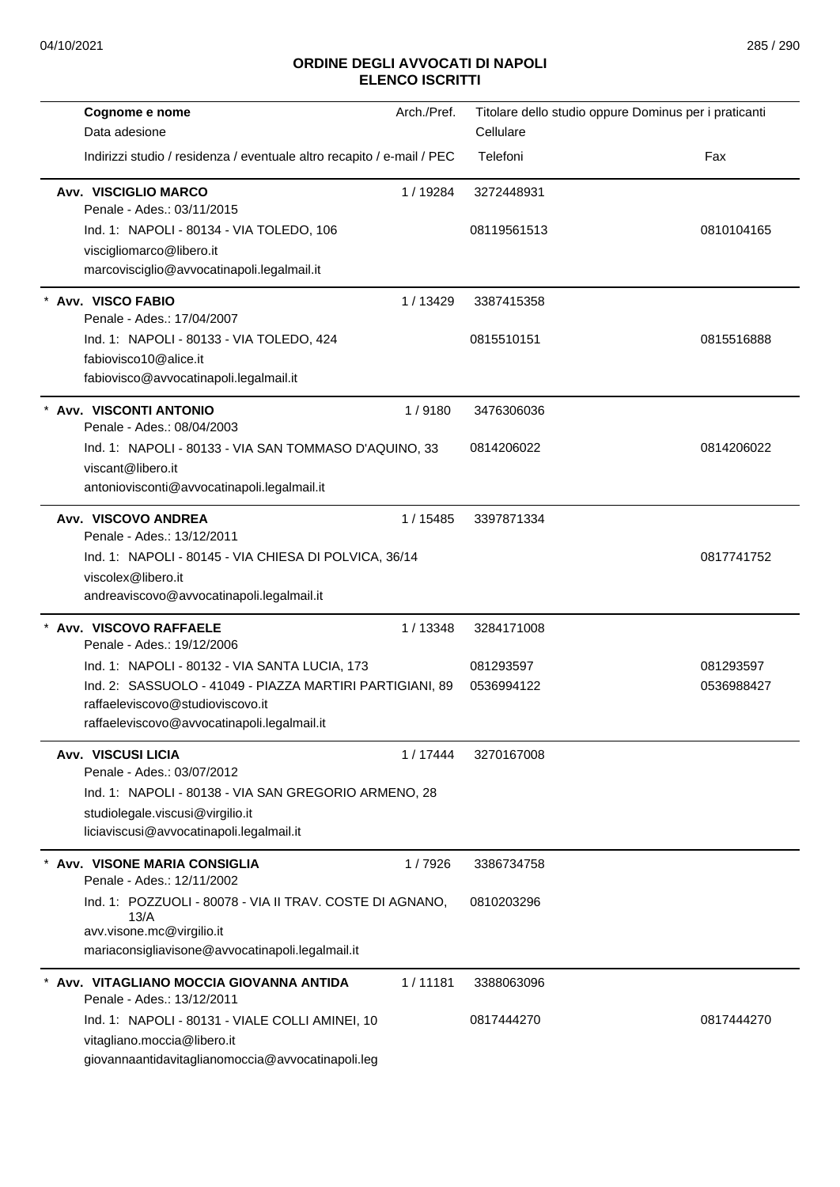## ORDINE DEGLI AVVOCATI DI NAPOLI
## ELENCO ISCRITTI

| Cognome e nome<br>Data adesione<br>Indirizzi studio / residenza / eventuale altro recapito / e-mail / PEC | Arch./Pref. | Titolare dello studio oppure Dominus per i praticanti<br>Cellulare<br>Telefoni | Fax |
|---|---|---|---|
| **Avv. VISCIGLIO MARCO**<br>Penale - Ades.: 03/11/2015<br>Ind. 1: NAPOLI - 80134 - VIA TOLEDO, 106<br>viscigliomarco@libero.it<br>marcovisciglio@avvocatinapoli.legalmail.it | 1 / 19284 | 3272448931<br>08119561513 | 0810104165 |
| * **Avv. VISCO FABIO**<br>Penale - Ades.: 17/04/2007<br>Ind. 1: NAPOLI - 80133 - VIA TOLEDO, 424<br>fabiovisco10@alice.it<br>fabiovisco@avvocatinapoli.legalmail.it | 1 / 13429 | 3387415358<br>0815510151 | 0815516888 |
| * **Avv. VISCONTI ANTONIO**<br>Penale - Ades.: 08/04/2003<br>Ind. 1: NAPOLI - 80133 - VIA SAN TOMMASO D'AQUINO, 33<br>viscant@libero.it<br>antoniovisconti@avvocatinapoli.legalmail.it | 1 / 9180 | 3476306036<br>0814206022 | 0814206022 |
| **Avv. VISCOVO ANDREA**<br>Penale - Ades.: 13/12/2011<br>Ind. 1: NAPOLI - 80145 - VIA CHIESA DI POLVICA, 36/14<br>viscolex@libero.it<br>andreaviscovo@avvocatinapoli.legalmail.it | 1 / 15485 | 3397871334 | 0817741752 |
| * **Avv. VISCOVO RAFFAELE**<br>Penale - Ades.: 19/12/2006<br>Ind. 1: NAPOLI - 80132 - VIA SANTA LUCIA, 173<br>Ind. 2: SASSUOLO - 41049 - PIAZZA MARTIRI PARTIGIANI, 89<br>raffaeleviscovo@studioviscovo.it<br>raffaeleviscovo@avvocatinapoli.legalmail.it | 1 / 13348 | 3284171008<br>081293597<br>0536994122 | 081293597<br>0536988427 |
| **Avv. VISCUSI LICIA**<br>Penale - Ades.: 03/07/2012<br>Ind. 1: NAPOLI - 80138 - VIA SAN GREGORIO ARMENO, 28<br>studiolegale.viscusi@virgilio.it<br>liciaviscusi@avvocatinapoli.legalmail.it | 1 / 17444 | 3270167008 | |
| * **Avv. VISONE MARIA CONSIGLIA**<br>Penale - Ades.: 12/11/2002<br>Ind. 1: POZZUOLI - 80078 - VIA II TRAV. COSTE DI AGNANO, 13/A<br>avv.visone.mc@virgilio.it<br>mariaconsigliavisone@avvocatinapoli.legalmail.it | 1 / 7926 | 3386734758<br>0810203296 | |
| * **Avv. VITAGLIANO MOCCIA GIOVANNA ANTIDA**<br>Penale - Ades.: 13/12/2011<br>Ind. 1: NAPOLI - 80131 - VIALE COLLI AMINEI, 10<br>vitagliano.moccia@libero.it<br>giovannaantidavitaglianomoccia@avvocatinapoli.leg | 1 / 11181 | 3388063096<br>0817444270 | 0817444270 |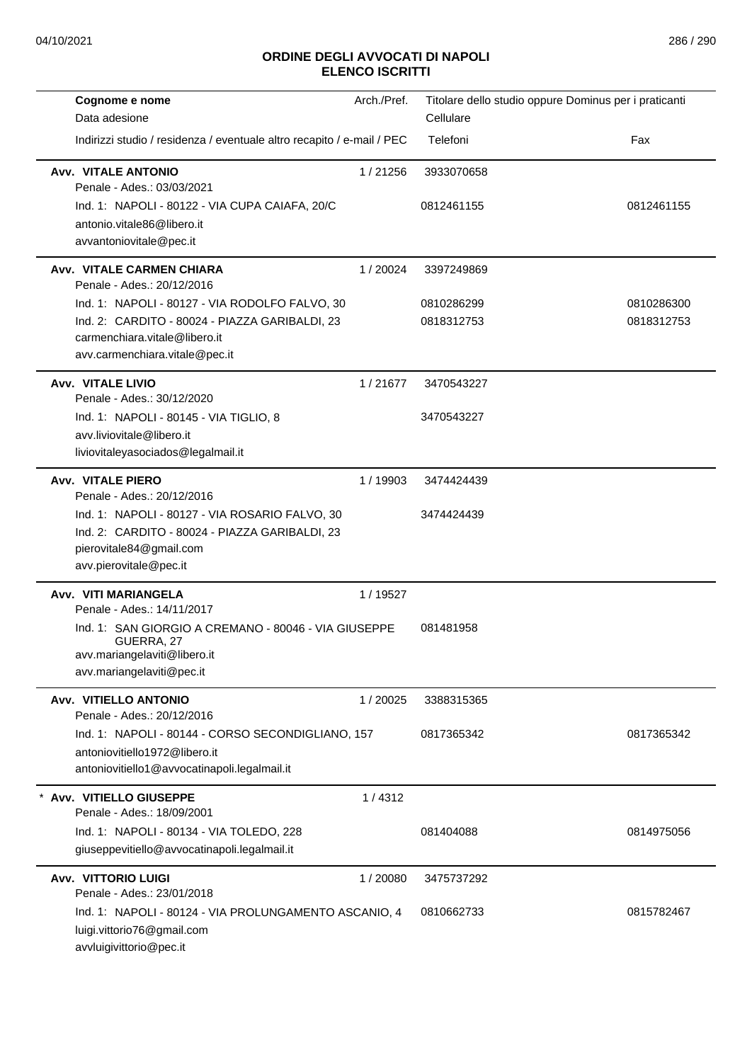# ORDINE DEGLI AVVOCATI DI NAPOLI
## ELENCO ISCRITTI

| Cognome e nome<br>Data adesione<br>Indirizzi studio / residenza / eventuale altro recapito / e-mail / PEC | Arch./Pref. | Titolare dello studio oppure Dominus per i praticanti<br>Cellulare<br>Telefoni | Fax |
|---|---|---|---|
| **Avv. VITALE ANTONIO**<br>Penale - Ades.: 03/03/2021<br>Ind. 1: NAPOLI - 80122 - VIA CUPA CAIAFA, 20/C<br>antonio.vitale86@libero.it<br>avvantoniovitale@pec.it | 1 / 21256 | 3933070658<br>0812461155 | 0812461155 |
| **Avv. VITALE CARMEN CHIARA**<br>Penale - Ades.: 20/12/2016<br>Ind. 1: NAPOLI - 80127 - VIA RODOLFO FALVO, 30<br>Ind. 2: CARDITO - 80024 - PIAZZA GARIBALDI, 23<br>carmenchiara.vitale@libero.it<br>avv.carmenchiara.vitale@pec.it | 1 / 20024 | 3397249869<br>0810286299<br>0818312753 | 0810286300<br>0818312753 |
| **Avv. VITALE LIVIO**<br>Penale - Ades.: 30/12/2020<br>Ind. 1: NAPOLI - 80145 - VIA TIGLIO, 8<br>avv.liviovitale@libero.it<br>liviovitaleyasociados@legalmail.it | 1 / 21677 | 3470543227<br>3470543227 | |
| **Avv. VITALE PIERO**<br>Penale - Ades.: 20/12/2016<br>Ind. 1: NAPOLI - 80127 - VIA ROSARIO FALVO, 30<br>Ind. 2: CARDITO - 80024 - PIAZZA GARIBALDI, 23<br>pierovitale84@gmail.com<br>avv.pierovitale@pec.it | 1 / 19903 | 3474424439<br>3474424439 | |
| **Avv. VITI MARIANGELA**<br>Penale - Ades.: 14/11/2017<br>Ind. 1: SAN GIORGIO A CREMANO - 80046 - VIA GIUSEPPE GUERRA, 27<br>avv.mariangelaviti@libero.it<br>avv.mariangelaviti@pec.it | 1 / 19527 | 081481958 | |
| **Avv. VITIELLO ANTONIO**<br>Penale - Ades.: 20/12/2016<br>Ind. 1: NAPOLI - 80144 - CORSO SECONDIGLIANO, 157<br>antoniovitiello1972@libero.it<br>antoniovitiello1@avvocatinapoli.legalmail.it | 1 / 20025 | 3388315365<br>0817365342 | 0817365342 |
| * **Avv. VITIELLO GIUSEPPE**<br>Penale - Ades.: 18/09/2001<br>Ind. 1: NAPOLI - 80134 - VIA TOLEDO, 228<br>giuseppevitiello@avvocatinapoli.legalmail.it | 1 / 4312 | 081404088 | 0814975056 |
| **Avv. VITTORIO LUIGI**<br>Penale - Ades.: 23/01/2018<br>Ind. 1: NAPOLI - 80124 - VIA PROLUNGAMENTO ASCANIO, 4<br>luigi.vittorio76@gmail.com<br>avvluigivittorio@pec.it | 1 / 20080 | 3475737292<br>0810662733 | 0815782467 |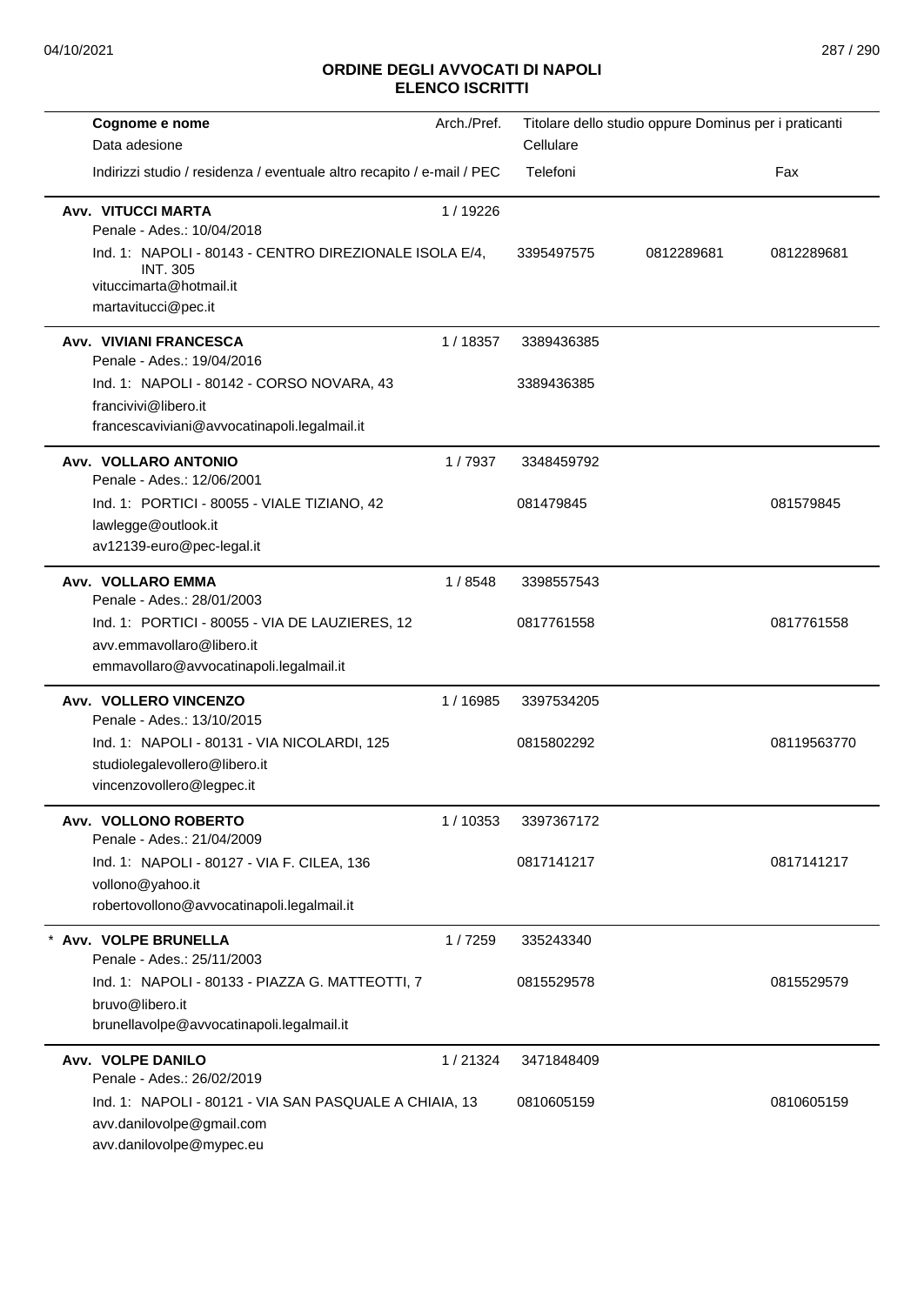## ORDINE DEGLI AVVOCATI DI NAPOLI
## ELENCO ISCRITTI

| Cognome e nome<br>Data adesione<br>Indirizzi studio / residenza / eventuale altro recapito / e-mail / PEC | Arch./Pref. | Titolare dello studio oppure Dominus per i praticanti<br>Cellulare<br>Telefoni | | Fax |
|---|---|---|---|---|
| **Avv. VITUCCI MARTA**<br>Penale - Ades.: 10/04/2018 | 1 / 19226 | | | |
| Ind. 1: NAPOLI - 80143 - CENTRO DIREZIONALE ISOLA E/4, INT. 305<br>vituccimarta@hotmail.it<br>martavitucci@pec.it | | 3395497575 | 0812289681 | 0812289681 |
| **Avv. VIVIANI FRANCESCA**<br>Penale - Ades.: 19/04/2016 | 1 / 18357 | 3389436385 | | |
| Ind. 1: NAPOLI - 80142 - CORSO NOVARA, 43<br>francivivi@libero.it<br>francescaviviani@avvocatinapoli.legalmail.it | | 3389436385 | | |
| **Avv. VOLLARO ANTONIO**<br>Penale - Ades.: 12/06/2001 | 1 / 7937 | 3348459792 | | |
| Ind. 1: PORTICI - 80055 - VIALE TIZIANO, 42<br>lawlegge@outlook.it<br>av12139-euro@pec-legal.it | | 081479845 | | 081579845 |
| **Avv. VOLLARO EMMA**<br>Penale - Ades.: 28/01/2003 | 1 / 8548 | 3398557543 | | |
| Ind. 1: PORTICI - 80055 - VIA DE LAUZIERES, 12<br>avv.emmavollaro@libero.it<br>emmavollaro@avvocatinapoli.legalmail.it | | 0817761558 | | 0817761558 |
| **Avv. VOLLERO VINCENZO**<br>Penale - Ades.: 13/10/2015 | 1 / 16985 | 3397534205 | | |
| Ind. 1: NAPOLI - 80131 - VIA NICOLARDI, 125<br>studiolegalevollero@libero.it<br>vincenzovollero@legpec.it | | 0815802292 | | 08119563770 |
| **Avv. VOLLONO ROBERTO**<br>Penale - Ades.: 21/04/2009 | 1 / 10353 | 3397367172 | | |
| Ind. 1: NAPOLI - 80127 - VIA F. CILEA, 136<br>vollono@yahoo.it<br>robertovollono@avvocatinapoli.legalmail.it | | 0817141217 | | 0817141217 |
| * **Avv. VOLPE BRUNELLA**<br>Penale - Ades.: 25/11/2003 | 1 / 7259 | 335243340 | | |
| Ind. 1: NAPOLI - 80133 - PIAZZA G. MATTEOTTI, 7<br>bruvo@libero.it<br>brunellavolpe@avvocatinapoli.legalmail.it | | 0815529578 | | 0815529579 |
| **Avv. VOLPE DANILO**<br>Penale - Ades.: 26/02/2019 | 1 / 21324 | 3471848409 | | |
| Ind. 1: NAPOLI - 80121 - VIA SAN PASQUALE A CHIAIA, 13<br>avv.danilovolpe@gmail.com<br>avv.danilovolpe@mypec.eu | | 0810605159 | | 0810605159 |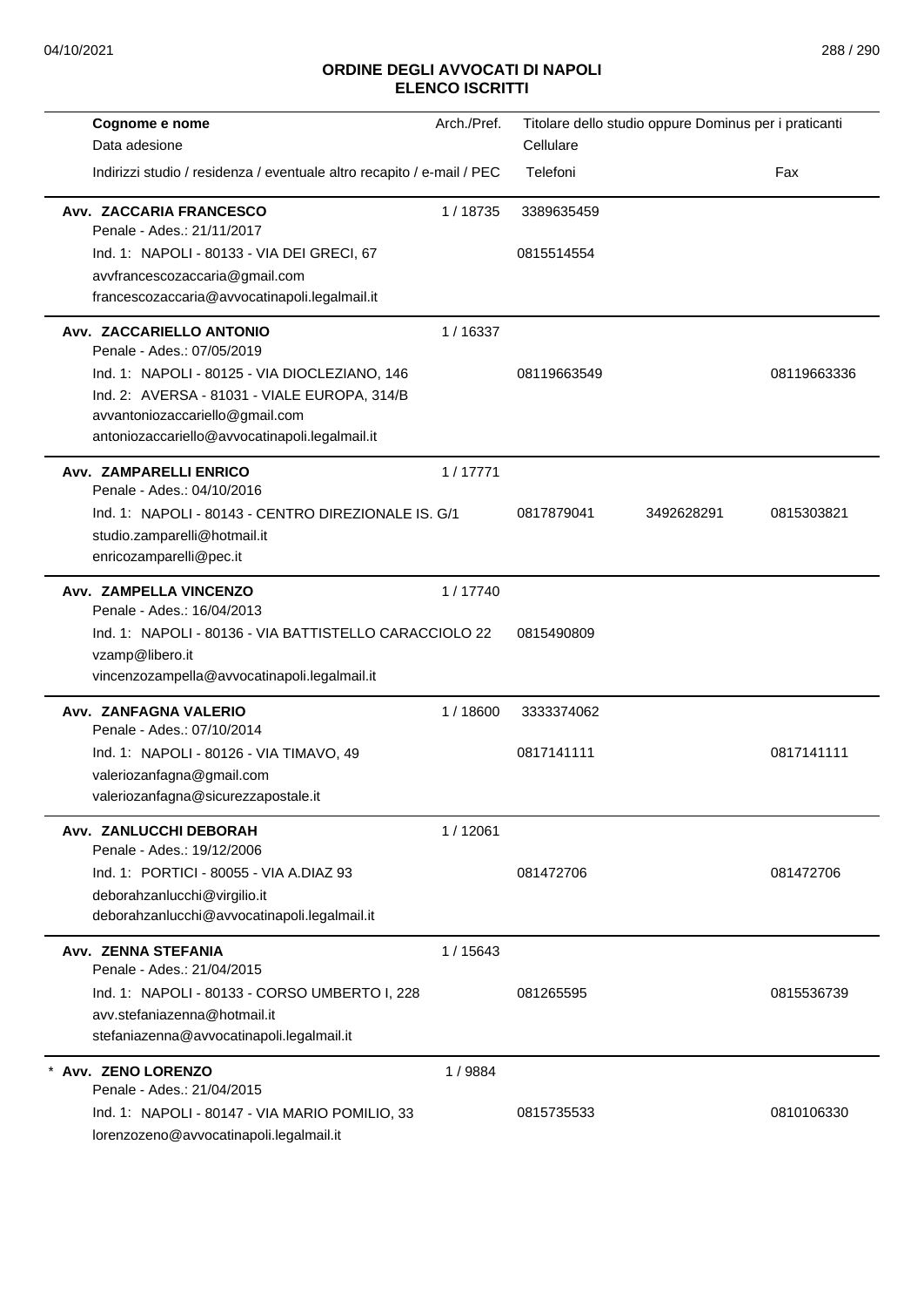**ORDINE DEGLI AVVOCATI DI NAPOLI**
**ELENCO ISCRITTI**

| Cognome e nome / Data adesione / Indirizzi studio / residenza / eventuale altro recapito / e-mail / PEC | Arch./Pref. | Titolare dello studio oppure Dominus per i praticanti / Cellulare / Telefoni | | Fax |
|---|---|---|---|---|
| **Avv. ZACCARIA FRANCESCO**<br>Penale - Ades.: 21/11/2017<br>Ind. 1: NAPOLI - 80133 - VIA DEI GRECI, 67<br>avvfrancescozaccaria@gmail.com<br>francescozaccaria@avvocatinapoli.legalmail.it | 1 / 18735 | 3389635459<br>0815514554 | | |
| **Avv. ZACCARIELLO ANTONIO**<br>Penale - Ades.: 07/05/2019<br>Ind. 1: NAPOLI - 80125 - VIA DIOCLEZIANO, 146<br>Ind. 2: AVERSA - 81031 - VIALE EUROPA, 314/B<br>avvantoniozaccariello@gmail.com<br>antoniozaccariello@avvocatinapoli.legalmail.it | 1 / 16337 | 08119663549 | | 08119663336 |
| **Avv. ZAMPARELLI ENRICO**<br>Penale - Ades.: 04/10/2016<br>Ind. 1: NAPOLI - 80143 - CENTRO DIREZIONALE IS. G/1<br>studio.zamparelli@hotmail.it<br>enricozamparelli@pec.it | 1 / 17771 | 0817879041 | 3492628291 | 0815303821 |
| **Avv. ZAMPELLA VINCENZO**<br>Penale - Ades.: 16/04/2013<br>Ind. 1: NAPOLI - 80136 - VIA BATTISTELLO CARACCIOLO 22<br>vzamp@libero.it<br>vincenzozampella@avvocatinapoli.legalmail.it | 1 / 17740 | 0815490809 | | |
| **Avv. ZANFAGNA VALERIO**<br>Penale - Ades.: 07/10/2014<br>Ind. 1: NAPOLI - 80126 - VIA TIMAVO, 49<br>valeriozanfagna@gmail.com<br>valeriozanfagna@sicurezzapostale.it | 1 / 18600 | 3333374062<br>0817141111 | | 0817141111 |
| **Avv. ZANLUCCHI DEBORAH**<br>Penale - Ades.: 19/12/2006<br>Ind. 1: PORTICI - 80055 - VIA A.DIAZ 93<br>deborahzanlucchi@virgilio.it<br>deborahzanlucchi@avvocatinapoli.legalmail.it | 1 / 12061 | 081472706 | | 081472706 |
| **Avv. ZENNA STEFANIA**<br>Penale - Ades.: 21/04/2015<br>Ind. 1: NAPOLI - 80133 - CORSO UMBERTO I, 228<br>avv.stefaniazenna@hotmail.it<br>stefaniazenna@avvocatinapoli.legalmail.it | 1 / 15643 | 081265595 | | 0815536739 |
| * **Avv. ZENO LORENZO**<br>Penale - Ades.: 21/04/2015<br>Ind. 1: NAPOLI - 80147 - VIA MARIO POMILIO, 33<br>lorenzozeno@avvocatinapoli.legalmail.it | 1 / 9884 | 0815735533 | | 0810106330 |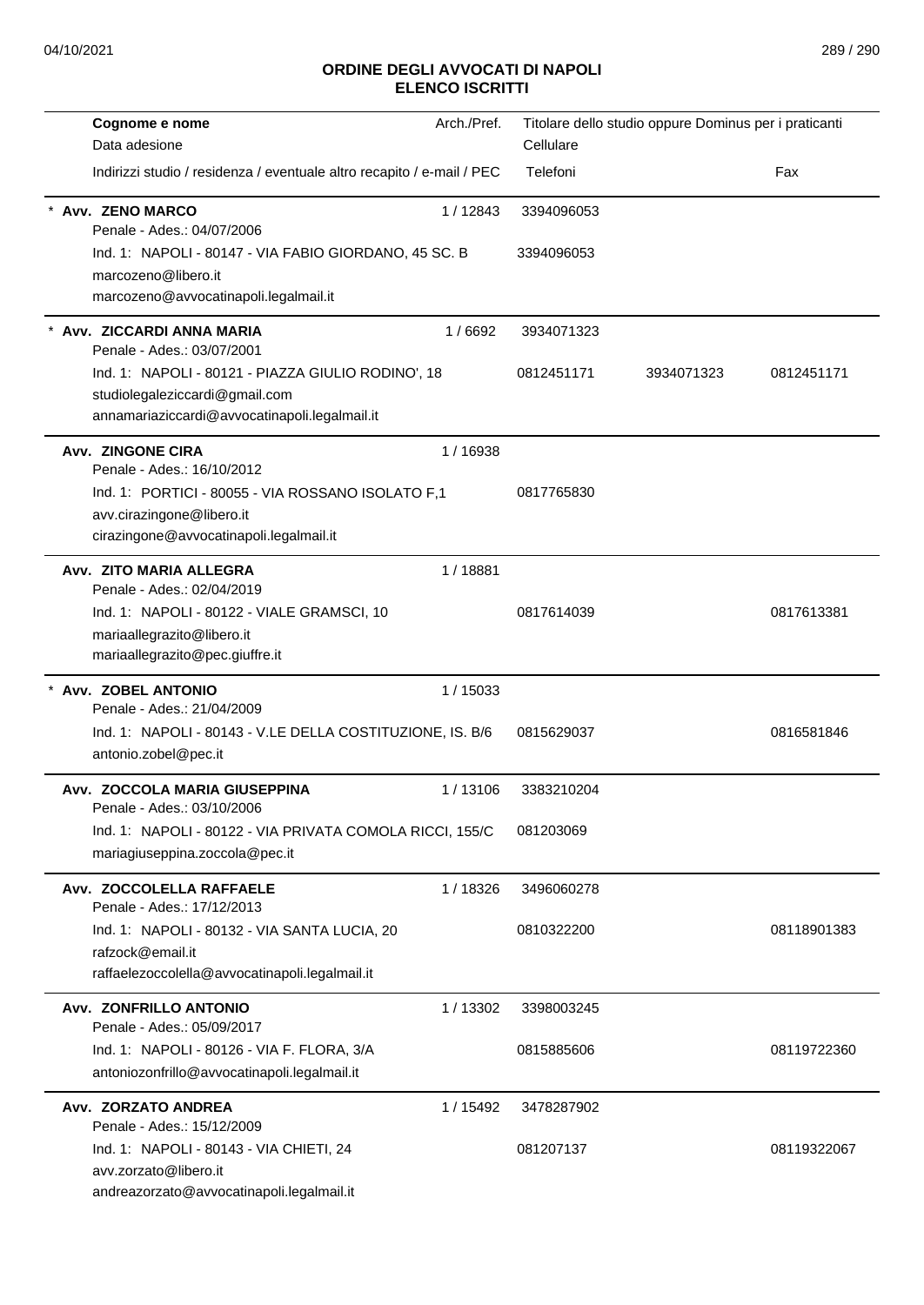**ORDINE DEGLI AVVOCATI DI NAPOLI**
**ELENCO ISCRITTI**

| Cognome e nome / Data adesione / Indirizzi studio / residenza / eventuale altro recapito / e-mail / PEC | Arch./Pref. | Titolare dello studio oppure Dominus per i praticanti / Cellulare / Telefoni | | Fax |
|---|---|---|---|---|
| * **Avv. ZENO MARCO**<br>Penale - Ades.: 04/07/2006<br>Ind. 1: NAPOLI - 80147 - VIA FABIO GIORDANO, 45 SC. B<br>marcozeno@libero.it<br>marcozeno@avvocatinapoli.legalmail.it | 1 / 12843 | 3394096053<br>3394096053 | | |
| * **Avv. ZICCARDI ANNA MARIA**<br>Penale - Ades.: 03/07/2001<br>Ind. 1: NAPOLI - 80121 - PIAZZA GIULIO RODINO', 18<br>studiolegaleziccardi@gmail.com<br>annamariaziccardi@avvocatinapoli.legalmail.it | 1 / 6692 | 3934071323<br>0812451171 | 3934071323 | 0812451171 |
| **Avv. ZINGONE CIRA**<br>Penale - Ades.: 16/10/2012<br>Ind. 1: PORTICI - 80055 - VIA ROSSANO ISOLATO F,1<br>avv.cirazingone@libero.it<br>cirazingone@avvocatinapoli.legalmail.it | 1 / 16938 | 0817765830 | | |
| **Avv. ZITO MARIA ALLEGRA**<br>Penale - Ades.: 02/04/2019<br>Ind. 1: NAPOLI - 80122 - VIALE GRAMSCI, 10<br>mariaallegrazito@libero.it<br>mariaallegrazito@pec.giuffre.it | 1 / 18881 | 0817614039 | | 0817613381 |
| * **Avv. ZOBEL ANTONIO**<br>Penale - Ades.: 21/04/2009<br>Ind. 1: NAPOLI - 80143 - V.LE DELLA COSTITUZIONE, IS. B/6<br>antonio.zobel@pec.it | 1 / 15033 | 0815629037 | | 0816581846 |
| **Avv. ZOCCOLA MARIA GIUSEPPINA**<br>Penale - Ades.: 03/10/2006<br>Ind. 1: NAPOLI - 80122 - VIA PRIVATA COMOLA RICCI, 155/C<br>mariagiuseppina.zoccola@pec.it | 1 / 13106 | 3383210204<br>081203069 | | |
| **Avv. ZOCCOLELLA RAFFAELE**<br>Penale - Ades.: 17/12/2013<br>Ind. 1: NAPOLI - 80132 - VIA SANTA LUCIA, 20<br>rafzock@email.it<br>raffaelezoccolella@avvocatinapoli.legalmail.it | 1 / 18326 | 3496060278<br>0810322200 | | 08118901383 |
| **Avv. ZONFRILLO ANTONIO**<br>Penale - Ades.: 05/09/2017<br>Ind. 1: NAPOLI - 80126 - VIA F. FLORA, 3/A<br>antoniozonfrillo@avvocatinapoli.legalmail.it | 1 / 13302 | 3398003245<br>0815885606 | | 08119722360 |
| **Avv. ZORZATO ANDREA**<br>Penale - Ades.: 15/12/2009<br>Ind. 1: NAPOLI - 80143 - VIA CHIETI, 24<br>avv.zorzato@libero.it<br>andreazorzato@avvocatinapoli.legalmail.it | 1 / 15492 | 3478287902<br>081207137 | | 08119322067 |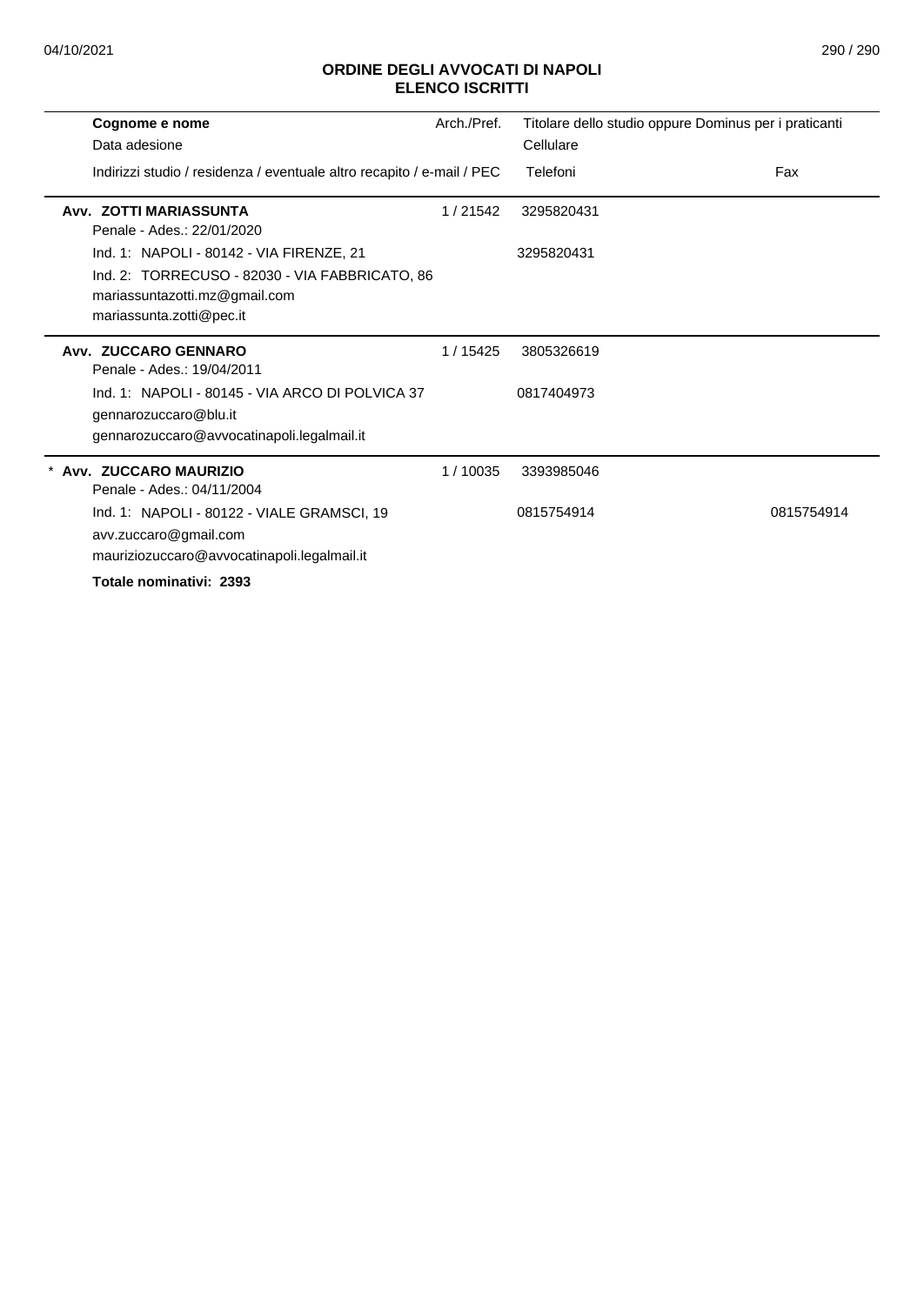# ORDINE DEGLI AVVOCATI DI NAPOLI
## ELENCO ISCRITTI

| Cognome e nome / Data adesione / Indirizzi studio / residenza / eventuale altro recapito / e-mail / PEC | Arch./Pref. | Titolare dello studio oppure Dominus per i praticanti / Cellulare / Telefoni | Fax |
|---|---|---|---|
| **Avv. ZOTTI MARIASSUNTA** | 1 / 21542 | 3295820431 | |
| Penale - Ades.: 22/01/2020 | | | |
| Ind. 1: NAPOLI - 80142 - VIA FIRENZE, 21 | | 3295820431 | |
| Ind. 2: TORRECUSO - 82030 - VIA FABBRICATO, 86 | | | |
| mariassuntazotti.mz@gmail.com | | | |
| mariassunta.zotti@pec.it | | | |
| **Avv. ZUCCARO GENNARO** | 1 / 15425 | 3805326619 | |
| Penale - Ades.: 19/04/2011 | | | |
| Ind. 1: NAPOLI - 80145 - VIA ARCO DI POLVICA 37 | | 0817404973 | |
| gennarozuccaro@blu.it | | | |
| gennarozuccaro@avvocatinapoli.legalmail.it | | | |
| * **Avv. ZUCCARO MAURIZIO** | 1 / 10035 | 3393985046 | |
| Penale - Ades.: 04/11/2004 | | | |
| Ind. 1: NAPOLI - 80122 - VIALE GRAMSCI, 19 | | 0815754914 | 0815754914 |
| avv.zuccaro@gmail.com | | | |
| mauriziozuccaro@avvocatinapoli.legalmail.it | | | |

**Totale nominativi: 2393**